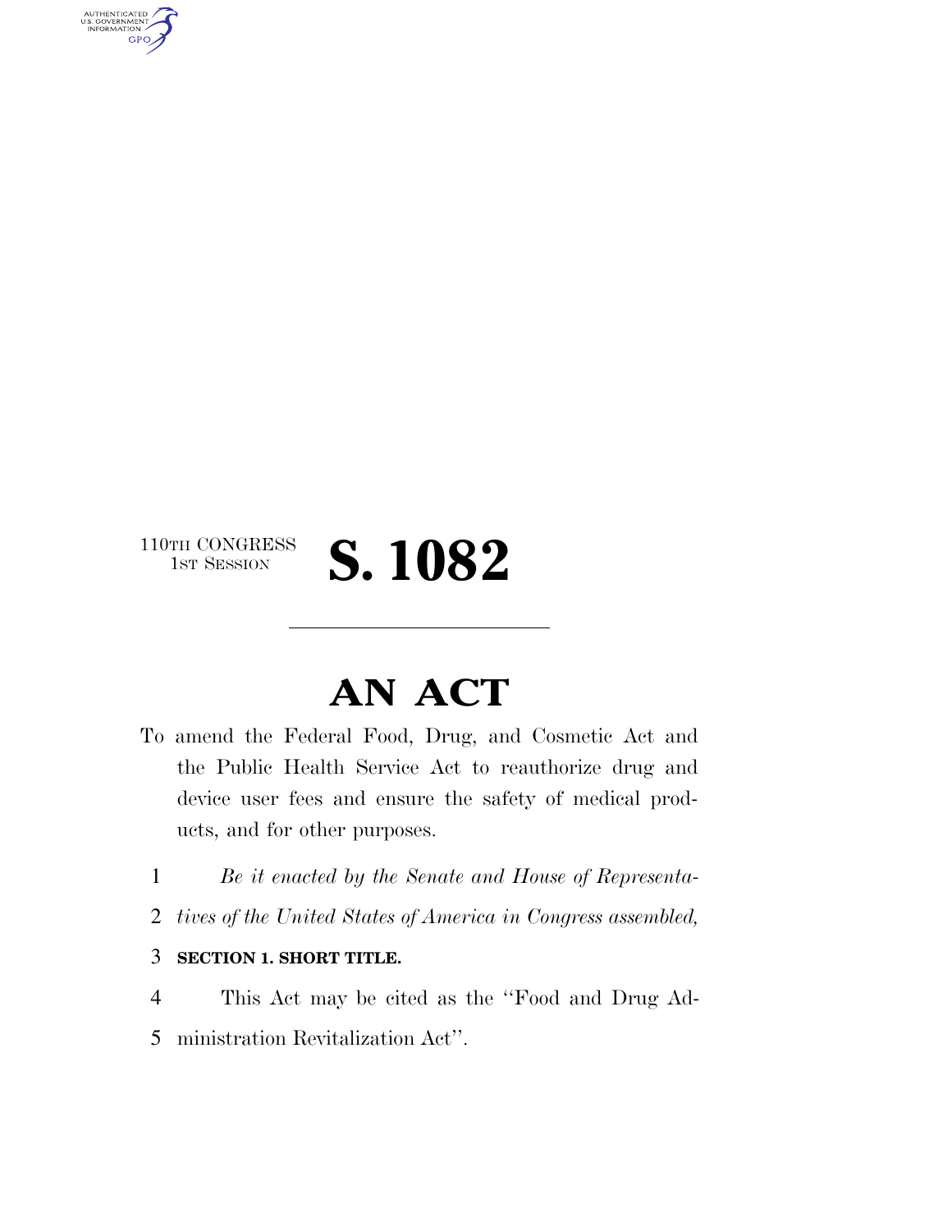110TH CONGRESS
1ST SESSION

# S. 1082

## AN ACT

To amend the Federal Food, Drug, and Cosmetic Act and the Public Health Service Act to reauthorize drug and device user fees and ensure the safety of medical products, and for other purposes.

1 *Be it enacted by the Senate and House of Representa-*
2 *tives of the United States of America in Congress assembled,*

3 **SECTION 1. SHORT TITLE.**

4 This Act may be cited as the ''Food and Drug Ad-
5 ministration Revitalization Act''.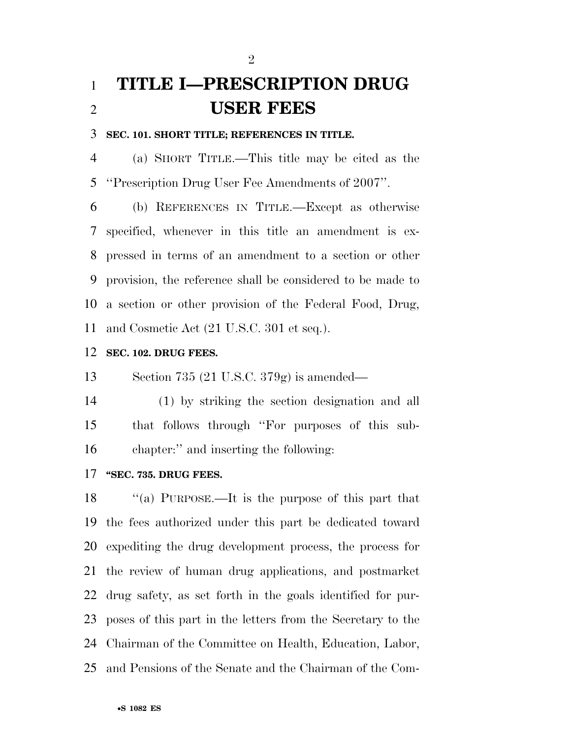# TITLE I—PRESCRIPTION DRUG USER FEES

**SEC. 101. SHORT TITLE; REFERENCES IN TITLE.**

(a) SHORT TITLE.—This title may be cited as the ''Prescription Drug User Fee Amendments of 2007''.

(b) REFERENCES IN TITLE.—Except as otherwise specified, whenever in this title an amendment is expressed in terms of an amendment to a section or other provision, the reference shall be considered to be made to a section or other provision of the Federal Food, Drug, and Cosmetic Act (21 U.S.C. 301 et seq.).

**SEC. 102. DRUG FEES.**

Section 735 (21 U.S.C. 379g) is amended—

(1) by striking the section designation and all that follows through ''For purposes of this subchapter:'' and inserting the following:

**''SEC. 735. DRUG FEES.**

''(a) PURPOSE.—It is the purpose of this part that the fees authorized under this part be dedicated toward expediting the drug development process, the process for the review of human drug applications, and postmarket drug safety, as set forth in the goals identified for purposes of this part in the letters from the Secretary to the Chairman of the Committee on Health, Education, Labor, and Pensions of the Senate and the Chairman of the Com-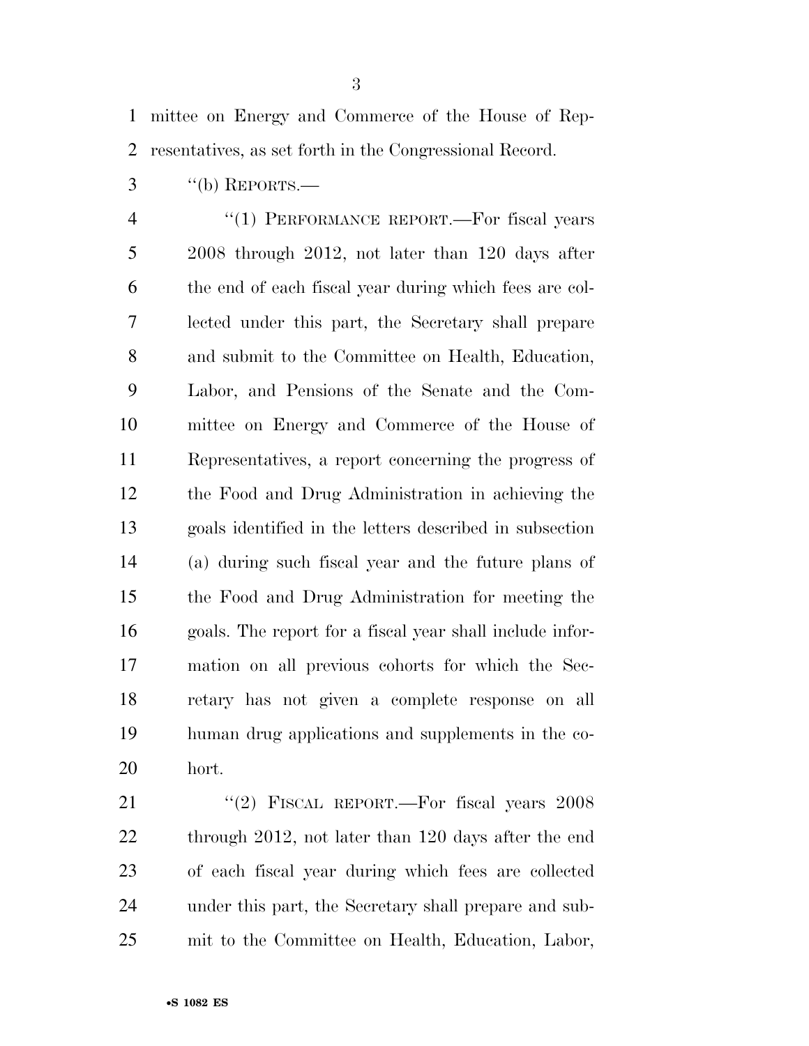mittee on Energy and Commerce of the House of Representatives, as set forth in the Congressional Record.

"(b) REPORTS.—

"(1) PERFORMANCE REPORT.—For fiscal years 2008 through 2012, not later than 120 days after the end of each fiscal year during which fees are collected under this part, the Secretary shall prepare and submit to the Committee on Health, Education, Labor, and Pensions of the Senate and the Committee on Energy and Commerce of the House of Representatives, a report concerning the progress of the Food and Drug Administration in achieving the goals identified in the letters described in subsection (a) during such fiscal year and the future plans of the Food and Drug Administration for meeting the goals. The report for a fiscal year shall include information on all previous cohorts for which the Secretary has not given a complete response on all human drug applications and supplements in the cohort.

"(2) FISCAL REPORT.—For fiscal years 2008 through 2012, not later than 120 days after the end of each fiscal year during which fees are collected under this part, the Secretary shall prepare and submit to the Committee on Health, Education, Labor,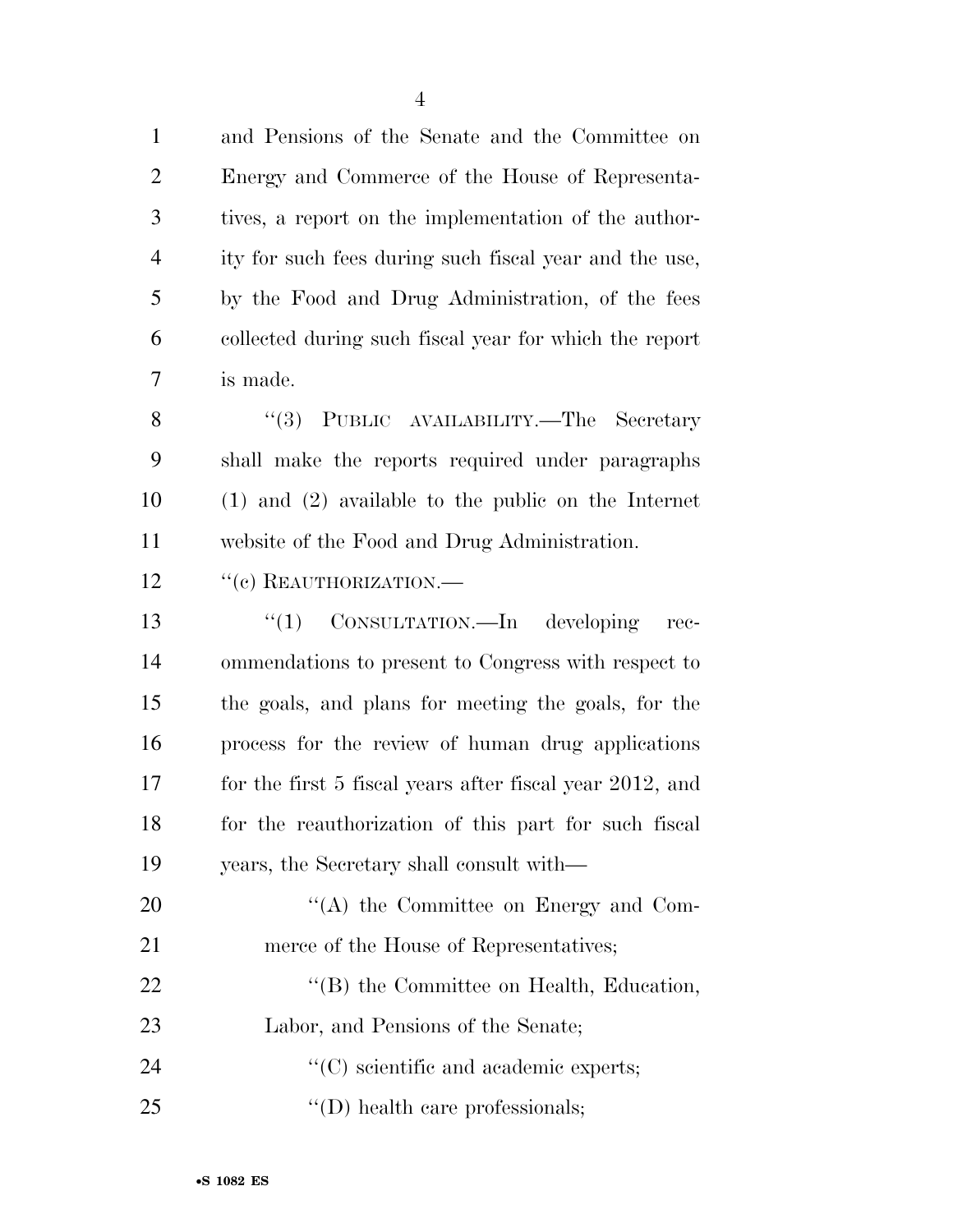and Pensions of the Senate and the Committee on Energy and Commerce of the House of Representatives, a report on the implementation of the authority for such fees during such fiscal year and the use, by the Food and Drug Administration, of the fees collected during such fiscal year for which the report is made.

"(3) PUBLIC AVAILABILITY.—The Secretary shall make the reports required under paragraphs (1) and (2) available to the public on the Internet website of the Food and Drug Administration.

"(c) REAUTHORIZATION.—

"(1) CONSULTATION.—In developing recommendations to present to Congress with respect to the goals, and plans for meeting the goals, for the process for the review of human drug applications for the first 5 fiscal years after fiscal year 2012, and for the reauthorization of this part for such fiscal years, the Secretary shall consult with—

"(A) the Committee on Energy and Commerce of the House of Representatives;

"(B) the Committee on Health, Education, Labor, and Pensions of the Senate;

"(C) scientific and academic experts;

"(D) health care professionals;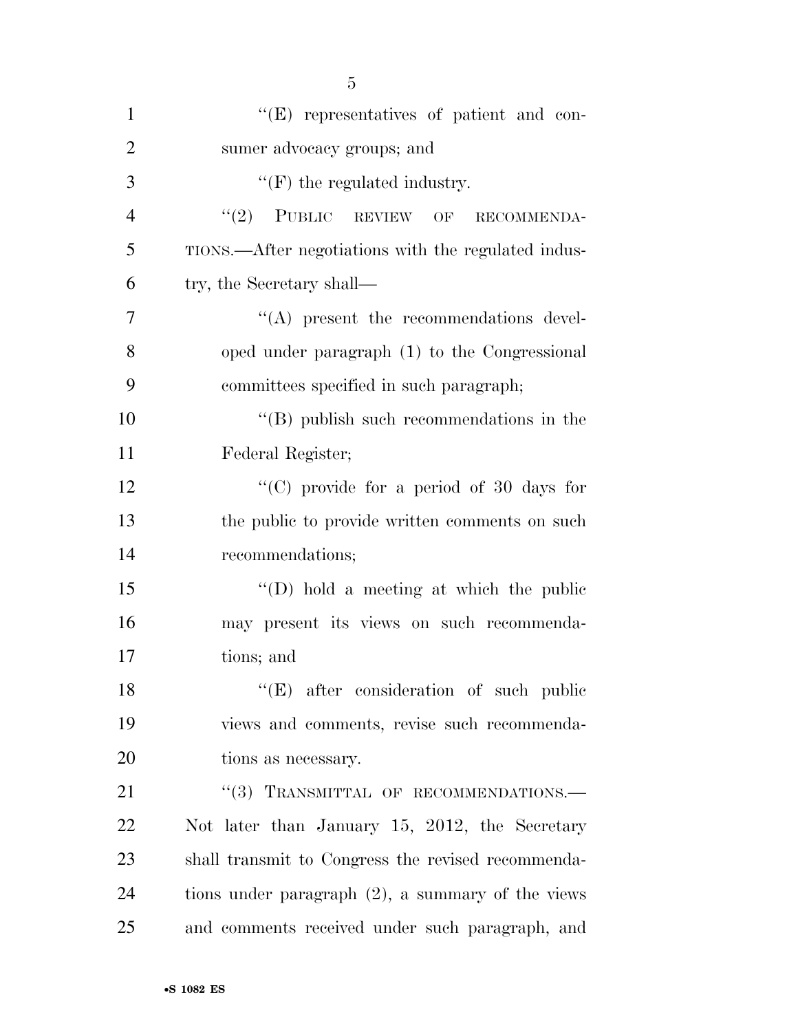"(E) representatives of patient and consumer advocacy groups; and

"(F) the regulated industry.

"(2) PUBLIC REVIEW OF RECOMMENDATIONS.—After negotiations with the regulated industry, the Secretary shall—

"(A) present the recommendations developed under paragraph (1) to the Congressional committees specified in such paragraph;

"(B) publish such recommendations in the Federal Register;

"(C) provide for a period of 30 days for the public to provide written comments on such recommendations;

"(D) hold a meeting at which the public may present its views on such recommendations; and

"(E) after consideration of such public views and comments, revise such recommendations as necessary.

"(3) TRANSMITTAL OF RECOMMENDATIONS.—Not later than January 15, 2012, the Secretary shall transmit to Congress the revised recommendations under paragraph (2), a summary of the views and comments received under such paragraph, and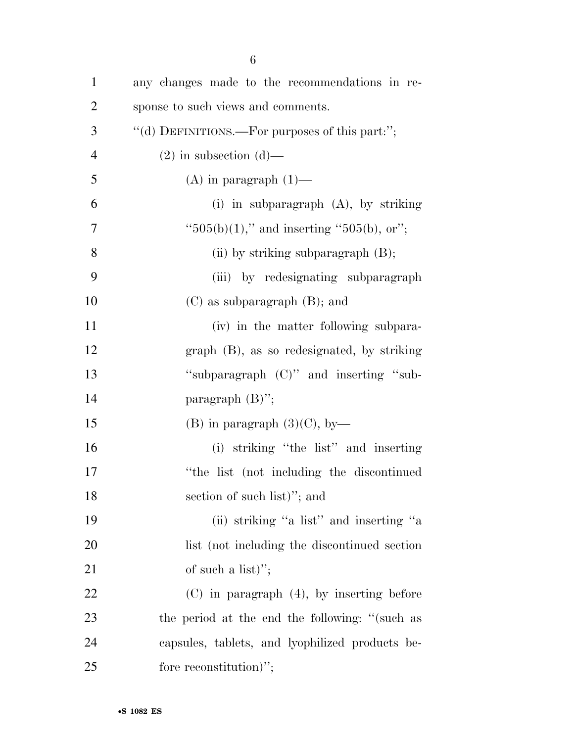any changes made to the recommendations in response to such views and comments.

"(d) DEFINITIONS.—For purposes of this part:";

(2) in subsection (d)—

(A) in paragraph (1)—

(i) in subparagraph (A), by striking "505(b)(1)," and inserting "505(b), or";

(ii) by striking subparagraph (B);

(iii) by redesignating subparagraph (C) as subparagraph (B); and

(iv) in the matter following subparagraph (B), as so redesignated, by striking "subparagraph (C)" and inserting "subparagraph (B)";

(B) in paragraph (3)(C), by—

(i) striking "the list" and inserting "the list (not including the discontinued section of such list)"; and

(ii) striking "a list" and inserting "a list (not including the discontinued section of such a list)";

(C) in paragraph (4), by inserting before the period at the end the following: "(such as capsules, tablets, and lyophilized products before reconstitution)";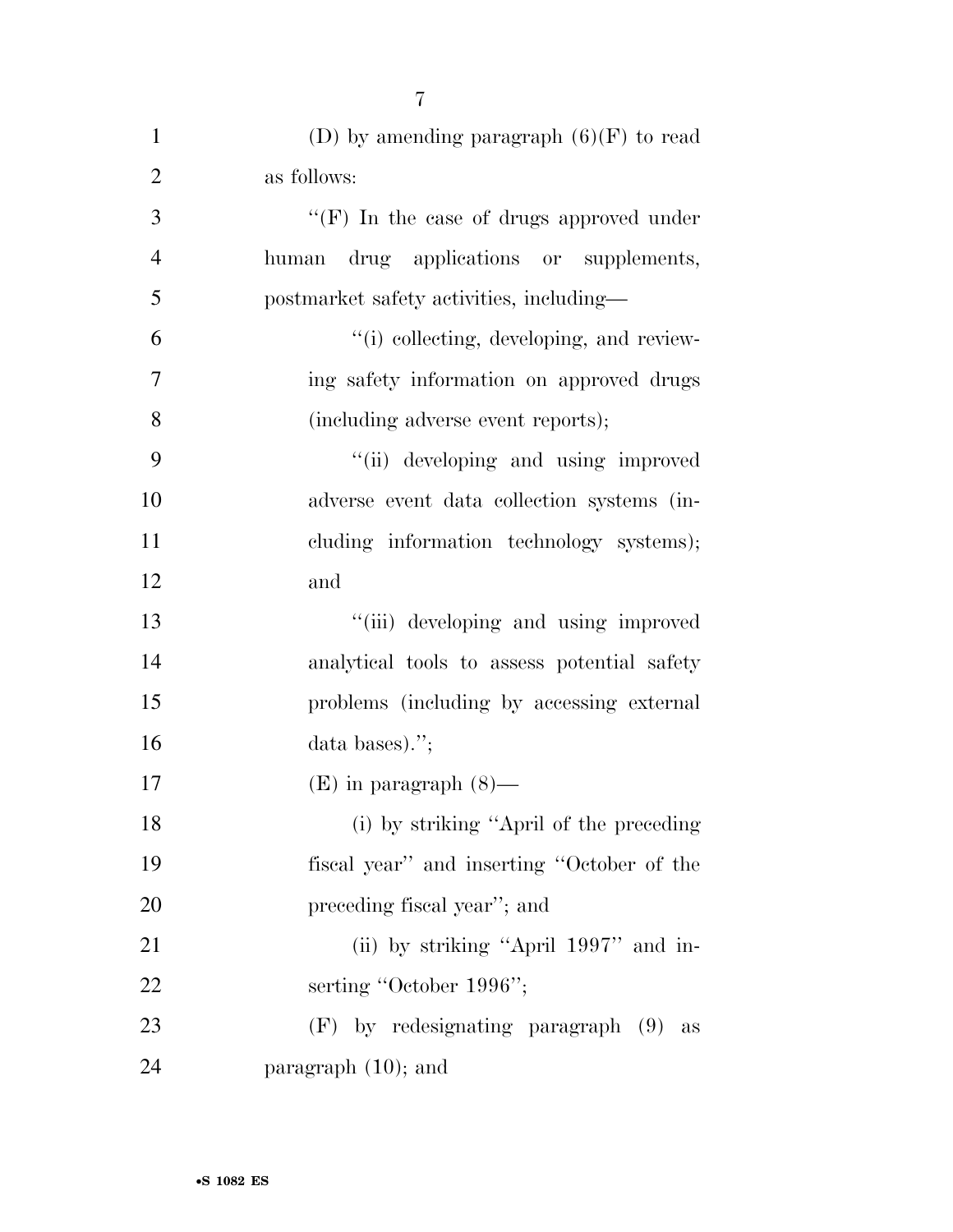(D) by amending paragraph (6)(F) to read as follows:

"(F) In the case of drugs approved under human drug applications or supplements, postmarket safety activities, including—

"(i) collecting, developing, and reviewing safety information on approved drugs (including adverse event reports);

"(ii) developing and using improved adverse event data collection systems (including information technology systems); and

"(iii) developing and using improved analytical tools to assess potential safety problems (including by accessing external data bases).";

(E) in paragraph (8)—

(i) by striking "April of the preceding fiscal year" and inserting "October of the preceding fiscal year"; and

(ii) by striking "April 1997" and inserting "October 1996";

(F) by redesignating paragraph (9) as paragraph (10); and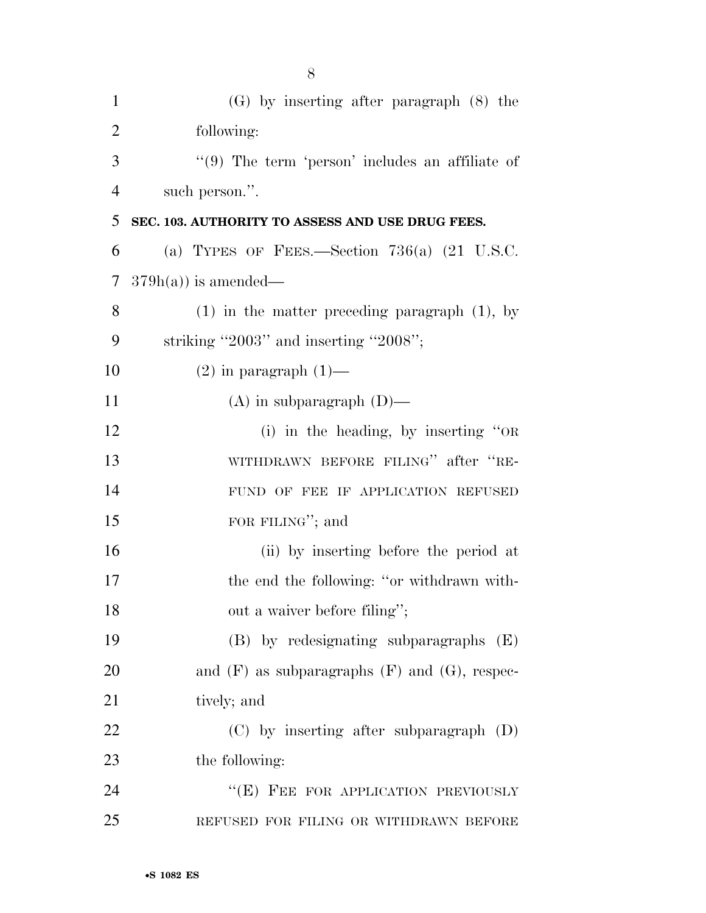(G) by inserting after paragraph (8) the following:

"(9) The term 'person' includes an affiliate of such person.".

**SEC. 103. AUTHORITY TO ASSESS AND USE DRUG FEES.**

(a) TYPES OF FEES.—Section 736(a) (21 U.S.C. 379h(a)) is amended—

(1) in the matter preceding paragraph (1), by striking "2003" and inserting "2008";

(2) in paragraph (1)—

(A) in subparagraph (D)—

(i) in the heading, by inserting "OR WITHDRAWN BEFORE FILING" after "REFUND OF FEE IF APPLICATION REFUSED FOR FILING"; and

(ii) by inserting before the period at the end the following: "or withdrawn without a waiver before filing";

(B) by redesignating subparagraphs (E) and (F) as subparagraphs (F) and (G), respectively; and

(C) by inserting after subparagraph (D) the following:

"(E) FEE FOR APPLICATION PREVIOUSLY REFUSED FOR FILING OR WITHDRAWN BEFORE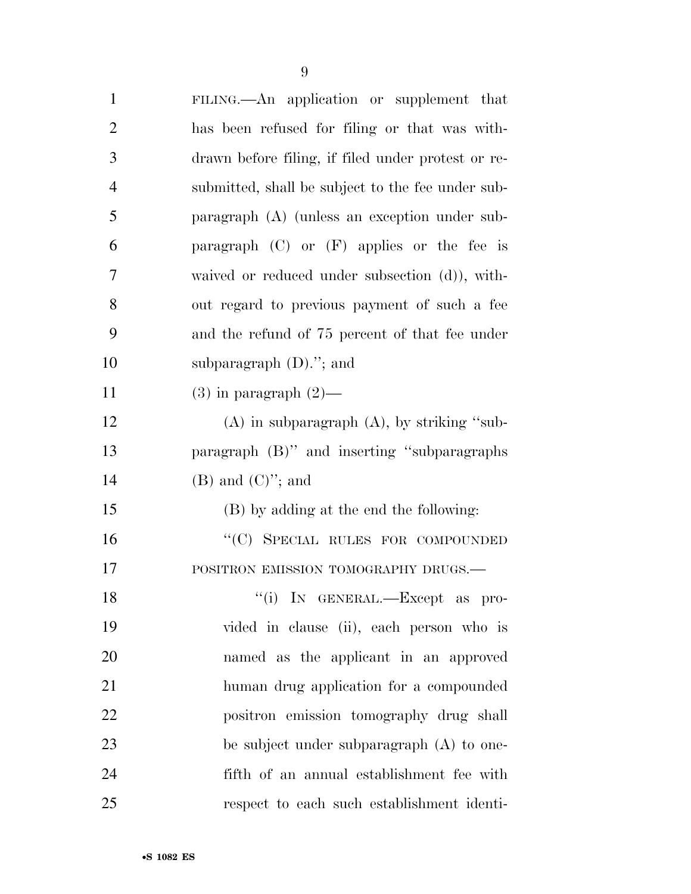FILING.—An application or supplement that has been refused for filing or that was withdrawn before filing, if filed under protest or resubmitted, shall be subject to the fee under subparagraph (A) (unless an exception under subparagraph (C) or (F) applies or the fee is waived or reduced under subsection (d)), without regard to previous payment of such a fee and the refund of 75 percent of that fee under subparagraph (D).''; and

(3) in paragraph (2)—

(A) in subparagraph (A), by striking ''subparagraph (B)'' and inserting ''subparagraphs (B) and (C)''; and

(B) by adding at the end the following:

''(C) SPECIAL RULES FOR COMPOUNDED POSITRON EMISSION TOMOGRAPHY DRUGS.—

''(i) IN GENERAL.—Except as provided in clause (ii), each person who is named as the applicant in an approved human drug application for a compounded positron emission tomography drug shall be subject under subparagraph (A) to one-fifth of an annual establishment fee with respect to each such establishment identi-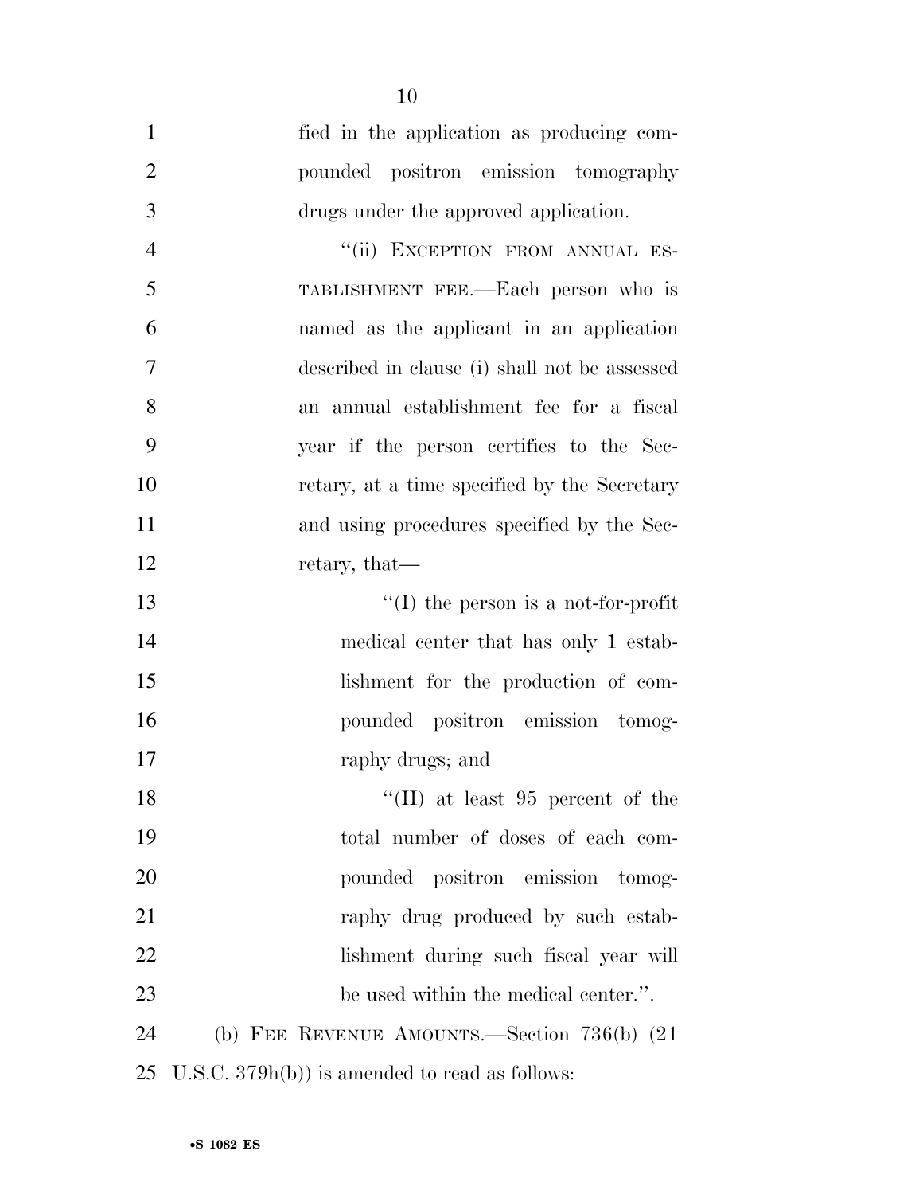fied in the application as producing compounded positron emission tomography drugs under the approved application.

"(ii) EXCEPTION FROM ANNUAL ESTABLISHMENT FEE.—Each person who is named as the applicant in an application described in clause (i) shall not be assessed an annual establishment fee for a fiscal year if the person certifies to the Secretary, at a time specified by the Secretary and using procedures specified by the Secretary, that—

"(I) the person is a not-for-profit medical center that has only 1 establishment for the production of compounded positron emission tomography drugs; and

"(II) at least 95 percent of the total number of doses of each compounded positron emission tomography drug produced by such establishment during such fiscal year will be used within the medical center.".

(b) FEE REVENUE AMOUNTS.—Section 736(b) (21 U.S.C. 379h(b)) is amended to read as follows: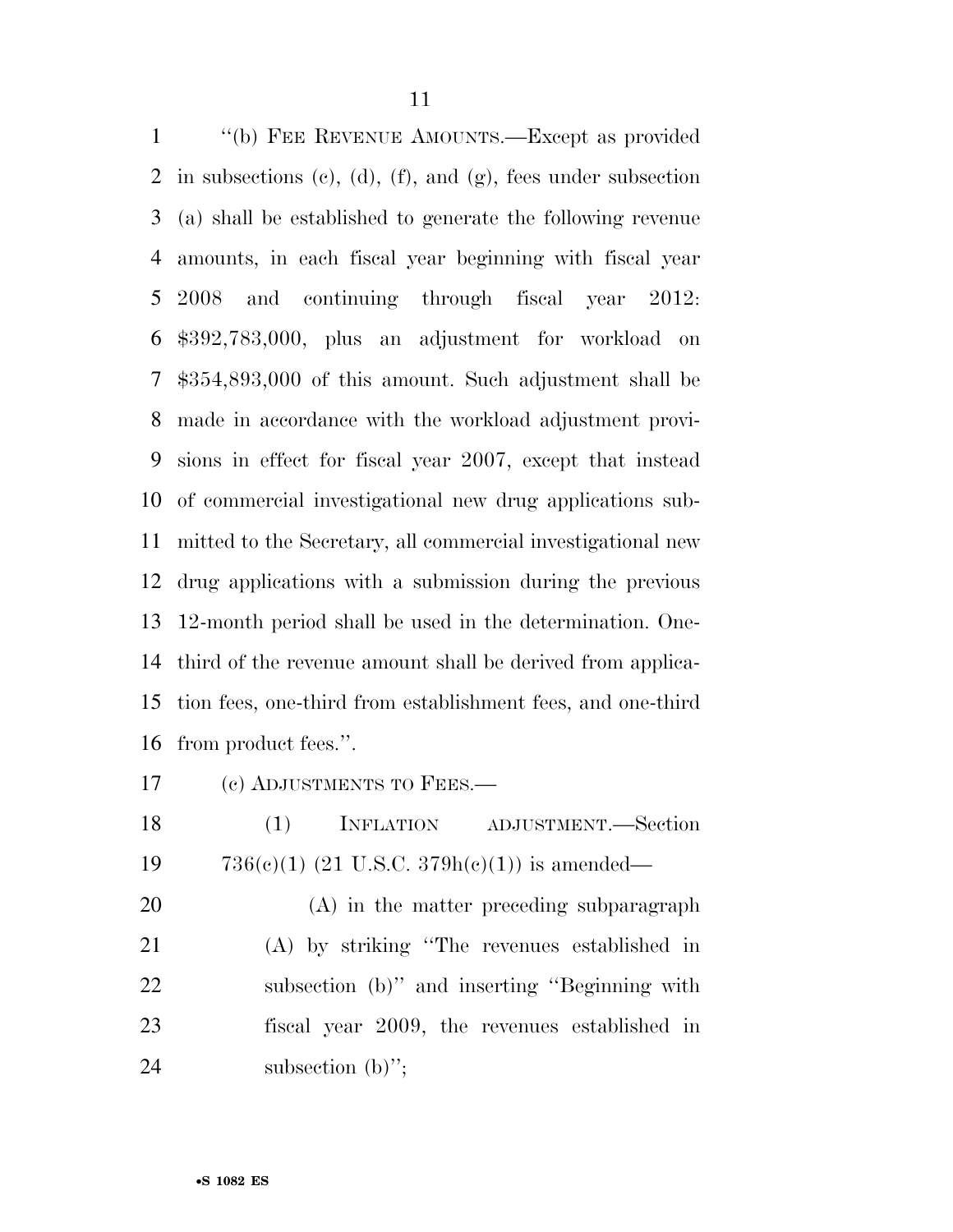''(b) FEE REVENUE AMOUNTS.—Except as provided in subsections (c), (d), (f), and (g), fees under subsection (a) shall be established to generate the following revenue amounts, in each fiscal year beginning with fiscal year 2008 and continuing through fiscal year 2012: $392,783,000, plus an adjustment for workload on $354,893,000 of this amount. Such adjustment shall be made in accordance with the workload adjustment provisions in effect for fiscal year 2007, except that instead of commercial investigational new drug applications submitted to the Secretary, all commercial investigational new drug applications with a submission during the previous 12-month period shall be used in the determination. One-third of the revenue amount shall be derived from application fees, one-third from establishment fees, and one-third from product fees.''.

(c) ADJUSTMENTS TO FEES.—

(1) INFLATION ADJUSTMENT.—Section 736(c)(1) (21 U.S.C. 379h(c)(1)) is amended—

(A) in the matter preceding subparagraph (A) by striking ''The revenues established in subsection (b)'' and inserting ''Beginning with fiscal year 2009, the revenues established in subsection (b)'';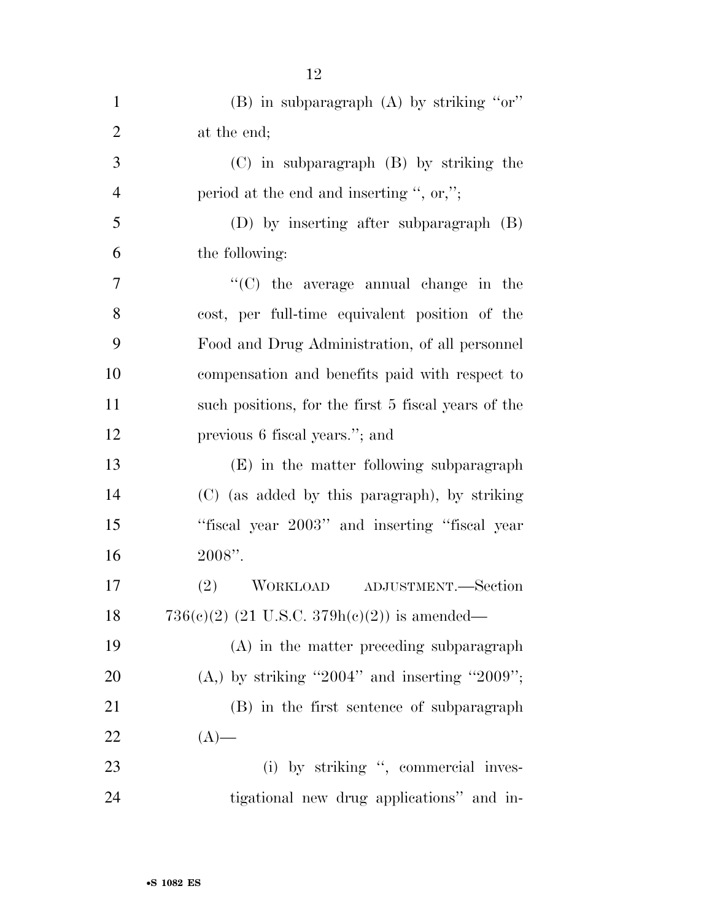(B) in subparagraph (A) by striking ''or'' at the end;

(C) in subparagraph (B) by striking the period at the end and inserting '', or,'';

(D) by inserting after subparagraph (B) the following:

''(C) the average annual change in the cost, per full-time equivalent position of the Food and Drug Administration, of all personnel compensation and benefits paid with respect to such positions, for the first 5 fiscal years of the previous 6 fiscal years.''; and

(E) in the matter following subparagraph (C) (as added by this paragraph), by striking ''fiscal year 2003'' and inserting ''fiscal year 2008''.

(2) WORKLOAD ADJUSTMENT.—Section 736(c)(2) (21 U.S.C. 379h(c)(2)) is amended—

(A) in the matter preceding subparagraph (A,) by striking ''2004'' and inserting ''2009'';

(B) in the first sentence of subparagraph (A)—

(i) by striking '', commercial investigational new drug applications'' and in-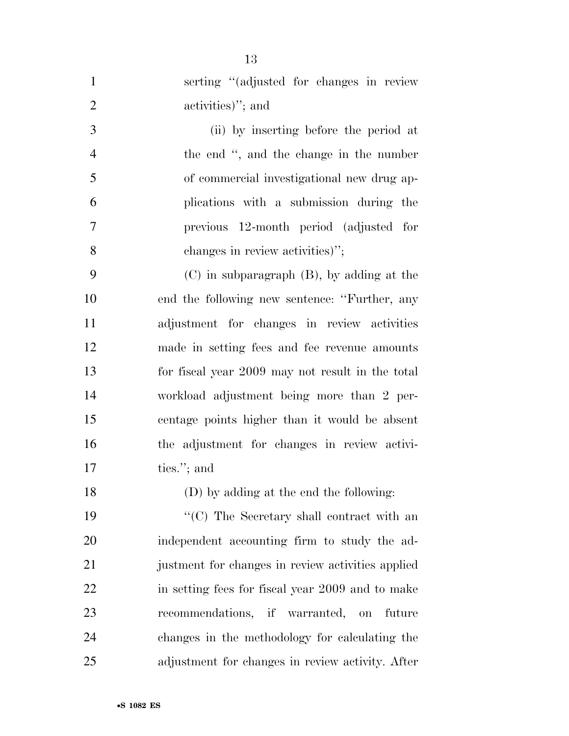serting "(adjusted for changes in review activities)"; and

(ii) by inserting before the period at the end ", and the change in the number of commercial investigational new drug applications with a submission during the previous 12-month period (adjusted for changes in review activities)";

(C) in subparagraph (B), by adding at the end the following new sentence: "Further, any adjustment for changes in review activities made in setting fees and fee revenue amounts for fiscal year 2009 may not result in the total workload adjustment being more than 2 percentage points higher than it would be absent the adjustment for changes in review activities."; and

(D) by adding at the end the following:

"(C) The Secretary shall contract with an independent accounting firm to study the adjustment for changes in review activities applied in setting fees for fiscal year 2009 and to make recommendations, if warranted, on future changes in the methodology for calculating the adjustment for changes in review activity. After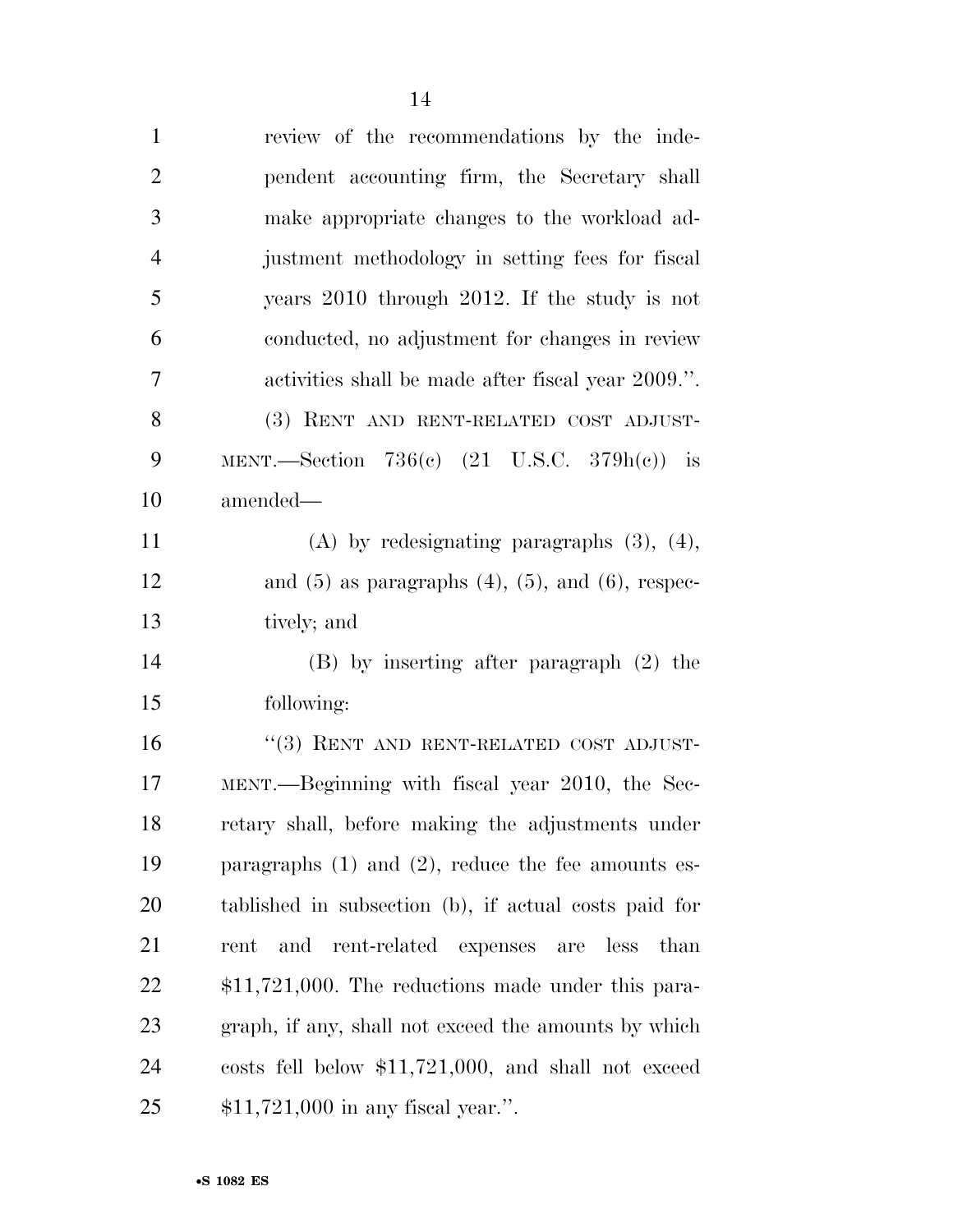review of the recommendations by the independent accounting firm, the Secretary shall make appropriate changes to the workload adjustment methodology in setting fees for fiscal years 2010 through 2012. If the study is not conducted, no adjustment for changes in review activities shall be made after fiscal year 2009.''.

(3) RENT AND RENT-RELATED COST ADJUSTMENT.—Section 736(c) (21 U.S.C. 379h(c)) is amended—

(A) by redesignating paragraphs (3), (4), and (5) as paragraphs (4), (5), and (6), respectively; and

(B) by inserting after paragraph (2) the following:

''(3) RENT AND RENT-RELATED COST ADJUSTMENT.—Beginning with fiscal year 2010, the Secretary shall, before making the adjustments under paragraphs (1) and (2), reduce the fee amounts established in subsection (b), if actual costs paid for rent and rent-related expenses are less than $11,721,000. The reductions made under this paragraph, if any, shall not exceed the amounts by which costs fell below $11,721,000, and shall not exceed $11,721,000 in any fiscal year.''.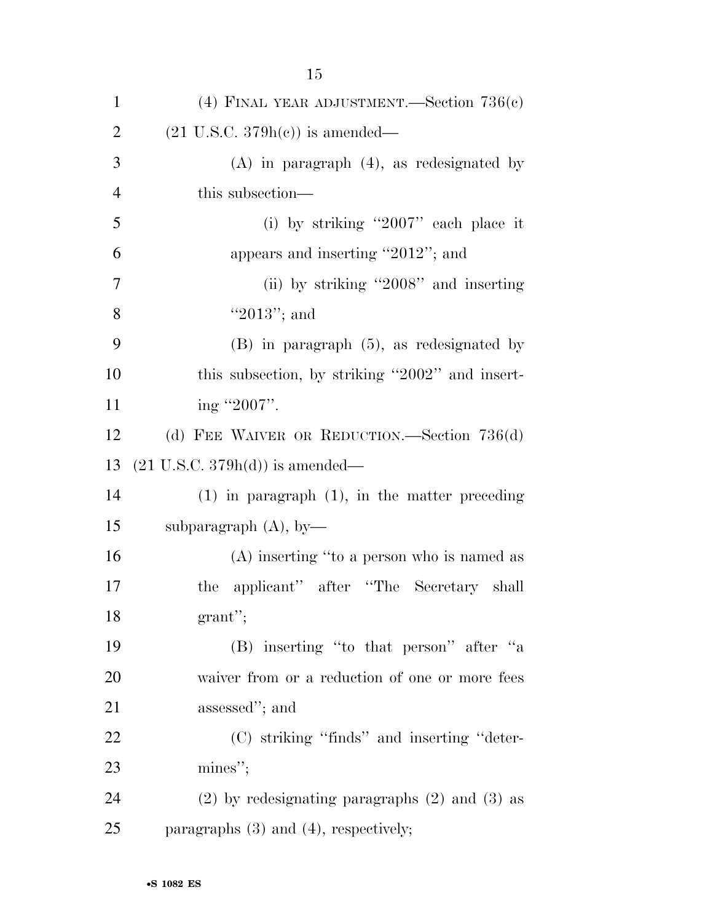(4) FINAL YEAR ADJUSTMENT.—Section 736(c) (21 U.S.C. 379h(c)) is amended—

(A) in paragraph (4), as redesignated by this subsection—

(i) by striking ''2007'' each place it appears and inserting ''2012''; and

(ii) by striking ''2008'' and inserting ''2013''; and

(B) in paragraph (5), as redesignated by this subsection, by striking ''2002'' and inserting ''2007''.

(d) FEE WAIVER OR REDUCTION.—Section 736(d) (21 U.S.C. 379h(d)) is amended—

(1) in paragraph (1), in the matter preceding subparagraph (A), by—

(A) inserting ''to a person who is named as the applicant'' after ''The Secretary shall grant'';

(B) inserting ''to that person'' after ''a waiver from or a reduction of one or more fees assessed''; and

(C) striking ''finds'' and inserting ''determines'';

(2) by redesignating paragraphs (2) and (3) as paragraphs (3) and (4), respectively;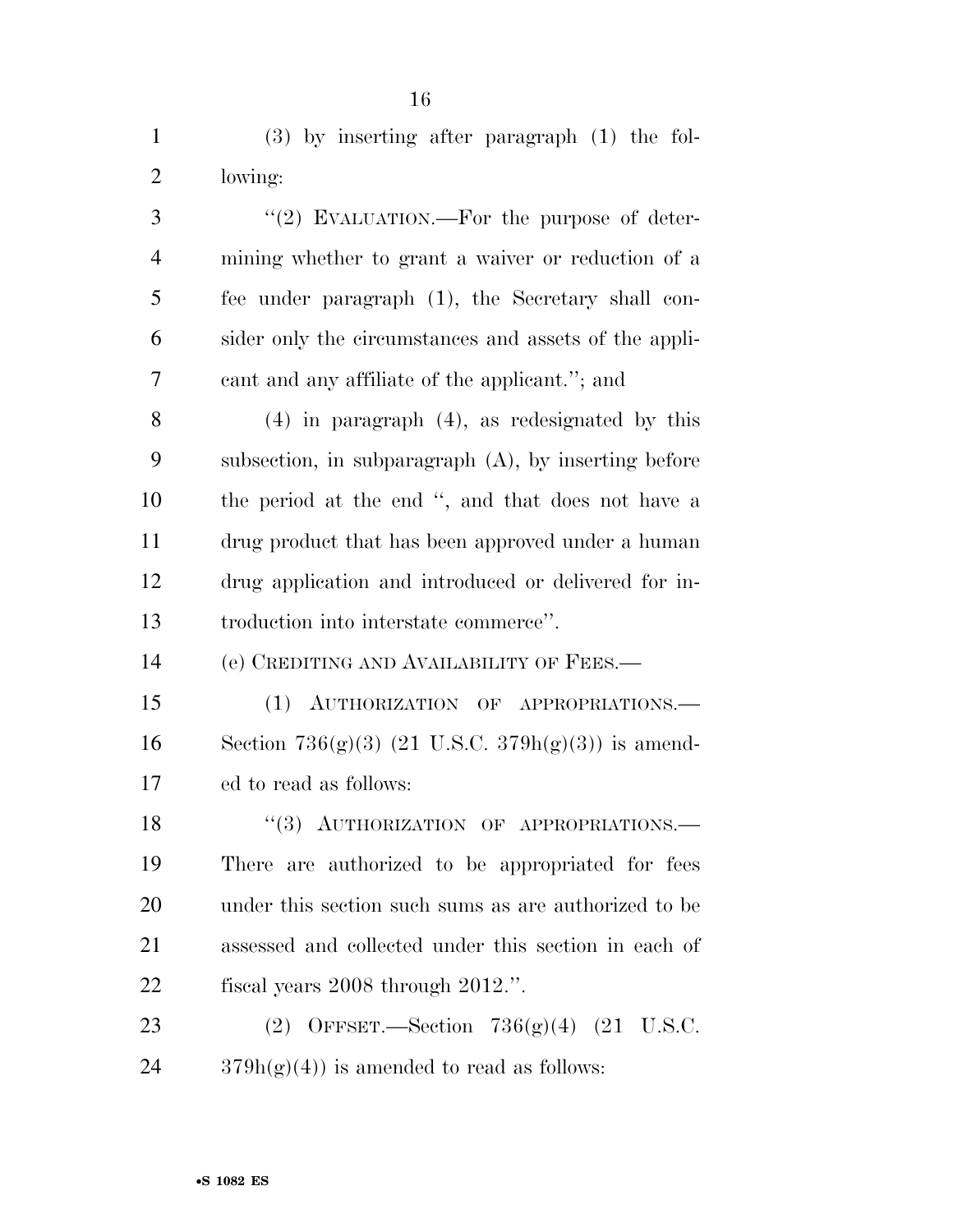(3) by inserting after paragraph (1) the following:

"(2) EVALUATION.—For the purpose of determining whether to grant a waiver or reduction of a fee under paragraph (1), the Secretary shall consider only the circumstances and assets of the applicant and any affiliate of the applicant."; and

(4) in paragraph (4), as redesignated by this subsection, in subparagraph (A), by inserting before the period at the end ", and that does not have a drug product that has been approved under a human drug application and introduced or delivered for introduction into interstate commerce".

(e) CREDITING AND AVAILABILITY OF FEES.—

(1) AUTHORIZATION OF APPROPRIATIONS.— Section 736(g)(3) (21 U.S.C. 379h(g)(3)) is amended to read as follows:

"(3) AUTHORIZATION OF APPROPRIATIONS.— There are authorized to be appropriated for fees under this section such sums as are authorized to be assessed and collected under this section in each of fiscal years 2008 through 2012.".

(2) OFFSET.—Section 736(g)(4) (21 U.S.C. 379h(g)(4)) is amended to read as follows: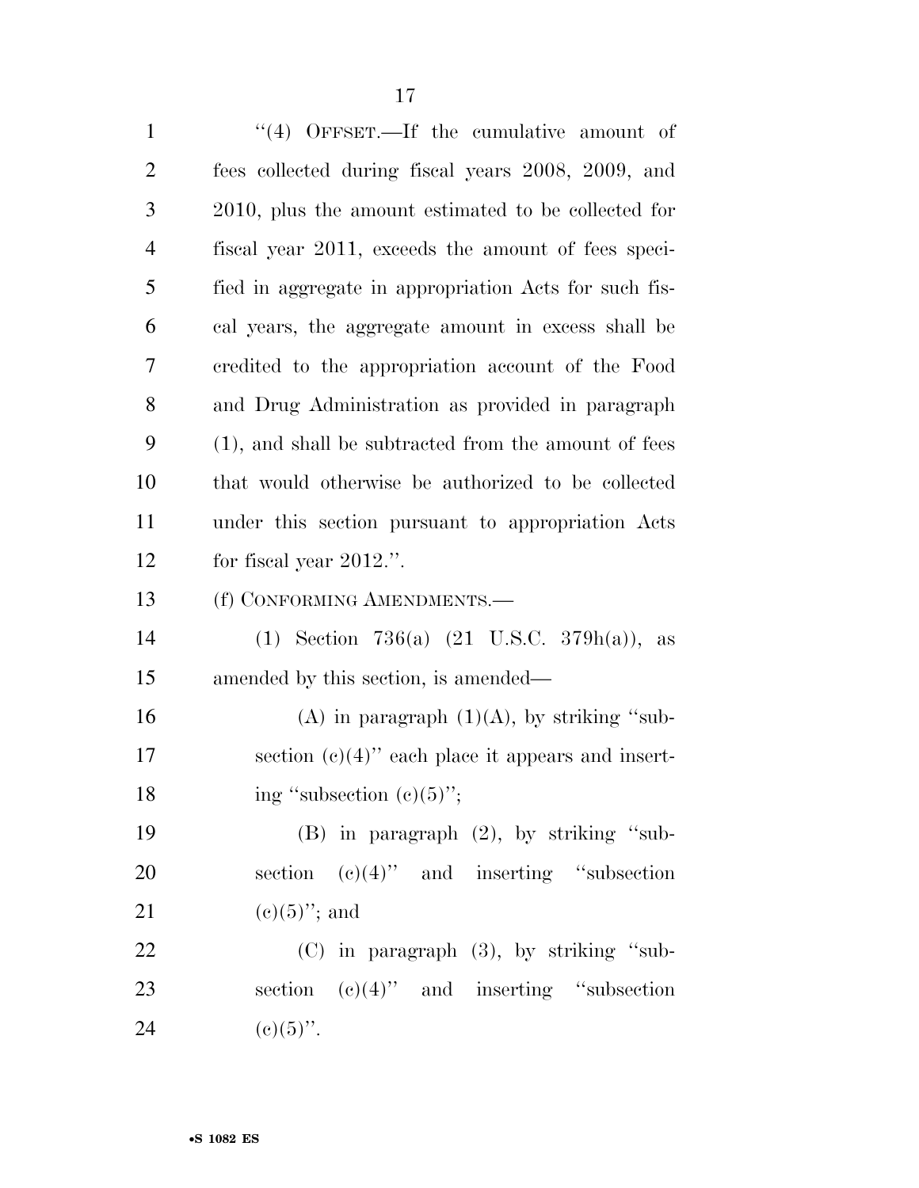"(4) OFFSET.—If the cumulative amount of fees collected during fiscal years 2008, 2009, and 2010, plus the amount estimated to be collected for fiscal year 2011, exceeds the amount of fees specified in aggregate in appropriation Acts for such fiscal years, the aggregate amount in excess shall be credited to the appropriation account of the Food and Drug Administration as provided in paragraph (1), and shall be subtracted from the amount of fees that would otherwise be authorized to be collected under this section pursuant to appropriation Acts for fiscal year 2012.".

(f) CONFORMING AMENDMENTS.—

(1) Section 736(a) (21 U.S.C. 379h(a)), as amended by this section, is amended—

(A) in paragraph (1)(A), by striking "subsection (c)(4)" each place it appears and inserting "subsection (c)(5)";

(B) in paragraph (2), by striking "subsection (c)(4)" and inserting "subsection (c)(5)"; and

(C) in paragraph (3), by striking "subsection (c)(4)" and inserting "subsection (c)(5)".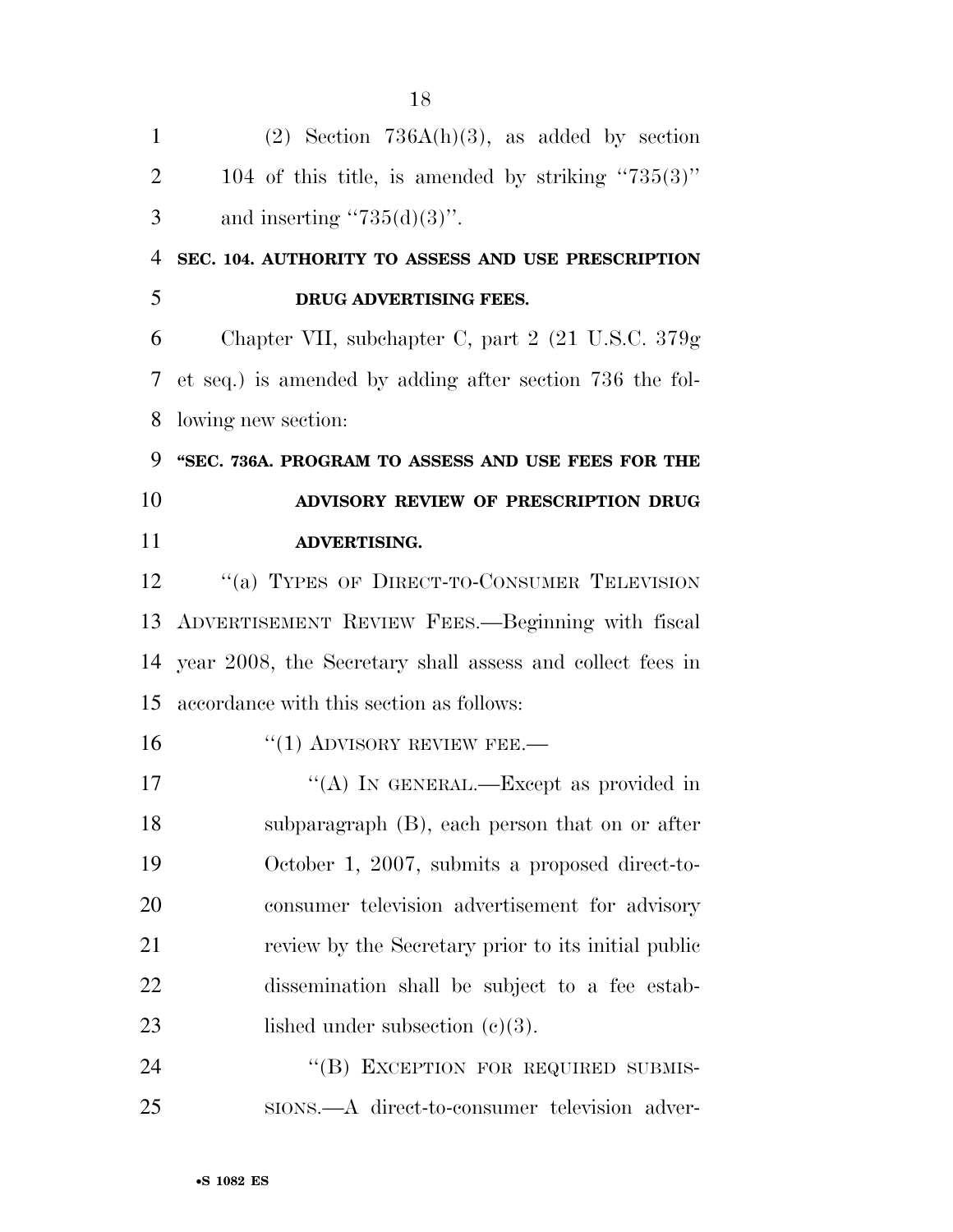(2) Section 736A(h)(3), as added by section 104 of this title, is amended by striking "735(3)" and inserting "735(d)(3)".

**SEC. 104. AUTHORITY TO ASSESS AND USE PRESCRIPTION DRUG ADVERTISING FEES.**

Chapter VII, subchapter C, part 2 (21 U.S.C. 379g et seq.) is amended by adding after section 736 the following new section:

**"SEC. 736A. PROGRAM TO ASSESS AND USE FEES FOR THE ADVISORY REVIEW OF PRESCRIPTION DRUG ADVERTISING.**

"(a) TYPES OF DIRECT-TO-CONSUMER TELEVISION ADVERTISEMENT REVIEW FEES.—Beginning with fiscal year 2008, the Secretary shall assess and collect fees in accordance with this section as follows:

"(1) ADVISORY REVIEW FEE.—

"(A) IN GENERAL.—Except as provided in subparagraph (B), each person that on or after October 1, 2007, submits a proposed direct-to-consumer television advertisement for advisory review by the Secretary prior to its initial public dissemination shall be subject to a fee established under subsection (c)(3).

"(B) EXCEPTION FOR REQUIRED SUBMISSIONS.—A direct-to-consumer television adver-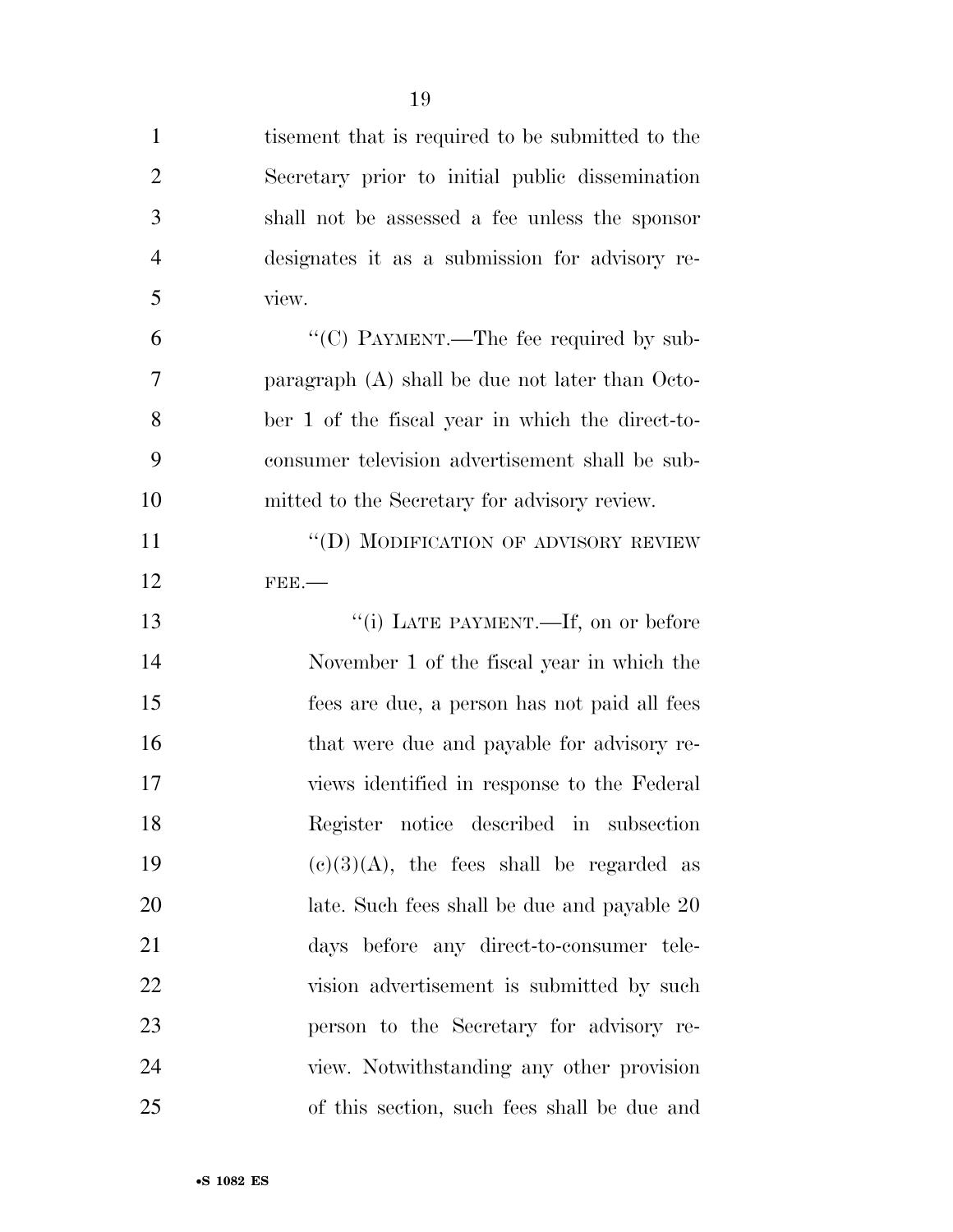tisement that is required to be submitted to the Secretary prior to initial public dissemination shall not be assessed a fee unless the sponsor designates it as a submission for advisory review.

"(C) PAYMENT.—The fee required by subparagraph (A) shall be due not later than October 1 of the fiscal year in which the direct-to-consumer television advertisement shall be submitted to the Secretary for advisory review.

"(D) MODIFICATION OF ADVISORY REVIEW FEE.—

"(i) LATE PAYMENT.—If, on or before November 1 of the fiscal year in which the fees are due, a person has not paid all fees that were due and payable for advisory reviews identified in response to the Federal Register notice described in subsection (c)(3)(A), the fees shall be regarded as late. Such fees shall be due and payable 20 days before any direct-to-consumer television advertisement is submitted by such person to the Secretary for advisory review. Notwithstanding any other provision of this section, such fees shall be due and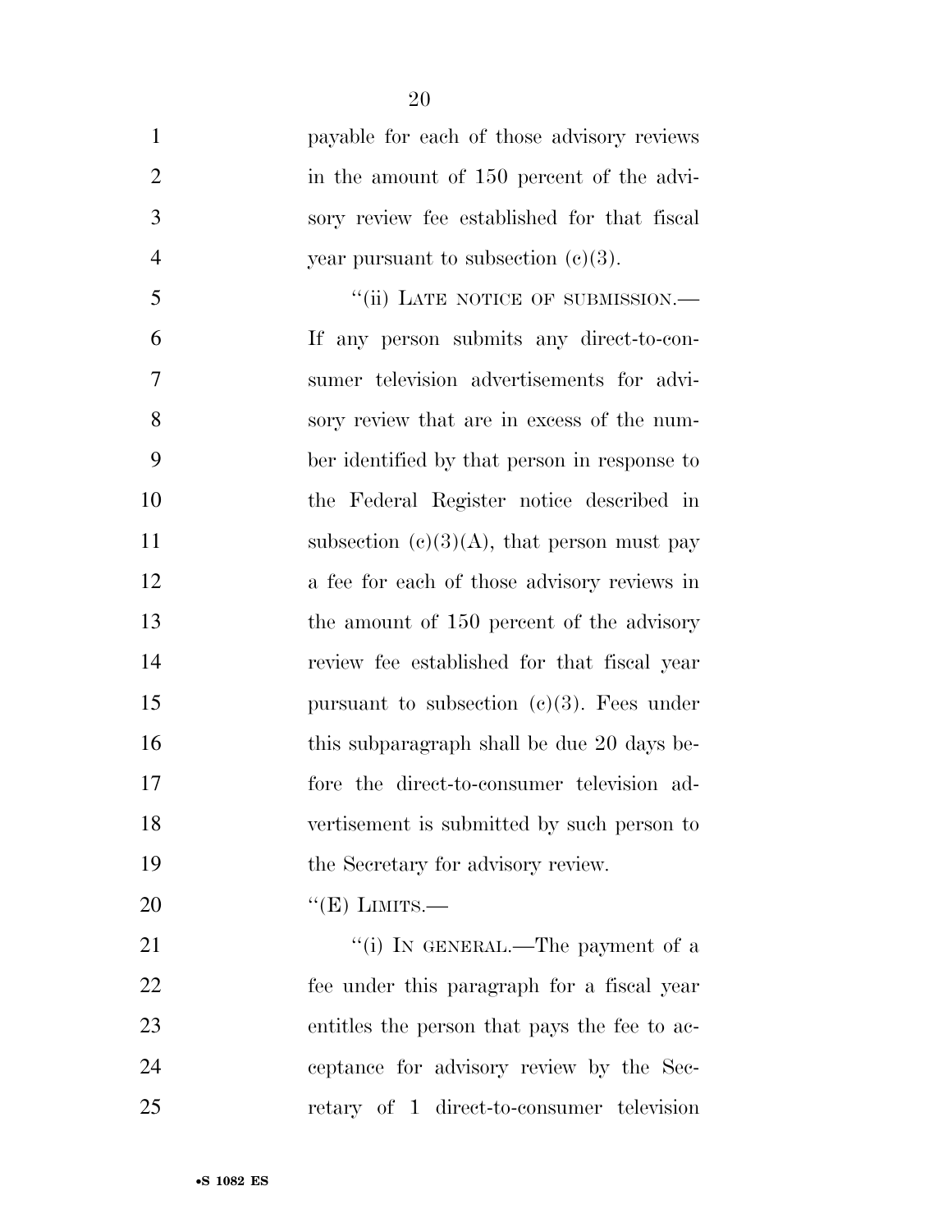payable for each of those advisory reviews in the amount of 150 percent of the advisory review fee established for that fiscal year pursuant to subsection (c)(3).

"(ii) LATE NOTICE OF SUBMISSION.—If any person submits any direct-to-consumer television advertisements for advisory review that are in excess of the number identified by that person in response to the Federal Register notice described in subsection (c)(3)(A), that person must pay a fee for each of those advisory reviews in the amount of 150 percent of the advisory review fee established for that fiscal year pursuant to subsection (c)(3). Fees under this subparagraph shall be due 20 days before the direct-to-consumer television advertisement is submitted by such person to the Secretary for advisory review.

"(E) LIMITS.—

"(i) IN GENERAL.—The payment of a fee under this paragraph for a fiscal year entitles the person that pays the fee to acceptance for advisory review by the Secretary of 1 direct-to-consumer television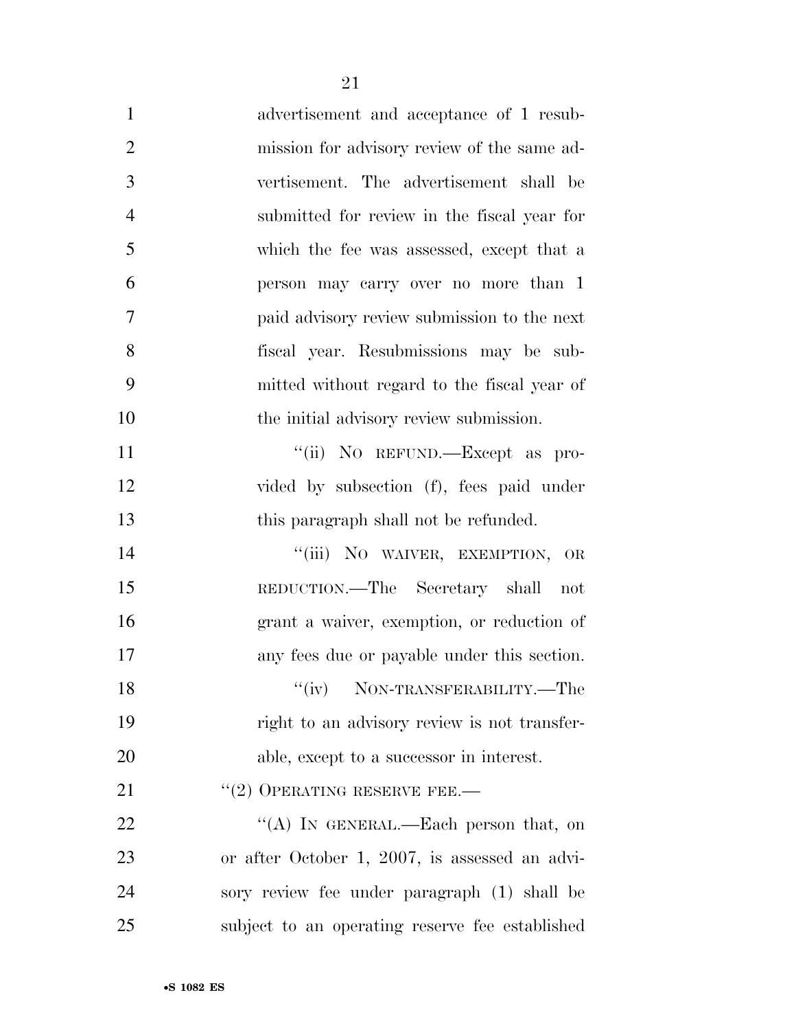advertisement and acceptance of 1 resubmission for advisory review of the same advertisement. The advertisement shall be submitted for review in the fiscal year for which the fee was assessed, except that a person may carry over no more than 1 paid advisory review submission to the next fiscal year. Resubmissions may be submitted without regard to the fiscal year of the initial advisory review submission.

''(ii) NO REFUND.—Except as provided by subsection (f), fees paid under this paragraph shall not be refunded.

''(iii) NO WAIVER, EXEMPTION, OR REDUCTION.—The Secretary shall not grant a waiver, exemption, or reduction of any fees due or payable under this section.

''(iv) NON-TRANSFERABILITY.—The right to an advisory review is not transferable, except to a successor in interest.

''(2) OPERATING RESERVE FEE.—

''(A) IN GENERAL.—Each person that, on or after October 1, 2007, is assessed an advisory review fee under paragraph (1) shall be subject to an operating reserve fee established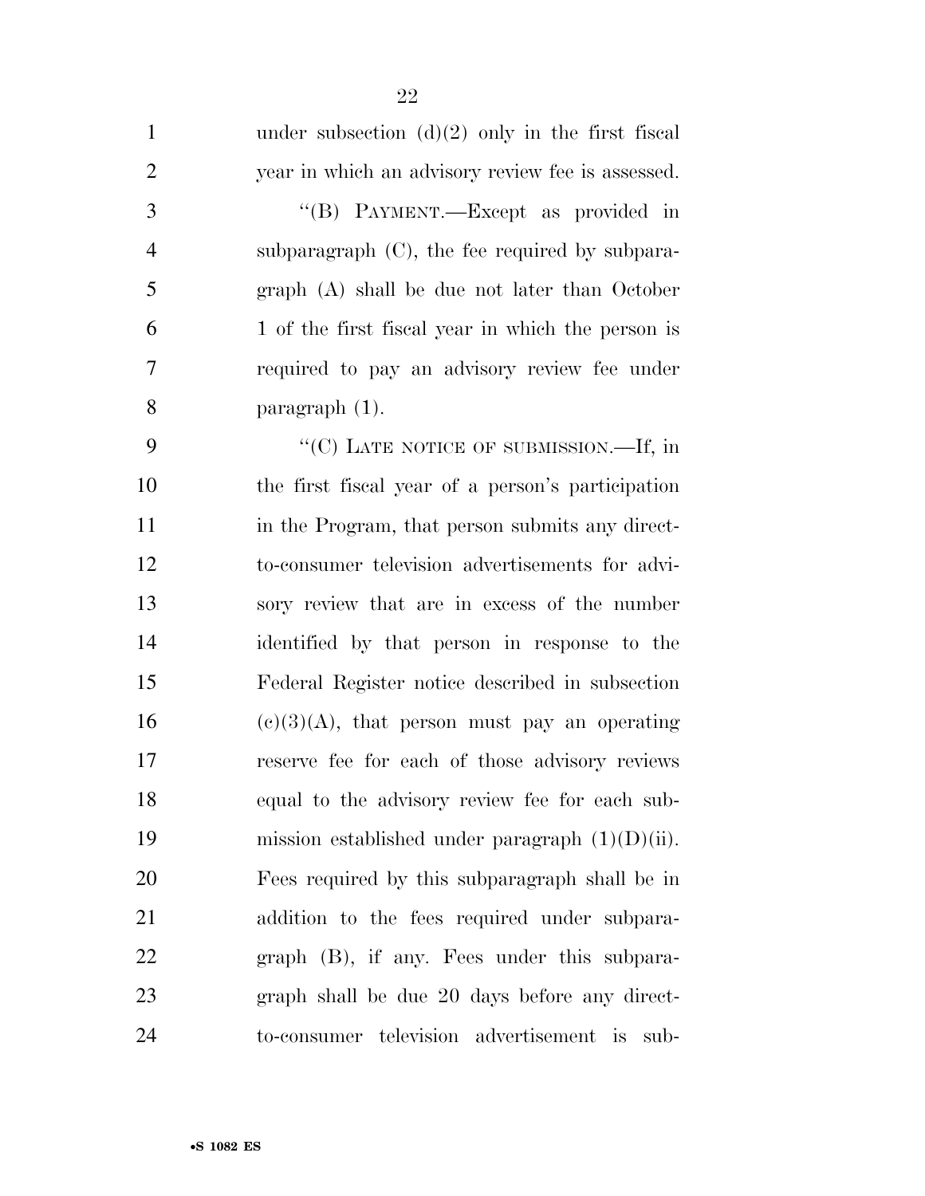under subsection (d)(2) only in the first fiscal year in which an advisory review fee is assessed.

"(B) PAYMENT.—Except as provided in subparagraph (C), the fee required by subparagraph (A) shall be due not later than October 1 of the first fiscal year in which the person is required to pay an advisory review fee under paragraph (1).

"(C) LATE NOTICE OF SUBMISSION.—If, in the first fiscal year of a person's participation in the Program, that person submits any direct-to-consumer television advertisements for advisory review that are in excess of the number identified by that person in response to the Federal Register notice described in subsection (c)(3)(A), that person must pay an operating reserve fee for each of those advisory reviews equal to the advisory review fee for each submission established under paragraph (1)(D)(ii). Fees required by this subparagraph shall be in addition to the fees required under subparagraph (B), if any. Fees under this subparagraph shall be due 20 days before any direct-to-consumer television advertisement is sub-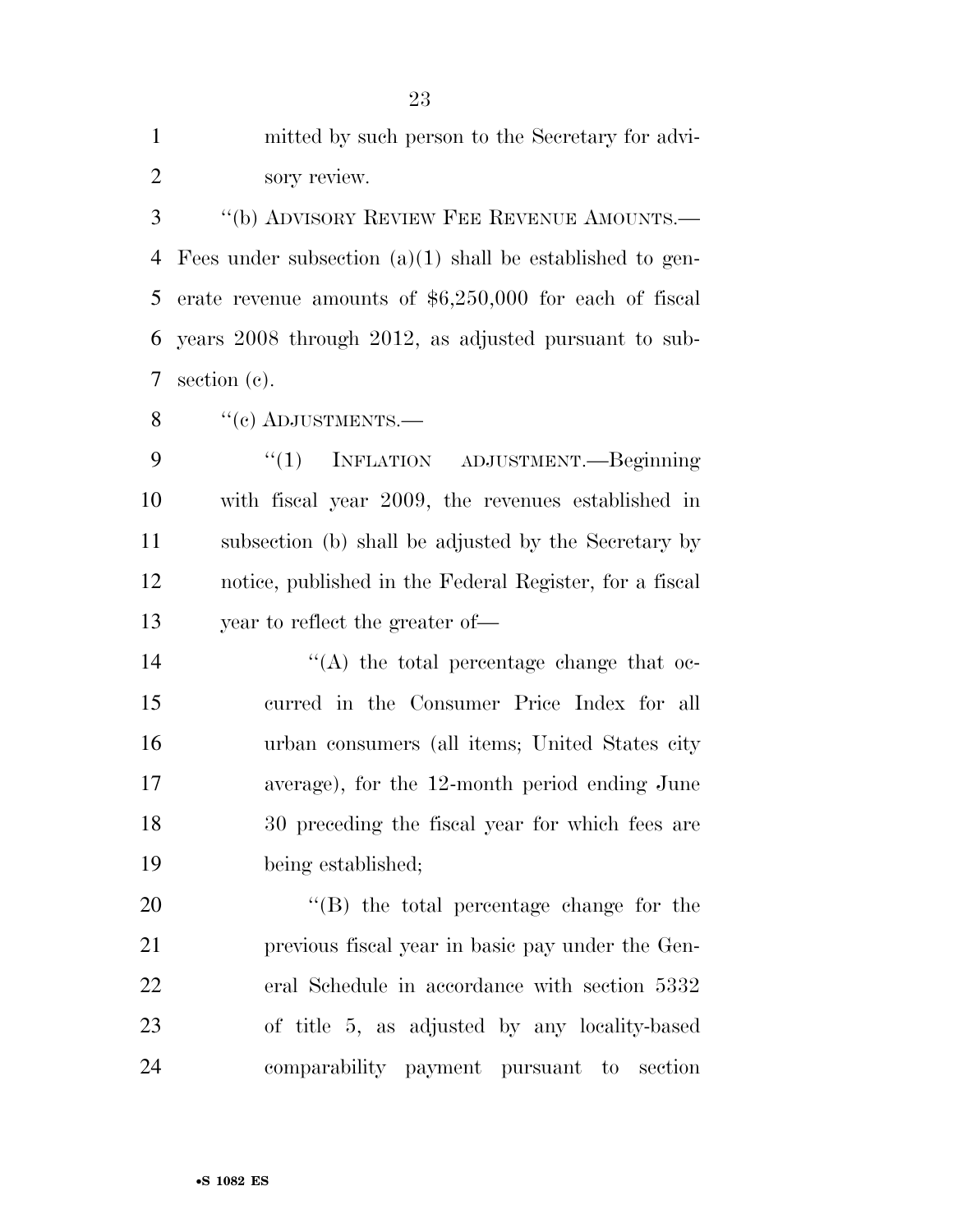mitted by such person to the Secretary for advisory review.

''(b) ADVISORY REVIEW FEE REVENUE AMOUNTS.—Fees under subsection (a)(1) shall be established to generate revenue amounts of $6,250,000 for each of fiscal years 2008 through 2012, as adjusted pursuant to subsection (c).

''(c) ADJUSTMENTS.—

''(1) INFLATION ADJUSTMENT.—Beginning with fiscal year 2009, the revenues established in subsection (b) shall be adjusted by the Secretary by notice, published in the Federal Register, for a fiscal year to reflect the greater of—

''(A) the total percentage change that occurred in the Consumer Price Index for all urban consumers (all items; United States city average), for the 12-month period ending June 30 preceding the fiscal year for which fees are being established;

''(B) the total percentage change for the previous fiscal year in basic pay under the General Schedule in accordance with section 5332 of title 5, as adjusted by any locality-based comparability payment pursuant to section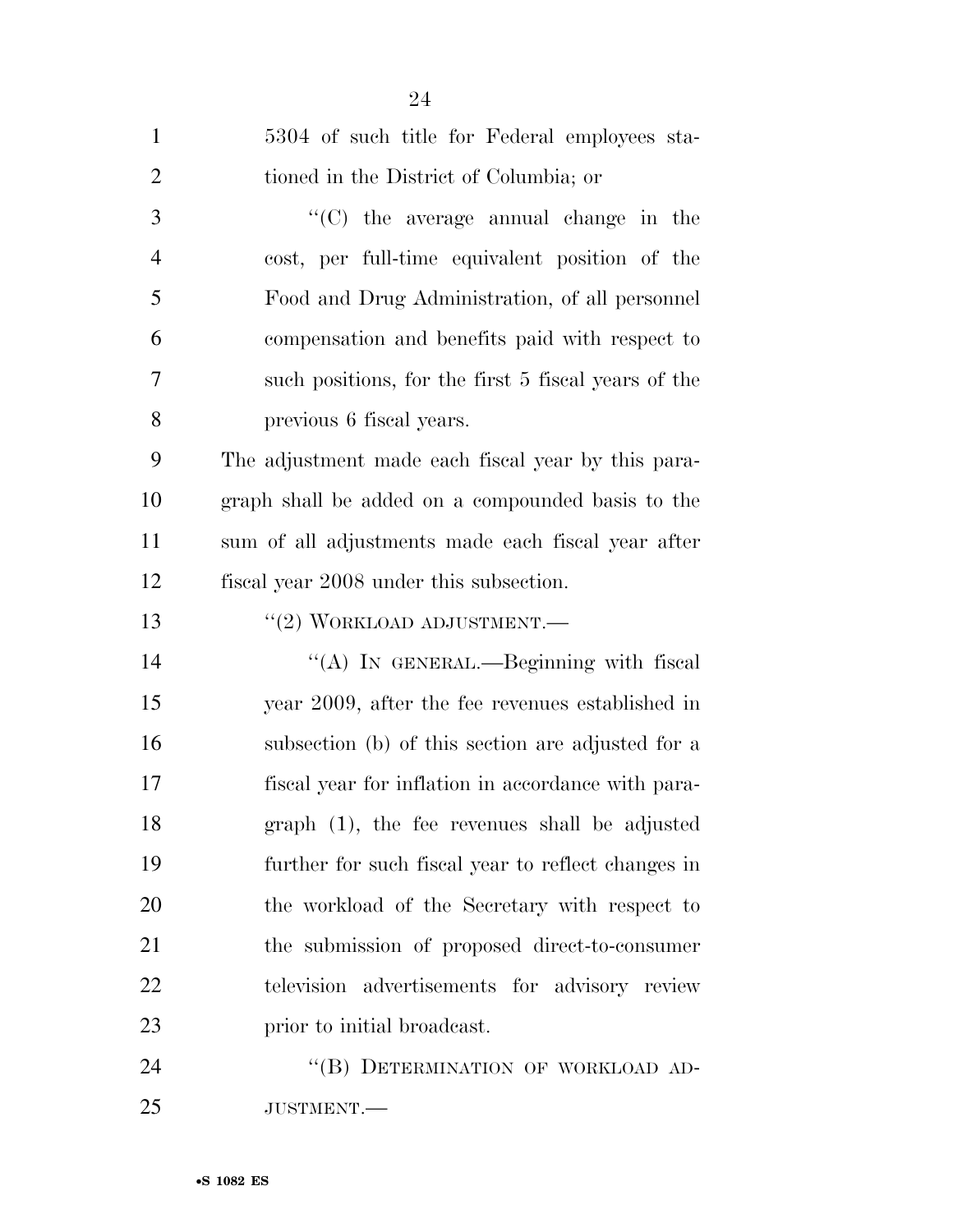5304 of such title for Federal employees stationed in the District of Columbia; or

"(C) the average annual change in the cost, per full-time equivalent position of the Food and Drug Administration, of all personnel compensation and benefits paid with respect to such positions, for the first 5 fiscal years of the previous 6 fiscal years.

The adjustment made each fiscal year by this paragraph shall be added on a compounded basis to the sum of all adjustments made each fiscal year after fiscal year 2008 under this subsection.

"(2) WORKLOAD ADJUSTMENT.—

"(A) IN GENERAL.—Beginning with fiscal year 2009, after the fee revenues established in subsection (b) of this section are adjusted for a fiscal year for inflation in accordance with paragraph (1), the fee revenues shall be adjusted further for such fiscal year to reflect changes in the workload of the Secretary with respect to the submission of proposed direct-to-consumer television advertisements for advisory review prior to initial broadcast.

"(B) DETERMINATION OF WORKLOAD ADJUSTMENT.—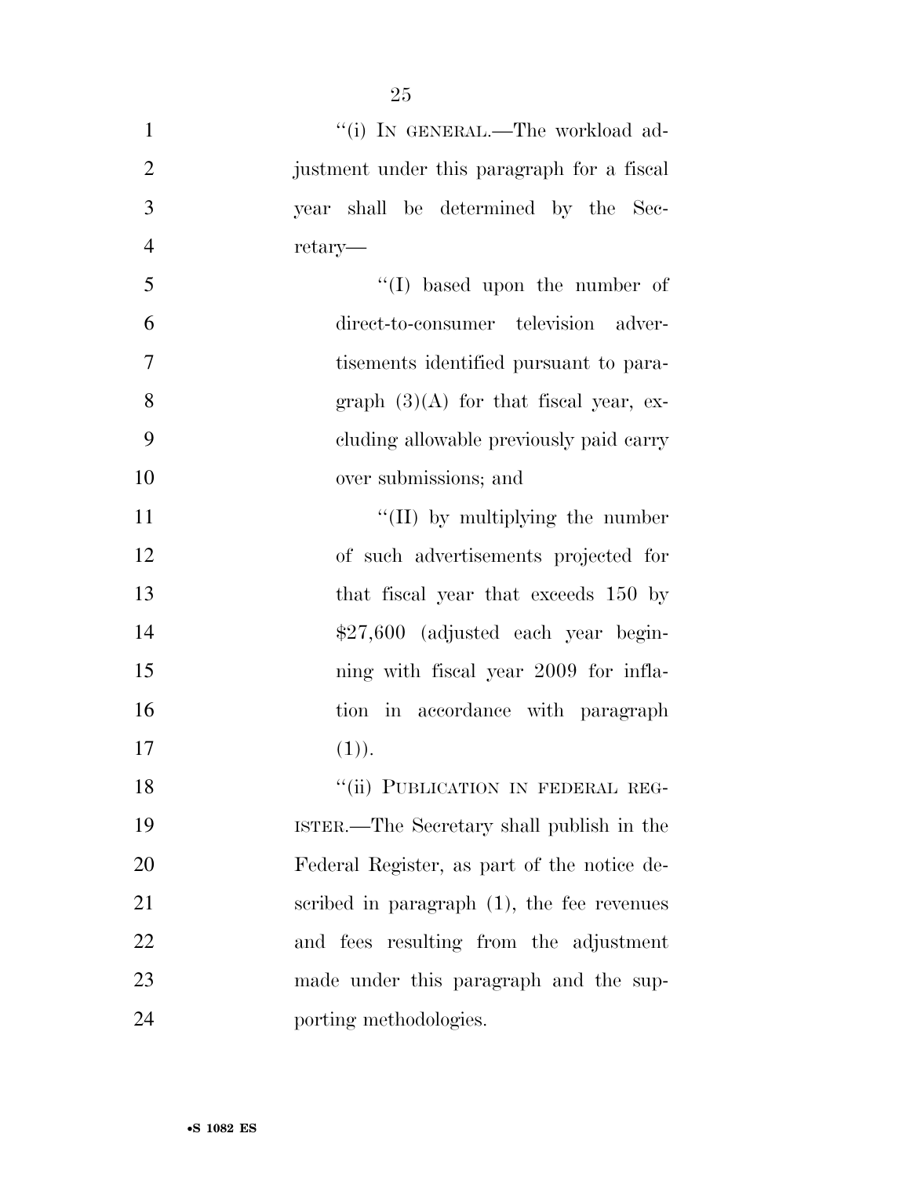"(i) IN GENERAL.—The workload adjustment under this paragraph for a fiscal year shall be determined by the Secretary—

"(I) based upon the number of direct-to-consumer television advertisements identified pursuant to paragraph (3)(A) for that fiscal year, excluding allowable previously paid carry over submissions; and

"(II) by multiplying the number of such advertisements projected for that fiscal year that exceeds 150 by $27,600 (adjusted each year beginning with fiscal year 2009 for inflation in accordance with paragraph (1)).

"(ii) PUBLICATION IN FEDERAL REGISTER.—The Secretary shall publish in the Federal Register, as part of the notice described in paragraph (1), the fee revenues and fees resulting from the adjustment made under this paragraph and the supporting methodologies.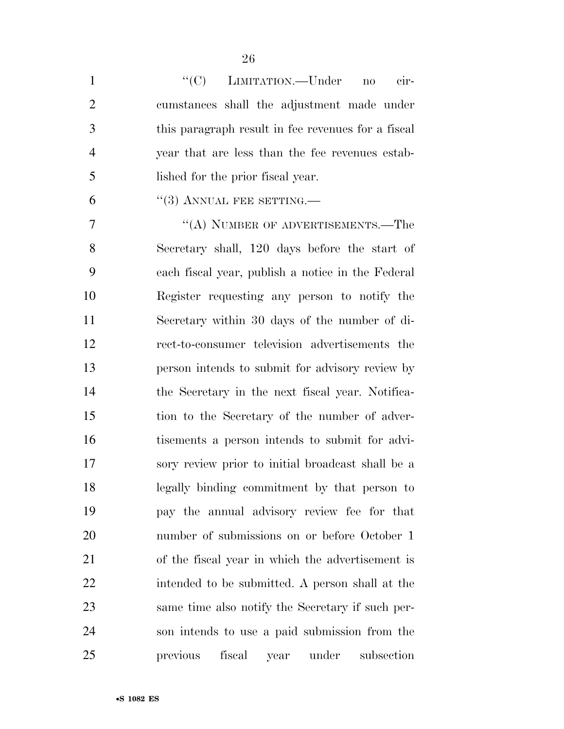"(C) LIMITATION.—Under no circumstances shall the adjustment made under this paragraph result in fee revenues for a fiscal year that are less than the fee revenues established for the prior fiscal year.

"(3) ANNUAL FEE SETTING.—

"(A) NUMBER OF ADVERTISEMENTS.—The Secretary shall, 120 days before the start of each fiscal year, publish a notice in the Federal Register requesting any person to notify the Secretary within 30 days of the number of direct-to-consumer television advertisements the person intends to submit for advisory review by the Secretary in the next fiscal year. Notification to the Secretary of the number of advertisements a person intends to submit for advisory review prior to initial broadcast shall be a legally binding commitment by that person to pay the annual advisory review fee for that number of submissions on or before October 1 of the fiscal year in which the advertisement is intended to be submitted. A person shall at the same time also notify the Secretary if such person intends to use a paid submission from the previous fiscal year under subsection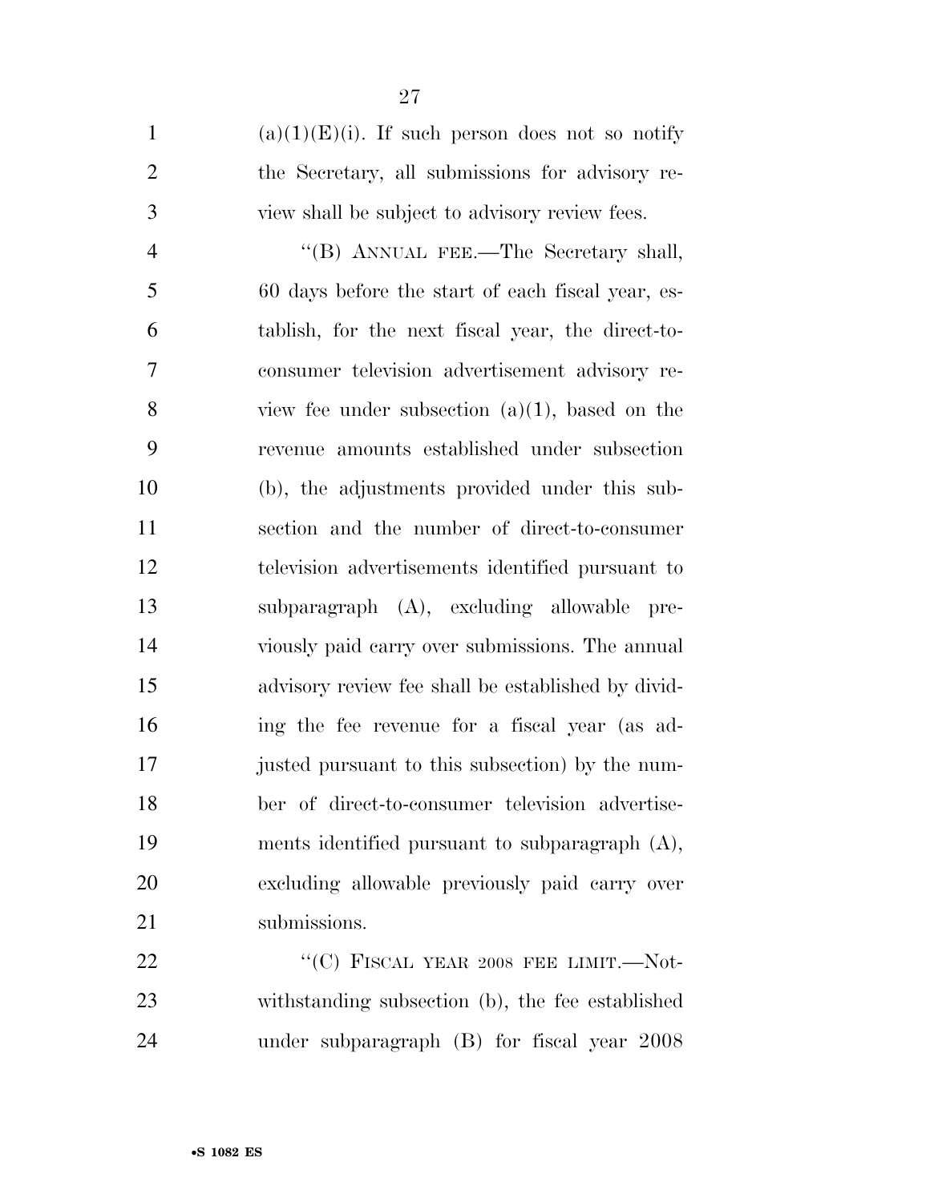(a)(1)(E)(i). If such person does not so notify the Secretary, all submissions for advisory review shall be subject to advisory review fees.

"(B) ANNUAL FEE.—The Secretary shall, 60 days before the start of each fiscal year, establish, for the next fiscal year, the direct-to-consumer television advertisement advisory review fee under subsection (a)(1), based on the revenue amounts established under subsection (b), the adjustments provided under this subsection and the number of direct-to-consumer television advertisements identified pursuant to subparagraph (A), excluding allowable previously paid carry over submissions. The annual advisory review fee shall be established by dividing the fee revenue for a fiscal year (as adjusted pursuant to this subsection) by the number of direct-to-consumer television advertisements identified pursuant to subparagraph (A), excluding allowable previously paid carry over submissions.

"(C) FISCAL YEAR 2008 FEE LIMIT.—Notwithstanding subsection (b), the fee established under subparagraph (B) for fiscal year 2008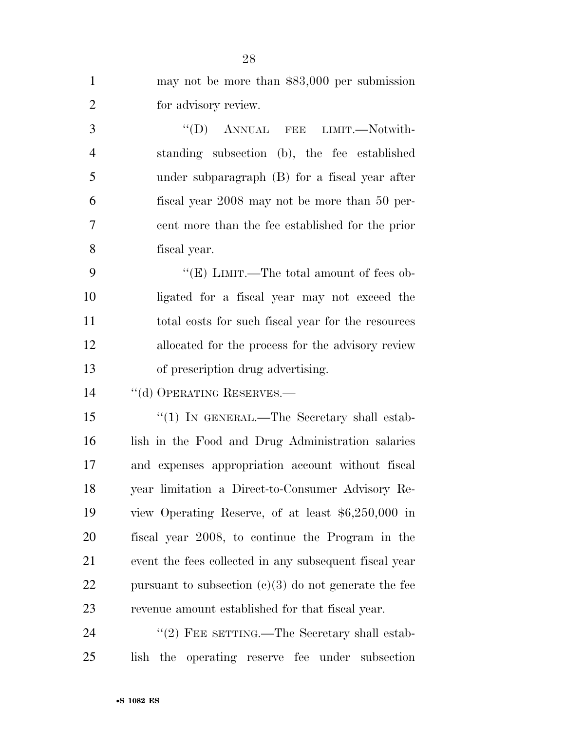may not be more than $83,000 per submission for advisory review.

"(D) ANNUAL FEE LIMIT.—Notwithstanding subsection (b), the fee established under subparagraph (B) for a fiscal year after fiscal year 2008 may not be more than 50 percent more than the fee established for the prior fiscal year.

"(E) LIMIT.—The total amount of fees obligated for a fiscal year may not exceed the total costs for such fiscal year for the resources allocated for the process for the advisory review of prescription drug advertising.

"(d) OPERATING RESERVES.—

"(1) IN GENERAL.—The Secretary shall establish in the Food and Drug Administration salaries and expenses appropriation account without fiscal year limitation a Direct-to-Consumer Advisory Review Operating Reserve, of at least $6,250,000 in fiscal year 2008, to continue the Program in the event the fees collected in any subsequent fiscal year pursuant to subsection (c)(3) do not generate the fee revenue amount established for that fiscal year.

"(2) FEE SETTING.—The Secretary shall establish the operating reserve fee under subsection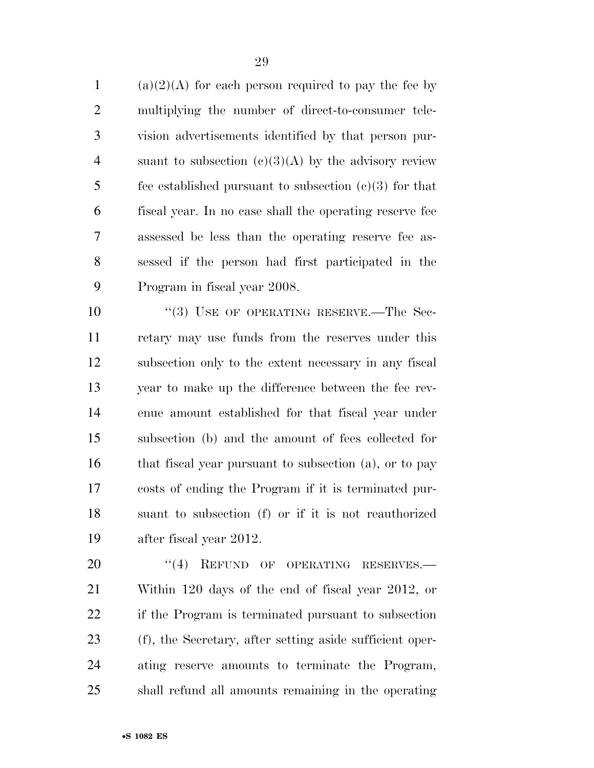(a)(2)(A) for each person required to pay the fee by multiplying the number of direct-to-consumer television advertisements identified by that person pursuant to subsection (c)(3)(A) by the advisory review fee established pursuant to subsection (c)(3) for that fiscal year. In no case shall the operating reserve fee assessed be less than the operating reserve fee assessed if the person had first participated in the Program in fiscal year 2008.

"(3) USE OF OPERATING RESERVE.—The Secretary may use funds from the reserves under this subsection only to the extent necessary in any fiscal year to make up the difference between the fee revenue amount established for that fiscal year under subsection (b) and the amount of fees collected for that fiscal year pursuant to subsection (a), or to pay costs of ending the Program if it is terminated pursuant to subsection (f) or if it is not reauthorized after fiscal year 2012.

"(4) REFUND OF OPERATING RESERVES.— Within 120 days of the end of fiscal year 2012, or if the Program is terminated pursuant to subsection (f), the Secretary, after setting aside sufficient operating reserve amounts to terminate the Program, shall refund all amounts remaining in the operating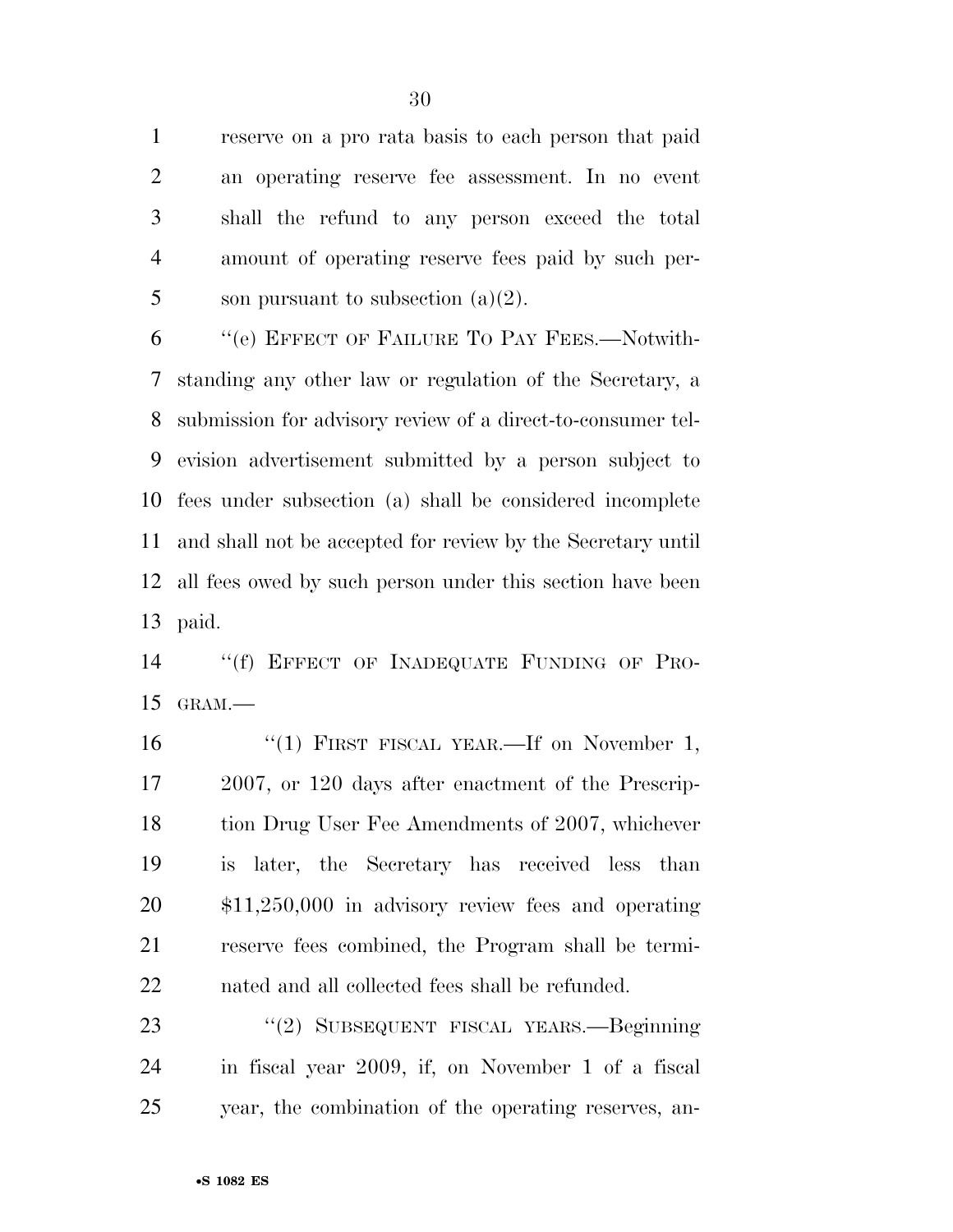reserve on a pro rata basis to each person that paid an operating reserve fee assessment. In no event shall the refund to any person exceed the total amount of operating reserve fees paid by such person pursuant to subsection (a)(2).

''(e) EFFECT OF FAILURE TO PAY FEES.—Notwithstanding any other law or regulation of the Secretary, a submission for advisory review of a direct-to-consumer television advertisement submitted by a person subject to fees under subsection (a) shall be considered incomplete and shall not be accepted for review by the Secretary until all fees owed by such person under this section have been paid.

''(f) EFFECT OF INADEQUATE FUNDING OF PROGRAM.—

''(1) FIRST FISCAL YEAR.—If on November 1, 2007, or 120 days after enactment of the Prescription Drug User Fee Amendments of 2007, whichever is later, the Secretary has received less than $11,250,000 in advisory review fees and operating reserve fees combined, the Program shall be terminated and all collected fees shall be refunded.

''(2) SUBSEQUENT FISCAL YEARS.—Beginning in fiscal year 2009, if, on November 1 of a fiscal year, the combination of the operating reserves, an-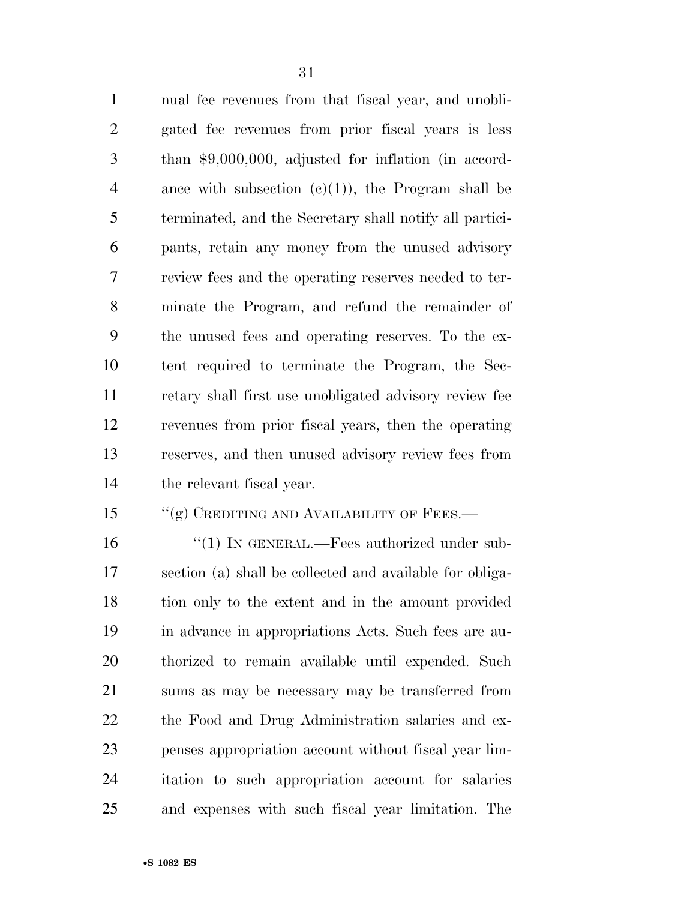nual fee revenues from that fiscal year, and unobligated fee revenues from prior fiscal years is less than $9,000,000, adjusted for inflation (in accordance with subsection (c)(1)), the Program shall be terminated, and the Secretary shall notify all participants, retain any money from the unused advisory review fees and the operating reserves needed to terminate the Program, and refund the remainder of the unused fees and operating reserves. To the extent required to terminate the Program, the Secretary shall first use unobligated advisory review fee revenues from prior fiscal years, then the operating reserves, and then unused advisory review fees from the relevant fiscal year.

"(g) CREDITING AND AVAILABILITY OF FEES.—

"(1) IN GENERAL.—Fees authorized under subsection (a) shall be collected and available for obligation only to the extent and in the amount provided in advance in appropriations Acts. Such fees are authorized to remain available until expended. Such sums as may be necessary may be transferred from the Food and Drug Administration salaries and expenses appropriation account without fiscal year limitation to such appropriation account for salaries and expenses with such fiscal year limitation. The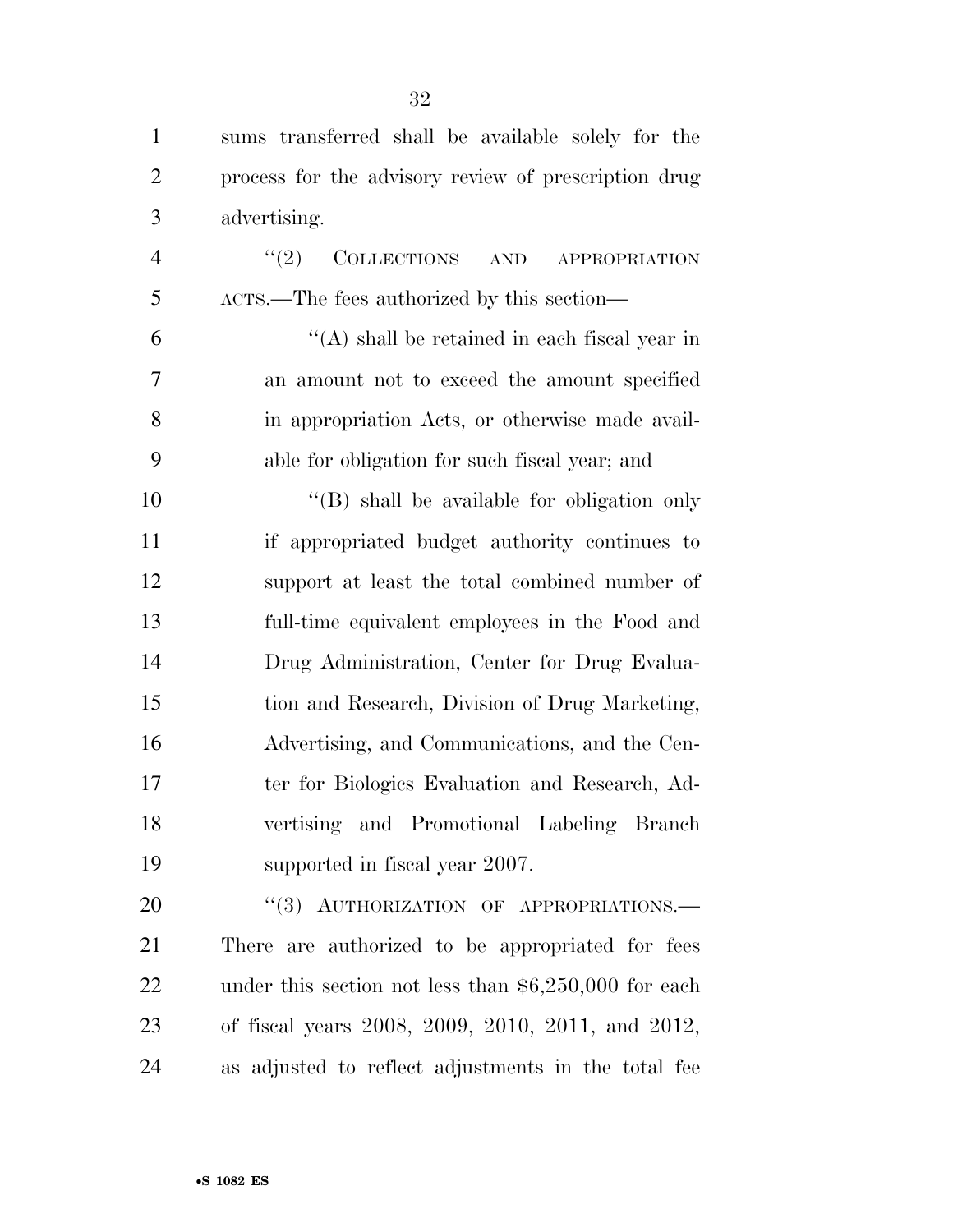sums transferred shall be available solely for the process for the advisory review of prescription drug advertising.

"(2) COLLECTIONS AND APPROPRIATION ACTS.—The fees authorized by this section—

"(A) shall be retained in each fiscal year in an amount not to exceed the amount specified in appropriation Acts, or otherwise made available for obligation for such fiscal year; and

"(B) shall be available for obligation only if appropriated budget authority continues to support at least the total combined number of full-time equivalent employees in the Food and Drug Administration, Center for Drug Evaluation and Research, Division of Drug Marketing, Advertising, and Communications, and the Center for Biologics Evaluation and Research, Advertising and Promotional Labeling Branch supported in fiscal year 2007.

"(3) AUTHORIZATION OF APPROPRIATIONS.—There are authorized to be appropriated for fees under this section not less than $6,250,000 for each of fiscal years 2008, 2009, 2010, 2011, and 2012, as adjusted to reflect adjustments in the total fee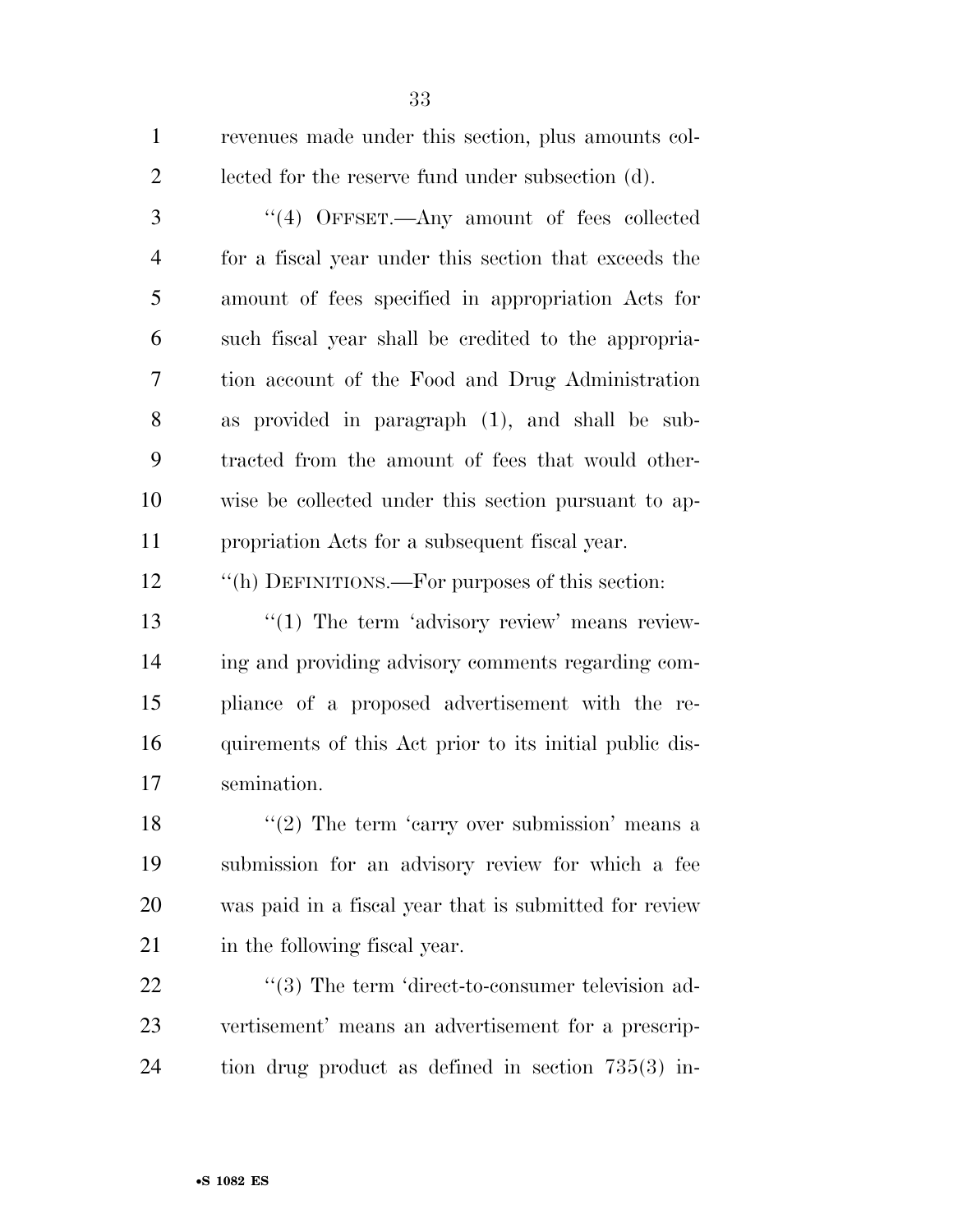revenues made under this section, plus amounts collected for the reserve fund under subsection (d).

"(4) OFFSET.—Any amount of fees collected for a fiscal year under this section that exceeds the amount of fees specified in appropriation Acts for such fiscal year shall be credited to the appropriation account of the Food and Drug Administration as provided in paragraph (1), and shall be subtracted from the amount of fees that would otherwise be collected under this section pursuant to appropriation Acts for a subsequent fiscal year.

"(h) DEFINITIONS.—For purposes of this section:

"(1) The term 'advisory review' means reviewing and providing advisory comments regarding compliance of a proposed advertisement with the requirements of this Act prior to its initial public dissemination.

"(2) The term 'carry over submission' means a submission for an advisory review for which a fee was paid in a fiscal year that is submitted for review in the following fiscal year.

"(3) The term 'direct-to-consumer television advertisement' means an advertisement for a prescription drug product as defined in section 735(3) in-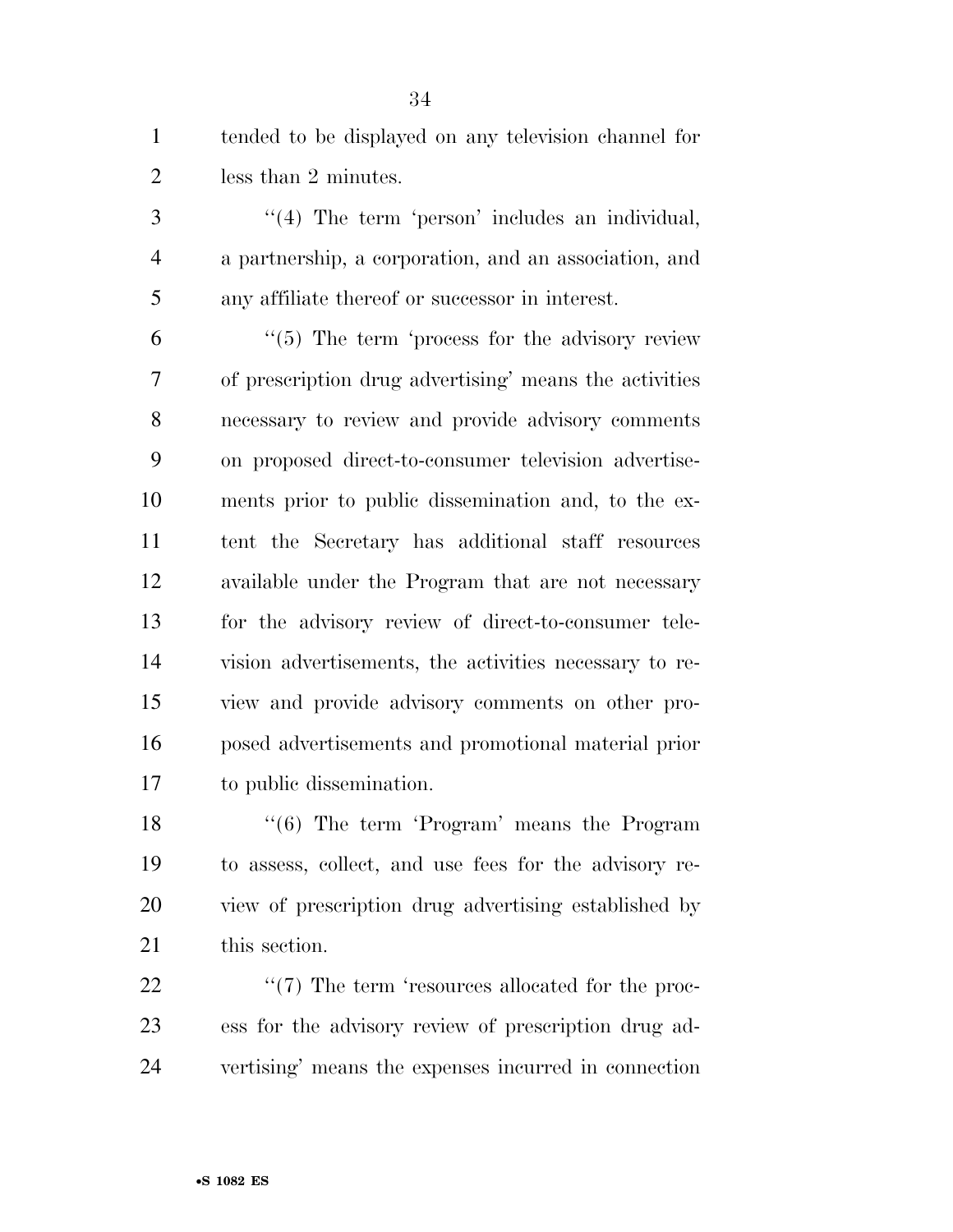tended to be displayed on any television channel for less than 2 minutes.

''(4) The term 'person' includes an individual, a partnership, a corporation, and an association, and any affiliate thereof or successor in interest.

''(5) The term 'process for the advisory review of prescription drug advertising' means the activities necessary to review and provide advisory comments on proposed direct-to-consumer television advertisements prior to public dissemination and, to the extent the Secretary has additional staff resources available under the Program that are not necessary for the advisory review of direct-to-consumer television advertisements, the activities necessary to review and provide advisory comments on other proposed advertisements and promotional material prior to public dissemination.

''(6) The term 'Program' means the Program to assess, collect, and use fees for the advisory review of prescription drug advertising established by this section.

''(7) The term 'resources allocated for the process for the advisory review of prescription drug advertising' means the expenses incurred in connection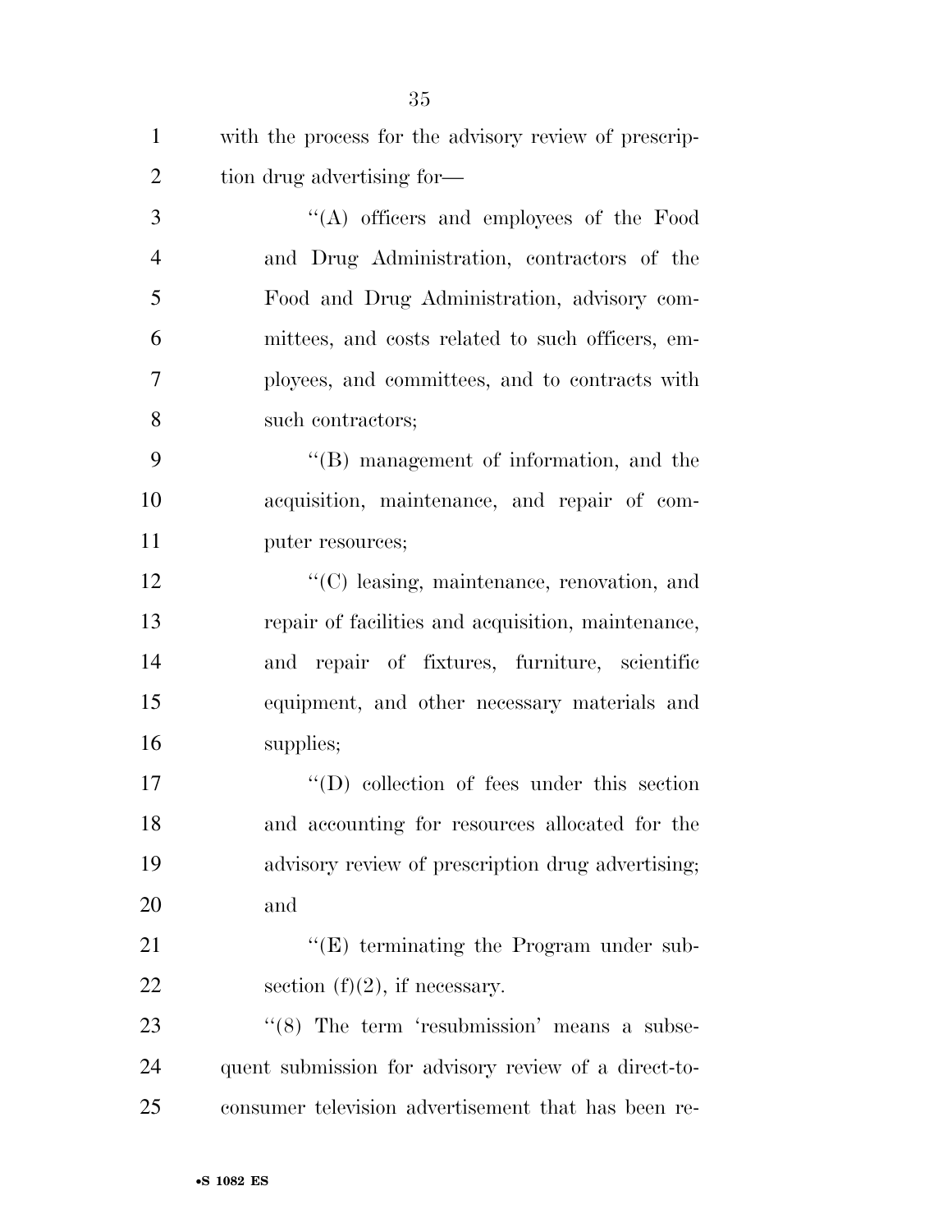with the process for the advisory review of prescription drug advertising for—

''(A) officers and employees of the Food and Drug Administration, contractors of the Food and Drug Administration, advisory committees, and costs related to such officers, employees, and committees, and to contracts with such contractors;

''(B) management of information, and the acquisition, maintenance, and repair of computer resources;

''(C) leasing, maintenance, renovation, and repair of facilities and acquisition, maintenance, and repair of fixtures, furniture, scientific equipment, and other necessary materials and supplies;

''(D) collection of fees under this section and accounting for resources allocated for the advisory review of prescription drug advertising; and

''(E) terminating the Program under subsection (f)(2), if necessary.

''(8) The term 'resubmission' means a subsequent submission for advisory review of a direct-to-consumer television advertisement that has been re-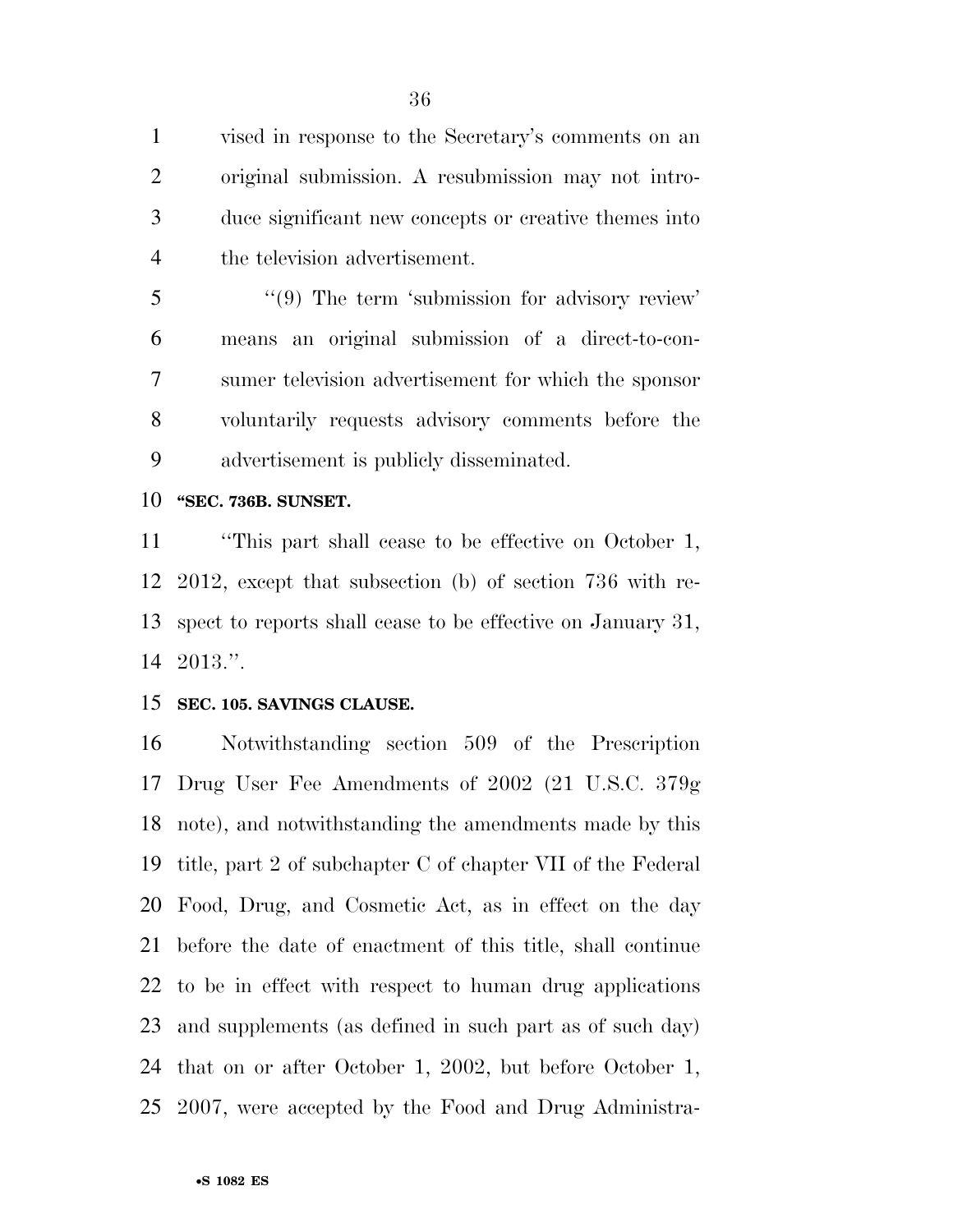vised in response to the Secretary's comments on an original submission. A resubmission may not introduce significant new concepts or creative themes into the television advertisement.

''(9) The term 'submission for advisory review' means an original submission of a direct-to-consumer television advertisement for which the sponsor voluntarily requests advisory comments before the advertisement is publicly disseminated.

**''SEC. 736B. SUNSET.**

''This part shall cease to be effective on October 1, 2012, except that subsection (b) of section 736 with respect to reports shall cease to be effective on January 31, 2013.''.

**SEC. 105. SAVINGS CLAUSE.**

Notwithstanding section 509 of the Prescription Drug User Fee Amendments of 2002 (21 U.S.C. 379g note), and notwithstanding the amendments made by this title, part 2 of subchapter C of chapter VII of the Federal Food, Drug, and Cosmetic Act, as in effect on the day before the date of enactment of this title, shall continue to be in effect with respect to human drug applications and supplements (as defined in such part as of such day) that on or after October 1, 2002, but before October 1, 2007, were accepted by the Food and Drug Administra-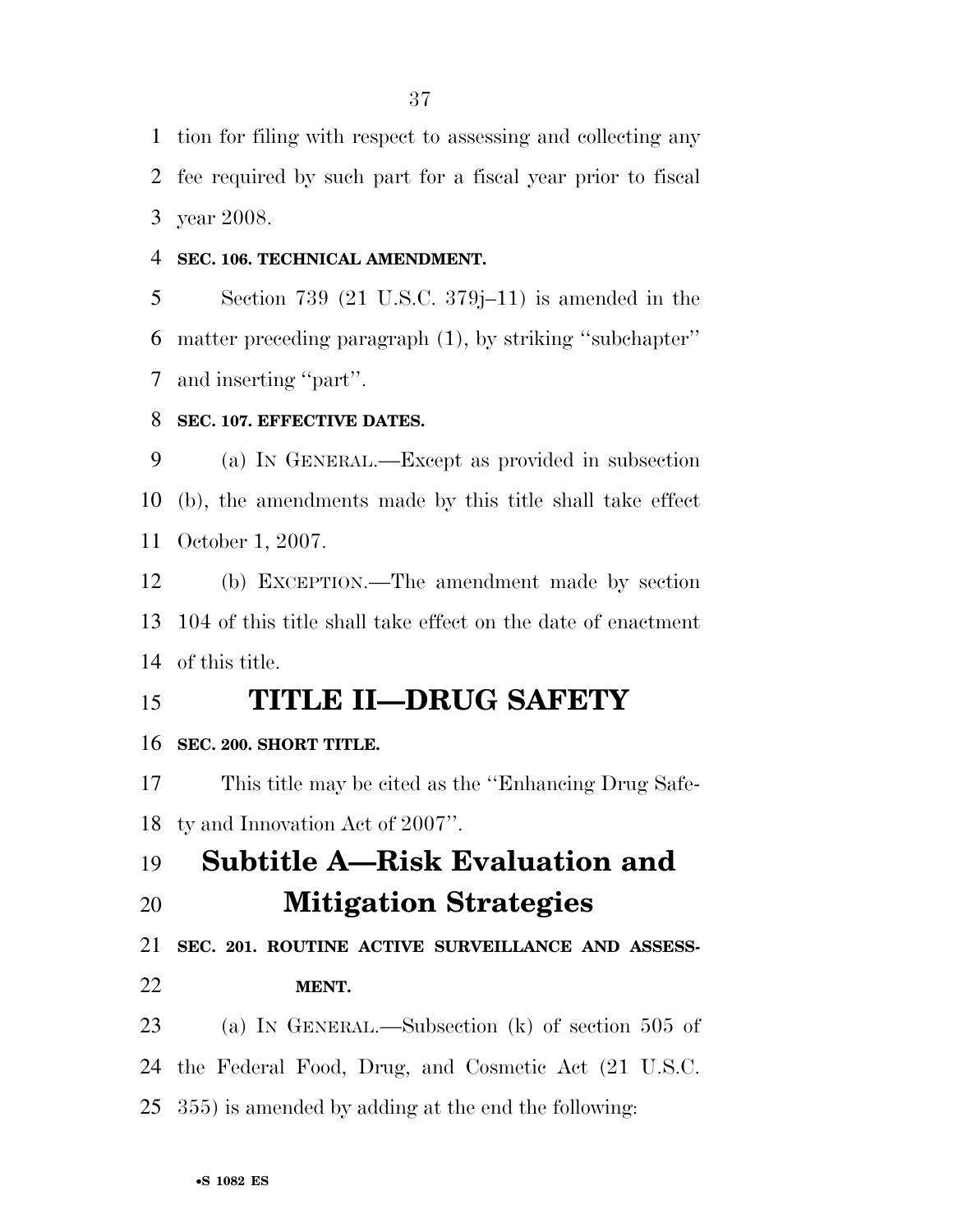tion for filing with respect to assessing and collecting any fee required by such part for a fiscal year prior to fiscal year 2008.

**SEC. 106. TECHNICAL AMENDMENT.**

Section 739 (21 U.S.C. 379j–11) is amended in the matter preceding paragraph (1), by striking ''subchapter'' and inserting ''part''.

**SEC. 107. EFFECTIVE DATES.**

(a) IN GENERAL.—Except as provided in subsection (b), the amendments made by this title shall take effect October 1, 2007.

(b) EXCEPTION.—The amendment made by section 104 of this title shall take effect on the date of enactment of this title.

# TITLE II—DRUG SAFETY

**SEC. 200. SHORT TITLE.**

This title may be cited as the ''Enhancing Drug Safety and Innovation Act of 2007''.

## Subtitle A—Risk Evaluation and Mitigation Strategies

**SEC. 201. ROUTINE ACTIVE SURVEILLANCE AND ASSESSMENT.**

(a) IN GENERAL.—Subsection (k) of section 505 of the Federal Food, Drug, and Cosmetic Act (21 U.S.C. 355) is amended by adding at the end the following: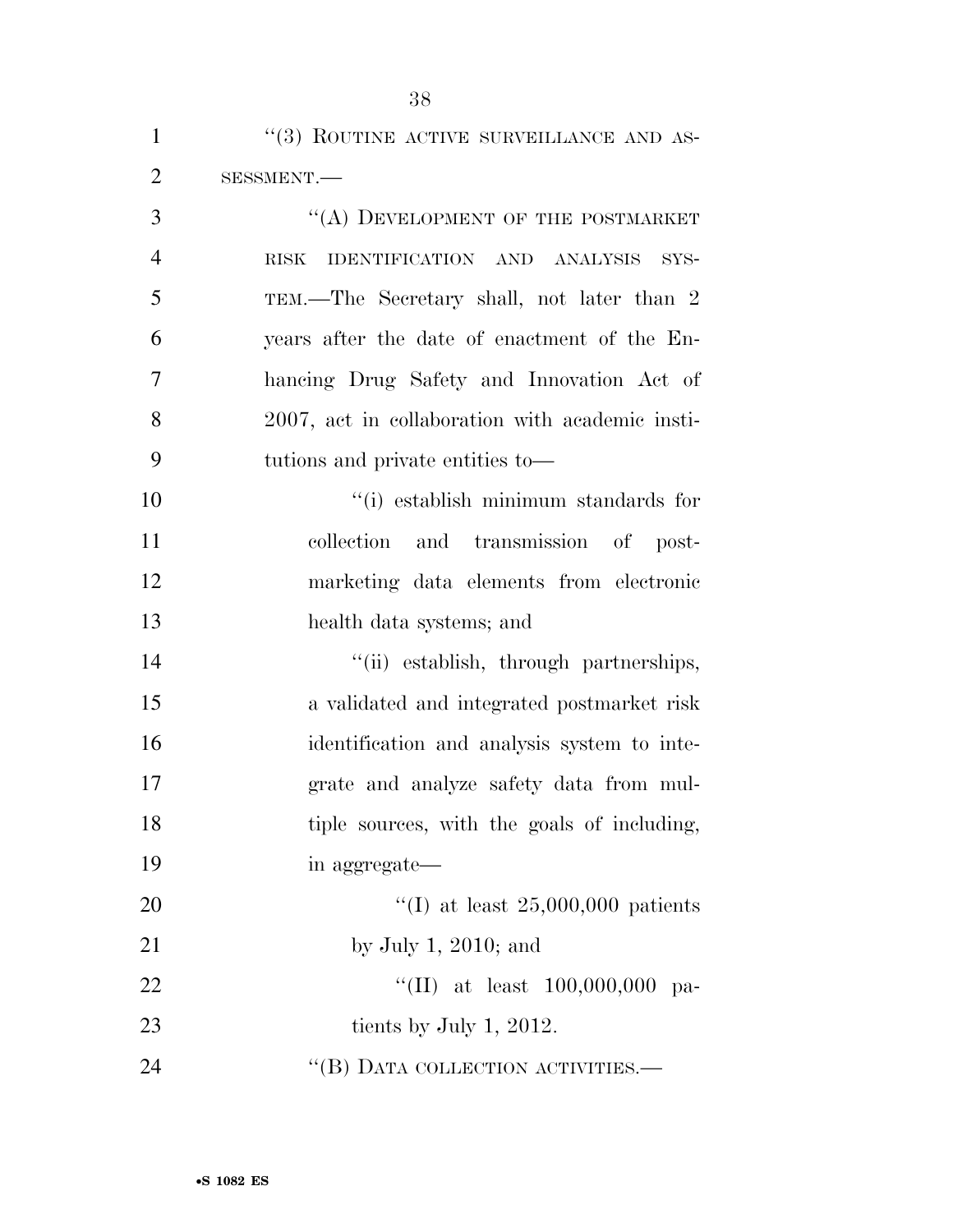"(3) ROUTINE ACTIVE SURVEILLANCE AND ASSESSMENT.—

"(A) DEVELOPMENT OF THE POSTMARKET RISK IDENTIFICATION AND ANALYSIS SYSTEM.—The Secretary shall, not later than 2 years after the date of enactment of the Enhancing Drug Safety and Innovation Act of 2007, act in collaboration with academic institutions and private entities to—

"(i) establish minimum standards for collection and transmission of postmarketing data elements from electronic health data systems; and

"(ii) establish, through partnerships, a validated and integrated postmarket risk identification and analysis system to integrate and analyze safety data from multiple sources, with the goals of including, in aggregate—

"(I) at least 25,000,000 patients by July 1, 2010; and

"(II) at least 100,000,000 patients by July 1, 2012.

"(B) DATA COLLECTION ACTIVITIES.—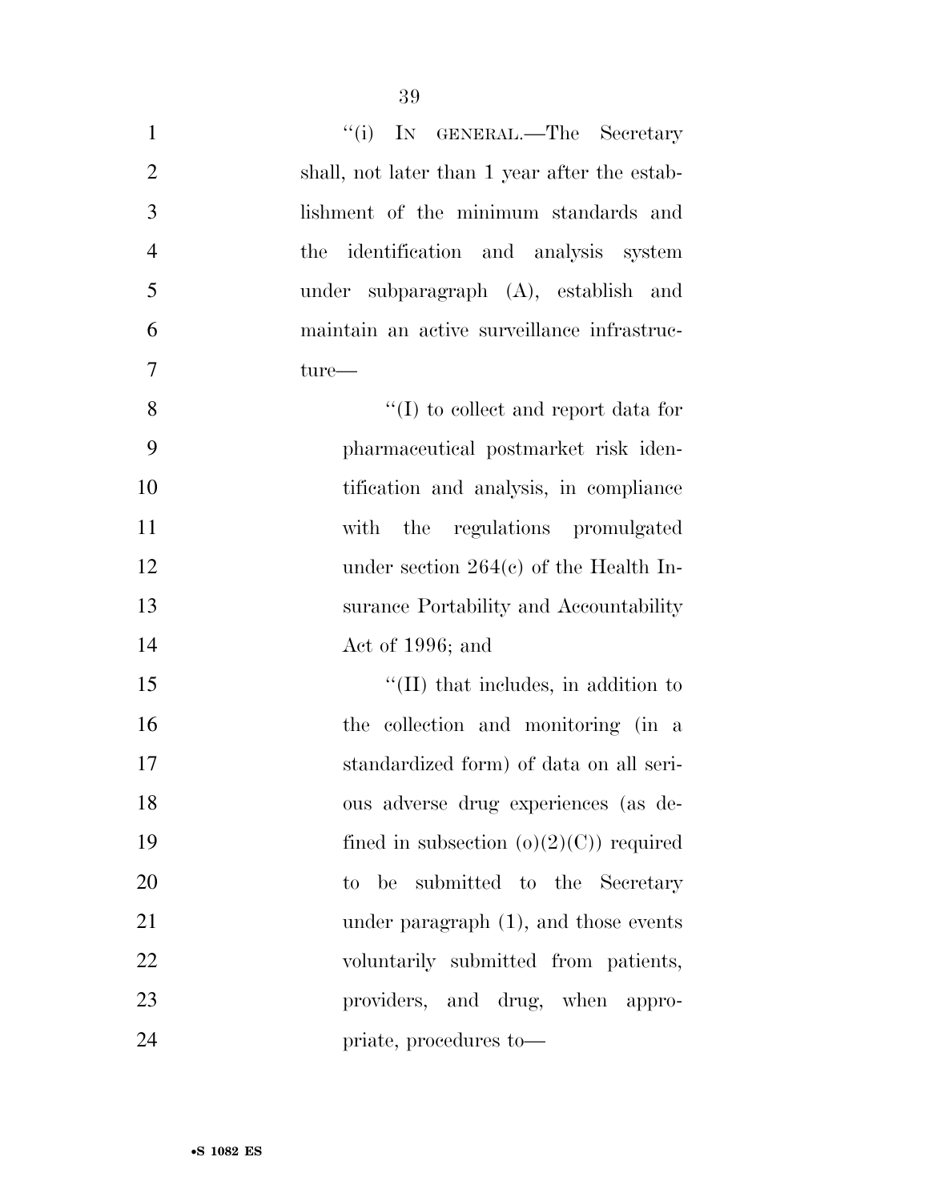''(i) IN GENERAL.—The Secretary shall, not later than 1 year after the establishment of the minimum standards and the identification and analysis system under subparagraph (A), establish and maintain an active surveillance infrastructure—

''(I) to collect and report data for pharmaceutical postmarket risk identification and analysis, in compliance with the regulations promulgated under section 264(c) of the Health Insurance Portability and Accountability Act of 1996; and

''(II) that includes, in addition to the collection and monitoring (in a standardized form) of data on all serious adverse drug experiences (as defined in subsection (o)(2)(C)) required to be submitted to the Secretary under paragraph (1), and those events voluntarily submitted from patients, providers, and drug, when appropriate, procedures to—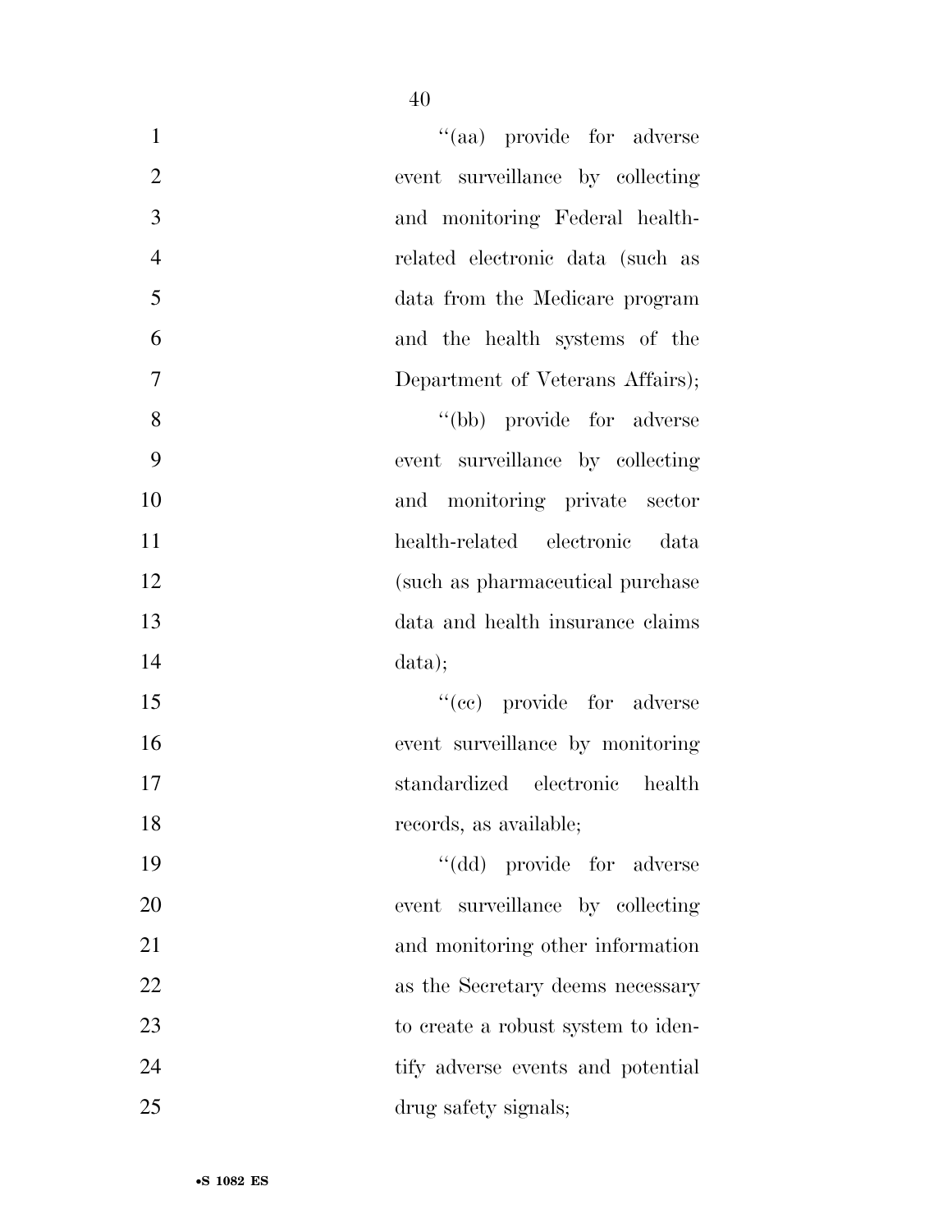''(aa) provide for adverse event surveillance by collecting and monitoring Federal health-related electronic data (such as data from the Medicare program and the health systems of the Department of Veterans Affairs);

''(bb) provide for adverse event surveillance by collecting and monitoring private sector health-related electronic data (such as pharmaceutical purchase data and health insurance claims data);

''(cc) provide for adverse event surveillance by monitoring standardized electronic health records, as available;

''(dd) provide for adverse event surveillance by collecting and monitoring other information as the Secretary deems necessary to create a robust system to identify adverse events and potential drug safety signals;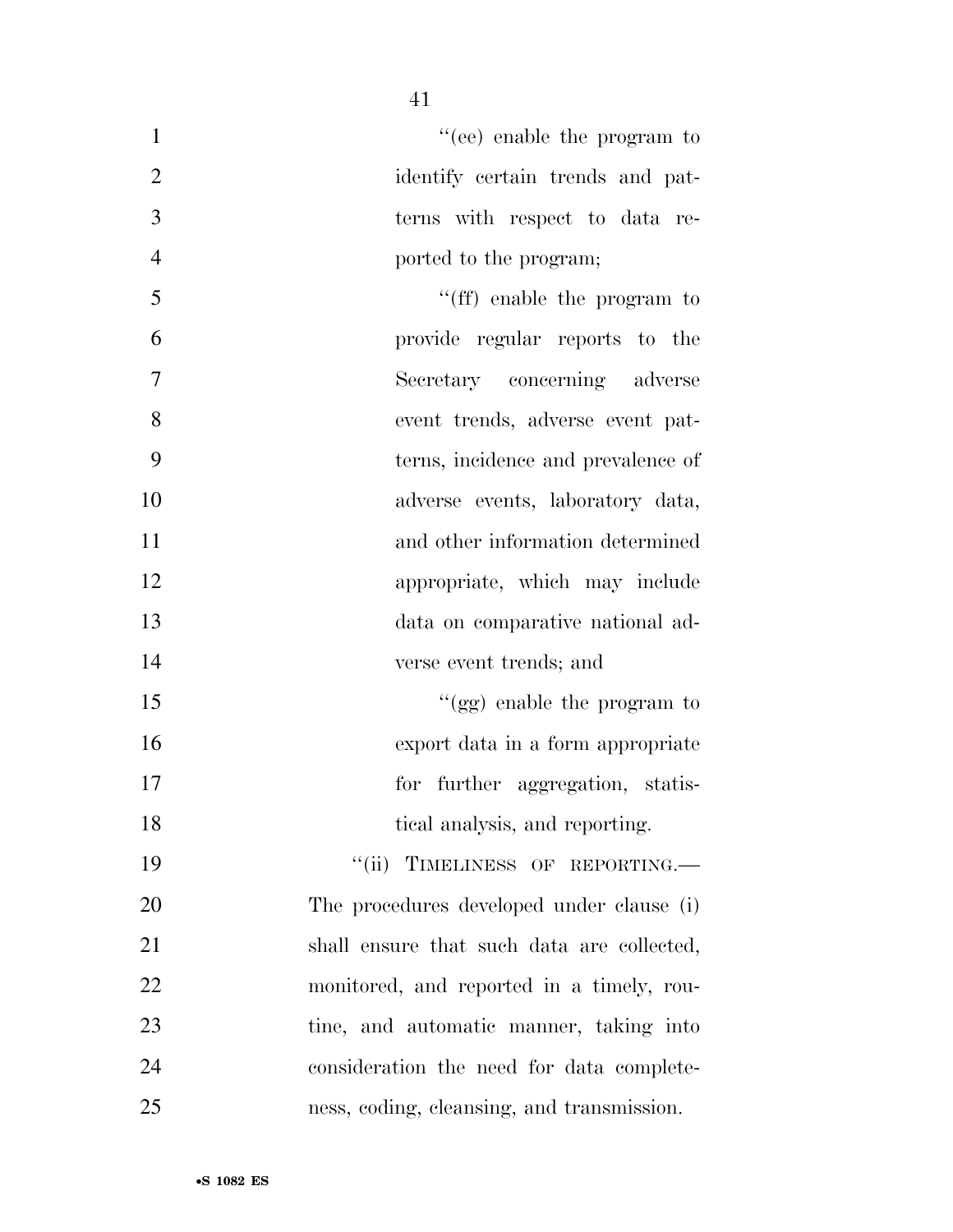"(ee) enable the program to identify certain trends and patterns with respect to data reported to the program;

"(ff) enable the program to provide regular reports to the Secretary concerning adverse event trends, adverse event patterns, incidence and prevalence of adverse events, laboratory data, and other information determined appropriate, which may include data on comparative national adverse event trends; and

"(gg) enable the program to export data in a form appropriate for further aggregation, statistical analysis, and reporting.

"(ii) TIMELINESS OF REPORTING.—The procedures developed under clause (i) shall ensure that such data are collected, monitored, and reported in a timely, routine, and automatic manner, taking into consideration the need for data completeness, coding, cleansing, and transmission.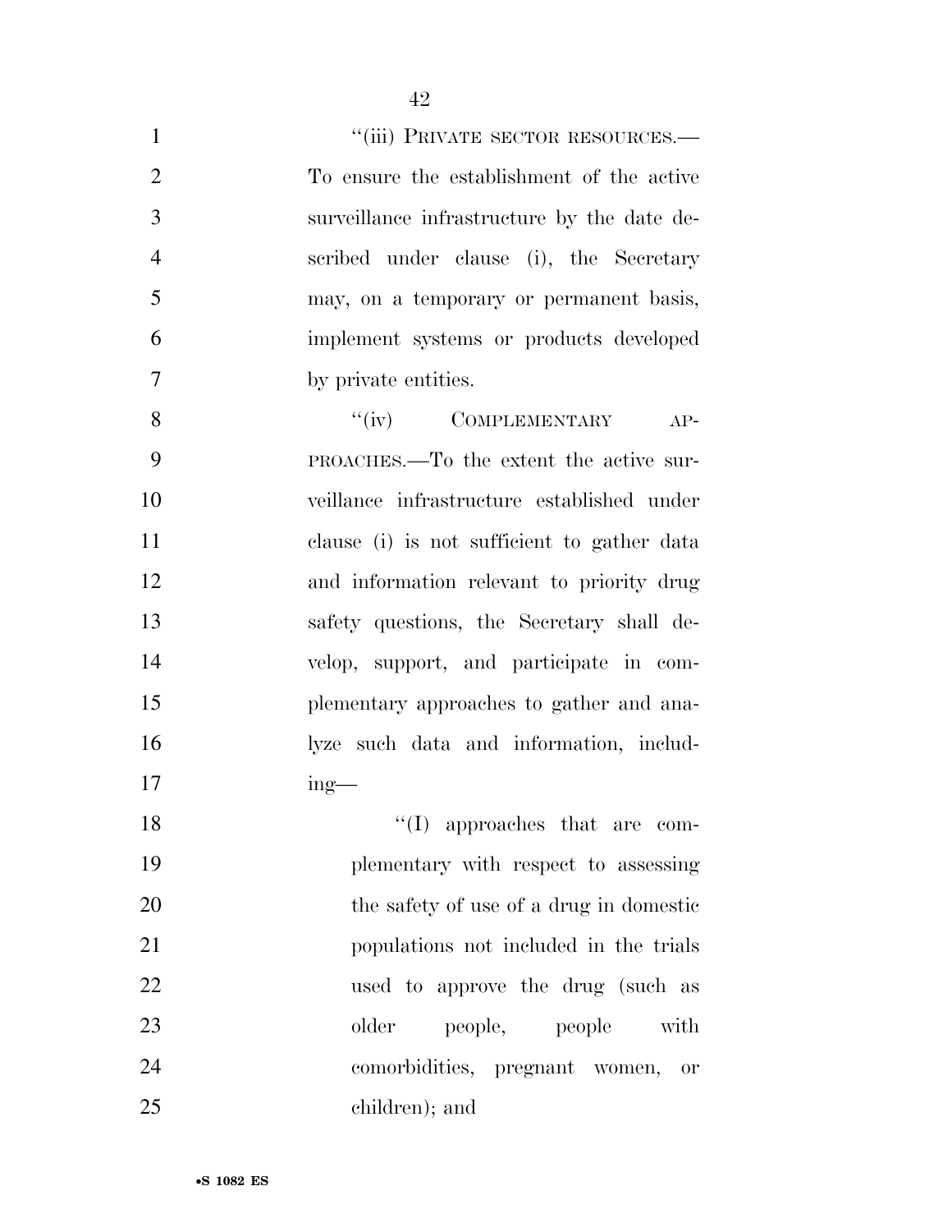"(iii) PRIVATE SECTOR RESOURCES.—To ensure the establishment of the active surveillance infrastructure by the date described under clause (i), the Secretary may, on a temporary or permanent basis, implement systems or products developed by private entities.

"(iv) COMPLEMENTARY APPROACHES.—To the extent the active surveillance infrastructure established under clause (i) is not sufficient to gather data and information relevant to priority drug safety questions, the Secretary shall develop, support, and participate in complementary approaches to gather and analyze such data and information, including—

"(I) approaches that are complementary with respect to assessing the safety of use of a drug in domestic populations not included in the trials used to approve the drug (such as older people, people with comorbidities, pregnant women, or children); and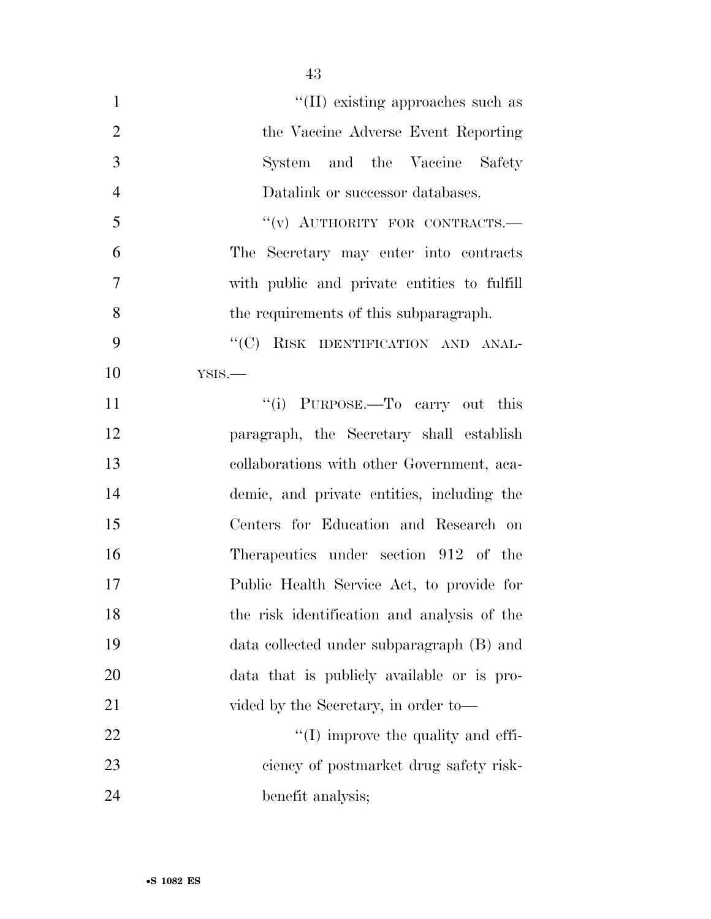"(II) existing approaches such as the Vaccine Adverse Event Reporting System and the Vaccine Safety Datalink or successor databases.

"(v) AUTHORITY FOR CONTRACTS.—The Secretary may enter into contracts with public and private entities to fulfill the requirements of this subparagraph.

"(C) RISK IDENTIFICATION AND ANALYSIS.—

"(i) PURPOSE.—To carry out this paragraph, the Secretary shall establish collaborations with other Government, academic, and private entities, including the Centers for Education and Research on Therapeutics under section 912 of the Public Health Service Act, to provide for the risk identification and analysis of the data collected under subparagraph (B) and data that is publicly available or is provided by the Secretary, in order to—

"(I) improve the quality and efficiency of postmarket drug safety risk-benefit analysis;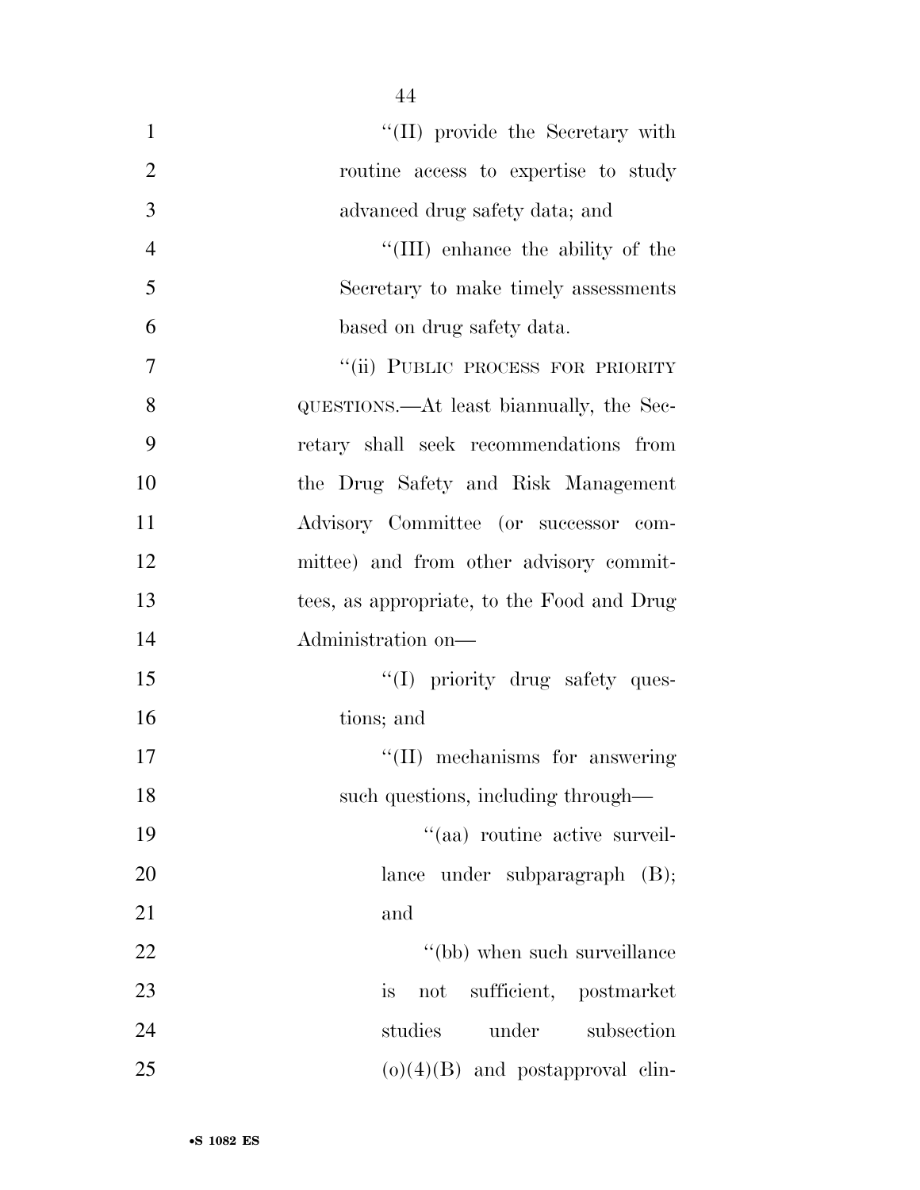''(II) provide the Secretary with routine access to expertise to study advanced drug safety data; and

''(III) enhance the ability of the Secretary to make timely assessments based on drug safety data.

''(ii) PUBLIC PROCESS FOR PRIORITY QUESTIONS.—At least biannually, the Secretary shall seek recommendations from the Drug Safety and Risk Management Advisory Committee (or successor committee) and from other advisory committees, as appropriate, to the Food and Drug Administration on—

''(I) priority drug safety questions; and

''(II) mechanisms for answering such questions, including through—

''(aa) routine active surveillance under subparagraph (B); and

''(bb) when such surveillance is not sufficient, postmarket studies under subsection (o)(4)(B) and postapproval clin-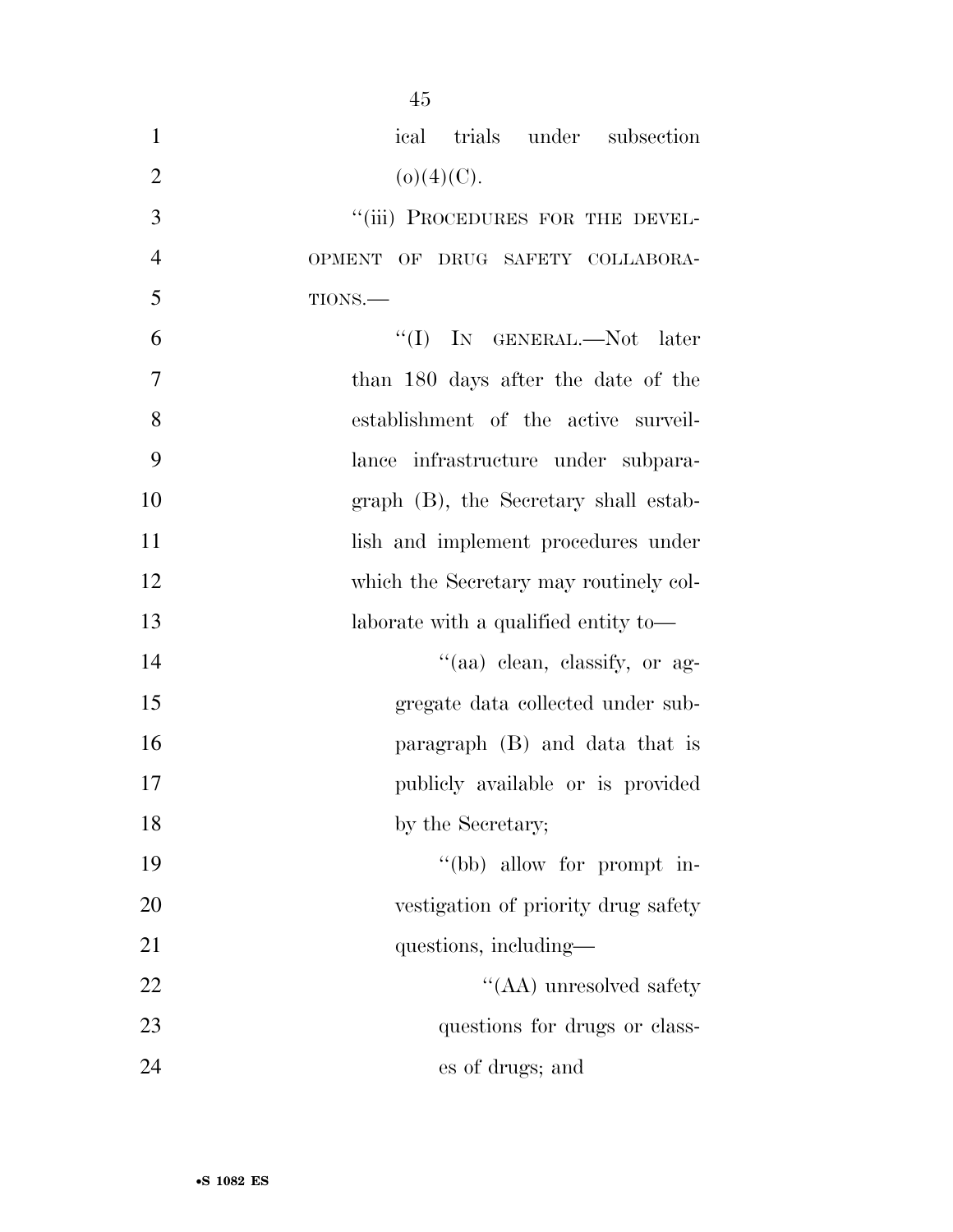ical trials under subsection (o)(4)(C).

"(iii) PROCEDURES FOR THE DEVELOPMENT OF DRUG SAFETY COLLABORATIONS.—

"(I) IN GENERAL.—Not later than 180 days after the date of the establishment of the active surveillance infrastructure under subparagraph (B), the Secretary shall establish and implement procedures under which the Secretary may routinely collaborate with a qualified entity to—

"(aa) clean, classify, or aggregate data collected under subparagraph (B) and data that is publicly available or is provided by the Secretary;

"(bb) allow for prompt investigation of priority drug safety questions, including—

"(AA) unresolved safety questions for drugs or classes of drugs; and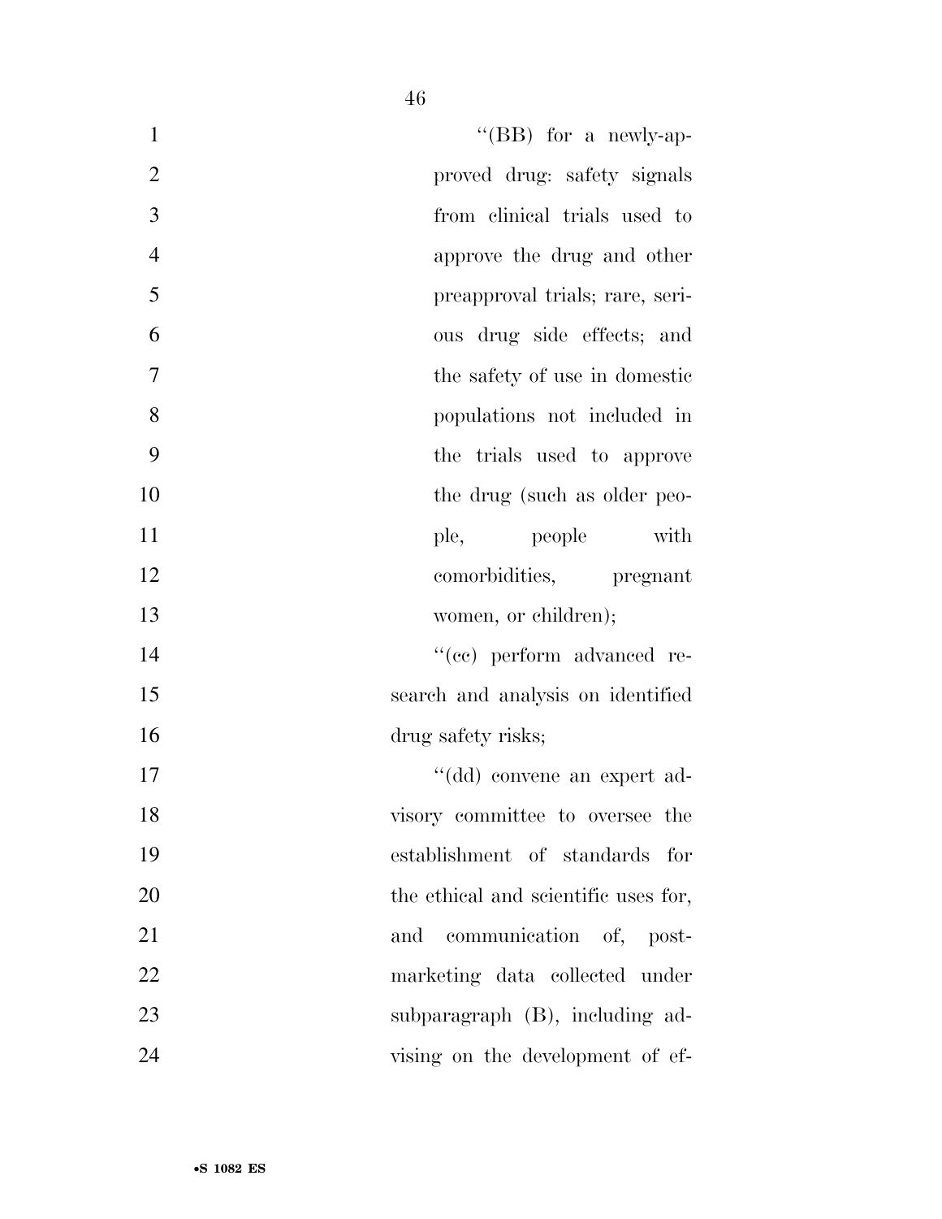''(BB) for a newly-approved drug: safety signals from clinical trials used to approve the drug and other preapproval trials; rare, serious drug side effects; and the safety of use in domestic populations not included in the trials used to approve the drug (such as older people, people with comorbidities, pregnant women, or children);

''(cc) perform advanced research and analysis on identified drug safety risks;

''(dd) convene an expert advisory committee to oversee the establishment of standards for the ethical and scientific uses for, and communication of, postmarketing data collected under subparagraph (B), including advising on the development of ef-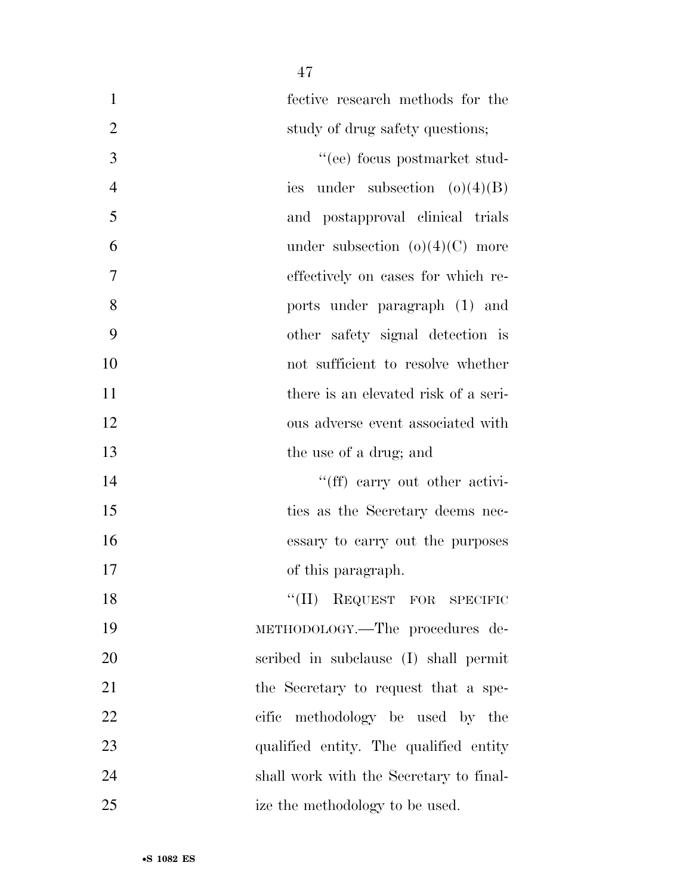fective research methods for the study of drug safety questions;

"(ee) focus postmarket studies under subsection (o)(4)(B) and postapproval clinical trials under subsection (o)(4)(C) more effectively on cases for which reports under paragraph (1) and other safety signal detection is not sufficient to resolve whether there is an elevated risk of a serious adverse event associated with the use of a drug; and

"(ff) carry out other activities as the Secretary deems necessary to carry out the purposes of this paragraph.

"(II) REQUEST FOR SPECIFIC METHODOLOGY.—The procedures described in subclause (I) shall permit the Secretary to request that a specific methodology be used by the qualified entity. The qualified entity shall work with the Secretary to finalize the methodology to be used.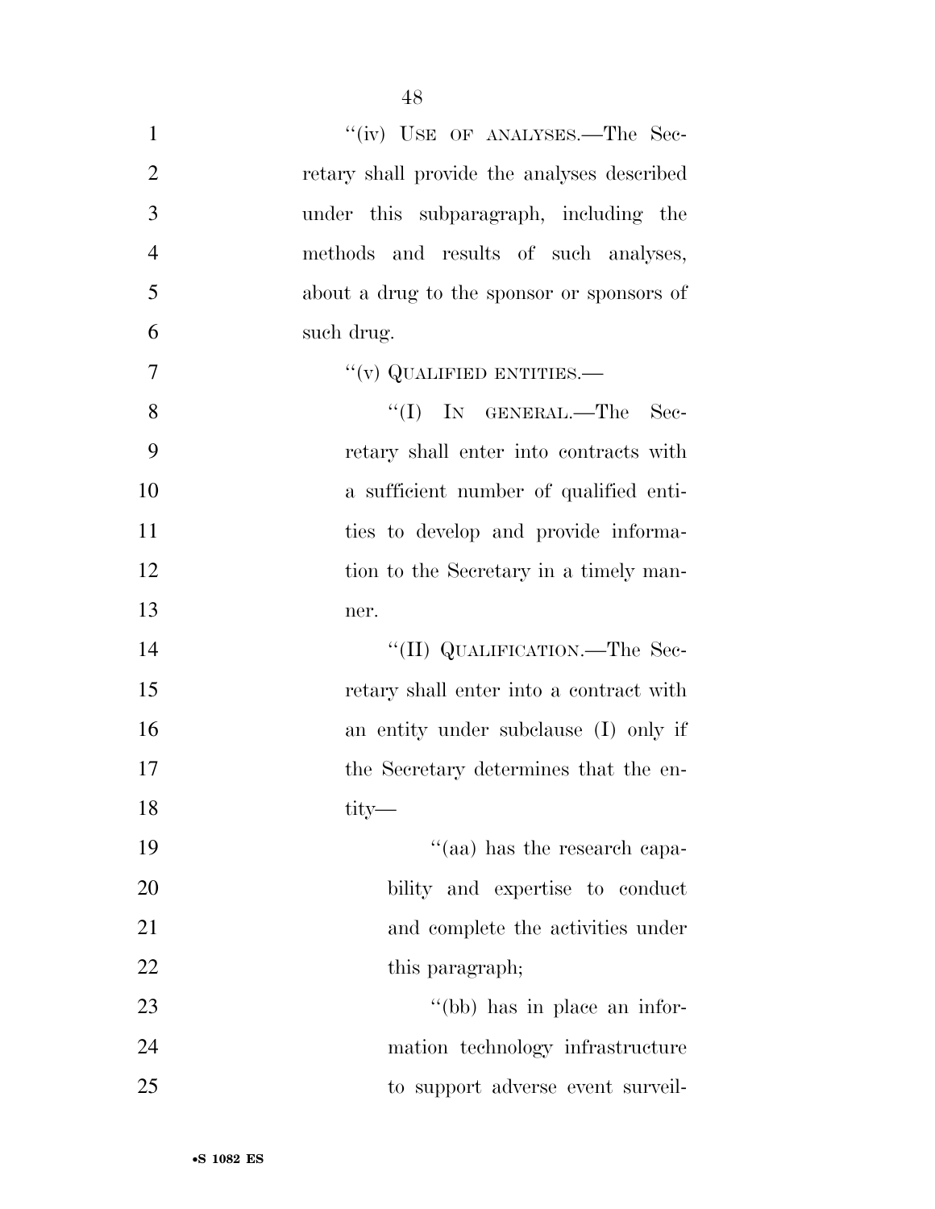"(iv) USE OF ANALYSES.—The Secretary shall provide the analyses described under this subparagraph, including the methods and results of such analyses, about a drug to the sponsor or sponsors of such drug.

"(v) QUALIFIED ENTITIES.—

"(I) IN GENERAL.—The Secretary shall enter into contracts with a sufficient number of qualified entities to develop and provide information to the Secretary in a timely manner.

"(II) QUALIFICATION.—The Secretary shall enter into a contract with an entity under subclause (I) only if the Secretary determines that the entity—

"(aa) has the research capability and expertise to conduct and complete the activities under this paragraph;

"(bb) has in place an information technology infrastructure to support adverse event surveil-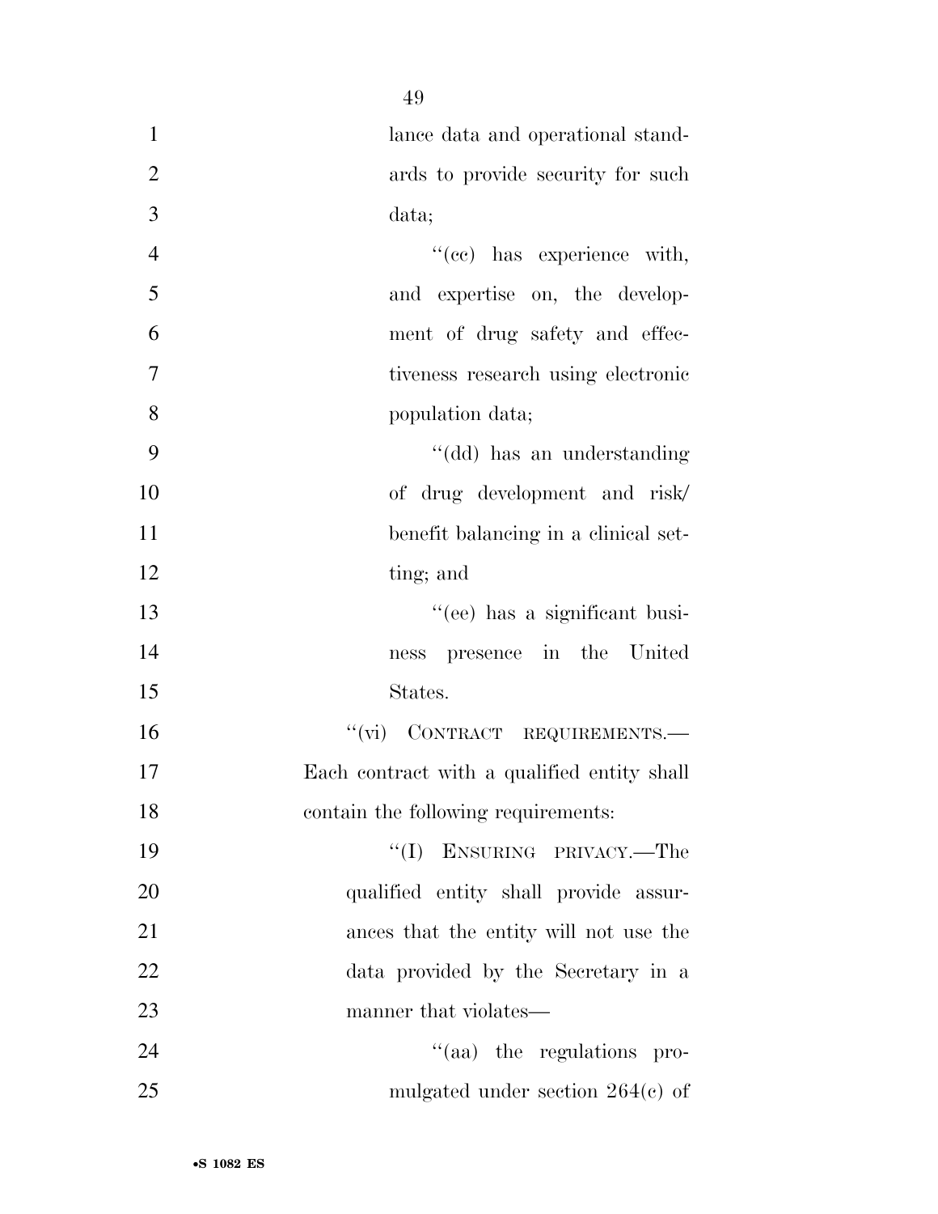lance data and operational standards to provide security for such data;

"(cc) has experience with, and expertise on, the development of drug safety and effectiveness research using electronic population data;

"(dd) has an understanding of drug development and risk/benefit balancing in a clinical setting; and

"(ee) has a significant business presence in the United States.

"(vi) CONTRACT REQUIREMENTS.—Each contract with a qualified entity shall contain the following requirements:

"(I) ENSURING PRIVACY.—The qualified entity shall provide assurances that the entity will not use the data provided by the Secretary in a manner that violates—

"(aa) the regulations promulgated under section 264(c) of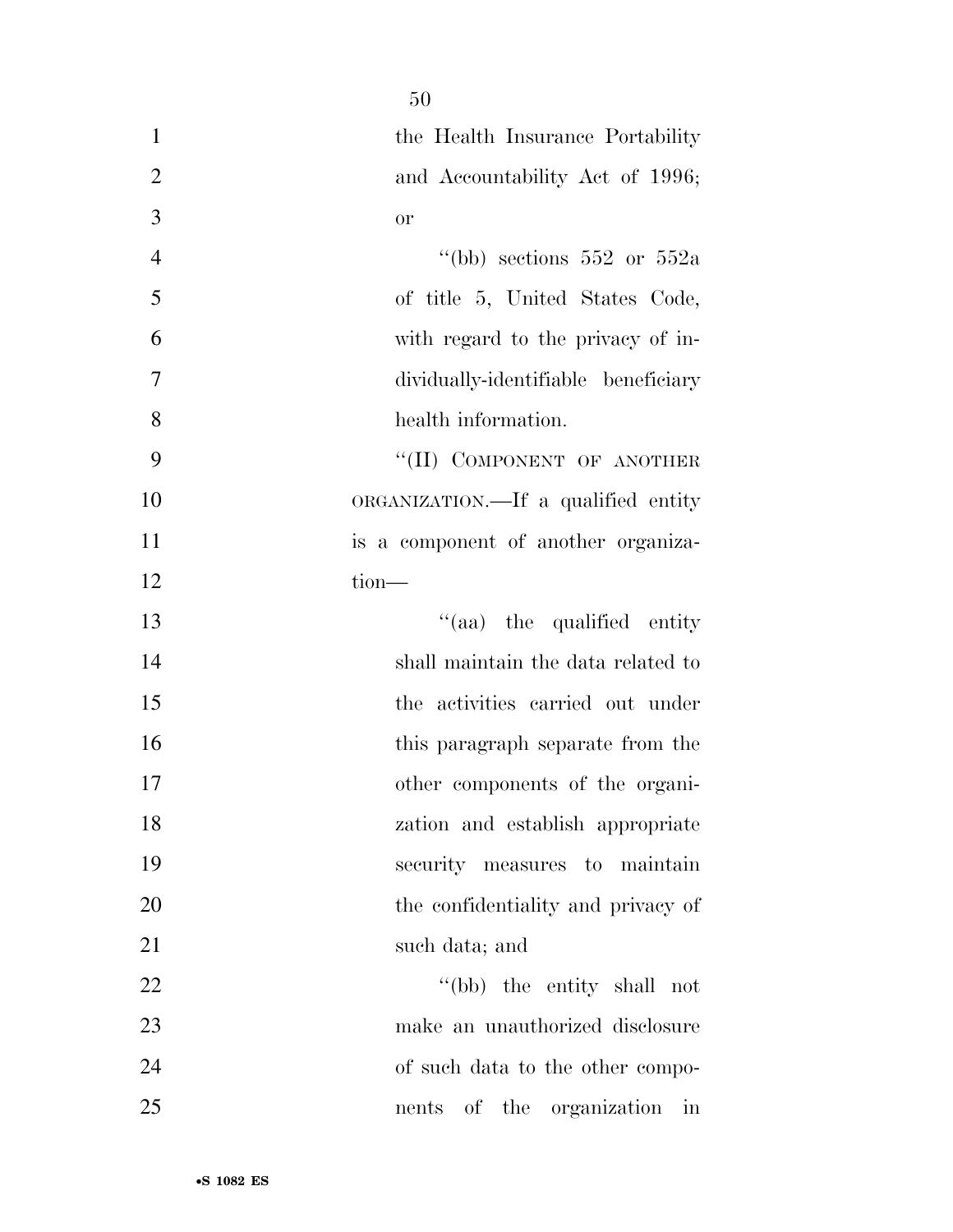the Health Insurance Portability and Accountability Act of 1996; or

''(bb) sections 552 or 552a of title 5, United States Code, with regard to the privacy of individually-identifiable beneficiary health information.

''(II) COMPONENT OF ANOTHER ORGANIZATION.—If a qualified entity is a component of another organization—

''(aa) the qualified entity shall maintain the data related to the activities carried out under this paragraph separate from the other components of the organization and establish appropriate security measures to maintain the confidentiality and privacy of such data; and

''(bb) the entity shall not make an unauthorized disclosure of such data to the other components of the organization in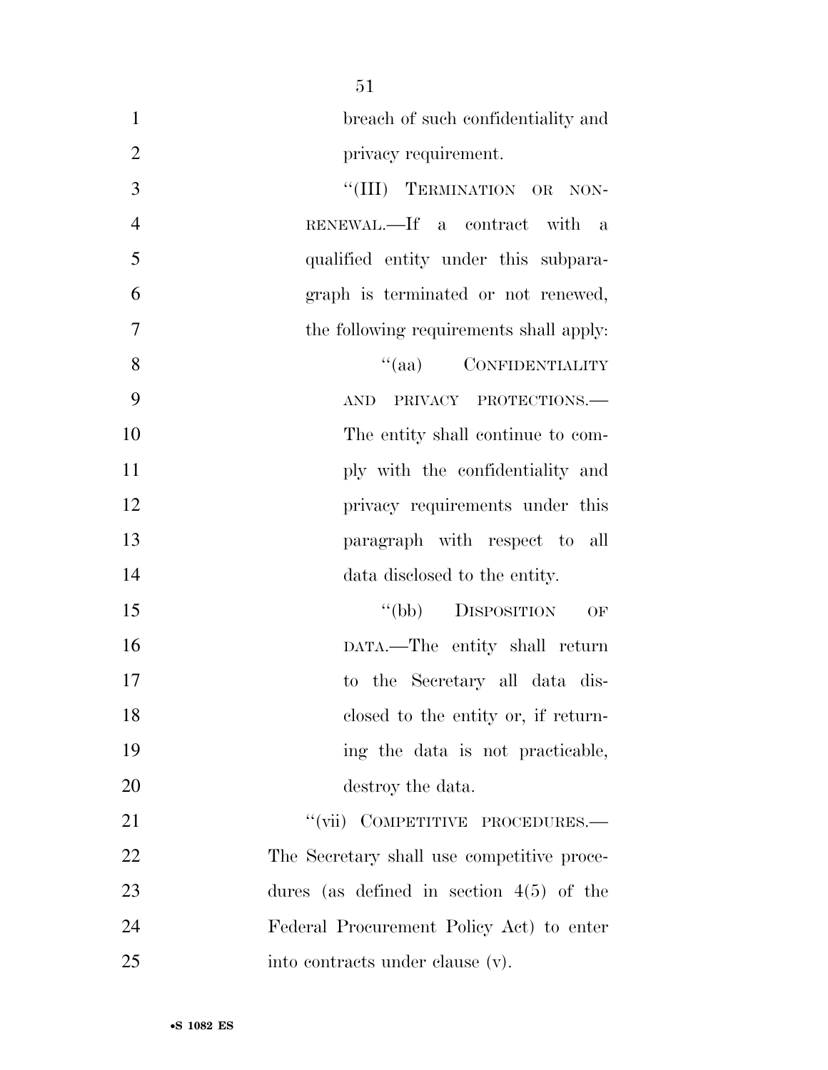breach of such confidentiality and privacy requirement.

"(III) TERMINATION OR NON-RENEWAL.—If a contract with a qualified entity under this subparagraph is terminated or not renewed, the following requirements shall apply:

"(aa) CONFIDENTIALITY AND PRIVACY PROTECTIONS.—The entity shall continue to comply with the confidentiality and privacy requirements under this paragraph with respect to all data disclosed to the entity.

"(bb) DISPOSITION OF DATA.—The entity shall return to the Secretary all data disclosed to the entity or, if returning the data is not practicable, destroy the data.

"(vii) COMPETITIVE PROCEDURES.—The Secretary shall use competitive procedures (as defined in section 4(5) of the Federal Procurement Policy Act) to enter into contracts under clause (v).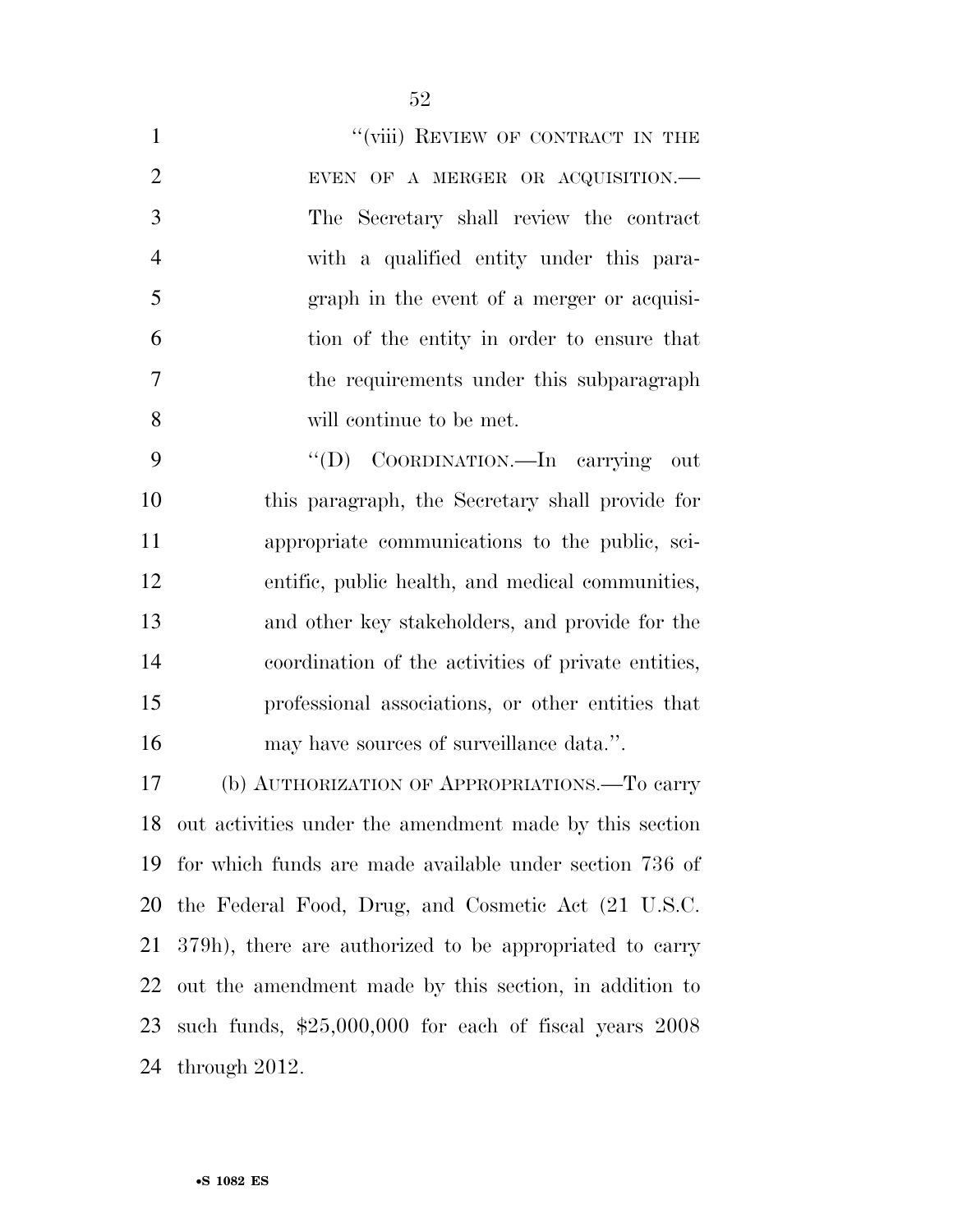"(viii) REVIEW OF CONTRACT IN THE EVEN OF A MERGER OR ACQUISITION.—The Secretary shall review the contract with a qualified entity under this paragraph in the event of a merger or acquisition of the entity in order to ensure that the requirements under this subparagraph will continue to be met.

"(D) COORDINATION.—In carrying out this paragraph, the Secretary shall provide for appropriate communications to the public, scientific, public health, and medical communities, and other key stakeholders, and provide for the coordination of the activities of private entities, professional associations, or other entities that may have sources of surveillance data.".

(b) AUTHORIZATION OF APPROPRIATIONS.—To carry out activities under the amendment made by this section for which funds are made available under section 736 of the Federal Food, Drug, and Cosmetic Act (21 U.S.C. 379h), there are authorized to be appropriated to carry out the amendment made by this section, in addition to such funds, $25,000,000 for each of fiscal years 2008 through 2012.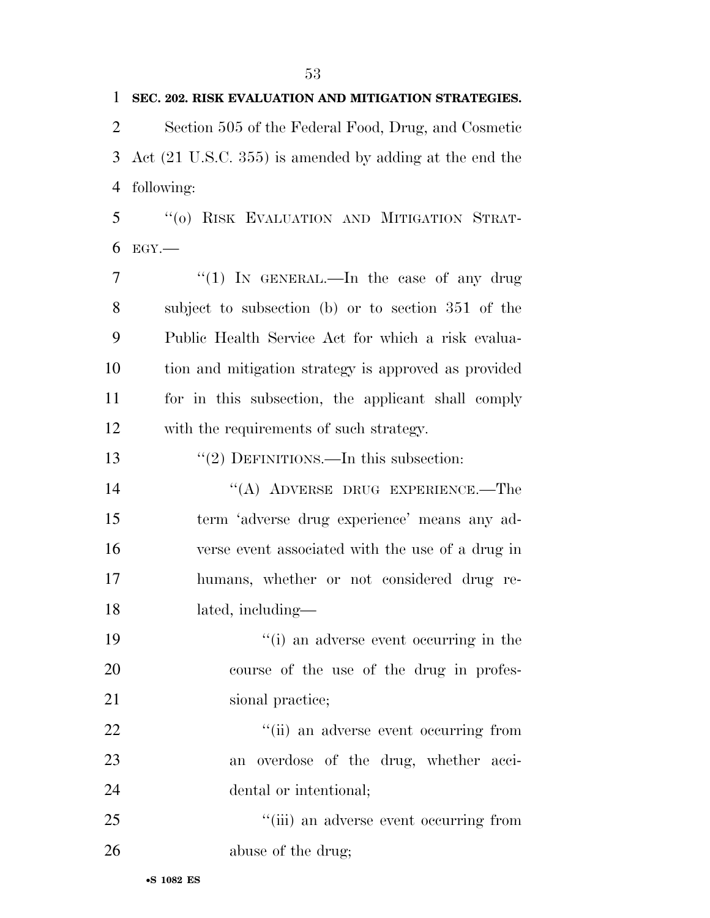**SEC. 202. RISK EVALUATION AND MITIGATION STRATEGIES.**

Section 505 of the Federal Food, Drug, and Cosmetic Act (21 U.S.C. 355) is amended by adding at the end the following:

"(o) RISK EVALUATION AND MITIGATION STRATEGY.—

"(1) IN GENERAL.—In the case of any drug subject to subsection (b) or to section 351 of the Public Health Service Act for which a risk evaluation and mitigation strategy is approved as provided for in this subsection, the applicant shall comply with the requirements of such strategy.

"(2) DEFINITIONS.—In this subsection:

"(A) ADVERSE DRUG EXPERIENCE.—The term 'adverse drug experience' means any adverse event associated with the use of a drug in humans, whether or not considered drug related, including—

"(i) an adverse event occurring in the course of the use of the drug in professional practice;

"(ii) an adverse event occurring from an overdose of the drug, whether accidental or intentional;

"(iii) an adverse event occurring from abuse of the drug;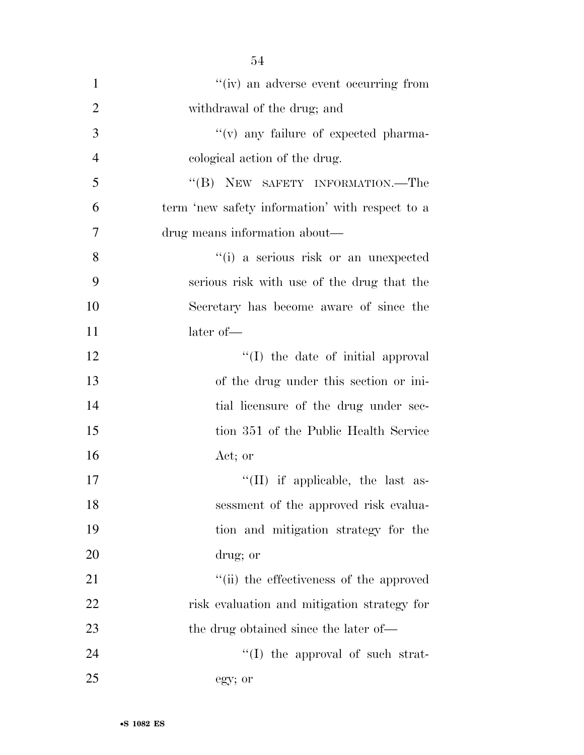"(iv) an adverse event occurring from withdrawal of the drug; and

"(v) any failure of expected pharmacological action of the drug.

"(B) NEW SAFETY INFORMATION.—The term 'new safety information' with respect to a drug means information about—

"(i) a serious risk or an unexpected serious risk with use of the drug that the Secretary has become aware of since the later of—

"(I) the date of initial approval of the drug under this section or initial licensure of the drug under section 351 of the Public Health Service Act; or

"(II) if applicable, the last assessment of the approved risk evaluation and mitigation strategy for the drug; or

"(ii) the effectiveness of the approved risk evaluation and mitigation strategy for the drug obtained since the later of—

"(I) the approval of such strategy; or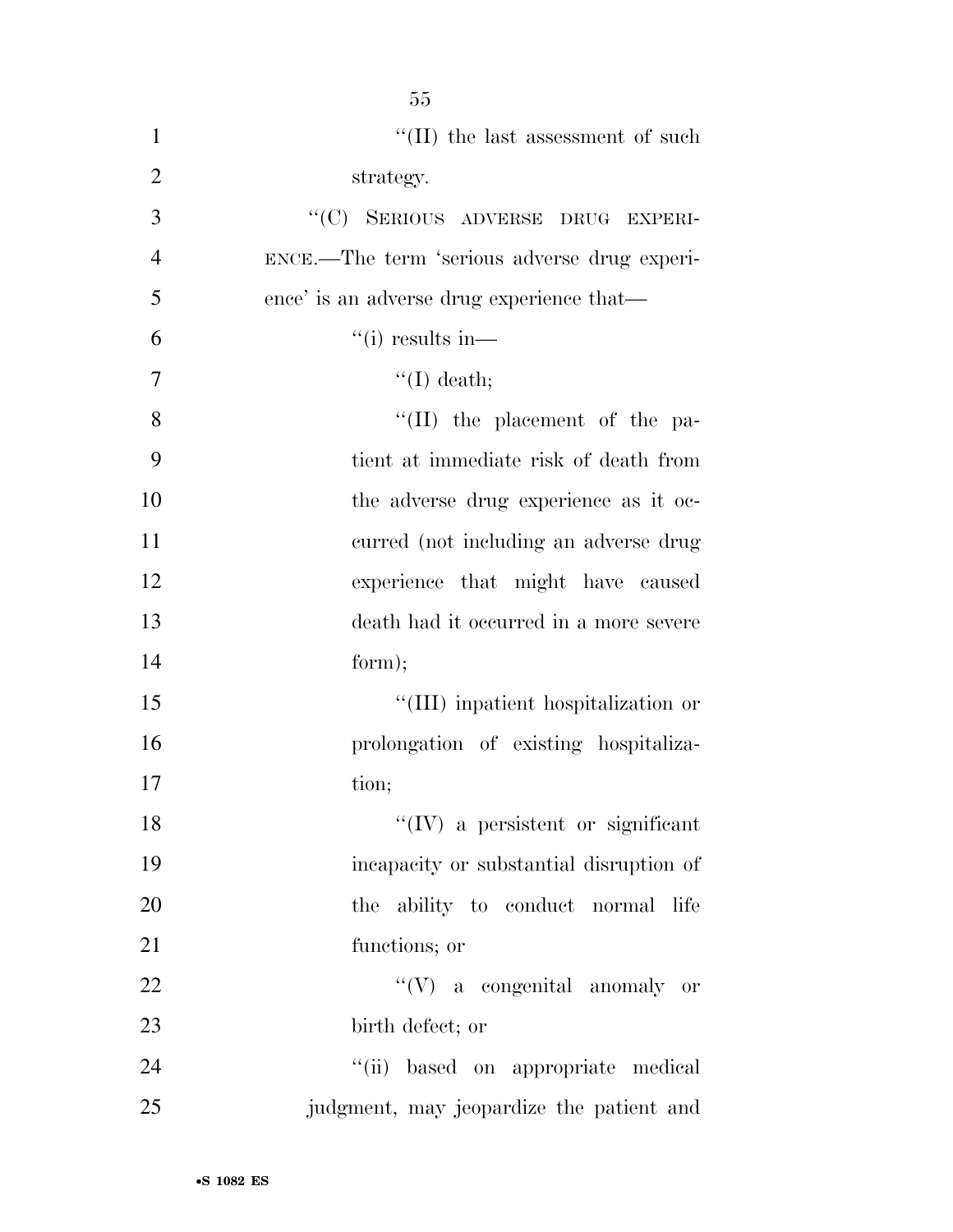"(II) the last assessment of such strategy.

"(C) SERIOUS ADVERSE DRUG EXPERIENCE.—The term 'serious adverse drug experience' is an adverse drug experience that—

"(i) results in—

"(I) death;

"(II) the placement of the patient at immediate risk of death from the adverse drug experience as it occurred (not including an adverse drug experience that might have caused death had it occurred in a more severe form);

"(III) inpatient hospitalization or prolongation of existing hospitalization;

"(IV) a persistent or significant incapacity or substantial disruption of the ability to conduct normal life functions; or

"(V) a congenital anomaly or birth defect; or

"(ii) based on appropriate medical judgment, may jeopardize the patient and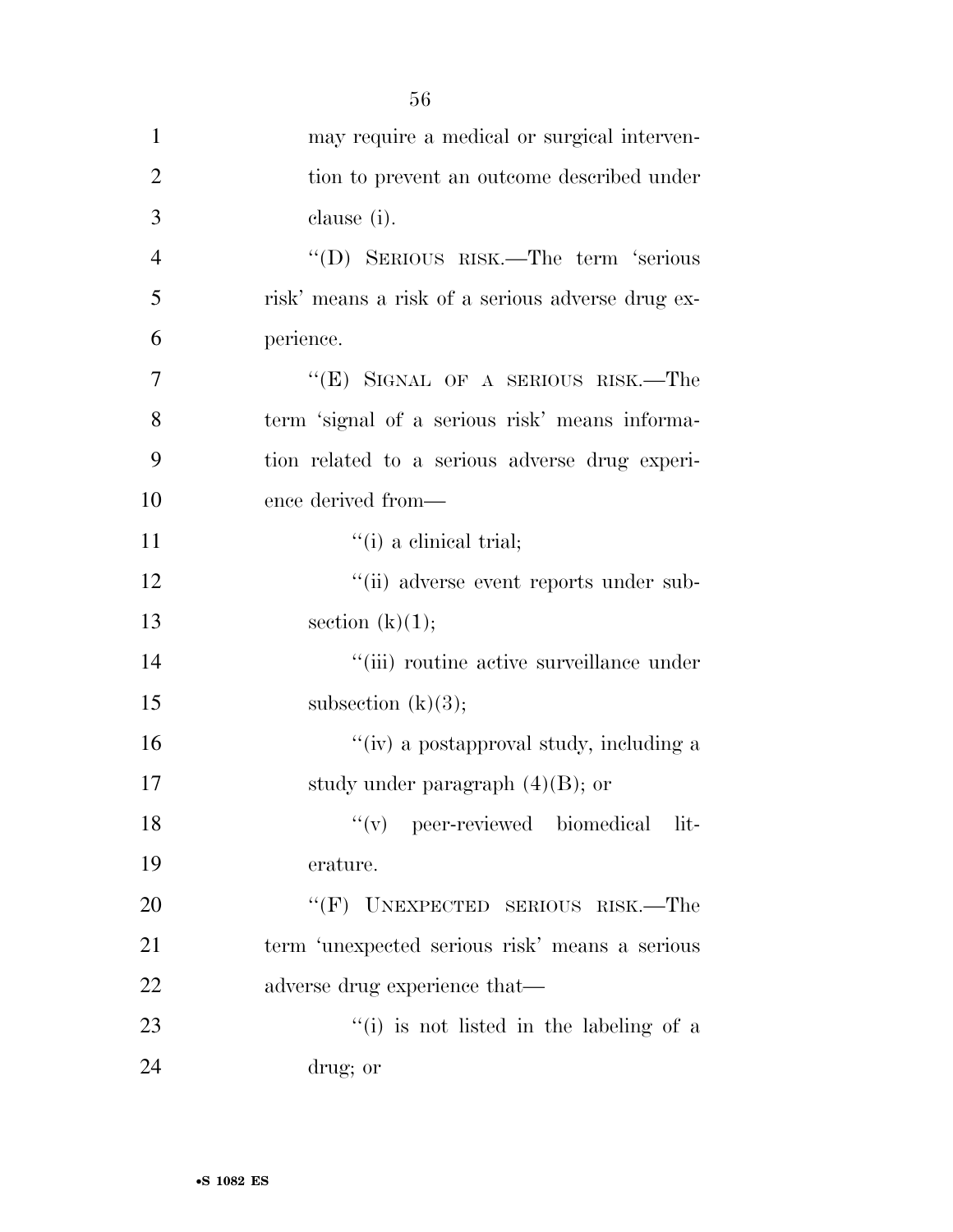may require a medical or surgical intervention to prevent an outcome described under clause (i).

''(D) SERIOUS RISK.—The term 'serious risk' means a risk of a serious adverse drug experience.

''(E) SIGNAL OF A SERIOUS RISK.—The term 'signal of a serious risk' means information related to a serious adverse drug experience derived from—

''(i) a clinical trial;

''(ii) adverse event reports under subsection (k)(1);

''(iii) routine active surveillance under subsection (k)(3);

''(iv) a postapproval study, including a study under paragraph (4)(B); or

''(v) peer-reviewed biomedical literature.

''(F) UNEXPECTED SERIOUS RISK.—The term 'unexpected serious risk' means a serious adverse drug experience that—

''(i) is not listed in the labeling of a drug; or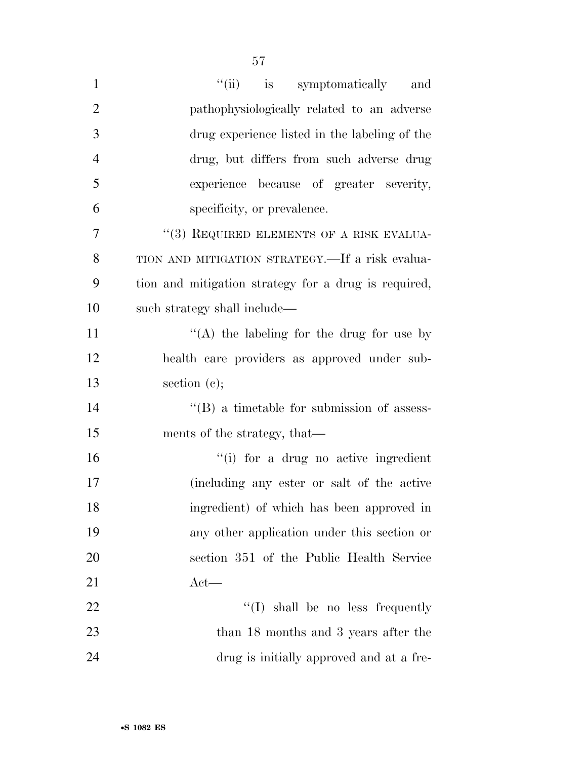"(ii) is symptomatically and pathophysiologically related to an adverse drug experience listed in the labeling of the drug, but differs from such adverse drug experience because of greater severity, specificity, or prevalence.

"(3) REQUIRED ELEMENTS OF A RISK EVALUATION AND MITIGATION STRATEGY.—If a risk evaluation and mitigation strategy for a drug is required, such strategy shall include—

"(A) the labeling for the drug for use by health care providers as approved under subsection (c);

"(B) a timetable for submission of assessments of the strategy, that—

"(i) for a drug no active ingredient (including any ester or salt of the active ingredient) of which has been approved in any other application under this section or section 351 of the Public Health Service Act—

"(I) shall be no less frequently than 18 months and 3 years after the drug is initially approved and at a fre-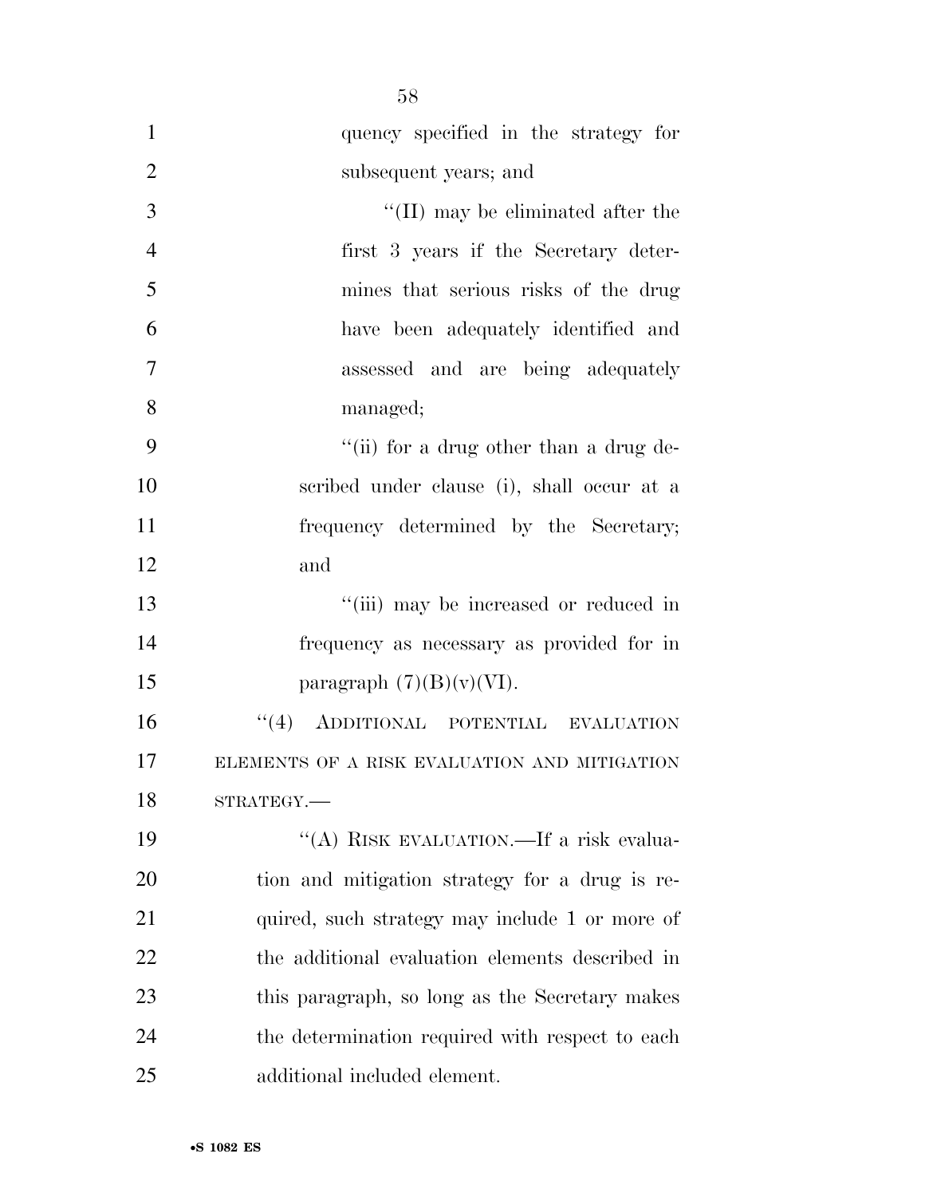quency specified in the strategy for subsequent years; and

"(II) may be eliminated after the first 3 years if the Secretary determines that serious risks of the drug have been adequately identified and assessed and are being adequately managed;

"(ii) for a drug other than a drug described under clause (i), shall occur at a frequency determined by the Secretary; and

"(iii) may be increased or reduced in frequency as necessary as provided for in paragraph (7)(B)(v)(VI).

"(4) ADDITIONAL POTENTIAL EVALUATION ELEMENTS OF A RISK EVALUATION AND MITIGATION STRATEGY.—

"(A) RISK EVALUATION.—If a risk evaluation and mitigation strategy for a drug is required, such strategy may include 1 or more of the additional evaluation elements described in this paragraph, so long as the Secretary makes the determination required with respect to each additional included element.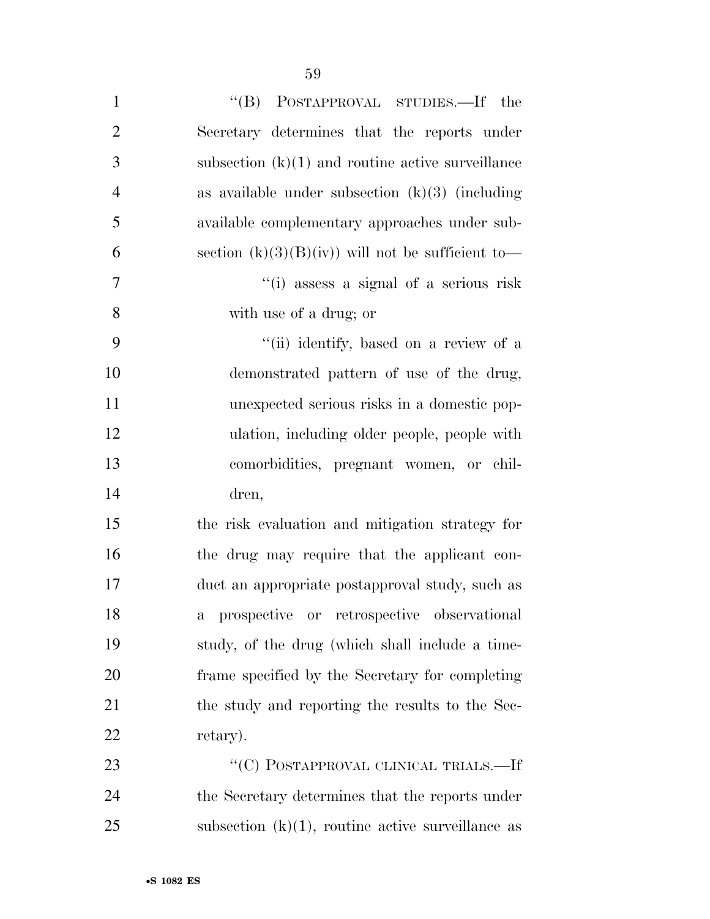"(B) POSTAPPROVAL STUDIES.—If the Secretary determines that the reports under subsection (k)(1) and routine active surveillance as available under subsection (k)(3) (including available complementary approaches under subsection (k)(3)(B)(iv)) will not be sufficient to—

"(i) assess a signal of a serious risk with use of a drug; or

"(ii) identify, based on a review of a demonstrated pattern of use of the drug, unexpected serious risks in a domestic population, including older people, people with comorbidities, pregnant women, or children,

the risk evaluation and mitigation strategy for the drug may require that the applicant conduct an appropriate postapproval study, such as a prospective or retrospective observational study, of the drug (which shall include a timeframe specified by the Secretary for completing the study and reporting the results to the Secretary).

"(C) POSTAPPROVAL CLINICAL TRIALS.—If the Secretary determines that the reports under subsection (k)(1), routine active surveillance as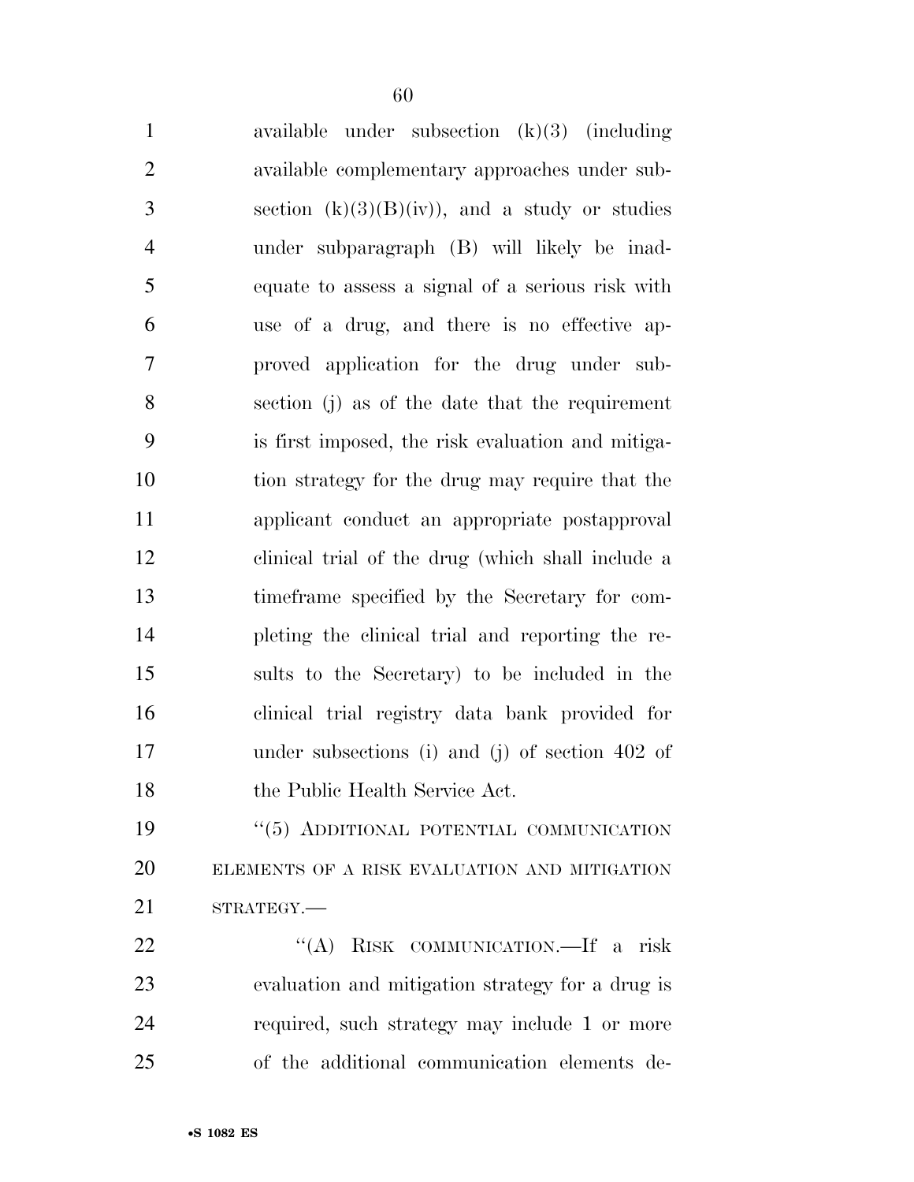available under subsection (k)(3) (including available complementary approaches under subsection (k)(3)(B)(iv)), and a study or studies under subparagraph (B) will likely be inadequate to assess a signal of a serious risk with use of a drug, and there is no effective approved application for the drug under subsection (j) as of the date that the requirement is first imposed, the risk evaluation and mitigation strategy for the drug may require that the applicant conduct an appropriate postapproval clinical trial of the drug (which shall include a timeframe specified by the Secretary for completing the clinical trial and reporting the results to the Secretary) to be included in the clinical trial registry data bank provided for under subsections (i) and (j) of section 402 of the Public Health Service Act.

"(5) ADDITIONAL POTENTIAL COMMUNICATION ELEMENTS OF A RISK EVALUATION AND MITIGATION STRATEGY.—

"(A) RISK COMMUNICATION.—If a risk evaluation and mitigation strategy for a drug is required, such strategy may include 1 or more of the additional communication elements de-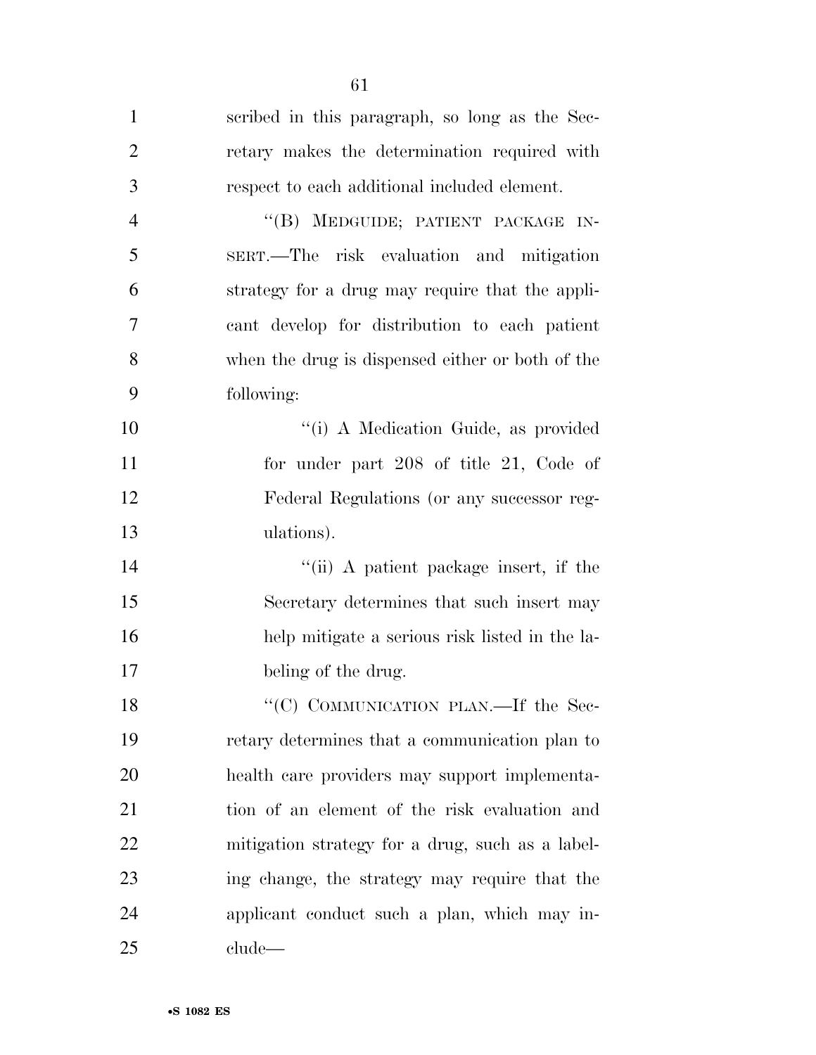scribed in this paragraph, so long as the Secretary makes the determination required with respect to each additional included element.

"(B) MEDGUIDE; PATIENT PACKAGE INSERT.—The risk evaluation and mitigation strategy for a drug may require that the applicant develop for distribution to each patient when the drug is dispensed either or both of the following:

"(i) A Medication Guide, as provided for under part 208 of title 21, Code of Federal Regulations (or any successor regulations).

"(ii) A patient package insert, if the Secretary determines that such insert may help mitigate a serious risk listed in the labeling of the drug.

"(C) COMMUNICATION PLAN.—If the Secretary determines that a communication plan to health care providers may support implementation of an element of the risk evaluation and mitigation strategy for a drug, such as a labeling change, the strategy may require that the applicant conduct such a plan, which may include—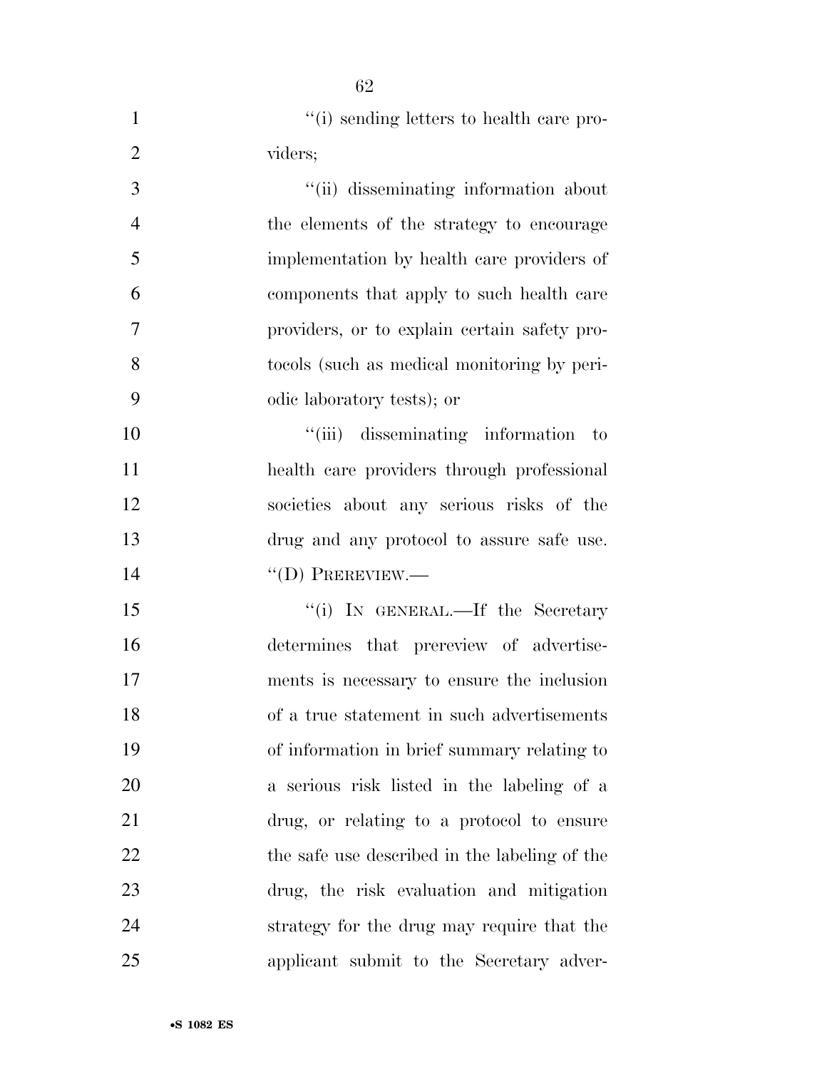"(i) sending letters to health care providers;

"(ii) disseminating information about the elements of the strategy to encourage implementation by health care providers of components that apply to such health care providers, or to explain certain safety protocols (such as medical monitoring by periodic laboratory tests); or

"(iii) disseminating information to health care providers through professional societies about any serious risks of the drug and any protocol to assure safe use.

"(D) PREREVIEW.—

"(i) IN GENERAL.—If the Secretary determines that prereview of advertisements is necessary to ensure the inclusion of a true statement in such advertisements of information in brief summary relating to a serious risk listed in the labeling of a drug, or relating to a protocol to ensure the safe use described in the labeling of the drug, the risk evaluation and mitigation strategy for the drug may require that the applicant submit to the Secretary adver-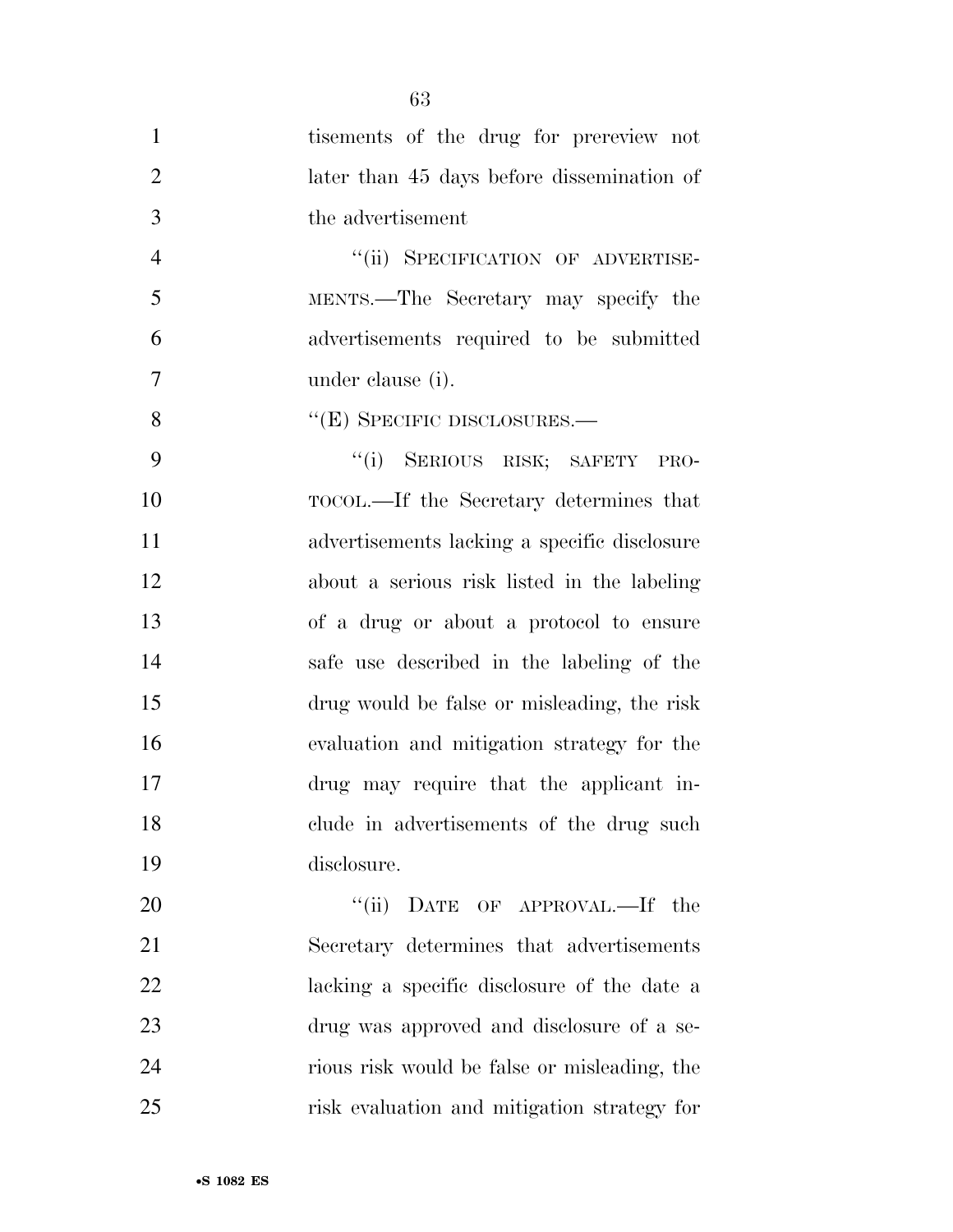tisements of the drug for prereview not later than 45 days before dissemination of the advertisement

"(ii) SPECIFICATION OF ADVERTISEMENTS.—The Secretary may specify the advertisements required to be submitted under clause (i).

"(E) SPECIFIC DISCLOSURES.—

"(i) SERIOUS RISK; SAFETY PROTOCOL.—If the Secretary determines that advertisements lacking a specific disclosure about a serious risk listed in the labeling of a drug or about a protocol to ensure safe use described in the labeling of the drug would be false or misleading, the risk evaluation and mitigation strategy for the drug may require that the applicant include in advertisements of the drug such disclosure.

"(ii) DATE OF APPROVAL.—If the Secretary determines that advertisements lacking a specific disclosure of the date a drug was approved and disclosure of a serious risk would be false or misleading, the risk evaluation and mitigation strategy for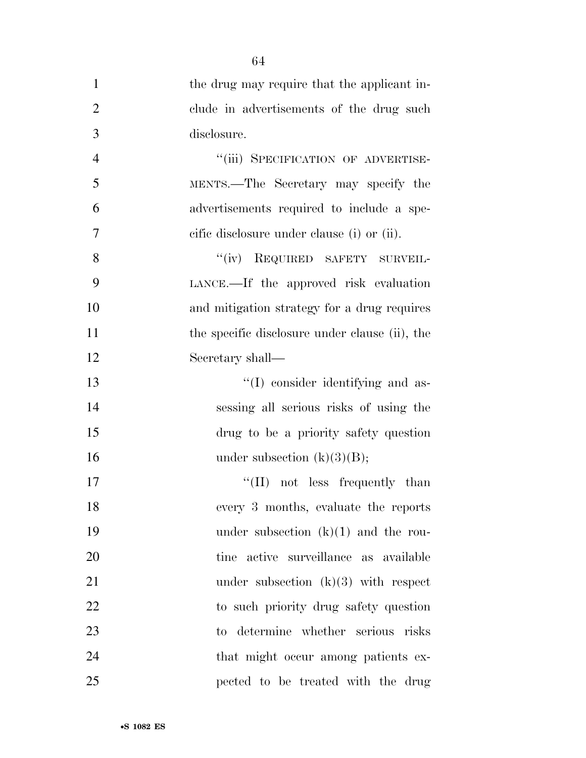the drug may require that the applicant include in advertisements of the drug such disclosure.

"(iii) SPECIFICATION OF ADVERTISEMENTS.—The Secretary may specify the advertisements required to include a specific disclosure under clause (i) or (ii).

"(iv) REQUIRED SAFETY SURVEILLANCE.—If the approved risk evaluation and mitigation strategy for a drug requires the specific disclosure under clause (ii), the Secretary shall—

"(I) consider identifying and assessing all serious risks of using the drug to be a priority safety question under subsection (k)(3)(B);

"(II) not less frequently than every 3 months, evaluate the reports under subsection (k)(1) and the routine active surveillance as available under subsection (k)(3) with respect to such priority drug safety question to determine whether serious risks that might occur among patients expected to be treated with the drug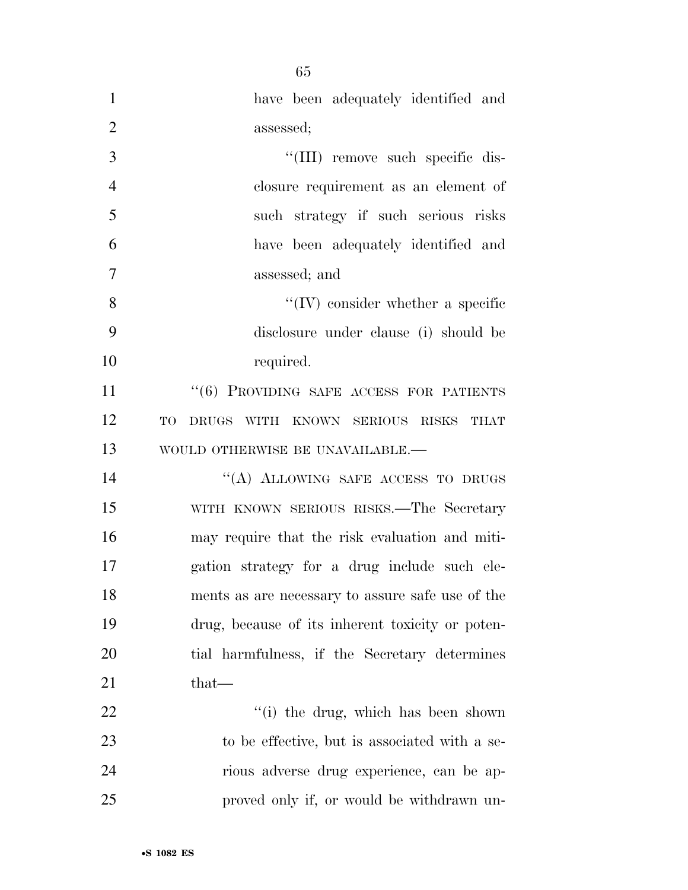have been adequately identified and assessed;

''(III) remove such specific disclosure requirement as an element of such strategy if such serious risks have been adequately identified and assessed; and

''(IV) consider whether a specific disclosure under clause (i) should be required.

''(6) PROVIDING SAFE ACCESS FOR PATIENTS TO DRUGS WITH KNOWN SERIOUS RISKS THAT WOULD OTHERWISE BE UNAVAILABLE.—

''(A) ALLOWING SAFE ACCESS TO DRUGS WITH KNOWN SERIOUS RISKS.—The Secretary may require that the risk evaluation and mitigation strategy for a drug include such elements as are necessary to assure safe use of the drug, because of its inherent toxicity or potential harmfulness, if the Secretary determines that—

''(i) the drug, which has been shown to be effective, but is associated with a serious adverse drug experience, can be approved only if, or would be withdrawn un-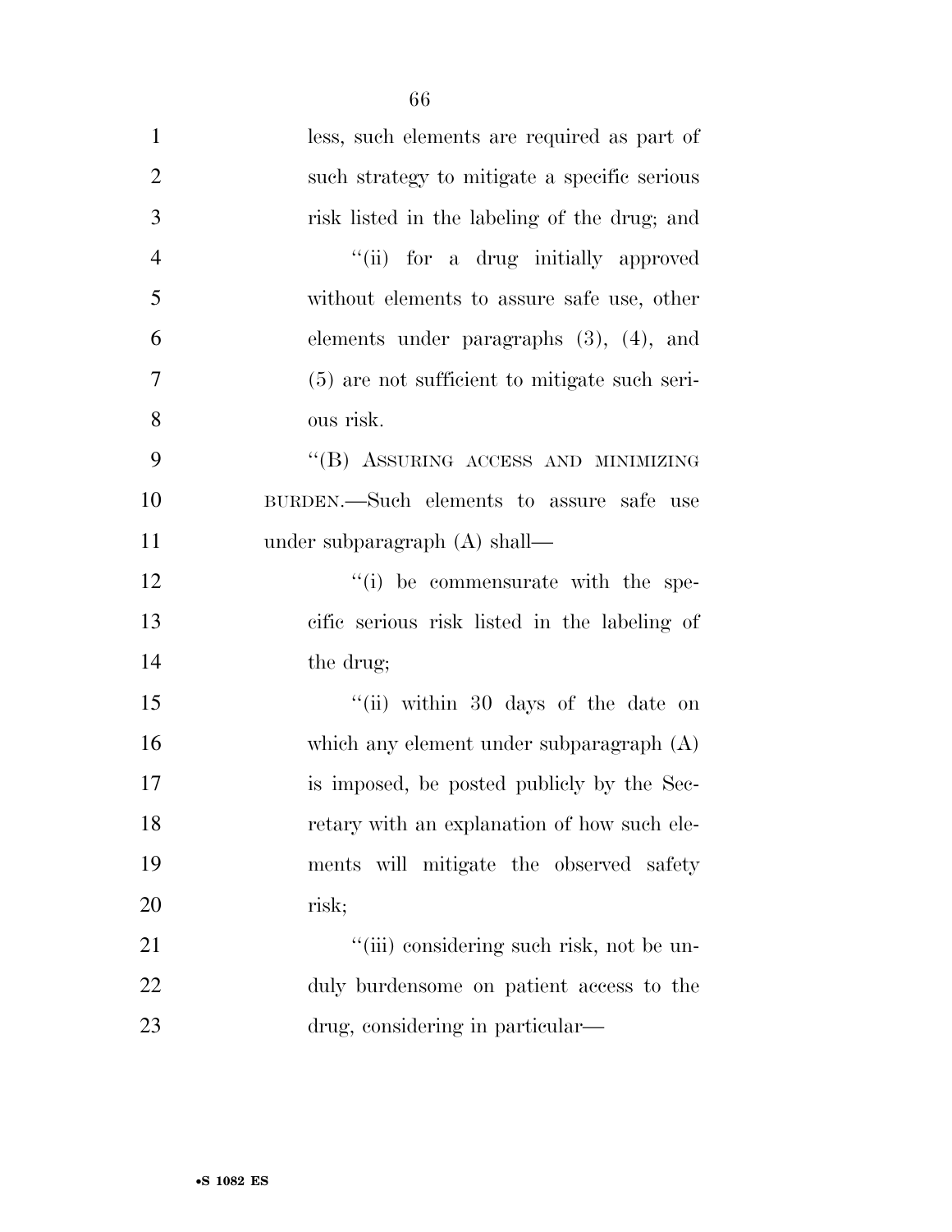less, such elements are required as part of such strategy to mitigate a specific serious risk listed in the labeling of the drug; and

"(ii) for a drug initially approved without elements to assure safe use, other elements under paragraphs (3), (4), and (5) are not sufficient to mitigate such serious risk.

"(B) ASSURING ACCESS AND MINIMIZING BURDEN.—Such elements to assure safe use under subparagraph (A) shall—

"(i) be commensurate with the specific serious risk listed in the labeling of the drug;

"(ii) within 30 days of the date on which any element under subparagraph (A) is imposed, be posted publicly by the Secretary with an explanation of how such elements will mitigate the observed safety risk;

"(iii) considering such risk, not be unduly burdensome on patient access to the drug, considering in particular—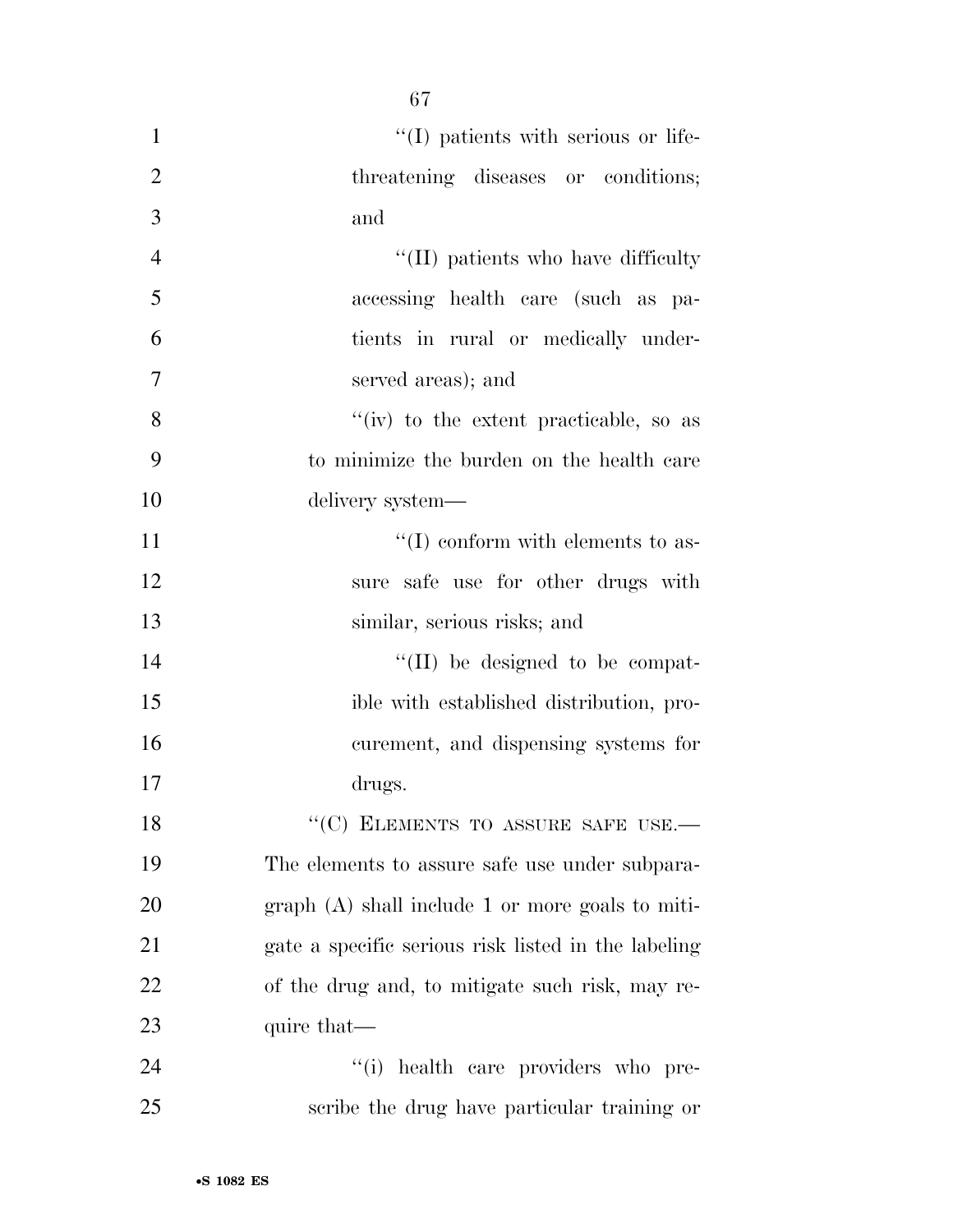''(I) patients with serious or life-threatening diseases or conditions; and

''(II) patients who have difficulty accessing health care (such as patients in rural or medically underserved areas); and

''(iv) to the extent practicable, so as to minimize the burden on the health care delivery system—

''(I) conform with elements to assure safe use for other drugs with similar, serious risks; and

''(II) be designed to be compatible with established distribution, procurement, and dispensing systems for drugs.

''(C) ELEMENTS TO ASSURE SAFE USE.—The elements to assure safe use under subparagraph (A) shall include 1 or more goals to mitigate a specific serious risk listed in the labeling of the drug and, to mitigate such risk, may require that—

''(i) health care providers who prescribe the drug have particular training or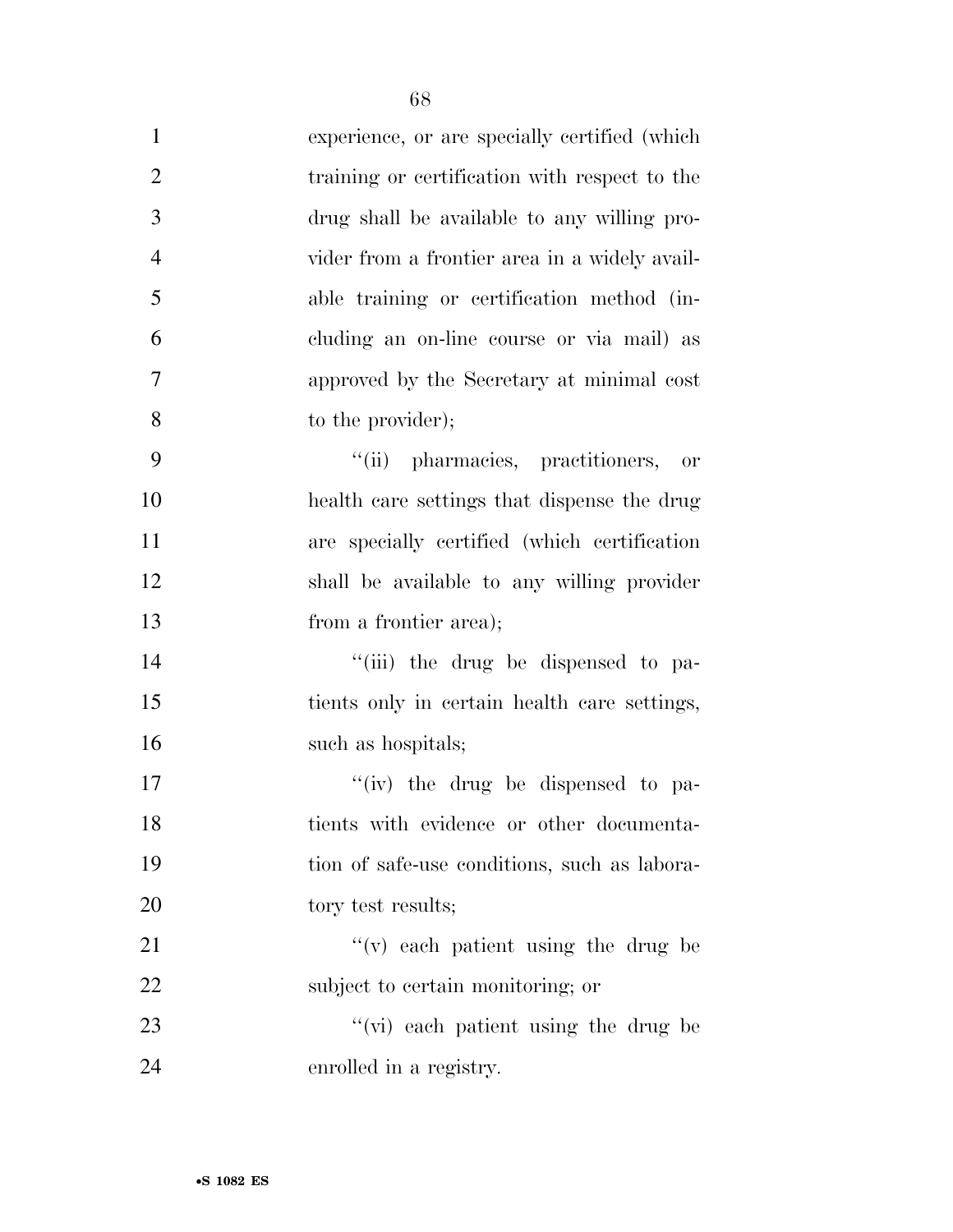experience, or are specially certified (which training or certification with respect to the drug shall be available to any willing provider from a frontier area in a widely available training or certification method (including an on-line course or via mail) as approved by the Secretary at minimal cost to the provider);

"(ii) pharmacies, practitioners, or health care settings that dispense the drug are specially certified (which certification shall be available to any willing provider from a frontier area);

"(iii) the drug be dispensed to patients only in certain health care settings, such as hospitals;

"(iv) the drug be dispensed to patients with evidence or other documentation of safe-use conditions, such as laboratory test results;

"(v) each patient using the drug be subject to certain monitoring; or

"(vi) each patient using the drug be enrolled in a registry.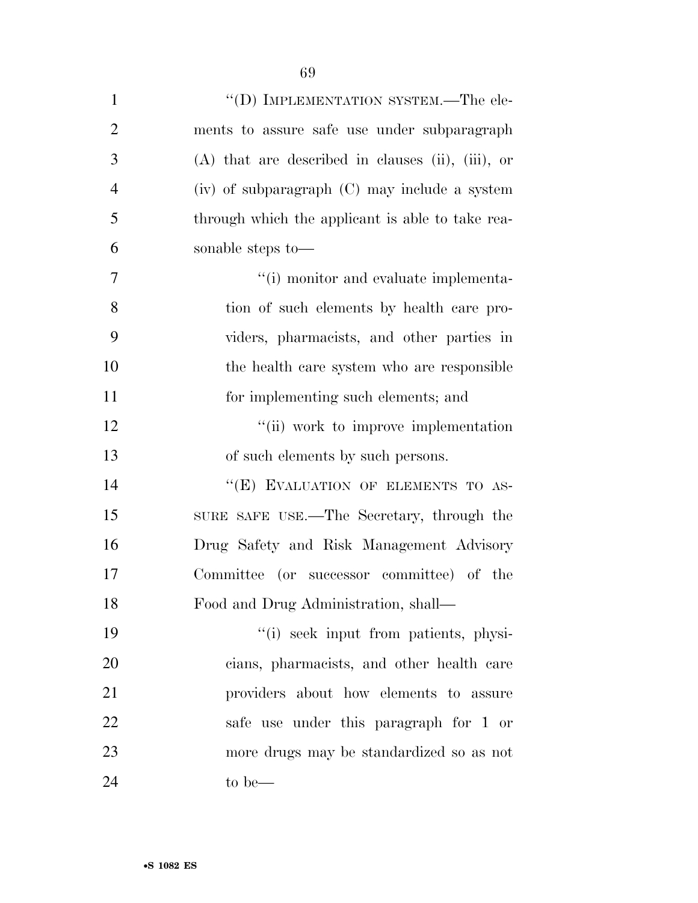"(D) IMPLEMENTATION SYSTEM.—The elements to assure safe use under subparagraph (A) that are described in clauses (ii), (iii), or (iv) of subparagraph (C) may include a system through which the applicant is able to take reasonable steps to—

"(i) monitor and evaluate implementation of such elements by health care providers, pharmacists, and other parties in the health care system who are responsible for implementing such elements; and

"(ii) work to improve implementation of such elements by such persons.

"(E) EVALUATION OF ELEMENTS TO ASSURE SAFE USE.—The Secretary, through the Drug Safety and Risk Management Advisory Committee (or successor committee) of the Food and Drug Administration, shall—

"(i) seek input from patients, physicians, pharmacists, and other health care providers about how elements to assure safe use under this paragraph for 1 or more drugs may be standardized so as not to be—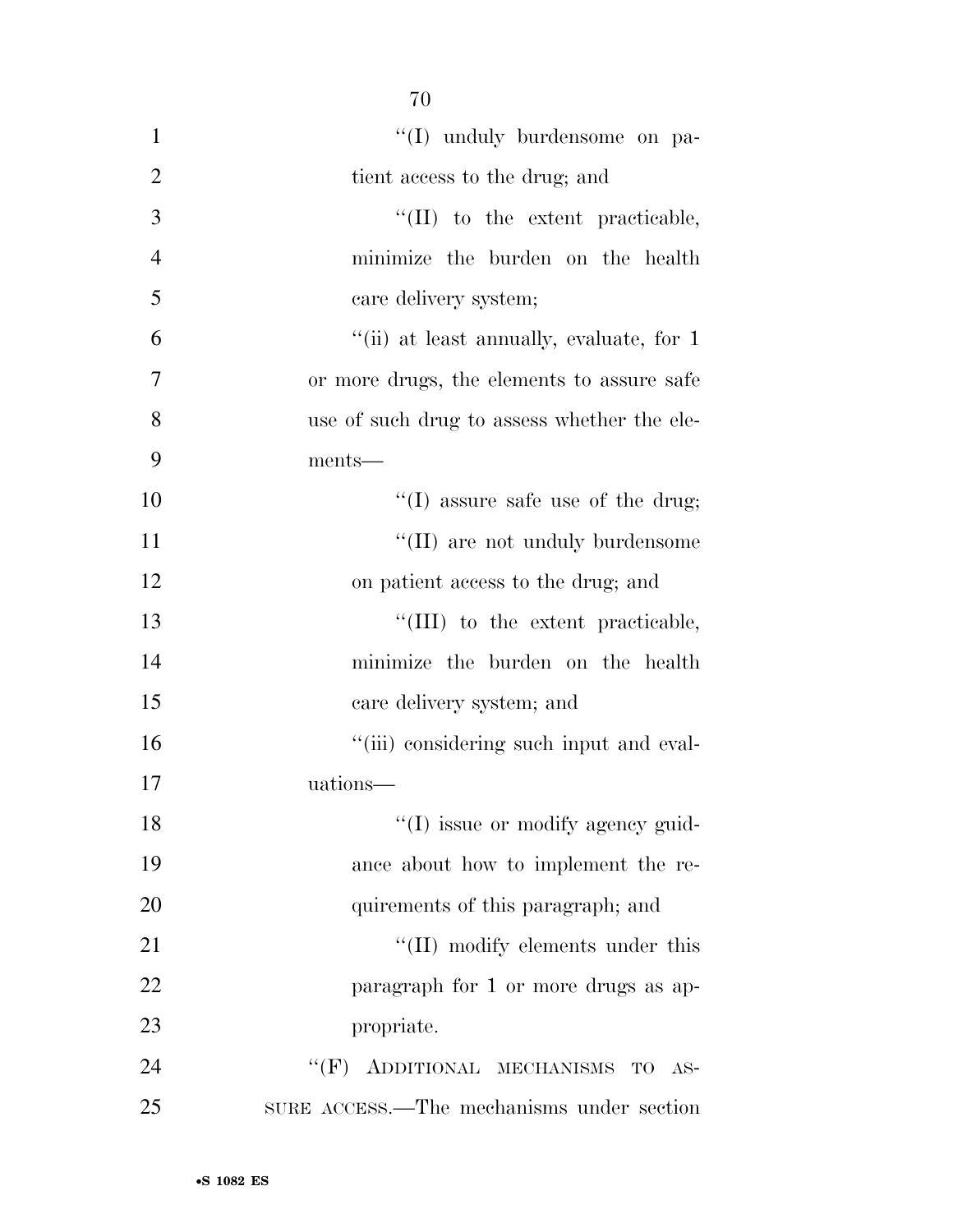''(I) unduly burdensome on patient access to the drug; and

''(II) to the extent practicable, minimize the burden on the health care delivery system;

''(ii) at least annually, evaluate, for 1 or more drugs, the elements to assure safe use of such drug to assess whether the elements—

''(I) assure safe use of the drug;

''(II) are not unduly burdensome on patient access to the drug; and

''(III) to the extent practicable, minimize the burden on the health care delivery system; and

''(iii) considering such input and evaluations—

''(I) issue or modify agency guidance about how to implement the requirements of this paragraph; and

''(II) modify elements under this paragraph for 1 or more drugs as appropriate.

''(F) ADDITIONAL MECHANISMS TO ASSURE ACCESS.—The mechanisms under section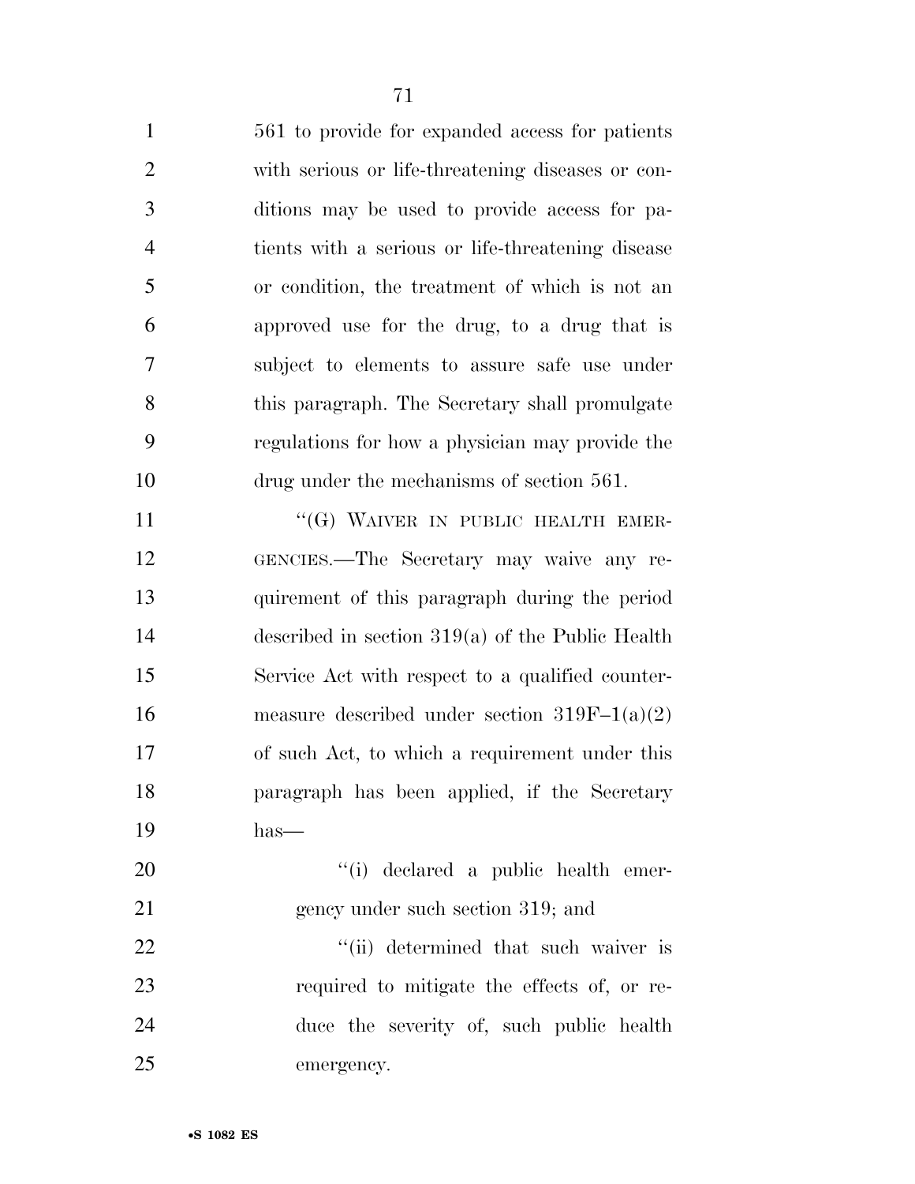561 to provide for expanded access for patients with serious or life-threatening diseases or conditions may be used to provide access for patients with a serious or life-threatening disease or condition, the treatment of which is not an approved use for the drug, to a drug that is subject to elements to assure safe use under this paragraph. The Secretary shall promulgate regulations for how a physician may provide the drug under the mechanisms of section 561.

"(G) WAIVER IN PUBLIC HEALTH EMERGENCIES.—The Secretary may waive any requirement of this paragraph during the period described in section 319(a) of the Public Health Service Act with respect to a qualified countermeasure described under section 319F–1(a)(2) of such Act, to which a requirement under this paragraph has been applied, if the Secretary has—

"(i) declared a public health emergency under such section 319; and

"(ii) determined that such waiver is required to mitigate the effects of, or reduce the severity of, such public health emergency.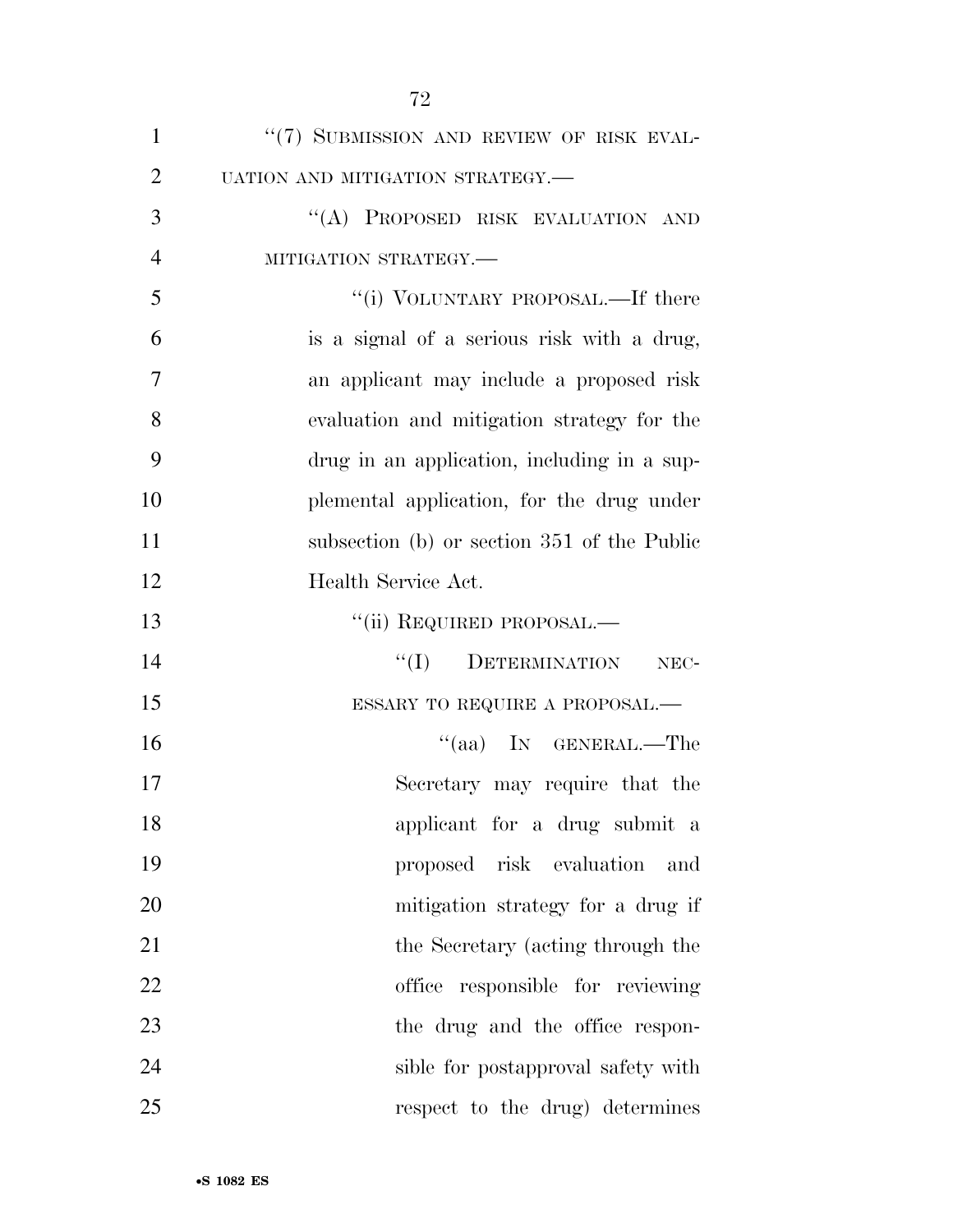"(7) SUBMISSION AND REVIEW OF RISK EVALUATION AND MITIGATION STRATEGY.—

"(A) PROPOSED RISK EVALUATION AND MITIGATION STRATEGY.—

"(i) VOLUNTARY PROPOSAL.—If there is a signal of a serious risk with a drug, an applicant may include a proposed risk evaluation and mitigation strategy for the drug in an application, including in a supplemental application, for the drug under subsection (b) or section 351 of the Public Health Service Act.

"(ii) REQUIRED PROPOSAL.—

"(I) DETERMINATION NECESSARY TO REQUIRE A PROPOSAL.—

"(aa) IN GENERAL.—The Secretary may require that the applicant for a drug submit a proposed risk evaluation and mitigation strategy for a drug if the Secretary (acting through the office responsible for reviewing the drug and the office responsible for postapproval safety with respect to the drug) determines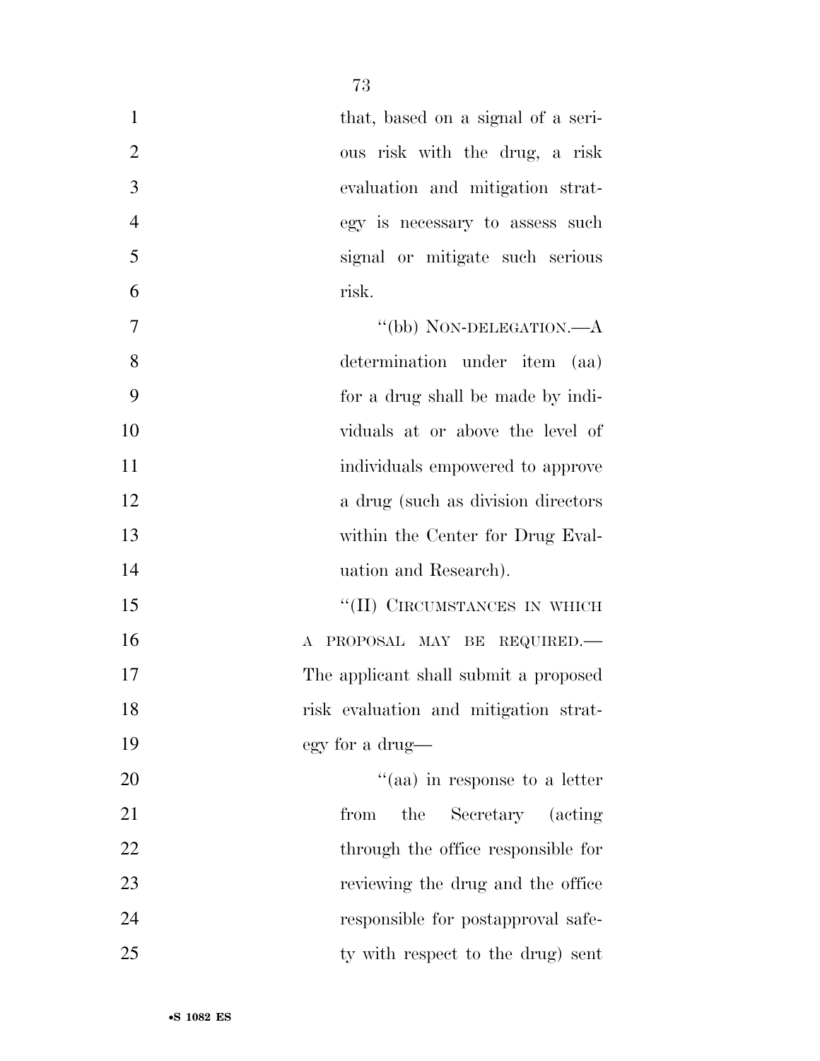that, based on a signal of a serious risk with the drug, a risk evaluation and mitigation strategy is necessary to assess such signal or mitigate such serious risk.

"(bb) NON-DELEGATION.—A determination under item (aa) for a drug shall be made by individuals at or above the level of individuals empowered to approve a drug (such as division directors within the Center for Drug Evaluation and Research).

"(II) CIRCUMSTANCES IN WHICH A PROPOSAL MAY BE REQUIRED.—The applicant shall submit a proposed risk evaluation and mitigation strategy for a drug—

"(aa) in response to a letter from the Secretary (acting through the office responsible for reviewing the drug and the office responsible for postapproval safety with respect to the drug) sent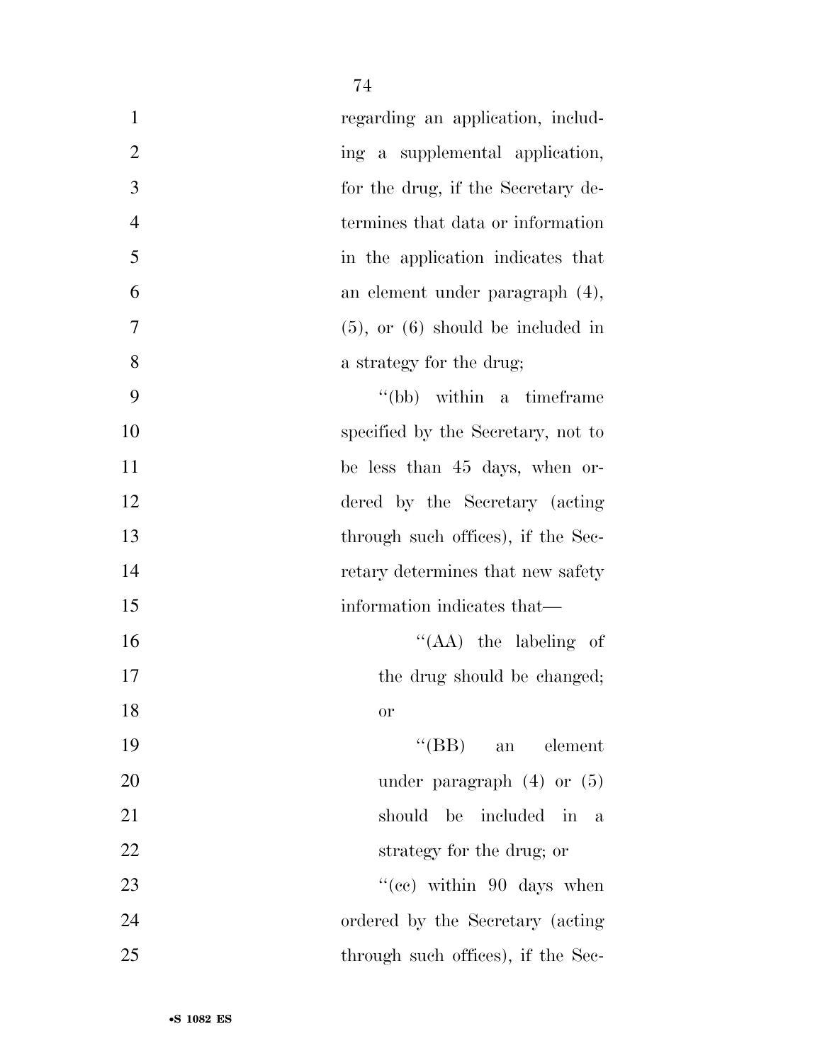regarding an application, including a supplemental application, for the drug, if the Secretary determines that data or information in the application indicates that an element under paragraph (4), (5), or (6) should be included in a strategy for the drug;

''(bb) within a timeframe specified by the Secretary, not to be less than 45 days, when ordered by the Secretary (acting through such offices), if the Secretary determines that new safety information indicates that—

''(AA) the labeling of the drug should be changed; or

''(BB) an element under paragraph (4) or (5) should be included in a strategy for the drug; or

''(cc) within 90 days when ordered by the Secretary (acting through such offices), if the Sec-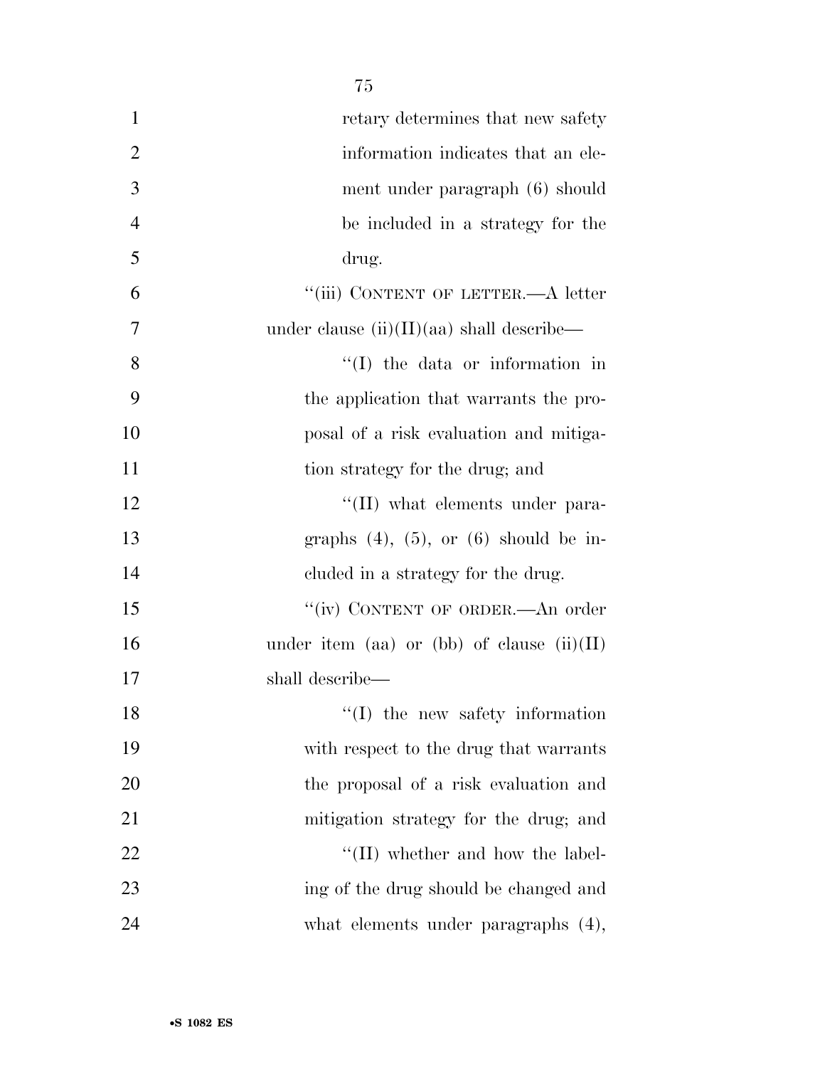retary determines that new safety information indicates that an element under paragraph (6) should be included in a strategy for the drug.

"(iii) CONTENT OF LETTER.—A letter under clause (ii)(II)(aa) shall describe—

"(I) the data or information in the application that warrants the proposal of a risk evaluation and mitigation strategy for the drug; and

"(II) what elements under paragraphs (4), (5), or (6) should be included in a strategy for the drug.

"(iv) CONTENT OF ORDER.—An order under item (aa) or (bb) of clause (ii)(II) shall describe—

"(I) the new safety information with respect to the drug that warrants the proposal of a risk evaluation and mitigation strategy for the drug; and

"(II) whether and how the labeling of the drug should be changed and what elements under paragraphs (4),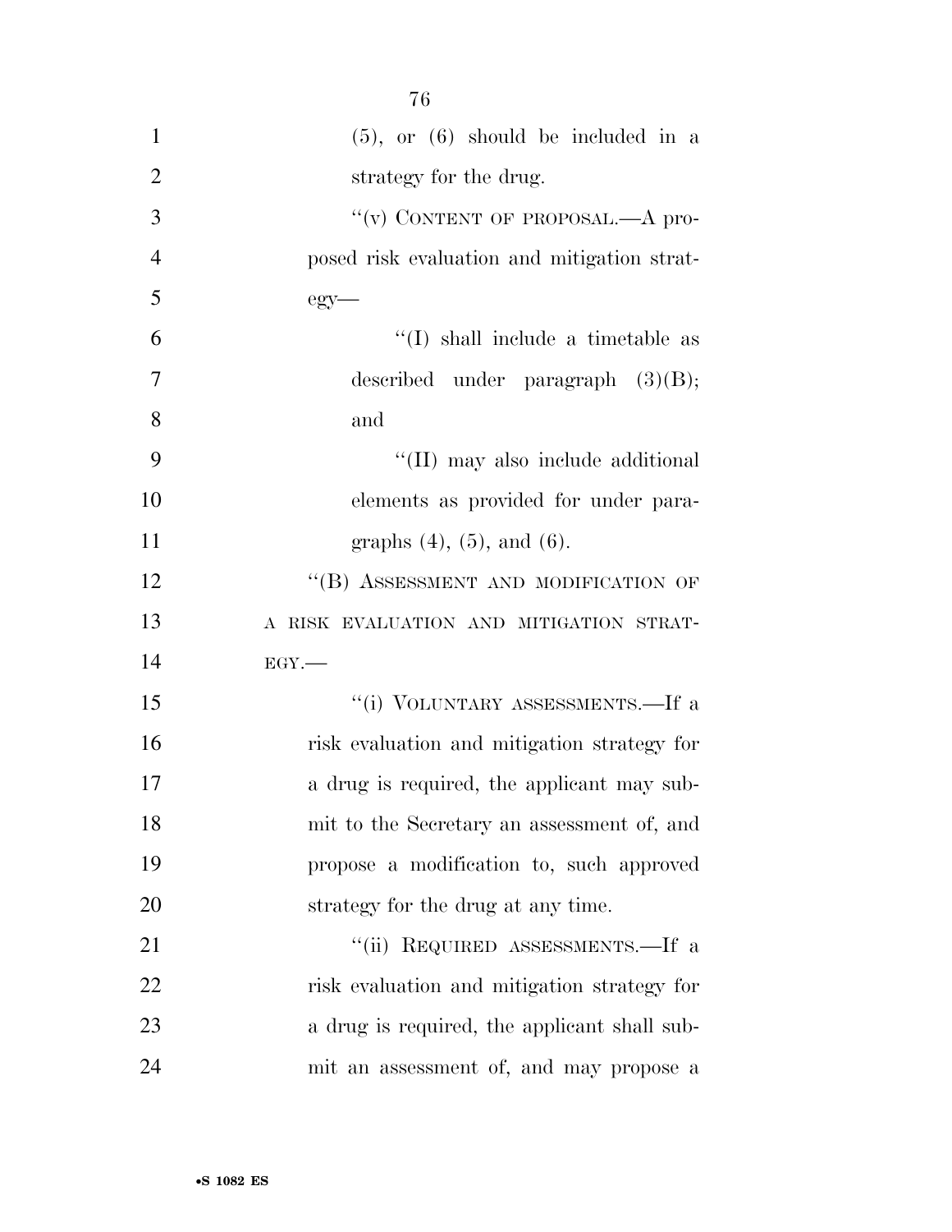(5), or (6) should be included in a strategy for the drug.

"(v) CONTENT OF PROPOSAL.—A proposed risk evaluation and mitigation strategy—

"(I) shall include a timetable as described under paragraph (3)(B); and

"(II) may also include additional elements as provided for under paragraphs (4), (5), and (6).

"(B) ASSESSMENT AND MODIFICATION OF A RISK EVALUATION AND MITIGATION STRATEGY.—

"(i) VOLUNTARY ASSESSMENTS.—If a risk evaluation and mitigation strategy for a drug is required, the applicant may submit to the Secretary an assessment of, and propose a modification to, such approved strategy for the drug at any time.

"(ii) REQUIRED ASSESSMENTS.—If a risk evaluation and mitigation strategy for a drug is required, the applicant shall submit an assessment of, and may propose a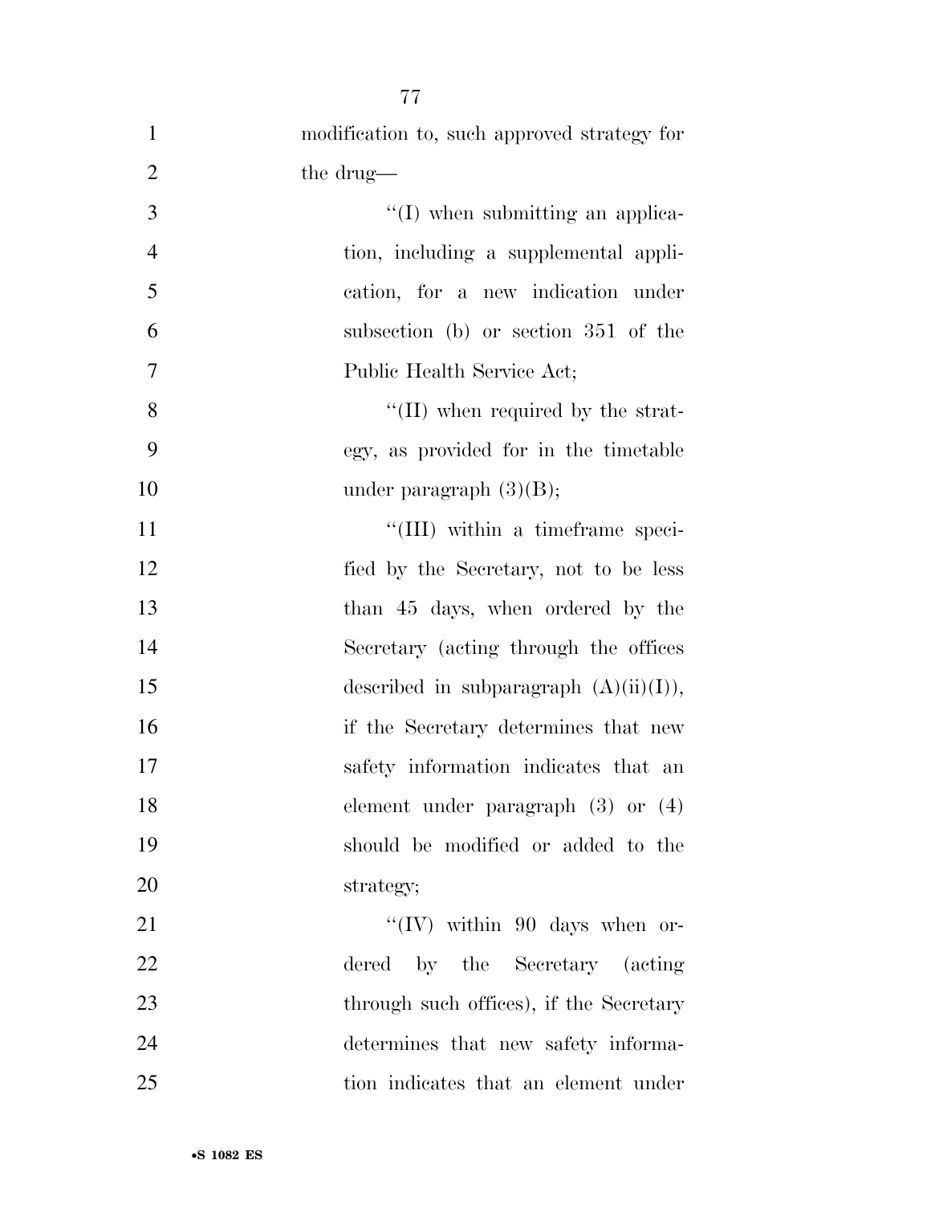modification to, such approved strategy for the drug—

''(I) when submitting an application, including a supplemental application, for a new indication under subsection (b) or section 351 of the Public Health Service Act;

''(II) when required by the strategy, as provided for in the timetable under paragraph (3)(B);

''(III) within a timeframe specified by the Secretary, not to be less than 45 days, when ordered by the Secretary (acting through the offices described in subparagraph (A)(ii)(I)), if the Secretary determines that new safety information indicates that an element under paragraph (3) or (4) should be modified or added to the strategy;

''(IV) within 90 days when ordered by the Secretary (acting through such offices), if the Secretary determines that new safety information indicates that an element under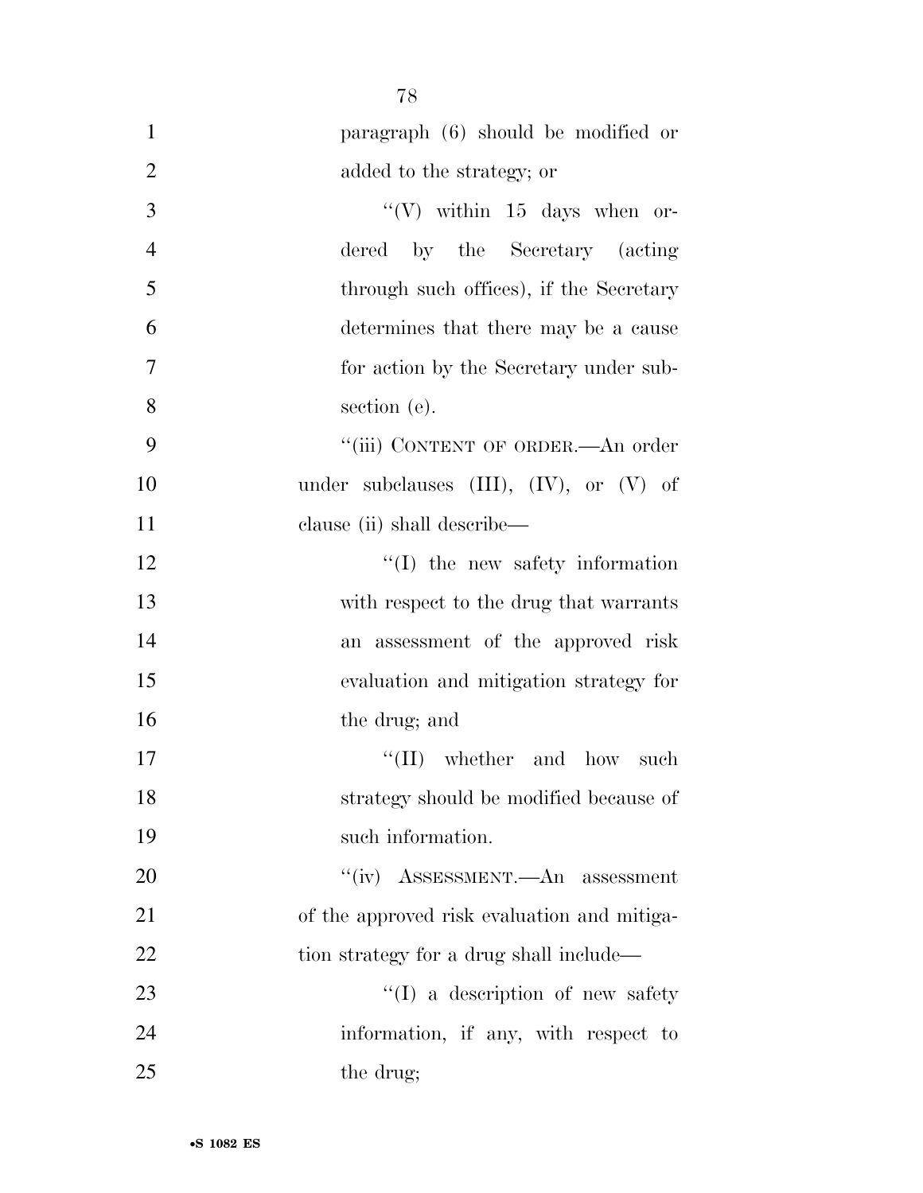paragraph (6) should be modified or added to the strategy; or

''(V) within 15 days when ordered by the Secretary (acting through such offices), if the Secretary determines that there may be a cause for action by the Secretary under subsection (e).

''(iii) CONTENT OF ORDER.—An order under subclauses (III), (IV), or (V) of clause (ii) shall describe—

''(I) the new safety information with respect to the drug that warrants an assessment of the approved risk evaluation and mitigation strategy for the drug; and

''(II) whether and how such strategy should be modified because of such information.

''(iv) ASSESSMENT.—An assessment of the approved risk evaluation and mitigation strategy for a drug shall include—

''(I) a description of new safety information, if any, with respect to the drug;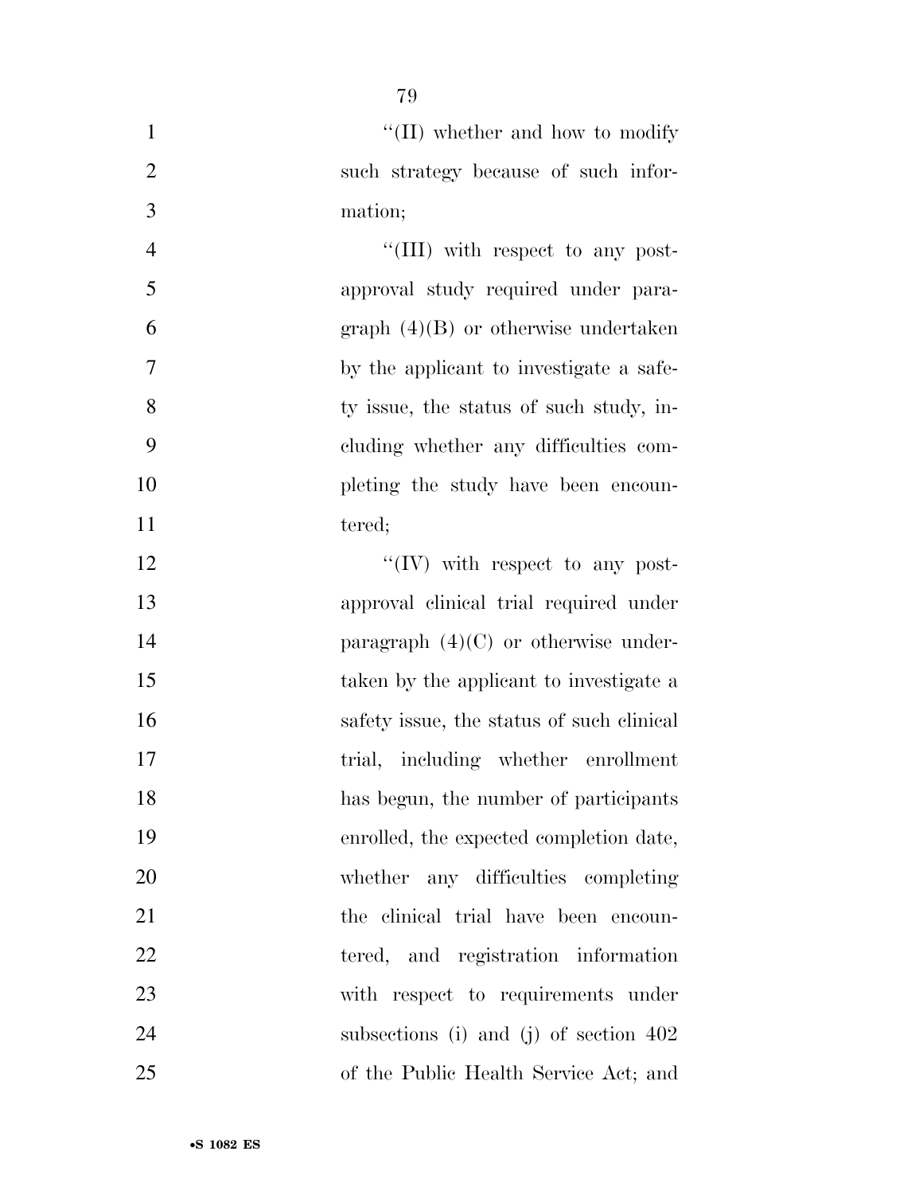''(II) whether and how to modify such strategy because of such information;

''(III) with respect to any post-approval study required under paragraph (4)(B) or otherwise undertaken by the applicant to investigate a safety issue, the status of such study, including whether any difficulties completing the study have been encountered;

''(IV) with respect to any post-approval clinical trial required under paragraph (4)(C) or otherwise undertaken by the applicant to investigate a safety issue, the status of such clinical trial, including whether enrollment has begun, the number of participants enrolled, the expected completion date, whether any difficulties completing the clinical trial have been encountered, and registration information with respect to requirements under subsections (i) and (j) of section 402 of the Public Health Service Act; and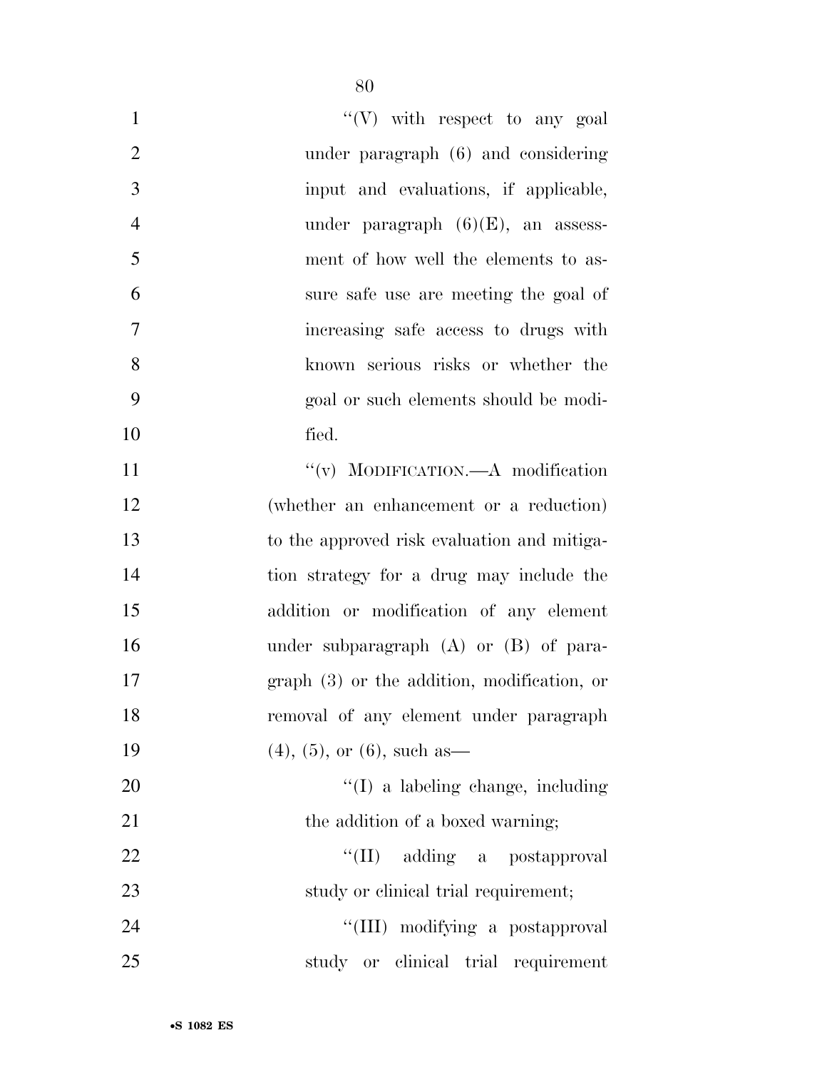"(V) with respect to any goal under paragraph (6) and considering input and evaluations, if applicable, under paragraph (6)(E), an assessment of how well the elements to assure safe use are meeting the goal of increasing safe access to drugs with known serious risks or whether the goal or such elements should be modified.

"(v) MODIFICATION.—A modification (whether an enhancement or a reduction) to the approved risk evaluation and mitigation strategy for a drug may include the addition or modification of any element under subparagraph (A) or (B) of paragraph (3) or the addition, modification, or removal of any element under paragraph (4), (5), or (6), such as—

"(I) a labeling change, including the addition of a boxed warning;

"(II) adding a postapproval study or clinical trial requirement;

"(III) modifying a postapproval study or clinical trial requirement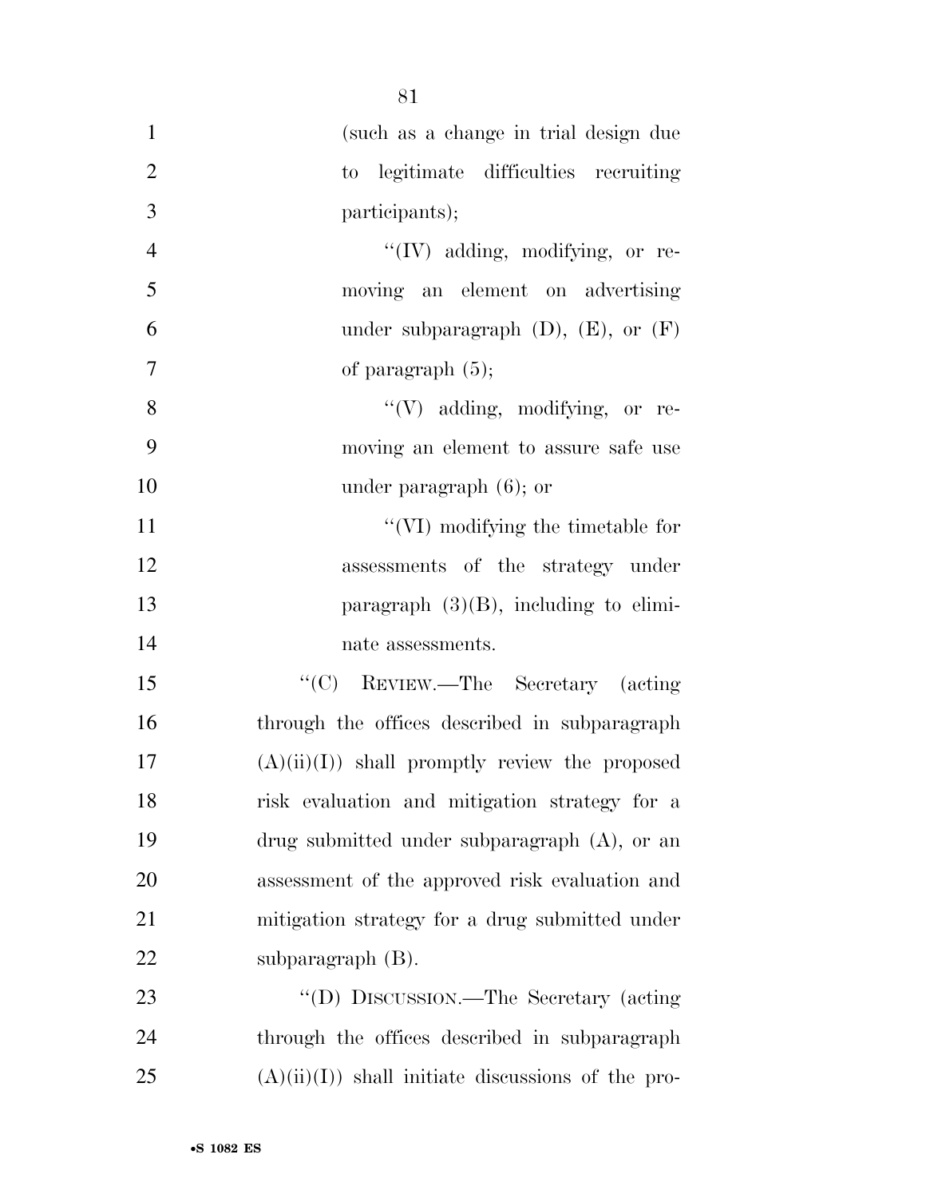(such as a change in trial design due to legitimate difficulties recruiting participants);

''(IV) adding, modifying, or removing an element on advertising under subparagraph (D), (E), or (F) of paragraph (5);

''(V) adding, modifying, or removing an element to assure safe use under paragraph (6); or

''(VI) modifying the timetable for assessments of the strategy under paragraph (3)(B), including to eliminate assessments.

''(C) REVIEW.—The Secretary (acting through the offices described in subparagraph (A)(ii)(I)) shall promptly review the proposed risk evaluation and mitigation strategy for a drug submitted under subparagraph (A), or an assessment of the approved risk evaluation and mitigation strategy for a drug submitted under subparagraph (B).

''(D) DISCUSSION.—The Secretary (acting through the offices described in subparagraph (A)(ii)(I)) shall initiate discussions of the pro-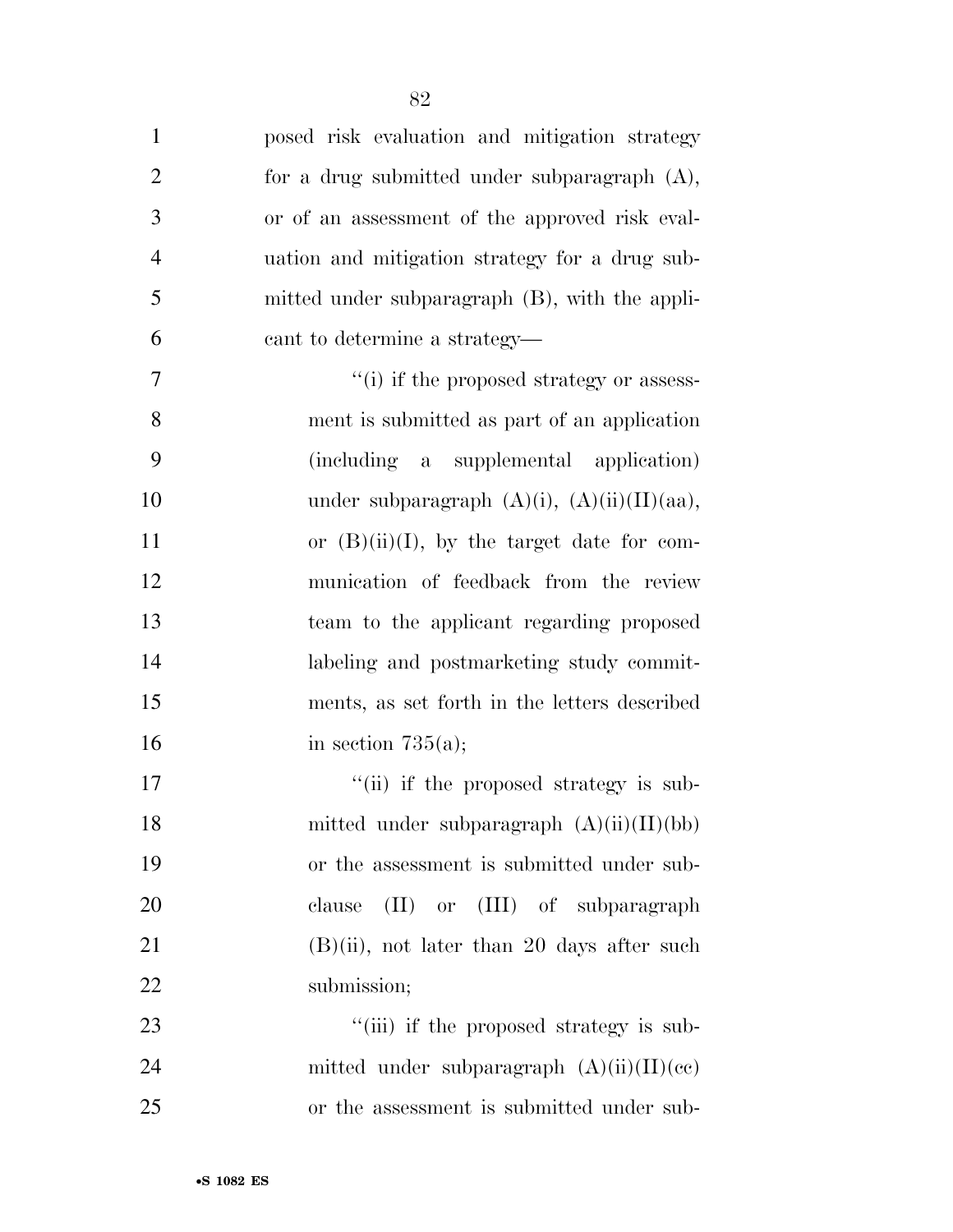posed risk evaluation and mitigation strategy for a drug submitted under subparagraph (A), or of an assessment of the approved risk evaluation and mitigation strategy for a drug submitted under subparagraph (B), with the applicant to determine a strategy—

''(i) if the proposed strategy or assessment is submitted as part of an application (including a supplemental application) under subparagraph (A)(i), (A)(ii)(II)(aa), or (B)(ii)(I), by the target date for communication of feedback from the review team to the applicant regarding proposed labeling and postmarketing study commitments, as set forth in the letters described in section 735(a);

''(ii) if the proposed strategy is submitted under subparagraph (A)(ii)(II)(bb) or the assessment is submitted under subclause (II) or (III) of subparagraph (B)(ii), not later than 20 days after such submission;

''(iii) if the proposed strategy is submitted under subparagraph (A)(ii)(II)(cc) or the assessment is submitted under sub-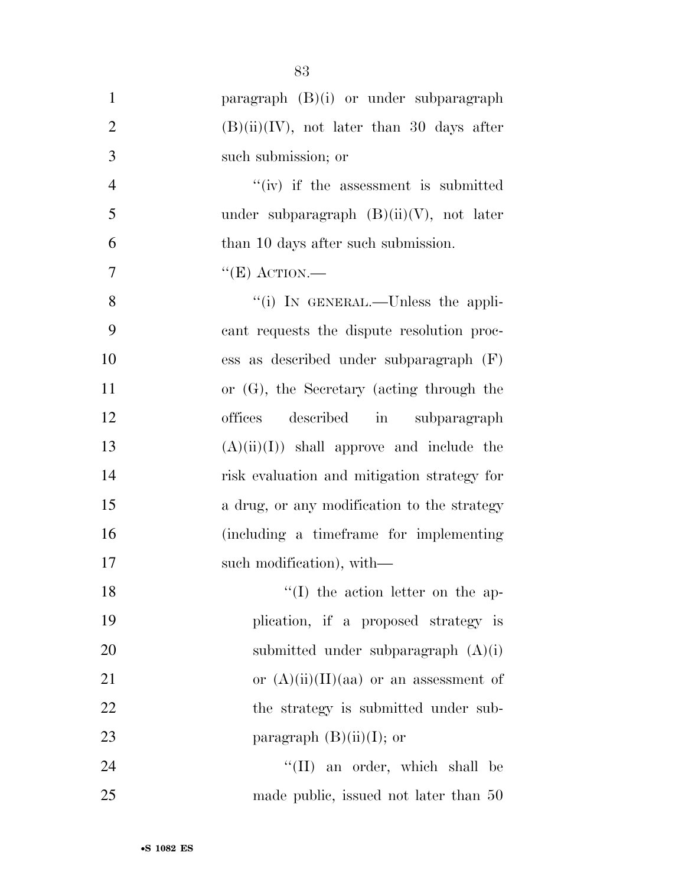paragraph (B)(i) or under subparagraph (B)(ii)(IV), not later than 30 days after such submission; or

"(iv) if the assessment is submitted under subparagraph (B)(ii)(V), not later than 10 days after such submission.

"(E) ACTION.—

"(i) IN GENERAL.—Unless the applicant requests the dispute resolution process as described under subparagraph (F) or (G), the Secretary (acting through the offices described in subparagraph (A)(ii)(I)) shall approve and include the risk evaluation and mitigation strategy for a drug, or any modification to the strategy (including a timeframe for implementing such modification), with—

"(I) the action letter on the application, if a proposed strategy is submitted under subparagraph (A)(i) or (A)(ii)(II)(aa) or an assessment of the strategy is submitted under subparagraph (B)(ii)(I); or

"(II) an order, which shall be made public, issued not later than 50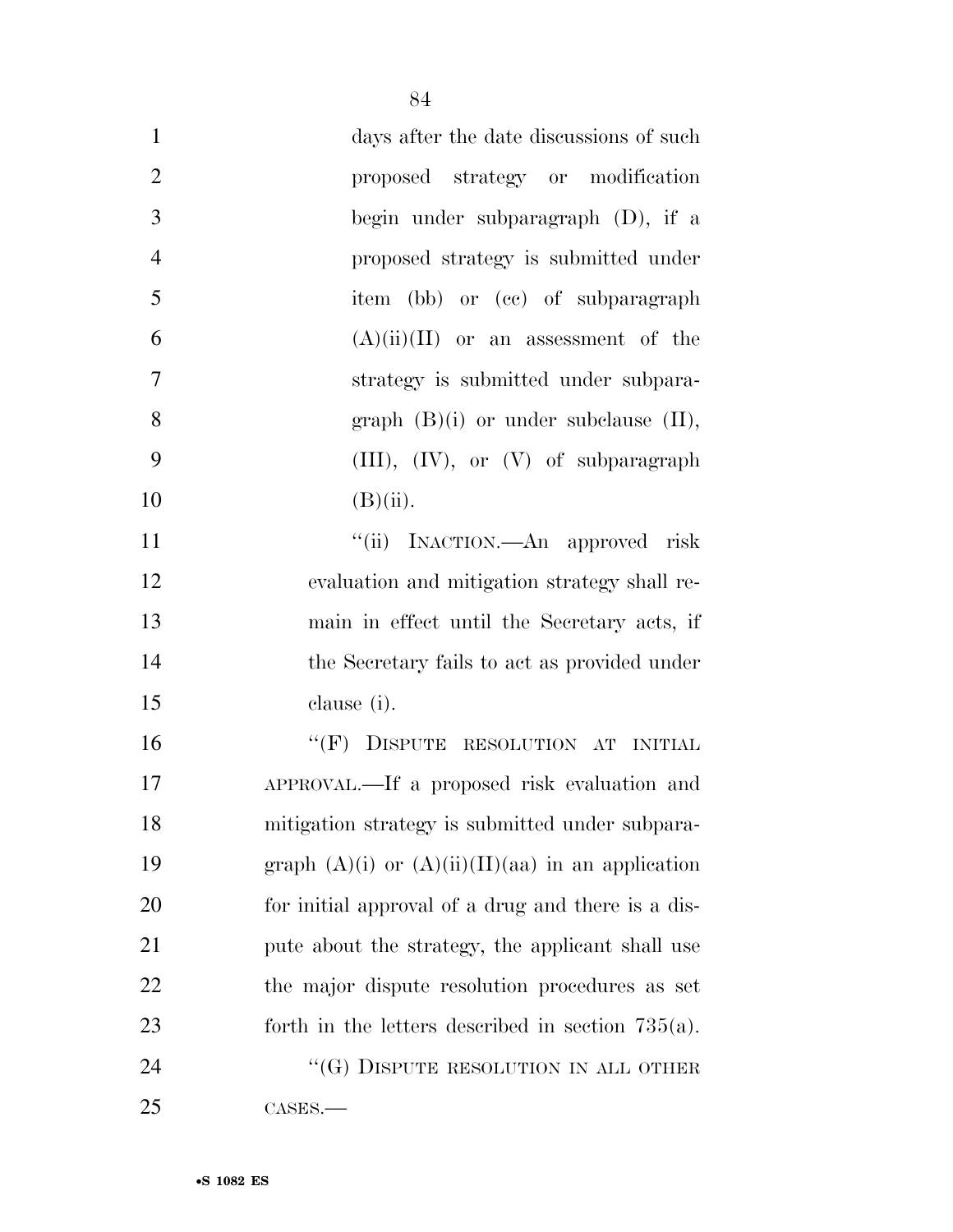days after the date discussions of such proposed strategy or modification begin under subparagraph (D), if a proposed strategy is submitted under item (bb) or (cc) of subparagraph (A)(ii)(II) or an assessment of the strategy is submitted under subparagraph (B)(i) or under subclause (II), (III), (IV), or (V) of subparagraph (B)(ii).

''(ii) INACTION.—An approved risk evaluation and mitigation strategy shall remain in effect until the Secretary acts, if the Secretary fails to act as provided under clause (i).

''(F) DISPUTE RESOLUTION AT INITIAL APPROVAL.—If a proposed risk evaluation and mitigation strategy is submitted under subparagraph (A)(i) or (A)(ii)(II)(aa) in an application for initial approval of a drug and there is a dispute about the strategy, the applicant shall use the major dispute resolution procedures as set forth in the letters described in section 735(a).

''(G) DISPUTE RESOLUTION IN ALL OTHER CASES.—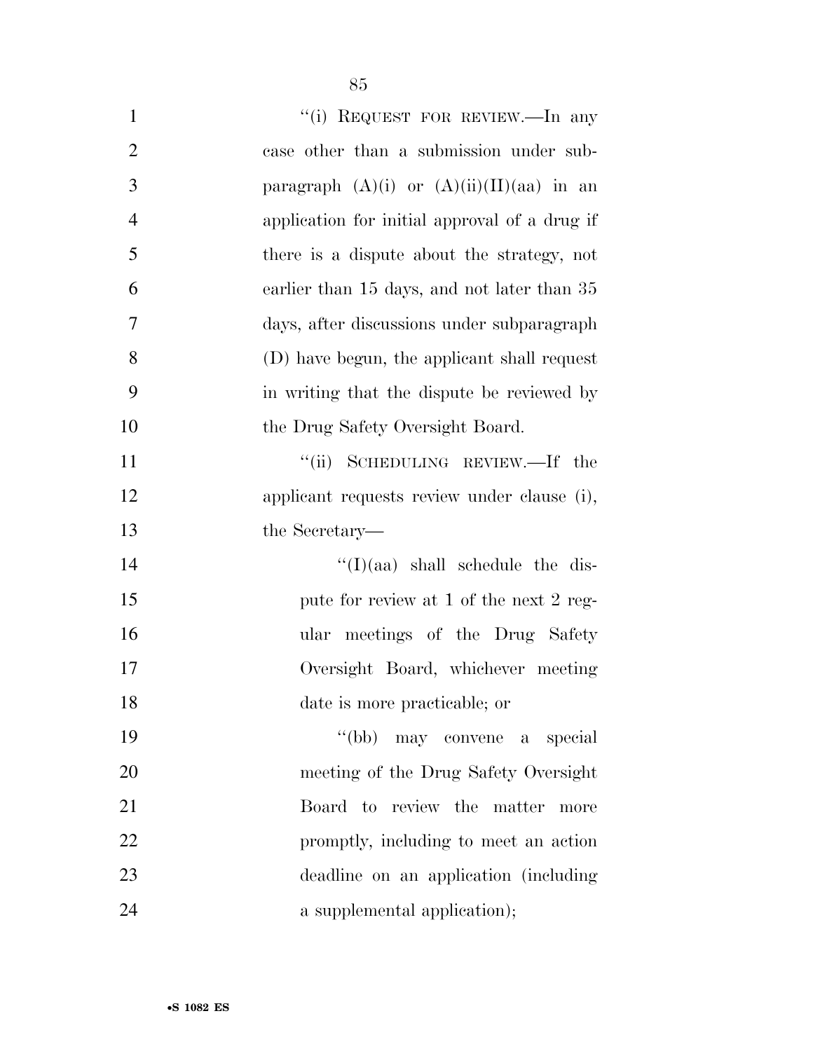"(i) REQUEST FOR REVIEW.—In any case other than a submission under subparagraph (A)(i) or (A)(ii)(II)(aa) in an application for initial approval of a drug if there is a dispute about the strategy, not earlier than 15 days, and not later than 35 days, after discussions under subparagraph (D) have begun, the applicant shall request in writing that the dispute be reviewed by the Drug Safety Oversight Board.

"(ii) SCHEDULING REVIEW.—If the applicant requests review under clause (i), the Secretary—

"(I)(aa) shall schedule the dispute for review at 1 of the next 2 regular meetings of the Drug Safety Oversight Board, whichever meeting date is more practicable; or

"(bb) may convene a special meeting of the Drug Safety Oversight Board to review the matter more promptly, including to meet an action deadline on an application (including a supplemental application);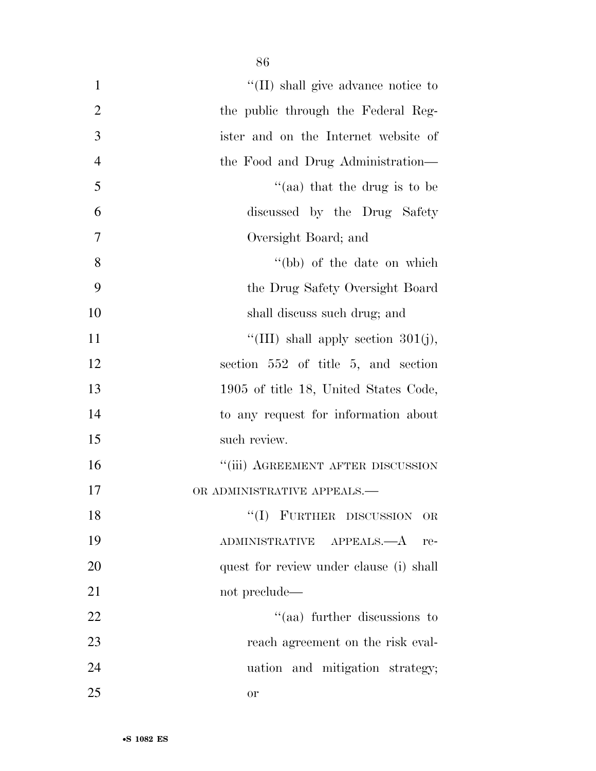"(II) shall give advance notice to the public through the Federal Register and on the Internet website of the Food and Drug Administration—

"(aa) that the drug is to be discussed by the Drug Safety Oversight Board; and

"(bb) of the date on which the Drug Safety Oversight Board shall discuss such drug; and

"(III) shall apply section 301(j), section 552 of title 5, and section 1905 of title 18, United States Code, to any request for information about such review.

"(iii) AGREEMENT AFTER DISCUSSION OR ADMINISTRATIVE APPEALS.—

"(I) FURTHER DISCUSSION OR ADMINISTRATIVE APPEALS.—A request for review under clause (i) shall not preclude—

"(aa) further discussions to reach agreement on the risk evaluation and mitigation strategy; or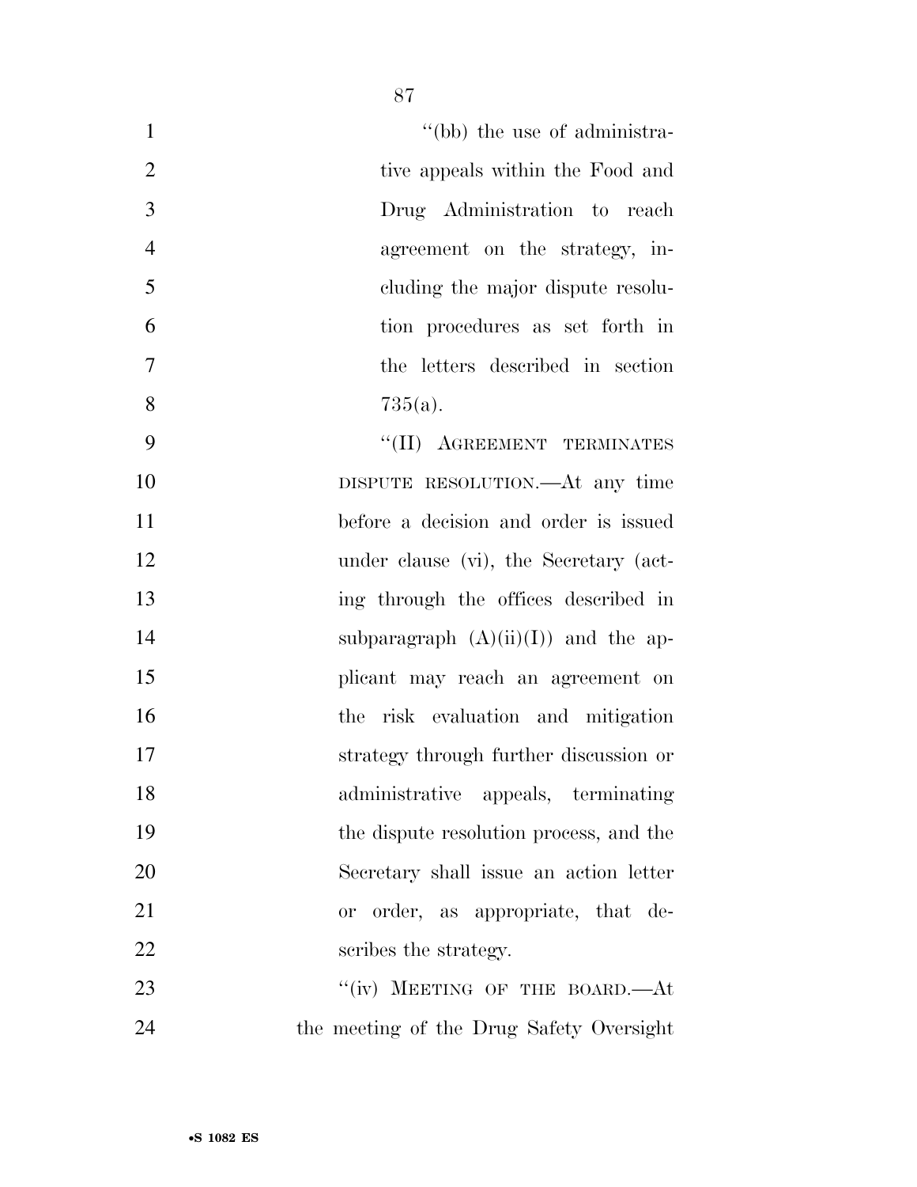''(bb) the use of administrative appeals within the Food and Drug Administration to reach agreement on the strategy, including the major dispute resolution procedures as set forth in the letters described in section 735(a).

''(II) AGREEMENT TERMINATES DISPUTE RESOLUTION.—At any time before a decision and order is issued under clause (vi), the Secretary (acting through the offices described in subparagraph (A)(ii)(I)) and the applicant may reach an agreement on the risk evaluation and mitigation strategy through further discussion or administrative appeals, terminating the dispute resolution process, and the Secretary shall issue an action letter or order, as appropriate, that describes the strategy.

''(iv) MEETING OF THE BOARD.—At the meeting of the Drug Safety Oversight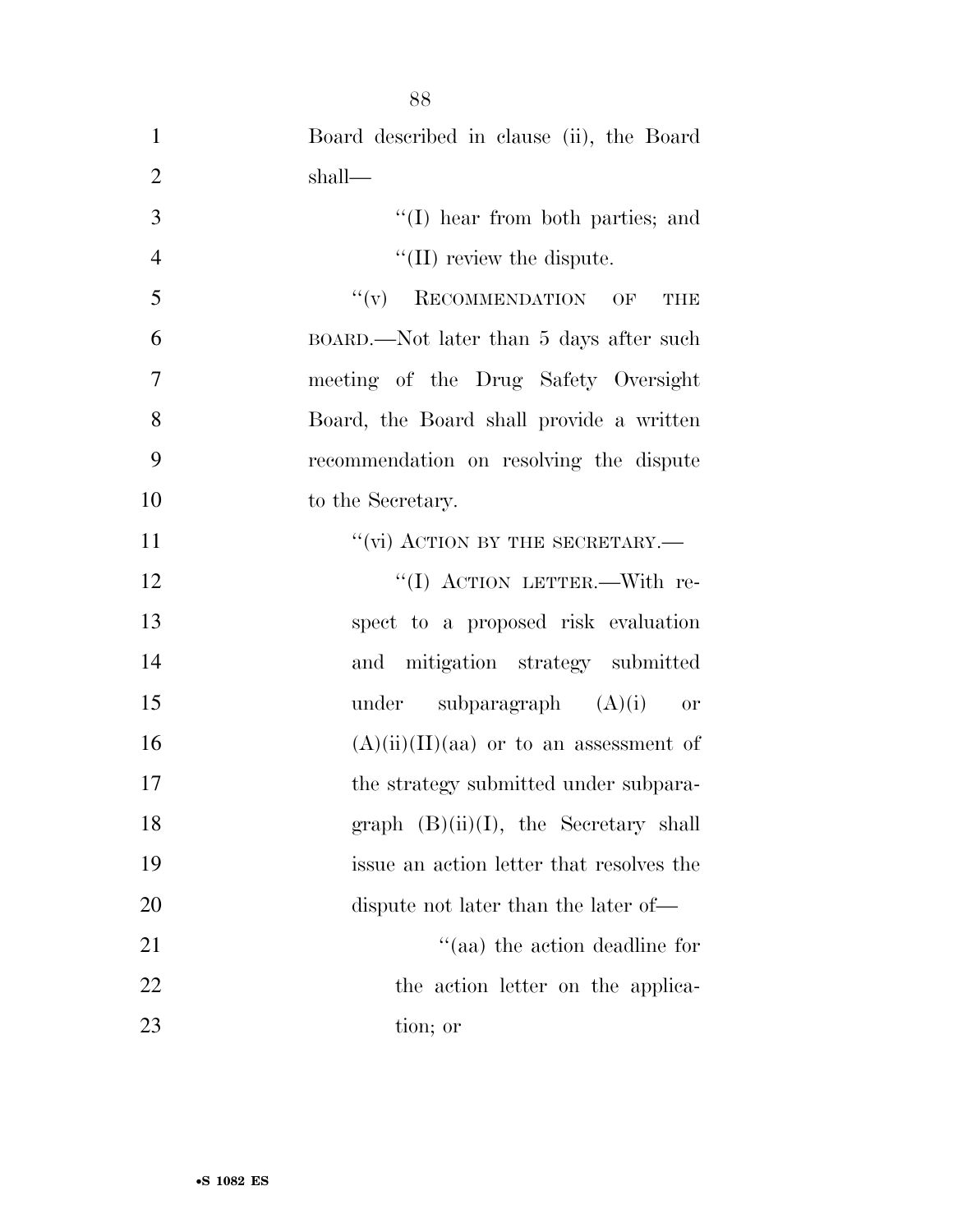Board described in clause (ii), the Board shall—

"(I) hear from both parties; and

"(II) review the dispute.

"(v) RECOMMENDATION OF THE BOARD.—Not later than 5 days after such meeting of the Drug Safety Oversight Board, the Board shall provide a written recommendation on resolving the dispute to the Secretary.

"(vi) ACTION BY THE SECRETARY.—

"(I) ACTION LETTER.—With respect to a proposed risk evaluation and mitigation strategy submitted under subparagraph (A)(i) or (A)(ii)(II)(aa) or to an assessment of the strategy submitted under subparagraph (B)(ii)(I), the Secretary shall issue an action letter that resolves the dispute not later than the later of—

"(aa) the action deadline for the action letter on the application; or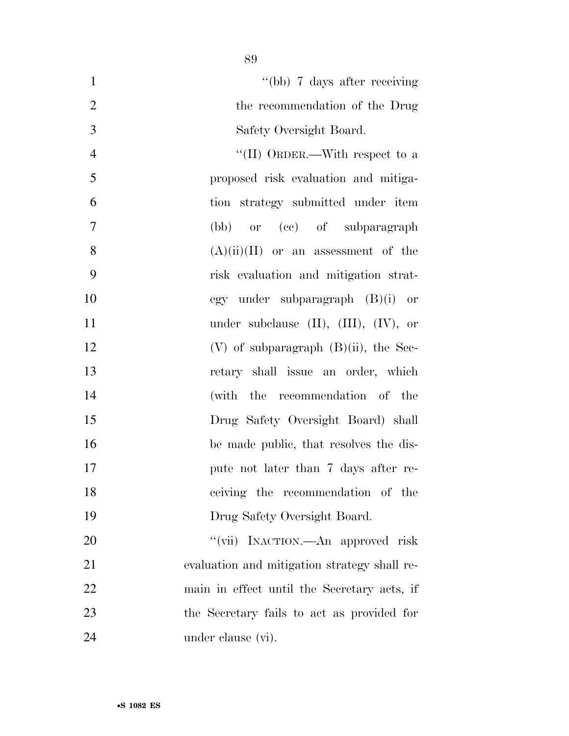''(bb) 7 days after receiving the recommendation of the Drug Safety Oversight Board.

''(II) ORDER.—With respect to a proposed risk evaluation and mitigation strategy submitted under item (bb) or (cc) of subparagraph (A)(ii)(II) or an assessment of the risk evaluation and mitigation strategy under subparagraph (B)(i) or under subclause (II), (III), (IV), or (V) of subparagraph (B)(ii), the Secretary shall issue an order, which (with the recommendation of the Drug Safety Oversight Board) shall be made public, that resolves the dispute not later than 7 days after receiving the recommendation of the Drug Safety Oversight Board.

''(vii) INACTION.—An approved risk evaluation and mitigation strategy shall remain in effect until the Secretary acts, if the Secretary fails to act as provided for under clause (vi).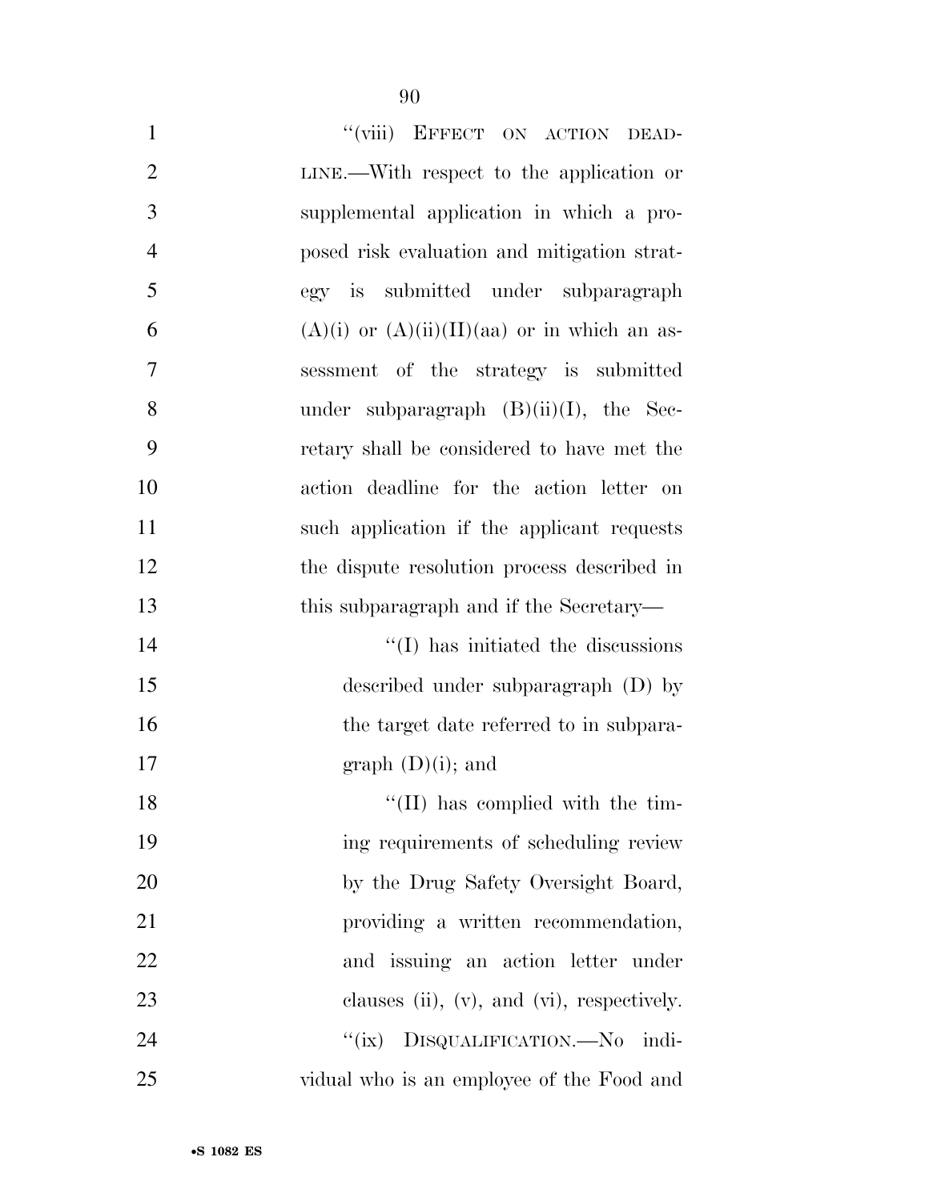"(viii) EFFECT ON ACTION DEADLINE.—With respect to the application or supplemental application in which a proposed risk evaluation and mitigation strategy is submitted under subparagraph (A)(i) or (A)(ii)(II)(aa) or in which an assessment of the strategy is submitted under subparagraph (B)(ii)(I), the Secretary shall be considered to have met the action deadline for the action letter on such application if the applicant requests the dispute resolution process described in this subparagraph and if the Secretary—

"(I) has initiated the discussions described under subparagraph (D) by the target date referred to in subparagraph (D)(i); and

"(II) has complied with the timing requirements of scheduling review by the Drug Safety Oversight Board, providing a written recommendation, and issuing an action letter under clauses (ii), (v), and (vi), respectively.

"(ix) DISQUALIFICATION.—No individual who is an employee of the Food and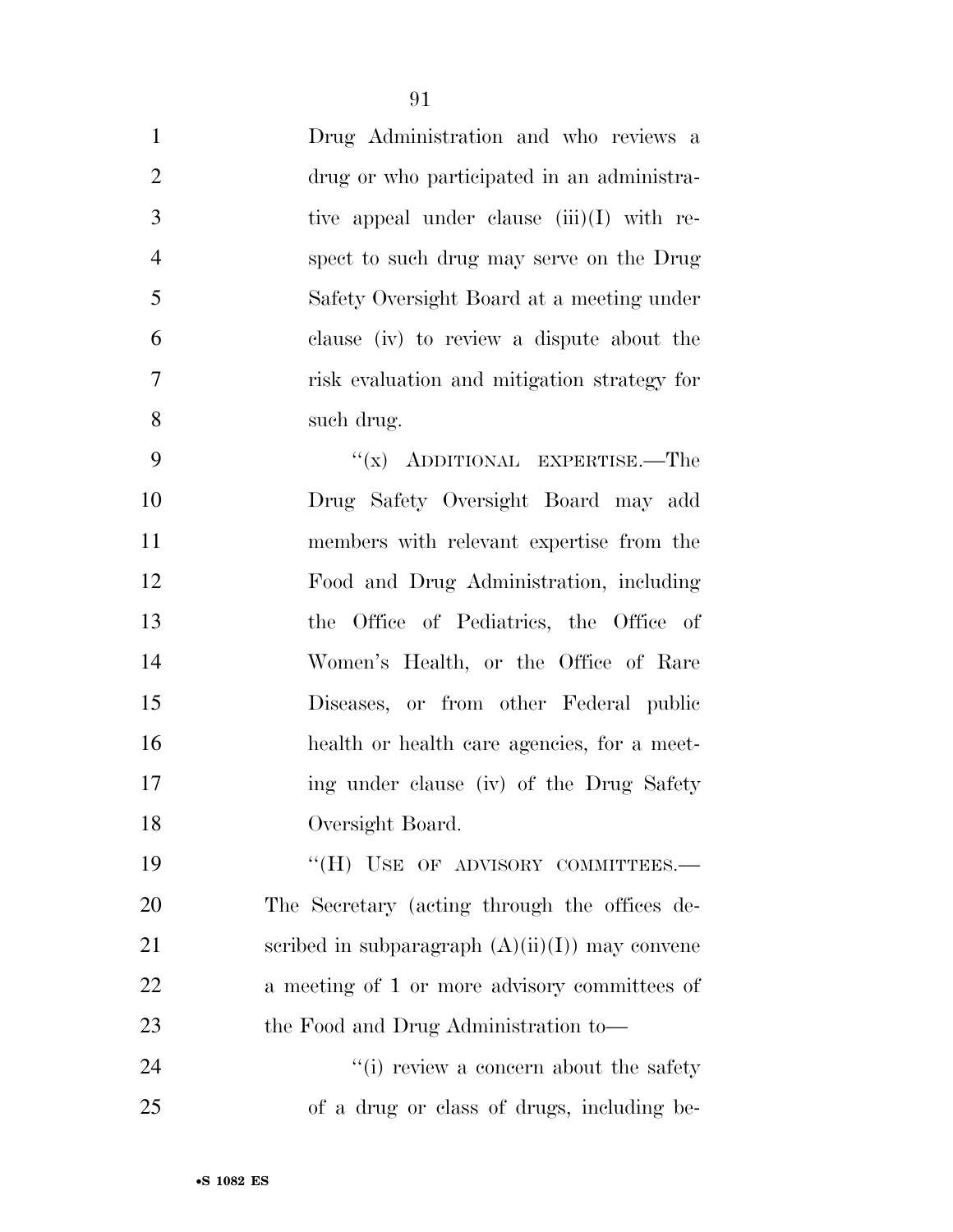Drug Administration and who reviews a drug or who participated in an administrative appeal under clause (iii)(I) with respect to such drug may serve on the Drug Safety Oversight Board at a meeting under clause (iv) to review a dispute about the risk evaluation and mitigation strategy for such drug.

"(x) ADDITIONAL EXPERTISE.—The Drug Safety Oversight Board may add members with relevant expertise from the Food and Drug Administration, including the Office of Pediatrics, the Office of Women's Health, or the Office of Rare Diseases, or from other Federal public health or health care agencies, for a meeting under clause (iv) of the Drug Safety Oversight Board.

"(H) USE OF ADVISORY COMMITTEES.—The Secretary (acting through the offices described in subparagraph (A)(ii)(I)) may convene a meeting of 1 or more advisory committees of the Food and Drug Administration to—

"(i) review a concern about the safety of a drug or class of drugs, including be-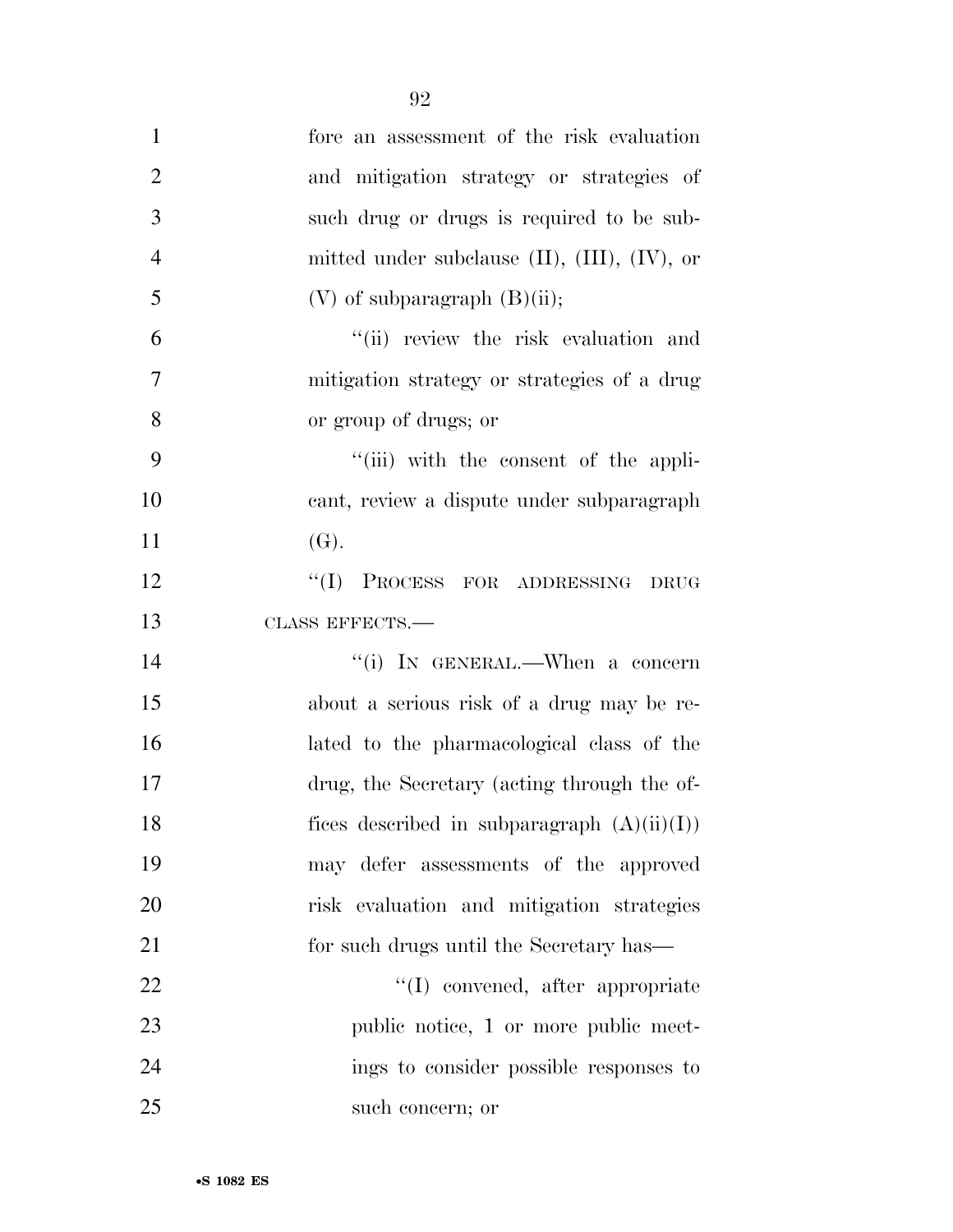fore an assessment of the risk evaluation and mitigation strategy or strategies of such drug or drugs is required to be submitted under subclause (II), (III), (IV), or (V) of subparagraph (B)(ii);

"(ii) review the risk evaluation and mitigation strategy or strategies of a drug or group of drugs; or

"(iii) with the consent of the applicant, review a dispute under subparagraph (G).

"(I) PROCESS FOR ADDRESSING DRUG CLASS EFFECTS.—

"(i) IN GENERAL.—When a concern about a serious risk of a drug may be related to the pharmacological class of the drug, the Secretary (acting through the offices described in subparagraph (A)(ii)(I)) may defer assessments of the approved risk evaluation and mitigation strategies for such drugs until the Secretary has—

"(I) convened, after appropriate public notice, 1 or more public meetings to consider possible responses to such concern; or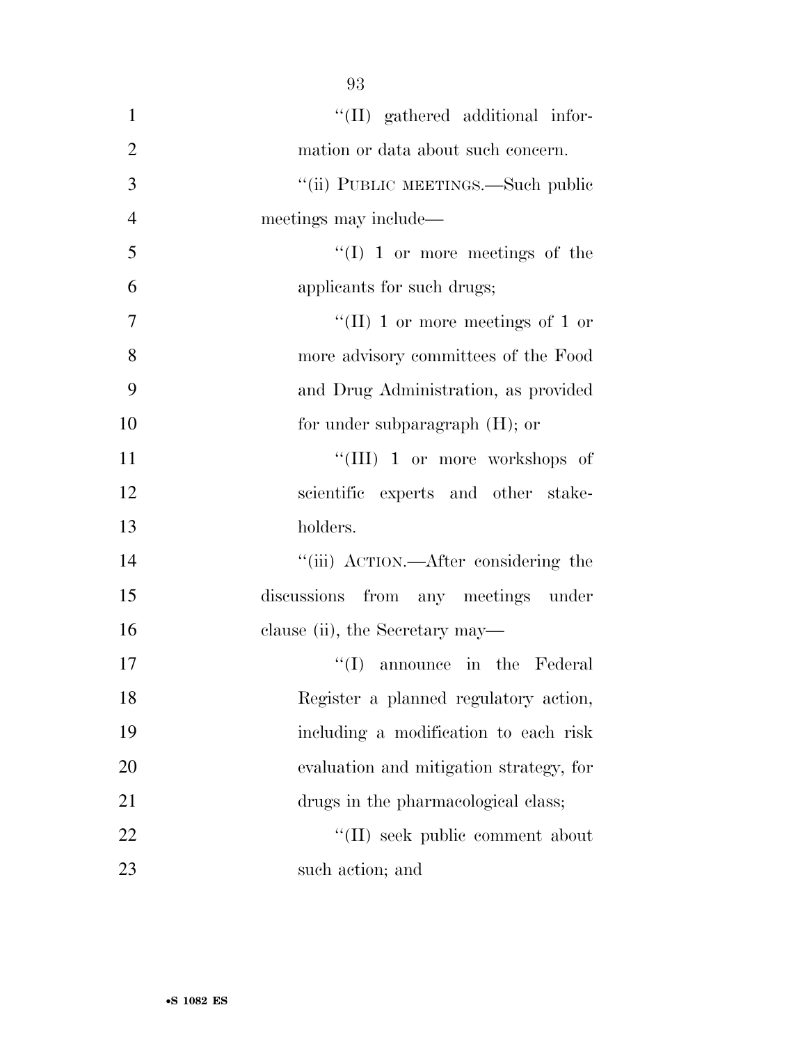''(II) gathered additional information or data about such concern.

''(ii) PUBLIC MEETINGS.—Such public meetings may include—

''(I) 1 or more meetings of the applicants for such drugs;

''(II) 1 or more meetings of 1 or more advisory committees of the Food and Drug Administration, as provided for under subparagraph (H); or

''(III) 1 or more workshops of scientific experts and other stakeholders.

''(iii) ACTION.—After considering the discussions from any meetings under clause (ii), the Secretary may—

''(I) announce in the Federal Register a planned regulatory action, including a modification to each risk evaluation and mitigation strategy, for drugs in the pharmacological class;

''(II) seek public comment about such action; and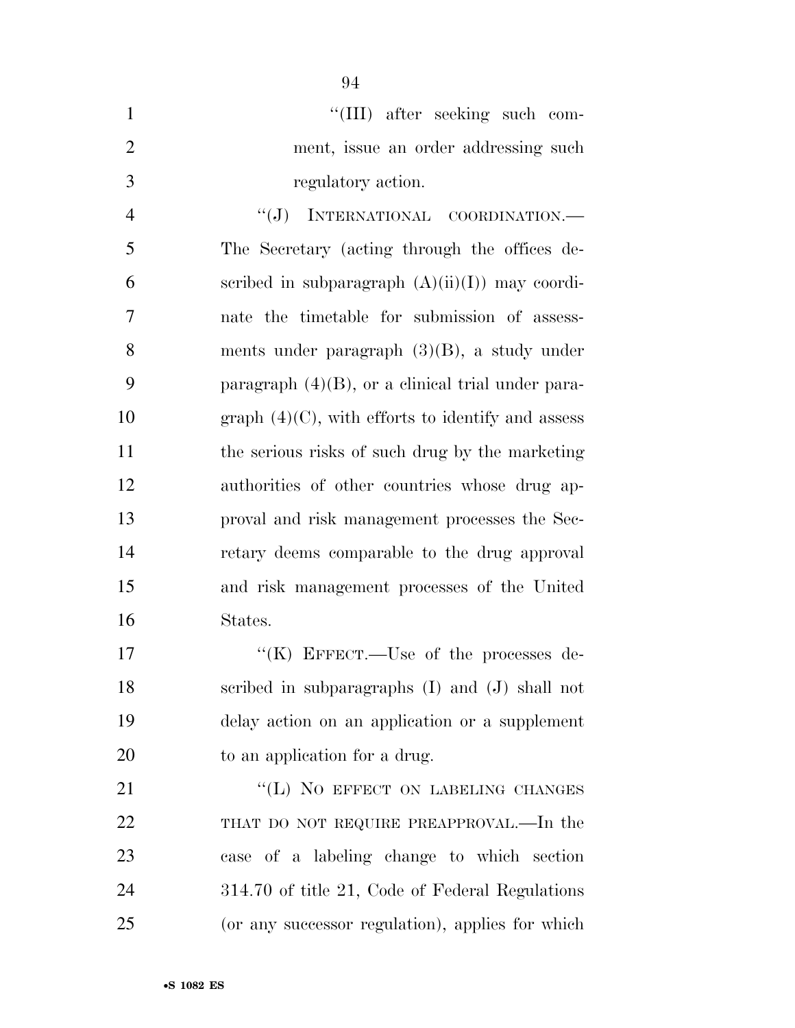"(III) after seeking such comment, issue an order addressing such regulatory action.

"(J) INTERNATIONAL COORDINATION.—The Secretary (acting through the offices described in subparagraph (A)(ii)(I)) may coordinate the timetable for submission of assessments under paragraph (3)(B), a study under paragraph (4)(B), or a clinical trial under paragraph (4)(C), with efforts to identify and assess the serious risks of such drug by the marketing authorities of other countries whose drug approval and risk management processes the Secretary deems comparable to the drug approval and risk management processes of the United States.

"(K) EFFECT.—Use of the processes described in subparagraphs (I) and (J) shall not delay action on an application or a supplement to an application for a drug.

"(L) NO EFFECT ON LABELING CHANGES THAT DO NOT REQUIRE PREAPPROVAL.—In the case of a labeling change to which section 314.70 of title 21, Code of Federal Regulations (or any successor regulation), applies for which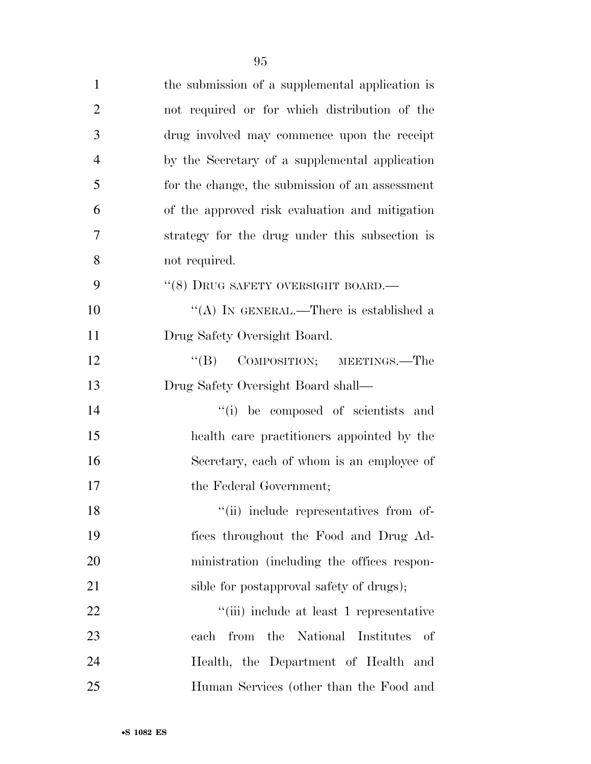the submission of a supplemental application is not required or for which distribution of the drug involved may commence upon the receipt by the Secretary of a supplemental application for the change, the submission of an assessment of the approved risk evaluation and mitigation strategy for the drug under this subsection is not required.

''(8) DRUG SAFETY OVERSIGHT BOARD.—

''(A) IN GENERAL.—There is established a Drug Safety Oversight Board.

''(B) COMPOSITION; MEETINGS.—The Drug Safety Oversight Board shall—

''(i) be composed of scientists and health care practitioners appointed by the Secretary, each of whom is an employee of the Federal Government;

''(ii) include representatives from offices throughout the Food and Drug Administration (including the offices responsible for postapproval safety of drugs);

''(iii) include at least 1 representative each from the National Institutes of Health, the Department of Health and Human Services (other than the Food and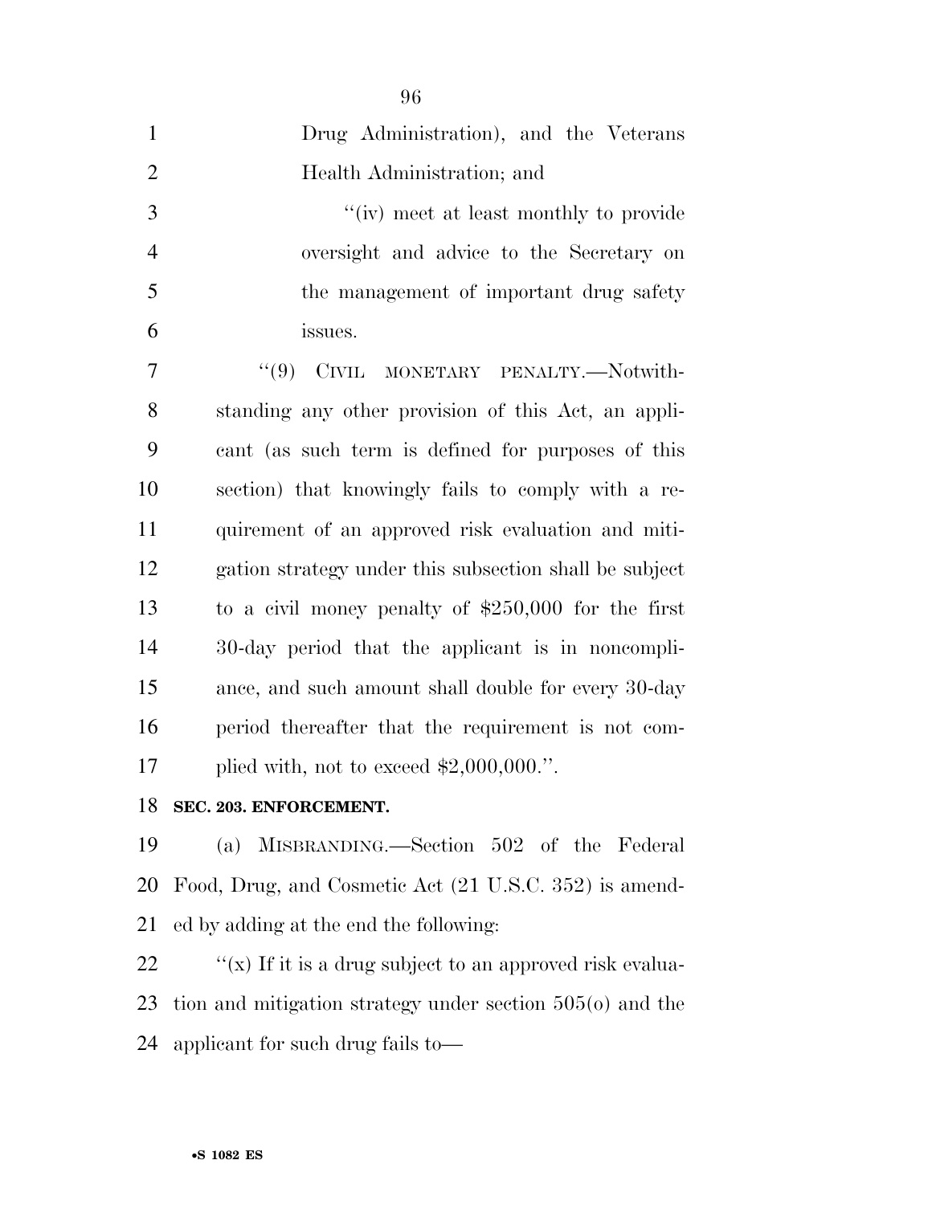Drug Administration), and the Veterans Health Administration; and

''(iv) meet at least monthly to provide oversight and advice to the Secretary on the management of important drug safety issues.

''(9) CIVIL MONETARY PENALTY.—Notwithstanding any other provision of this Act, an applicant (as such term is defined for purposes of this section) that knowingly fails to comply with a requirement of an approved risk evaluation and mitigation strategy under this subsection shall be subject to a civil money penalty of $250,000 for the first 30-day period that the applicant is in noncompliance, and such amount shall double for every 30-day period thereafter that the requirement is not complied with, not to exceed $2,000,000.''.

**SEC. 203. ENFORCEMENT.**

(a) MISBRANDING.—Section 502 of the Federal Food, Drug, and Cosmetic Act (21 U.S.C. 352) is amended by adding at the end the following:

''(x) If it is a drug subject to an approved risk evaluation and mitigation strategy under section 505(o) and the applicant for such drug fails to—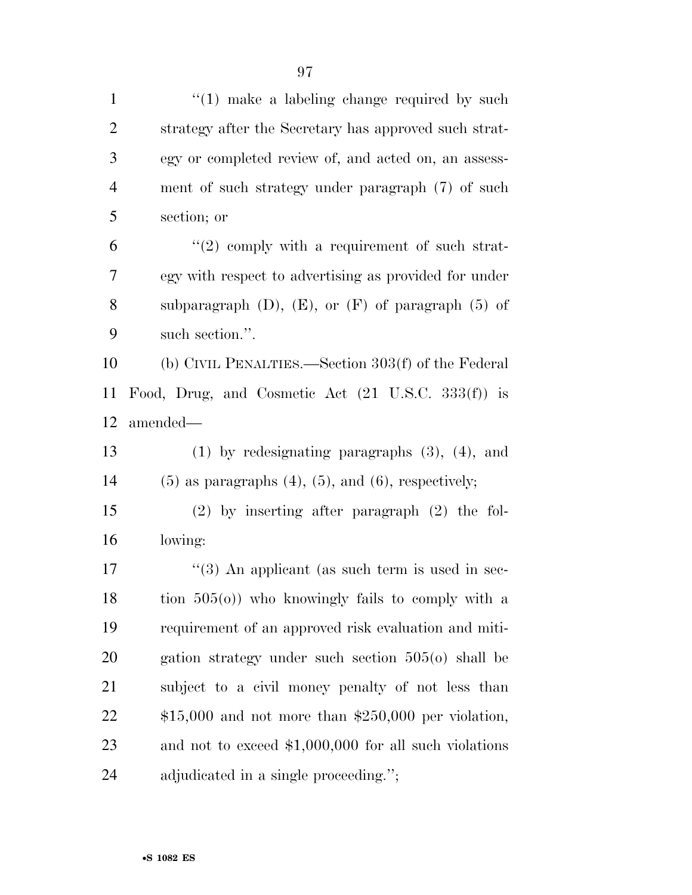''(1) make a labeling change required by such strategy after the Secretary has approved such strategy or completed review of, and acted on, an assessment of such strategy under paragraph (7) of such section; or

''(2) comply with a requirement of such strategy with respect to advertising as provided for under subparagraph (D), (E), or (F) of paragraph (5) of such section.''.

(b) CIVIL PENALTIES.—Section 303(f) of the Federal Food, Drug, and Cosmetic Act (21 U.S.C. 333(f)) is amended—

(1) by redesignating paragraphs (3), (4), and (5) as paragraphs (4), (5), and (6), respectively;

(2) by inserting after paragraph (2) the following:

''(3) An applicant (as such term is used in section 505(o)) who knowingly fails to comply with a requirement of an approved risk evaluation and mitigation strategy under such section 505(o) shall be subject to a civil money penalty of not less than $15,000 and not more than $250,000 per violation, and not to exceed $1,000,000 for all such violations adjudicated in a single proceeding.'';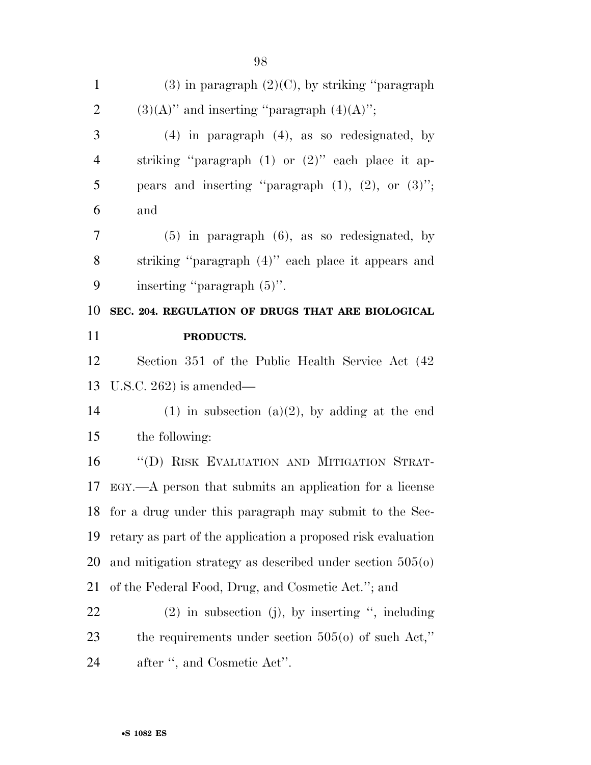(3) in paragraph (2)(C), by striking ''paragraph (3)(A)'' and inserting ''paragraph (4)(A)'';

(4) in paragraph (4), as so redesignated, by striking ''paragraph (1) or (2)'' each place it appears and inserting ''paragraph (1), (2), or (3)''; and

(5) in paragraph (6), as so redesignated, by striking ''paragraph (4)'' each place it appears and inserting ''paragraph (5)''.

**SEC. 204. REGULATION OF DRUGS THAT ARE BIOLOGICAL PRODUCTS.**

Section 351 of the Public Health Service Act (42 U.S.C. 262) is amended—

(1) in subsection (a)(2), by adding at the end the following:

''(D) RISK EVALUATION AND MITIGATION STRATEGY.—A person that submits an application for a license for a drug under this paragraph may submit to the Secretary as part of the application a proposed risk evaluation and mitigation strategy as described under section 505(o) of the Federal Food, Drug, and Cosmetic Act.''; and

(2) in subsection (j), by inserting '', including the requirements under section 505(o) of such Act,'' after '', and Cosmetic Act''.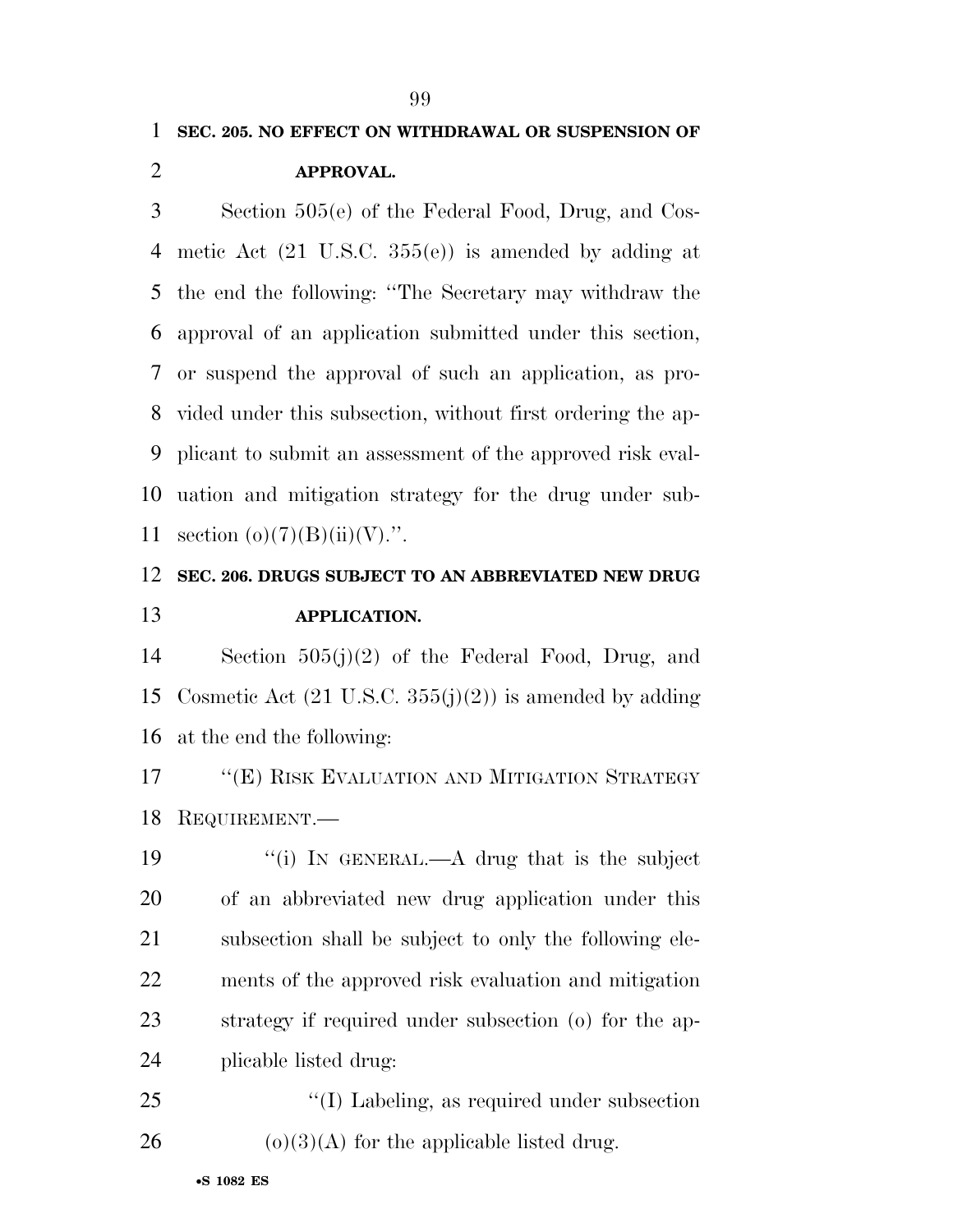**SEC. 205. NO EFFECT ON WITHDRAWAL OR SUSPENSION OF APPROVAL.**

Section 505(e) of the Federal Food, Drug, and Cosmetic Act (21 U.S.C. 355(e)) is amended by adding at the end the following: ''The Secretary may withdraw the approval of an application submitted under this section, or suspend the approval of such an application, as provided under this subsection, without first ordering the applicant to submit an assessment of the approved risk evaluation and mitigation strategy for the drug under subsection (o)(7)(B)(ii)(V).''.

**SEC. 206. DRUGS SUBJECT TO AN ABBREVIATED NEW DRUG APPLICATION.**

Section 505(j)(2) of the Federal Food, Drug, and Cosmetic Act (21 U.S.C. 355(j)(2)) is amended by adding at the end the following:

''(E) RISK EVALUATION AND MITIGATION STRATEGY REQUIREMENT.—

''(i) IN GENERAL.—A drug that is the subject of an abbreviated new drug application under this subsection shall be subject to only the following elements of the approved risk evaluation and mitigation strategy if required under subsection (o) for the applicable listed drug:

''(I) Labeling, as required under subsection (o)(3)(A) for the applicable listed drug.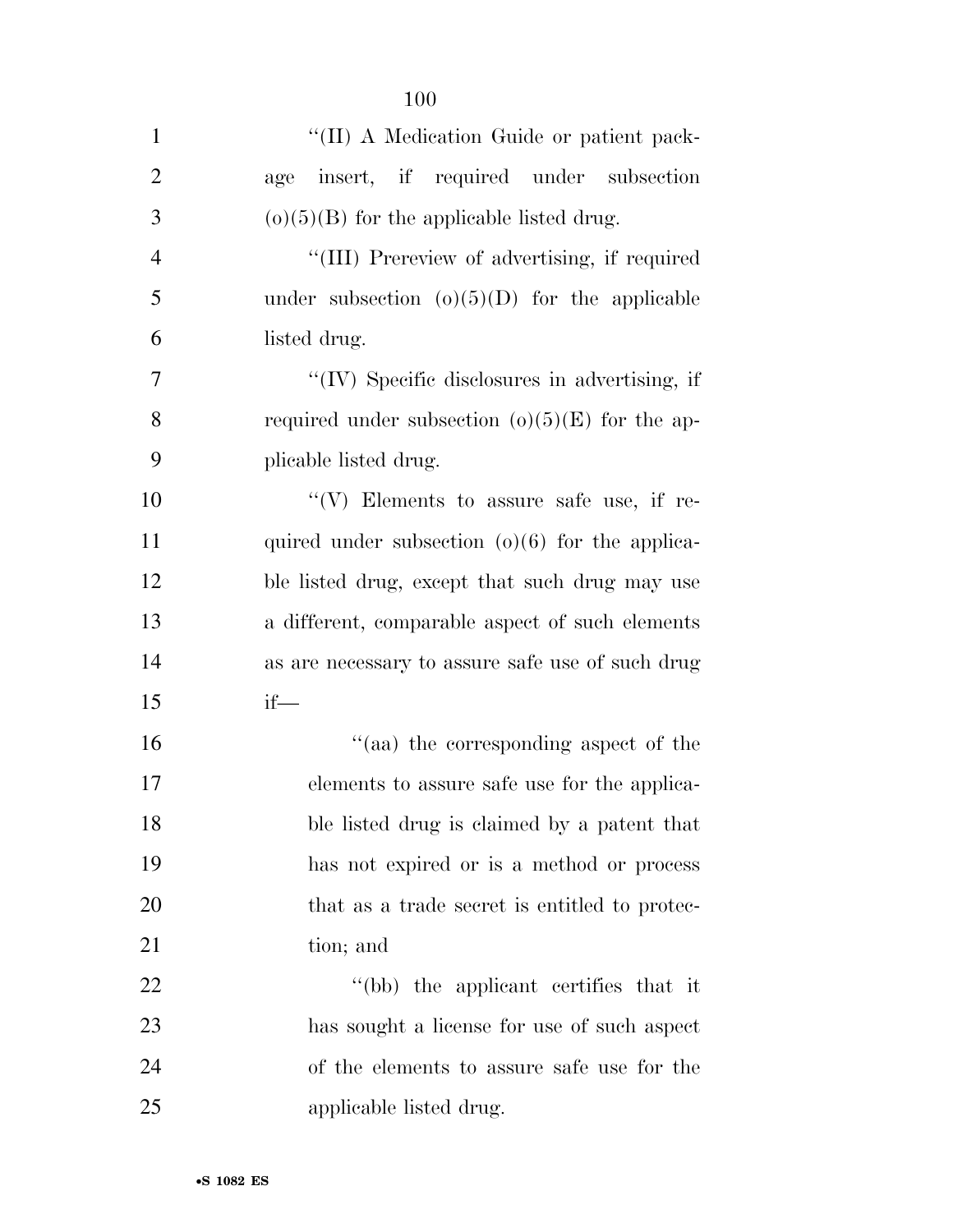''(II) A Medication Guide or patient package insert, if required under subsection (o)(5)(B) for the applicable listed drug.

''(III) Prereview of advertising, if required under subsection (o)(5)(D) for the applicable listed drug.

''(IV) Specific disclosures in advertising, if required under subsection (o)(5)(E) for the applicable listed drug.

''(V) Elements to assure safe use, if required under subsection (o)(6) for the applicable listed drug, except that such drug may use a different, comparable aspect of such elements as are necessary to assure safe use of such drug if—

''(aa) the corresponding aspect of the elements to assure safe use for the applicable listed drug is claimed by a patent that has not expired or is a method or process that as a trade secret is entitled to protection; and

''(bb) the applicant certifies that it has sought a license for use of such aspect of the elements to assure safe use for the applicable listed drug.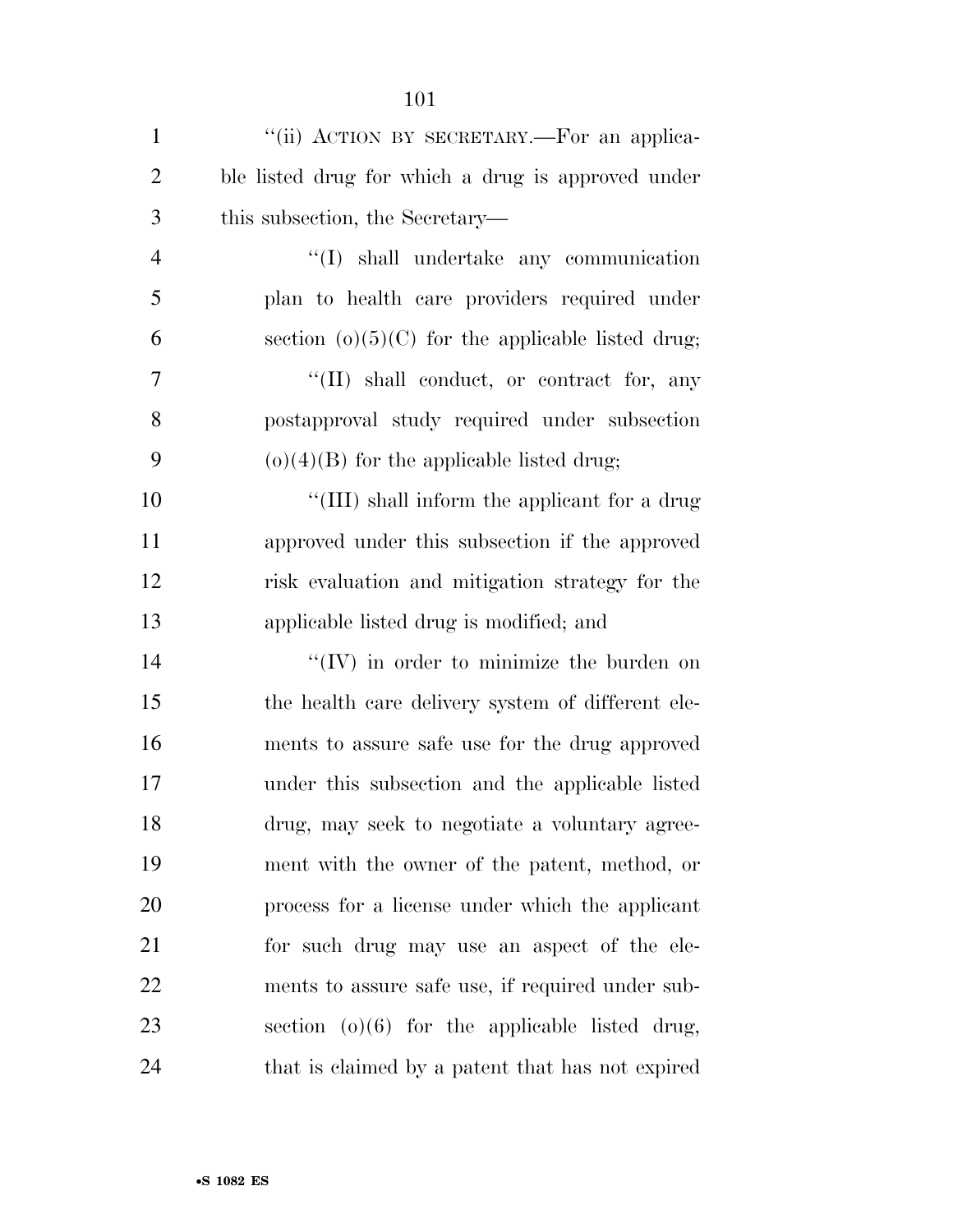''(ii) ACTION BY SECRETARY.—For an applicable listed drug for which a drug is approved under this subsection, the Secretary—

''(I) shall undertake any communication plan to health care providers required under section (o)(5)(C) for the applicable listed drug;

''(II) shall conduct, or contract for, any postapproval study required under subsection (o)(4)(B) for the applicable listed drug;

''(III) shall inform the applicant for a drug approved under this subsection if the approved risk evaluation and mitigation strategy for the applicable listed drug is modified; and

''(IV) in order to minimize the burden on the health care delivery system of different elements to assure safe use for the drug approved under this subsection and the applicable listed drug, may seek to negotiate a voluntary agreement with the owner of the patent, method, or process for a license under which the applicant for such drug may use an aspect of the elements to assure safe use, if required under subsection (o)(6) for the applicable listed drug, that is claimed by a patent that has not expired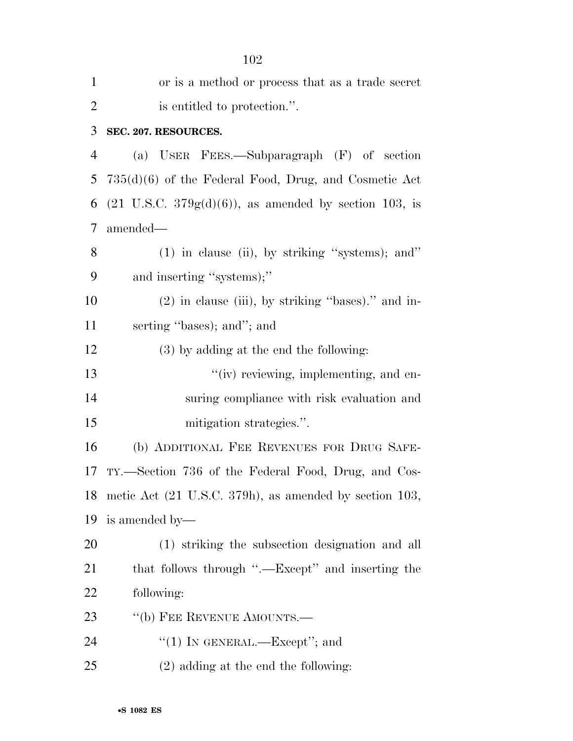or is a method or process that as a trade secret is entitled to protection.''.

**SEC. 207. RESOURCES.**

(a) USER FEES.—Subparagraph (F) of section 735(d)(6) of the Federal Food, Drug, and Cosmetic Act (21 U.S.C. 379g(d)(6)), as amended by section 103, is amended—

(1) in clause (ii), by striking ''systems); and'' and inserting ''systems);''

(2) in clause (iii), by striking ''bases).'' and inserting ''bases); and''; and

(3) by adding at the end the following:

''(iv) reviewing, implementing, and ensuring compliance with risk evaluation and mitigation strategies.''.

(b) ADDITIONAL FEE REVENUES FOR DRUG SAFETY.—Section 736 of the Federal Food, Drug, and Cosmetic Act (21 U.S.C. 379h), as amended by section 103, is amended by—

(1) striking the subsection designation and all that follows through ''.—Except'' and inserting the following:

''(b) FEE REVENUE AMOUNTS.—

''(1) IN GENERAL.—Except''; and

(2) adding at the end the following: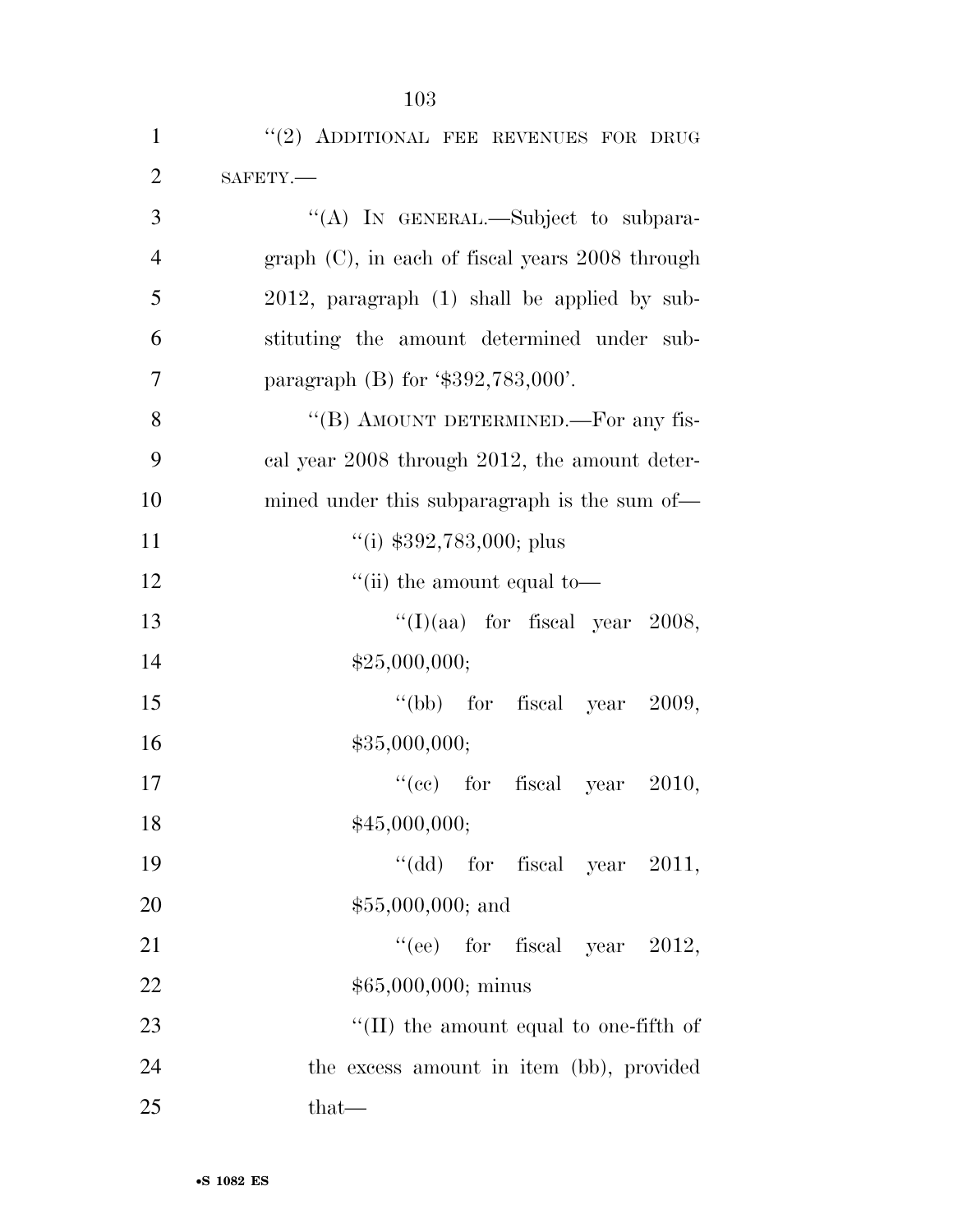"(2) ADDITIONAL FEE REVENUES FOR DRUG SAFETY.—

"(A) IN GENERAL.—Subject to subparagraph (C), in each of fiscal years 2008 through 2012, paragraph (1) shall be applied by substituting the amount determined under subparagraph (B) for '$392,783,000'.

"(B) AMOUNT DETERMINED.—For any fiscal year 2008 through 2012, the amount determined under this subparagraph is the sum of—

"(i) $392,783,000; plus

"(ii) the amount equal to—

"(I)(aa) for fiscal year 2008, $25,000,000;

"(bb) for fiscal year 2009, $35,000,000;

"(cc) for fiscal year 2010, $45,000,000;

"(dd) for fiscal year 2011, $55,000,000; and

"(ee) for fiscal year 2012, $65,000,000; minus

"(II) the amount equal to one-fifth of the excess amount in item (bb), provided that—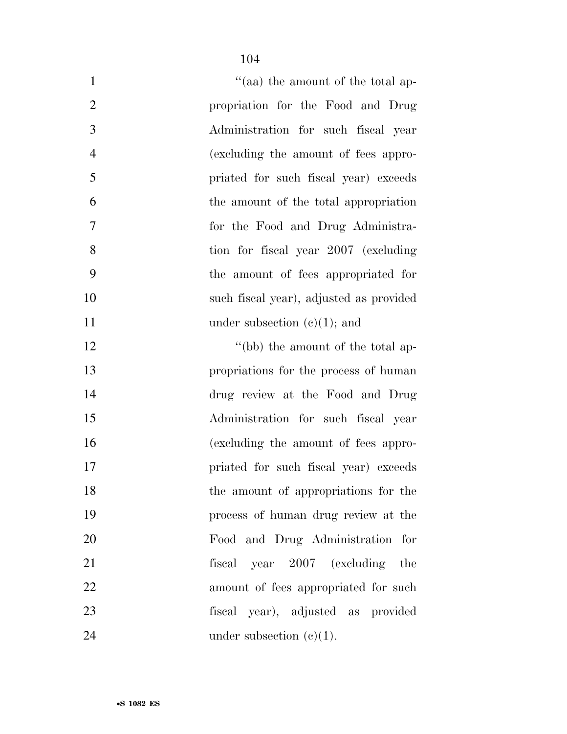''(aa) the amount of the total appropriation for the Food and Drug Administration for such fiscal year (excluding the amount of fees appropriated for such fiscal year) exceeds the amount of the total appropriation for the Food and Drug Administration for fiscal year 2007 (excluding the amount of fees appropriated for such fiscal year), adjusted as provided under subsection (c)(1); and

''(bb) the amount of the total appropriations for the process of human drug review at the Food and Drug Administration for such fiscal year (excluding the amount of fees appropriated for such fiscal year) exceeds the amount of appropriations for the process of human drug review at the Food and Drug Administration for fiscal year 2007 (excluding the amount of fees appropriated for such fiscal year), adjusted as provided under subsection (c)(1).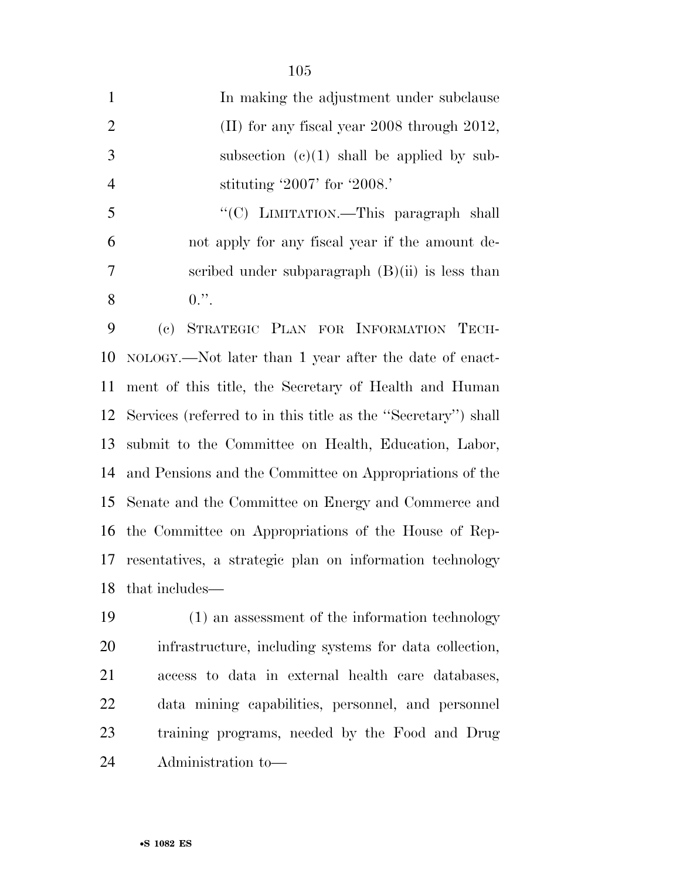In making the adjustment under subclause (II) for any fiscal year 2008 through 2012, subsection (c)(1) shall be applied by substituting '2007' for '2008.'

"(C) LIMITATION.—This paragraph shall not apply for any fiscal year if the amount described under subparagraph (B)(ii) is less than 0.".

(c) STRATEGIC PLAN FOR INFORMATION TECHNOLOGY.—Not later than 1 year after the date of enactment of this title, the Secretary of Health and Human Services (referred to in this title as the "Secretary") shall submit to the Committee on Health, Education, Labor, and Pensions and the Committee on Appropriations of the Senate and the Committee on Energy and Commerce and the Committee on Appropriations of the House of Representatives, a strategic plan on information technology that includes—

(1) an assessment of the information technology infrastructure, including systems for data collection, access to data in external health care databases, data mining capabilities, personnel, and personnel training programs, needed by the Food and Drug Administration to—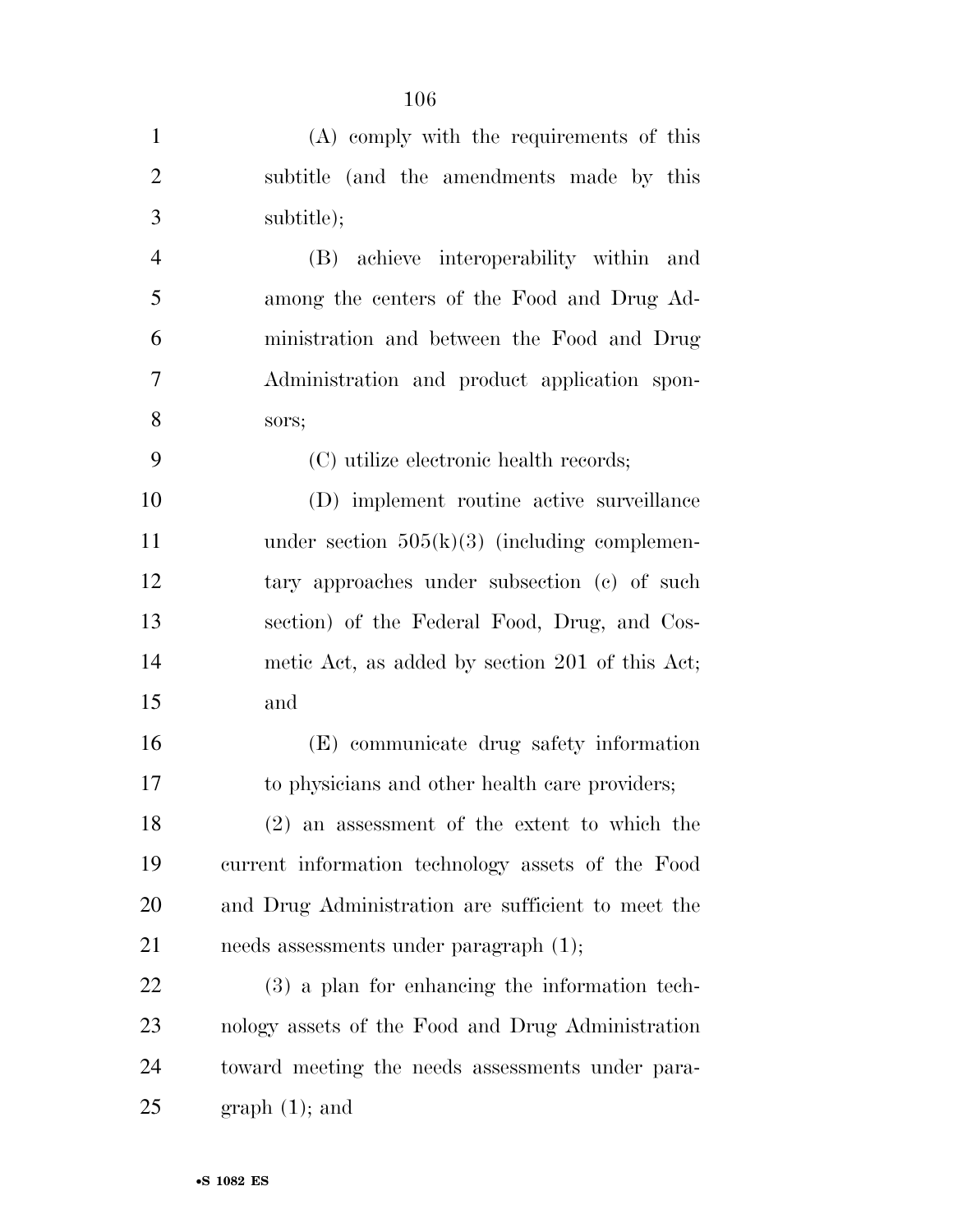(A) comply with the requirements of this subtitle (and the amendments made by this subtitle);

(B) achieve interoperability within and among the centers of the Food and Drug Administration and between the Food and Drug Administration and product application sponsors;

(C) utilize electronic health records;

(D) implement routine active surveillance under section 505(k)(3) (including complementary approaches under subsection (c) of such section) of the Federal Food, Drug, and Cosmetic Act, as added by section 201 of this Act; and

(E) communicate drug safety information to physicians and other health care providers;

(2) an assessment of the extent to which the current information technology assets of the Food and Drug Administration are sufficient to meet the needs assessments under paragraph (1);

(3) a plan for enhancing the information technology assets of the Food and Drug Administration toward meeting the needs assessments under paragraph (1); and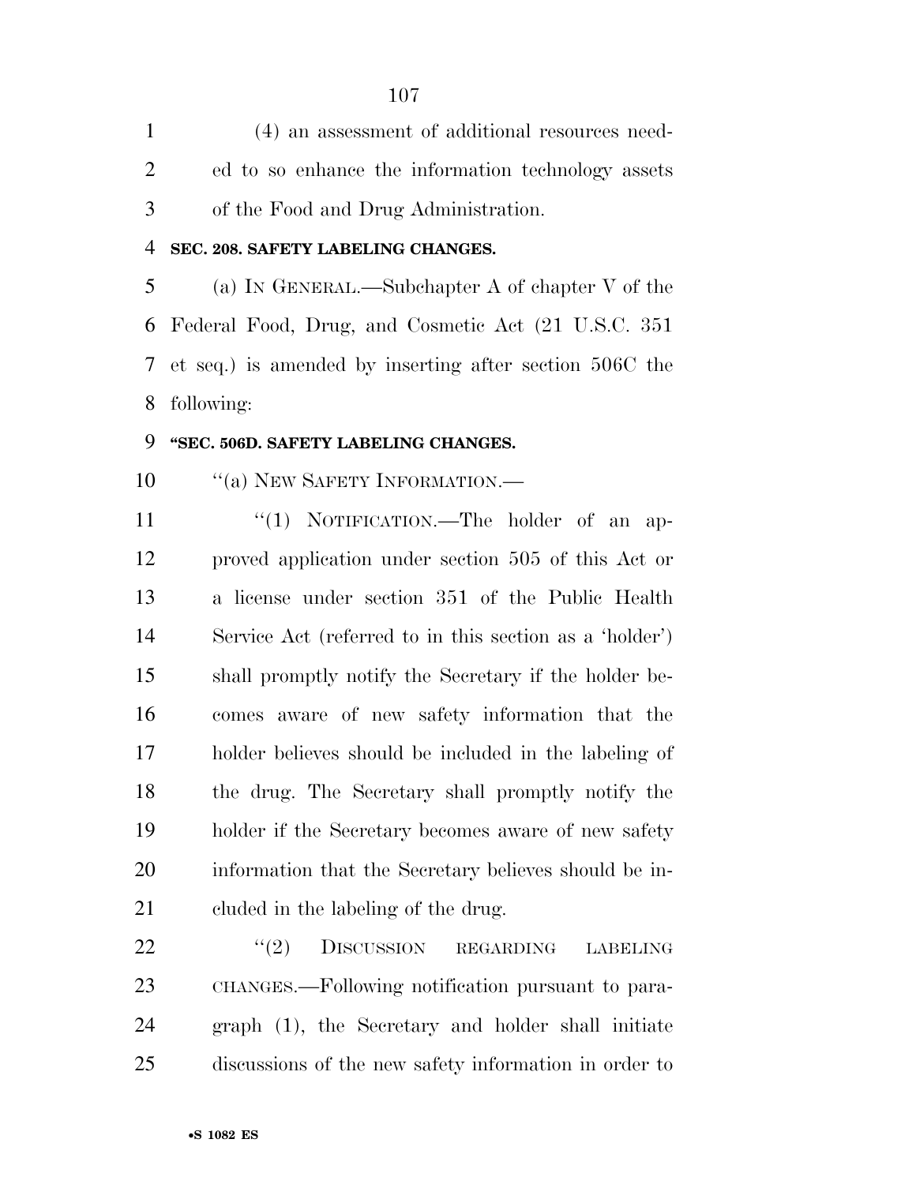(4) an assessment of additional resources needed to so enhance the information technology assets of the Food and Drug Administration.

**SEC. 208. SAFETY LABELING CHANGES.**

(a) IN GENERAL.—Subchapter A of chapter V of the Federal Food, Drug, and Cosmetic Act (21 U.S.C. 351 et seq.) is amended by inserting after section 506C the following:

**"SEC. 506D. SAFETY LABELING CHANGES.**

"(a) NEW SAFETY INFORMATION.—

"(1) NOTIFICATION.—The holder of an approved application under section 505 of this Act or a license under section 351 of the Public Health Service Act (referred to in this section as a 'holder') shall promptly notify the Secretary if the holder becomes aware of new safety information that the holder believes should be included in the labeling of the drug. The Secretary shall promptly notify the holder if the Secretary becomes aware of new safety information that the Secretary believes should be included in the labeling of the drug.

"(2) DISCUSSION REGARDING LABELING CHANGES.—Following notification pursuant to paragraph (1), the Secretary and holder shall initiate discussions of the new safety information in order to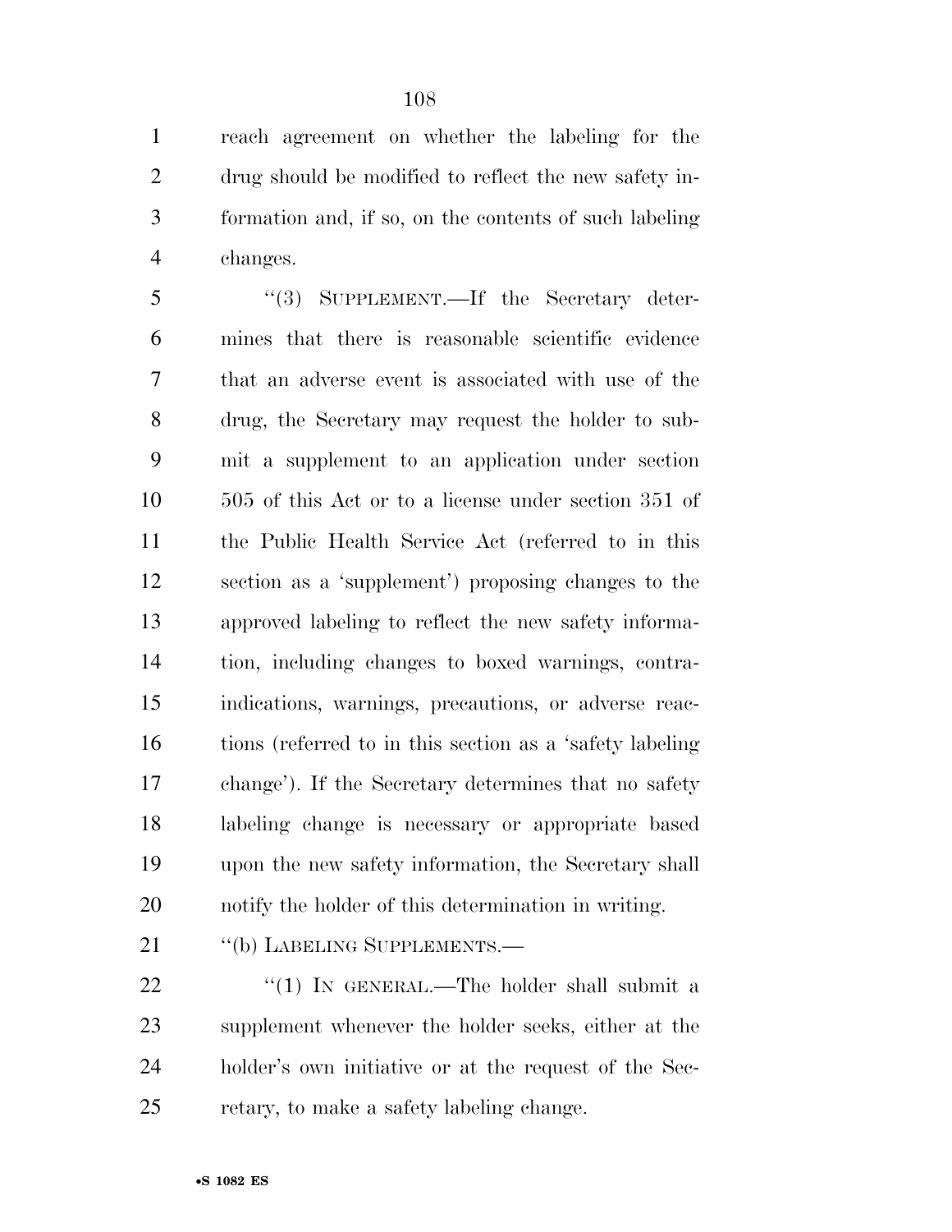reach agreement on whether the labeling for the drug should be modified to reflect the new safety information and, if so, on the contents of such labeling changes.

"(3) SUPPLEMENT.—If the Secretary determines that there is reasonable scientific evidence that an adverse event is associated with use of the drug, the Secretary may request the holder to submit a supplement to an application under section 505 of this Act or to a license under section 351 of the Public Health Service Act (referred to in this section as a 'supplement') proposing changes to the approved labeling to reflect the new safety information, including changes to boxed warnings, contraindications, warnings, precautions, or adverse reactions (referred to in this section as a 'safety labeling change'). If the Secretary determines that no safety labeling change is necessary or appropriate based upon the new safety information, the Secretary shall notify the holder of this determination in writing.

"(b) LABELING SUPPLEMENTS.—

"(1) IN GENERAL.—The holder shall submit a supplement whenever the holder seeks, either at the holder's own initiative or at the request of the Secretary, to make a safety labeling change.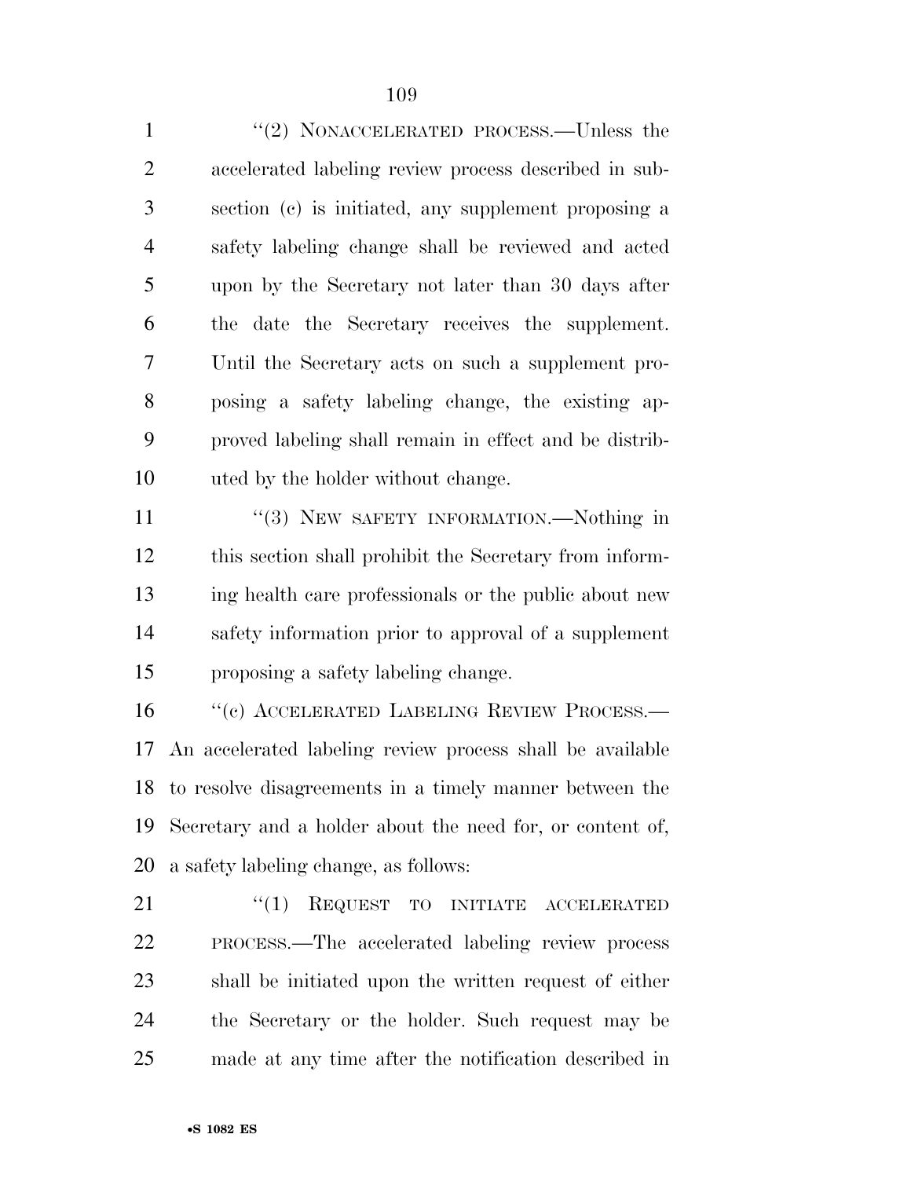"(2) NONACCELERATED PROCESS.—Unless the accelerated labeling review process described in subsection (c) is initiated, any supplement proposing a safety labeling change shall be reviewed and acted upon by the Secretary not later than 30 days after the date the Secretary receives the supplement. Until the Secretary acts on such a supplement proposing a safety labeling change, the existing approved labeling shall remain in effect and be distributed by the holder without change.

"(3) NEW SAFETY INFORMATION.—Nothing in this section shall prohibit the Secretary from informing health care professionals or the public about new safety information prior to approval of a supplement proposing a safety labeling change.

"(c) ACCELERATED LABELING REVIEW PROCESS.—An accelerated labeling review process shall be available to resolve disagreements in a timely manner between the Secretary and a holder about the need for, or content of, a safety labeling change, as follows:

"(1) REQUEST TO INITIATE ACCELERATED PROCESS.—The accelerated labeling review process shall be initiated upon the written request of either the Secretary or the holder. Such request may be made at any time after the notification described in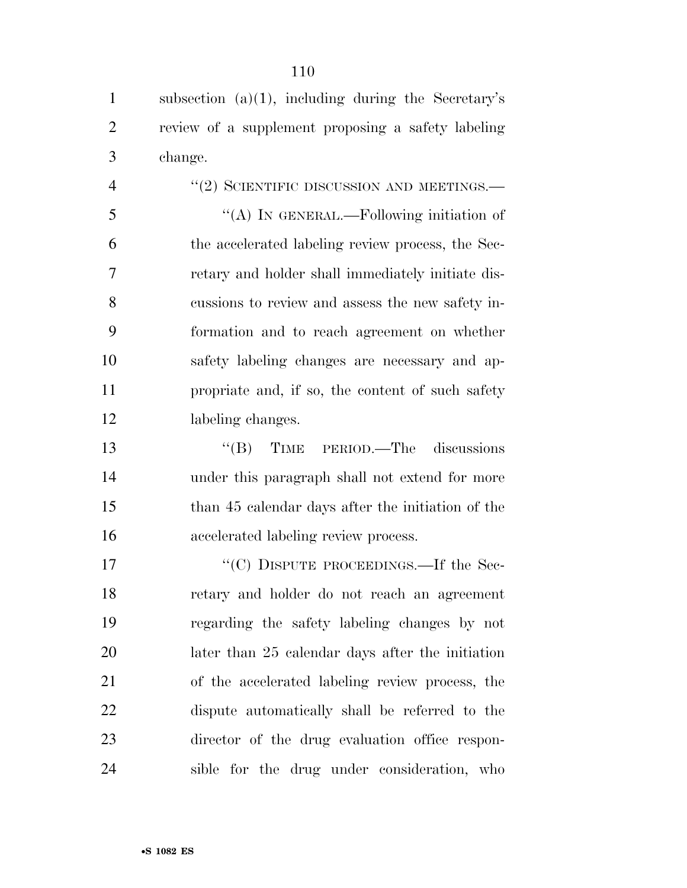subsection (a)(1), including during the Secretary's review of a supplement proposing a safety labeling change.

"(2) SCIENTIFIC DISCUSSION AND MEETINGS.—

"(A) IN GENERAL.—Following initiation of the accelerated labeling review process, the Secretary and holder shall immediately initiate discussions to review and assess the new safety information and to reach agreement on whether safety labeling changes are necessary and appropriate and, if so, the content of such safety labeling changes.

"(B) TIME PERIOD.—The discussions under this paragraph shall not extend for more than 45 calendar days after the initiation of the accelerated labeling review process.

"(C) DISPUTE PROCEEDINGS.—If the Secretary and holder do not reach an agreement regarding the safety labeling changes by not later than 25 calendar days after the initiation of the accelerated labeling review process, the dispute automatically shall be referred to the director of the drug evaluation office responsible for the drug under consideration, who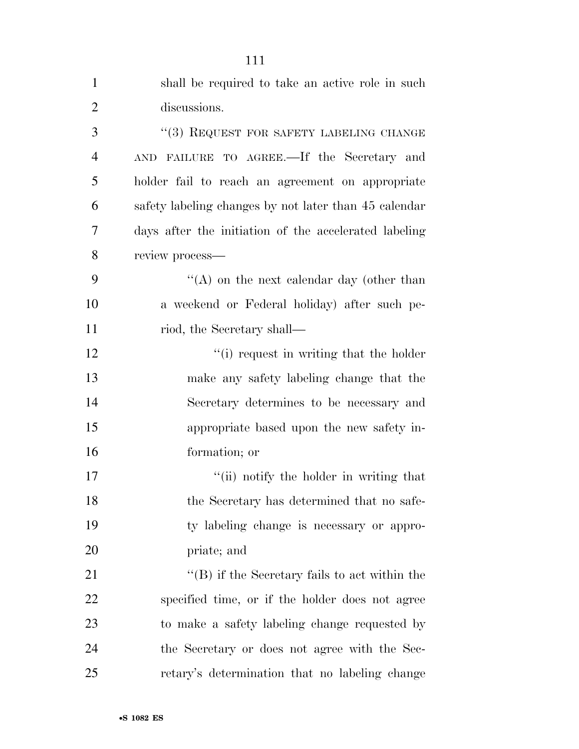shall be required to take an active role in such discussions.

"(3) REQUEST FOR SAFETY LABELING CHANGE AND FAILURE TO AGREE.—If the Secretary and holder fail to reach an agreement on appropriate safety labeling changes by not later than 45 calendar days after the initiation of the accelerated labeling review process—

"(A) on the next calendar day (other than a weekend or Federal holiday) after such period, the Secretary shall—

"(i) request in writing that the holder make any safety labeling change that the Secretary determines to be necessary and appropriate based upon the new safety information; or

"(ii) notify the holder in writing that the Secretary has determined that no safety labeling change is necessary or appropriate; and

"(B) if the Secretary fails to act within the specified time, or if the holder does not agree to make a safety labeling change requested by the Secretary or does not agree with the Secretary's determination that no labeling change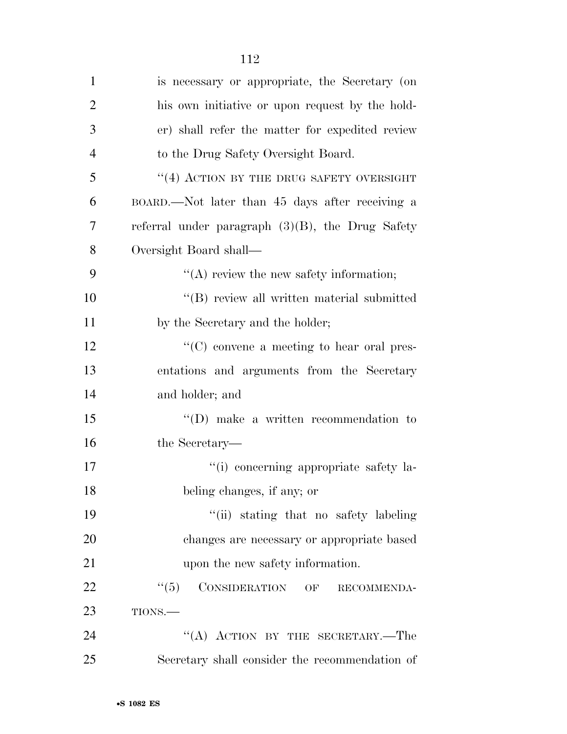is necessary or appropriate, the Secretary (on his own initiative or upon request by the holder) shall refer the matter for expedited review to the Drug Safety Oversight Board.

"(4) ACTION BY THE DRUG SAFETY OVERSIGHT BOARD.—Not later than 45 days after receiving a referral under paragraph (3)(B), the Drug Safety Oversight Board shall—

"(A) review the new safety information;

"(B) review all written material submitted by the Secretary and the holder;

"(C) convene a meeting to hear oral presentations and arguments from the Secretary and holder; and

"(D) make a written recommendation to the Secretary—

"(i) concerning appropriate safety labeling changes, if any; or

"(ii) stating that no safety labeling changes are necessary or appropriate based upon the new safety information.

"(5) CONSIDERATION OF RECOMMENDATIONS.—

"(A) ACTION BY THE SECRETARY.—The Secretary shall consider the recommendation of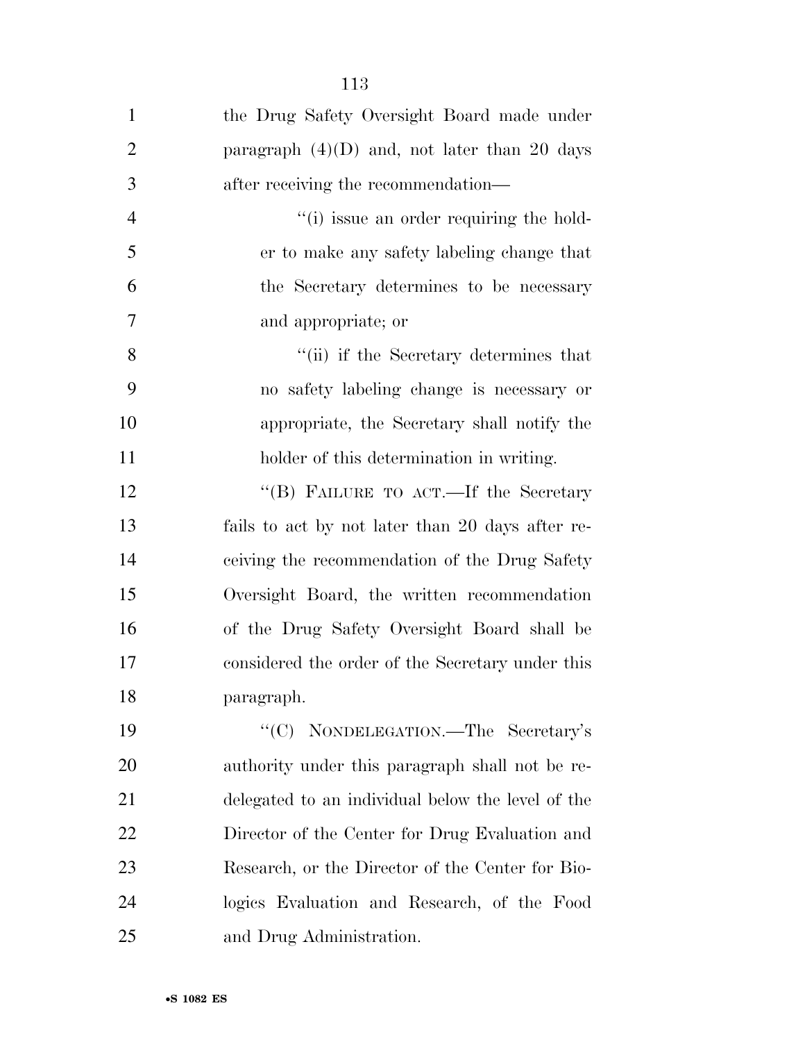the Drug Safety Oversight Board made under paragraph (4)(D) and, not later than 20 days after receiving the recommendation—

"(i) issue an order requiring the holder to make any safety labeling change that the Secretary determines to be necessary and appropriate; or

"(ii) if the Secretary determines that no safety labeling change is necessary or appropriate, the Secretary shall notify the holder of this determination in writing.

"(B) FAILURE TO ACT.—If the Secretary fails to act by not later than 20 days after receiving the recommendation of the Drug Safety Oversight Board, the written recommendation of the Drug Safety Oversight Board shall be considered the order of the Secretary under this paragraph.

"(C) NONDELEGATION.—The Secretary's authority under this paragraph shall not be redelegated to an individual below the level of the Director of the Center for Drug Evaluation and Research, or the Director of the Center for Biologics Evaluation and Research, of the Food and Drug Administration.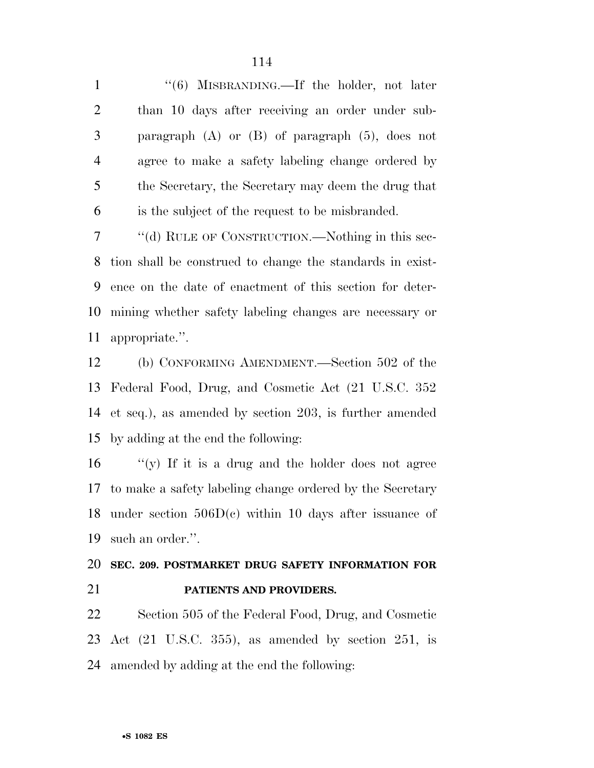"(6) MISBRANDING.—If the holder, not later than 10 days after receiving an order under subparagraph (A) or (B) of paragraph (5), does not agree to make a safety labeling change ordered by the Secretary, the Secretary may deem the drug that is the subject of the request to be misbranded.

"(d) RULE OF CONSTRUCTION.—Nothing in this section shall be construed to change the standards in existence on the date of enactment of this section for determining whether safety labeling changes are necessary or appropriate.".

(b) CONFORMING AMENDMENT.—Section 502 of the Federal Food, Drug, and Cosmetic Act (21 U.S.C. 352 et seq.), as amended by section 203, is further amended by adding at the end the following:

"(y) If it is a drug and the holder does not agree to make a safety labeling change ordered by the Secretary under section 506D(c) within 10 days after issuance of such an order.".

**SEC. 209. POSTMARKET DRUG SAFETY INFORMATION FOR PATIENTS AND PROVIDERS.**

Section 505 of the Federal Food, Drug, and Cosmetic Act (21 U.S.C. 355), as amended by section 251, is amended by adding at the end the following: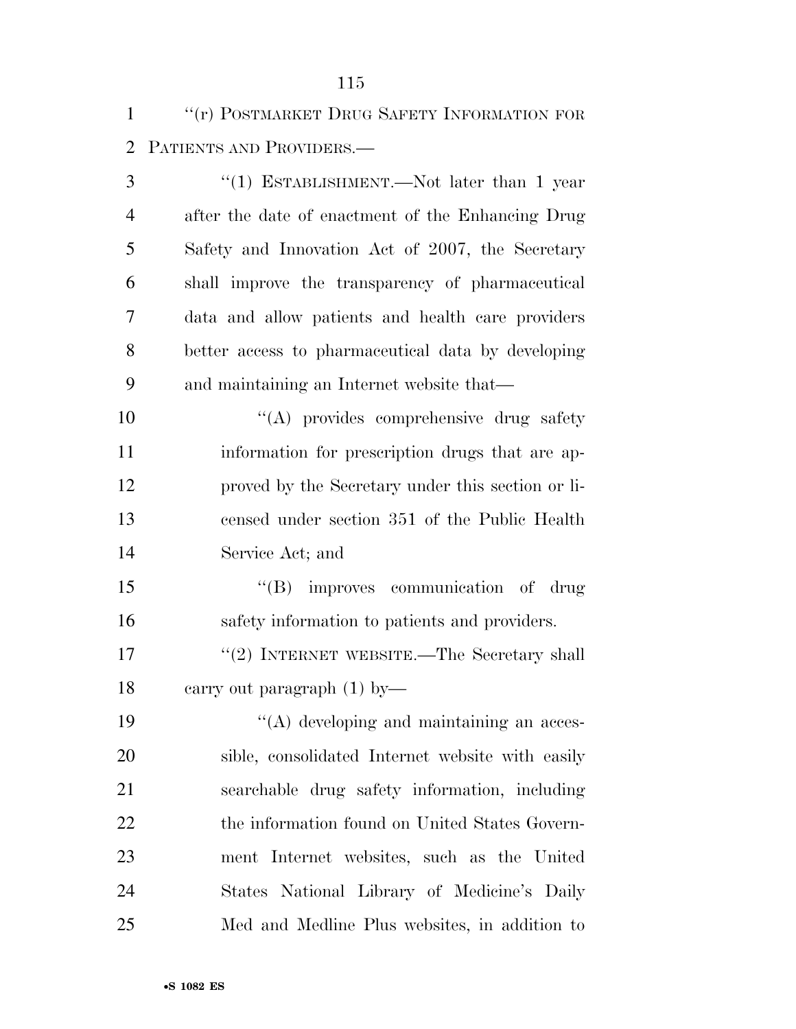“(r) POSTMARKET DRUG SAFETY INFORMATION FOR PATIENTS AND PROVIDERS.—

“(1) ESTABLISHMENT.—Not later than 1 year after the date of enactment of the Enhancing Drug Safety and Innovation Act of 2007, the Secretary shall improve the transparency of pharmaceutical data and allow patients and health care providers better access to pharmaceutical data by developing and maintaining an Internet website that—

“(A) provides comprehensive drug safety information for prescription drugs that are approved by the Secretary under this section or licensed under section 351 of the Public Health Service Act; and

“(B) improves communication of drug safety information to patients and providers.

“(2) INTERNET WEBSITE.—The Secretary shall carry out paragraph (1) by—

“(A) developing and maintaining an accessible, consolidated Internet website with easily searchable drug safety information, including the information found on United States Government Internet websites, such as the United States National Library of Medicine’s Daily Med and Medline Plus websites, in addition to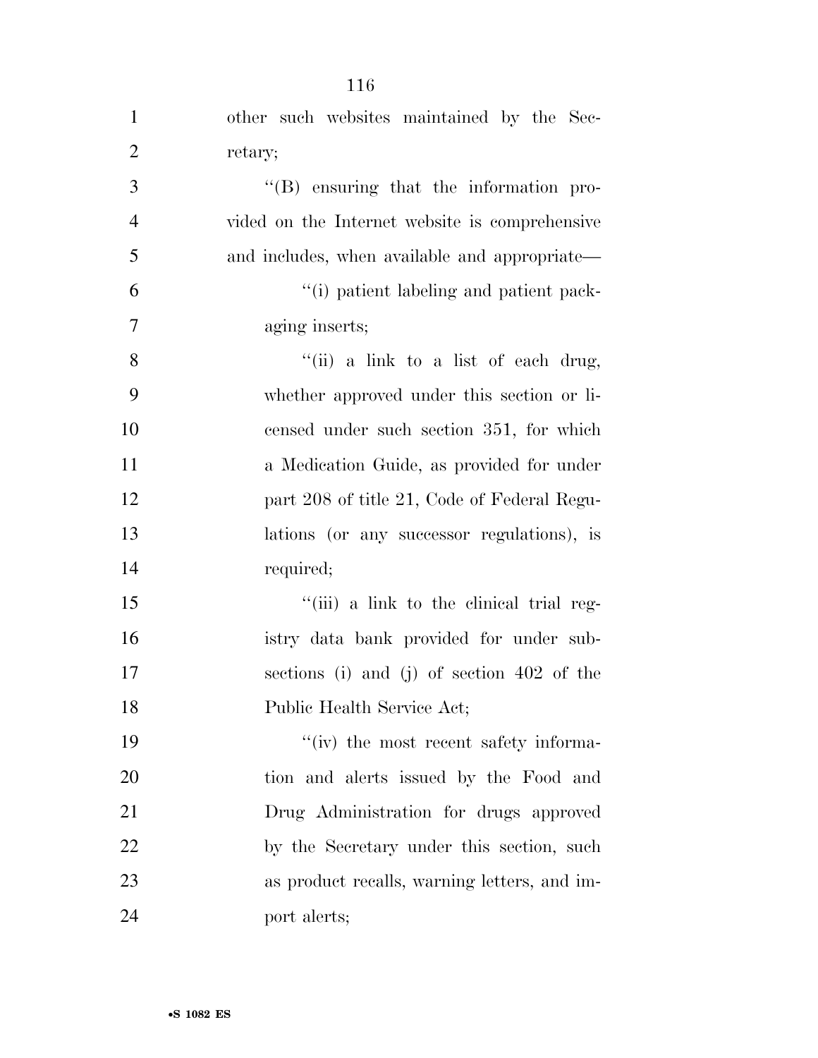other such websites maintained by the Secretary;

''(B) ensuring that the information provided on the Internet website is comprehensive and includes, when available and appropriate—

''(i) patient labeling and patient packaging inserts;

''(ii) a link to a list of each drug, whether approved under this section or licensed under such section 351, for which a Medication Guide, as provided for under part 208 of title 21, Code of Federal Regulations (or any successor regulations), is required;

''(iii) a link to the clinical trial registry data bank provided for under subsections (i) and (j) of section 402 of the Public Health Service Act;

''(iv) the most recent safety information and alerts issued by the Food and Drug Administration for drugs approved by the Secretary under this section, such as product recalls, warning letters, and import alerts;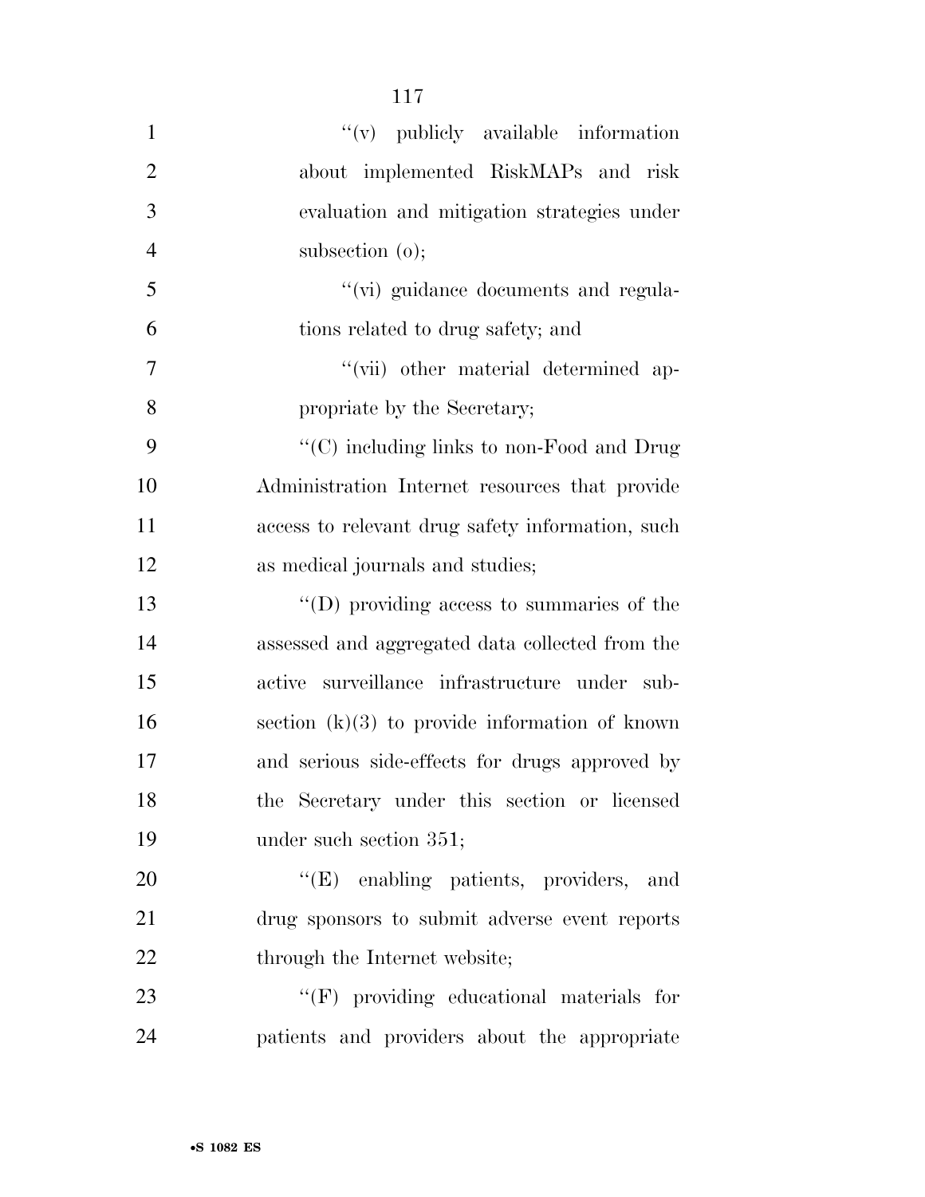''(v) publicly available information about implemented RiskMAPs and risk evaluation and mitigation strategies under subsection (o);

''(vi) guidance documents and regulations related to drug safety; and

''(vii) other material determined appropriate by the Secretary;

''(C) including links to non-Food and Drug Administration Internet resources that provide access to relevant drug safety information, such as medical journals and studies;

''(D) providing access to summaries of the assessed and aggregated data collected from the active surveillance infrastructure under subsection (k)(3) to provide information of known and serious side-effects for drugs approved by the Secretary under this section or licensed under such section 351;

''(E) enabling patients, providers, and drug sponsors to submit adverse event reports through the Internet website;

''(F) providing educational materials for patients and providers about the appropriate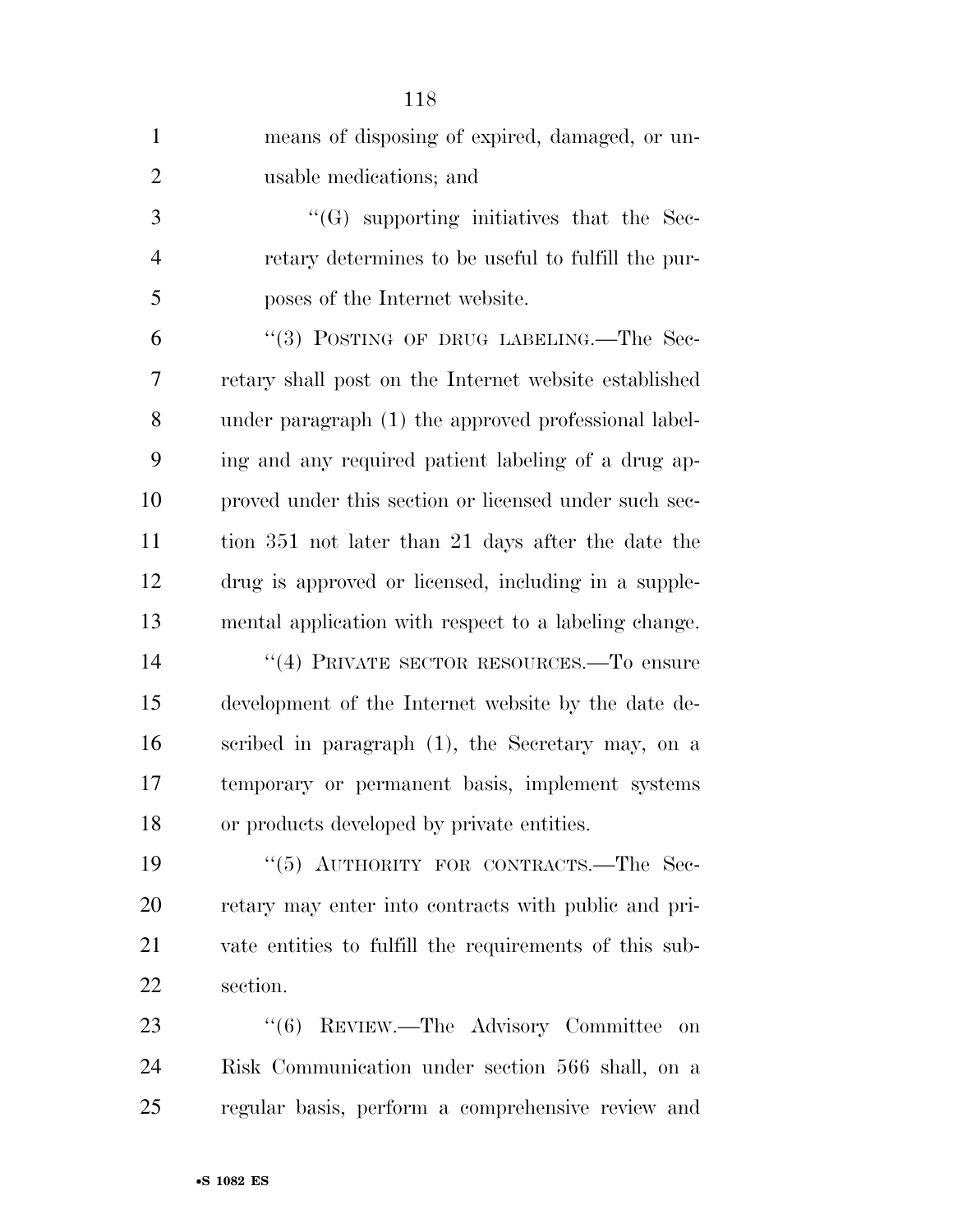means of disposing of expired, damaged, or unusable medications; and

"(G) supporting initiatives that the Secretary determines to be useful to fulfill the purposes of the Internet website.

"(3) POSTING OF DRUG LABELING.—The Secretary shall post on the Internet website established under paragraph (1) the approved professional labeling and any required patient labeling of a drug approved under this section or licensed under such section 351 not later than 21 days after the date the drug is approved or licensed, including in a supplemental application with respect to a labeling change.

"(4) PRIVATE SECTOR RESOURCES.—To ensure development of the Internet website by the date described in paragraph (1), the Secretary may, on a temporary or permanent basis, implement systems or products developed by private entities.

"(5) AUTHORITY FOR CONTRACTS.—The Secretary may enter into contracts with public and private entities to fulfill the requirements of this subsection.

"(6) REVIEW.—The Advisory Committee on Risk Communication under section 566 shall, on a regular basis, perform a comprehensive review and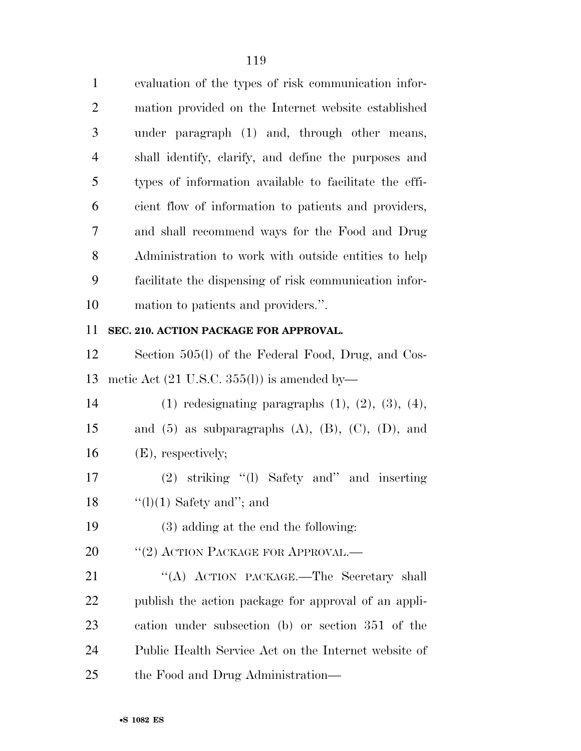evaluation of the types of risk communication information provided on the Internet website established under paragraph (1) and, through other means, shall identify, clarify, and define the purposes and types of information available to facilitate the efficient flow of information to patients and providers, and shall recommend ways for the Food and Drug Administration to work with outside entities to help facilitate the dispensing of risk communication information to patients and providers.''.

**SEC. 210. ACTION PACKAGE FOR APPROVAL.**

Section 505(l) of the Federal Food, Drug, and Cosmetic Act (21 U.S.C. 355(l)) is amended by—

(1) redesignating paragraphs (1), (2), (3), (4), and (5) as subparagraphs (A), (B), (C), (D), and (E), respectively;

(2) striking ''(l) Safety and'' and inserting ''(l)(1) Safety and''; and

(3) adding at the end the following:

''(2) ACTION PACKAGE FOR APPROVAL.—

''(A) ACTION PACKAGE.—The Secretary shall publish the action package for approval of an application under subsection (b) or section 351 of the Public Health Service Act on the Internet website of the Food and Drug Administration—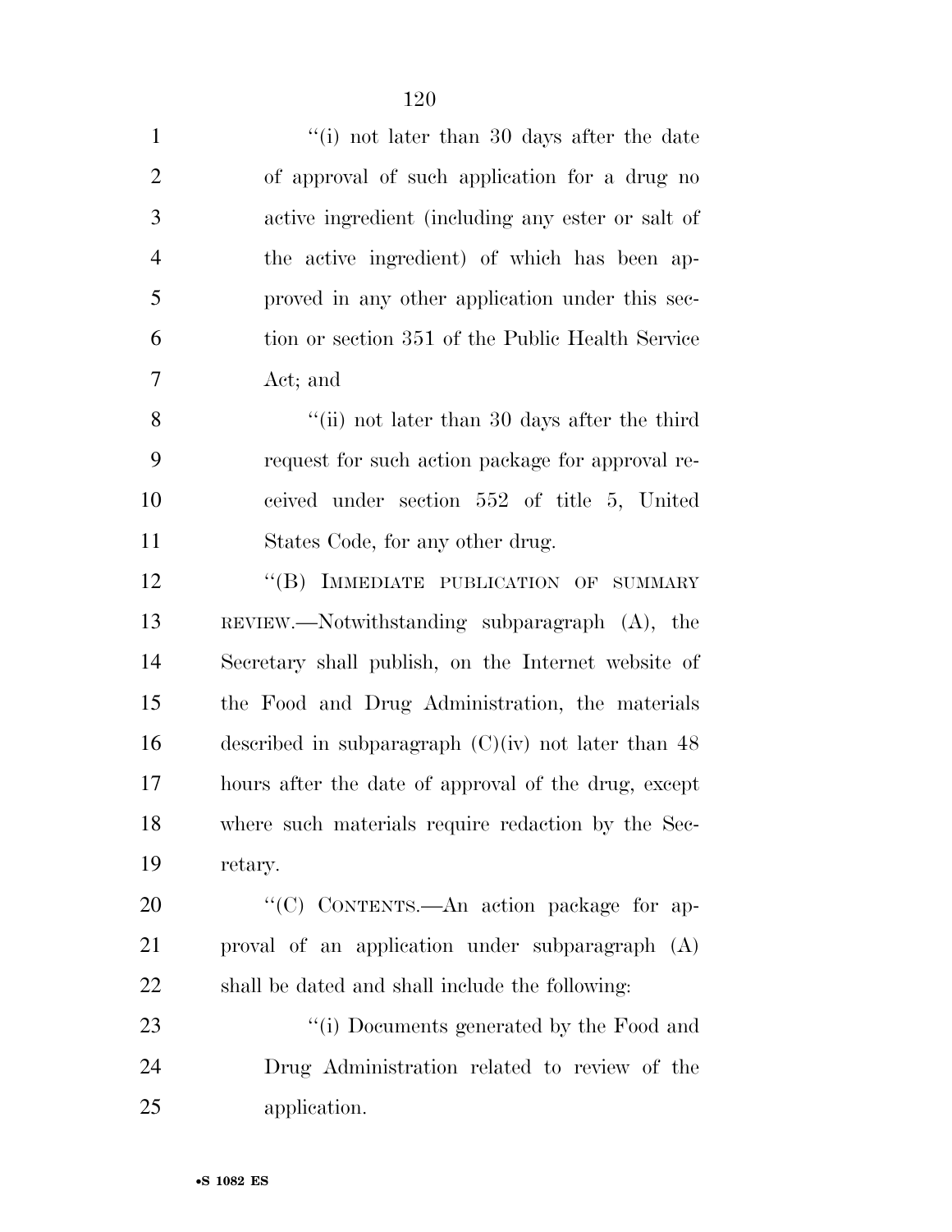"(i) not later than 30 days after the date of approval of such application for a drug no active ingredient (including any ester or salt of the active ingredient) of which has been approved in any other application under this section or section 351 of the Public Health Service Act; and

"(ii) not later than 30 days after the third request for such action package for approval received under section 552 of title 5, United States Code, for any other drug.

"(B) IMMEDIATE PUBLICATION OF SUMMARY REVIEW.—Notwithstanding subparagraph (A), the Secretary shall publish, on the Internet website of the Food and Drug Administration, the materials described in subparagraph (C)(iv) not later than 48 hours after the date of approval of the drug, except where such materials require redaction by the Secretary.

"(C) CONTENTS.—An action package for approval of an application under subparagraph (A) shall be dated and shall include the following:

"(i) Documents generated by the Food and Drug Administration related to review of the application.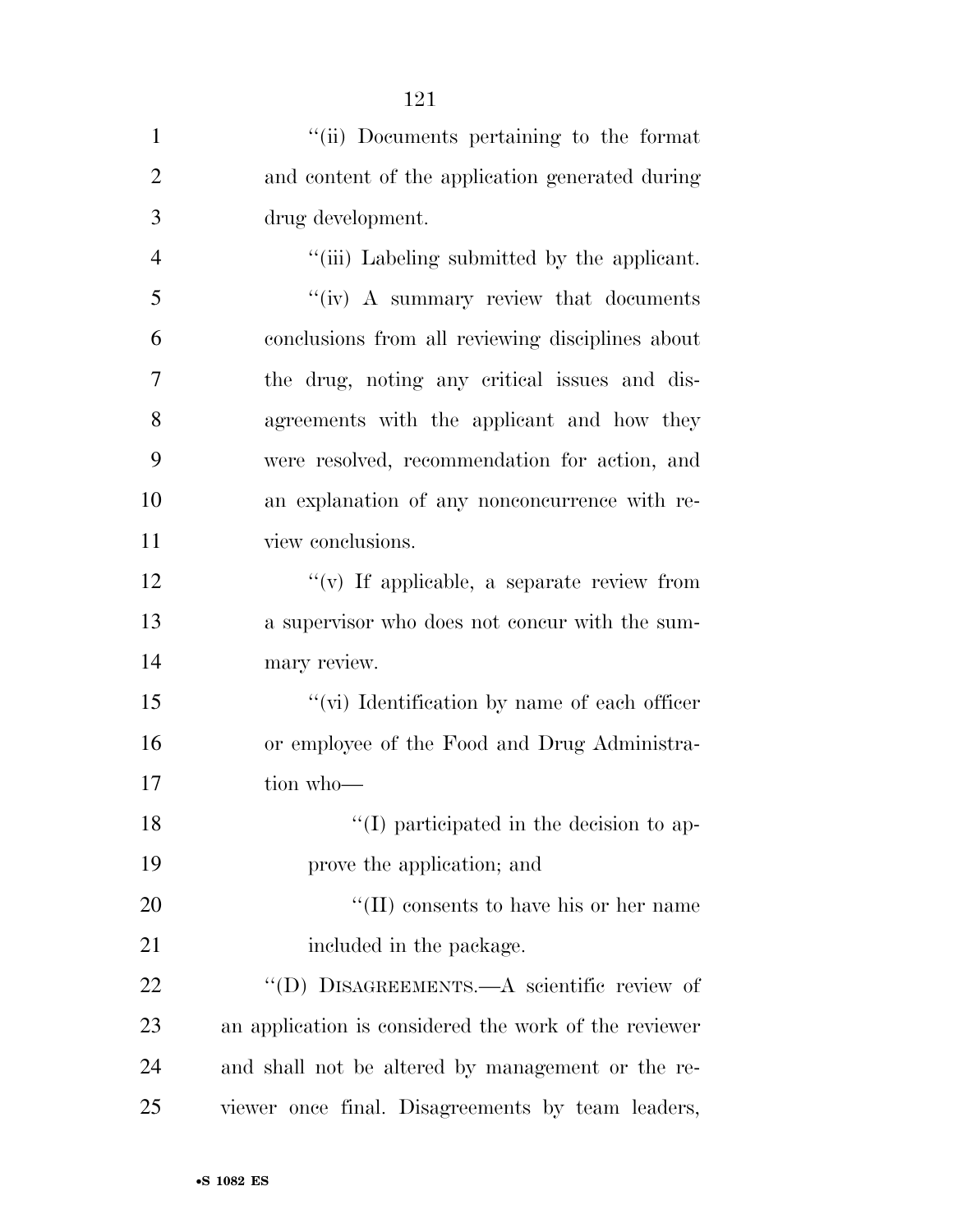''(ii) Documents pertaining to the format and content of the application generated during drug development.

''(iii) Labeling submitted by the applicant.

''(iv) A summary review that documents conclusions from all reviewing disciplines about the drug, noting any critical issues and disagreements with the applicant and how they were resolved, recommendation for action, and an explanation of any nonconcurrence with review conclusions.

''(v) If applicable, a separate review from a supervisor who does not concur with the summary review.

''(vi) Identification by name of each officer or employee of the Food and Drug Administration who—

''(I) participated in the decision to approve the application; and

''(II) consents to have his or her name included in the package.

''(D) DISAGREEMENTS.—A scientific review of an application is considered the work of the reviewer and shall not be altered by management or the reviewer once final. Disagreements by team leaders,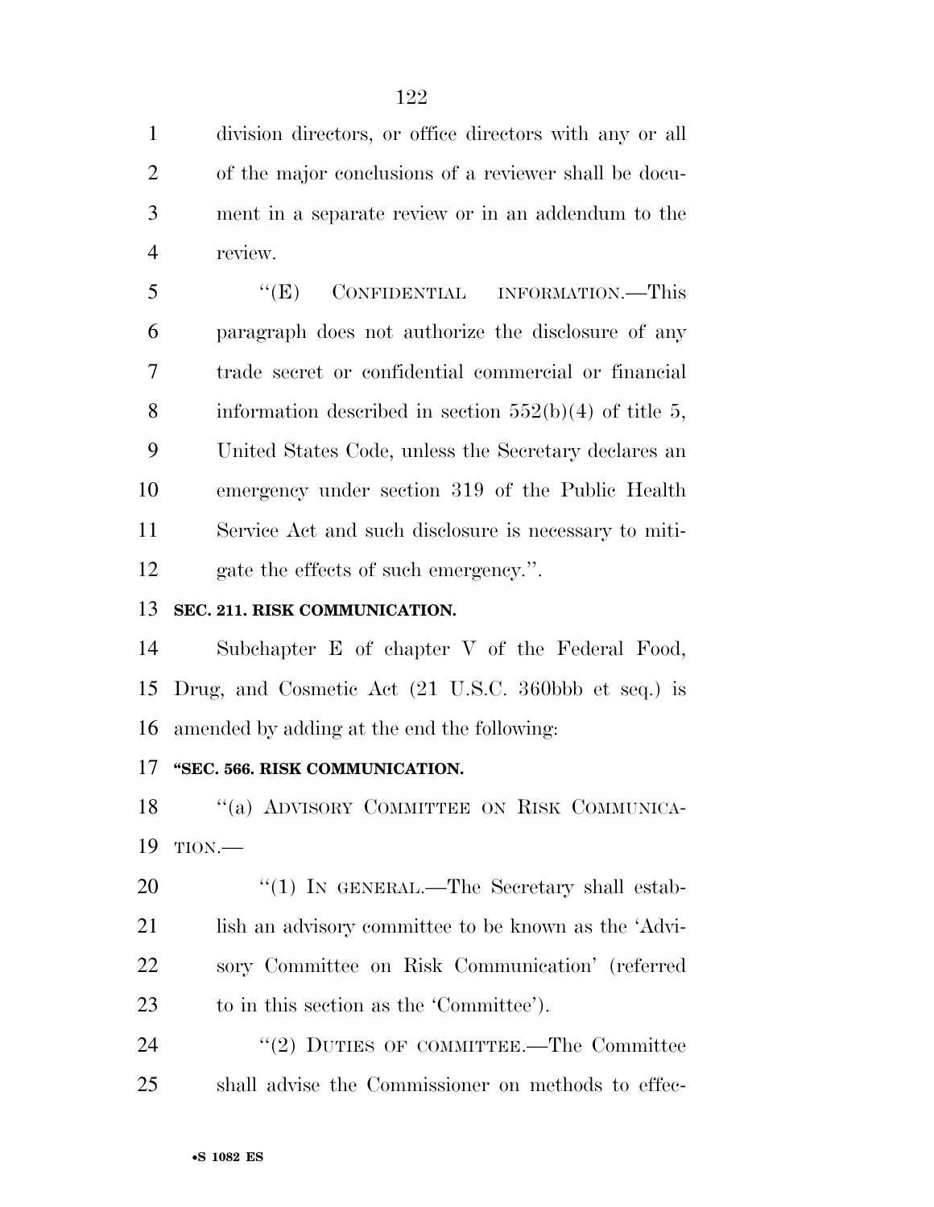division directors, or office directors with any or all of the major conclusions of a reviewer shall be document in a separate review or in an addendum to the review.

''(E) CONFIDENTIAL INFORMATION.—This paragraph does not authorize the disclosure of any trade secret or confidential commercial or financial information described in section 552(b)(4) of title 5, United States Code, unless the Secretary declares an emergency under section 319 of the Public Health Service Act and such disclosure is necessary to mitigate the effects of such emergency.''.

**SEC. 211. RISK COMMUNICATION.**

Subchapter E of chapter V of the Federal Food, Drug, and Cosmetic Act (21 U.S.C. 360bbb et seq.) is amended by adding at the end the following:

**''SEC. 566. RISK COMMUNICATION.**

''(a) ADVISORY COMMITTEE ON RISK COMMUNICATION.—

''(1) IN GENERAL.—The Secretary shall establish an advisory committee to be known as the 'Advisory Committee on Risk Communication' (referred to in this section as the 'Committee').

''(2) DUTIES OF COMMITTEE.—The Committee shall advise the Commissioner on methods to effec-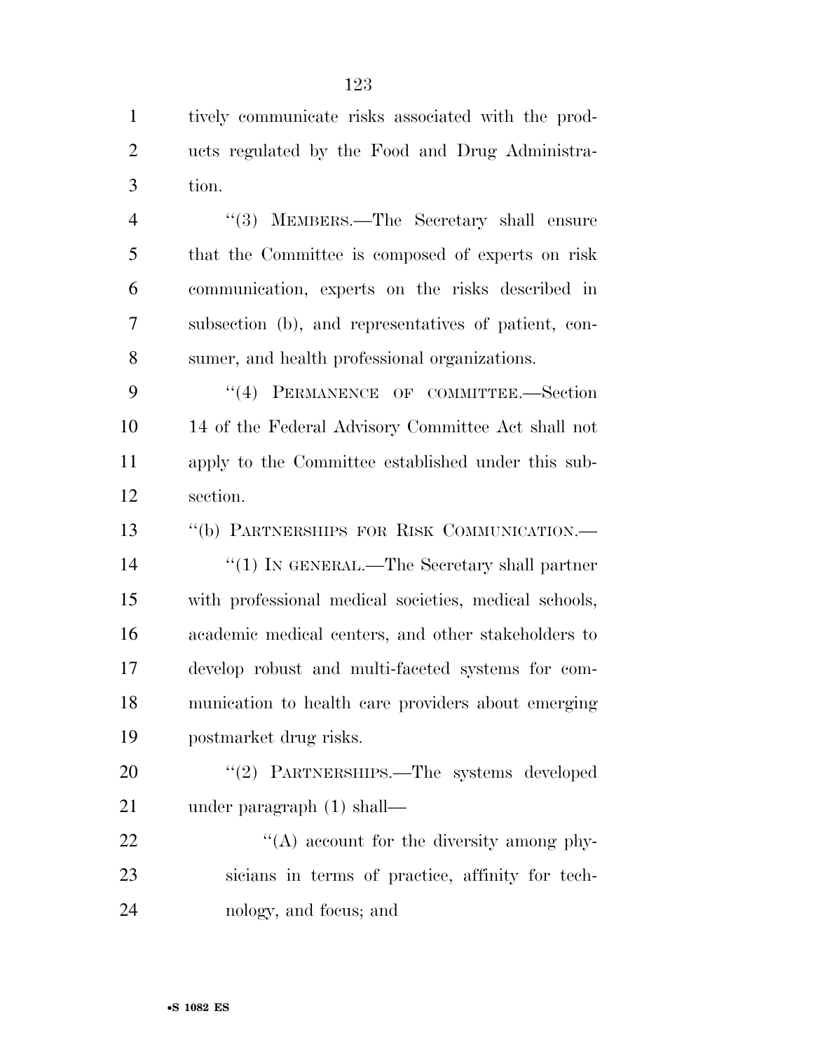tively communicate risks associated with the products regulated by the Food and Drug Administration.

''(3) MEMBERS.—The Secretary shall ensure that the Committee is composed of experts on risk communication, experts on the risks described in subsection (b), and representatives of patient, consumer, and health professional organizations.

''(4) PERMANENCE OF COMMITTEE.—Section 14 of the Federal Advisory Committee Act shall not apply to the Committee established under this subsection.

''(b) PARTNERSHIPS FOR RISK COMMUNICATION.—

''(1) IN GENERAL.—The Secretary shall partner with professional medical societies, medical schools, academic medical centers, and other stakeholders to develop robust and multi-faceted systems for communication to health care providers about emerging postmarket drug risks.

''(2) PARTNERSHIPS.—The systems developed under paragraph (1) shall—

''(A) account for the diversity among physicians in terms of practice, affinity for technology, and focus; and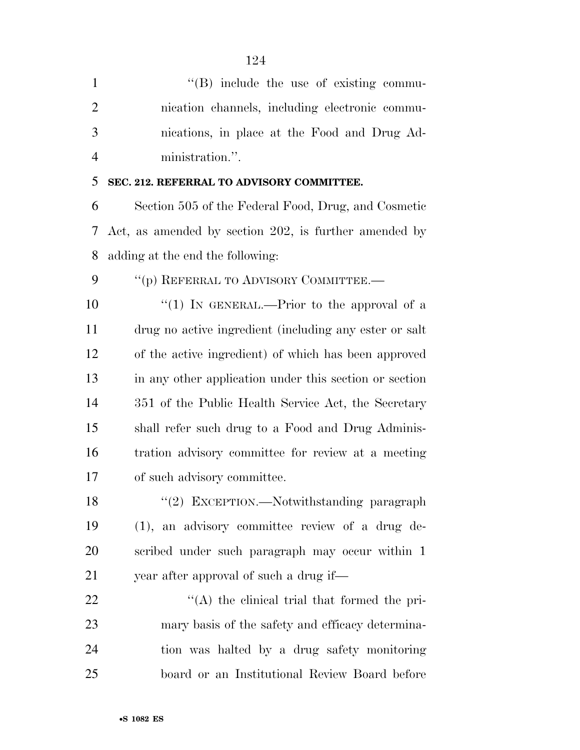''(B) include the use of existing communication channels, including electronic communications, in place at the Food and Drug Administration.''.

**SEC. 212. REFERRAL TO ADVISORY COMMITTEE.**

Section 505 of the Federal Food, Drug, and Cosmetic Act, as amended by section 202, is further amended by adding at the end the following:

''(p) REFERRAL TO ADVISORY COMMITTEE.—

''(1) IN GENERAL.—Prior to the approval of a drug no active ingredient (including any ester or salt of the active ingredient) of which has been approved in any other application under this section or section 351 of the Public Health Service Act, the Secretary shall refer such drug to a Food and Drug Administration advisory committee for review at a meeting of such advisory committee.

''(2) EXCEPTION.—Notwithstanding paragraph (1), an advisory committee review of a drug described under such paragraph may occur within 1 year after approval of such a drug if—

''(A) the clinical trial that formed the primary basis of the safety and efficacy determination was halted by a drug safety monitoring board or an Institutional Review Board before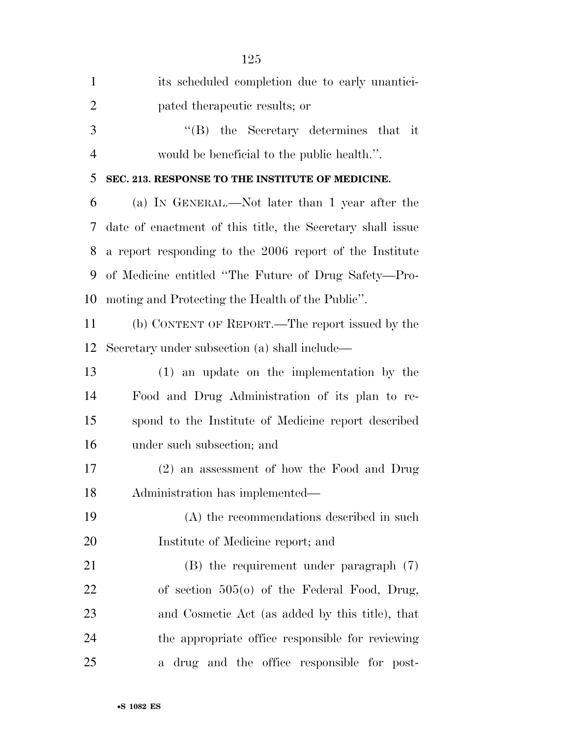its scheduled completion due to early unanticipated therapeutic results; or

"(B) the Secretary determines that it would be beneficial to the public health.".

**SEC. 213. RESPONSE TO THE INSTITUTE OF MEDICINE.**

(a) IN GENERAL.—Not later than 1 year after the date of enactment of this title, the Secretary shall issue a report responding to the 2006 report of the Institute of Medicine entitled "The Future of Drug Safety—Promoting and Protecting the Health of the Public".

(b) CONTENT OF REPORT.—The report issued by the Secretary under subsection (a) shall include—

(1) an update on the implementation by the Food and Drug Administration of its plan to respond to the Institute of Medicine report described under such subsection; and

(2) an assessment of how the Food and Drug Administration has implemented—

(A) the recommendations described in such Institute of Medicine report; and

(B) the requirement under paragraph (7) of section 505(o) of the Federal Food, Drug, and Cosmetic Act (as added by this title), that the appropriate office responsible for reviewing a drug and the office responsible for post-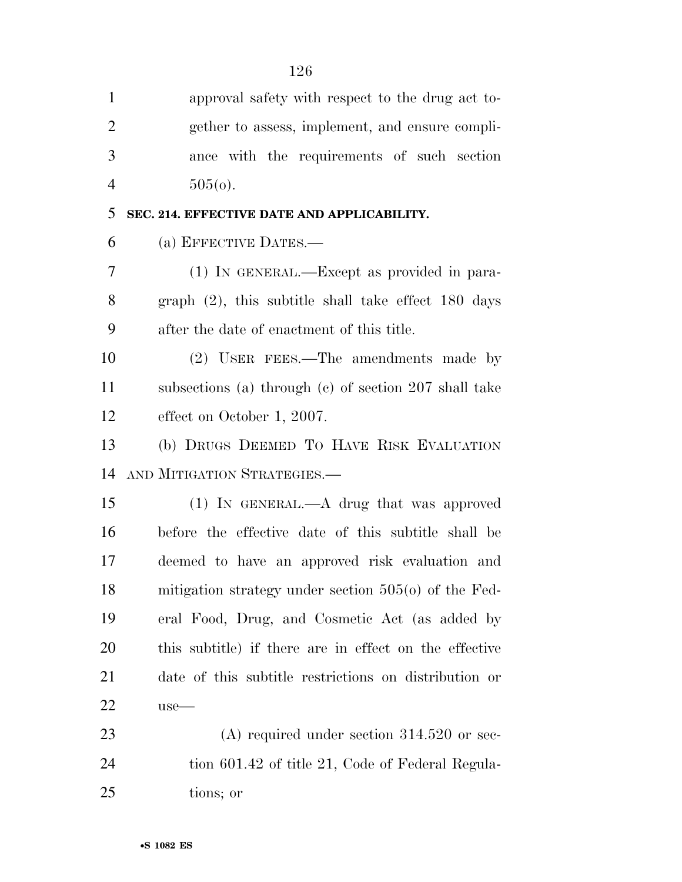approval safety with respect to the drug act together to assess, implement, and ensure compliance with the requirements of such section 505(o).

**SEC. 214. EFFECTIVE DATE AND APPLICABILITY.**

(a) EFFECTIVE DATES.—

(1) IN GENERAL.—Except as provided in paragraph (2), this subtitle shall take effect 180 days after the date of enactment of this title.

(2) USER FEES.—The amendments made by subsections (a) through (c) of section 207 shall take effect on October 1, 2007.

(b) DRUGS DEEMED TO HAVE RISK EVALUATION AND MITIGATION STRATEGIES.—

(1) IN GENERAL.—A drug that was approved before the effective date of this subtitle shall be deemed to have an approved risk evaluation and mitigation strategy under section 505(o) of the Federal Food, Drug, and Cosmetic Act (as added by this subtitle) if there are in effect on the effective date of this subtitle restrictions on distribution or use—

(A) required under section 314.520 or section 601.42 of title 21, Code of Federal Regulations; or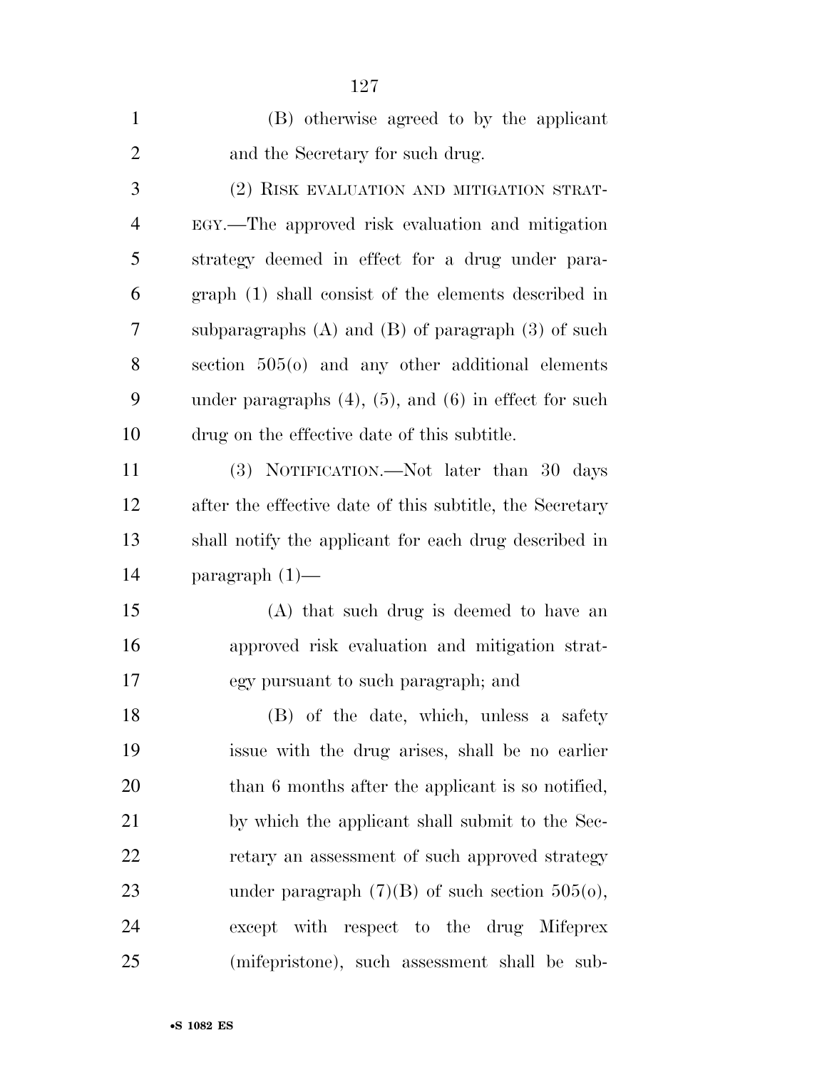(B) otherwise agreed to by the applicant and the Secretary for such drug.

(2) RISK EVALUATION AND MITIGATION STRATEGY.—The approved risk evaluation and mitigation strategy deemed in effect for a drug under paragraph (1) shall consist of the elements described in subparagraphs (A) and (B) of paragraph (3) of such section 505(o) and any other additional elements under paragraphs (4), (5), and (6) in effect for such drug on the effective date of this subtitle.

(3) NOTIFICATION.—Not later than 30 days after the effective date of this subtitle, the Secretary shall notify the applicant for each drug described in paragraph (1)—

(A) that such drug is deemed to have an approved risk evaluation and mitigation strategy pursuant to such paragraph; and

(B) of the date, which, unless a safety issue with the drug arises, shall be no earlier than 6 months after the applicant is so notified, by which the applicant shall submit to the Secretary an assessment of such approved strategy under paragraph (7)(B) of such section 505(o), except with respect to the drug Mifeprex (mifepristone), such assessment shall be sub-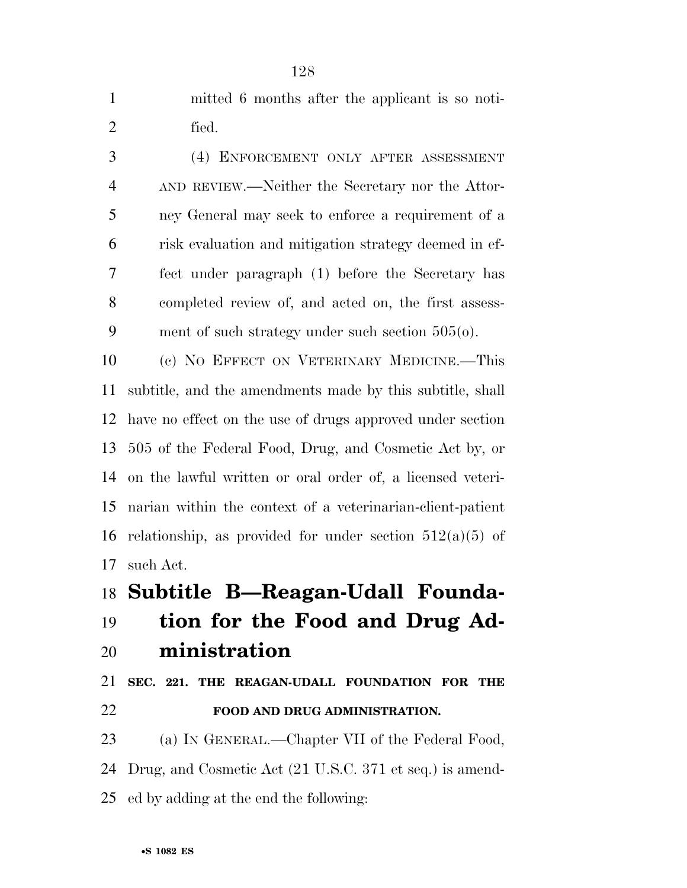mitted 6 months after the applicant is so notified.

(4) ENFORCEMENT ONLY AFTER ASSESSMENT AND REVIEW.—Neither the Secretary nor the Attorney General may seek to enforce a requirement of a risk evaluation and mitigation strategy deemed in effect under paragraph (1) before the Secretary has completed review of, and acted on, the first assessment of such strategy under such section 505(o).

(c) NO EFFECT ON VETERINARY MEDICINE.—This subtitle, and the amendments made by this subtitle, shall have no effect on the use of drugs approved under section 505 of the Federal Food, Drug, and Cosmetic Act by, or on the lawful written or oral order of, a licensed veterinarian within the context of a veterinarian-client-patient relationship, as provided for under section 512(a)(5) of such Act.

# Subtitle B—Reagan-Udall Foundation for the Food and Drug Administration

### SEC. 221. THE REAGAN-UDALL FOUNDATION FOR THE FOOD AND DRUG ADMINISTRATION.

(a) IN GENERAL.—Chapter VII of the Federal Food, Drug, and Cosmetic Act (21 U.S.C. 371 et seq.) is amended by adding at the end the following: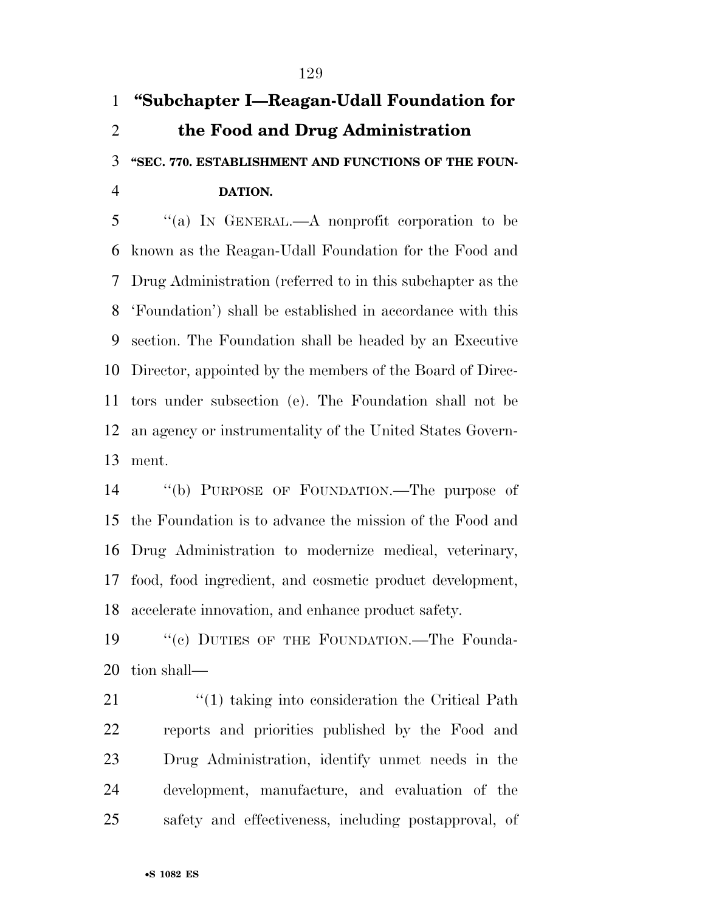## "Subchapter I—Reagan-Udall Foundation for the Food and Drug Administration

### "SEC. 770. ESTABLISHMENT AND FUNCTIONS OF THE FOUNDATION.

"(a) IN GENERAL.—A nonprofit corporation to be known as the Reagan-Udall Foundation for the Food and Drug Administration (referred to in this subchapter as the 'Foundation') shall be established in accordance with this section. The Foundation shall be headed by an Executive Director, appointed by the members of the Board of Directors under subsection (e). The Foundation shall not be an agency or instrumentality of the United States Government.

"(b) PURPOSE OF FOUNDATION.—The purpose of the Foundation is to advance the mission of the Food and Drug Administration to modernize medical, veterinary, food, food ingredient, and cosmetic product development, accelerate innovation, and enhance product safety.

"(c) DUTIES OF THE FOUNDATION.—The Foundation shall—

"(1) taking into consideration the Critical Path reports and priorities published by the Food and Drug Administration, identify unmet needs in the development, manufacture, and evaluation of the safety and effectiveness, including postapproval, of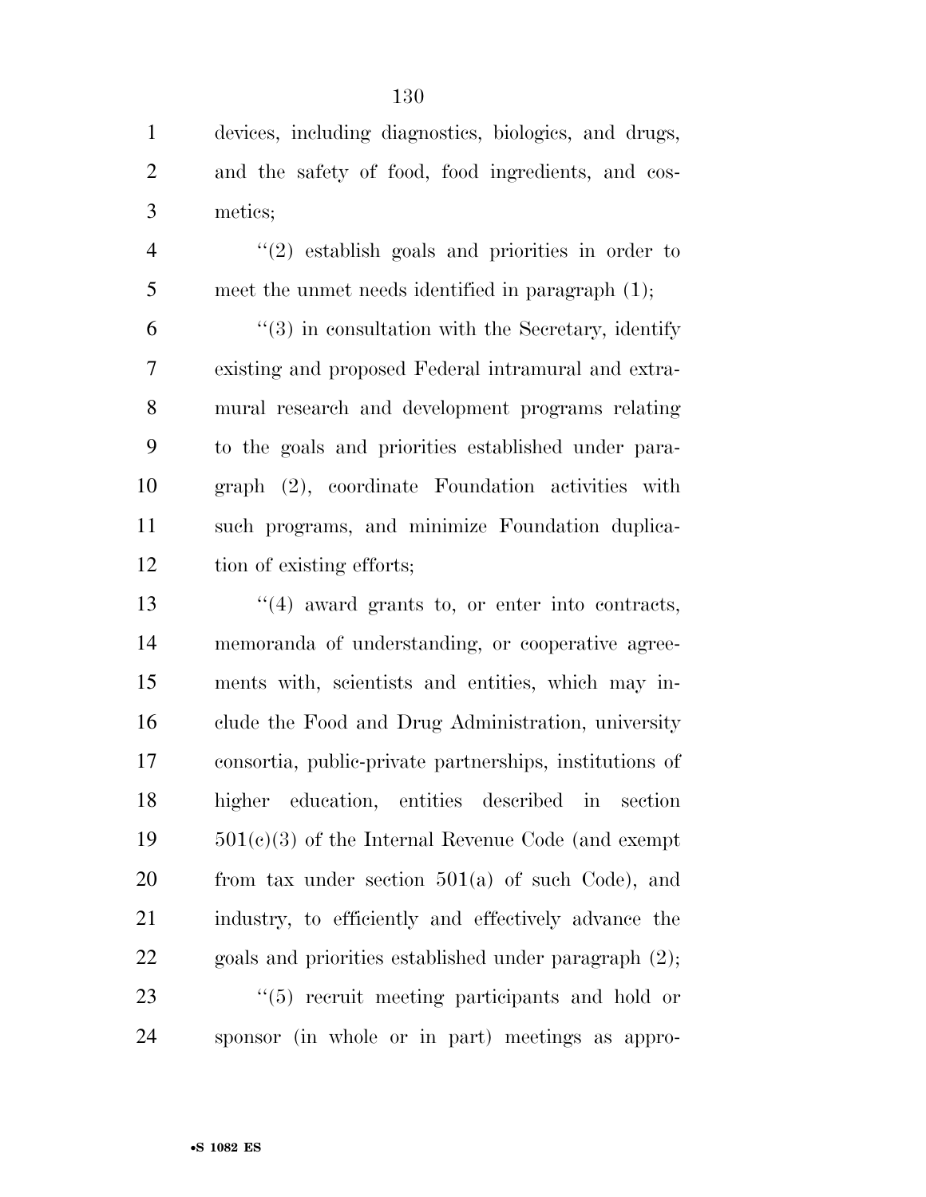devices, including diagnostics, biologics, and drugs, and the safety of food, food ingredients, and cosmetics;

''(2) establish goals and priorities in order to meet the unmet needs identified in paragraph (1);

''(3) in consultation with the Secretary, identify existing and proposed Federal intramural and extramural research and development programs relating to the goals and priorities established under paragraph (2), coordinate Foundation activities with such programs, and minimize Foundation duplication of existing efforts;

''(4) award grants to, or enter into contracts, memoranda of understanding, or cooperative agreements with, scientists and entities, which may include the Food and Drug Administration, university consortia, public-private partnerships, institutions of higher education, entities described in section 501(c)(3) of the Internal Revenue Code (and exempt from tax under section 501(a) of such Code), and industry, to efficiently and effectively advance the goals and priorities established under paragraph (2);

''(5) recruit meeting participants and hold or sponsor (in whole or in part) meetings as appro-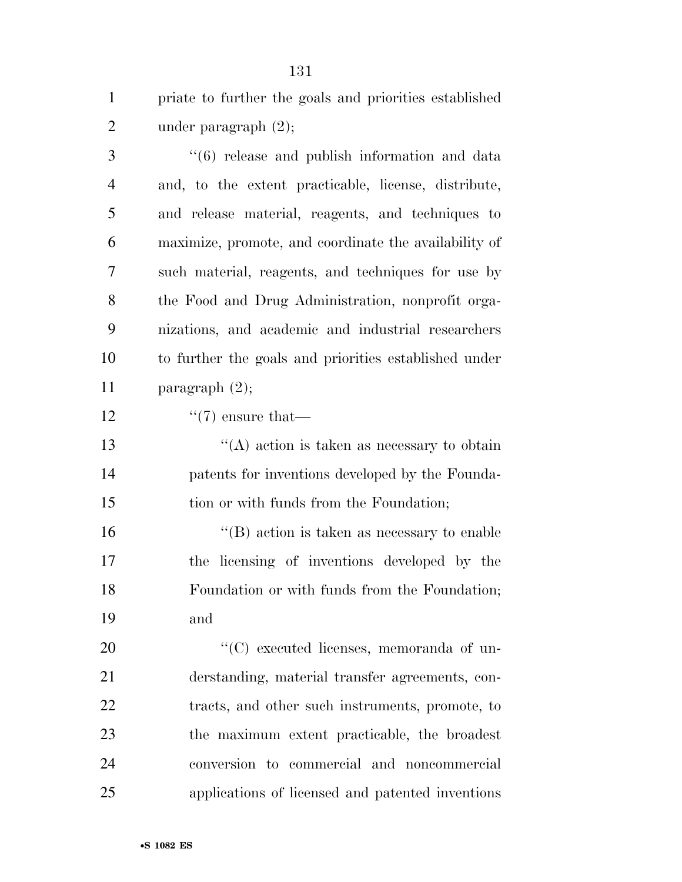priate to further the goals and priorities established under paragraph (2);

''(6) release and publish information and data and, to the extent practicable, license, distribute, and release material, reagents, and techniques to maximize, promote, and coordinate the availability of such material, reagents, and techniques for use by the Food and Drug Administration, nonprofit organizations, and academic and industrial researchers to further the goals and priorities established under paragraph (2);

''(7) ensure that—

''(A) action is taken as necessary to obtain patents for inventions developed by the Foundation or with funds from the Foundation;

''(B) action is taken as necessary to enable the licensing of inventions developed by the Foundation or with funds from the Foundation; and

''(C) executed licenses, memoranda of understanding, material transfer agreements, contracts, and other such instruments, promote, to the maximum extent practicable, the broadest conversion to commercial and noncommercial applications of licensed and patented inventions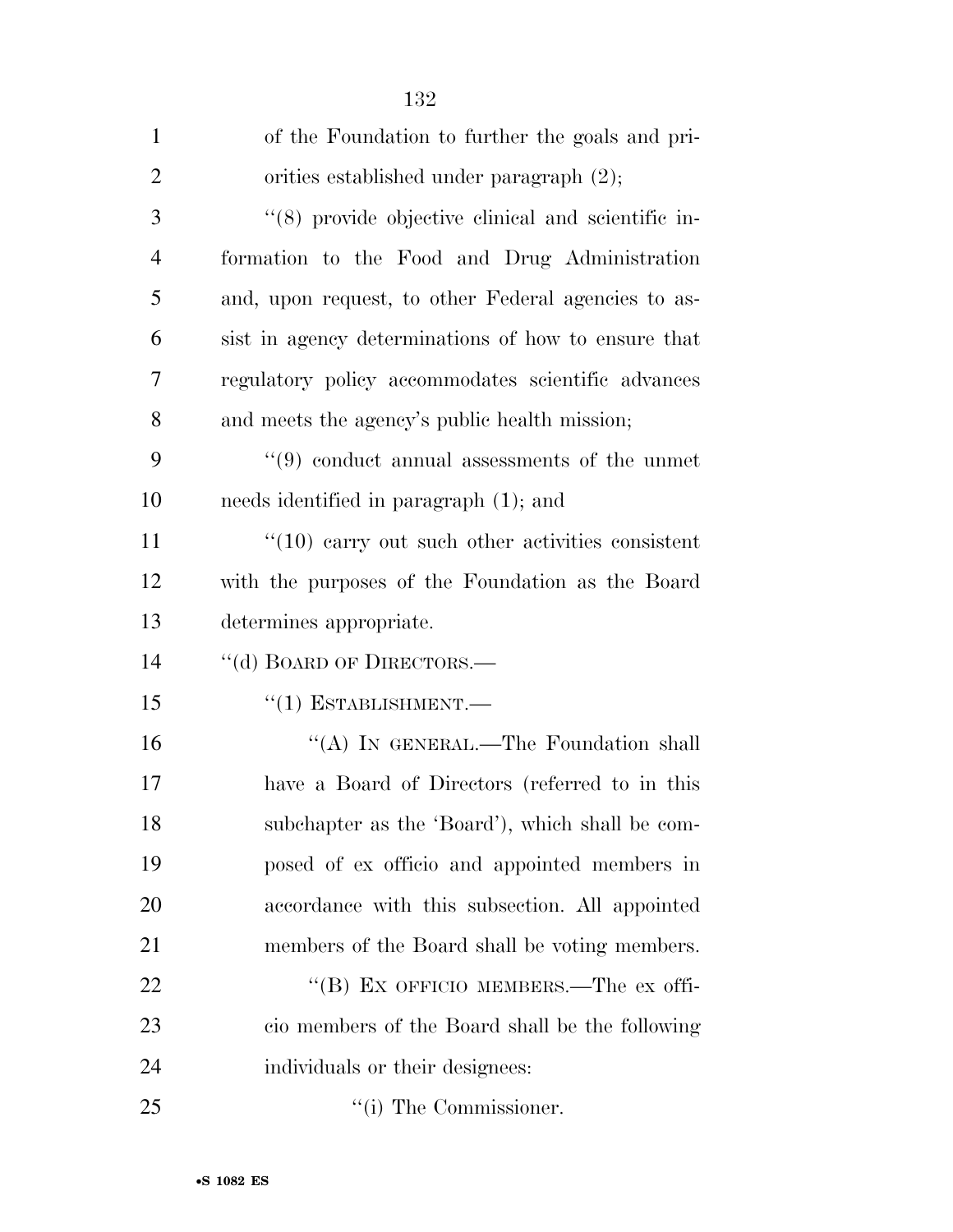of the Foundation to further the goals and priorities established under paragraph (2);

''(8) provide objective clinical and scientific information to the Food and Drug Administration and, upon request, to other Federal agencies to assist in agency determinations of how to ensure that regulatory policy accommodates scientific advances and meets the agency's public health mission;

''(9) conduct annual assessments of the unmet needs identified in paragraph (1); and

''(10) carry out such other activities consistent with the purposes of the Foundation as the Board determines appropriate.

''(d) BOARD OF DIRECTORS.—

''(1) ESTABLISHMENT.—

''(A) IN GENERAL.—The Foundation shall have a Board of Directors (referred to in this subchapter as the 'Board'), which shall be composed of ex officio and appointed members in accordance with this subsection. All appointed members of the Board shall be voting members.

''(B) EX OFFICIO MEMBERS.—The ex officio members of the Board shall be the following individuals or their designees:

''(i) The Commissioner.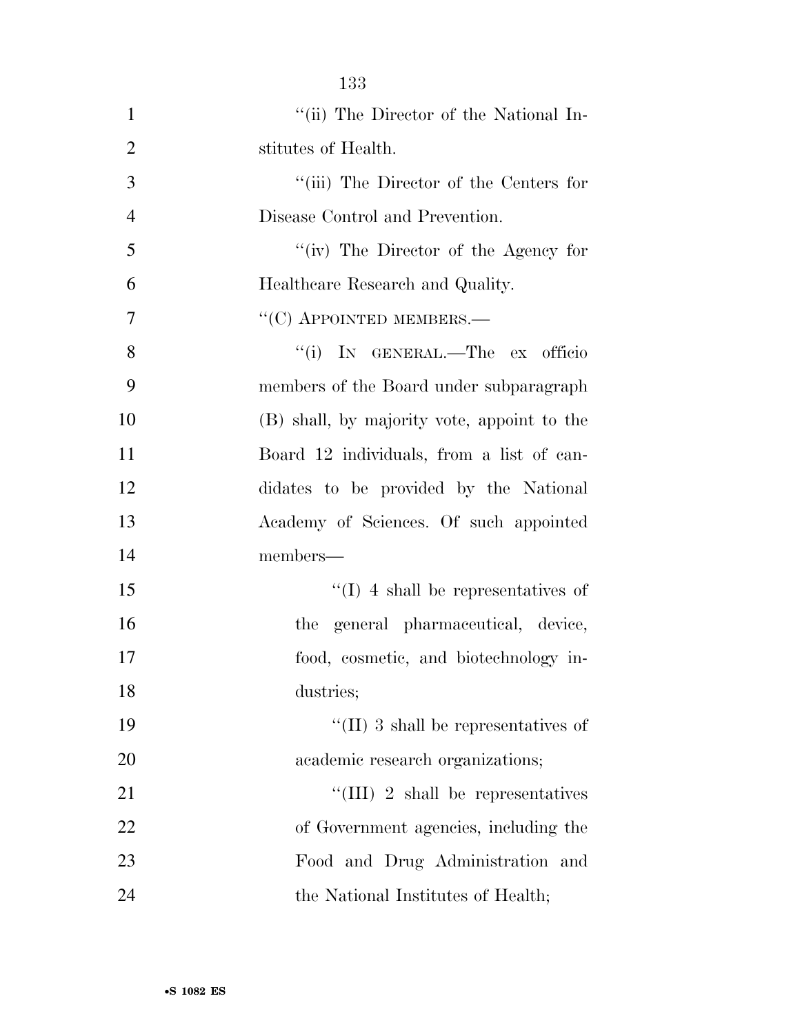''(ii) The Director of the National Institutes of Health.

''(iii) The Director of the Centers for Disease Control and Prevention.

''(iv) The Director of the Agency for Healthcare Research and Quality.

''(C) APPOINTED MEMBERS.—

''(i) IN GENERAL.—The ex officio members of the Board under subparagraph (B) shall, by majority vote, appoint to the Board 12 individuals, from a list of candidates to be provided by the National Academy of Sciences. Of such appointed members—

''(I) 4 shall be representatives of the general pharmaceutical, device, food, cosmetic, and biotechnology industries;

''(II) 3 shall be representatives of academic research organizations;

''(III) 2 shall be representatives of Government agencies, including the Food and Drug Administration and the National Institutes of Health;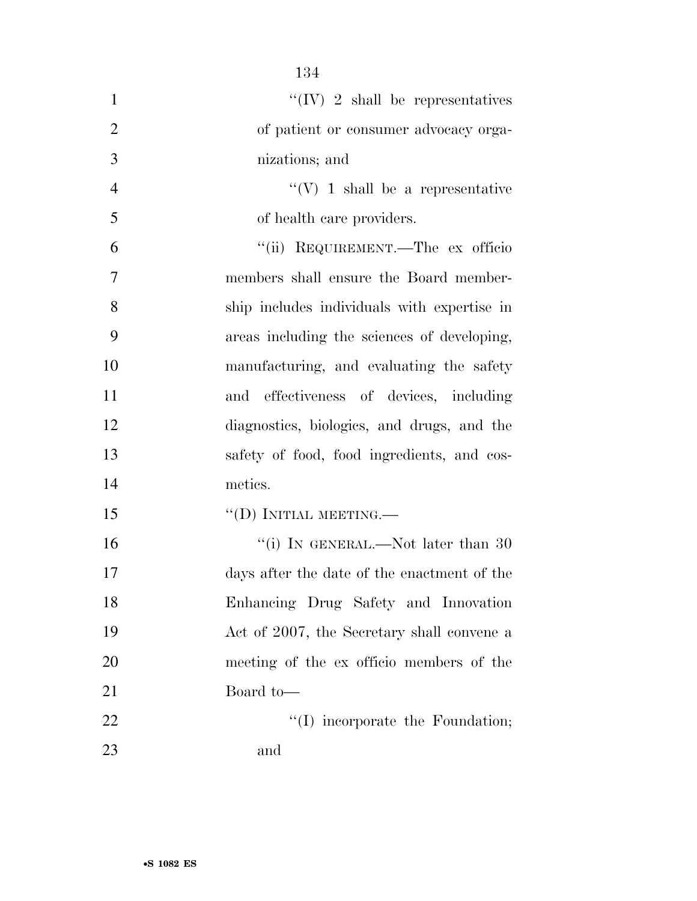''(IV) 2 shall be representatives of patient or consumer advocacy organizations; and

''(V) 1 shall be a representative of health care providers.

''(ii) REQUIREMENT.—The ex officio members shall ensure the Board membership includes individuals with expertise in areas including the sciences of developing, manufacturing, and evaluating the safety and effectiveness of devices, including diagnostics, biologics, and drugs, and the safety of food, food ingredients, and cosmetics.

''(D) INITIAL MEETING.—

''(i) IN GENERAL.—Not later than 30 days after the date of the enactment of the Enhancing Drug Safety and Innovation Act of 2007, the Secretary shall convene a meeting of the ex officio members of the Board to—

''(I) incorporate the Foundation; and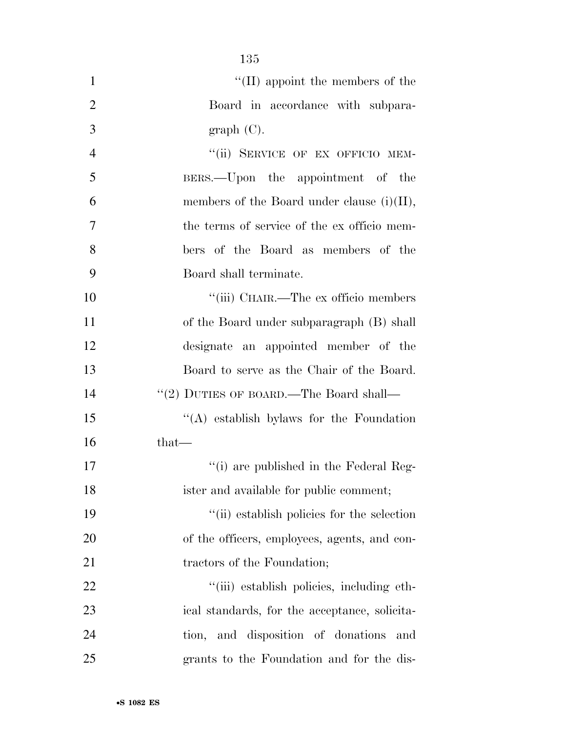"(II) appoint the members of the Board in accordance with subparagraph (C).

"(ii) SERVICE OF EX OFFICIO MEMBERS.—Upon the appointment of the members of the Board under clause (i)(II), the terms of service of the ex officio members of the Board as members of the Board shall terminate.

"(iii) CHAIR.—The ex officio members of the Board under subparagraph (B) shall designate an appointed member of the Board to serve as the Chair of the Board.

"(2) DUTIES OF BOARD.—The Board shall—

"(A) establish bylaws for the Foundation that—

"(i) are published in the Federal Register and available for public comment;

"(ii) establish policies for the selection of the officers, employees, agents, and contractors of the Foundation;

"(iii) establish policies, including ethical standards, for the acceptance, solicitation, and disposition of donations and grants to the Foundation and for the dis-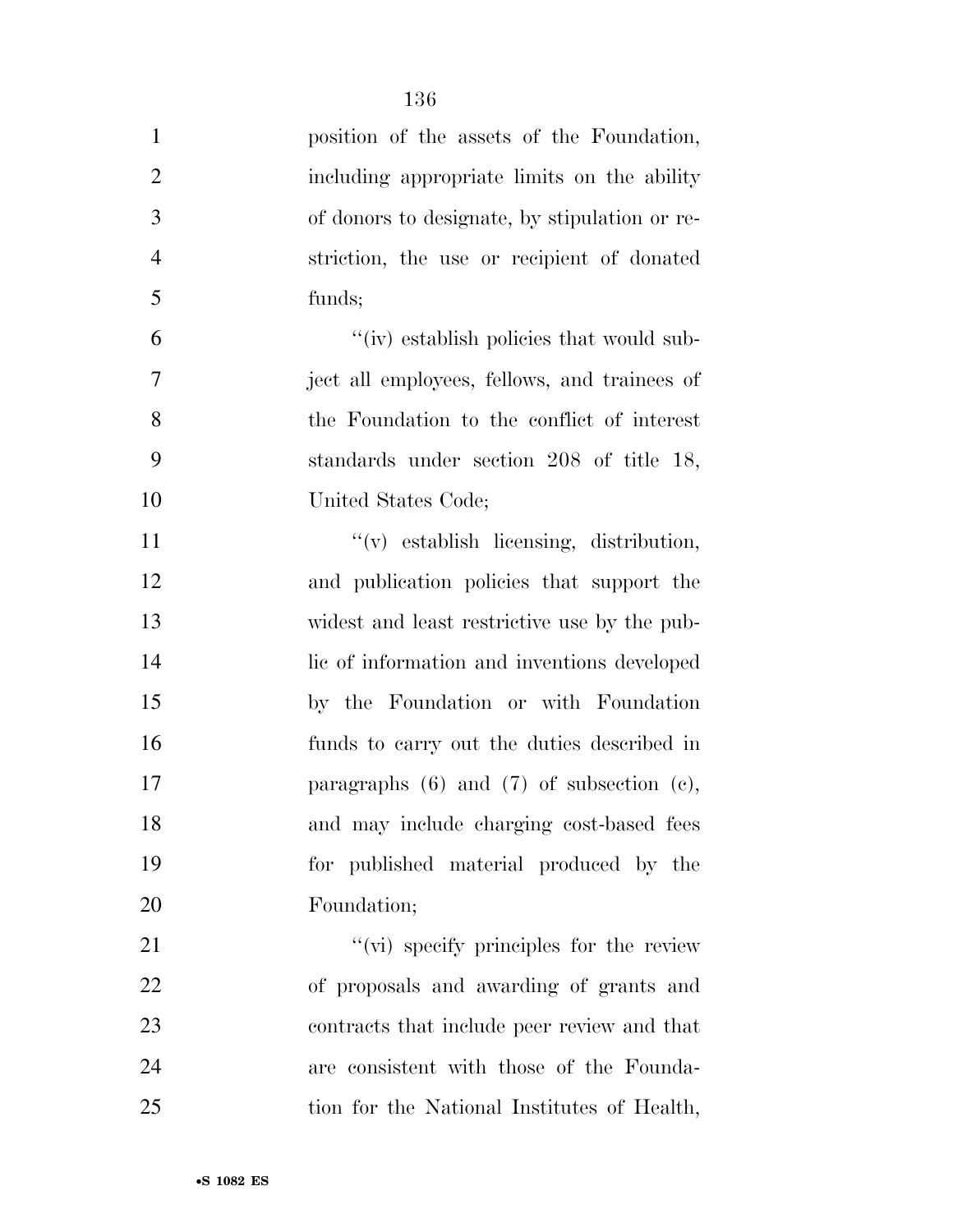position of the assets of the Foundation, including appropriate limits on the ability of donors to designate, by stipulation or restriction, the use or recipient of donated funds;

"(iv) establish policies that would subject all employees, fellows, and trainees of the Foundation to the conflict of interest standards under section 208 of title 18, United States Code;

"(v) establish licensing, distribution, and publication policies that support the widest and least restrictive use by the public of information and inventions developed by the Foundation or with Foundation funds to carry out the duties described in paragraphs (6) and (7) of subsection (c), and may include charging cost-based fees for published material produced by the Foundation;

"(vi) specify principles for the review of proposals and awarding of grants and contracts that include peer review and that are consistent with those of the Foundation for the National Institutes of Health,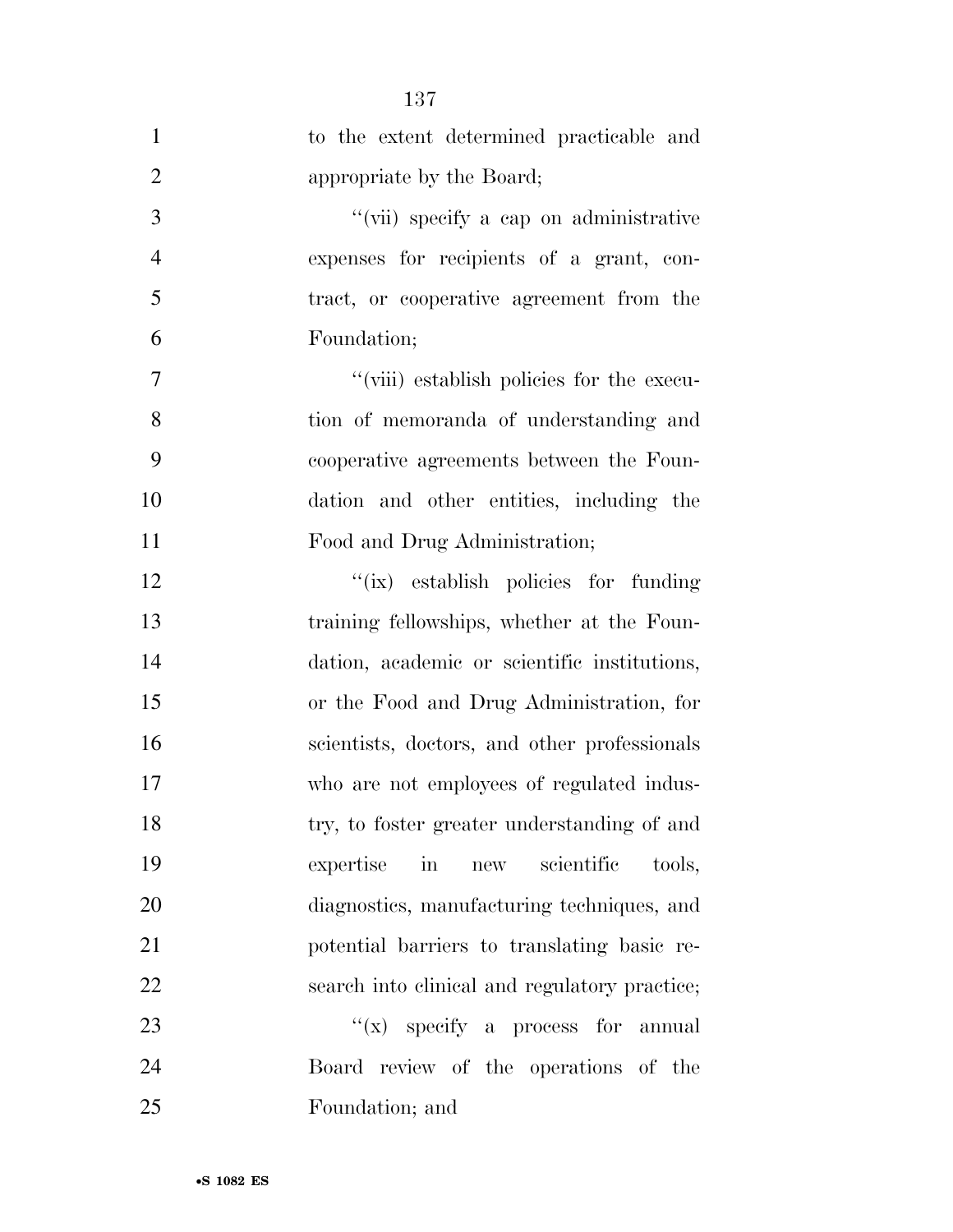to the extent determined practicable and appropriate by the Board;

''(vii) specify a cap on administrative expenses for recipients of a grant, contract, or cooperative agreement from the Foundation;

''(viii) establish policies for the execution of memoranda of understanding and cooperative agreements between the Foundation and other entities, including the Food and Drug Administration;

''(ix) establish policies for funding training fellowships, whether at the Foundation, academic or scientific institutions, or the Food and Drug Administration, for scientists, doctors, and other professionals who are not employees of regulated industry, to foster greater understanding of and expertise in new scientific tools, diagnostics, manufacturing techniques, and potential barriers to translating basic research into clinical and regulatory practice;

''(x) specify a process for annual Board review of the operations of the Foundation; and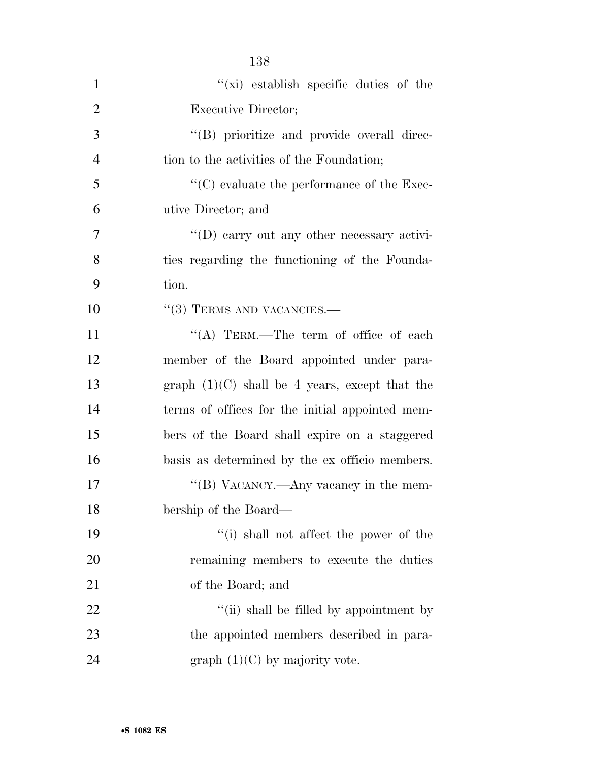''(xi) establish specific duties of the Executive Director;

''(B) prioritize and provide overall direction to the activities of the Foundation;

''(C) evaluate the performance of the Executive Director; and

''(D) carry out any other necessary activities regarding the functioning of the Foundation.

''(3) TERMS AND VACANCIES.—

''(A) TERM.—The term of office of each member of the Board appointed under paragraph (1)(C) shall be 4 years, except that the terms of offices for the initial appointed members of the Board shall expire on a staggered basis as determined by the ex officio members.

''(B) VACANCY.—Any vacancy in the membership of the Board—

''(i) shall not affect the power of the remaining members to execute the duties of the Board; and

''(ii) shall be filled by appointment by the appointed members described in paragraph (1)(C) by majority vote.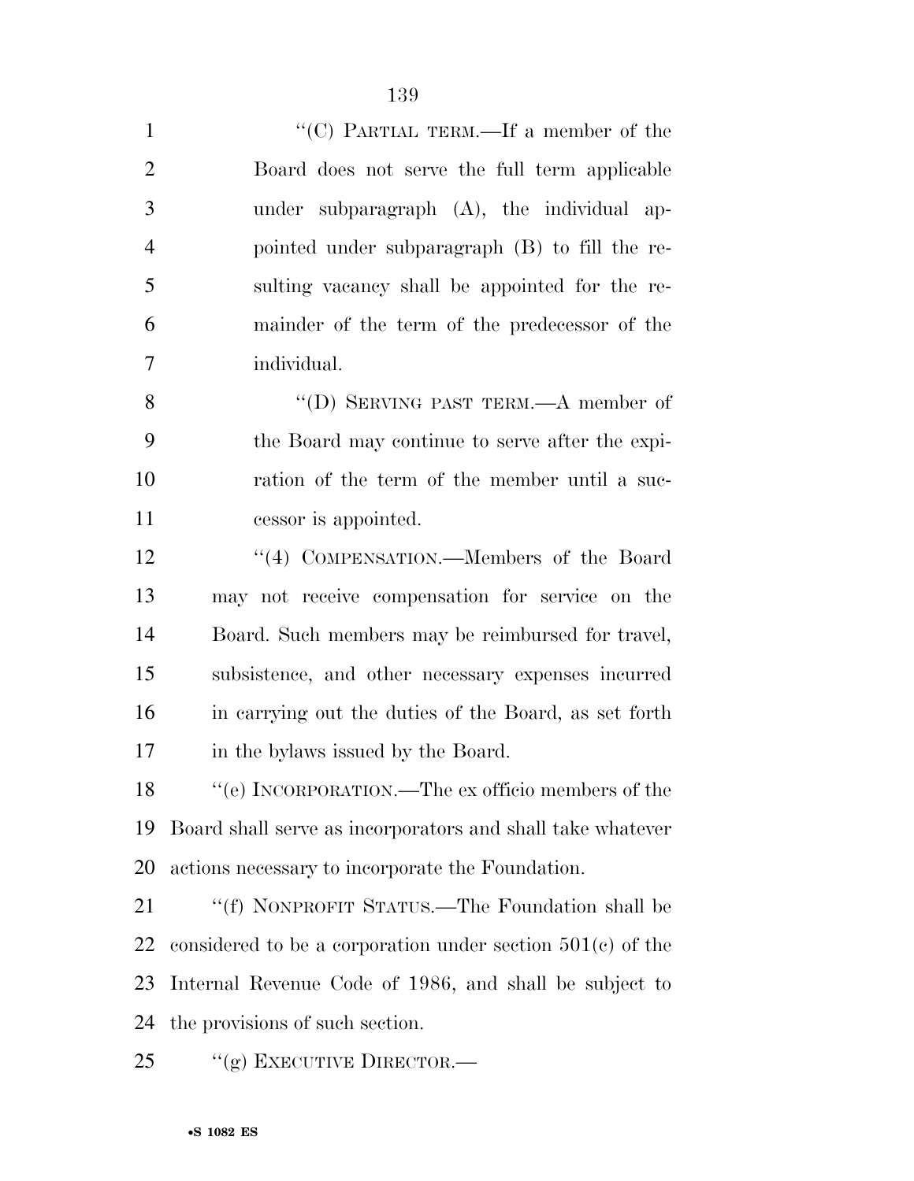"(C) PARTIAL TERM.—If a member of the Board does not serve the full term applicable under subparagraph (A), the individual appointed under subparagraph (B) to fill the resulting vacancy shall be appointed for the remainder of the term of the predecessor of the individual.

"(D) SERVING PAST TERM.—A member of the Board may continue to serve after the expiration of the term of the member until a successor is appointed.

"(4) COMPENSATION.—Members of the Board may not receive compensation for service on the Board. Such members may be reimbursed for travel, subsistence, and other necessary expenses incurred in carrying out the duties of the Board, as set forth in the bylaws issued by the Board.

"(e) INCORPORATION.—The ex officio members of the Board shall serve as incorporators and shall take whatever actions necessary to incorporate the Foundation.

"(f) NONPROFIT STATUS.—The Foundation shall be considered to be a corporation under section 501(c) of the Internal Revenue Code of 1986, and shall be subject to the provisions of such section.

"(g) EXECUTIVE DIRECTOR.—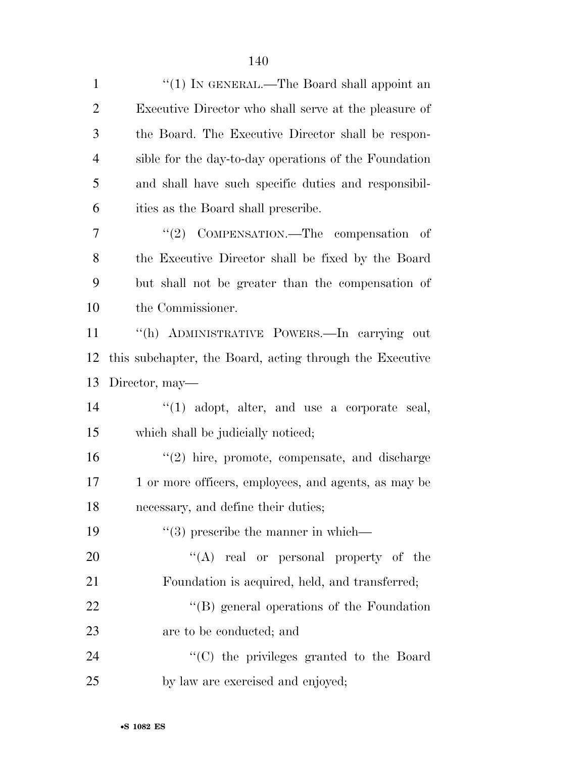''(1) IN GENERAL.—The Board shall appoint an Executive Director who shall serve at the pleasure of the Board. The Executive Director shall be responsible for the day-to-day operations of the Foundation and shall have such specific duties and responsibilities as the Board shall prescribe.

''(2) COMPENSATION.—The compensation of the Executive Director shall be fixed by the Board but shall not be greater than the compensation of the Commissioner.

''(h) ADMINISTRATIVE POWERS.—In carrying out this subchapter, the Board, acting through the Executive Director, may—

''(1) adopt, alter, and use a corporate seal, which shall be judicially noticed;

''(2) hire, promote, compensate, and discharge 1 or more officers, employees, and agents, as may be necessary, and define their duties;

''(3) prescribe the manner in which—

''(A) real or personal property of the Foundation is acquired, held, and transferred;

''(B) general operations of the Foundation are to be conducted; and

''(C) the privileges granted to the Board by law are exercised and enjoyed;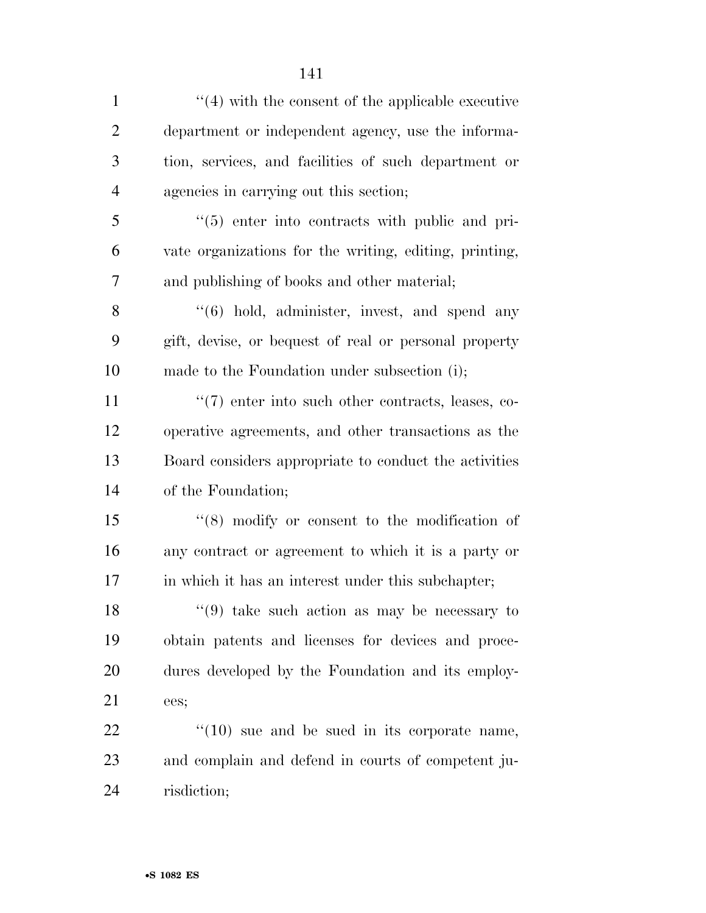''(4) with the consent of the applicable executive department or independent agency, use the information, services, and facilities of such department or agencies in carrying out this section;

''(5) enter into contracts with public and private organizations for the writing, editing, printing, and publishing of books and other material;

''(6) hold, administer, invest, and spend any gift, devise, or bequest of real or personal property made to the Foundation under subsection (i);

''(7) enter into such other contracts, leases, cooperative agreements, and other transactions as the Board considers appropriate to conduct the activities of the Foundation;

''(8) modify or consent to the modification of any contract or agreement to which it is a party or in which it has an interest under this subchapter;

''(9) take such action as may be necessary to obtain patents and licenses for devices and procedures developed by the Foundation and its employees;

''(10) sue and be sued in its corporate name, and complain and defend in courts of competent jurisdiction;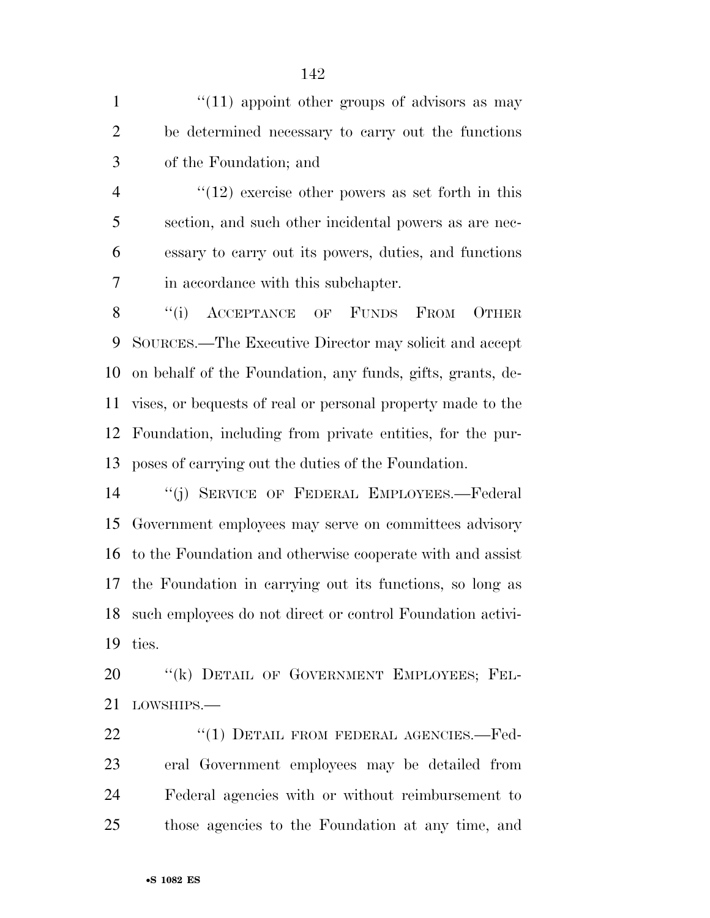''(11) appoint other groups of advisors as may be determined necessary to carry out the functions of the Foundation; and

''(12) exercise other powers as set forth in this section, and such other incidental powers as are necessary to carry out its powers, duties, and functions in accordance with this subchapter.

''(i) ACCEPTANCE OF FUNDS FROM OTHER SOURCES.—The Executive Director may solicit and accept on behalf of the Foundation, any funds, gifts, grants, devises, or bequests of real or personal property made to the Foundation, including from private entities, for the purposes of carrying out the duties of the Foundation.

''(j) SERVICE OF FEDERAL EMPLOYEES.—Federal Government employees may serve on committees advisory to the Foundation and otherwise cooperate with and assist the Foundation in carrying out its functions, so long as such employees do not direct or control Foundation activities.

''(k) DETAIL OF GOVERNMENT EMPLOYEES; FELLOWSHIPS.—

''(1) DETAIL FROM FEDERAL AGENCIES.—Federal Government employees may be detailed from Federal agencies with or without reimbursement to those agencies to the Foundation at any time, and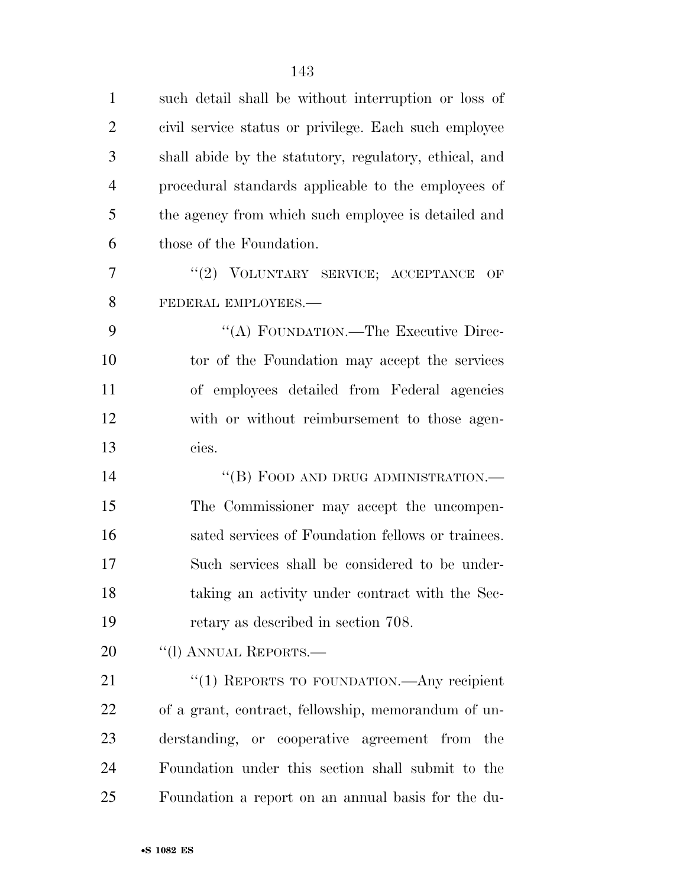such detail shall be without interruption or loss of civil service status or privilege. Each such employee shall abide by the statutory, regulatory, ethical, and procedural standards applicable to the employees of the agency from which such employee is detailed and those of the Foundation.

''(2) VOLUNTARY SERVICE; ACCEPTANCE OF FEDERAL EMPLOYEES.—

''(A) FOUNDATION.—The Executive Director of the Foundation may accept the services of employees detailed from Federal agencies with or without reimbursement to those agencies.

''(B) FOOD AND DRUG ADMINISTRATION.— The Commissioner may accept the uncompensated services of Foundation fellows or trainees. Such services shall be considered to be undertaking an activity under contract with the Secretary as described in section 708.

''(l) ANNUAL REPORTS.—

''(1) REPORTS TO FOUNDATION.—Any recipient of a grant, contract, fellowship, memorandum of understanding, or cooperative agreement from the Foundation under this section shall submit to the Foundation a report on an annual basis for the du-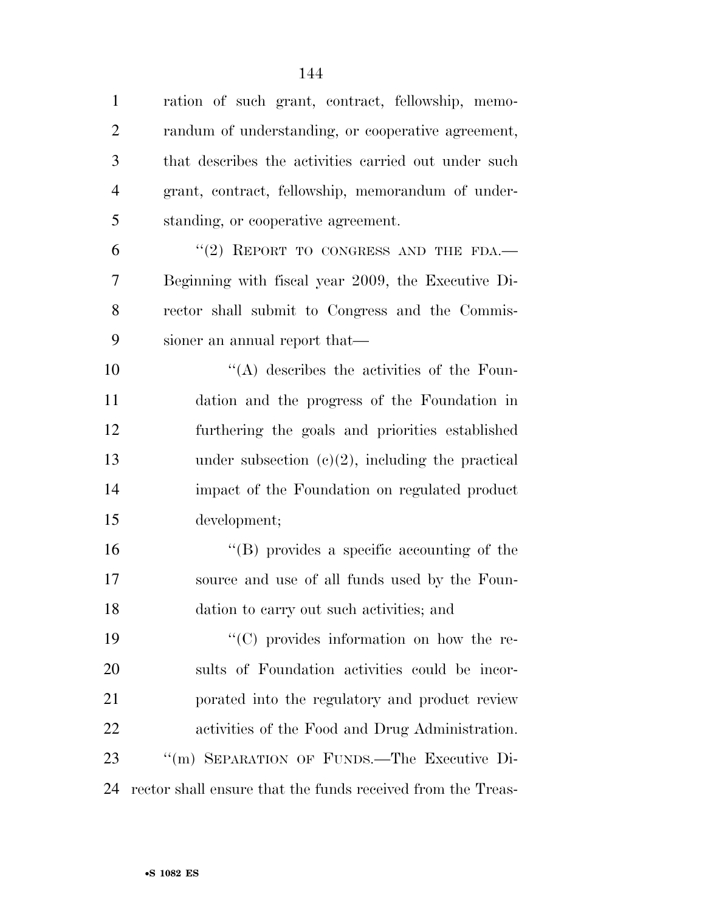ration of such grant, contract, fellowship, memorandum of understanding, or cooperative agreement, that describes the activities carried out under such grant, contract, fellowship, memorandum of understanding, or cooperative agreement.

"(2) REPORT TO CONGRESS AND THE FDA.—Beginning with fiscal year 2009, the Executive Director shall submit to Congress and the Commissioner an annual report that—

"(A) describes the activities of the Foundation and the progress of the Foundation in furthering the goals and priorities established under subsection (c)(2), including the practical impact of the Foundation on regulated product development;

"(B) provides a specific accounting of the source and use of all funds used by the Foundation to carry out such activities; and

"(C) provides information on how the results of Foundation activities could be incorporated into the regulatory and product review activities of the Food and Drug Administration.

"(m) SEPARATION OF FUNDS.—The Executive Director shall ensure that the funds received from the Treas-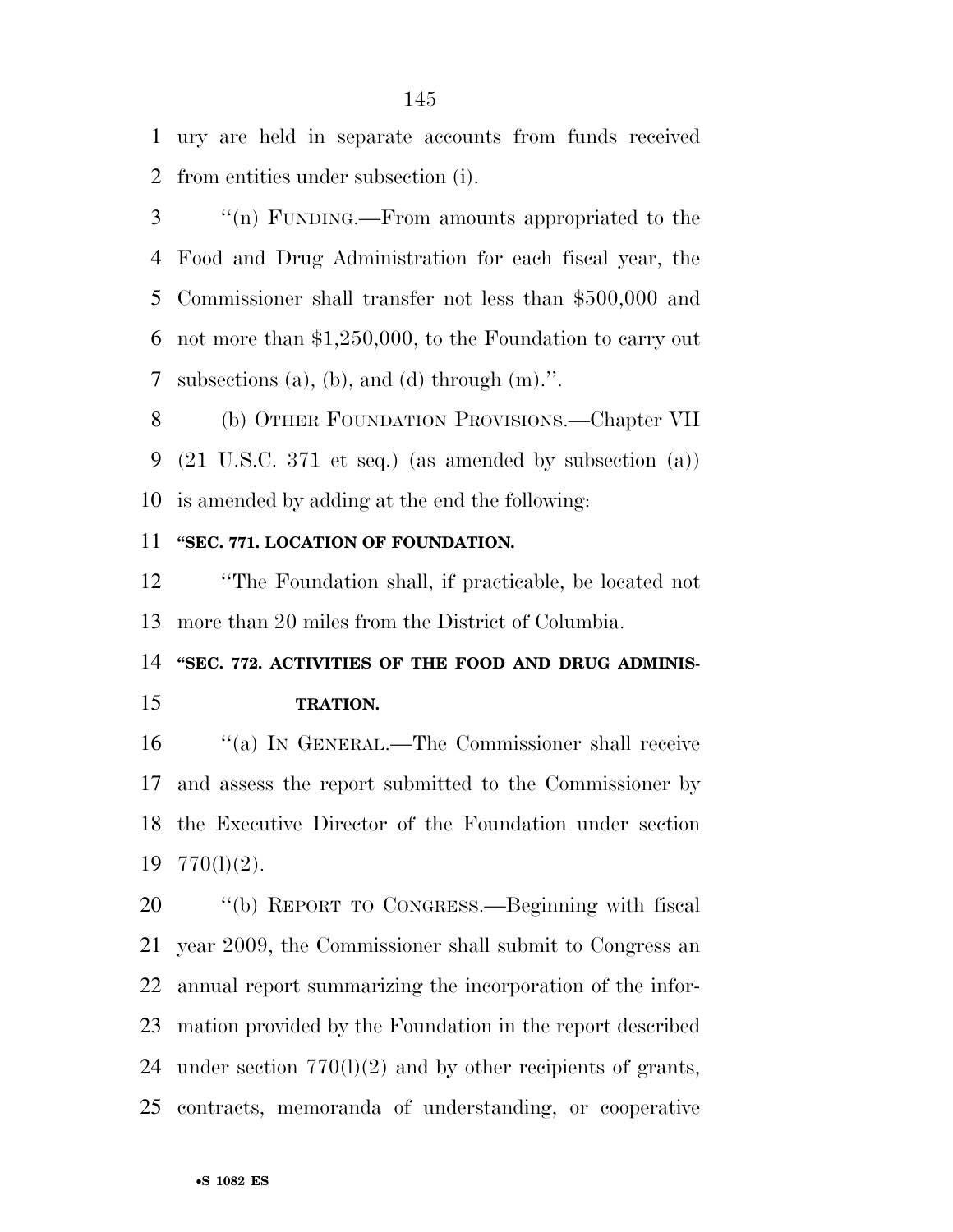ury are held in separate accounts from funds received from entities under subsection (i).

''(n) FUNDING.—From amounts appropriated to the Food and Drug Administration for each fiscal year, the Commissioner shall transfer not less than $500,000 and not more than $1,250,000, to the Foundation to carry out subsections (a), (b), and (d) through (m).''.

(b) OTHER FOUNDATION PROVISIONS.—Chapter VII (21 U.S.C. 371 et seq.) (as amended by subsection (a)) is amended by adding at the end the following:

**''SEC. 771. LOCATION OF FOUNDATION.**

''The Foundation shall, if practicable, be located not more than 20 miles from the District of Columbia.

**''SEC. 772. ACTIVITIES OF THE FOOD AND DRUG ADMINISTRATION.**

''(a) IN GENERAL.—The Commissioner shall receive and assess the report submitted to the Commissioner by the Executive Director of the Foundation under section 770(l)(2).

''(b) REPORT TO CONGRESS.—Beginning with fiscal year 2009, the Commissioner shall submit to Congress an annual report summarizing the incorporation of the information provided by the Foundation in the report described under section 770(l)(2) and by other recipients of grants, contracts, memoranda of understanding, or cooperative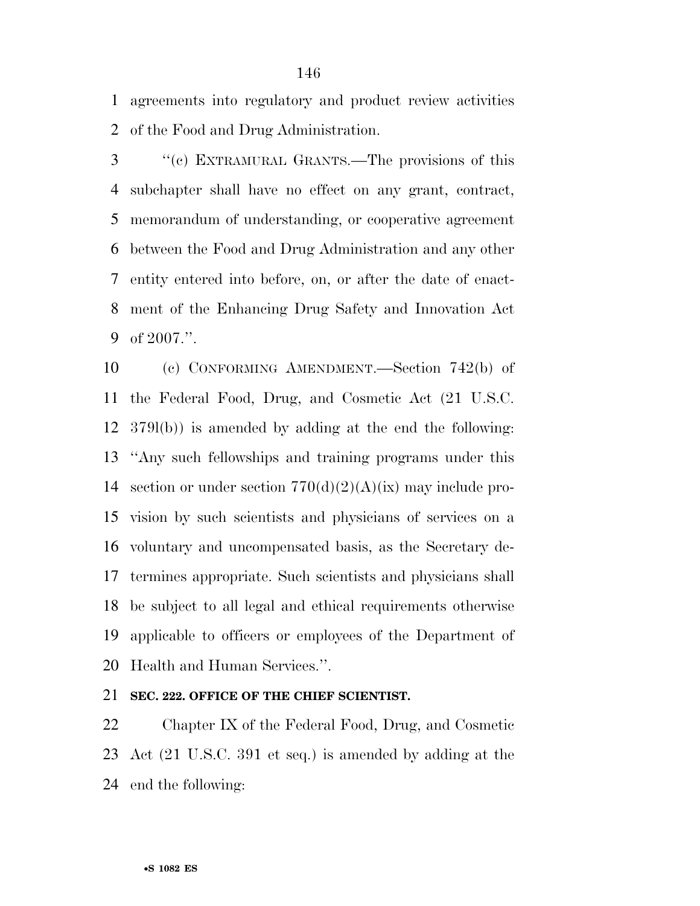agreements into regulatory and product review activities of the Food and Drug Administration.

''(c) EXTRAMURAL GRANTS.—The provisions of this subchapter shall have no effect on any grant, contract, memorandum of understanding, or cooperative agreement between the Food and Drug Administration and any other entity entered into before, on, or after the date of enactment of the Enhancing Drug Safety and Innovation Act of 2007.''.

(c) CONFORMING AMENDMENT.—Section 742(b) of the Federal Food, Drug, and Cosmetic Act (21 U.S.C. 379l(b)) is amended by adding at the end the following: ''Any such fellowships and training programs under this section or under section 770(d)(2)(A)(ix) may include provision by such scientists and physicians of services on a voluntary and uncompensated basis, as the Secretary determines appropriate. Such scientists and physicians shall be subject to all legal and ethical requirements otherwise applicable to officers or employees of the Department of Health and Human Services.''.

**SEC. 222. OFFICE OF THE CHIEF SCIENTIST.**

Chapter IX of the Federal Food, Drug, and Cosmetic Act (21 U.S.C. 391 et seq.) is amended by adding at the end the following: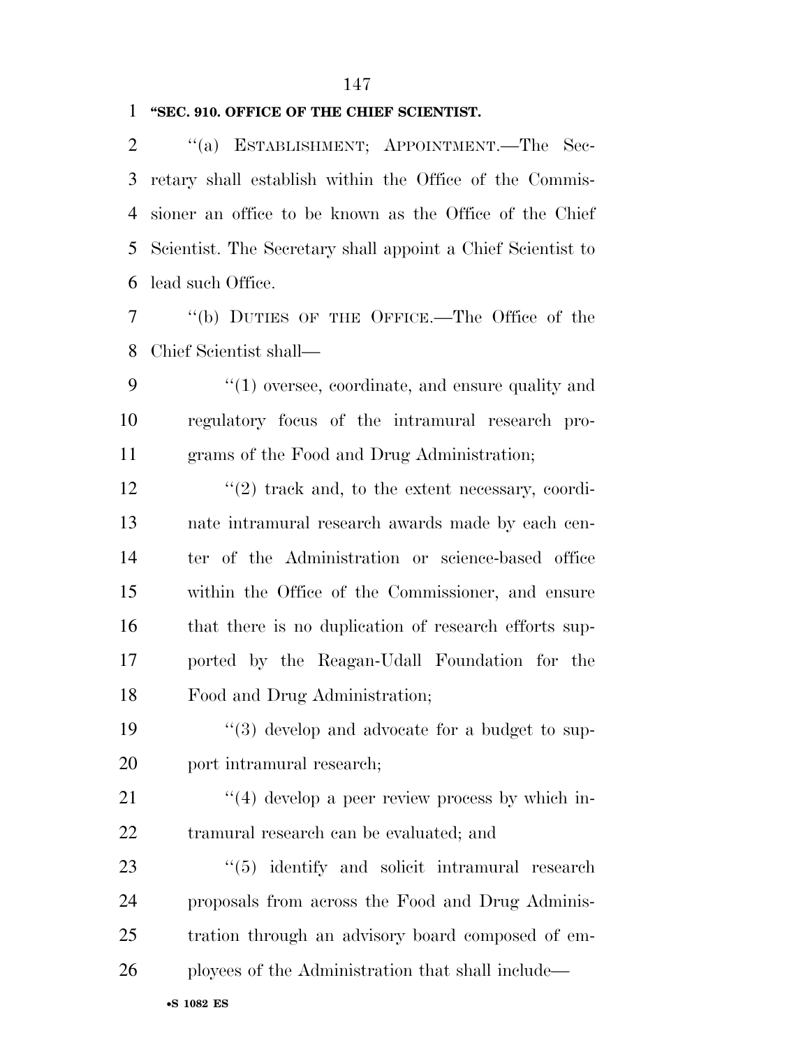**"SEC. 910. OFFICE OF THE CHIEF SCIENTIST.**

''(a) ESTABLISHMENT; APPOINTMENT.—The Secretary shall establish within the Office of the Commissioner an office to be known as the Office of the Chief Scientist. The Secretary shall appoint a Chief Scientist to lead such Office.

''(b) DUTIES OF THE OFFICE.—The Office of the Chief Scientist shall—

''(1) oversee, coordinate, and ensure quality and regulatory focus of the intramural research programs of the Food and Drug Administration;

''(2) track and, to the extent necessary, coordinate intramural research awards made by each center of the Administration or science-based office within the Office of the Commissioner, and ensure that there is no duplication of research efforts supported by the Reagan-Udall Foundation for the Food and Drug Administration;

''(3) develop and advocate for a budget to support intramural research;

''(4) develop a peer review process by which intramural research can be evaluated; and

''(5) identify and solicit intramural research proposals from across the Food and Drug Administration through an advisory board composed of employees of the Administration that shall include—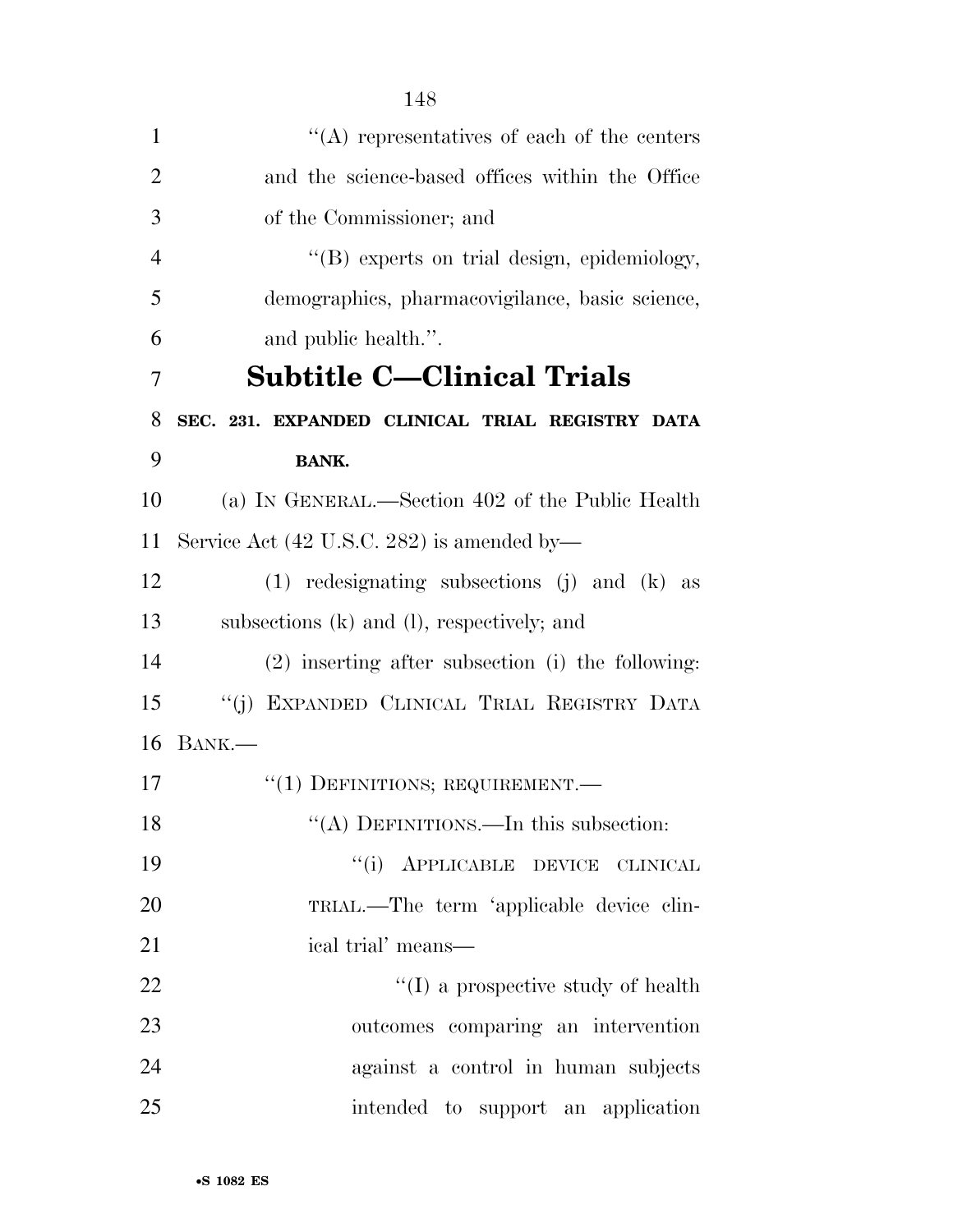"(A) representatives of each of the centers and the science-based offices within the Office of the Commissioner; and

"(B) experts on trial design, epidemiology, demographics, pharmacovigilance, basic science, and public health.".

## Subtitle C—Clinical Trials

**SEC. 231. EXPANDED CLINICAL TRIAL REGISTRY DATA BANK.**

(a) IN GENERAL.—Section 402 of the Public Health Service Act (42 U.S.C. 282) is amended by—

(1) redesignating subsections (j) and (k) as subsections (k) and (l), respectively; and

(2) inserting after subsection (i) the following:

"(j) EXPANDED CLINICAL TRIAL REGISTRY DATA BANK.—

"(1) DEFINITIONS; REQUIREMENT.—

"(A) DEFINITIONS.—In this subsection:

"(i) APPLICABLE DEVICE CLINICAL TRIAL.—The term 'applicable device clinical trial' means—

"(I) a prospective study of health outcomes comparing an intervention against a control in human subjects intended to support an application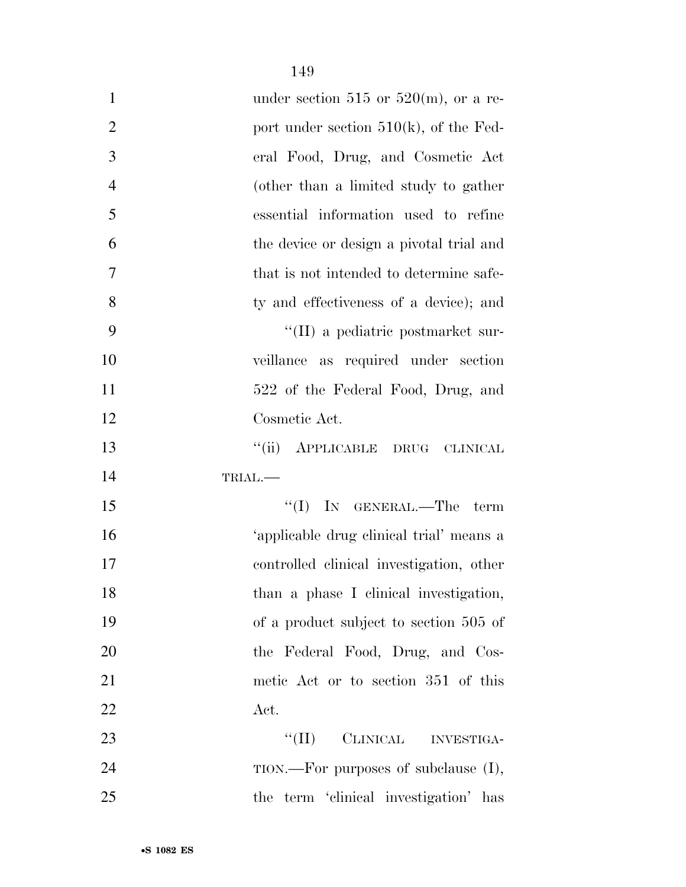under section 515 or 520(m), or a report under section 510(k), of the Federal Food, Drug, and Cosmetic Act (other than a limited study to gather essential information used to refine the device or design a pivotal trial and that is not intended to determine safety and effectiveness of a device); and

''(II) a pediatric postmarket surveillance as required under section 522 of the Federal Food, Drug, and Cosmetic Act.

''(ii) APPLICABLE DRUG CLINICAL TRIAL.—

''(I) IN GENERAL.—The term 'applicable drug clinical trial' means a controlled clinical investigation, other than a phase I clinical investigation, of a product subject to section 505 of the Federal Food, Drug, and Cosmetic Act or to section 351 of this Act.

''(II) CLINICAL INVESTIGATION.—For purposes of subclause (I), the term 'clinical investigation' has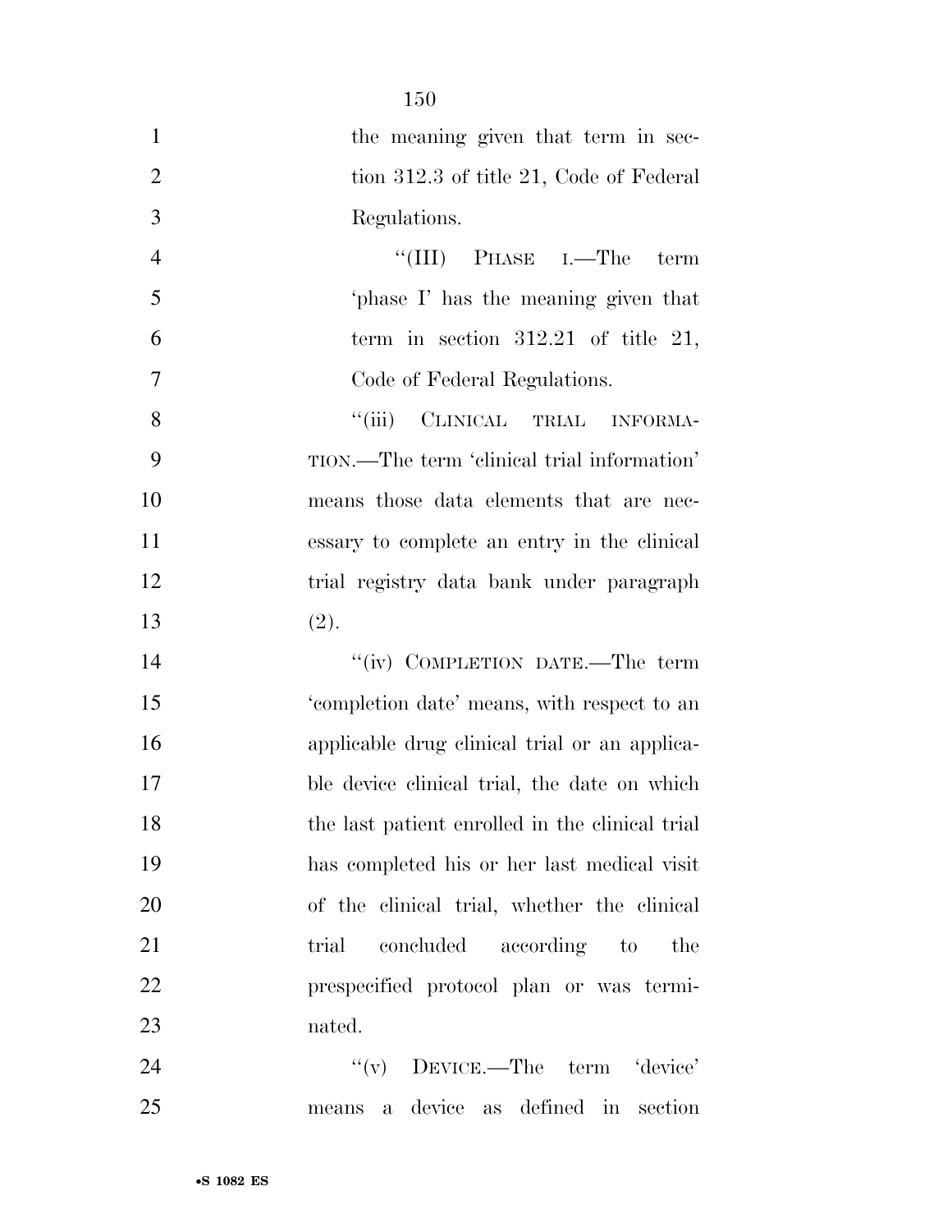the meaning given that term in section 312.3 of title 21, Code of Federal Regulations.

"(III) PHASE I.—The term 'phase I' has the meaning given that term in section 312.21 of title 21, Code of Federal Regulations.

"(iii) CLINICAL TRIAL INFORMATION.—The term 'clinical trial information' means those data elements that are necessary to complete an entry in the clinical trial registry data bank under paragraph (2).

"(iv) COMPLETION DATE.—The term 'completion date' means, with respect to an applicable drug clinical trial or an applicable device clinical trial, the date on which the last patient enrolled in the clinical trial has completed his or her last medical visit of the clinical trial, whether the clinical trial concluded according to the prespecified protocol plan or was terminated.

"(v) DEVICE.—The term 'device' means a device as defined in section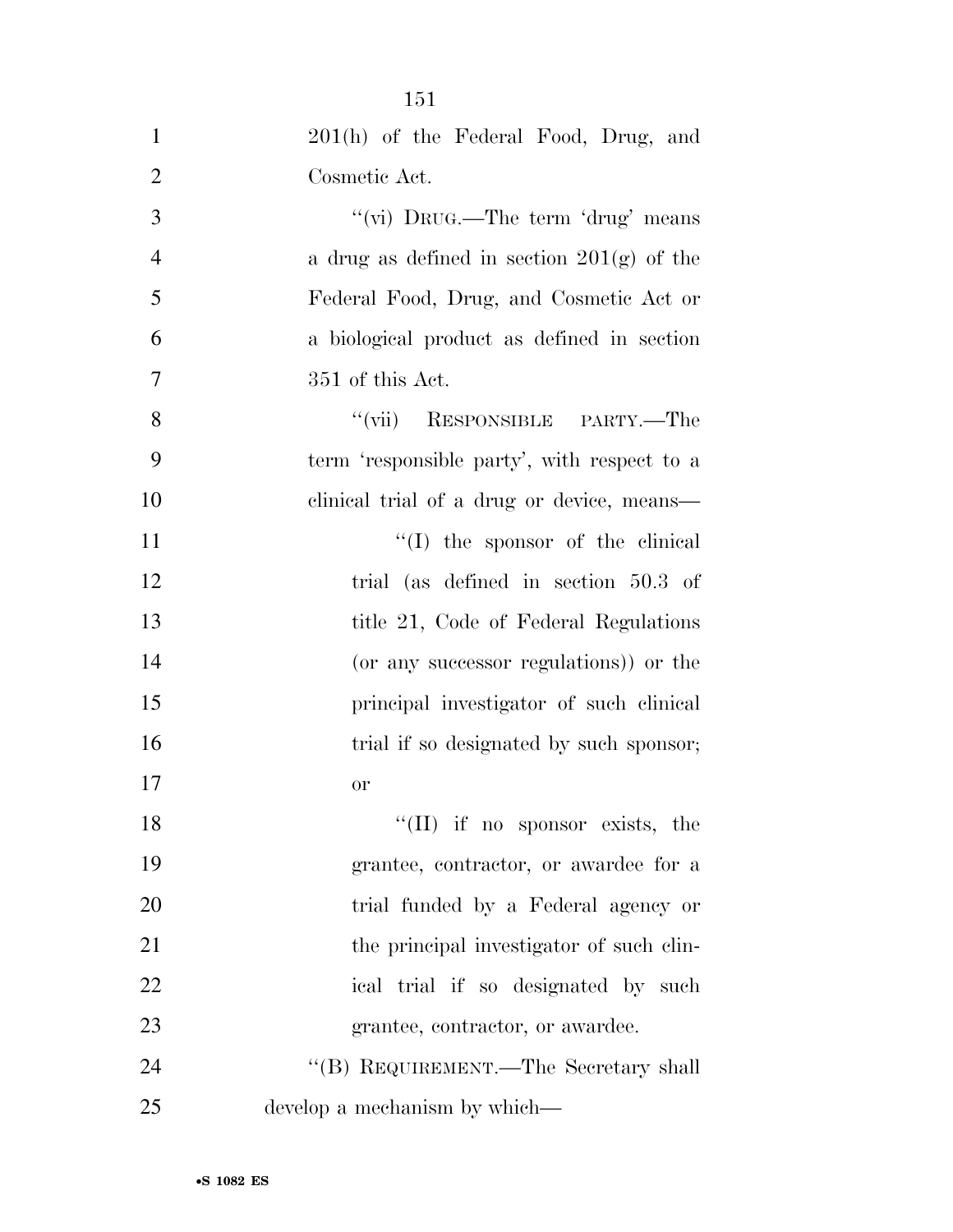201(h) of the Federal Food, Drug, and Cosmetic Act.

"(vi) DRUG.—The term 'drug' means a drug as defined in section 201(g) of the Federal Food, Drug, and Cosmetic Act or a biological product as defined in section 351 of this Act.

"(vii) RESPONSIBLE PARTY.—The term 'responsible party', with respect to a clinical trial of a drug or device, means—

"(I) the sponsor of the clinical trial (as defined in section 50.3 of title 21, Code of Federal Regulations (or any successor regulations)) or the principal investigator of such clinical trial if so designated by such sponsor; or

"(II) if no sponsor exists, the grantee, contractor, or awardee for a trial funded by a Federal agency or the principal investigator of such clinical trial if so designated by such grantee, contractor, or awardee.

"(B) REQUIREMENT.—The Secretary shall develop a mechanism by which—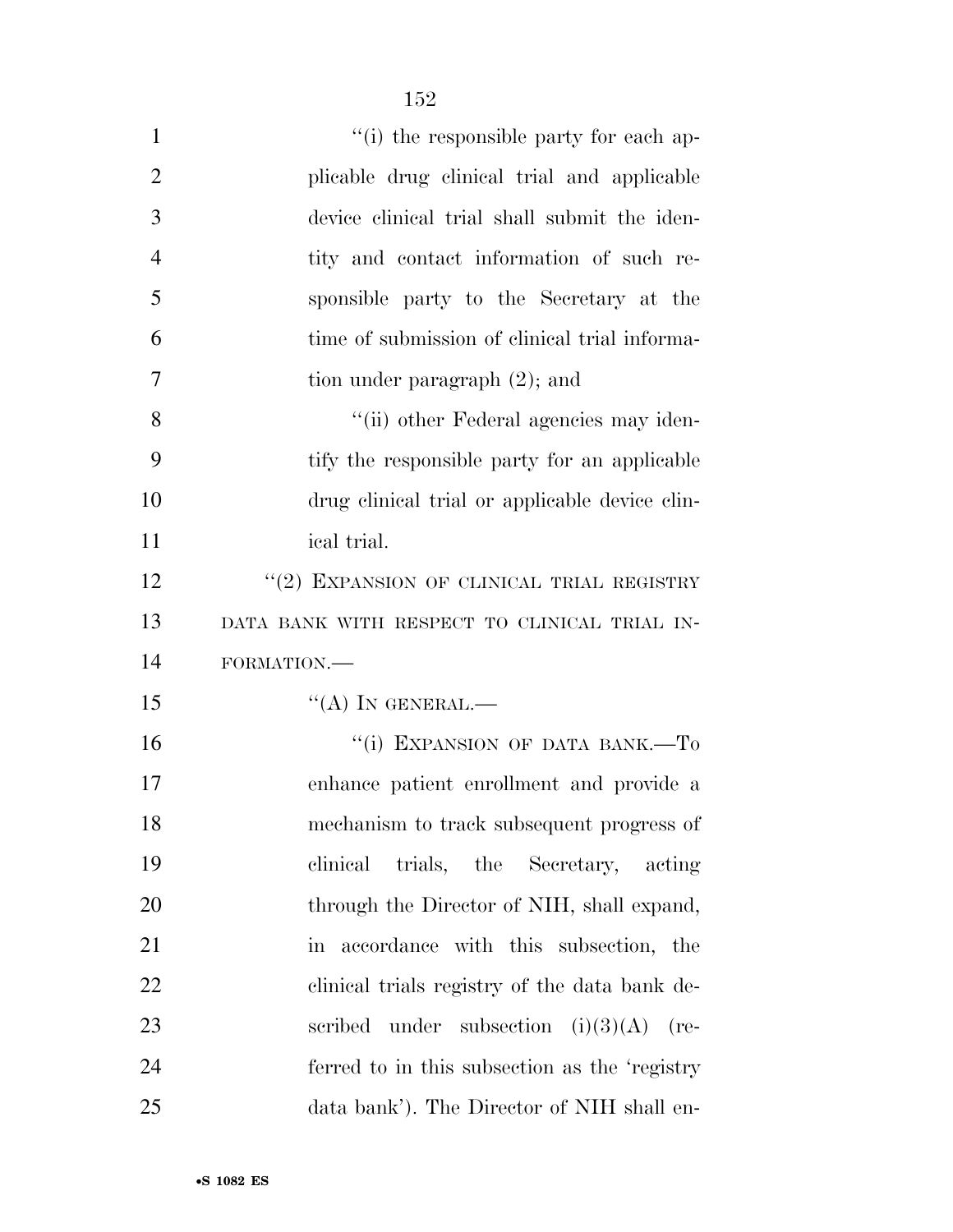''(i) the responsible party for each applicable drug clinical trial and applicable device clinical trial shall submit the identity and contact information of such responsible party to the Secretary at the time of submission of clinical trial information under paragraph (2); and

''(ii) other Federal agencies may identify the responsible party for an applicable drug clinical trial or applicable device clinical trial.

''(2) EXPANSION OF CLINICAL TRIAL REGISTRY DATA BANK WITH RESPECT TO CLINICAL TRIAL INFORMATION.—

''(A) IN GENERAL.—

''(i) EXPANSION OF DATA BANK.—To enhance patient enrollment and provide a mechanism to track subsequent progress of clinical trials, the Secretary, acting through the Director of NIH, shall expand, in accordance with this subsection, the clinical trials registry of the data bank described under subsection (i)(3)(A) (referred to in this subsection as the 'registry data bank'). The Director of NIH shall en-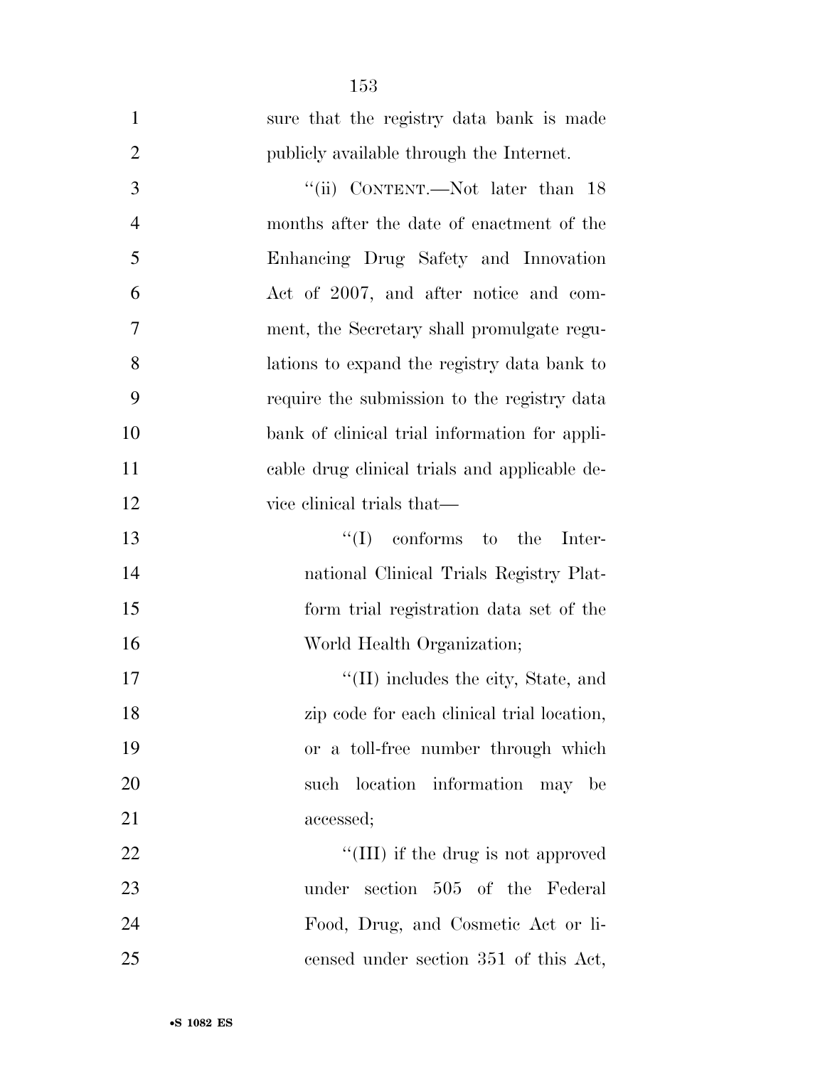sure that the registry data bank is made publicly available through the Internet.

"(ii) CONTENT.—Not later than 18 months after the date of enactment of the Enhancing Drug Safety and Innovation Act of 2007, and after notice and comment, the Secretary shall promulgate regulations to expand the registry data bank to require the submission to the registry data bank of clinical trial information for applicable drug clinical trials and applicable device clinical trials that—

"(I) conforms to the International Clinical Trials Registry Platform trial registration data set of the World Health Organization;

"(II) includes the city, State, and zip code for each clinical trial location, or a toll-free number through which such location information may be accessed;

"(III) if the drug is not approved under section 505 of the Federal Food, Drug, and Cosmetic Act or licensed under section 351 of this Act,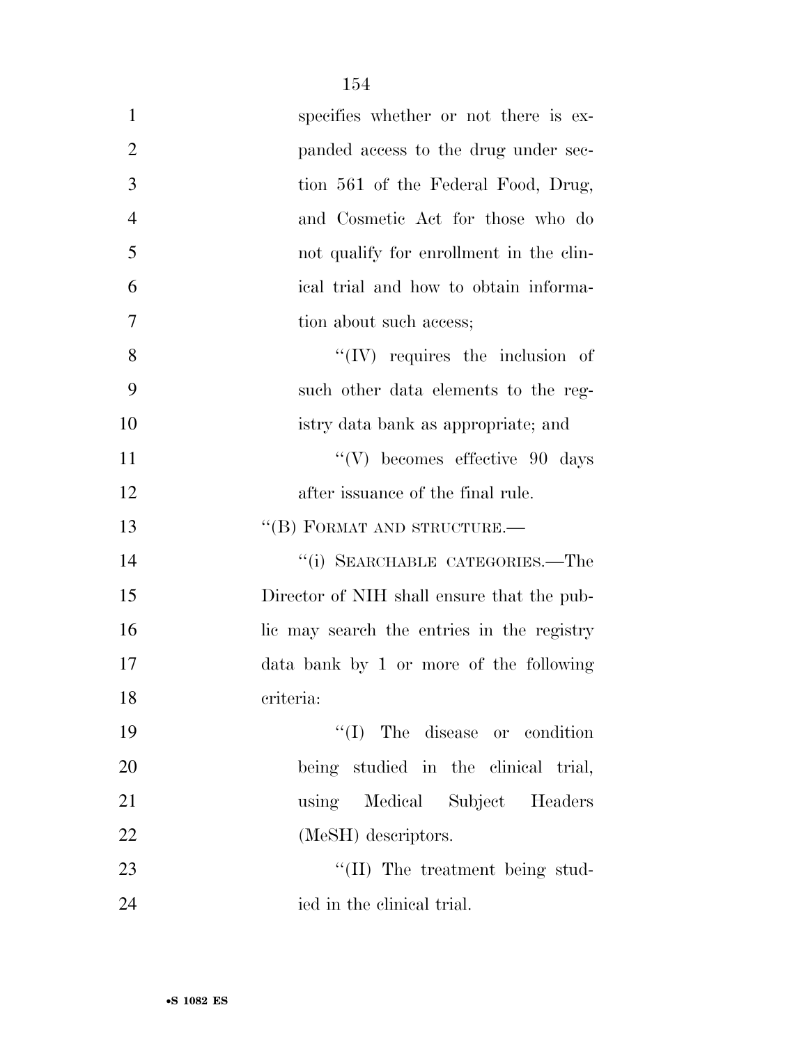specifies whether or not there is expanded access to the drug under section 561 of the Federal Food, Drug, and Cosmetic Act for those who do not qualify for enrollment in the clinical trial and how to obtain information about such access;

"(IV) requires the inclusion of such other data elements to the registry data bank as appropriate; and

"(V) becomes effective 90 days after issuance of the final rule.

"(B) FORMAT AND STRUCTURE.—

"(i) SEARCHABLE CATEGORIES.—The Director of NIH shall ensure that the public may search the entries in the registry data bank by 1 or more of the following criteria:

"(I) The disease or condition being studied in the clinical trial, using Medical Subject Headers (MeSH) descriptors.

"(II) The treatment being studied in the clinical trial.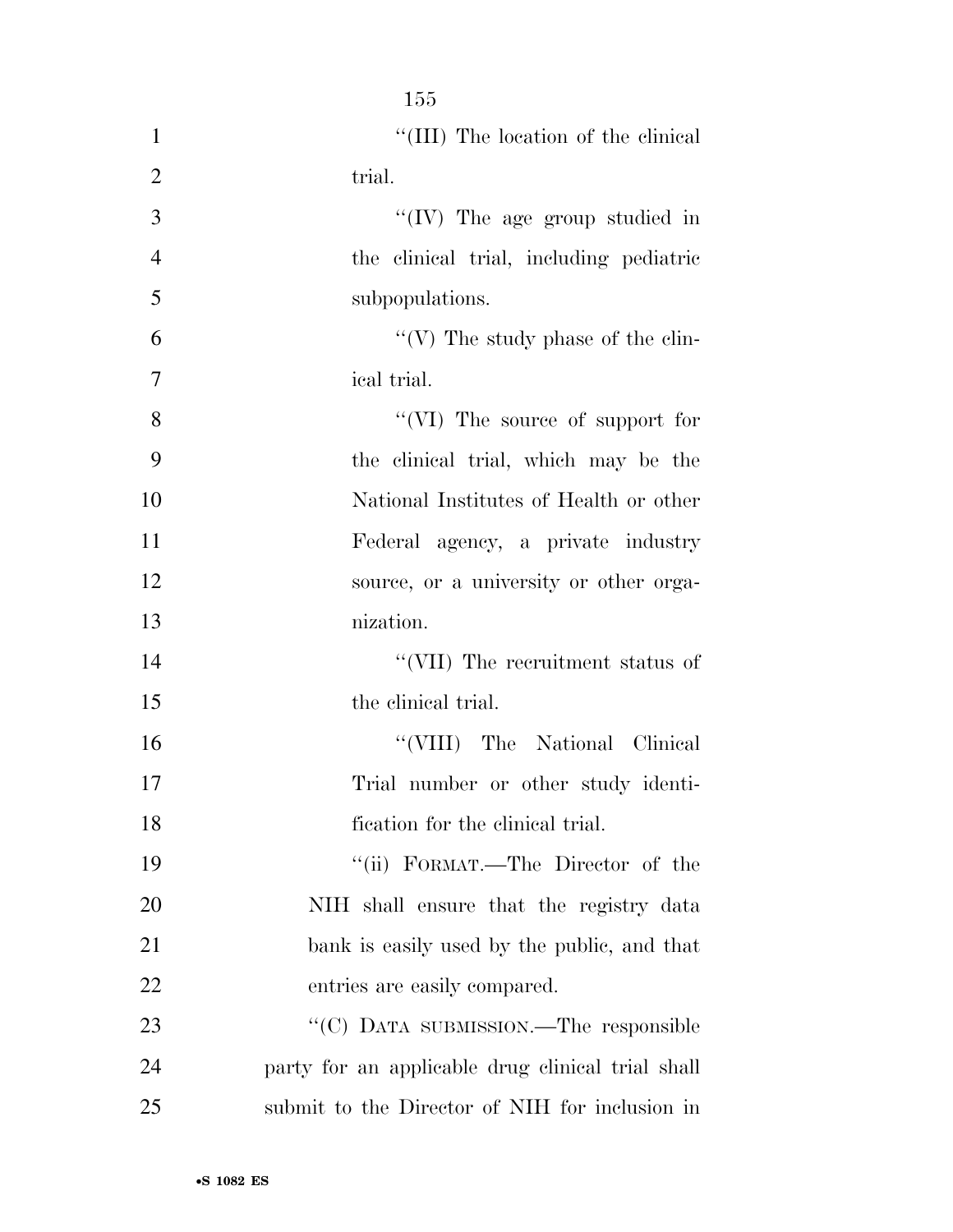"(III) The location of the clinical trial.

"(IV) The age group studied in the clinical trial, including pediatric subpopulations.

"(V) The study phase of the clinical trial.

"(VI) The source of support for the clinical trial, which may be the National Institutes of Health or other Federal agency, a private industry source, or a university or other organization.

"(VII) The recruitment status of the clinical trial.

"(VIII) The National Clinical Trial number or other study identification for the clinical trial.

"(ii) FORMAT.—The Director of the NIH shall ensure that the registry data bank is easily used by the public, and that entries are easily compared.

"(C) DATA SUBMISSION.—The responsible party for an applicable drug clinical trial shall submit to the Director of NIH for inclusion in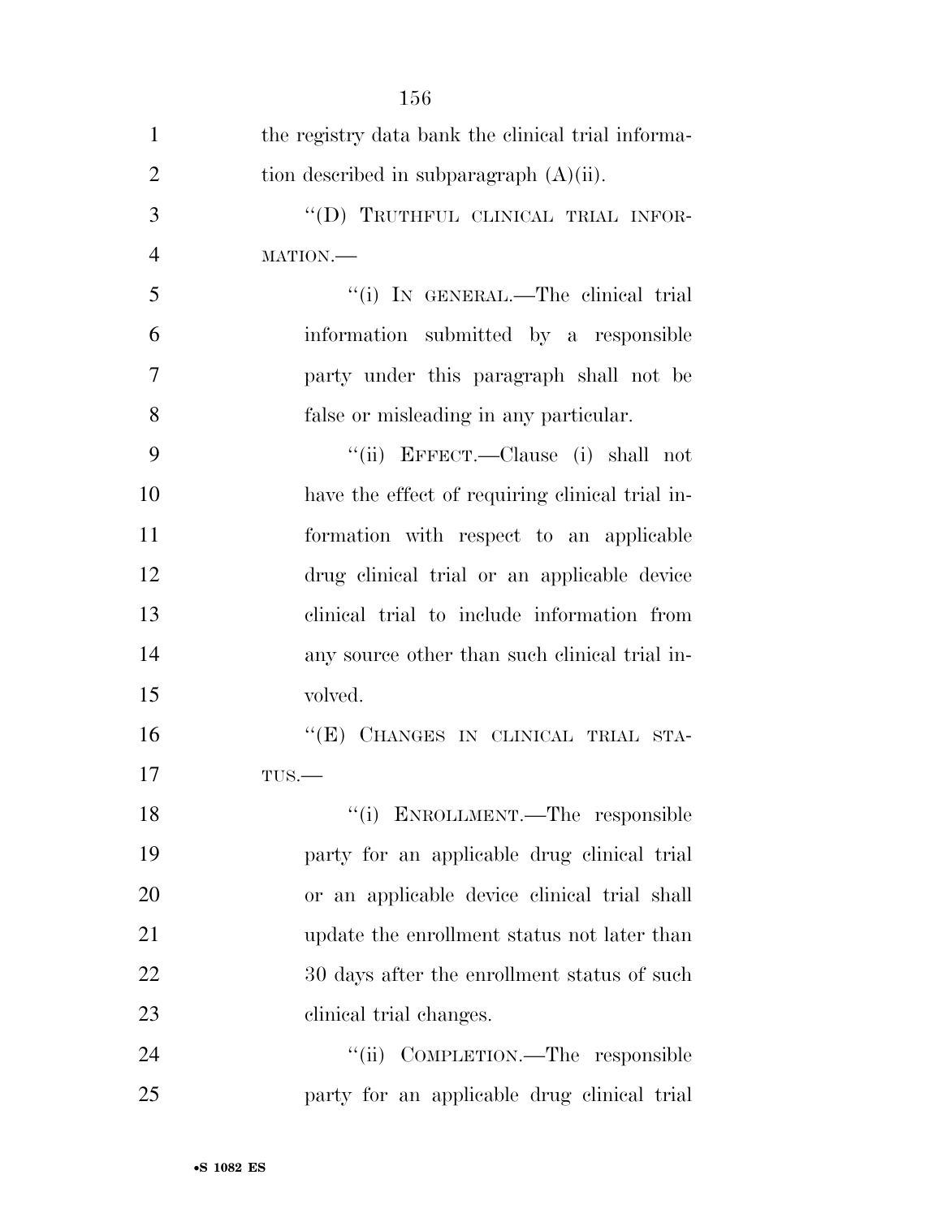the registry data bank the clinical trial information described in subparagraph (A)(ii).

"(D) TRUTHFUL CLINICAL TRIAL INFORMATION.—

"(i) IN GENERAL.—The clinical trial information submitted by a responsible party under this paragraph shall not be false or misleading in any particular.

"(ii) EFFECT.—Clause (i) shall not have the effect of requiring clinical trial information with respect to an applicable drug clinical trial or an applicable device clinical trial to include information from any source other than such clinical trial involved.

"(E) CHANGES IN CLINICAL TRIAL STATUS.—

"(i) ENROLLMENT.—The responsible party for an applicable drug clinical trial or an applicable device clinical trial shall update the enrollment status not later than 30 days after the enrollment status of such clinical trial changes.

"(ii) COMPLETION.—The responsible party for an applicable drug clinical trial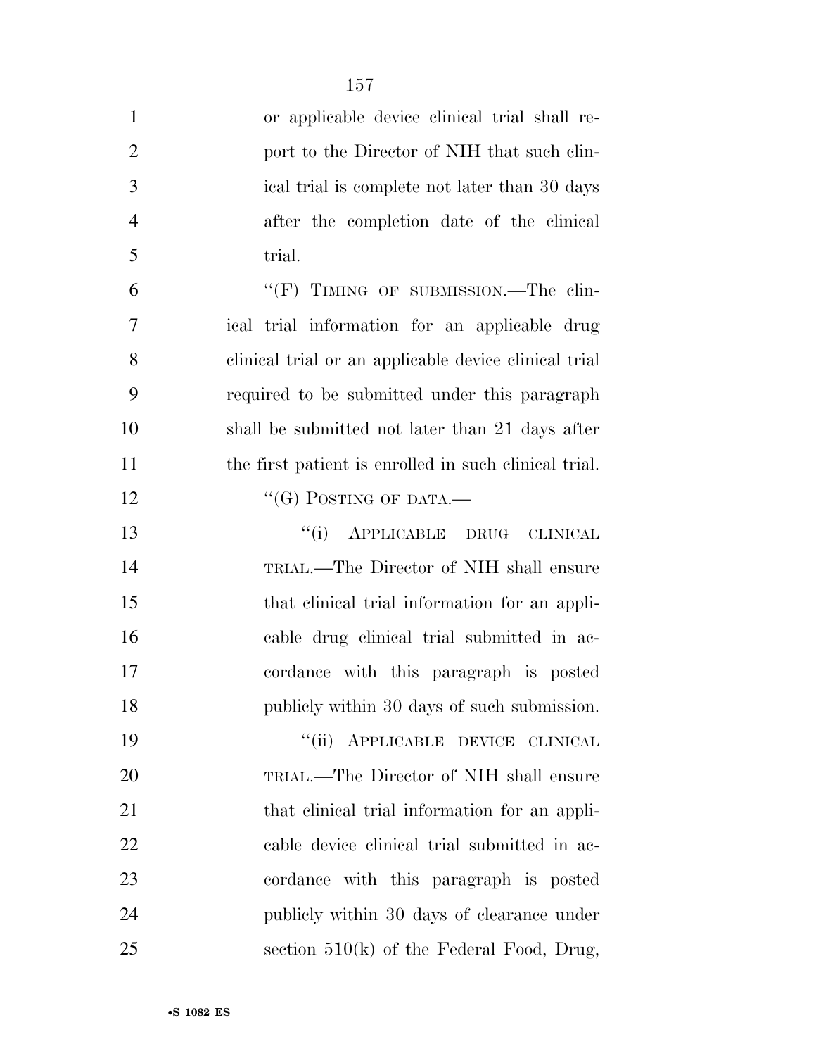or applicable device clinical trial shall report to the Director of NIH that such clinical trial is complete not later than 30 days after the completion date of the clinical trial.

"(F) TIMING OF SUBMISSION.—The clinical trial information for an applicable drug clinical trial or an applicable device clinical trial required to be submitted under this paragraph shall be submitted not later than 21 days after the first patient is enrolled in such clinical trial.

"(G) POSTING OF DATA.—

"(i) APPLICABLE DRUG CLINICAL TRIAL.—The Director of NIH shall ensure that clinical trial information for an applicable drug clinical trial submitted in accordance with this paragraph is posted publicly within 30 days of such submission.

"(ii) APPLICABLE DEVICE CLINICAL TRIAL.—The Director of NIH shall ensure that clinical trial information for an applicable device clinical trial submitted in accordance with this paragraph is posted publicly within 30 days of clearance under section 510(k) of the Federal Food, Drug,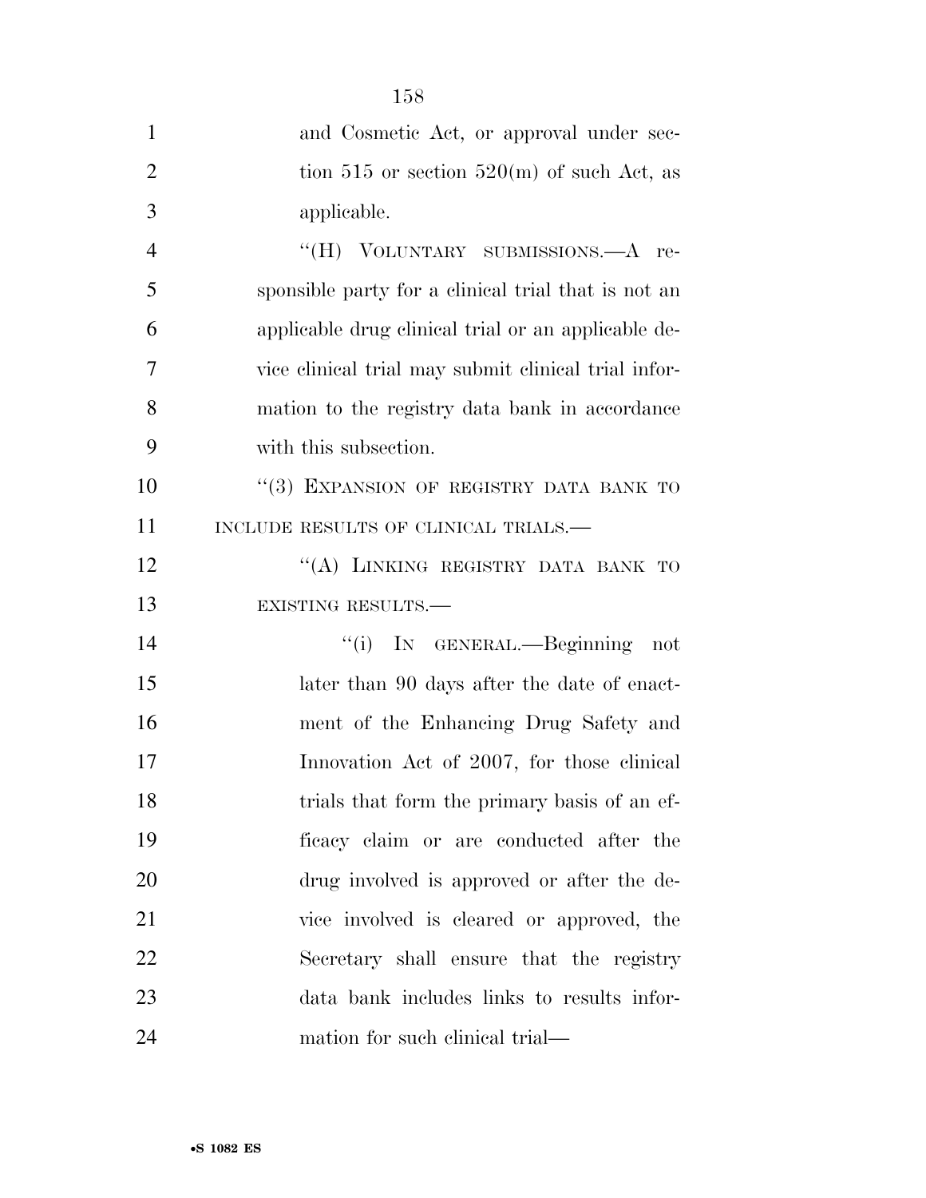and Cosmetic Act, or approval under section 515 or section 520(m) of such Act, as applicable.

"(H) VOLUNTARY SUBMISSIONS.—A responsible party for a clinical trial that is not an applicable drug clinical trial or an applicable device clinical trial may submit clinical trial information to the registry data bank in accordance with this subsection.

"(3) EXPANSION OF REGISTRY DATA BANK TO INCLUDE RESULTS OF CLINICAL TRIALS.—

"(A) LINKING REGISTRY DATA BANK TO EXISTING RESULTS.—

"(i) IN GENERAL.—Beginning not later than 90 days after the date of enactment of the Enhancing Drug Safety and Innovation Act of 2007, for those clinical trials that form the primary basis of an efficacy claim or are conducted after the drug involved is approved or after the device involved is cleared or approved, the Secretary shall ensure that the registry data bank includes links to results information for such clinical trial—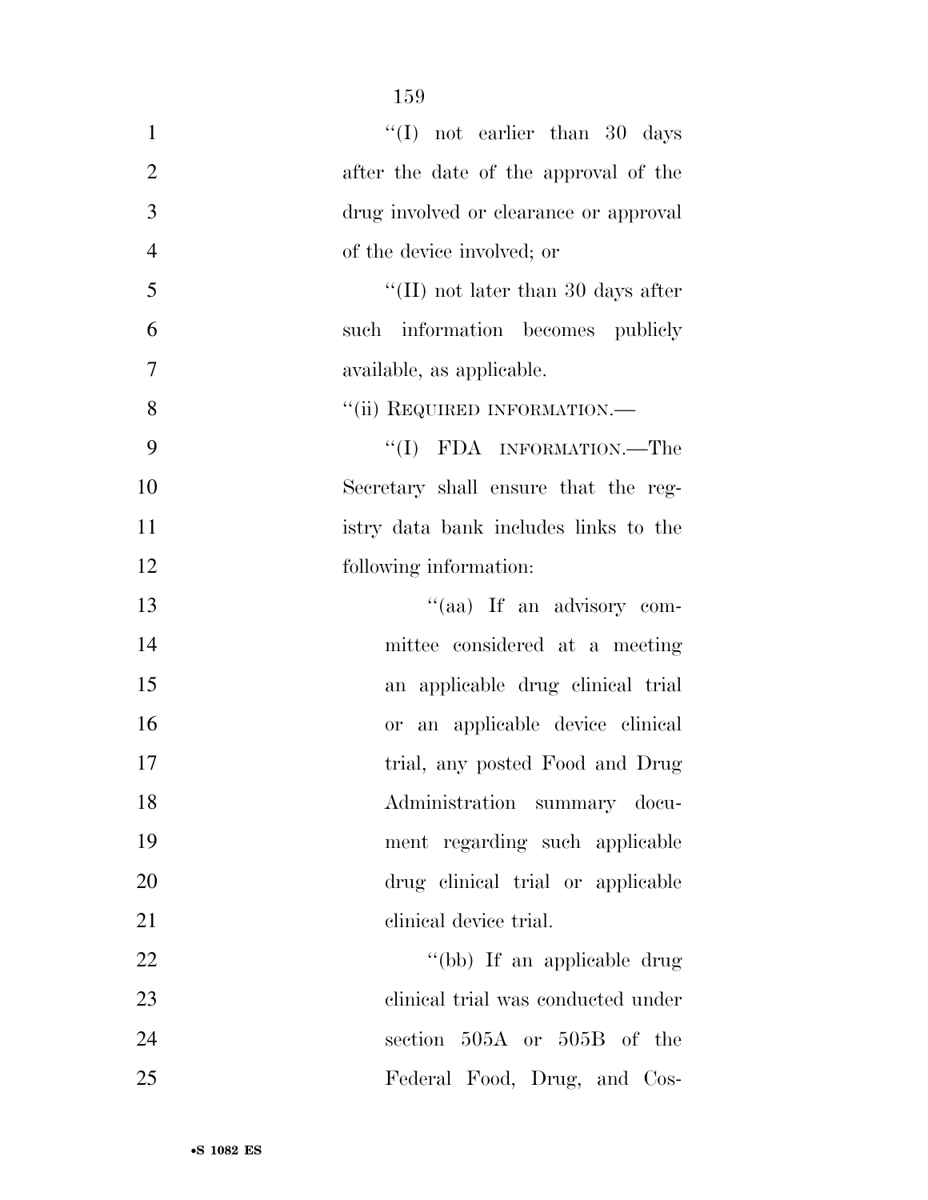"(I) not earlier than 30 days after the date of the approval of the drug involved or clearance or approval of the device involved; or

"(II) not later than 30 days after such information becomes publicly available, as applicable.

"(ii) REQUIRED INFORMATION.—

"(I) FDA INFORMATION.—The Secretary shall ensure that the registry data bank includes links to the following information:

"(aa) If an advisory committee considered at a meeting an applicable drug clinical trial or an applicable device clinical trial, any posted Food and Drug Administration summary document regarding such applicable drug clinical trial or applicable clinical device trial.

"(bb) If an applicable drug clinical trial was conducted under section 505A or 505B of the Federal Food, Drug, and Cos-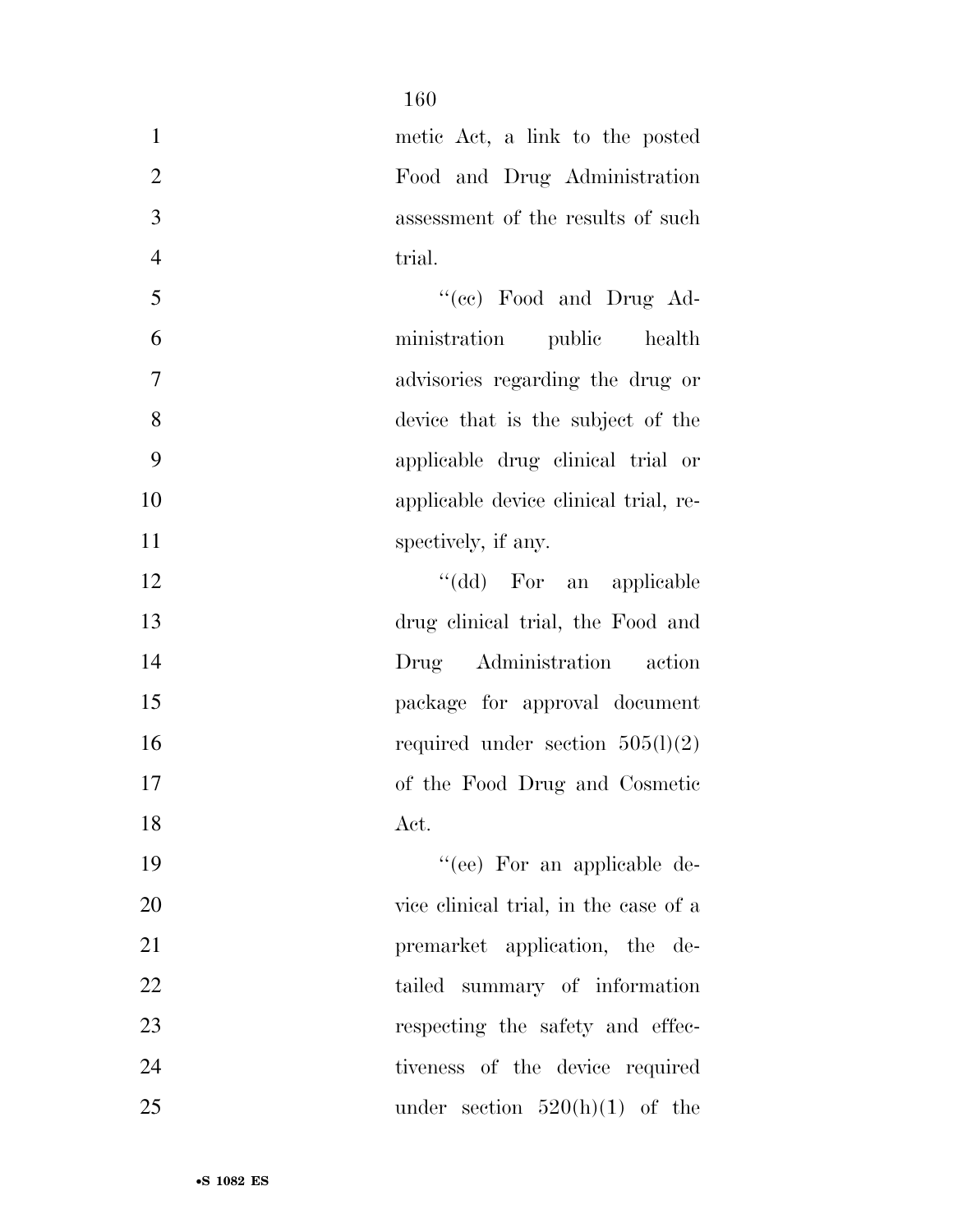metic Act, a link to the posted Food and Drug Administration assessment of the results of such trial.

"(cc) Food and Drug Administration public health advisories regarding the drug or device that is the subject of the applicable drug clinical trial or applicable device clinical trial, respectively, if any.

"(dd) For an applicable drug clinical trial, the Food and Drug Administration action package for approval document required under section 505(l)(2) of the Food Drug and Cosmetic Act.

"(ee) For an applicable device clinical trial, in the case of a premarket application, the detailed summary of information respecting the safety and effectiveness of the device required under section 520(h)(1) of the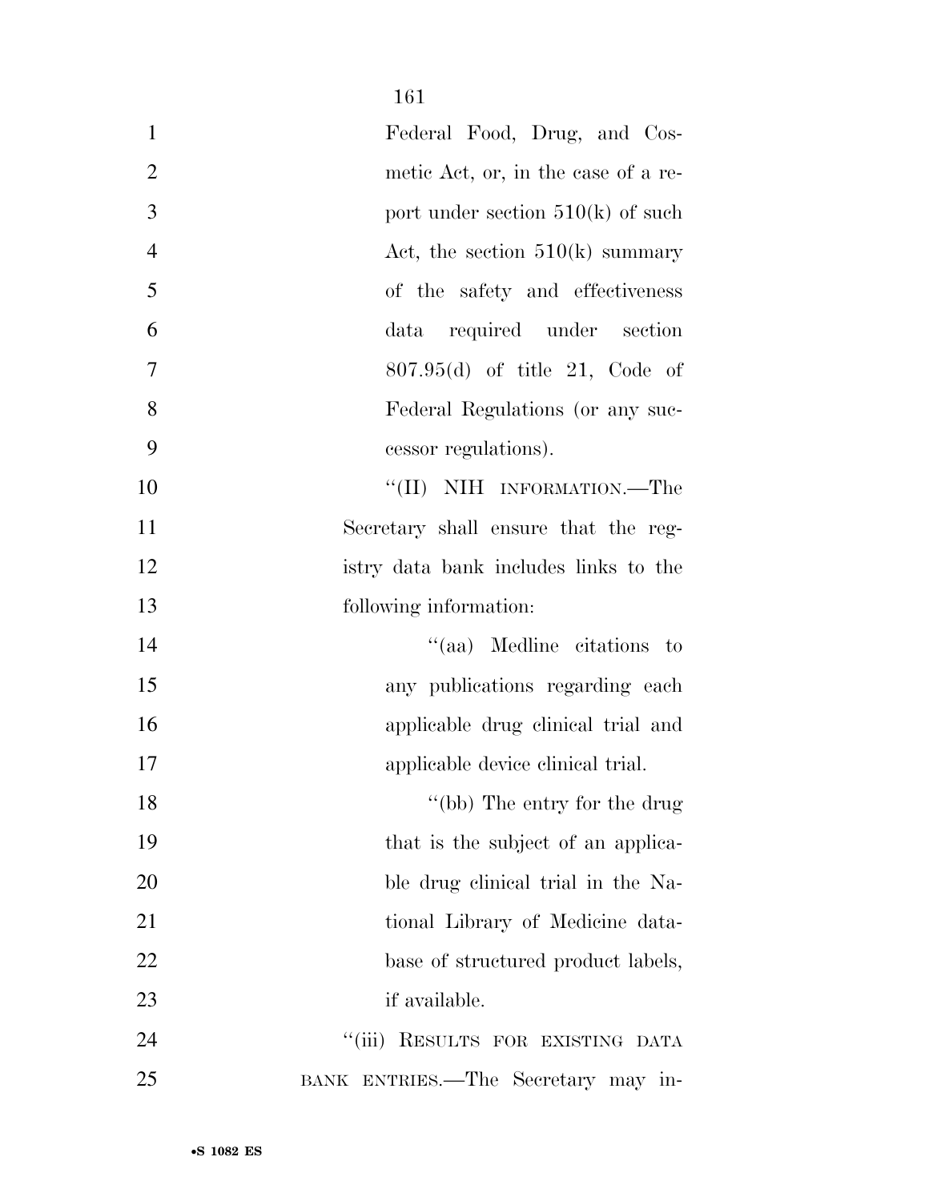Federal Food, Drug, and Cosmetic Act, or, in the case of a report under section 510(k) of such Act, the section 510(k) summary of the safety and effectiveness data required under section 807.95(d) of title 21, Code of Federal Regulations (or any successor regulations).

''(II) NIH INFORMATION.—The Secretary shall ensure that the registry data bank includes links to the following information:

''(aa) Medline citations to any publications regarding each applicable drug clinical trial and applicable device clinical trial.

''(bb) The entry for the drug that is the subject of an applicable drug clinical trial in the National Library of Medicine database of structured product labels, if available.

''(iii) RESULTS FOR EXISTING DATA BANK ENTRIES.—The Secretary may in-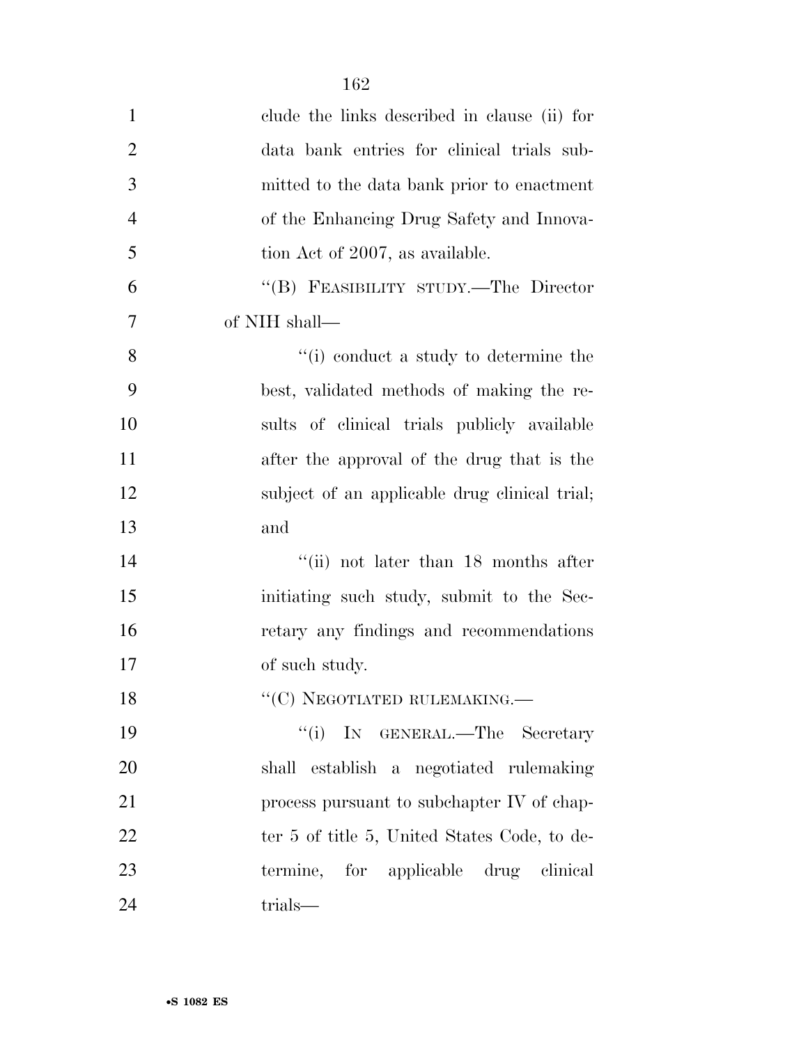clude the links described in clause (ii) for data bank entries for clinical trials submitted to the data bank prior to enactment of the Enhancing Drug Safety and Innovation Act of 2007, as available.

''(B) FEASIBILITY STUDY.—The Director of NIH shall—

''(i) conduct a study to determine the best, validated methods of making the results of clinical trials publicly available after the approval of the drug that is the subject of an applicable drug clinical trial; and

''(ii) not later than 18 months after initiating such study, submit to the Secretary any findings and recommendations of such study.

''(C) NEGOTIATED RULEMAKING.—

''(i) IN GENERAL.—The Secretary shall establish a negotiated rulemaking process pursuant to subchapter IV of chapter 5 of title 5, United States Code, to determine, for applicable drug clinical trials—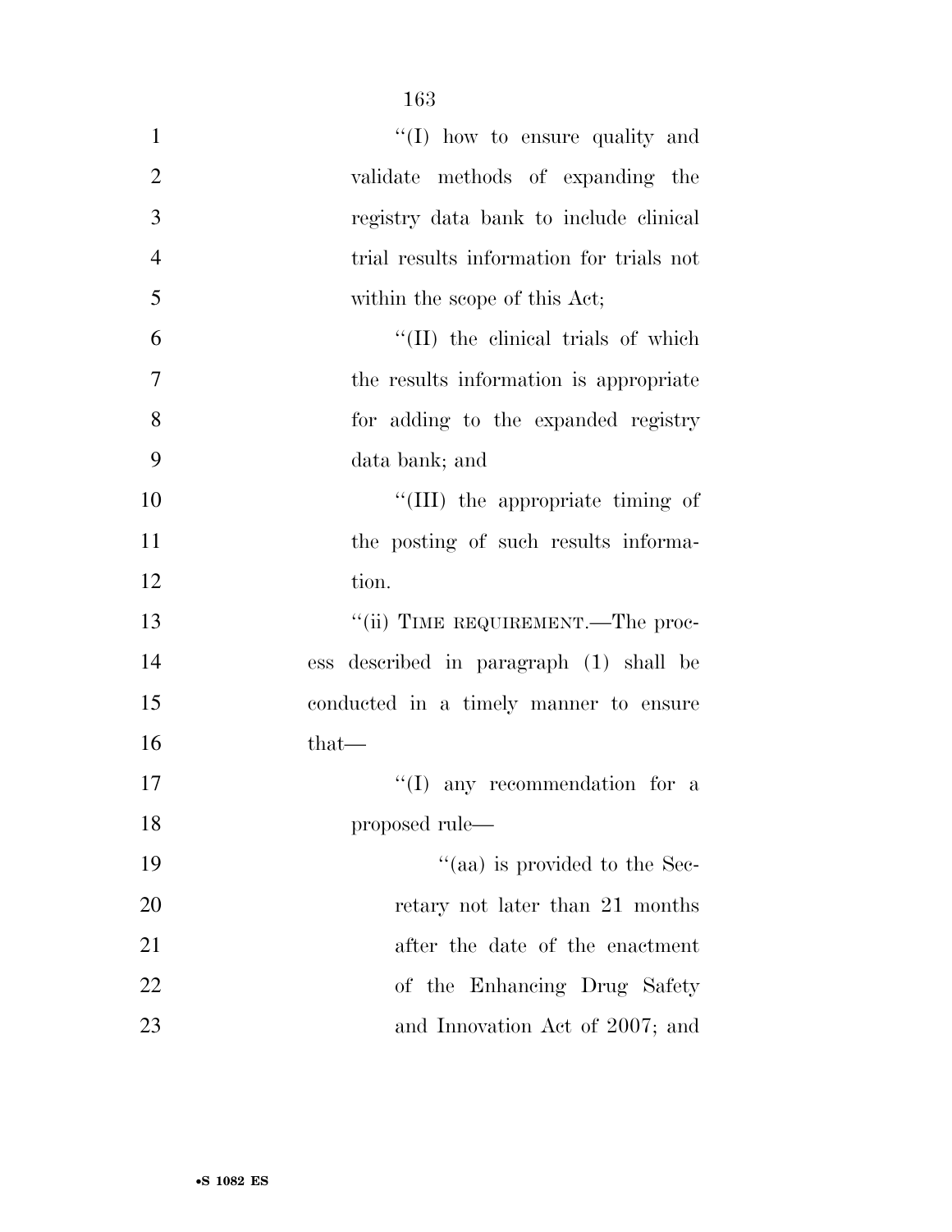''(I) how to ensure quality and validate methods of expanding the registry data bank to include clinical trial results information for trials not within the scope of this Act;

''(II) the clinical trials of which the results information is appropriate for adding to the expanded registry data bank; and

''(III) the appropriate timing of the posting of such results information.

''(ii) TIME REQUIREMENT.—The process described in paragraph (1) shall be conducted in a timely manner to ensure that—

''(I) any recommendation for a proposed rule—

''(aa) is provided to the Secretary not later than 21 months after the date of the enactment of the Enhancing Drug Safety and Innovation Act of 2007; and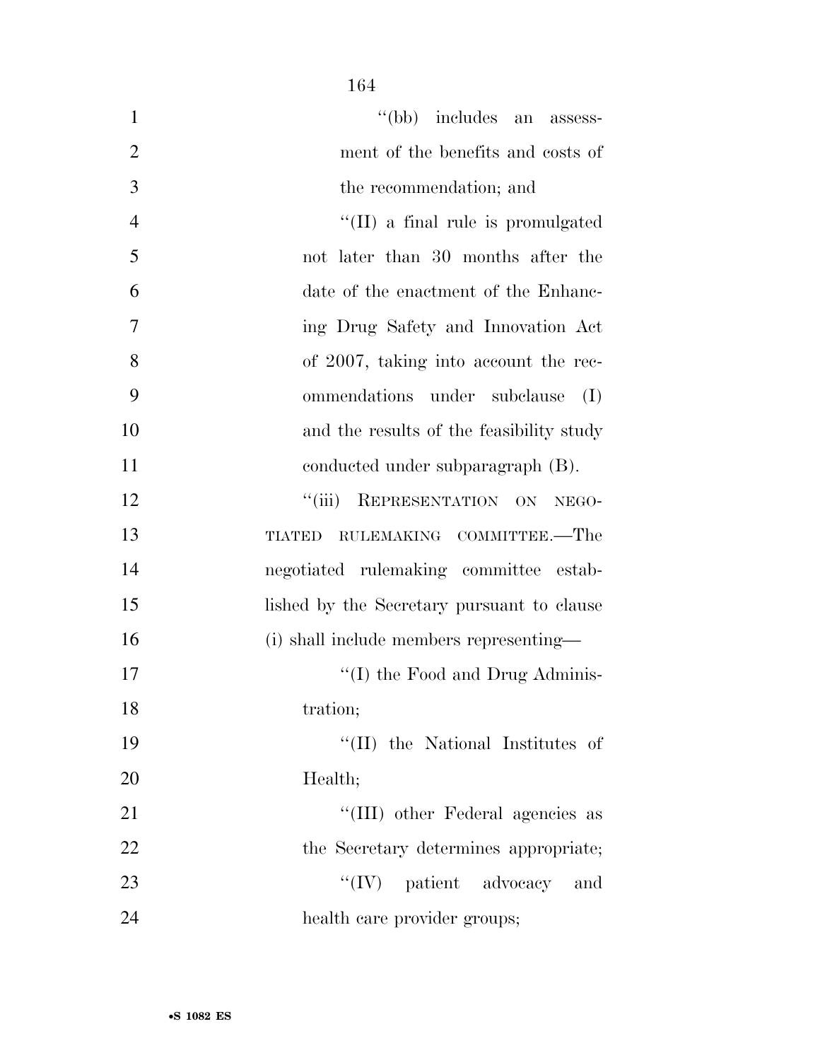''(bb) includes an assessment of the benefits and costs of the recommendation; and

''(II) a final rule is promulgated not later than 30 months after the date of the enactment of the Enhancing Drug Safety and Innovation Act of 2007, taking into account the recommendations under subclause (I) and the results of the feasibility study conducted under subparagraph (B).

''(iii) REPRESENTATION ON NEGOTIATED RULEMAKING COMMITTEE.—The negotiated rulemaking committee established by the Secretary pursuant to clause (i) shall include members representing—

''(I) the Food and Drug Administration;

''(II) the National Institutes of Health;

''(III) other Federal agencies as the Secretary determines appropriate;

''(IV) patient advocacy and health care provider groups;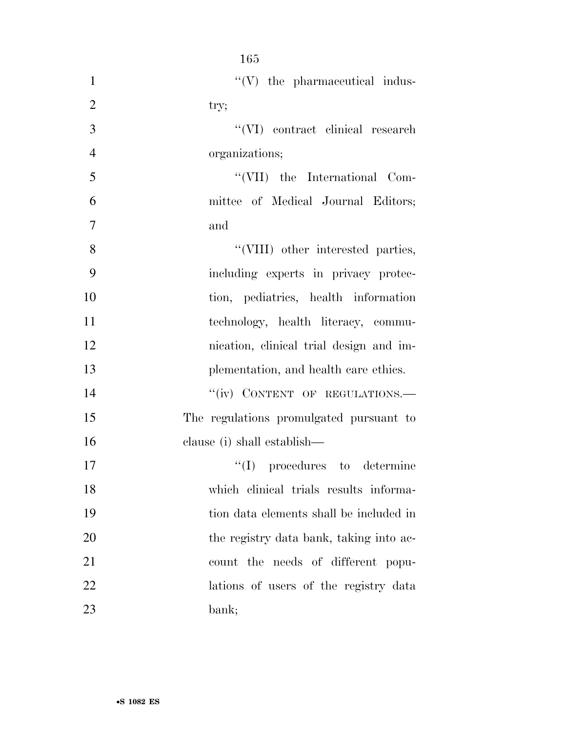''(V) the pharmaceutical industry;

''(VI) contract clinical research organizations;

''(VII) the International Committee of Medical Journal Editors; and

''(VIII) other interested parties, including experts in privacy protection, pediatrics, health information technology, health literacy, communication, clinical trial design and implementation, and health care ethics.

''(iv) CONTENT OF REGULATIONS.—The regulations promulgated pursuant to clause (i) shall establish—

''(I) procedures to determine which clinical trials results information data elements shall be included in the registry data bank, taking into account the needs of different populations of users of the registry data bank;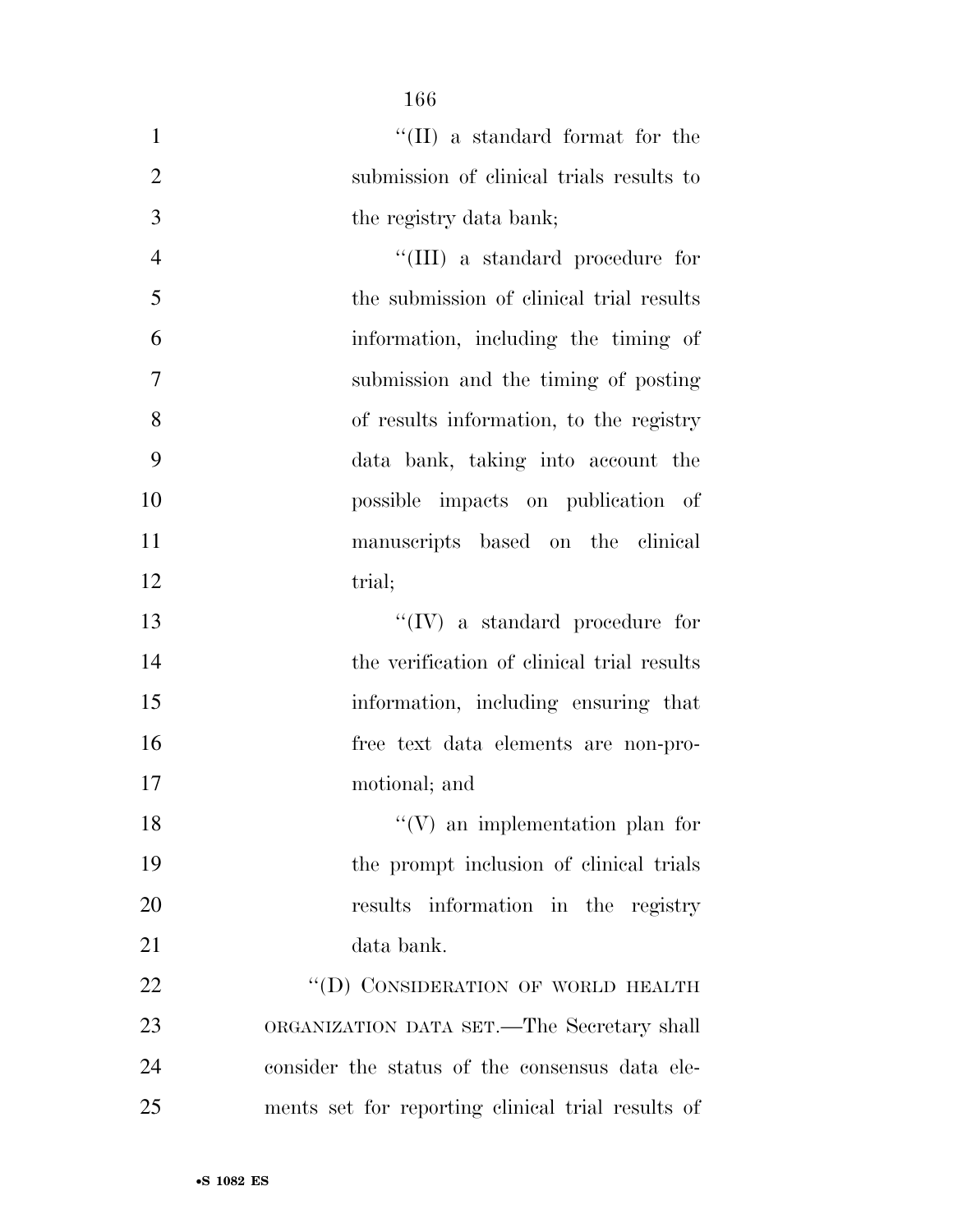''(II) a standard format for the submission of clinical trials results to the registry data bank;

''(III) a standard procedure for the submission of clinical trial results information, including the timing of submission and the timing of posting of results information, to the registry data bank, taking into account the possible impacts on publication of manuscripts based on the clinical trial;

''(IV) a standard procedure for the verification of clinical trial results information, including ensuring that free text data elements are non-promotional; and

''(V) an implementation plan for the prompt inclusion of clinical trials results information in the registry data bank.

''(D) CONSIDERATION OF WORLD HEALTH ORGANIZATION DATA SET.—The Secretary shall consider the status of the consensus data elements set for reporting clinical trial results of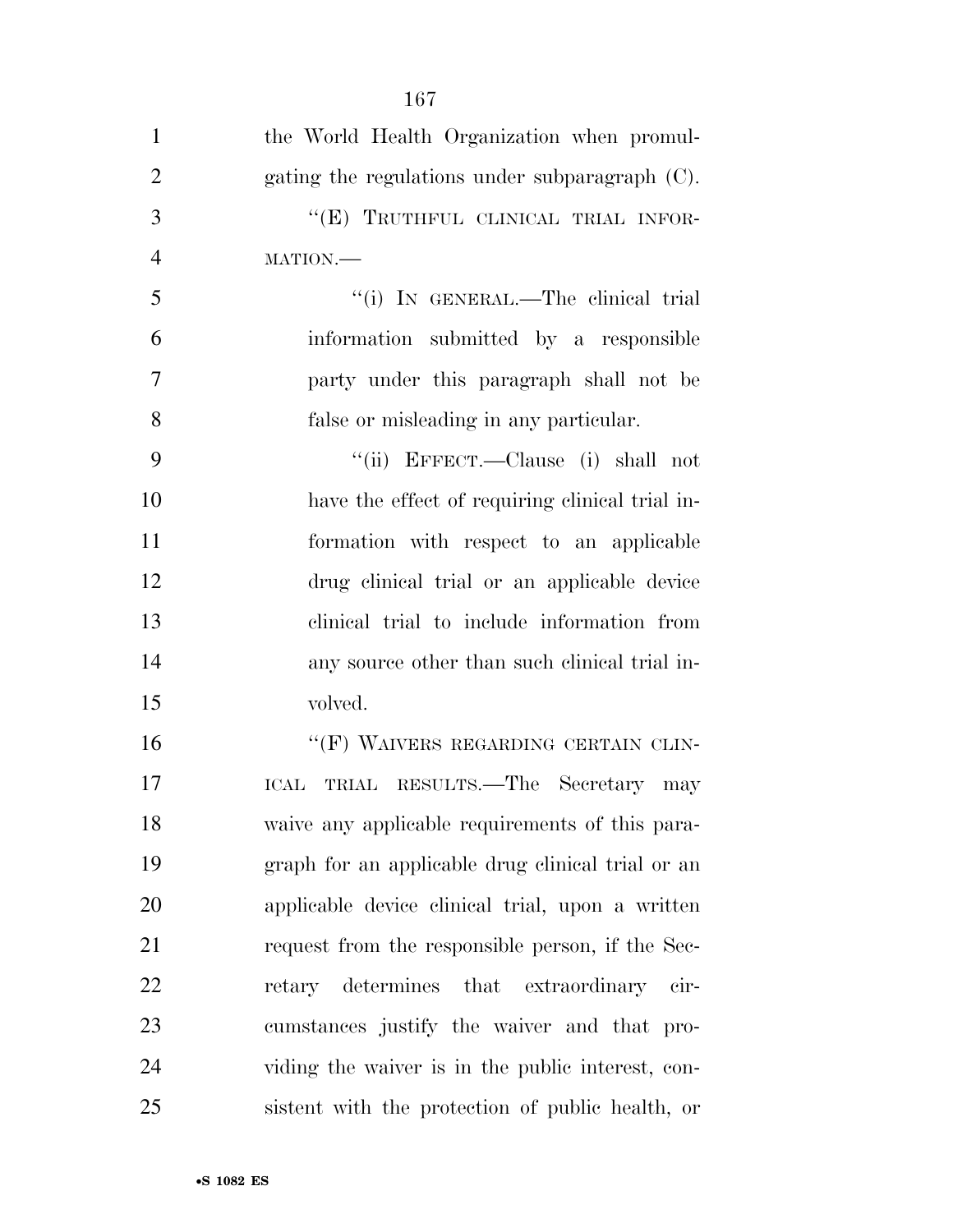the World Health Organization when promulgating the regulations under subparagraph (C).

"(E) TRUTHFUL CLINICAL TRIAL INFORMATION.—

"(i) IN GENERAL.—The clinical trial information submitted by a responsible party under this paragraph shall not be false or misleading in any particular.

"(ii) EFFECT.—Clause (i) shall not have the effect of requiring clinical trial information with respect to an applicable drug clinical trial or an applicable device clinical trial to include information from any source other than such clinical trial involved.

"(F) WAIVERS REGARDING CERTAIN CLINICAL TRIAL RESULTS.—The Secretary may waive any applicable requirements of this paragraph for an applicable drug clinical trial or an applicable device clinical trial, upon a written request from the responsible person, if the Secretary determines that extraordinary circumstances justify the waiver and that providing the waiver is in the public interest, consistent with the protection of public health, or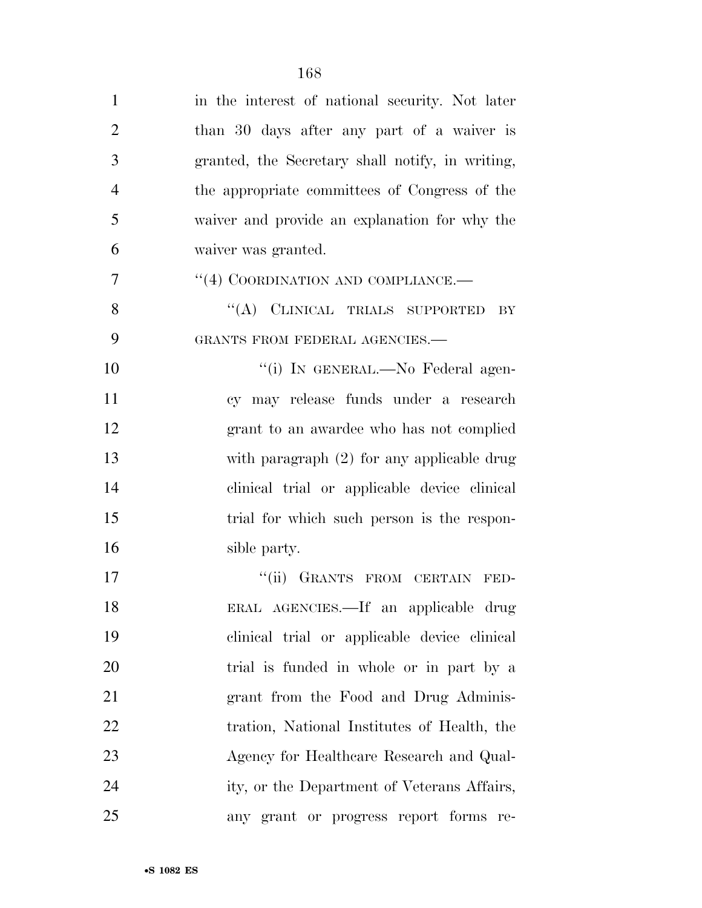in the interest of national security. Not later than 30 days after any part of a waiver is granted, the Secretary shall notify, in writing, the appropriate committees of Congress of the waiver and provide an explanation for why the waiver was granted.

"(4) COORDINATION AND COMPLIANCE.—

"(A) CLINICAL TRIALS SUPPORTED BY GRANTS FROM FEDERAL AGENCIES.—

"(i) IN GENERAL.—No Federal agency may release funds under a research grant to an awardee who has not complied with paragraph (2) for any applicable drug clinical trial or applicable device clinical trial for which such person is the responsible party.

"(ii) GRANTS FROM CERTAIN FEDERAL AGENCIES.—If an applicable drug clinical trial or applicable device clinical trial is funded in whole or in part by a grant from the Food and Drug Administration, National Institutes of Health, the Agency for Healthcare Research and Quality, or the Department of Veterans Affairs, any grant or progress report forms re-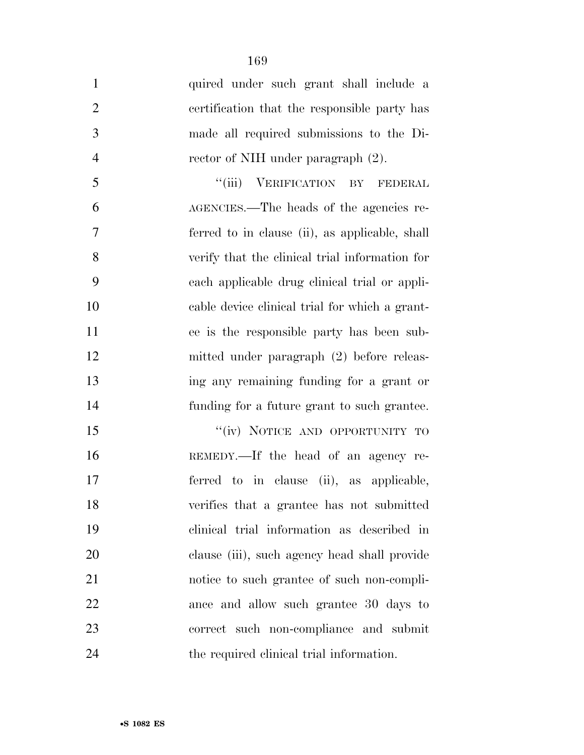quired under such grant shall include a certification that the responsible party has made all required submissions to the Director of NIH under paragraph (2).

"(iii) VERIFICATION BY FEDERAL AGENCIES.—The heads of the agencies referred to in clause (ii), as applicable, shall verify that the clinical trial information for each applicable drug clinical trial or applicable device clinical trial for which a grantee is the responsible party has been submitted under paragraph (2) before releasing any remaining funding for a grant or funding for a future grant to such grantee.

"(iv) NOTICE AND OPPORTUNITY TO REMEDY.—If the head of an agency referred to in clause (ii), as applicable, verifies that a grantee has not submitted clinical trial information as described in clause (iii), such agency head shall provide notice to such grantee of such non-compliance and allow such grantee 30 days to correct such non-compliance and submit the required clinical trial information.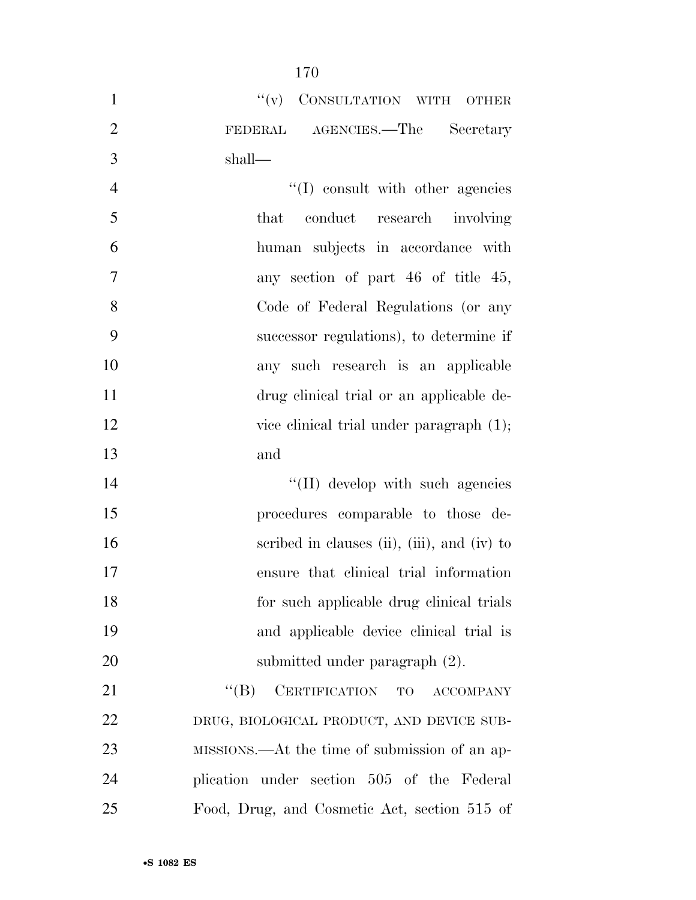"(v) CONSULTATION WITH OTHER FEDERAL AGENCIES.—The Secretary shall—

"(I) consult with other agencies that conduct research involving human subjects in accordance with any section of part 46 of title 45, Code of Federal Regulations (or any successor regulations), to determine if any such research is an applicable drug clinical trial or an applicable device clinical trial under paragraph (1); and

"(II) develop with such agencies procedures comparable to those described in clauses (ii), (iii), and (iv) to ensure that clinical trial information for such applicable drug clinical trials and applicable device clinical trial is submitted under paragraph (2).

"(B) CERTIFICATION TO ACCOMPANY DRUG, BIOLOGICAL PRODUCT, AND DEVICE SUBMISSIONS.—At the time of submission of an application under section 505 of the Federal Food, Drug, and Cosmetic Act, section 515 of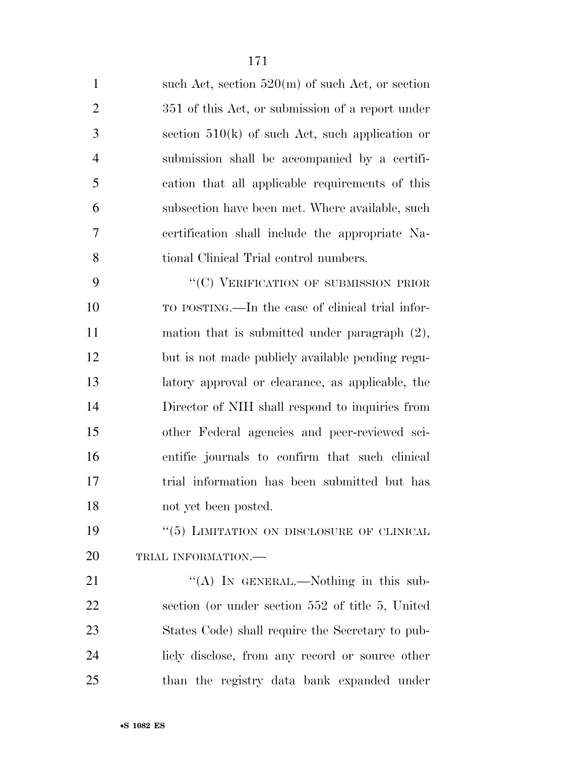such Act, section 520(m) of such Act, or section 351 of this Act, or submission of a report under section 510(k) of such Act, such application or submission shall be accompanied by a certification that all applicable requirements of this subsection have been met. Where available, such certification shall include the appropriate National Clinical Trial control numbers.

"(C) VERIFICATION OF SUBMISSION PRIOR TO POSTING.—In the case of clinical trial information that is submitted under paragraph (2), but is not made publicly available pending regulatory approval or clearance, as applicable, the Director of NIH shall respond to inquiries from other Federal agencies and peer-reviewed scientific journals to confirm that such clinical trial information has been submitted but has not yet been posted.

"(5) LIMITATION ON DISCLOSURE OF CLINICAL TRIAL INFORMATION.—

"(A) IN GENERAL.—Nothing in this subsection (or under section 552 of title 5, United States Code) shall require the Secretary to publicly disclose, from any record or source other than the registry data bank expanded under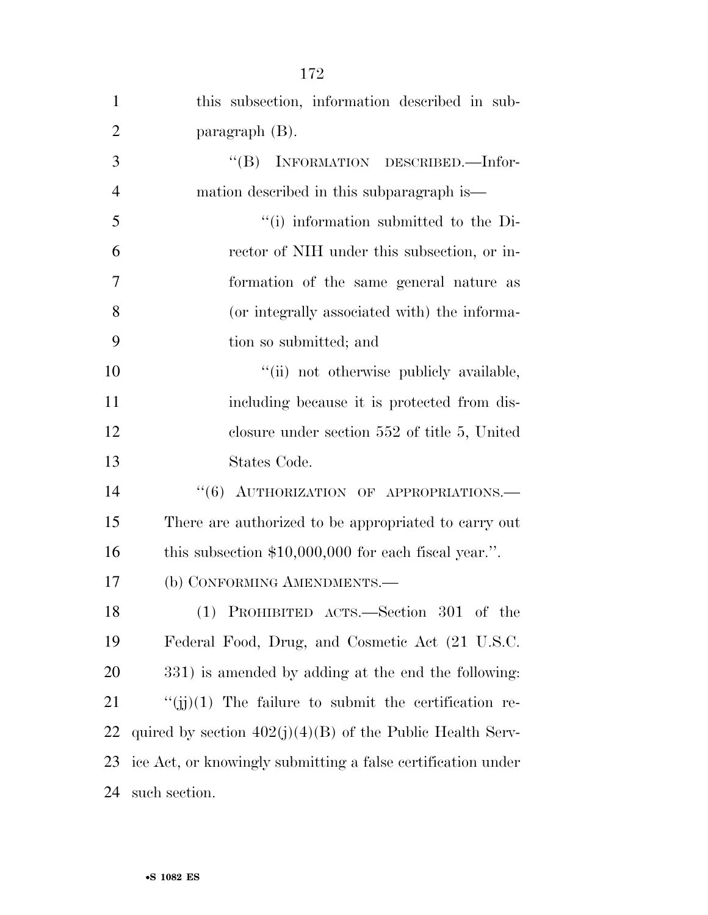this subsection, information described in subparagraph (B).

‘‘(B) INFORMATION DESCRIBED.—Information described in this subparagraph is—

‘‘(i) information submitted to the Director of NIH under this subsection, or information of the same general nature as (or integrally associated with) the information so submitted; and

‘‘(ii) not otherwise publicly available, including because it is protected from disclosure under section 552 of title 5, United States Code.

‘‘(6) AUTHORIZATION OF APPROPRIATIONS.—There are authorized to be appropriated to carry out this subsection $10,000,000 for each fiscal year.’’.

(b) CONFORMING AMENDMENTS.—

(1) PROHIBITED ACTS.—Section 301 of the Federal Food, Drug, and Cosmetic Act (21 U.S.C. 331) is amended by adding at the end the following:

‘‘(jj)(1) The failure to submit the certification required by section 402(j)(4)(B) of the Public Health Service Act, or knowingly submitting a false certification under such section.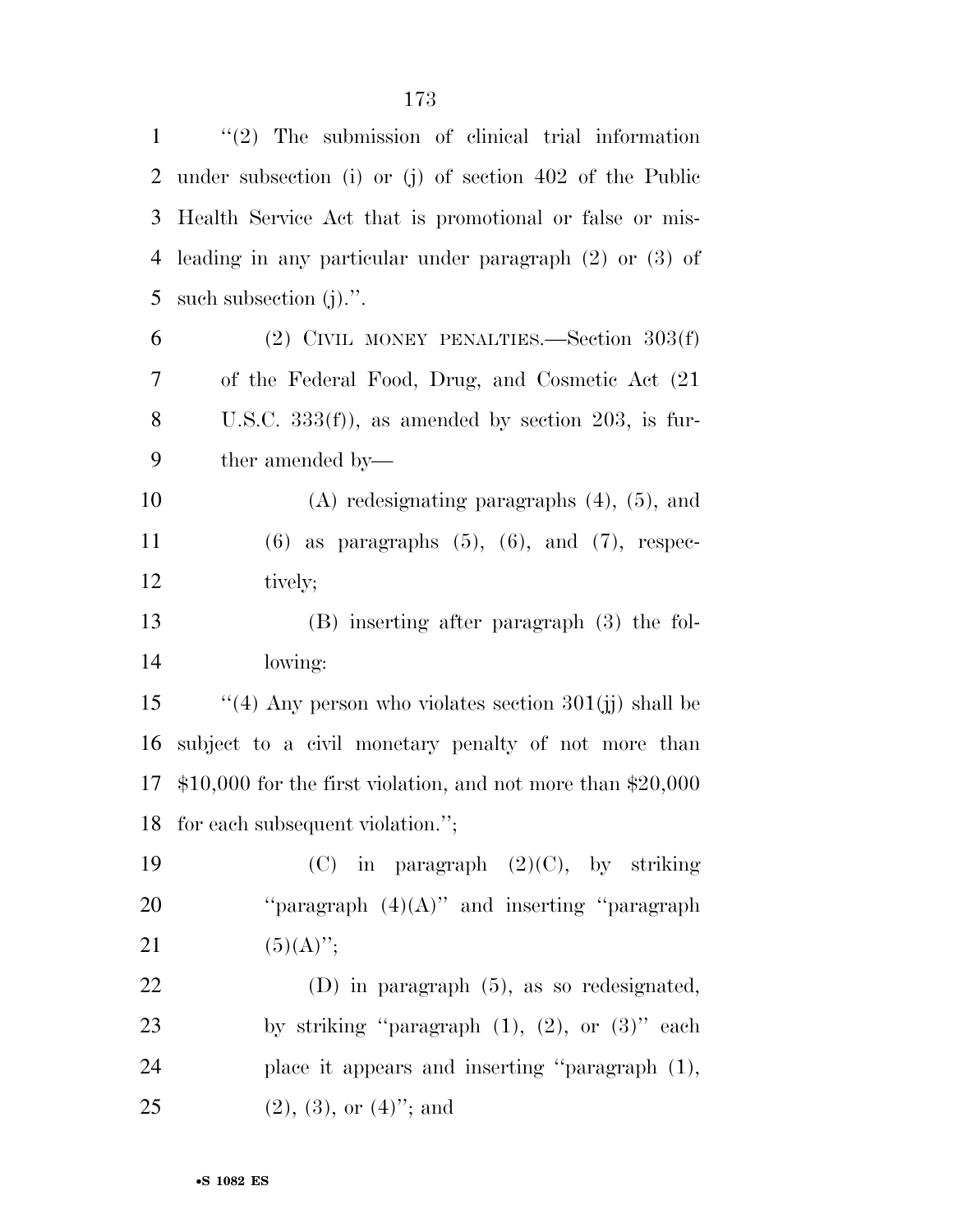"(2) The submission of clinical trial information under subsection (i) or (j) of section 402 of the Public Health Service Act that is promotional or false or misleading in any particular under paragraph (2) or (3) of such subsection (j).".

(2) CIVIL MONEY PENALTIES.—Section 303(f) of the Federal Food, Drug, and Cosmetic Act (21 U.S.C. 333(f)), as amended by section 203, is further amended by—

(A) redesignating paragraphs (4), (5), and (6) as paragraphs (5), (6), and (7), respectively;

(B) inserting after paragraph (3) the following:

"(4) Any person who violates section 301(jj) shall be subject to a civil monetary penalty of not more than $10,000 for the first violation, and not more than $20,000 for each subsequent violation.";

(C) in paragraph (2)(C), by striking "paragraph (4)(A)" and inserting "paragraph (5)(A)";

(D) in paragraph (5), as so redesignated, by striking "paragraph (1), (2), or (3)" each place it appears and inserting "paragraph (1), (2), (3), or (4)"; and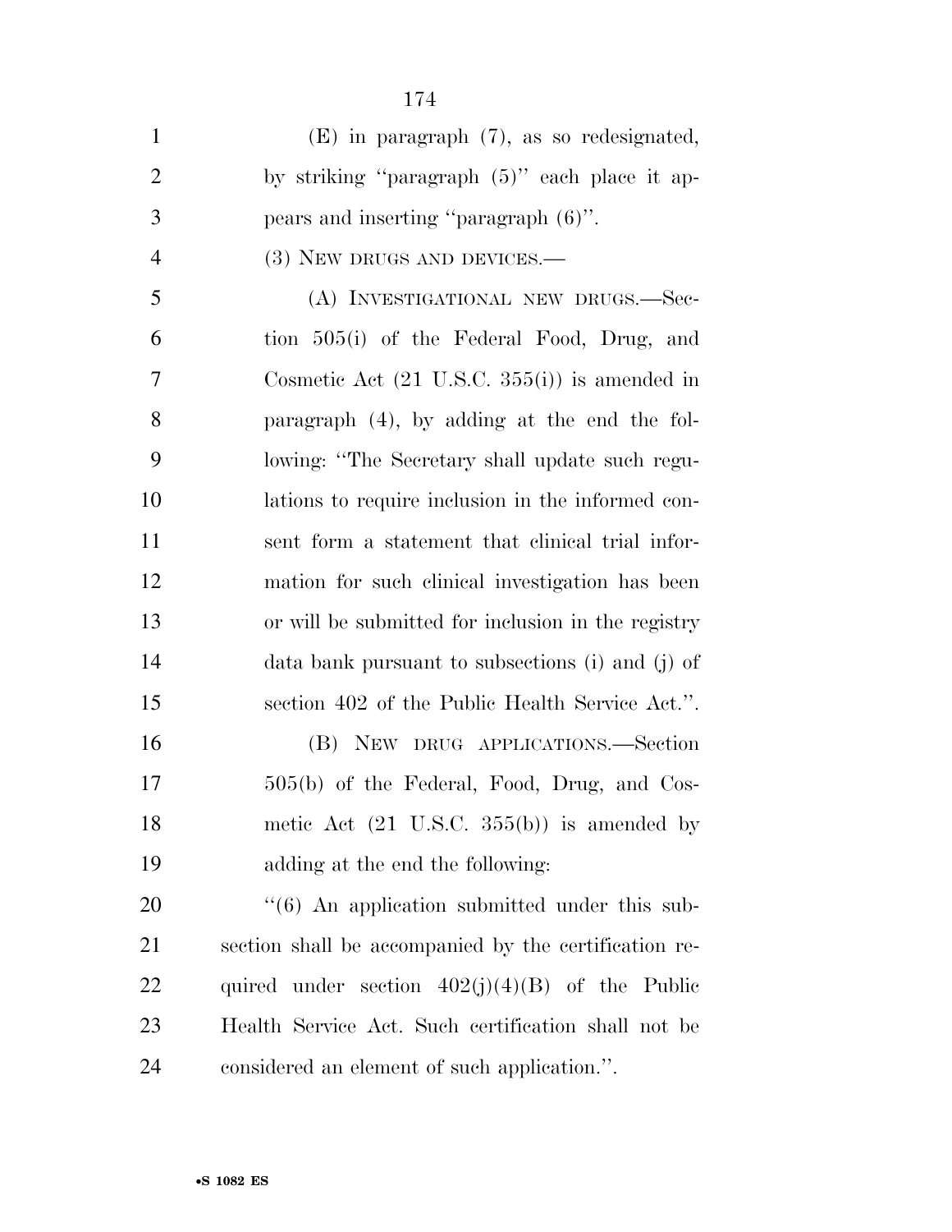(E) in paragraph (7), as so redesignated, by striking ''paragraph (5)'' each place it appears and inserting ''paragraph (6)''.

(3) NEW DRUGS AND DEVICES.—

(A) INVESTIGATIONAL NEW DRUGS.—Section 505(i) of the Federal Food, Drug, and Cosmetic Act (21 U.S.C. 355(i)) is amended in paragraph (4), by adding at the end the following: ''The Secretary shall update such regulations to require inclusion in the informed consent form a statement that clinical trial information for such clinical investigation has been or will be submitted for inclusion in the registry data bank pursuant to subsections (i) and (j) of section 402 of the Public Health Service Act.''.

(B) NEW DRUG APPLICATIONS.—Section 505(b) of the Federal, Food, Drug, and Cosmetic Act (21 U.S.C. 355(b)) is amended by adding at the end the following:

''(6) An application submitted under this subsection shall be accompanied by the certification required under section 402(j)(4)(B) of the Public Health Service Act. Such certification shall not be considered an element of such application.''.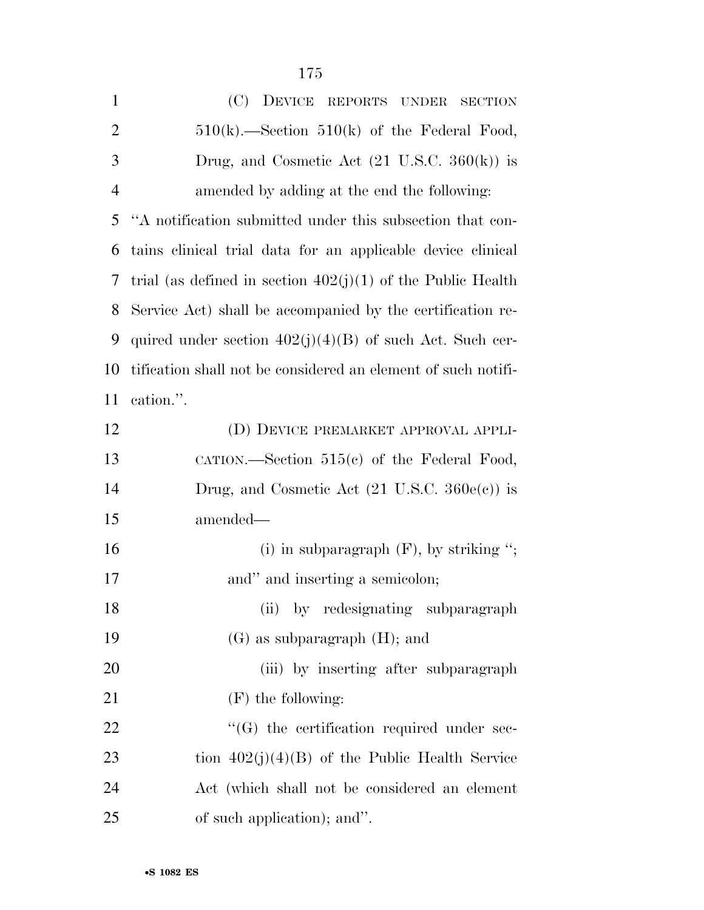(C) DEVICE REPORTS UNDER SECTION 510(k).—Section 510(k) of the Federal Food, Drug, and Cosmetic Act (21 U.S.C. 360(k)) is amended by adding at the end the following:

"A notification submitted under this subsection that contains clinical trial data for an applicable device clinical trial (as defined in section 402(j)(1) of the Public Health Service Act) shall be accompanied by the certification required under section 402(j)(4)(B) of such Act. Such certification shall not be considered an element of such notification.".

(D) DEVICE PREMARKET APPROVAL APPLICATION.—Section 515(c) of the Federal Food, Drug, and Cosmetic Act (21 U.S.C. 360e(c)) is amended—

(i) in subparagraph (F), by striking "; and" and inserting a semicolon;

(ii) by redesignating subparagraph (G) as subparagraph (H); and

(iii) by inserting after subparagraph (F) the following:

"(G) the certification required under section 402(j)(4)(B) of the Public Health Service Act (which shall not be considered an element of such application); and".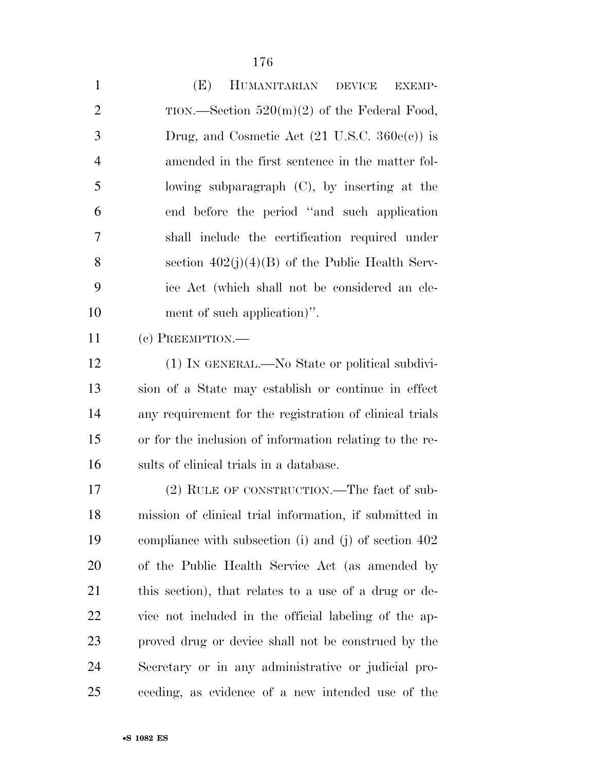(E) HUMANITARIAN DEVICE EXEMPTION.—Section 520(m)(2) of the Federal Food, Drug, and Cosmetic Act (21 U.S.C. 360e(c)) is amended in the first sentence in the matter following subparagraph (C), by inserting at the end before the period "and such application shall include the certification required under section 402(j)(4)(B) of the Public Health Service Act (which shall not be considered an element of such application)".

(c) PREEMPTION.—

(1) IN GENERAL.—No State or political subdivision of a State may establish or continue in effect any requirement for the registration of clinical trials or for the inclusion of information relating to the results of clinical trials in a database.

(2) RULE OF CONSTRUCTION.—The fact of submission of clinical trial information, if submitted in compliance with subsection (i) and (j) of section 402 of the Public Health Service Act (as amended by this section), that relates to a use of a drug or device not included in the official labeling of the approved drug or device shall not be construed by the Secretary or in any administrative or judicial proceeding, as evidence of a new intended use of the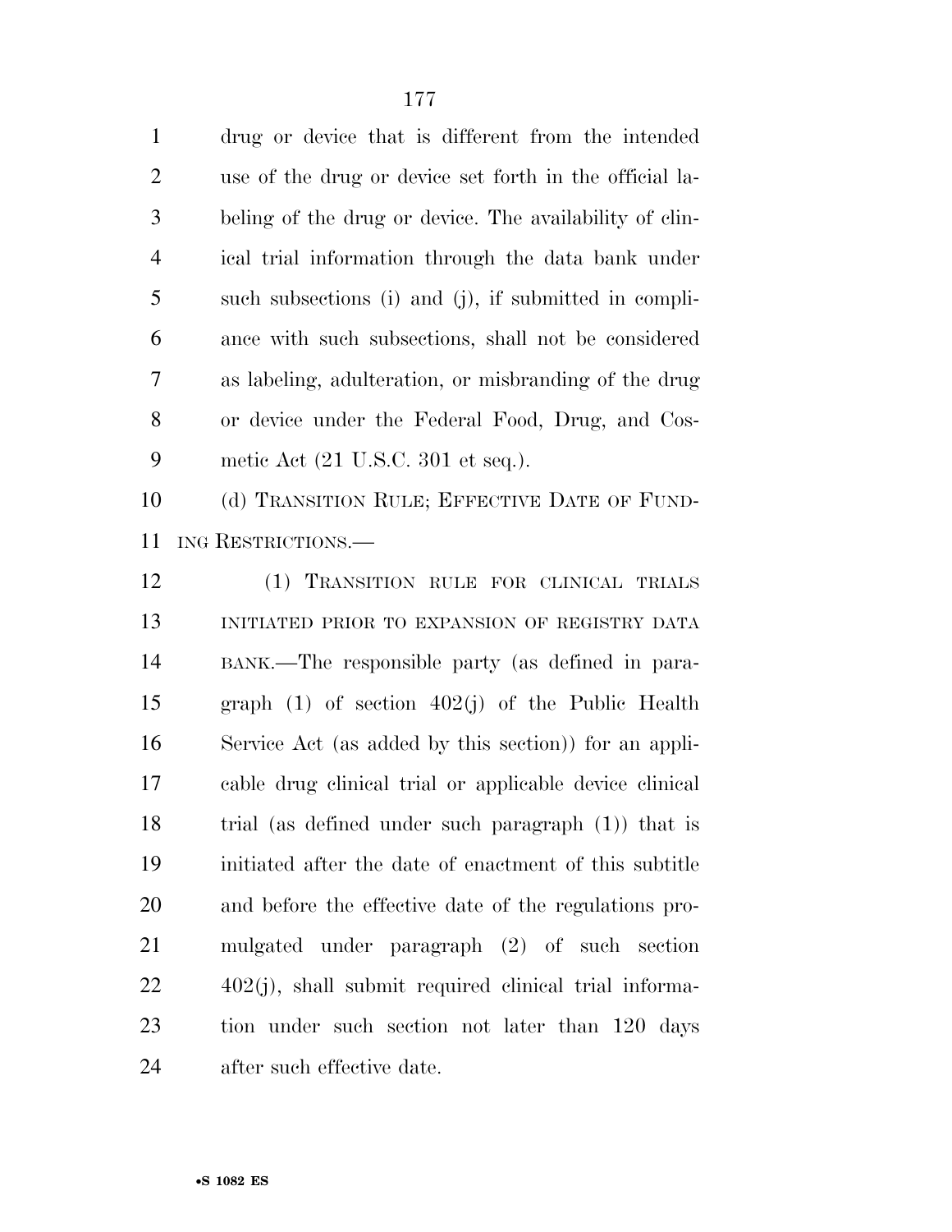drug or device that is different from the intended use of the drug or device set forth in the official labeling of the drug or device. The availability of clinical trial information through the data bank under such subsections (i) and (j), if submitted in compliance with such subsections, shall not be considered as labeling, adulteration, or misbranding of the drug or device under the Federal Food, Drug, and Cosmetic Act (21 U.S.C. 301 et seq.).

(d) TRANSITION RULE; EFFECTIVE DATE OF FUNDING RESTRICTIONS.—

(1) TRANSITION RULE FOR CLINICAL TRIALS INITIATED PRIOR TO EXPANSION OF REGISTRY DATA BANK.—The responsible party (as defined in paragraph (1) of section 402(j) of the Public Health Service Act (as added by this section)) for an applicable drug clinical trial or applicable device clinical trial (as defined under such paragraph (1)) that is initiated after the date of enactment of this subtitle and before the effective date of the regulations promulgated under paragraph (2) of such section 402(j), shall submit required clinical trial information under such section not later than 120 days after such effective date.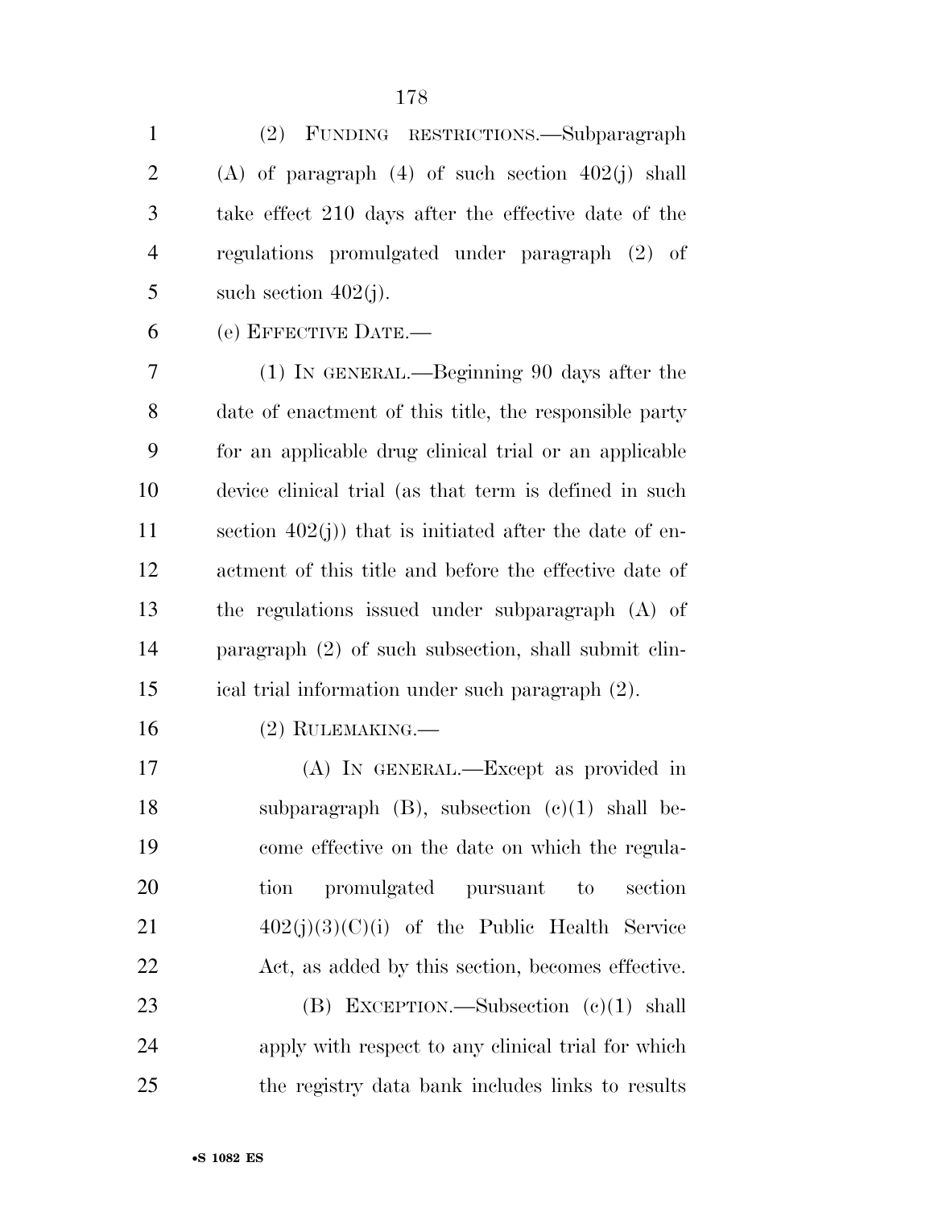(2) FUNDING RESTRICTIONS.—Subparagraph (A) of paragraph (4) of such section 402(j) shall take effect 210 days after the effective date of the regulations promulgated under paragraph (2) of such section 402(j).

(e) EFFECTIVE DATE.—

(1) IN GENERAL.—Beginning 90 days after the date of enactment of this title, the responsible party for an applicable drug clinical trial or an applicable device clinical trial (as that term is defined in such section 402(j)) that is initiated after the date of enactment of this title and before the effective date of the regulations issued under subparagraph (A) of paragraph (2) of such subsection, shall submit clinical trial information under such paragraph (2).

(2) RULEMAKING.—

(A) IN GENERAL.—Except as provided in subparagraph (B), subsection (c)(1) shall become effective on the date on which the regulation promulgated pursuant to section 402(j)(3)(C)(i) of the Public Health Service Act, as added by this section, becomes effective.

(B) EXCEPTION.—Subsection (c)(1) shall apply with respect to any clinical trial for which the registry data bank includes links to results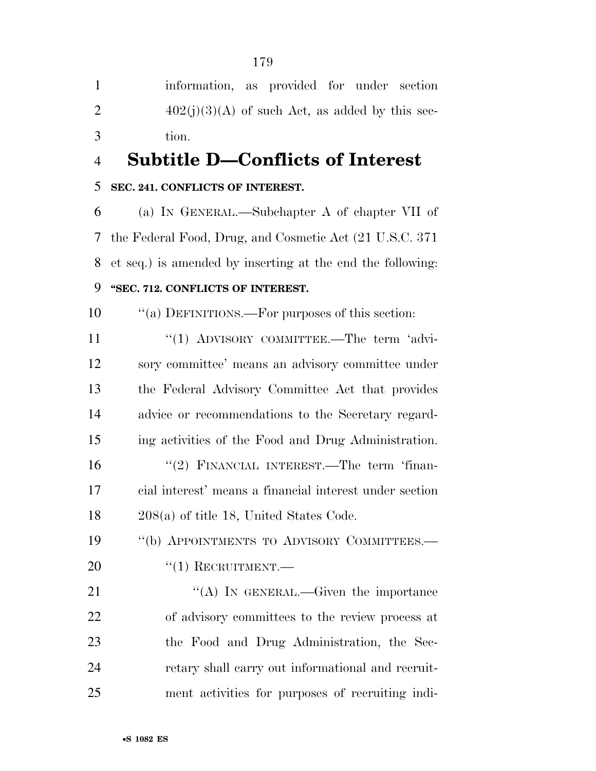information, as provided for under section 402(j)(3)(A) of such Act, as added by this section.

## Subtitle D—Conflicts of Interest

**SEC. 241. CONFLICTS OF INTEREST.**

(a) IN GENERAL.—Subchapter A of chapter VII of the Federal Food, Drug, and Cosmetic Act (21 U.S.C. 371 et seq.) is amended by inserting at the end the following:

**"SEC. 712. CONFLICTS OF INTEREST.**

"(a) DEFINITIONS.—For purposes of this section:

"(1) ADVISORY COMMITTEE.—The term 'advisory committee' means an advisory committee under the Federal Advisory Committee Act that provides advice or recommendations to the Secretary regarding activities of the Food and Drug Administration.

"(2) FINANCIAL INTEREST.—The term 'financial interest' means a financial interest under section 208(a) of title 18, United States Code.

"(b) APPOINTMENTS TO ADVISORY COMMITTEES.—

"(1) RECRUITMENT.—

"(A) IN GENERAL.—Given the importance of advisory committees to the review process at the Food and Drug Administration, the Secretary shall carry out informational and recruitment activities for purposes of recruiting indi-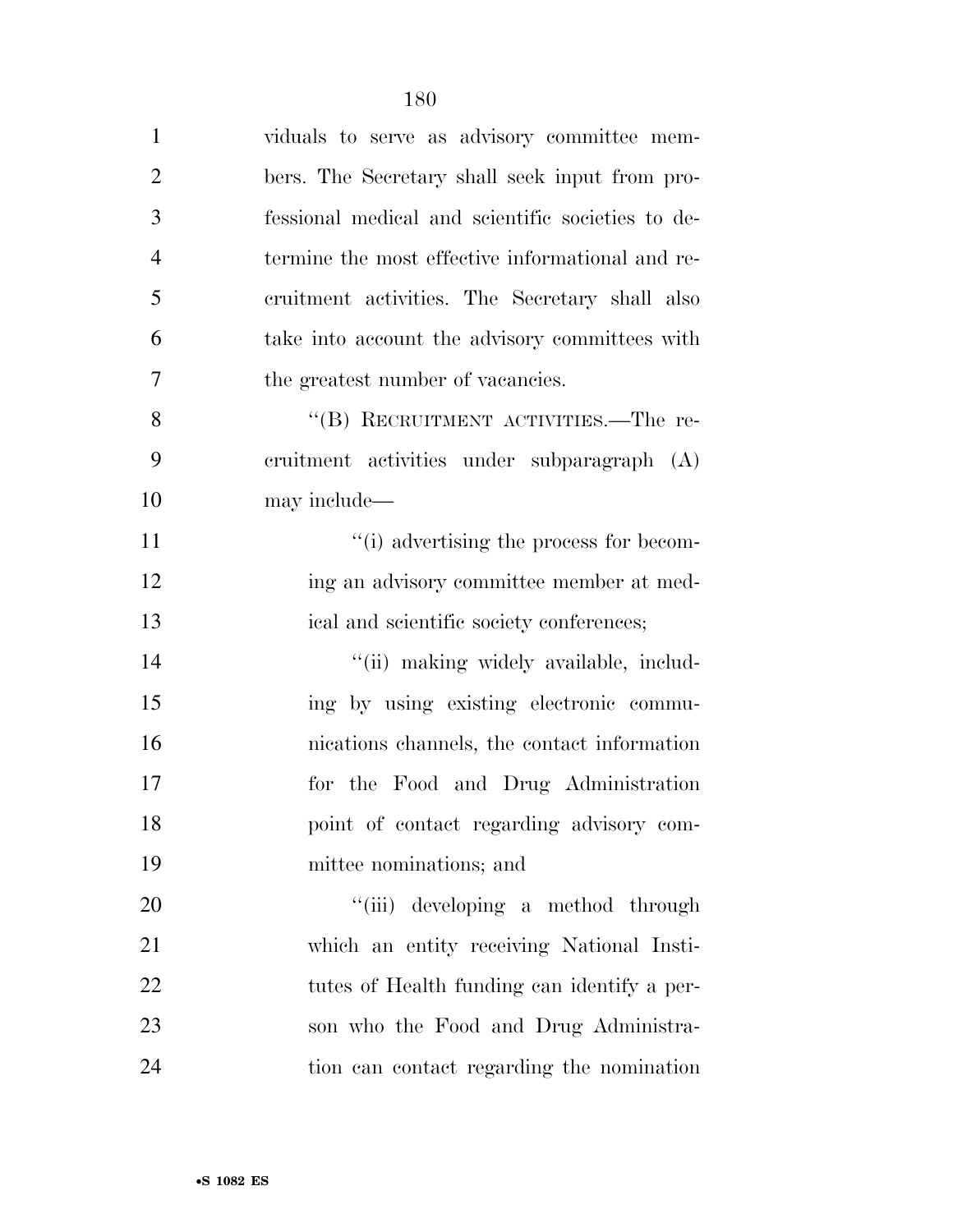viduals to serve as advisory committee members. The Secretary shall seek input from professional medical and scientific societies to determine the most effective informational and recruitment activities. The Secretary shall also take into account the advisory committees with the greatest number of vacancies.

"(B) RECRUITMENT ACTIVITIES.—The recruitment activities under subparagraph (A) may include—

"(i) advertising the process for becoming an advisory committee member at medical and scientific society conferences;

"(ii) making widely available, including by using existing electronic communications channels, the contact information for the Food and Drug Administration point of contact regarding advisory committee nominations; and

"(iii) developing a method through which an entity receiving National Institutes of Health funding can identify a person who the Food and Drug Administration can contact regarding the nomination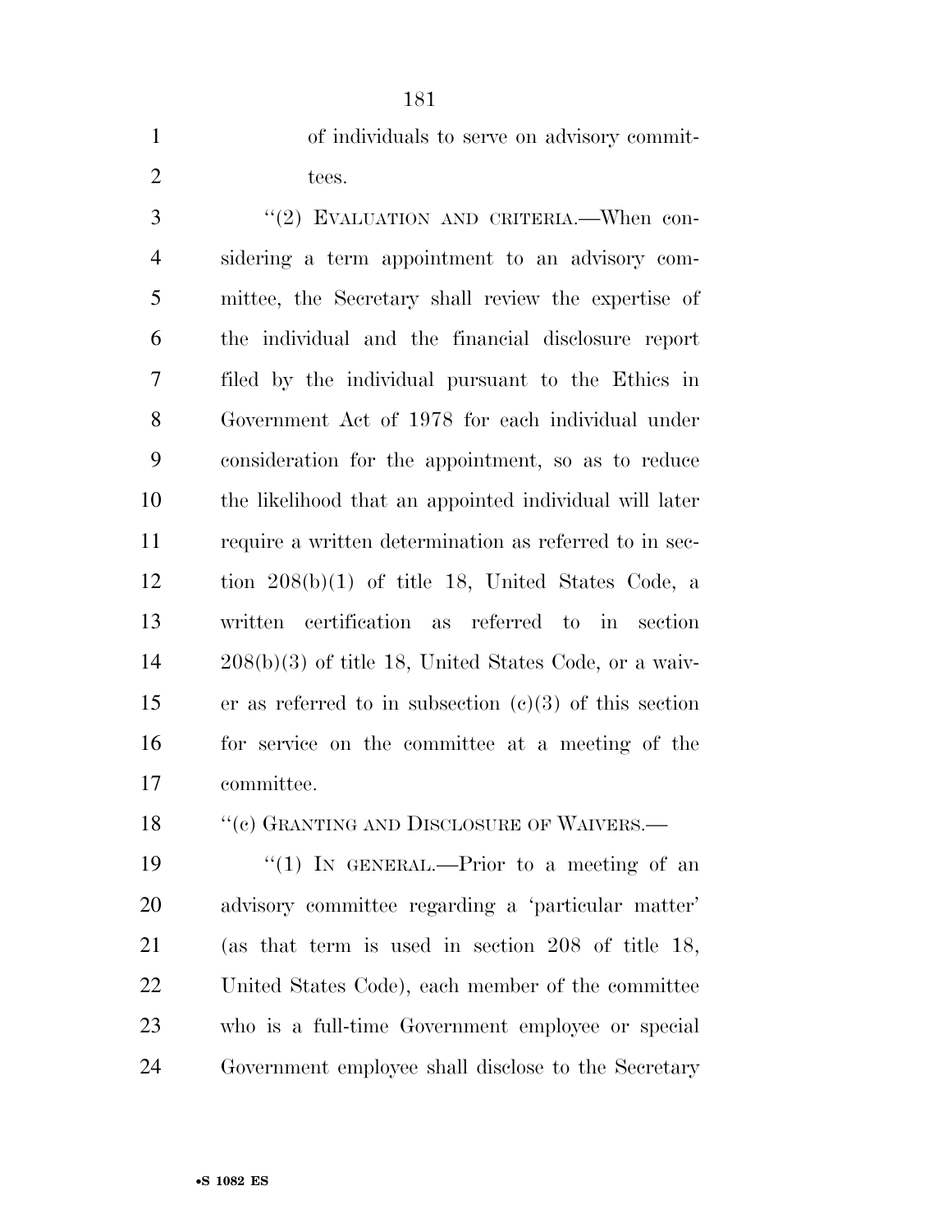of individuals to serve on advisory committees.

"(2) EVALUATION AND CRITERIA.—When considering a term appointment to an advisory committee, the Secretary shall review the expertise of the individual and the financial disclosure report filed by the individual pursuant to the Ethics in Government Act of 1978 for each individual under consideration for the appointment, so as to reduce the likelihood that an appointed individual will later require a written determination as referred to in section 208(b)(1) of title 18, United States Code, a written certification as referred to in section 208(b)(3) of title 18, United States Code, or a waiver as referred to in subsection (c)(3) of this section for service on the committee at a meeting of the committee.

"(c) GRANTING AND DISCLOSURE OF WAIVERS.—

"(1) IN GENERAL.—Prior to a meeting of an advisory committee regarding a 'particular matter' (as that term is used in section 208 of title 18, United States Code), each member of the committee who is a full-time Government employee or special Government employee shall disclose to the Secretary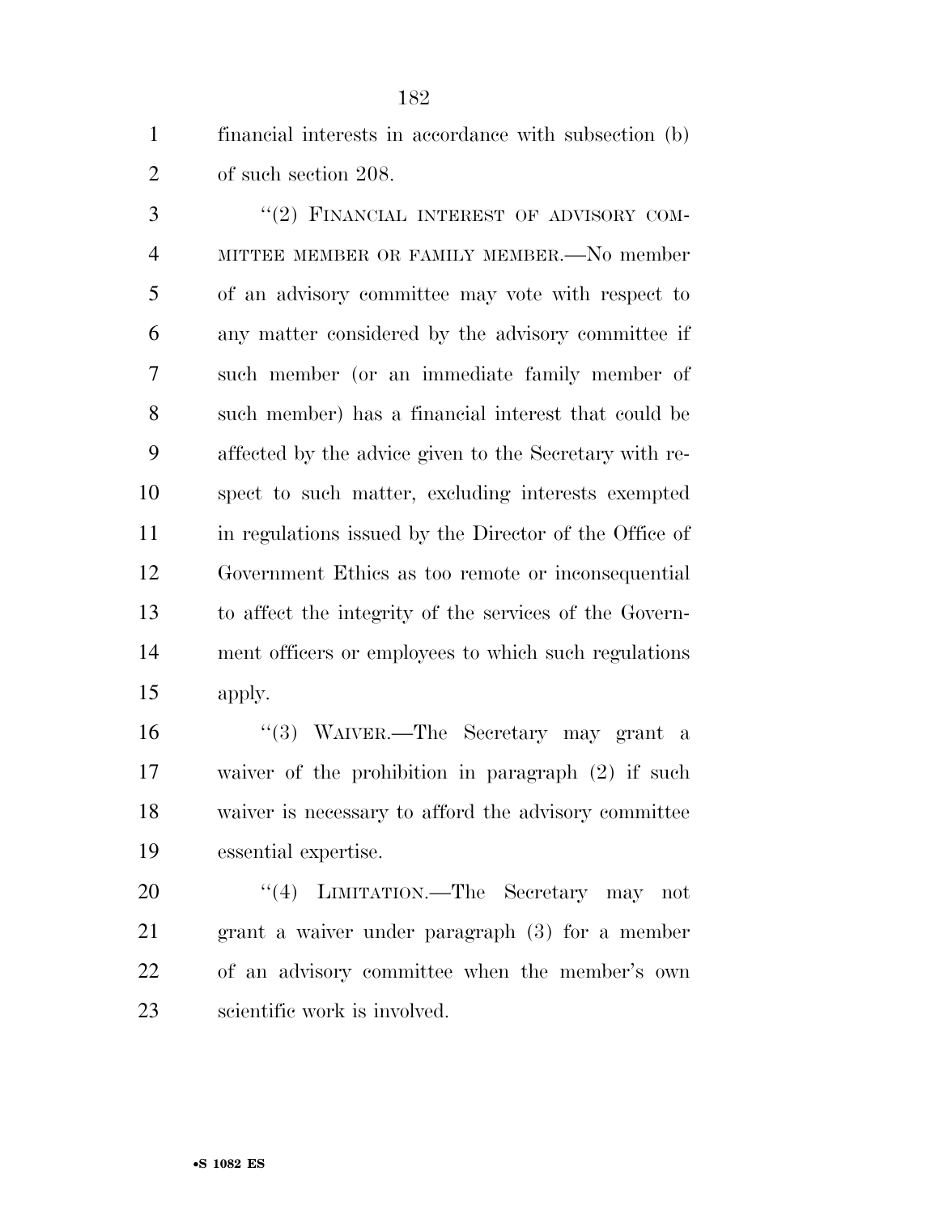financial interests in accordance with subsection (b) of such section 208.

''(2) FINANCIAL INTEREST OF ADVISORY COMMITTEE MEMBER OR FAMILY MEMBER.—No member of an advisory committee may vote with respect to any matter considered by the advisory committee if such member (or an immediate family member of such member) has a financial interest that could be affected by the advice given to the Secretary with respect to such matter, excluding interests exempted in regulations issued by the Director of the Office of Government Ethics as too remote or inconsequential to affect the integrity of the services of the Government officers or employees to which such regulations apply.

''(3) WAIVER.—The Secretary may grant a waiver of the prohibition in paragraph (2) if such waiver is necessary to afford the advisory committee essential expertise.

''(4) LIMITATION.—The Secretary may not grant a waiver under paragraph (3) for a member of an advisory committee when the member's own scientific work is involved.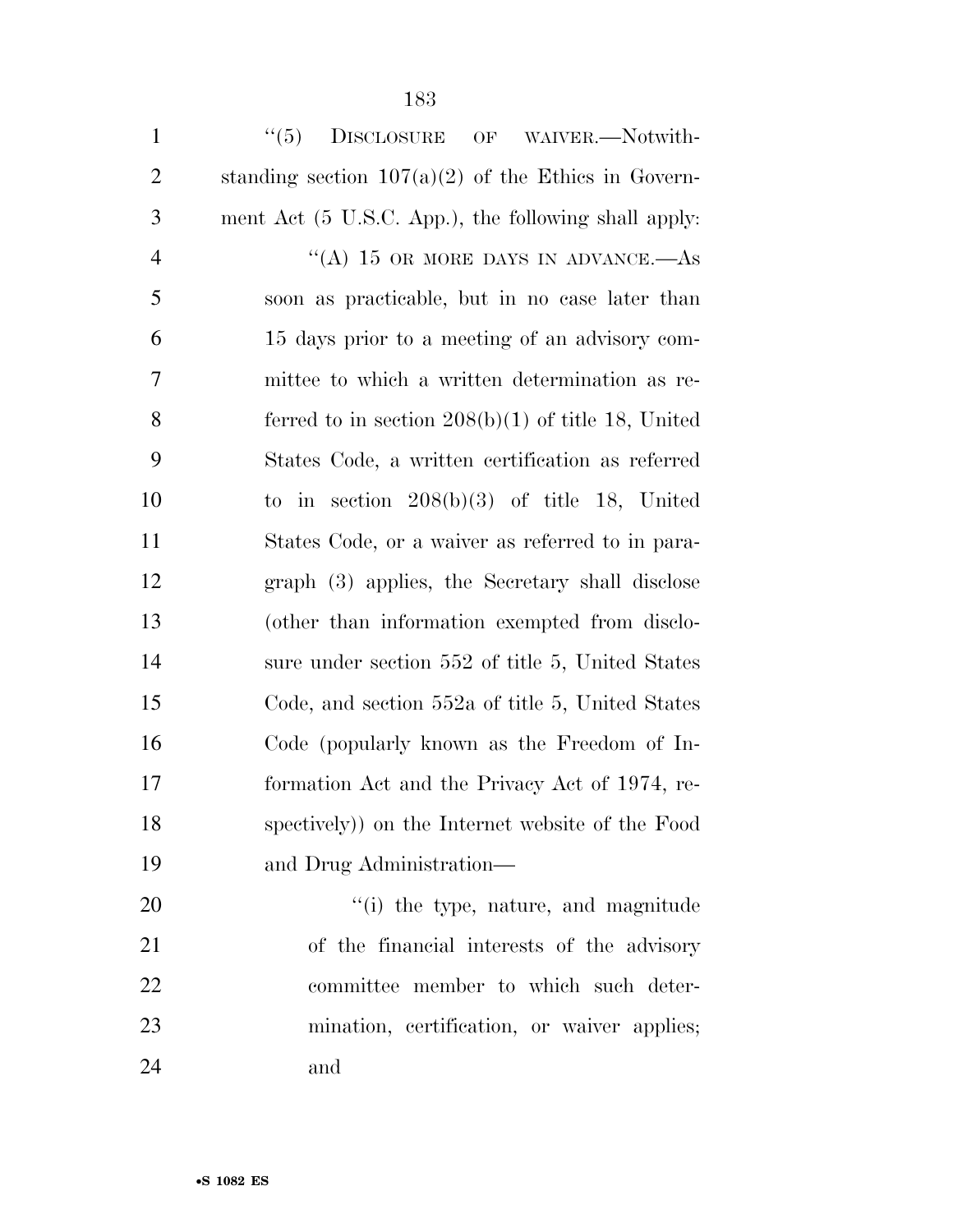''(5) DISCLOSURE OF WAIVER.—Notwithstanding section 107(a)(2) of the Ethics in Government Act (5 U.S.C. App.), the following shall apply:

''(A) 15 OR MORE DAYS IN ADVANCE.—As soon as practicable, but in no case later than 15 days prior to a meeting of an advisory committee to which a written determination as referred to in section 208(b)(1) of title 18, United States Code, a written certification as referred to in section 208(b)(3) of title 18, United States Code, or a waiver as referred to in paragraph (3) applies, the Secretary shall disclose (other than information exempted from disclosure under section 552 of title 5, United States Code, and section 552a of title 5, United States Code (popularly known as the Freedom of Information Act and the Privacy Act of 1974, respectively)) on the Internet website of the Food and Drug Administration—

''(i) the type, nature, and magnitude of the financial interests of the advisory committee member to which such determination, certification, or waiver applies; and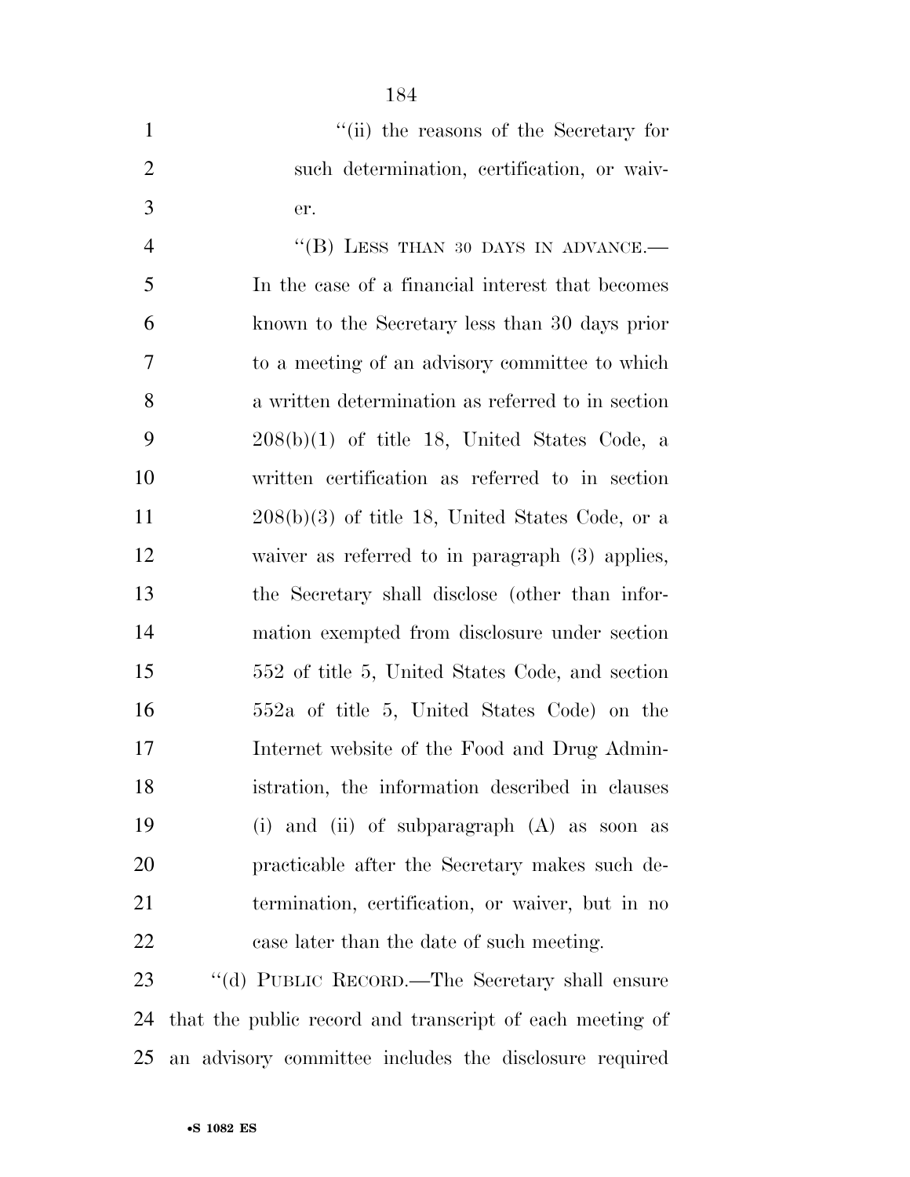"(ii) the reasons of the Secretary for such determination, certification, or waiver.

"(B) LESS THAN 30 DAYS IN ADVANCE.—In the case of a financial interest that becomes known to the Secretary less than 30 days prior to a meeting of an advisory committee to which a written determination as referred to in section 208(b)(1) of title 18, United States Code, a written certification as referred to in section 208(b)(3) of title 18, United States Code, or a waiver as referred to in paragraph (3) applies, the Secretary shall disclose (other than information exempted from disclosure under section 552 of title 5, United States Code, and section 552a of title 5, United States Code) on the Internet website of the Food and Drug Administration, the information described in clauses (i) and (ii) of subparagraph (A) as soon as practicable after the Secretary makes such determination, certification, or waiver, but in no case later than the date of such meeting.

"(d) PUBLIC RECORD.—The Secretary shall ensure that the public record and transcript of each meeting of an advisory committee includes the disclosure required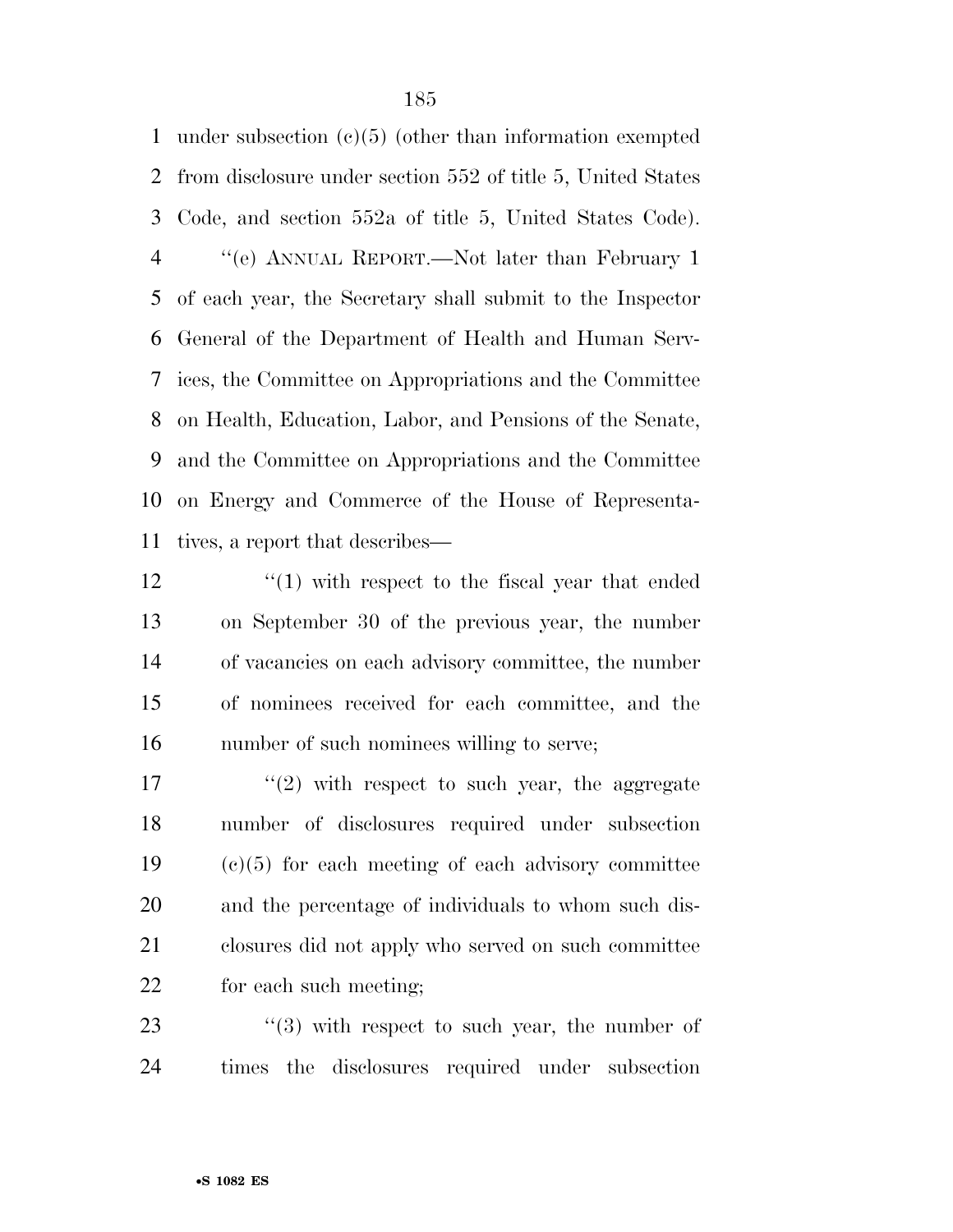under subsection (c)(5) (other than information exempted from disclosure under section 552 of title 5, United States Code, and section 552a of title 5, United States Code).

''(e) ANNUAL REPORT.—Not later than February 1 of each year, the Secretary shall submit to the Inspector General of the Department of Health and Human Services, the Committee on Appropriations and the Committee on Health, Education, Labor, and Pensions of the Senate, and the Committee on Appropriations and the Committee on Energy and Commerce of the House of Representatives, a report that describes—

''(1) with respect to the fiscal year that ended on September 30 of the previous year, the number of vacancies on each advisory committee, the number of nominees received for each committee, and the number of such nominees willing to serve;

''(2) with respect to such year, the aggregate number of disclosures required under subsection (c)(5) for each meeting of each advisory committee and the percentage of individuals to whom such disclosures did not apply who served on such committee for each such meeting;

''(3) with respect to such year, the number of times the disclosures required under subsection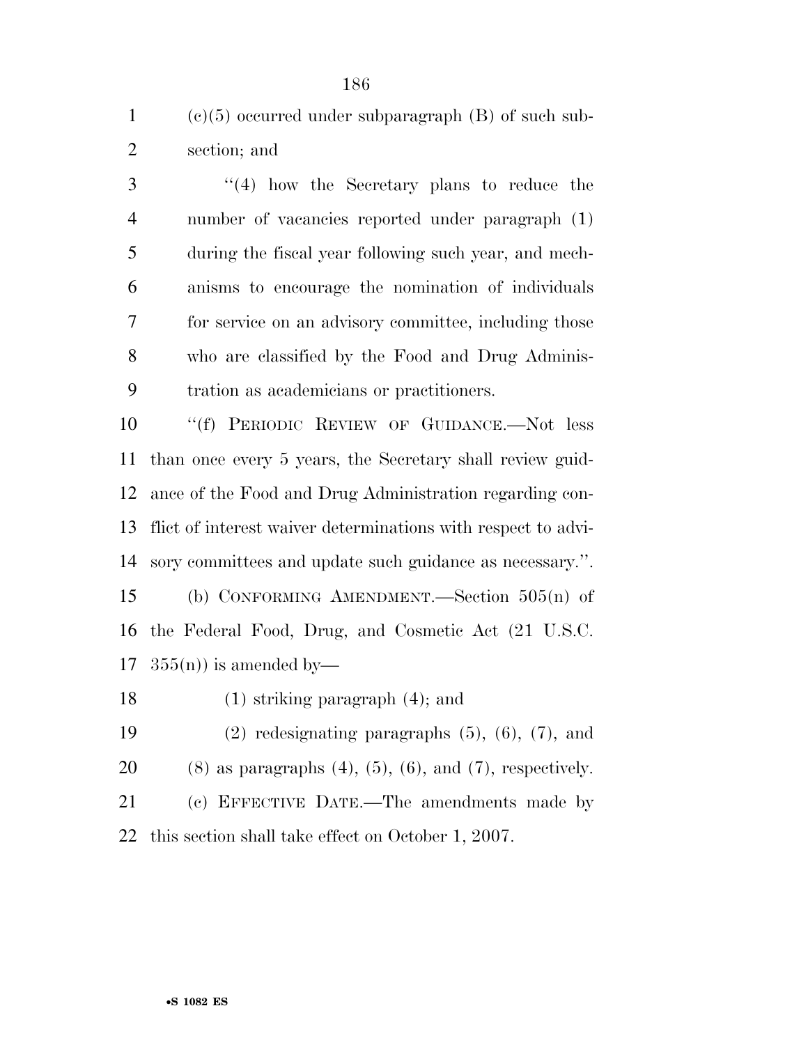(c)(5) occurred under subparagraph (B) of such subsection; and

"(4) how the Secretary plans to reduce the number of vacancies reported under paragraph (1) during the fiscal year following such year, and mechanisms to encourage the nomination of individuals for service on an advisory committee, including those who are classified by the Food and Drug Administration as academicians or practitioners.

"(f) PERIODIC REVIEW OF GUIDANCE.—Not less than once every 5 years, the Secretary shall review guidance of the Food and Drug Administration regarding conflict of interest waiver determinations with respect to advisory committees and update such guidance as necessary.".

(b) CONFORMING AMENDMENT.—Section 505(n) of the Federal Food, Drug, and Cosmetic Act (21 U.S.C. 355(n)) is amended by—

(1) striking paragraph (4); and

(2) redesignating paragraphs (5), (6), (7), and (8) as paragraphs (4), (5), (6), and (7), respectively.

(c) EFFECTIVE DATE.—The amendments made by this section shall take effect on October 1, 2007.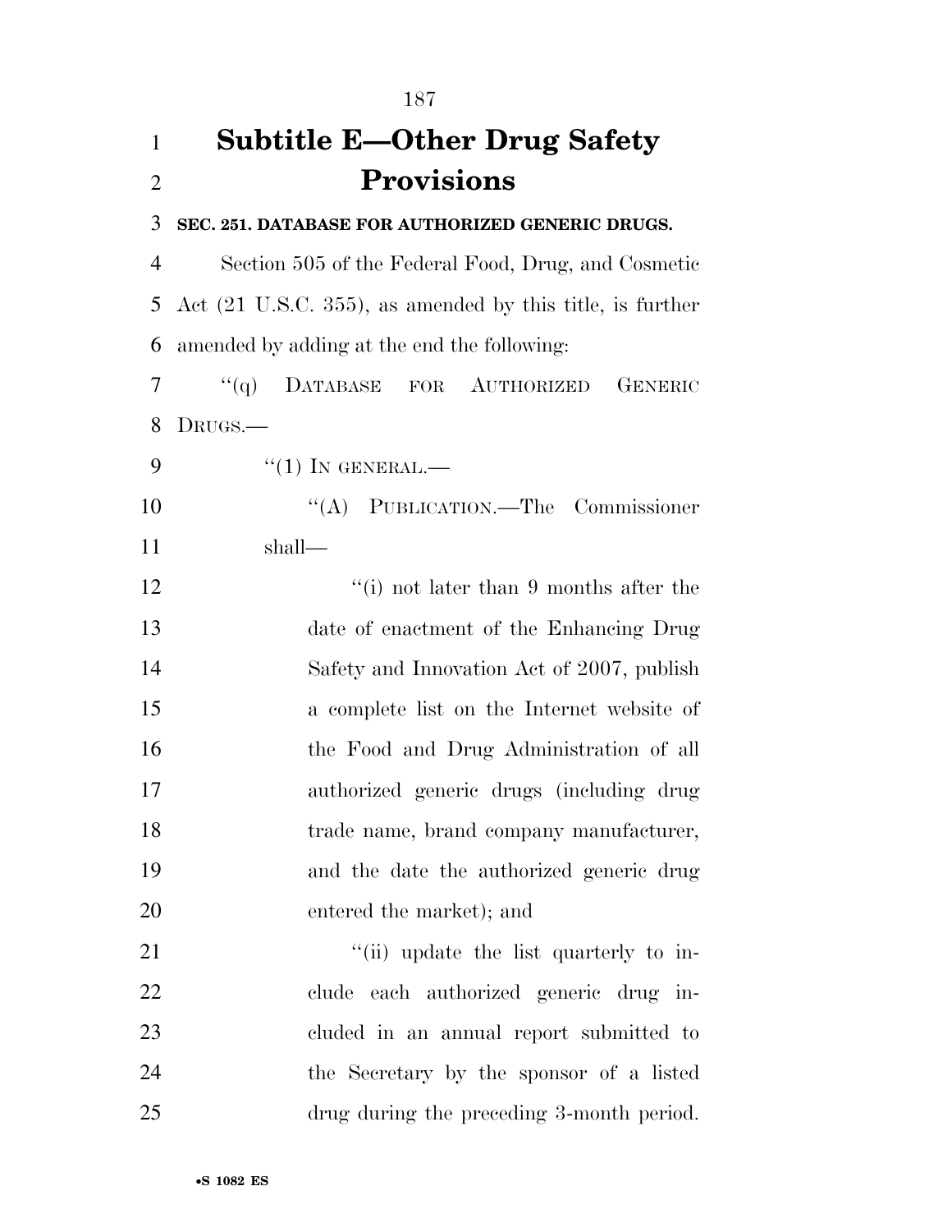# Subtitle E—Other Drug Safety Provisions

**SEC. 251. DATABASE FOR AUTHORIZED GENERIC DRUGS.**

Section 505 of the Federal Food, Drug, and Cosmetic Act (21 U.S.C. 355), as amended by this title, is further amended by adding at the end the following:

"(q) DATABASE FOR AUTHORIZED GENERIC DRUGS.—

"(1) IN GENERAL.—

"(A) PUBLICATION.—The Commissioner shall—

"(i) not later than 9 months after the date of enactment of the Enhancing Drug Safety and Innovation Act of 2007, publish a complete list on the Internet website of the Food and Drug Administration of all authorized generic drugs (including drug trade name, brand company manufacturer, and the date the authorized generic drug entered the market); and

"(ii) update the list quarterly to include each authorized generic drug included in an annual report submitted to the Secretary by the sponsor of a listed drug during the preceding 3-month period.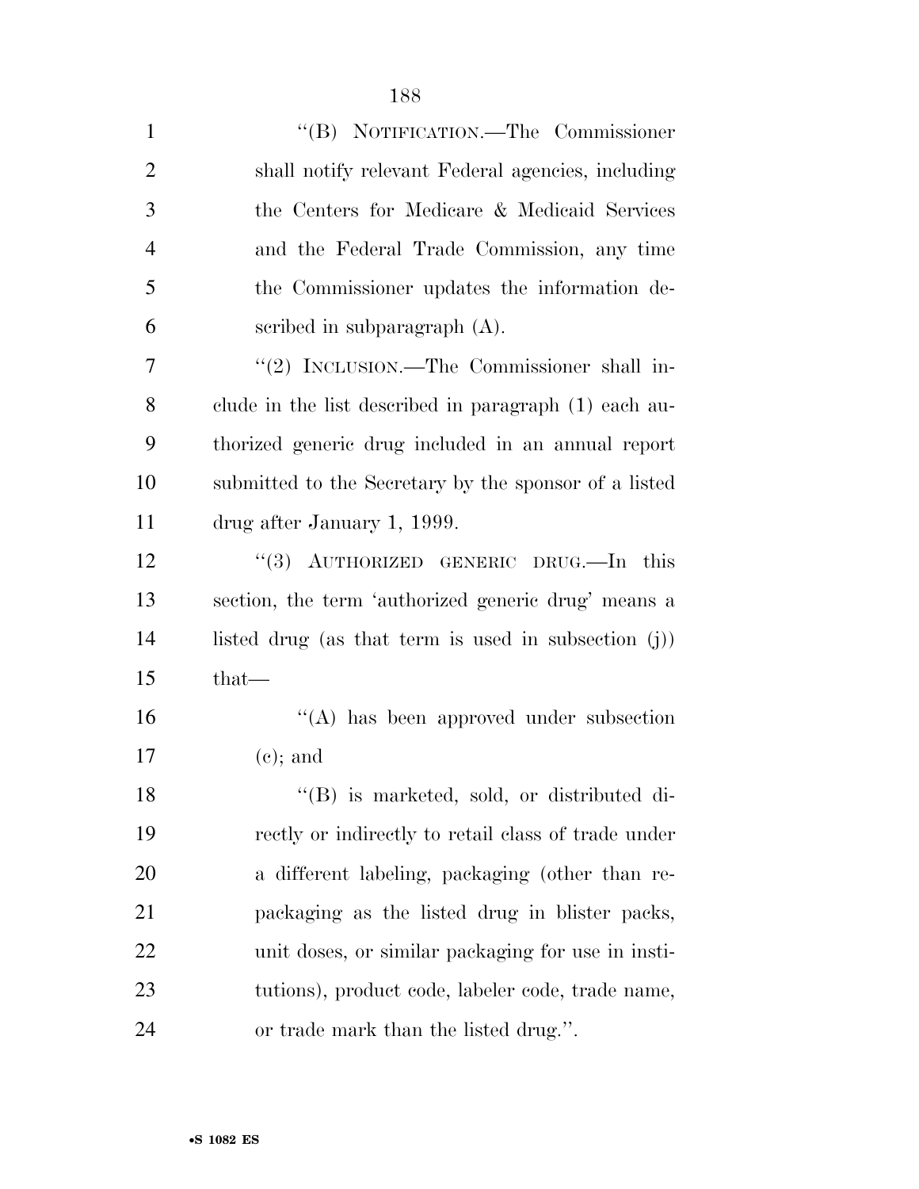"(B) NOTIFICATION.—The Commissioner shall notify relevant Federal agencies, including the Centers for Medicare & Medicaid Services and the Federal Trade Commission, any time the Commissioner updates the information described in subparagraph (A).

"(2) INCLUSION.—The Commissioner shall include in the list described in paragraph (1) each authorized generic drug included in an annual report submitted to the Secretary by the sponsor of a listed drug after January 1, 1999.

"(3) AUTHORIZED GENERIC DRUG.—In this section, the term 'authorized generic drug' means a listed drug (as that term is used in subsection (j)) that—

"(A) has been approved under subsection (c); and

"(B) is marketed, sold, or distributed directly or indirectly to retail class of trade under a different labeling, packaging (other than repackaging as the listed drug in blister packs, unit doses, or similar packaging for use in institutions), product code, labeler code, trade name, or trade mark than the listed drug.".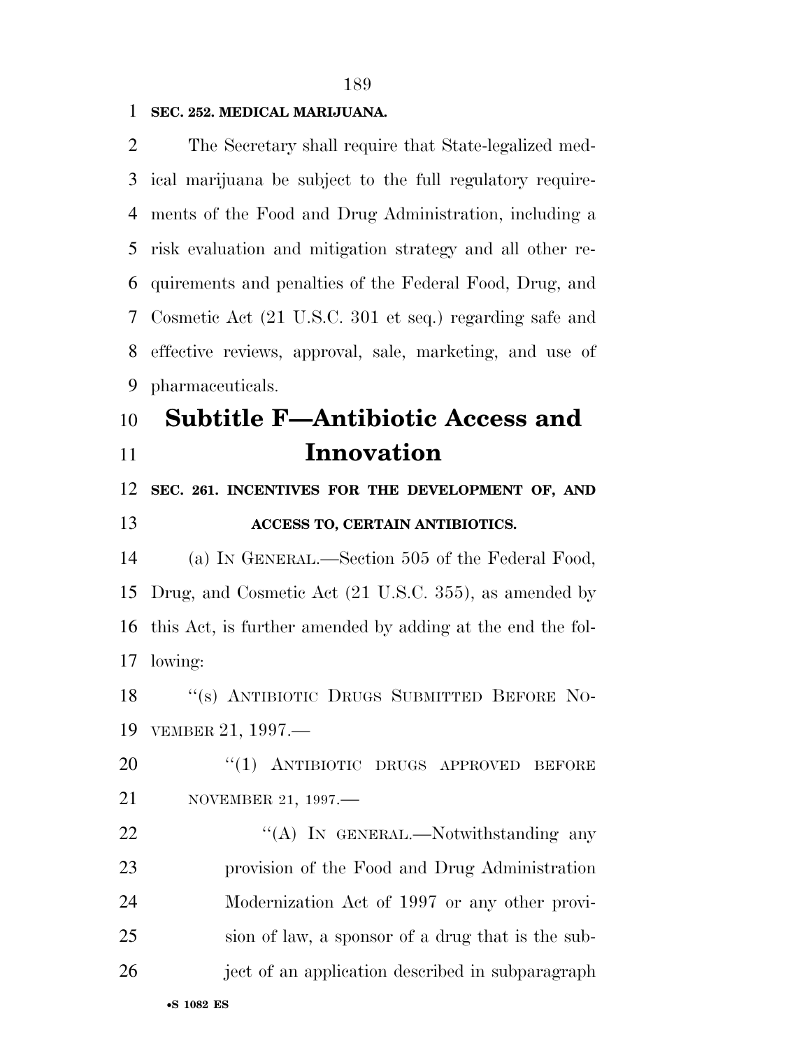**SEC. 252. MEDICAL MARIJUANA.**

The Secretary shall require that State-legalized medical marijuana be subject to the full regulatory requirements of the Food and Drug Administration, including a risk evaluation and mitigation strategy and all other requirements and penalties of the Federal Food, Drug, and Cosmetic Act (21 U.S.C. 301 et seq.) regarding safe and effective reviews, approval, sale, marketing, and use of pharmaceuticals.

# Subtitle F—Antibiotic Access and Innovation

**SEC. 261. INCENTIVES FOR THE DEVELOPMENT OF, AND ACCESS TO, CERTAIN ANTIBIOTICS.**

(a) IN GENERAL.—Section 505 of the Federal Food, Drug, and Cosmetic Act (21 U.S.C. 355), as amended by this Act, is further amended by adding at the end the following:

"(s) ANTIBIOTIC DRUGS SUBMITTED BEFORE NOVEMBER 21, 1997.—

"(1) ANTIBIOTIC DRUGS APPROVED BEFORE NOVEMBER 21, 1997.—

"(A) IN GENERAL.—Notwithstanding any provision of the Food and Drug Administration Modernization Act of 1997 or any other provision of law, a sponsor of a drug that is the subject of an application described in subparagraph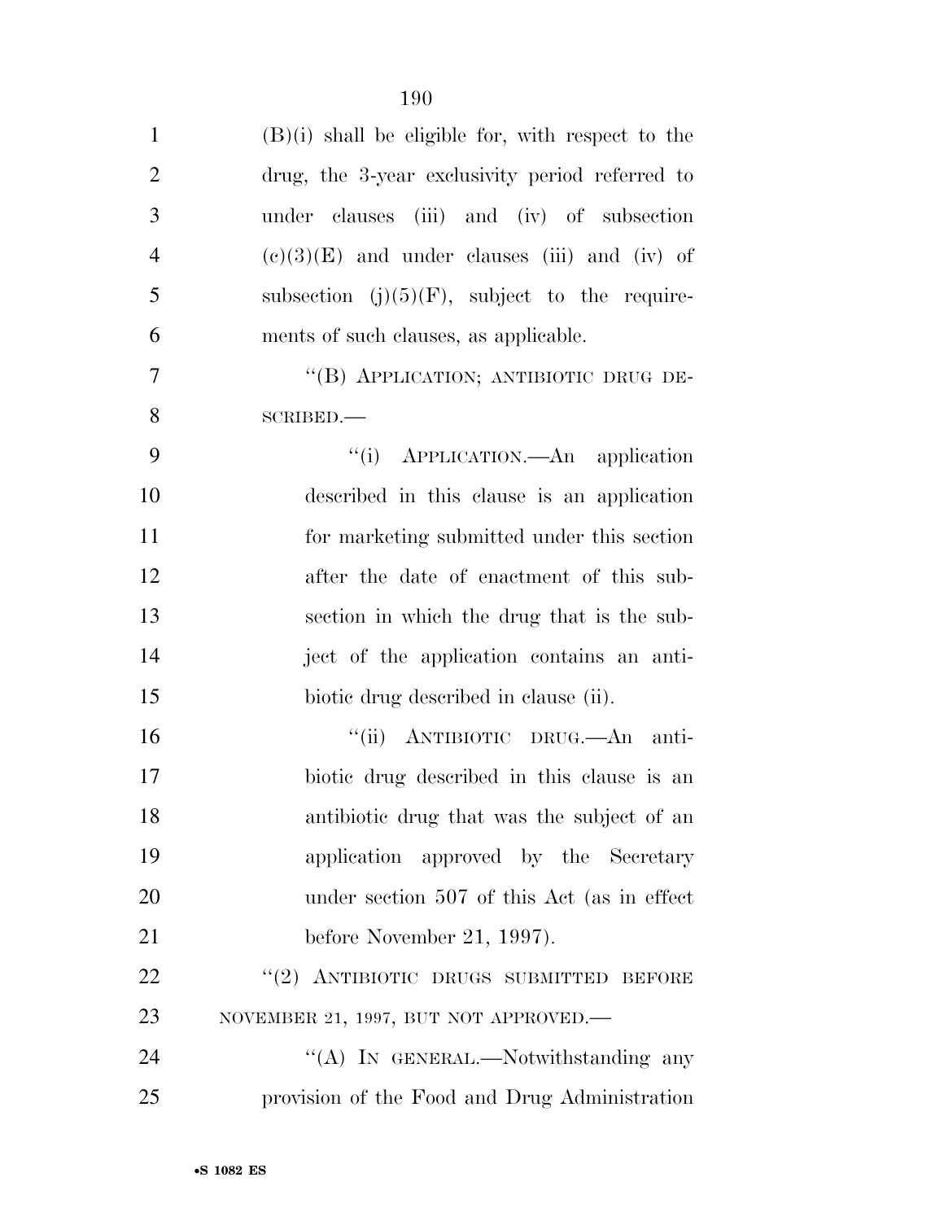(B)(i) shall be eligible for, with respect to the drug, the 3-year exclusivity period referred to under clauses (iii) and (iv) of subsection (c)(3)(E) and under clauses (iii) and (iv) of subsection (j)(5)(F), subject to the requirements of such clauses, as applicable.

"(B) APPLICATION; ANTIBIOTIC DRUG DESCRIBED.—

"(i) APPLICATION.—An application described in this clause is an application for marketing submitted under this section after the date of enactment of this subsection in which the drug that is the subject of the application contains an antibiotic drug described in clause (ii).

"(ii) ANTIBIOTIC DRUG.—An antibiotic drug described in this clause is an antibiotic drug that was the subject of an application approved by the Secretary under section 507 of this Act (as in effect before November 21, 1997).

"(2) ANTIBIOTIC DRUGS SUBMITTED BEFORE NOVEMBER 21, 1997, BUT NOT APPROVED.—

"(A) IN GENERAL.—Notwithstanding any provision of the Food and Drug Administration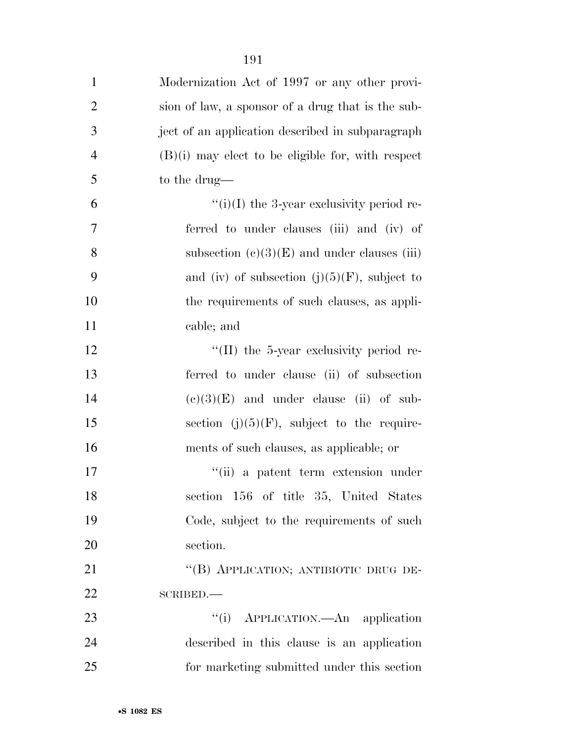Modernization Act of 1997 or any other provision of law, a sponsor of a drug that is the subject of an application described in subparagraph (B)(i) may elect to be eligible for, with respect to the drug—

"(i)(I) the 3-year exclusivity period referred to under clauses (iii) and (iv) of subsection (c)(3)(E) and under clauses (iii) and (iv) of subsection (j)(5)(F), subject to the requirements of such clauses, as applicable; and

"(II) the 5-year exclusivity period referred to under clause (ii) of subsection (c)(3)(E) and under clause (ii) of subsection (j)(5)(F), subject to the requirements of such clauses, as applicable; or

"(ii) a patent term extension under section 156 of title 35, United States Code, subject to the requirements of such section.

"(B) APPLICATION; ANTIBIOTIC DRUG DESCRIBED.—

"(i) APPLICATION.—An application described in this clause is an application for marketing submitted under this section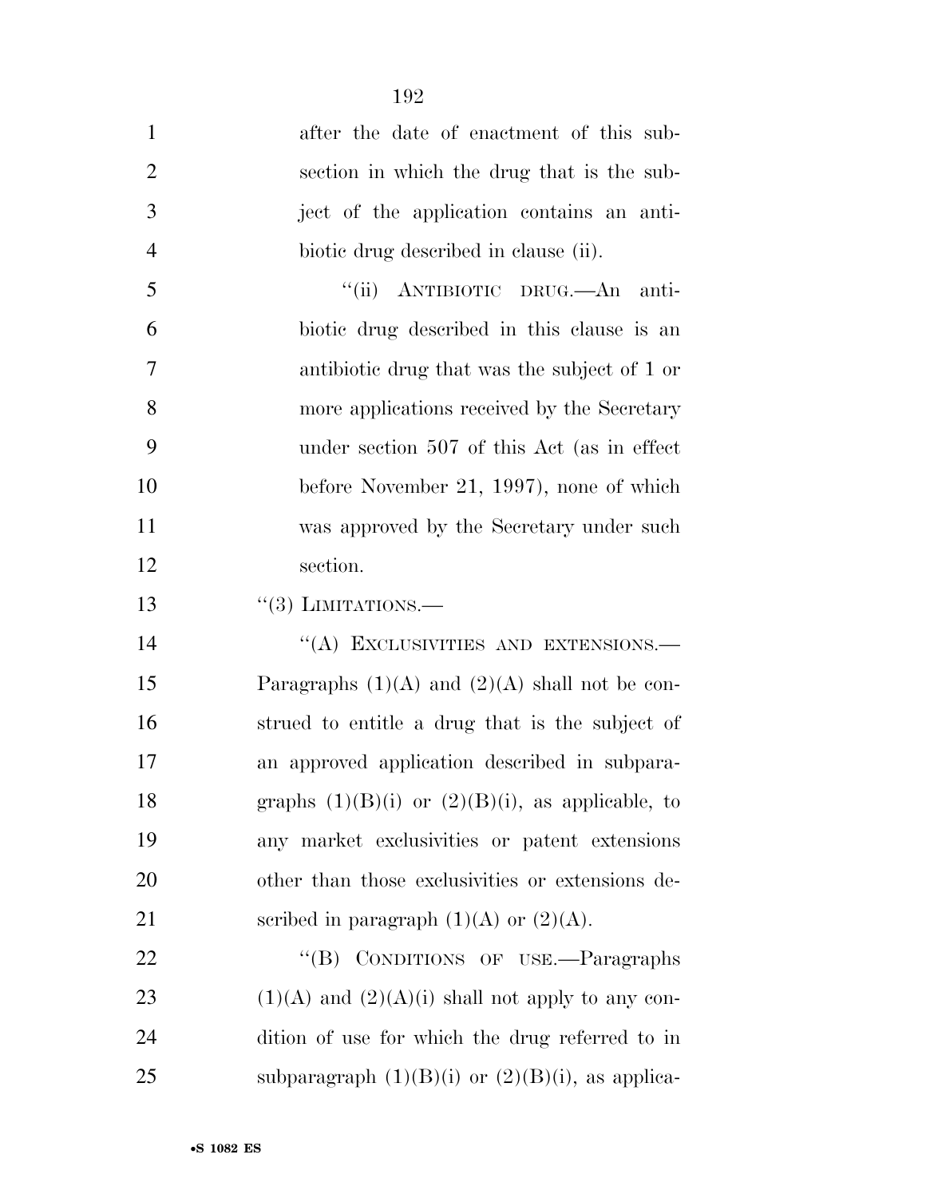after the date of enactment of this subsection in which the drug that is the subject of the application contains an antibiotic drug described in clause (ii).

"(ii) ANTIBIOTIC DRUG.—An antibiotic drug described in this clause is an antibiotic drug that was the subject of 1 or more applications received by the Secretary under section 507 of this Act (as in effect before November 21, 1997), none of which was approved by the Secretary under such section.

"(3) LIMITATIONS.—

"(A) EXCLUSIVITIES AND EXTENSIONS.—Paragraphs (1)(A) and (2)(A) shall not be construed to entitle a drug that is the subject of an approved application described in subparagraphs (1)(B)(i) or (2)(B)(i), as applicable, to any market exclusivities or patent extensions other than those exclusivities or extensions described in paragraph (1)(A) or (2)(A).

"(B) CONDITIONS OF USE.—Paragraphs (1)(A) and (2)(A)(i) shall not apply to any condition of use for which the drug referred to in subparagraph (1)(B)(i) or (2)(B)(i), as applica-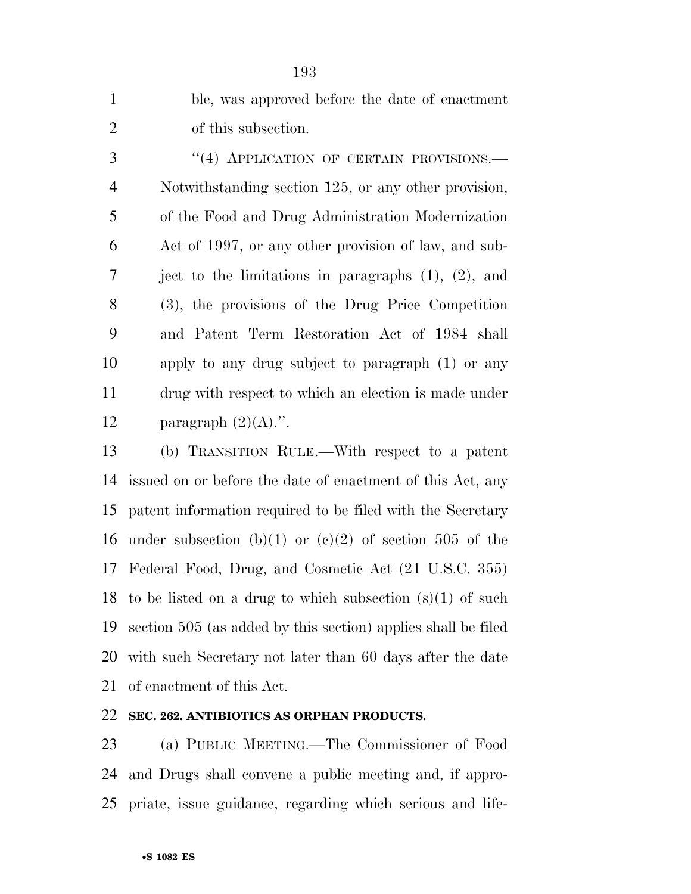ble, was approved before the date of enactment of this subsection.

"(4) APPLICATION OF CERTAIN PROVISIONS.—Notwithstanding section 125, or any other provision, of the Food and Drug Administration Modernization Act of 1997, or any other provision of law, and subject to the limitations in paragraphs (1), (2), and (3), the provisions of the Drug Price Competition and Patent Term Restoration Act of 1984 shall apply to any drug subject to paragraph (1) or any drug with respect to which an election is made under paragraph (2)(A).".

(b) TRANSITION RULE.—With respect to a patent issued on or before the date of enactment of this Act, any patent information required to be filed with the Secretary under subsection (b)(1) or (c)(2) of section 505 of the Federal Food, Drug, and Cosmetic Act (21 U.S.C. 355) to be listed on a drug to which subsection (s)(1) of such section 505 (as added by this section) applies shall be filed with such Secretary not later than 60 days after the date of enactment of this Act.

**SEC. 262. ANTIBIOTICS AS ORPHAN PRODUCTS.**

(a) PUBLIC MEETING.—The Commissioner of Food and Drugs shall convene a public meeting and, if appropriate, issue guidance, regarding which serious and life-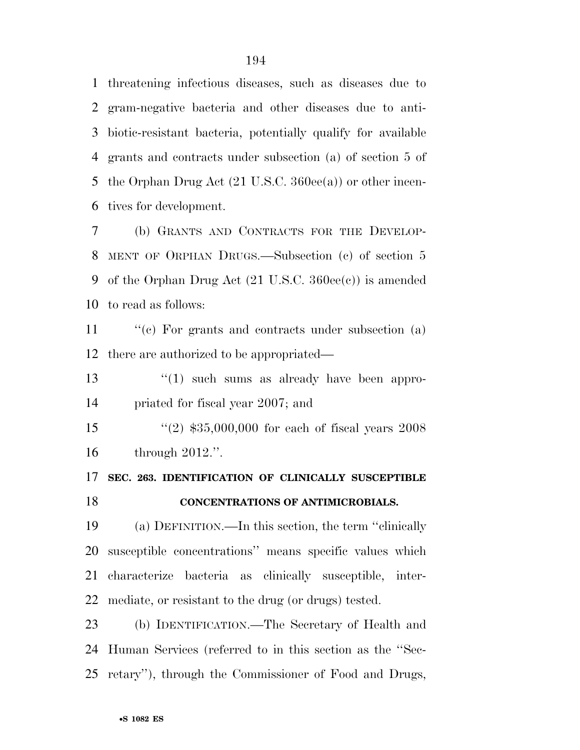threatening infectious diseases, such as diseases due to gram-negative bacteria and other diseases due to antibiotic-resistant bacteria, potentially qualify for available grants and contracts under subsection (a) of section 5 of the Orphan Drug Act (21 U.S.C. 360ee(a)) or other incentives for development.

(b) GRANTS AND CONTRACTS FOR THE DEVELOPMENT OF ORPHAN DRUGS.—Subsection (c) of section 5 of the Orphan Drug Act (21 U.S.C. 360ee(c)) is amended to read as follows:

''(c) For grants and contracts under subsection (a) there are authorized to be appropriated—

''(1) such sums as already have been appropriated for fiscal year 2007; and

''(2) $35,000,000 for each of fiscal years 2008 through 2012.''.

**SEC. 263. IDENTIFICATION OF CLINICALLY SUSCEPTIBLE CONCENTRATIONS OF ANTIMICROBIALS.**

(a) DEFINITION.—In this section, the term ''clinically susceptible concentrations'' means specific values which characterize bacteria as clinically susceptible, intermediate, or resistant to the drug (or drugs) tested.

(b) IDENTIFICATION.—The Secretary of Health and Human Services (referred to in this section as the ''Secretary''), through the Commissioner of Food and Drugs,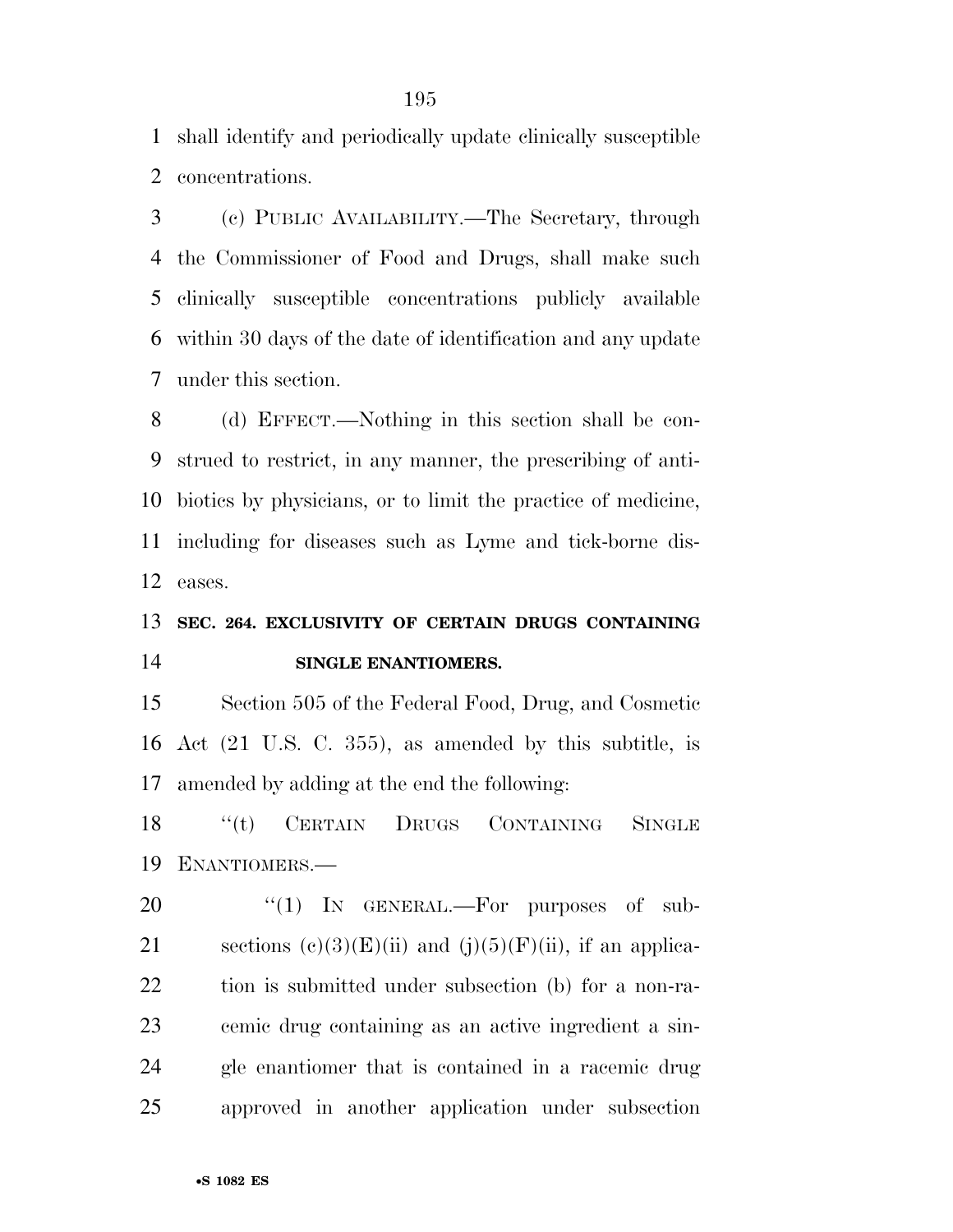shall identify and periodically update clinically susceptible concentrations.

(c) PUBLIC AVAILABILITY.—The Secretary, through the Commissioner of Food and Drugs, shall make such clinically susceptible concentrations publicly available within 30 days of the date of identification and any update under this section.

(d) EFFECT.—Nothing in this section shall be construed to restrict, in any manner, the prescribing of antibiotics by physicians, or to limit the practice of medicine, including for diseases such as Lyme and tick-borne diseases.

**SEC. 264. EXCLUSIVITY OF CERTAIN DRUGS CONTAINING SINGLE ENANTIOMERS.**

Section 505 of the Federal Food, Drug, and Cosmetic Act (21 U.S. C. 355), as amended by this subtitle, is amended by adding at the end the following:

''(t) CERTAIN DRUGS CONTAINING SINGLE ENANTIOMERS.—

''(1) IN GENERAL.—For purposes of subsections (c)(3)(E)(ii) and (j)(5)(F)(ii), if an application is submitted under subsection (b) for a non-racemic drug containing as an active ingredient a single enantiomer that is contained in a racemic drug approved in another application under subsection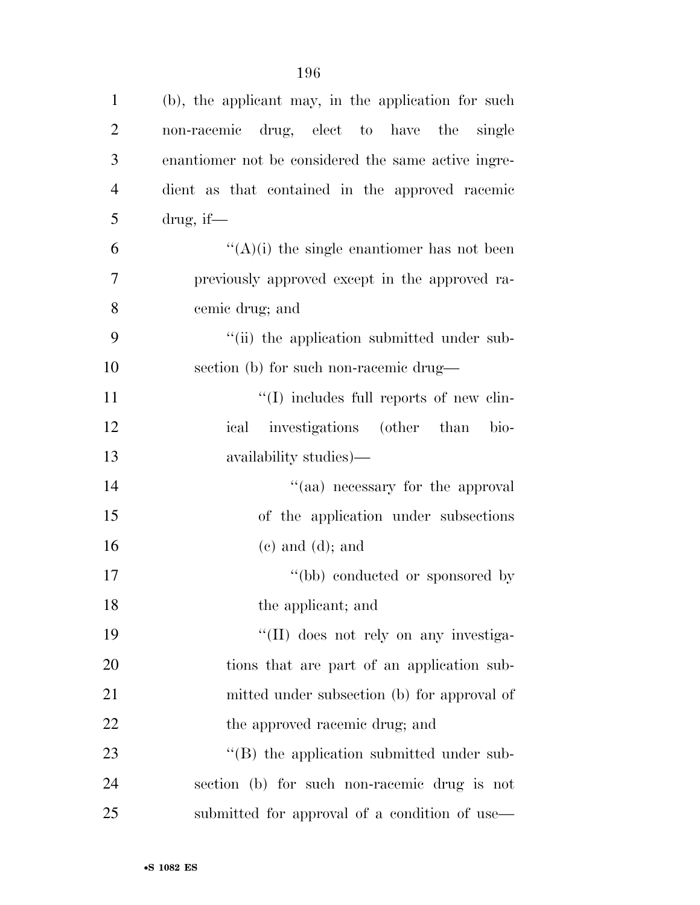(b), the applicant may, in the application for such non-racemic drug, elect to have the single enantiomer not be considered the same active ingredient as that contained in the approved racemic drug, if—

''(A)(i) the single enantiomer has not been previously approved except in the approved racemic drug; and

''(ii) the application submitted under subsection (b) for such non-racemic drug—

''(I) includes full reports of new clinical investigations (other than bioavailability studies)—

''(aa) necessary for the approval of the application under subsections (c) and (d); and

''(bb) conducted or sponsored by the applicant; and

''(II) does not rely on any investigations that are part of an application submitted under subsection (b) for approval of the approved racemic drug; and

''(B) the application submitted under subsection (b) for such non-racemic drug is not submitted for approval of a condition of use—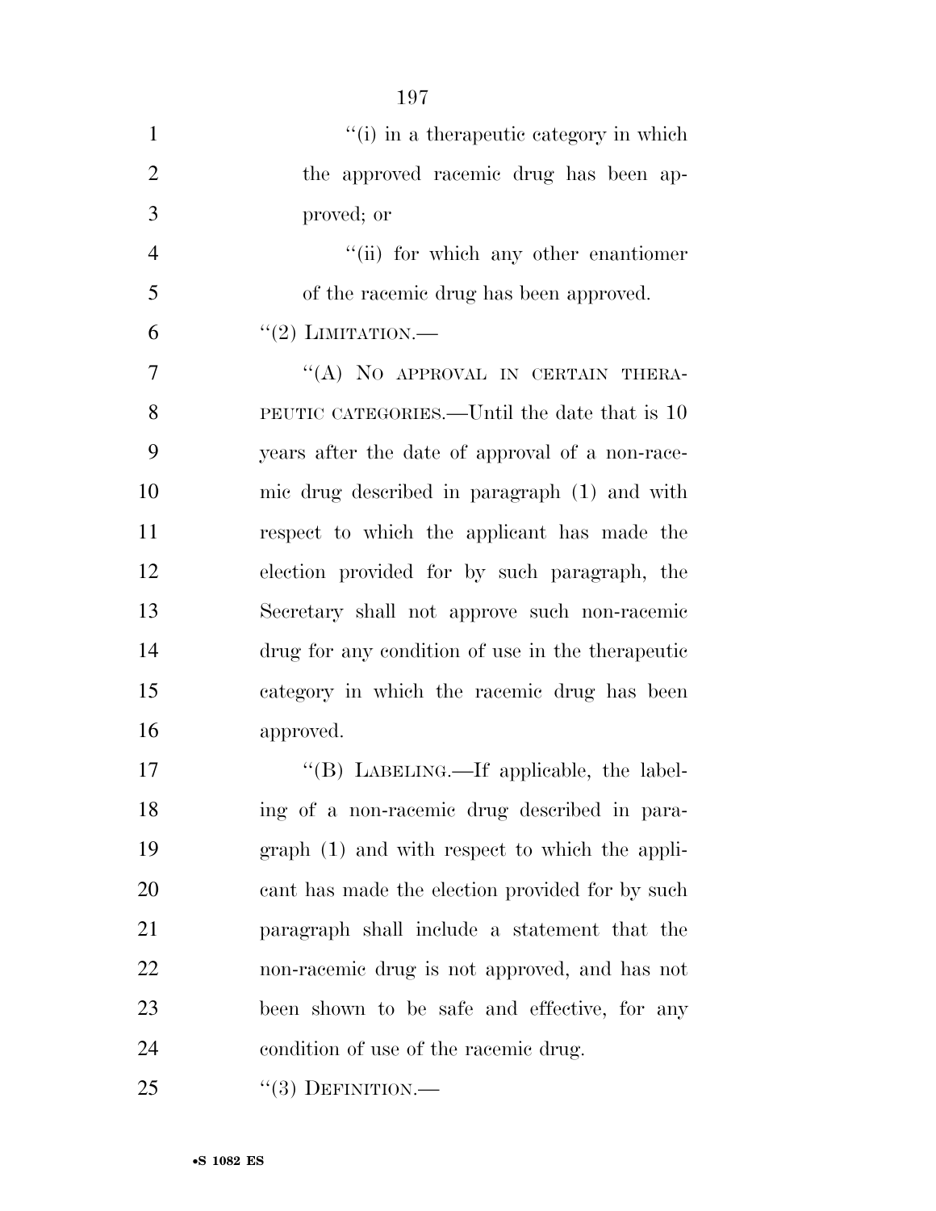"(i) in a therapeutic category in which the approved racemic drug has been approved; or

"(ii) for which any other enantiomer of the racemic drug has been approved.

"(2) LIMITATION.—

"(A) NO APPROVAL IN CERTAIN THERAPEUTIC CATEGORIES.—Until the date that is 10 years after the date of approval of a non-racemic drug described in paragraph (1) and with respect to which the applicant has made the election provided for by such paragraph, the Secretary shall not approve such non-racemic drug for any condition of use in the therapeutic category in which the racemic drug has been approved.

"(B) LABELING.—If applicable, the labeling of a non-racemic drug described in paragraph (1) and with respect to which the applicant has made the election provided for by such paragraph shall include a statement that the non-racemic drug is not approved, and has not been shown to be safe and effective, for any condition of use of the racemic drug.

"(3) DEFINITION.—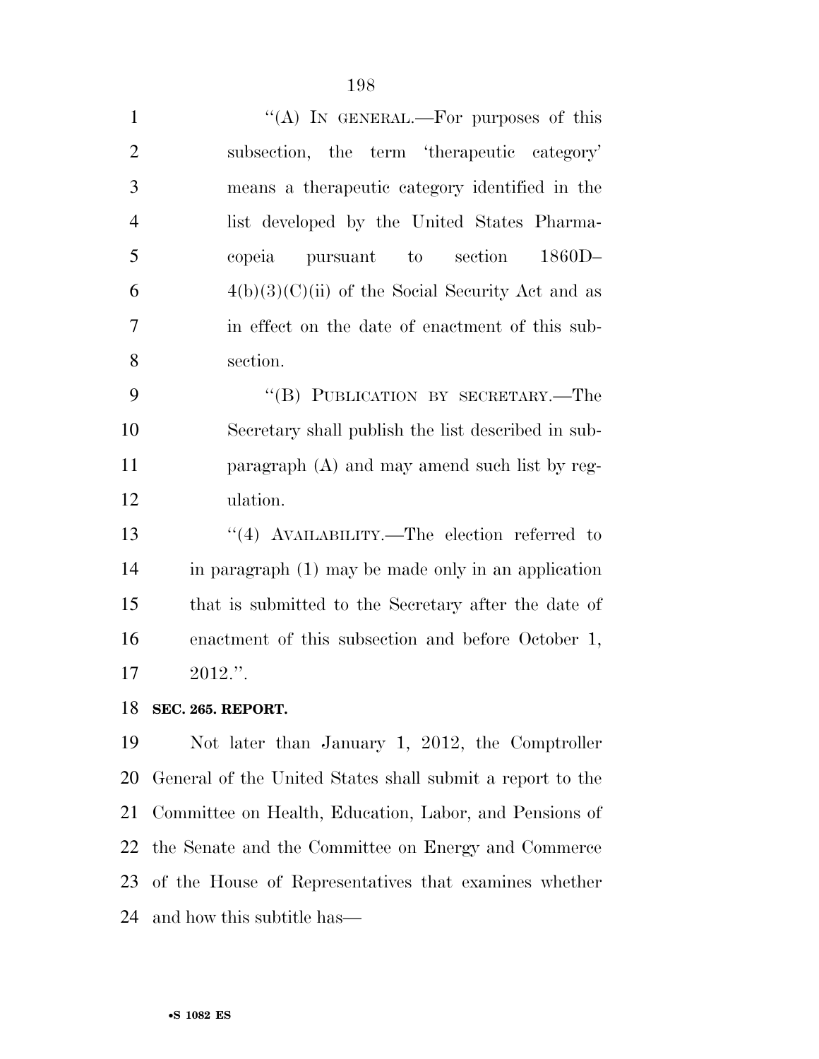"(A) IN GENERAL.—For purposes of this subsection, the term 'therapeutic category' means a therapeutic category identified in the list developed by the United States Pharmacopeia pursuant to section 1860D–4(b)(3)(C)(ii) of the Social Security Act and as in effect on the date of enactment of this subsection.

"(B) PUBLICATION BY SECRETARY.—The Secretary shall publish the list described in subparagraph (A) and may amend such list by regulation.

"(4) AVAILABILITY.—The election referred to in paragraph (1) may be made only in an application that is submitted to the Secretary after the date of enactment of this subsection and before October 1, 2012.".

**SEC. 265. REPORT.**

Not later than January 1, 2012, the Comptroller General of the United States shall submit a report to the Committee on Health, Education, Labor, and Pensions of the Senate and the Committee on Energy and Commerce of the House of Representatives that examines whether and how this subtitle has—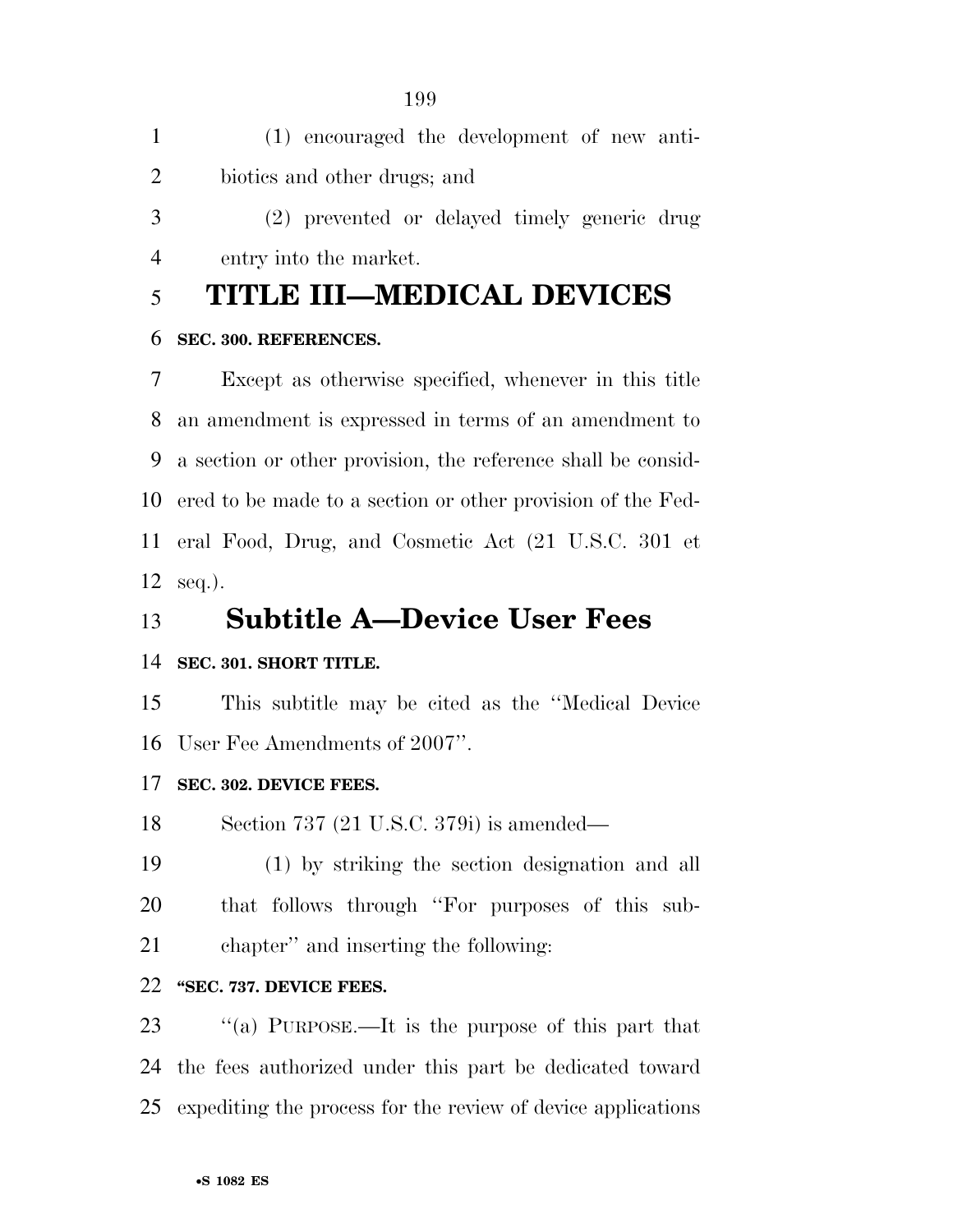(1) encouraged the development of new antibiotics and other drugs; and

(2) prevented or delayed timely generic drug entry into the market.

# TITLE III—MEDICAL DEVICES

**SEC. 300. REFERENCES.**

Except as otherwise specified, whenever in this title an amendment is expressed in terms of an amendment to a section or other provision, the reference shall be considered to be made to a section or other provision of the Federal Food, Drug, and Cosmetic Act (21 U.S.C. 301 et seq.).

## Subtitle A—Device User Fees

**SEC. 301. SHORT TITLE.**

This subtitle may be cited as the ''Medical Device User Fee Amendments of 2007''.

**SEC. 302. DEVICE FEES.**

Section 737 (21 U.S.C. 379i) is amended—

(1) by striking the section designation and all that follows through ''For purposes of this subchapter'' and inserting the following:

**''SEC. 737. DEVICE FEES.**

''(a) PURPOSE.—It is the purpose of this part that the fees authorized under this part be dedicated toward expediting the process for the review of device applications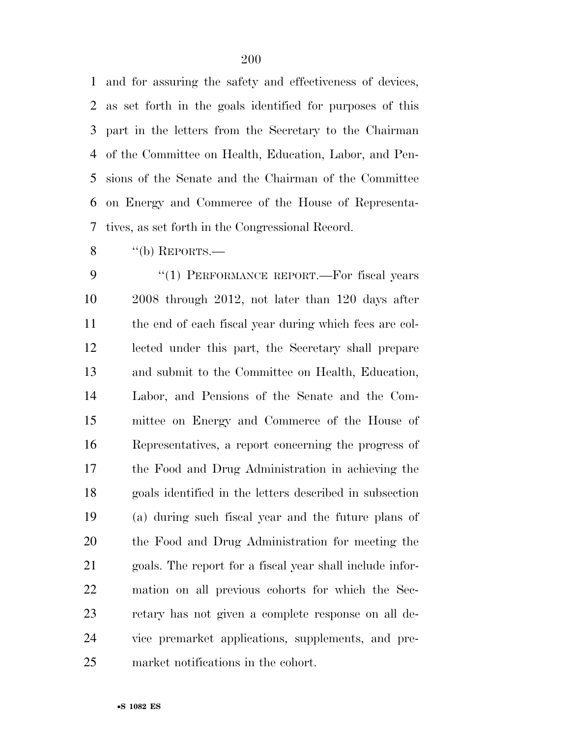and for assuring the safety and effectiveness of devices, as set forth in the goals identified for purposes of this part in the letters from the Secretary to the Chairman of the Committee on Health, Education, Labor, and Pensions of the Senate and the Chairman of the Committee on Energy and Commerce of the House of Representatives, as set forth in the Congressional Record.

''(b) REPORTS.—

''(1) PERFORMANCE REPORT.—For fiscal years 2008 through 2012, not later than 120 days after the end of each fiscal year during which fees are collected under this part, the Secretary shall prepare and submit to the Committee on Health, Education, Labor, and Pensions of the Senate and the Committee on Energy and Commerce of the House of Representatives, a report concerning the progress of the Food and Drug Administration in achieving the goals identified in the letters described in subsection (a) during such fiscal year and the future plans of the Food and Drug Administration for meeting the goals. The report for a fiscal year shall include information on all previous cohorts for which the Secretary has not given a complete response on all device premarket applications, supplements, and premarket notifications in the cohort.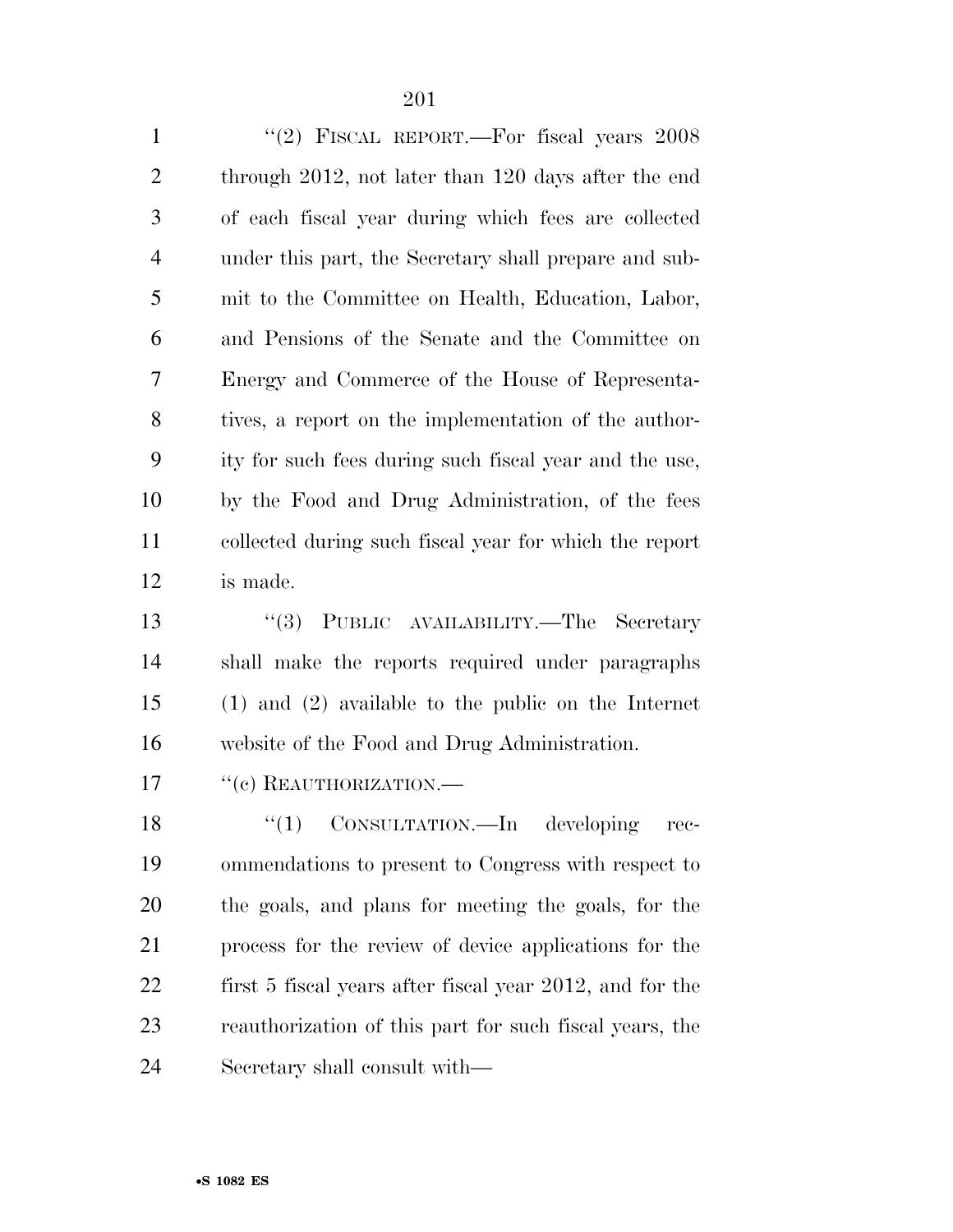“(2) FISCAL REPORT.—For fiscal years 2008 through 2012, not later than 120 days after the end of each fiscal year during which fees are collected under this part, the Secretary shall prepare and submit to the Committee on Health, Education, Labor, and Pensions of the Senate and the Committee on Energy and Commerce of the House of Representatives, a report on the implementation of the authority for such fees during such fiscal year and the use, by the Food and Drug Administration, of the fees collected during such fiscal year for which the report is made.

“(3) PUBLIC AVAILABILITY.—The Secretary shall make the reports required under paragraphs (1) and (2) available to the public on the Internet website of the Food and Drug Administration.

“(c) REAUTHORIZATION.—

“(1) CONSULTATION.—In developing recommendations to present to Congress with respect to the goals, and plans for meeting the goals, for the process for the review of device applications for the first 5 fiscal years after fiscal year 2012, and for the reauthorization of this part for such fiscal years, the Secretary shall consult with—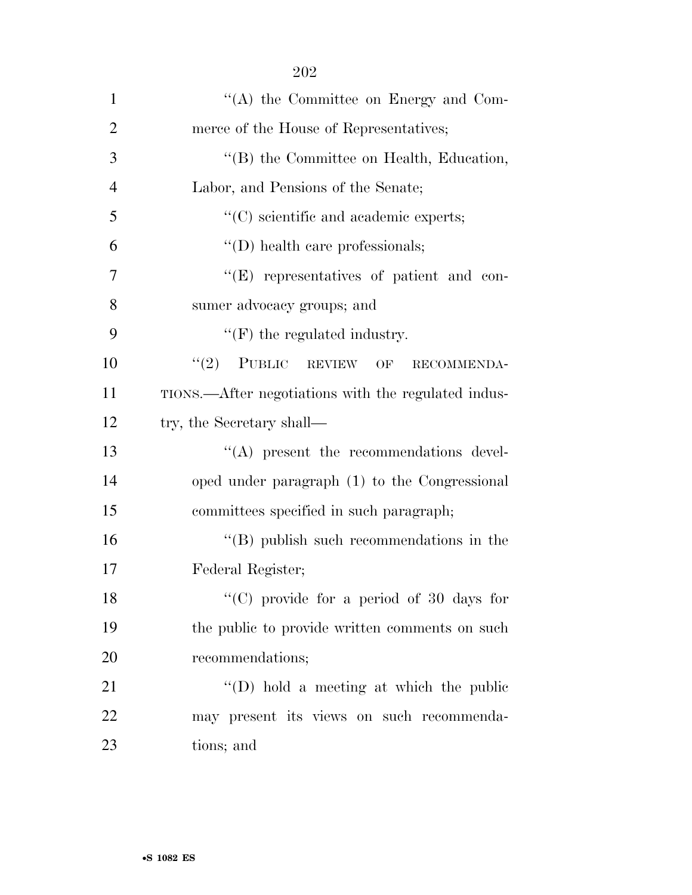''(A) the Committee on Energy and Commerce of the House of Representatives;

''(B) the Committee on Health, Education, Labor, and Pensions of the Senate;

''(C) scientific and academic experts;

''(D) health care professionals;

''(E) representatives of patient and consumer advocacy groups; and

''(F) the regulated industry.

''(2) PUBLIC REVIEW OF RECOMMENDATIONS.—After negotiations with the regulated industry, the Secretary shall—

''(A) present the recommendations developed under paragraph (1) to the Congressional committees specified in such paragraph;

''(B) publish such recommendations in the Federal Register;

''(C) provide for a period of 30 days for the public to provide written comments on such recommendations;

''(D) hold a meeting at which the public may present its views on such recommendations; and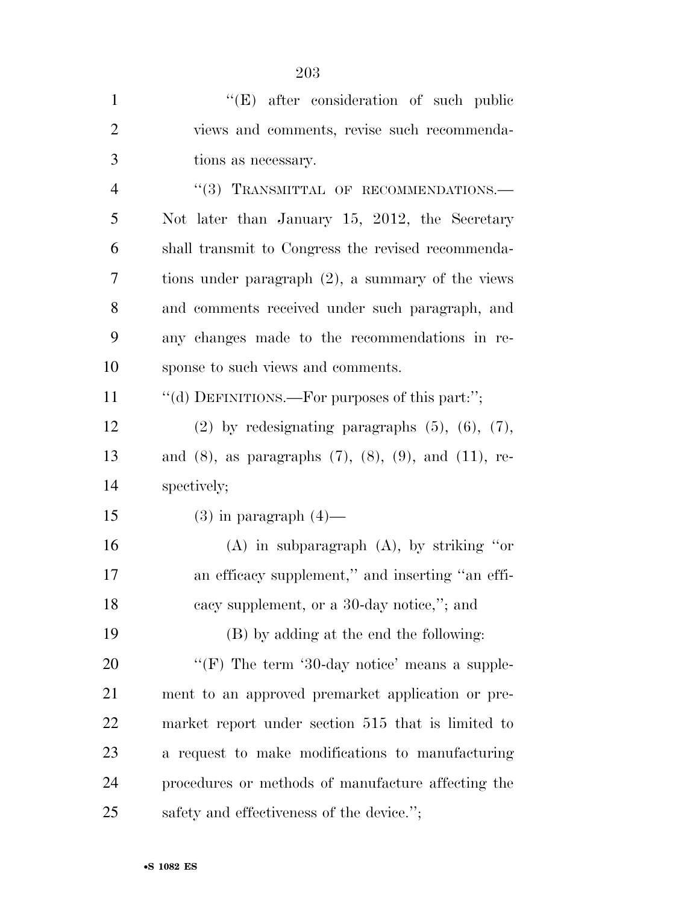''(E) after consideration of such public views and comments, revise such recommendations as necessary.

''(3) TRANSMITTAL OF RECOMMENDATIONS.— Not later than January 15, 2012, the Secretary shall transmit to Congress the revised recommendations under paragraph (2), a summary of the views and comments received under such paragraph, and any changes made to the recommendations in response to such views and comments.

''(d) DEFINITIONS.—For purposes of this part:'';

(2) by redesignating paragraphs (5), (6), (7), and (8), as paragraphs (7), (8), (9), and (11), respectively;

(3) in paragraph (4)—

(A) in subparagraph (A), by striking ''or an efficacy supplement,'' and inserting ''an efficacy supplement, or a 30-day notice,''; and

(B) by adding at the end the following:

''(F) The term '30-day notice' means a supplement to an approved premarket application or premarket report under section 515 that is limited to a request to make modifications to manufacturing procedures or methods of manufacture affecting the safety and effectiveness of the device.'';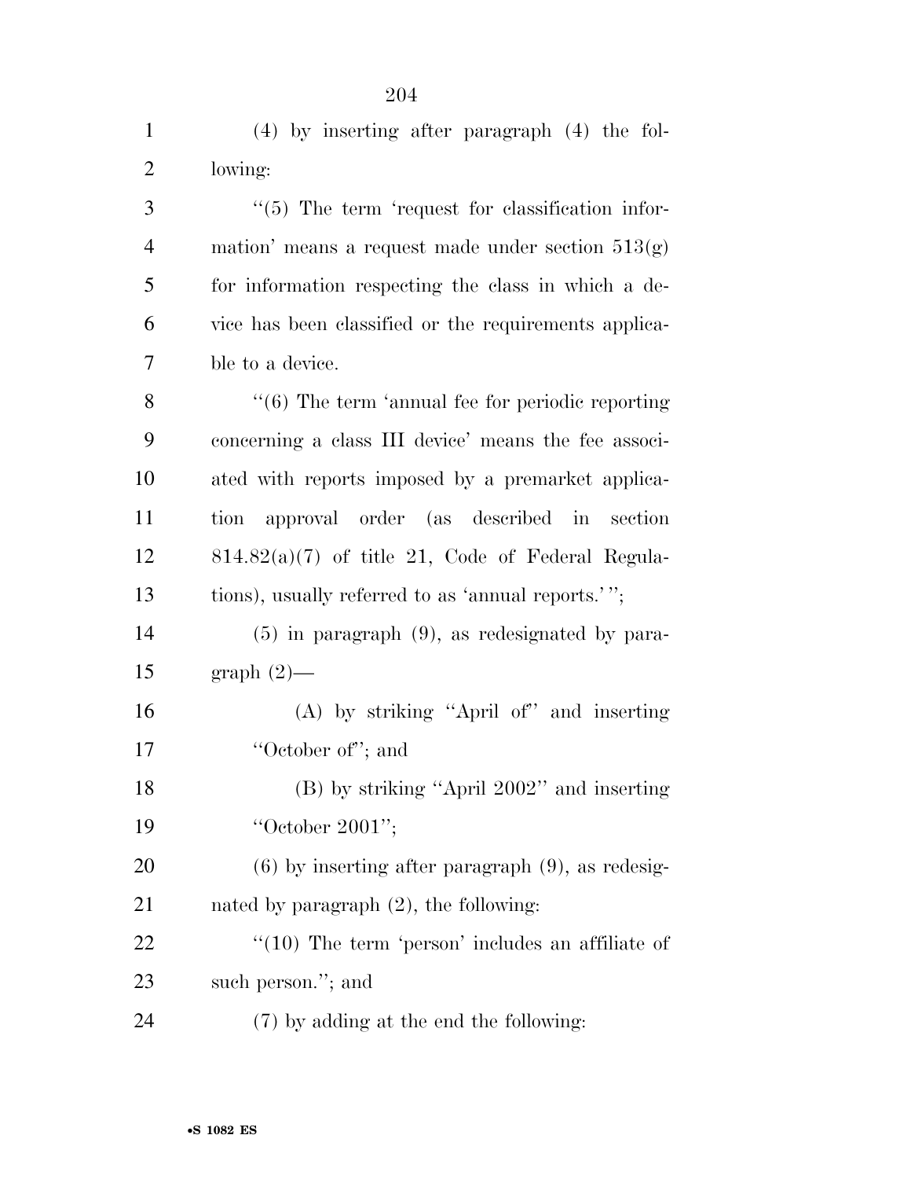(4) by inserting after paragraph (4) the following:

"(5) The term 'request for classification information' means a request made under section 513(g) for information respecting the class in which a device has been classified or the requirements applicable to a device.

"(6) The term 'annual fee for periodic reporting concerning a class III device' means the fee associated with reports imposed by a premarket application approval order (as described in section 814.82(a)(7) of title 21, Code of Federal Regulations), usually referred to as 'annual reports.' ";

(5) in paragraph (9), as redesignated by paragraph (2)—

(A) by striking "April of" and inserting "October of"; and

(B) by striking "April 2002" and inserting "October 2001";

(6) by inserting after paragraph (9), as redesignated by paragraph (2), the following:

"(10) The term 'person' includes an affiliate of such person."; and

(7) by adding at the end the following: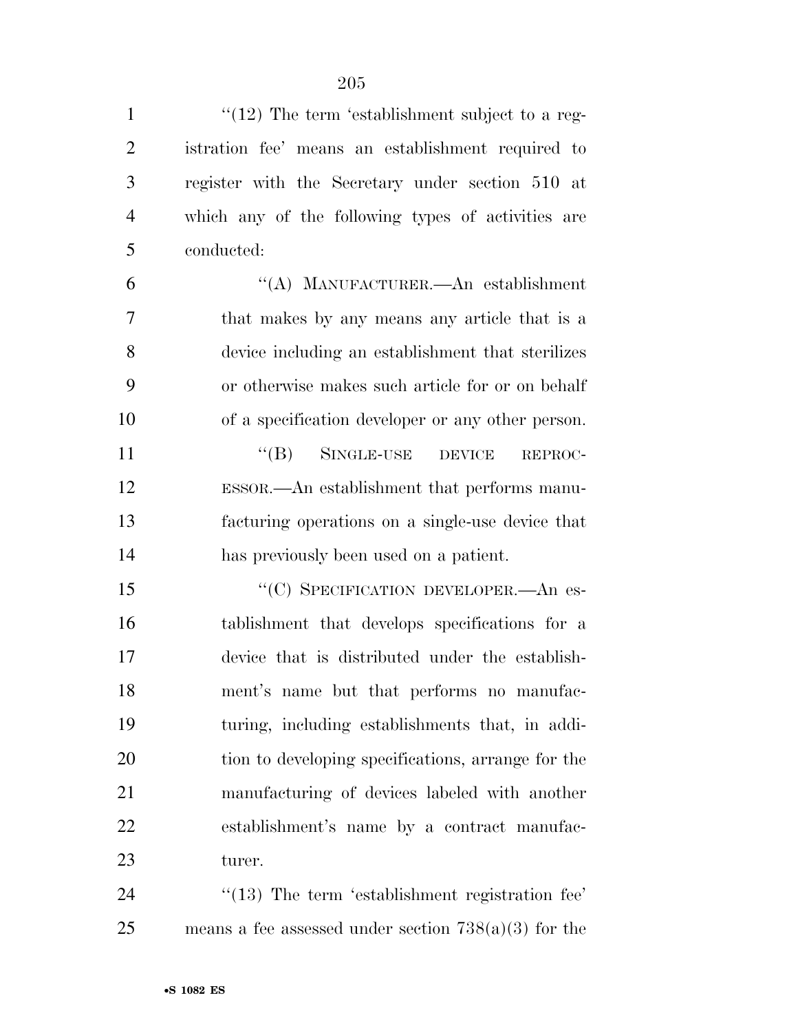''(12) The term 'establishment subject to a registration fee' means an establishment required to register with the Secretary under section 510 at which any of the following types of activities are conducted:

''(A) MANUFACTURER.—An establishment that makes by any means any article that is a device including an establishment that sterilizes or otherwise makes such article for or on behalf of a specification developer or any other person.

''(B) SINGLE-USE DEVICE REPROCESSOR.—An establishment that performs manufacturing operations on a single-use device that has previously been used on a patient.

''(C) SPECIFICATION DEVELOPER.—An establishment that develops specifications for a device that is distributed under the establishment's name but that performs no manufacturing, including establishments that, in addition to developing specifications, arrange for the manufacturing of devices labeled with another establishment's name by a contract manufacturer.

''(13) The term 'establishment registration fee' means a fee assessed under section 738(a)(3) for the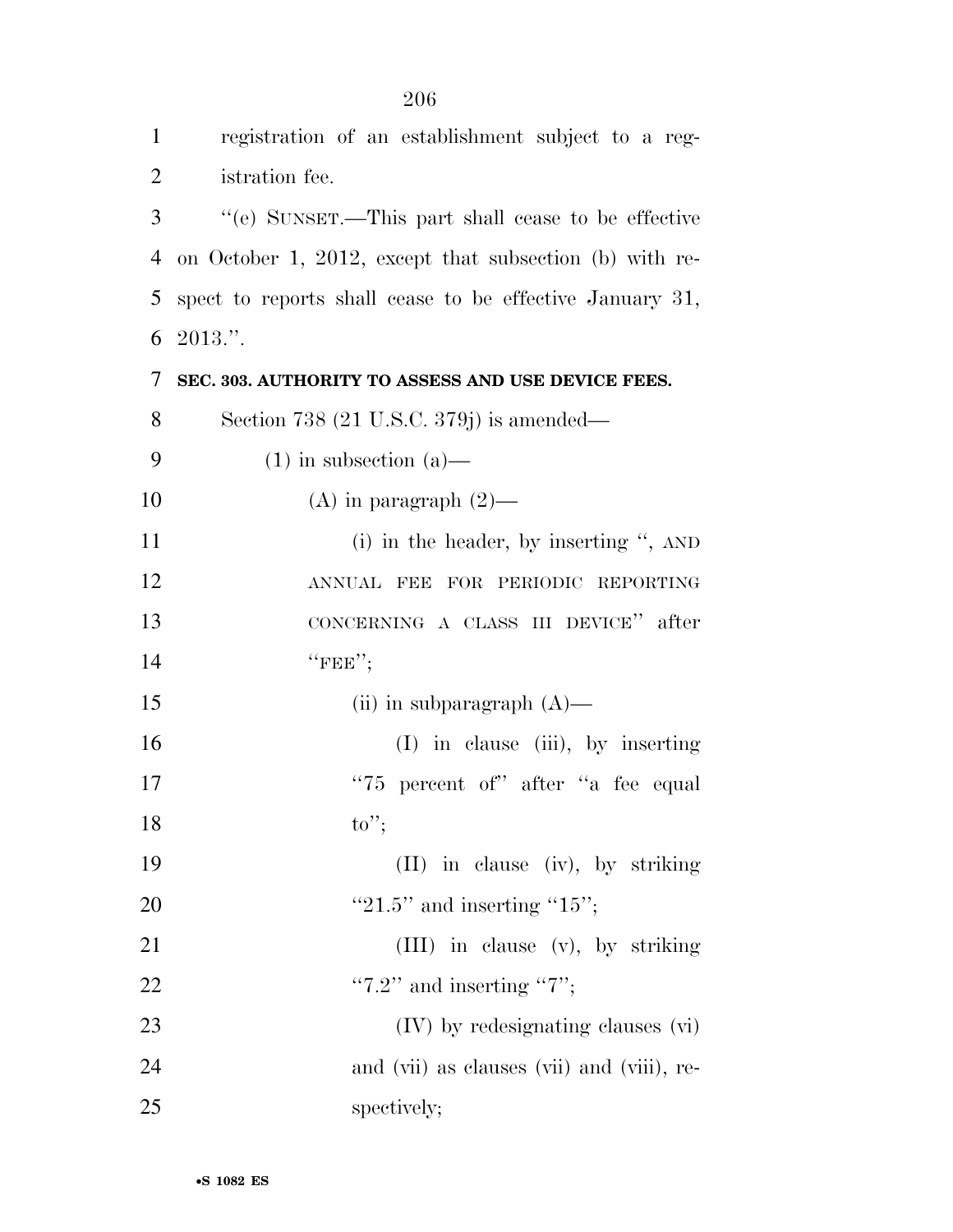registration of an establishment subject to a registration fee.

''(e) SUNSET.—This part shall cease to be effective on October 1, 2012, except that subsection (b) with respect to reports shall cease to be effective January 31, 2013.''.

**SEC. 303. AUTHORITY TO ASSESS AND USE DEVICE FEES.**

Section 738 (21 U.S.C. 379j) is amended—

(1) in subsection (a)—

(A) in paragraph (2)—

(i) in the header, by inserting '', AND ANNUAL FEE FOR PERIODIC REPORTING CONCERNING A CLASS III DEVICE'' after ''FEE'';

(ii) in subparagraph (A)—

(I) in clause (iii), by inserting ''75 percent of'' after ''a fee equal to'';

(II) in clause (iv), by striking ''21.5'' and inserting ''15'';

(III) in clause (v), by striking ''7.2'' and inserting ''7'';

(IV) by redesignating clauses (vi) and (vii) as clauses (vii) and (viii), respectively;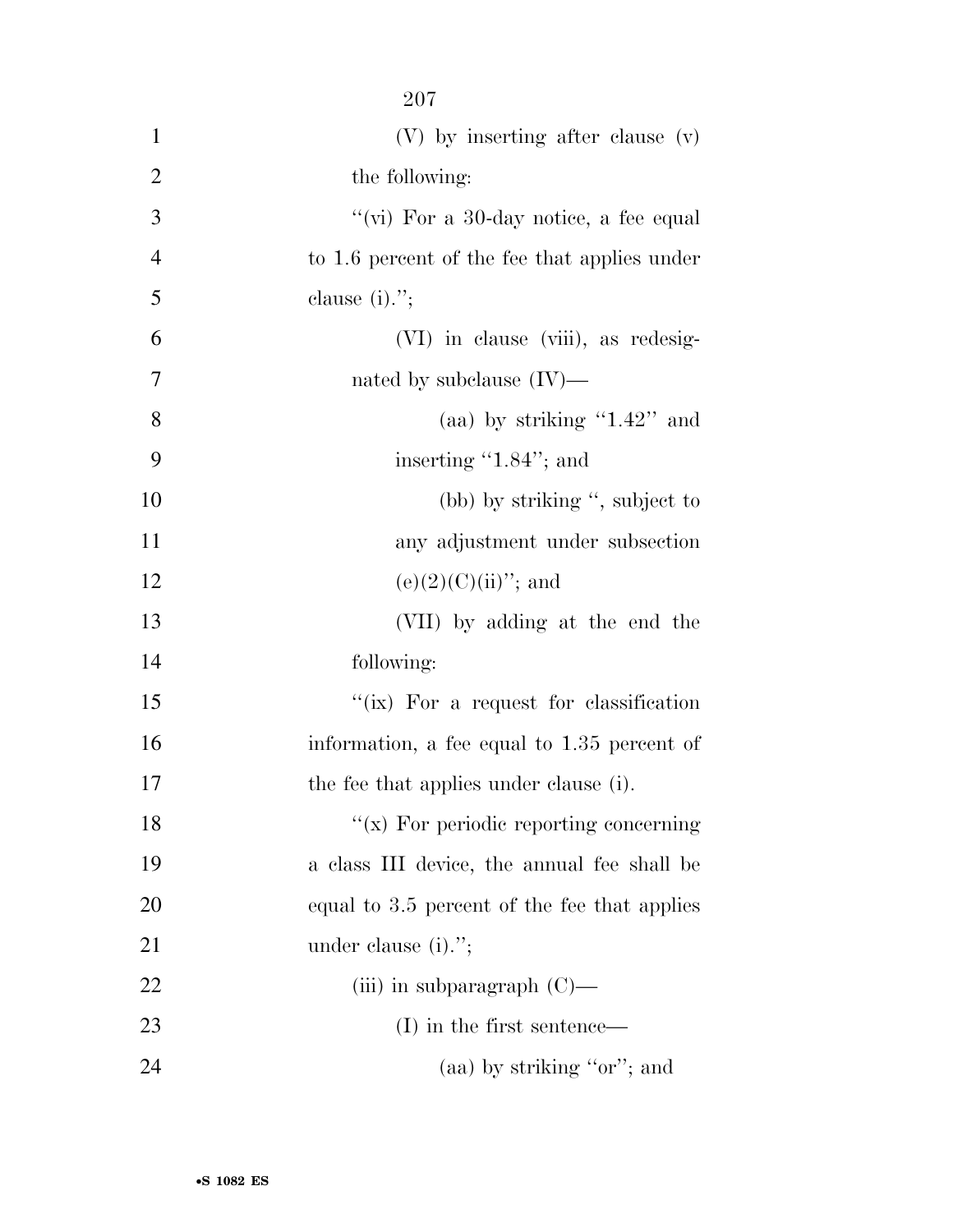(V) by inserting after clause (v) the following:

"(vi) For a 30-day notice, a fee equal to 1.6 percent of the fee that applies under clause (i).";

(VI) in clause (viii), as redesignated by subclause (IV)—

(aa) by striking "1.42" and inserting "1.84"; and

(bb) by striking ", subject to any adjustment under subsection (e)(2)(C)(ii)"; and

(VII) by adding at the end the following:

"(ix) For a request for classification information, a fee equal to 1.35 percent of the fee that applies under clause (i).

"(x) For periodic reporting concerning a class III device, the annual fee shall be equal to 3.5 percent of the fee that applies under clause (i).";

(iii) in subparagraph (C)—

(I) in the first sentence—

(aa) by striking "or"; and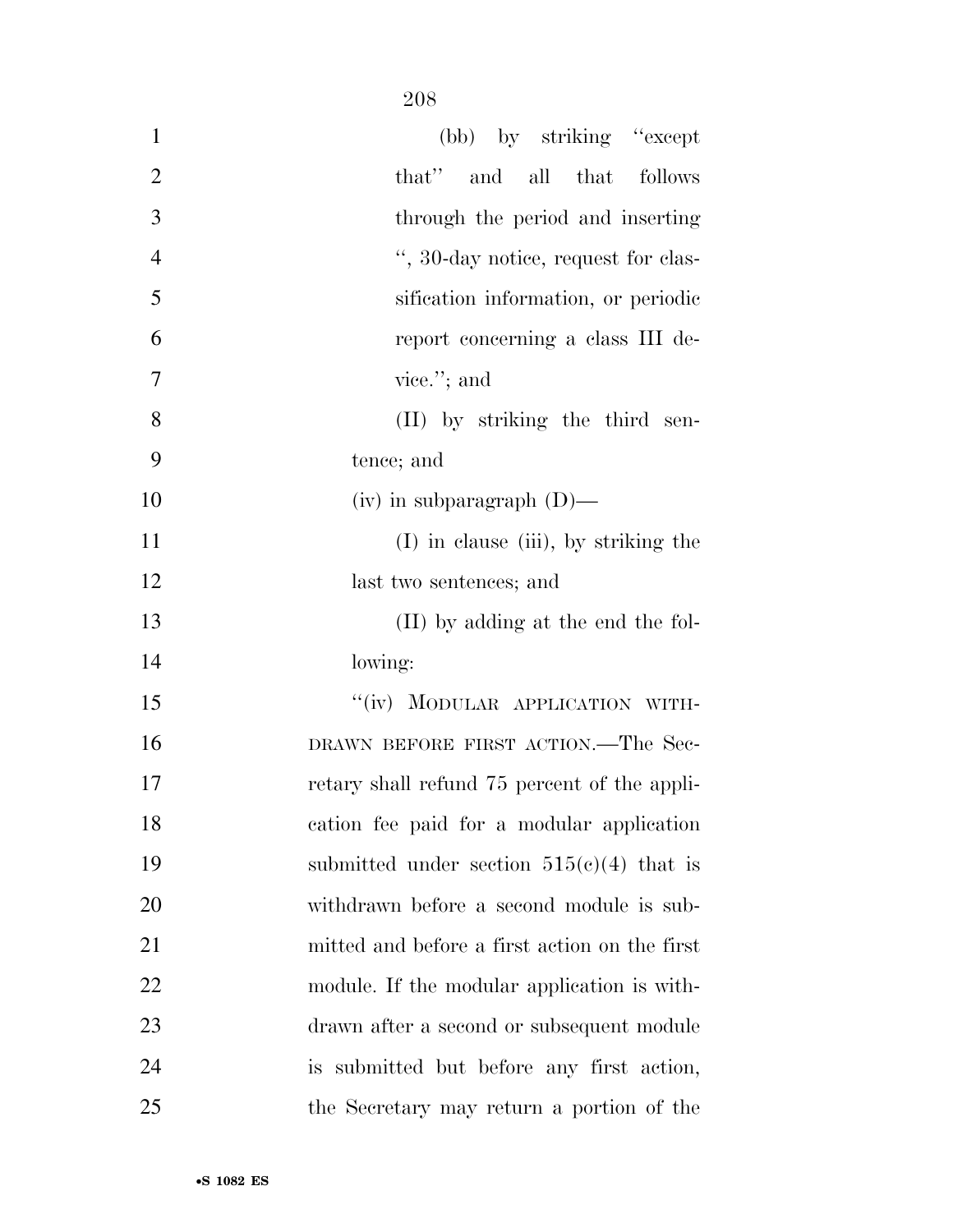(bb) by striking "except that" and all that follows through the period and inserting ", 30-day notice, request for classification information, or periodic report concerning a class III device."; and

(II) by striking the third sentence; and

(iv) in subparagraph (D)—

(I) in clause (iii), by striking the last two sentences; and

(II) by adding at the end the following:

"(iv) MODULAR APPLICATION WITHDRAWN BEFORE FIRST ACTION.—The Secretary shall refund 75 percent of the application fee paid for a modular application submitted under section 515(c)(4) that is withdrawn before a second module is submitted and before a first action on the first module. If the modular application is withdrawn after a second or subsequent module is submitted but before any first action, the Secretary may return a portion of the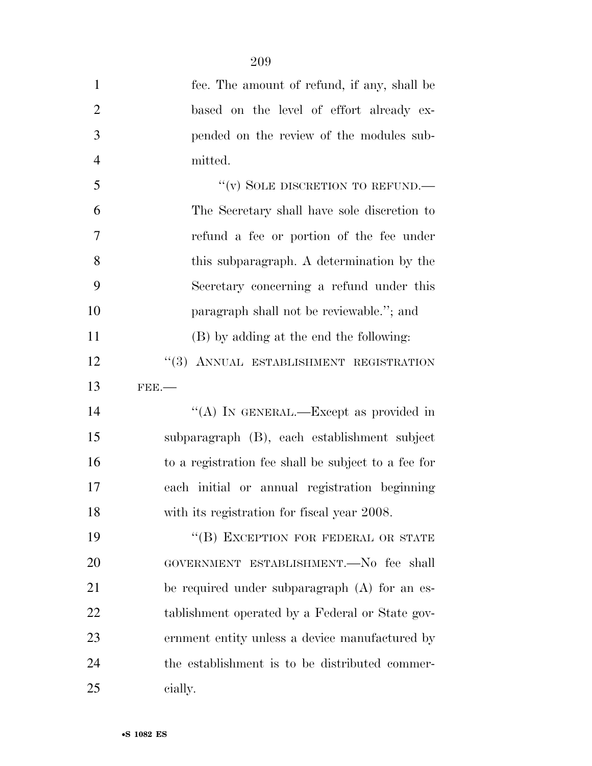fee. The amount of refund, if any, shall be based on the level of effort already expended on the review of the modules submitted.

"(v) SOLE DISCRETION TO REFUND.—The Secretary shall have sole discretion to refund a fee or portion of the fee under this subparagraph. A determination by the Secretary concerning a refund under this paragraph shall not be reviewable."; and

(B) by adding at the end the following:

"(3) ANNUAL ESTABLISHMENT REGISTRATION FEE.—

"(A) IN GENERAL.—Except as provided in subparagraph (B), each establishment subject to a registration fee shall be subject to a fee for each initial or annual registration beginning with its registration for fiscal year 2008.

"(B) EXCEPTION FOR FEDERAL OR STATE GOVERNMENT ESTABLISHMENT.—No fee shall be required under subparagraph (A) for an establishment operated by a Federal or State government entity unless a device manufactured by the establishment is to be distributed commercially.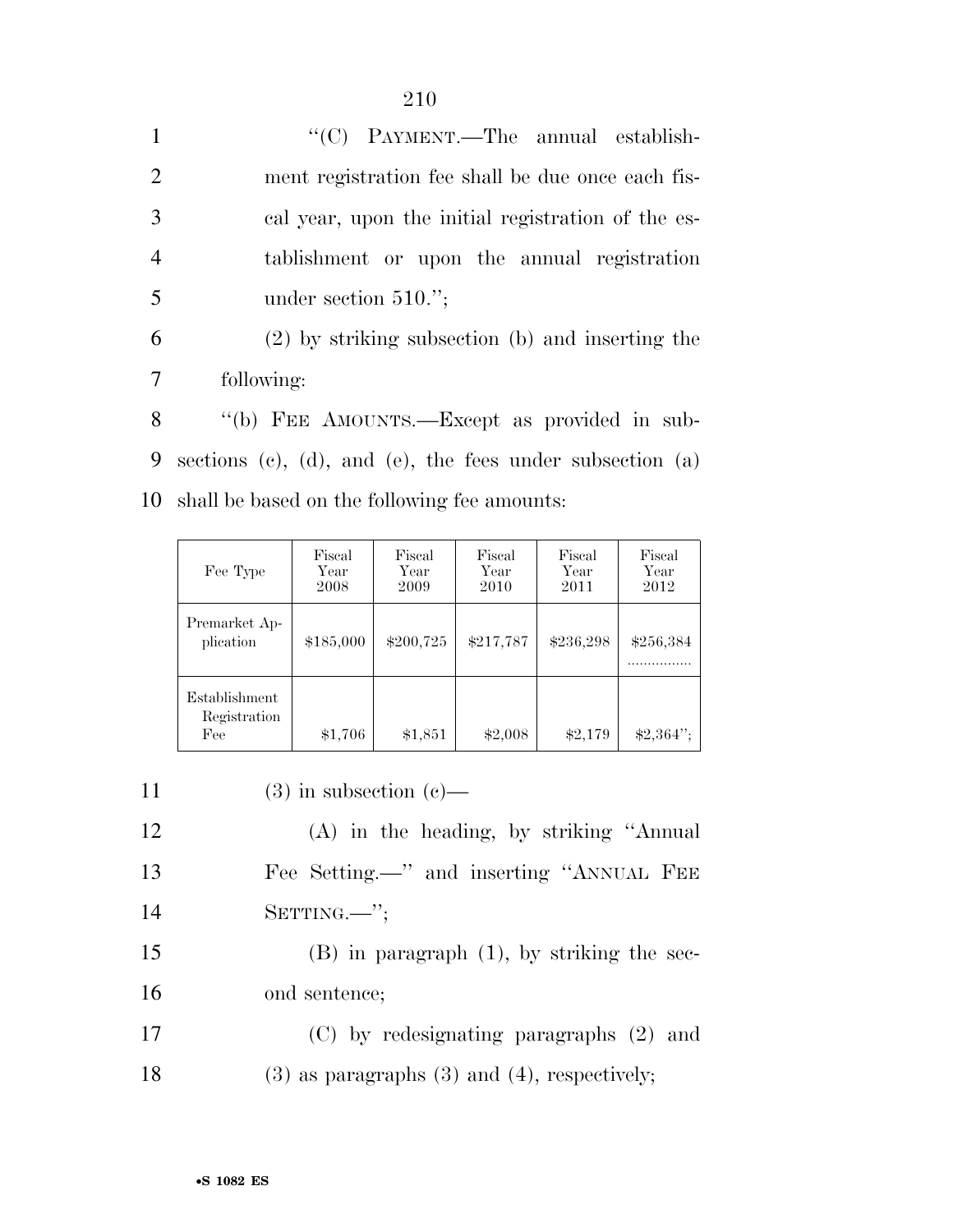''(C) PAYMENT.—The annual establishment registration fee shall be due once each fiscal year, upon the initial registration of the establishment or upon the annual registration under section 510.'';

(2) by striking subsection (b) and inserting the following:

''(b) FEE AMOUNTS.—Except as provided in subsections (c), (d), and (e), the fees under subsection (a) shall be based on the following fee amounts:

| Fee Type | Fiscal Year 2008 | Fiscal Year 2009 | Fiscal Year 2010 | Fiscal Year 2011 | Fiscal Year 2012 |
|---|---|---|---|---|---|
| Premarket Application | $185,000 | $200,725 | $217,787 | $236,298 | $256,384 ................ |
| Establishment Registration Fee | $1,706 | $1,851 | $2,008 | $2,179 | $2,364''; |

(3) in subsection (c)—

(A) in the heading, by striking ''Annual Fee Setting.—'' and inserting ''ANNUAL FEE SETTING.—'';

(B) in paragraph (1), by striking the second sentence;

(C) by redesignating paragraphs (2) and (3) as paragraphs (3) and (4), respectively;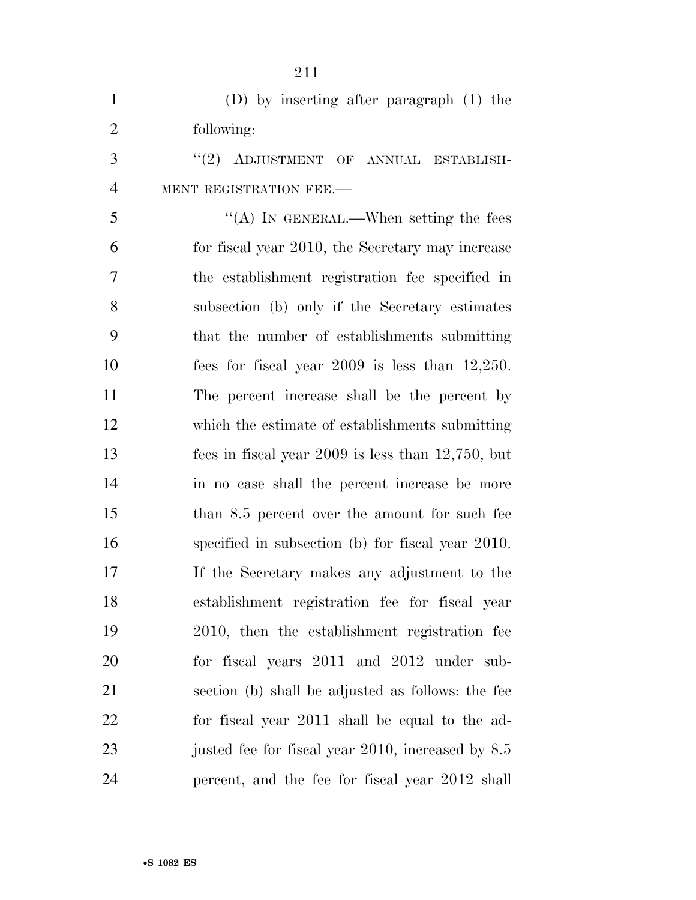(D) by inserting after paragraph (1) the following:

"(2) ADJUSTMENT OF ANNUAL ESTABLISHMENT REGISTRATION FEE.—

"(A) IN GENERAL.—When setting the fees for fiscal year 2010, the Secretary may increase the establishment registration fee specified in subsection (b) only if the Secretary estimates that the number of establishments submitting fees for fiscal year 2009 is less than 12,250. The percent increase shall be the percent by which the estimate of establishments submitting fees in fiscal year 2009 is less than 12,750, but in no case shall the percent increase be more than 8.5 percent over the amount for such fee specified in subsection (b) for fiscal year 2010. If the Secretary makes any adjustment to the establishment registration fee for fiscal year 2010, then the establishment registration fee for fiscal years 2011 and 2012 under subsection (b) shall be adjusted as follows: the fee for fiscal year 2011 shall be equal to the adjusted fee for fiscal year 2010, increased by 8.5 percent, and the fee for fiscal year 2012 shall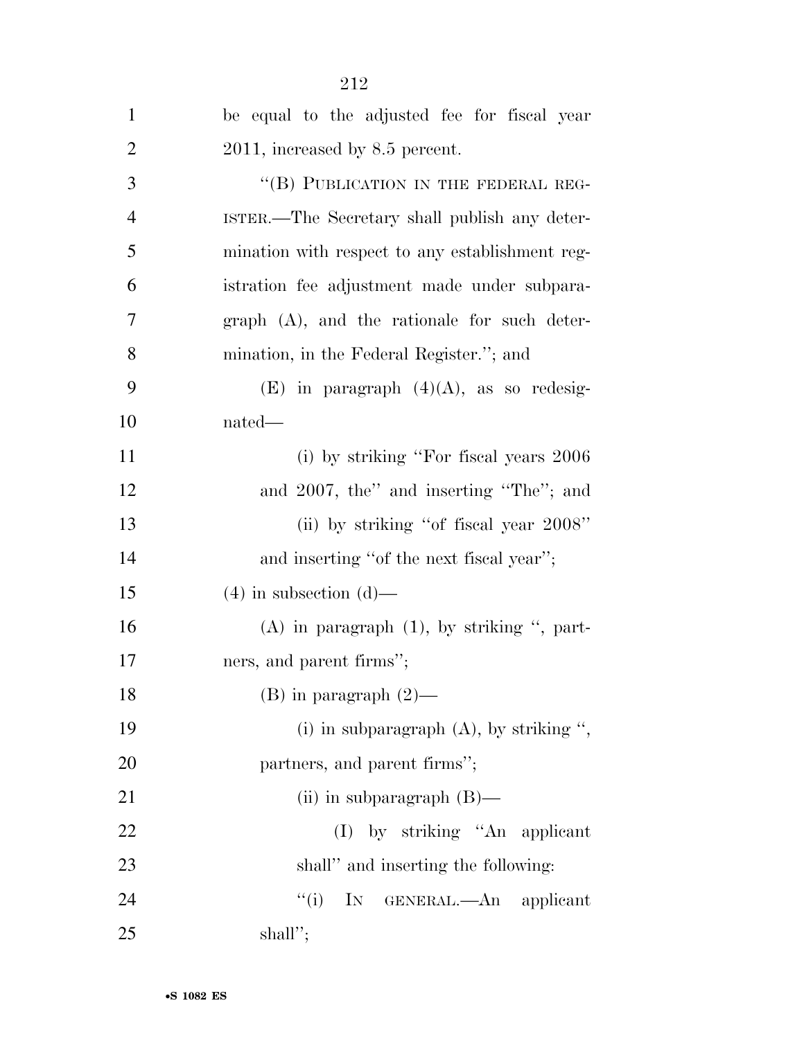be equal to the adjusted fee for fiscal year 2011, increased by 8.5 percent.

"(B) PUBLICATION IN THE FEDERAL REGISTER.—The Secretary shall publish any determination with respect to any establishment registration fee adjustment made under subparagraph (A), and the rationale for such determination, in the Federal Register."; and

(E) in paragraph (4)(A), as so redesignated—

(i) by striking "For fiscal years 2006 and 2007, the" and inserting "The"; and

(ii) by striking "of fiscal year 2008" and inserting "of the next fiscal year";

(4) in subsection (d)—

(A) in paragraph (1), by striking ", partners, and parent firms";

(B) in paragraph (2)—

(i) in subparagraph (A), by striking ", partners, and parent firms";

(ii) in subparagraph (B)—

(I) by striking "An applicant shall" and inserting the following:

"(i) IN GENERAL.—An applicant shall";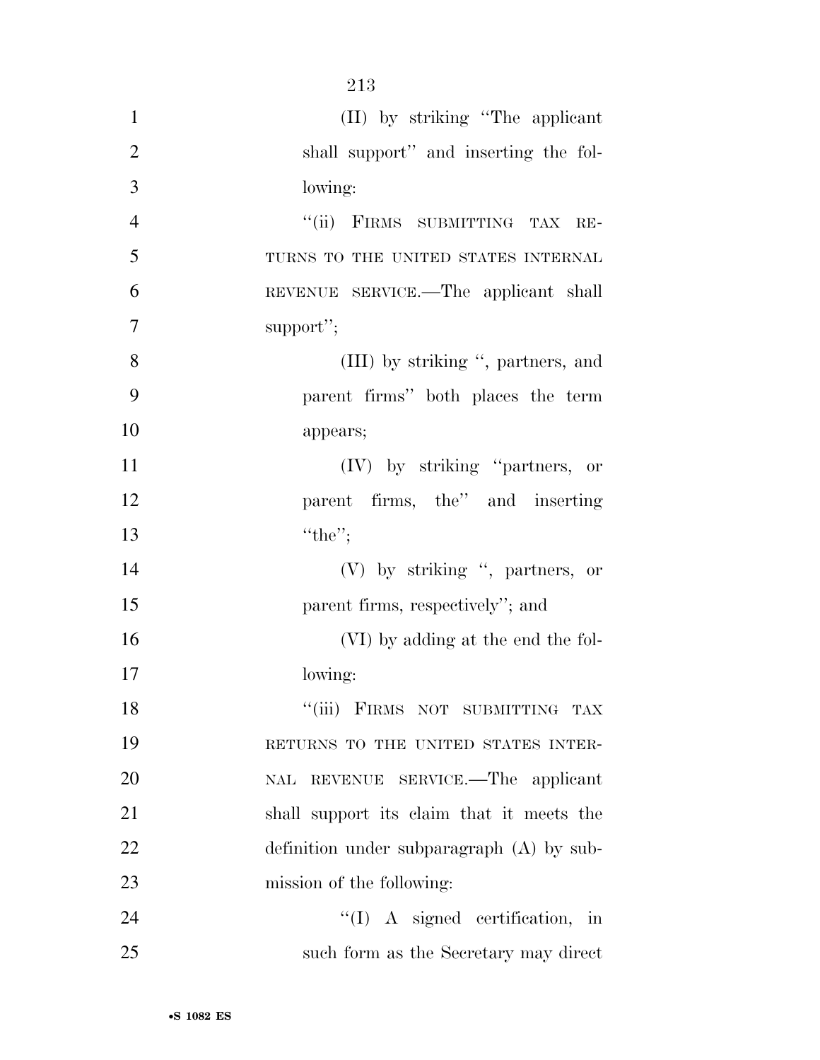(II) by striking ''The applicant shall support'' and inserting the following:

''(ii) FIRMS SUBMITTING TAX RETURNS TO THE UNITED STATES INTERNAL REVENUE SERVICE.—The applicant shall support'';

(III) by striking '', partners, and parent firms'' both places the term appears;

(IV) by striking ''partners, or parent firms, the'' and inserting ''the'';

(V) by striking '', partners, or parent firms, respectively''; and

(VI) by adding at the end the following:

''(iii) FIRMS NOT SUBMITTING TAX RETURNS TO THE UNITED STATES INTERNAL REVENUE SERVICE.—The applicant shall support its claim that it meets the definition under subparagraph (A) by submission of the following:

''(I) A signed certification, in such form as the Secretary may direct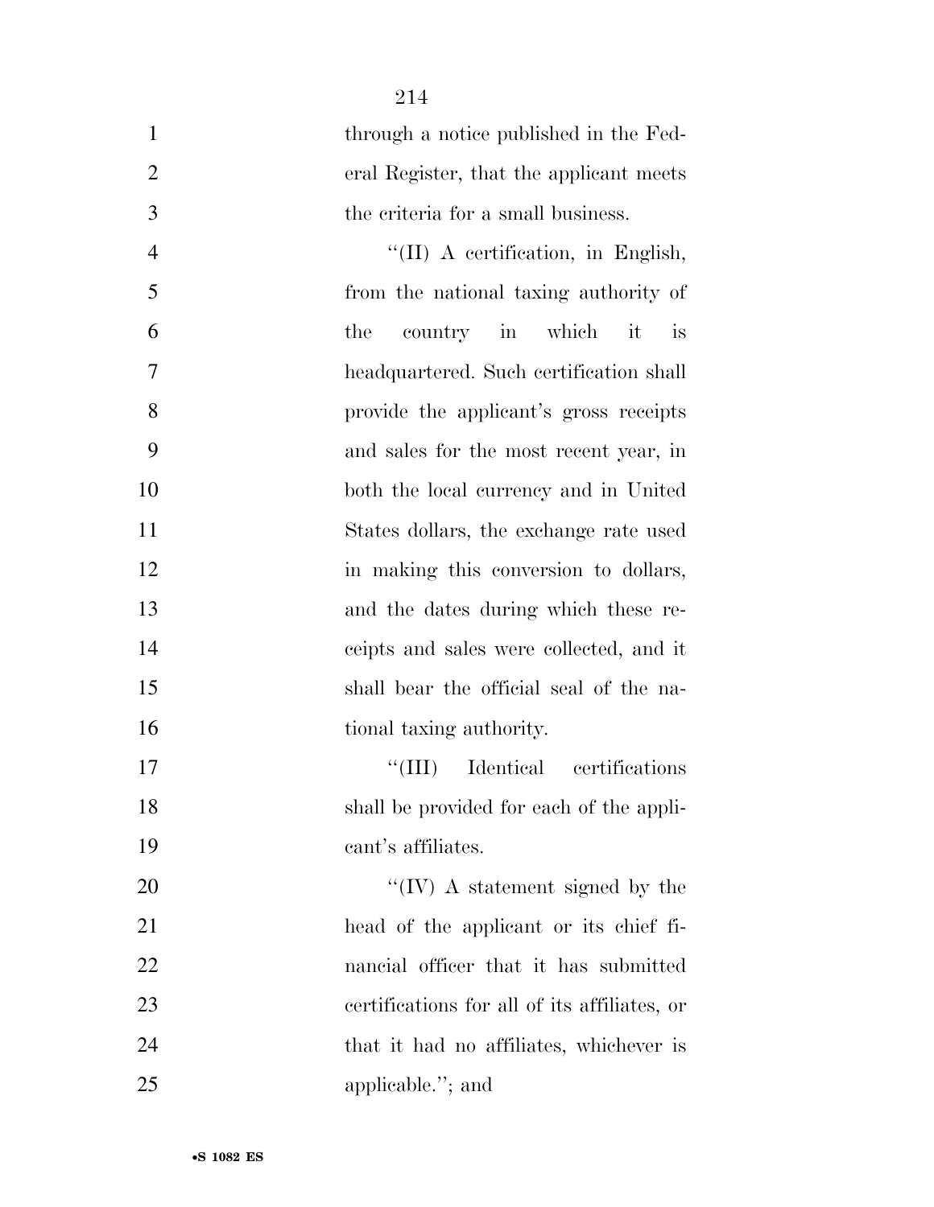through a notice published in the Federal Register, that the applicant meets the criteria for a small business.

''(II) A certification, in English, from the national taxing authority of the country in which it is headquartered. Such certification shall provide the applicant's gross receipts and sales for the most recent year, in both the local currency and in United States dollars, the exchange rate used in making this conversion to dollars, and the dates during which these receipts and sales were collected, and it shall bear the official seal of the national taxing authority.

''(III) Identical certifications shall be provided for each of the applicant's affiliates.

''(IV) A statement signed by the head of the applicant or its chief financial officer that it has submitted certifications for all of its affiliates, or that it had no affiliates, whichever is applicable.''; and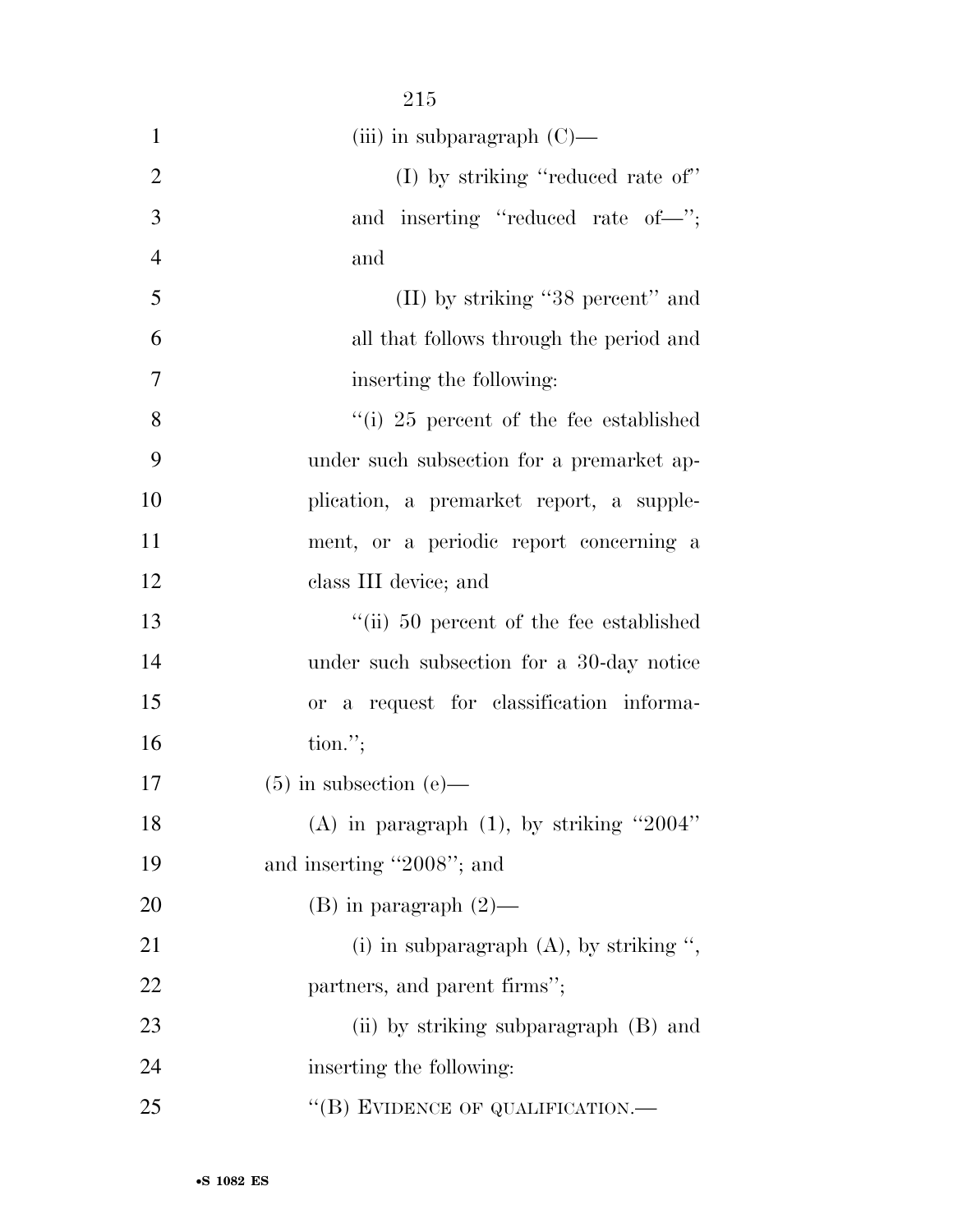(iii) in subparagraph (C)—

(I) by striking "reduced rate of" and inserting "reduced rate of—"; and

(II) by striking "38 percent" and all that follows through the period and inserting the following:

"(i) 25 percent of the fee established under such subsection for a premarket application, a premarket report, a supplement, or a periodic report concerning a class III device; and

"(ii) 50 percent of the fee established under such subsection for a 30-day notice or a request for classification information.";

(5) in subsection (e)—

(A) in paragraph (1), by striking "2004" and inserting "2008"; and

(B) in paragraph (2)—

(i) in subparagraph (A), by striking ", partners, and parent firms";

(ii) by striking subparagraph (B) and inserting the following:

"(B) EVIDENCE OF QUALIFICATION.—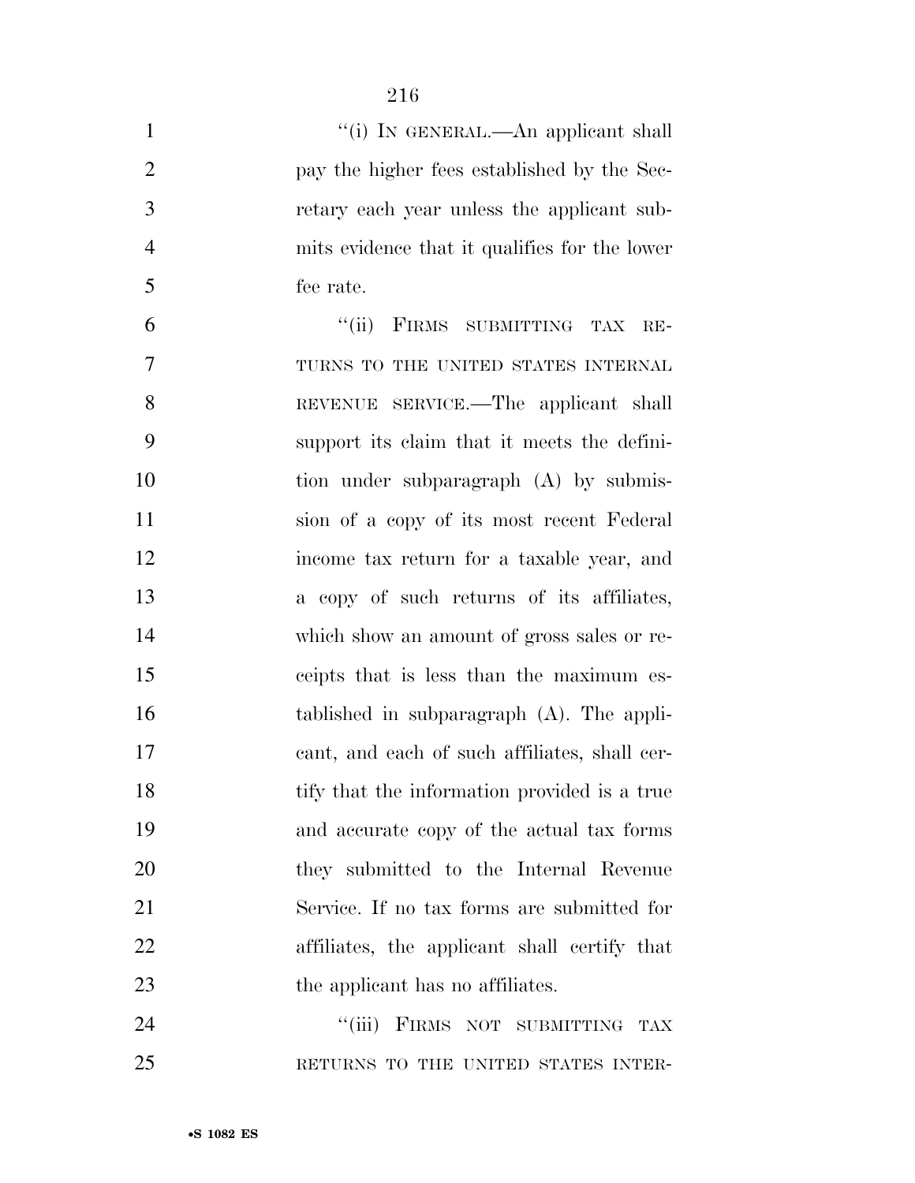"(i) IN GENERAL.—An applicant shall pay the higher fees established by the Secretary each year unless the applicant submits evidence that it qualifies for the lower fee rate.

"(ii) FIRMS SUBMITTING TAX RETURNS TO THE UNITED STATES INTERNAL REVENUE SERVICE.—The applicant shall support its claim that it meets the definition under subparagraph (A) by submission of a copy of its most recent Federal income tax return for a taxable year, and a copy of such returns of its affiliates, which show an amount of gross sales or receipts that is less than the maximum established in subparagraph (A). The applicant, and each of such affiliates, shall certify that the information provided is a true and accurate copy of the actual tax forms they submitted to the Internal Revenue Service. If no tax forms are submitted for affiliates, the applicant shall certify that the applicant has no affiliates.

"(iii) FIRMS NOT SUBMITTING TAX RETURNS TO THE UNITED STATES INTER-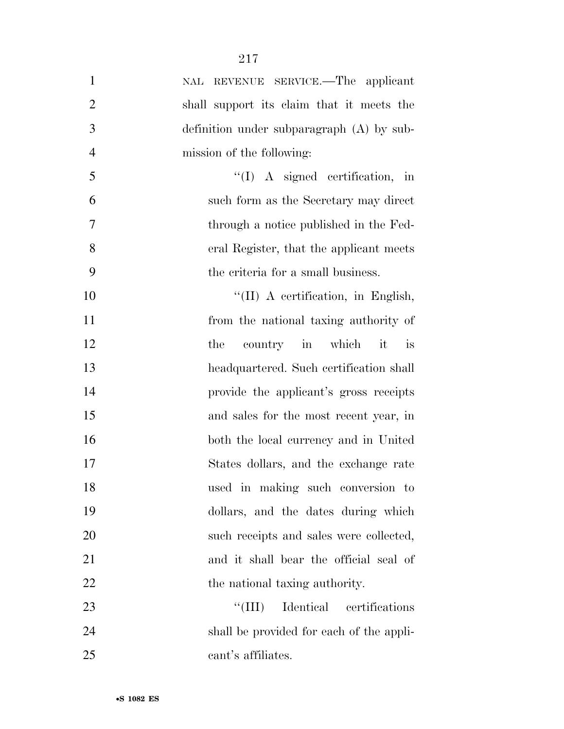NAL REVENUE SERVICE.—The applicant shall support its claim that it meets the definition under subparagraph (A) by submission of the following:

''(I) A signed certification, in such form as the Secretary may direct through a notice published in the Federal Register, that the applicant meets the criteria for a small business.

''(II) A certification, in English, from the national taxing authority of the country in which it is headquartered. Such certification shall provide the applicant's gross receipts and sales for the most recent year, in both the local currency and in United States dollars, and the exchange rate used in making such conversion to dollars, and the dates during which such receipts and sales were collected, and it shall bear the official seal of the national taxing authority.

''(III) Identical certifications shall be provided for each of the applicant's affiliates.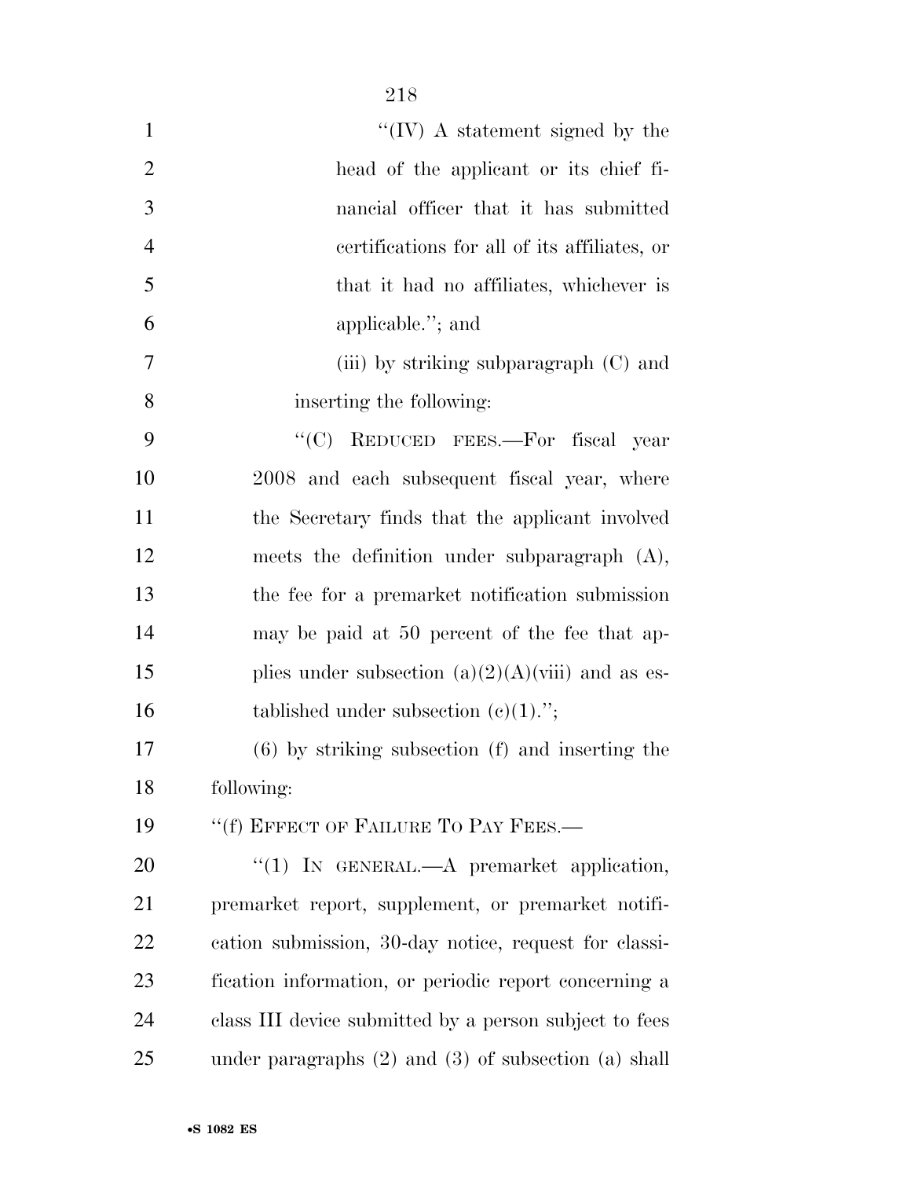"(IV) A statement signed by the head of the applicant or its chief financial officer that it has submitted certifications for all of its affiliates, or that it had no affiliates, whichever is applicable."; and

(iii) by striking subparagraph (C) and inserting the following:

"(C) REDUCED FEES.—For fiscal year 2008 and each subsequent fiscal year, where the Secretary finds that the applicant involved meets the definition under subparagraph (A), the fee for a premarket notification submission may be paid at 50 percent of the fee that applies under subsection (a)(2)(A)(viii) and as established under subsection (c)(1).";

(6) by striking subsection (f) and inserting the following:

"(f) EFFECT OF FAILURE TO PAY FEES.—

"(1) IN GENERAL.—A premarket application, premarket report, supplement, or premarket notification submission, 30-day notice, request for classification information, or periodic report concerning a class III device submitted by a person subject to fees under paragraphs (2) and (3) of subsection (a) shall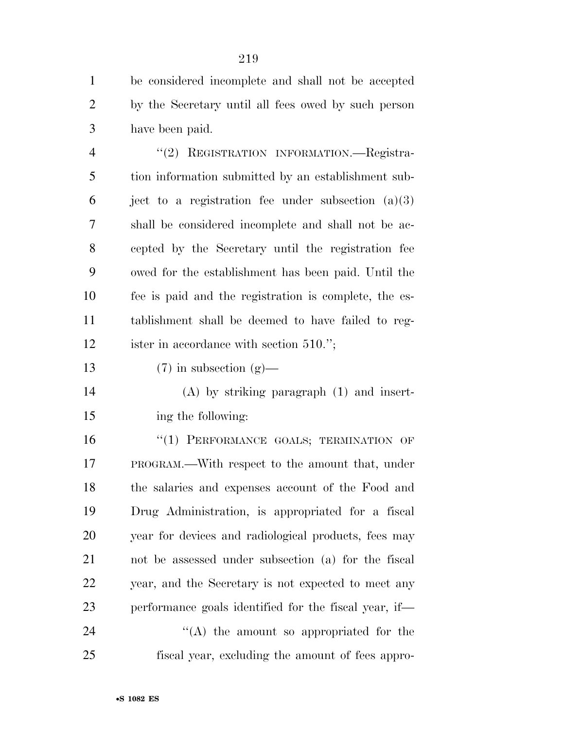be considered incomplete and shall not be accepted by the Secretary until all fees owed by such person have been paid.

"(2) REGISTRATION INFORMATION.—Registration information submitted by an establishment subject to a registration fee under subsection (a)(3) shall be considered incomplete and shall not be accepted by the Secretary until the registration fee owed for the establishment has been paid. Until the fee is paid and the registration is complete, the establishment shall be deemed to have failed to register in accordance with section 510.";

(7) in subsection (g)—

(A) by striking paragraph (1) and inserting the following:

"(1) PERFORMANCE GOALS; TERMINATION OF PROGRAM.—With respect to the amount that, under the salaries and expenses account of the Food and Drug Administration, is appropriated for a fiscal year for devices and radiological products, fees may not be assessed under subsection (a) for the fiscal year, and the Secretary is not expected to meet any performance goals identified for the fiscal year, if—

"(A) the amount so appropriated for the fiscal year, excluding the amount of fees appro-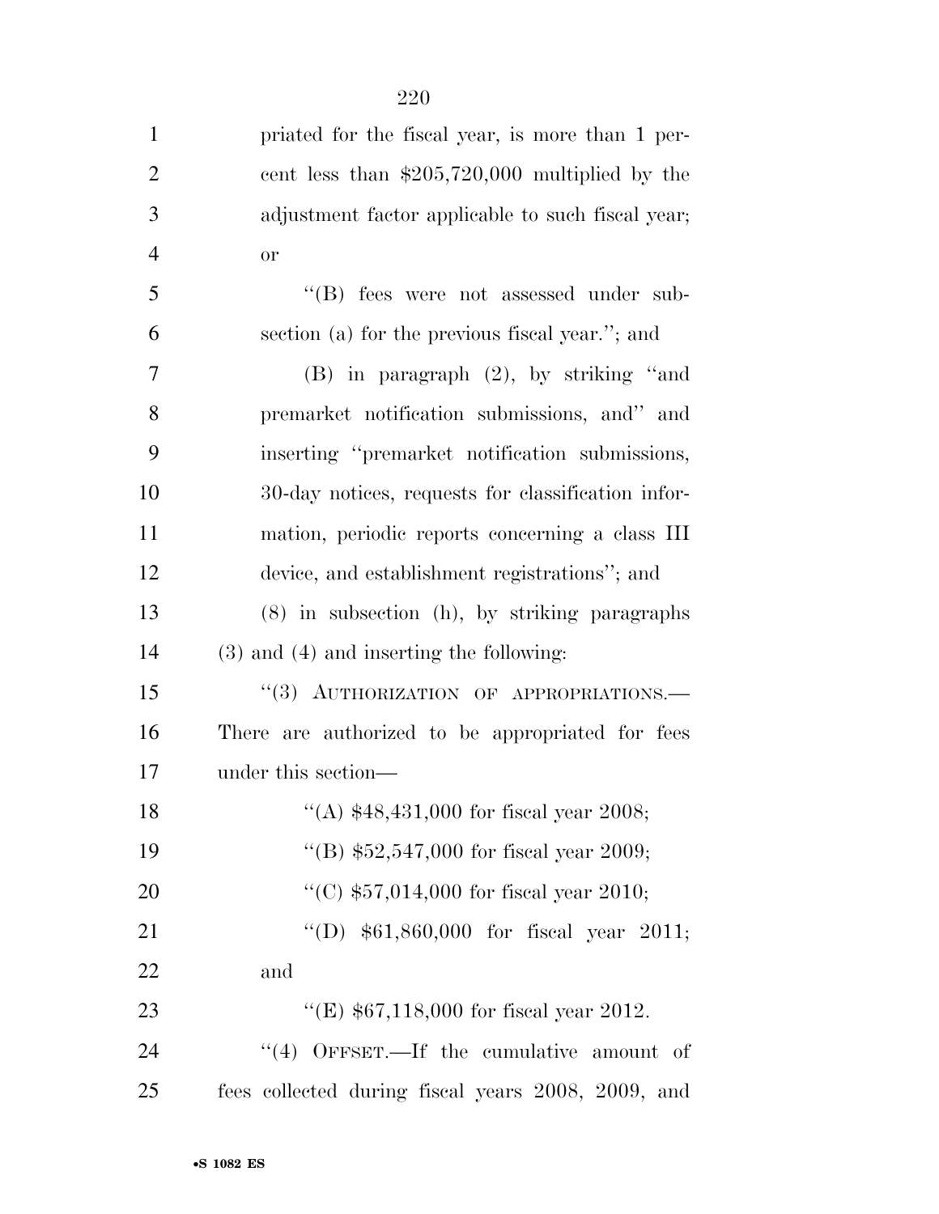priated for the fiscal year, is more than 1 percent less than $205,720,000 multiplied by the adjustment factor applicable to such fiscal year; or

"(B) fees were not assessed under subsection (a) for the previous fiscal year."; and

(B) in paragraph (2), by striking "and premarket notification submissions, and" and inserting "premarket notification submissions, 30-day notices, requests for classification information, periodic reports concerning a class III device, and establishment registrations"; and

(8) in subsection (h), by striking paragraphs (3) and (4) and inserting the following:

"(3) AUTHORIZATION OF APPROPRIATIONS.—There are authorized to be appropriated for fees under this section—

"(A) $48,431,000 for fiscal year 2008;

"(B) $52,547,000 for fiscal year 2009;

"(C) $57,014,000 for fiscal year 2010;

"(D) $61,860,000 for fiscal year 2011; and

"(E) $67,118,000 for fiscal year 2012.

"(4) OFFSET.—If the cumulative amount of fees collected during fiscal years 2008, 2009, and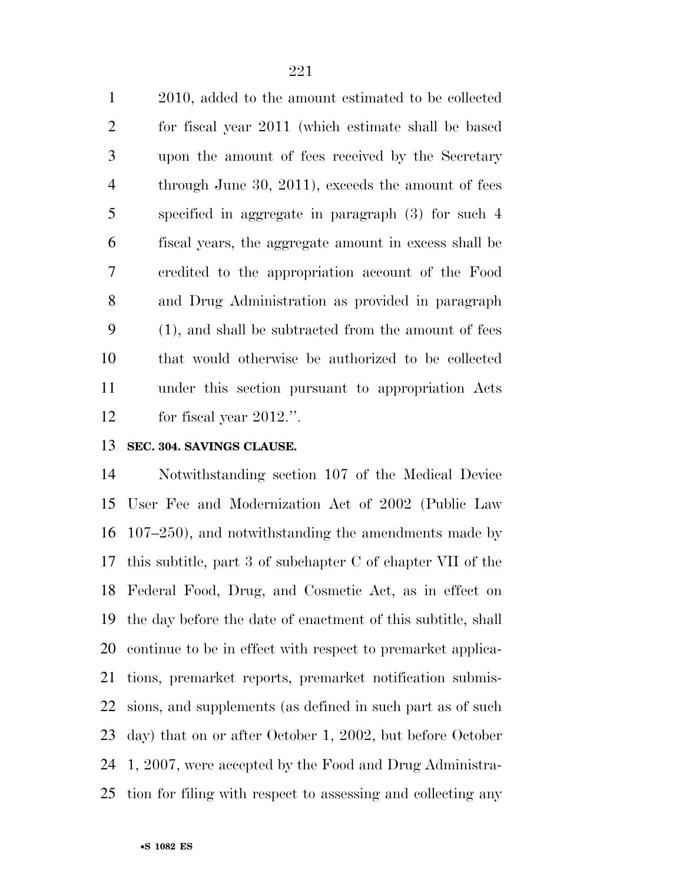2010, added to the amount estimated to be collected for fiscal year 2011 (which estimate shall be based upon the amount of fees received by the Secretary through June 30, 2011), exceeds the amount of fees specified in aggregate in paragraph (3) for such 4 fiscal years, the aggregate amount in excess shall be credited to the appropriation account of the Food and Drug Administration as provided in paragraph (1), and shall be subtracted from the amount of fees that would otherwise be authorized to be collected under this section pursuant to appropriation Acts for fiscal year 2012.''.

**SEC. 304. SAVINGS CLAUSE.**

Notwithstanding section 107 of the Medical Device User Fee and Modernization Act of 2002 (Public Law 107–250), and notwithstanding the amendments made by this subtitle, part 3 of subchapter C of chapter VII of the Federal Food, Drug, and Cosmetic Act, as in effect on the day before the date of enactment of this subtitle, shall continue to be in effect with respect to premarket applications, premarket reports, premarket notification submissions, and supplements (as defined in such part as of such day) that on or after October 1, 2002, but before October 1, 2007, were accepted by the Food and Drug Administration for filing with respect to assessing and collecting any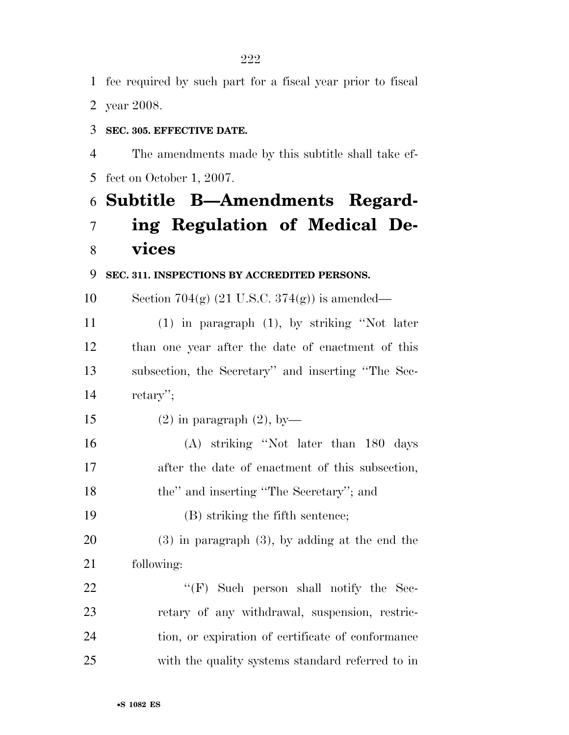fee required by such part for a fiscal year prior to fiscal year 2008.

**SEC. 305. EFFECTIVE DATE.**

The amendments made by this subtitle shall take effect on October 1, 2007.

# Subtitle B—Amendments Regarding Regulation of Medical Devices

**SEC. 311. INSPECTIONS BY ACCREDITED PERSONS.**

Section 704(g) (21 U.S.C. 374(g)) is amended—

(1) in paragraph (1), by striking ''Not later than one year after the date of enactment of this subsection, the Secretary'' and inserting ''The Secretary'';

(2) in paragraph (2), by—

(A) striking ''Not later than 180 days after the date of enactment of this subsection, the'' and inserting ''The Secretary''; and

(B) striking the fifth sentence;

(3) in paragraph (3), by adding at the end the following:

''(F) Such person shall notify the Secretary of any withdrawal, suspension, restriction, or expiration of certificate of conformance with the quality systems standard referred to in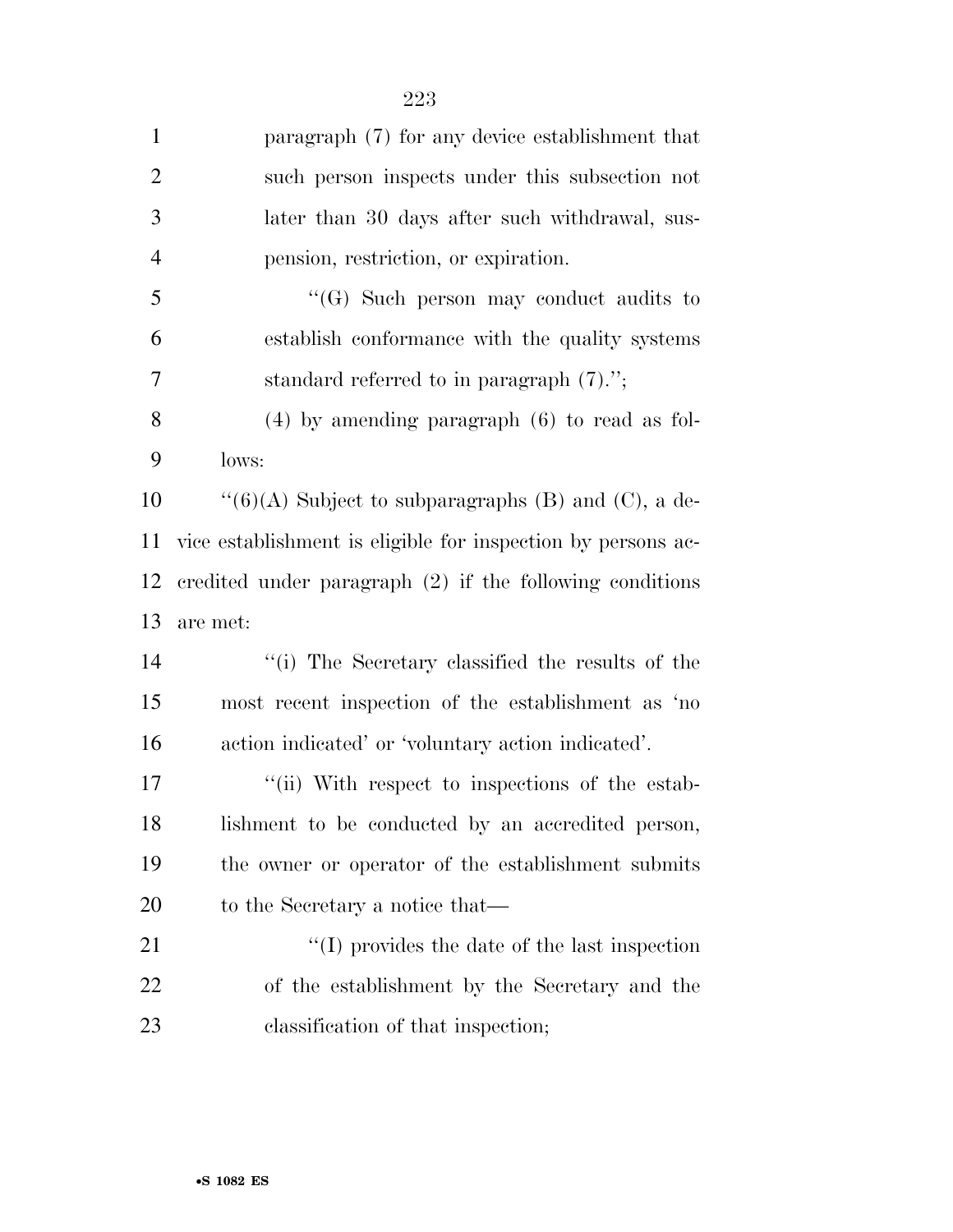paragraph (7) for any device establishment that such person inspects under this subsection not later than 30 days after such withdrawal, suspension, restriction, or expiration.

''(G) Such person may conduct audits to establish conformance with the quality systems standard referred to in paragraph (7).'';

(4) by amending paragraph (6) to read as follows:

''(6)(A) Subject to subparagraphs (B) and (C), a device establishment is eligible for inspection by persons accredited under paragraph (2) if the following conditions are met:

''(i) The Secretary classified the results of the most recent inspection of the establishment as 'no action indicated' or 'voluntary action indicated'.

''(ii) With respect to inspections of the establishment to be conducted by an accredited person, the owner or operator of the establishment submits to the Secretary a notice that—

''(I) provides the date of the last inspection of the establishment by the Secretary and the classification of that inspection;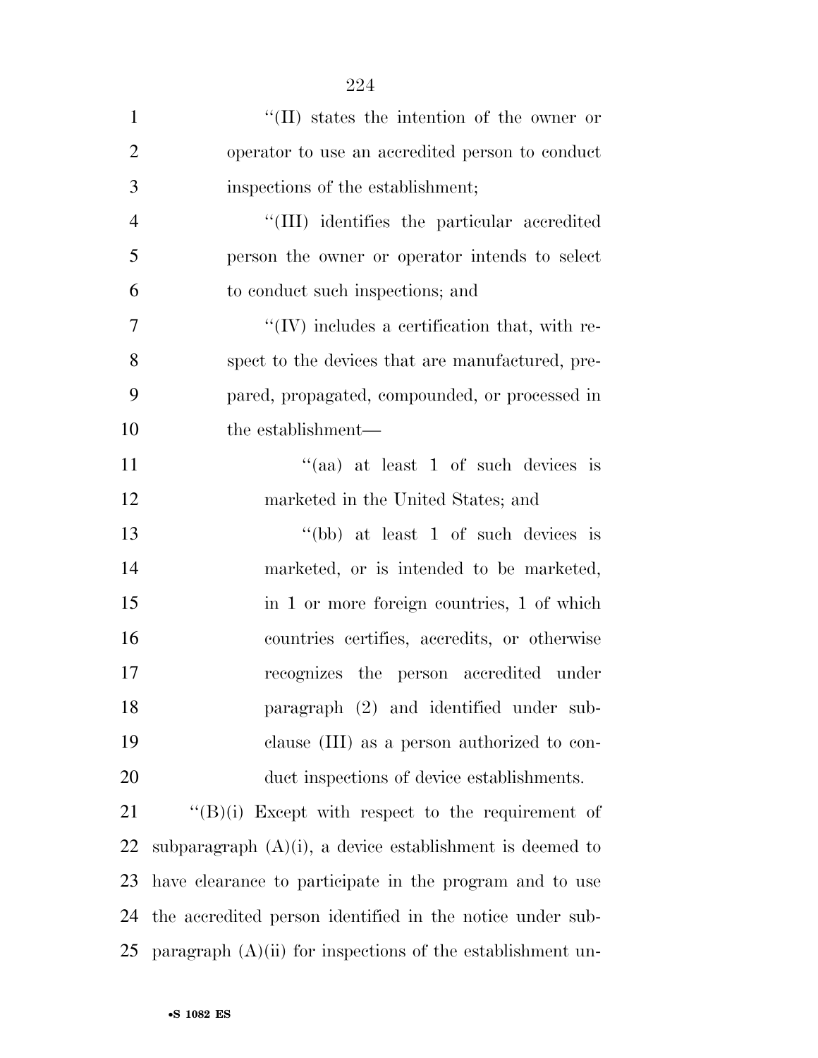"(II) states the intention of the owner or operator to use an accredited person to conduct inspections of the establishment;

"(III) identifies the particular accredited person the owner or operator intends to select to conduct such inspections; and

"(IV) includes a certification that, with respect to the devices that are manufactured, prepared, propagated, compounded, or processed in the establishment—

"(aa) at least 1 of such devices is marketed in the United States; and

"(bb) at least 1 of such devices is marketed, or is intended to be marketed, in 1 or more foreign countries, 1 of which countries certifies, accredits, or otherwise recognizes the person accredited under paragraph (2) and identified under subclause (III) as a person authorized to conduct inspections of device establishments.

"(B)(i) Except with respect to the requirement of subparagraph (A)(i), a device establishment is deemed to have clearance to participate in the program and to use the accredited person identified in the notice under subparagraph (A)(ii) for inspections of the establishment un-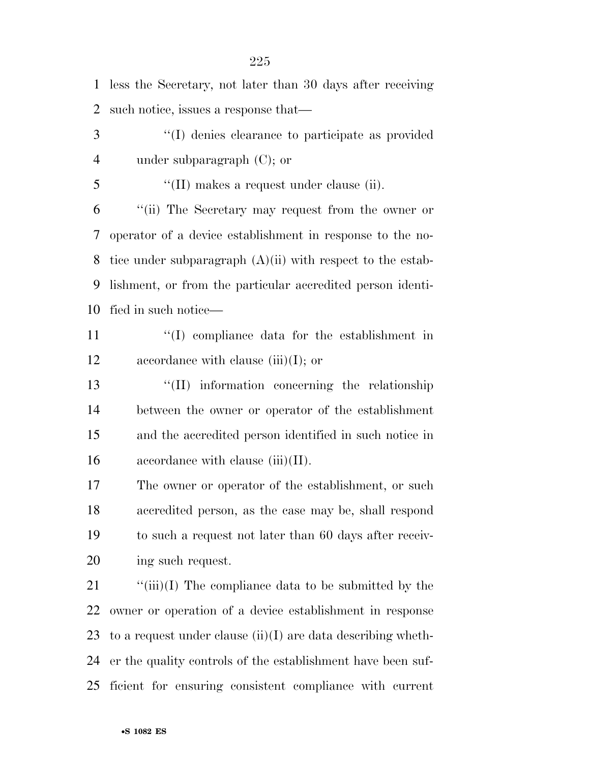less the Secretary, not later than 30 days after receiving such notice, issues a response that—

''(I) denies clearance to participate as provided under subparagraph (C); or

''(II) makes a request under clause (ii).

''(ii) The Secretary may request from the owner or operator of a device establishment in response to the notice under subparagraph (A)(ii) with respect to the establishment, or from the particular accredited person identified in such notice—

''(I) compliance data for the establishment in accordance with clause (iii)(I); or

''(II) information concerning the relationship between the owner or operator of the establishment and the accredited person identified in such notice in accordance with clause (iii)(II).

The owner or operator of the establishment, or such accredited person, as the case may be, shall respond to such a request not later than 60 days after receiving such request.

''(iii)(I) The compliance data to be submitted by the owner or operation of a device establishment in response to a request under clause (ii)(I) are data describing whether the quality controls of the establishment have been sufficient for ensuring consistent compliance with current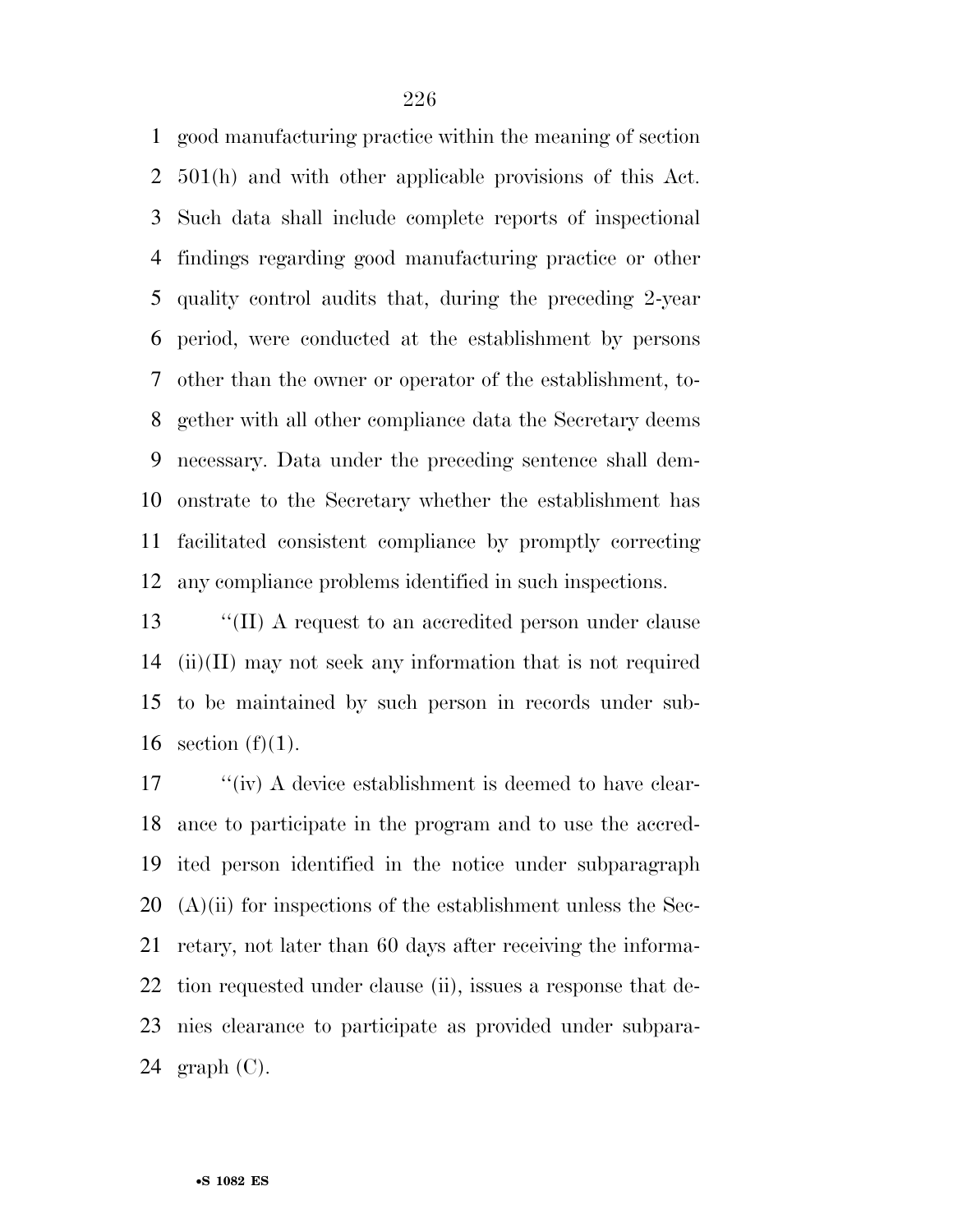good manufacturing practice within the meaning of section 501(h) and with other applicable provisions of this Act. Such data shall include complete reports of inspectional findings regarding good manufacturing practice or other quality control audits that, during the preceding 2-year period, were conducted at the establishment by persons other than the owner or operator of the establishment, together with all other compliance data the Secretary deems necessary. Data under the preceding sentence shall demonstrate to the Secretary whether the establishment has facilitated consistent compliance by promptly correcting any compliance problems identified in such inspections.

''(II) A request to an accredited person under clause (ii)(II) may not seek any information that is not required to be maintained by such person in records under subsection (f)(1).

''(iv) A device establishment is deemed to have clearance to participate in the program and to use the accredited person identified in the notice under subparagraph (A)(ii) for inspections of the establishment unless the Secretary, not later than 60 days after receiving the information requested under clause (ii), issues a response that denies clearance to participate as provided under subparagraph (C).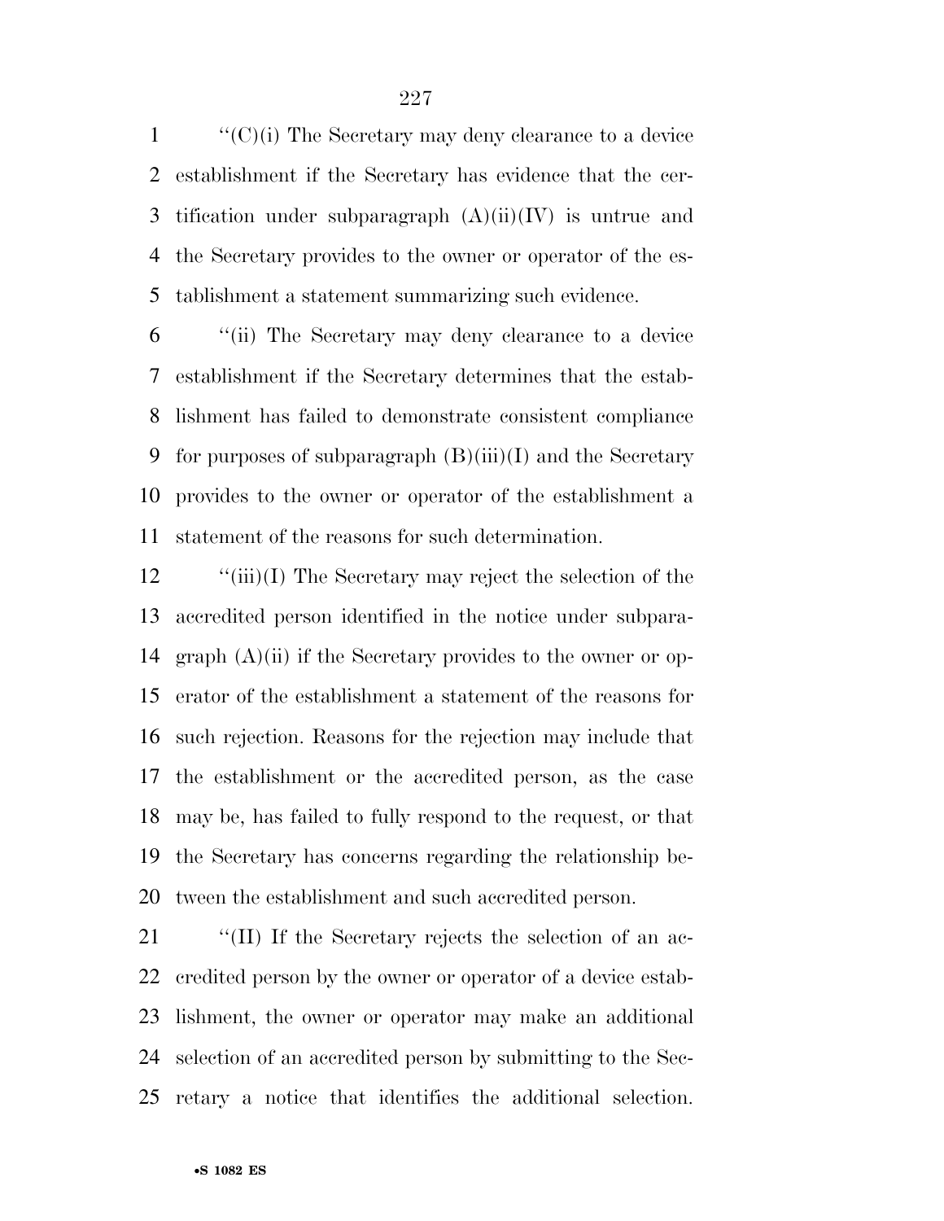''(C)(i) The Secretary may deny clearance to a device establishment if the Secretary has evidence that the certification under subparagraph (A)(ii)(IV) is untrue and the Secretary provides to the owner or operator of the establishment a statement summarizing such evidence.

''(ii) The Secretary may deny clearance to a device establishment if the Secretary determines that the establishment has failed to demonstrate consistent compliance for purposes of subparagraph (B)(iii)(I) and the Secretary provides to the owner or operator of the establishment a statement of the reasons for such determination.

''(iii)(I) The Secretary may reject the selection of the accredited person identified in the notice under subparagraph (A)(ii) if the Secretary provides to the owner or operator of the establishment a statement of the reasons for such rejection. Reasons for the rejection may include that the establishment or the accredited person, as the case may be, has failed to fully respond to the request, or that the Secretary has concerns regarding the relationship between the establishment and such accredited person.

''(II) If the Secretary rejects the selection of an accredited person by the owner or operator of a device establishment, the owner or operator may make an additional selection of an accredited person by submitting to the Secretary a notice that identifies the additional selection.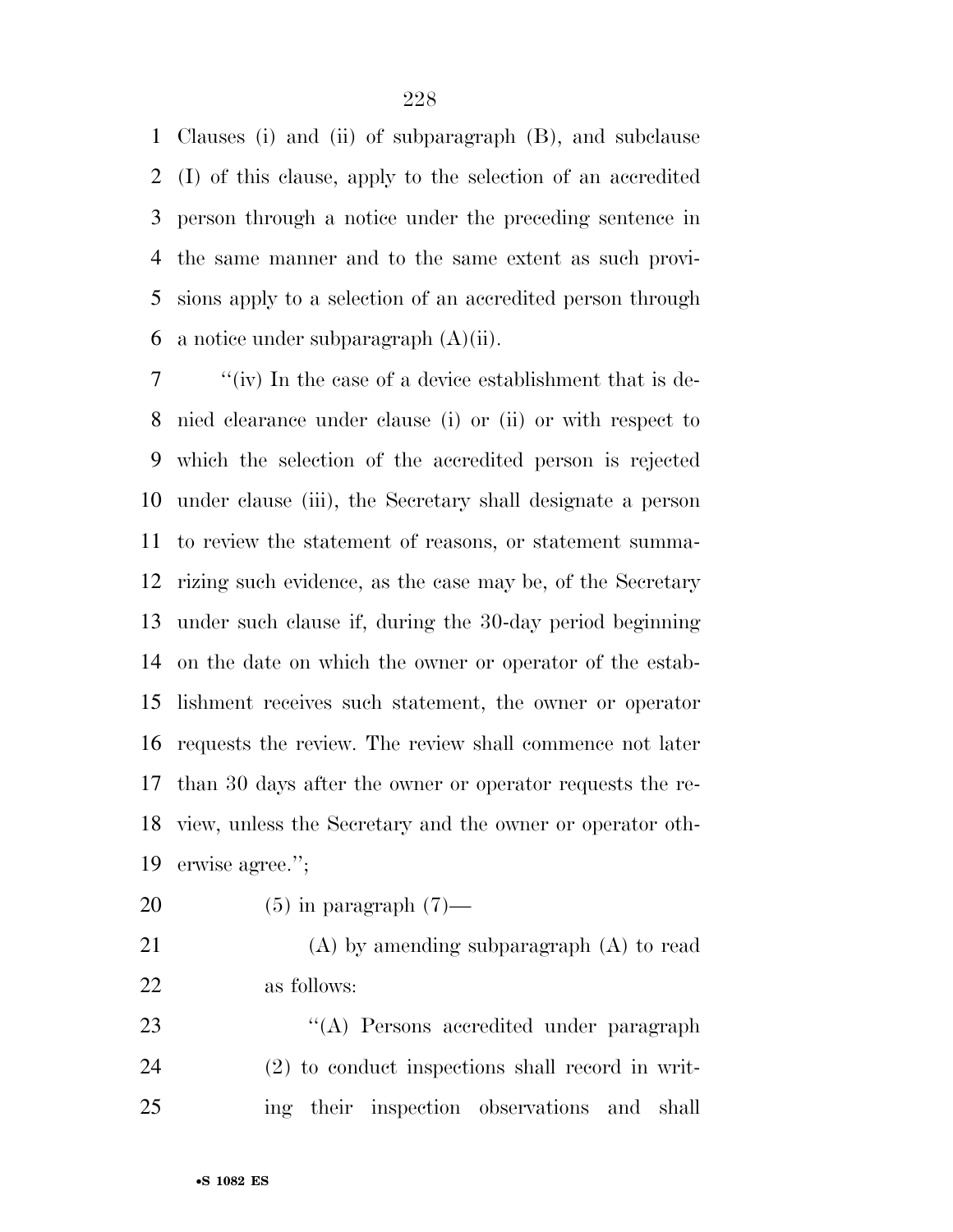Clauses (i) and (ii) of subparagraph (B), and subclause (I) of this clause, apply to the selection of an accredited person through a notice under the preceding sentence in the same manner and to the same extent as such provisions apply to a selection of an accredited person through a notice under subparagraph (A)(ii).

"(iv) In the case of a device establishment that is denied clearance under clause (i) or (ii) or with respect to which the selection of the accredited person is rejected under clause (iii), the Secretary shall designate a person to review the statement of reasons, or statement summarizing such evidence, as the case may be, of the Secretary under such clause if, during the 30-day period beginning on the date on which the owner or operator of the establishment receives such statement, the owner or operator requests the review. The review shall commence not later than 30 days after the owner or operator requests the review, unless the Secretary and the owner or operator otherwise agree.";

(5) in paragraph (7)—

(A) by amending subparagraph (A) to read as follows:

"(A) Persons accredited under paragraph (2) to conduct inspections shall record in writing their inspection observations and shall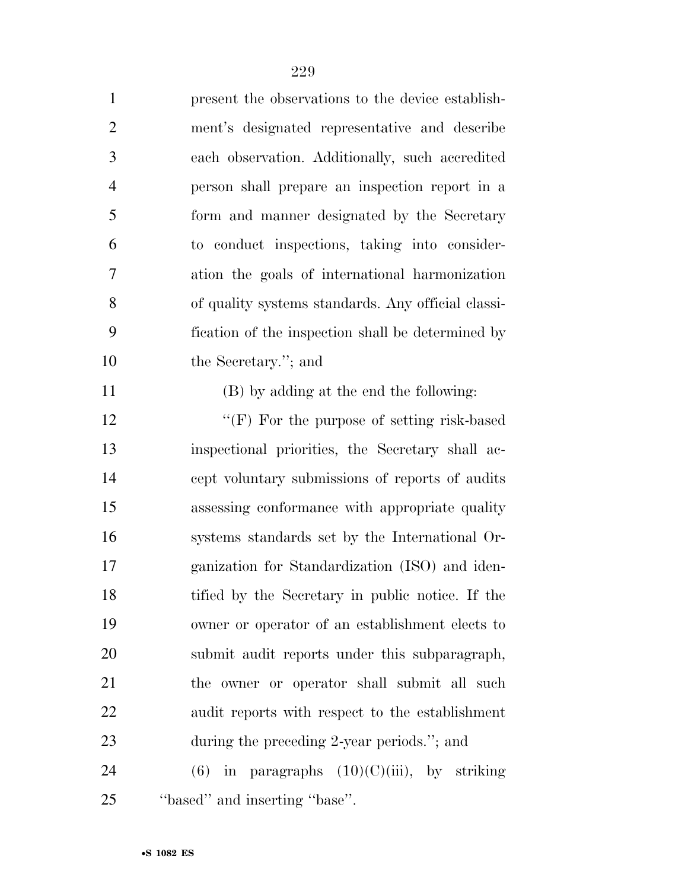present the observations to the device establishment's designated representative and describe each observation. Additionally, such accredited person shall prepare an inspection report in a form and manner designated by the Secretary to conduct inspections, taking into consideration the goals of international harmonization of quality systems standards. Any official classification of the inspection shall be determined by the Secretary.''; and

(B) by adding at the end the following:

''(F) For the purpose of setting risk-based inspectional priorities, the Secretary shall accept voluntary submissions of reports of audits assessing conformance with appropriate quality systems standards set by the International Organization for Standardization (ISO) and identified by the Secretary in public notice. If the owner or operator of an establishment elects to submit audit reports under this subparagraph, the owner or operator shall submit all such audit reports with respect to the establishment during the preceding 2-year periods.''; and

(6) in paragraphs (10)(C)(iii), by striking ''based'' and inserting ''base''.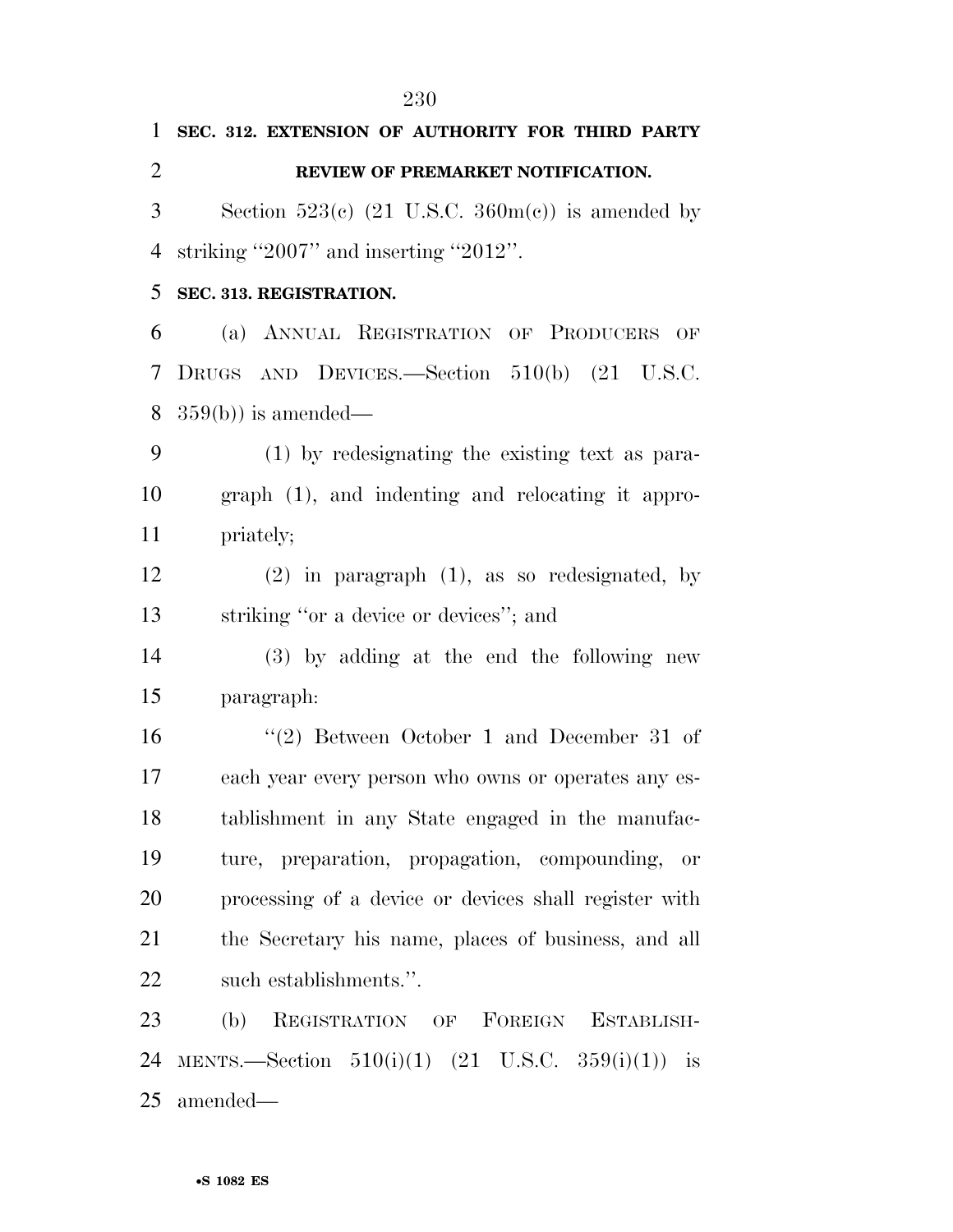**SEC. 312. EXTENSION OF AUTHORITY FOR THIRD PARTY REVIEW OF PREMARKET NOTIFICATION.**

Section 523(c) (21 U.S.C. 360m(c)) is amended by striking ''2007'' and inserting ''2012''.

**SEC. 313. REGISTRATION.**

(a) ANNUAL REGISTRATION OF PRODUCERS OF DRUGS AND DEVICES.—Section 510(b) (21 U.S.C. 359(b)) is amended—

(1) by redesignating the existing text as paragraph (1), and indenting and relocating it appropriately;

(2) in paragraph (1), as so redesignated, by striking ''or a device or devices''; and

(3) by adding at the end the following new paragraph:

''(2) Between October 1 and December 31 of each year every person who owns or operates any establishment in any State engaged in the manufacture, preparation, propagation, compounding, or processing of a device or devices shall register with the Secretary his name, places of business, and all such establishments.''.

(b) REGISTRATION OF FOREIGN ESTABLISHMENTS.—Section 510(i)(1) (21 U.S.C. 359(i)(1)) is amended—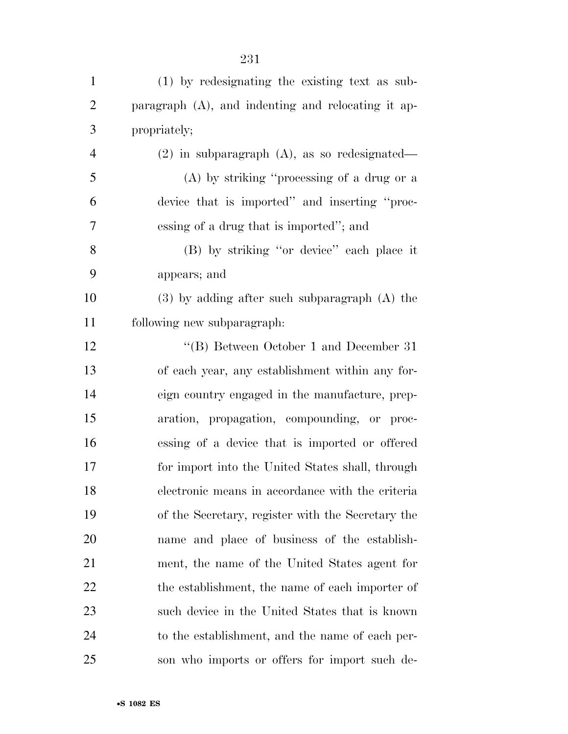(1) by redesignating the existing text as subparagraph (A), and indenting and relocating it appropriately;

(2) in subparagraph (A), as so redesignated—

(A) by striking ''processing of a drug or a device that is imported'' and inserting ''processing of a drug that is imported''; and

(B) by striking ''or device'' each place it appears; and

(3) by adding after such subparagraph (A) the following new subparagraph:

''(B) Between October 1 and December 31 of each year, any establishment within any foreign country engaged in the manufacture, preparation, propagation, compounding, or processing of a device that is imported or offered for import into the United States shall, through electronic means in accordance with the criteria of the Secretary, register with the Secretary the name and place of business of the establishment, the name of the United States agent for the establishment, the name of each importer of such device in the United States that is known to the establishment, and the name of each person who imports or offers for import such de-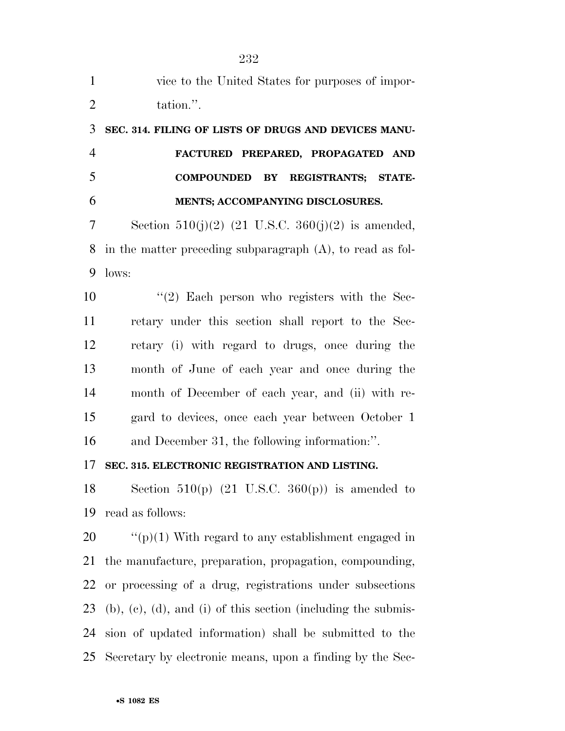vice to the United States for purposes of importation.''.

**SEC. 314. FILING OF LISTS OF DRUGS AND DEVICES MANUFACTURED PREPARED, PROPAGATED AND COMPOUNDED BY REGISTRANTS; STATEMENTS; ACCOMPANYING DISCLOSURES.**

Section 510(j)(2) (21 U.S.C. 360(j)(2) is amended, in the matter preceding subparagraph (A), to read as follows:

''(2) Each person who registers with the Secretary under this section shall report to the Secretary (i) with regard to drugs, once during the month of June of each year and once during the month of December of each year, and (ii) with regard to devices, once each year between October 1 and December 31, the following information:''.

**SEC. 315. ELECTRONIC REGISTRATION AND LISTING.**

Section 510(p) (21 U.S.C. 360(p)) is amended to read as follows:

''(p)(1) With regard to any establishment engaged in the manufacture, preparation, propagation, compounding, or processing of a drug, registrations under subsections (b), (c), (d), and (i) of this section (including the submission of updated information) shall be submitted to the Secretary by electronic means, upon a finding by the Sec-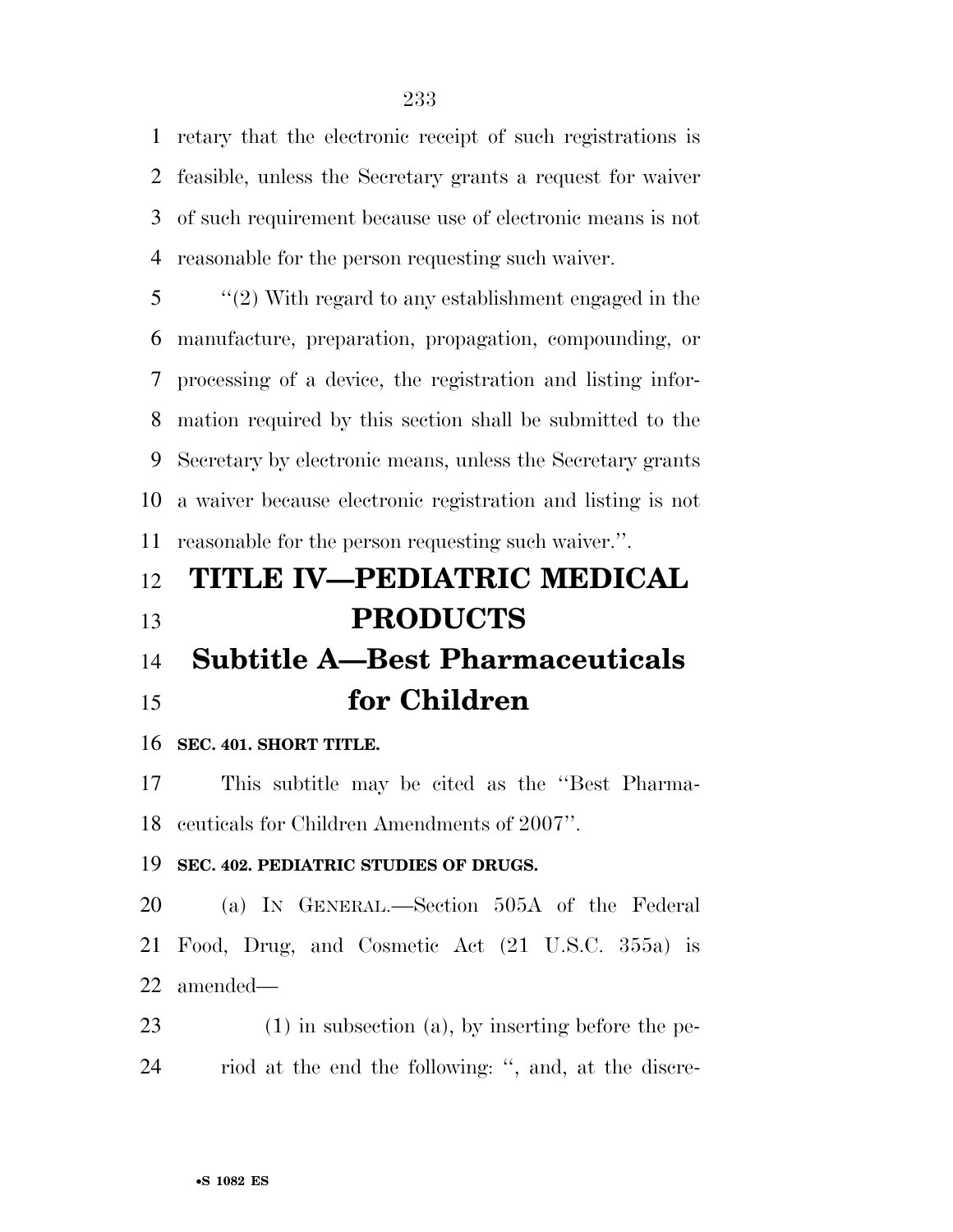retary that the electronic receipt of such registrations is feasible, unless the Secretary grants a request for waiver of such requirement because use of electronic means is not reasonable for the person requesting such waiver.

''(2) With regard to any establishment engaged in the manufacture, preparation, propagation, compounding, or processing of a device, the registration and listing information required by this section shall be submitted to the Secretary by electronic means, unless the Secretary grants a waiver because electronic registration and listing is not reasonable for the person requesting such waiver.''.

# TITLE IV—PEDIATRIC MEDICAL PRODUCTS

## Subtitle A—Best Pharmaceuticals for Children

### SEC. 401. SHORT TITLE.

This subtitle may be cited as the ''Best Pharmaceuticals for Children Amendments of 2007''.

### SEC. 402. PEDIATRIC STUDIES OF DRUGS.

(a) IN GENERAL.—Section 505A of the Federal Food, Drug, and Cosmetic Act (21 U.S.C. 355a) is amended—

(1) in subsection (a), by inserting before the period at the end the following: '', and, at the discre-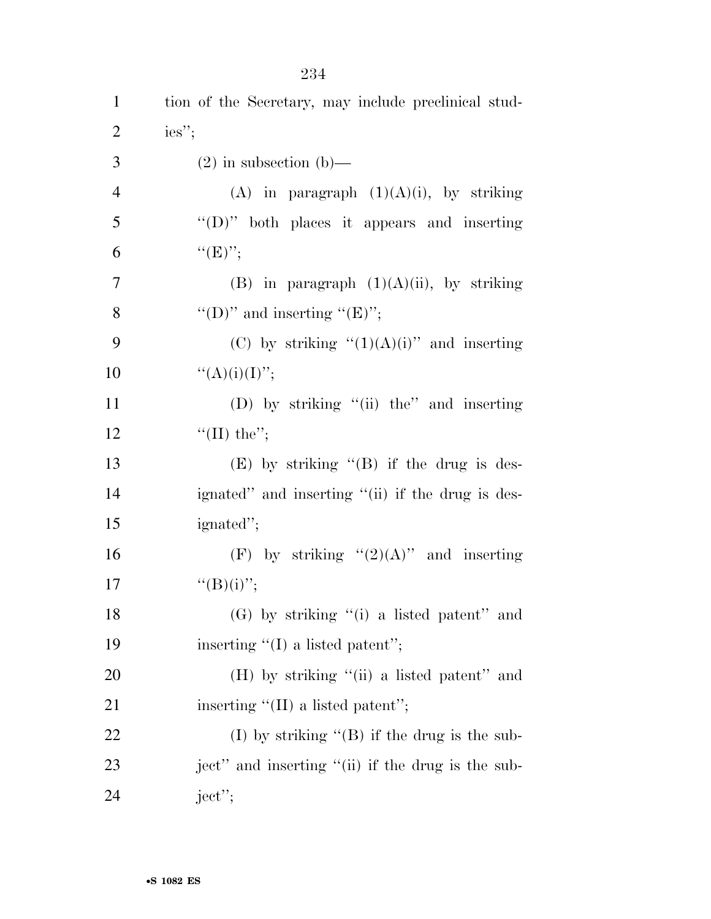tion of the Secretary, may include preclinical studies'';

(2) in subsection (b)—

(A) in paragraph (1)(A)(i), by striking ''(D)'' both places it appears and inserting ''(E)'';

(B) in paragraph (1)(A)(ii), by striking ''(D)'' and inserting ''(E)'';

(C) by striking ''(1)(A)(i)'' and inserting ''(A)(i)(I)'';

(D) by striking ''(ii) the'' and inserting ''(II) the'';

(E) by striking ''(B) if the drug is designated'' and inserting ''(ii) if the drug is designated'';

(F) by striking ''(2)(A)'' and inserting ''(B)(i)'';

(G) by striking ''(i) a listed patent'' and inserting ''(I) a listed patent'';

(H) by striking ''(ii) a listed patent'' and inserting ''(II) a listed patent'';

(I) by striking ''(B) if the drug is the subject'' and inserting ''(ii) if the drug is the subject'';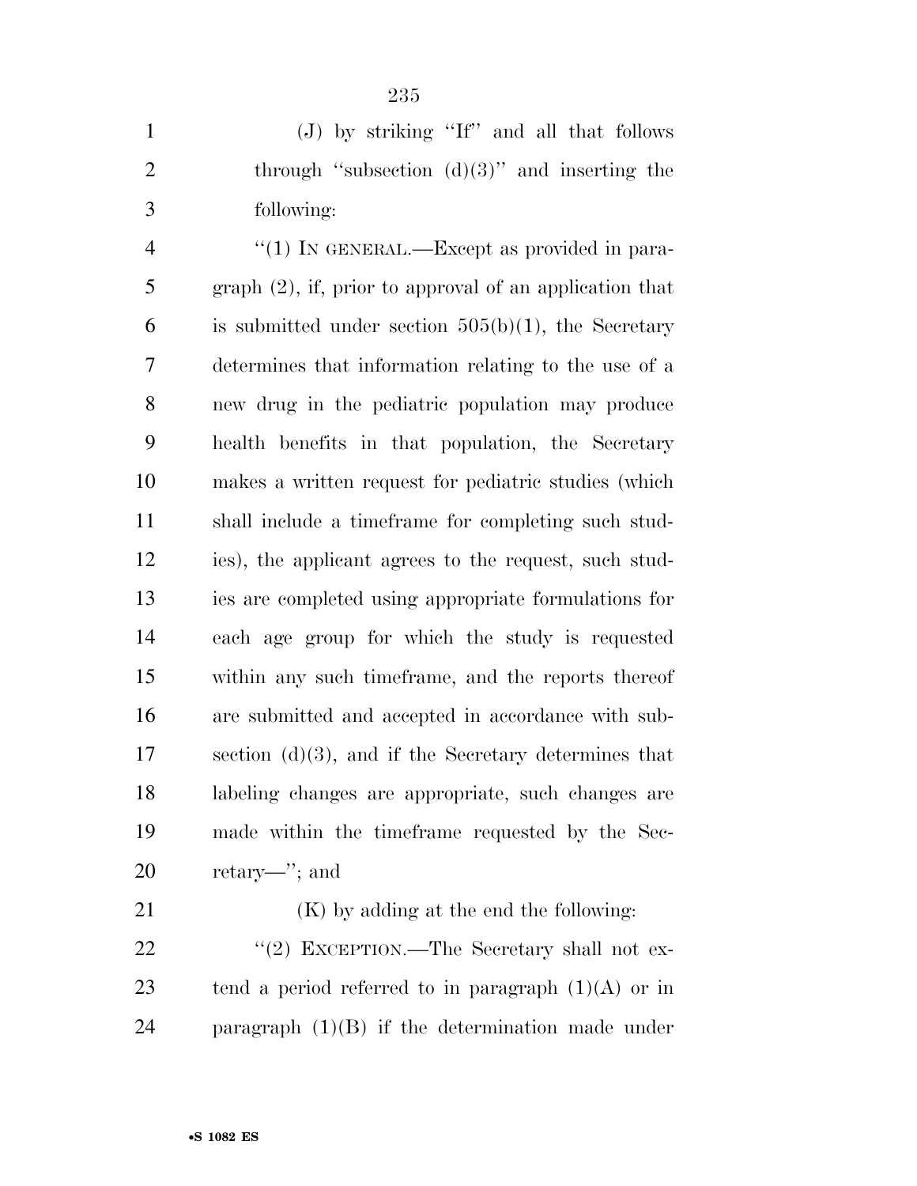(J) by striking ''If'' and all that follows through ''subsection (d)(3)'' and inserting the following:

''(1) IN GENERAL.—Except as provided in paragraph (2), if, prior to approval of an application that is submitted under section 505(b)(1), the Secretary determines that information relating to the use of a new drug in the pediatric population may produce health benefits in that population, the Secretary makes a written request for pediatric studies (which shall include a timeframe for completing such studies), the applicant agrees to the request, such studies are completed using appropriate formulations for each age group for which the study is requested within any such timeframe, and the reports thereof are submitted and accepted in accordance with subsection (d)(3), and if the Secretary determines that labeling changes are appropriate, such changes are made within the timeframe requested by the Secretary—''; and

(K) by adding at the end the following:

''(2) EXCEPTION.—The Secretary shall not extend a period referred to in paragraph (1)(A) or in paragraph (1)(B) if the determination made under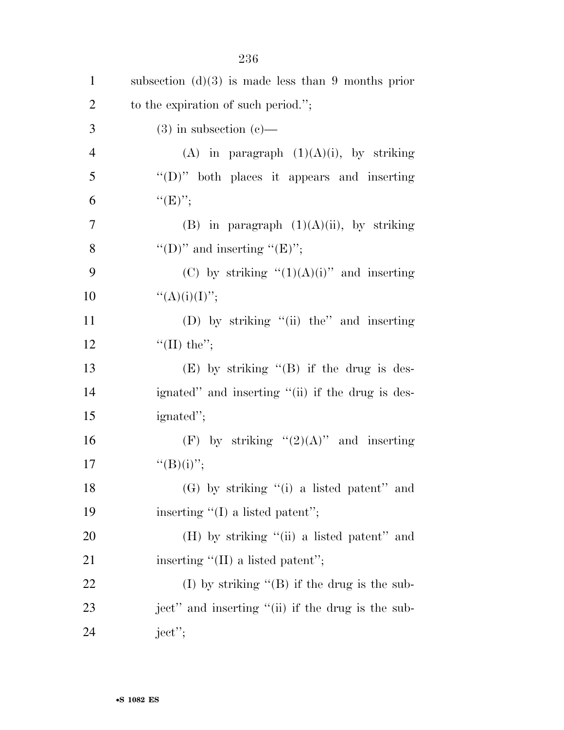subsection (d)(3) is made less than 9 months prior to the expiration of such period.'';

(3) in subsection (c)—

(A) in paragraph (1)(A)(i), by striking ''(D)'' both places it appears and inserting ''(E)'';

(B) in paragraph (1)(A)(ii), by striking ''(D)'' and inserting ''(E)'';

(C) by striking ''(1)(A)(i)'' and inserting ''(A)(i)(I)'';

(D) by striking ''(ii) the'' and inserting ''(II) the'';

(E) by striking ''(B) if the drug is designated'' and inserting ''(ii) if the drug is designated'';

(F) by striking ''(2)(A)'' and inserting ''(B)(i)'';

(G) by striking ''(i) a listed patent'' and inserting ''(I) a listed patent'';

(H) by striking ''(ii) a listed patent'' and inserting ''(II) a listed patent'';

(I) by striking ''(B) if the drug is the subject'' and inserting ''(ii) if the drug is the subject'';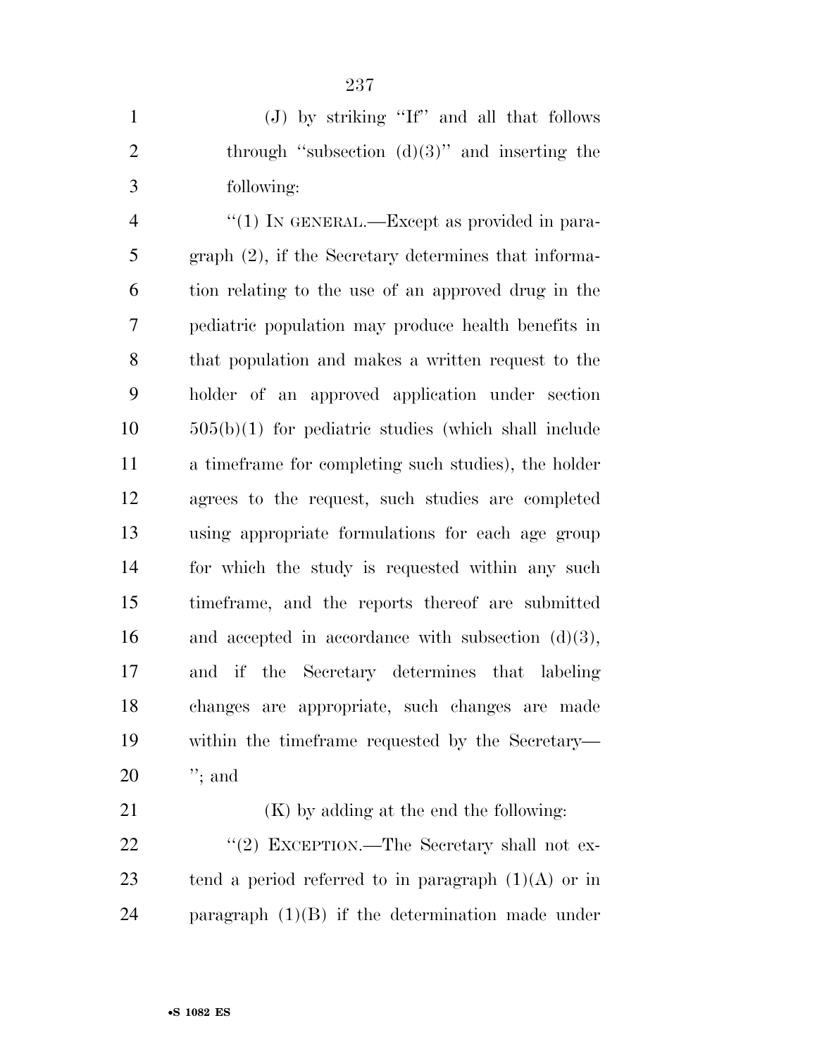(J) by striking ''If'' and all that follows through ''subsection (d)(3)'' and inserting the following:

''(1) IN GENERAL.—Except as provided in paragraph (2), if the Secretary determines that information relating to the use of an approved drug in the pediatric population may produce health benefits in that population and makes a written request to the holder of an approved application under section 505(b)(1) for pediatric studies (which shall include a timeframe for completing such studies), the holder agrees to the request, such studies are completed using appropriate formulations for each age group for which the study is requested within any such timeframe, and the reports thereof are submitted and accepted in accordance with subsection (d)(3), and if the Secretary determines that labeling changes are appropriate, such changes are made within the timeframe requested by the Secretary— ''; and

(K) by adding at the end the following:

''(2) EXCEPTION.—The Secretary shall not extend a period referred to in paragraph (1)(A) or in paragraph (1)(B) if the determination made under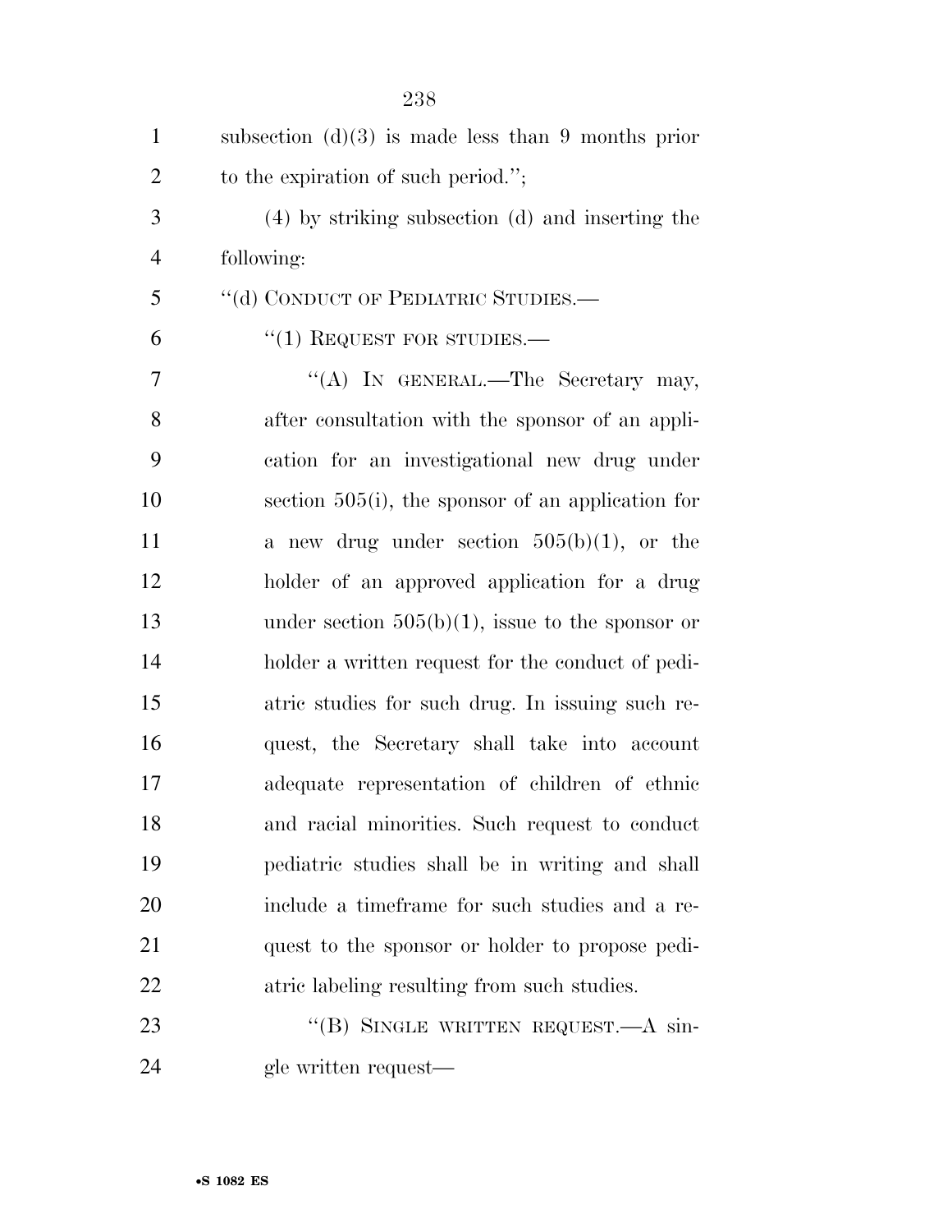subsection (d)(3) is made less than 9 months prior to the expiration of such period.'';

(4) by striking subsection (d) and inserting the following:

''(d) CONDUCT OF PEDIATRIC STUDIES.—

''(1) REQUEST FOR STUDIES.—

''(A) IN GENERAL.—The Secretary may, after consultation with the sponsor of an application for an investigational new drug under section 505(i), the sponsor of an application for a new drug under section 505(b)(1), or the holder of an approved application for a drug under section 505(b)(1), issue to the sponsor or holder a written request for the conduct of pediatric studies for such drug. In issuing such request, the Secretary shall take into account adequate representation of children of ethnic and racial minorities. Such request to conduct pediatric studies shall be in writing and shall include a timeframe for such studies and a request to the sponsor or holder to propose pediatric labeling resulting from such studies.

''(B) SINGLE WRITTEN REQUEST.—A single written request—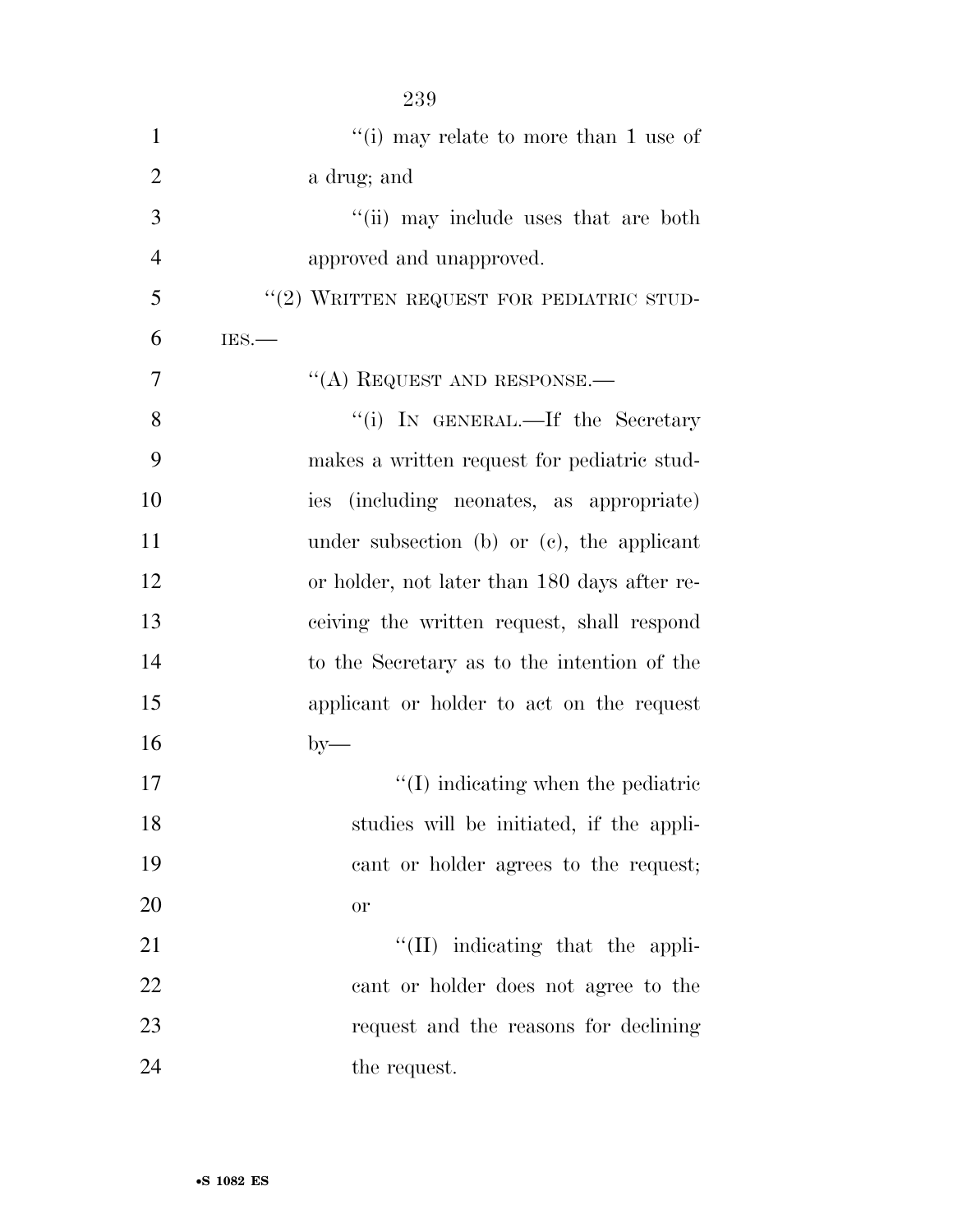"(i) may relate to more than 1 use of a drug; and

"(ii) may include uses that are both approved and unapproved.

"(2) WRITTEN REQUEST FOR PEDIATRIC STUDIES.—

"(A) REQUEST AND RESPONSE.—

"(i) IN GENERAL.—If the Secretary makes a written request for pediatric studies (including neonates, as appropriate) under subsection (b) or (c), the applicant or holder, not later than 180 days after receiving the written request, shall respond to the Secretary as to the intention of the applicant or holder to act on the request by—

"(I) indicating when the pediatric studies will be initiated, if the applicant or holder agrees to the request; or

"(II) indicating that the applicant or holder does not agree to the request and the reasons for declining the request.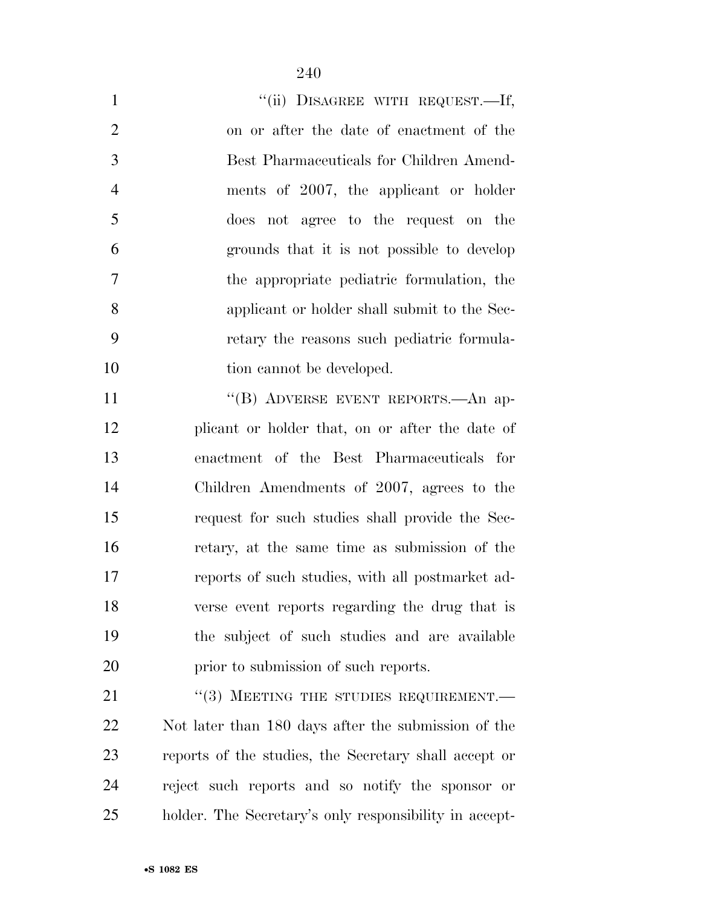"(ii) DISAGREE WITH REQUEST.—If, on or after the date of enactment of the Best Pharmaceuticals for Children Amendments of 2007, the applicant or holder does not agree to the request on the grounds that it is not possible to develop the appropriate pediatric formulation, the applicant or holder shall submit to the Secretary the reasons such pediatric formulation cannot be developed.

"(B) ADVERSE EVENT REPORTS.—An applicant or holder that, on or after the date of enactment of the Best Pharmaceuticals for Children Amendments of 2007, agrees to the request for such studies shall provide the Secretary, at the same time as submission of the reports of such studies, with all postmarket adverse event reports regarding the drug that is the subject of such studies and are available prior to submission of such reports.

"(3) MEETING THE STUDIES REQUIREMENT.— Not later than 180 days after the submission of the reports of the studies, the Secretary shall accept or reject such reports and so notify the sponsor or holder. The Secretary's only responsibility in accept-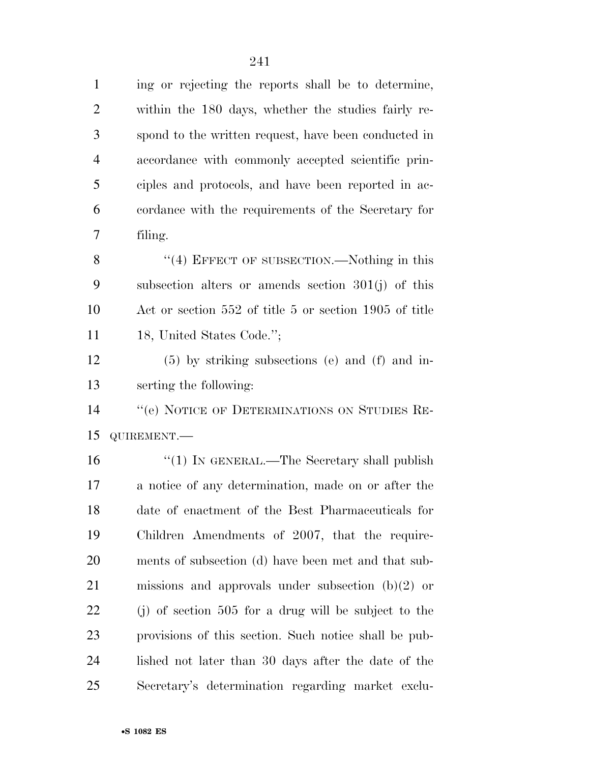ing or rejecting the reports shall be to determine, within the 180 days, whether the studies fairly respond to the written request, have been conducted in accordance with commonly accepted scientific principles and protocols, and have been reported in accordance with the requirements of the Secretary for filing.

"(4) EFFECT OF SUBSECTION.—Nothing in this subsection alters or amends section 301(j) of this Act or section 552 of title 5 or section 1905 of title 18, United States Code.";

(5) by striking subsections (e) and (f) and inserting the following:

"(e) NOTICE OF DETERMINATIONS ON STUDIES REQUIREMENT.—

"(1) IN GENERAL.—The Secretary shall publish a notice of any determination, made on or after the date of enactment of the Best Pharmaceuticals for Children Amendments of 2007, that the requirements of subsection (d) have been met and that submissions and approvals under subsection (b)(2) or (j) of section 505 for a drug will be subject to the provisions of this section. Such notice shall be published not later than 30 days after the date of the Secretary's determination regarding market exclu-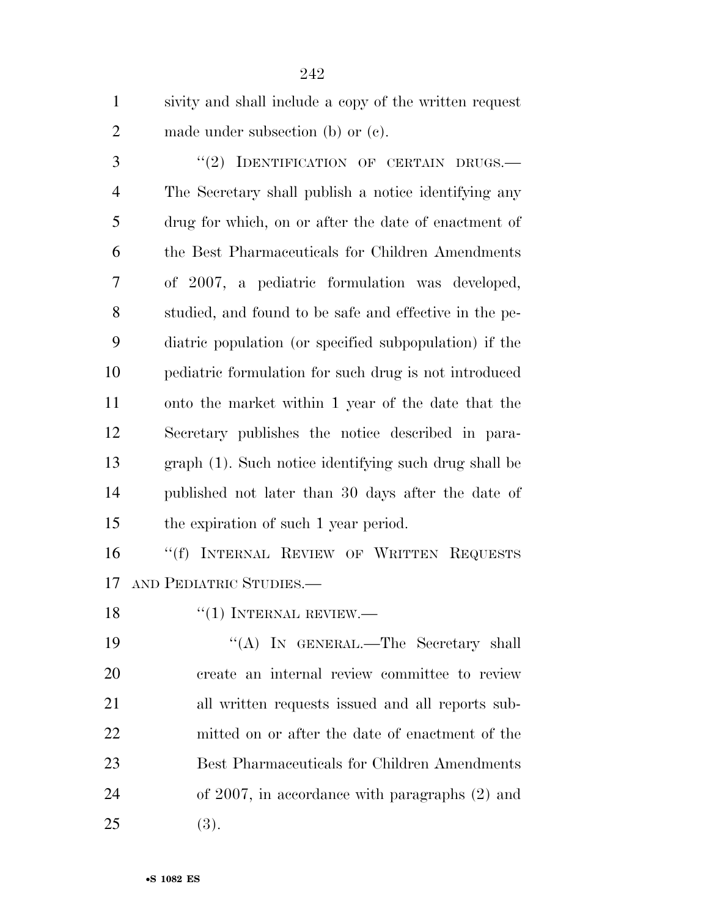sivity and shall include a copy of the written request made under subsection (b) or (c).

"(2) IDENTIFICATION OF CERTAIN DRUGS.—The Secretary shall publish a notice identifying any drug for which, on or after the date of enactment of the Best Pharmaceuticals for Children Amendments of 2007, a pediatric formulation was developed, studied, and found to be safe and effective in the pediatric population (or specified subpopulation) if the pediatric formulation for such drug is not introduced onto the market within 1 year of the date that the Secretary publishes the notice described in paragraph (1). Such notice identifying such drug shall be published not later than 30 days after the date of the expiration of such 1 year period.

"(f) INTERNAL REVIEW OF WRITTEN REQUESTS AND PEDIATRIC STUDIES.—

"(1) INTERNAL REVIEW.—

"(A) IN GENERAL.—The Secretary shall create an internal review committee to review all written requests issued and all reports submitted on or after the date of enactment of the Best Pharmaceuticals for Children Amendments of 2007, in accordance with paragraphs (2) and (3).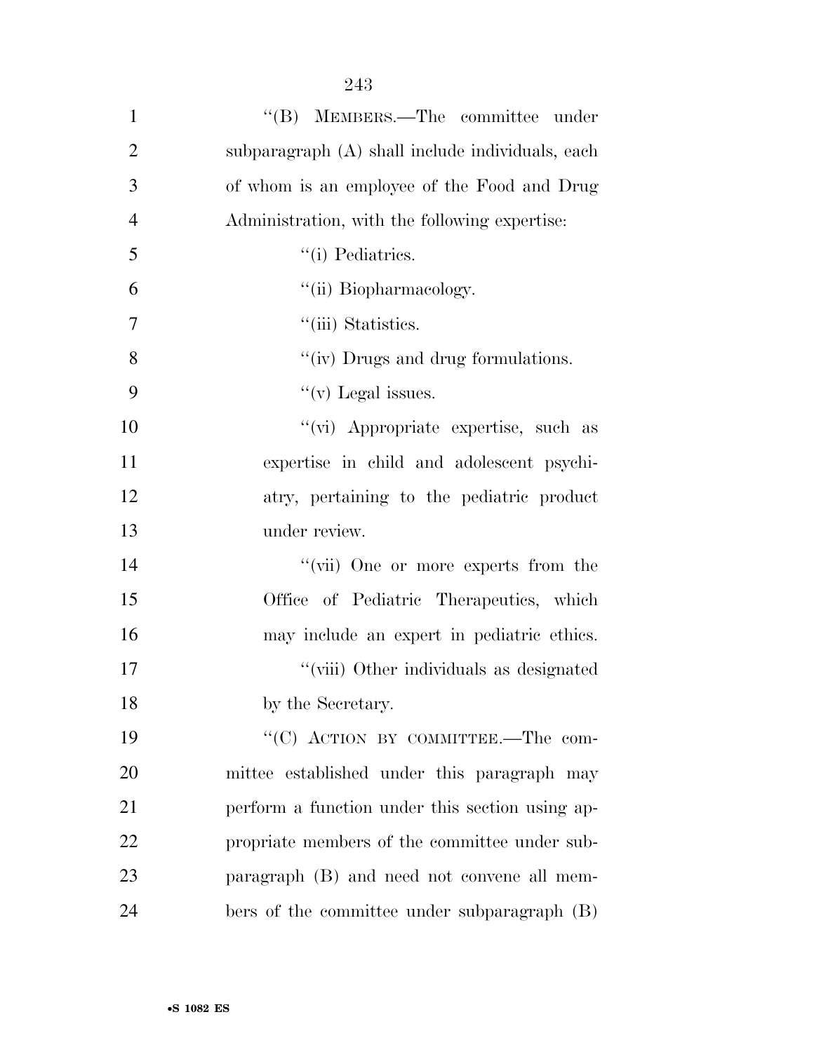''(B) MEMBERS.—The committee under subparagraph (A) shall include individuals, each of whom is an employee of the Food and Drug Administration, with the following expertise:

''(i) Pediatrics.

''(ii) Biopharmacology.

''(iii) Statistics.

''(iv) Drugs and drug formulations.

''(v) Legal issues.

''(vi) Appropriate expertise, such as expertise in child and adolescent psychiatry, pertaining to the pediatric product under review.

''(vii) One or more experts from the Office of Pediatric Therapeutics, which may include an expert in pediatric ethics.

''(viii) Other individuals as designated by the Secretary.

''(C) ACTION BY COMMITTEE.—The committee established under this paragraph may perform a function under this section using appropriate members of the committee under subparagraph (B) and need not convene all members of the committee under subparagraph (B)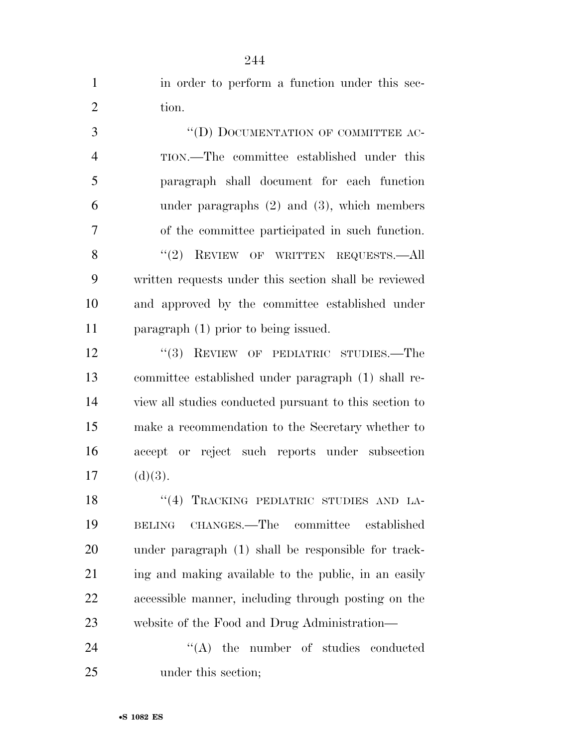in order to perform a function under this section.

''(D) DOCUMENTATION OF COMMITTEE ACTION.—The committee established under this paragraph shall document for each function under paragraphs (2) and (3), which members of the committee participated in such function.

''(2) REVIEW OF WRITTEN REQUESTS.—All written requests under this section shall be reviewed and approved by the committee established under paragraph (1) prior to being issued.

''(3) REVIEW OF PEDIATRIC STUDIES.—The committee established under paragraph (1) shall review all studies conducted pursuant to this section to make a recommendation to the Secretary whether to accept or reject such reports under subsection (d)(3).

''(4) TRACKING PEDIATRIC STUDIES AND LABELING CHANGES.—The committee established under paragraph (1) shall be responsible for tracking and making available to the public, in an easily accessible manner, including through posting on the website of the Food and Drug Administration—

''(A) the number of studies conducted under this section;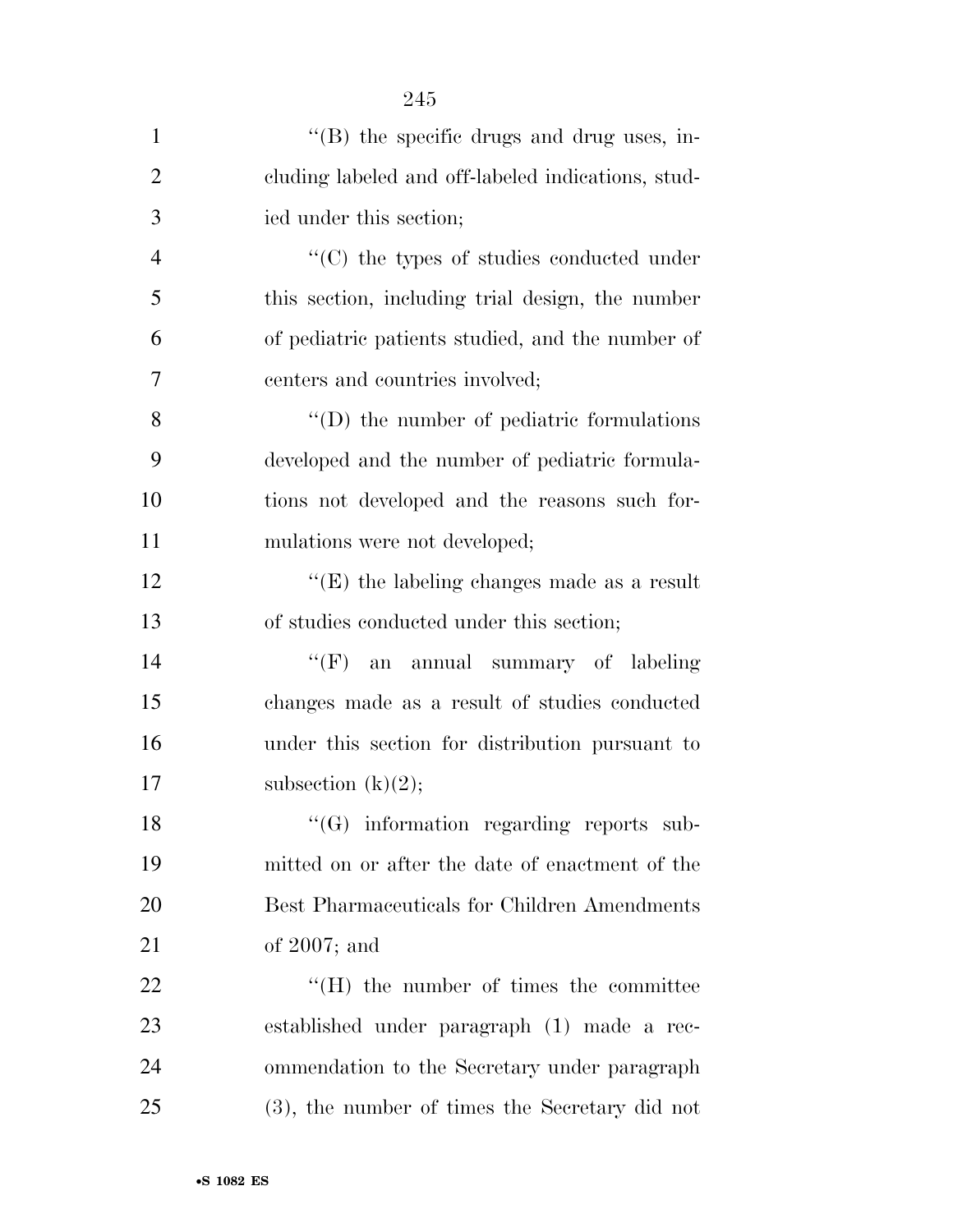''(B) the specific drugs and drug uses, including labeled and off-labeled indications, studied under this section;

''(C) the types of studies conducted under this section, including trial design, the number of pediatric patients studied, and the number of centers and countries involved;

''(D) the number of pediatric formulations developed and the number of pediatric formulations not developed and the reasons such formulations were not developed;

''(E) the labeling changes made as a result of studies conducted under this section;

''(F) an annual summary of labeling changes made as a result of studies conducted under this section for distribution pursuant to subsection (k)(2);

''(G) information regarding reports submitted on or after the date of enactment of the Best Pharmaceuticals for Children Amendments of 2007; and

''(H) the number of times the committee established under paragraph (1) made a recommendation to the Secretary under paragraph (3), the number of times the Secretary did not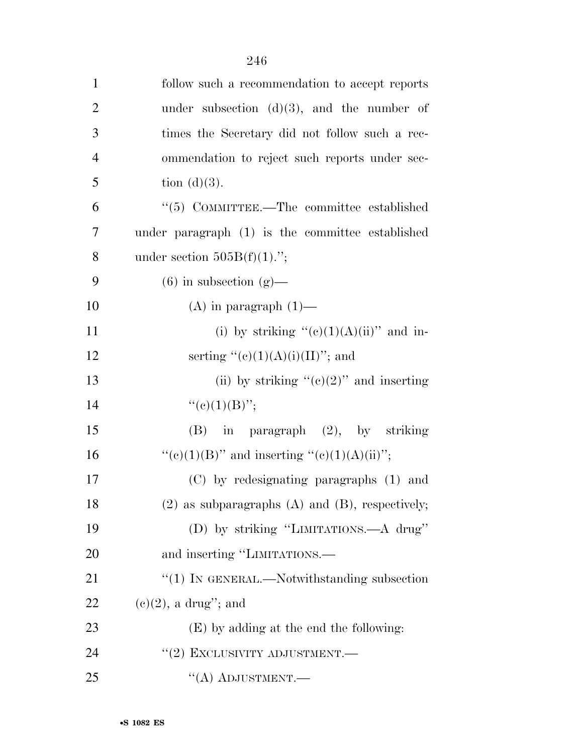follow such a recommendation to accept reports under subsection (d)(3), and the number of times the Secretary did not follow such a recommendation to reject such reports under section (d)(3).

"(5) COMMITTEE.—The committee established under paragraph (1) is the committee established under section 505B(f)(1).";

(6) in subsection (g)—

(A) in paragraph (1)—

(i) by striking "(c)(1)(A)(ii)" and inserting "(c)(1)(A)(i)(II)"; and

(ii) by striking "(c)(2)" and inserting "(c)(1)(B)";

(B) in paragraph (2), by striking "(c)(1)(B)" and inserting "(c)(1)(A)(ii)";

(C) by redesignating paragraphs (1) and (2) as subparagraphs (A) and (B), respectively;

(D) by striking "LIMITATIONS.—A drug" and inserting "LIMITATIONS.—

"(1) IN GENERAL.—Notwithstanding subsection (c)(2), a drug"; and

(E) by adding at the end the following:

"(2) EXCLUSIVITY ADJUSTMENT.—

"(A) ADJUSTMENT.—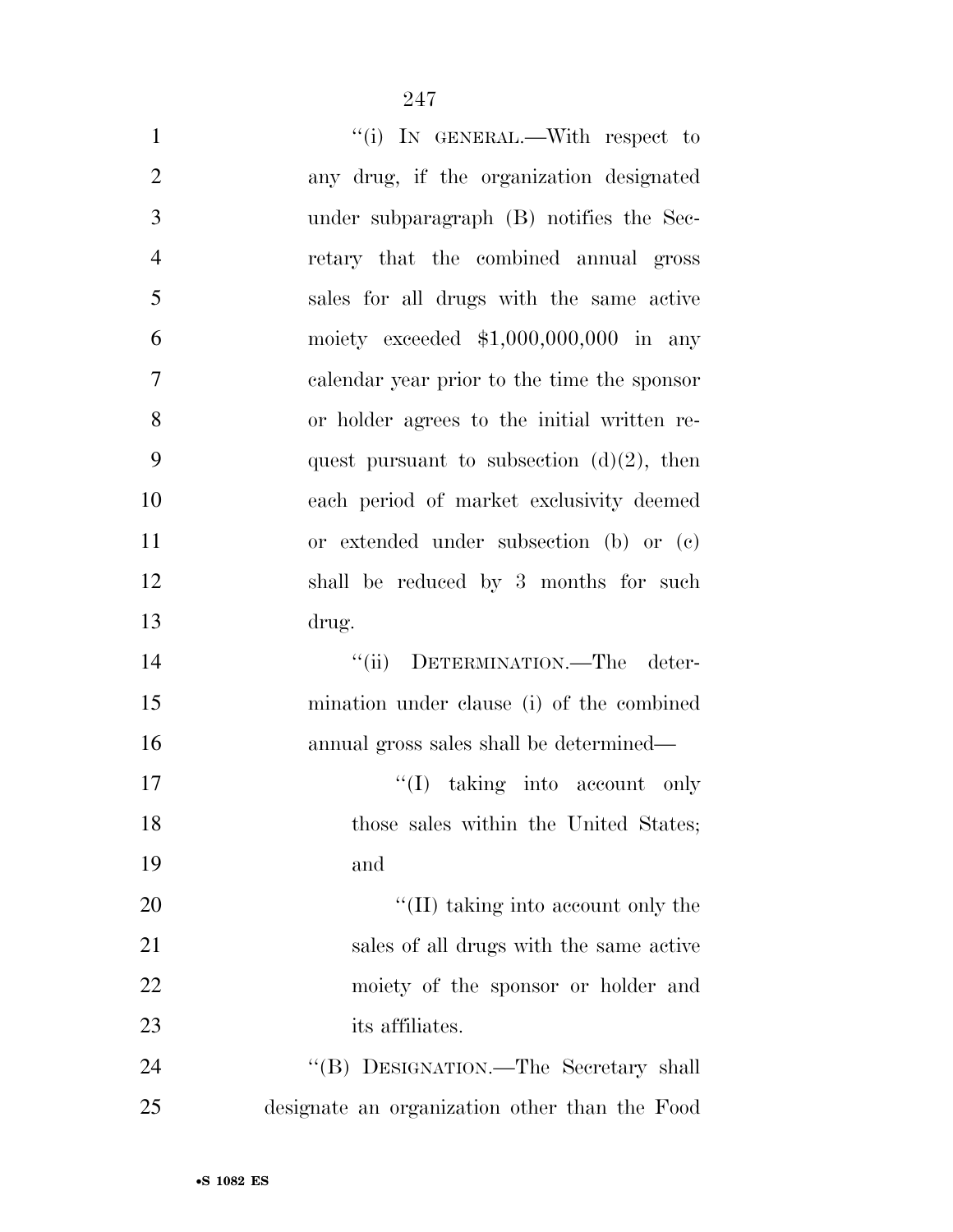"(i) IN GENERAL.—With respect to any drug, if the organization designated under subparagraph (B) notifies the Secretary that the combined annual gross sales for all drugs with the same active moiety exceeded $1,000,000,000 in any calendar year prior to the time the sponsor or holder agrees to the initial written request pursuant to subsection (d)(2), then each period of market exclusivity deemed or extended under subsection (b) or (c) shall be reduced by 3 months for such drug.

"(ii) DETERMINATION.—The determination under clause (i) of the combined annual gross sales shall be determined—

"(I) taking into account only those sales within the United States; and

"(II) taking into account only the sales of all drugs with the same active moiety of the sponsor or holder and its affiliates.

"(B) DESIGNATION.—The Secretary shall designate an organization other than the Food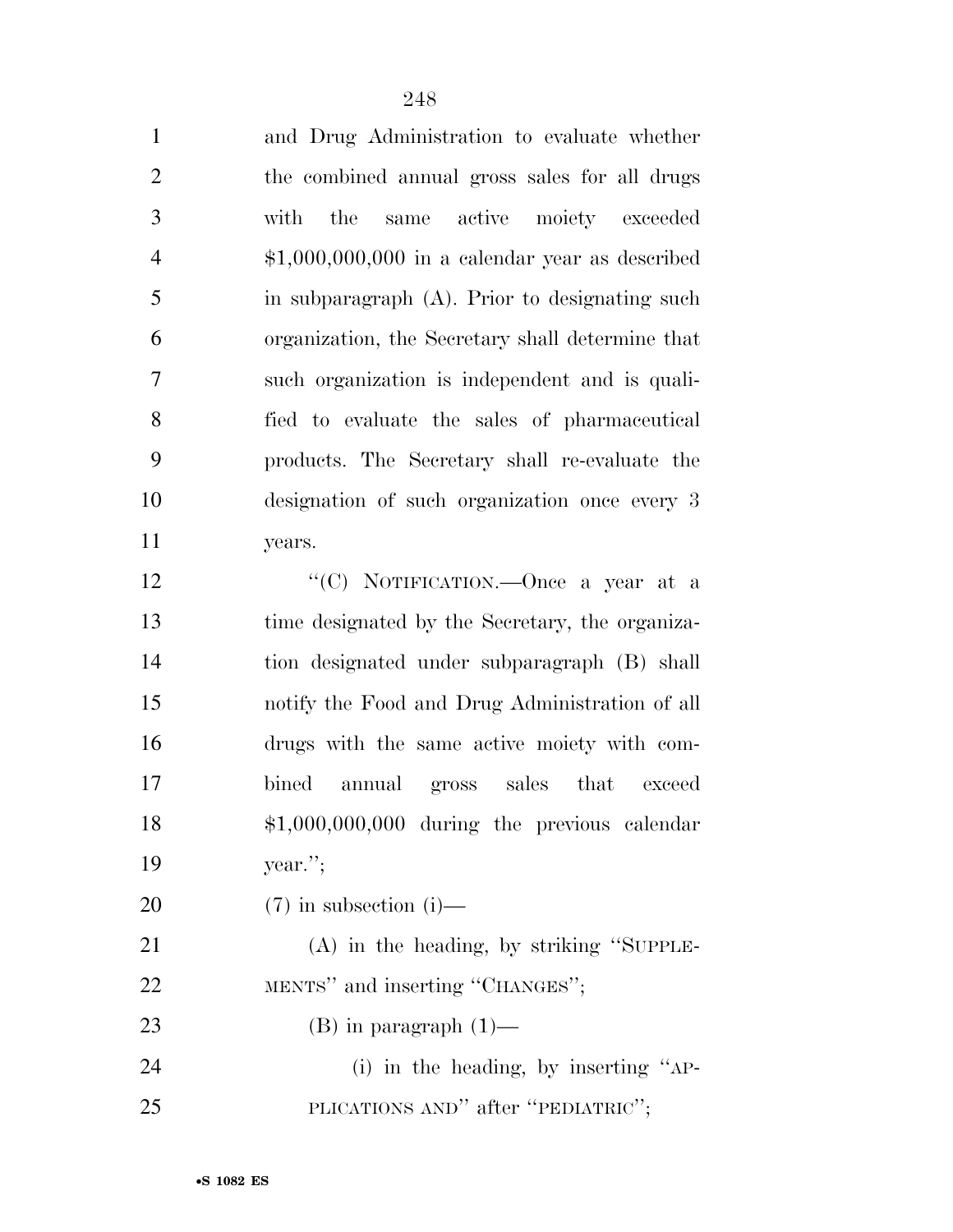and Drug Administration to evaluate whether the combined annual gross sales for all drugs with the same active moiety exceeded $1,000,000,000 in a calendar year as described in subparagraph (A). Prior to designating such organization, the Secretary shall determine that such organization is independent and is qualified to evaluate the sales of pharmaceutical products. The Secretary shall re-evaluate the designation of such organization once every 3 years.

"(C) NOTIFICATION.—Once a year at a time designated by the Secretary, the organization designated under subparagraph (B) shall notify the Food and Drug Administration of all drugs with the same active moiety with combined annual gross sales that exceed $1,000,000,000 during the previous calendar year.";

(7) in subsection (i)—

(A) in the heading, by striking "SUPPLEMENTS" and inserting "CHANGES";

(B) in paragraph (1)—

(i) in the heading, by inserting "APPLICATIONS AND" after "PEDIATRIC";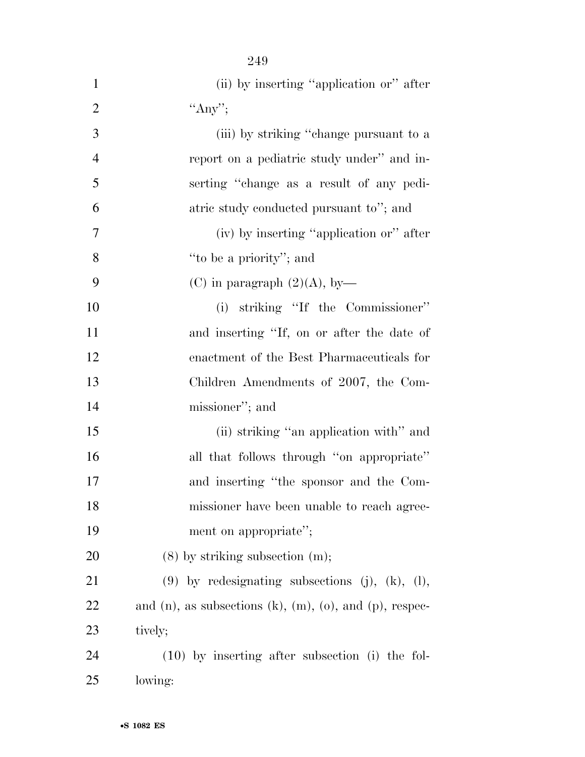(ii) by inserting "application or" after "Any";

(iii) by striking "change pursuant to a report on a pediatric study under" and inserting "change as a result of any pediatric study conducted pursuant to"; and

(iv) by inserting "application or" after "to be a priority"; and

(C) in paragraph (2)(A), by—

(i) striking "If the Commissioner" and inserting "If, on or after the date of enactment of the Best Pharmaceuticals for Children Amendments of 2007, the Commissioner"; and

(ii) striking "an application with" and all that follows through "on appropriate" and inserting "the sponsor and the Commissioner have been unable to reach agreement on appropriate";

(8) by striking subsection (m);

(9) by redesignating subsections (j), (k), (l), and (n), as subsections (k), (m), (o), and (p), respectively;

(10) by inserting after subsection (i) the following: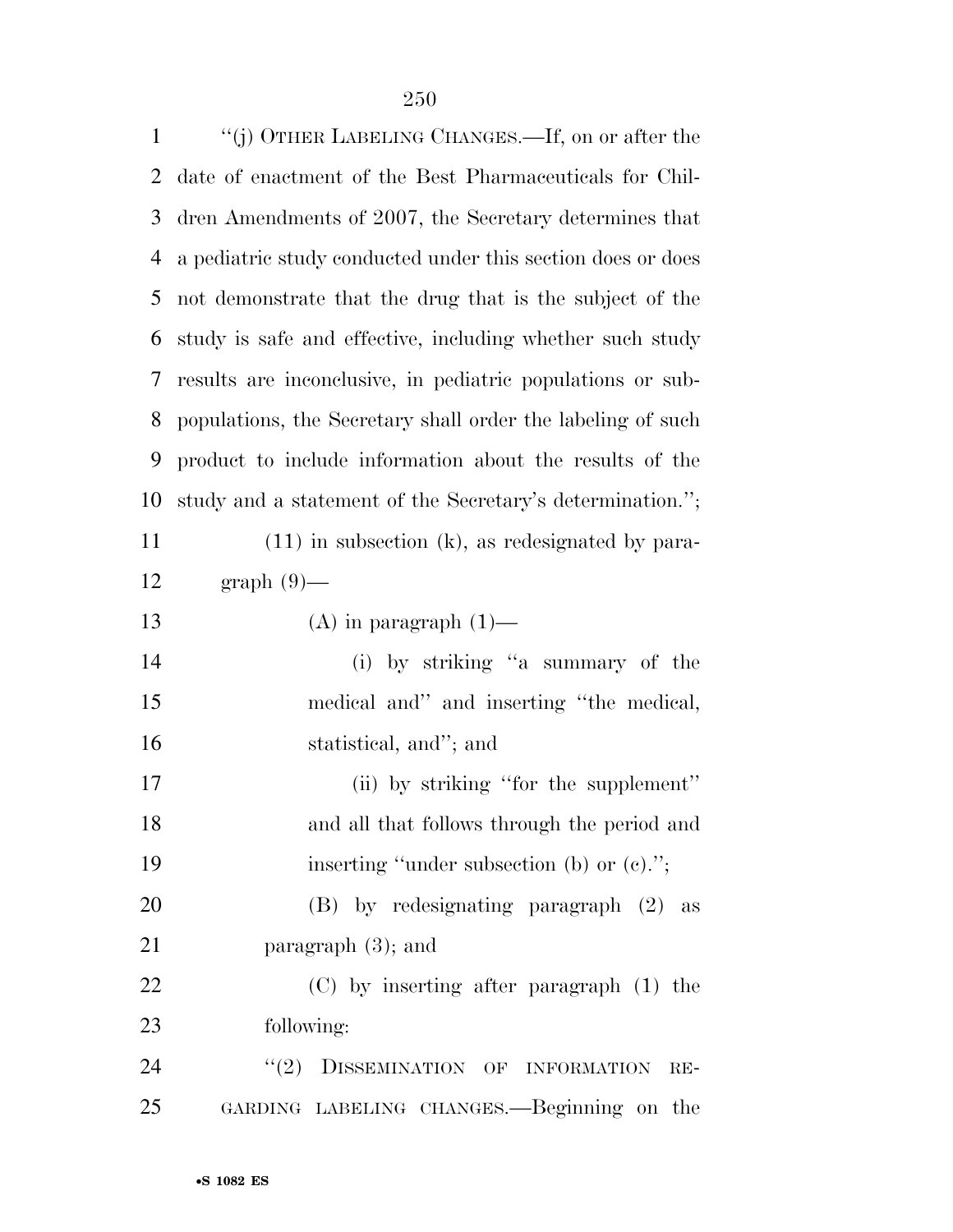"(j) OTHER LABELING CHANGES.—If, on or after the date of enactment of the Best Pharmaceuticals for Children Amendments of 2007, the Secretary determines that a pediatric study conducted under this section does or does not demonstrate that the drug that is the subject of the study is safe and effective, including whether such study results are inconclusive, in pediatric populations or subpopulations, the Secretary shall order the labeling of such product to include information about the results of the study and a statement of the Secretary's determination.";

(11) in subsection (k), as redesignated by paragraph (9)—

(A) in paragraph (1)—

(i) by striking "a summary of the medical and" and inserting "the medical, statistical, and"; and

(ii) by striking "for the supplement" and all that follows through the period and inserting "under subsection (b) or (c)."; 

(B) by redesignating paragraph (2) as paragraph (3); and

(C) by inserting after paragraph (1) the following:

"(2) DISSEMINATION OF INFORMATION REGARDING LABELING CHANGES.—Beginning on the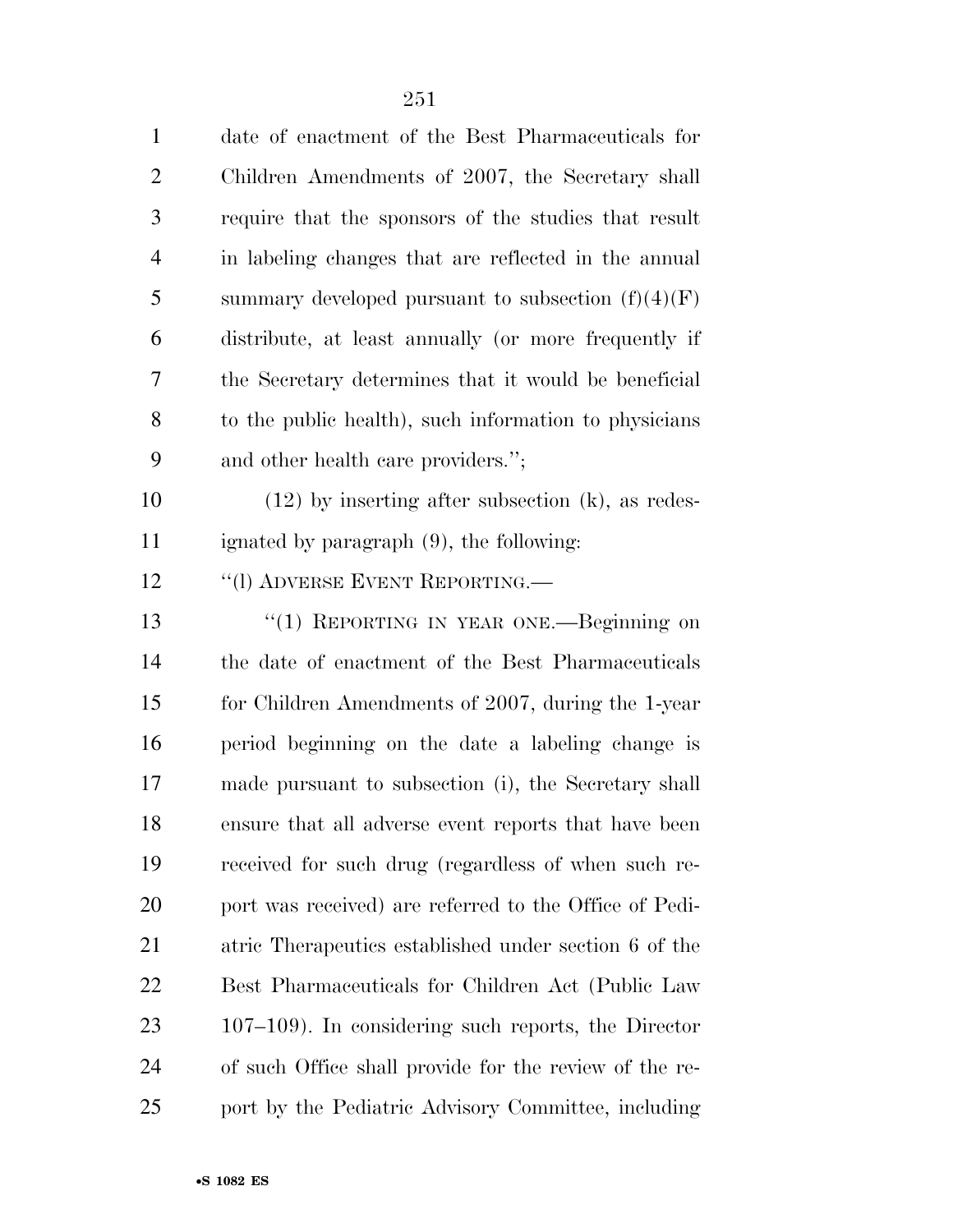date of enactment of the Best Pharmaceuticals for Children Amendments of 2007, the Secretary shall require that the sponsors of the studies that result in labeling changes that are reflected in the annual summary developed pursuant to subsection (f)(4)(F) distribute, at least annually (or more frequently if the Secretary determines that it would be beneficial to the public health), such information to physicians and other health care providers.'';

(12) by inserting after subsection (k), as redesignated by paragraph (9), the following:

''(l) ADVERSE EVENT REPORTING.—

''(1) REPORTING IN YEAR ONE.—Beginning on the date of enactment of the Best Pharmaceuticals for Children Amendments of 2007, during the 1-year period beginning on the date a labeling change is made pursuant to subsection (i), the Secretary shall ensure that all adverse event reports that have been received for such drug (regardless of when such report was received) are referred to the Office of Pediatric Therapeutics established under section 6 of the Best Pharmaceuticals for Children Act (Public Law 107–109). In considering such reports, the Director of such Office shall provide for the review of the report by the Pediatric Advisory Committee, including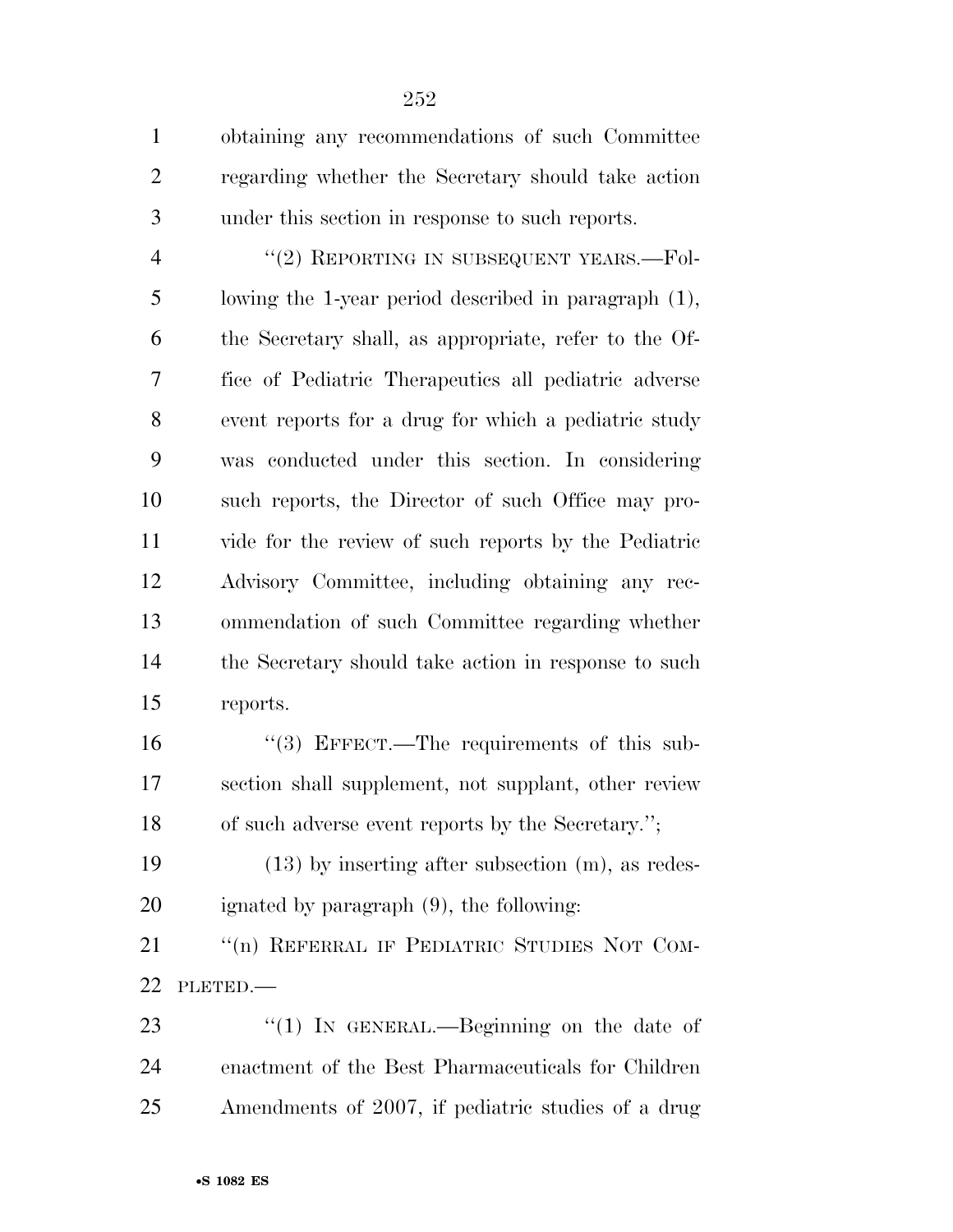obtaining any recommendations of such Committee regarding whether the Secretary should take action under this section in response to such reports.

"(2) REPORTING IN SUBSEQUENT YEARS.—Following the 1-year period described in paragraph (1), the Secretary shall, as appropriate, refer to the Office of Pediatric Therapeutics all pediatric adverse event reports for a drug for which a pediatric study was conducted under this section. In considering such reports, the Director of such Office may provide for the review of such reports by the Pediatric Advisory Committee, including obtaining any recommendation of such Committee regarding whether the Secretary should take action in response to such reports.

"(3) EFFECT.—The requirements of this subsection shall supplement, not supplant, other review of such adverse event reports by the Secretary.";

(13) by inserting after subsection (m), as redesignated by paragraph (9), the following:

"(n) REFERRAL IF PEDIATRIC STUDIES NOT COMPLETED.—

"(1) IN GENERAL.—Beginning on the date of enactment of the Best Pharmaceuticals for Children Amendments of 2007, if pediatric studies of a drug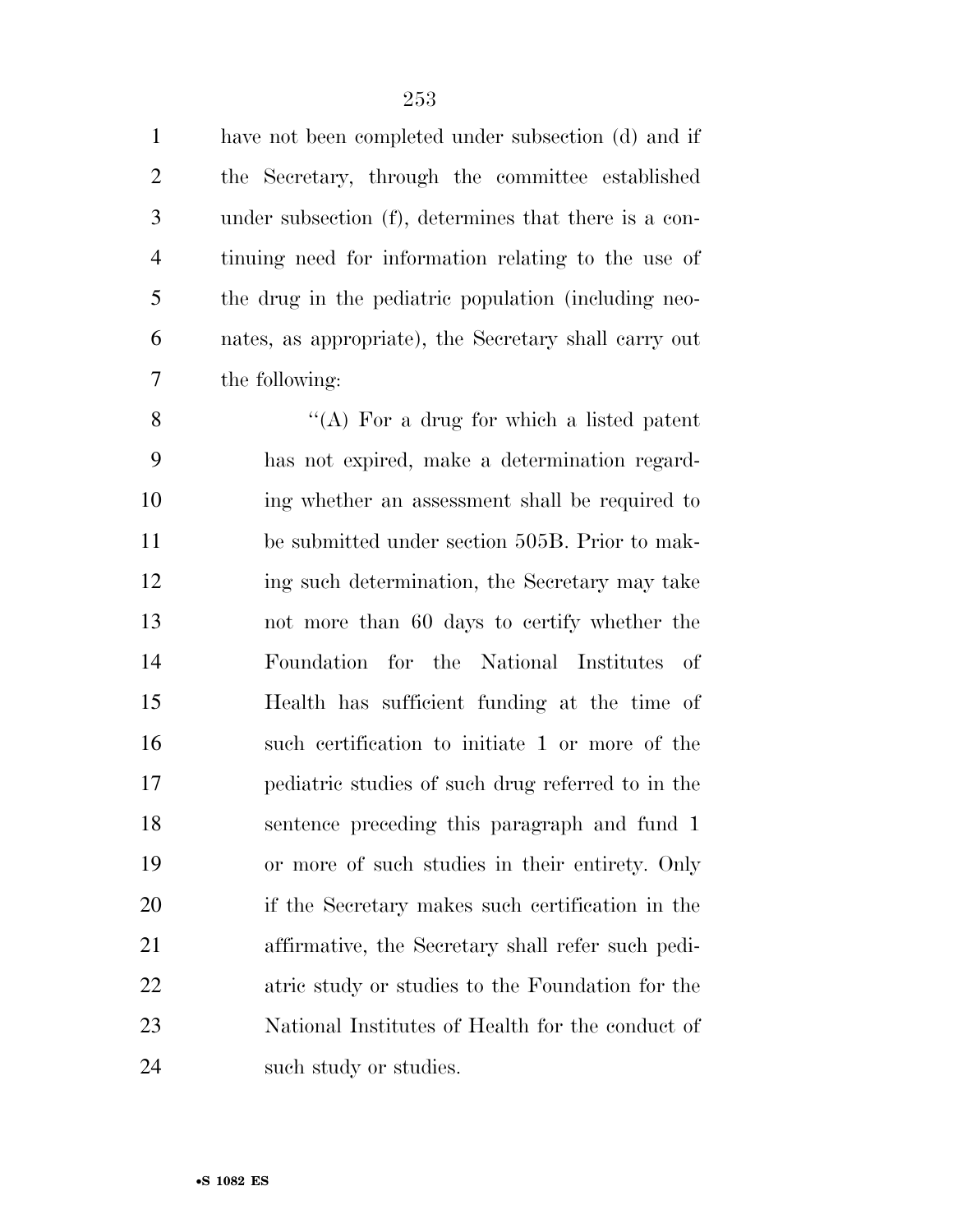have not been completed under subsection (d) and if the Secretary, through the committee established under subsection (f), determines that there is a continuing need for information relating to the use of the drug in the pediatric population (including neonates, as appropriate), the Secretary shall carry out the following:

"(A) For a drug for which a listed patent has not expired, make a determination regarding whether an assessment shall be required to be submitted under section 505B. Prior to making such determination, the Secretary may take not more than 60 days to certify whether the Foundation for the National Institutes of Health has sufficient funding at the time of such certification to initiate 1 or more of the pediatric studies of such drug referred to in the sentence preceding this paragraph and fund 1 or more of such studies in their entirety. Only if the Secretary makes such certification in the affirmative, the Secretary shall refer such pediatric study or studies to the Foundation for the National Institutes of Health for the conduct of such study or studies.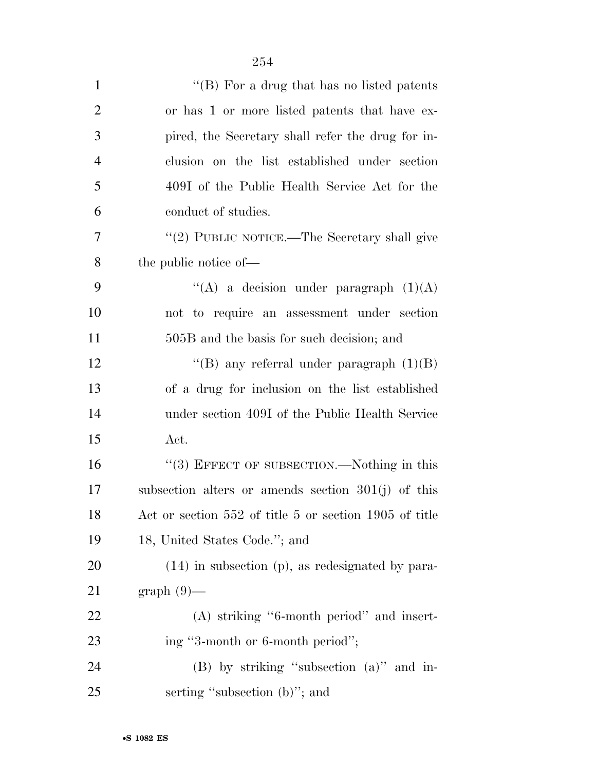"(B) For a drug that has no listed patents or has 1 or more listed patents that have expired, the Secretary shall refer the drug for inclusion on the list established under section 409I of the Public Health Service Act for the conduct of studies.

"(2) PUBLIC NOTICE.—The Secretary shall give the public notice of—

"(A) a decision under paragraph (1)(A) not to require an assessment under section 505B and the basis for such decision; and

"(B) any referral under paragraph (1)(B) of a drug for inclusion on the list established under section 409I of the Public Health Service Act.

"(3) EFFECT OF SUBSECTION.—Nothing in this subsection alters or amends section 301(j) of this Act or section 552 of title 5 or section 1905 of title 18, United States Code."; and

(14) in subsection (p), as redesignated by paragraph (9)—

(A) striking "6-month period" and inserting "3-month or 6-month period";

(B) by striking "subsection (a)" and inserting "subsection (b)"; and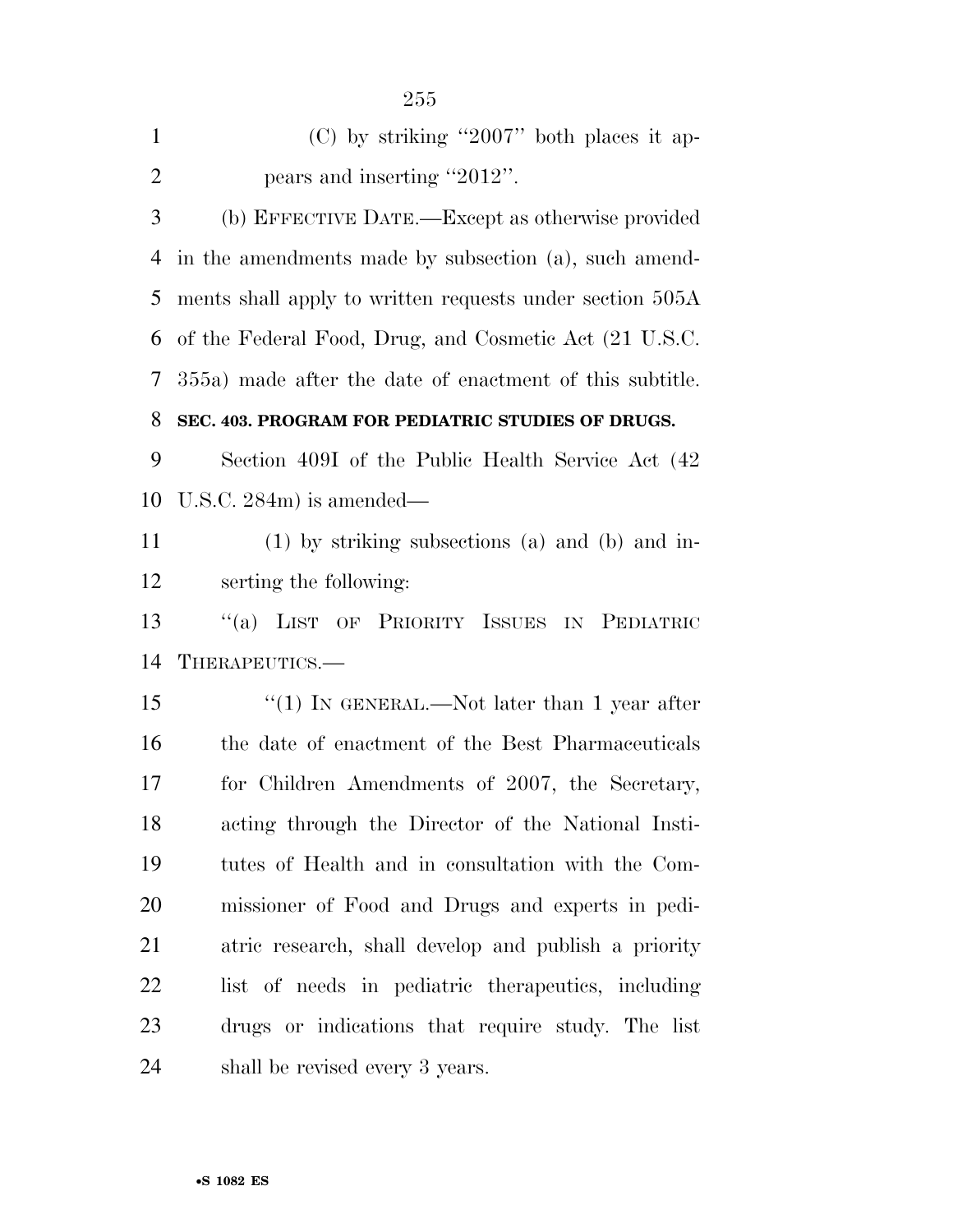(C) by striking ''2007'' both places it appears and inserting ''2012''.

(b) EFFECTIVE DATE.—Except as otherwise provided in the amendments made by subsection (a), such amendments shall apply to written requests under section 505A of the Federal Food, Drug, and Cosmetic Act (21 U.S.C. 355a) made after the date of enactment of this subtitle.

**SEC. 403. PROGRAM FOR PEDIATRIC STUDIES OF DRUGS.**

Section 409I of the Public Health Service Act (42 U.S.C. 284m) is amended—

(1) by striking subsections (a) and (b) and inserting the following:

''(a) LIST OF PRIORITY ISSUES IN PEDIATRIC THERAPEUTICS.—

''(1) IN GENERAL.—Not later than 1 year after the date of enactment of the Best Pharmaceuticals for Children Amendments of 2007, the Secretary, acting through the Director of the National Institutes of Health and in consultation with the Commissioner of Food and Drugs and experts in pediatric research, shall develop and publish a priority list of needs in pediatric therapeutics, including drugs or indications that require study. The list shall be revised every 3 years.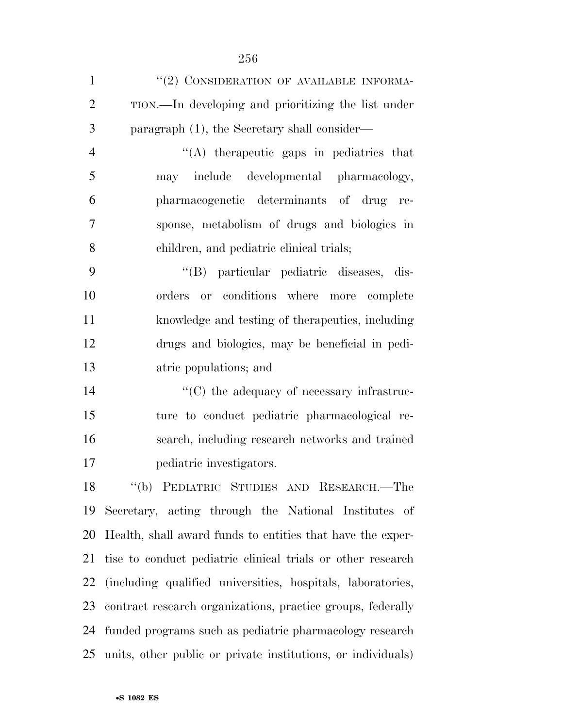"(2) CONSIDERATION OF AVAILABLE INFORMATION.—In developing and prioritizing the list under paragraph (1), the Secretary shall consider—

"(A) therapeutic gaps in pediatrics that may include developmental pharmacology, pharmacogenetic determinants of drug response, metabolism of drugs and biologics in children, and pediatric clinical trials;

"(B) particular pediatric diseases, disorders or conditions where more complete knowledge and testing of therapeutics, including drugs and biologics, may be beneficial in pediatric populations; and

"(C) the adequacy of necessary infrastructure to conduct pediatric pharmacological research, including research networks and trained pediatric investigators.

"(b) PEDIATRIC STUDIES AND RESEARCH.—The Secretary, acting through the National Institutes of Health, shall award funds to entities that have the expertise to conduct pediatric clinical trials or other research (including qualified universities, hospitals, laboratories, contract research organizations, practice groups, federally funded programs such as pediatric pharmacology research units, other public or private institutions, or individuals)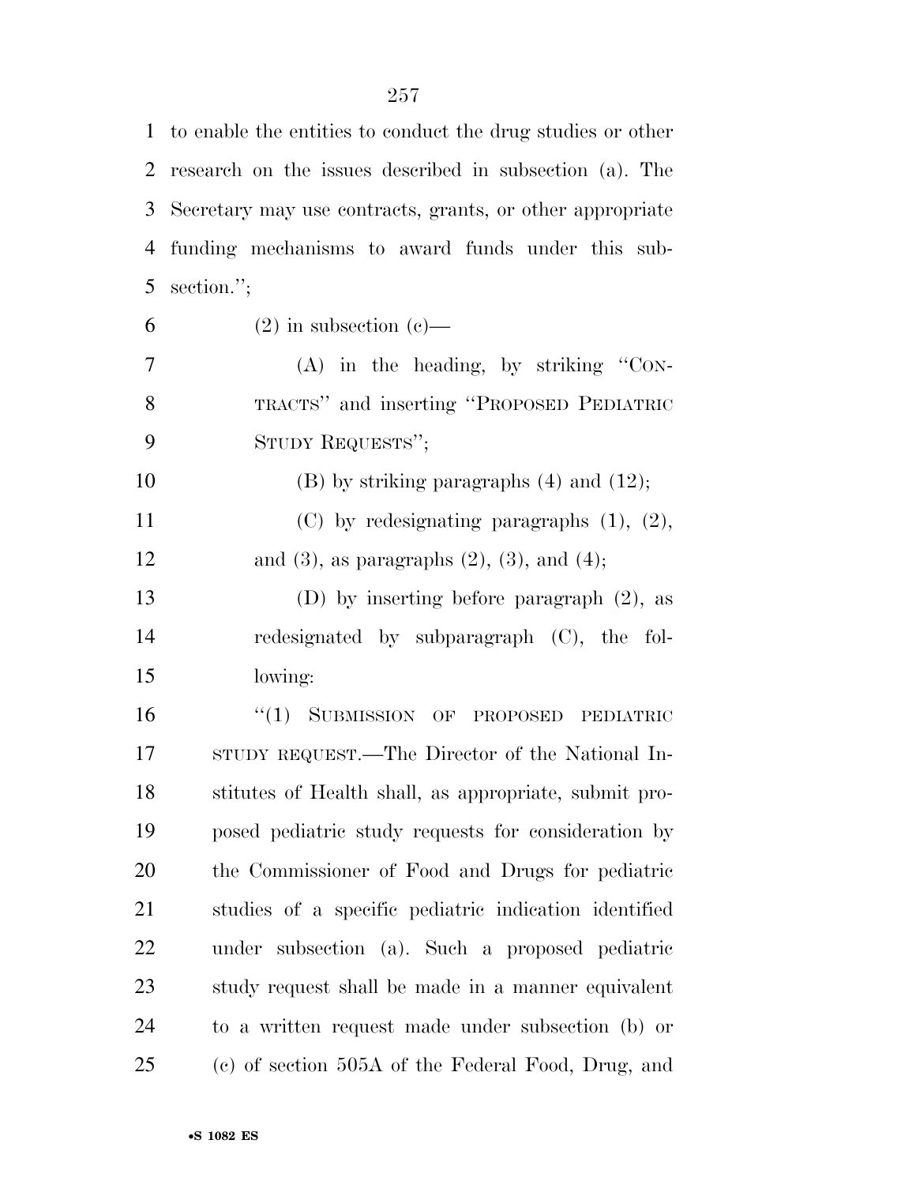to enable the entities to conduct the drug studies or other research on the issues described in subsection (a). The Secretary may use contracts, grants, or other appropriate funding mechanisms to award funds under this subsection.'';

(2) in subsection (c)—

(A) in the heading, by striking ''CONTRACTS'' and inserting ''PROPOSED PEDIATRIC STUDY REQUESTS'';

(B) by striking paragraphs (4) and (12);

(C) by redesignating paragraphs (1), (2), and (3), as paragraphs (2), (3), and (4);

(D) by inserting before paragraph (2), as redesignated by subparagraph (C), the following:

''(1) SUBMISSION OF PROPOSED PEDIATRIC STUDY REQUEST.—The Director of the National Institutes of Health shall, as appropriate, submit proposed pediatric study requests for consideration by the Commissioner of Food and Drugs for pediatric studies of a specific pediatric indication identified under subsection (a). Such a proposed pediatric study request shall be made in a manner equivalent to a written request made under subsection (b) or (c) of section 505A of the Federal Food, Drug, and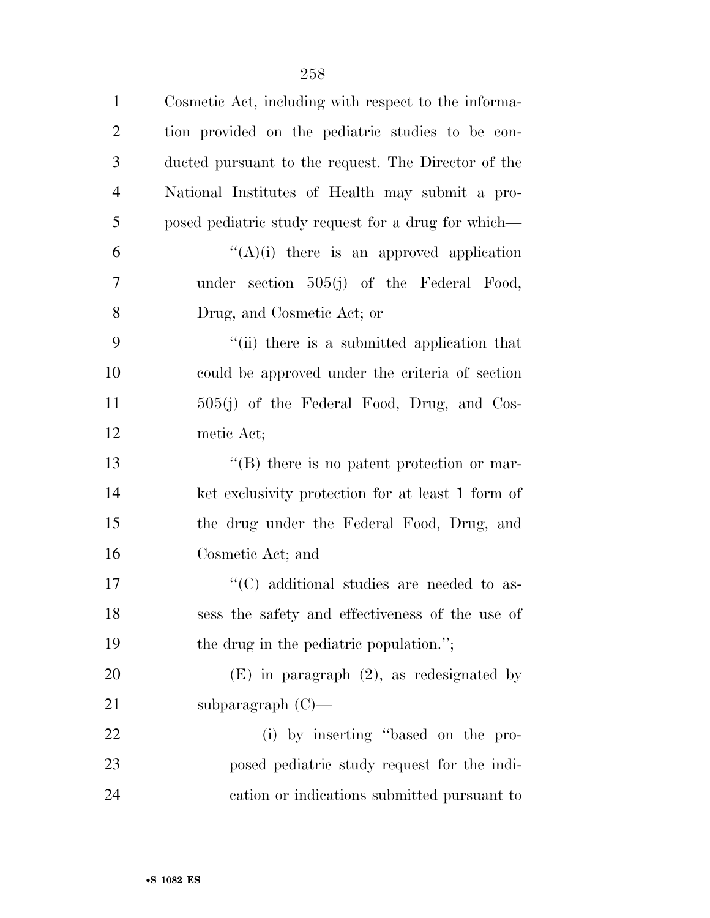Cosmetic Act, including with respect to the information provided on the pediatric studies to be conducted pursuant to the request. The Director of the National Institutes of Health may submit a proposed pediatric study request for a drug for which—

"(A)(i) there is an approved application under section 505(j) of the Federal Food, Drug, and Cosmetic Act; or

"(ii) there is a submitted application that could be approved under the criteria of section 505(j) of the Federal Food, Drug, and Cosmetic Act;

"(B) there is no patent protection or market exclusivity protection for at least 1 form of the drug under the Federal Food, Drug, and Cosmetic Act; and

"(C) additional studies are needed to assess the safety and effectiveness of the use of the drug in the pediatric population.";

(E) in paragraph (2), as redesignated by subparagraph (C)—

(i) by inserting "based on the proposed pediatric study request for the indication or indications submitted pursuant to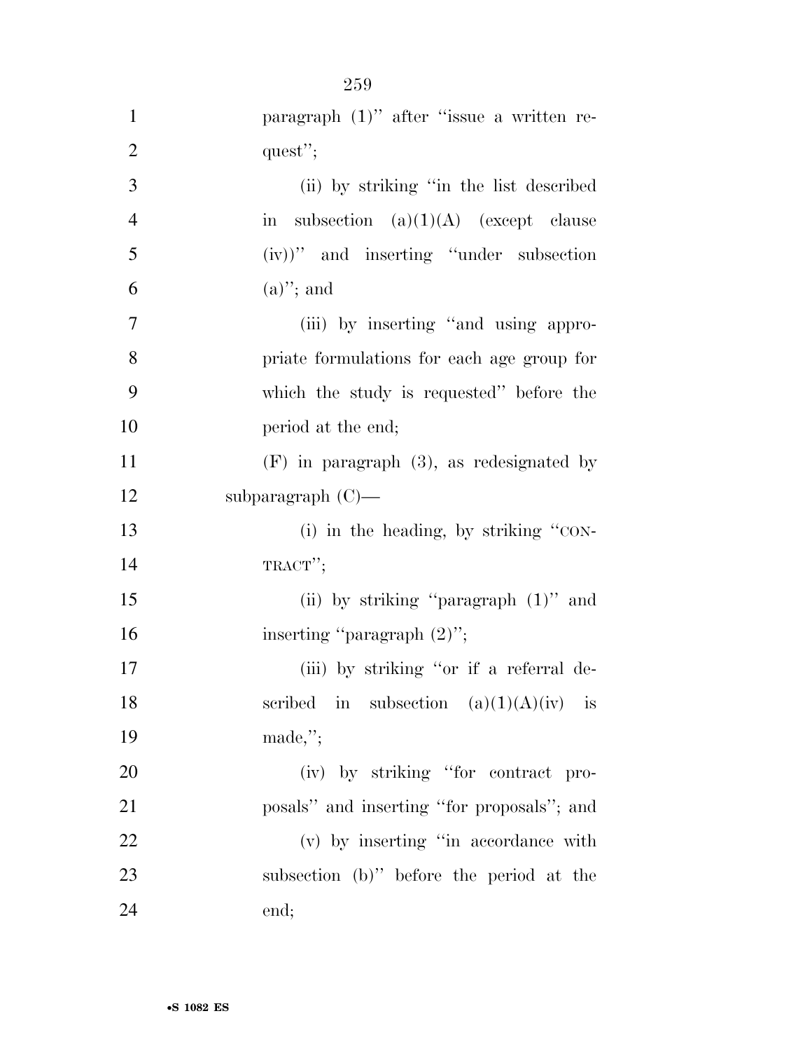paragraph (1)'' after ''issue a written request'';

(ii) by striking ''in the list described in subsection (a)(1)(A) (except clause (iv))'' and inserting ''under subsection (a)''; and

(iii) by inserting ''and using appropriate formulations for each age group for which the study is requested'' before the period at the end;

(F) in paragraph (3), as redesignated by subparagraph (C)—

(i) in the heading, by striking ''CONTRACT'';

(ii) by striking ''paragraph (1)'' and inserting ''paragraph (2)'';

(iii) by striking ''or if a referral described in subsection (a)(1)(A)(iv) is made,'';

(iv) by striking ''for contract proposals'' and inserting ''for proposals''; and

(v) by inserting ''in accordance with subsection (b)'' before the period at the end;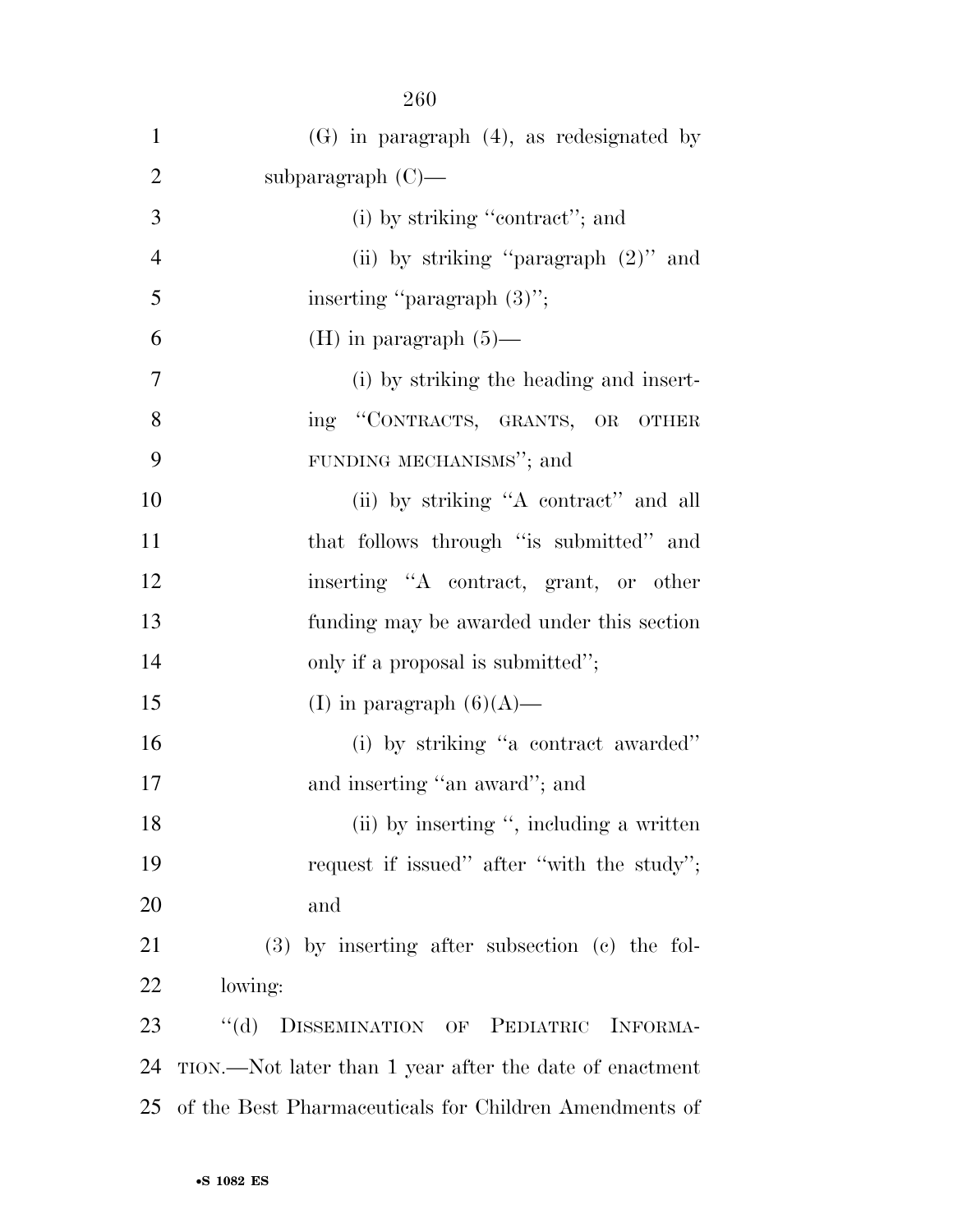(G) in paragraph (4), as redesignated by subparagraph (C)—

(i) by striking "contract"; and

(ii) by striking "paragraph (2)" and inserting "paragraph (3)";

(H) in paragraph (5)—

(i) by striking the heading and inserting "CONTRACTS, GRANTS, OR OTHER FUNDING MECHANISMS"; and

(ii) by striking "A contract" and all that follows through "is submitted" and inserting "A contract, grant, or other funding may be awarded under this section only if a proposal is submitted";

(I) in paragraph (6)(A)—

(i) by striking "a contract awarded" and inserting "an award"; and

(ii) by inserting ", including a written request if issued" after "with the study"; and

(3) by inserting after subsection (c) the following:

"(d) DISSEMINATION OF PEDIATRIC INFORMATION.—Not later than 1 year after the date of enactment of the Best Pharmaceuticals for Children Amendments of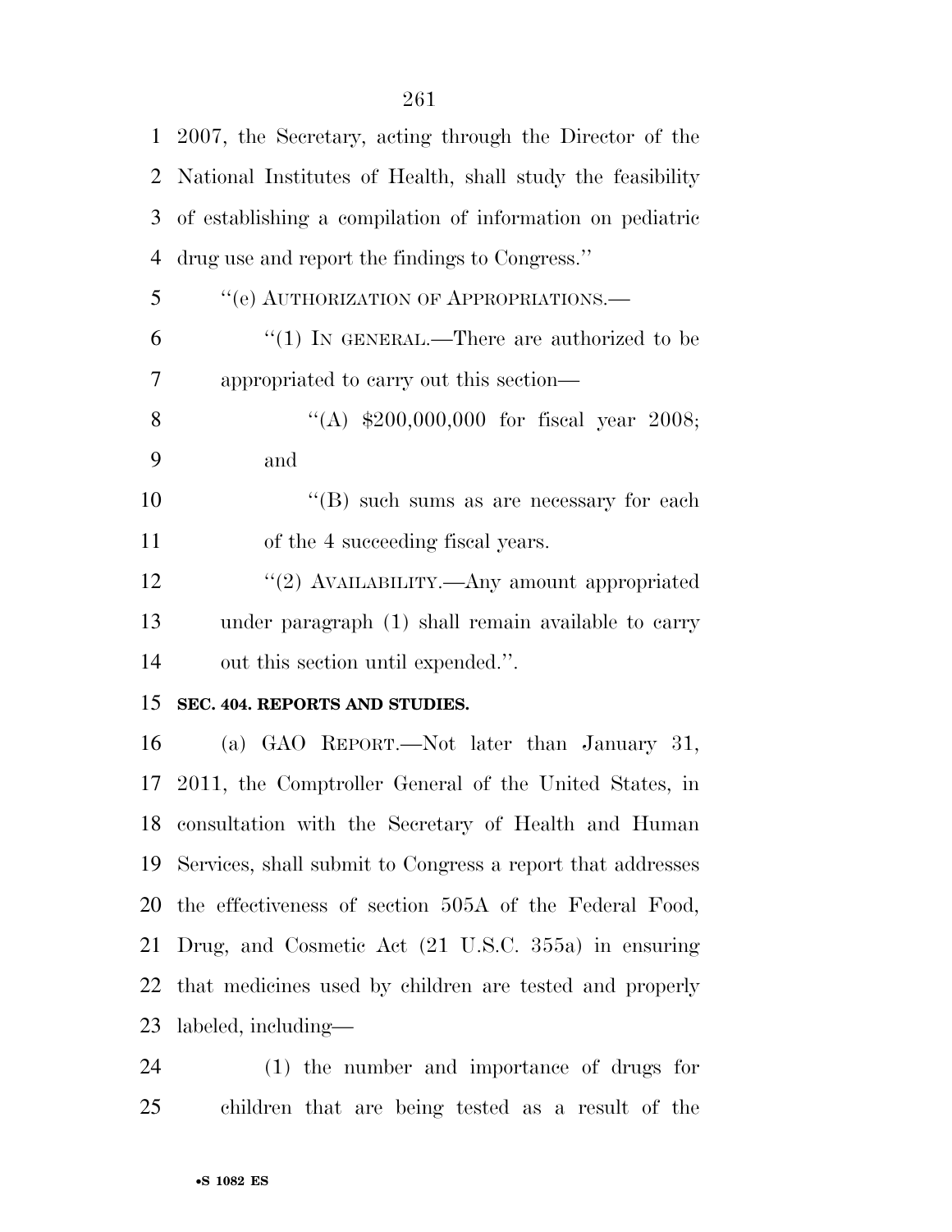2007, the Secretary, acting through the Director of the National Institutes of Health, shall study the feasibility of establishing a compilation of information on pediatric drug use and report the findings to Congress.''

''(e) AUTHORIZATION OF APPROPRIATIONS.—

''(1) IN GENERAL.—There are authorized to be appropriated to carry out this section—

''(A) $200,000,000 for fiscal year 2008; and

''(B) such sums as are necessary for each of the 4 succeeding fiscal years.

''(2) AVAILABILITY.—Any amount appropriated under paragraph (1) shall remain available to carry out this section until expended.''.

**SEC. 404. REPORTS AND STUDIES.**

(a) GAO REPORT.—Not later than January 31, 2011, the Comptroller General of the United States, in consultation with the Secretary of Health and Human Services, shall submit to Congress a report that addresses the effectiveness of section 505A of the Federal Food, Drug, and Cosmetic Act (21 U.S.C. 355a) in ensuring that medicines used by children are tested and properly labeled, including—

(1) the number and importance of drugs for children that are being tested as a result of the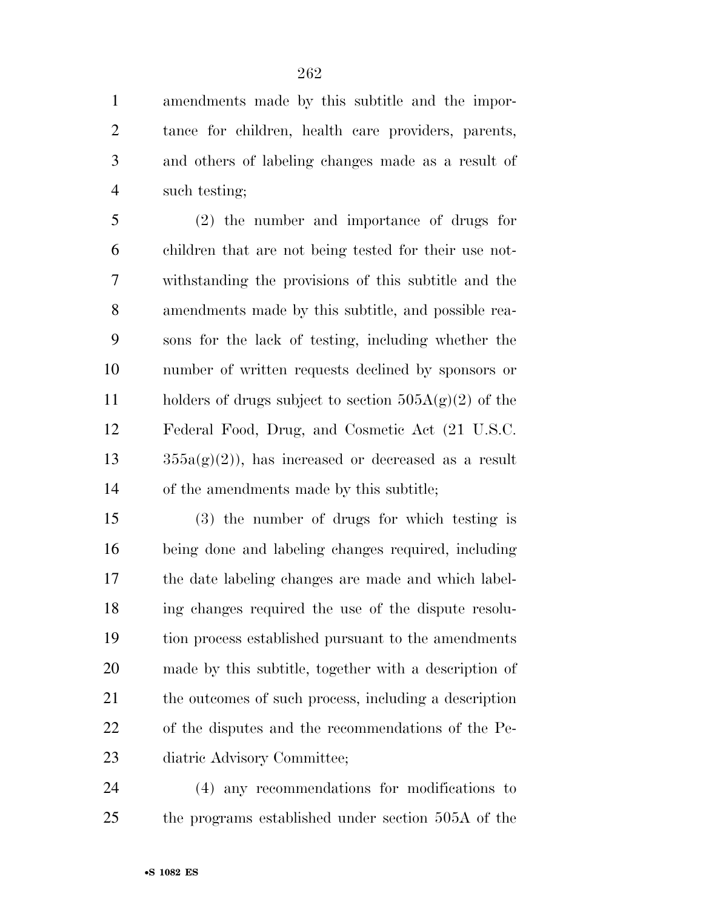amendments made by this subtitle and the importance for children, health care providers, parents, and others of labeling changes made as a result of such testing;

(2) the number and importance of drugs for children that are not being tested for their use notwithstanding the provisions of this subtitle and the amendments made by this subtitle, and possible reasons for the lack of testing, including whether the number of written requests declined by sponsors or holders of drugs subject to section 505A(g)(2) of the Federal Food, Drug, and Cosmetic Act (21 U.S.C. 355a(g)(2)), has increased or decreased as a result of the amendments made by this subtitle;

(3) the number of drugs for which testing is being done and labeling changes required, including the date labeling changes are made and which labeling changes required the use of the dispute resolution process established pursuant to the amendments made by this subtitle, together with a description of the outcomes of such process, including a description of the disputes and the recommendations of the Pediatric Advisory Committee;

(4) any recommendations for modifications to the programs established under section 505A of the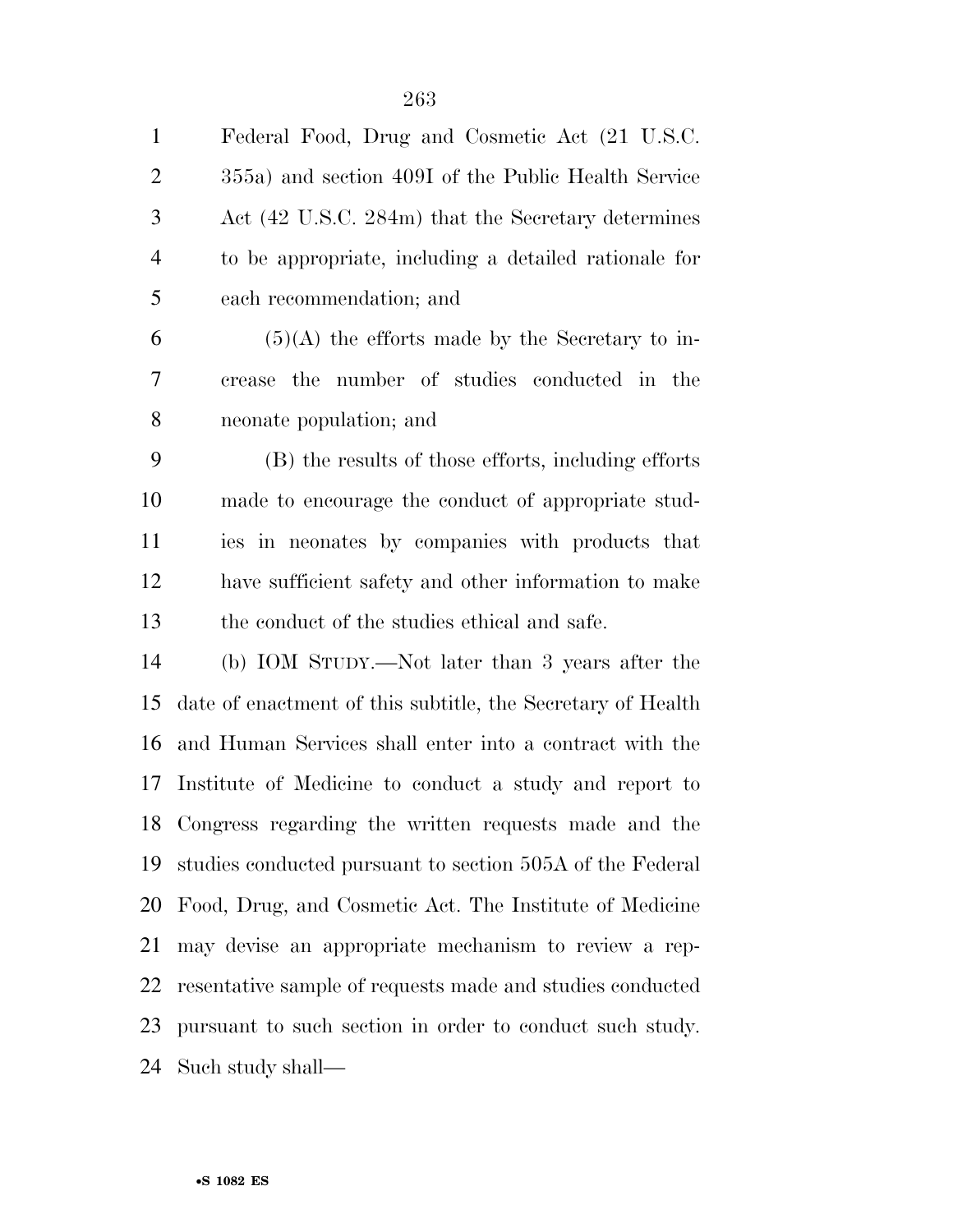Federal Food, Drug and Cosmetic Act (21 U.S.C. 355a) and section 409I of the Public Health Service Act (42 U.S.C. 284m) that the Secretary determines to be appropriate, including a detailed rationale for each recommendation; and

(5)(A) the efforts made by the Secretary to increase the number of studies conducted in the neonate population; and

(B) the results of those efforts, including efforts made to encourage the conduct of appropriate studies in neonates by companies with products that have sufficient safety and other information to make the conduct of the studies ethical and safe.

(b) IOM STUDY.—Not later than 3 years after the date of enactment of this subtitle, the Secretary of Health and Human Services shall enter into a contract with the Institute of Medicine to conduct a study and report to Congress regarding the written requests made and the studies conducted pursuant to section 505A of the Federal Food, Drug, and Cosmetic Act. The Institute of Medicine may devise an appropriate mechanism to review a representative sample of requests made and studies conducted pursuant to such section in order to conduct such study. Such study shall—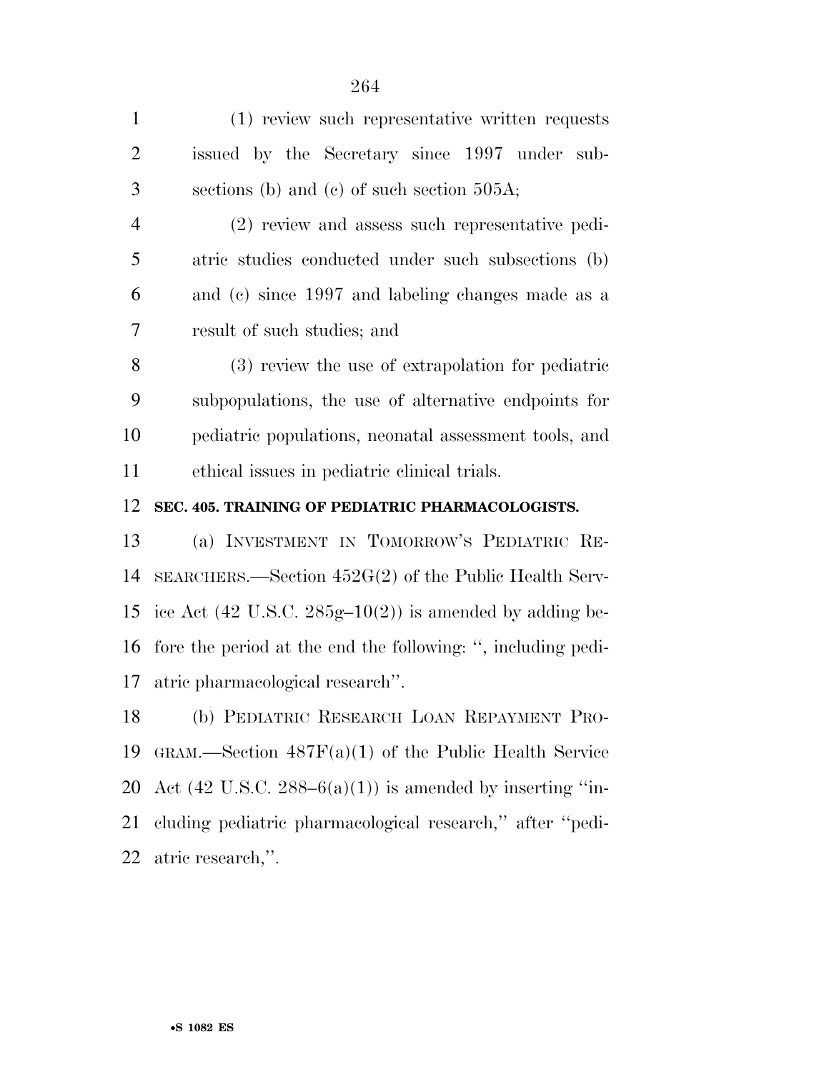(1) review such representative written requests issued by the Secretary since 1997 under subsections (b) and (c) of such section 505A;

(2) review and assess such representative pediatric studies conducted under such subsections (b) and (c) since 1997 and labeling changes made as a result of such studies; and

(3) review the use of extrapolation for pediatric subpopulations, the use of alternative endpoints for pediatric populations, neonatal assessment tools, and ethical issues in pediatric clinical trials.

**SEC. 405. TRAINING OF PEDIATRIC PHARMACOLOGISTS.**

(a) INVESTMENT IN TOMORROW'S PEDIATRIC RESEARCHERS.—Section 452G(2) of the Public Health Service Act (42 U.S.C. 285g–10(2)) is amended by adding before the period at the end the following: '', including pediatric pharmacological research''.

(b) PEDIATRIC RESEARCH LOAN REPAYMENT PROGRAM.—Section 487F(a)(1) of the Public Health Service Act (42 U.S.C. 288–6(a)(1)) is amended by inserting ''including pediatric pharmacological research,'' after ''pediatric research,''.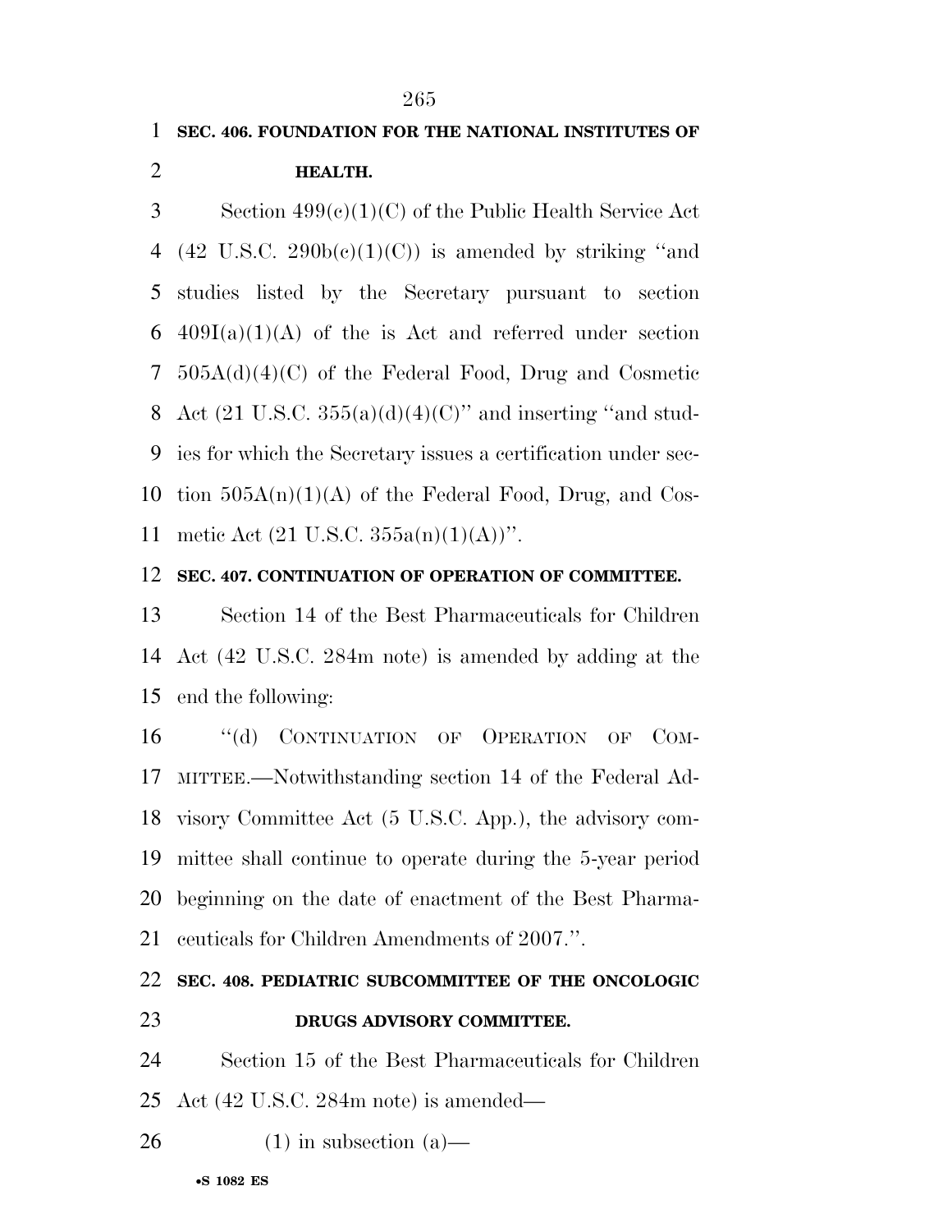**SEC. 406. FOUNDATION FOR THE NATIONAL INSTITUTES OF HEALTH.**

Section 499(c)(1)(C) of the Public Health Service Act (42 U.S.C. 290b(c)(1)(C)) is amended by striking ''and studies listed by the Secretary pursuant to section 409I(a)(1)(A) of the is Act and referred under section 505A(d)(4)(C) of the Federal Food, Drug and Cosmetic Act (21 U.S.C. 355(a)(d)(4)(C)'' and inserting ''and studies for which the Secretary issues a certification under section 505A(n)(1)(A) of the Federal Food, Drug, and Cosmetic Act (21 U.S.C. 355a(n)(1)(A))''.

**SEC. 407. CONTINUATION OF OPERATION OF COMMITTEE.**

Section 14 of the Best Pharmaceuticals for Children Act (42 U.S.C. 284m note) is amended by adding at the end the following:

''(d) CONTINUATION OF OPERATION OF COMMITTEE.—Notwithstanding section 14 of the Federal Advisory Committee Act (5 U.S.C. App.), the advisory committee shall continue to operate during the 5-year period beginning on the date of enactment of the Best Pharmaceuticals for Children Amendments of 2007.''.

**SEC. 408. PEDIATRIC SUBCOMMITTEE OF THE ONCOLOGIC DRUGS ADVISORY COMMITTEE.**

Section 15 of the Best Pharmaceuticals for Children Act (42 U.S.C. 284m note) is amended—

(1) in subsection (a)—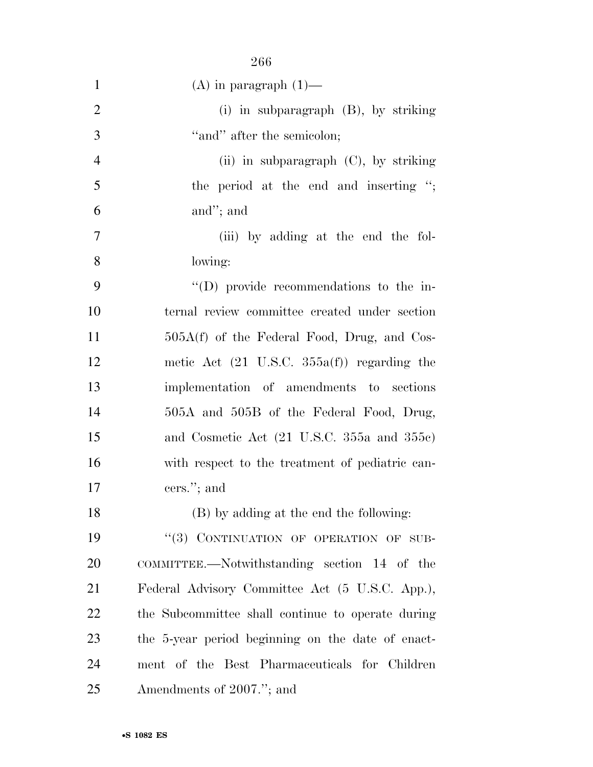(A) in paragraph (1)—

(i) in subparagraph (B), by striking "and" after the semicolon;

(ii) in subparagraph (C), by striking the period at the end and inserting "; and"; and

(iii) by adding at the end the following:

"(D) provide recommendations to the internal review committee created under section 505A(f) of the Federal Food, Drug, and Cosmetic Act (21 U.S.C. 355a(f)) regarding the implementation of amendments to sections 505A and 505B of the Federal Food, Drug, and Cosmetic Act (21 U.S.C. 355a and 355c) with respect to the treatment of pediatric cancers."; and

(B) by adding at the end the following:

"(3) CONTINUATION OF OPERATION OF SUBCOMMITTEE.—Notwithstanding section 14 of the Federal Advisory Committee Act (5 U.S.C. App.), the Subcommittee shall continue to operate during the 5-year period beginning on the date of enactment of the Best Pharmaceuticals for Children Amendments of 2007."; and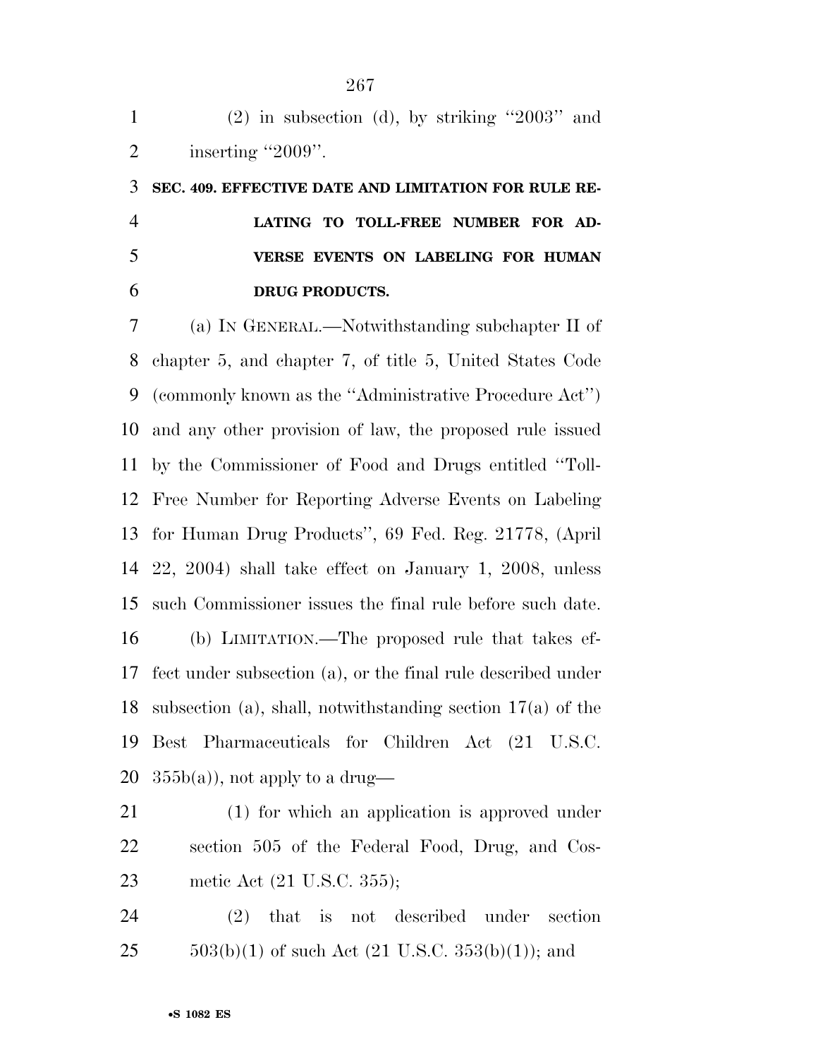(2) in subsection (d), by striking ''2003'' and inserting ''2009''.

**SEC. 409. EFFECTIVE DATE AND LIMITATION FOR RULE RELATING TO TOLL-FREE NUMBER FOR ADVERSE EVENTS ON LABELING FOR HUMAN DRUG PRODUCTS.**

(a) IN GENERAL.—Notwithstanding subchapter II of chapter 5, and chapter 7, of title 5, United States Code (commonly known as the ''Administrative Procedure Act'') and any other provision of law, the proposed rule issued by the Commissioner of Food and Drugs entitled ''Toll-Free Number for Reporting Adverse Events on Labeling for Human Drug Products'', 69 Fed. Reg. 21778, (April 22, 2004) shall take effect on January 1, 2008, unless such Commissioner issues the final rule before such date.

(b) LIMITATION.—The proposed rule that takes effect under subsection (a), or the final rule described under subsection (a), shall, notwithstanding section 17(a) of the Best Pharmaceuticals for Children Act (21 U.S.C. 355b(a)), not apply to a drug—

(1) for which an application is approved under section 505 of the Federal Food, Drug, and Cosmetic Act (21 U.S.C. 355);

(2) that is not described under section 503(b)(1) of such Act (21 U.S.C. 353(b)(1)); and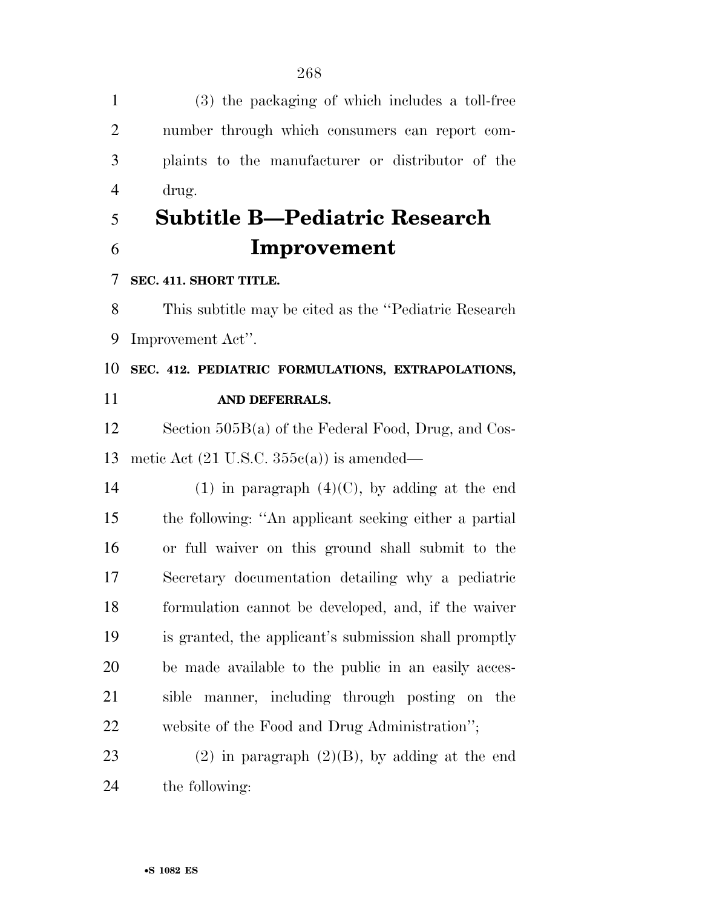(3) the packaging of which includes a toll-free number through which consumers can report complaints to the manufacturer or distributor of the drug.

# Subtitle B—Pediatric Research Improvement

**SEC. 411. SHORT TITLE.**

This subtitle may be cited as the ''Pediatric Research Improvement Act''.

**SEC. 412. PEDIATRIC FORMULATIONS, EXTRAPOLATIONS, AND DEFERRALS.**

Section 505B(a) of the Federal Food, Drug, and Cosmetic Act (21 U.S.C. 355c(a)) is amended—

(1) in paragraph (4)(C), by adding at the end the following: ''An applicant seeking either a partial or full waiver on this ground shall submit to the Secretary documentation detailing why a pediatric formulation cannot be developed, and, if the waiver is granted, the applicant's submission shall promptly be made available to the public in an easily accessible manner, including through posting on the website of the Food and Drug Administration'';

(2) in paragraph (2)(B), by adding at the end the following: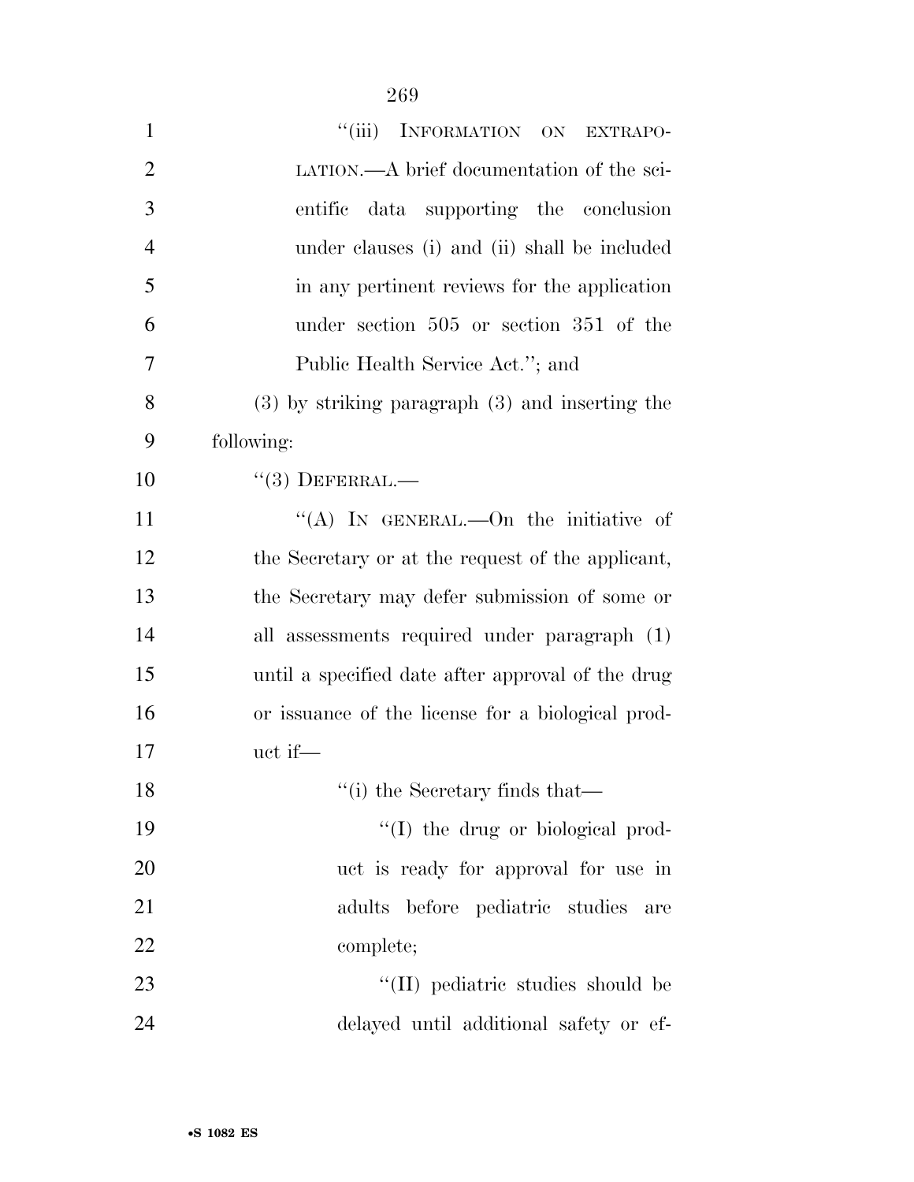"(iii) INFORMATION ON EXTRAPOLATION.—A brief documentation of the scientific data supporting the conclusion under clauses (i) and (ii) shall be included in any pertinent reviews for the application under section 505 or section 351 of the Public Health Service Act."; and

(3) by striking paragraph (3) and inserting the following:

"(3) DEFERRAL.—

"(A) IN GENERAL.—On the initiative of the Secretary or at the request of the applicant, the Secretary may defer submission of some or all assessments required under paragraph (1) until a specified date after approval of the drug or issuance of the license for a biological product if—

"(i) the Secretary finds that—

"(I) the drug or biological product is ready for approval for use in adults before pediatric studies are complete;

"(II) pediatric studies should be delayed until additional safety or ef-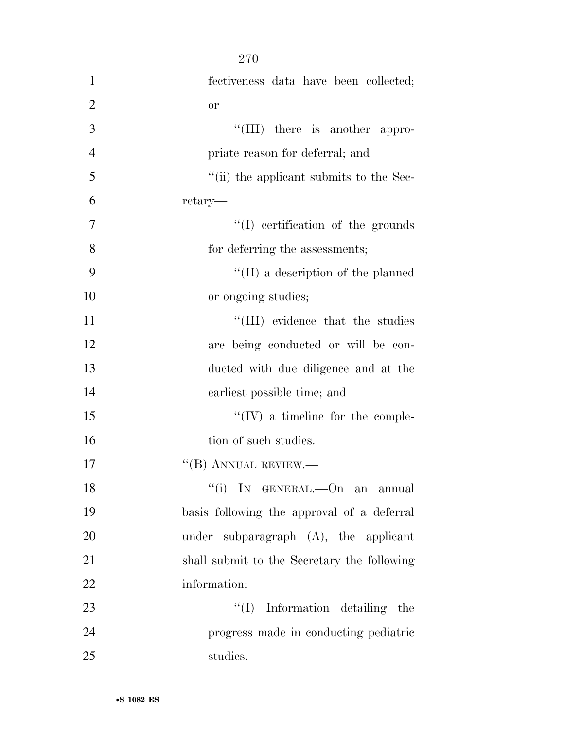fectiveness data have been collected; or

''(III) there is another appropriate reason for deferral; and

''(ii) the applicant submits to the Secretary—

''(I) certification of the grounds for deferring the assessments;

''(II) a description of the planned or ongoing studies;

''(III) evidence that the studies are being conducted or will be conducted with due diligence and at the earliest possible time; and

''(IV) a timeline for the completion of such studies.

''(B) ANNUAL REVIEW.—

''(i) IN GENERAL.—On an annual basis following the approval of a deferral under subparagraph (A), the applicant shall submit to the Secretary the following information:

''(I) Information detailing the progress made in conducting pediatric studies.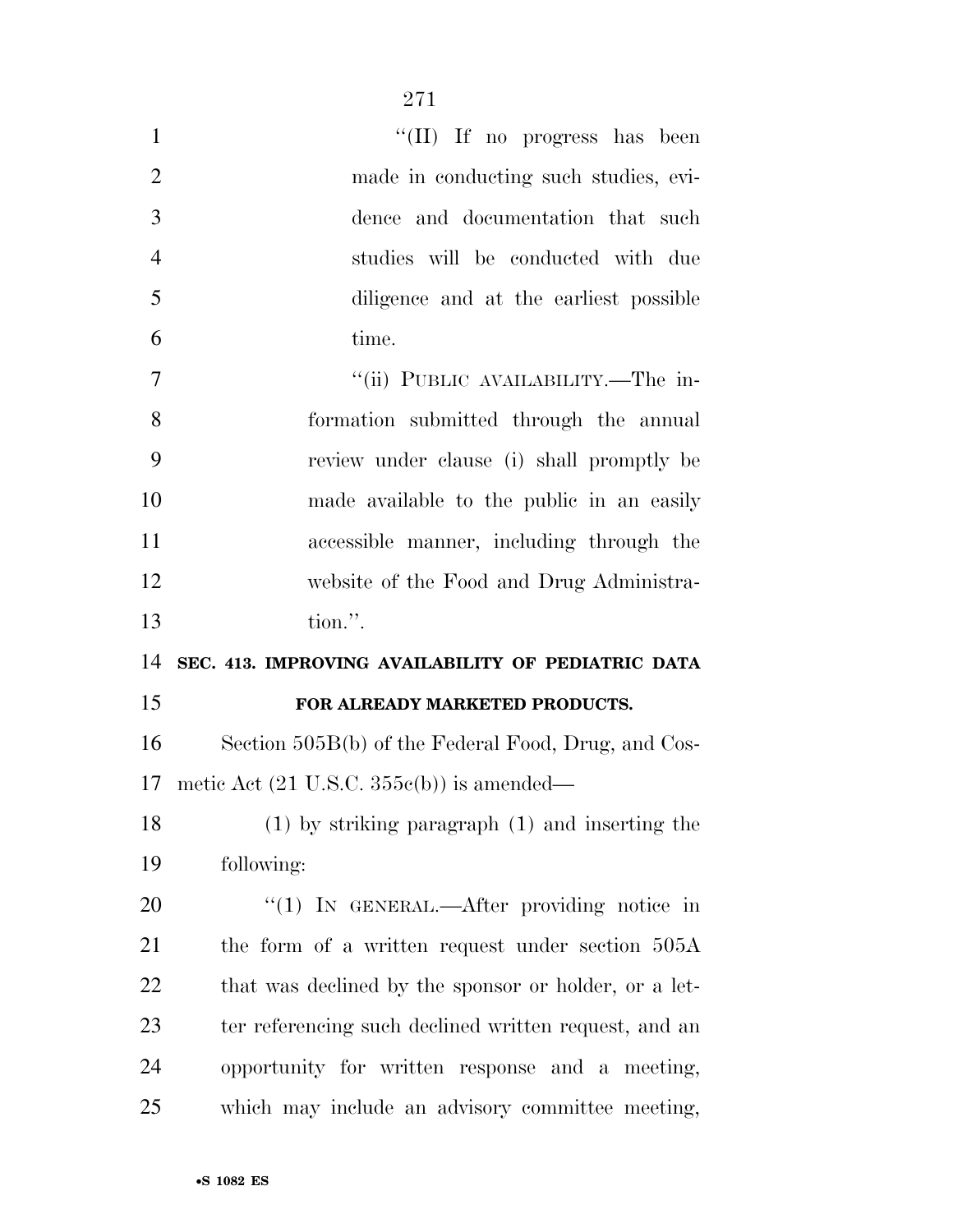"(II) If no progress has been made in conducting such studies, evidence and documentation that such studies will be conducted with due diligence and at the earliest possible time.

"(ii) PUBLIC AVAILABILITY.—The information submitted through the annual review under clause (i) shall promptly be made available to the public in an easily accessible manner, including through the website of the Food and Drug Administration.".

**SEC. 413. IMPROVING AVAILABILITY OF PEDIATRIC DATA FOR ALREADY MARKETED PRODUCTS.**

Section 505B(b) of the Federal Food, Drug, and Cosmetic Act (21 U.S.C. 355c(b)) is amended—

(1) by striking paragraph (1) and inserting the following:

"(1) IN GENERAL.—After providing notice in the form of a written request under section 505A that was declined by the sponsor or holder, or a letter referencing such declined written request, and an opportunity for written response and a meeting, which may include an advisory committee meeting,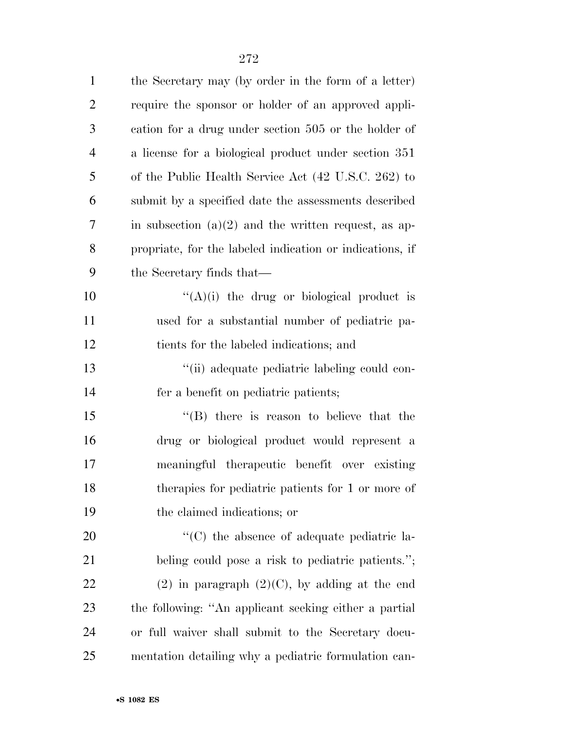the Secretary may (by order in the form of a letter) require the sponsor or holder of an approved application for a drug under section 505 or the holder of a license for a biological product under section 351 of the Public Health Service Act (42 U.S.C. 262) to submit by a specified date the assessments described in subsection (a)(2) and the written request, as appropriate, for the labeled indication or indications, if the Secretary finds that—

"(A)(i) the drug or biological product is used for a substantial number of pediatric patients for the labeled indications; and

"(ii) adequate pediatric labeling could confer a benefit on pediatric patients;

"(B) there is reason to believe that the drug or biological product would represent a meaningful therapeutic benefit over existing therapies for pediatric patients for 1 or more of the claimed indications; or

"(C) the absence of adequate pediatric labeling could pose a risk to pediatric patients.";

(2) in paragraph (2)(C), by adding at the end the following: "An applicant seeking either a partial or full waiver shall submit to the Secretary documentation detailing why a pediatric formulation can-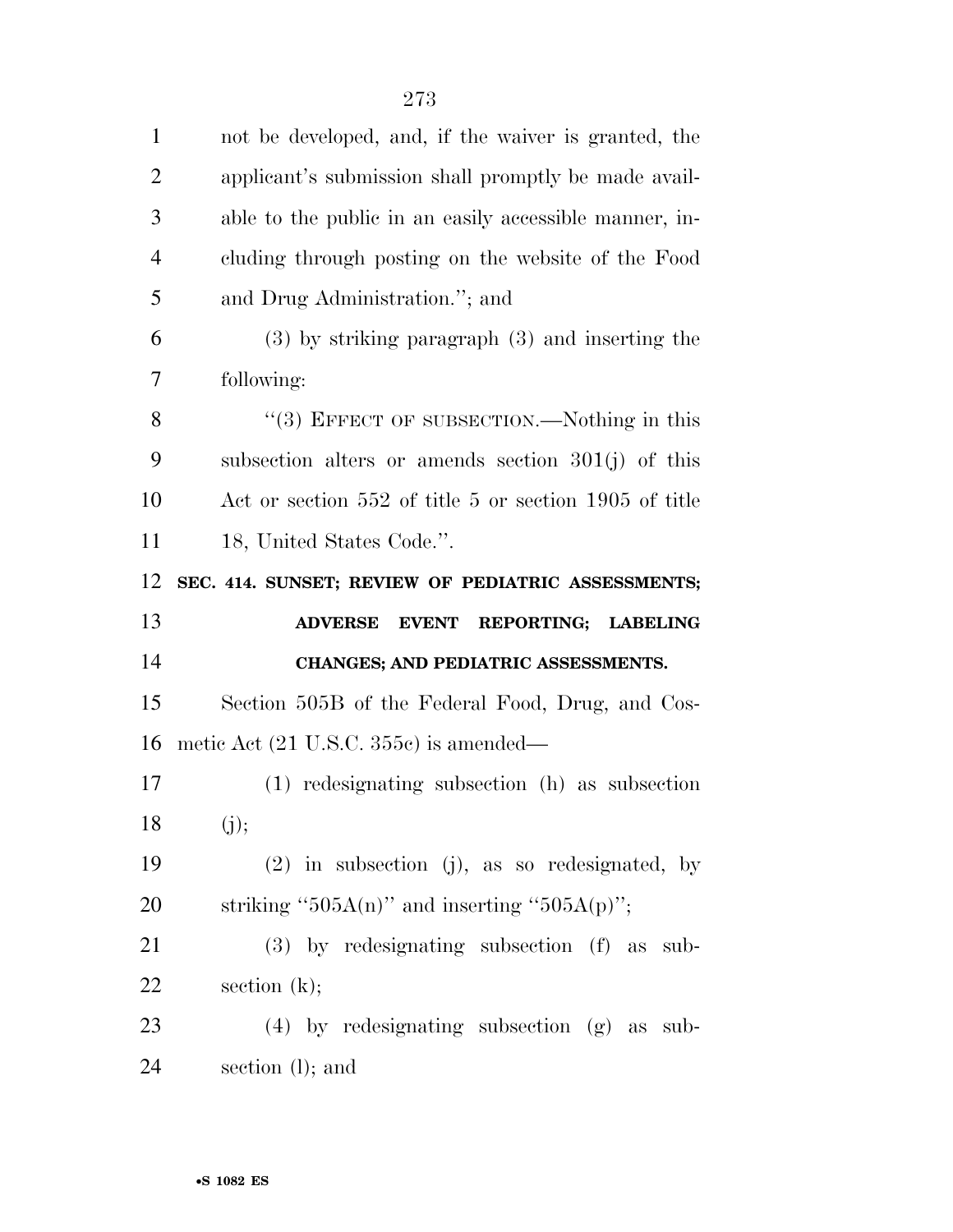not be developed, and, if the waiver is granted, the applicant's submission shall promptly be made available to the public in an easily accessible manner, including through posting on the website of the Food and Drug Administration.''; and

(3) by striking paragraph (3) and inserting the following:

''(3) EFFECT OF SUBSECTION.—Nothing in this subsection alters or amends section 301(j) of this Act or section 552 of title 5 or section 1905 of title 18, United States Code.''.

**SEC. 414. SUNSET; REVIEW OF PEDIATRIC ASSESSMENTS; ADVERSE EVENT REPORTING; LABELING CHANGES; AND PEDIATRIC ASSESSMENTS.**

Section 505B of the Federal Food, Drug, and Cosmetic Act (21 U.S.C. 355c) is amended—

(1) redesignating subsection (h) as subsection (j);

(2) in subsection (j), as so redesignated, by striking ''505A(n)'' and inserting ''505A(p)'';

(3) by redesignating subsection (f) as subsection (k);

(4) by redesignating subsection (g) as subsection (l); and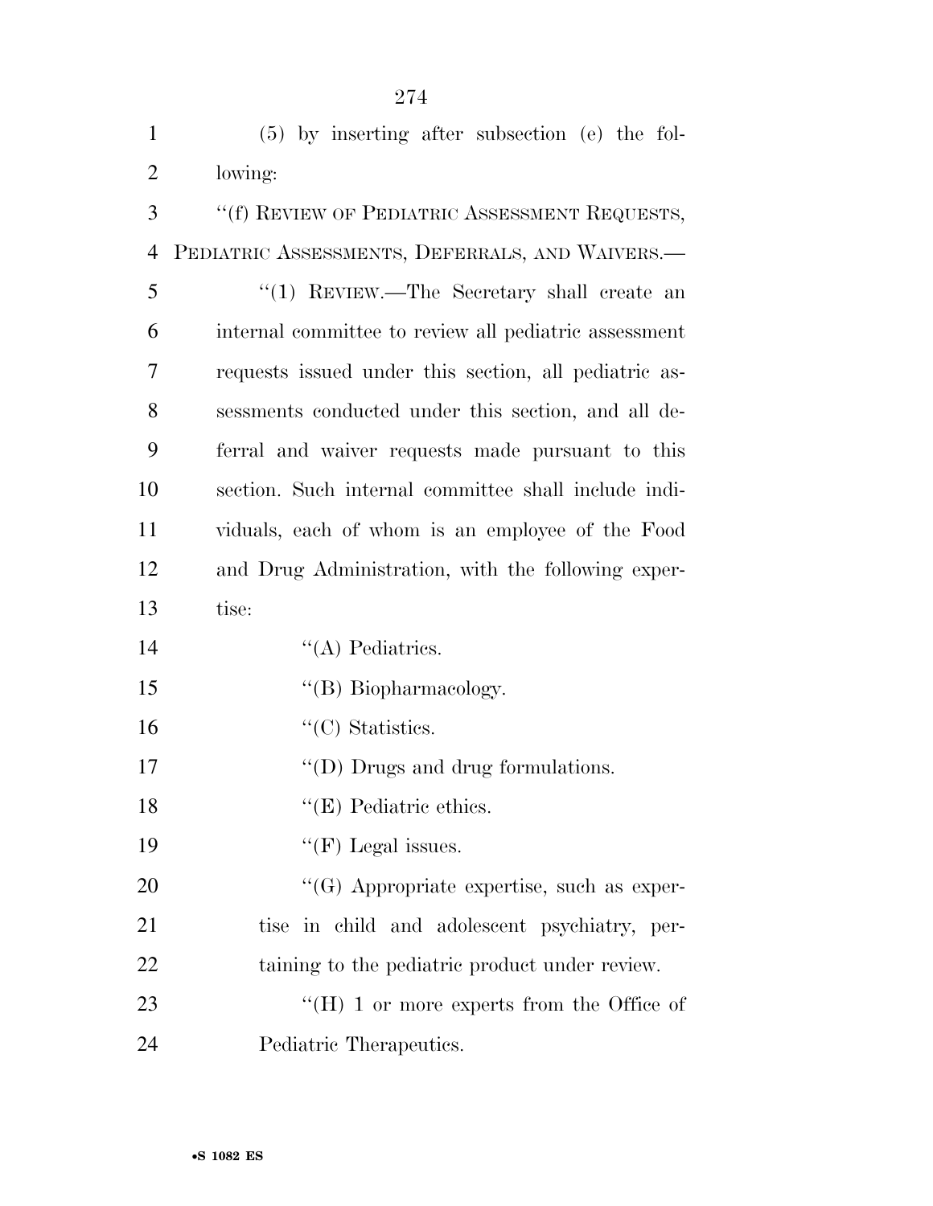(5) by inserting after subsection (e) the following:

"(f) REVIEW OF PEDIATRIC ASSESSMENT REQUESTS, PEDIATRIC ASSESSMENTS, DEFERRALS, AND WAIVERS.—

"(1) REVIEW.—The Secretary shall create an internal committee to review all pediatric assessment requests issued under this section, all pediatric assessments conducted under this section, and all deferral and waiver requests made pursuant to this section. Such internal committee shall include individuals, each of whom is an employee of the Food and Drug Administration, with the following expertise:

"(A) Pediatrics.

"(B) Biopharmacology.

"(C) Statistics.

"(D) Drugs and drug formulations.

"(E) Pediatric ethics.

"(F) Legal issues.

"(G) Appropriate expertise, such as expertise in child and adolescent psychiatry, pertaining to the pediatric product under review.

"(H) 1 or more experts from the Office of Pediatric Therapeutics.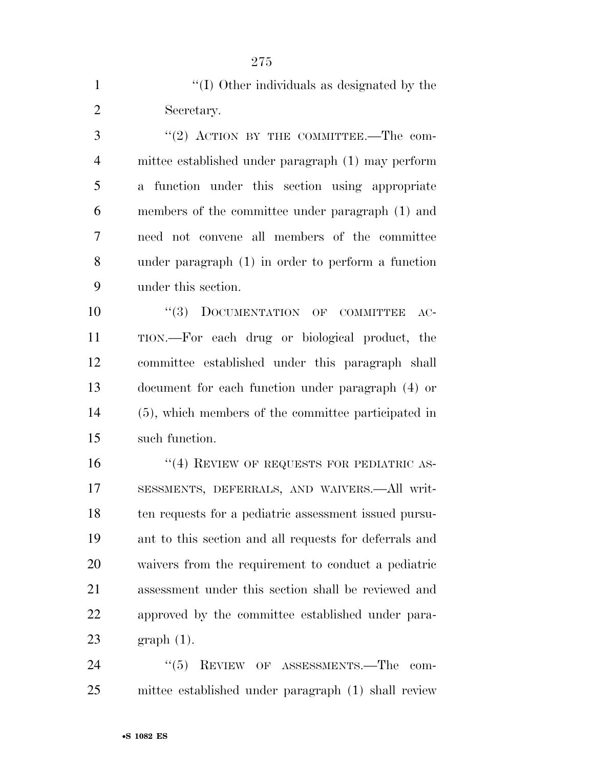''(I) Other individuals as designated by the Secretary.

''(2) ACTION BY THE COMMITTEE.—The committee established under paragraph (1) may perform a function under this section using appropriate members of the committee under paragraph (1) and need not convene all members of the committee under paragraph (1) in order to perform a function under this section.

''(3) DOCUMENTATION OF COMMITTEE ACTION.—For each drug or biological product, the committee established under this paragraph shall document for each function under paragraph (4) or (5), which members of the committee participated in such function.

''(4) REVIEW OF REQUESTS FOR PEDIATRIC ASSESSMENTS, DEFERRALS, AND WAIVERS.—All written requests for a pediatric assessment issued pursuant to this section and all requests for deferrals and waivers from the requirement to conduct a pediatric assessment under this section shall be reviewed and approved by the committee established under paragraph (1).

''(5) REVIEW OF ASSESSMENTS.—The committee established under paragraph (1) shall review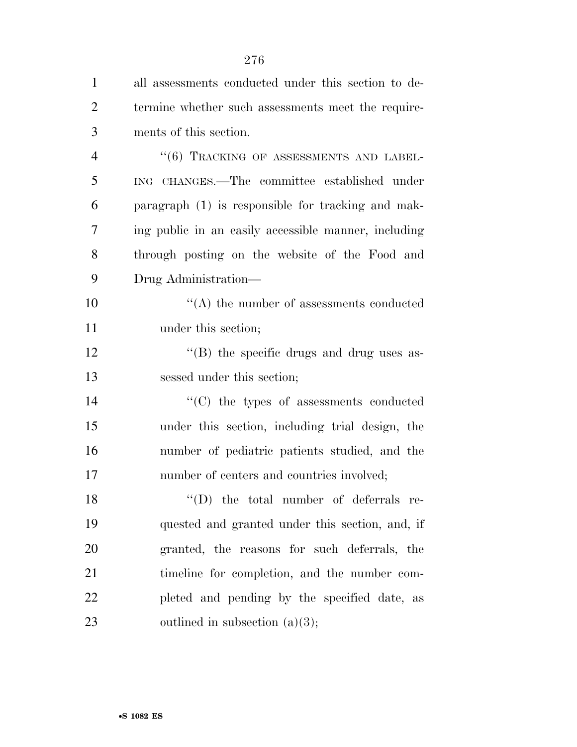all assessments conducted under this section to determine whether such assessments meet the requirements of this section.

"(6) TRACKING OF ASSESSMENTS AND LABELING CHANGES.—The committee established under paragraph (1) is responsible for tracking and making public in an easily accessible manner, including through posting on the website of the Food and Drug Administration—

"(A) the number of assessments conducted under this section;

"(B) the specific drugs and drug uses assessed under this section;

"(C) the types of assessments conducted under this section, including trial design, the number of pediatric patients studied, and the number of centers and countries involved;

"(D) the total number of deferrals requested and granted under this section, and, if granted, the reasons for such deferrals, the timeline for completion, and the number completed and pending by the specified date, as outlined in subsection (a)(3);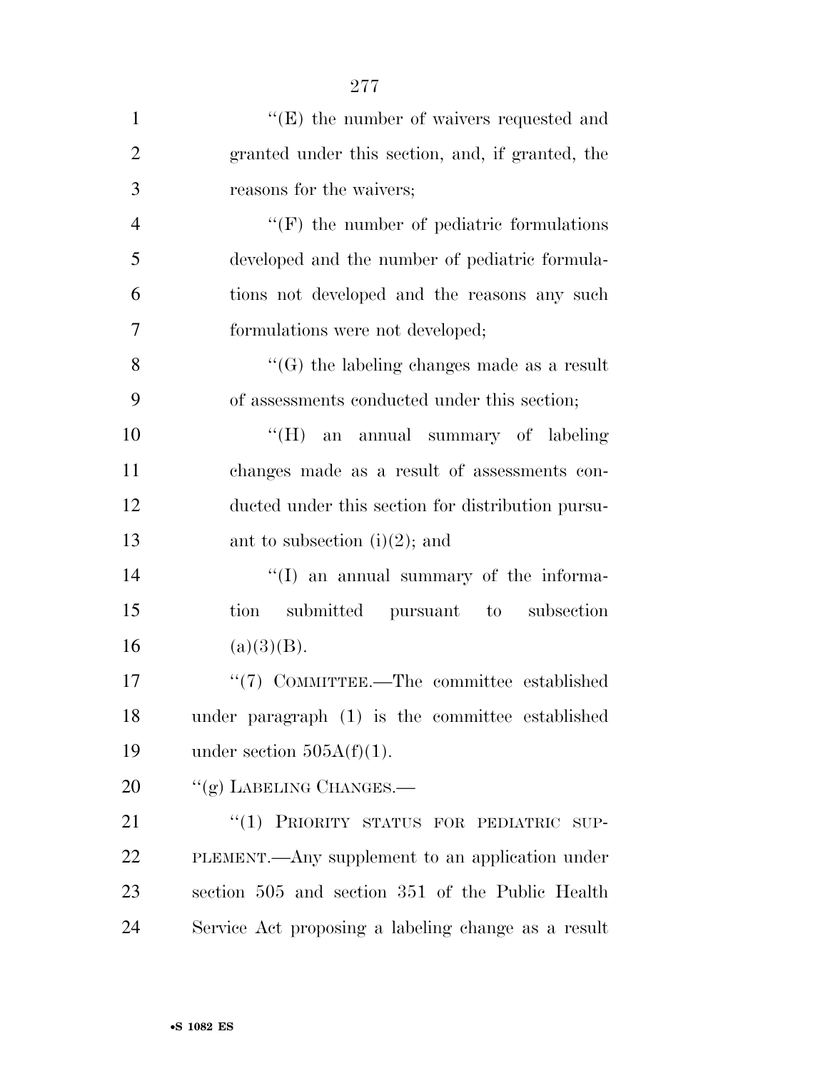''(E) the number of waivers requested and granted under this section, and, if granted, the reasons for the waivers;

''(F) the number of pediatric formulations developed and the number of pediatric formulations not developed and the reasons any such formulations were not developed;

''(G) the labeling changes made as a result of assessments conducted under this section;

''(H) an annual summary of labeling changes made as a result of assessments conducted under this section for distribution pursuant to subsection (i)(2); and

''(I) an annual summary of the information submitted pursuant to subsection (a)(3)(B).

''(7) COMMITTEE.—The committee established under paragraph (1) is the committee established under section 505A(f)(1).

''(g) LABELING CHANGES.—

''(1) PRIORITY STATUS FOR PEDIATRIC SUPPLEMENT.—Any supplement to an application under section 505 and section 351 of the Public Health Service Act proposing a labeling change as a result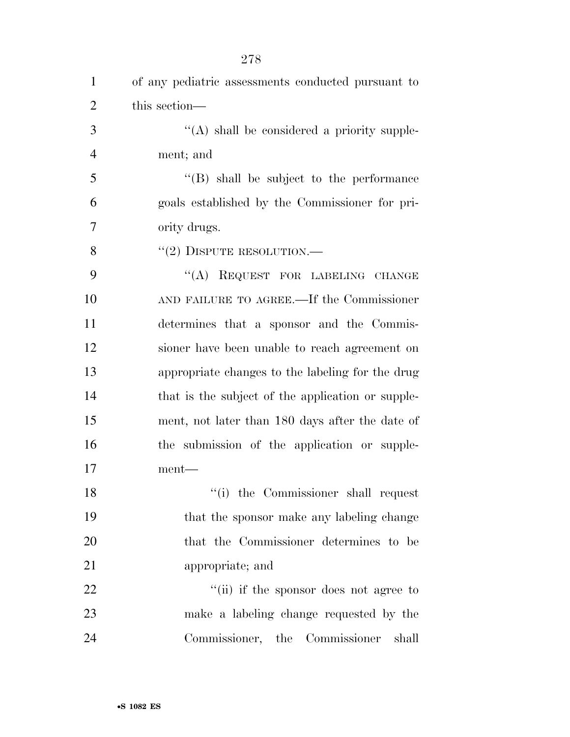of any pediatric assessments conducted pursuant to this section—

''(A) shall be considered a priority supplement; and

''(B) shall be subject to the performance goals established by the Commissioner for priority drugs.

''(2) DISPUTE RESOLUTION.—

''(A) REQUEST FOR LABELING CHANGE AND FAILURE TO AGREE.—If the Commissioner determines that a sponsor and the Commissioner have been unable to reach agreement on appropriate changes to the labeling for the drug that is the subject of the application or supplement, not later than 180 days after the date of the submission of the application or supplement—

''(i) the Commissioner shall request that the sponsor make any labeling change that the Commissioner determines to be appropriate; and

''(ii) if the sponsor does not agree to make a labeling change requested by the Commissioner, the Commissioner shall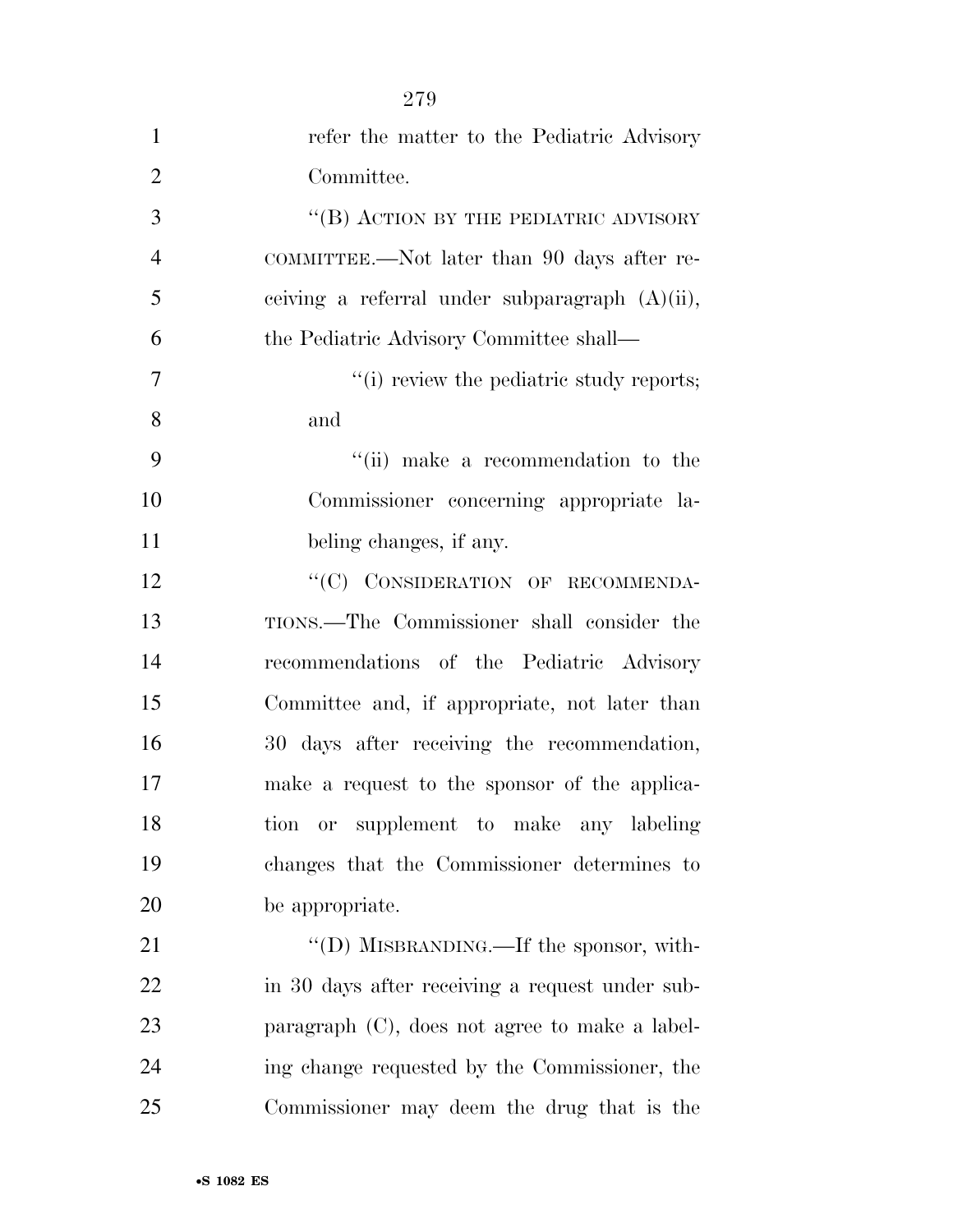refer the matter to the Pediatric Advisory Committee.

"(B) ACTION BY THE PEDIATRIC ADVISORY COMMITTEE.—Not later than 90 days after receiving a referral under subparagraph (A)(ii), the Pediatric Advisory Committee shall—

"(i) review the pediatric study reports; and

"(ii) make a recommendation to the Commissioner concerning appropriate labeling changes, if any.

"(C) CONSIDERATION OF RECOMMENDATIONS.—The Commissioner shall consider the recommendations of the Pediatric Advisory Committee and, if appropriate, not later than 30 days after receiving the recommendation, make a request to the sponsor of the application or supplement to make any labeling changes that the Commissioner determines to be appropriate.

"(D) MISBRANDING.—If the sponsor, within 30 days after receiving a request under subparagraph (C), does not agree to make a labeling change requested by the Commissioner, the Commissioner may deem the drug that is the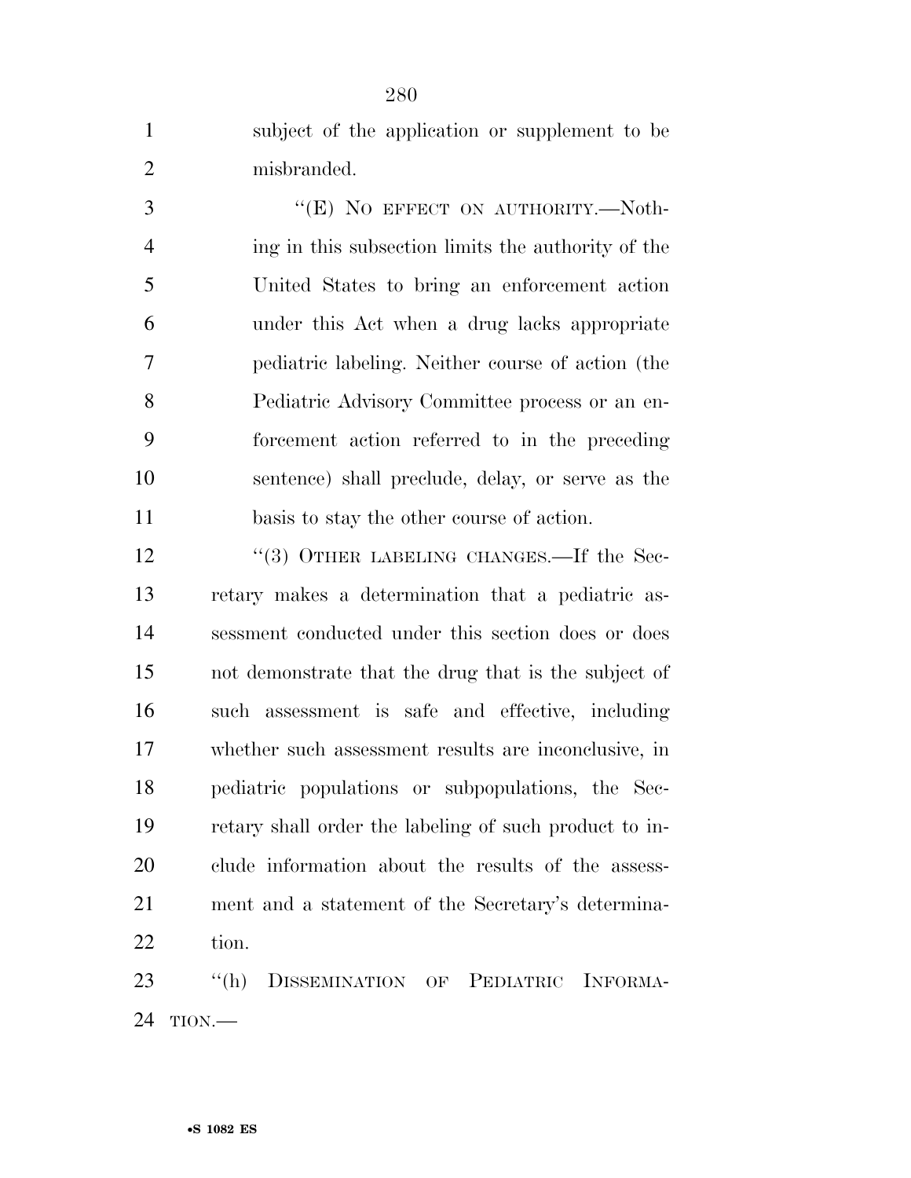subject of the application or supplement to be misbranded.

"(E) NO EFFECT ON AUTHORITY.—Nothing in this subsection limits the authority of the United States to bring an enforcement action under this Act when a drug lacks appropriate pediatric labeling. Neither course of action (the Pediatric Advisory Committee process or an enforcement action referred to in the preceding sentence) shall preclude, delay, or serve as the basis to stay the other course of action.

"(3) OTHER LABELING CHANGES.—If the Secretary makes a determination that a pediatric assessment conducted under this section does or does not demonstrate that the drug that is the subject of such assessment is safe and effective, including whether such assessment results are inconclusive, in pediatric populations or subpopulations, the Secretary shall order the labeling of such product to include information about the results of the assessment and a statement of the Secretary's determination.

"(h) DISSEMINATION OF PEDIATRIC INFORMATION.—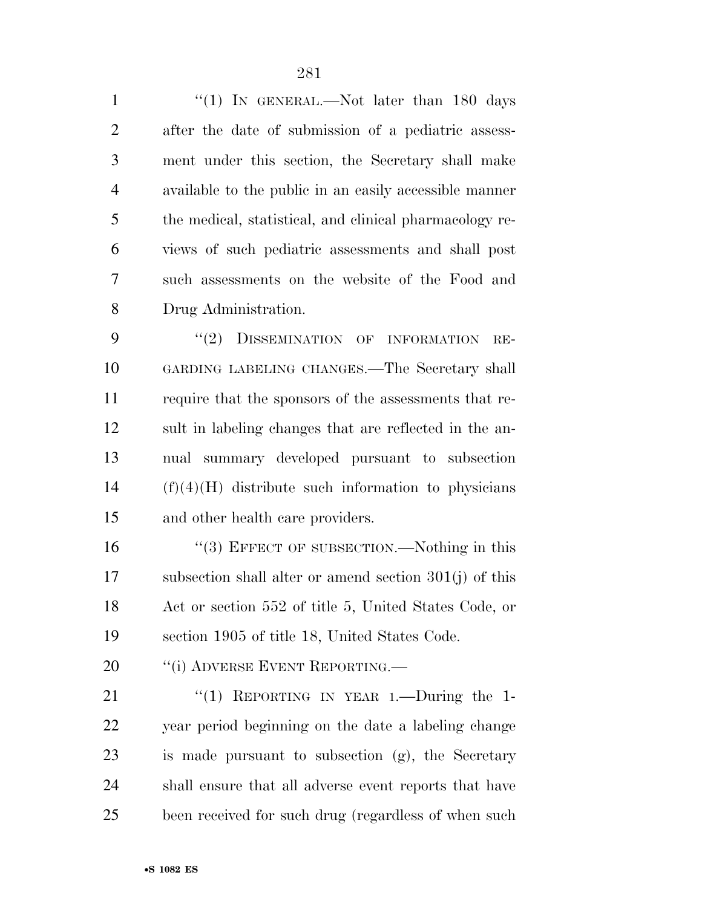"(1) IN GENERAL.—Not later than 180 days after the date of submission of a pediatric assessment under this section, the Secretary shall make available to the public in an easily accessible manner the medical, statistical, and clinical pharmacology reviews of such pediatric assessments and shall post such assessments on the website of the Food and Drug Administration.

"(2) DISSEMINATION OF INFORMATION REGARDING LABELING CHANGES.—The Secretary shall require that the sponsors of the assessments that result in labeling changes that are reflected in the annual summary developed pursuant to subsection (f)(4)(H) distribute such information to physicians and other health care providers.

"(3) EFFECT OF SUBSECTION.—Nothing in this subsection shall alter or amend section 301(j) of this Act or section 552 of title 5, United States Code, or section 1905 of title 18, United States Code.

"(i) ADVERSE EVENT REPORTING.—

"(1) REPORTING IN YEAR 1.—During the 1-year period beginning on the date a labeling change is made pursuant to subsection (g), the Secretary shall ensure that all adverse event reports that have been received for such drug (regardless of when such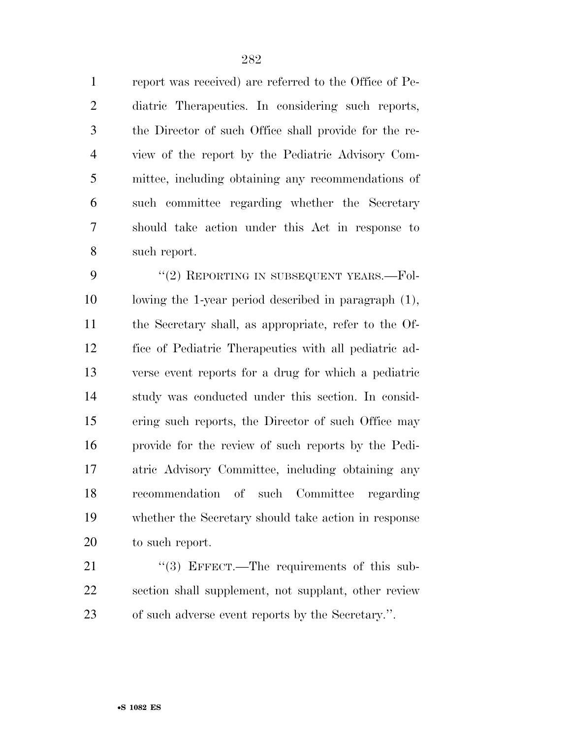report was received) are referred to the Office of Pediatric Therapeutics. In considering such reports, the Director of such Office shall provide for the review of the report by the Pediatric Advisory Committee, including obtaining any recommendations of such committee regarding whether the Secretary should take action under this Act in response to such report.

"(2) REPORTING IN SUBSEQUENT YEARS.—Following the 1-year period described in paragraph (1), the Secretary shall, as appropriate, refer to the Office of Pediatric Therapeutics with all pediatric adverse event reports for a drug for which a pediatric study was conducted under this section. In considering such reports, the Director of such Office may provide for the review of such reports by the Pediatric Advisory Committee, including obtaining any recommendation of such Committee regarding whether the Secretary should take action in response to such report.

"(3) EFFECT.—The requirements of this subsection shall supplement, not supplant, other review of such adverse event reports by the Secretary.".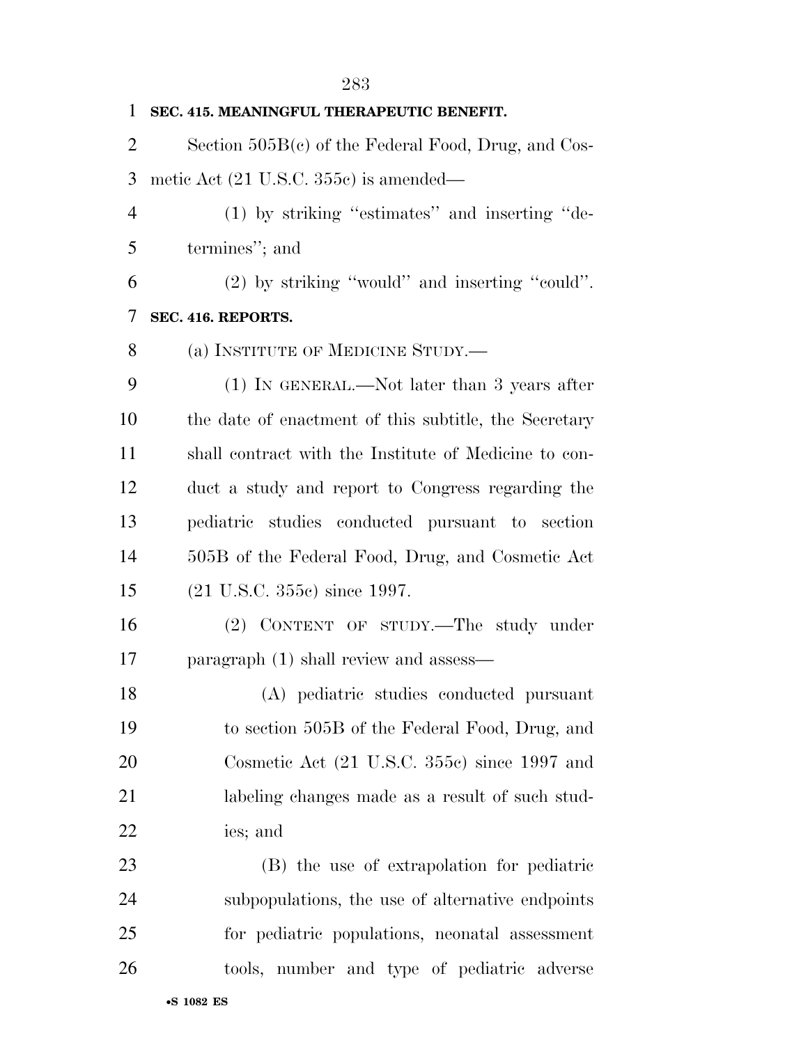**SEC. 415. MEANINGFUL THERAPEUTIC BENEFIT.**

Section 505B(c) of the Federal Food, Drug, and Cosmetic Act (21 U.S.C. 355c) is amended—

(1) by striking "estimates" and inserting "determines"; and

(2) by striking "would" and inserting "could".

**SEC. 416. REPORTS.**

(a) INSTITUTE OF MEDICINE STUDY.—

(1) IN GENERAL.—Not later than 3 years after the date of enactment of this subtitle, the Secretary shall contract with the Institute of Medicine to conduct a study and report to Congress regarding the pediatric studies conducted pursuant to section 505B of the Federal Food, Drug, and Cosmetic Act (21 U.S.C. 355c) since 1997.

(2) CONTENT OF STUDY.—The study under paragraph (1) shall review and assess—

(A) pediatric studies conducted pursuant to section 505B of the Federal Food, Drug, and Cosmetic Act (21 U.S.C. 355c) since 1997 and labeling changes made as a result of such studies; and

(B) the use of extrapolation for pediatric subpopulations, the use of alternative endpoints for pediatric populations, neonatal assessment tools, number and type of pediatric adverse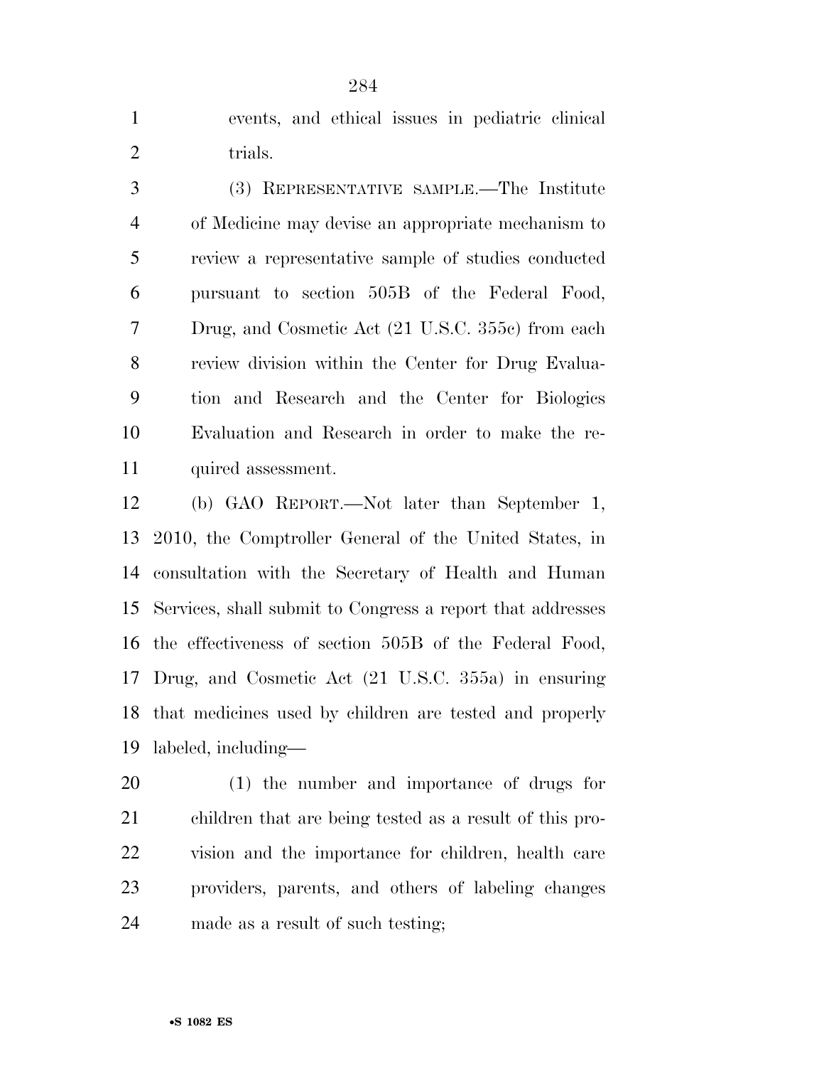events, and ethical issues in pediatric clinical trials.

(3) REPRESENTATIVE SAMPLE.—The Institute of Medicine may devise an appropriate mechanism to review a representative sample of studies conducted pursuant to section 505B of the Federal Food, Drug, and Cosmetic Act (21 U.S.C. 355c) from each review division within the Center for Drug Evaluation and Research and the Center for Biologics Evaluation and Research in order to make the required assessment.

(b) GAO REPORT.—Not later than September 1, 2010, the Comptroller General of the United States, in consultation with the Secretary of Health and Human Services, shall submit to Congress a report that addresses the effectiveness of section 505B of the Federal Food, Drug, and Cosmetic Act (21 U.S.C. 355a) in ensuring that medicines used by children are tested and properly labeled, including—

(1) the number and importance of drugs for children that are being tested as a result of this provision and the importance for children, health care providers, parents, and others of labeling changes made as a result of such testing;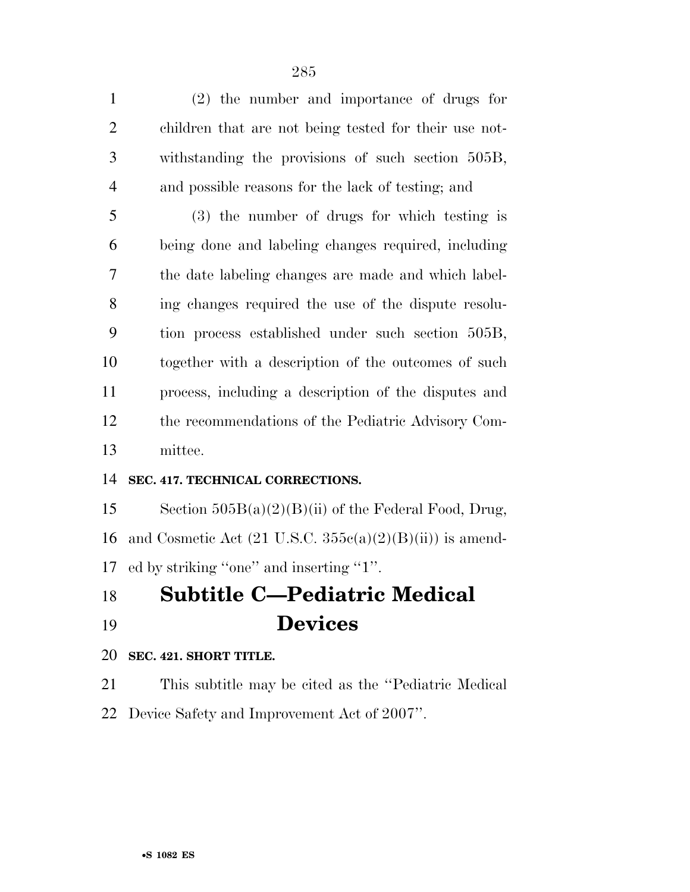(2) the number and importance of drugs for children that are not being tested for their use notwithstanding the provisions of such section 505B, and possible reasons for the lack of testing; and

(3) the number of drugs for which testing is being done and labeling changes required, including the date labeling changes are made and which labeling changes required the use of the dispute resolution process established under such section 505B, together with a description of the outcomes of such process, including a description of the disputes and the recommendations of the Pediatric Advisory Committee.

**SEC. 417. TECHNICAL CORRECTIONS.**

Section 505B(a)(2)(B)(ii) of the Federal Food, Drug, and Cosmetic Act (21 U.S.C. 355c(a)(2)(B)(ii)) is amended by striking ''one'' and inserting ''1''.

# Subtitle C—Pediatric Medical Devices

**SEC. 421. SHORT TITLE.**

This subtitle may be cited as the ''Pediatric Medical Device Safety and Improvement Act of 2007''.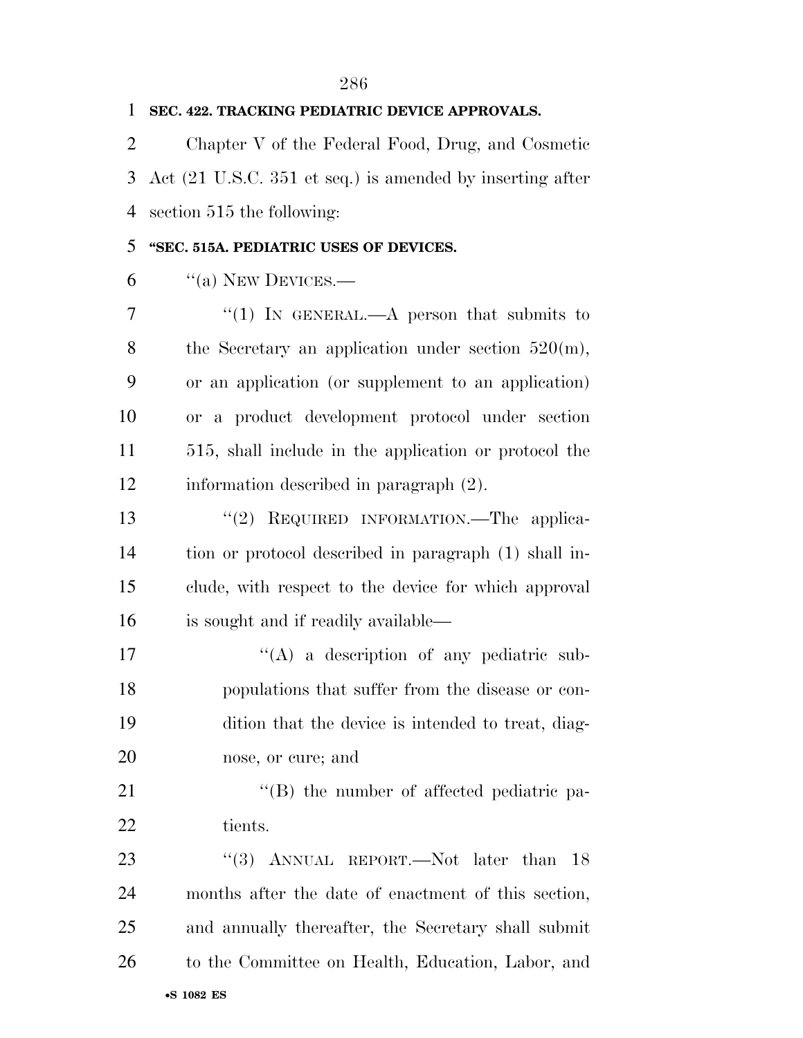**SEC. 422. TRACKING PEDIATRIC DEVICE APPROVALS.**

Chapter V of the Federal Food, Drug, and Cosmetic Act (21 U.S.C. 351 et seq.) is amended by inserting after section 515 the following:

**"SEC. 515A. PEDIATRIC USES OF DEVICES.**

"(a) NEW DEVICES.—

"(1) IN GENERAL.—A person that submits to the Secretary an application under section 520(m), or an application (or supplement to an application) or a product development protocol under section 515, shall include in the application or protocol the information described in paragraph (2).

"(2) REQUIRED INFORMATION.—The application or protocol described in paragraph (1) shall include, with respect to the device for which approval is sought and if readily available—

"(A) a description of any pediatric subpopulations that suffer from the disease or condition that the device is intended to treat, diagnose, or cure; and

"(B) the number of affected pediatric patients.

"(3) ANNUAL REPORT.—Not later than 18 months after the date of enactment of this section, and annually thereafter, the Secretary shall submit to the Committee on Health, Education, Labor, and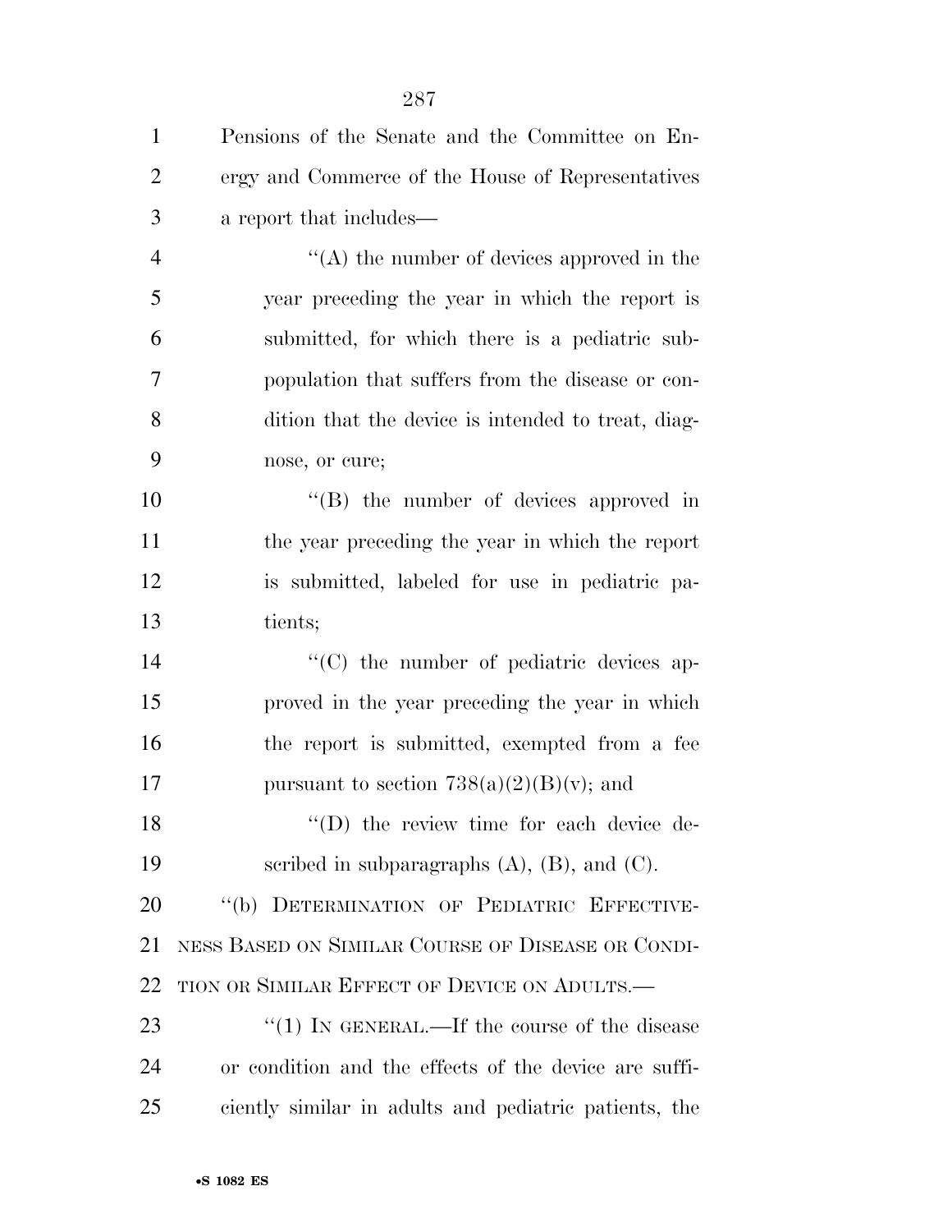Pensions of the Senate and the Committee on Energy and Commerce of the House of Representatives a report that includes—

''(A) the number of devices approved in the year preceding the year in which the report is submitted, for which there is a pediatric subpopulation that suffers from the disease or condition that the device is intended to treat, diagnose, or cure;

''(B) the number of devices approved in the year preceding the year in which the report is submitted, labeled for use in pediatric patients;

''(C) the number of pediatric devices approved in the year preceding the year in which the report is submitted, exempted from a fee pursuant to section 738(a)(2)(B)(v); and

''(D) the review time for each device described in subparagraphs (A), (B), and (C).

''(b) DETERMINATION OF PEDIATRIC EFFECTIVENESS BASED ON SIMILAR COURSE OF DISEASE OR CONDITION OR SIMILAR EFFECT OF DEVICE ON ADULTS.—

''(1) IN GENERAL.—If the course of the disease or condition and the effects of the device are sufficiently similar in adults and pediatric patients, the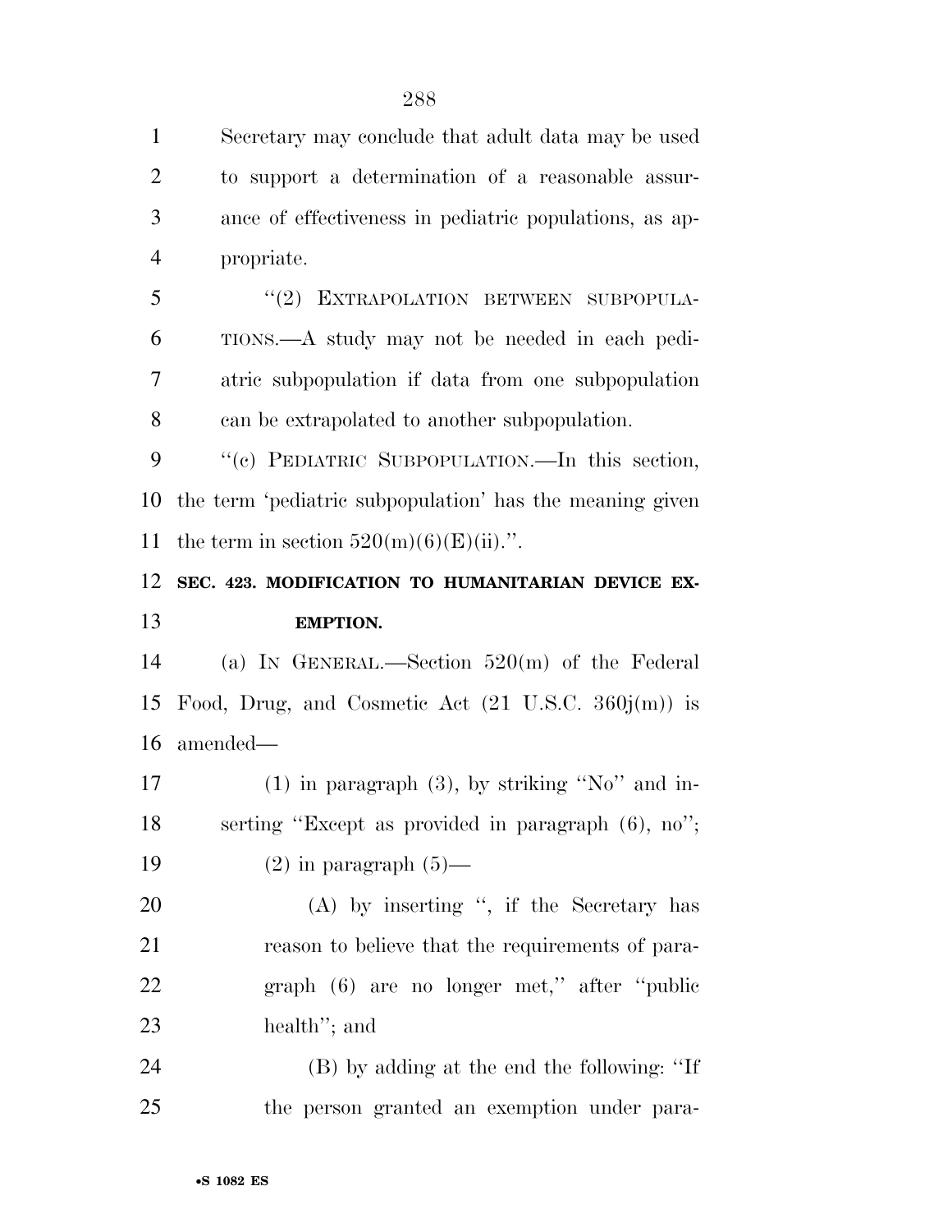Secretary may conclude that adult data may be used to support a determination of a reasonable assurance of effectiveness in pediatric populations, as appropriate.

"(2) EXTRAPOLATION BETWEEN SUBPOPULATIONS.—A study may not be needed in each pediatric subpopulation if data from one subpopulation can be extrapolated to another subpopulation.

"(c) PEDIATRIC SUBPOPULATION.—In this section, the term 'pediatric subpopulation' has the meaning given the term in section 520(m)(6)(E)(ii).".

**SEC. 423. MODIFICATION TO HUMANITARIAN DEVICE EXEMPTION.**

(a) IN GENERAL.—Section 520(m) of the Federal Food, Drug, and Cosmetic Act (21 U.S.C. 360j(m)) is amended—

(1) in paragraph (3), by striking "No" and inserting "Except as provided in paragraph (6), no";

(2) in paragraph (5)—

(A) by inserting ", if the Secretary has reason to believe that the requirements of paragraph (6) are no longer met," after "public health"; and

(B) by adding at the end the following: "If the person granted an exemption under para-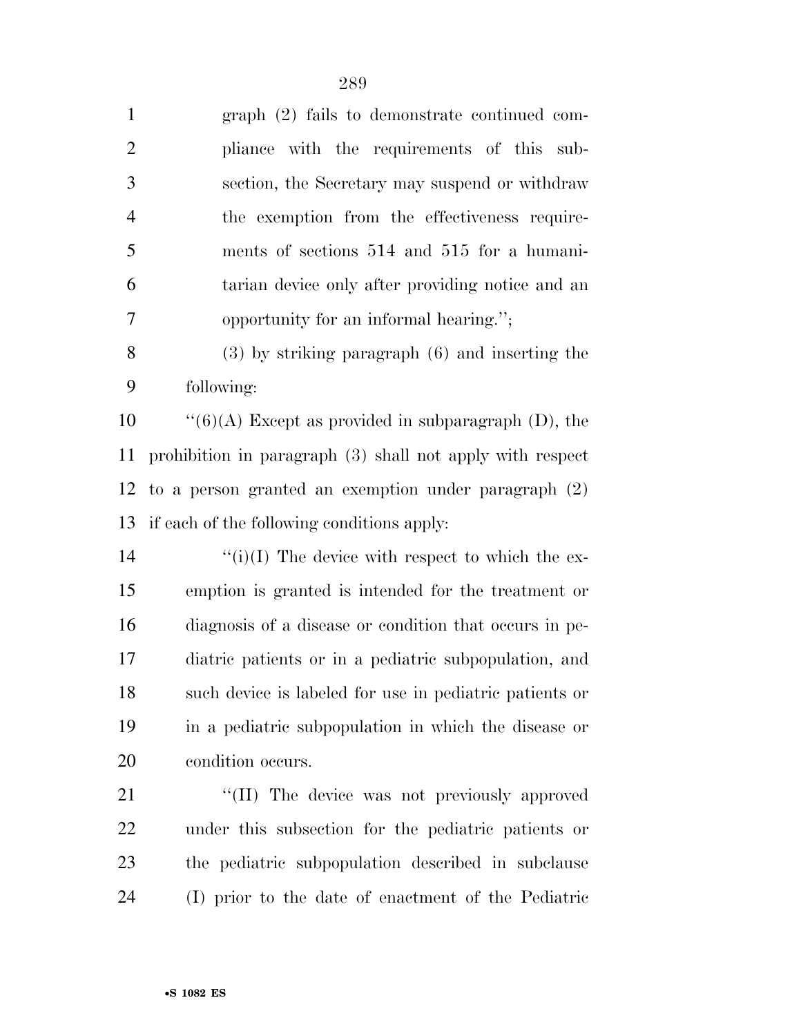graph (2) fails to demonstrate continued compliance with the requirements of this subsection, the Secretary may suspend or withdraw the exemption from the effectiveness requirements of sections 514 and 515 for a humanitarian device only after providing notice and an opportunity for an informal hearing.'';

(3) by striking paragraph (6) and inserting the following:

''(6)(A) Except as provided in subparagraph (D), the prohibition in paragraph (3) shall not apply with respect to a person granted an exemption under paragraph (2) if each of the following conditions apply:

''(i)(I) The device with respect to which the exemption is granted is intended for the treatment or diagnosis of a disease or condition that occurs in pediatric patients or in a pediatric subpopulation, and such device is labeled for use in pediatric patients or in a pediatric subpopulation in which the disease or condition occurs.

''(II) The device was not previously approved under this subsection for the pediatric patients or the pediatric subpopulation described in subclause (I) prior to the date of enactment of the Pediatric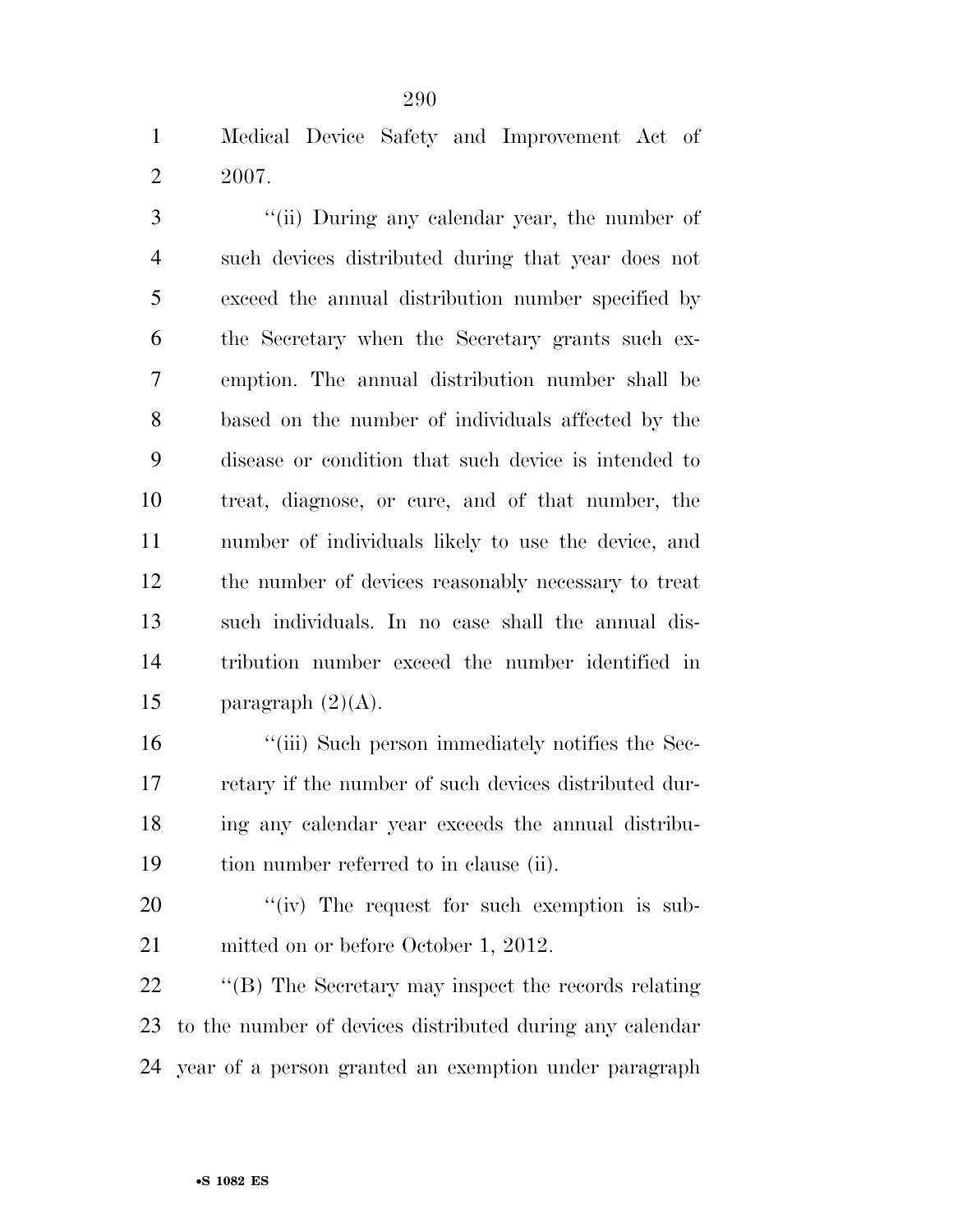Medical Device Safety and Improvement Act of 2007.

''(ii) During any calendar year, the number of such devices distributed during that year does not exceed the annual distribution number specified by the Secretary when the Secretary grants such exemption. The annual distribution number shall be based on the number of individuals affected by the disease or condition that such device is intended to treat, diagnose, or cure, and of that number, the number of individuals likely to use the device, and the number of devices reasonably necessary to treat such individuals. In no case shall the annual distribution number exceed the number identified in paragraph (2)(A).

''(iii) Such person immediately notifies the Secretary if the number of such devices distributed during any calendar year exceeds the annual distribution number referred to in clause (ii).

''(iv) The request for such exemption is submitted on or before October 1, 2012.

''(B) The Secretary may inspect the records relating to the number of devices distributed during any calendar year of a person granted an exemption under paragraph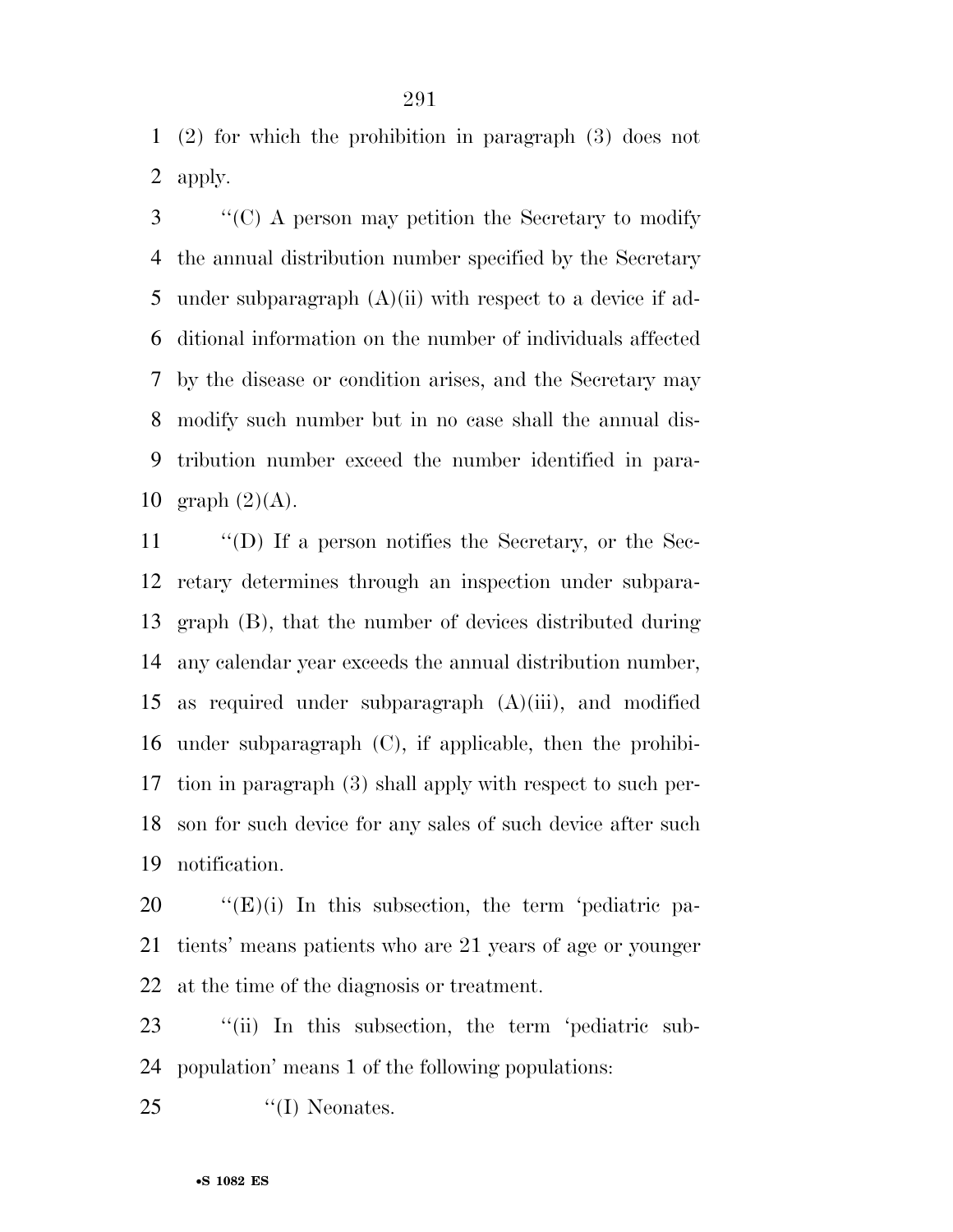(2) for which the prohibition in paragraph (3) does not apply.

''(C) A person may petition the Secretary to modify the annual distribution number specified by the Secretary under subparagraph (A)(ii) with respect to a device if additional information on the number of individuals affected by the disease or condition arises, and the Secretary may modify such number but in no case shall the annual distribution number exceed the number identified in paragraph (2)(A).

''(D) If a person notifies the Secretary, or the Secretary determines through an inspection under subparagraph (B), that the number of devices distributed during any calendar year exceeds the annual distribution number, as required under subparagraph (A)(iii), and modified under subparagraph (C), if applicable, then the prohibition in paragraph (3) shall apply with respect to such person for such device for any sales of such device after such notification.

''(E)(i) In this subsection, the term 'pediatric patients' means patients who are 21 years of age or younger at the time of the diagnosis or treatment.

''(ii) In this subsection, the term 'pediatric subpopulation' means 1 of the following populations:

''(I) Neonates.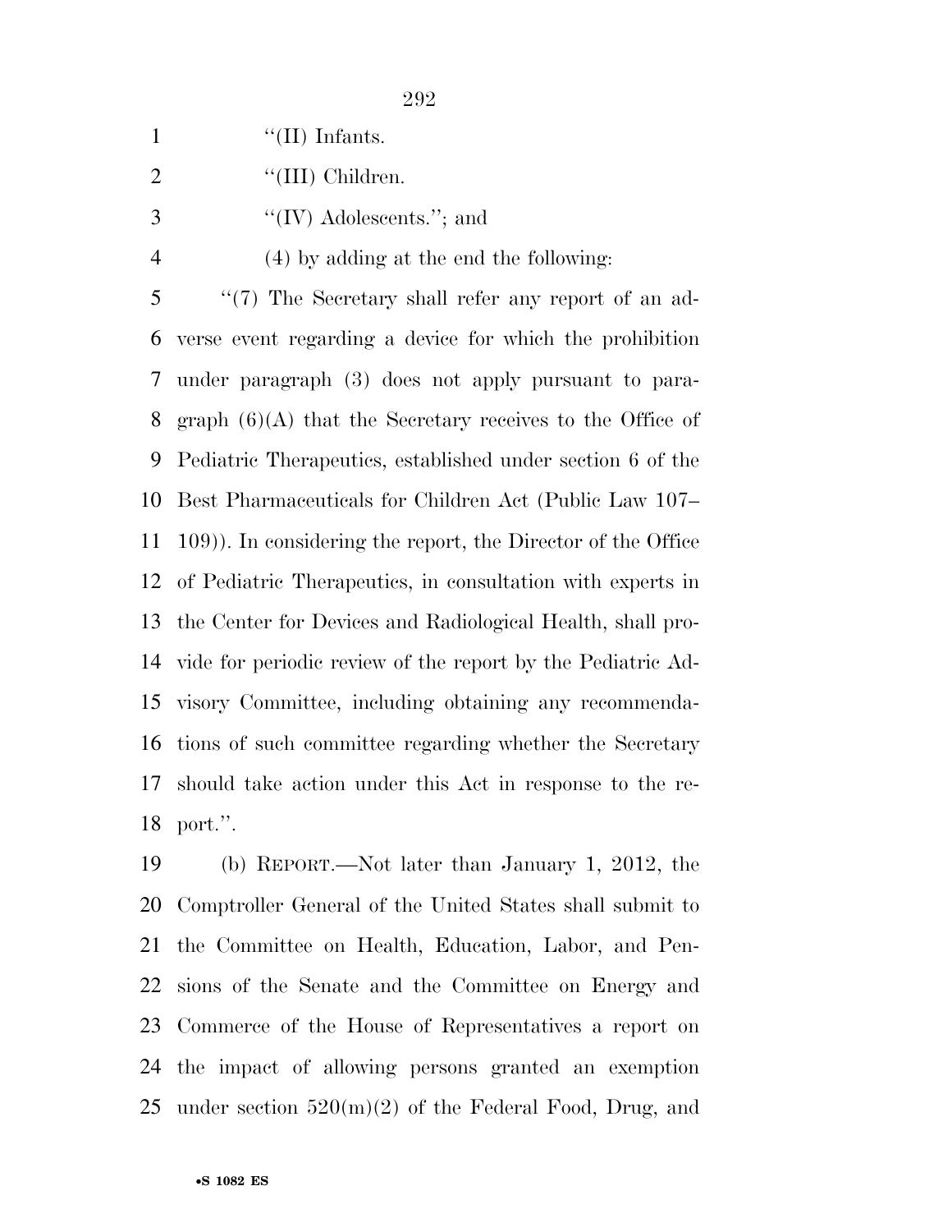''(II) Infants.

''(III) Children.

''(IV) Adolescents.''; and

(4) by adding at the end the following:

''(7) The Secretary shall refer any report of an adverse event regarding a device for which the prohibition under paragraph (3) does not apply pursuant to paragraph (6)(A) that the Secretary receives to the Office of Pediatric Therapeutics, established under section 6 of the Best Pharmaceuticals for Children Act (Public Law 107–109)). In considering the report, the Director of the Office of Pediatric Therapeutics, in consultation with experts in the Center for Devices and Radiological Health, shall provide for periodic review of the report by the Pediatric Advisory Committee, including obtaining any recommendations of such committee regarding whether the Secretary should take action under this Act in response to the report.''.

(b) REPORT.—Not later than January 1, 2012, the Comptroller General of the United States shall submit to the Committee on Health, Education, Labor, and Pensions of the Senate and the Committee on Energy and Commerce of the House of Representatives a report on the impact of allowing persons granted an exemption under section 520(m)(2) of the Federal Food, Drug, and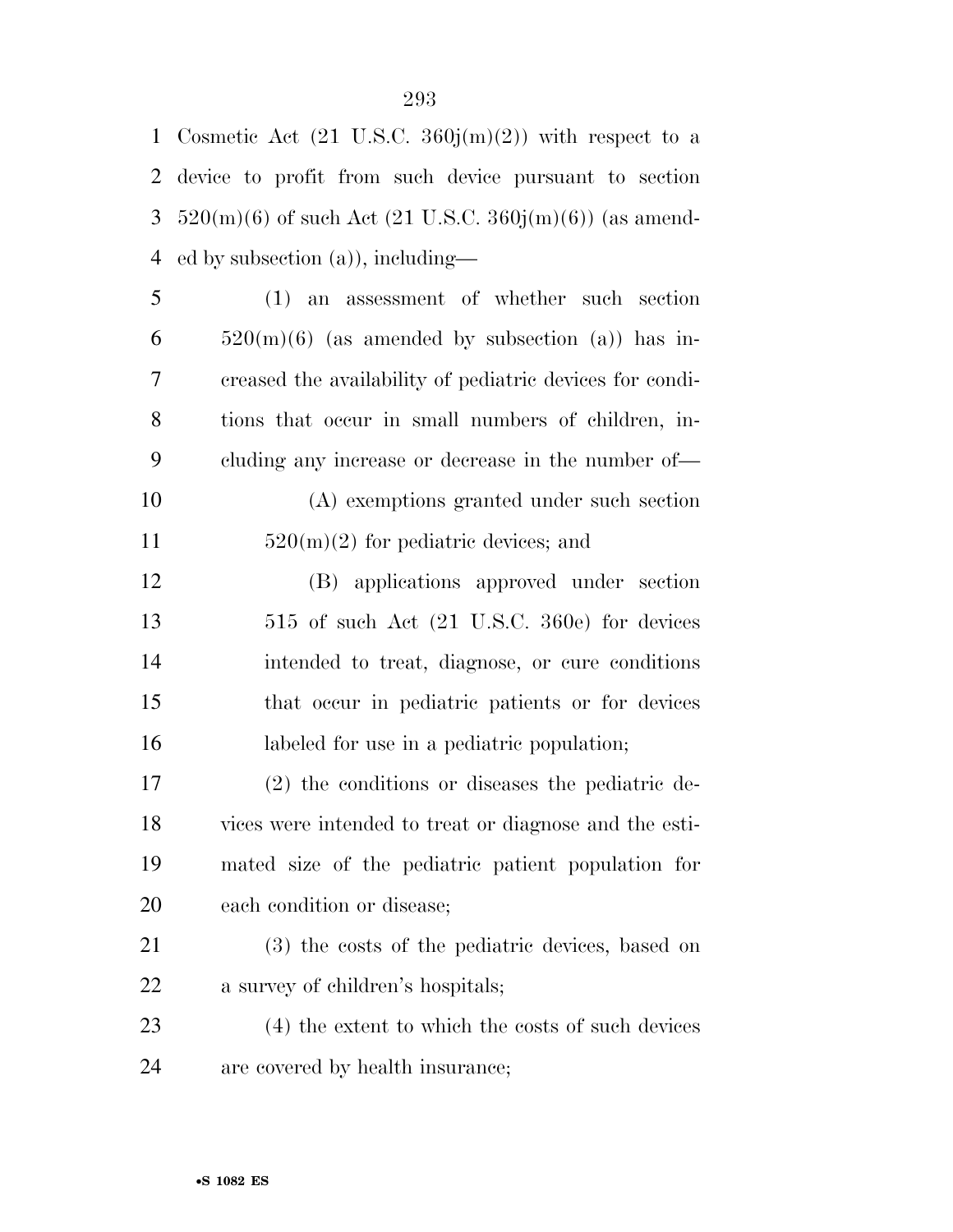Cosmetic Act (21 U.S.C. 360j(m)(2)) with respect to a device to profit from such device pursuant to section 520(m)(6) of such Act (21 U.S.C. 360j(m)(6)) (as amended by subsection (a)), including—

(1) an assessment of whether such section 520(m)(6) (as amended by subsection (a)) has increased the availability of pediatric devices for conditions that occur in small numbers of children, including any increase or decrease in the number of—

(A) exemptions granted under such section 520(m)(2) for pediatric devices; and

(B) applications approved under section 515 of such Act (21 U.S.C. 360e) for devices intended to treat, diagnose, or cure conditions that occur in pediatric patients or for devices labeled for use in a pediatric population;

(2) the conditions or diseases the pediatric devices were intended to treat or diagnose and the estimated size of the pediatric patient population for each condition or disease;

(3) the costs of the pediatric devices, based on a survey of children's hospitals;

(4) the extent to which the costs of such devices are covered by health insurance;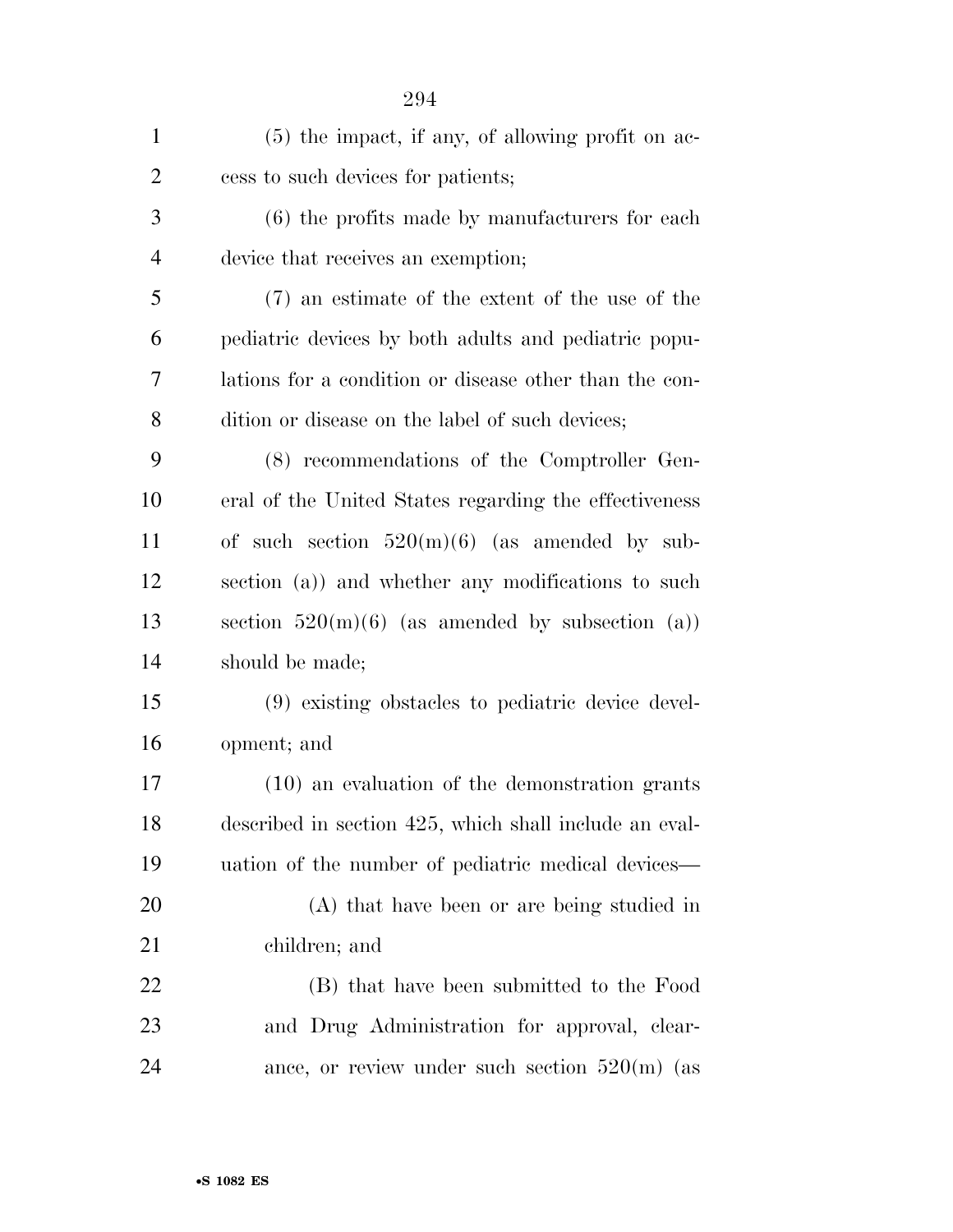(5) the impact, if any, of allowing profit on access to such devices for patients;

(6) the profits made by manufacturers for each device that receives an exemption;

(7) an estimate of the extent of the use of the pediatric devices by both adults and pediatric populations for a condition or disease other than the condition or disease on the label of such devices;

(8) recommendations of the Comptroller General of the United States regarding the effectiveness of such section 520(m)(6) (as amended by subsection (a)) and whether any modifications to such section 520(m)(6) (as amended by subsection (a)) should be made;

(9) existing obstacles to pediatric device development; and

(10) an evaluation of the demonstration grants described in section 425, which shall include an evaluation of the number of pediatric medical devices—

(A) that have been or are being studied in children; and

(B) that have been submitted to the Food and Drug Administration for approval, clearance, or review under such section 520(m) (as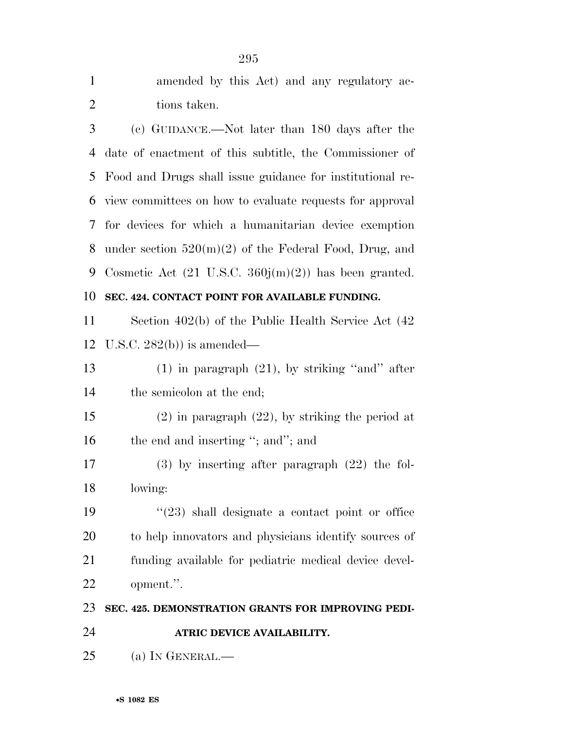amended by this Act) and any regulatory actions taken.

(c) GUIDANCE.—Not later than 180 days after the date of enactment of this subtitle, the Commissioner of Food and Drugs shall issue guidance for institutional review committees on how to evaluate requests for approval for devices for which a humanitarian device exemption under section 520(m)(2) of the Federal Food, Drug, and Cosmetic Act (21 U.S.C. 360j(m)(2)) has been granted.

**SEC. 424. CONTACT POINT FOR AVAILABLE FUNDING.**

Section 402(b) of the Public Health Service Act (42 U.S.C. 282(b)) is amended—

(1) in paragraph (21), by striking ''and'' after the semicolon at the end;

(2) in paragraph (22), by striking the period at the end and inserting ''; and''; and

(3) by inserting after paragraph (22) the following:

''(23) shall designate a contact point or office to help innovators and physicians identify sources of funding available for pediatric medical device development.''.

**SEC. 425. DEMONSTRATION GRANTS FOR IMPROVING PEDIATRIC DEVICE AVAILABILITY.**

(a) IN GENERAL.—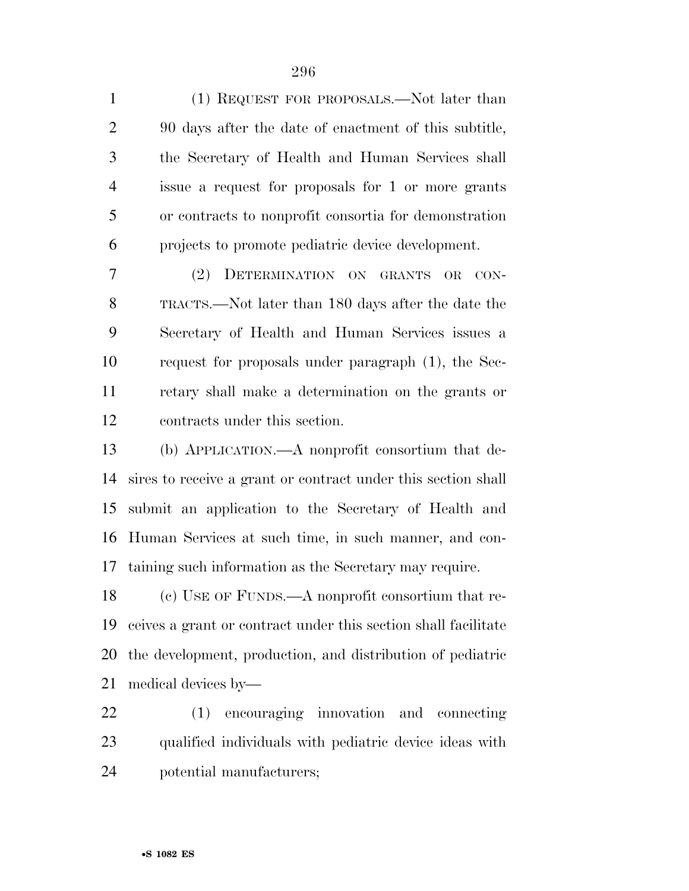(1) REQUEST FOR PROPOSALS.—Not later than 90 days after the date of enactment of this subtitle, the Secretary of Health and Human Services shall issue a request for proposals for 1 or more grants or contracts to nonprofit consortia for demonstration projects to promote pediatric device development.

(2) DETERMINATION ON GRANTS OR CONTRACTS.—Not later than 180 days after the date the Secretary of Health and Human Services issues a request for proposals under paragraph (1), the Secretary shall make a determination on the grants or contracts under this section.

(b) APPLICATION.—A nonprofit consortium that desires to receive a grant or contract under this section shall submit an application to the Secretary of Health and Human Services at such time, in such manner, and containing such information as the Secretary may require.

(c) USE OF FUNDS.—A nonprofit consortium that receives a grant or contract under this section shall facilitate the development, production, and distribution of pediatric medical devices by—

(1) encouraging innovation and connecting qualified individuals with pediatric device ideas with potential manufacturers;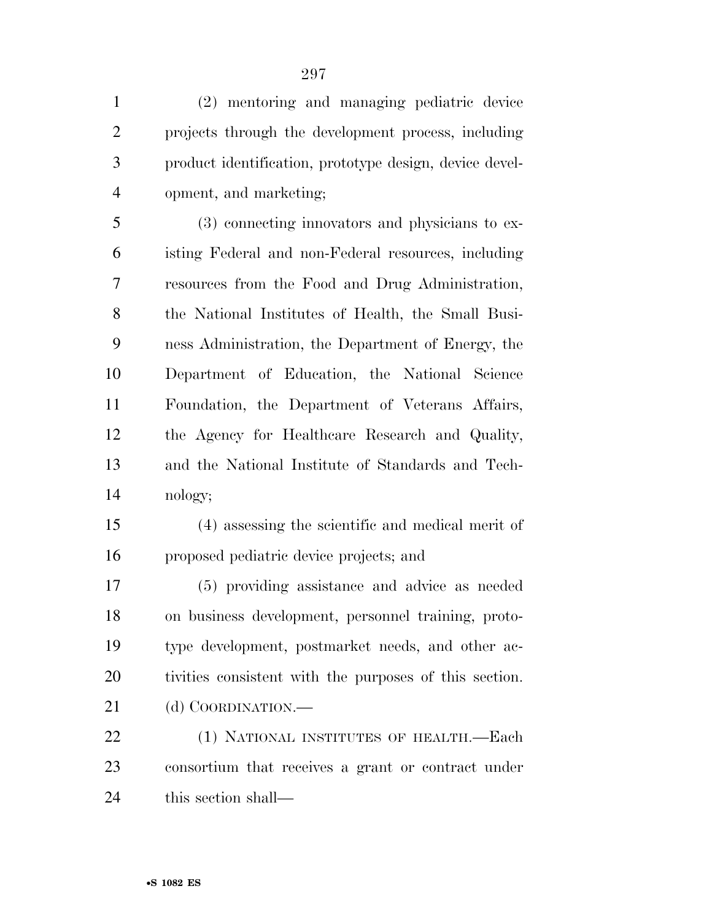(2) mentoring and managing pediatric device projects through the development process, including product identification, prototype design, device development, and marketing;

(3) connecting innovators and physicians to existing Federal and non-Federal resources, including resources from the Food and Drug Administration, the National Institutes of Health, the Small Business Administration, the Department of Energy, the Department of Education, the National Science Foundation, the Department of Veterans Affairs, the Agency for Healthcare Research and Quality, and the National Institute of Standards and Technology;

(4) assessing the scientific and medical merit of proposed pediatric device projects; and

(5) providing assistance and advice as needed on business development, personnel training, prototype development, postmarket needs, and other activities consistent with the purposes of this section.

(d) COORDINATION.—

(1) NATIONAL INSTITUTES OF HEALTH.—Each consortium that receives a grant or contract under this section shall—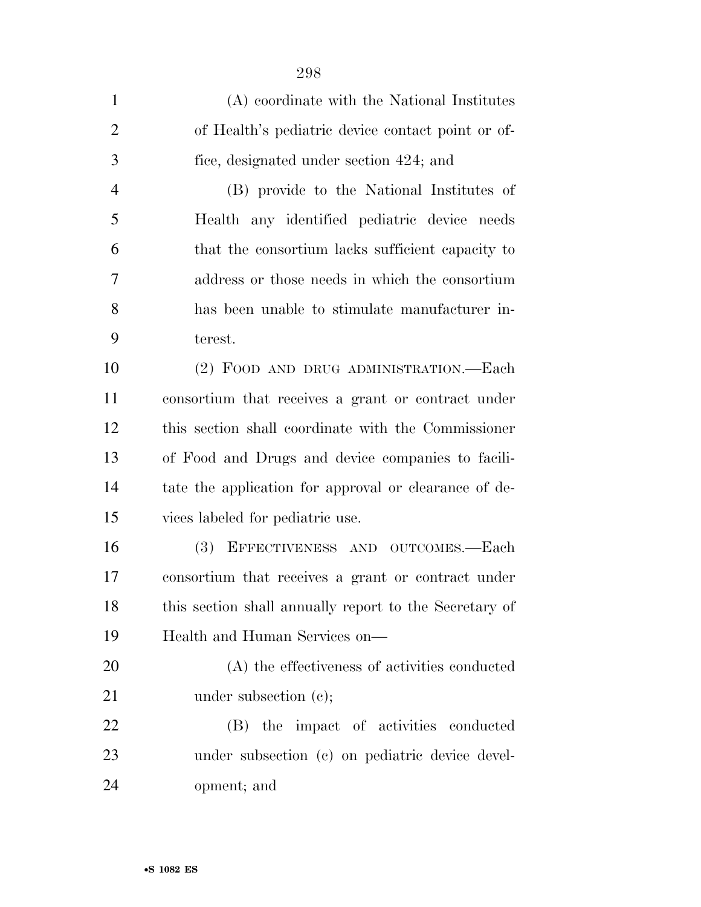(A) coordinate with the National Institutes of Health's pediatric device contact point or office, designated under section 424; and

(B) provide to the National Institutes of Health any identified pediatric device needs that the consortium lacks sufficient capacity to address or those needs in which the consortium has been unable to stimulate manufacturer interest.

(2) FOOD AND DRUG ADMINISTRATION.—Each consortium that receives a grant or contract under this section shall coordinate with the Commissioner of Food and Drugs and device companies to facilitate the application for approval or clearance of devices labeled for pediatric use.

(3) EFFECTIVENESS AND OUTCOMES.—Each consortium that receives a grant or contract under this section shall annually report to the Secretary of Health and Human Services on—

(A) the effectiveness of activities conducted under subsection (c);

(B) the impact of activities conducted under subsection (c) on pediatric device development; and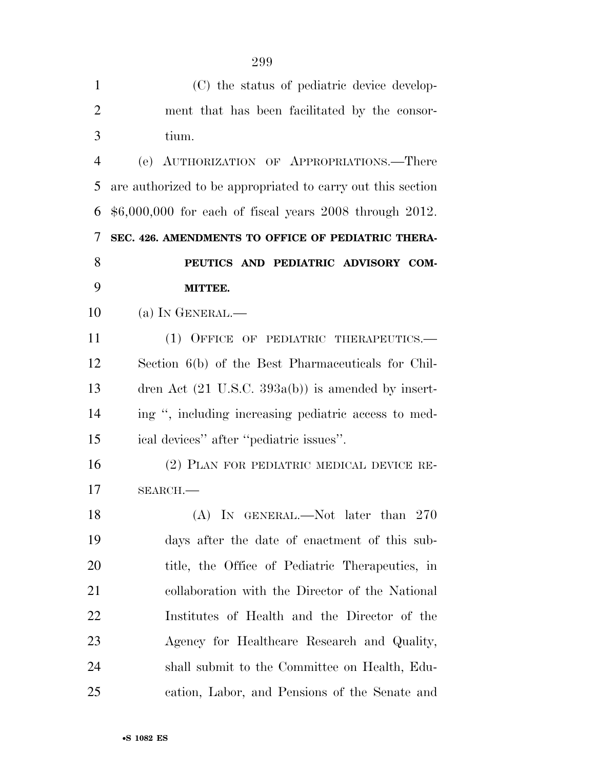(C) the status of pediatric device development that has been facilitated by the consortium.

(e) AUTHORIZATION OF APPROPRIATIONS.—There are authorized to be appropriated to carry out this section $6,000,000 for each of fiscal years 2008 through 2012.

**SEC. 426. AMENDMENTS TO OFFICE OF PEDIATRIC THERAPEUTICS AND PEDIATRIC ADVISORY COMMITTEE.**

(a) IN GENERAL.—

(1) OFFICE OF PEDIATRIC THERAPEUTICS.—Section 6(b) of the Best Pharmaceuticals for Children Act (21 U.S.C. 393a(b)) is amended by inserting ", including increasing pediatric access to medical devices" after "pediatric issues".

(2) PLAN FOR PEDIATRIC MEDICAL DEVICE RESEARCH.—

(A) IN GENERAL.—Not later than 270 days after the date of enactment of this subtitle, the Office of Pediatric Therapeutics, in collaboration with the Director of the National Institutes of Health and the Director of the Agency for Healthcare Research and Quality, shall submit to the Committee on Health, Education, Labor, and Pensions of the Senate and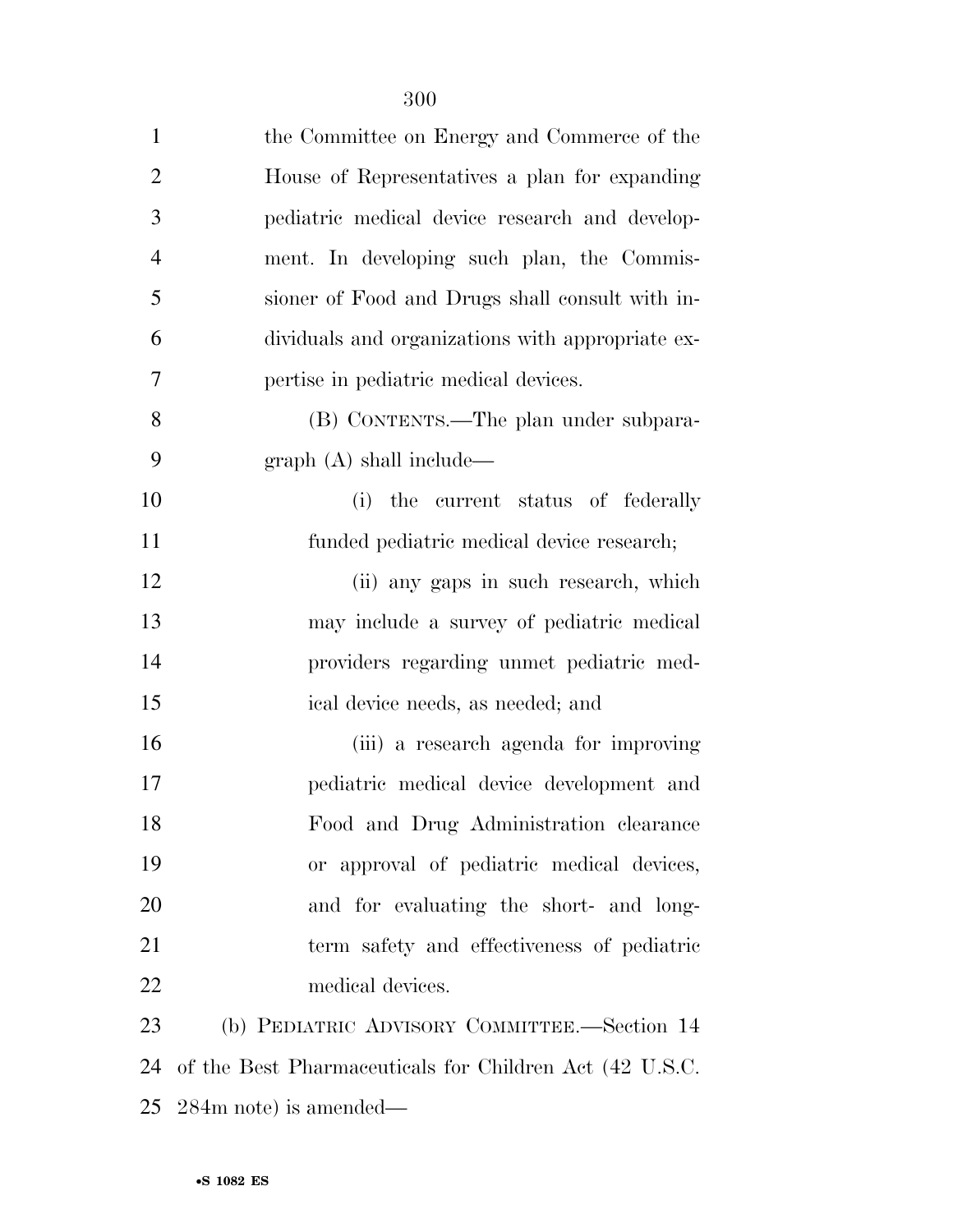the Committee on Energy and Commerce of the House of Representatives a plan for expanding pediatric medical device research and development. In developing such plan, the Commissioner of Food and Drugs shall consult with individuals and organizations with appropriate expertise in pediatric medical devices.

(B) CONTENTS.—The plan under subparagraph (A) shall include—

(i) the current status of federally funded pediatric medical device research;

(ii) any gaps in such research, which may include a survey of pediatric medical providers regarding unmet pediatric medical device needs, as needed; and

(iii) a research agenda for improving pediatric medical device development and Food and Drug Administration clearance or approval of pediatric medical devices, and for evaluating the short- and long-term safety and effectiveness of pediatric medical devices.

(b) PEDIATRIC ADVISORY COMMITTEE.—Section 14 of the Best Pharmaceuticals for Children Act (42 U.S.C. 284m note) is amended—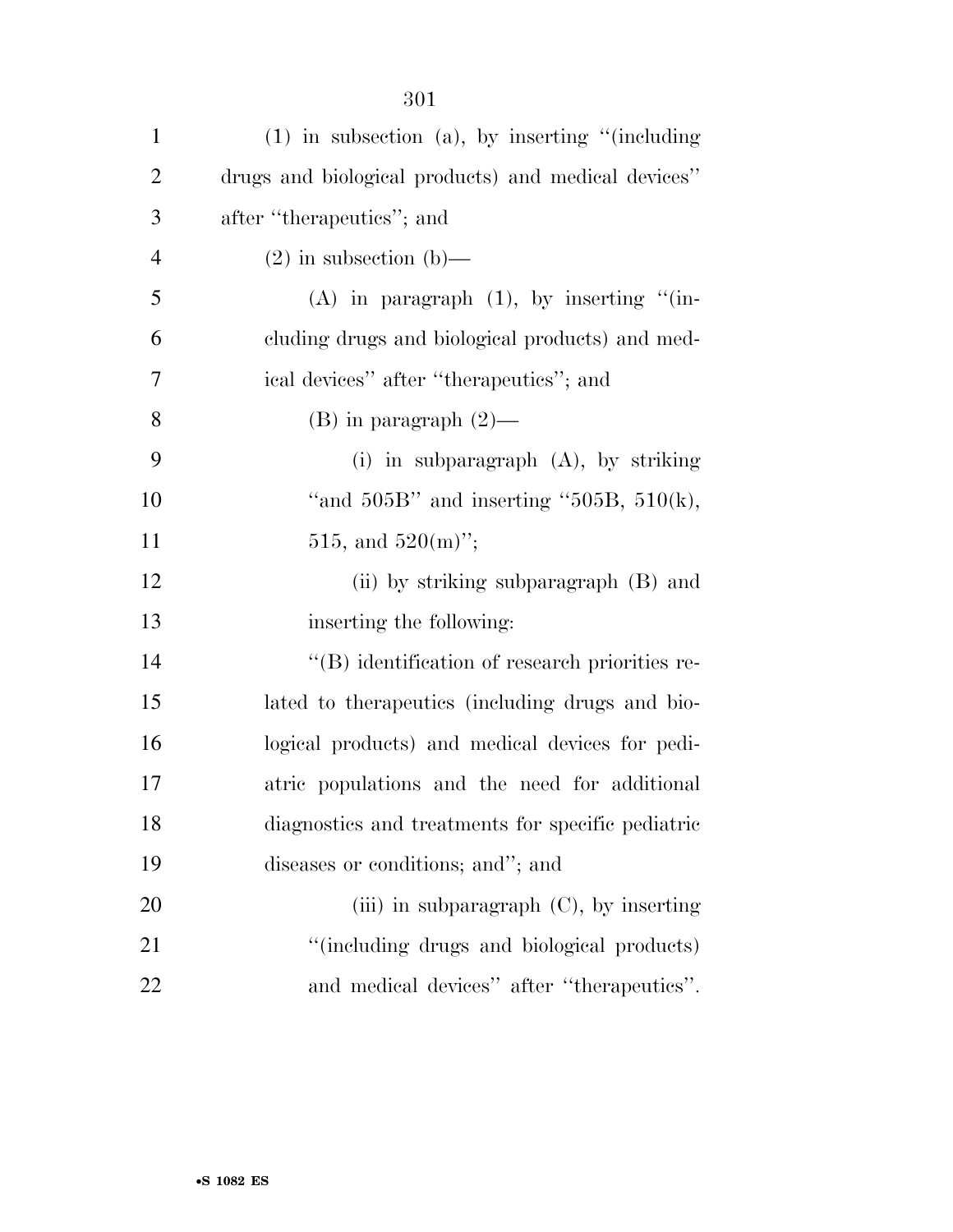(1) in subsection (a), by inserting "(including drugs and biological products) and medical devices" after "therapeutics"; and

(2) in subsection (b)—

(A) in paragraph (1), by inserting "(including drugs and biological products) and medical devices" after "therapeutics"; and

(B) in paragraph (2)—

(i) in subparagraph (A), by striking "and 505B" and inserting "505B, 510(k), 515, and 520(m)";

(ii) by striking subparagraph (B) and inserting the following:

"(B) identification of research priorities related to therapeutics (including drugs and biological products) and medical devices for pediatric populations and the need for additional diagnostics and treatments for specific pediatric diseases or conditions; and"; and

(iii) in subparagraph (C), by inserting "(including drugs and biological products) and medical devices" after "therapeutics".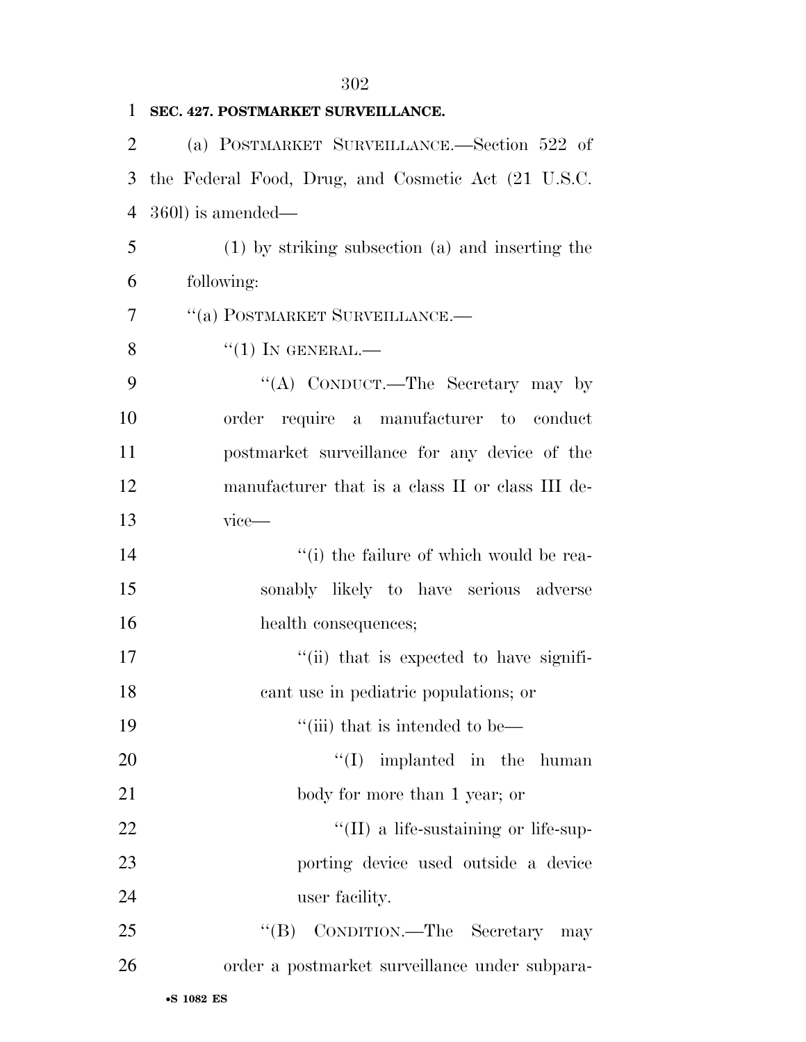**SEC. 427. POSTMARKET SURVEILLANCE.**

(a) POSTMARKET SURVEILLANCE.—Section 522 of the Federal Food, Drug, and Cosmetic Act (21 U.S.C. 360l) is amended—

(1) by striking subsection (a) and inserting the following:

"(a) POSTMARKET SURVEILLANCE.—

"(1) IN GENERAL.—

"(A) CONDUCT.—The Secretary may by order require a manufacturer to conduct postmarket surveillance for any device of the manufacturer that is a class II or class III device—

"(i) the failure of which would be reasonably likely to have serious adverse health consequences;

"(ii) that is expected to have significant use in pediatric populations; or

"(iii) that is intended to be—

"(I) implanted in the human body for more than 1 year; or

"(II) a life-sustaining or life-supporting device used outside a device user facility.

"(B) CONDITION.—The Secretary may order a postmarket surveillance under subpara-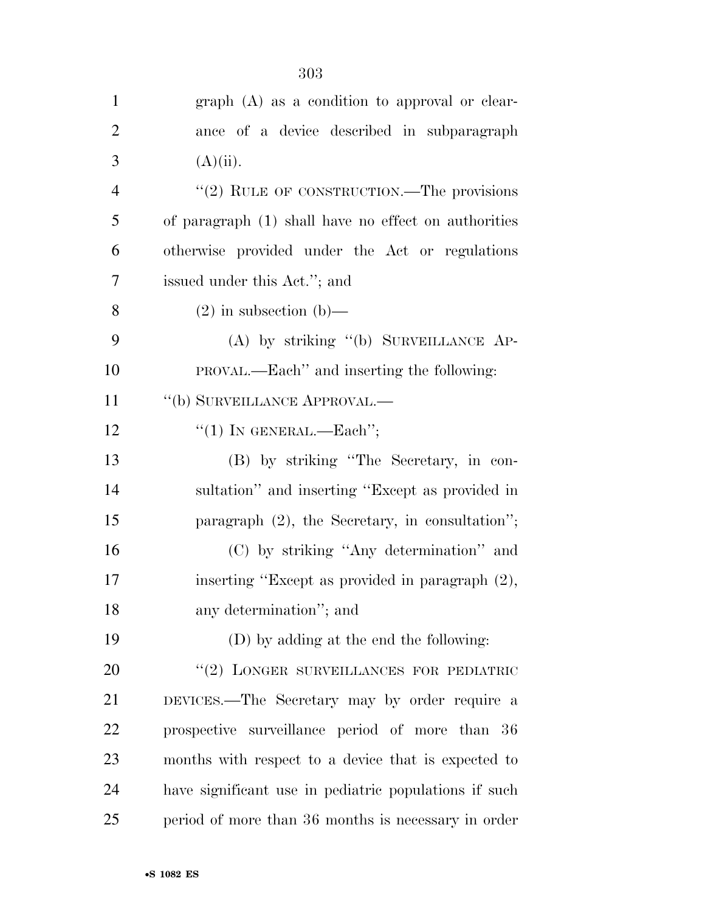graph (A) as a condition to approval or clearance of a device described in subparagraph (A)(ii).

''(2) RULE OF CONSTRUCTION.—The provisions of paragraph (1) shall have no effect on authorities otherwise provided under the Act or regulations issued under this Act.''; and

(2) in subsection (b)—

(A) by striking ''(b) SURVEILLANCE APPROVAL.—Each'' and inserting the following:

''(b) SURVEILLANCE APPROVAL.—

''(1) IN GENERAL.—Each'';

(B) by striking ''The Secretary, in consultation'' and inserting ''Except as provided in paragraph (2), the Secretary, in consultation'';

(C) by striking ''Any determination'' and inserting ''Except as provided in paragraph (2), any determination''; and

(D) by adding at the end the following:

''(2) LONGER SURVEILLANCES FOR PEDIATRIC DEVICES.—The Secretary may by order require a prospective surveillance period of more than 36 months with respect to a device that is expected to have significant use in pediatric populations if such period of more than 36 months is necessary in order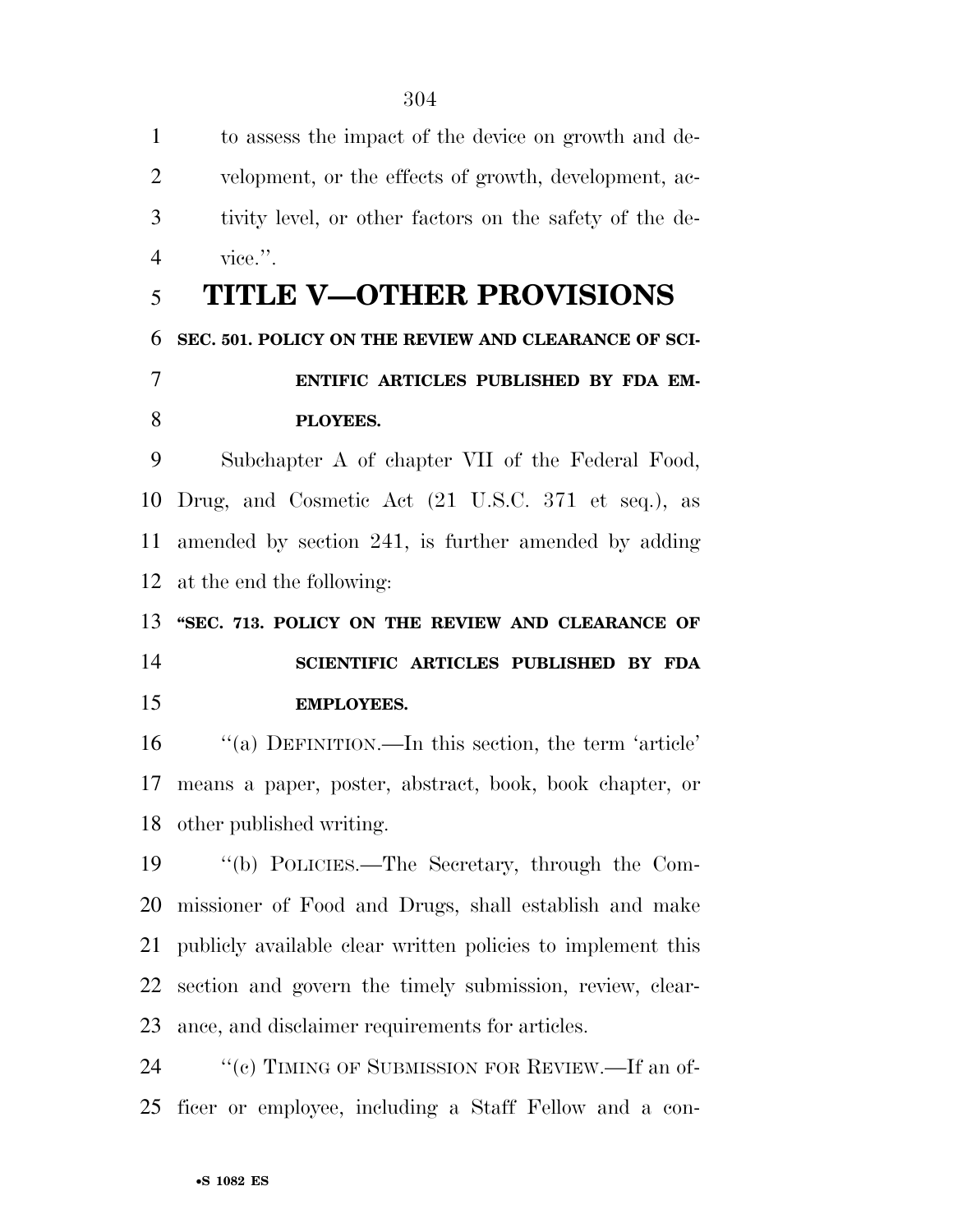to assess the impact of the device on growth and development, or the effects of growth, development, activity level, or other factors on the safety of the device.''.

# TITLE V—OTHER PROVISIONS

**SEC. 501. POLICY ON THE REVIEW AND CLEARANCE OF SCIENTIFIC ARTICLES PUBLISHED BY FDA EMPLOYEES.**

Subchapter A of chapter VII of the Federal Food, Drug, and Cosmetic Act (21 U.S.C. 371 et seq.), as amended by section 241, is further amended by adding at the end the following:

**''SEC. 713. POLICY ON THE REVIEW AND CLEARANCE OF SCIENTIFIC ARTICLES PUBLISHED BY FDA EMPLOYEES.**

''(a) DEFINITION.—In this section, the term 'article' means a paper, poster, abstract, book, book chapter, or other published writing.

''(b) POLICIES.—The Secretary, through the Commissioner of Food and Drugs, shall establish and make publicly available clear written policies to implement this section and govern the timely submission, review, clearance, and disclaimer requirements for articles.

''(c) TIMING OF SUBMISSION FOR REVIEW.—If an officer or employee, including a Staff Fellow and a con-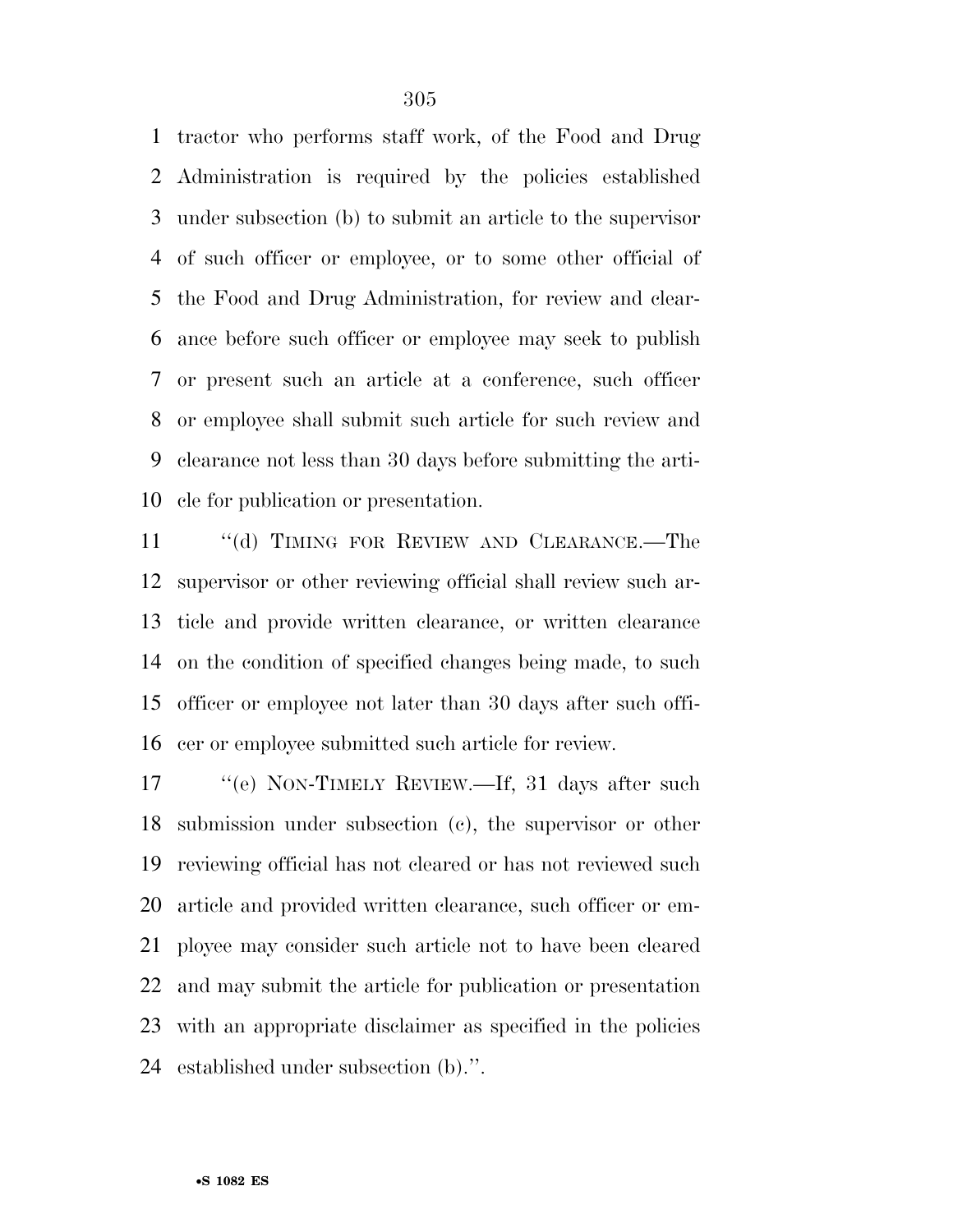tractor who performs staff work, of the Food and Drug Administration is required by the policies established under subsection (b) to submit an article to the supervisor of such officer or employee, or to some other official of the Food and Drug Administration, for review and clearance before such officer or employee may seek to publish or present such an article at a conference, such officer or employee shall submit such article for such review and clearance not less than 30 days before submitting the article for publication or presentation.

"(d) TIMING FOR REVIEW AND CLEARANCE.—The supervisor or other reviewing official shall review such article and provide written clearance, or written clearance on the condition of specified changes being made, to such officer or employee not later than 30 days after such officer or employee submitted such article for review.

"(e) NON-TIMELY REVIEW.—If, 31 days after such submission under subsection (c), the supervisor or other reviewing official has not cleared or has not reviewed such article and provided written clearance, such officer or employee may consider such article not to have been cleared and may submit the article for publication or presentation with an appropriate disclaimer as specified in the policies established under subsection (b).".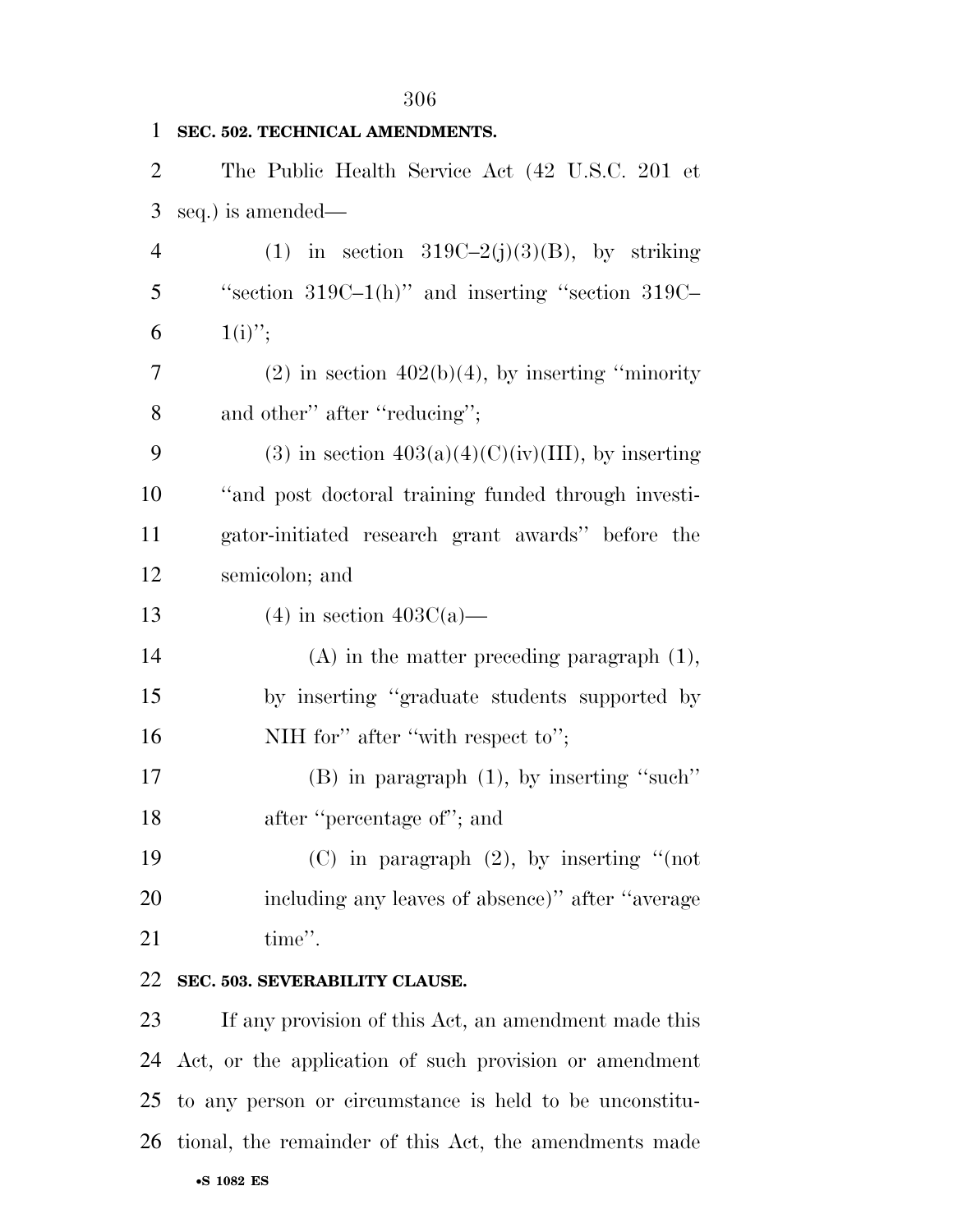**SEC. 502. TECHNICAL AMENDMENTS.**

The Public Health Service Act (42 U.S.C. 201 et seq.) is amended—

(1) in section 319C–2(j)(3)(B), by striking ''section 319C–1(h)'' and inserting ''section 319C–1(i)'';

(2) in section 402(b)(4), by inserting ''minority and other'' after ''reducing'';

(3) in section 403(a)(4)(C)(iv)(III), by inserting ''and post doctoral training funded through investigator-initiated research grant awards'' before the semicolon; and

(4) in section 403C(a)—

(A) in the matter preceding paragraph (1), by inserting ''graduate students supported by NIH for'' after ''with respect to'';

(B) in paragraph (1), by inserting ''such'' after ''percentage of''; and

(C) in paragraph (2), by inserting ''(not including any leaves of absence)'' after ''average time''.

**SEC. 503. SEVERABILITY CLAUSE.**

If any provision of this Act, an amendment made this Act, or the application of such provision or amendment to any person or circumstance is held to be unconstitutional, the remainder of this Act, the amendments made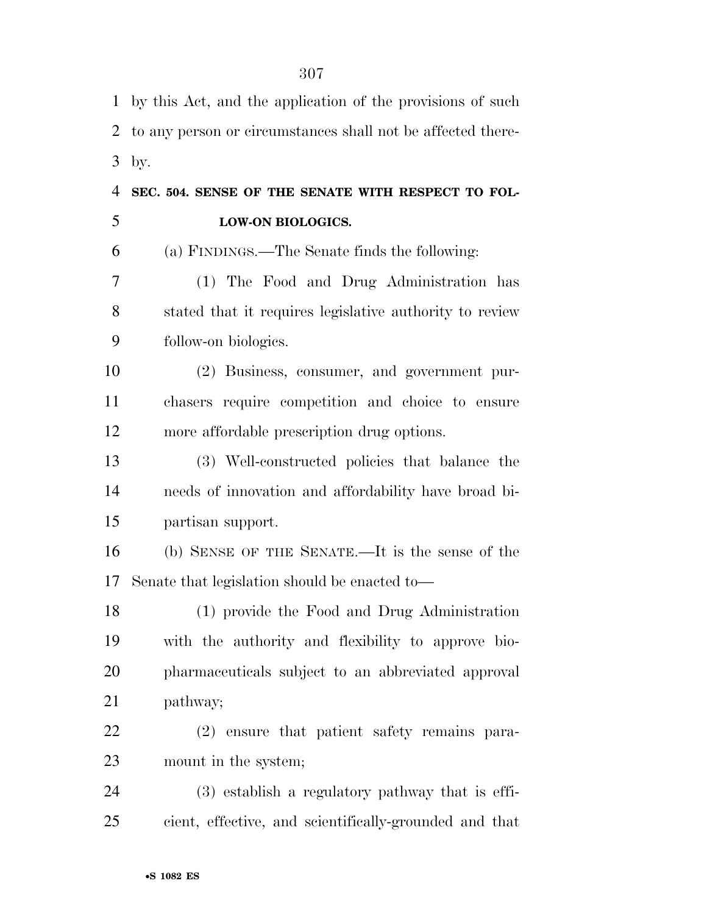by this Act, and the application of the provisions of such to any person or circumstances shall not be affected thereby.

**SEC. 504. SENSE OF THE SENATE WITH RESPECT TO FOLLOW-ON BIOLOGICS.**

(a) FINDINGS.—The Senate finds the following:

(1) The Food and Drug Administration has stated that it requires legislative authority to review follow-on biologics.

(2) Business, consumer, and government purchasers require competition and choice to ensure more affordable prescription drug options.

(3) Well-constructed policies that balance the needs of innovation and affordability have broad bipartisan support.

(b) SENSE OF THE SENATE.—It is the sense of the Senate that legislation should be enacted to—

(1) provide the Food and Drug Administration with the authority and flexibility to approve biopharmaceuticals subject to an abbreviated approval pathway;

(2) ensure that patient safety remains paramount in the system;

(3) establish a regulatory pathway that is efficient, effective, and scientifically-grounded and that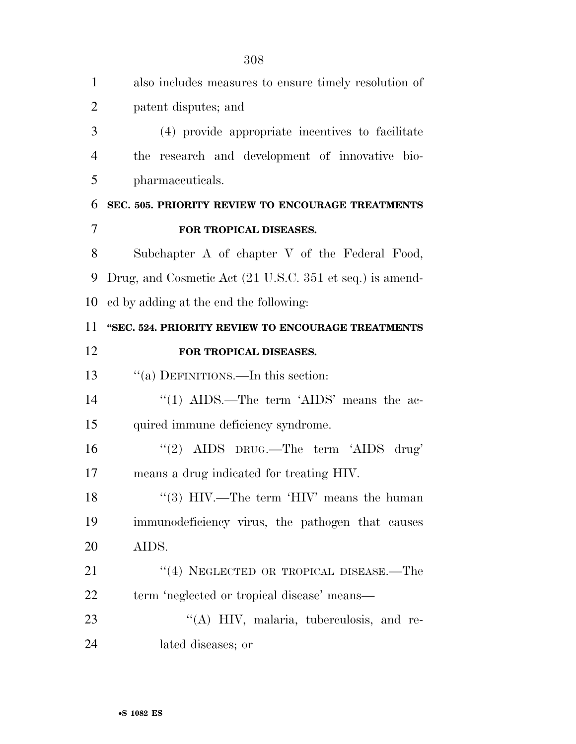also includes measures to ensure timely resolution of patent disputes; and

(4) provide appropriate incentives to facilitate the research and development of innovative biopharmaceuticals.

**SEC. 505. PRIORITY REVIEW TO ENCOURAGE TREATMENTS FOR TROPICAL DISEASES.**

Subchapter A of chapter V of the Federal Food, Drug, and Cosmetic Act (21 U.S.C. 351 et seq.) is amended by adding at the end the following:

**"SEC. 524. PRIORITY REVIEW TO ENCOURAGE TREATMENTS FOR TROPICAL DISEASES.**

"(a) DEFINITIONS.—In this section:

"(1) AIDS.—The term 'AIDS' means the acquired immune deficiency syndrome.

"(2) AIDS DRUG.—The term 'AIDS drug' means a drug indicated for treating HIV.

"(3) HIV.—The term 'HIV' means the human immunodeficiency virus, the pathogen that causes AIDS.

"(4) NEGLECTED OR TROPICAL DISEASE.—The term 'neglected or tropical disease' means—

"(A) HIV, malaria, tuberculosis, and related diseases; or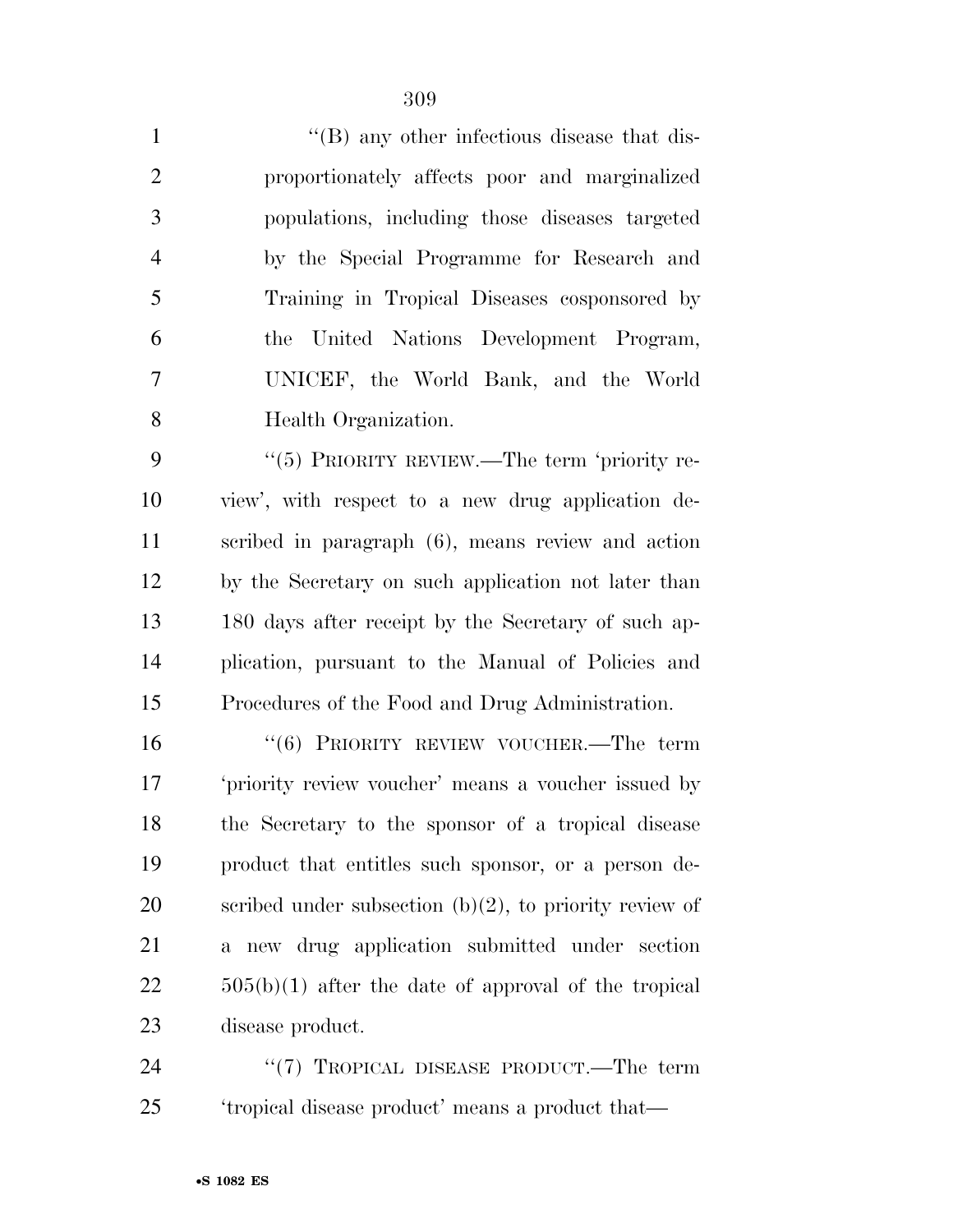"(B) any other infectious disease that disproportionately affects poor and marginalized populations, including those diseases targeted by the Special Programme for Research and Training in Tropical Diseases cosponsored by the United Nations Development Program, UNICEF, the World Bank, and the World Health Organization.

"(5) PRIORITY REVIEW.—The term 'priority review', with respect to a new drug application described in paragraph (6), means review and action by the Secretary on such application not later than 180 days after receipt by the Secretary of such application, pursuant to the Manual of Policies and Procedures of the Food and Drug Administration.

"(6) PRIORITY REVIEW VOUCHER.—The term 'priority review voucher' means a voucher issued by the Secretary to the sponsor of a tropical disease product that entitles such sponsor, or a person described under subsection (b)(2), to priority review of a new drug application submitted under section 505(b)(1) after the date of approval of the tropical disease product.

"(7) TROPICAL DISEASE PRODUCT.—The term 'tropical disease product' means a product that—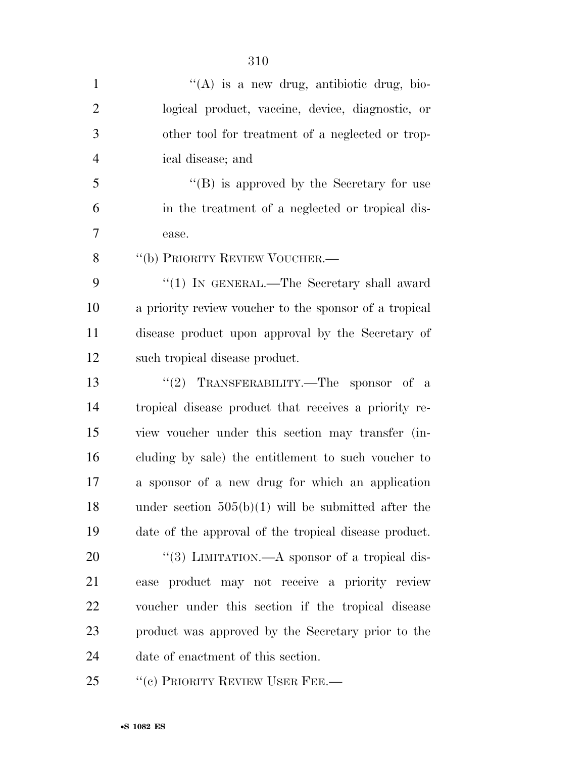''(A) is a new drug, antibiotic drug, biological product, vaccine, device, diagnostic, or other tool for treatment of a neglected or tropical disease; and

''(B) is approved by the Secretary for use in the treatment of a neglected or tropical disease.

''(b) PRIORITY REVIEW VOUCHER.—

''(1) IN GENERAL.—The Secretary shall award a priority review voucher to the sponsor of a tropical disease product upon approval by the Secretary of such tropical disease product.

''(2) TRANSFERABILITY.—The sponsor of a tropical disease product that receives a priority review voucher under this section may transfer (including by sale) the entitlement to such voucher to a sponsor of a new drug for which an application under section 505(b)(1) will be submitted after the date of the approval of the tropical disease product.

''(3) LIMITATION.—A sponsor of a tropical disease product may not receive a priority review voucher under this section if the tropical disease product was approved by the Secretary prior to the date of enactment of this section.

''(c) PRIORITY REVIEW USER FEE.—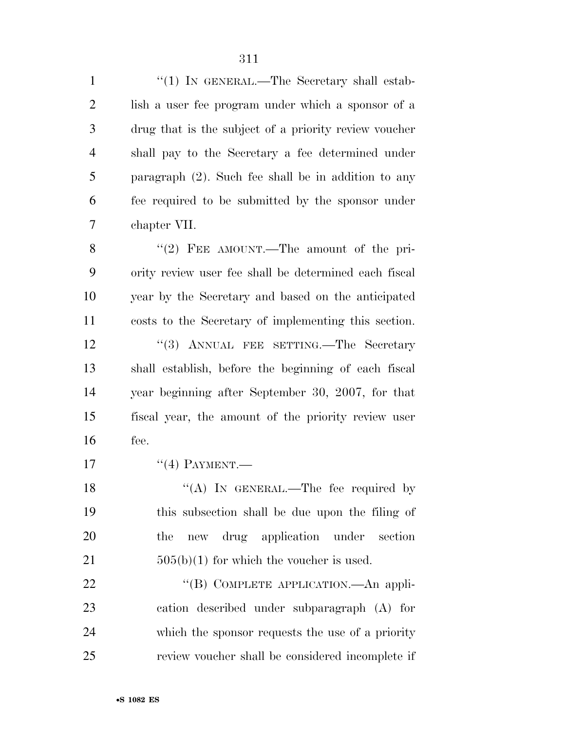"(1) IN GENERAL.—The Secretary shall establish a user fee program under which a sponsor of a drug that is the subject of a priority review voucher shall pay to the Secretary a fee determined under paragraph (2). Such fee shall be in addition to any fee required to be submitted by the sponsor under chapter VII.

"(2) FEE AMOUNT.—The amount of the priority review user fee shall be determined each fiscal year by the Secretary and based on the anticipated costs to the Secretary of implementing this section.

"(3) ANNUAL FEE SETTING.—The Secretary shall establish, before the beginning of each fiscal year beginning after September 30, 2007, for that fiscal year, the amount of the priority review user fee.

"(4) PAYMENT.—

"(A) IN GENERAL.—The fee required by this subsection shall be due upon the filing of the new drug application under section 505(b)(1) for which the voucher is used.

"(B) COMPLETE APPLICATION.—An application described under subparagraph (A) for which the sponsor requests the use of a priority review voucher shall be considered incomplete if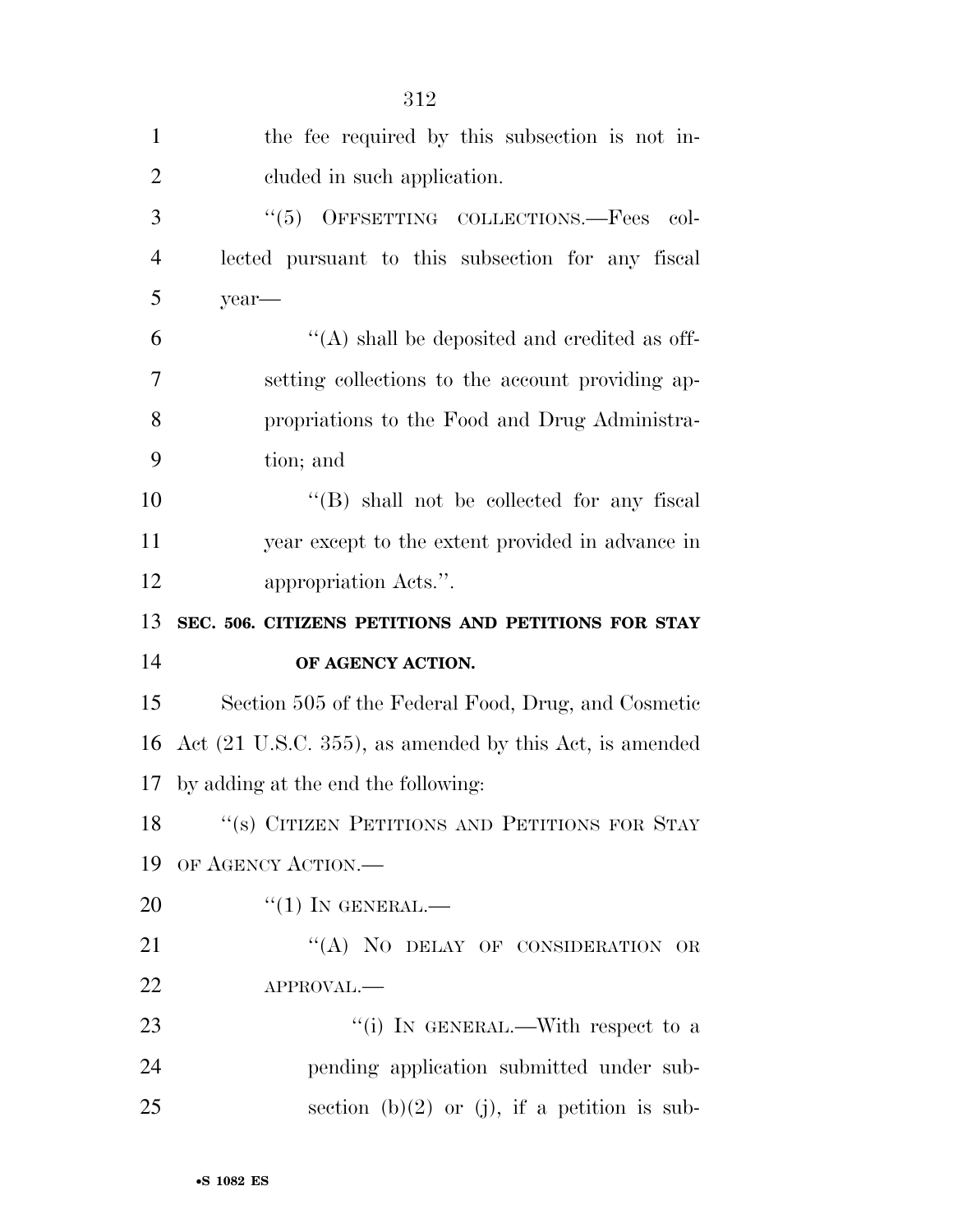the fee required by this subsection is not included in such application.

"(5) OFFSETTING COLLECTIONS.—Fees collected pursuant to this subsection for any fiscal year—

"(A) shall be deposited and credited as offsetting collections to the account providing appropriations to the Food and Drug Administration; and

"(B) shall not be collected for any fiscal year except to the extent provided in advance in appropriation Acts.".

**SEC. 506. CITIZENS PETITIONS AND PETITIONS FOR STAY OF AGENCY ACTION.**

Section 505 of the Federal Food, Drug, and Cosmetic Act (21 U.S.C. 355), as amended by this Act, is amended by adding at the end the following:

"(s) CITIZEN PETITIONS AND PETITIONS FOR STAY OF AGENCY ACTION.—

"(1) IN GENERAL.—

"(A) NO DELAY OF CONSIDERATION OR APPROVAL.—

"(i) IN GENERAL.—With respect to a pending application submitted under subsection (b)(2) or (j), if a petition is sub-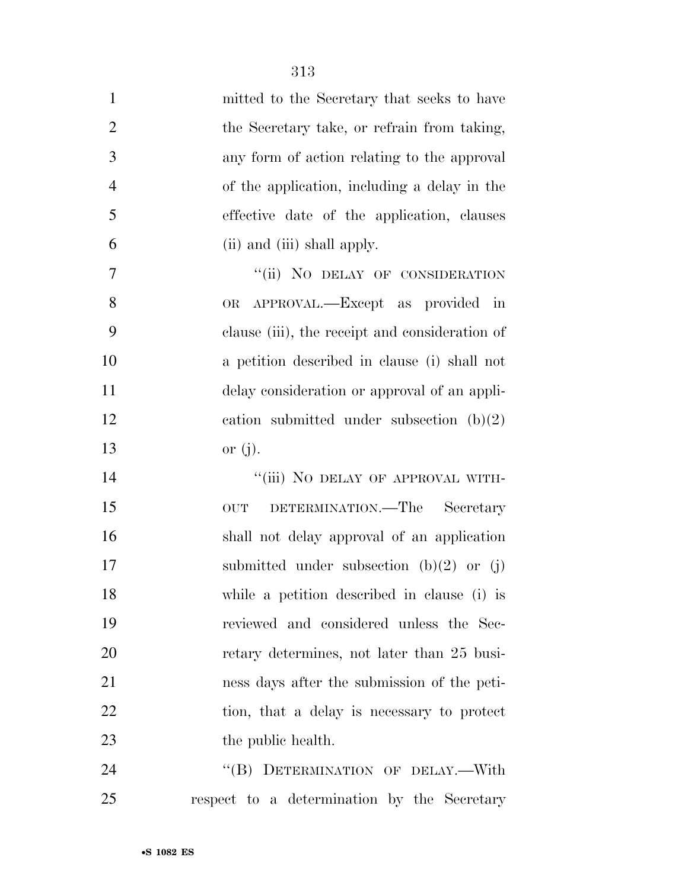mitted to the Secretary that seeks to have the Secretary take, or refrain from taking, any form of action relating to the approval of the application, including a delay in the effective date of the application, clauses (ii) and (iii) shall apply.

"(ii) NO DELAY OF CONSIDERATION OR APPROVAL.—Except as provided in clause (iii), the receipt and consideration of a petition described in clause (i) shall not delay consideration or approval of an application submitted under subsection (b)(2) or (j).

"(iii) NO DELAY OF APPROVAL WITHOUT DETERMINATION.—The Secretary shall not delay approval of an application submitted under subsection (b)(2) or (j) while a petition described in clause (i) is reviewed and considered unless the Secretary determines, not later than 25 business days after the submission of the petition, that a delay is necessary to protect the public health.

"(B) DETERMINATION OF DELAY.—With respect to a determination by the Secretary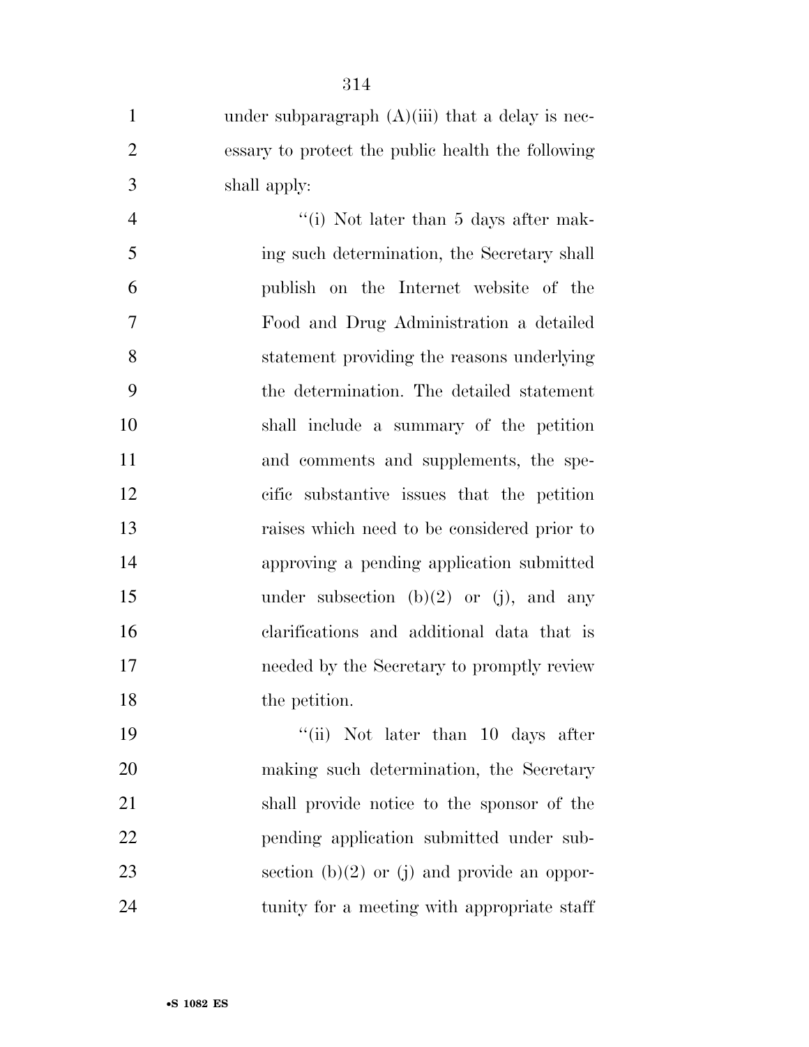under subparagraph (A)(iii) that a delay is necessary to protect the public health the following shall apply:

"(i) Not later than 5 days after making such determination, the Secretary shall publish on the Internet website of the Food and Drug Administration a detailed statement providing the reasons underlying the determination. The detailed statement shall include a summary of the petition and comments and supplements, the specific substantive issues that the petition raises which need to be considered prior to approving a pending application submitted under subsection (b)(2) or (j), and any clarifications and additional data that is needed by the Secretary to promptly review the petition.

"(ii) Not later than 10 days after making such determination, the Secretary shall provide notice to the sponsor of the pending application submitted under subsection (b)(2) or (j) and provide an opportunity for a meeting with appropriate staff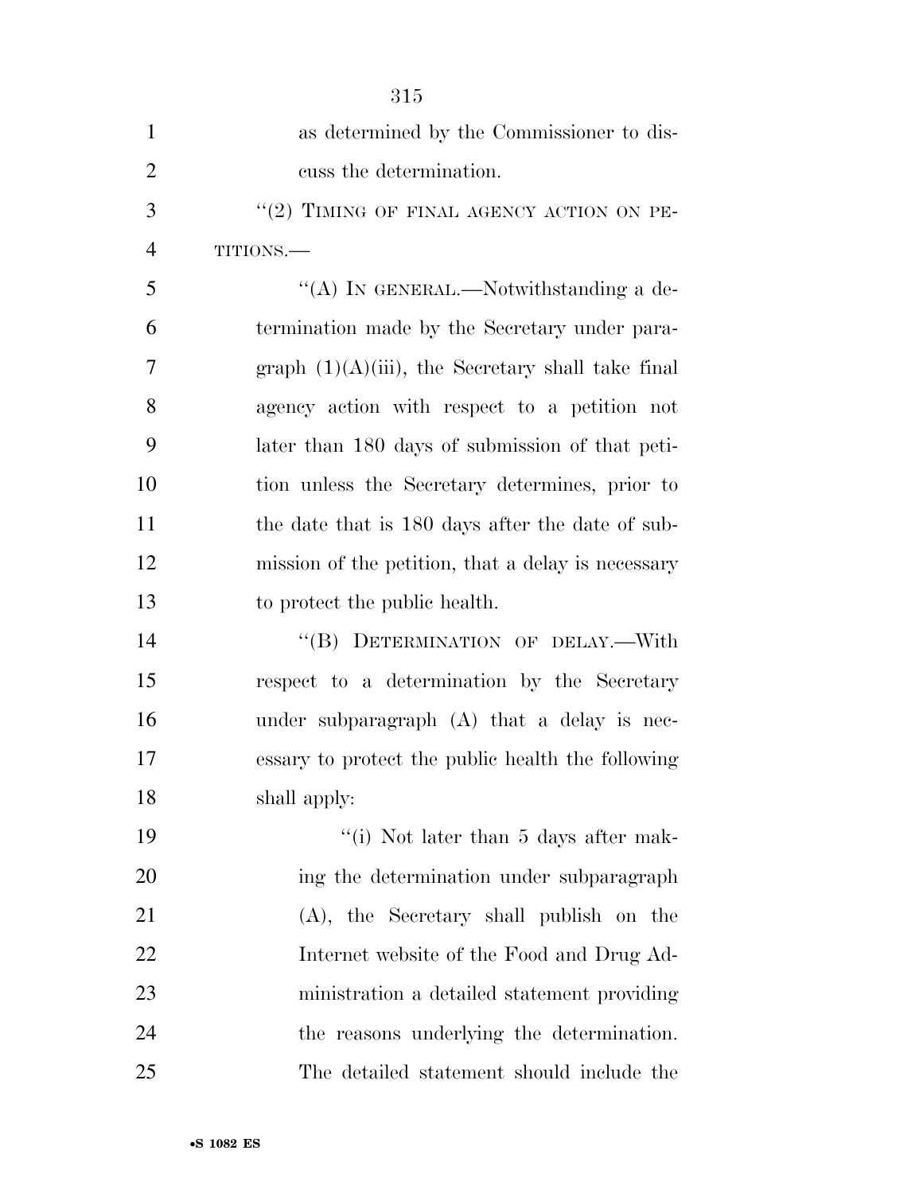as determined by the Commissioner to discuss the determination.

"(2) TIMING OF FINAL AGENCY ACTION ON PETITIONS.—

"(A) IN GENERAL.—Notwithstanding a determination made by the Secretary under paragraph (1)(A)(iii), the Secretary shall take final agency action with respect to a petition not later than 180 days of submission of that petition unless the Secretary determines, prior to the date that is 180 days after the date of submission of the petition, that a delay is necessary to protect the public health.

"(B) DETERMINATION OF DELAY.—With respect to a determination by the Secretary under subparagraph (A) that a delay is necessary to protect the public health the following shall apply:

"(i) Not later than 5 days after making the determination under subparagraph (A), the Secretary shall publish on the Internet website of the Food and Drug Administration a detailed statement providing the reasons underlying the determination. The detailed statement should include the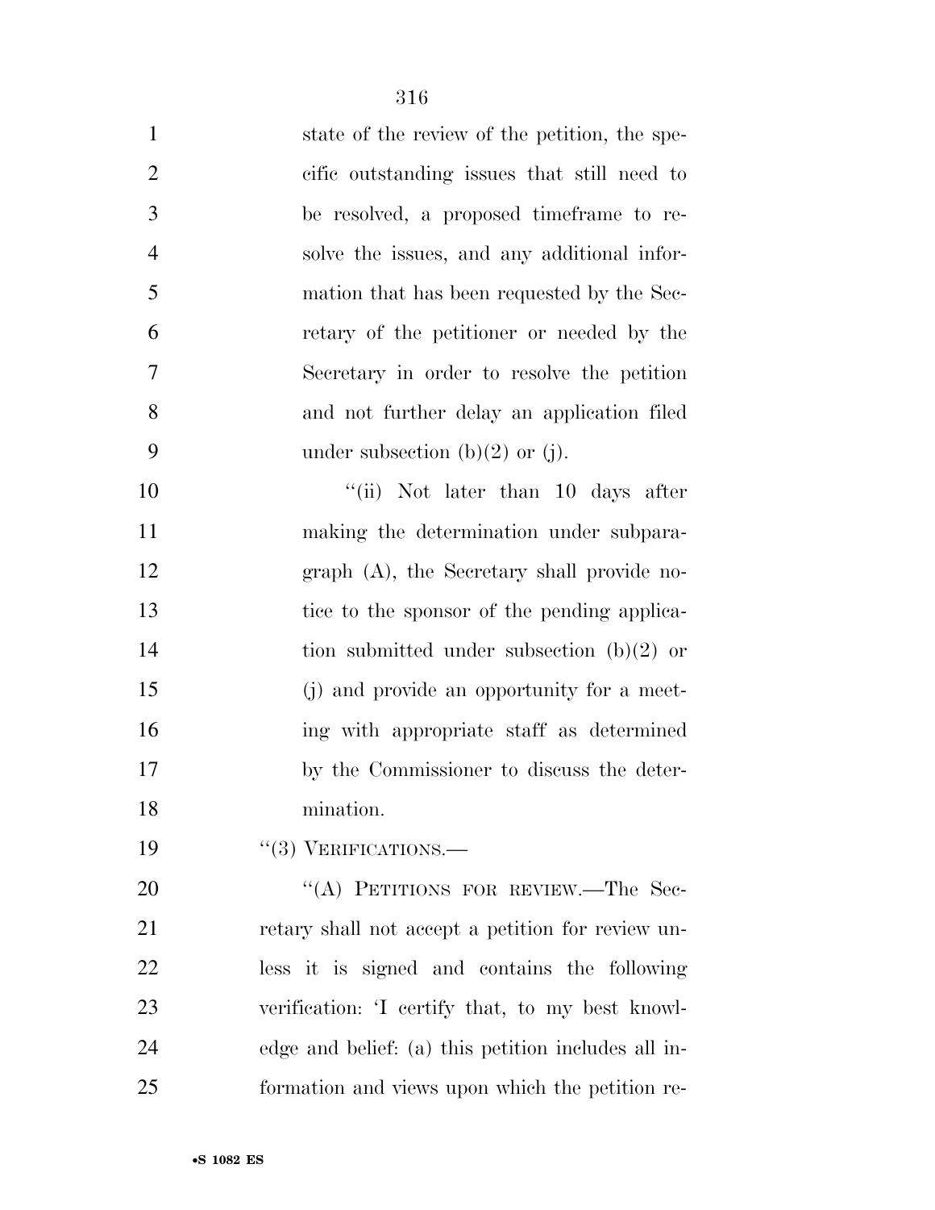state of the review of the petition, the specific outstanding issues that still need to be resolved, a proposed timeframe to resolve the issues, and any additional information that has been requested by the Secretary of the petitioner or needed by the Secretary in order to resolve the petition and not further delay an application filed under subsection (b)(2) or (j).

"(ii) Not later than 10 days after making the determination under subparagraph (A), the Secretary shall provide notice to the sponsor of the pending application submitted under subsection (b)(2) or (j) and provide an opportunity for a meeting with appropriate staff as determined by the Commissioner to discuss the determination.

"(3) VERIFICATIONS.—

"(A) PETITIONS FOR REVIEW.—The Secretary shall not accept a petition for review unless it is signed and contains the following verification: 'I certify that, to my best knowledge and belief: (a) this petition includes all information and views upon which the petition re-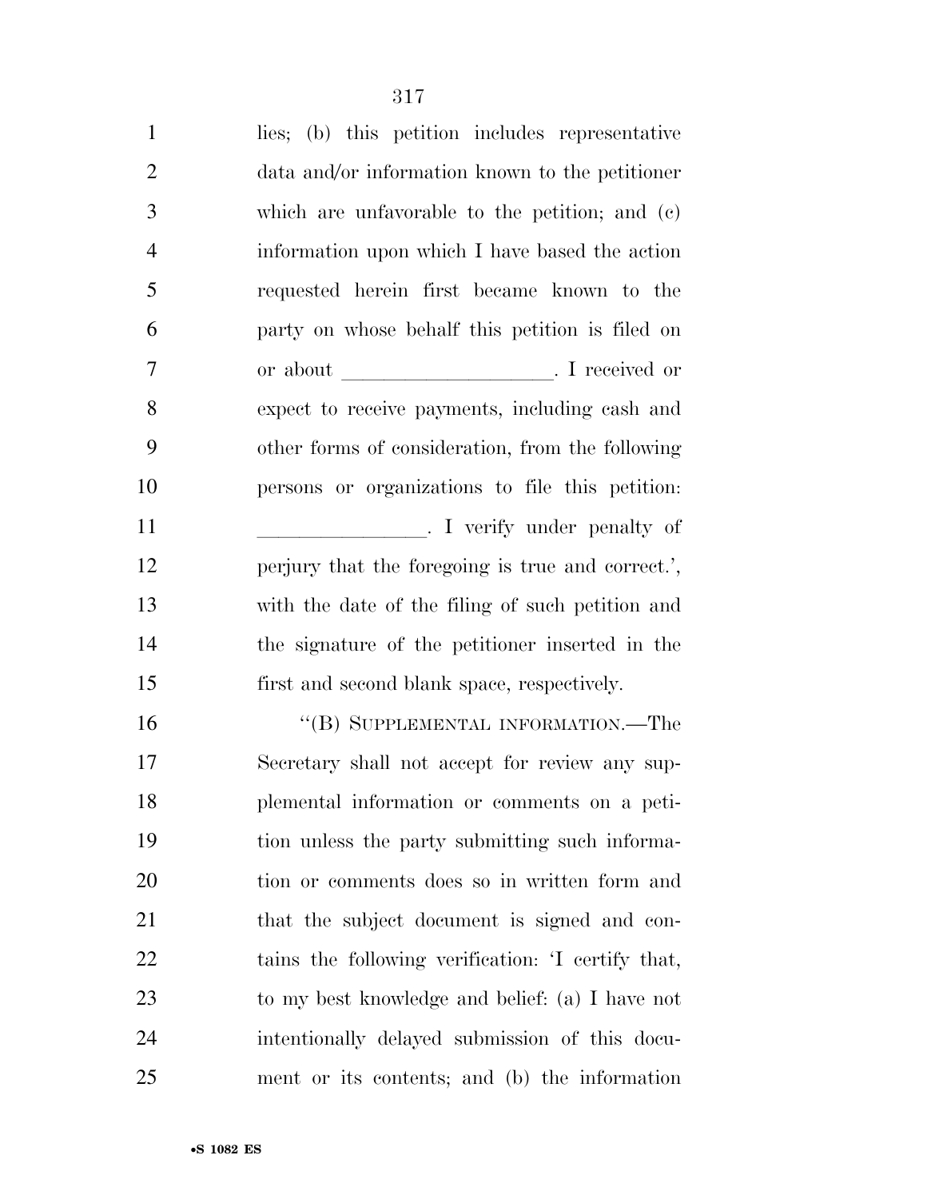lies; (b) this petition includes representative data and/or information known to the petitioner which are unfavorable to the petition; and (c) information upon which I have based the action requested herein first became known to the party on whose behalf this petition is filed on or about ____________________. I received or expect to receive payments, including cash and other forms of consideration, from the following persons or organizations to file this petition: ________________. I verify under penalty of perjury that the foregoing is true and correct.', with the date of the filing of such petition and the signature of the petitioner inserted in the first and second blank space, respectively.

"(B) SUPPLEMENTAL INFORMATION.—The Secretary shall not accept for review any supplemental information or comments on a petition unless the party submitting such information or comments does so in written form and that the subject document is signed and contains the following verification: 'I certify that, to my best knowledge and belief: (a) I have not intentionally delayed submission of this document or its contents; and (b) the information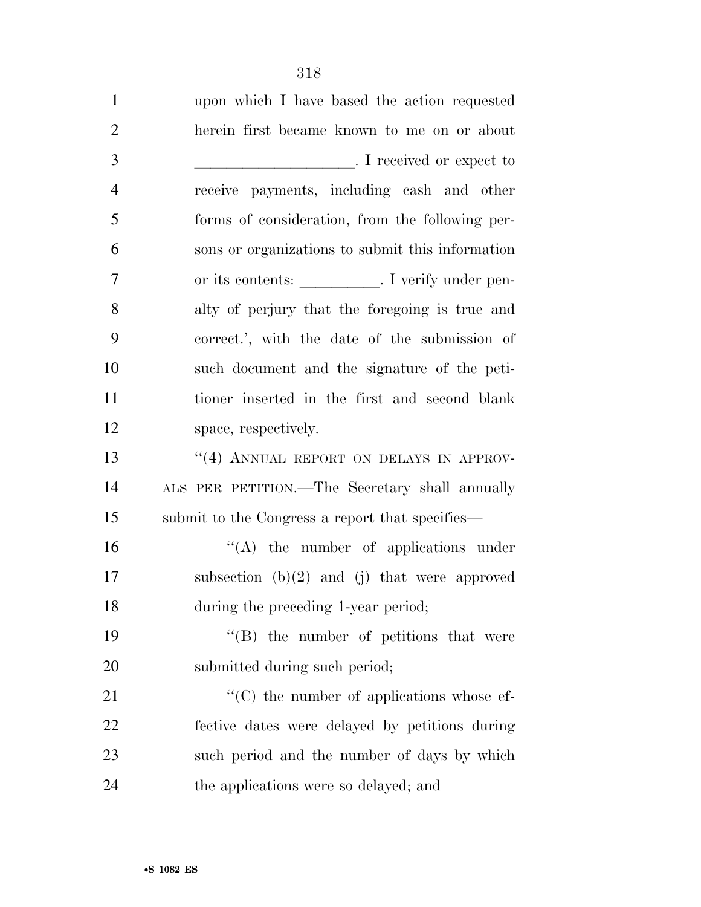upon which I have based the action requested herein first became known to me on or about \_\_\_\_\_\_\_\_\_\_\_\_\_\_\_\_\_\_\_\_. I received or expect to receive payments, including cash and other forms of consideration, from the following persons or organizations to submit this information or its contents: \_\_\_\_\_\_\_\_\_\_. I verify under penalty of perjury that the foregoing is true and correct.', with the date of the submission of such document and the signature of the petitioner inserted in the first and second blank space, respectively.

''(4) ANNUAL REPORT ON DELAYS IN APPROVALS PER PETITION.—The Secretary shall annually submit to the Congress a report that specifies—

''(A) the number of applications under subsection (b)(2) and (j) that were approved during the preceding 1-year period;

''(B) the number of petitions that were submitted during such period;

''(C) the number of applications whose effective dates were delayed by petitions during such period and the number of days by which the applications were so delayed; and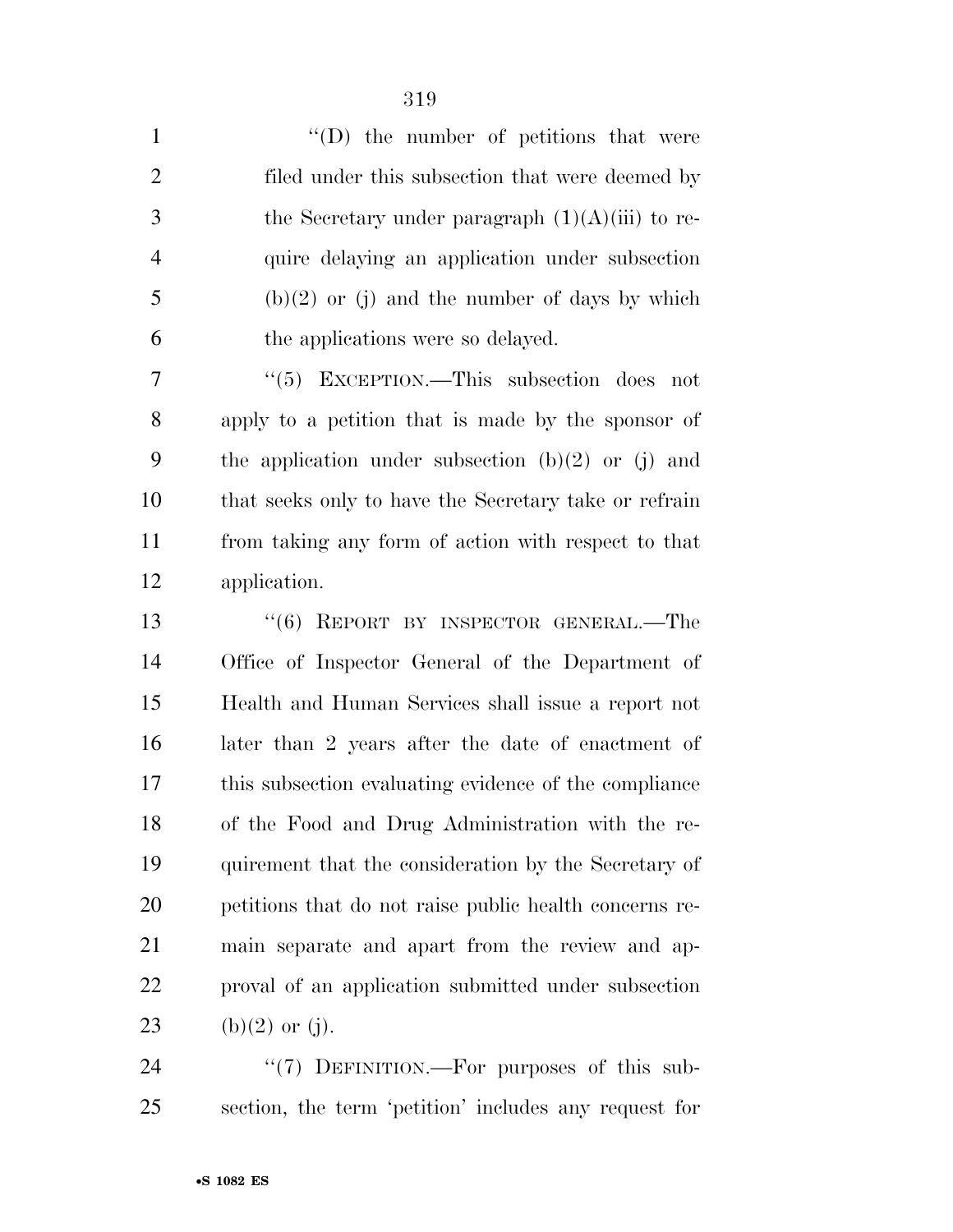"(D) the number of petitions that were filed under this subsection that were deemed by the Secretary under paragraph (1)(A)(iii) to require delaying an application under subsection (b)(2) or (j) and the number of days by which the applications were so delayed.

"(5) EXCEPTION.—This subsection does not apply to a petition that is made by the sponsor of the application under subsection (b)(2) or (j) and that seeks only to have the Secretary take or refrain from taking any form of action with respect to that application.

"(6) REPORT BY INSPECTOR GENERAL.—The Office of Inspector General of the Department of Health and Human Services shall issue a report not later than 2 years after the date of enactment of this subsection evaluating evidence of the compliance of the Food and Drug Administration with the requirement that the consideration by the Secretary of petitions that do not raise public health concerns remain separate and apart from the review and approval of an application submitted under subsection (b)(2) or (j).

"(7) DEFINITION.—For purposes of this subsection, the term 'petition' includes any request for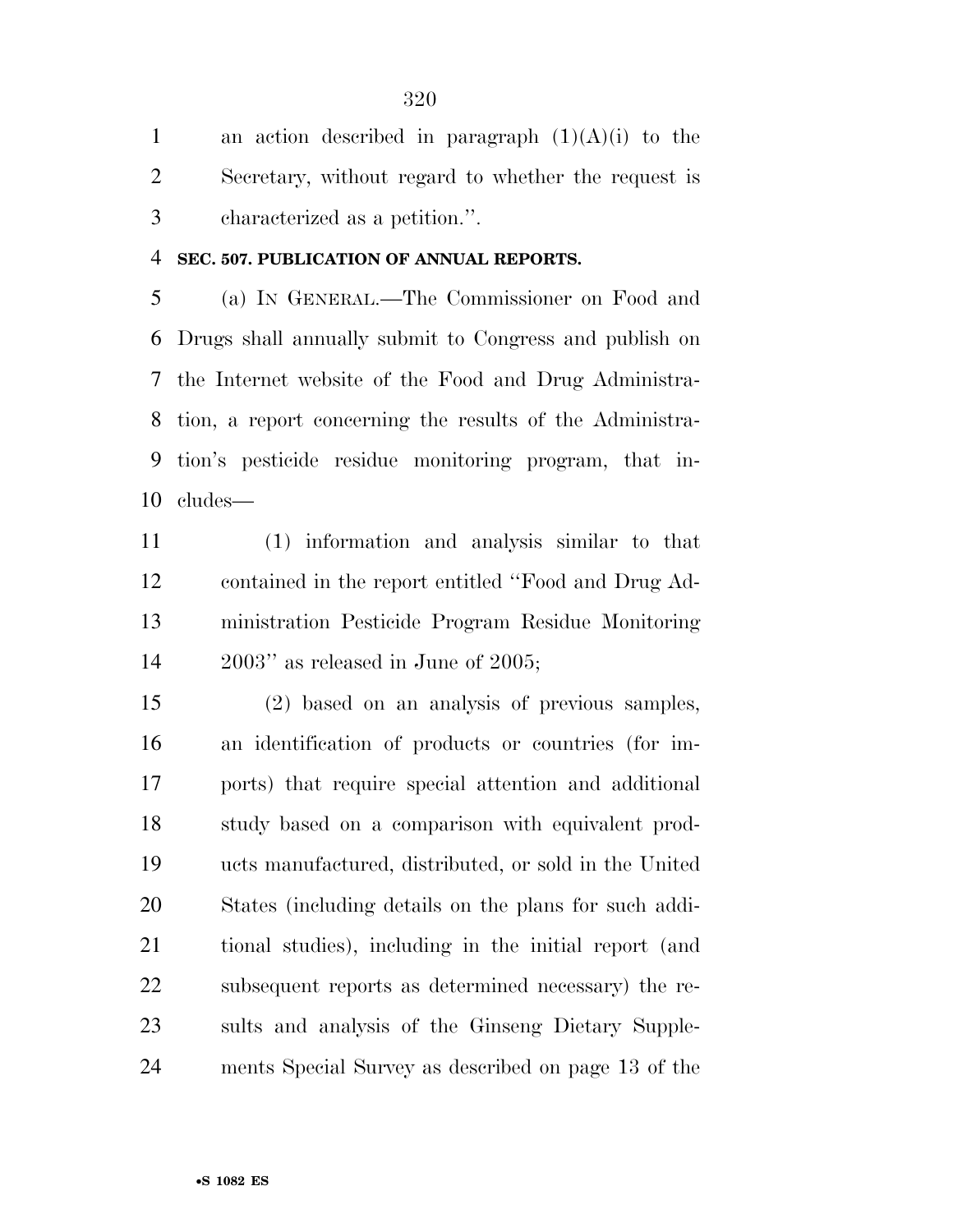an action described in paragraph (1)(A)(i) to the Secretary, without regard to whether the request is characterized as a petition.''.

**SEC. 507. PUBLICATION OF ANNUAL REPORTS.**

(a) IN GENERAL.—The Commissioner on Food and Drugs shall annually submit to Congress and publish on the Internet website of the Food and Drug Administration, a report concerning the results of the Administration's pesticide residue monitoring program, that includes—

(1) information and analysis similar to that contained in the report entitled ''Food and Drug Administration Pesticide Program Residue Monitoring 2003'' as released in June of 2005;

(2) based on an analysis of previous samples, an identification of products or countries (for imports) that require special attention and additional study based on a comparison with equivalent products manufactured, distributed, or sold in the United States (including details on the plans for such additional studies), including in the initial report (and subsequent reports as determined necessary) the results and analysis of the Ginseng Dietary Supplements Special Survey as described on page 13 of the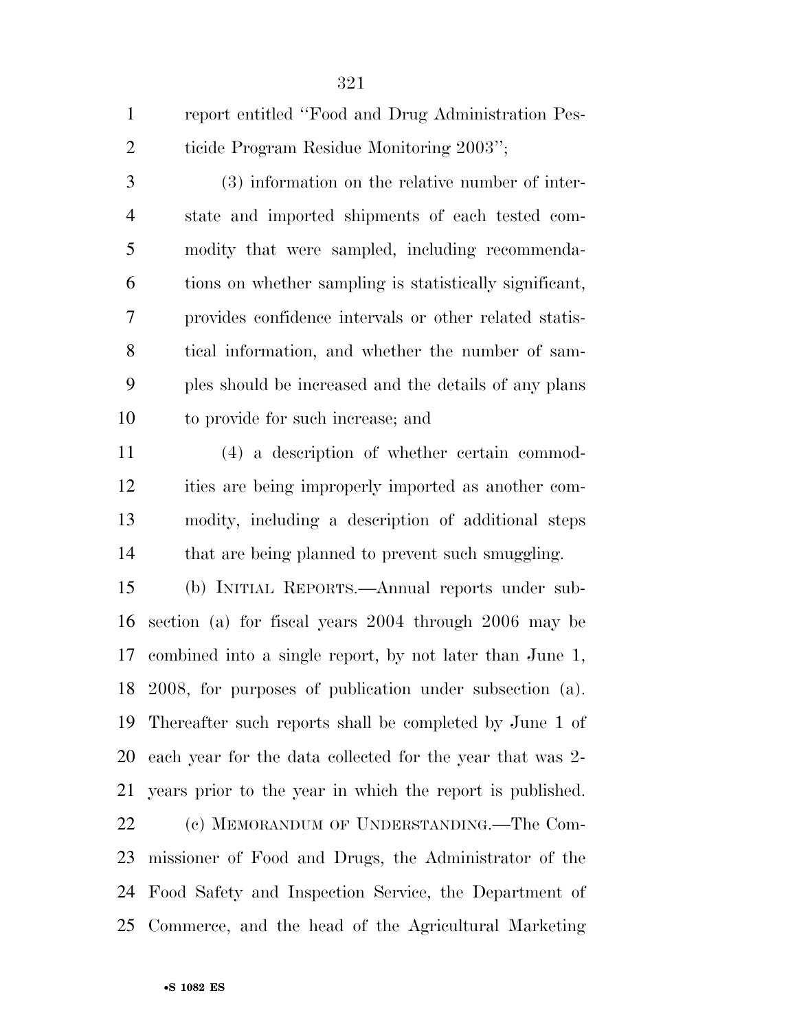report entitled "Food and Drug Administration Pesticide Program Residue Monitoring 2003";

(3) information on the relative number of interstate and imported shipments of each tested commodity that were sampled, including recommendations on whether sampling is statistically significant, provides confidence intervals or other related statistical information, and whether the number of samples should be increased and the details of any plans to provide for such increase; and

(4) a description of whether certain commodities are being improperly imported as another commodity, including a description of additional steps that are being planned to prevent such smuggling.

(b) INITIAL REPORTS.—Annual reports under subsection (a) for fiscal years 2004 through 2006 may be combined into a single report, by not later than June 1, 2008, for purposes of publication under subsection (a). Thereafter such reports shall be completed by June 1 of each year for the data collected for the year that was 2-years prior to the year in which the report is published.

(c) MEMORANDUM OF UNDERSTANDING.—The Commissioner of Food and Drugs, the Administrator of the Food Safety and Inspection Service, the Department of Commerce, and the head of the Agricultural Marketing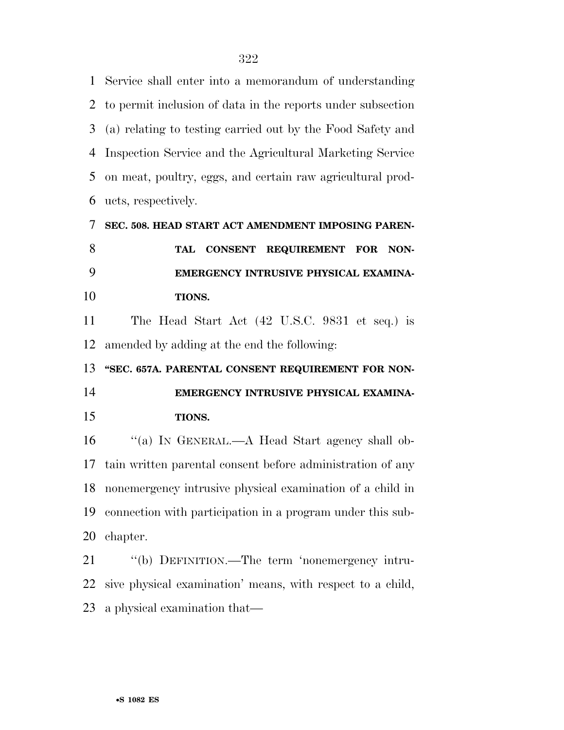Service shall enter into a memorandum of understanding to permit inclusion of data in the reports under subsection (a) relating to testing carried out by the Food Safety and Inspection Service and the Agricultural Marketing Service on meat, poultry, eggs, and certain raw agricultural products, respectively.

**SEC. 508. HEAD START ACT AMENDMENT IMPOSING PARENTAL CONSENT REQUIREMENT FOR NON-EMERGENCY INTRUSIVE PHYSICAL EXAMINATIONS.**

The Head Start Act (42 U.S.C. 9831 et seq.) is amended by adding at the end the following:

**"SEC. 657A. PARENTAL CONSENT REQUIREMENT FOR NON-EMERGENCY INTRUSIVE PHYSICAL EXAMINATIONS.**

"(a) IN GENERAL.—A Head Start agency shall obtain written parental consent before administration of any nonemergency intrusive physical examination of a child in connection with participation in a program under this subchapter.

"(b) DEFINITION.—The term 'nonemergency intrusive physical examination' means, with respect to a child, a physical examination that—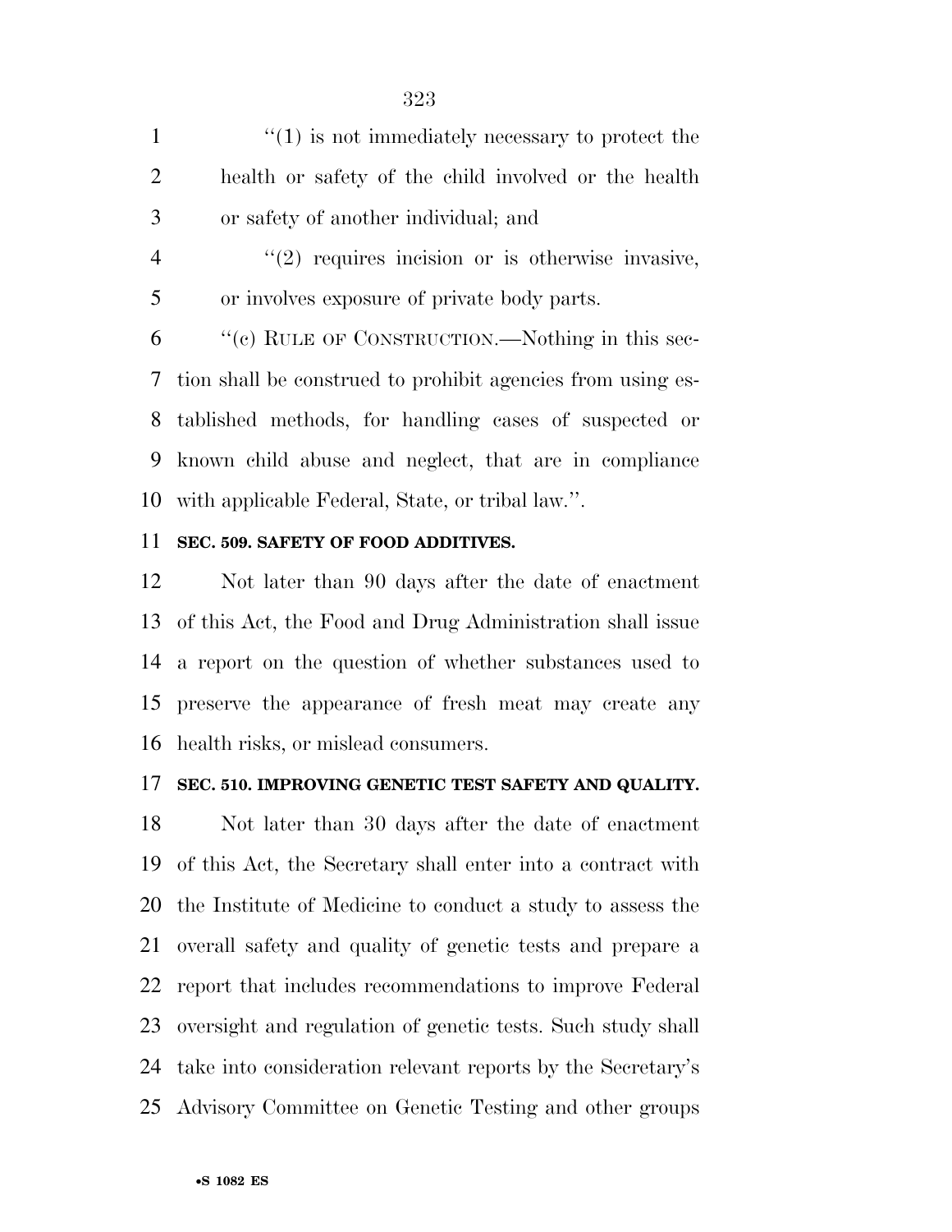''(1) is not immediately necessary to protect the health or safety of the child involved or the health or safety of another individual; and

''(2) requires incision or is otherwise invasive, or involves exposure of private body parts.

''(c) RULE OF CONSTRUCTION.—Nothing in this section shall be construed to prohibit agencies from using established methods, for handling cases of suspected or known child abuse and neglect, that are in compliance with applicable Federal, State, or tribal law.''.

**SEC. 509. SAFETY OF FOOD ADDITIVES.**

Not later than 90 days after the date of enactment of this Act, the Food and Drug Administration shall issue a report on the question of whether substances used to preserve the appearance of fresh meat may create any health risks, or mislead consumers.

**SEC. 510. IMPROVING GENETIC TEST SAFETY AND QUALITY.**

Not later than 30 days after the date of enactment of this Act, the Secretary shall enter into a contract with the Institute of Medicine to conduct a study to assess the overall safety and quality of genetic tests and prepare a report that includes recommendations to improve Federal oversight and regulation of genetic tests. Such study shall take into consideration relevant reports by the Secretary's Advisory Committee on Genetic Testing and other groups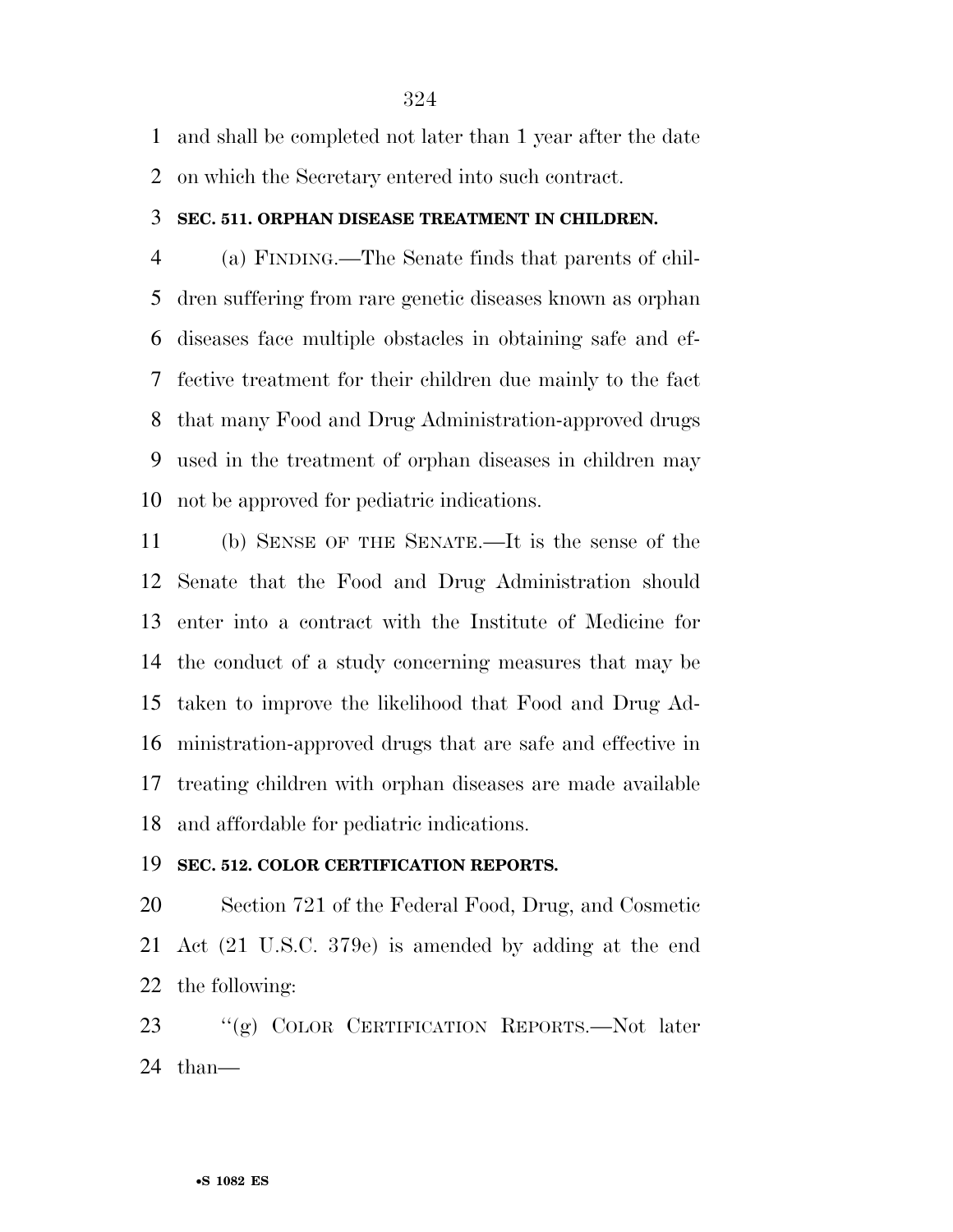and shall be completed not later than 1 year after the date on which the Secretary entered into such contract.

### SEC. 511. ORPHAN DISEASE TREATMENT IN CHILDREN.

(a) FINDING.—The Senate finds that parents of children suffering from rare genetic diseases known as orphan diseases face multiple obstacles in obtaining safe and effective treatment for their children due mainly to the fact that many Food and Drug Administration-approved drugs used in the treatment of orphan diseases in children may not be approved for pediatric indications.

(b) SENSE OF THE SENATE.—It is the sense of the Senate that the Food and Drug Administration should enter into a contract with the Institute of Medicine for the conduct of a study concerning measures that may be taken to improve the likelihood that Food and Drug Administration-approved drugs that are safe and effective in treating children with orphan diseases are made available and affordable for pediatric indications.

### SEC. 512. COLOR CERTIFICATION REPORTS.

Section 721 of the Federal Food, Drug, and Cosmetic Act (21 U.S.C. 379e) is amended by adding at the end the following:

"(g) COLOR CERTIFICATION REPORTS.—Not later than—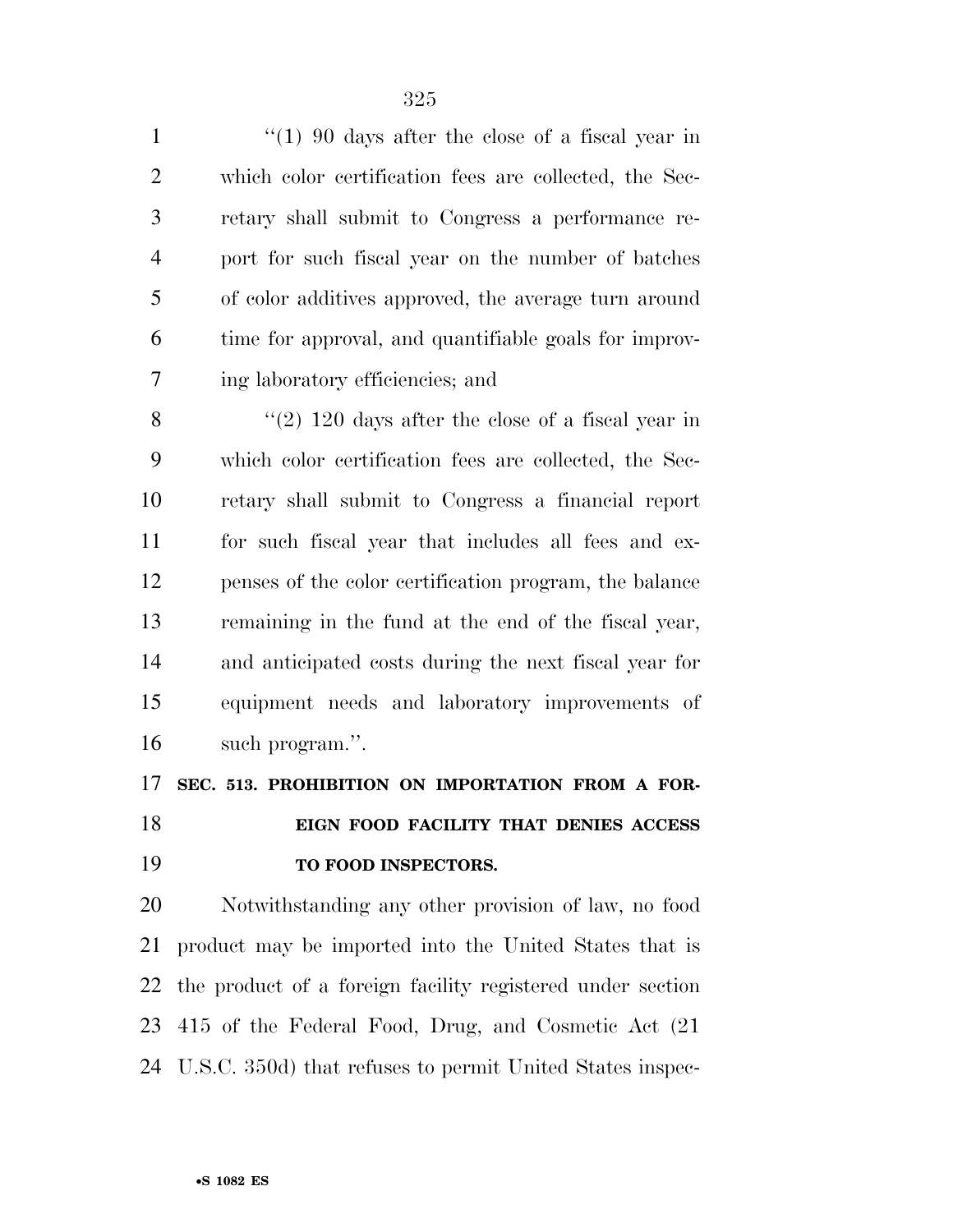"(1) 90 days after the close of a fiscal year in which color certification fees are collected, the Secretary shall submit to Congress a performance report for such fiscal year on the number of batches of color additives approved, the average turn around time for approval, and quantifiable goals for improving laboratory efficiencies; and

"(2) 120 days after the close of a fiscal year in which color certification fees are collected, the Secretary shall submit to Congress a financial report for such fiscal year that includes all fees and expenses of the color certification program, the balance remaining in the fund at the end of the fiscal year, and anticipated costs during the next fiscal year for equipment needs and laboratory improvements of such program.".

**SEC. 513. PROHIBITION ON IMPORTATION FROM A FOREIGN FOOD FACILITY THAT DENIES ACCESS TO FOOD INSPECTORS.**

Notwithstanding any other provision of law, no food product may be imported into the United States that is the product of a foreign facility registered under section 415 of the Federal Food, Drug, and Cosmetic Act (21 U.S.C. 350d) that refuses to permit United States inspec-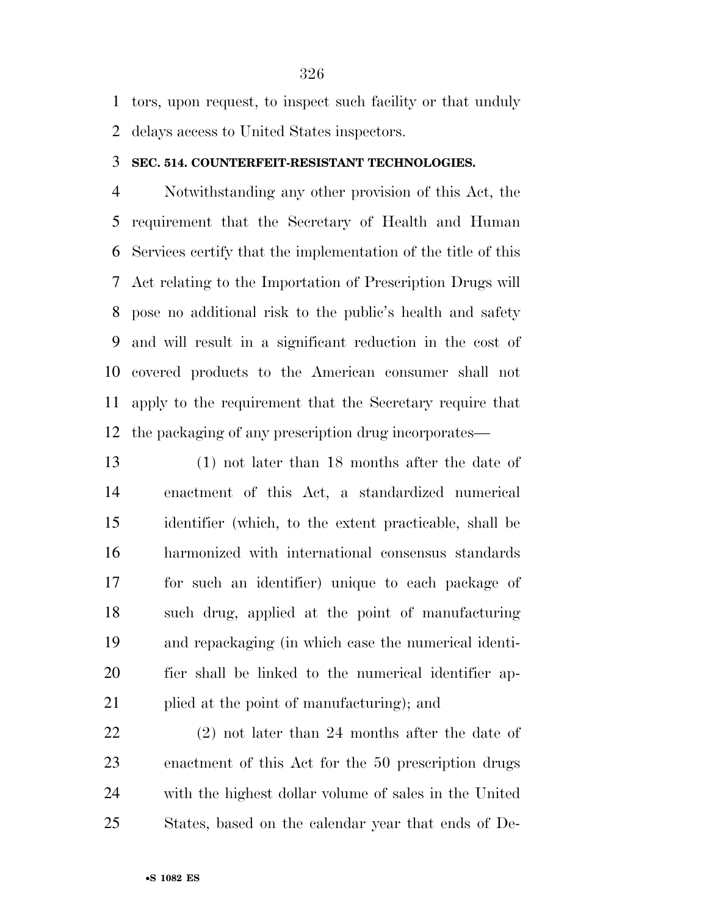tors, upon request, to inspect such facility or that unduly delays access to United States inspectors.

**SEC. 514. COUNTERFEIT-RESISTANT TECHNOLOGIES.**

Notwithstanding any other provision of this Act, the requirement that the Secretary of Health and Human Services certify that the implementation of the title of this Act relating to the Importation of Prescription Drugs will pose no additional risk to the public's health and safety and will result in a significant reduction in the cost of covered products to the American consumer shall not apply to the requirement that the Secretary require that the packaging of any prescription drug incorporates—

(1) not later than 18 months after the date of enactment of this Act, a standardized numerical identifier (which, to the extent practicable, shall be harmonized with international consensus standards for such an identifier) unique to each package of such drug, applied at the point of manufacturing and repackaging (in which case the numerical identifier shall be linked to the numerical identifier applied at the point of manufacturing); and

(2) not later than 24 months after the date of enactment of this Act for the 50 prescription drugs with the highest dollar volume of sales in the United States, based on the calendar year that ends of De-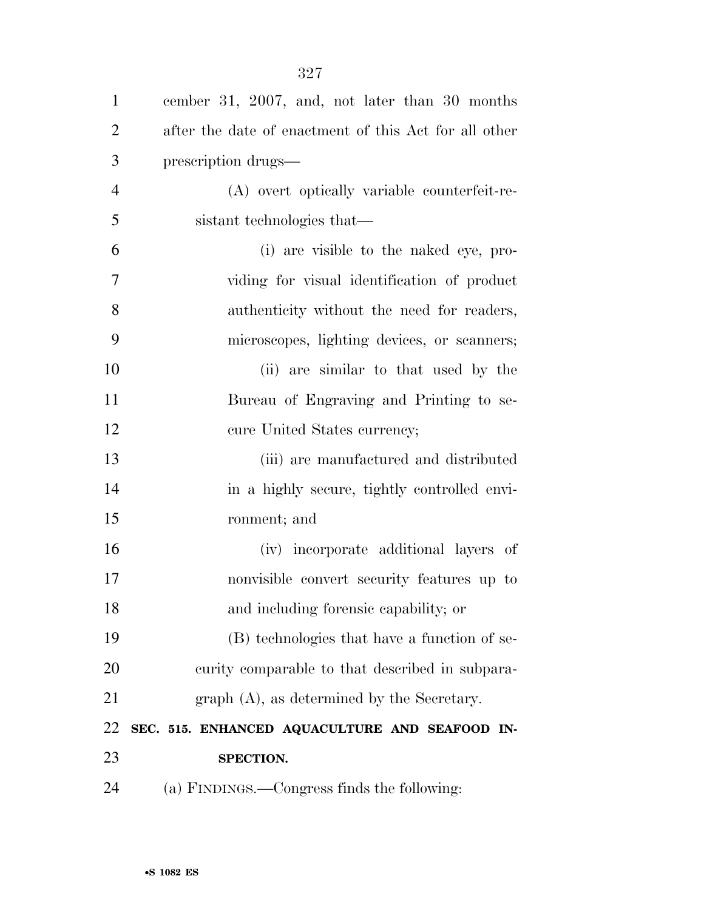cember 31, 2007, and, not later than 30 months after the date of enactment of this Act for all other prescription drugs—

(A) overt optically variable counterfeit-resistant technologies that—

(i) are visible to the naked eye, providing for visual identification of product authenticity without the need for readers, microscopes, lighting devices, or scanners;

(ii) are similar to that used by the Bureau of Engraving and Printing to secure United States currency;

(iii) are manufactured and distributed in a highly secure, tightly controlled environment; and

(iv) incorporate additional layers of nonvisible convert security features up to and including forensic capability; or

(B) technologies that have a function of security comparable to that described in subparagraph (A), as determined by the Secretary.

**SEC. 515. ENHANCED AQUACULTURE AND SEAFOOD INSPECTION.**

(a) FINDINGS.—Congress finds the following: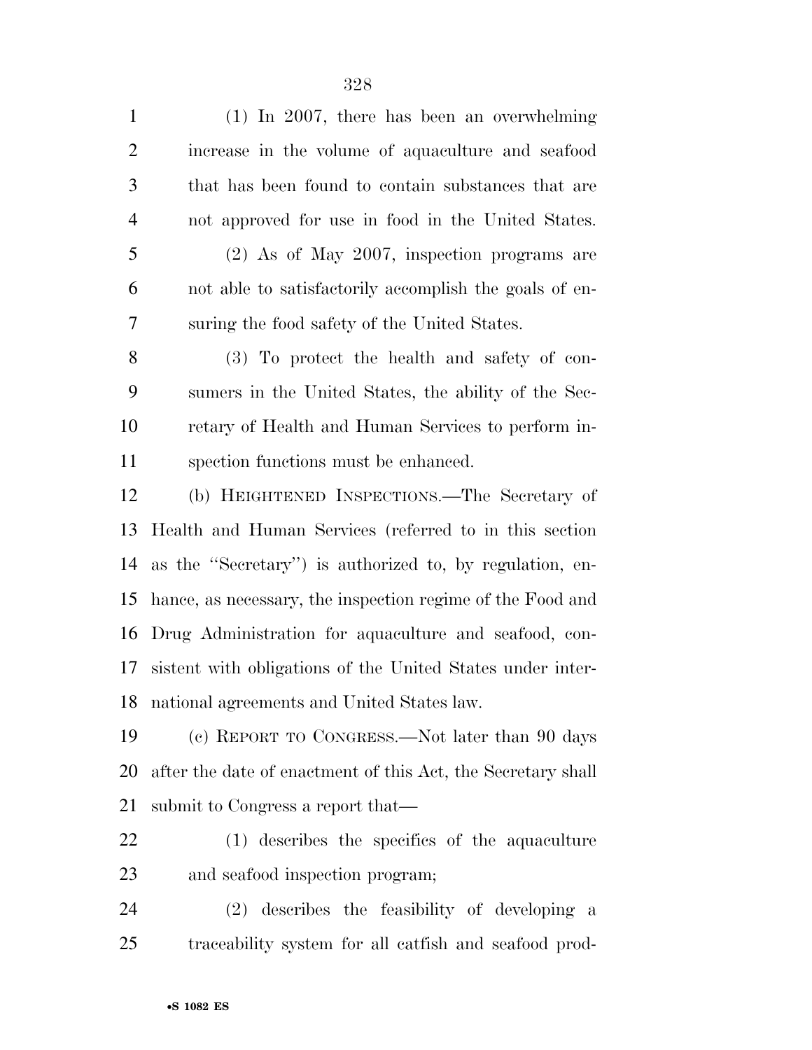(1) In 2007, there has been an overwhelming increase in the volume of aquaculture and seafood that has been found to contain substances that are not approved for use in food in the United States.

(2) As of May 2007, inspection programs are not able to satisfactorily accomplish the goals of ensuring the food safety of the United States.

(3) To protect the health and safety of consumers in the United States, the ability of the Secretary of Health and Human Services to perform inspection functions must be enhanced.

(b) HEIGHTENED INSPECTIONS.—The Secretary of Health and Human Services (referred to in this section as the ''Secretary'') is authorized to, by regulation, enhance, as necessary, the inspection regime of the Food and Drug Administration for aquaculture and seafood, consistent with obligations of the United States under international agreements and United States law.

(c) REPORT TO CONGRESS.—Not later than 90 days after the date of enactment of this Act, the Secretary shall submit to Congress a report that—

(1) describes the specifics of the aquaculture and seafood inspection program;

(2) describes the feasibility of developing a traceability system for all catfish and seafood prod-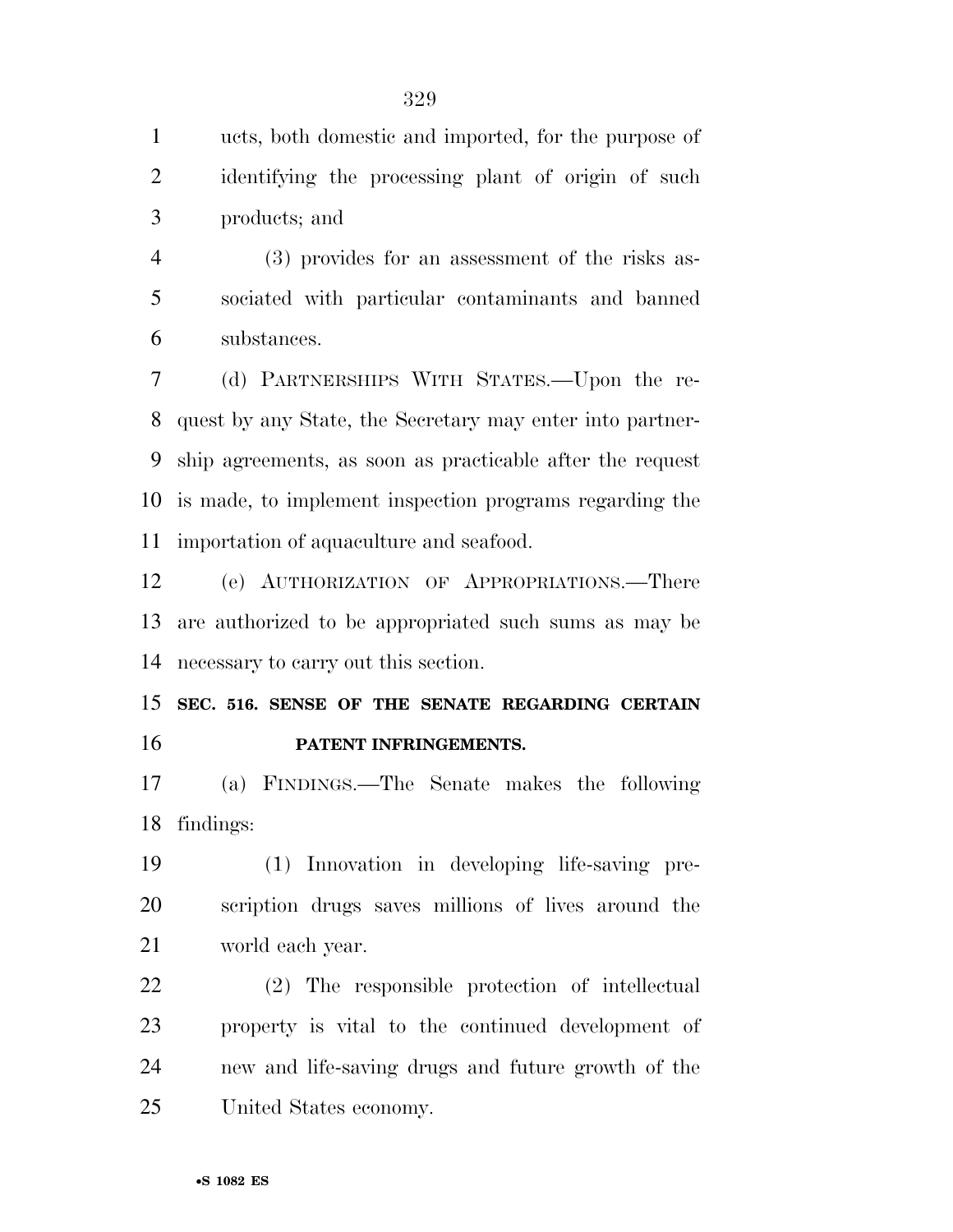ucts, both domestic and imported, for the purpose of identifying the processing plant of origin of such products; and

(3) provides for an assessment of the risks associated with particular contaminants and banned substances.

(d) PARTNERSHIPS WITH STATES.—Upon the request by any State, the Secretary may enter into partnership agreements, as soon as practicable after the request is made, to implement inspection programs regarding the importation of aquaculture and seafood.

(e) AUTHORIZATION OF APPROPRIATIONS.—There are authorized to be appropriated such sums as may be necessary to carry out this section.

**SEC. 516. SENSE OF THE SENATE REGARDING CERTAIN PATENT INFRINGEMENTS.**

(a) FINDINGS.—The Senate makes the following findings:

(1) Innovation in developing life-saving prescription drugs saves millions of lives around the world each year.

(2) The responsible protection of intellectual property is vital to the continued development of new and life-saving drugs and future growth of the United States economy.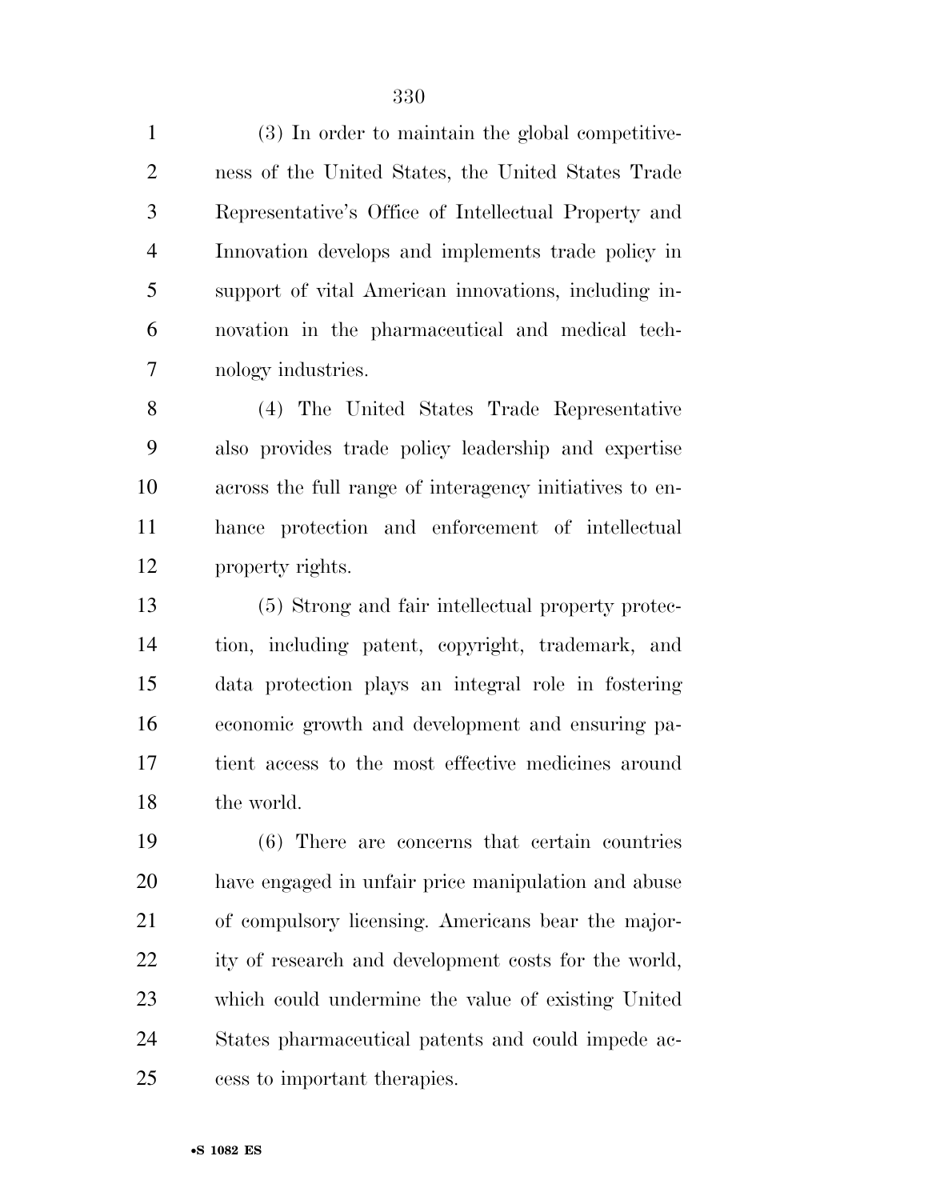(3) In order to maintain the global competitiveness of the United States, the United States Trade Representative's Office of Intellectual Property and Innovation develops and implements trade policy in support of vital American innovations, including innovation in the pharmaceutical and medical technology industries.

(4) The United States Trade Representative also provides trade policy leadership and expertise across the full range of interagency initiatives to enhance protection and enforcement of intellectual property rights.

(5) Strong and fair intellectual property protection, including patent, copyright, trademark, and data protection plays an integral role in fostering economic growth and development and ensuring patient access to the most effective medicines around the world.

(6) There are concerns that certain countries have engaged in unfair price manipulation and abuse of compulsory licensing. Americans bear the majority of research and development costs for the world, which could undermine the value of existing United States pharmaceutical patents and could impede access to important therapies.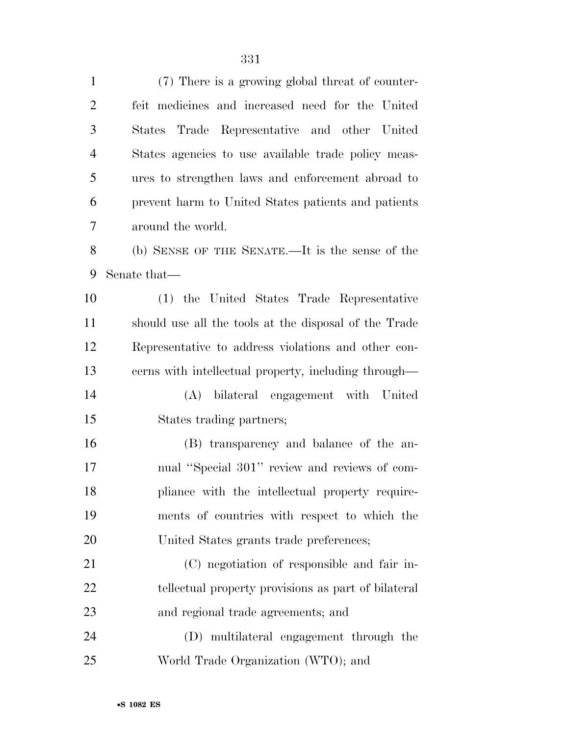(7) There is a growing global threat of counterfeit medicines and increased need for the United States Trade Representative and other United States agencies to use available trade policy measures to strengthen laws and enforcement abroad to prevent harm to United States patients and patients around the world.

(b) SENSE OF THE SENATE.—It is the sense of the Senate that—

(1) the United States Trade Representative should use all the tools at the disposal of the Trade Representative to address violations and other concerns with intellectual property, including through—

(A) bilateral engagement with United States trading partners;

(B) transparency and balance of the annual ''Special 301'' review and reviews of compliance with the intellectual property requirements of countries with respect to which the United States grants trade preferences;

(C) negotiation of responsible and fair intellectual property provisions as part of bilateral and regional trade agreements; and

(D) multilateral engagement through the World Trade Organization (WTO); and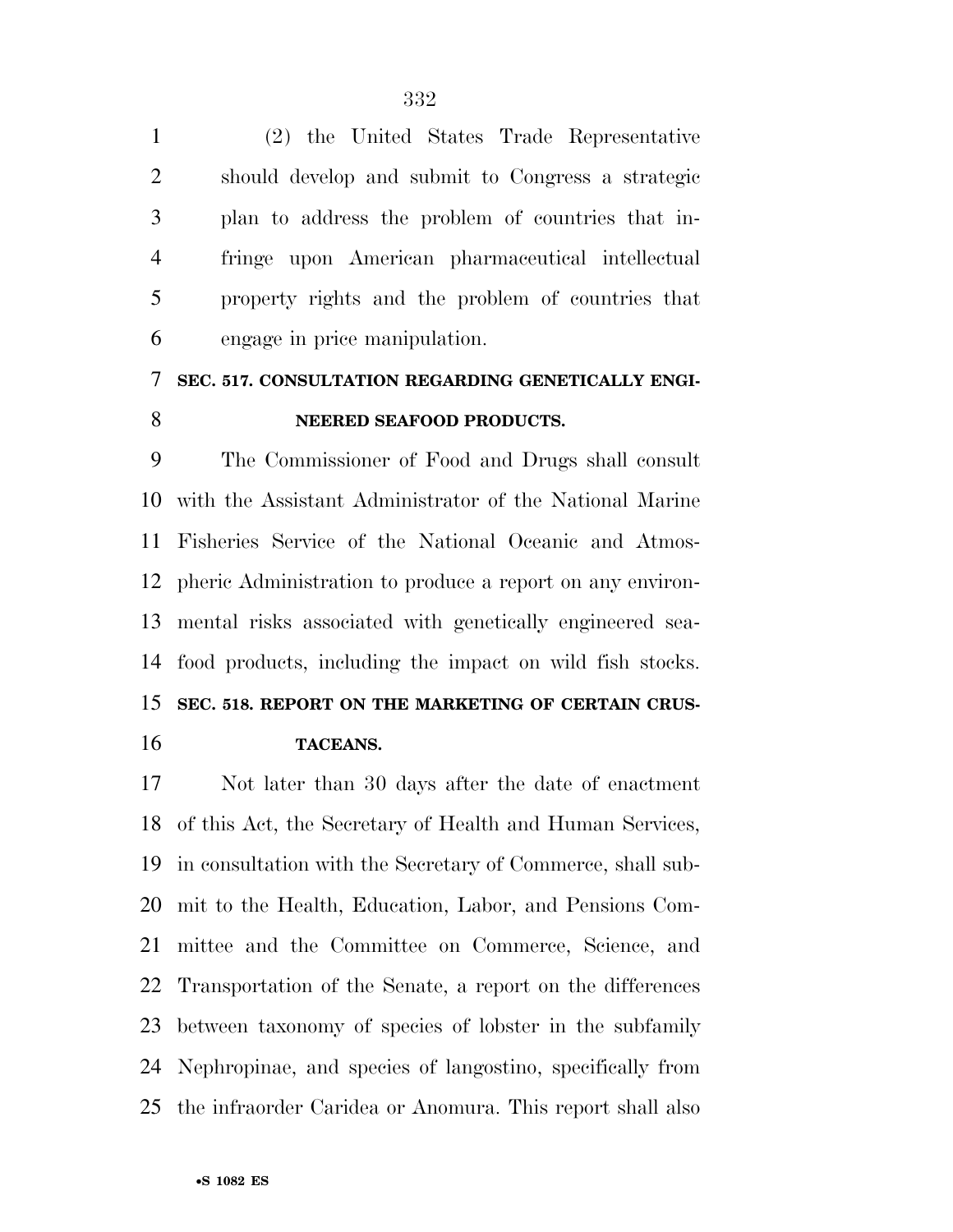(2) the United States Trade Representative should develop and submit to Congress a strategic plan to address the problem of countries that infringe upon American pharmaceutical intellectual property rights and the problem of countries that engage in price manipulation.

**SEC. 517. CONSULTATION REGARDING GENETICALLY ENGINEERED SEAFOOD PRODUCTS.**

The Commissioner of Food and Drugs shall consult with the Assistant Administrator of the National Marine Fisheries Service of the National Oceanic and Atmospheric Administration to produce a report on any environmental risks associated with genetically engineered seafood products, including the impact on wild fish stocks.

**SEC. 518. REPORT ON THE MARKETING OF CERTAIN CRUSTACEANS.**

Not later than 30 days after the date of enactment of this Act, the Secretary of Health and Human Services, in consultation with the Secretary of Commerce, shall submit to the Health, Education, Labor, and Pensions Committee and the Committee on Commerce, Science, and Transportation of the Senate, a report on the differences between taxonomy of species of lobster in the subfamily Nephropinae, and species of langostino, specifically from the infraorder Caridea or Anomura. This report shall also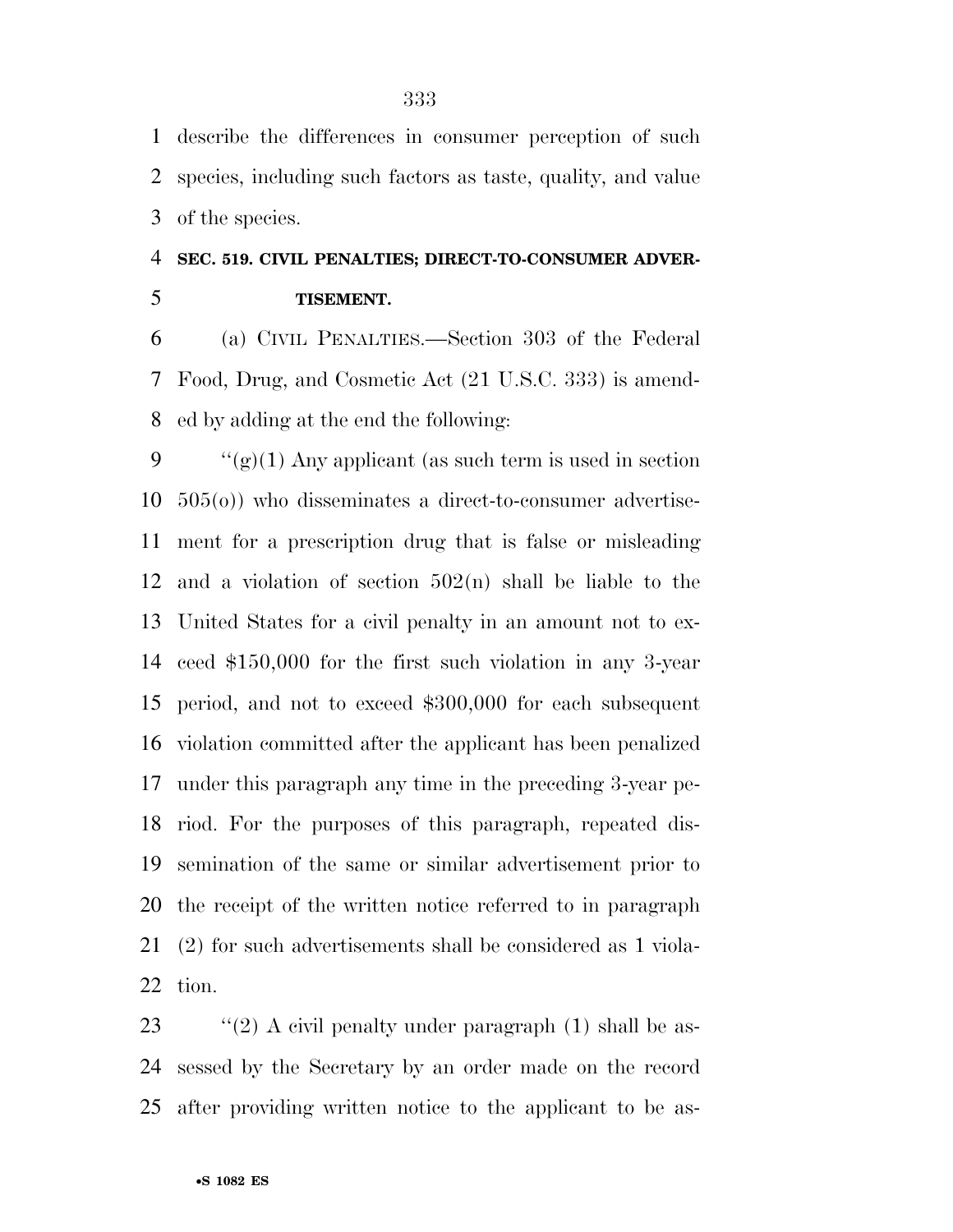describe the differences in consumer perception of such species, including such factors as taste, quality, and value of the species.

### SEC. 519. CIVIL PENALTIES; DIRECT-TO-CONSUMER ADVERTISEMENT.

(a) CIVIL PENALTIES.—Section 303 of the Federal Food, Drug, and Cosmetic Act (21 U.S.C. 333) is amended by adding at the end the following:

''(g)(1) Any applicant (as such term is used in section 505(o)) who disseminates a direct-to-consumer advertisement for a prescription drug that is false or misleading and a violation of section 502(n) shall be liable to the United States for a civil penalty in an amount not to exceed $150,000 for the first such violation in any 3-year period, and not to exceed $300,000 for each subsequent violation committed after the applicant has been penalized under this paragraph any time in the preceding 3-year period. For the purposes of this paragraph, repeated dissemination of the same or similar advertisement prior to the receipt of the written notice referred to in paragraph (2) for such advertisements shall be considered as 1 violation.

''(2) A civil penalty under paragraph (1) shall be assessed by the Secretary by an order made on the record after providing written notice to the applicant to be as-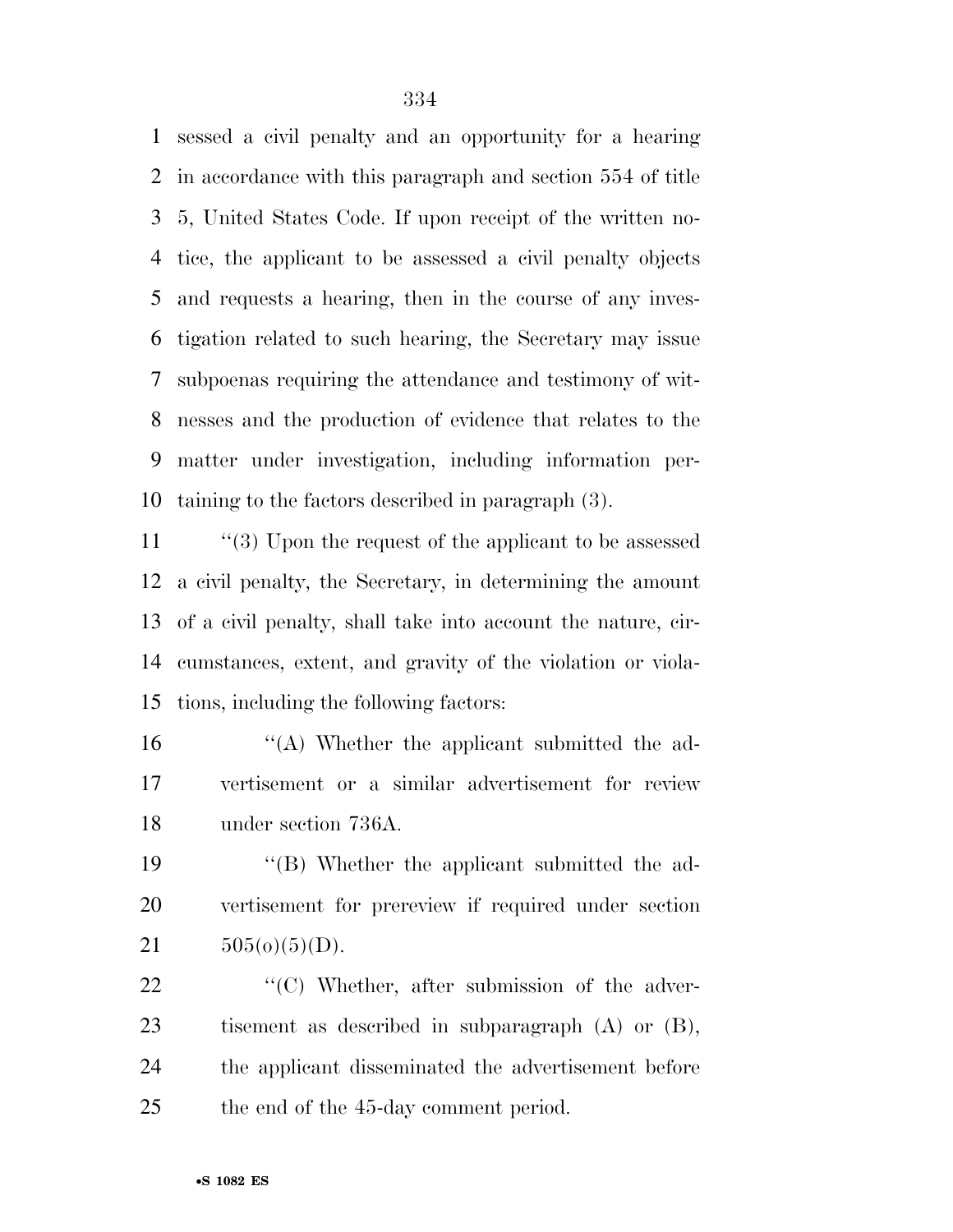sessed a civil penalty and an opportunity for a hearing in accordance with this paragraph and section 554 of title 5, United States Code. If upon receipt of the written notice, the applicant to be assessed a civil penalty objects and requests a hearing, then in the course of any investigation related to such hearing, the Secretary may issue subpoenas requiring the attendance and testimony of witnesses and the production of evidence that relates to the matter under investigation, including information pertaining to the factors described in paragraph (3).

''(3) Upon the request of the applicant to be assessed a civil penalty, the Secretary, in determining the amount of a civil penalty, shall take into account the nature, circumstances, extent, and gravity of the violation or violations, including the following factors:

''(A) Whether the applicant submitted the advertisement or a similar advertisement for review under section 736A.

''(B) Whether the applicant submitted the advertisement for prereview if required under section 505(o)(5)(D).

''(C) Whether, after submission of the advertisement as described in subparagraph (A) or (B), the applicant disseminated the advertisement before the end of the 45-day comment period.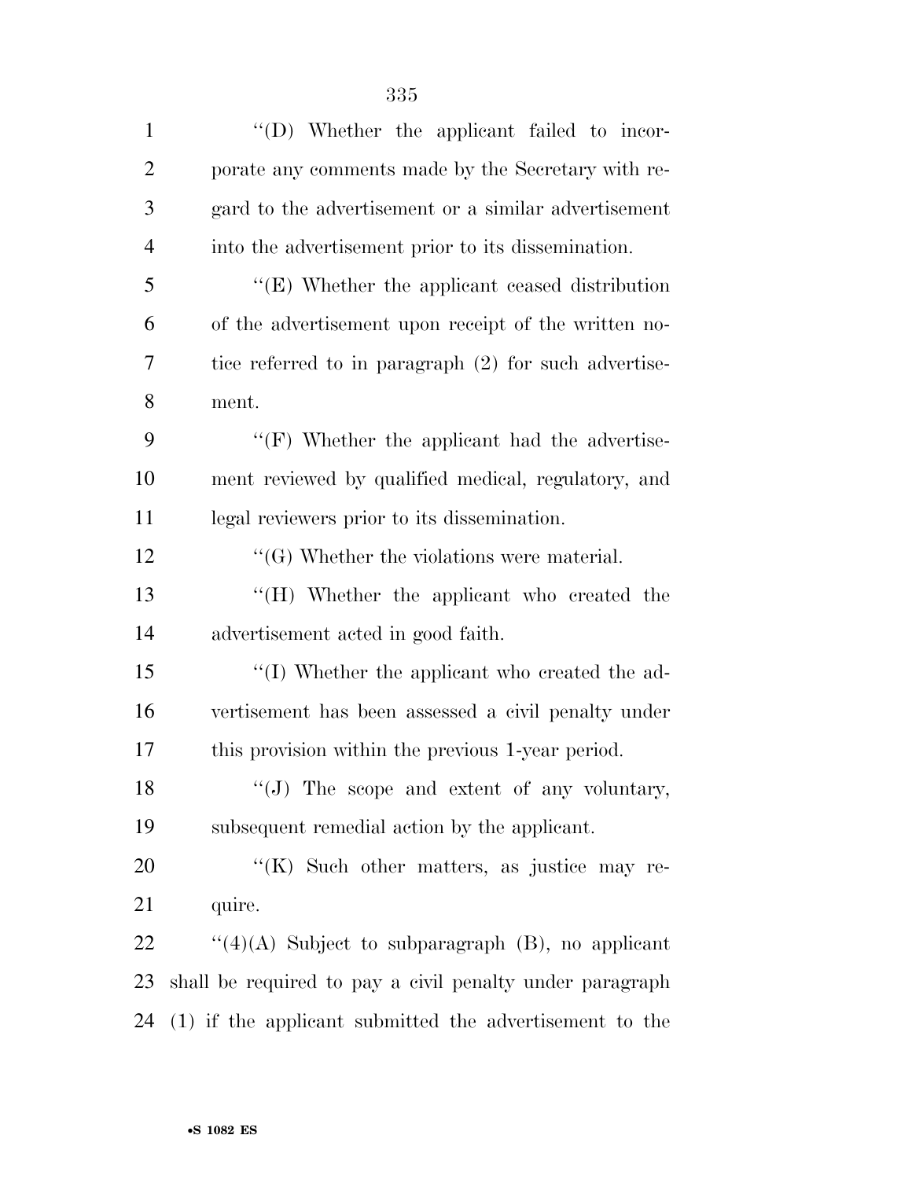''(D) Whether the applicant failed to incorporate any comments made by the Secretary with regard to the advertisement or a similar advertisement into the advertisement prior to its dissemination.

''(E) Whether the applicant ceased distribution of the advertisement upon receipt of the written notice referred to in paragraph (2) for such advertisement.

''(F) Whether the applicant had the advertisement reviewed by qualified medical, regulatory, and legal reviewers prior to its dissemination.

''(G) Whether the violations were material.

''(H) Whether the applicant who created the advertisement acted in good faith.

''(I) Whether the applicant who created the advertisement has been assessed a civil penalty under this provision within the previous 1-year period.

''(J) The scope and extent of any voluntary, subsequent remedial action by the applicant.

''(K) Such other matters, as justice may require.

''(4)(A) Subject to subparagraph (B), no applicant shall be required to pay a civil penalty under paragraph (1) if the applicant submitted the advertisement to the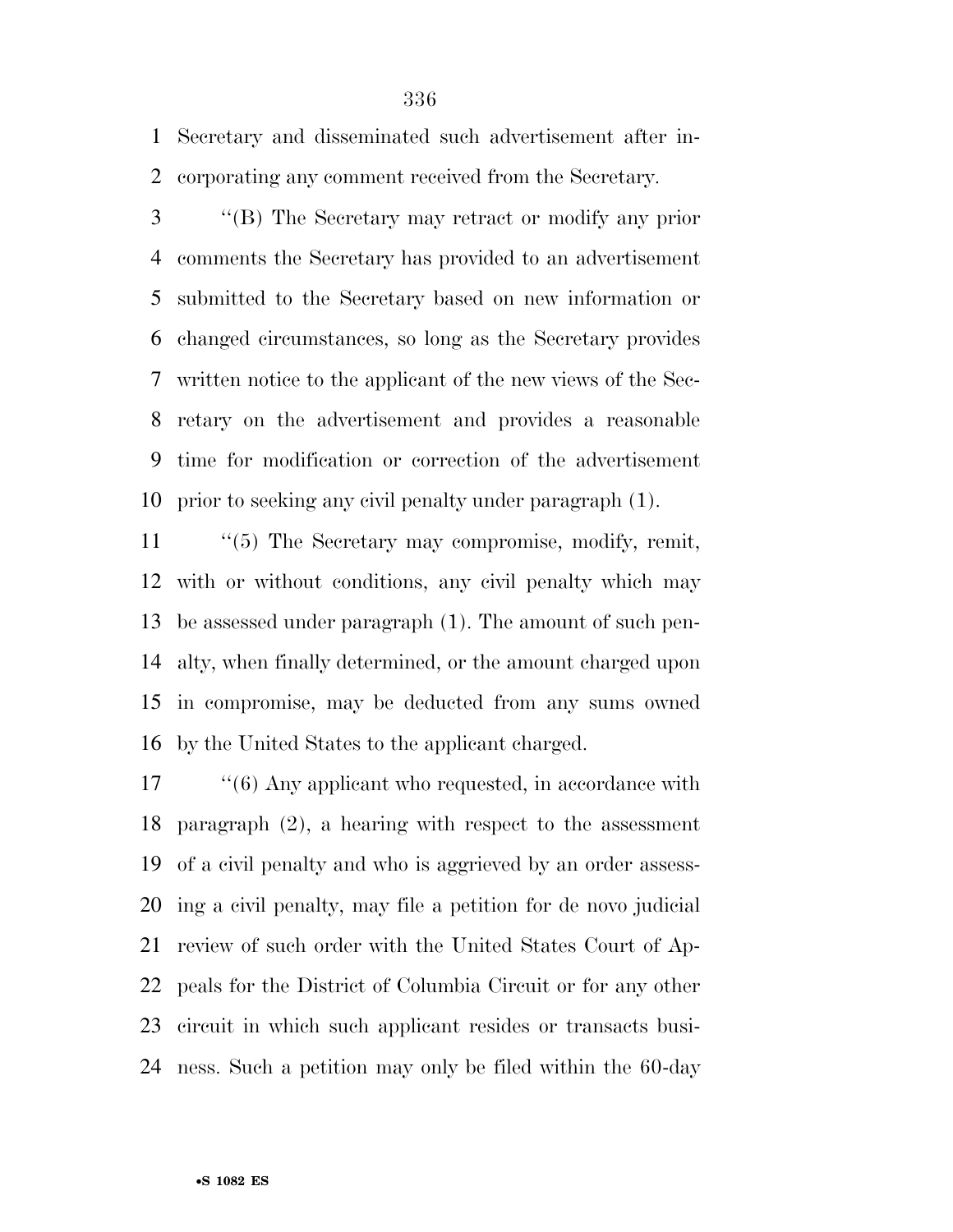Secretary and disseminated such advertisement after incorporating any comment received from the Secretary.

''(B) The Secretary may retract or modify any prior comments the Secretary has provided to an advertisement submitted to the Secretary based on new information or changed circumstances, so long as the Secretary provides written notice to the applicant of the new views of the Secretary on the advertisement and provides a reasonable time for modification or correction of the advertisement prior to seeking any civil penalty under paragraph (1).

''(5) The Secretary may compromise, modify, remit, with or without conditions, any civil penalty which may be assessed under paragraph (1). The amount of such penalty, when finally determined, or the amount charged upon in compromise, may be deducted from any sums owned by the United States to the applicant charged.

''(6) Any applicant who requested, in accordance with paragraph (2), a hearing with respect to the assessment of a civil penalty and who is aggrieved by an order assessing a civil penalty, may file a petition for de novo judicial review of such order with the United States Court of Appeals for the District of Columbia Circuit or for any other circuit in which such applicant resides or transacts business. Such a petition may only be filed within the 60-day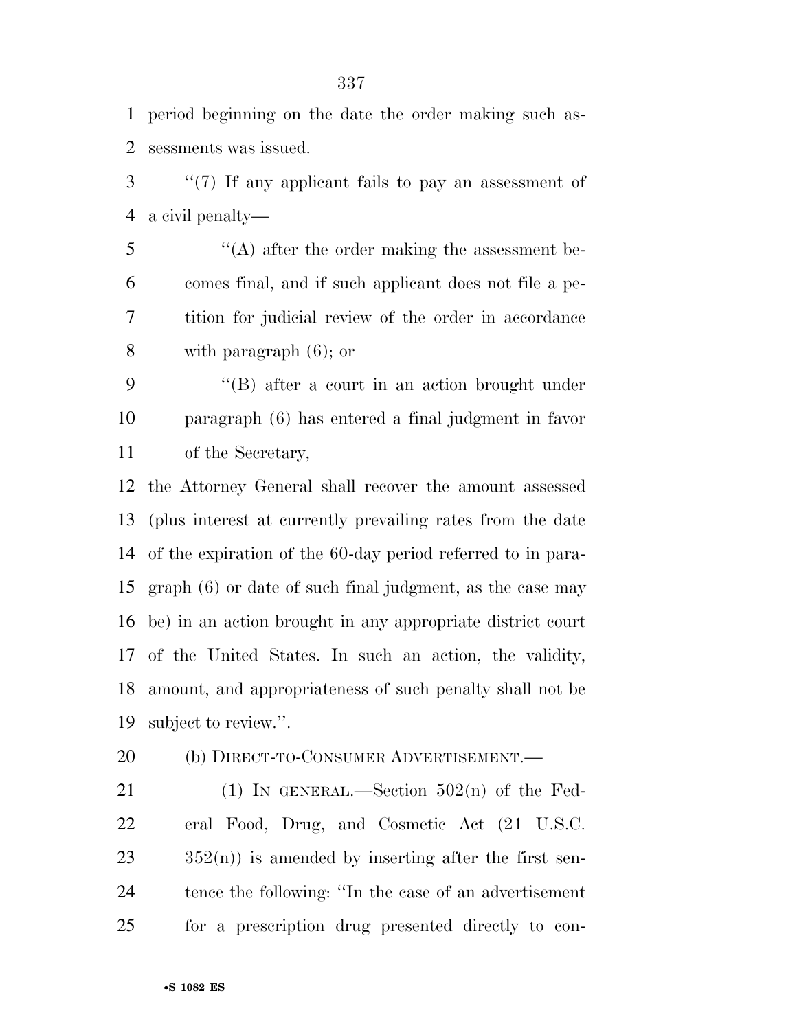period beginning on the date the order making such assessments was issued.

"(7) If any applicant fails to pay an assessment of a civil penalty—

"(A) after the order making the assessment becomes final, and if such applicant does not file a petition for judicial review of the order in accordance with paragraph (6); or

"(B) after a court in an action brought under paragraph (6) has entered a final judgment in favor of the Secretary,

the Attorney General shall recover the amount assessed (plus interest at currently prevailing rates from the date of the expiration of the 60-day period referred to in paragraph (6) or date of such final judgment, as the case may be) in an action brought in any appropriate district court of the United States. In such an action, the validity, amount, and appropriateness of such penalty shall not be subject to review.".

(b) DIRECT-TO-CONSUMER ADVERTISEMENT.—

(1) IN GENERAL.—Section 502(n) of the Federal Food, Drug, and Cosmetic Act (21 U.S.C. 352(n)) is amended by inserting after the first sentence the following: "In the case of an advertisement for a prescription drug presented directly to con-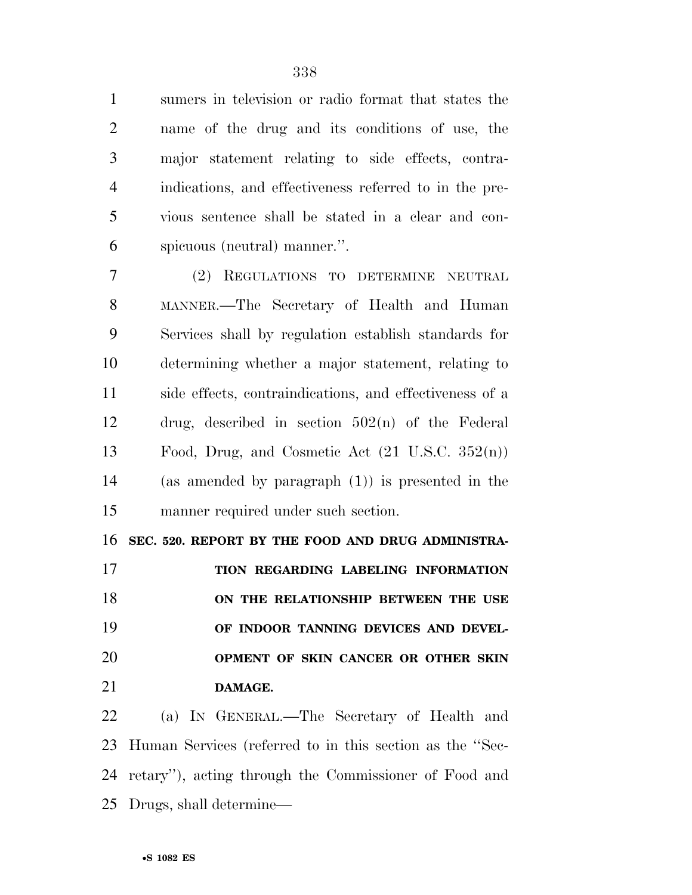sumers in television or radio format that states the name of the drug and its conditions of use, the major statement relating to side effects, contraindications, and effectiveness referred to in the previous sentence shall be stated in a clear and conspicuous (neutral) manner.''.

(2) REGULATIONS TO DETERMINE NEUTRAL MANNER.—The Secretary of Health and Human Services shall by regulation establish standards for determining whether a major statement, relating to side effects, contraindications, and effectiveness of a drug, described in section 502(n) of the Federal Food, Drug, and Cosmetic Act (21 U.S.C. 352(n)) (as amended by paragraph (1)) is presented in the manner required under such section.

**SEC. 520. REPORT BY THE FOOD AND DRUG ADMINISTRATION REGARDING LABELING INFORMATION ON THE RELATIONSHIP BETWEEN THE USE OF INDOOR TANNING DEVICES AND DEVELOPMENT OF SKIN CANCER OR OTHER SKIN DAMAGE.**

(a) IN GENERAL.—The Secretary of Health and Human Services (referred to in this section as the ''Secretary''), acting through the Commissioner of Food and Drugs, shall determine—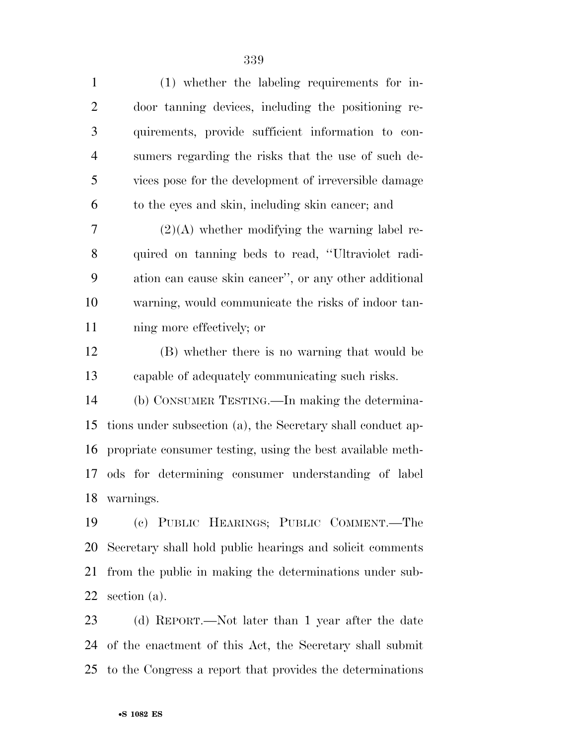(1) whether the labeling requirements for indoor tanning devices, including the positioning requirements, provide sufficient information to consumers regarding the risks that the use of such devices pose for the development of irreversible damage to the eyes and skin, including skin cancer; and

(2)(A) whether modifying the warning label required on tanning beds to read, ''Ultraviolet radiation can cause skin cancer'', or any other additional warning, would communicate the risks of indoor tanning more effectively; or

(B) whether there is no warning that would be capable of adequately communicating such risks.

(b) CONSUMER TESTING.—In making the determinations under subsection (a), the Secretary shall conduct appropriate consumer testing, using the best available methods for determining consumer understanding of label warnings.

(c) PUBLIC HEARINGS; PUBLIC COMMENT.—The Secretary shall hold public hearings and solicit comments from the public in making the determinations under subsection (a).

(d) REPORT.—Not later than 1 year after the date of the enactment of this Act, the Secretary shall submit to the Congress a report that provides the determinations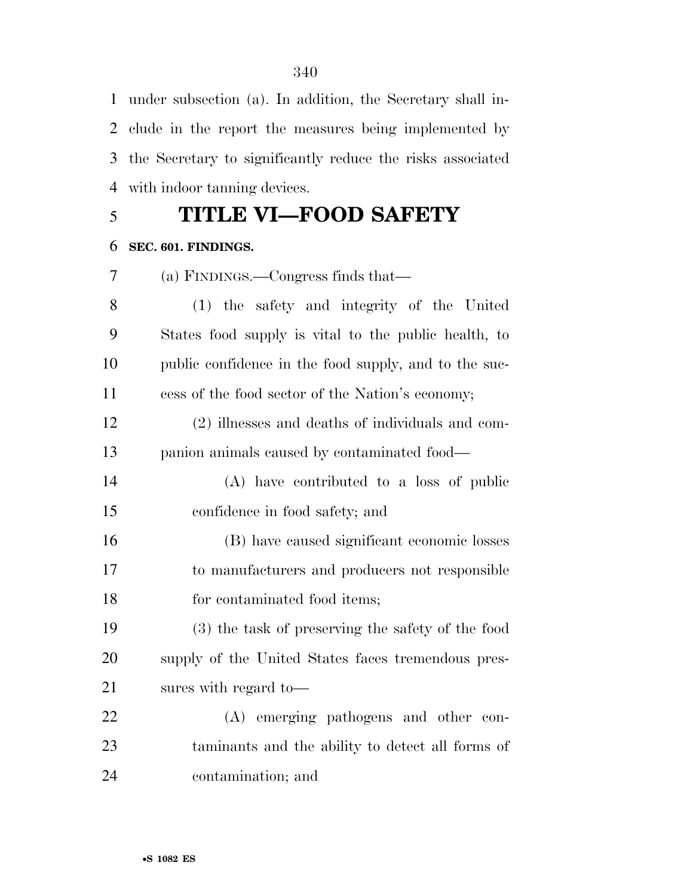under subsection (a). In addition, the Secretary shall include in the report the measures being implemented by the Secretary to significantly reduce the risks associated with indoor tanning devices.

# TITLE VI—FOOD SAFETY

**SEC. 601. FINDINGS.**

(a) FINDINGS.—Congress finds that—

(1) the safety and integrity of the United States food supply is vital to the public health, to public confidence in the food supply, and to the success of the food sector of the Nation's economy;

(2) illnesses and deaths of individuals and companion animals caused by contaminated food—

(A) have contributed to a loss of public confidence in food safety; and

(B) have caused significant economic losses to manufacturers and producers not responsible for contaminated food items;

(3) the task of preserving the safety of the food supply of the United States faces tremendous pressures with regard to—

(A) emerging pathogens and other contaminants and the ability to detect all forms of contamination; and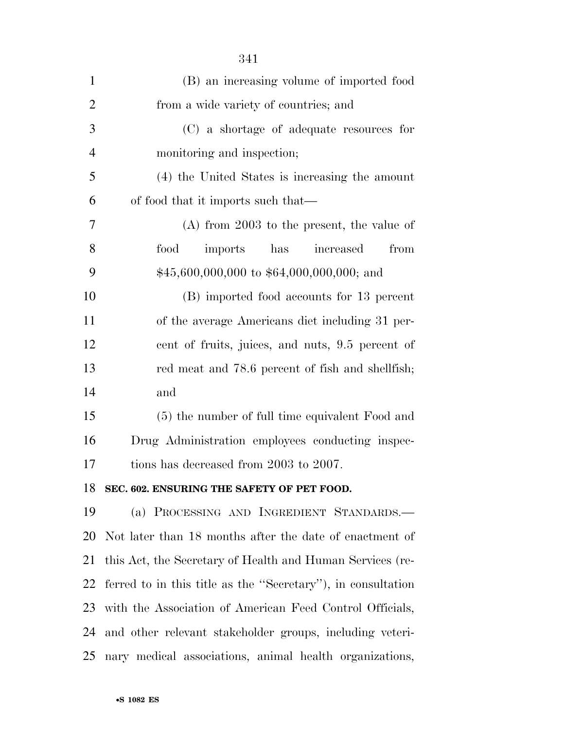(B) an increasing volume of imported food from a wide variety of countries; and

(C) a shortage of adequate resources for monitoring and inspection;

(4) the United States is increasing the amount of food that it imports such that—

(A) from 2003 to the present, the value of food imports has increased from $45,600,000,000 to $64,000,000,000; and

(B) imported food accounts for 13 percent of the average Americans diet including 31 percent of fruits, juices, and nuts, 9.5 percent of red meat and 78.6 percent of fish and shellfish; and

(5) the number of full time equivalent Food and Drug Administration employees conducting inspections has decreased from 2003 to 2007.

**SEC. 602. ENSURING THE SAFETY OF PET FOOD.**

(a) PROCESSING AND INGREDIENT STANDARDS.—Not later than 18 months after the date of enactment of this Act, the Secretary of Health and Human Services (referred to in this title as the ''Secretary''), in consultation with the Association of American Feed Control Officials, and other relevant stakeholder groups, including veterinary medical associations, animal health organizations,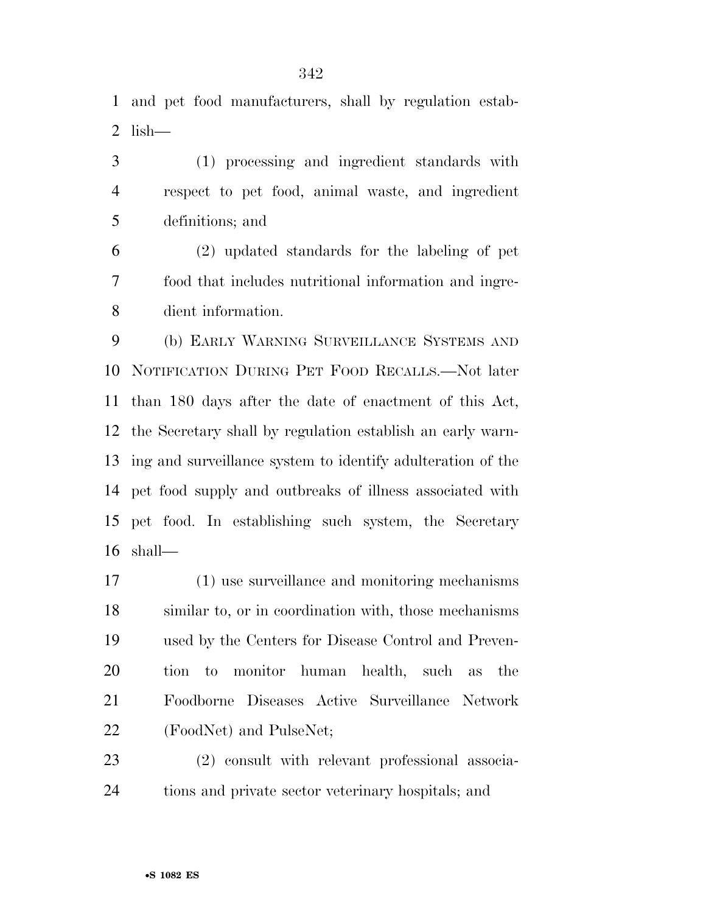and pet food manufacturers, shall by regulation establish—

(1) processing and ingredient standards with respect to pet food, animal waste, and ingredient definitions; and

(2) updated standards for the labeling of pet food that includes nutritional information and ingredient information.

(b) EARLY WARNING SURVEILLANCE SYSTEMS AND NOTIFICATION DURING PET FOOD RECALLS.—Not later than 180 days after the date of enactment of this Act, the Secretary shall by regulation establish an early warning and surveillance system to identify adulteration of the pet food supply and outbreaks of illness associated with pet food. In establishing such system, the Secretary shall—

(1) use surveillance and monitoring mechanisms similar to, or in coordination with, those mechanisms used by the Centers for Disease Control and Prevention to monitor human health, such as the Foodborne Diseases Active Surveillance Network (FoodNet) and PulseNet;

(2) consult with relevant professional associations and private sector veterinary hospitals; and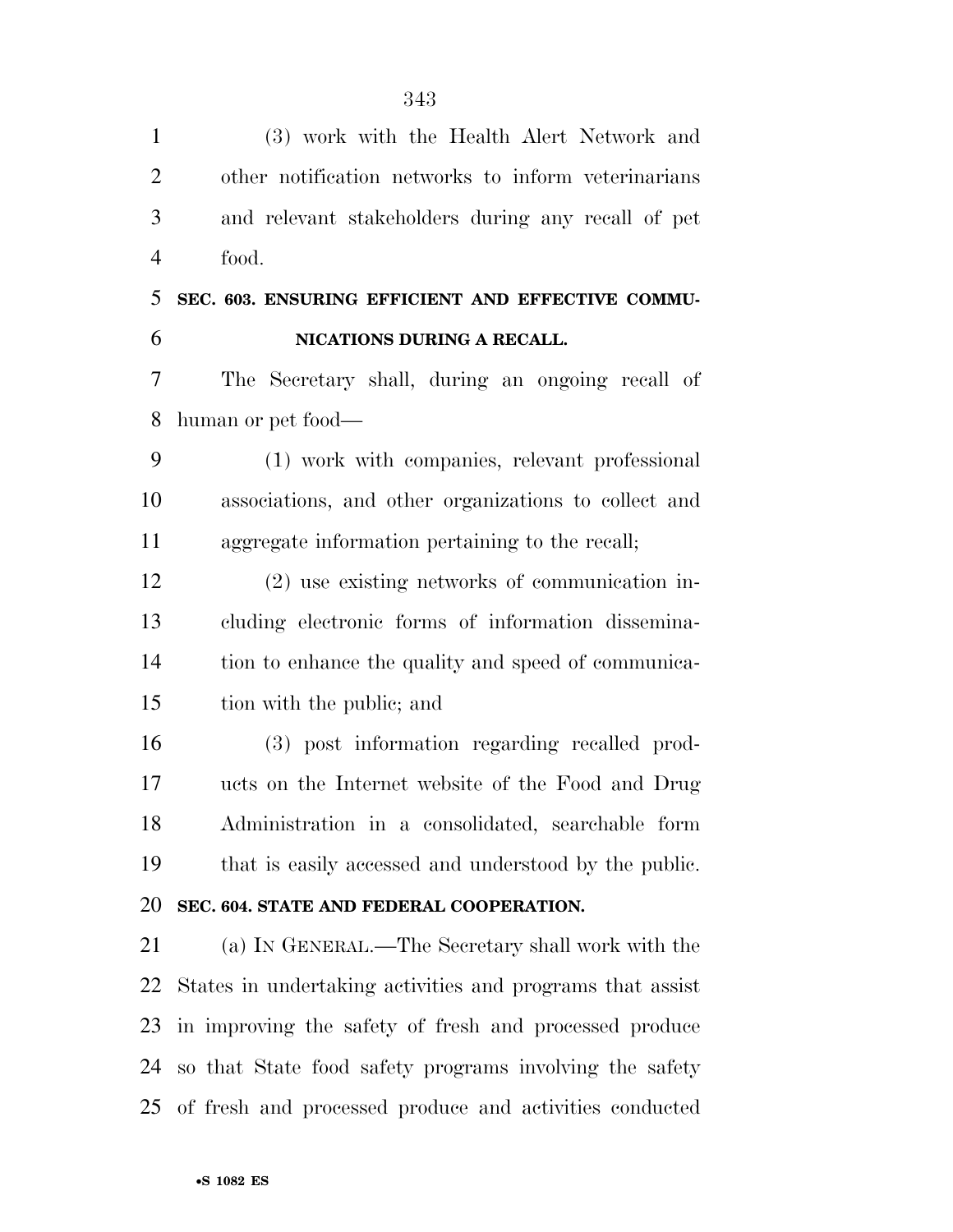(3) work with the Health Alert Network and other notification networks to inform veterinarians and relevant stakeholders during any recall of pet food.

**SEC. 603. ENSURING EFFICIENT AND EFFECTIVE COMMUNICATIONS DURING A RECALL.**

The Secretary shall, during an ongoing recall of human or pet food—

(1) work with companies, relevant professional associations, and other organizations to collect and aggregate information pertaining to the recall;

(2) use existing networks of communication including electronic forms of information dissemination to enhance the quality and speed of communication with the public; and

(3) post information regarding recalled products on the Internet website of the Food and Drug Administration in a consolidated, searchable form that is easily accessed and understood by the public.

**SEC. 604. STATE AND FEDERAL COOPERATION.**

(a) IN GENERAL.—The Secretary shall work with the States in undertaking activities and programs that assist in improving the safety of fresh and processed produce so that State food safety programs involving the safety of fresh and processed produce and activities conducted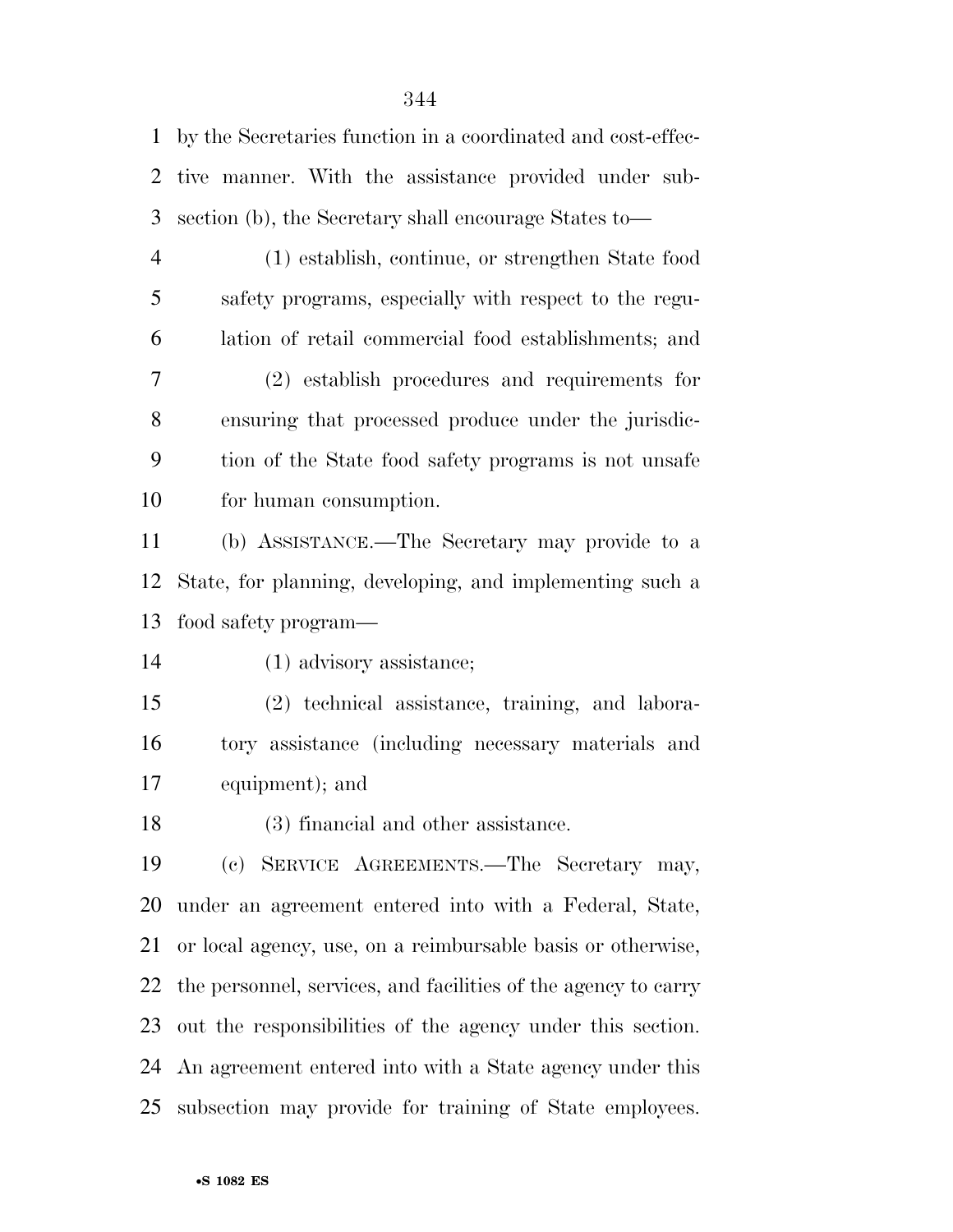by the Secretaries function in a coordinated and cost-effective manner. With the assistance provided under subsection (b), the Secretary shall encourage States to—

(1) establish, continue, or strengthen State food safety programs, especially with respect to the regulation of retail commercial food establishments; and

(2) establish procedures and requirements for ensuring that processed produce under the jurisdiction of the State food safety programs is not unsafe for human consumption.

(b) ASSISTANCE.—The Secretary may provide to a State, for planning, developing, and implementing such a food safety program—

(1) advisory assistance;

(2) technical assistance, training, and laboratory assistance (including necessary materials and equipment); and

(3) financial and other assistance.

(c) SERVICE AGREEMENTS.—The Secretary may, under an agreement entered into with a Federal, State, or local agency, use, on a reimbursable basis or otherwise, the personnel, services, and facilities of the agency to carry out the responsibilities of the agency under this section. An agreement entered into with a State agency under this subsection may provide for training of State employees.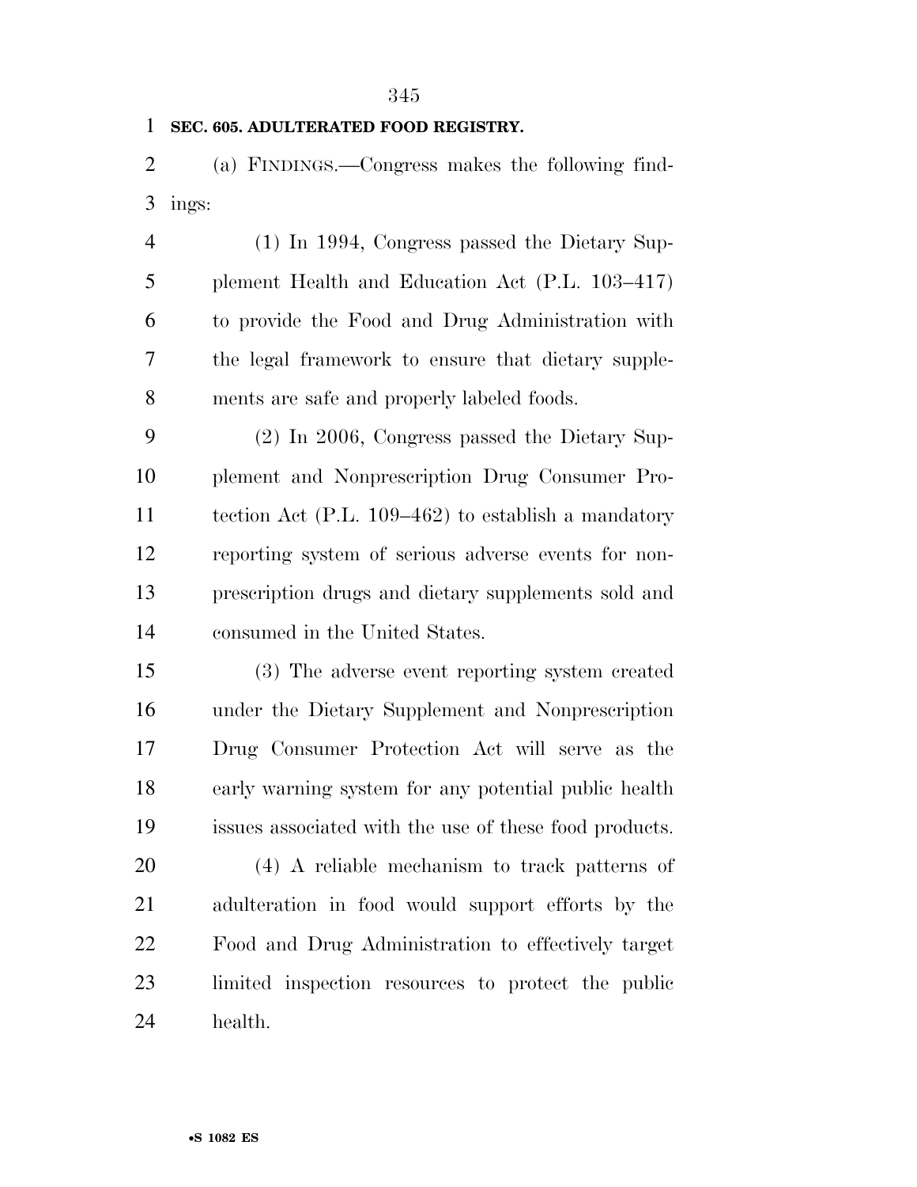**SEC. 605. ADULTERATED FOOD REGISTRY.**

(a) FINDINGS.—Congress makes the following findings:

(1) In 1994, Congress passed the Dietary Supplement Health and Education Act (P.L. 103–417) to provide the Food and Drug Administration with the legal framework to ensure that dietary supplements are safe and properly labeled foods.

(2) In 2006, Congress passed the Dietary Supplement and Nonprescription Drug Consumer Protection Act (P.L. 109–462) to establish a mandatory reporting system of serious adverse events for nonprescription drugs and dietary supplements sold and consumed in the United States.

(3) The adverse event reporting system created under the Dietary Supplement and Nonprescription Drug Consumer Protection Act will serve as the early warning system for any potential public health issues associated with the use of these food products.

(4) A reliable mechanism to track patterns of adulteration in food would support efforts by the Food and Drug Administration to effectively target limited inspection resources to protect the public health.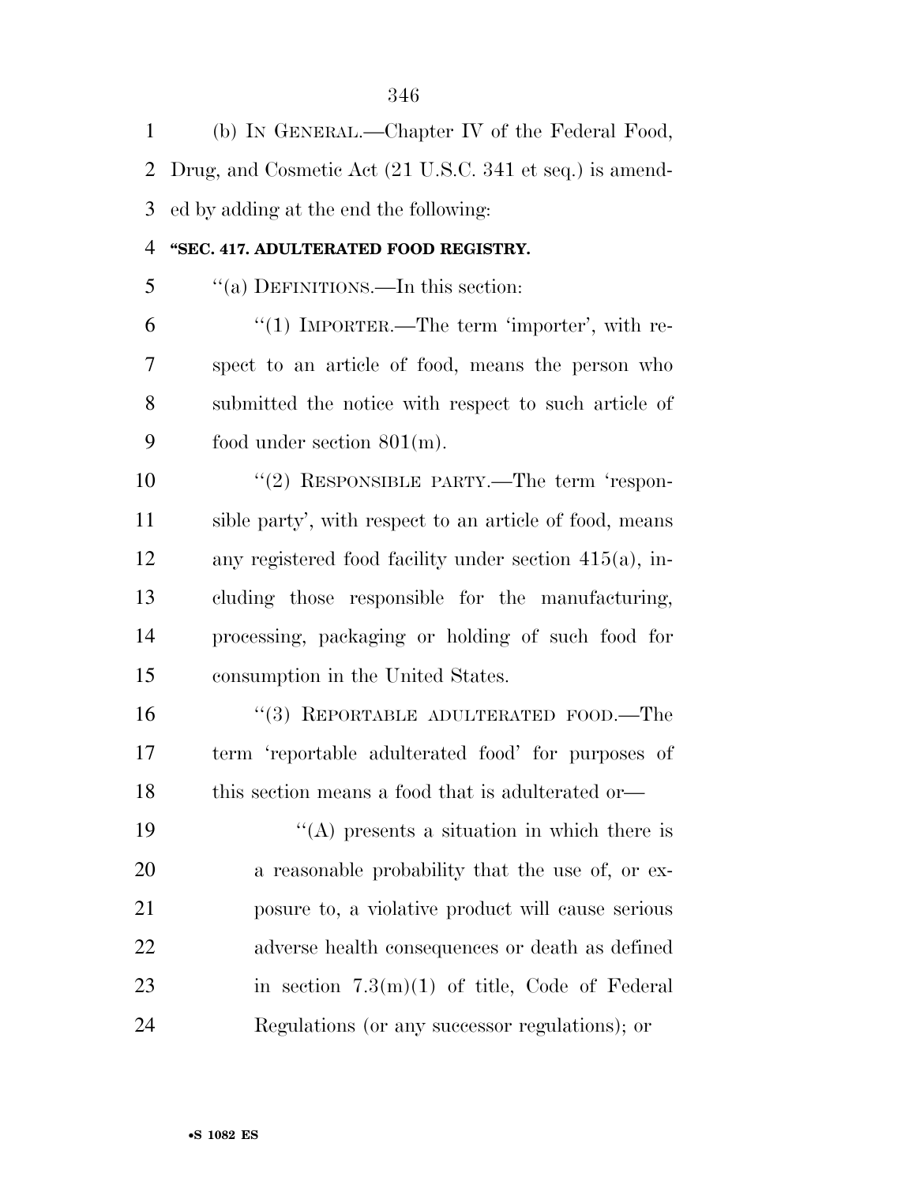(b) IN GENERAL.—Chapter IV of the Federal Food, Drug, and Cosmetic Act (21 U.S.C. 341 et seq.) is amended by adding at the end the following:

**"SEC. 417. ADULTERATED FOOD REGISTRY.**

"(a) DEFINITIONS.—In this section:

"(1) IMPORTER.—The term 'importer', with respect to an article of food, means the person who submitted the notice with respect to such article of food under section 801(m).

"(2) RESPONSIBLE PARTY.—The term 'responsible party', with respect to an article of food, means any registered food facility under section 415(a), including those responsible for the manufacturing, processing, packaging or holding of such food for consumption in the United States.

"(3) REPORTABLE ADULTERATED FOOD.—The term 'reportable adulterated food' for purposes of this section means a food that is adulterated or—

"(A) presents a situation in which there is a reasonable probability that the use of, or exposure to, a violative product will cause serious adverse health consequences or death as defined in section 7.3(m)(1) of title, Code of Federal Regulations (or any successor regulations); or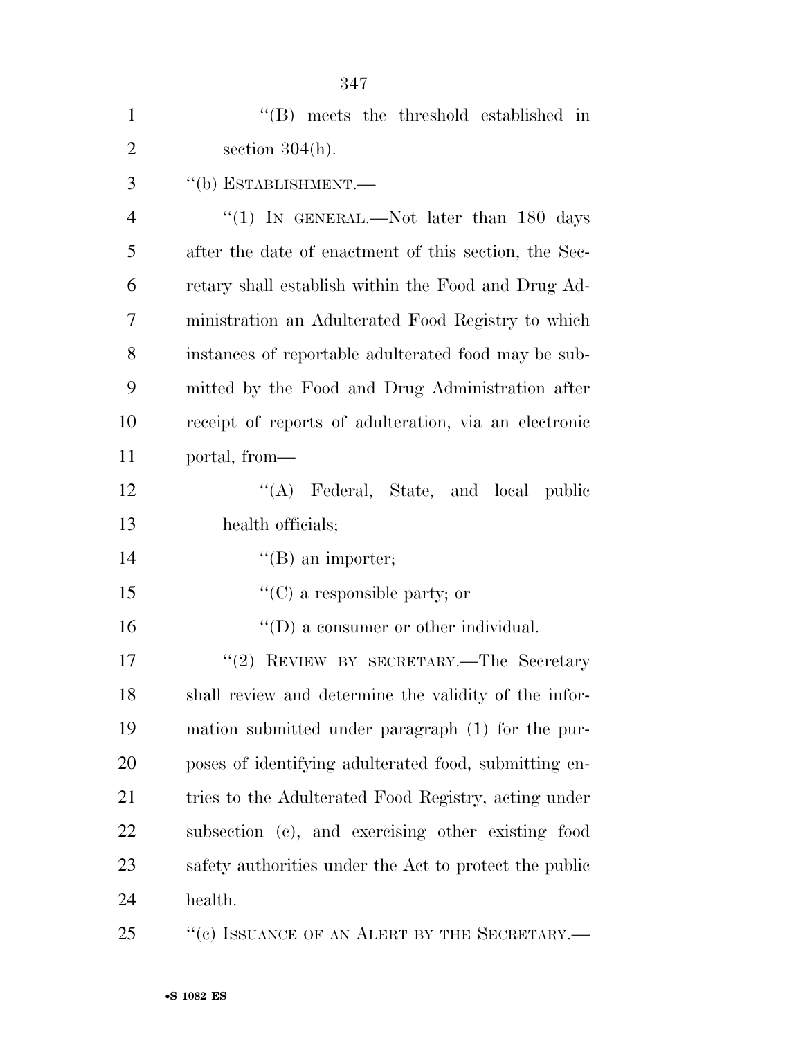''(B) meets the threshold established in section 304(h).

''(b) ESTABLISHMENT.—

''(1) IN GENERAL.—Not later than 180 days after the date of enactment of this section, the Secretary shall establish within the Food and Drug Administration an Adulterated Food Registry to which instances of reportable adulterated food may be submitted by the Food and Drug Administration after receipt of reports of adulteration, via an electronic portal, from—

''(A) Federal, State, and local public health officials;

''(B) an importer;

''(C) a responsible party; or

''(D) a consumer or other individual.

''(2) REVIEW BY SECRETARY.—The Secretary shall review and determine the validity of the information submitted under paragraph (1) for the purposes of identifying adulterated food, submitting entries to the Adulterated Food Registry, acting under subsection (c), and exercising other existing food safety authorities under the Act to protect the public health.

''(c) ISSUANCE OF AN ALERT BY THE SECRETARY.—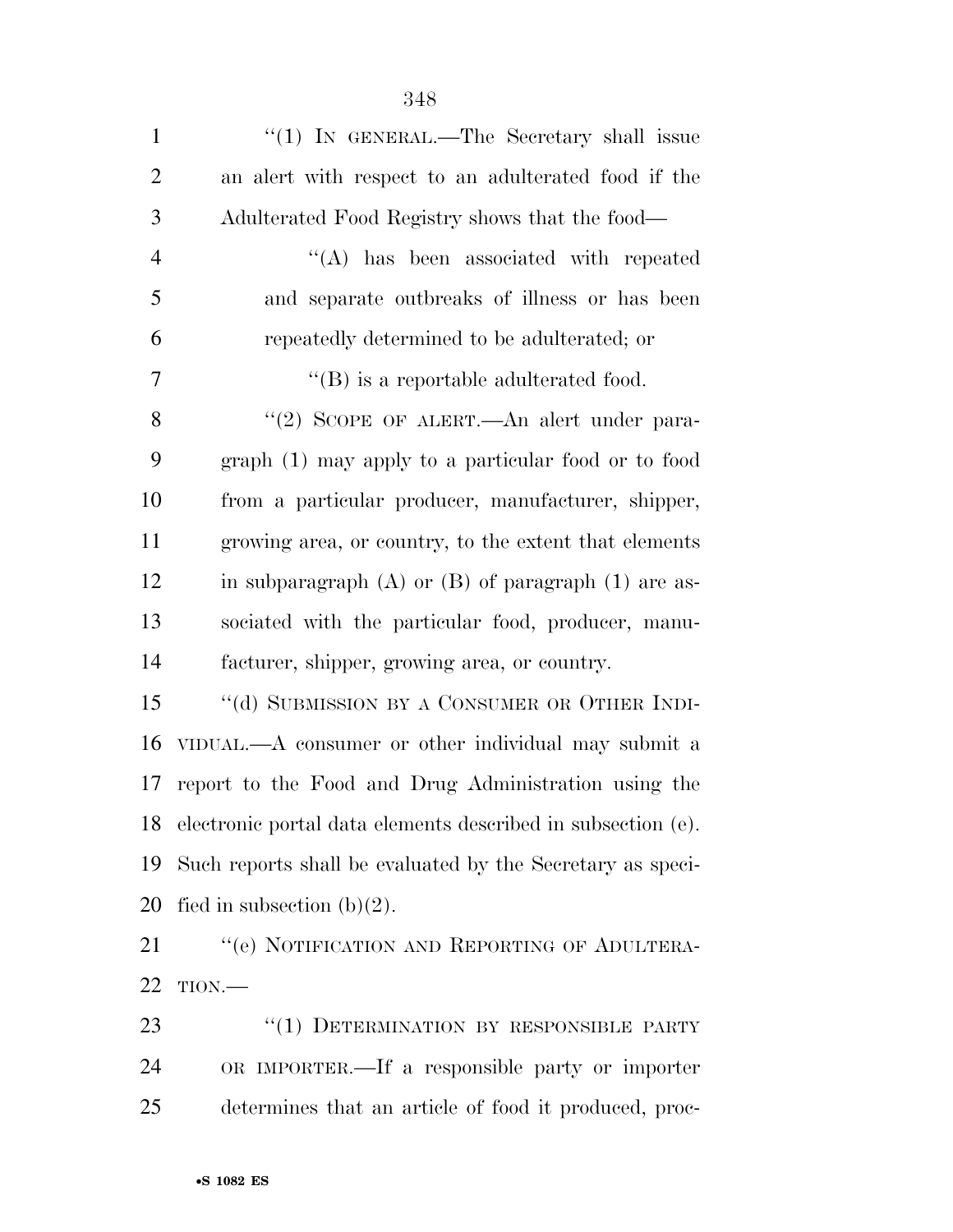"(1) IN GENERAL.—The Secretary shall issue an alert with respect to an adulterated food if the Adulterated Food Registry shows that the food—

"(A) has been associated with repeated and separate outbreaks of illness or has been repeatedly determined to be adulterated; or

"(B) is a reportable adulterated food.

"(2) SCOPE OF ALERT.—An alert under paragraph (1) may apply to a particular food or to food from a particular producer, manufacturer, shipper, growing area, or country, to the extent that elements in subparagraph (A) or (B) of paragraph (1) are associated with the particular food, producer, manufacturer, shipper, growing area, or country.

"(d) SUBMISSION BY A CONSUMER OR OTHER INDIVIDUAL.—A consumer or other individual may submit a report to the Food and Drug Administration using the electronic portal data elements described in subsection (e). Such reports shall be evaluated by the Secretary as specified in subsection (b)(2).

"(e) NOTIFICATION AND REPORTING OF ADULTERATION.—

"(1) DETERMINATION BY RESPONSIBLE PARTY OR IMPORTER.—If a responsible party or importer determines that an article of food it produced, proc-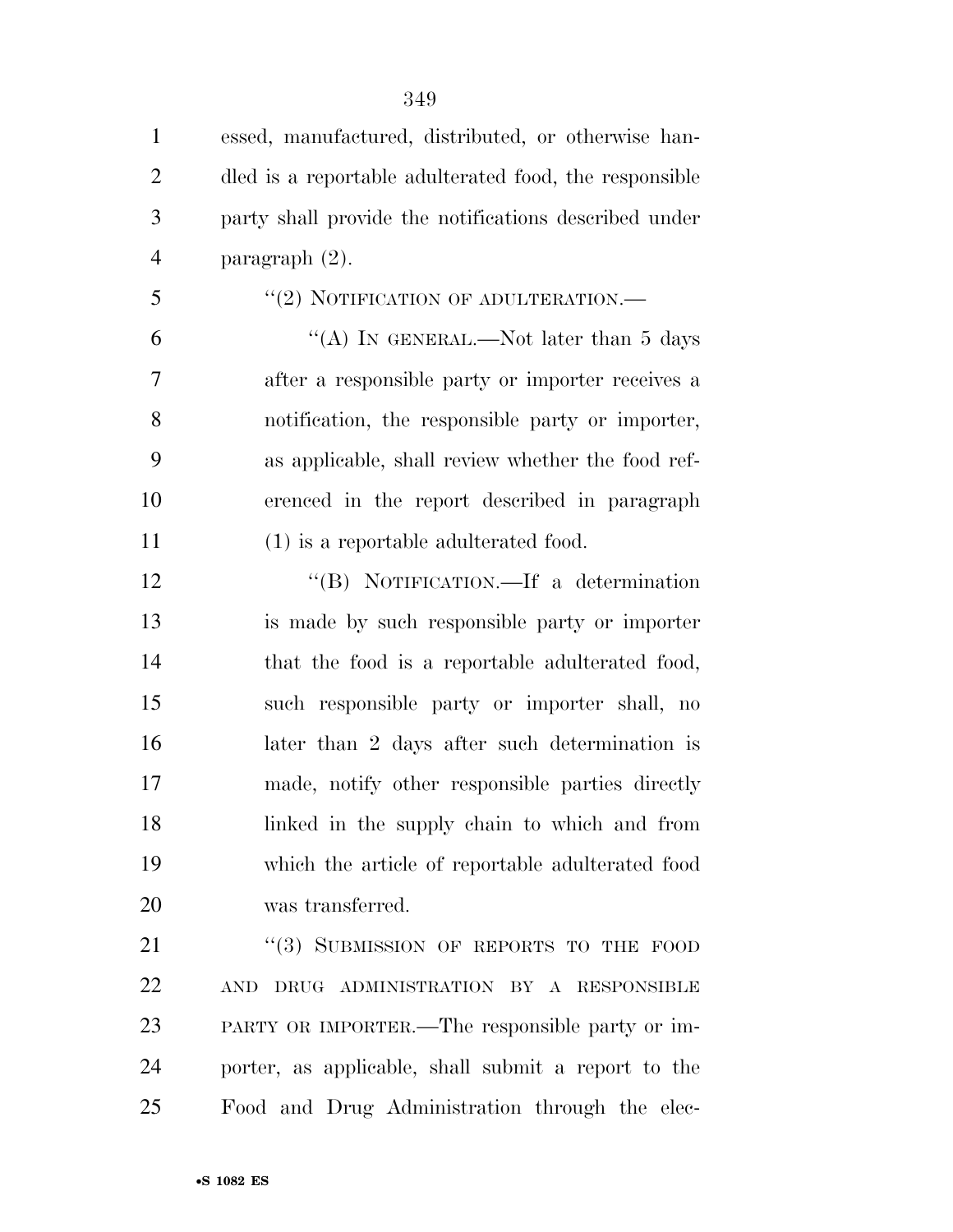essed, manufactured, distributed, or otherwise handled is a reportable adulterated food, the responsible party shall provide the notifications described under paragraph (2).

"(2) NOTIFICATION OF ADULTERATION.—

"(A) IN GENERAL.—Not later than 5 days after a responsible party or importer receives a notification, the responsible party or importer, as applicable, shall review whether the food referenced in the report described in paragraph (1) is a reportable adulterated food.

"(B) NOTIFICATION.—If a determination is made by such responsible party or importer that the food is a reportable adulterated food, such responsible party or importer shall, no later than 2 days after such determination is made, notify other responsible parties directly linked in the supply chain to which and from which the article of reportable adulterated food was transferred.

"(3) SUBMISSION OF REPORTS TO THE FOOD AND DRUG ADMINISTRATION BY A RESPONSIBLE PARTY OR IMPORTER.—The responsible party or importer, as applicable, shall submit a report to the Food and Drug Administration through the elec-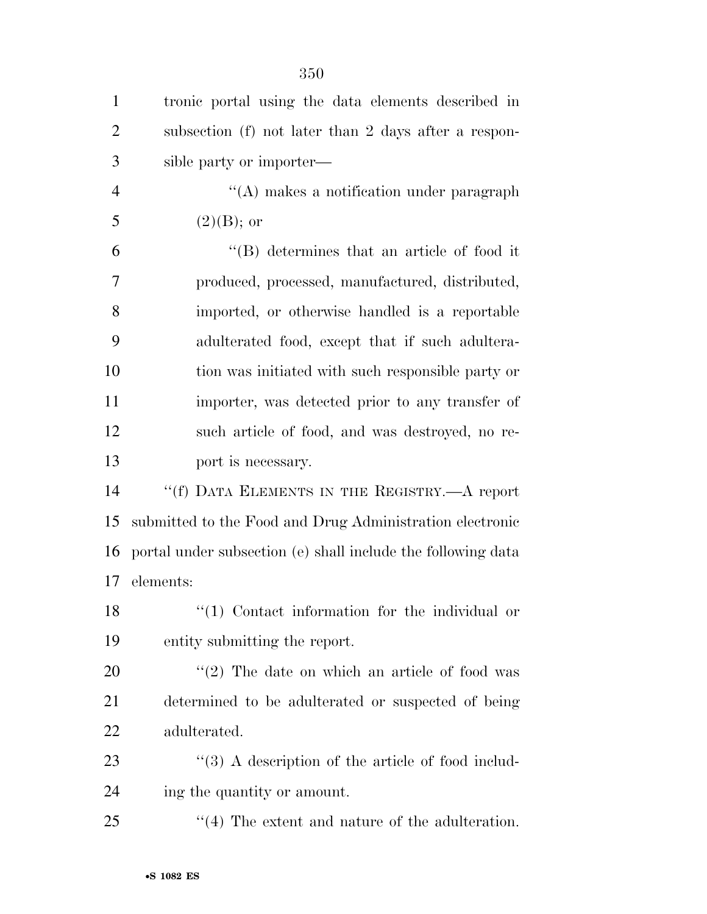tronic portal using the data elements described in subsection (f) not later than 2 days after a responsible party or importer—

"(A) makes a notification under paragraph (2)(B); or

"(B) determines that an article of food it produced, processed, manufactured, distributed, imported, or otherwise handled is a reportable adulterated food, except that if such adulteration was initiated with such responsible party or importer, was detected prior to any transfer of such article of food, and was destroyed, no report is necessary.

"(f) DATA ELEMENTS IN THE REGISTRY.—A report submitted to the Food and Drug Administration electronic portal under subsection (e) shall include the following data elements:

"(1) Contact information for the individual or entity submitting the report.

"(2) The date on which an article of food was determined to be adulterated or suspected of being adulterated.

"(3) A description of the article of food including the quantity or amount.

"(4) The extent and nature of the adulteration.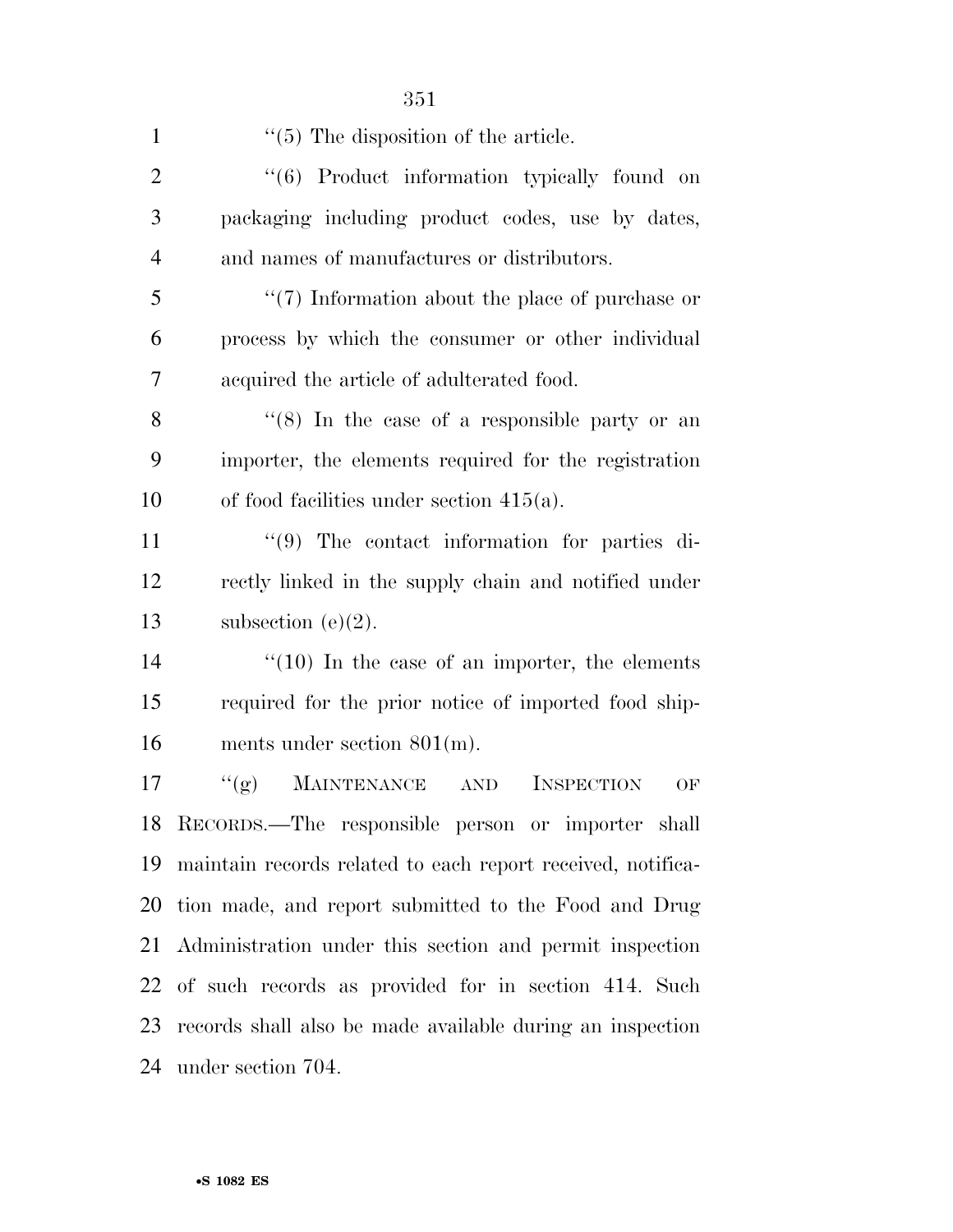''(5) The disposition of the article.

''(6) Product information typically found on packaging including product codes, use by dates, and names of manufactures or distributors.

''(7) Information about the place of purchase or process by which the consumer or other individual acquired the article of adulterated food.

''(8) In the case of a responsible party or an importer, the elements required for the registration of food facilities under section 415(a).

''(9) The contact information for parties directly linked in the supply chain and notified under subsection (e)(2).

''(10) In the case of an importer, the elements required for the prior notice of imported food shipments under section 801(m).

''(g) MAINTENANCE AND INSPECTION OF RECORDS.—The responsible person or importer shall maintain records related to each report received, notification made, and report submitted to the Food and Drug Administration under this section and permit inspection of such records as provided for in section 414. Such records shall also be made available during an inspection under section 704.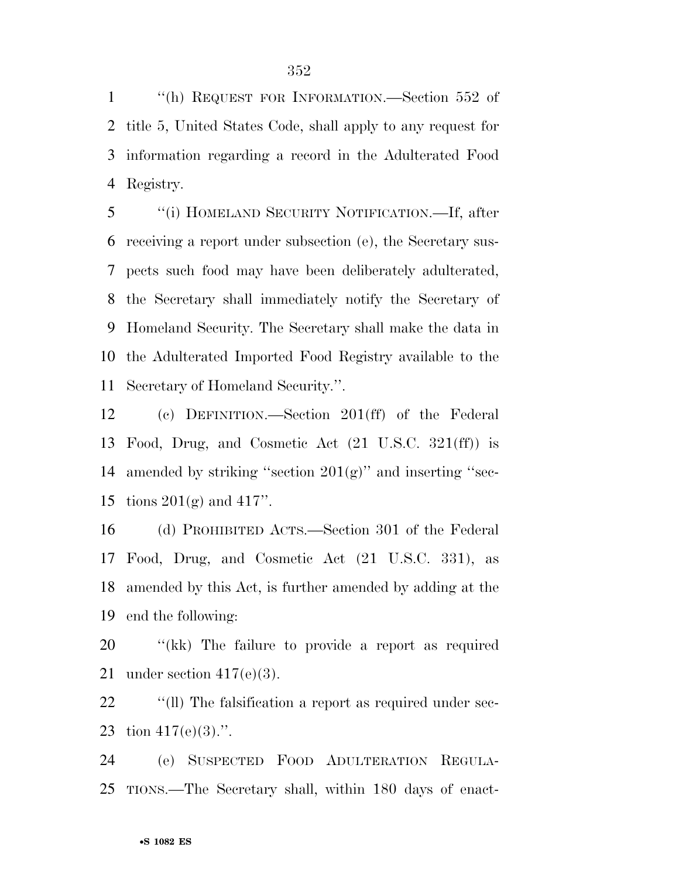''(h) REQUEST FOR INFORMATION.—Section 552 of title 5, United States Code, shall apply to any request for information regarding a record in the Adulterated Food Registry.

''(i) HOMELAND SECURITY NOTIFICATION.—If, after receiving a report under subsection (e), the Secretary suspects such food may have been deliberately adulterated, the Secretary shall immediately notify the Secretary of Homeland Security. The Secretary shall make the data in the Adulterated Imported Food Registry available to the Secretary of Homeland Security.''.

(c) DEFINITION.—Section 201(ff) of the Federal Food, Drug, and Cosmetic Act (21 U.S.C. 321(ff)) is amended by striking ''section 201(g)'' and inserting ''sections 201(g) and 417''.

(d) PROHIBITED ACTS.—Section 301 of the Federal Food, Drug, and Cosmetic Act (21 U.S.C. 331), as amended by this Act, is further amended by adding at the end the following:

''(kk) The failure to provide a report as required under section 417(e)(3).

''(ll) The falsification a report as required under section 417(e)(3).''.

(e) SUSPECTED FOOD ADULTERATION REGULATIONS.—The Secretary shall, within 180 days of enact-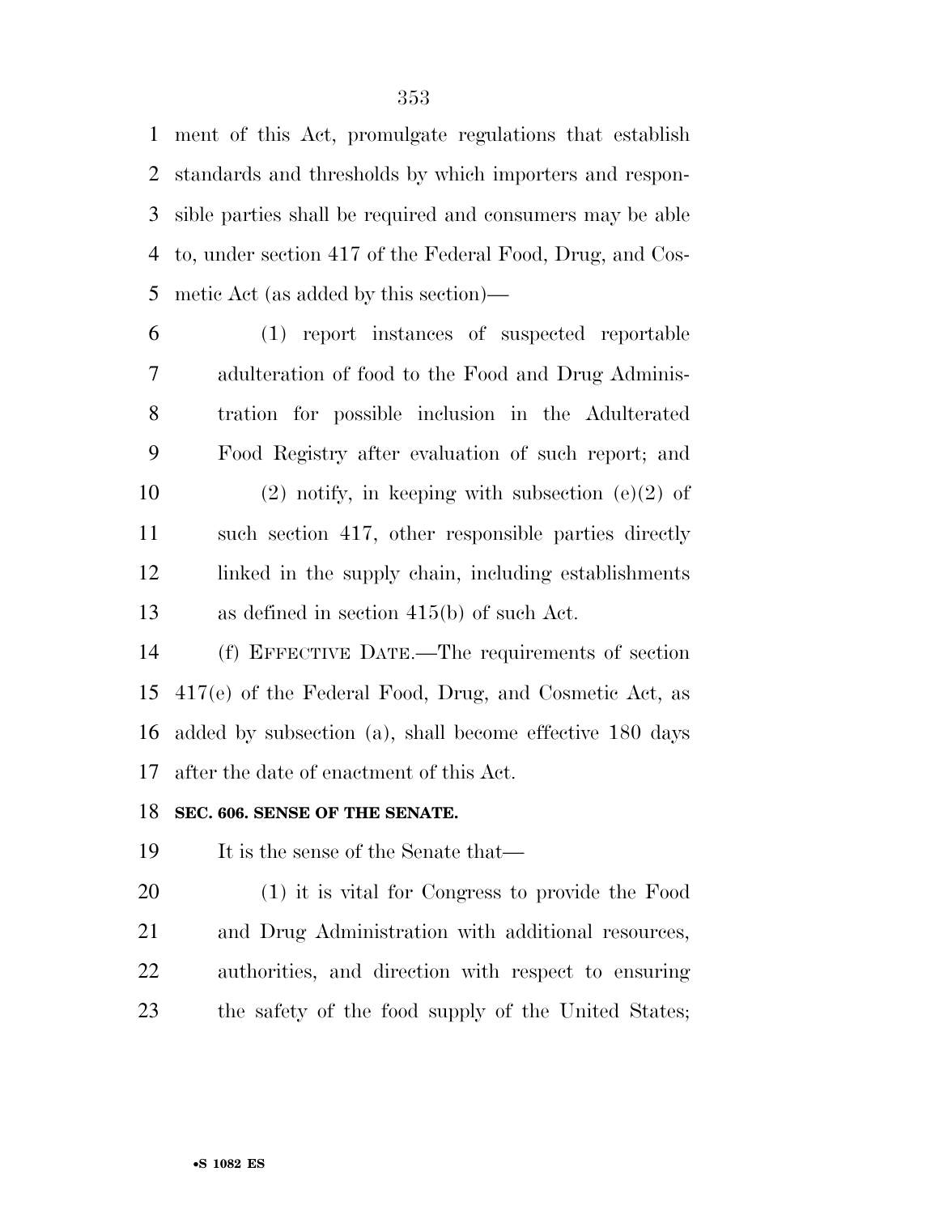ment of this Act, promulgate regulations that establish standards and thresholds by which importers and responsible parties shall be required and consumers may be able to, under section 417 of the Federal Food, Drug, and Cosmetic Act (as added by this section)—

(1) report instances of suspected reportable adulteration of food to the Food and Drug Administration for possible inclusion in the Adulterated Food Registry after evaluation of such report; and

(2) notify, in keeping with subsection (e)(2) of such section 417, other responsible parties directly linked in the supply chain, including establishments as defined in section 415(b) of such Act.

(f) EFFECTIVE DATE.—The requirements of section 417(e) of the Federal Food, Drug, and Cosmetic Act, as added by subsection (a), shall become effective 180 days after the date of enactment of this Act.

**SEC. 606. SENSE OF THE SENATE.**

It is the sense of the Senate that—

(1) it is vital for Congress to provide the Food and Drug Administration with additional resources, authorities, and direction with respect to ensuring the safety of the food supply of the United States;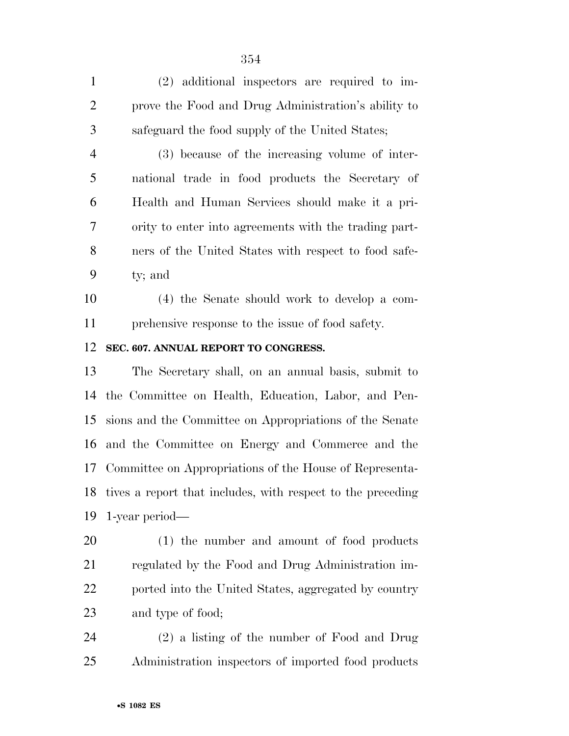(2) additional inspectors are required to improve the Food and Drug Administration's ability to safeguard the food supply of the United States;

(3) because of the increasing volume of international trade in food products the Secretary of Health and Human Services should make it a priority to enter into agreements with the trading partners of the United States with respect to food safety; and

(4) the Senate should work to develop a comprehensive response to the issue of food safety.

**SEC. 607. ANNUAL REPORT TO CONGRESS.**

The Secretary shall, on an annual basis, submit to the Committee on Health, Education, Labor, and Pensions and the Committee on Appropriations of the Senate and the Committee on Energy and Commerce and the Committee on Appropriations of the House of Representatives a report that includes, with respect to the preceding 1-year period—

(1) the number and amount of food products regulated by the Food and Drug Administration imported into the United States, aggregated by country and type of food;

(2) a listing of the number of Food and Drug Administration inspectors of imported food products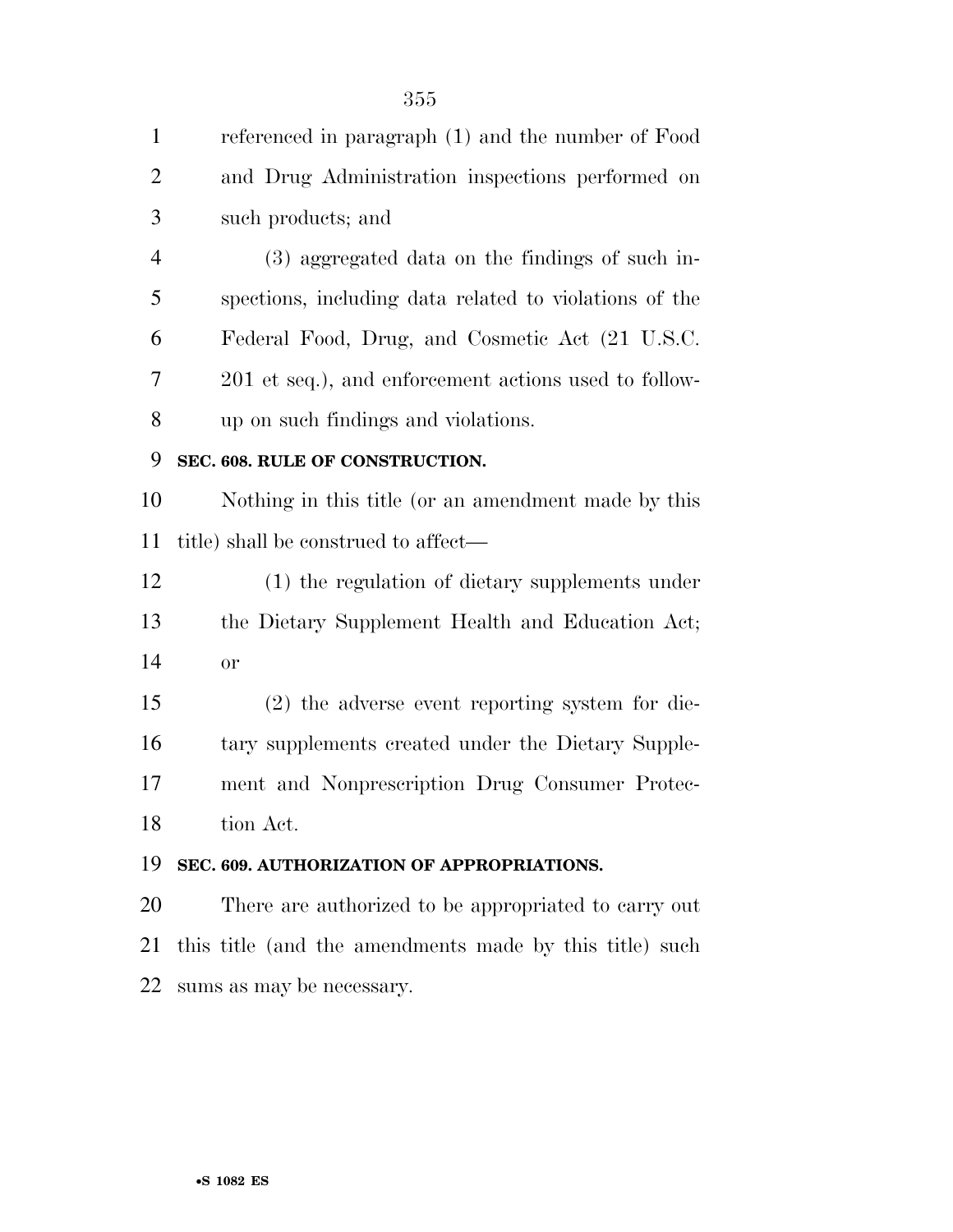referenced in paragraph (1) and the number of Food and Drug Administration inspections performed on such products; and

(3) aggregated data on the findings of such inspections, including data related to violations of the Federal Food, Drug, and Cosmetic Act (21 U.S.C. 201 et seq.), and enforcement actions used to follow-up on such findings and violations.

**SEC. 608. RULE OF CONSTRUCTION.**

Nothing in this title (or an amendment made by this title) shall be construed to affect—

(1) the regulation of dietary supplements under the Dietary Supplement Health and Education Act; or

(2) the adverse event reporting system for dietary supplements created under the Dietary Supplement and Nonprescription Drug Consumer Protection Act.

**SEC. 609. AUTHORIZATION OF APPROPRIATIONS.**

There are authorized to be appropriated to carry out this title (and the amendments made by this title) such sums as may be necessary.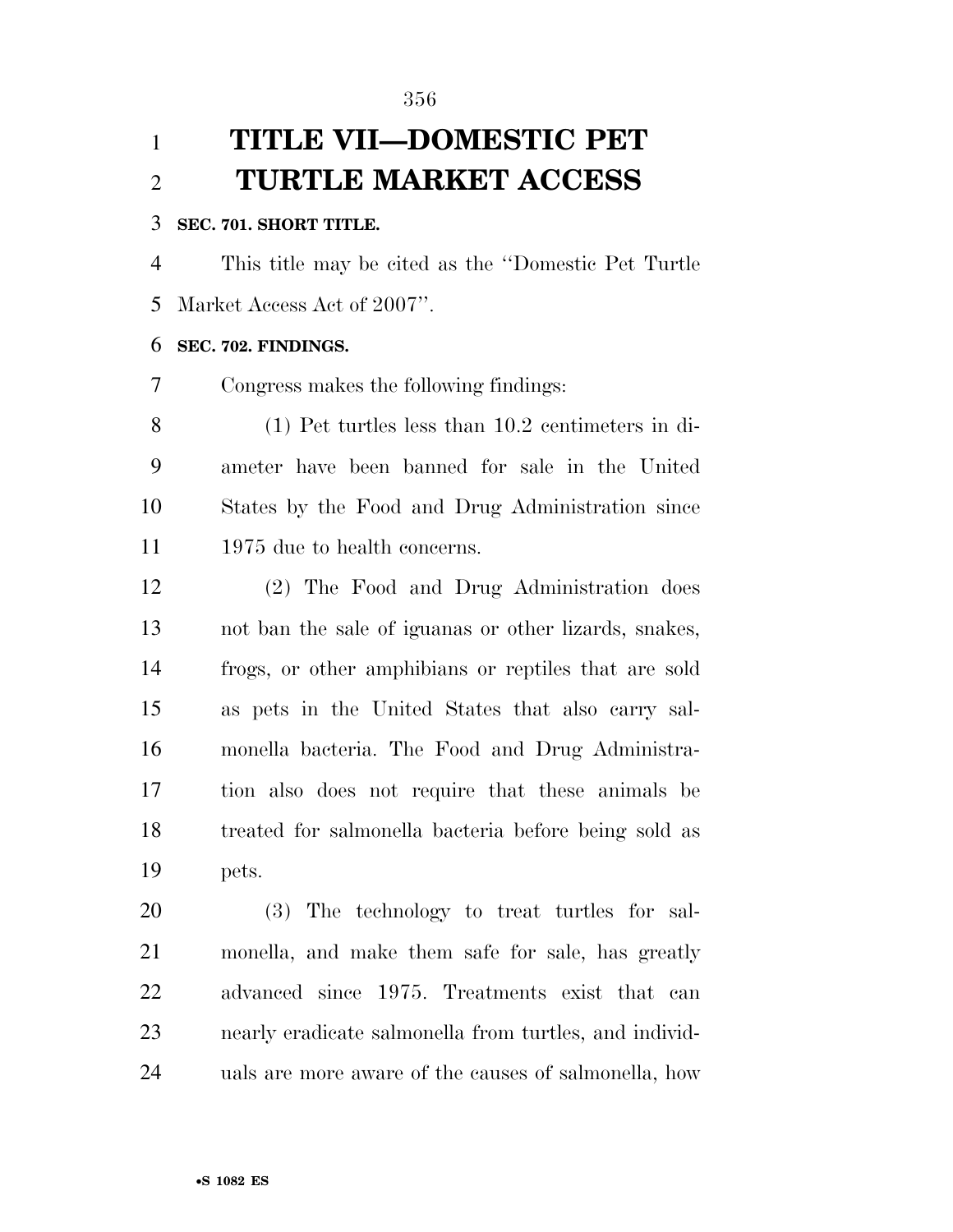# TITLE VII—DOMESTIC PET TURTLE MARKET ACCESS

**SEC. 701. SHORT TITLE.**

This title may be cited as the ''Domestic Pet Turtle Market Access Act of 2007''.

**SEC. 702. FINDINGS.**

Congress makes the following findings:

(1) Pet turtles less than 10.2 centimeters in diameter have been banned for sale in the United States by the Food and Drug Administration since 1975 due to health concerns.

(2) The Food and Drug Administration does not ban the sale of iguanas or other lizards, snakes, frogs, or other amphibians or reptiles that are sold as pets in the United States that also carry salmonella bacteria. The Food and Drug Administration also does not require that these animals be treated for salmonella bacteria before being sold as pets.

(3) The technology to treat turtles for salmonella, and make them safe for sale, has greatly advanced since 1975. Treatments exist that can nearly eradicate salmonella from turtles, and individuals are more aware of the causes of salmonella, how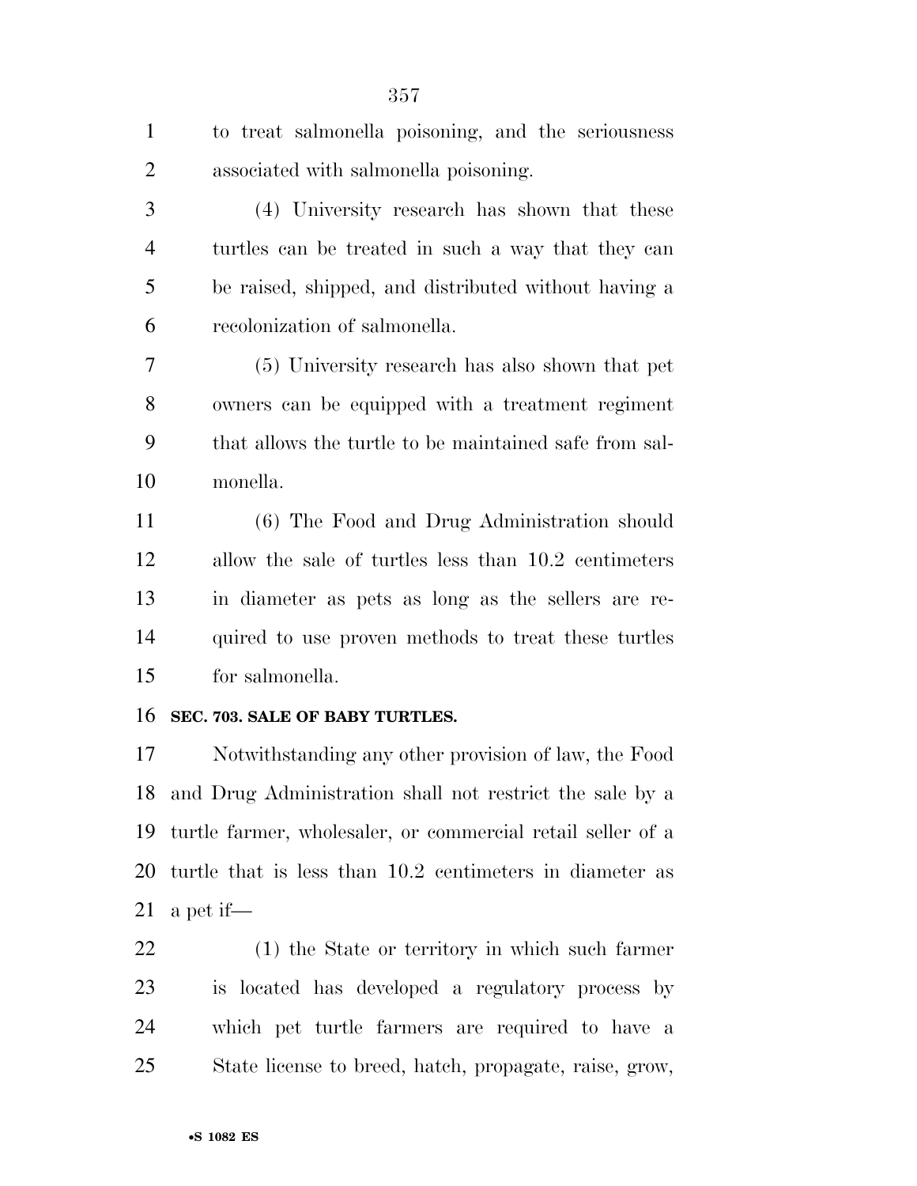to treat salmonella poisoning, and the seriousness associated with salmonella poisoning.

(4) University research has shown that these turtles can be treated in such a way that they can be raised, shipped, and distributed without having a recolonization of salmonella.

(5) University research has also shown that pet owners can be equipped with a treatment regiment that allows the turtle to be maintained safe from salmonella.

(6) The Food and Drug Administration should allow the sale of turtles less than 10.2 centimeters in diameter as pets as long as the sellers are required to use proven methods to treat these turtles for salmonella.

**SEC. 703. SALE OF BABY TURTLES.**

Notwithstanding any other provision of law, the Food and Drug Administration shall not restrict the sale by a turtle farmer, wholesaler, or commercial retail seller of a turtle that is less than 10.2 centimeters in diameter as a pet if—

(1) the State or territory in which such farmer is located has developed a regulatory process by which pet turtle farmers are required to have a State license to breed, hatch, propagate, raise, grow,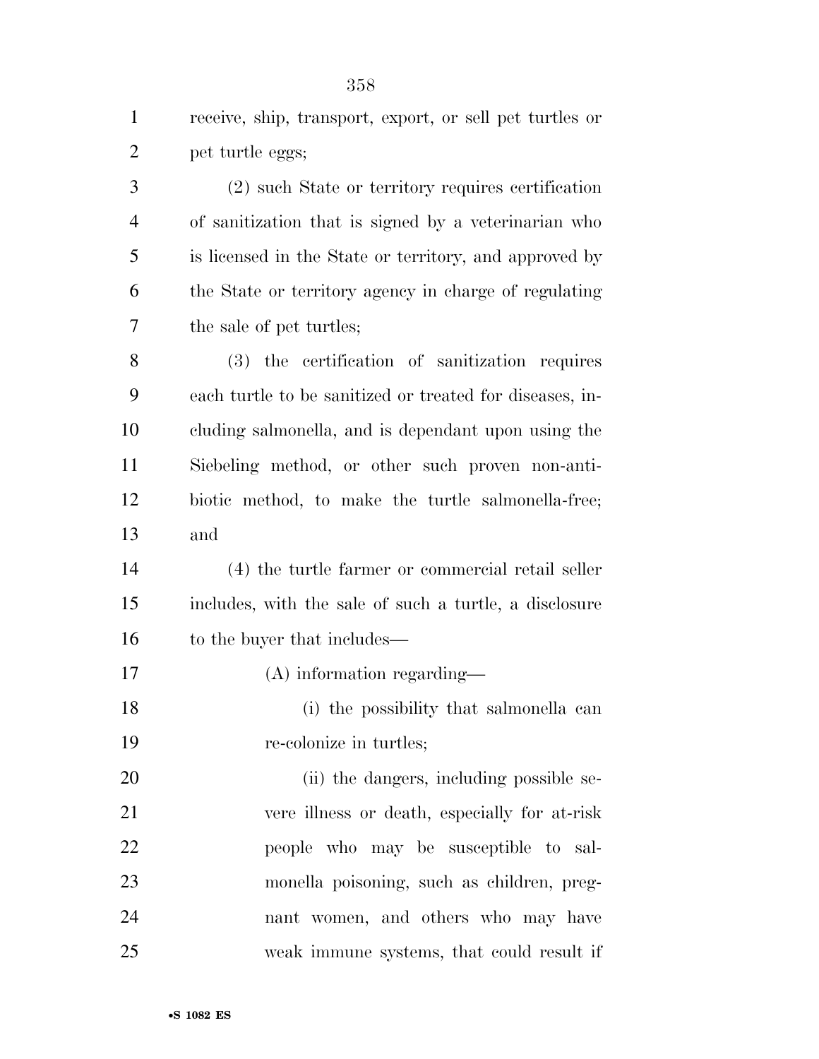receive, ship, transport, export, or sell pet turtles or pet turtle eggs;

(2) such State or territory requires certification of sanitization that is signed by a veterinarian who is licensed in the State or territory, and approved by the State or territory agency in charge of regulating the sale of pet turtles;

(3) the certification of sanitization requires each turtle to be sanitized or treated for diseases, including salmonella, and is dependant upon using the Siebeling method, or other such proven non-antibiotic method, to make the turtle salmonella-free; and

(4) the turtle farmer or commercial retail seller includes, with the sale of such a turtle, a disclosure to the buyer that includes—

(A) information regarding—

(i) the possibility that salmonella can re-colonize in turtles;

(ii) the dangers, including possible severe illness or death, especially for at-risk people who may be susceptible to salmonella poisoning, such as children, pregnant women, and others who may have weak immune systems, that could result if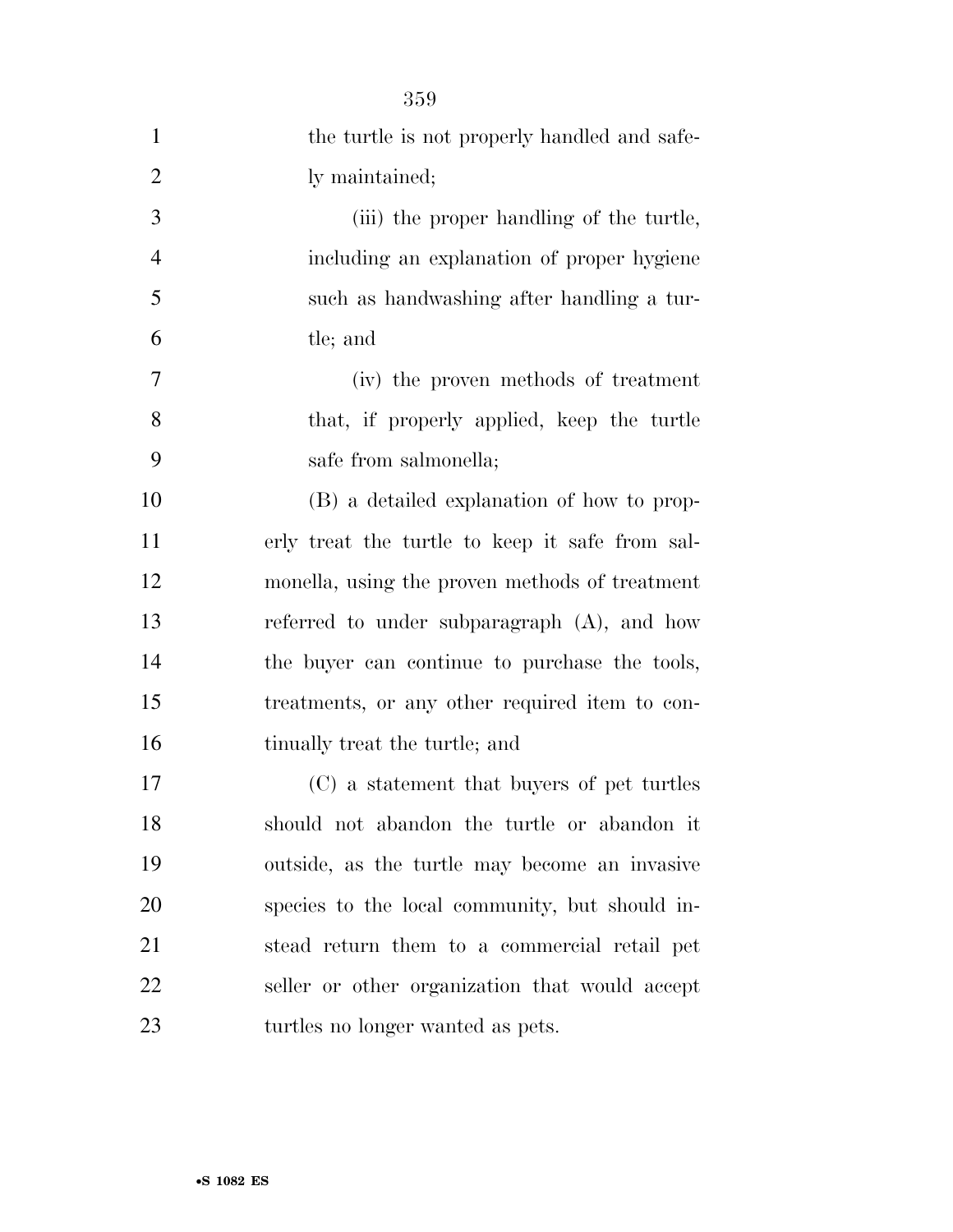the turtle is not properly handled and safely maintained;

(iii) the proper handling of the turtle, including an explanation of proper hygiene such as handwashing after handling a turtle; and

(iv) the proven methods of treatment that, if properly applied, keep the turtle safe from salmonella;

(B) a detailed explanation of how to properly treat the turtle to keep it safe from salmonella, using the proven methods of treatment referred to under subparagraph (A), and how the buyer can continue to purchase the tools, treatments, or any other required item to continually treat the turtle; and

(C) a statement that buyers of pet turtles should not abandon the turtle or abandon it outside, as the turtle may become an invasive species to the local community, but should instead return them to a commercial retail pet seller or other organization that would accept turtles no longer wanted as pets.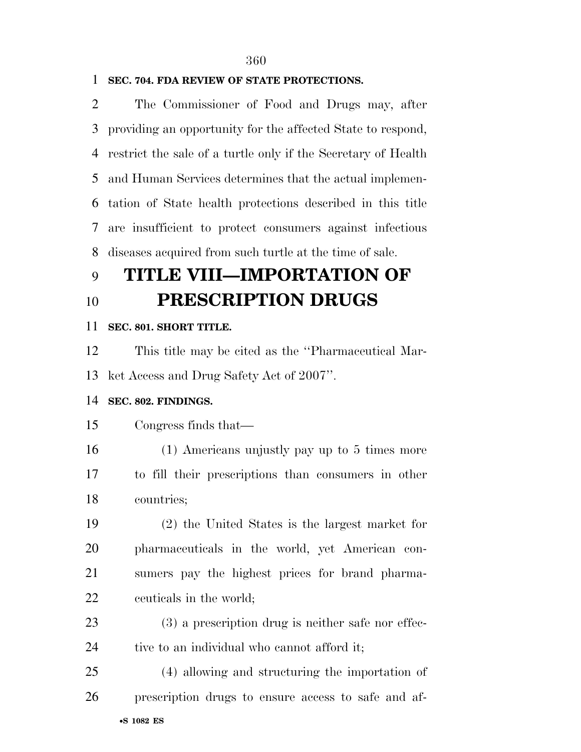**SEC. 704. FDA REVIEW OF STATE PROTECTIONS.**

The Commissioner of Food and Drugs may, after providing an opportunity for the affected State to respond, restrict the sale of a turtle only if the Secretary of Health and Human Services determines that the actual implementation of State health protections described in this title are insufficient to protect consumers against infectious diseases acquired from such turtle at the time of sale.

# TITLE VIII—IMPORTATION OF PRESCRIPTION DRUGS

**SEC. 801. SHORT TITLE.**

This title may be cited as the ''Pharmaceutical Market Access and Drug Safety Act of 2007''.

**SEC. 802. FINDINGS.**

Congress finds that—

(1) Americans unjustly pay up to 5 times more to fill their prescriptions than consumers in other countries;

(2) the United States is the largest market for pharmaceuticals in the world, yet American consumers pay the highest prices for brand pharmaceuticals in the world;

(3) a prescription drug is neither safe nor effective to an individual who cannot afford it;

(4) allowing and structuring the importation of prescription drugs to ensure access to safe and af-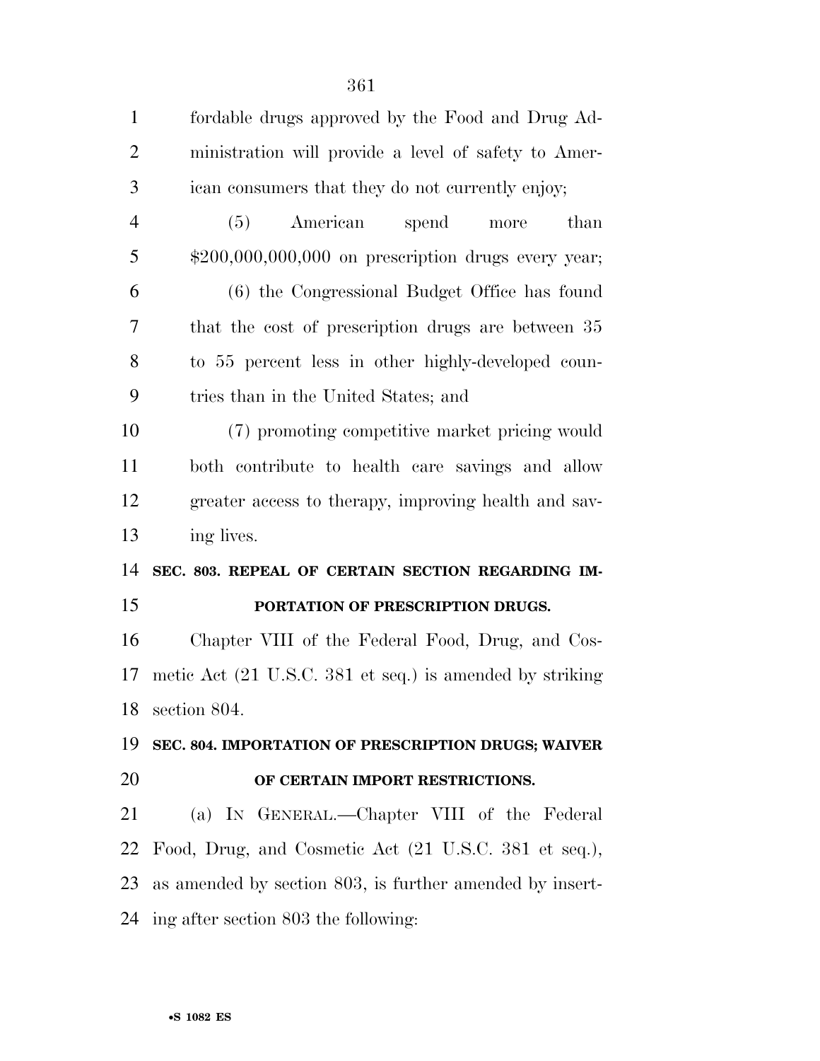fordable drugs approved by the Food and Drug Administration will provide a level of safety to American consumers that they do not currently enjoy;

(5) American spend more than $200,000,000,000 on prescription drugs every year;

(6) the Congressional Budget Office has found that the cost of prescription drugs are between 35 to 55 percent less in other highly-developed countries than in the United States; and

(7) promoting competitive market pricing would both contribute to health care savings and allow greater access to therapy, improving health and saving lives.

**SEC. 803. REPEAL OF CERTAIN SECTION REGARDING IMPORTATION OF PRESCRIPTION DRUGS.**

Chapter VIII of the Federal Food, Drug, and Cosmetic Act (21 U.S.C. 381 et seq.) is amended by striking section 804.

**SEC. 804. IMPORTATION OF PRESCRIPTION DRUGS; WAIVER OF CERTAIN IMPORT RESTRICTIONS.**

(a) IN GENERAL.—Chapter VIII of the Federal Food, Drug, and Cosmetic Act (21 U.S.C. 381 et seq.), as amended by section 803, is further amended by inserting after section 803 the following: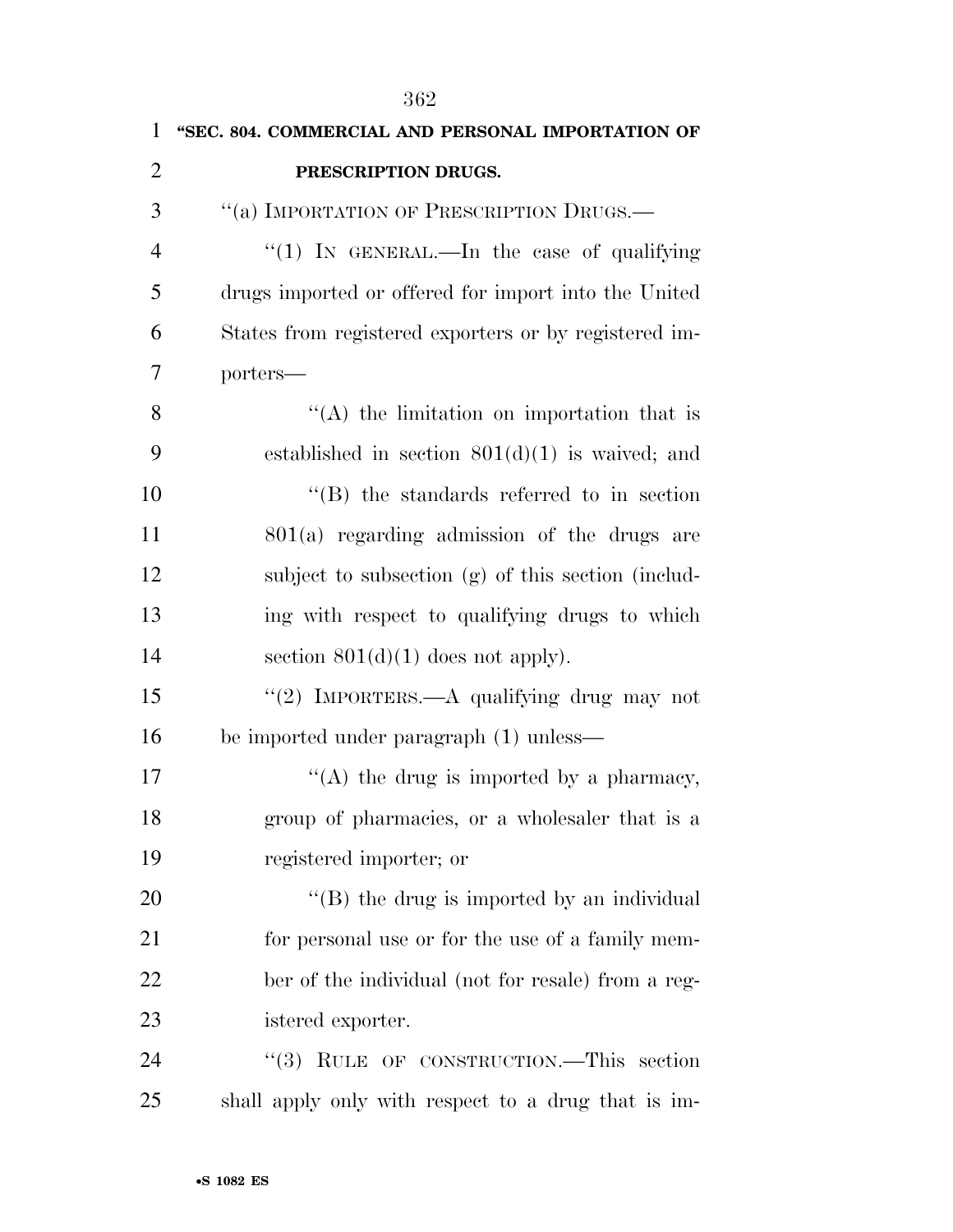**"SEC. 804. COMMERCIAL AND PERSONAL IMPORTATION OF PRESCRIPTION DRUGS.**

"(a) IMPORTATION OF PRESCRIPTION DRUGS.—

"(1) IN GENERAL.—In the case of qualifying drugs imported or offered for import into the United States from registered exporters or by registered importers—

"(A) the limitation on importation that is established in section 801(d)(1) is waived; and

"(B) the standards referred to in section 801(a) regarding admission of the drugs are subject to subsection (g) of this section (including with respect to qualifying drugs to which section 801(d)(1) does not apply).

"(2) IMPORTERS.—A qualifying drug may not be imported under paragraph (1) unless—

"(A) the drug is imported by a pharmacy, group of pharmacies, or a wholesaler that is a registered importer; or

"(B) the drug is imported by an individual for personal use or for the use of a family member of the individual (not for resale) from a registered exporter.

"(3) RULE OF CONSTRUCTION.—This section shall apply only with respect to a drug that is im-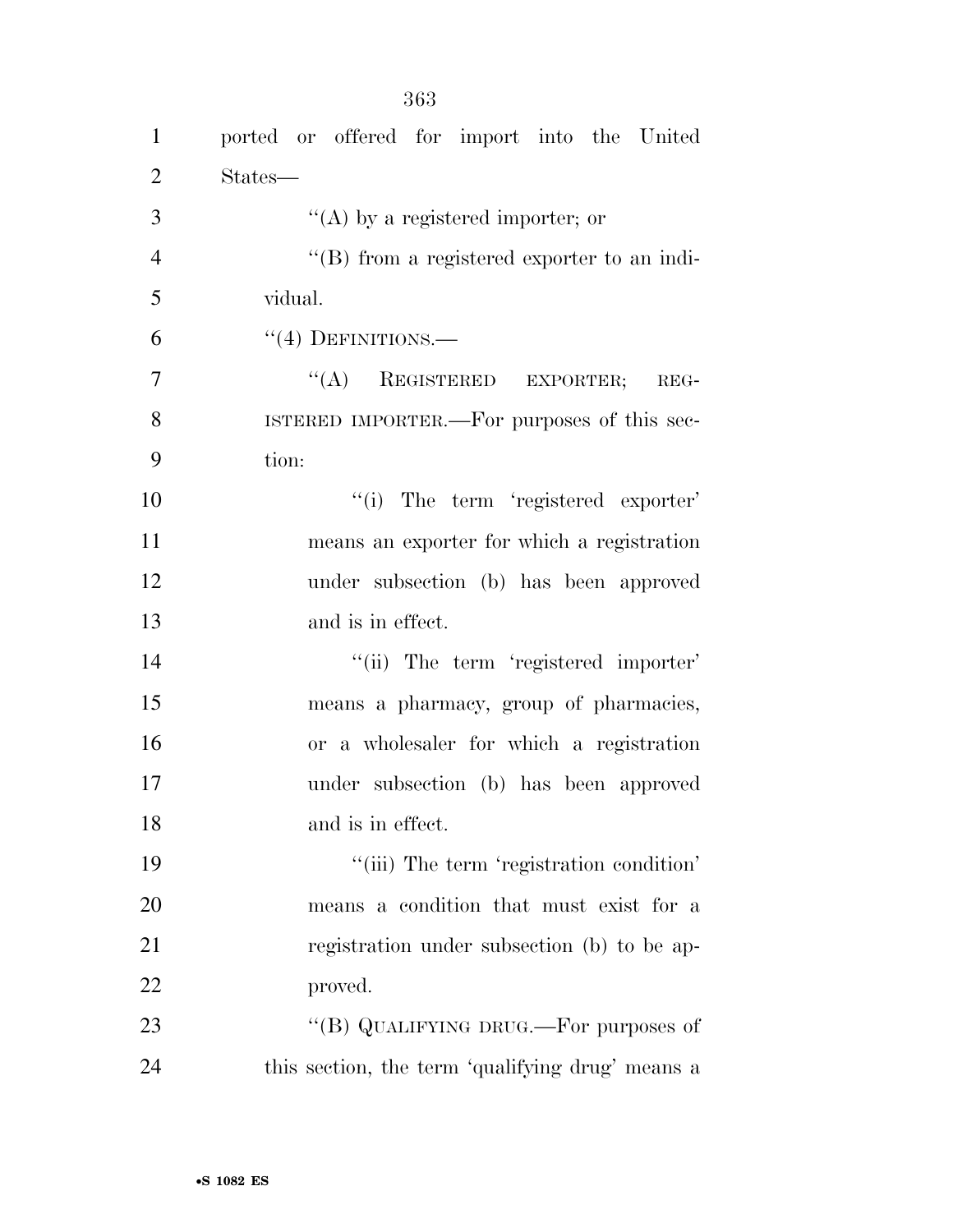ported or offered for import into the United States—

''(A) by a registered importer; or

''(B) from a registered exporter to an individual.

''(4) DEFINITIONS.—

''(A) REGISTERED EXPORTER; REGISTERED IMPORTER.—For purposes of this section:

''(i) The term 'registered exporter' means an exporter for which a registration under subsection (b) has been approved and is in effect.

''(ii) The term 'registered importer' means a pharmacy, group of pharmacies, or a wholesaler for which a registration under subsection (b) has been approved and is in effect.

''(iii) The term 'registration condition' means a condition that must exist for a registration under subsection (b) to be approved.

''(B) QUALIFYING DRUG.—For purposes of this section, the term 'qualifying drug' means a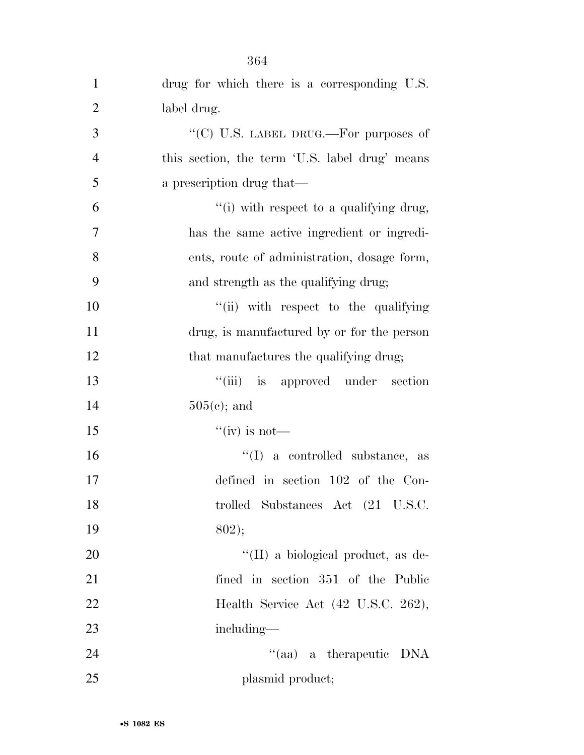drug for which there is a corresponding U.S. label drug.

"(C) U.S. LABEL DRUG.—For purposes of this section, the term 'U.S. label drug' means a prescription drug that—

"(i) with respect to a qualifying drug, has the same active ingredient or ingredients, route of administration, dosage form, and strength as the qualifying drug;

"(ii) with respect to the qualifying drug, is manufactured by or for the person that manufactures the qualifying drug;

"(iii) is approved under section 505(c); and

"(iv) is not—

"(I) a controlled substance, as defined in section 102 of the Controlled Substances Act (21 U.S.C. 802);

"(II) a biological product, as defined in section 351 of the Public Health Service Act (42 U.S.C. 262), including—

"(aa) a therapeutic DNA plasmid product;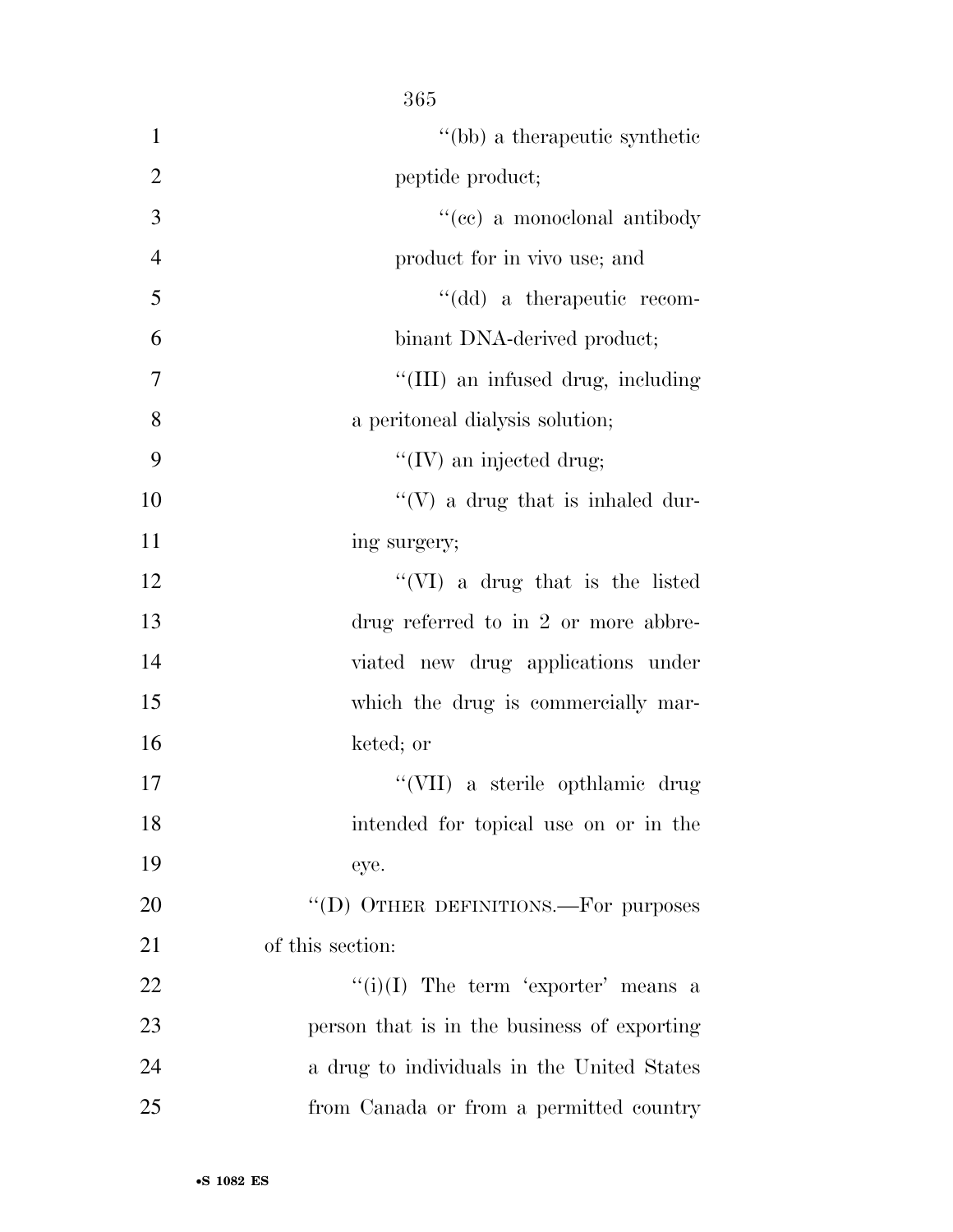''(bb) a therapeutic synthetic peptide product;

''(cc) a monoclonal antibody product for in vivo use; and

''(dd) a therapeutic recombinant DNA-derived product;

''(III) an infused drug, including a peritoneal dialysis solution;

''(IV) an injected drug;

''(V) a drug that is inhaled during surgery;

''(VI) a drug that is the listed drug referred to in 2 or more abbreviated new drug applications under which the drug is commercially marketed; or

''(VII) a sterile opthlamic drug intended for topical use on or in the eye.

''(D) OTHER DEFINITIONS.—For purposes of this section:

''(i)(I) The term 'exporter' means a person that is in the business of exporting a drug to individuals in the United States from Canada or from a permitted country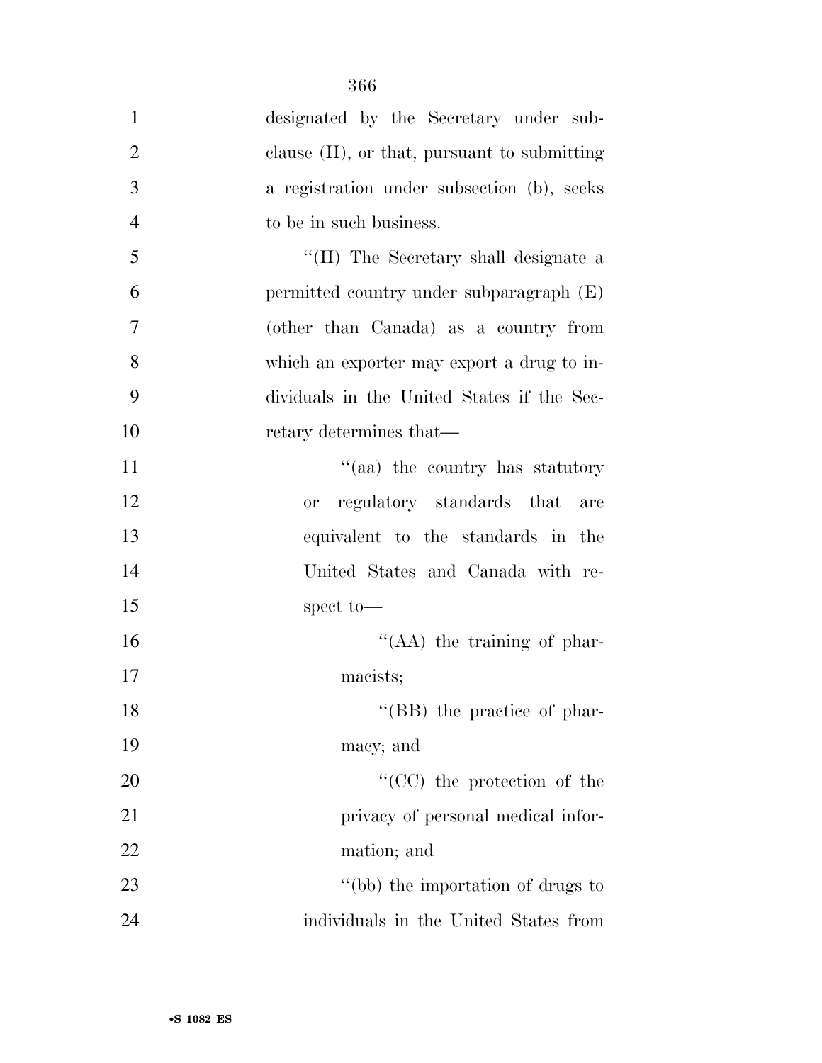designated by the Secretary under subclause (II), or that, pursuant to submitting a registration under subsection (b), seeks to be in such business.

"(II) The Secretary shall designate a permitted country under subparagraph (E) (other than Canada) as a country from which an exporter may export a drug to individuals in the United States if the Secretary determines that—

"(aa) the country has statutory or regulatory standards that are equivalent to the standards in the United States and Canada with respect to—

"(AA) the training of pharmacists;

"(BB) the practice of pharmacy; and

"(CC) the protection of the privacy of personal medical information; and

"(bb) the importation of drugs to individuals in the United States from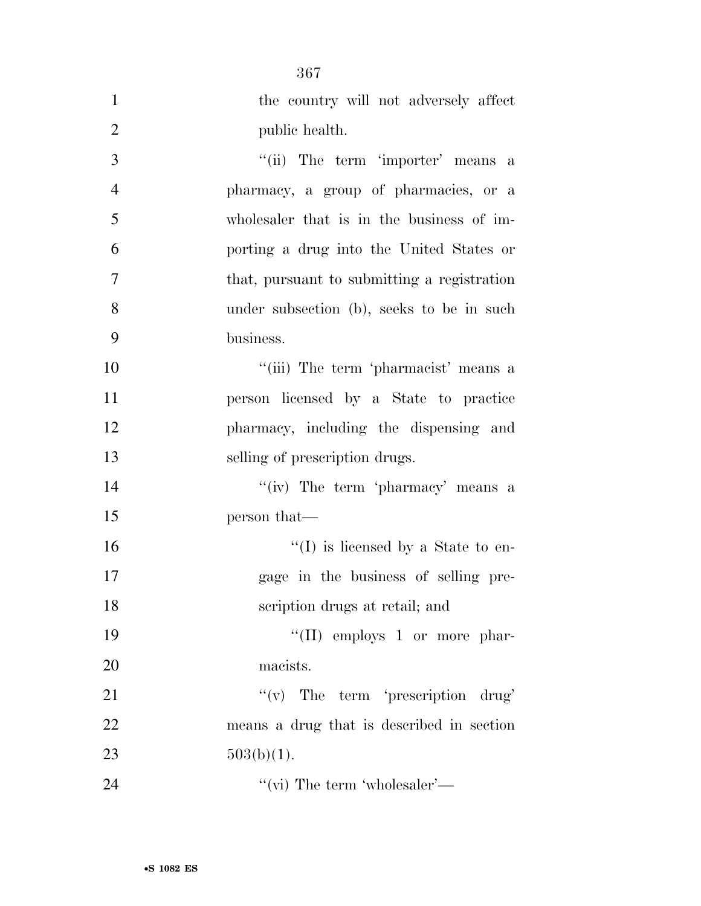the country will not adversely affect public health.

''(ii) The term 'importer' means a pharmacy, a group of pharmacies, or a wholesaler that is in the business of importing a drug into the United States or that, pursuant to submitting a registration under subsection (b), seeks to be in such business.

''(iii) The term 'pharmacist' means a person licensed by a State to practice pharmacy, including the dispensing and selling of prescription drugs.

''(iv) The term 'pharmacy' means a person that—

''(I) is licensed by a State to engage in the business of selling prescription drugs at retail; and

''(II) employs 1 or more pharmacists.

''(v) The term 'prescription drug' means a drug that is described in section 503(b)(1).

''(vi) The term 'wholesaler'—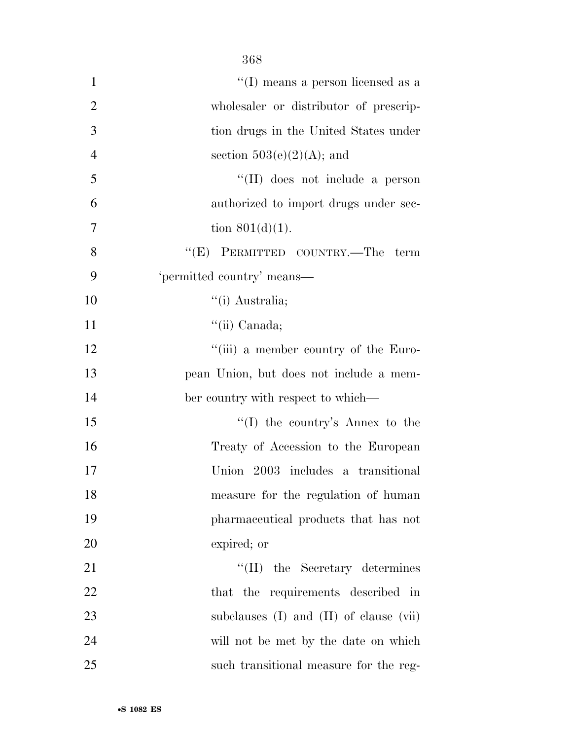"(I) means a person licensed as a wholesaler or distributor of prescription drugs in the United States under section 503(e)(2)(A); and

"(II) does not include a person authorized to import drugs under section 801(d)(1).

"(E) PERMITTED COUNTRY.—The term 'permitted country' means—

"(i) Australia;

"(ii) Canada;

"(iii) a member country of the European Union, but does not include a member country with respect to which—

"(I) the country's Annex to the Treaty of Accession to the European Union 2003 includes a transitional measure for the regulation of human pharmaceutical products that has not expired; or

"(II) the Secretary determines that the requirements described in subclauses (I) and (II) of clause (vii) will not be met by the date on which such transitional measure for the reg-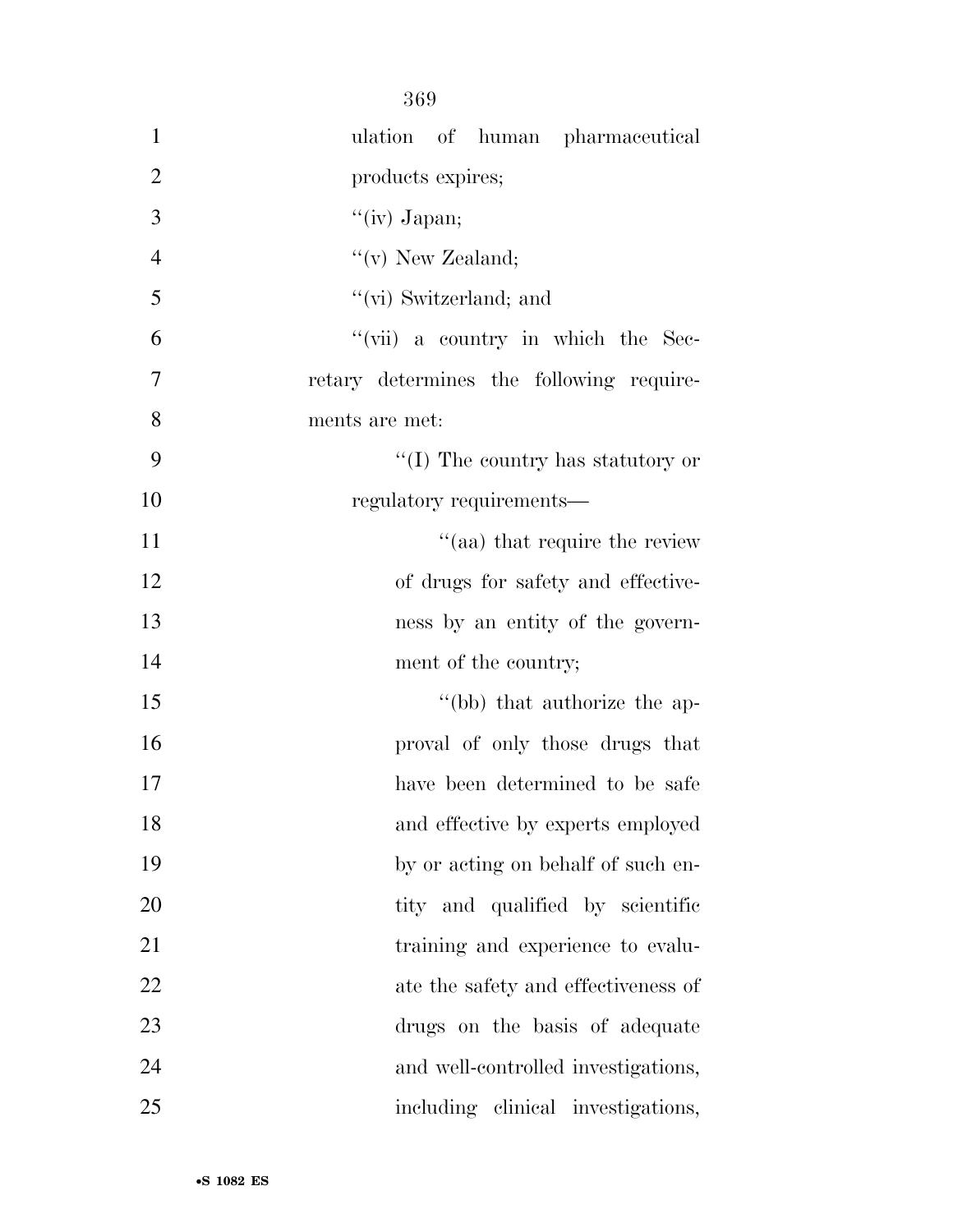ulation of human pharmaceutical products expires;

"(iv) Japan;

"(v) New Zealand;

"(vi) Switzerland; and

"(vii) a country in which the Secretary determines the following requirements are met:

"(I) The country has statutory or regulatory requirements—

"(aa) that require the review of drugs for safety and effectiveness by an entity of the government of the country;

"(bb) that authorize the approval of only those drugs that have been determined to be safe and effective by experts employed by or acting on behalf of such entity and qualified by scientific training and experience to evaluate the safety and effectiveness of drugs on the basis of adequate and well-controlled investigations, including clinical investigations,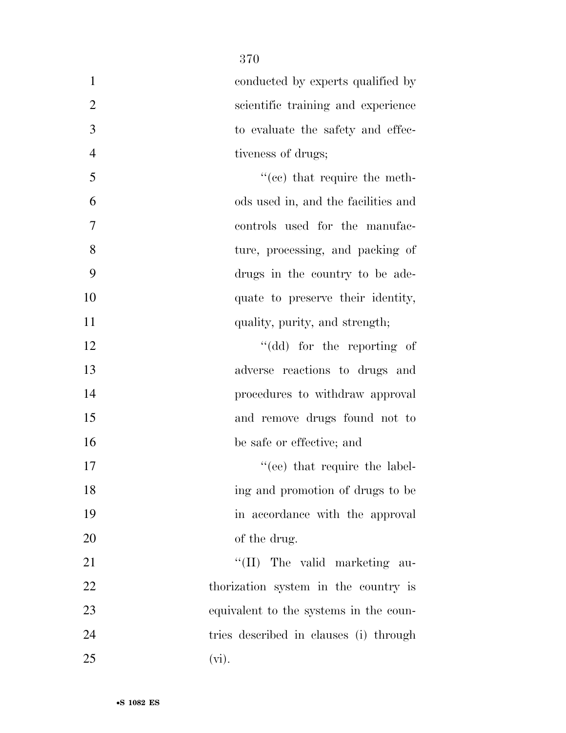conducted by experts qualified by scientific training and experience to evaluate the safety and effectiveness of drugs;

"(cc) that require the methods used in, and the facilities and controls used for the manufacture, processing, and packing of drugs in the country to be adequate to preserve their identity, quality, purity, and strength;

"(dd) for the reporting of adverse reactions to drugs and procedures to withdraw approval and remove drugs found not to be safe or effective; and

"(ee) that require the labeling and promotion of drugs to be in accordance with the approval of the drug.

"(II) The valid marketing authorization system in the country is equivalent to the systems in the countries described in clauses (i) through (vi).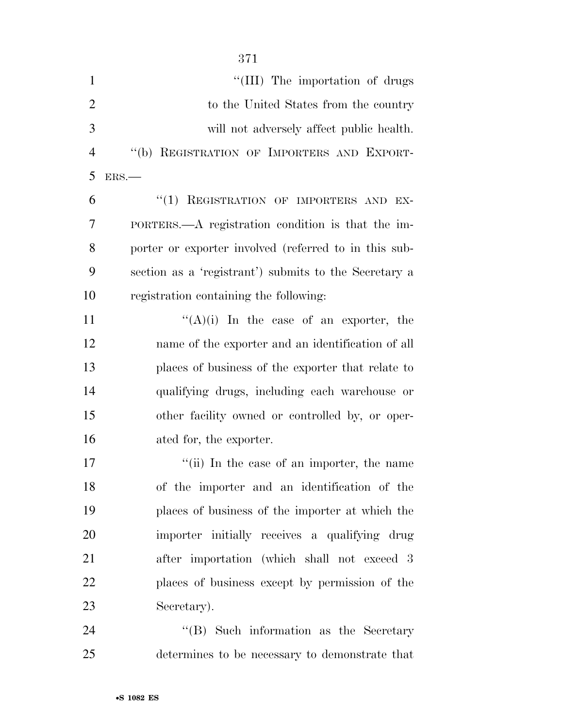"(III) The importation of drugs to the United States from the country will not adversely affect public health.

"(b) REGISTRATION OF IMPORTERS AND EXPORTERS.—

"(1) REGISTRATION OF IMPORTERS AND EXPORTERS.—A registration condition is that the importer or exporter involved (referred to in this subsection as a 'registrant') submits to the Secretary a registration containing the following:

"(A)(i) In the case of an exporter, the name of the exporter and an identification of all places of business of the exporter that relate to qualifying drugs, including each warehouse or other facility owned or controlled by, or operated for, the exporter.

"(ii) In the case of an importer, the name of the importer and an identification of the places of business of the importer at which the importer initially receives a qualifying drug after importation (which shall not exceed 3 places of business except by permission of the Secretary).

"(B) Such information as the Secretary determines to be necessary to demonstrate that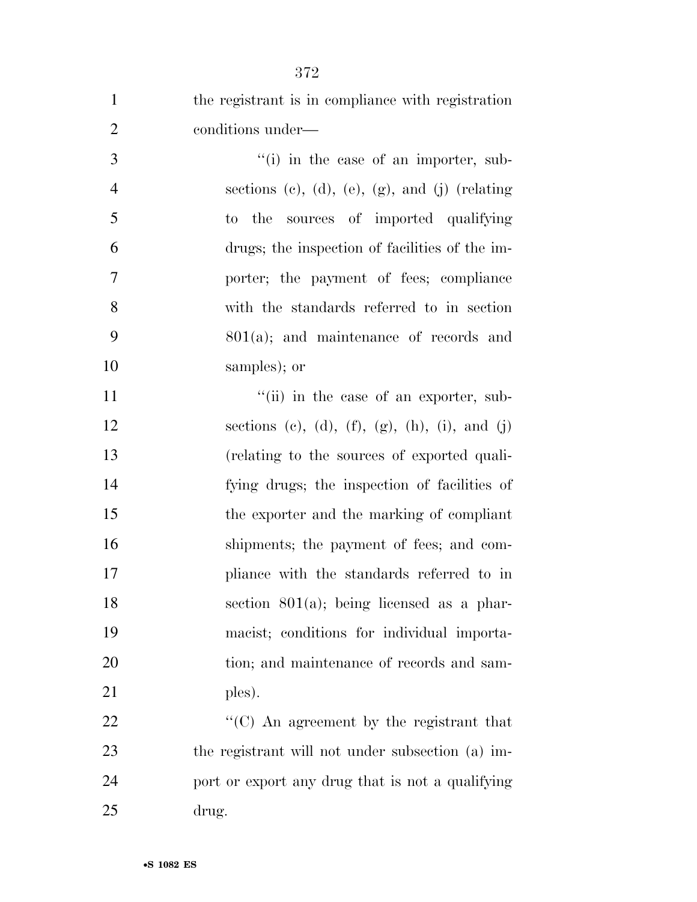the registrant is in compliance with registration conditions under—

"(i) in the case of an importer, subsections (c), (d), (e), (g), and (j) (relating to the sources of imported qualifying drugs; the inspection of facilities of the importer; the payment of fees; compliance with the standards referred to in section 801(a); and maintenance of records and samples); or

"(ii) in the case of an exporter, subsections (c), (d), (f), (g), (h), (i), and (j) (relating to the sources of exported qualifying drugs; the inspection of facilities of the exporter and the marking of compliant shipments; the payment of fees; and compliance with the standards referred to in section 801(a); being licensed as a pharmacist; conditions for individual importation; and maintenance of records and samples).

"(C) An agreement by the registrant that the registrant will not under subsection (a) import or export any drug that is not a qualifying drug.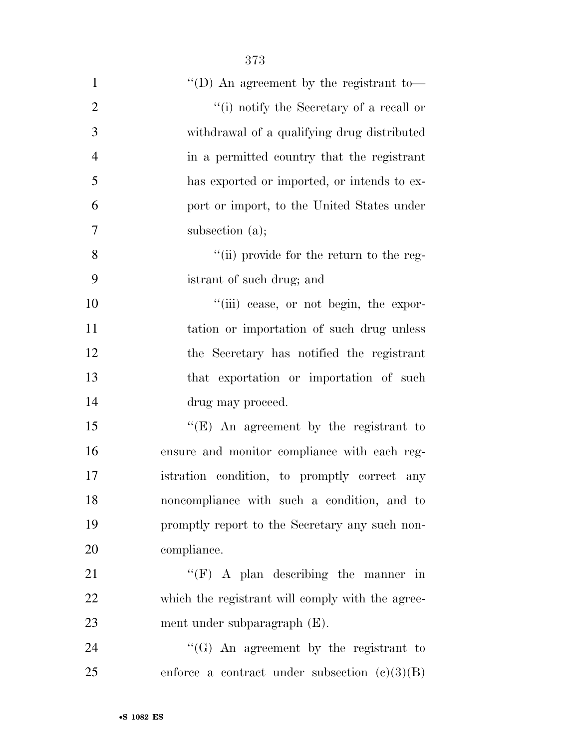''(D) An agreement by the registrant to—

''(i) notify the Secretary of a recall or withdrawal of a qualifying drug distributed in a permitted country that the registrant has exported or imported, or intends to export or import, to the United States under subsection (a);

''(ii) provide for the return to the registrant of such drug; and

''(iii) cease, or not begin, the exportation or importation of such drug unless the Secretary has notified the registrant that exportation or importation of such drug may proceed.

''(E) An agreement by the registrant to ensure and monitor compliance with each registration condition, to promptly correct any noncompliance with such a condition, and to promptly report to the Secretary any such noncompliance.

''(F) A plan describing the manner in which the registrant will comply with the agreement under subparagraph (E).

''(G) An agreement by the registrant to enforce a contract under subsection (c)(3)(B)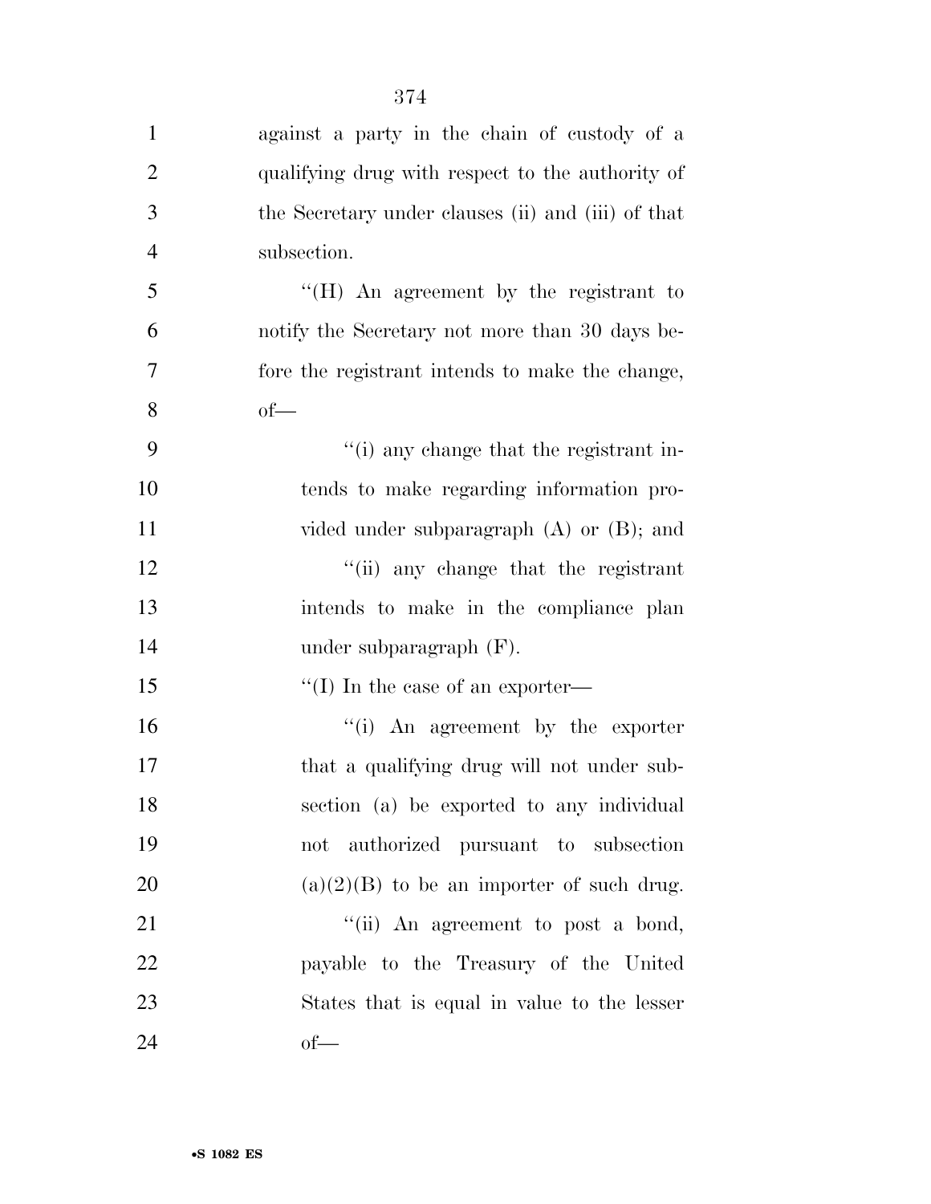against a party in the chain of custody of a qualifying drug with respect to the authority of the Secretary under clauses (ii) and (iii) of that subsection.

"(H) An agreement by the registrant to notify the Secretary not more than 30 days before the registrant intends to make the change, of—

"(i) any change that the registrant intends to make regarding information provided under subparagraph (A) or (B); and

"(ii) any change that the registrant intends to make in the compliance plan under subparagraph (F).

"(I) In the case of an exporter—

"(i) An agreement by the exporter that a qualifying drug will not under subsection (a) be exported to any individual not authorized pursuant to subsection (a)(2)(B) to be an importer of such drug.

"(ii) An agreement to post a bond, payable to the Treasury of the United States that is equal in value to the lesser of—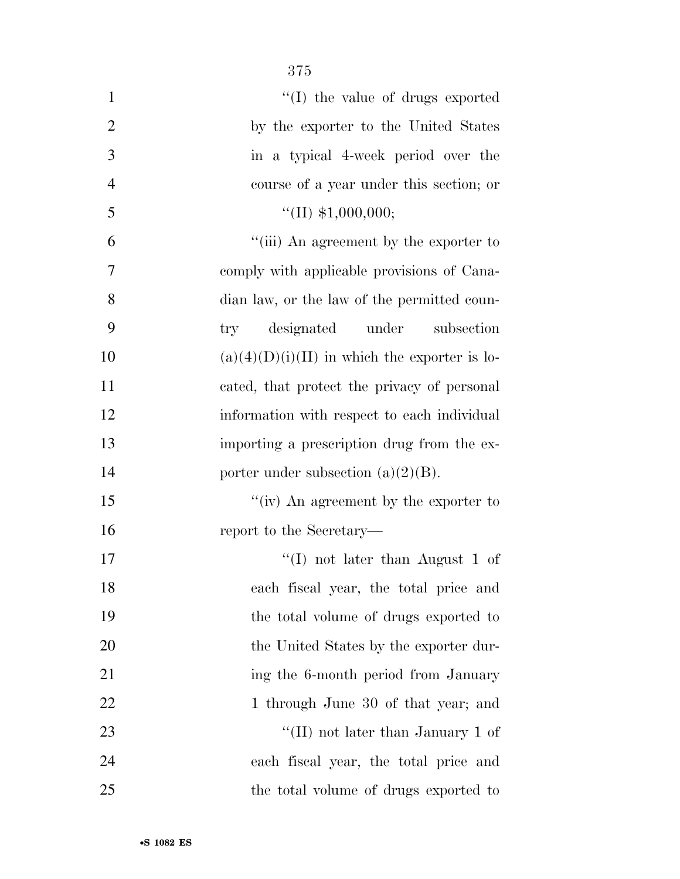"(I) the value of drugs exported by the exporter to the United States in a typical 4-week period over the course of a year under this section; or

"(II) $1,000,000;

"(iii) An agreement by the exporter to comply with applicable provisions of Canadian law, or the law of the permitted country designated under subsection (a)(4)(D)(i)(II) in which the exporter is located, that protect the privacy of personal information with respect to each individual importing a prescription drug from the exporter under subsection (a)(2)(B).

"(iv) An agreement by the exporter to report to the Secretary—

"(I) not later than August 1 of each fiscal year, the total price and the total volume of drugs exported to the United States by the exporter during the 6-month period from January 1 through June 30 of that year; and

"(II) not later than January 1 of each fiscal year, the total price and the total volume of drugs exported to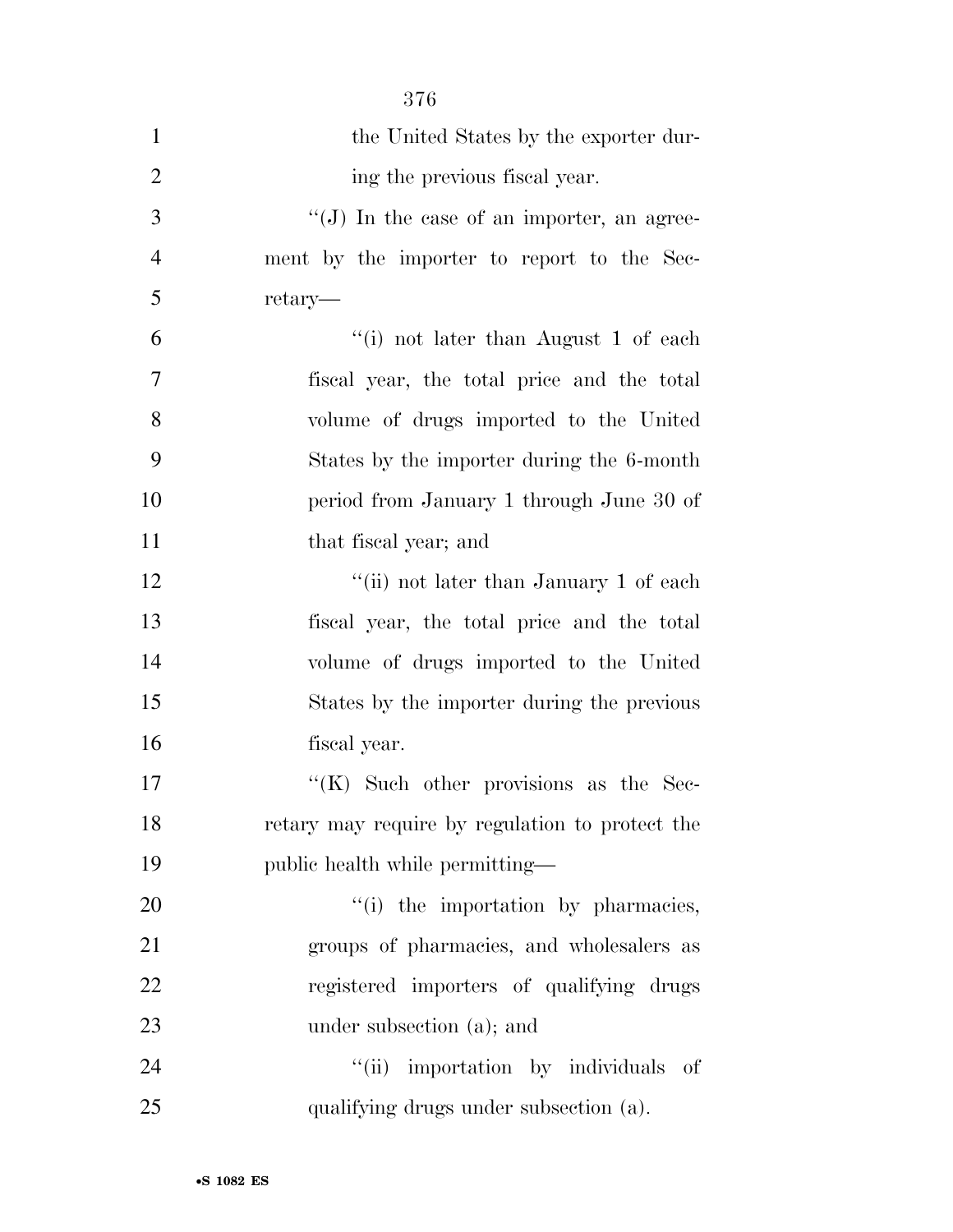the United States by the exporter during the previous fiscal year.

''(J) In the case of an importer, an agreement by the importer to report to the Secretary—

''(i) not later than August 1 of each fiscal year, the total price and the total volume of drugs imported to the United States by the importer during the 6-month period from January 1 through June 30 of that fiscal year; and

''(ii) not later than January 1 of each fiscal year, the total price and the total volume of drugs imported to the United States by the importer during the previous fiscal year.

''(K) Such other provisions as the Secretary may require by regulation to protect the public health while permitting—

''(i) the importation by pharmacies, groups of pharmacies, and wholesalers as registered importers of qualifying drugs under subsection (a); and

''(ii) importation by individuals of qualifying drugs under subsection (a).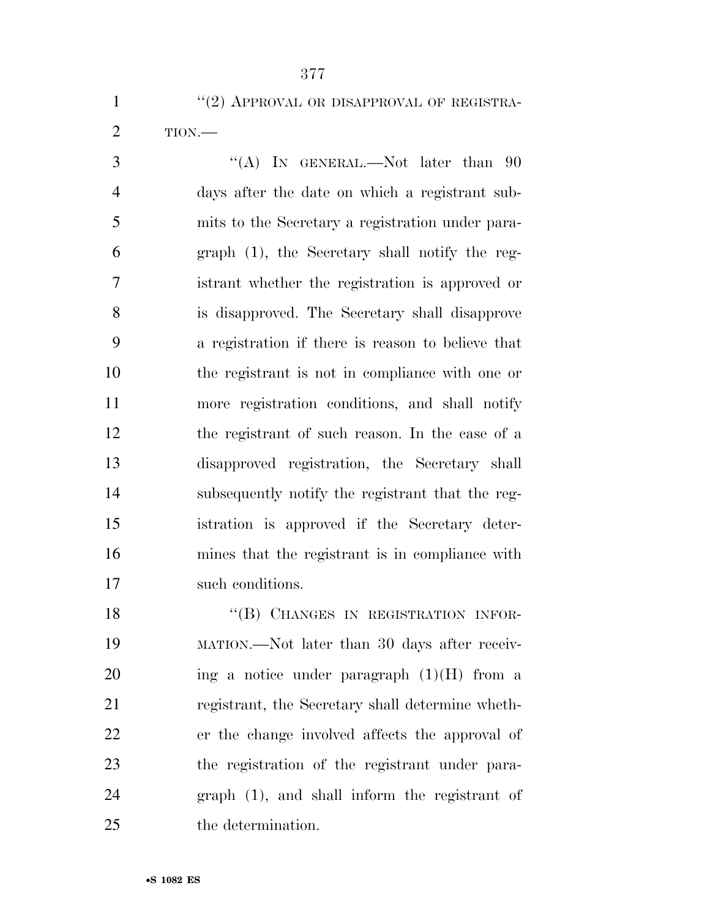"(2) APPROVAL OR DISAPPROVAL OF REGISTRATION.—

"(A) IN GENERAL.—Not later than 90 days after the date on which a registrant submits to the Secretary a registration under paragraph (1), the Secretary shall notify the registrant whether the registration is approved or is disapproved. The Secretary shall disapprove a registration if there is reason to believe that the registrant is not in compliance with one or more registration conditions, and shall notify the registrant of such reason. In the case of a disapproved registration, the Secretary shall subsequently notify the registrant that the registration is approved if the Secretary determines that the registrant is in compliance with such conditions.

"(B) CHANGES IN REGISTRATION INFORMATION.—Not later than 30 days after receiving a notice under paragraph (1)(H) from a registrant, the Secretary shall determine whether the change involved affects the approval of the registration of the registrant under paragraph (1), and shall inform the registrant of the determination.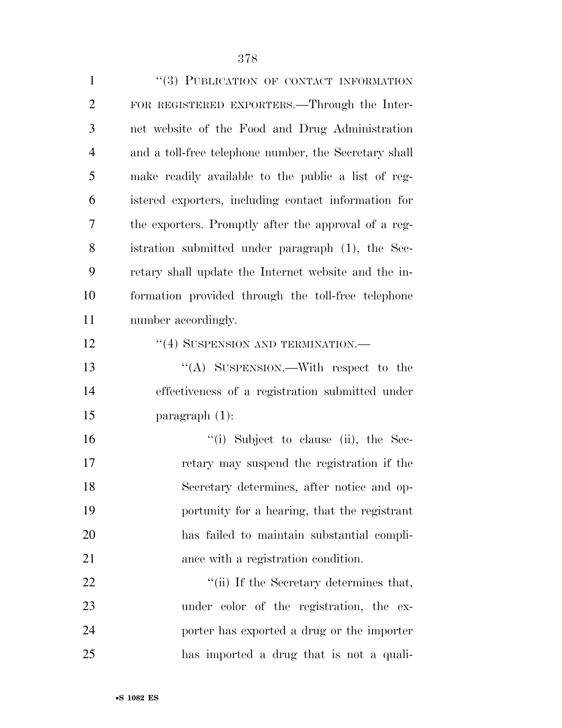"(3) PUBLICATION OF CONTACT INFORMATION FOR REGISTERED EXPORTERS.—Through the Internet website of the Food and Drug Administration and a toll-free telephone number, the Secretary shall make readily available to the public a list of registered exporters, including contact information for the exporters. Promptly after the approval of a registration submitted under paragraph (1), the Secretary shall update the Internet website and the information provided through the toll-free telephone number accordingly.

"(4) SUSPENSION AND TERMINATION.—

"(A) SUSPENSION.—With respect to the effectiveness of a registration submitted under paragraph (1):

"(i) Subject to clause (ii), the Secretary may suspend the registration if the Secretary determines, after notice and opportunity for a hearing, that the registrant has failed to maintain substantial compliance with a registration condition.

"(ii) If the Secretary determines that, under color of the registration, the exporter has exported a drug or the importer has imported a drug that is not a quali-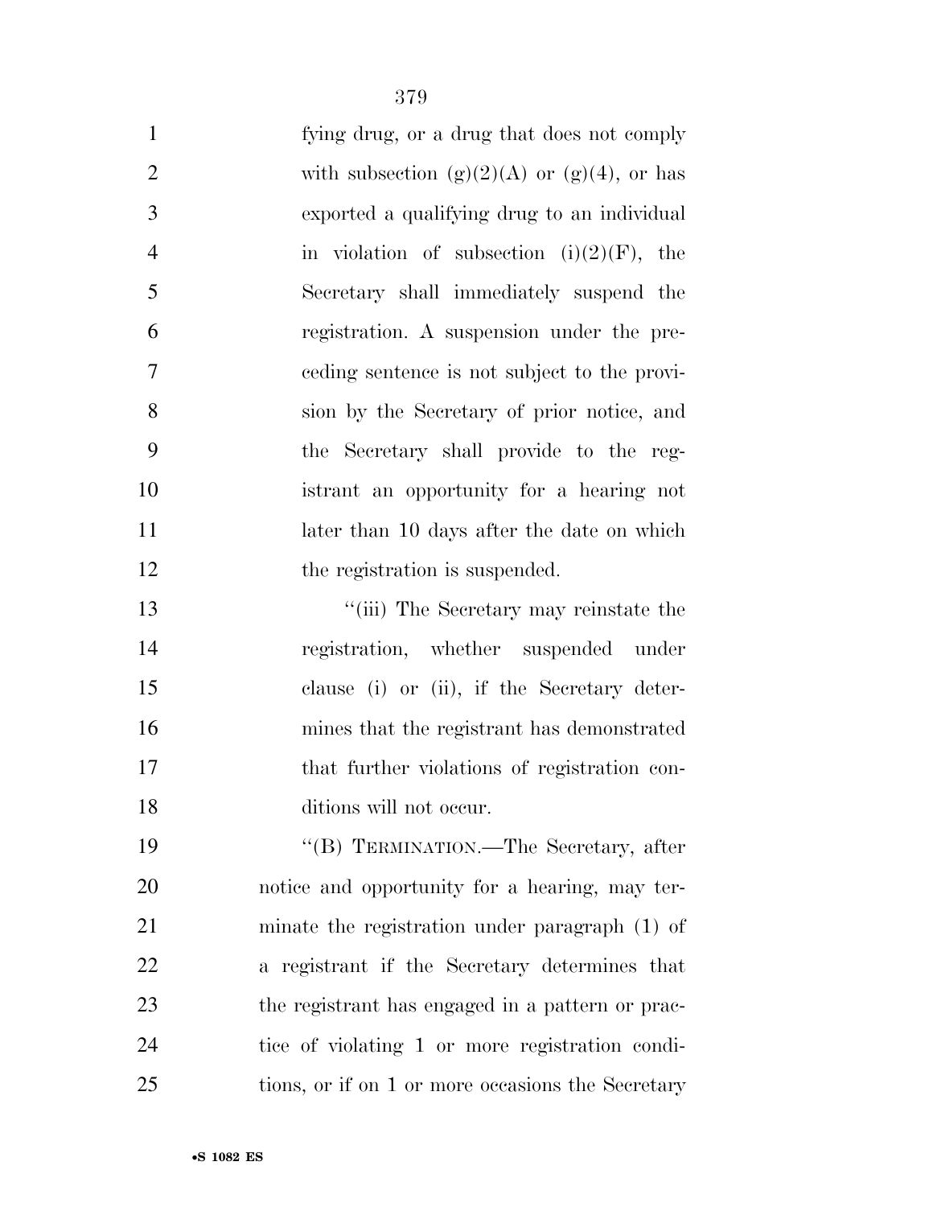fying drug, or a drug that does not comply with subsection (g)(2)(A) or (g)(4), or has exported a qualifying drug to an individual in violation of subsection (i)(2)(F), the Secretary shall immediately suspend the registration. A suspension under the preceding sentence is not subject to the provision by the Secretary of prior notice, and the Secretary shall provide to the registrant an opportunity for a hearing not later than 10 days after the date on which the registration is suspended.

"(iii) The Secretary may reinstate the registration, whether suspended under clause (i) or (ii), if the Secretary determines that the registrant has demonstrated that further violations of registration conditions will not occur.

"(B) TERMINATION.—The Secretary, after notice and opportunity for a hearing, may terminate the registration under paragraph (1) of a registrant if the Secretary determines that the registrant has engaged in a pattern or practice of violating 1 or more registration conditions, or if on 1 or more occasions the Secretary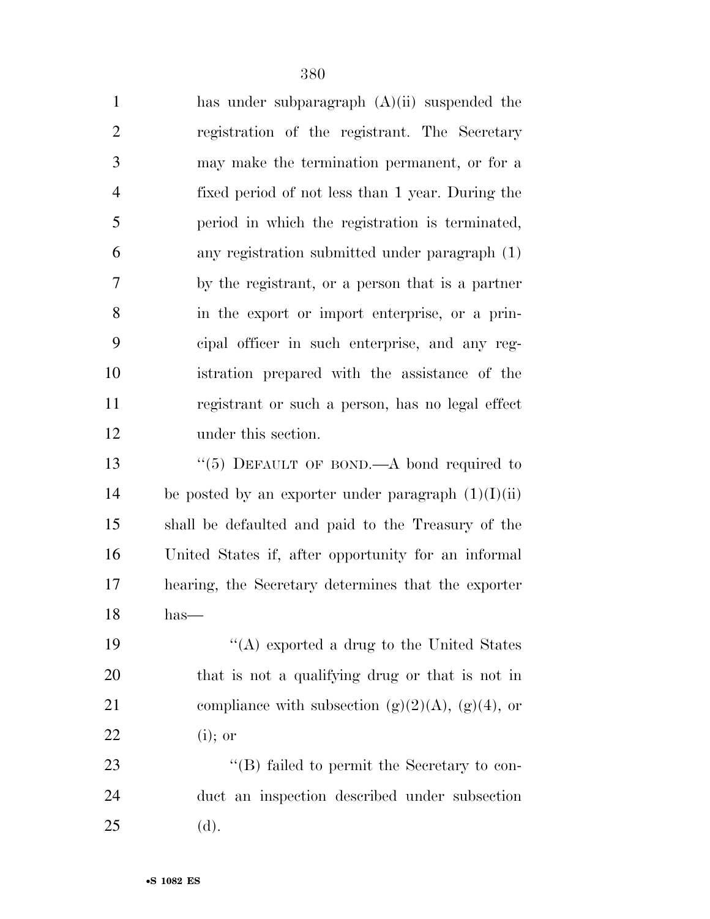has under subparagraph (A)(ii) suspended the registration of the registrant. The Secretary may make the termination permanent, or for a fixed period of not less than 1 year. During the period in which the registration is terminated, any registration submitted under paragraph (1) by the registrant, or a person that is a partner in the export or import enterprise, or a principal officer in such enterprise, and any registration prepared with the assistance of the registrant or such a person, has no legal effect under this section.

"(5) DEFAULT OF BOND.—A bond required to be posted by an exporter under paragraph (1)(I)(ii) shall be defaulted and paid to the Treasury of the United States if, after opportunity for an informal hearing, the Secretary determines that the exporter has—

"(A) exported a drug to the United States that is not a qualifying drug or that is not in compliance with subsection (g)(2)(A), (g)(4), or (i); or

"(B) failed to permit the Secretary to conduct an inspection described under subsection (d).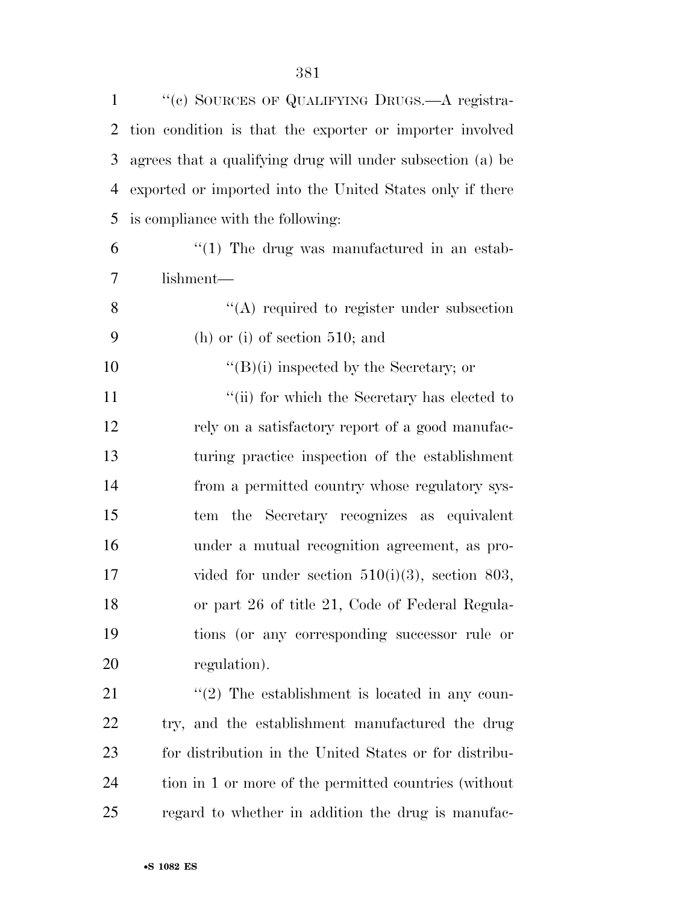''(c) SOURCES OF QUALIFYING DRUGS.—A registration condition is that the exporter or importer involved agrees that a qualifying drug will under subsection (a) be exported or imported into the United States only if there is compliance with the following:

''(1) The drug was manufactured in an establishment—

''(A) required to register under subsection (h) or (i) of section 510; and

''(B)(i) inspected by the Secretary; or

''(ii) for which the Secretary has elected to rely on a satisfactory report of a good manufacturing practice inspection of the establishment from a permitted country whose regulatory system the Secretary recognizes as equivalent under a mutual recognition agreement, as provided for under section 510(i)(3), section 803, or part 26 of title 21, Code of Federal Regulations (or any corresponding successor rule or regulation).

''(2) The establishment is located in any country, and the establishment manufactured the drug for distribution in the United States or for distribution in 1 or more of the permitted countries (without regard to whether in addition the drug is manufac-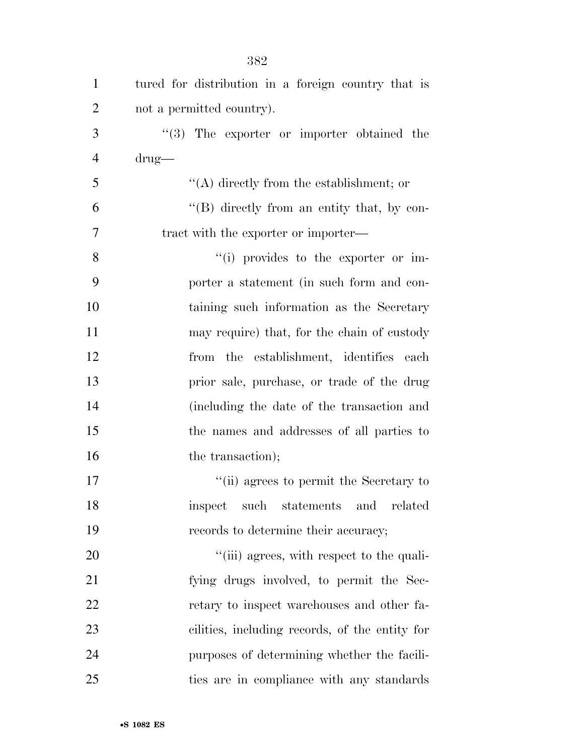tured for distribution in a foreign country that is not a permitted country).

"(3) The exporter or importer obtained the drug—

"(A) directly from the establishment; or

"(B) directly from an entity that, by contract with the exporter or importer—

"(i) provides to the exporter or importer a statement (in such form and containing such information as the Secretary may require) that, for the chain of custody from the establishment, identifies each prior sale, purchase, or trade of the drug (including the date of the transaction and the names and addresses of all parties to the transaction);

"(ii) agrees to permit the Secretary to inspect such statements and related records to determine their accuracy;

"(iii) agrees, with respect to the qualifying drugs involved, to permit the Secretary to inspect warehouses and other facilities, including records, of the entity for purposes of determining whether the facilities are in compliance with any standards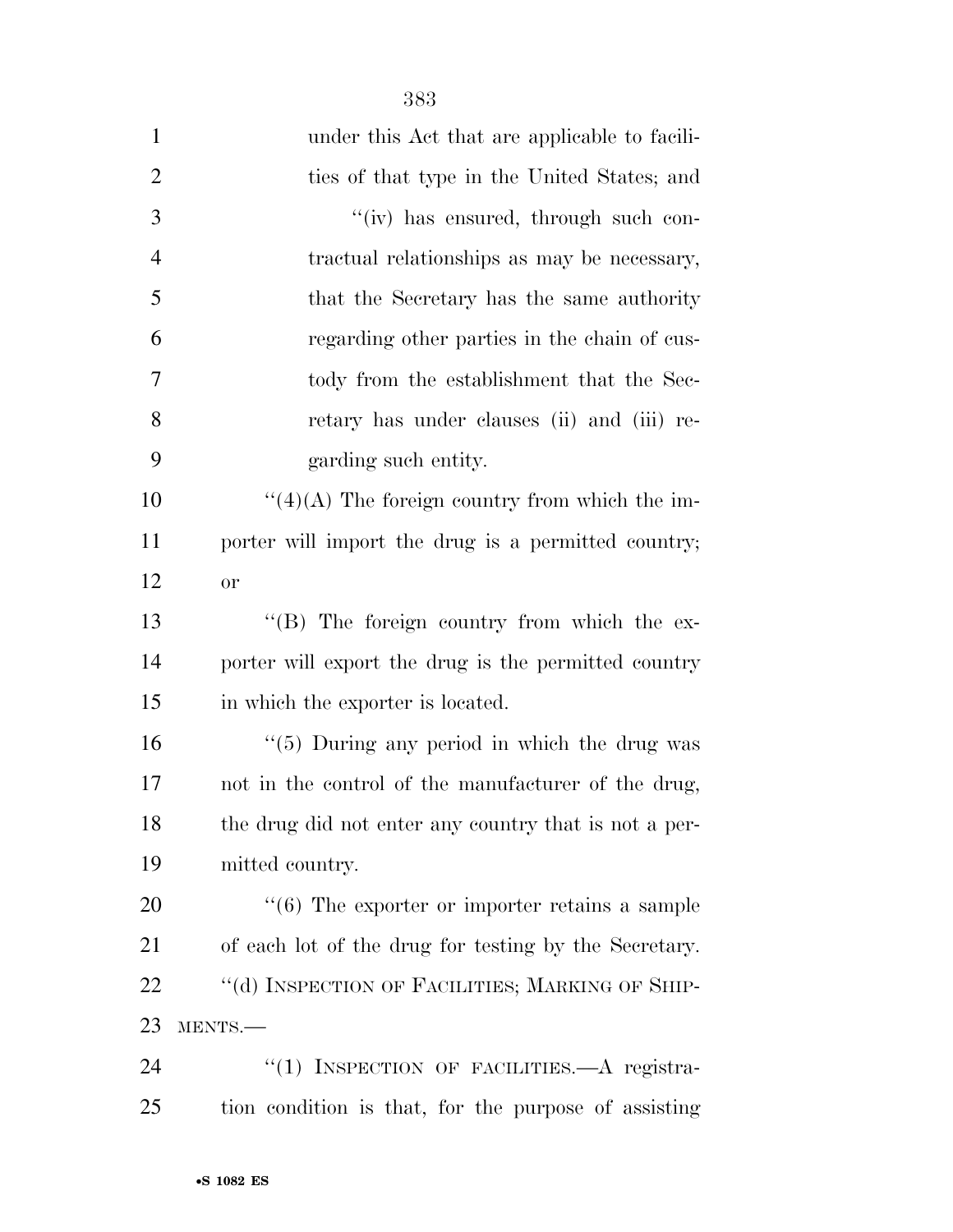under this Act that are applicable to facilities of that type in the United States; and

''(iv) has ensured, through such contractual relationships as may be necessary, that the Secretary has the same authority regarding other parties in the chain of custody from the establishment that the Secretary has under clauses (ii) and (iii) regarding such entity.

''(4)(A) The foreign country from which the importer will import the drug is a permitted country; or

''(B) The foreign country from which the exporter will export the drug is the permitted country in which the exporter is located.

''(5) During any period in which the drug was not in the control of the manufacturer of the drug, the drug did not enter any country that is not a permitted country.

''(6) The exporter or importer retains a sample of each lot of the drug for testing by the Secretary.

''(d) INSPECTION OF FACILITIES; MARKING OF SHIPMENTS.—

''(1) INSPECTION OF FACILITIES.—A registration condition is that, for the purpose of assisting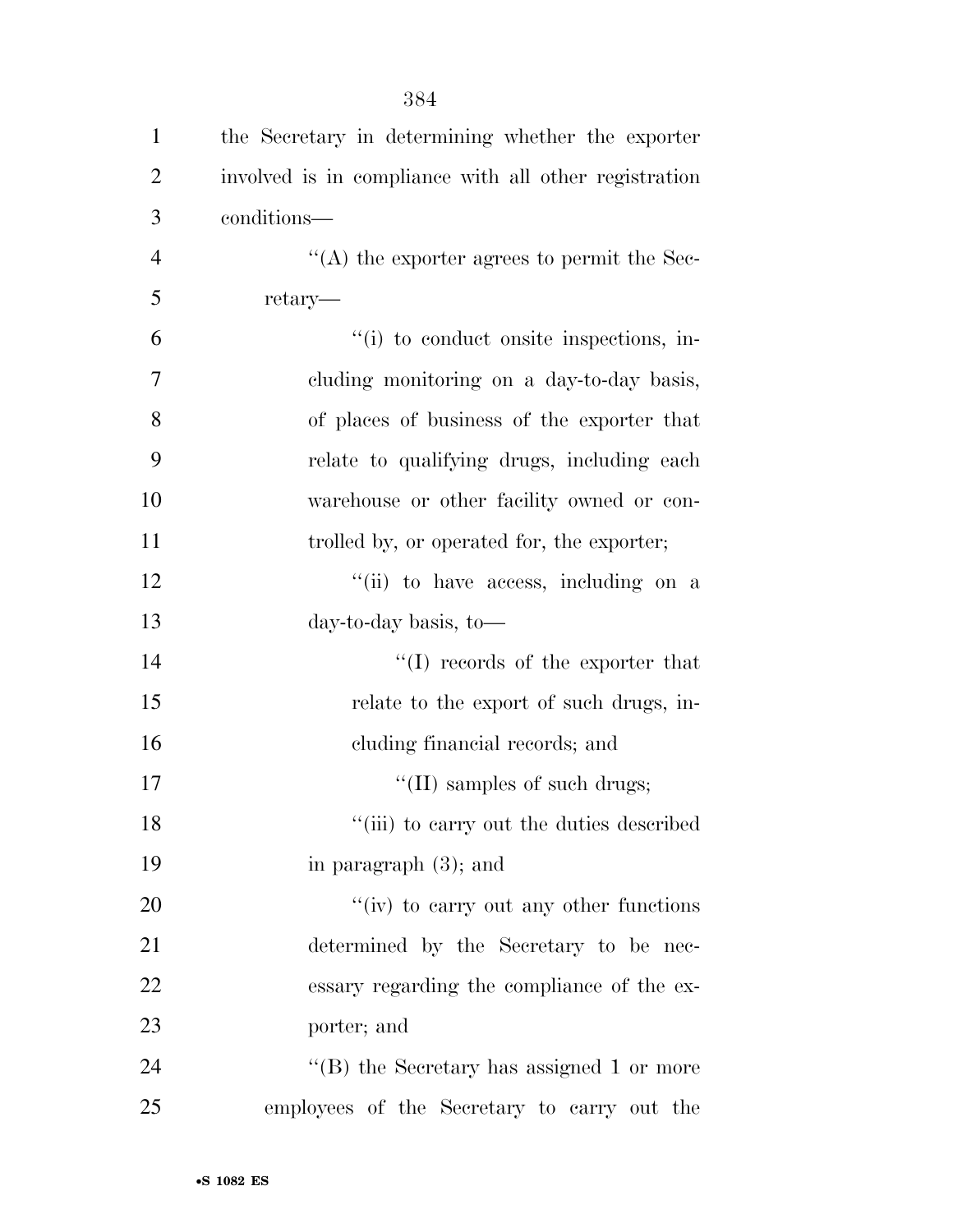the Secretary in determining whether the exporter involved is in compliance with all other registration conditions—

''(A) the exporter agrees to permit the Secretary—

''(i) to conduct onsite inspections, including monitoring on a day-to-day basis, of places of business of the exporter that relate to qualifying drugs, including each warehouse or other facility owned or controlled by, or operated for, the exporter;

''(ii) to have access, including on a day-to-day basis, to—

''(I) records of the exporter that relate to the export of such drugs, including financial records; and

''(II) samples of such drugs;

''(iii) to carry out the duties described in paragraph (3); and

''(iv) to carry out any other functions determined by the Secretary to be necessary regarding the compliance of the exporter; and

''(B) the Secretary has assigned 1 or more employees of the Secretary to carry out the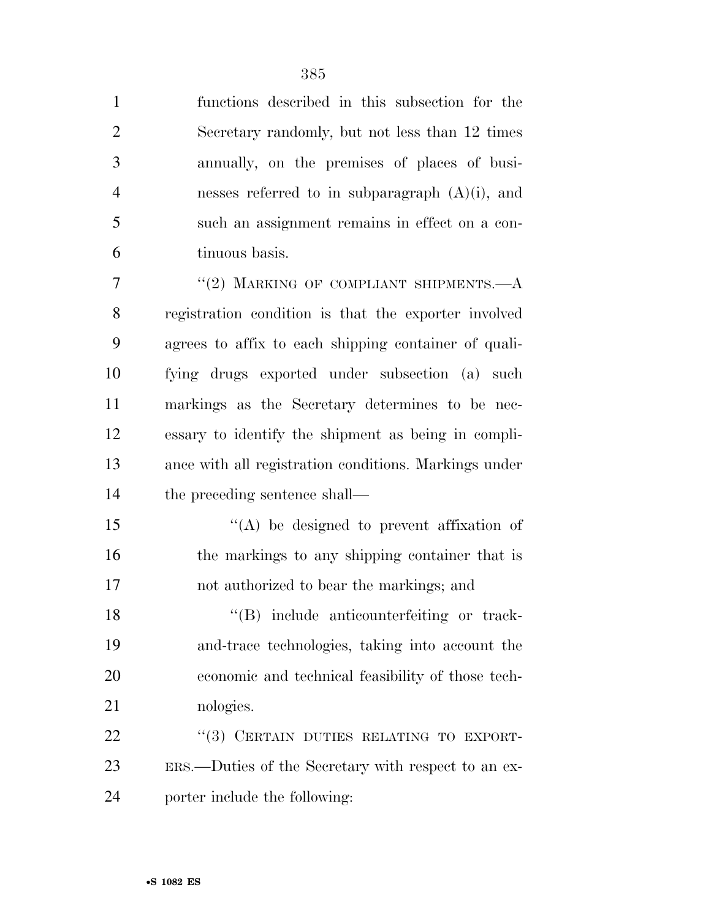functions described in this subsection for the Secretary randomly, but not less than 12 times annually, on the premises of places of businesses referred to in subparagraph (A)(i), and such an assignment remains in effect on a continuous basis.

"(2) MARKING OF COMPLIANT SHIPMENTS.—A registration condition is that the exporter involved agrees to affix to each shipping container of qualifying drugs exported under subsection (a) such markings as the Secretary determines to be necessary to identify the shipment as being in compliance with all registration conditions. Markings under the preceding sentence shall—

"(A) be designed to prevent affixation of the markings to any shipping container that is not authorized to bear the markings; and

"(B) include anticounterfeiting or track-and-trace technologies, taking into account the economic and technical feasibility of those technologies.

"(3) CERTAIN DUTIES RELATING TO EXPORTERS.—Duties of the Secretary with respect to an exporter include the following: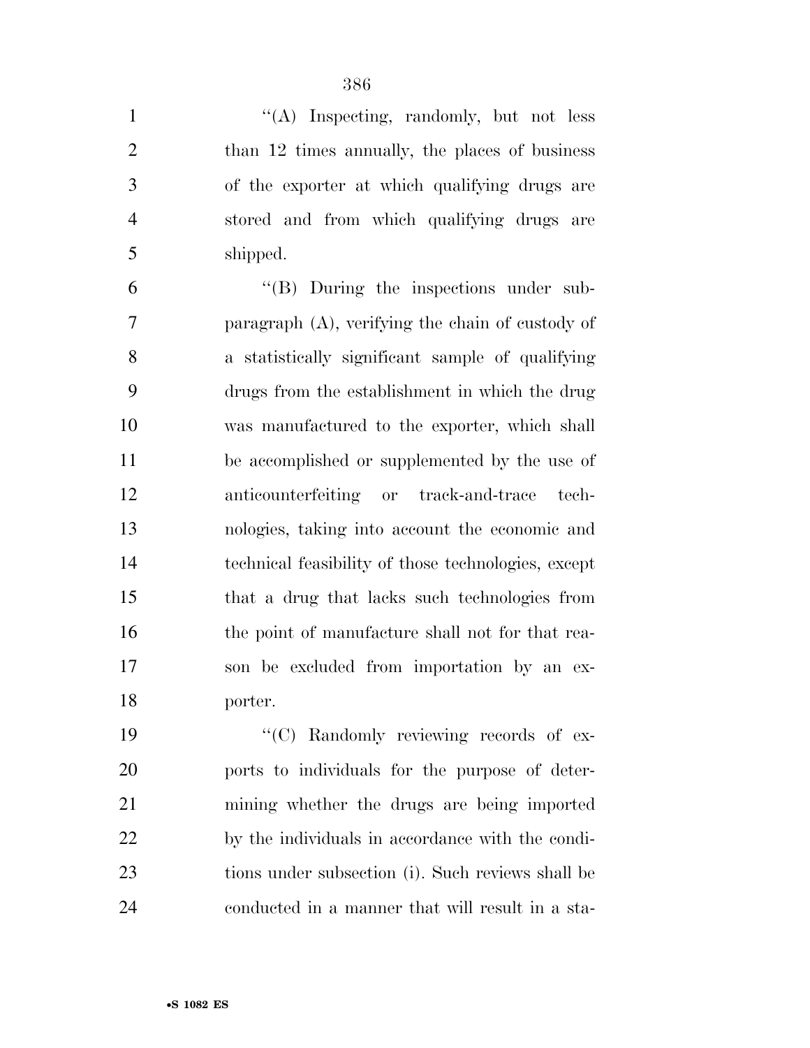''(A) Inspecting, randomly, but not less than 12 times annually, the places of business of the exporter at which qualifying drugs are stored and from which qualifying drugs are shipped.

''(B) During the inspections under subparagraph (A), verifying the chain of custody of a statistically significant sample of qualifying drugs from the establishment in which the drug was manufactured to the exporter, which shall be accomplished or supplemented by the use of anticounterfeiting or track-and-trace technologies, taking into account the economic and technical feasibility of those technologies, except that a drug that lacks such technologies from the point of manufacture shall not for that reason be excluded from importation by an exporter.

''(C) Randomly reviewing records of exports to individuals for the purpose of determining whether the drugs are being imported by the individuals in accordance with the conditions under subsection (i). Such reviews shall be conducted in a manner that will result in a sta-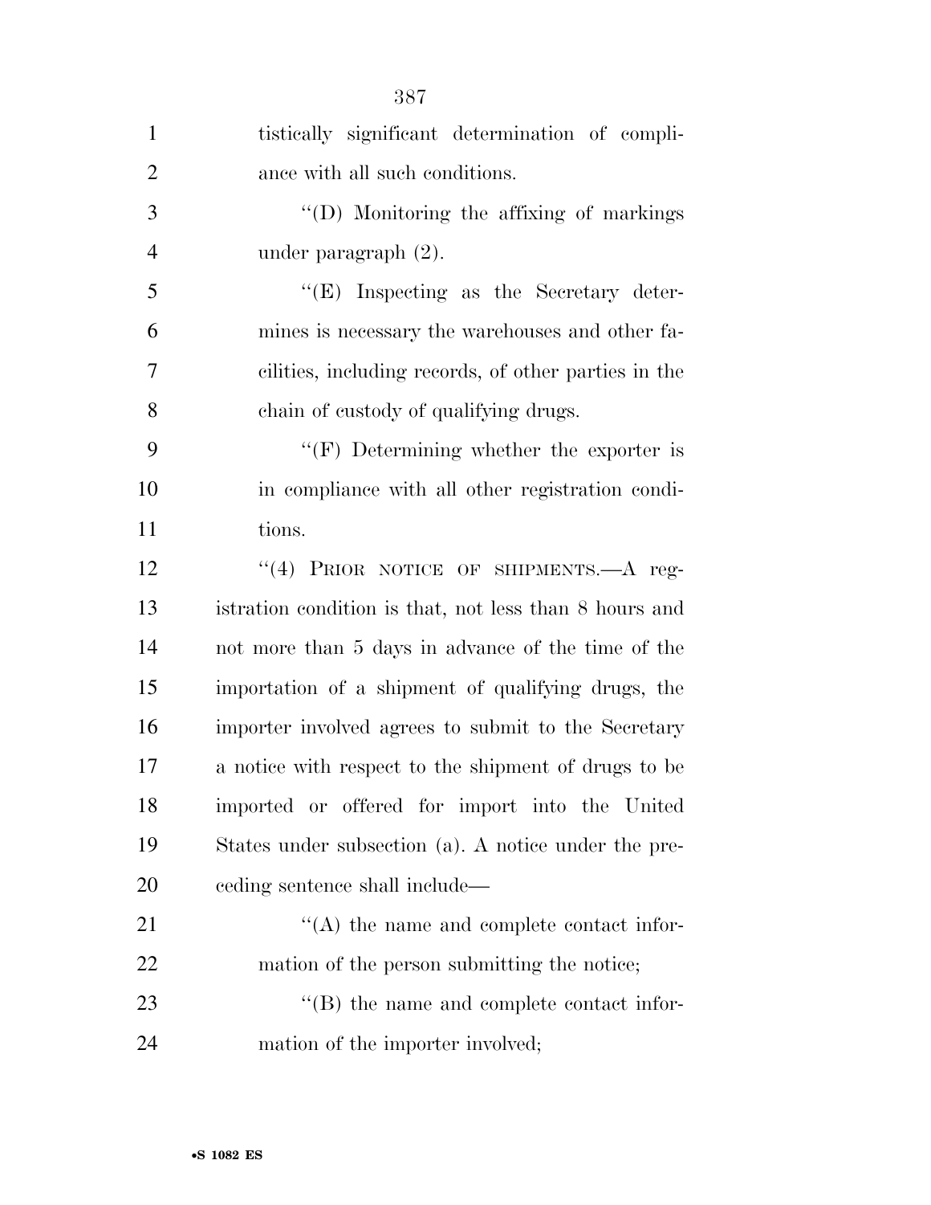tistically significant determination of compliance with all such conditions.

''(D) Monitoring the affixing of markings under paragraph (2).

''(E) Inspecting as the Secretary determines is necessary the warehouses and other facilities, including records, of other parties in the chain of custody of qualifying drugs.

''(F) Determining whether the exporter is in compliance with all other registration conditions.

''(4) PRIOR NOTICE OF SHIPMENTS.—A registration condition is that, not less than 8 hours and not more than 5 days in advance of the time of the importation of a shipment of qualifying drugs, the importer involved agrees to submit to the Secretary a notice with respect to the shipment of drugs to be imported or offered for import into the United States under subsection (a). A notice under the preceding sentence shall include—

''(A) the name and complete contact information of the person submitting the notice;

''(B) the name and complete contact information of the importer involved;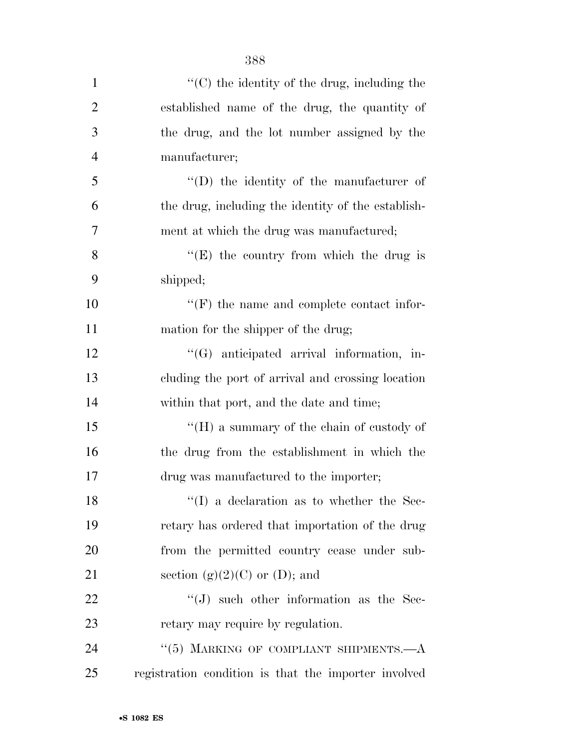''(C) the identity of the drug, including the established name of the drug, the quantity of the drug, and the lot number assigned by the manufacturer;

''(D) the identity of the manufacturer of the drug, including the identity of the establishment at which the drug was manufactured;

''(E) the country from which the drug is shipped;

''(F) the name and complete contact information for the shipper of the drug;

''(G) anticipated arrival information, including the port of arrival and crossing location within that port, and the date and time;

''(H) a summary of the chain of custody of the drug from the establishment in which the drug was manufactured to the importer;

''(I) a declaration as to whether the Secretary has ordered that importation of the drug from the permitted country cease under subsection (g)(2)(C) or (D); and

''(J) such other information as the Secretary may require by regulation.

''(5) MARKING OF COMPLIANT SHIPMENTS.—A registration condition is that the importer involved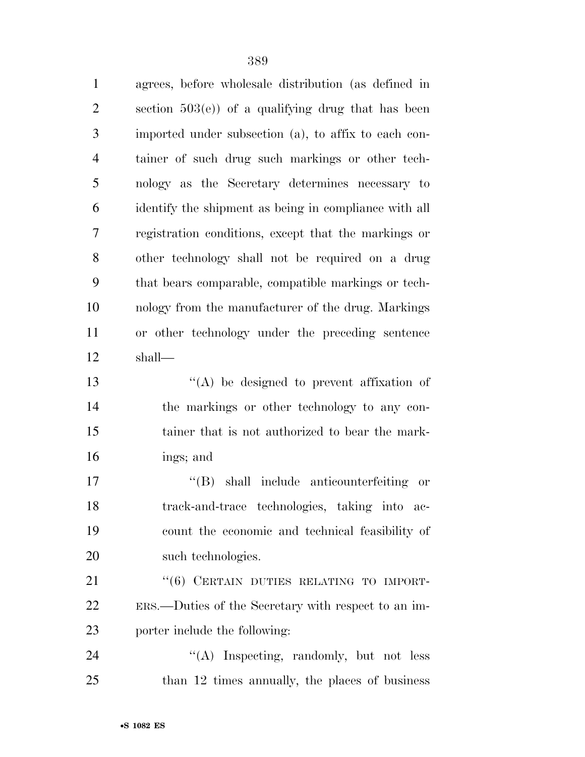agrees, before wholesale distribution (as defined in section 503(e)) of a qualifying drug that has been imported under subsection (a), to affix to each container of such drug such markings or other technology as the Secretary determines necessary to identify the shipment as being in compliance with all registration conditions, except that the markings or other technology shall not be required on a drug that bears comparable, compatible markings or technology from the manufacturer of the drug. Markings or other technology under the preceding sentence shall—

"(A) be designed to prevent affixation of the markings or other technology to any container that is not authorized to bear the markings; and

"(B) shall include anticounterfeiting or track-and-trace technologies, taking into account the economic and technical feasibility of such technologies.

"(6) CERTAIN DUTIES RELATING TO IMPORTERS.—Duties of the Secretary with respect to an importer include the following:

"(A) Inspecting, randomly, but not less than 12 times annually, the places of business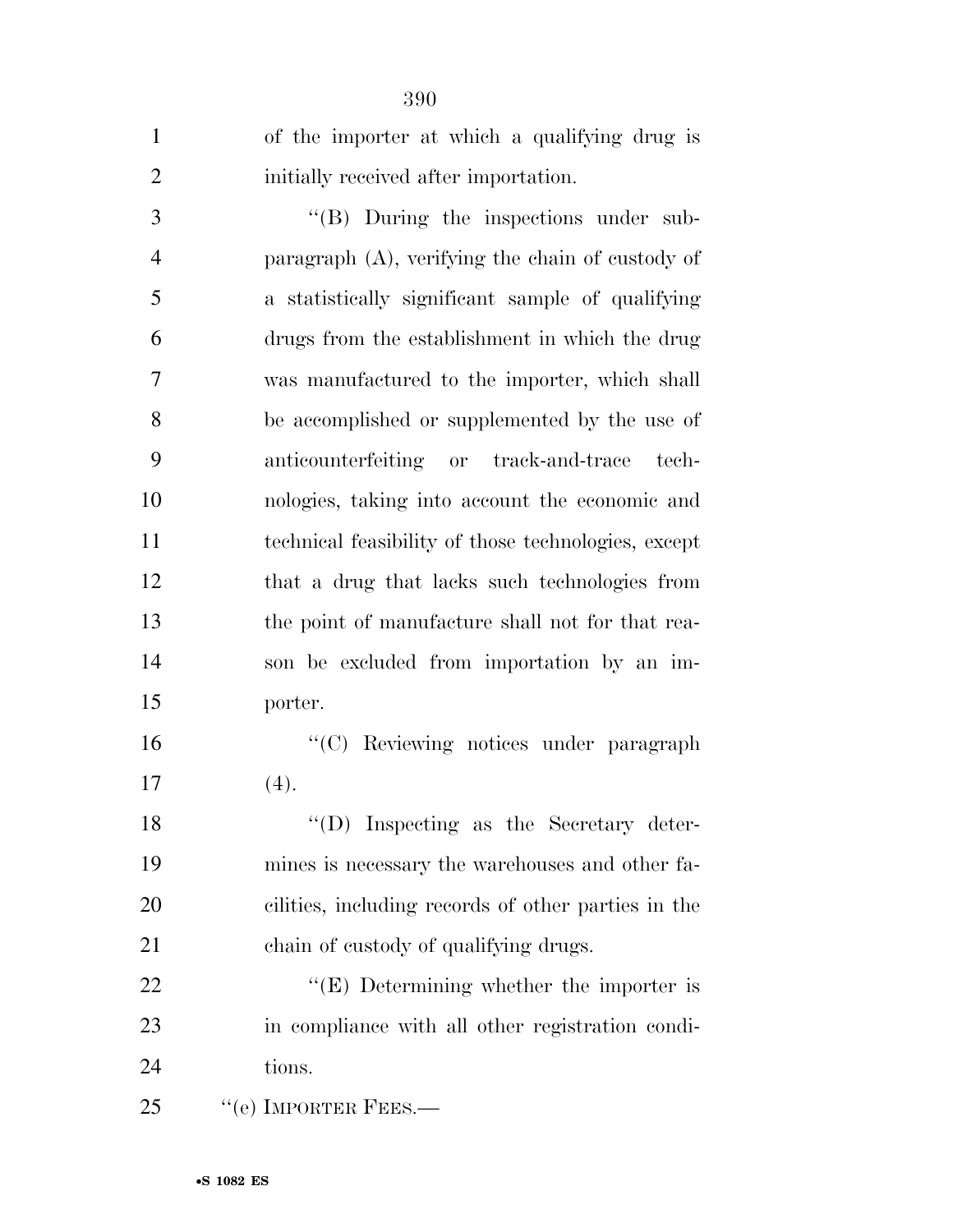of the importer at which a qualifying drug is initially received after importation.

"(B) During the inspections under subparagraph (A), verifying the chain of custody of a statistically significant sample of qualifying drugs from the establishment in which the drug was manufactured to the importer, which shall be accomplished or supplemented by the use of anticounterfeiting or track-and-trace technologies, taking into account the economic and technical feasibility of those technologies, except that a drug that lacks such technologies from the point of manufacture shall not for that reason be excluded from importation by an importer.

"(C) Reviewing notices under paragraph (4).

"(D) Inspecting as the Secretary determines is necessary the warehouses and other facilities, including records of other parties in the chain of custody of qualifying drugs.

"(E) Determining whether the importer is in compliance with all other registration conditions.

"(e) IMPORTER FEES.—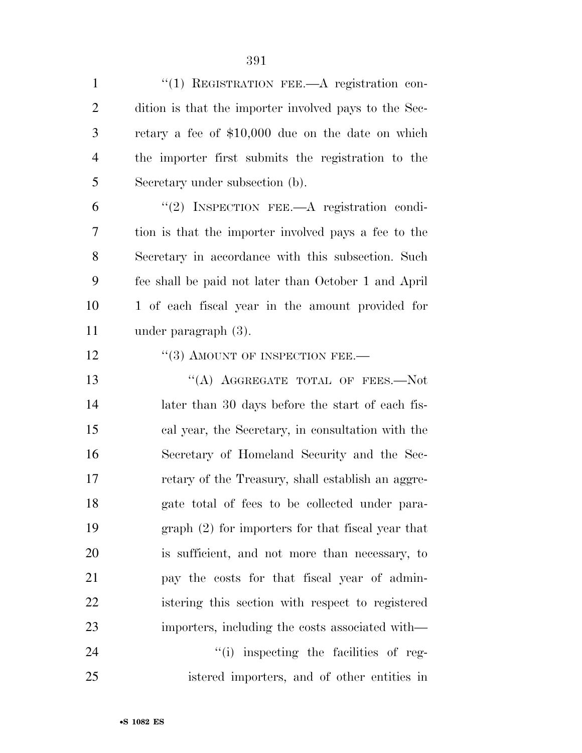''(1) REGISTRATION FEE.—A registration condition is that the importer involved pays to the Secretary a fee of $10,000 due on the date on which the importer first submits the registration to the Secretary under subsection (b).

''(2) INSPECTION FEE.—A registration condition is that the importer involved pays a fee to the Secretary in accordance with this subsection. Such fee shall be paid not later than October 1 and April 1 of each fiscal year in the amount provided for under paragraph (3).

''(3) AMOUNT OF INSPECTION FEE.—

''(A) AGGREGATE TOTAL OF FEES.—Not later than 30 days before the start of each fiscal year, the Secretary, in consultation with the Secretary of Homeland Security and the Secretary of the Treasury, shall establish an aggregate total of fees to be collected under paragraph (2) for importers for that fiscal year that is sufficient, and not more than necessary, to pay the costs for that fiscal year of administering this section with respect to registered importers, including the costs associated with—

''(i) inspecting the facilities of registered importers, and of other entities in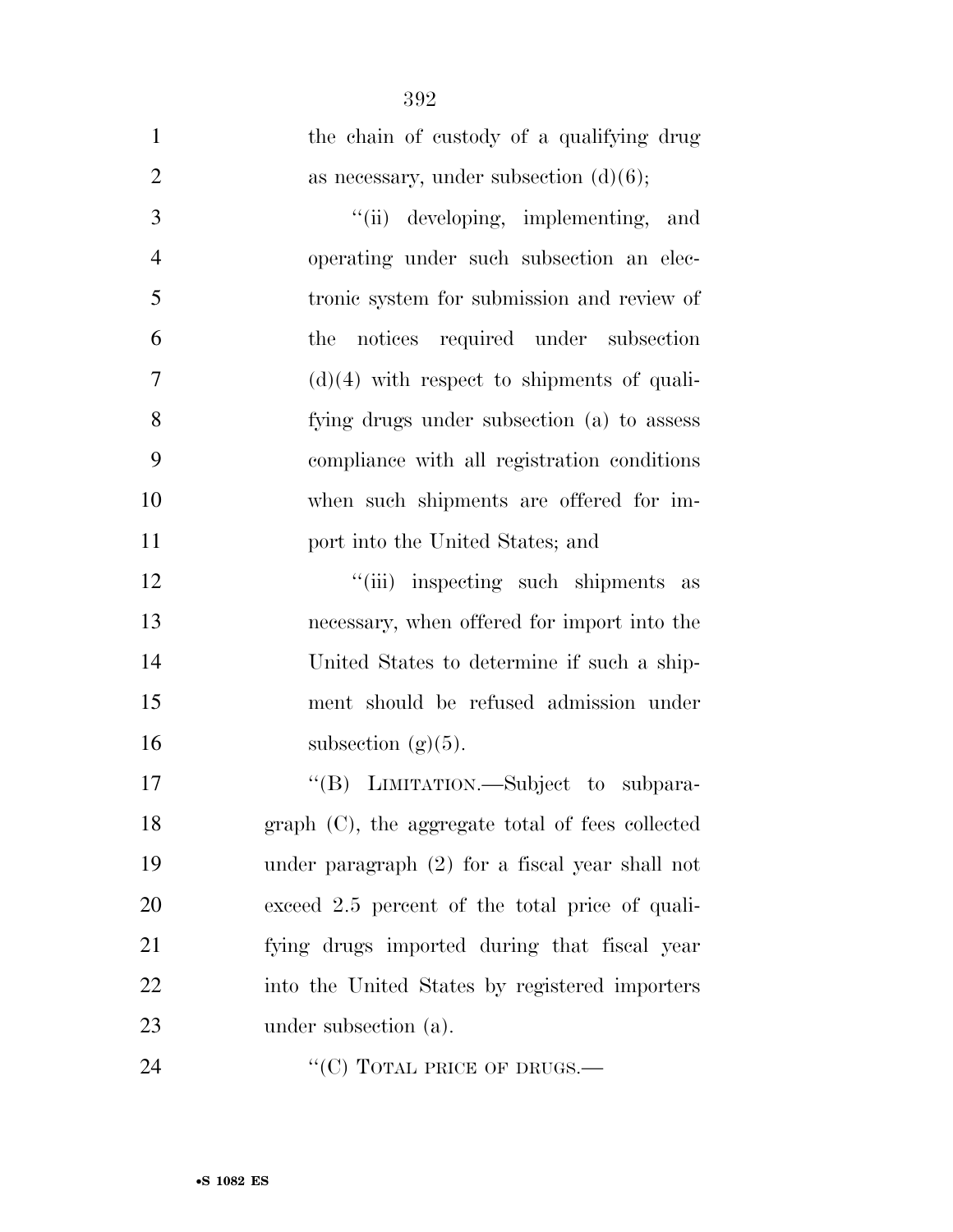the chain of custody of a qualifying drug as necessary, under subsection (d)(6);

''(ii) developing, implementing, and operating under such subsection an electronic system for submission and review of the notices required under subsection (d)(4) with respect to shipments of qualifying drugs under subsection (a) to assess compliance with all registration conditions when such shipments are offered for import into the United States; and

''(iii) inspecting such shipments as necessary, when offered for import into the United States to determine if such a shipment should be refused admission under subsection (g)(5).

''(B) LIMITATION.—Subject to subparagraph (C), the aggregate total of fees collected under paragraph (2) for a fiscal year shall not exceed 2.5 percent of the total price of qualifying drugs imported during that fiscal year into the United States by registered importers under subsection (a).

''(C) TOTAL PRICE OF DRUGS.—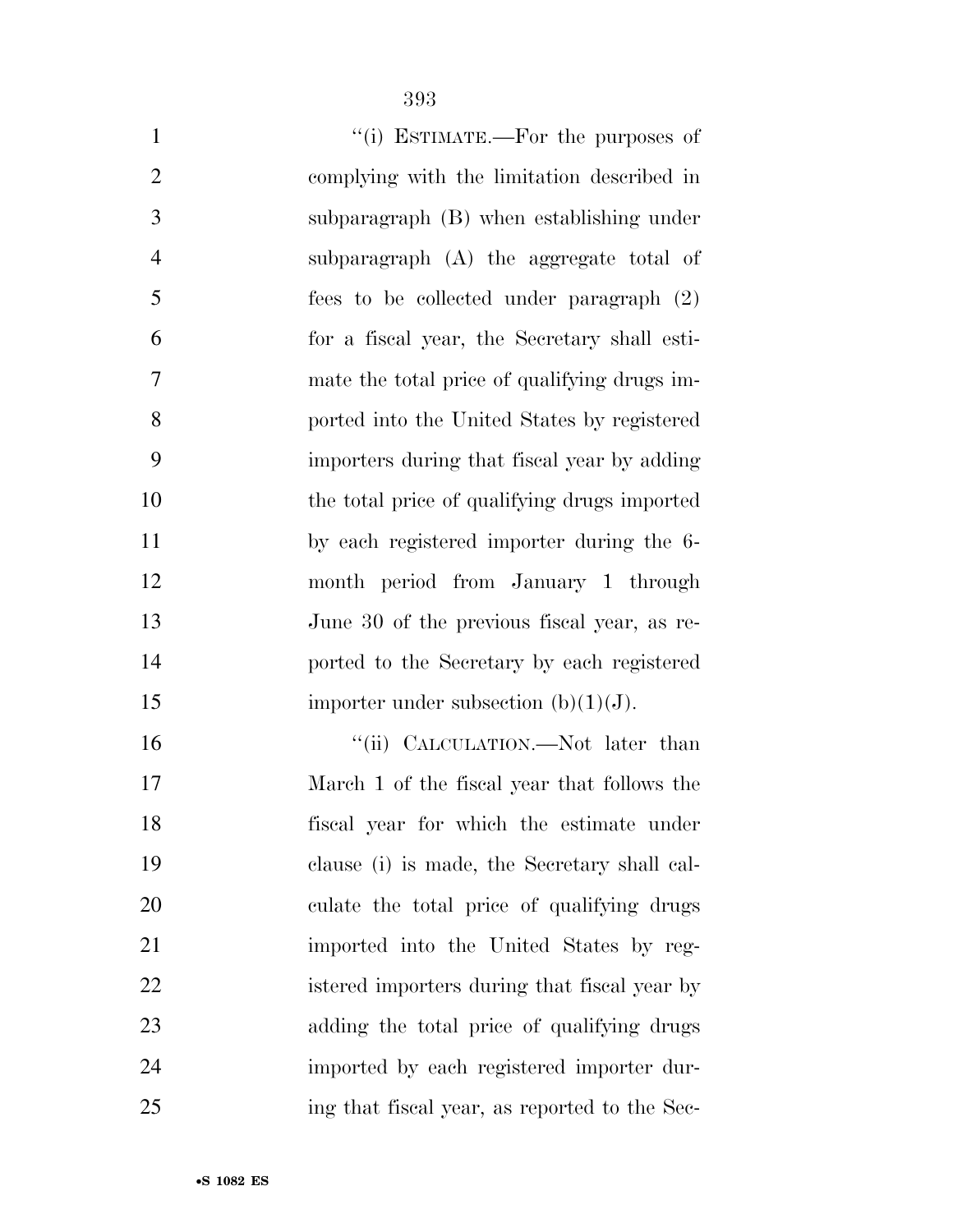"(i) ESTIMATE.—For the purposes of complying with the limitation described in subparagraph (B) when establishing under subparagraph (A) the aggregate total of fees to be collected under paragraph (2) for a fiscal year, the Secretary shall estimate the total price of qualifying drugs imported into the United States by registered importers during that fiscal year by adding the total price of qualifying drugs imported by each registered importer during the 6-month period from January 1 through June 30 of the previous fiscal year, as reported to the Secretary by each registered importer under subsection (b)(1)(J).

"(ii) CALCULATION.—Not later than March 1 of the fiscal year that follows the fiscal year for which the estimate under clause (i) is made, the Secretary shall calculate the total price of qualifying drugs imported into the United States by registered importers during that fiscal year by adding the total price of qualifying drugs imported by each registered importer during that fiscal year, as reported to the Sec-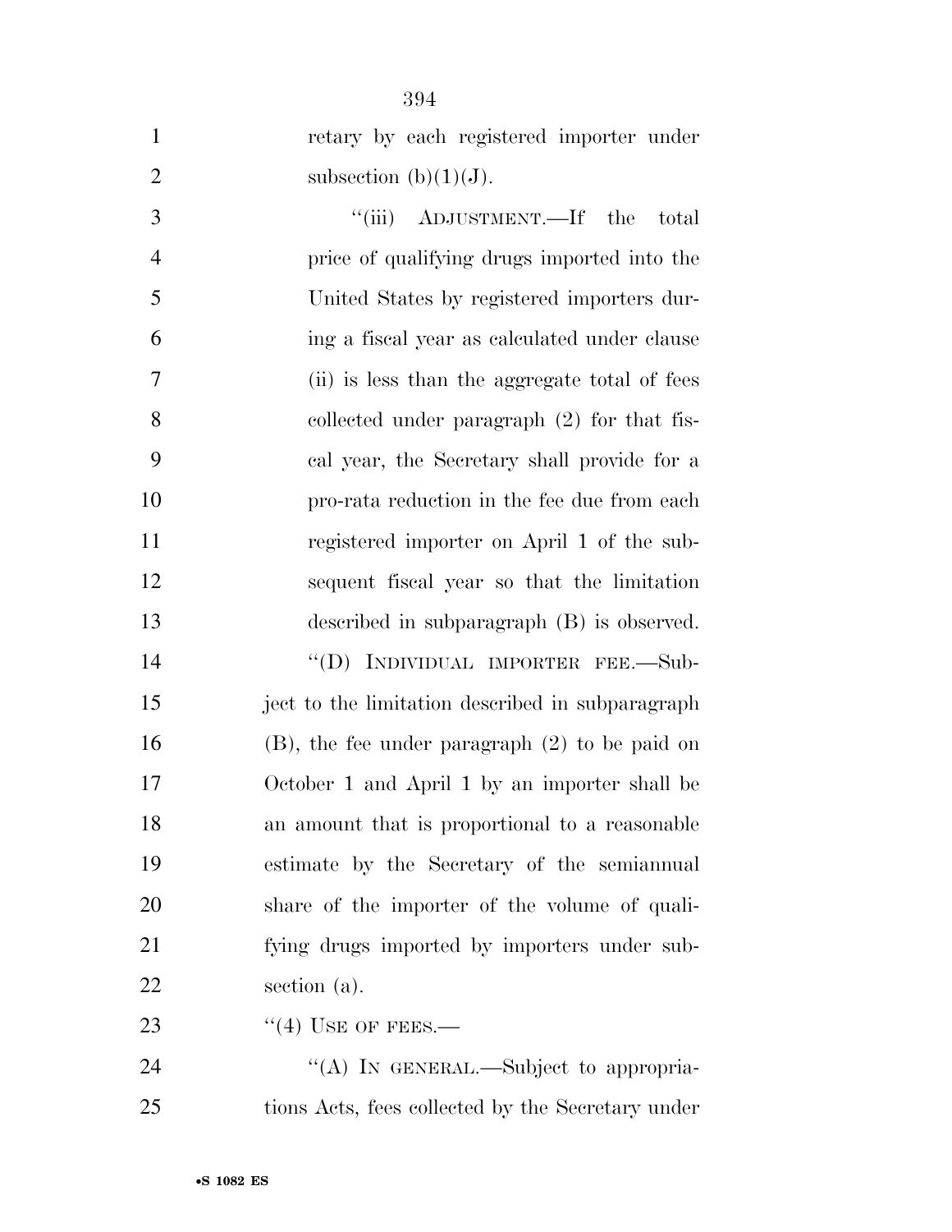retary by each registered importer under subsection (b)(1)(J).

"(iii) ADJUSTMENT.—If the total price of qualifying drugs imported into the United States by registered importers during a fiscal year as calculated under clause (ii) is less than the aggregate total of fees collected under paragraph (2) for that fiscal year, the Secretary shall provide for a pro-rata reduction in the fee due from each registered importer on April 1 of the subsequent fiscal year so that the limitation described in subparagraph (B) is observed.

"(D) INDIVIDUAL IMPORTER FEE.—Subject to the limitation described in subparagraph (B), the fee under paragraph (2) to be paid on October 1 and April 1 by an importer shall be an amount that is proportional to a reasonable estimate by the Secretary of the semiannual share of the importer of the volume of qualifying drugs imported by importers under subsection (a).

"(4) USE OF FEES.—

"(A) IN GENERAL.—Subject to appropriations Acts, fees collected by the Secretary under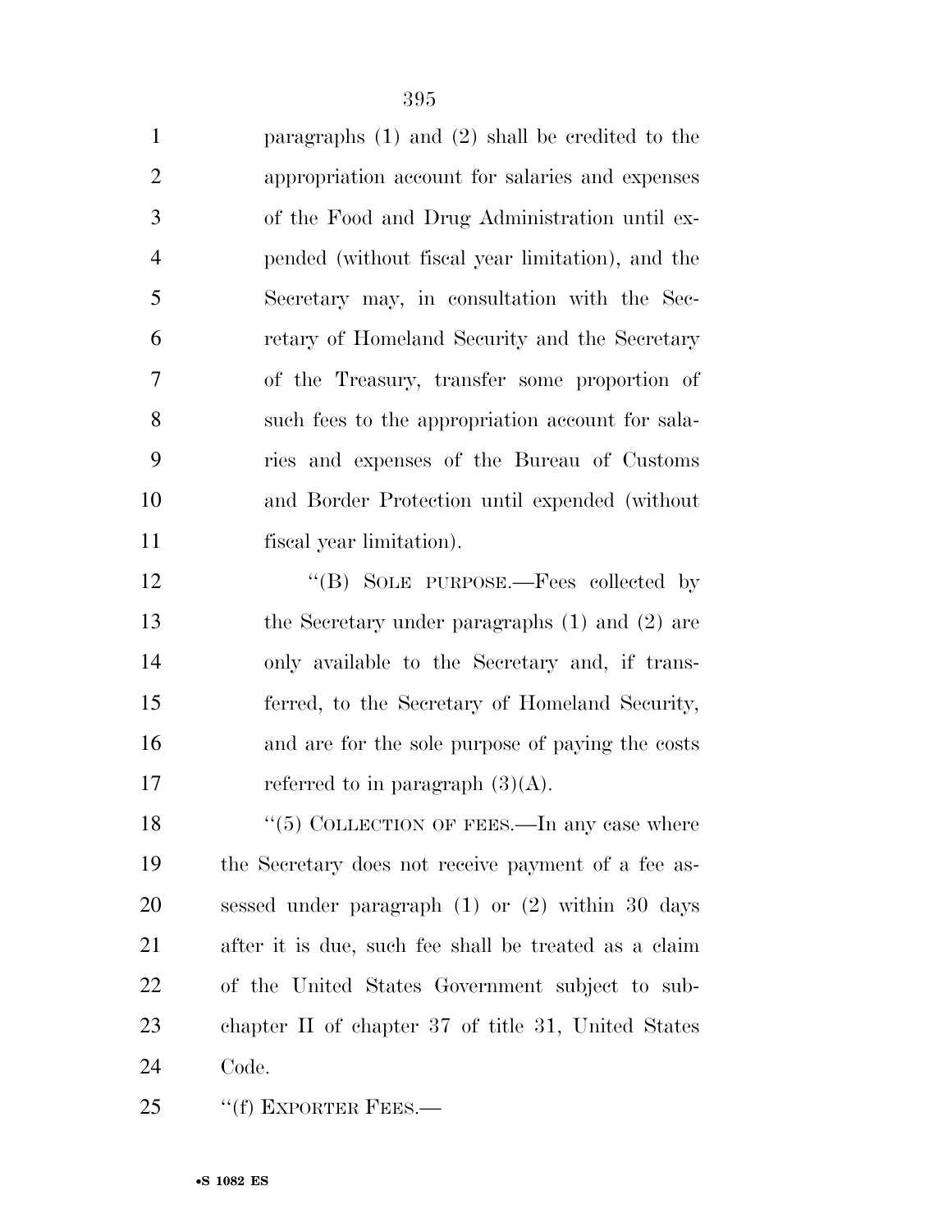paragraphs (1) and (2) shall be credited to the appropriation account for salaries and expenses of the Food and Drug Administration until expended (without fiscal year limitation), and the Secretary may, in consultation with the Secretary of Homeland Security and the Secretary of the Treasury, transfer some proportion of such fees to the appropriation account for salaries and expenses of the Bureau of Customs and Border Protection until expended (without fiscal year limitation).

"(B) SOLE PURPOSE.—Fees collected by the Secretary under paragraphs (1) and (2) are only available to the Secretary and, if transferred, to the Secretary of Homeland Security, and are for the sole purpose of paying the costs referred to in paragraph (3)(A).

"(5) COLLECTION OF FEES.—In any case where the Secretary does not receive payment of a fee assessed under paragraph (1) or (2) within 30 days after it is due, such fee shall be treated as a claim of the United States Government subject to subchapter II of chapter 37 of title 31, United States Code.

"(f) EXPORTER FEES.—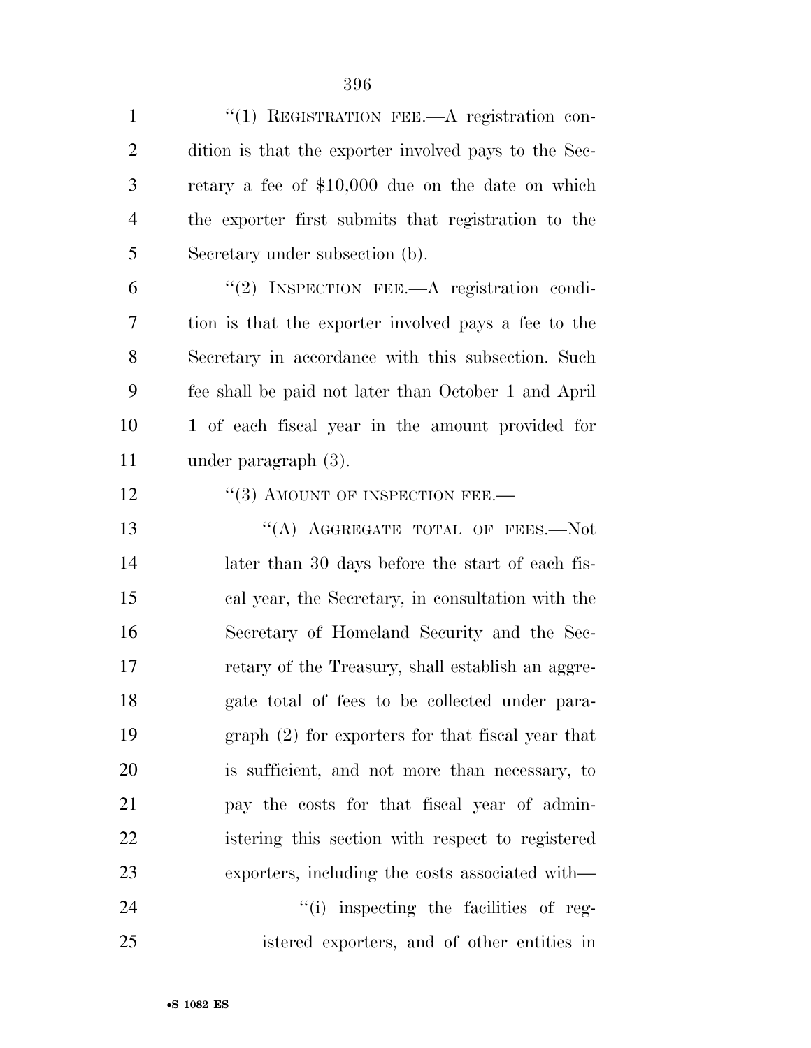"(1) REGISTRATION FEE.—A registration condition is that the exporter involved pays to the Secretary a fee of $10,000 due on the date on which the exporter first submits that registration to the Secretary under subsection (b).

"(2) INSPECTION FEE.—A registration condition is that the exporter involved pays a fee to the Secretary in accordance with this subsection. Such fee shall be paid not later than October 1 and April 1 of each fiscal year in the amount provided for under paragraph (3).

"(3) AMOUNT OF INSPECTION FEE.—

"(A) AGGREGATE TOTAL OF FEES.—Not later than 30 days before the start of each fiscal year, the Secretary, in consultation with the Secretary of Homeland Security and the Secretary of the Treasury, shall establish an aggregate total of fees to be collected under paragraph (2) for exporters for that fiscal year that is sufficient, and not more than necessary, to pay the costs for that fiscal year of administering this section with respect to registered exporters, including the costs associated with—

"(i) inspecting the facilities of registered exporters, and of other entities in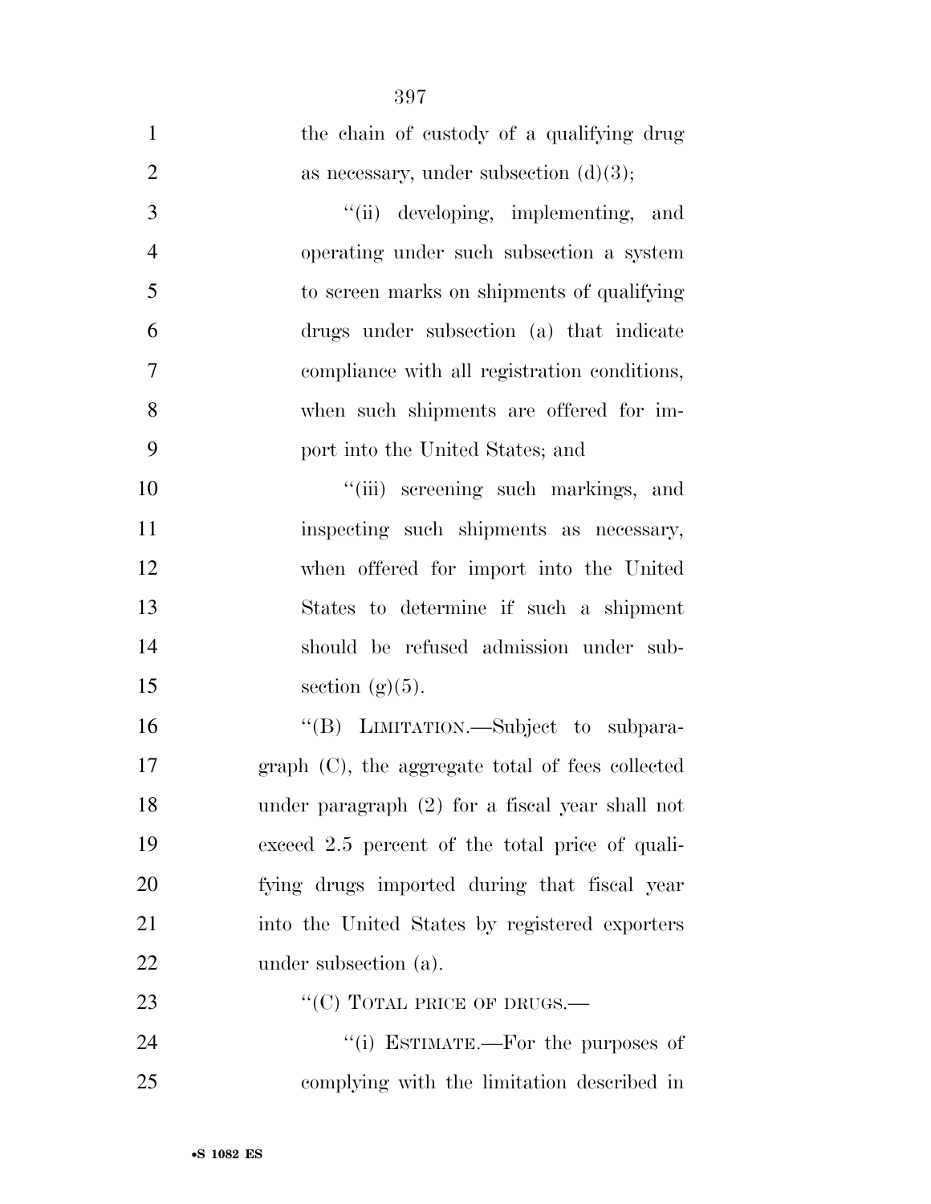the chain of custody of a qualifying drug as necessary, under subsection (d)(3);

"(ii) developing, implementing, and operating under such subsection a system to screen marks on shipments of qualifying drugs under subsection (a) that indicate compliance with all registration conditions, when such shipments are offered for import into the United States; and

"(iii) screening such markings, and inspecting such shipments as necessary, when offered for import into the United States to determine if such a shipment should be refused admission under subsection (g)(5).

"(B) LIMITATION.—Subject to subparagraph (C), the aggregate total of fees collected under paragraph (2) for a fiscal year shall not exceed 2.5 percent of the total price of qualifying drugs imported during that fiscal year into the United States by registered exporters under subsection (a).

"(C) TOTAL PRICE OF DRUGS.—

"(i) ESTIMATE.—For the purposes of complying with the limitation described in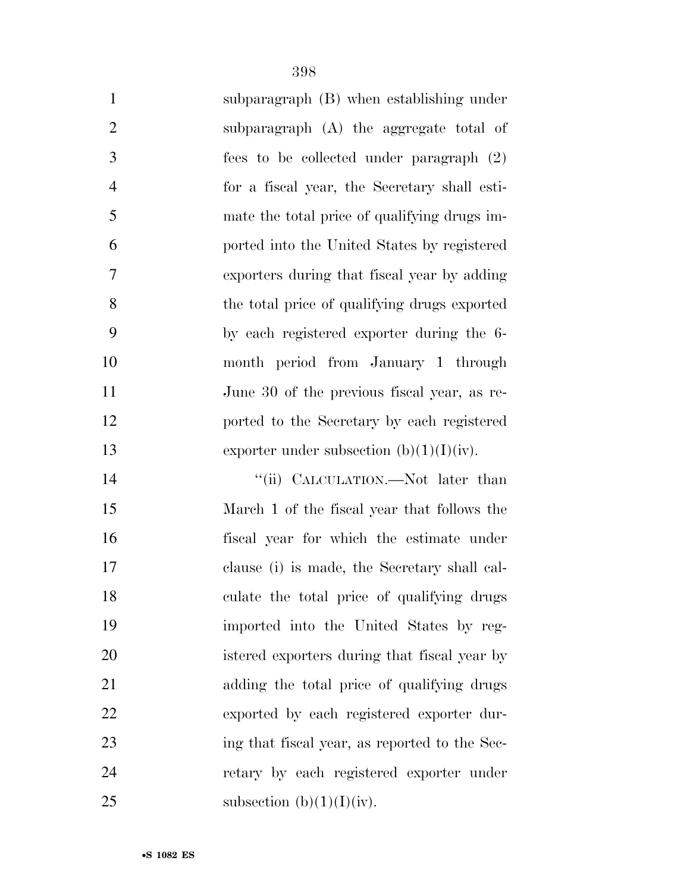subparagraph (B) when establishing under subparagraph (A) the aggregate total of fees to be collected under paragraph (2) for a fiscal year, the Secretary shall estimate the total price of qualifying drugs imported into the United States by registered exporters during that fiscal year by adding the total price of qualifying drugs exported by each registered exporter during the 6-month period from January 1 through June 30 of the previous fiscal year, as reported to the Secretary by each registered exporter under subsection (b)(1)(I)(iv).

"(ii) CALCULATION.—Not later than March 1 of the fiscal year that follows the fiscal year for which the estimate under clause (i) is made, the Secretary shall calculate the total price of qualifying drugs imported into the United States by registered exporters during that fiscal year by adding the total price of qualifying drugs exported by each registered exporter during that fiscal year, as reported to the Secretary by each registered exporter under subsection (b)(1)(I)(iv).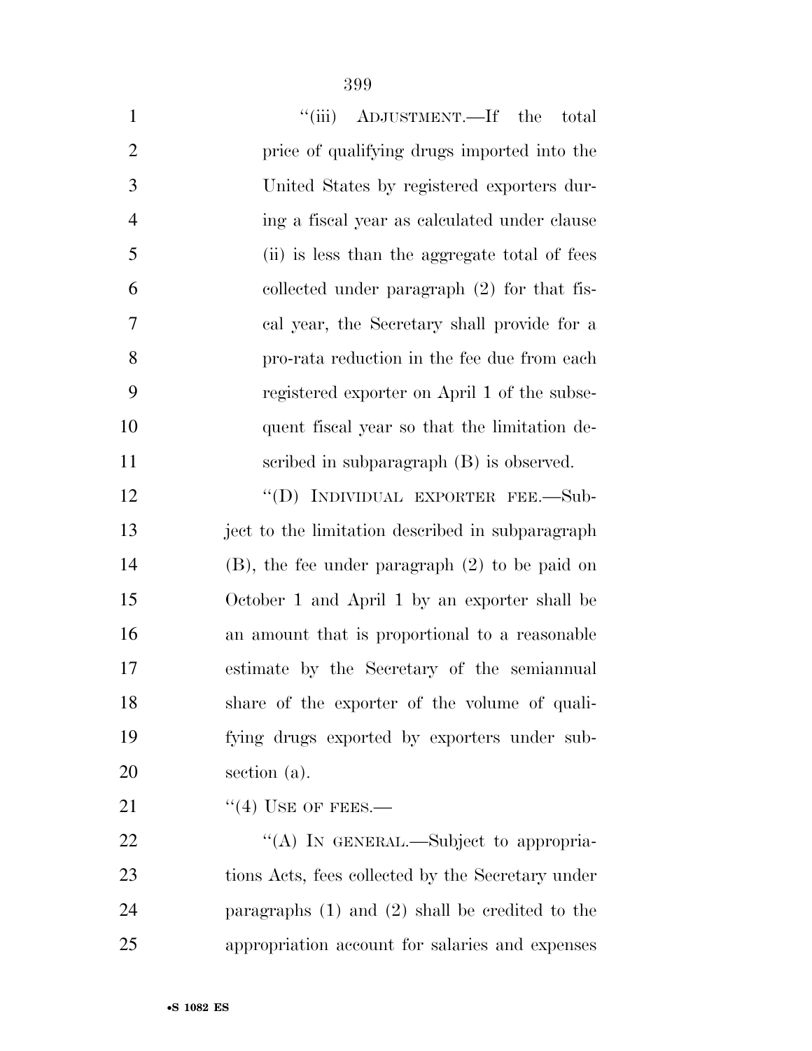"(iii) ADJUSTMENT.—If the total price of qualifying drugs imported into the United States by registered exporters during a fiscal year as calculated under clause (ii) is less than the aggregate total of fees collected under paragraph (2) for that fiscal year, the Secretary shall provide for a pro-rata reduction in the fee due from each registered exporter on April 1 of the subsequent fiscal year so that the limitation described in subparagraph (B) is observed.

"(D) INDIVIDUAL EXPORTER FEE.—Subject to the limitation described in subparagraph (B), the fee under paragraph (2) to be paid on October 1 and April 1 by an exporter shall be an amount that is proportional to a reasonable estimate by the Secretary of the semiannual share of the exporter of the volume of qualifying drugs exported by exporters under subsection (a).

"(4) USE OF FEES.—

"(A) IN GENERAL.—Subject to appropriations Acts, fees collected by the Secretary under paragraphs (1) and (2) shall be credited to the appropriation account for salaries and expenses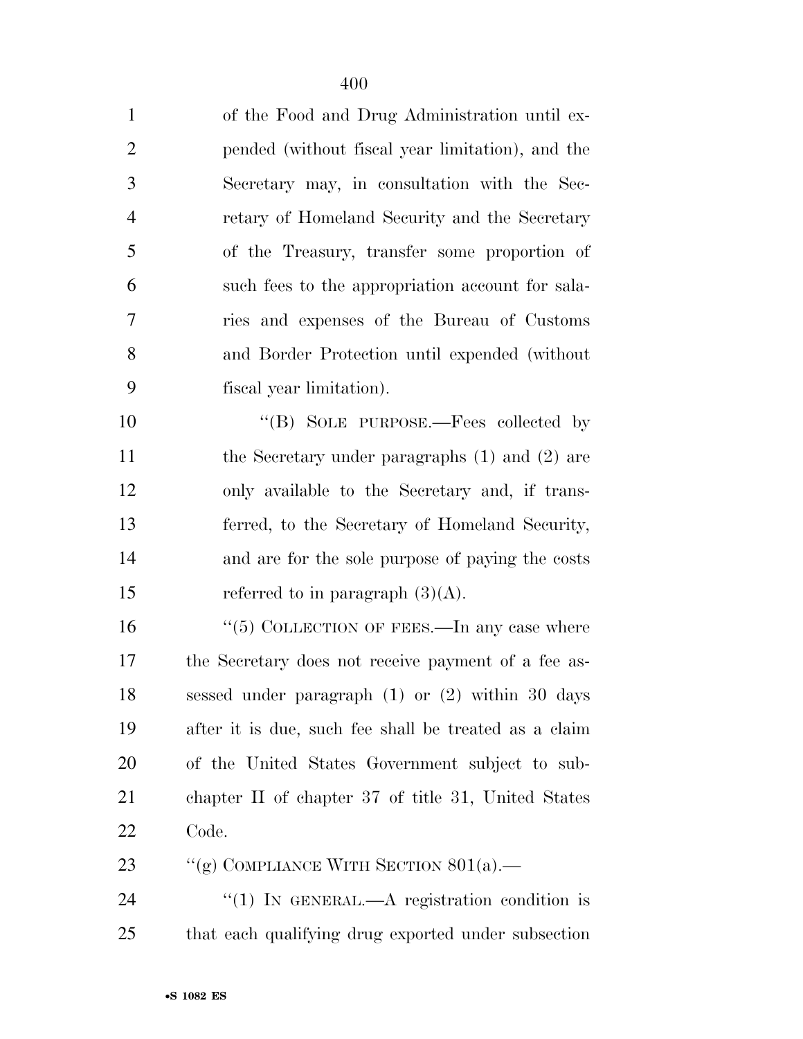of the Food and Drug Administration until expended (without fiscal year limitation), and the Secretary may, in consultation with the Secretary of Homeland Security and the Secretary of the Treasury, transfer some proportion of such fees to the appropriation account for salaries and expenses of the Bureau of Customs and Border Protection until expended (without fiscal year limitation).

''(B) SOLE PURPOSE.—Fees collected by the Secretary under paragraphs (1) and (2) are only available to the Secretary and, if transferred, to the Secretary of Homeland Security, and are for the sole purpose of paying the costs referred to in paragraph (3)(A).

''(5) COLLECTION OF FEES.—In any case where the Secretary does not receive payment of a fee assessed under paragraph (1) or (2) within 30 days after it is due, such fee shall be treated as a claim of the United States Government subject to subchapter II of chapter 37 of title 31, United States Code.

''(g) COMPLIANCE WITH SECTION 801(a).—

''(1) IN GENERAL.—A registration condition is that each qualifying drug exported under subsection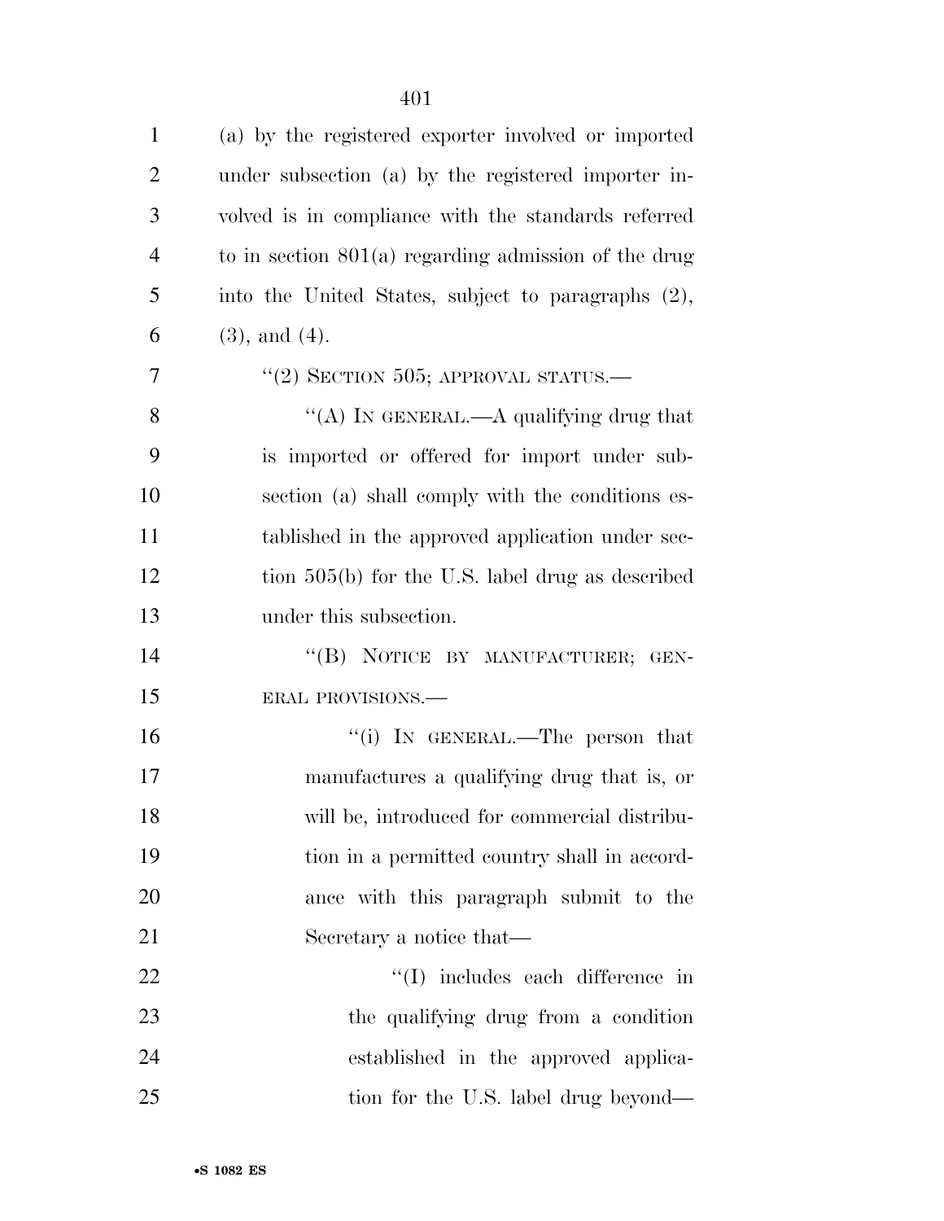(a) by the registered exporter involved or imported under subsection (a) by the registered importer involved is in compliance with the standards referred to in section 801(a) regarding admission of the drug into the United States, subject to paragraphs (2), (3), and (4).

"(2) SECTION 505; APPROVAL STATUS.—

"(A) IN GENERAL.—A qualifying drug that is imported or offered for import under subsection (a) shall comply with the conditions established in the approved application under section 505(b) for the U.S. label drug as described under this subsection.

"(B) NOTICE BY MANUFACTURER; GENERAL PROVISIONS.—

"(i) IN GENERAL.—The person that manufactures a qualifying drug that is, or will be, introduced for commercial distribution in a permitted country shall in accordance with this paragraph submit to the Secretary a notice that—

"(I) includes each difference in the qualifying drug from a condition established in the approved application for the U.S. label drug beyond—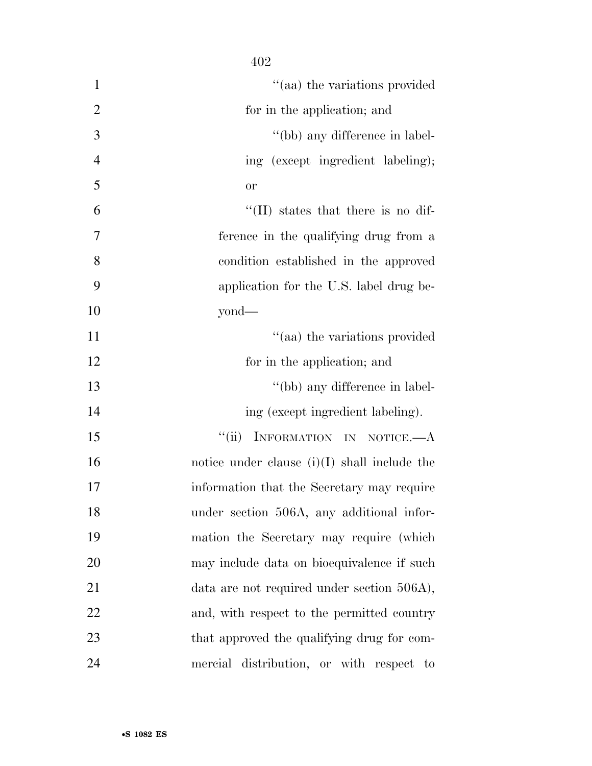"(aa) the variations provided for in the application; and

"(bb) any difference in labeling (except ingredient labeling); or

"(II) states that there is no difference in the qualifying drug from a condition established in the approved application for the U.S. label drug beyond—

"(aa) the variations provided for in the application; and

"(bb) any difference in labeling (except ingredient labeling).

"(ii) INFORMATION IN NOTICE.—A notice under clause (i)(I) shall include the information that the Secretary may require under section 506A, any additional information the Secretary may require (which may include data on bioequivalence if such data are not required under section 506A), and, with respect to the permitted country that approved the qualifying drug for commercial distribution, or with respect to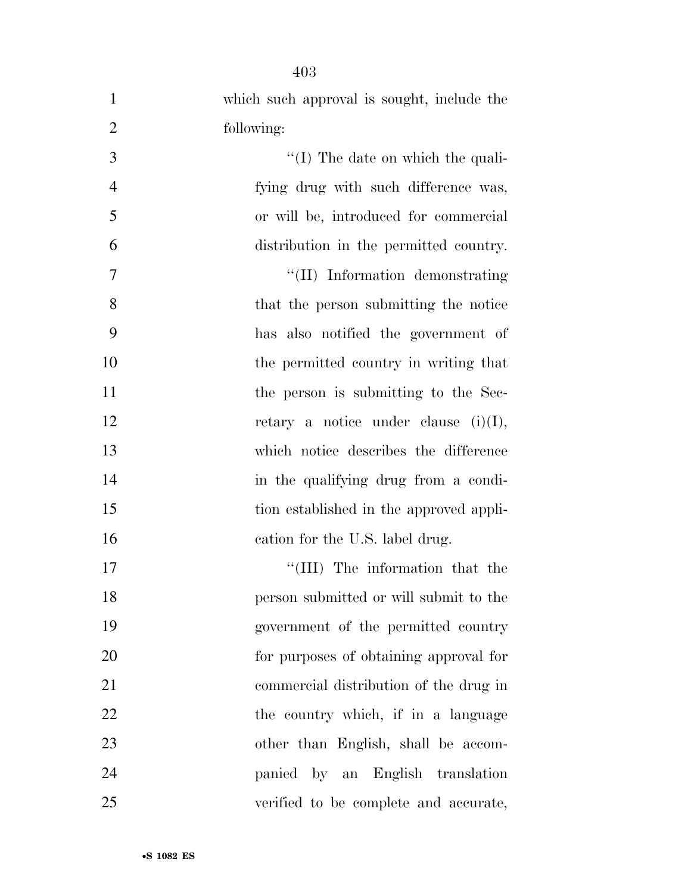which such approval is sought, include the following:

''(I) The date on which the qualifying drug with such difference was, or will be, introduced for commercial distribution in the permitted country.

''(II) Information demonstrating that the person submitting the notice has also notified the government of the permitted country in writing that the person is submitting to the Secretary a notice under clause (i)(I), which notice describes the difference in the qualifying drug from a condition established in the approved application for the U.S. label drug.

''(III) The information that the person submitted or will submit to the government of the permitted country for purposes of obtaining approval for commercial distribution of the drug in the country which, if in a language other than English, shall be accompanied by an English translation verified to be complete and accurate,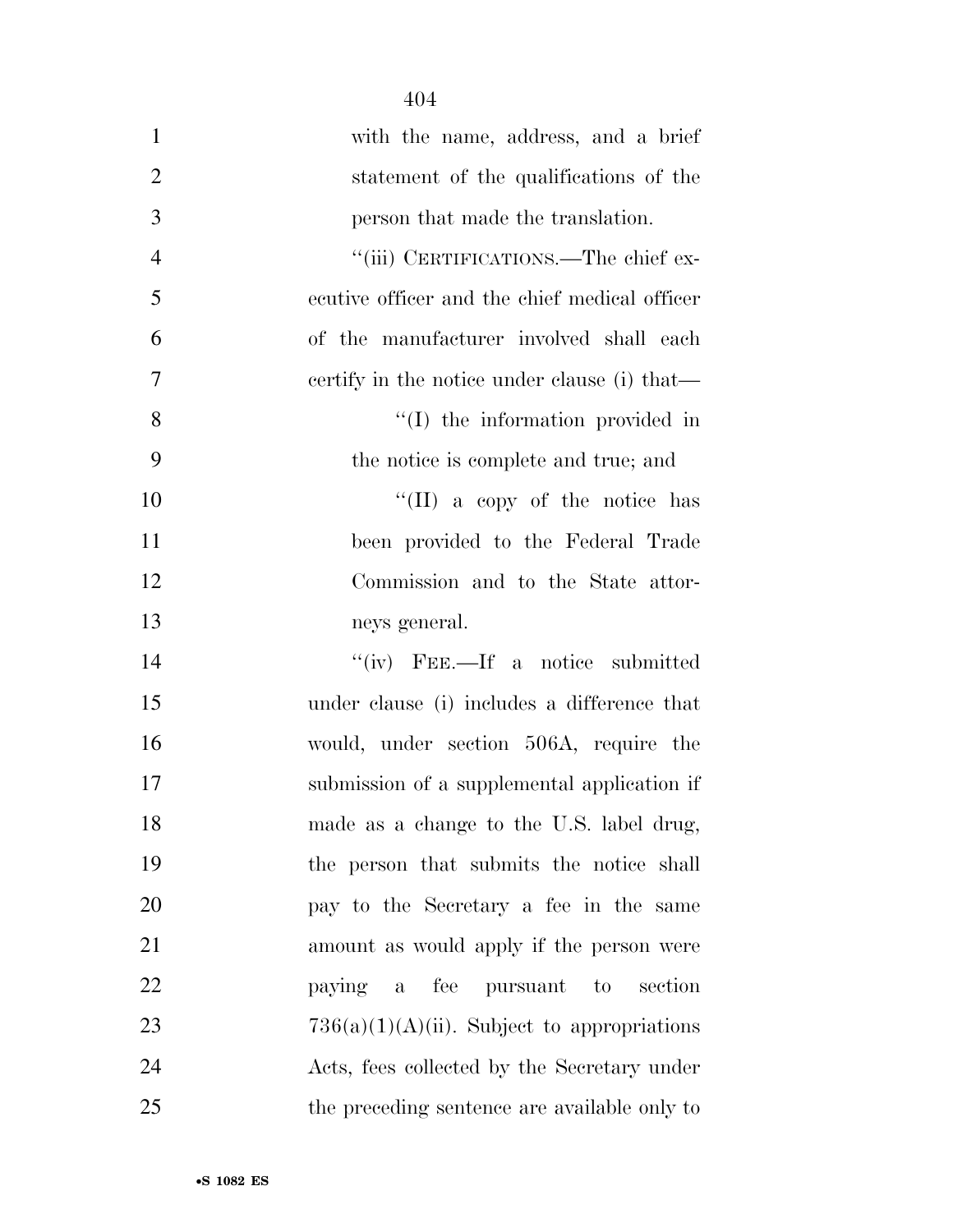with the name, address, and a brief statement of the qualifications of the person that made the translation.

"(iii) CERTIFICATIONS.—The chief executive officer and the chief medical officer of the manufacturer involved shall each certify in the notice under clause (i) that—

"(I) the information provided in the notice is complete and true; and

"(II) a copy of the notice has been provided to the Federal Trade Commission and to the State attorneys general.

"(iv) FEE.—If a notice submitted under clause (i) includes a difference that would, under section 506A, require the submission of a supplemental application if made as a change to the U.S. label drug, the person that submits the notice shall pay to the Secretary a fee in the same amount as would apply if the person were paying a fee pursuant to section 736(a)(1)(A)(ii). Subject to appropriations Acts, fees collected by the Secretary under the preceding sentence are available only to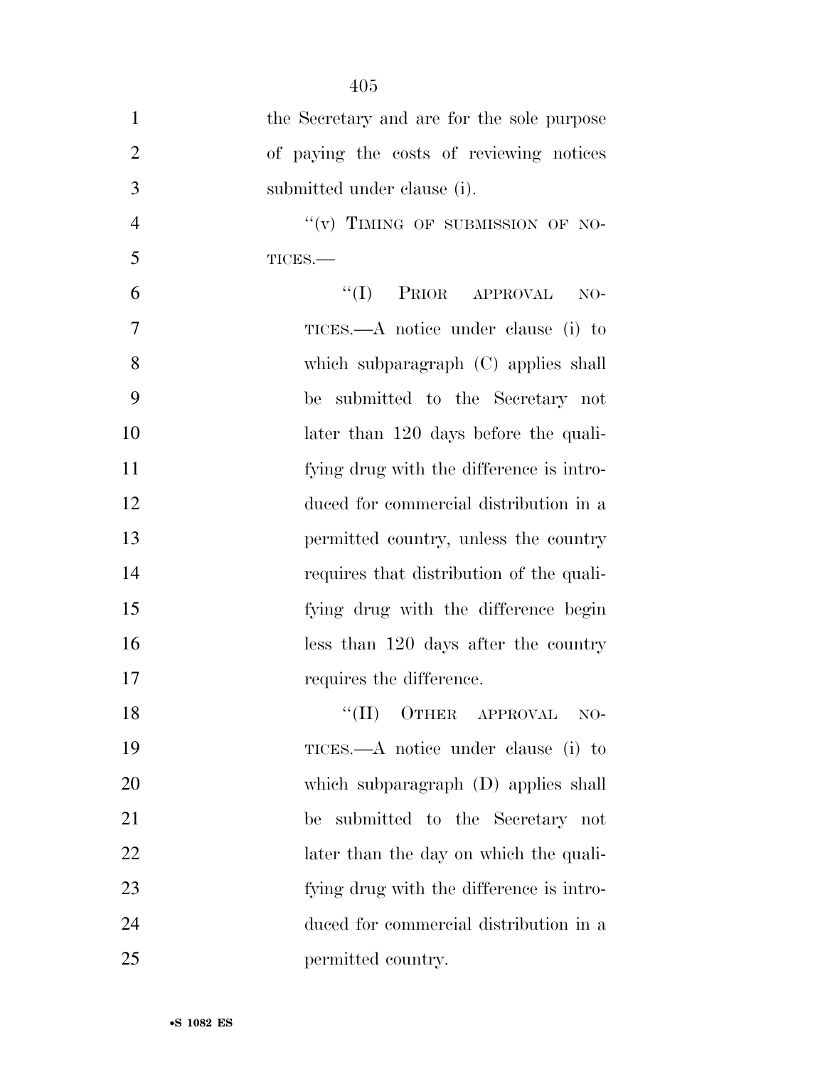the Secretary and are for the sole purpose of paying the costs of reviewing notices submitted under clause (i).

"(v) TIMING OF SUBMISSION OF NOTICES.—

"(I) PRIOR APPROVAL NOTICES.—A notice under clause (i) to which subparagraph (C) applies shall be submitted to the Secretary not later than 120 days before the qualifying drug with the difference is introduced for commercial distribution in a permitted country, unless the country requires that distribution of the qualifying drug with the difference begin less than 120 days after the country requires the difference.

"(II) OTHER APPROVAL NOTICES.—A notice under clause (i) to which subparagraph (D) applies shall be submitted to the Secretary not later than the day on which the qualifying drug with the difference is introduced for commercial distribution in a permitted country.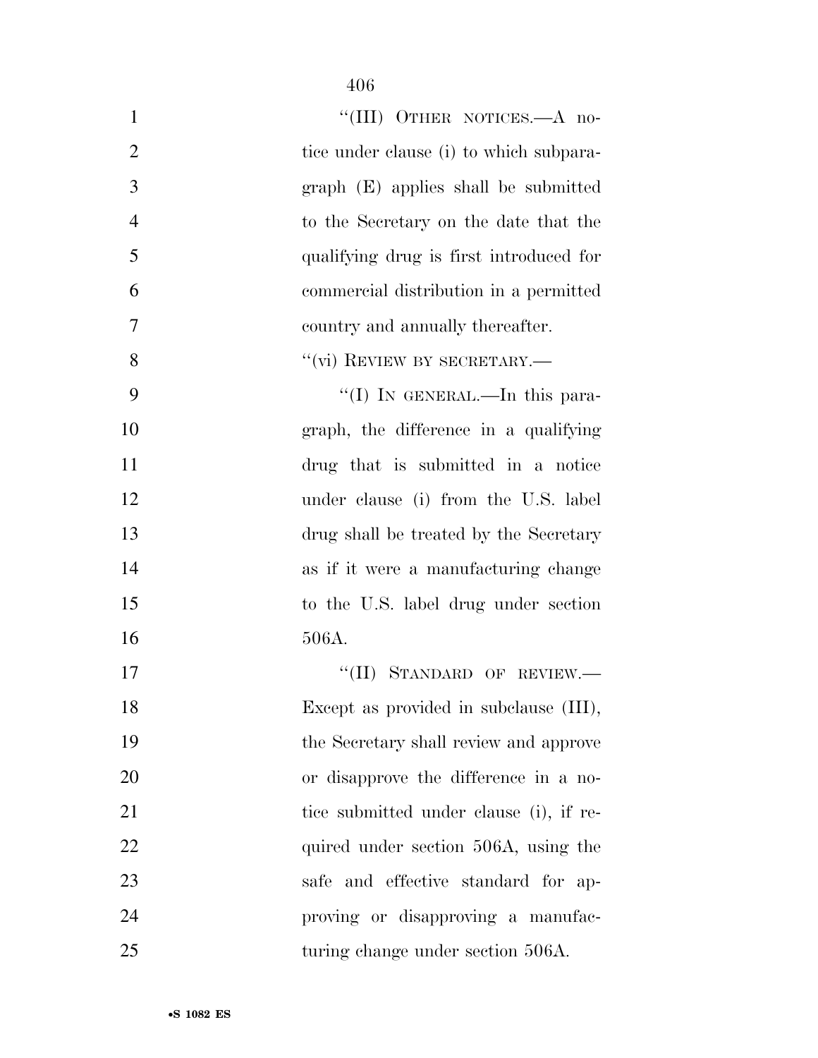"(III) OTHER NOTICES.—A notice under clause (i) to which subparagraph (E) applies shall be submitted to the Secretary on the date that the qualifying drug is first introduced for commercial distribution in a permitted country and annually thereafter.

"(vi) REVIEW BY SECRETARY.—

"(I) IN GENERAL.—In this paragraph, the difference in a qualifying drug that is submitted in a notice under clause (i) from the U.S. label drug shall be treated by the Secretary as if it were a manufacturing change to the U.S. label drug under section 506A.

"(II) STANDARD OF REVIEW.—Except as provided in subclause (III), the Secretary shall review and approve or disapprove the difference in a notice submitted under clause (i), if required under section 506A, using the safe and effective standard for approving or disapproving a manufacturing change under section 506A.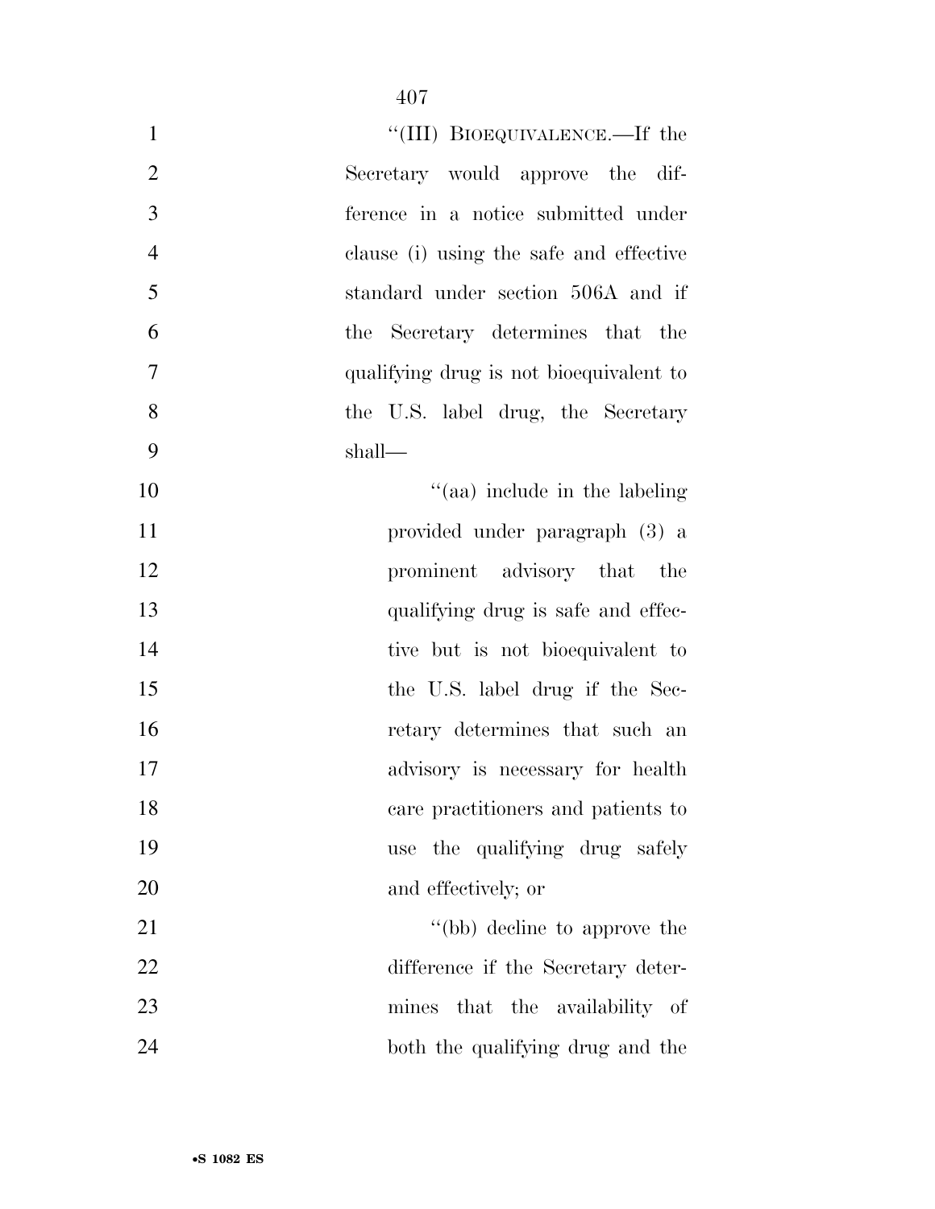''(III) BIOEQUIVALENCE.—If the Secretary would approve the difference in a notice submitted under clause (i) using the safe and effective standard under section 506A and if the Secretary determines that the qualifying drug is not bioequivalent to the U.S. label drug, the Secretary shall—

''(aa) include in the labeling provided under paragraph (3) a prominent advisory that the qualifying drug is safe and effective but is not bioequivalent to the U.S. label drug if the Secretary determines that such an advisory is necessary for health care practitioners and patients to use the qualifying drug safely and effectively; or

''(bb) decline to approve the difference if the Secretary determines that the availability of both the qualifying drug and the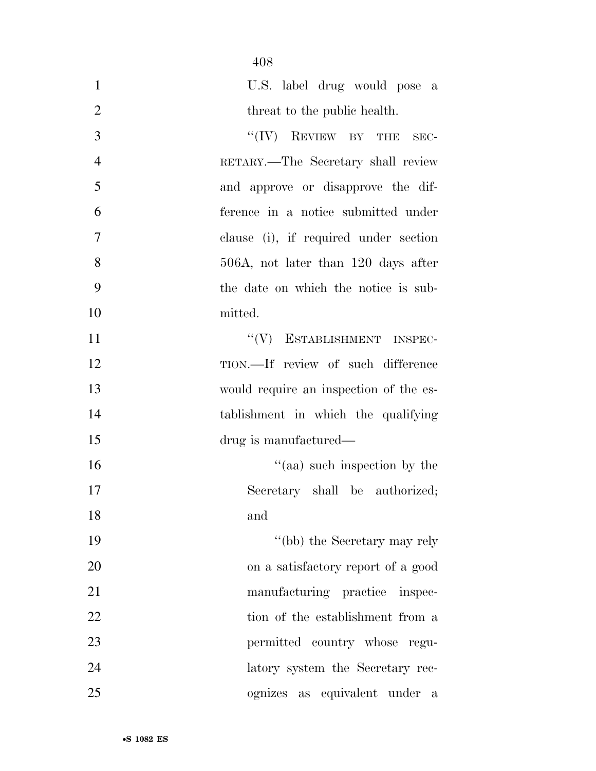U.S. label drug would pose a threat to the public health.

''(IV) REVIEW BY THE SECRETARY.—The Secretary shall review and approve or disapprove the difference in a notice submitted under clause (i), if required under section 506A, not later than 120 days after the date on which the notice is submitted.

''(V) ESTABLISHMENT INSPECTION.—If review of such difference would require an inspection of the establishment in which the qualifying drug is manufactured—

''(aa) such inspection by the Secretary shall be authorized; and

''(bb) the Secretary may rely on a satisfactory report of a good manufacturing practice inspection of the establishment from a permitted country whose regulatory system the Secretary recognizes as equivalent under a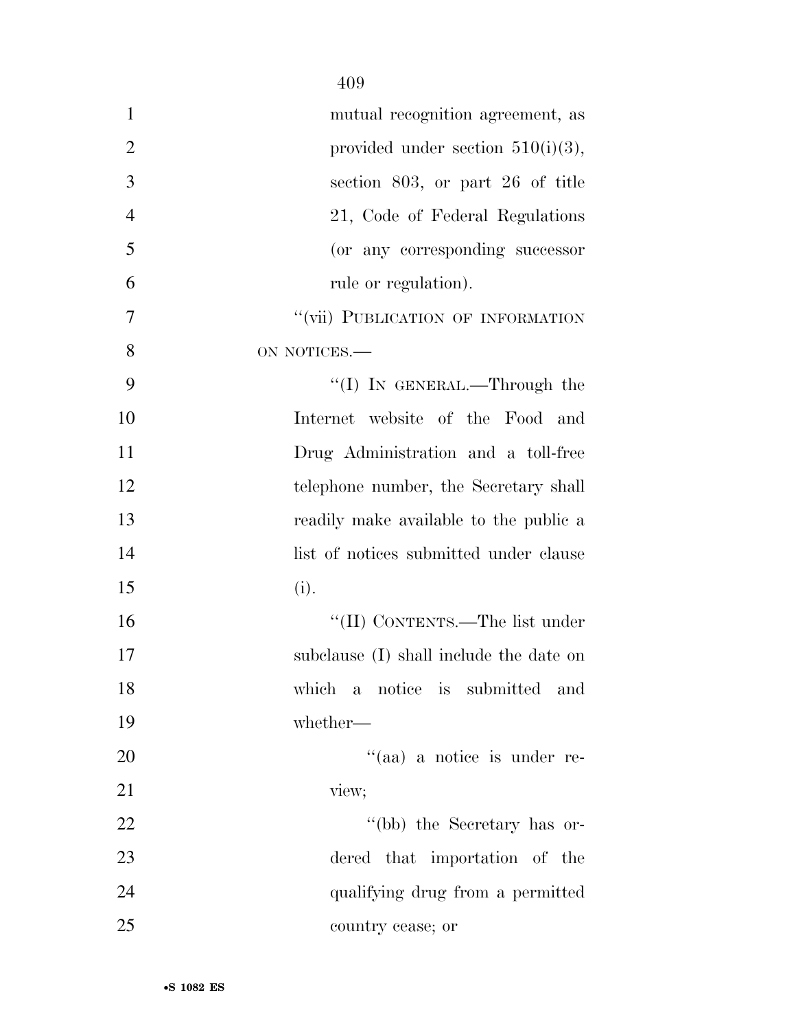mutual recognition agreement, as provided under section 510(i)(3), section 803, or part 26 of title 21, Code of Federal Regulations (or any corresponding successor rule or regulation).

"(vii) PUBLICATION OF INFORMATION ON NOTICES.—

"(I) IN GENERAL.—Through the Internet website of the Food and Drug Administration and a toll-free telephone number, the Secretary shall readily make available to the public a list of notices submitted under clause (i).

"(II) CONTENTS.—The list under subclause (I) shall include the date on which a notice is submitted and whether—

"(aa) a notice is under review;

"(bb) the Secretary has ordered that importation of the qualifying drug from a permitted country cease; or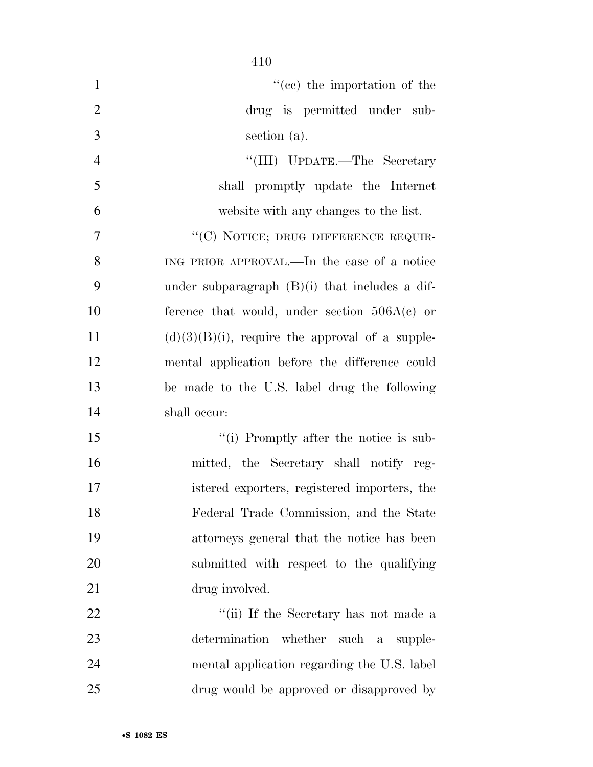"(cc) the importation of the drug is permitted under subsection (a).

"(III) UPDATE.—The Secretary shall promptly update the Internet website with any changes to the list.

"(C) NOTICE; DRUG DIFFERENCE REQUIRING PRIOR APPROVAL.—In the case of a notice under subparagraph (B)(i) that includes a difference that would, under section 506A(c) or (d)(3)(B)(i), require the approval of a supplemental application before the difference could be made to the U.S. label drug the following shall occur:

"(i) Promptly after the notice is submitted, the Secretary shall notify registered exporters, registered importers, the Federal Trade Commission, and the State attorneys general that the notice has been submitted with respect to the qualifying drug involved.

"(ii) If the Secretary has not made a determination whether such a supplemental application regarding the U.S. label drug would be approved or disapproved by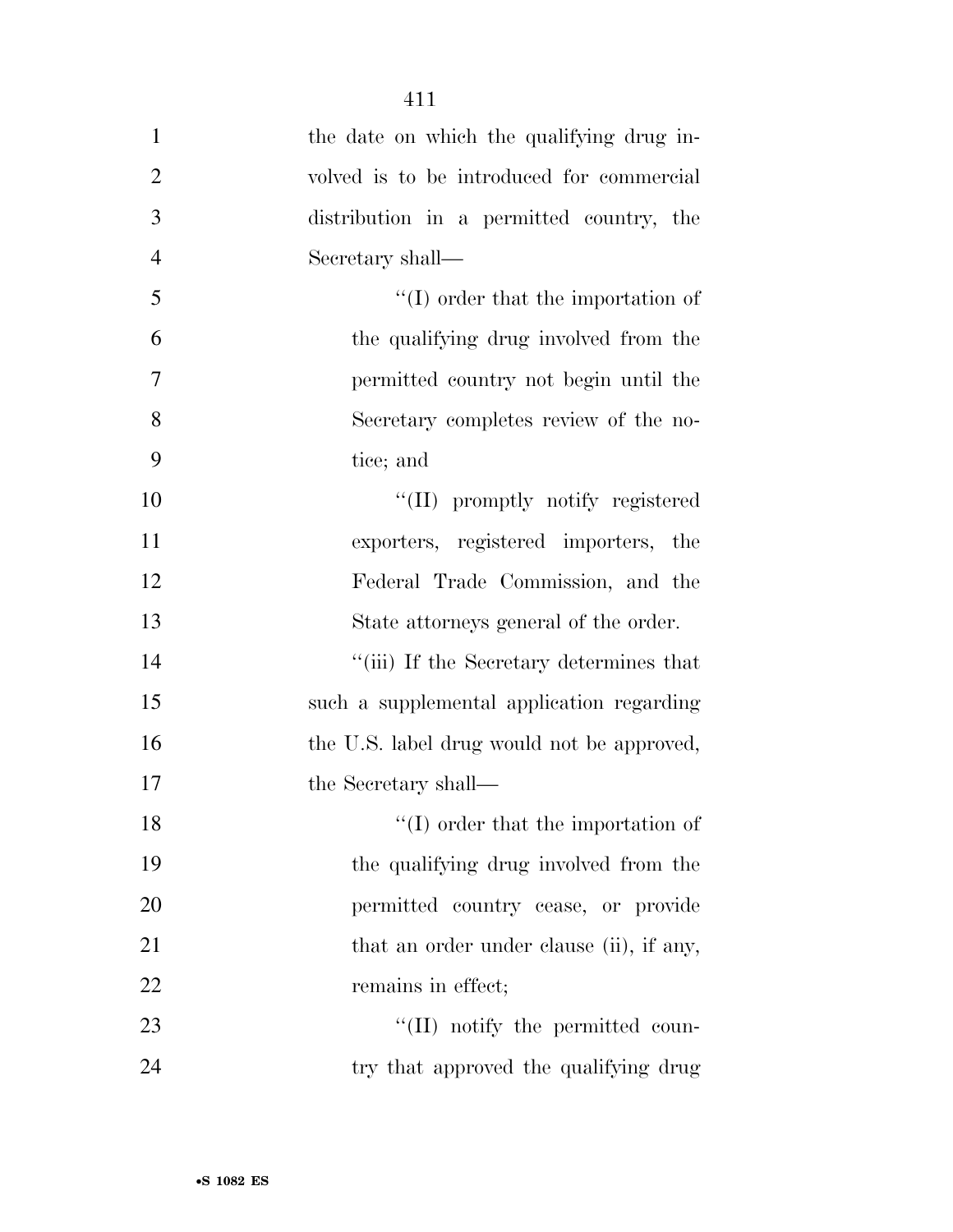the date on which the qualifying drug involved is to be introduced for commercial distribution in a permitted country, the Secretary shall—

"(I) order that the importation of the qualifying drug involved from the permitted country not begin until the Secretary completes review of the notice; and

"(II) promptly notify registered exporters, registered importers, the Federal Trade Commission, and the State attorneys general of the order.

"(iii) If the Secretary determines that such a supplemental application regarding the U.S. label drug would not be approved, the Secretary shall—

"(I) order that the importation of the qualifying drug involved from the permitted country cease, or provide that an order under clause (ii), if any, remains in effect;

"(II) notify the permitted country that approved the qualifying drug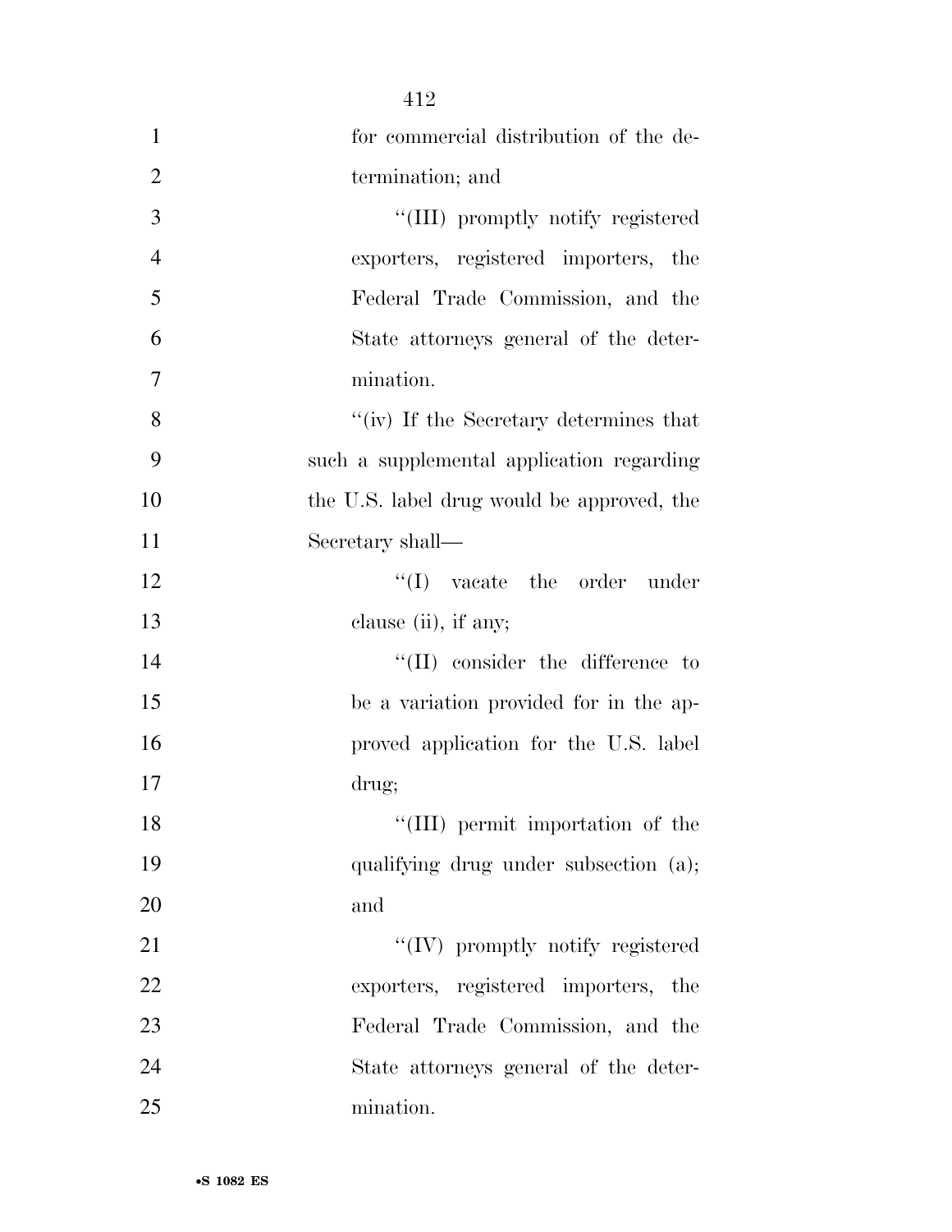for commercial distribution of the determination; and

"(III) promptly notify registered exporters, registered importers, the Federal Trade Commission, and the State attorneys general of the determination.

"(iv) If the Secretary determines that such a supplemental application regarding the U.S. label drug would be approved, the Secretary shall—

"(I) vacate the order under clause (ii), if any;

"(II) consider the difference to be a variation provided for in the approved application for the U.S. label drug;

"(III) permit importation of the qualifying drug under subsection (a); and

"(IV) promptly notify registered exporters, registered importers, the Federal Trade Commission, and the State attorneys general of the determination.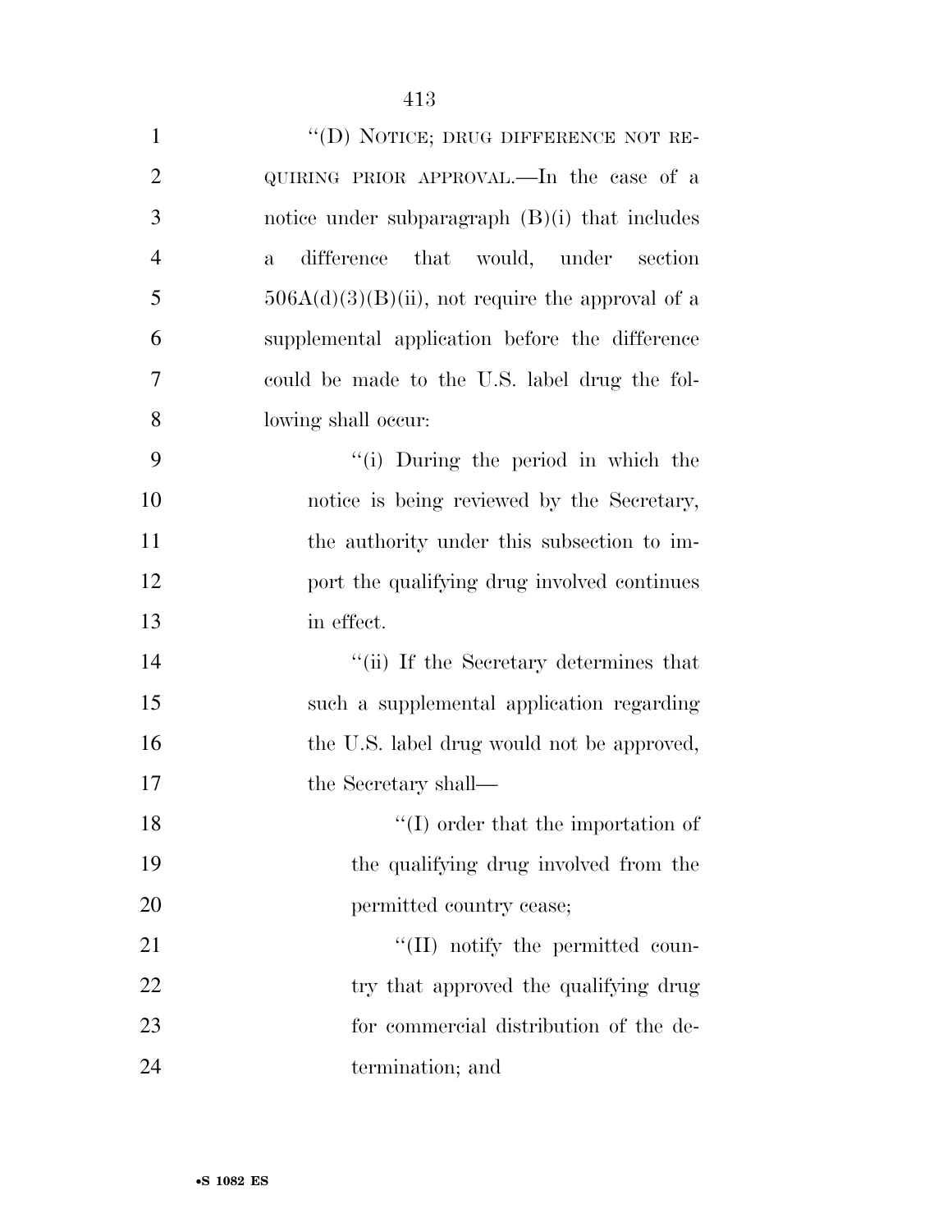"(D) NOTICE; DRUG DIFFERENCE NOT REQUIRING PRIOR APPROVAL.—In the case of a notice under subparagraph (B)(i) that includes a difference that would, under section 506A(d)(3)(B)(ii), not require the approval of a supplemental application before the difference could be made to the U.S. label drug the following shall occur:

"(i) During the period in which the notice is being reviewed by the Secretary, the authority under this subsection to import the qualifying drug involved continues in effect.

"(ii) If the Secretary determines that such a supplemental application regarding the U.S. label drug would not be approved, the Secretary shall—

"(I) order that the importation of the qualifying drug involved from the permitted country cease;

"(II) notify the permitted country that approved the qualifying drug for commercial distribution of the determination; and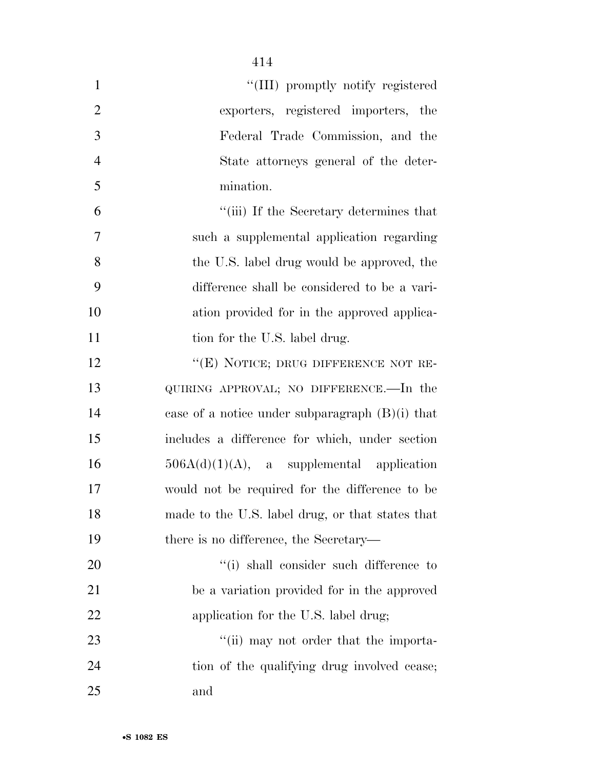"(III) promptly notify registered exporters, registered importers, the Federal Trade Commission, and the State attorneys general of the determination.

"(iii) If the Secretary determines that such a supplemental application regarding the U.S. label drug would be approved, the difference shall be considered to be a variation provided for in the approved application for the U.S. label drug.

"(E) NOTICE; DRUG DIFFERENCE NOT REQUIRING APPROVAL; NO DIFFERENCE.—In the case of a notice under subparagraph (B)(i) that includes a difference for which, under section 506A(d)(1)(A), a supplemental application would not be required for the difference to be made to the U.S. label drug, or that states that there is no difference, the Secretary—

"(i) shall consider such difference to be a variation provided for in the approved application for the U.S. label drug;

"(ii) may not order that the importation of the qualifying drug involved cease; and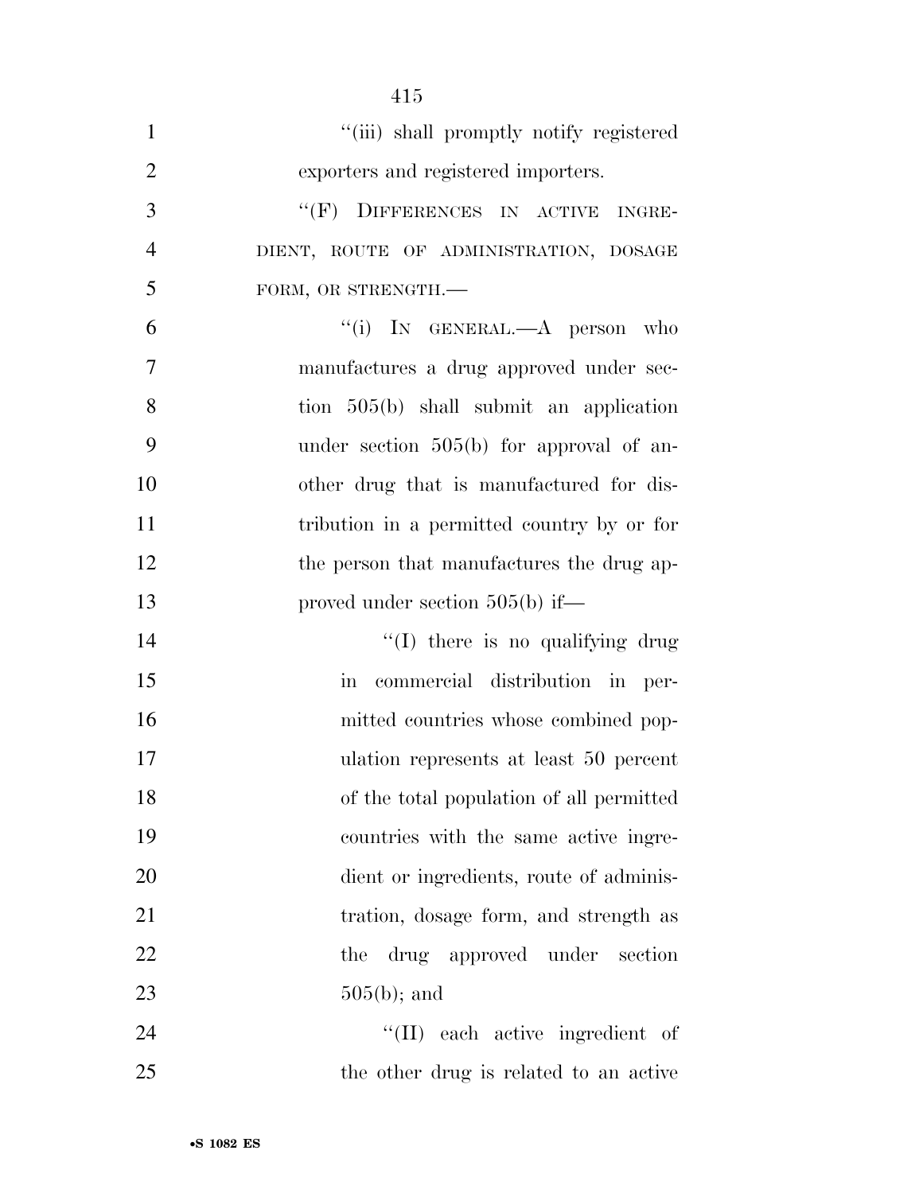"(iii) shall promptly notify registered exporters and registered importers.

"(F) DIFFERENCES IN ACTIVE INGREDIENT, ROUTE OF ADMINISTRATION, DOSAGE FORM, OR STRENGTH.—

"(i) IN GENERAL.—A person who manufactures a drug approved under section 505(b) shall submit an application under section 505(b) for approval of another drug that is manufactured for distribution in a permitted country by or for the person that manufactures the drug approved under section 505(b) if—

"(I) there is no qualifying drug in commercial distribution in permitted countries whose combined population represents at least 50 percent of the total population of all permitted countries with the same active ingredient or ingredients, route of administration, dosage form, and strength as the drug approved under section 505(b); and

"(II) each active ingredient of the other drug is related to an active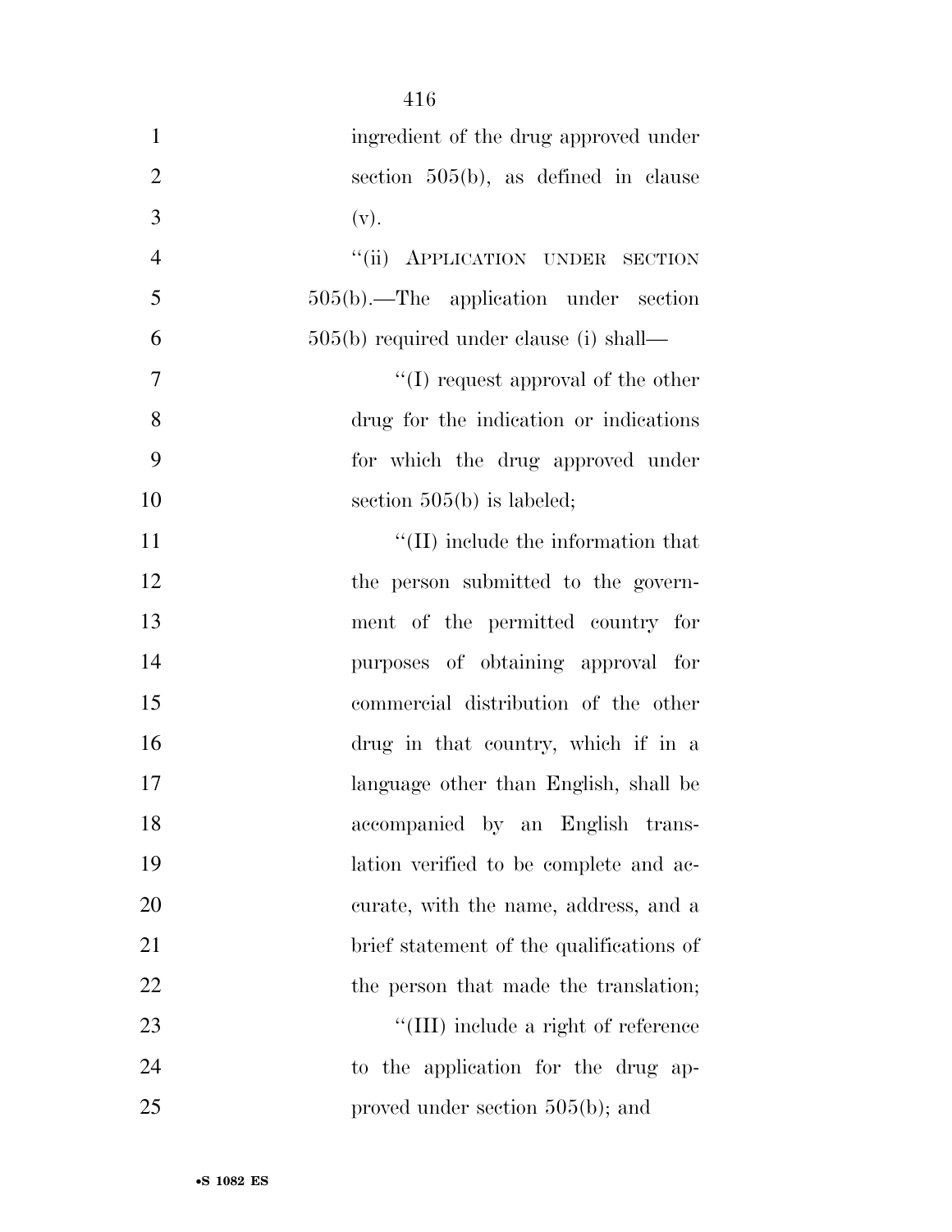ingredient of the drug approved under section 505(b), as defined in clause (v).

"(ii) APPLICATION UNDER SECTION 505(b).—The application under section 505(b) required under clause (i) shall—

"(I) request approval of the other drug for the indication or indications for which the drug approved under section 505(b) is labeled;

"(II) include the information that the person submitted to the government of the permitted country for purposes of obtaining approval for commercial distribution of the other drug in that country, which if in a language other than English, shall be accompanied by an English translation verified to be complete and accurate, with the name, address, and a brief statement of the qualifications of the person that made the translation;

"(III) include a right of reference to the application for the drug approved under section 505(b); and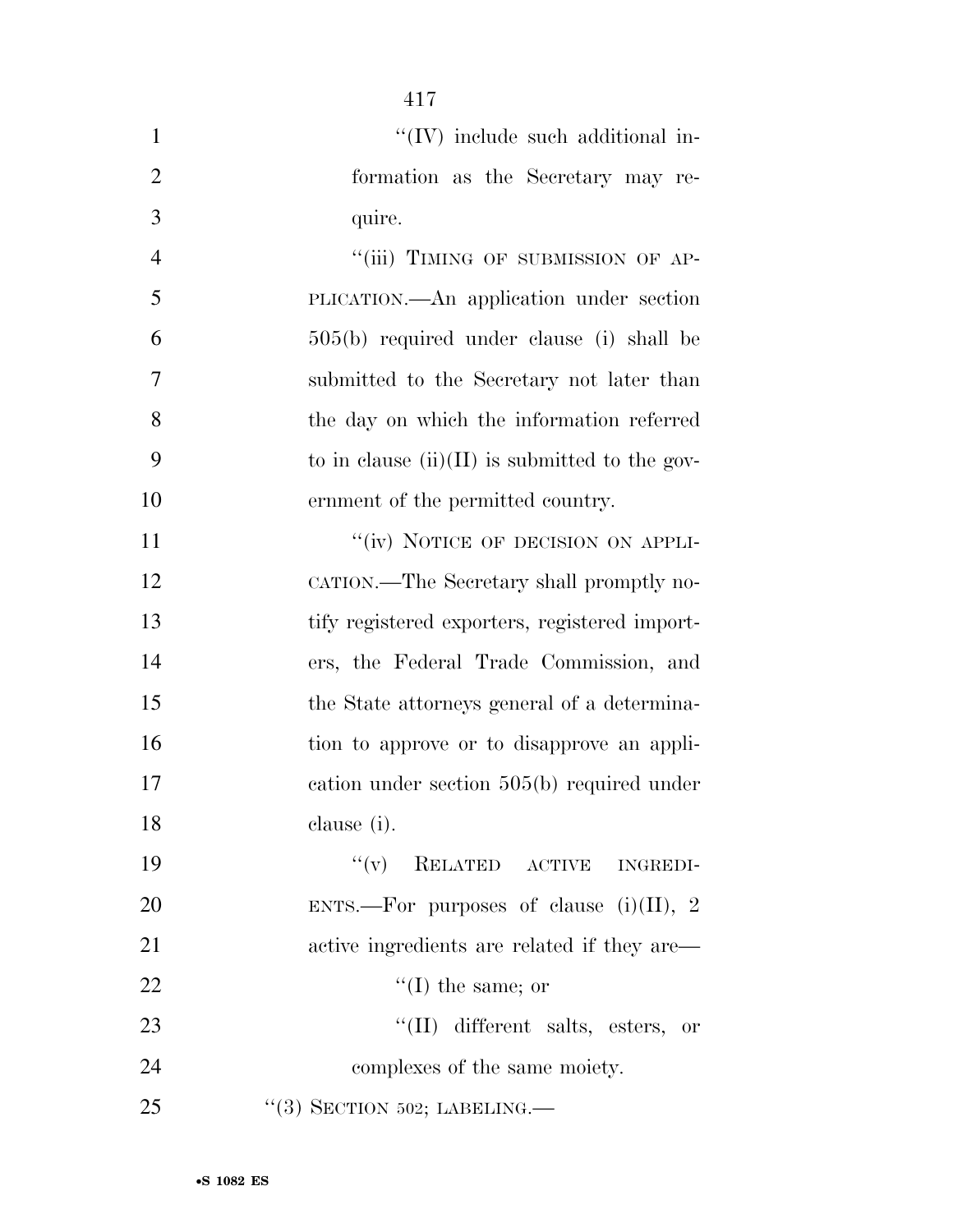"(IV) include such additional information as the Secretary may require.

"(iii) TIMING OF SUBMISSION OF APPLICATION.—An application under section 505(b) required under clause (i) shall be submitted to the Secretary not later than the day on which the information referred to in clause (ii)(II) is submitted to the government of the permitted country.

"(iv) NOTICE OF DECISION ON APPLICATION.—The Secretary shall promptly notify registered exporters, registered importers, the Federal Trade Commission, and the State attorneys general of a determination to approve or to disapprove an application under section 505(b) required under clause (i).

"(v) RELATED ACTIVE INGREDIENTS.—For purposes of clause (i)(II), 2 active ingredients are related if they are—

"(I) the same; or

"(II) different salts, esters, or complexes of the same moiety.

"(3) SECTION 502; LABELING.—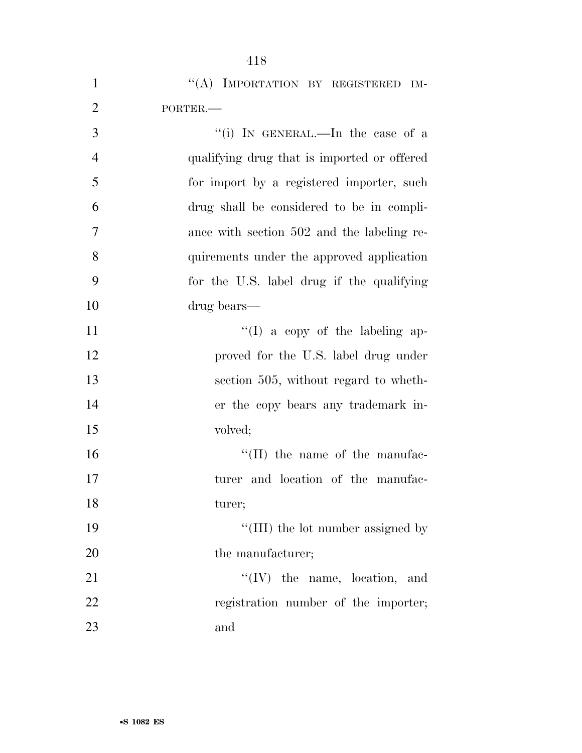"(A) IMPORTATION BY REGISTERED IMPORTER.—

"(i) IN GENERAL.—In the case of a qualifying drug that is imported or offered for import by a registered importer, such drug shall be considered to be in compliance with section 502 and the labeling requirements under the approved application for the U.S. label drug if the qualifying drug bears—

"(I) a copy of the labeling approved for the U.S. label drug under section 505, without regard to whether the copy bears any trademark involved;

"(II) the name of the manufacturer and location of the manufacturer;

"(III) the lot number assigned by the manufacturer;

"(IV) the name, location, and registration number of the importer; and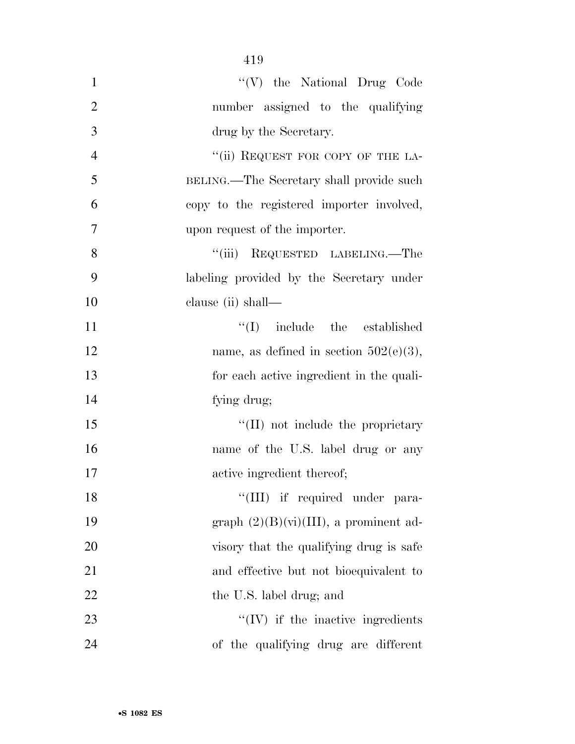"(V) the National Drug Code number assigned to the qualifying drug by the Secretary.

"(ii) REQUEST FOR COPY OF THE LABELING.—The Secretary shall provide such copy to the registered importer involved, upon request of the importer.

"(iii) REQUESTED LABELING.—The labeling provided by the Secretary under clause (ii) shall—

"(I) include the established name, as defined in section 502(e)(3), for each active ingredient in the qualifying drug;

"(II) not include the proprietary name of the U.S. label drug or any active ingredient thereof;

"(III) if required under paragraph (2)(B)(vi)(III), a prominent advisory that the qualifying drug is safe and effective but not bioequivalent to the U.S. label drug; and

"(IV) if the inactive ingredients of the qualifying drug are different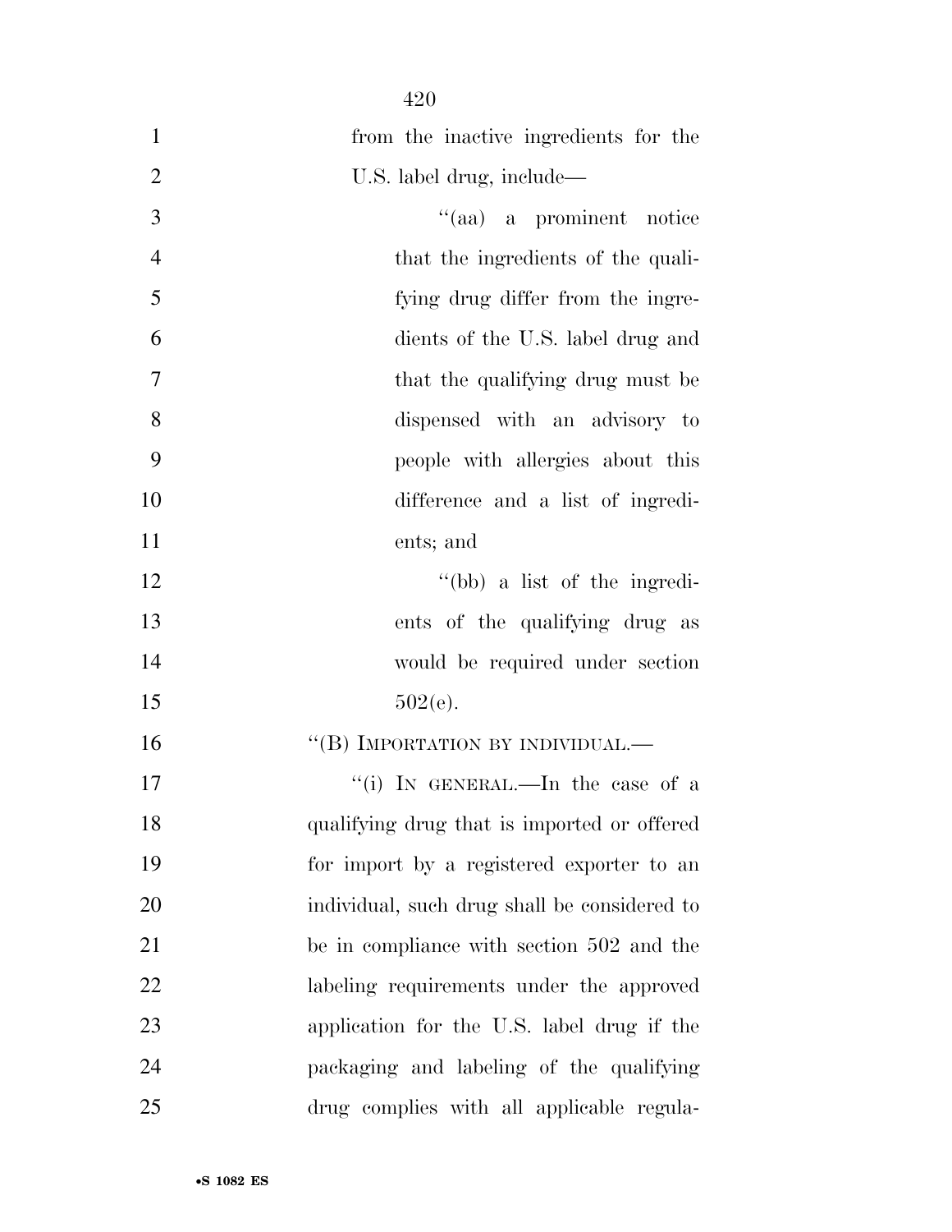from the inactive ingredients for the U.S. label drug, include—

''(aa) a prominent notice that the ingredients of the qualifying drug differ from the ingredients of the U.S. label drug and that the qualifying drug must be dispensed with an advisory to people with allergies about this difference and a list of ingredients; and

''(bb) a list of the ingredients of the qualifying drug as would be required under section 502(e).

''(B) IMPORTATION BY INDIVIDUAL.—

''(i) IN GENERAL.—In the case of a qualifying drug that is imported or offered for import by a registered exporter to an individual, such drug shall be considered to be in compliance with section 502 and the labeling requirements under the approved application for the U.S. label drug if the packaging and labeling of the qualifying drug complies with all applicable regula-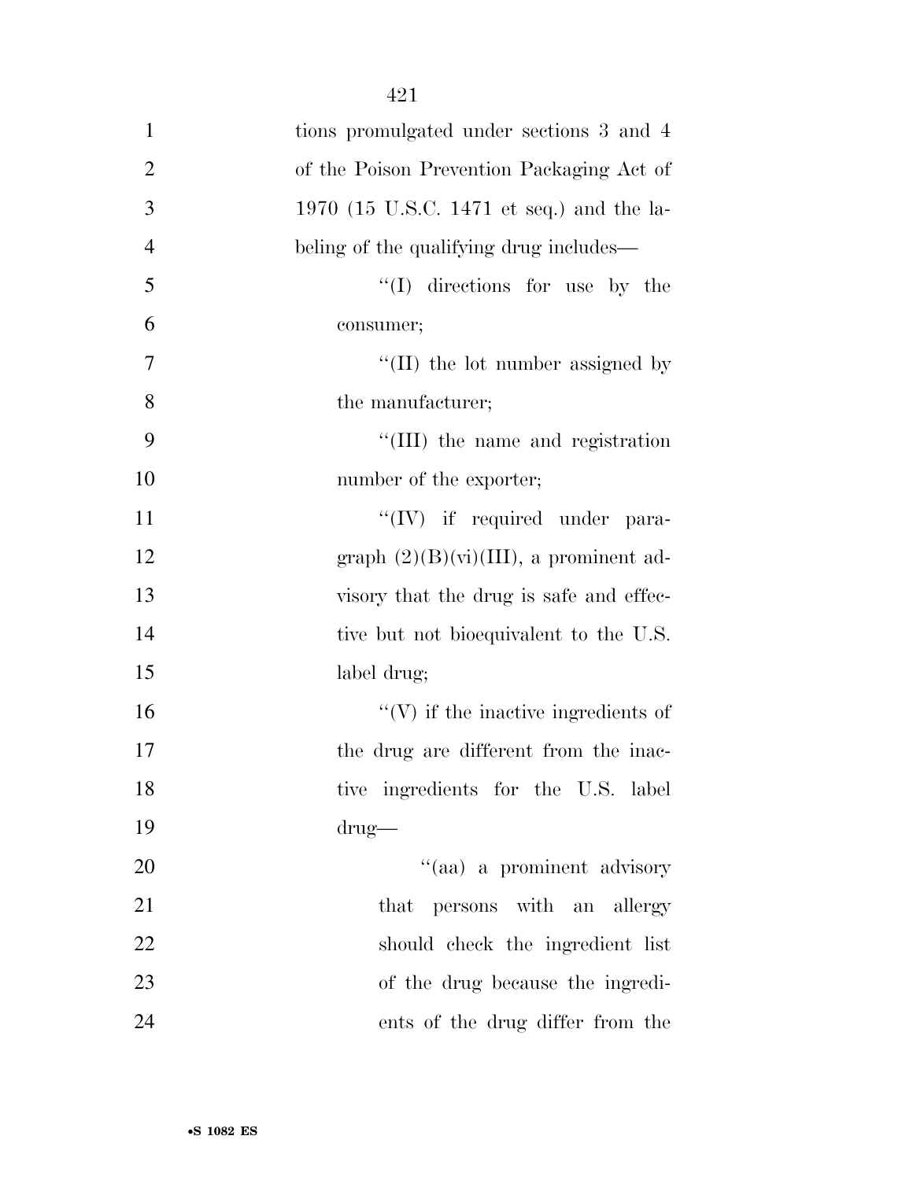tions promulgated under sections 3 and 4 of the Poison Prevention Packaging Act of 1970 (15 U.S.C. 1471 et seq.) and the labeling of the qualifying drug includes—

''(I) directions for use by the consumer;

''(II) the lot number assigned by the manufacturer;

''(III) the name and registration number of the exporter;

''(IV) if required under paragraph (2)(B)(vi)(III), a prominent advisory that the drug is safe and effective but not bioequivalent to the U.S. label drug;

''(V) if the inactive ingredients of the drug are different from the inactive ingredients for the U.S. label drug—

''(aa) a prominent advisory that persons with an allergy should check the ingredient list of the drug because the ingredients of the drug differ from the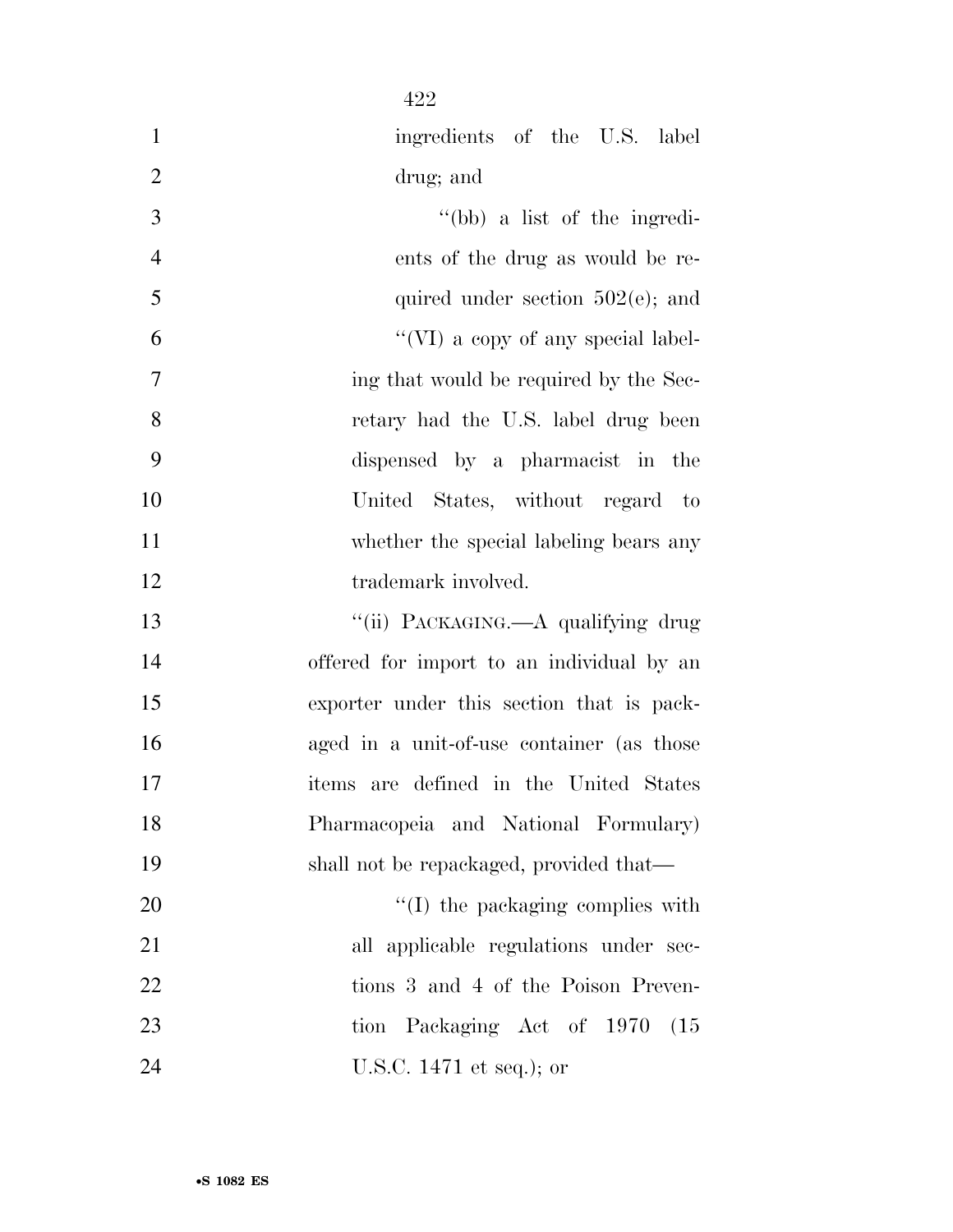ingredients of the U.S. label drug; and

''(bb) a list of the ingredients of the drug as would be required under section 502(e); and

''(VI) a copy of any special labeling that would be required by the Secretary had the U.S. label drug been dispensed by a pharmacist in the United States, without regard to whether the special labeling bears any trademark involved.

''(ii) PACKAGING.—A qualifying drug offered for import to an individual by an exporter under this section that is packaged in a unit-of-use container (as those items are defined in the United States Pharmacopeia and National Formulary) shall not be repackaged, provided that—

''(I) the packaging complies with all applicable regulations under sections 3 and 4 of the Poison Prevention Packaging Act of 1970 (15 U.S.C. 1471 et seq.); or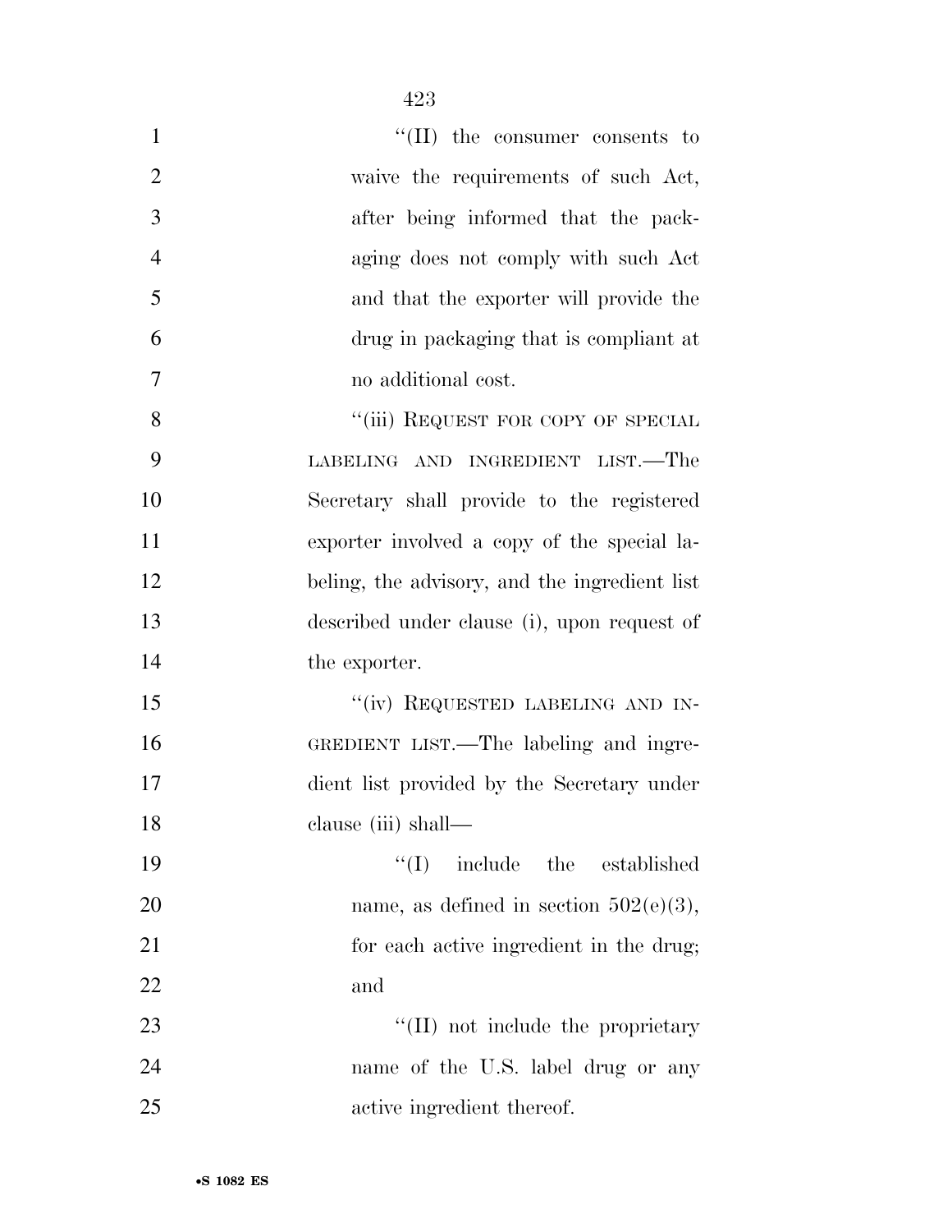"(II) the consumer consents to waive the requirements of such Act, after being informed that the packaging does not comply with such Act and that the exporter will provide the drug in packaging that is compliant at no additional cost.

"(iii) REQUEST FOR COPY OF SPECIAL LABELING AND INGREDIENT LIST.—The Secretary shall provide to the registered exporter involved a copy of the special labeling, the advisory, and the ingredient list described under clause (i), upon request of the exporter.

"(iv) REQUESTED LABELING AND INGREDIENT LIST.—The labeling and ingredient list provided by the Secretary under clause (iii) shall—

"(I) include the established name, as defined in section 502(e)(3), for each active ingredient in the drug; and

"(II) not include the proprietary name of the U.S. label drug or any active ingredient thereof.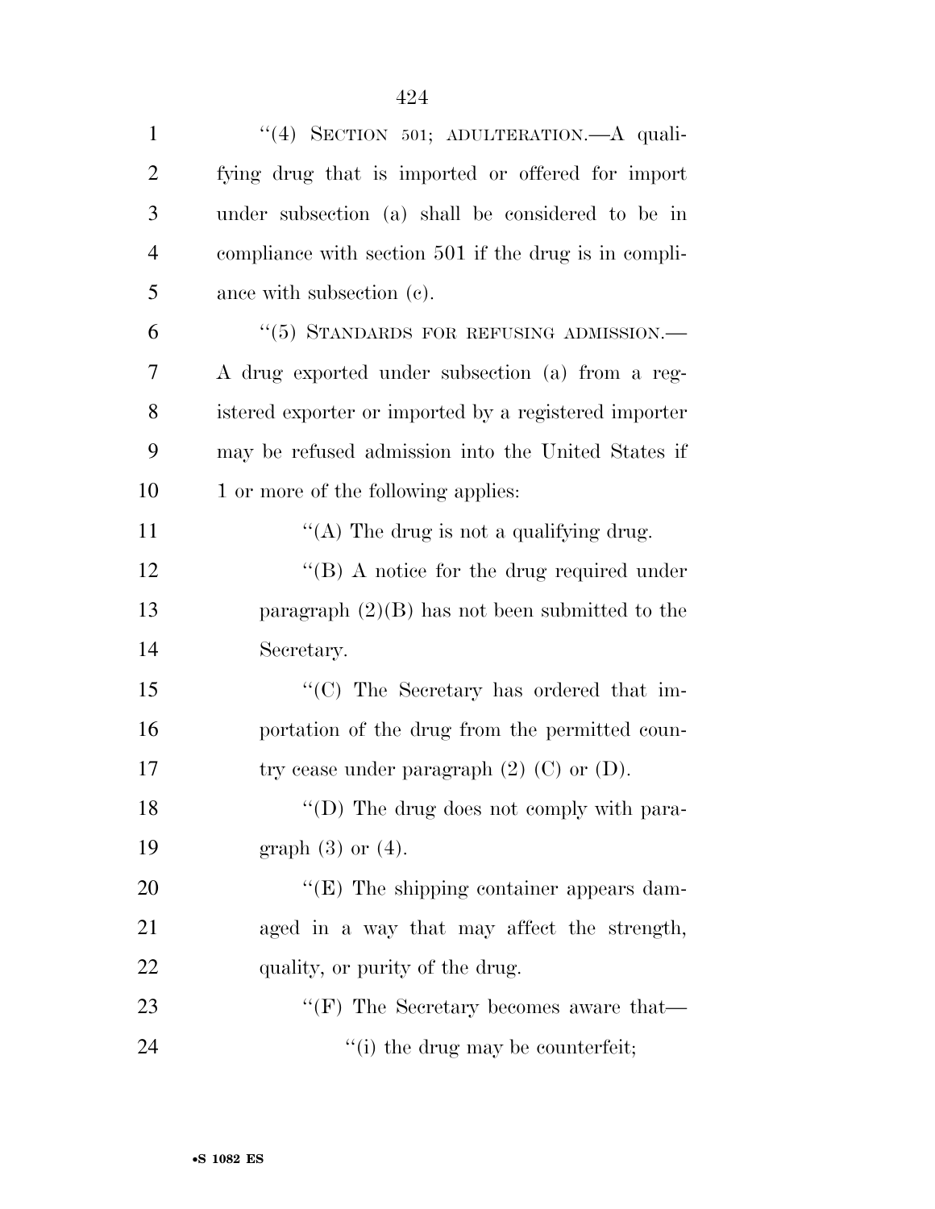"(4) SECTION 501; ADULTERATION.—A qualifying drug that is imported or offered for import under subsection (a) shall be considered to be in compliance with section 501 if the drug is in compliance with subsection (c).

"(5) STANDARDS FOR REFUSING ADMISSION.—A drug exported under subsection (a) from a registered exporter or imported by a registered importer may be refused admission into the United States if 1 or more of the following applies:

"(A) The drug is not a qualifying drug.

"(B) A notice for the drug required under paragraph (2)(B) has not been submitted to the Secretary.

"(C) The Secretary has ordered that importation of the drug from the permitted country cease under paragraph (2) (C) or (D).

"(D) The drug does not comply with paragraph (3) or (4).

"(E) The shipping container appears damaged in a way that may affect the strength, quality, or purity of the drug.

"(F) The Secretary becomes aware that—

"(i) the drug may be counterfeit;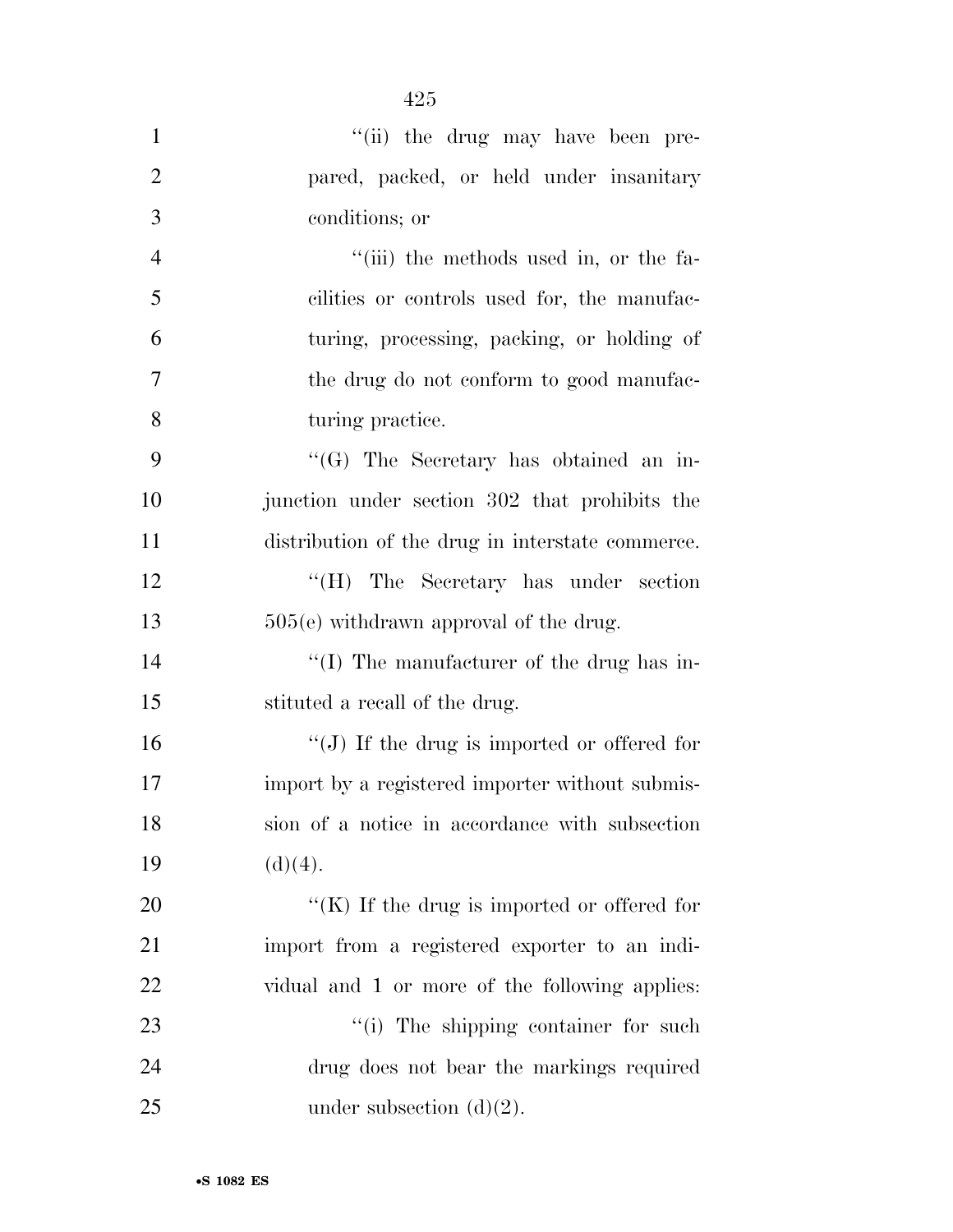''(ii) the drug may have been prepared, packed, or held under insanitary conditions; or

''(iii) the methods used in, or the facilities or controls used for, the manufacturing, processing, packing, or holding of the drug do not conform to good manufacturing practice.

''(G) The Secretary has obtained an injunction under section 302 that prohibits the distribution of the drug in interstate commerce.

''(H) The Secretary has under section 505(e) withdrawn approval of the drug.

''(I) The manufacturer of the drug has instituted a recall of the drug.

''(J) If the drug is imported or offered for import by a registered importer without submission of a notice in accordance with subsection (d)(4).

''(K) If the drug is imported or offered for import from a registered exporter to an individual and 1 or more of the following applies:

''(i) The shipping container for such drug does not bear the markings required under subsection (d)(2).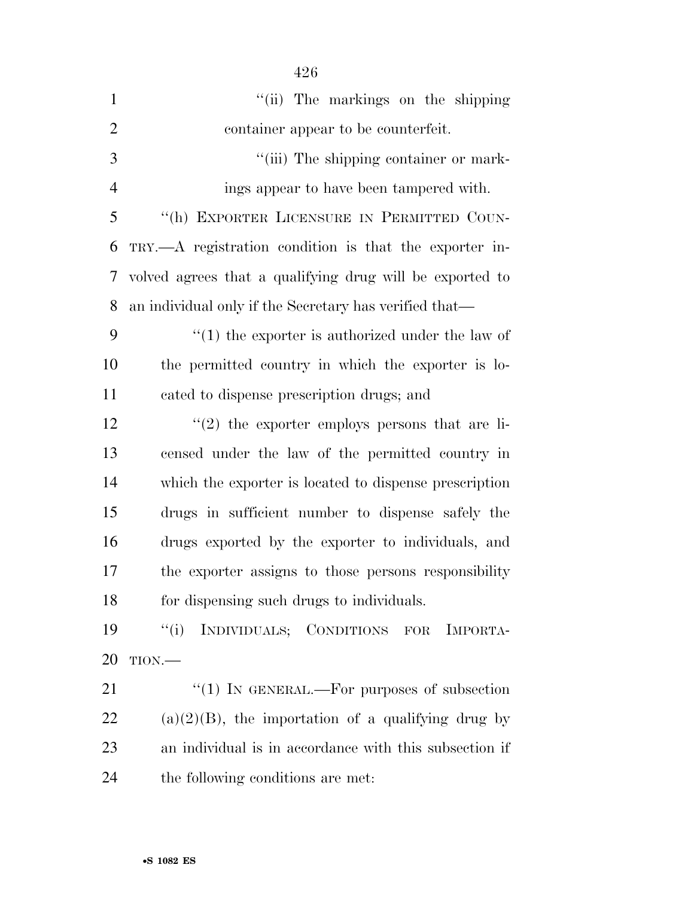''(ii) The markings on the shipping container appear to be counterfeit.

''(iii) The shipping container or markings appear to have been tampered with.

''(h) EXPORTER LICENSURE IN PERMITTED COUNTRY.—A registration condition is that the exporter involved agrees that a qualifying drug will be exported to an individual only if the Secretary has verified that—

''(1) the exporter is authorized under the law of the permitted country in which the exporter is located to dispense prescription drugs; and

''(2) the exporter employs persons that are licensed under the law of the permitted country in which the exporter is located to dispense prescription drugs in sufficient number to dispense safely the drugs exported by the exporter to individuals, and the exporter assigns to those persons responsibility for dispensing such drugs to individuals.

''(i) INDIVIDUALS; CONDITIONS FOR IMPORTATION.—

''(1) IN GENERAL.—For purposes of subsection (a)(2)(B), the importation of a qualifying drug by an individual is in accordance with this subsection if the following conditions are met: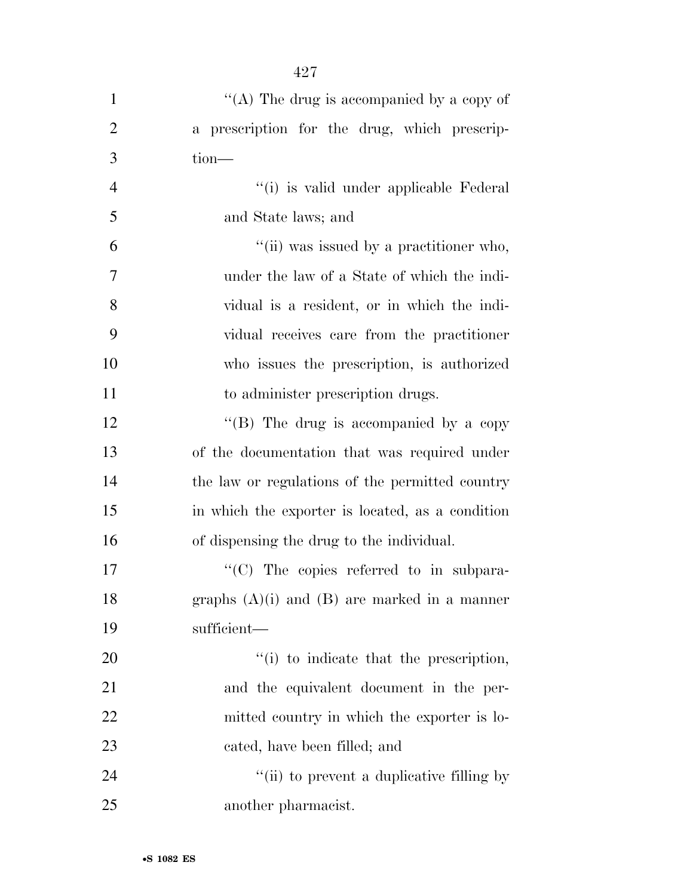"(A) The drug is accompanied by a copy of a prescription for the drug, which prescription—

"(i) is valid under applicable Federal and State laws; and

"(ii) was issued by a practitioner who, under the law of a State of which the individual is a resident, or in which the individual receives care from the practitioner who issues the prescription, is authorized to administer prescription drugs.

"(B) The drug is accompanied by a copy of the documentation that was required under the law or regulations of the permitted country in which the exporter is located, as a condition of dispensing the drug to the individual.

"(C) The copies referred to in subparagraphs (A)(i) and (B) are marked in a manner sufficient—

"(i) to indicate that the prescription, and the equivalent document in the permitted country in which the exporter is located, have been filled; and

"(ii) to prevent a duplicative filling by another pharmacist.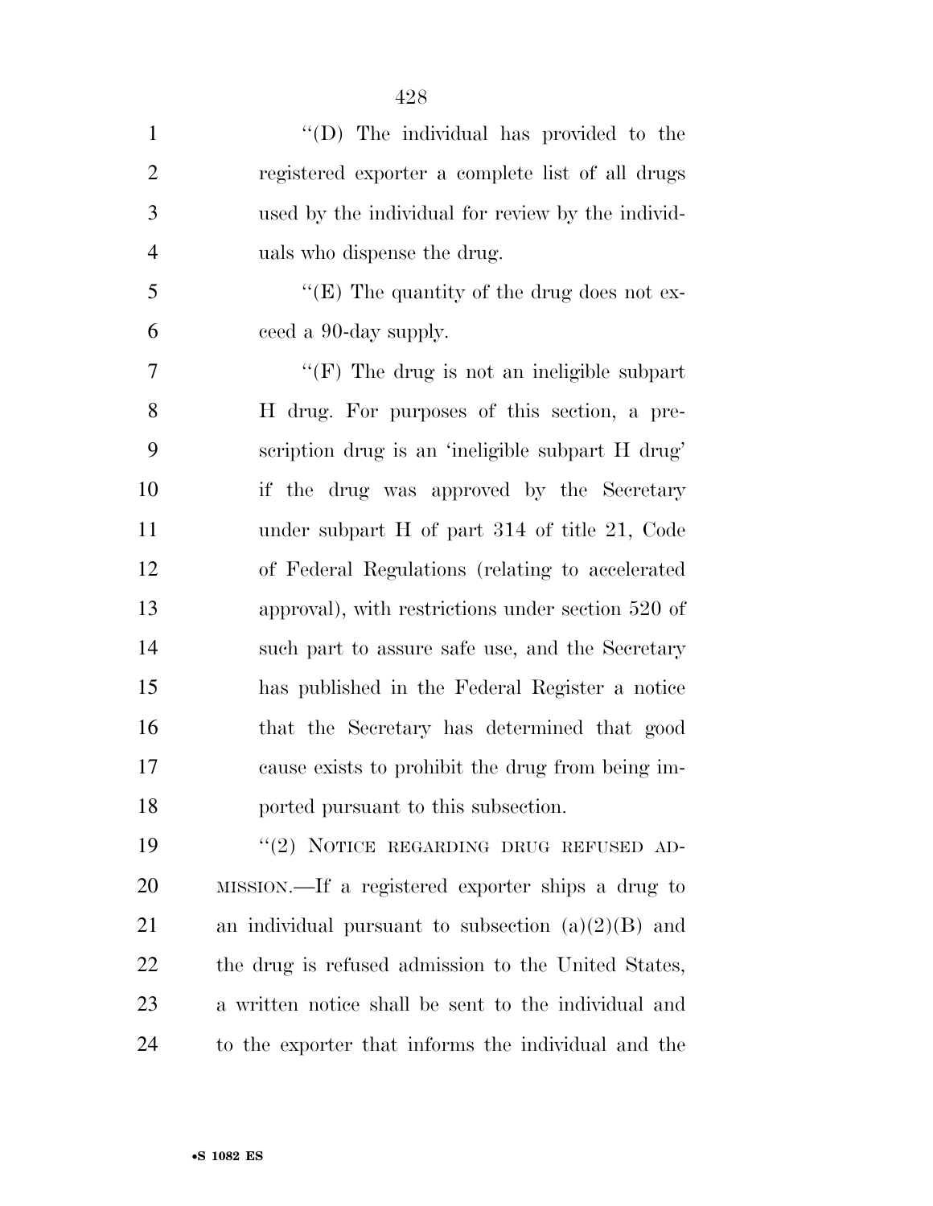''(D) The individual has provided to the registered exporter a complete list of all drugs used by the individual for review by the individuals who dispense the drug.

''(E) The quantity of the drug does not exceed a 90-day supply.

''(F) The drug is not an ineligible subpart H drug. For purposes of this section, a prescription drug is an 'ineligible subpart H drug' if the drug was approved by the Secretary under subpart H of part 314 of title 21, Code of Federal Regulations (relating to accelerated approval), with restrictions under section 520 of such part to assure safe use, and the Secretary has published in the Federal Register a notice that the Secretary has determined that good cause exists to prohibit the drug from being imported pursuant to this subsection.

''(2) NOTICE REGARDING DRUG REFUSED ADMISSION.—If a registered exporter ships a drug to an individual pursuant to subsection (a)(2)(B) and the drug is refused admission to the United States, a written notice shall be sent to the individual and to the exporter that informs the individual and the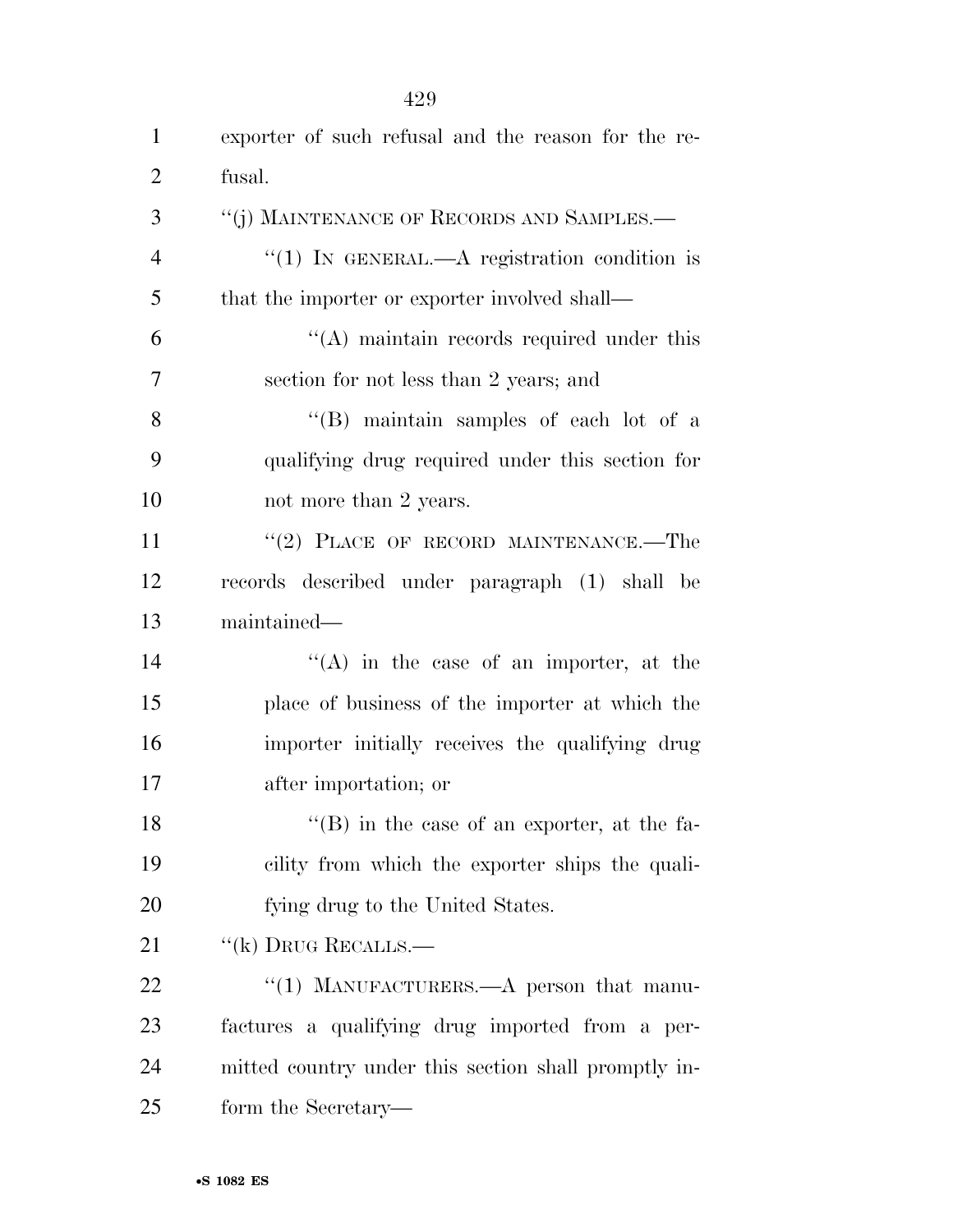exporter of such refusal and the reason for the refusal.

''(j) MAINTENANCE OF RECORDS AND SAMPLES.—

''(1) IN GENERAL.—A registration condition is that the importer or exporter involved shall—

''(A) maintain records required under this section for not less than 2 years; and

''(B) maintain samples of each lot of a qualifying drug required under this section for not more than 2 years.

''(2) PLACE OF RECORD MAINTENANCE.—The records described under paragraph (1) shall be maintained—

''(A) in the case of an importer, at the place of business of the importer at which the importer initially receives the qualifying drug after importation; or

''(B) in the case of an exporter, at the facility from which the exporter ships the qualifying drug to the United States.

''(k) DRUG RECALLS.—

''(1) MANUFACTURERS.—A person that manufactures a qualifying drug imported from a permitted country under this section shall promptly inform the Secretary—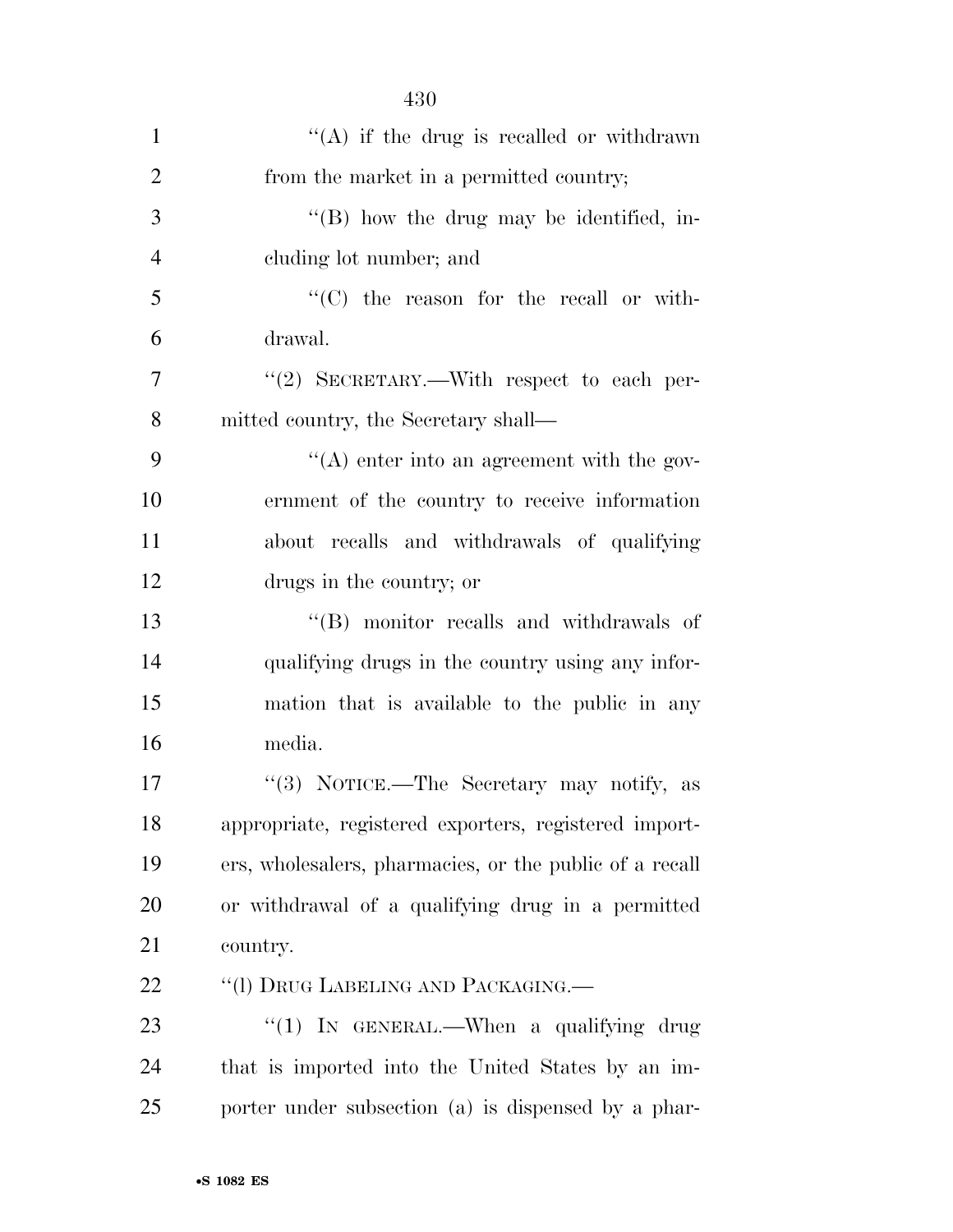''(A) if the drug is recalled or withdrawn from the market in a permitted country;

''(B) how the drug may be identified, including lot number; and

''(C) the reason for the recall or withdrawal.

''(2) SECRETARY.—With respect to each permitted country, the Secretary shall—

''(A) enter into an agreement with the government of the country to receive information about recalls and withdrawals of qualifying drugs in the country; or

''(B) monitor recalls and withdrawals of qualifying drugs in the country using any information that is available to the public in any media.

''(3) NOTICE.—The Secretary may notify, as appropriate, registered exporters, registered importers, wholesalers, pharmacies, or the public of a recall or withdrawal of a qualifying drug in a permitted country.

''(l) DRUG LABELING AND PACKAGING.—

''(1) IN GENERAL.—When a qualifying drug that is imported into the United States by an importer under subsection (a) is dispensed by a phar-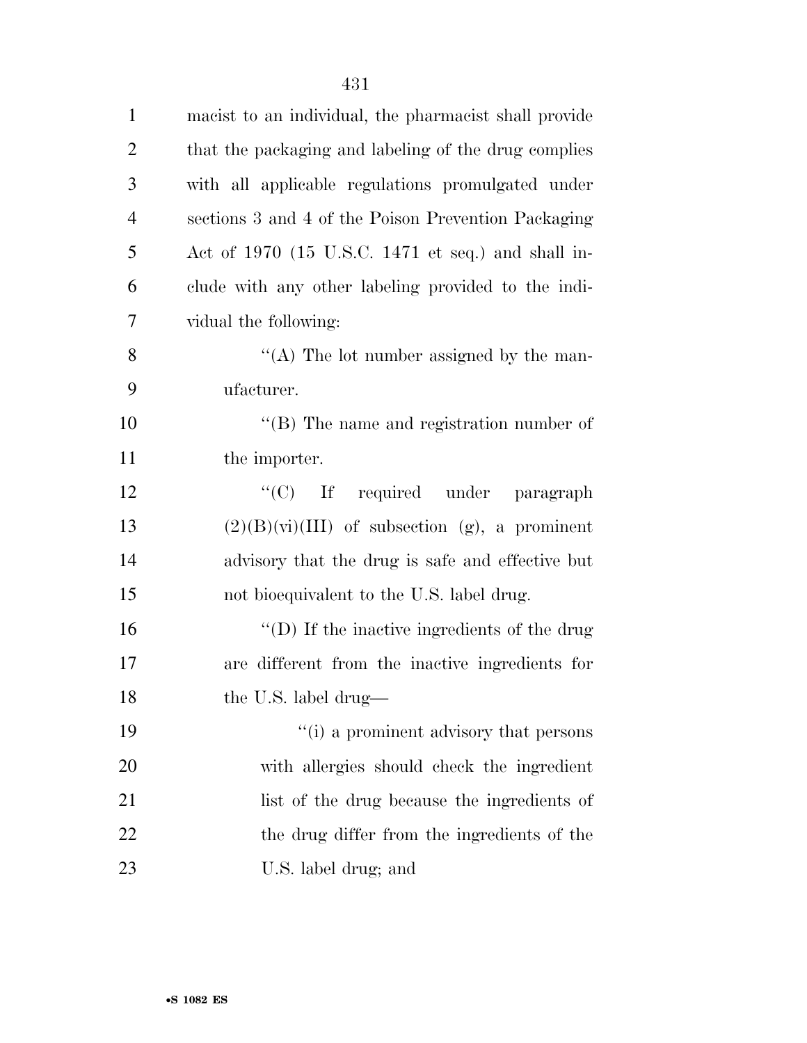macist to an individual, the pharmacist shall provide that the packaging and labeling of the drug complies with all applicable regulations promulgated under sections 3 and 4 of the Poison Prevention Packaging Act of 1970 (15 U.S.C. 1471 et seq.) and shall include with any other labeling provided to the individual the following:

"(A) The lot number assigned by the manufacturer.

"(B) The name and registration number of the importer.

"(C) If required under paragraph (2)(B)(vi)(III) of subsection (g), a prominent advisory that the drug is safe and effective but not bioequivalent to the U.S. label drug.

"(D) If the inactive ingredients of the drug are different from the inactive ingredients for the U.S. label drug—

"(i) a prominent advisory that persons with allergies should check the ingredient list of the drug because the ingredients of the drug differ from the ingredients of the U.S. label drug; and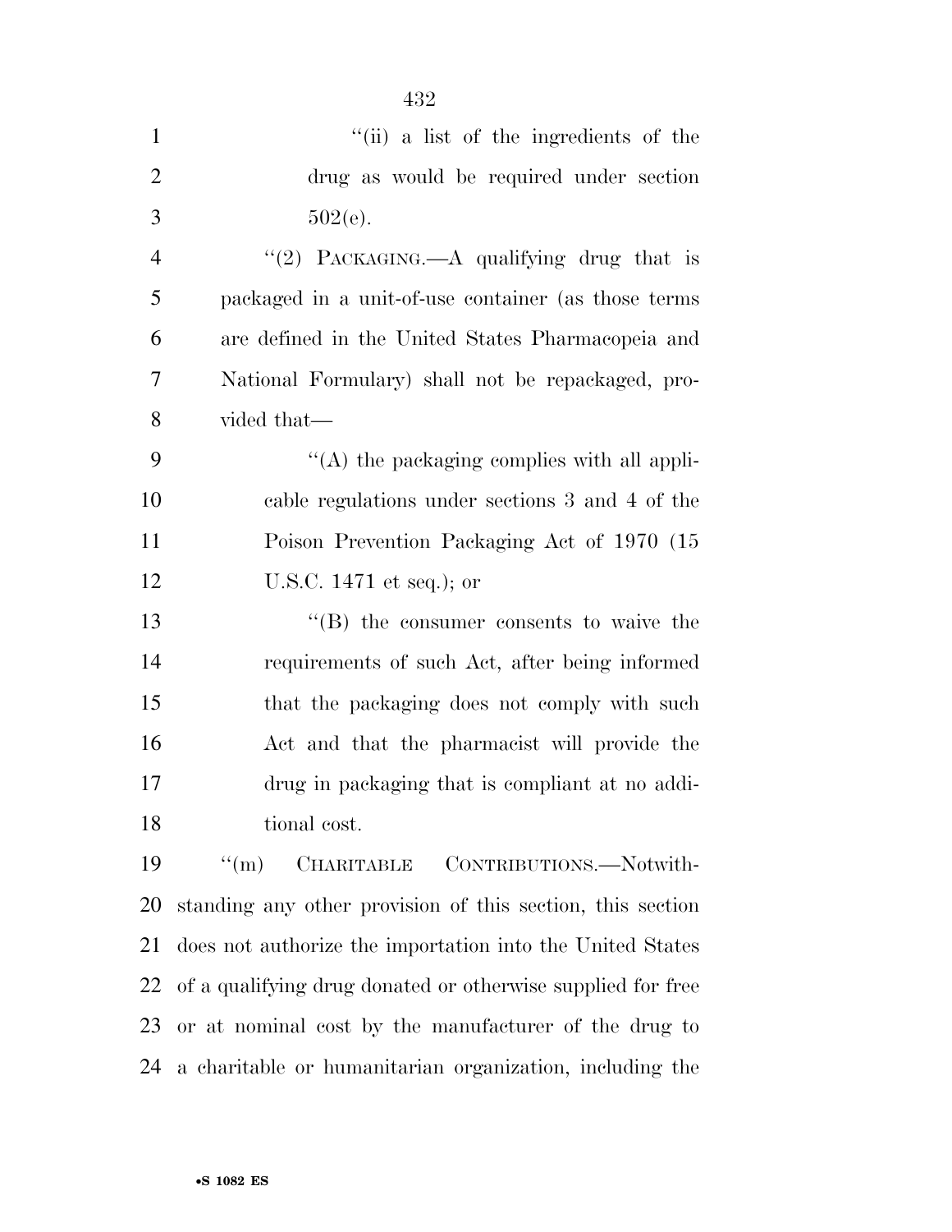''(ii) a list of the ingredients of the drug as would be required under section 502(e).

''(2) PACKAGING.—A qualifying drug that is packaged in a unit-of-use container (as those terms are defined in the United States Pharmacopeia and National Formulary) shall not be repackaged, provided that—

''(A) the packaging complies with all applicable regulations under sections 3 and 4 of the Poison Prevention Packaging Act of 1970 (15 U.S.C. 1471 et seq.); or

''(B) the consumer consents to waive the requirements of such Act, after being informed that the packaging does not comply with such Act and that the pharmacist will provide the drug in packaging that is compliant at no additional cost.

''(m) CHARITABLE CONTRIBUTIONS.—Notwithstanding any other provision of this section, this section does not authorize the importation into the United States of a qualifying drug donated or otherwise supplied for free or at nominal cost by the manufacturer of the drug to a charitable or humanitarian organization, including the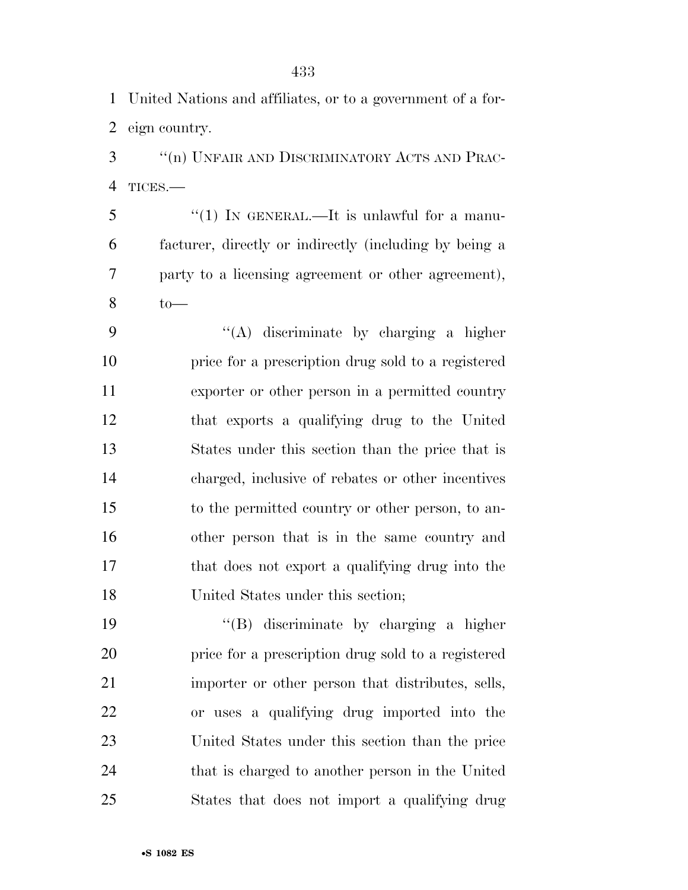United Nations and affiliates, or to a government of a foreign country.

"(n) UNFAIR AND DISCRIMINATORY ACTS AND PRACTICES.—

"(1) IN GENERAL.—It is unlawful for a manufacturer, directly or indirectly (including by being a party to a licensing agreement or other agreement), to—

"(A) discriminate by charging a higher price for a prescription drug sold to a registered exporter or other person in a permitted country that exports a qualifying drug to the United States under this section than the price that is charged, inclusive of rebates or other incentives to the permitted country or other person, to another person that is in the same country and that does not export a qualifying drug into the United States under this section;

"(B) discriminate by charging a higher price for a prescription drug sold to a registered importer or other person that distributes, sells, or uses a qualifying drug imported into the United States under this section than the price that is charged to another person in the United States that does not import a qualifying drug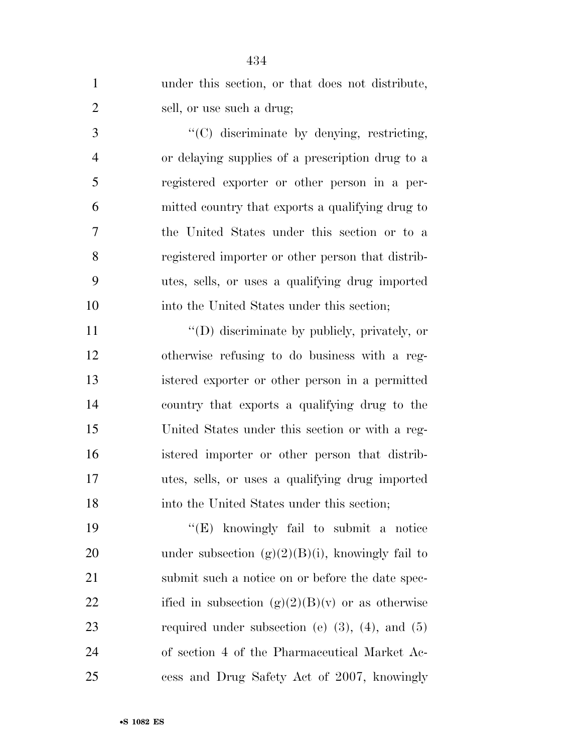under this section, or that does not distribute, sell, or use such a drug;

"(C) discriminate by denying, restricting, or delaying supplies of a prescription drug to a registered exporter or other person in a permitted country that exports a qualifying drug to the United States under this section or to a registered importer or other person that distributes, sells, or uses a qualifying drug imported into the United States under this section;

"(D) discriminate by publicly, privately, or otherwise refusing to do business with a registered exporter or other person in a permitted country that exports a qualifying drug to the United States under this section or with a registered importer or other person that distributes, sells, or uses a qualifying drug imported into the United States under this section;

"(E) knowingly fail to submit a notice under subsection (g)(2)(B)(i), knowingly fail to submit such a notice on or before the date specified in subsection (g)(2)(B)(v) or as otherwise required under subsection (e) (3), (4), and (5) of section 4 of the Pharmaceutical Market Access and Drug Safety Act of 2007, knowingly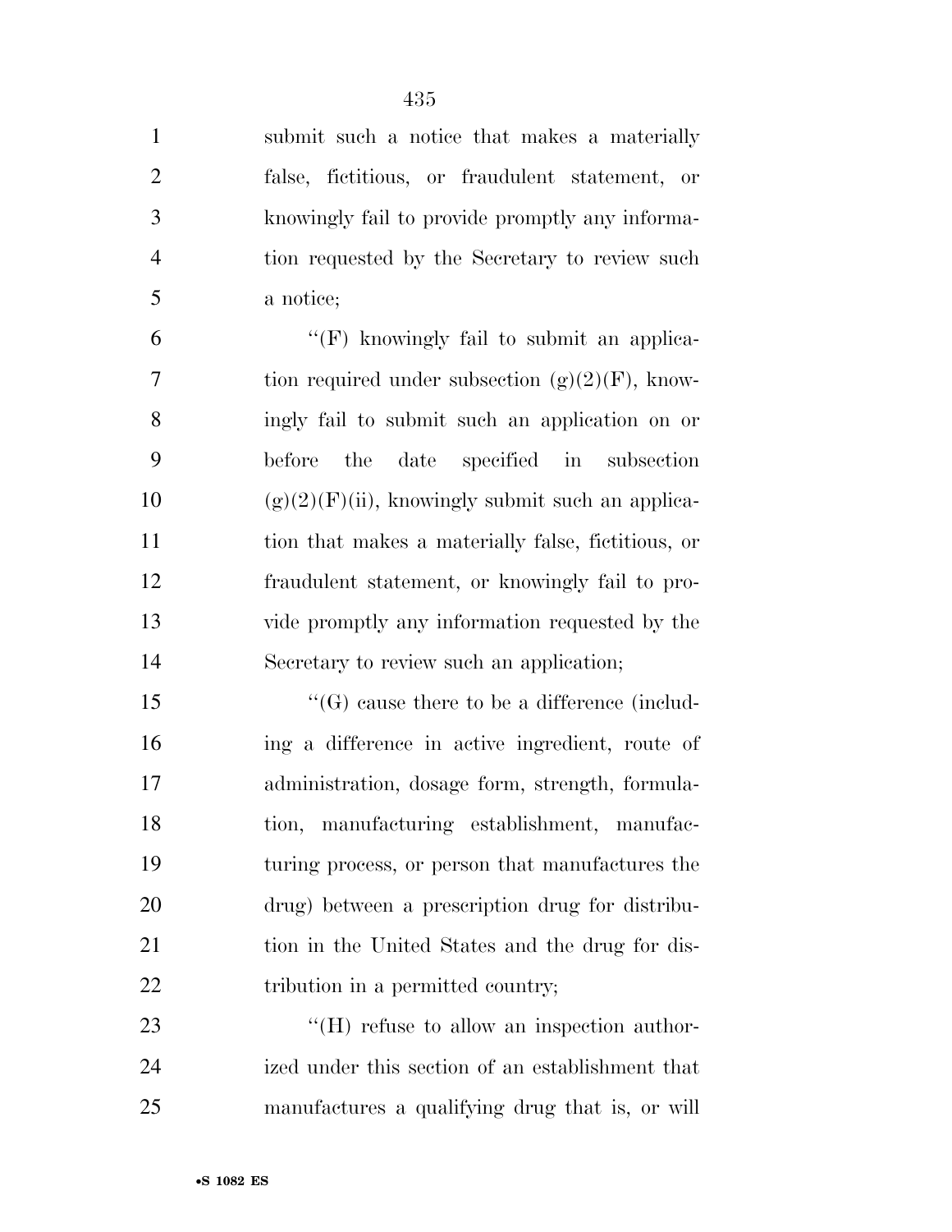submit such a notice that makes a materially false, fictitious, or fraudulent statement, or knowingly fail to provide promptly any information requested by the Secretary to review such a notice;

''(F) knowingly fail to submit an application required under subsection (g)(2)(F), knowingly fail to submit such an application on or before the date specified in subsection (g)(2)(F)(ii), knowingly submit such an application that makes a materially false, fictitious, or fraudulent statement, or knowingly fail to provide promptly any information requested by the Secretary to review such an application;

''(G) cause there to be a difference (including a difference in active ingredient, route of administration, dosage form, strength, formulation, manufacturing establishment, manufacturing process, or person that manufactures the drug) between a prescription drug for distribution in the United States and the drug for distribution in a permitted country;

''(H) refuse to allow an inspection authorized under this section of an establishment that manufactures a qualifying drug that is, or will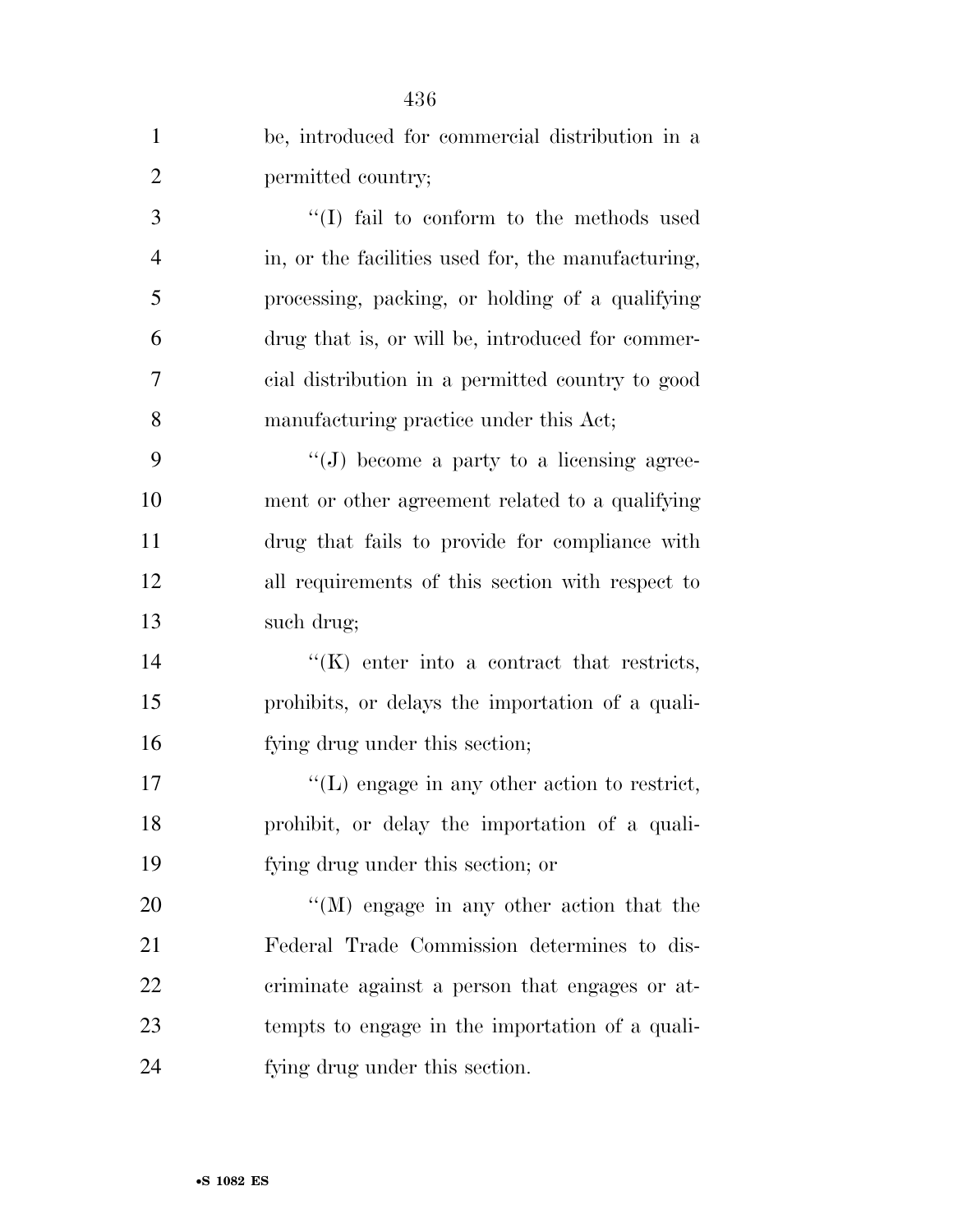be, introduced for commercial distribution in a permitted country;

''(I) fail to conform to the methods used in, or the facilities used for, the manufacturing, processing, packing, or holding of a qualifying drug that is, or will be, introduced for commercial distribution in a permitted country to good manufacturing practice under this Act;

''(J) become a party to a licensing agreement or other agreement related to a qualifying drug that fails to provide for compliance with all requirements of this section with respect to such drug;

''(K) enter into a contract that restricts, prohibits, or delays the importation of a qualifying drug under this section;

''(L) engage in any other action to restrict, prohibit, or delay the importation of a qualifying drug under this section; or

''(M) engage in any other action that the Federal Trade Commission determines to discriminate against a person that engages or attempts to engage in the importation of a qualifying drug under this section.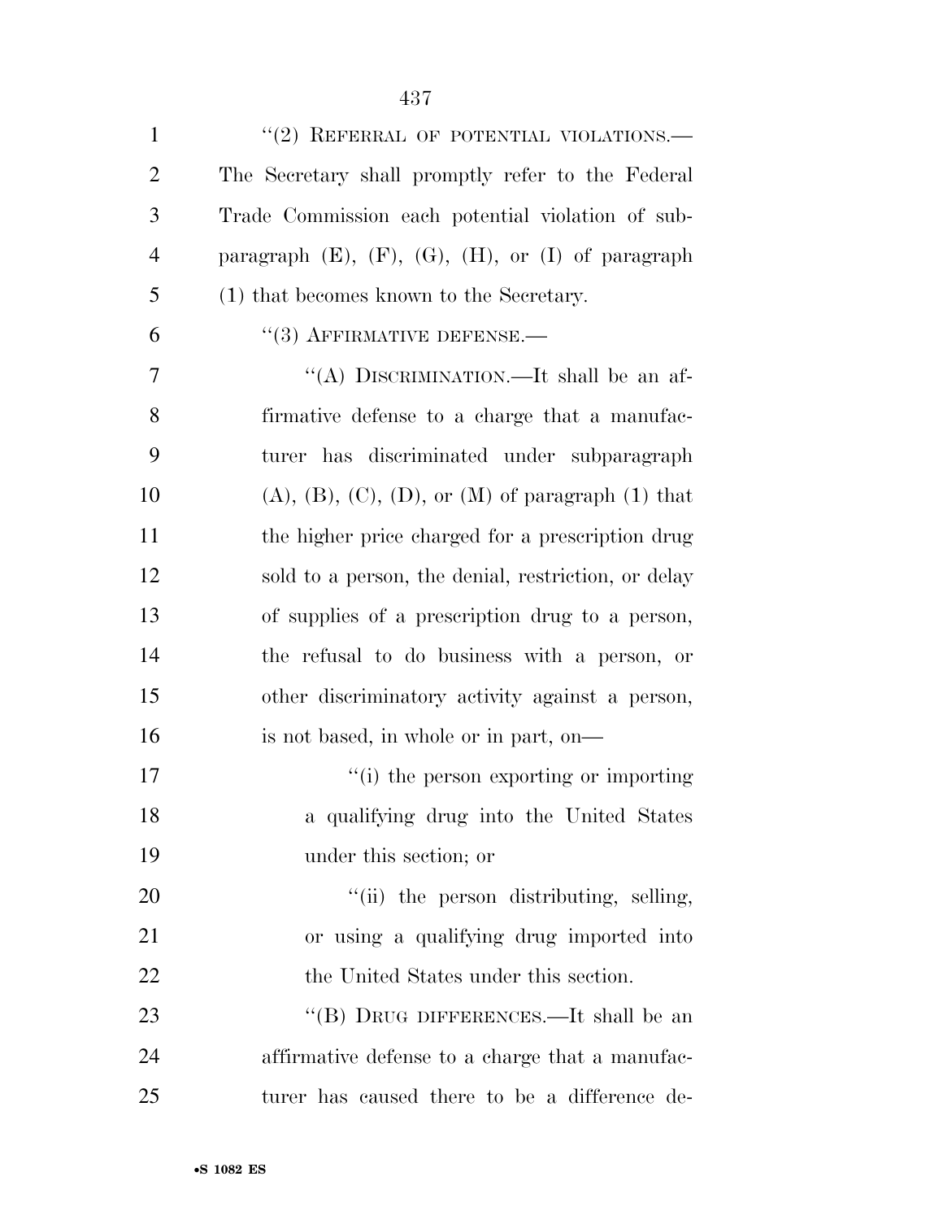''(2) REFERRAL OF POTENTIAL VIOLATIONS.—The Secretary shall promptly refer to the Federal Trade Commission each potential violation of subparagraph (E), (F), (G), (H), or (I) of paragraph (1) that becomes known to the Secretary.

''(3) AFFIRMATIVE DEFENSE.—

''(A) DISCRIMINATION.—It shall be an affirmative defense to a charge that a manufacturer has discriminated under subparagraph (A), (B), (C), (D), or (M) of paragraph (1) that the higher price charged for a prescription drug sold to a person, the denial, restriction, or delay of supplies of a prescription drug to a person, the refusal to do business with a person, or other discriminatory activity against a person, is not based, in whole or in part, on—

''(i) the person exporting or importing a qualifying drug into the United States under this section; or

''(ii) the person distributing, selling, or using a qualifying drug imported into the United States under this section.

''(B) DRUG DIFFERENCES.—It shall be an affirmative defense to a charge that a manufacturer has caused there to be a difference de-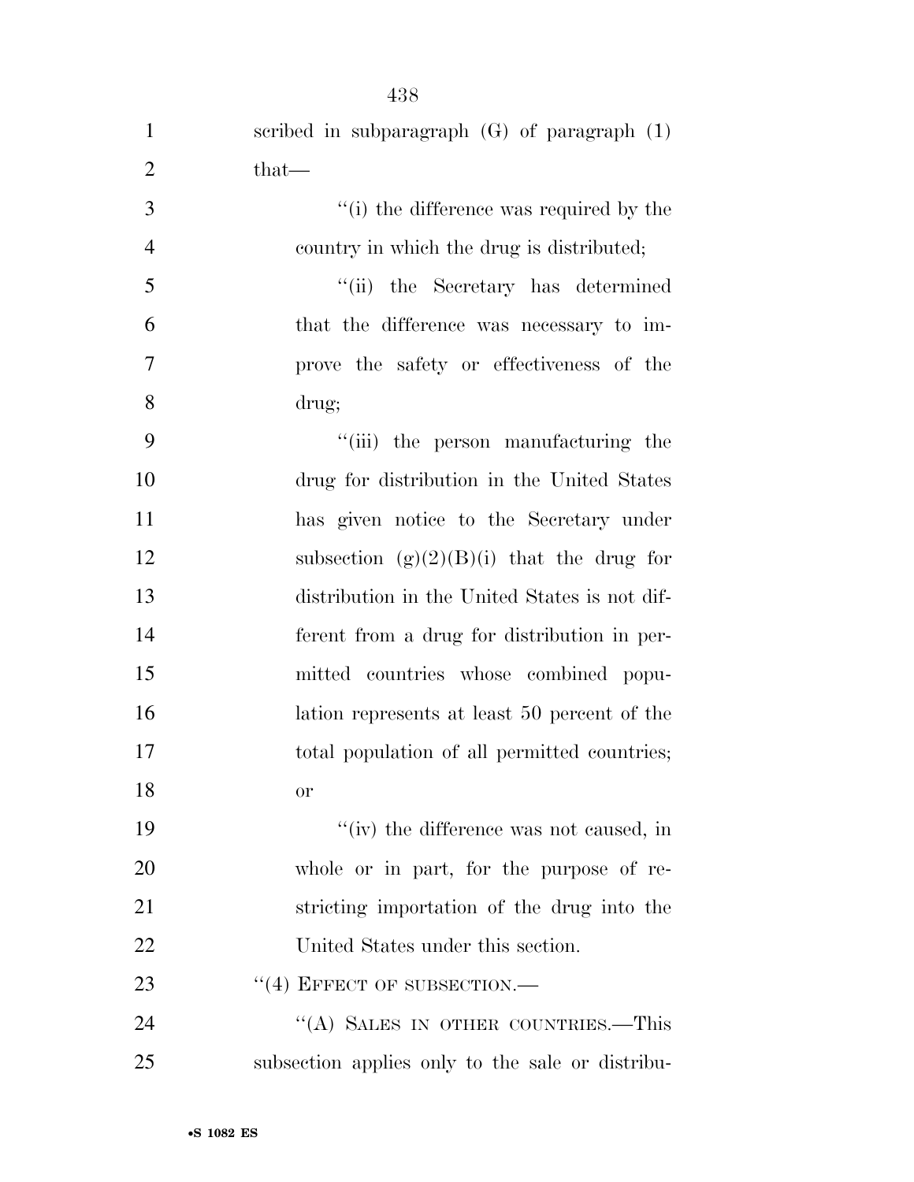scribed in subparagraph (G) of paragraph (1) that—

''(i) the difference was required by the country in which the drug is distributed;

''(ii) the Secretary has determined that the difference was necessary to improve the safety or effectiveness of the drug;

''(iii) the person manufacturing the drug for distribution in the United States has given notice to the Secretary under subsection (g)(2)(B)(i) that the drug for distribution in the United States is not different from a drug for distribution in permitted countries whose combined population represents at least 50 percent of the total population of all permitted countries; or

''(iv) the difference was not caused, in whole or in part, for the purpose of restricting importation of the drug into the United States under this section.

''(4) EFFECT OF SUBSECTION.—

''(A) SALES IN OTHER COUNTRIES.—This subsection applies only to the sale or distribu-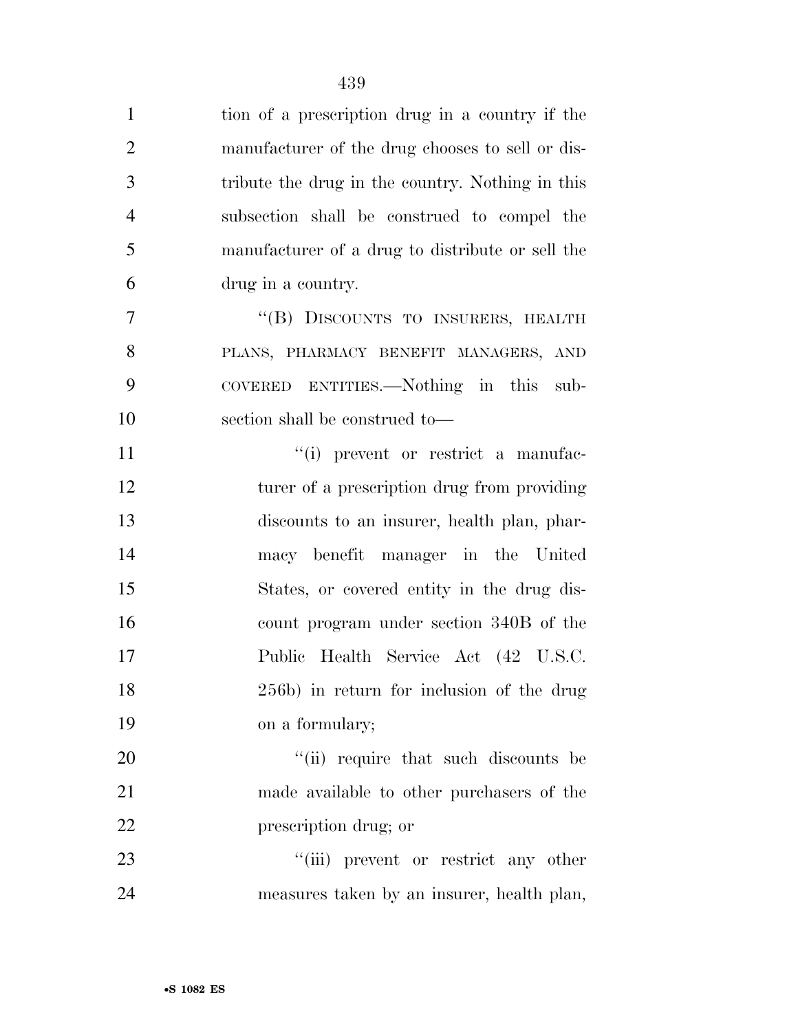tion of a prescription drug in a country if the manufacturer of the drug chooses to sell or distribute the drug in the country. Nothing in this subsection shall be construed to compel the manufacturer of a drug to distribute or sell the drug in a country.

"(B) DISCOUNTS TO INSURERS, HEALTH PLANS, PHARMACY BENEFIT MANAGERS, AND COVERED ENTITIES.—Nothing in this subsection shall be construed to—

"(i) prevent or restrict a manufacturer of a prescription drug from providing discounts to an insurer, health plan, pharmacy benefit manager in the United States, or covered entity in the drug discount program under section 340B of the Public Health Service Act (42 U.S.C. 256b) in return for inclusion of the drug on a formulary;

"(ii) require that such discounts be made available to other purchasers of the prescription drug; or

"(iii) prevent or restrict any other measures taken by an insurer, health plan,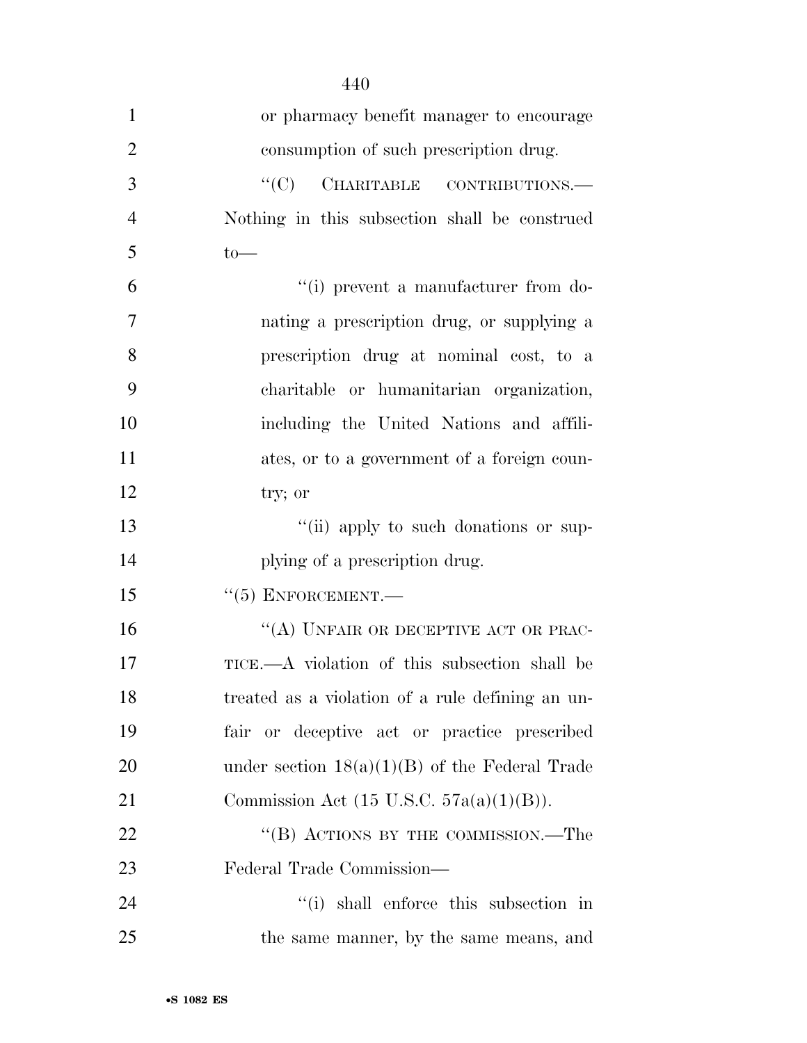or pharmacy benefit manager to encourage consumption of such prescription drug.

"(C) CHARITABLE CONTRIBUTIONS.—Nothing in this subsection shall be construed to—

"(i) prevent a manufacturer from donating a prescription drug, or supplying a prescription drug at nominal cost, to a charitable or humanitarian organization, including the United Nations and affiliates, or to a government of a foreign country; or

"(ii) apply to such donations or supplying of a prescription drug.

"(5) ENFORCEMENT.—

"(A) UNFAIR OR DECEPTIVE ACT OR PRACTICE.—A violation of this subsection shall be treated as a violation of a rule defining an unfair or deceptive act or practice prescribed under section 18(a)(1)(B) of the Federal Trade Commission Act (15 U.S.C. 57a(a)(1)(B)).

"(B) ACTIONS BY THE COMMISSION.—The Federal Trade Commission—

"(i) shall enforce this subsection in the same manner, by the same means, and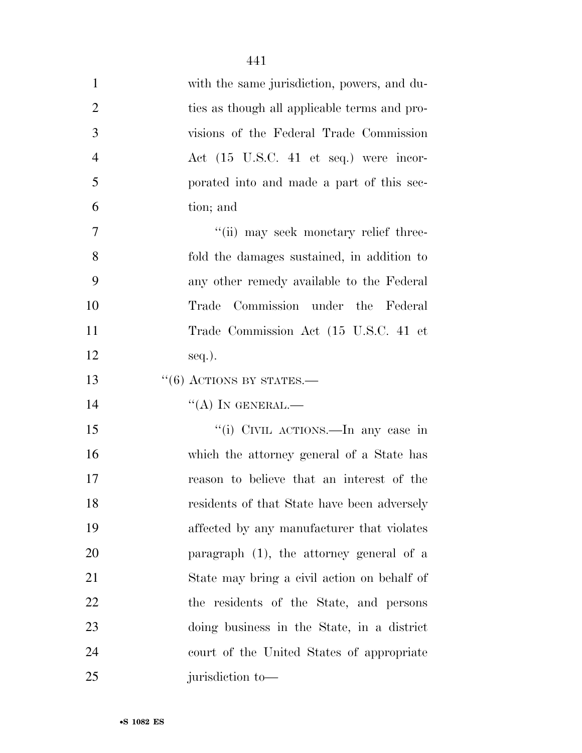with the same jurisdiction, powers, and duties as though all applicable terms and provisions of the Federal Trade Commission Act (15 U.S.C. 41 et seq.) were incorporated into and made a part of this section; and

"(ii) may seek monetary relief threefold the damages sustained, in addition to any other remedy available to the Federal Trade Commission under the Federal Trade Commission Act (15 U.S.C. 41 et seq.).

"(6) ACTIONS BY STATES.—

"(A) IN GENERAL.—

"(i) CIVIL ACTIONS.—In any case in which the attorney general of a State has reason to believe that an interest of the residents of that State have been adversely affected by any manufacturer that violates paragraph (1), the attorney general of a State may bring a civil action on behalf of the residents of the State, and persons doing business in the State, in a district court of the United States of appropriate jurisdiction to—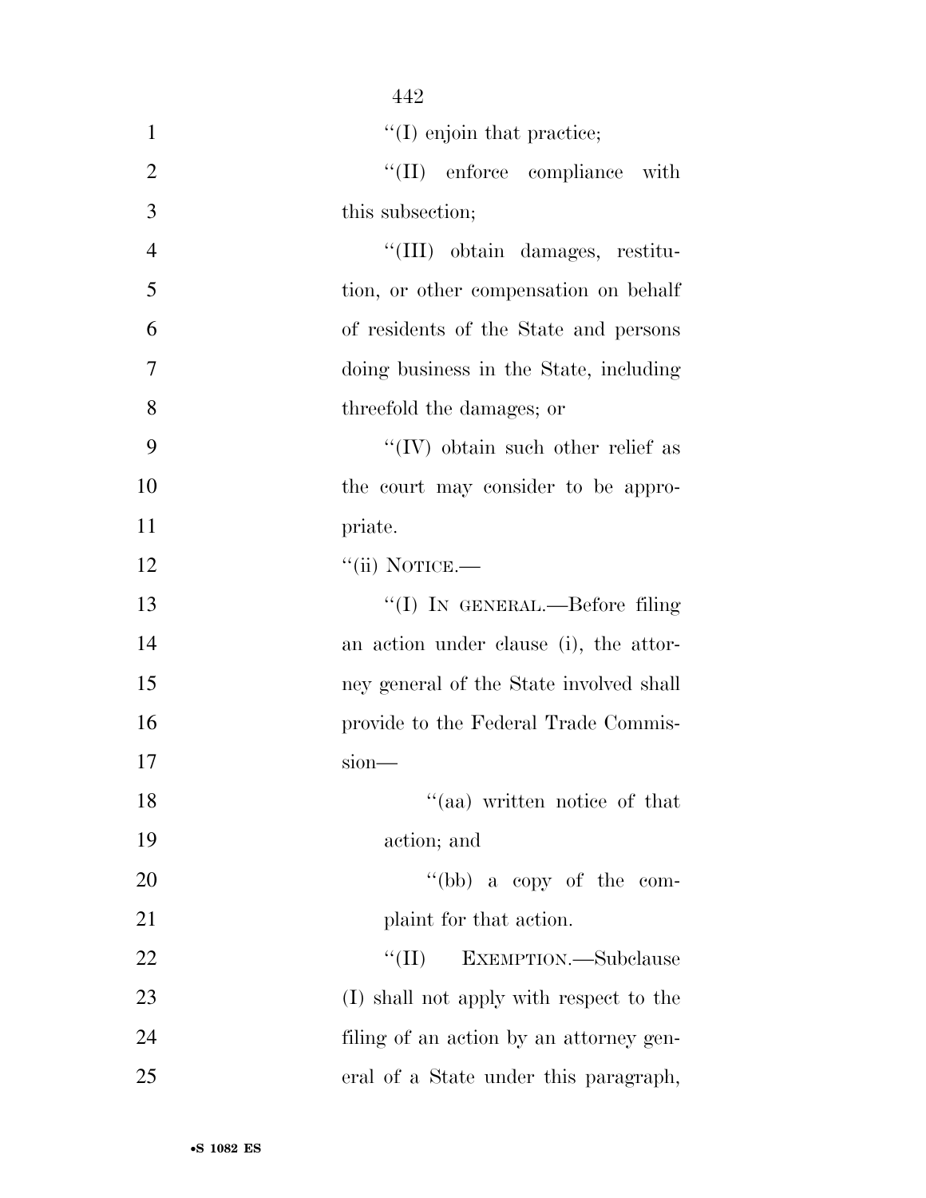''(I) enjoin that practice;

''(II) enforce compliance with this subsection;

''(III) obtain damages, restitution, or other compensation on behalf of residents of the State and persons doing business in the State, including threefold the damages; or

''(IV) obtain such other relief as the court may consider to be appropriate.

''(ii) NOTICE.—

''(I) IN GENERAL.—Before filing an action under clause (i), the attorney general of the State involved shall provide to the Federal Trade Commission—

''(aa) written notice of that action; and

''(bb) a copy of the complaint for that action.

''(II) EXEMPTION.—Subclause (I) shall not apply with respect to the filing of an action by an attorney general of a State under this paragraph,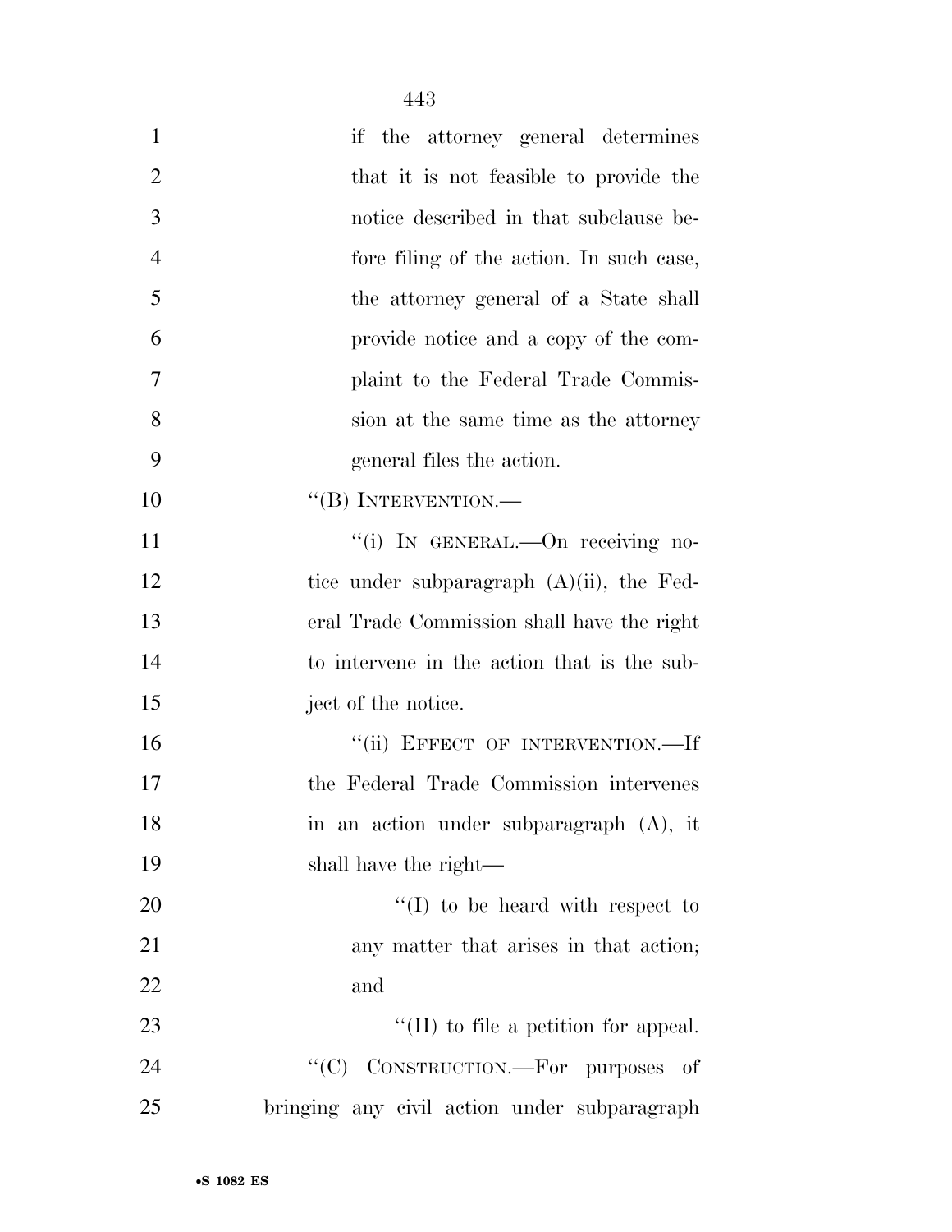if the attorney general determines that it is not feasible to provide the notice described in that subclause before filing of the action. In such case, the attorney general of a State shall provide notice and a copy of the complaint to the Federal Trade Commission at the same time as the attorney general files the action.

"(B) INTERVENTION.—

"(i) IN GENERAL.—On receiving notice under subparagraph (A)(ii), the Federal Trade Commission shall have the right to intervene in the action that is the subject of the notice.

"(ii) EFFECT OF INTERVENTION.—If the Federal Trade Commission intervenes in an action under subparagraph (A), it shall have the right—

"(I) to be heard with respect to any matter that arises in that action; and

"(II) to file a petition for appeal.

"(C) CONSTRUCTION.—For purposes of bringing any civil action under subparagraph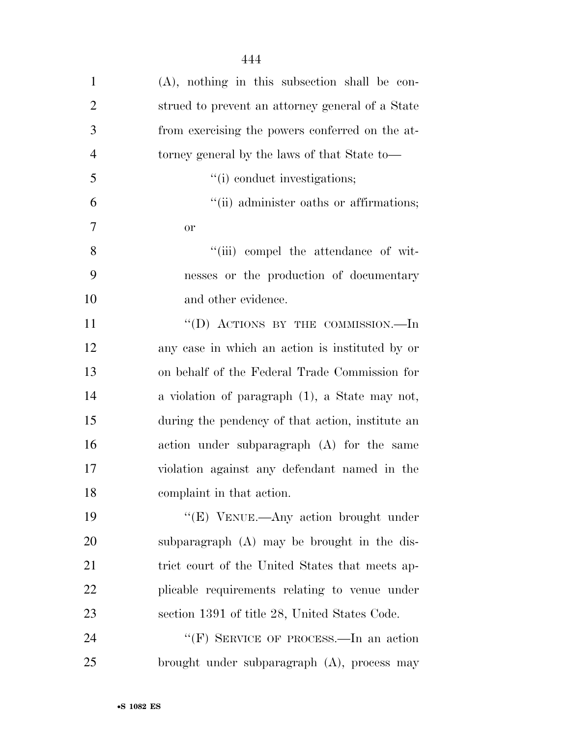(A), nothing in this subsection shall be construed to prevent an attorney general of a State from exercising the powers conferred on the attorney general by the laws of that State to—

"(i) conduct investigations;

"(ii) administer oaths or affirmations; or

"(iii) compel the attendance of witnesses or the production of documentary and other evidence.

"(D) ACTIONS BY THE COMMISSION.—In any case in which an action is instituted by or on behalf of the Federal Trade Commission for a violation of paragraph (1), a State may not, during the pendency of that action, institute an action under subparagraph (A) for the same violation against any defendant named in the complaint in that action.

"(E) VENUE.—Any action brought under subparagraph (A) may be brought in the district court of the United States that meets applicable requirements relating to venue under section 1391 of title 28, United States Code.

"(F) SERVICE OF PROCESS.—In an action brought under subparagraph (A), process may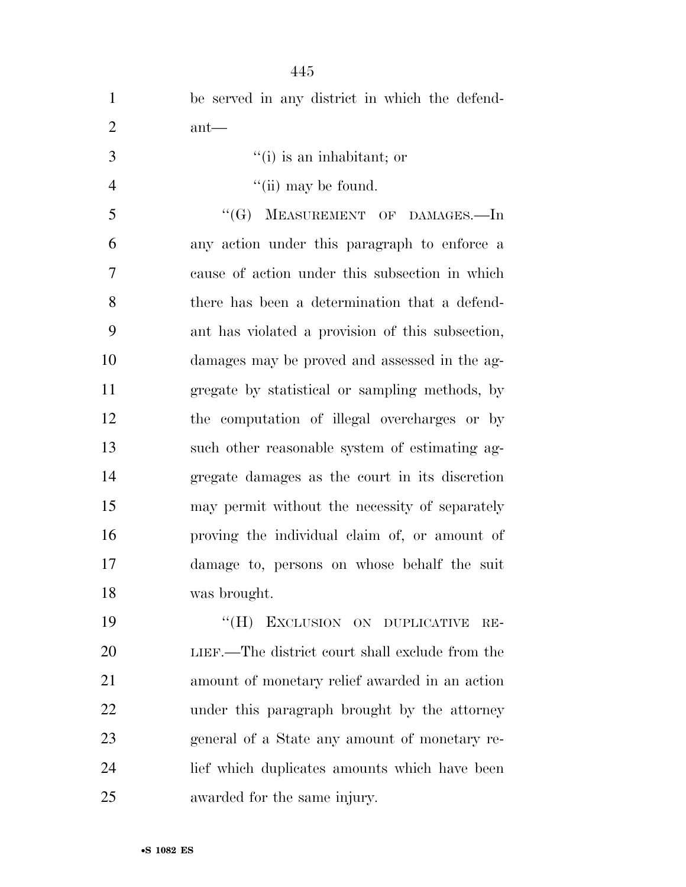be served in any district in which the defendant—

''(i) is an inhabitant; or

''(ii) may be found.

''(G) MEASUREMENT OF DAMAGES.—In any action under this paragraph to enforce a cause of action under this subsection in which there has been a determination that a defendant has violated a provision of this subsection, damages may be proved and assessed in the aggregate by statistical or sampling methods, by the computation of illegal overcharges or by such other reasonable system of estimating aggregate damages as the court in its discretion may permit without the necessity of separately proving the individual claim of, or amount of damage to, persons on whose behalf the suit was brought.

''(H) EXCLUSION ON DUPLICATIVE RELIEF.—The district court shall exclude from the amount of monetary relief awarded in an action under this paragraph brought by the attorney general of a State any amount of monetary relief which duplicates amounts which have been awarded for the same injury.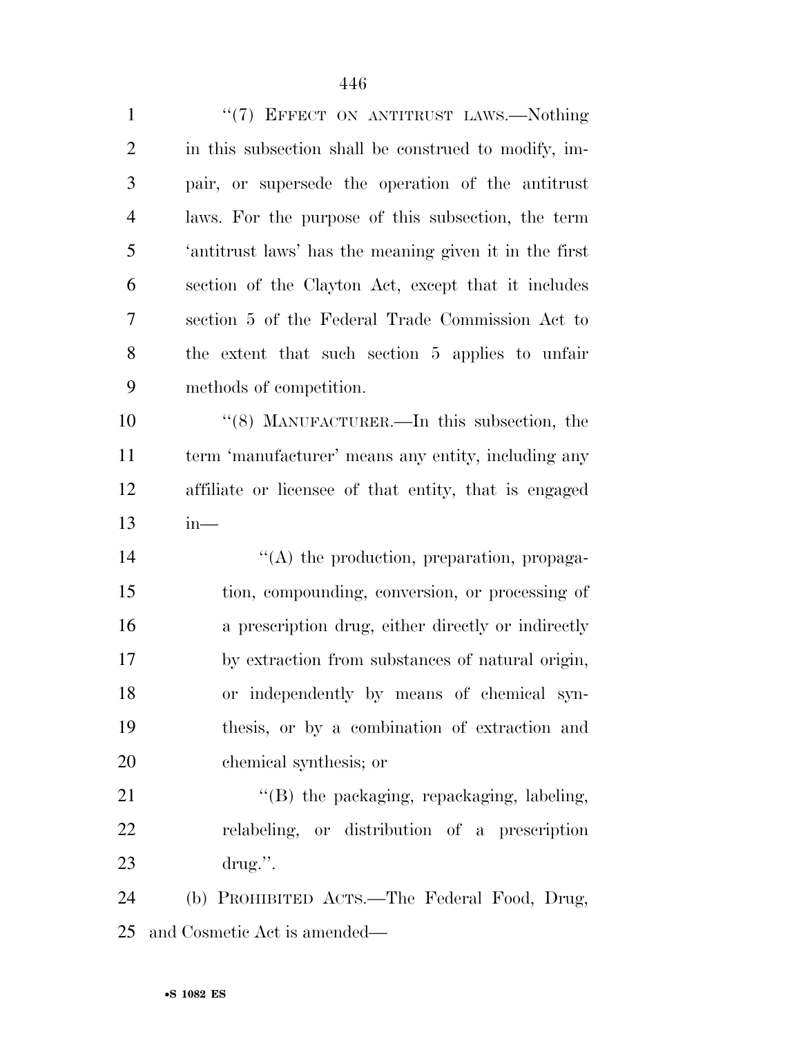''(7) EFFECT ON ANTITRUST LAWS.—Nothing in this subsection shall be construed to modify, impair, or supersede the operation of the antitrust laws. For the purpose of this subsection, the term 'antitrust laws' has the meaning given it in the first section of the Clayton Act, except that it includes section 5 of the Federal Trade Commission Act to the extent that such section 5 applies to unfair methods of competition.

''(8) MANUFACTURER.—In this subsection, the term 'manufacturer' means any entity, including any affiliate or licensee of that entity, that is engaged in—

''(A) the production, preparation, propagation, compounding, conversion, or processing of a prescription drug, either directly or indirectly by extraction from substances of natural origin, or independently by means of chemical synthesis, or by a combination of extraction and chemical synthesis; or

''(B) the packaging, repackaging, labeling, relabeling, or distribution of a prescription drug.''.

(b) PROHIBITED ACTS.—The Federal Food, Drug, and Cosmetic Act is amended—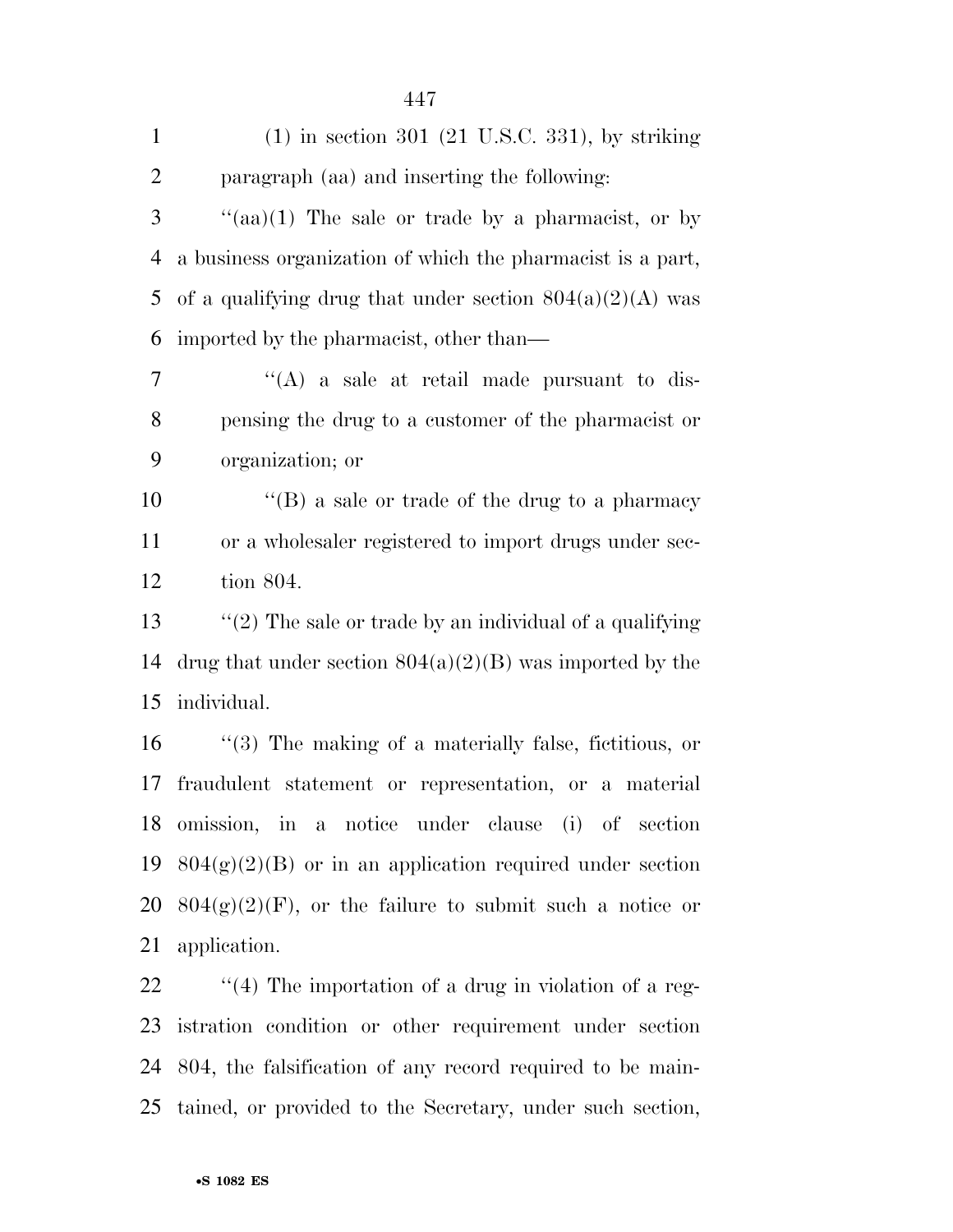(1) in section 301 (21 U.S.C. 331), by striking paragraph (aa) and inserting the following:

''(aa)(1) The sale or trade by a pharmacist, or by a business organization of which the pharmacist is a part, of a qualifying drug that under section 804(a)(2)(A) was imported by the pharmacist, other than—

''(A) a sale at retail made pursuant to dispensing the drug to a customer of the pharmacist or organization; or

''(B) a sale or trade of the drug to a pharmacy or a wholesaler registered to import drugs under section 804.

''(2) The sale or trade by an individual of a qualifying drug that under section 804(a)(2)(B) was imported by the individual.

''(3) The making of a materially false, fictitious, or fraudulent statement or representation, or a material omission, in a notice under clause (i) of section 804(g)(2)(B) or in an application required under section 804(g)(2)(F), or the failure to submit such a notice or application.

''(4) The importation of a drug in violation of a registration condition or other requirement under section 804, the falsification of any record required to be maintained, or provided to the Secretary, under such section,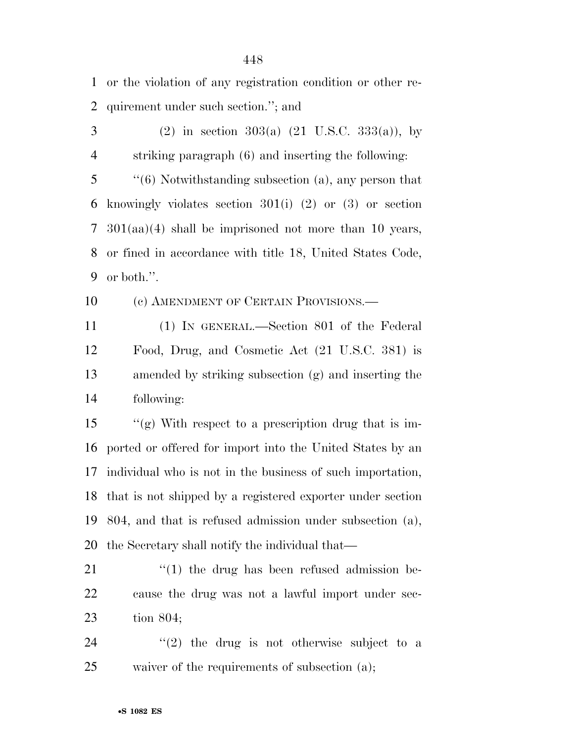or the violation of any registration condition or other requirement under such section.''; and

(2) in section 303(a) (21 U.S.C. 333(a)), by striking paragraph (6) and inserting the following:

''(6) Notwithstanding subsection (a), any person that knowingly violates section 301(i) (2) or (3) or section 301(aa)(4) shall be imprisoned not more than 10 years, or fined in accordance with title 18, United States Code, or both.''.

(c) AMENDMENT OF CERTAIN PROVISIONS.—

(1) IN GENERAL.—Section 801 of the Federal Food, Drug, and Cosmetic Act (21 U.S.C. 381) is amended by striking subsection (g) and inserting the following:

''(g) With respect to a prescription drug that is imported or offered for import into the United States by an individual who is not in the business of such importation, that is not shipped by a registered exporter under section 804, and that is refused admission under subsection (a), the Secretary shall notify the individual that—

''(1) the drug has been refused admission because the drug was not a lawful import under section 804;

''(2) the drug is not otherwise subject to a waiver of the requirements of subsection (a);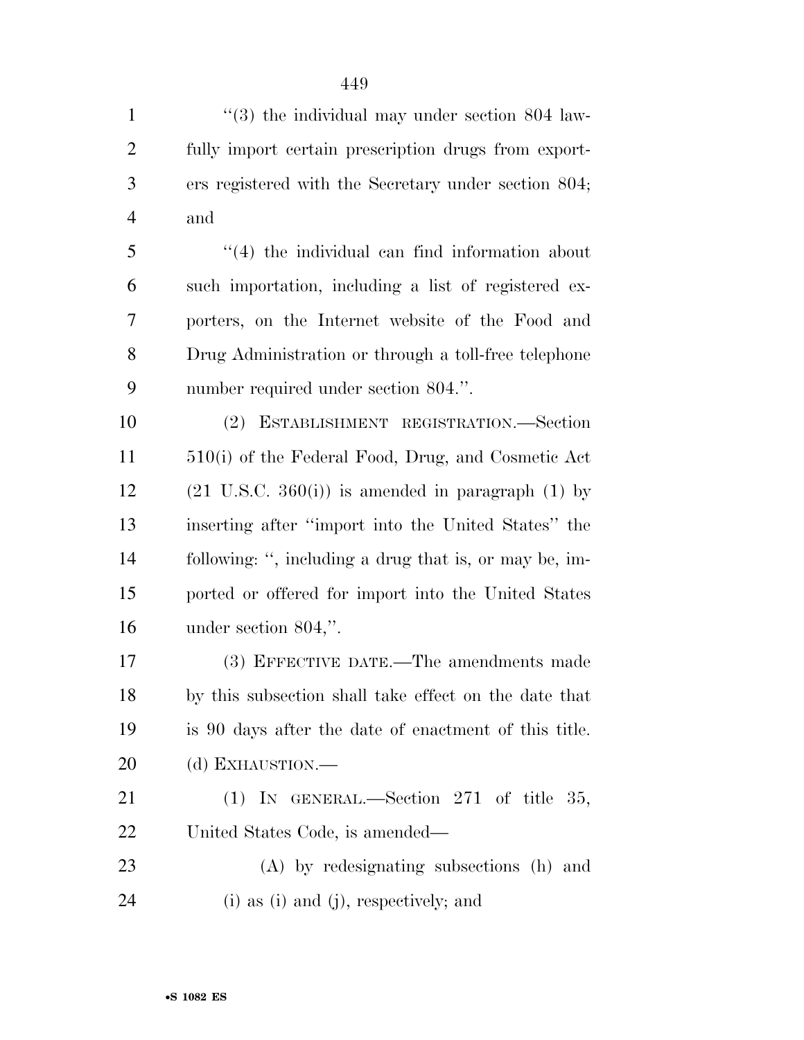"(3) the individual may under section 804 lawfully import certain prescription drugs from exporters registered with the Secretary under section 804; and

"(4) the individual can find information about such importation, including a list of registered exporters, on the Internet website of the Food and Drug Administration or through a toll-free telephone number required under section 804.".

(2) ESTABLISHMENT REGISTRATION.—Section 510(i) of the Federal Food, Drug, and Cosmetic Act (21 U.S.C. 360(i)) is amended in paragraph (1) by inserting after "import into the United States" the following: ", including a drug that is, or may be, imported or offered for import into the United States under section 804,".

(3) EFFECTIVE DATE.—The amendments made by this subsection shall take effect on the date that is 90 days after the date of enactment of this title.

(d) EXHAUSTION.—

(1) IN GENERAL.—Section 271 of title 35, United States Code, is amended—

(A) by redesignating subsections (h) and (i) as (i) and (j), respectively; and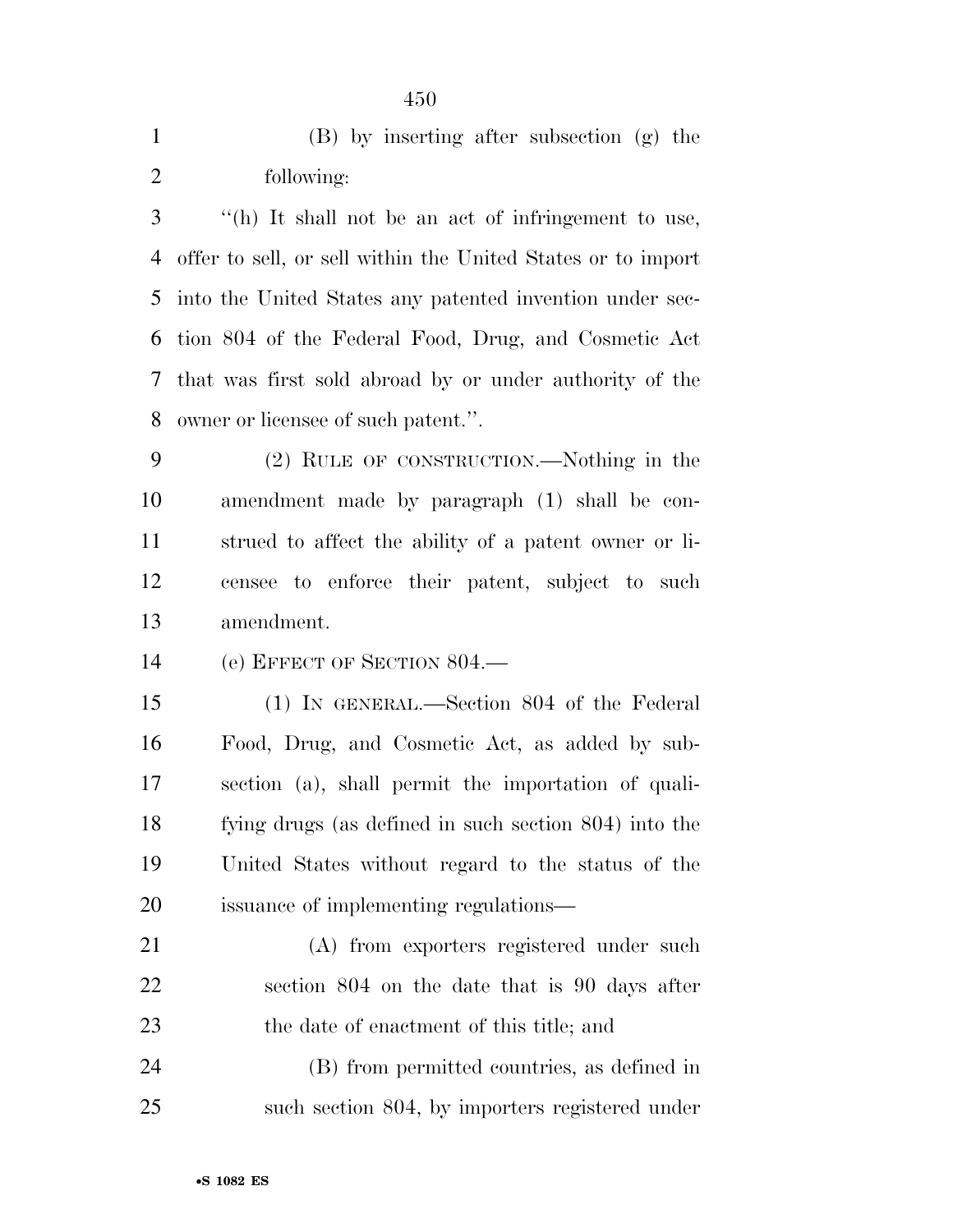(B) by inserting after subsection (g) the following:

"(h) It shall not be an act of infringement to use, offer to sell, or sell within the United States or to import into the United States any patented invention under section 804 of the Federal Food, Drug, and Cosmetic Act that was first sold abroad by or under authority of the owner or licensee of such patent.".

(2) RULE OF CONSTRUCTION.—Nothing in the amendment made by paragraph (1) shall be construed to affect the ability of a patent owner or licensee to enforce their patent, subject to such amendment.

(e) EFFECT OF SECTION 804.—

(1) IN GENERAL.—Section 804 of the Federal Food, Drug, and Cosmetic Act, as added by subsection (a), shall permit the importation of qualifying drugs (as defined in such section 804) into the United States without regard to the status of the issuance of implementing regulations—

(A) from exporters registered under such section 804 on the date that is 90 days after the date of enactment of this title; and

(B) from permitted countries, as defined in such section 804, by importers registered under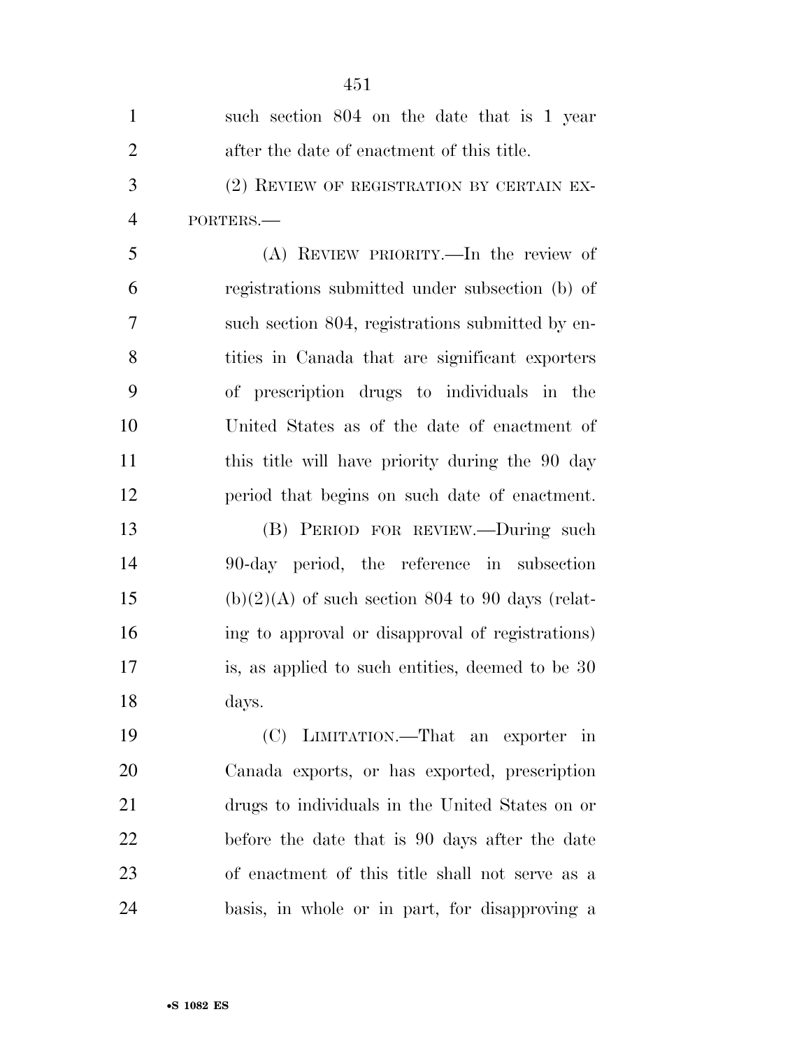such section 804 on the date that is 1 year after the date of enactment of this title.

(2) REVIEW OF REGISTRATION BY CERTAIN EXPORTERS.—

(A) REVIEW PRIORITY.—In the review of registrations submitted under subsection (b) of such section 804, registrations submitted by entities in Canada that are significant exporters of prescription drugs to individuals in the United States as of the date of enactment of this title will have priority during the 90 day period that begins on such date of enactment.

(B) PERIOD FOR REVIEW.—During such 90-day period, the reference in subsection (b)(2)(A) of such section 804 to 90 days (relating to approval or disapproval of registrations) is, as applied to such entities, deemed to be 30 days.

(C) LIMITATION.—That an exporter in Canada exports, or has exported, prescription drugs to individuals in the United States on or before the date that is 90 days after the date of enactment of this title shall not serve as a basis, in whole or in part, for disapproving a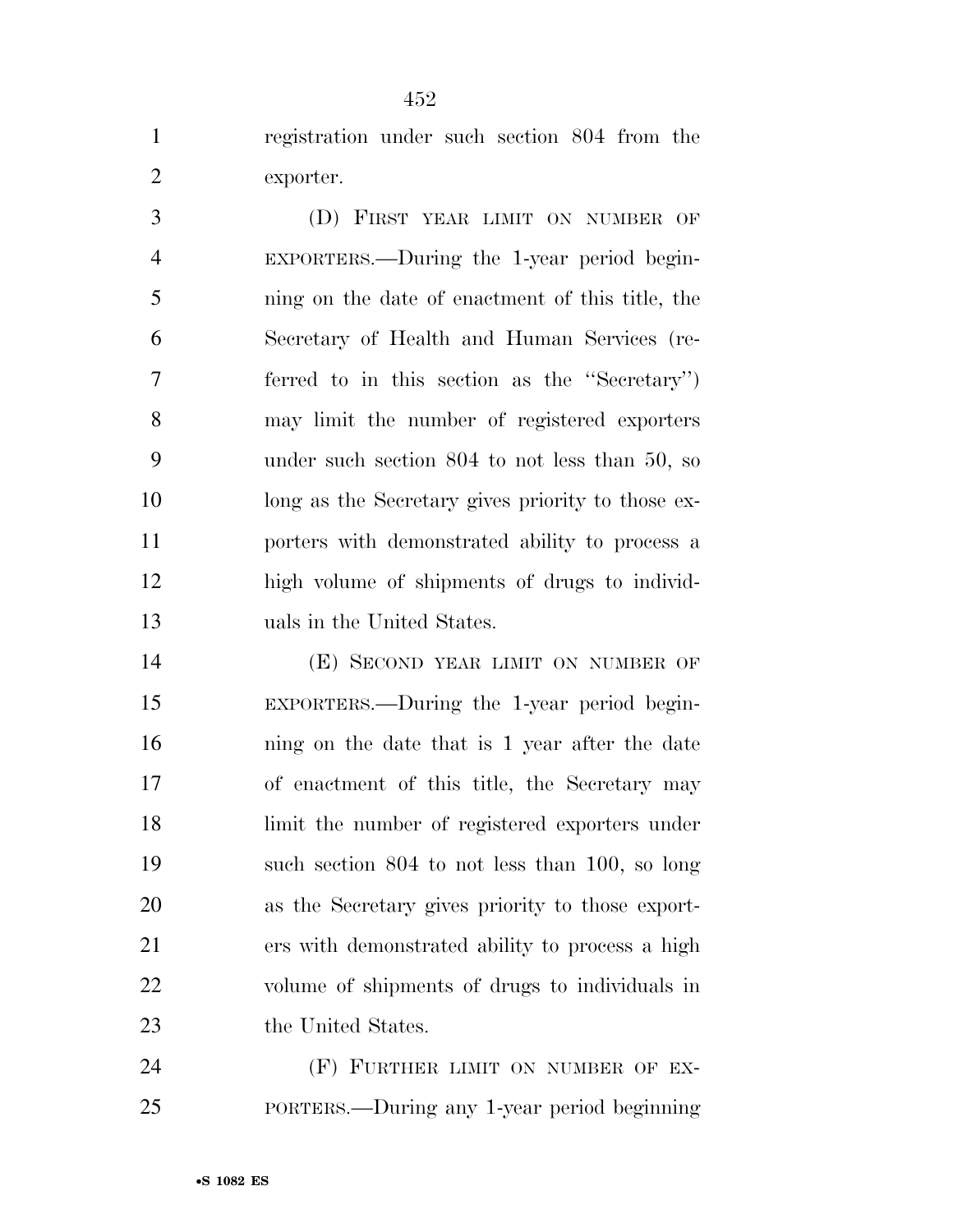registration under such section 804 from the exporter.

(D) FIRST YEAR LIMIT ON NUMBER OF EXPORTERS.—During the 1-year period beginning on the date of enactment of this title, the Secretary of Health and Human Services (referred to in this section as the "Secretary") may limit the number of registered exporters under such section 804 to not less than 50, so long as the Secretary gives priority to those exporters with demonstrated ability to process a high volume of shipments of drugs to individuals in the United States.

(E) SECOND YEAR LIMIT ON NUMBER OF EXPORTERS.—During the 1-year period beginning on the date that is 1 year after the date of enactment of this title, the Secretary may limit the number of registered exporters under such section 804 to not less than 100, so long as the Secretary gives priority to those exporters with demonstrated ability to process a high volume of shipments of drugs to individuals in the United States.

(F) FURTHER LIMIT ON NUMBER OF EXPORTERS.—During any 1-year period beginning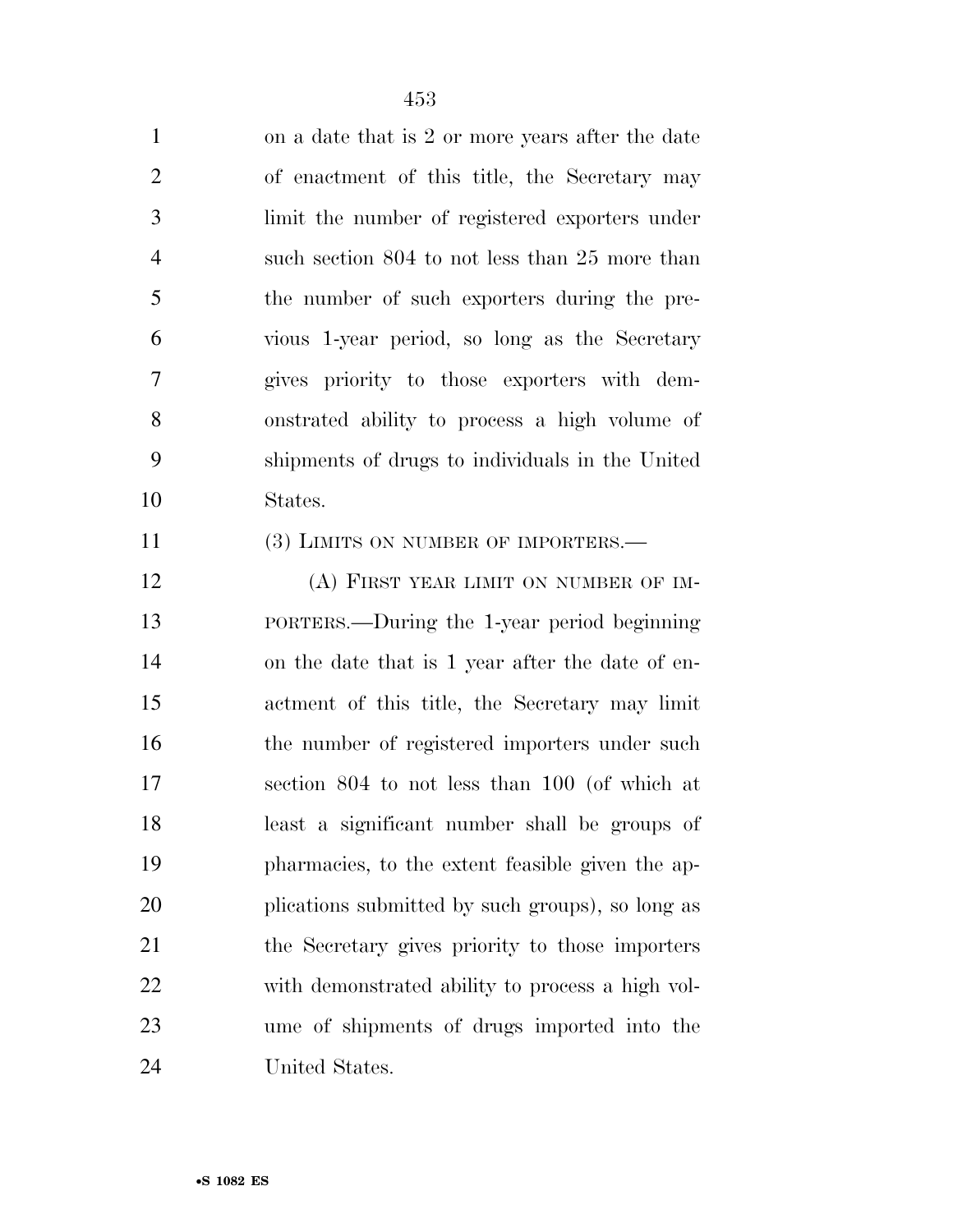on a date that is 2 or more years after the date of enactment of this title, the Secretary may limit the number of registered exporters under such section 804 to not less than 25 more than the number of such exporters during the previous 1-year period, so long as the Secretary gives priority to those exporters with demonstrated ability to process a high volume of shipments of drugs to individuals in the United States.

(3) LIMITS ON NUMBER OF IMPORTERS.—

(A) FIRST YEAR LIMIT ON NUMBER OF IMPORTERS.—During the 1-year period beginning on the date that is 1 year after the date of enactment of this title, the Secretary may limit the number of registered importers under such section 804 to not less than 100 (of which at least a significant number shall be groups of pharmacies, to the extent feasible given the applications submitted by such groups), so long as the Secretary gives priority to those importers with demonstrated ability to process a high volume of shipments of drugs imported into the United States.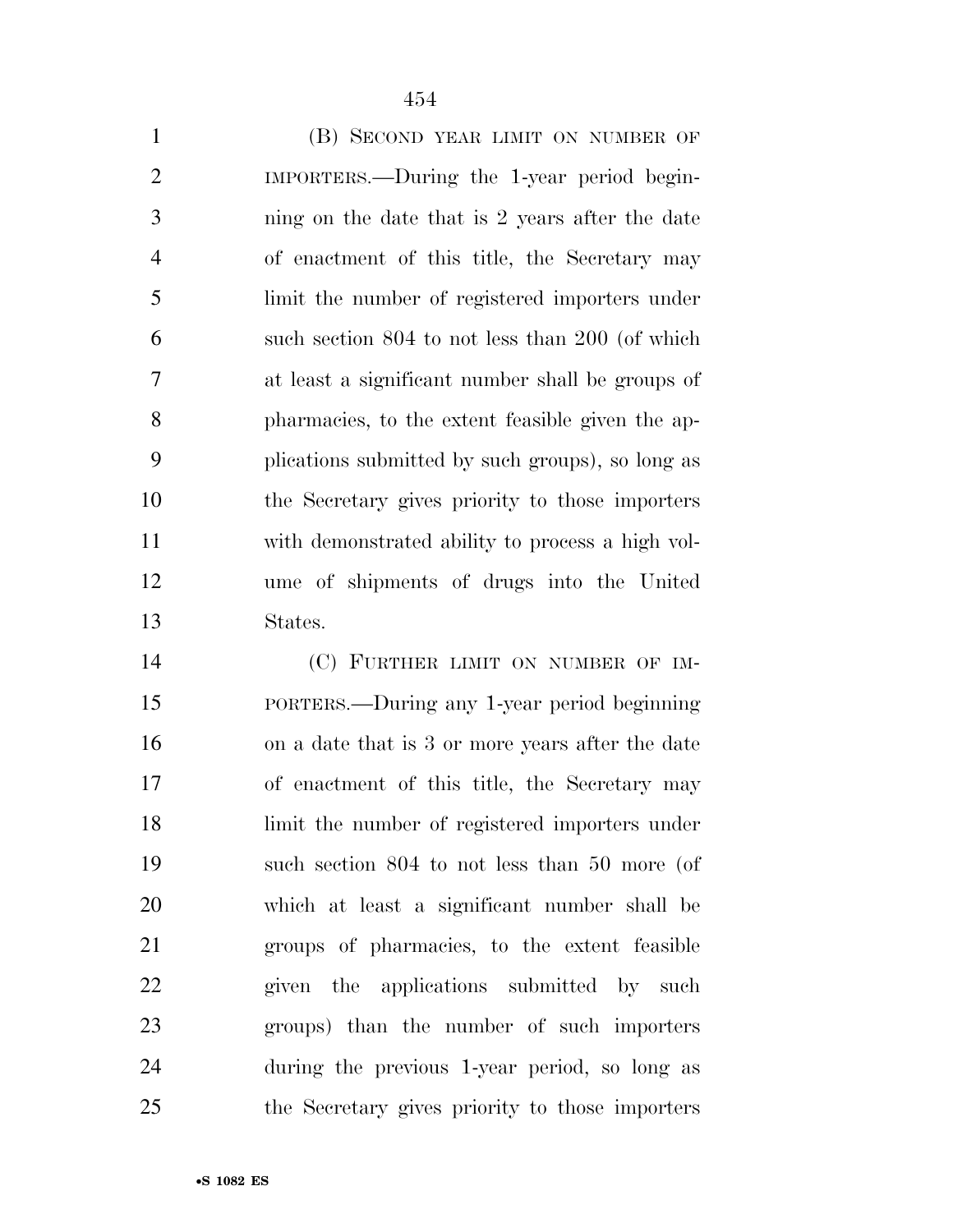(B) SECOND YEAR LIMIT ON NUMBER OF IMPORTERS.—During the 1-year period beginning on the date that is 2 years after the date of enactment of this title, the Secretary may limit the number of registered importers under such section 804 to not less than 200 (of which at least a significant number shall be groups of pharmacies, to the extent feasible given the applications submitted by such groups), so long as the Secretary gives priority to those importers with demonstrated ability to process a high volume of shipments of drugs into the United States.

(C) FURTHER LIMIT ON NUMBER OF IMPORTERS.—During any 1-year period beginning on a date that is 3 or more years after the date of enactment of this title, the Secretary may limit the number of registered importers under such section 804 to not less than 50 more (of which at least a significant number shall be groups of pharmacies, to the extent feasible given the applications submitted by such groups) than the number of such importers during the previous 1-year period, so long as the Secretary gives priority to those importers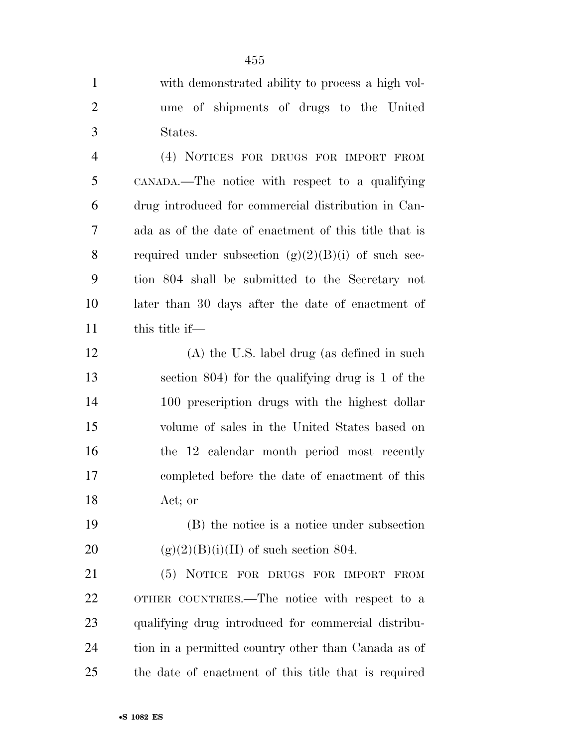with demonstrated ability to process a high volume of shipments of drugs to the United States.

(4) NOTICES FOR DRUGS FOR IMPORT FROM CANADA.—The notice with respect to a qualifying drug introduced for commercial distribution in Canada as of the date of enactment of this title that is required under subsection (g)(2)(B)(i) of such section 804 shall be submitted to the Secretary not later than 30 days after the date of enactment of this title if—

(A) the U.S. label drug (as defined in such section 804) for the qualifying drug is 1 of the 100 prescription drugs with the highest dollar volume of sales in the United States based on the 12 calendar month period most recently completed before the date of enactment of this Act; or

(B) the notice is a notice under subsection (g)(2)(B)(i)(II) of such section 804.

(5) NOTICE FOR DRUGS FOR IMPORT FROM OTHER COUNTRIES.—The notice with respect to a qualifying drug introduced for commercial distribution in a permitted country other than Canada as of the date of enactment of this title that is required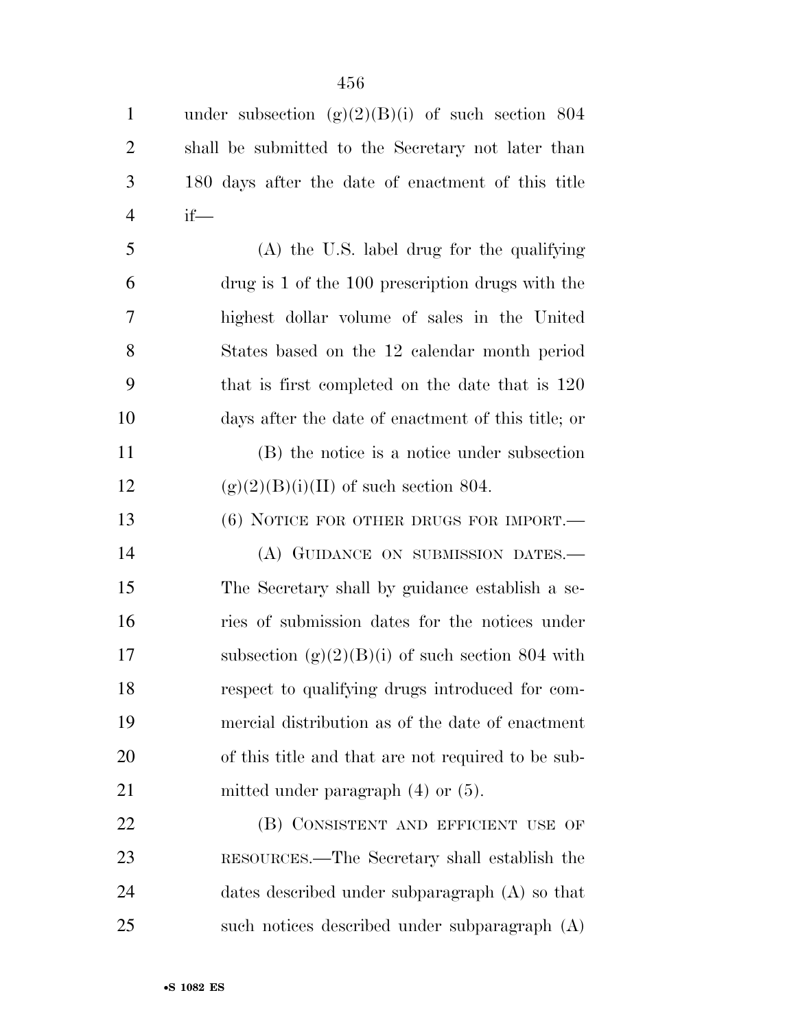under subsection (g)(2)(B)(i) of such section 804 shall be submitted to the Secretary not later than 180 days after the date of enactment of this title if—

(A) the U.S. label drug for the qualifying drug is 1 of the 100 prescription drugs with the highest dollar volume of sales in the United States based on the 12 calendar month period that is first completed on the date that is 120 days after the date of enactment of this title; or

(B) the notice is a notice under subsection (g)(2)(B)(i)(II) of such section 804.

(6) NOTICE FOR OTHER DRUGS FOR IMPORT.—

(A) GUIDANCE ON SUBMISSION DATES.—The Secretary shall by guidance establish a series of submission dates for the notices under subsection (g)(2)(B)(i) of such section 804 with respect to qualifying drugs introduced for commercial distribution as of the date of enactment of this title and that are not required to be submitted under paragraph (4) or (5).

(B) CONSISTENT AND EFFICIENT USE OF RESOURCES.—The Secretary shall establish the dates described under subparagraph (A) so that such notices described under subparagraph (A)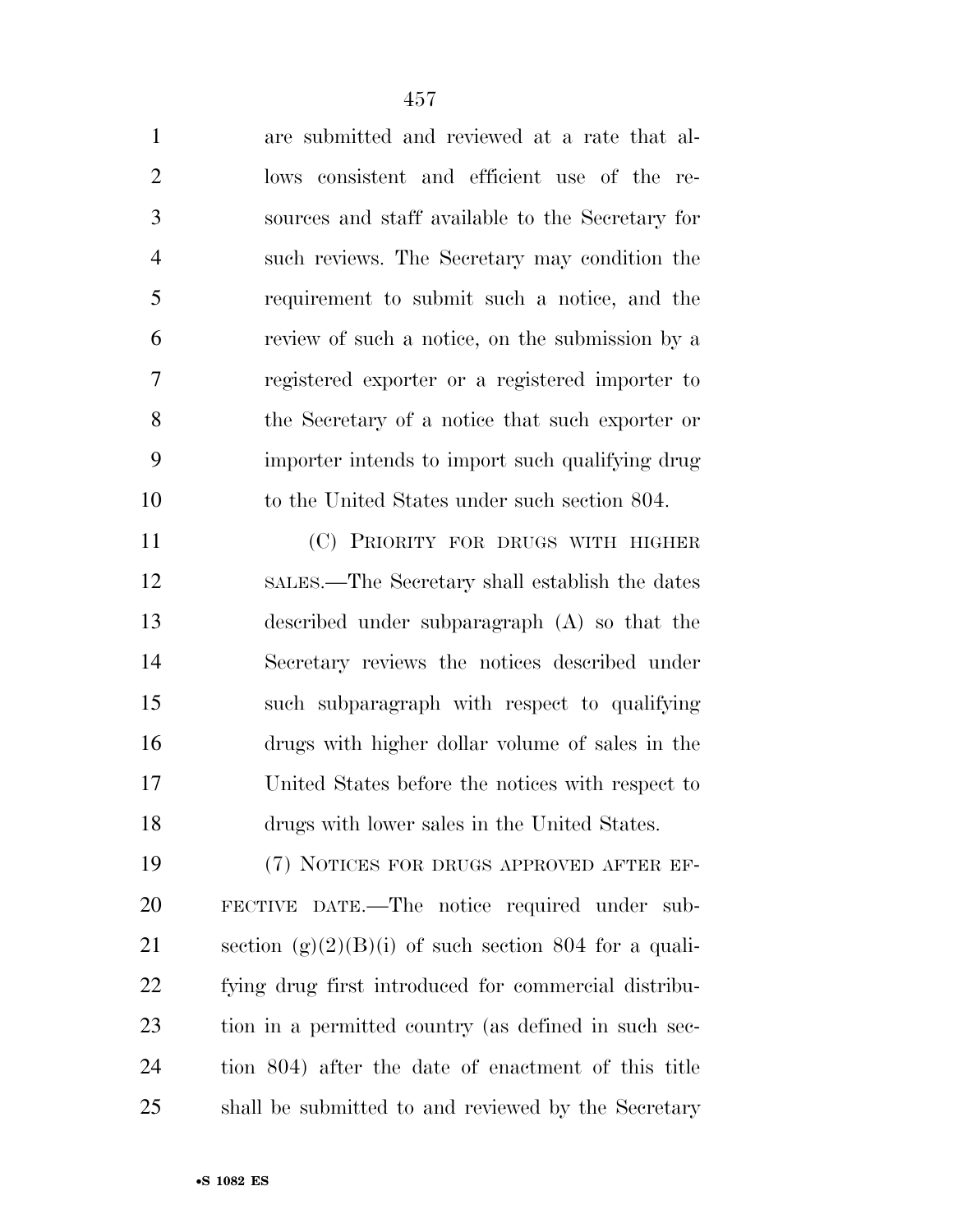are submitted and reviewed at a rate that allows consistent and efficient use of the resources and staff available to the Secretary for such reviews. The Secretary may condition the requirement to submit such a notice, and the review of such a notice, on the submission by a registered exporter or a registered importer to the Secretary of a notice that such exporter or importer intends to import such qualifying drug to the United States under such section 804.

(C) PRIORITY FOR DRUGS WITH HIGHER SALES.—The Secretary shall establish the dates described under subparagraph (A) so that the Secretary reviews the notices described under such subparagraph with respect to qualifying drugs with higher dollar volume of sales in the United States before the notices with respect to drugs with lower sales in the United States.

(7) NOTICES FOR DRUGS APPROVED AFTER EFFECTIVE DATE.—The notice required under subsection (g)(2)(B)(i) of such section 804 for a qualifying drug first introduced for commercial distribution in a permitted country (as defined in such section 804) after the date of enactment of this title shall be submitted to and reviewed by the Secretary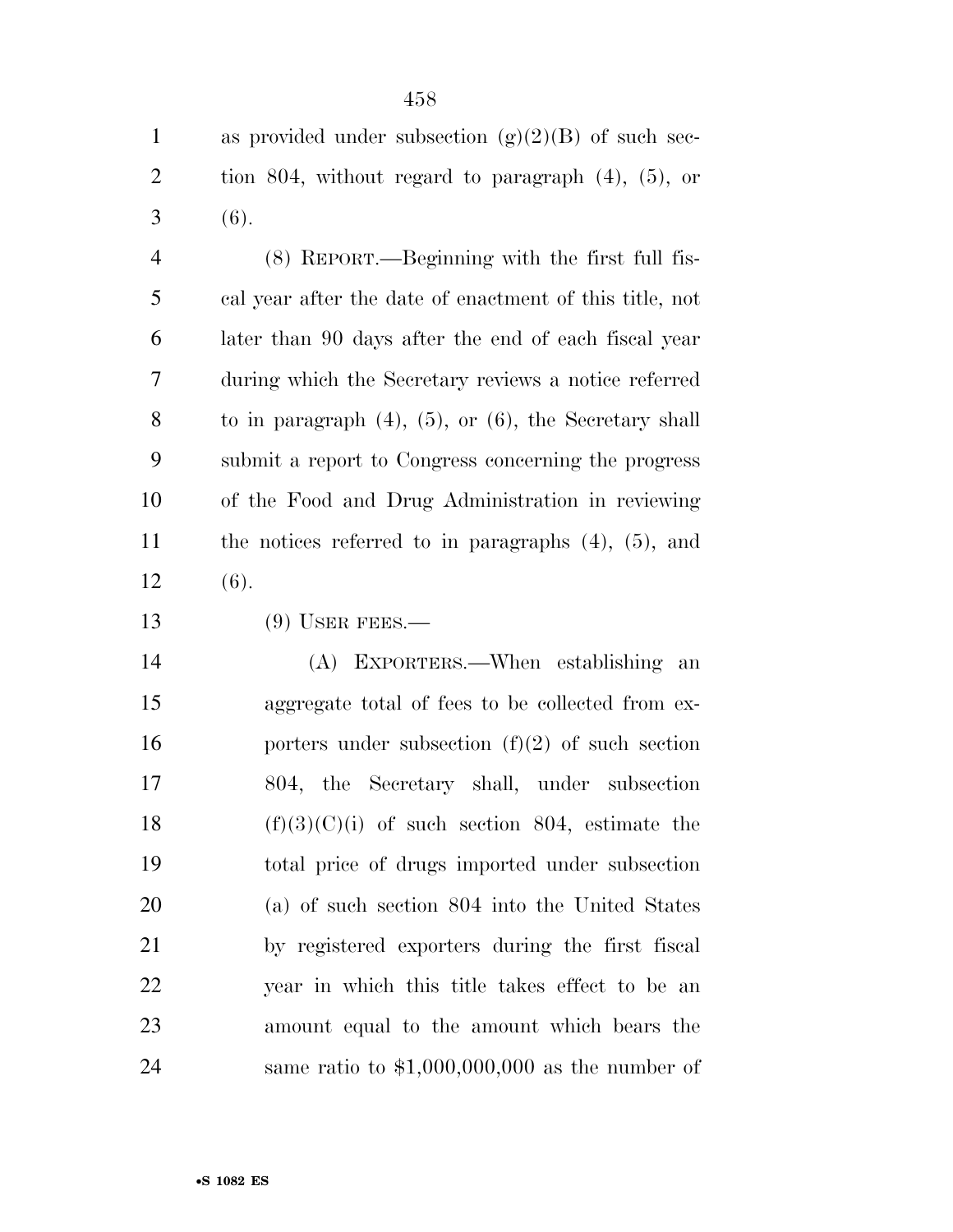as provided under subsection (g)(2)(B) of such section 804, without regard to paragraph (4), (5), or (6).

(8) REPORT.—Beginning with the first full fiscal year after the date of enactment of this title, not later than 90 days after the end of each fiscal year during which the Secretary reviews a notice referred to in paragraph (4), (5), or (6), the Secretary shall submit a report to Congress concerning the progress of the Food and Drug Administration in reviewing the notices referred to in paragraphs (4), (5), and (6).

(9) USER FEES.—

(A) EXPORTERS.—When establishing an aggregate total of fees to be collected from exporters under subsection (f)(2) of such section 804, the Secretary shall, under subsection (f)(3)(C)(i) of such section 804, estimate the total price of drugs imported under subsection (a) of such section 804 into the United States by registered exporters during the first fiscal year in which this title takes effect to be an amount equal to the amount which bears the same ratio to $1,000,000,000 as the number of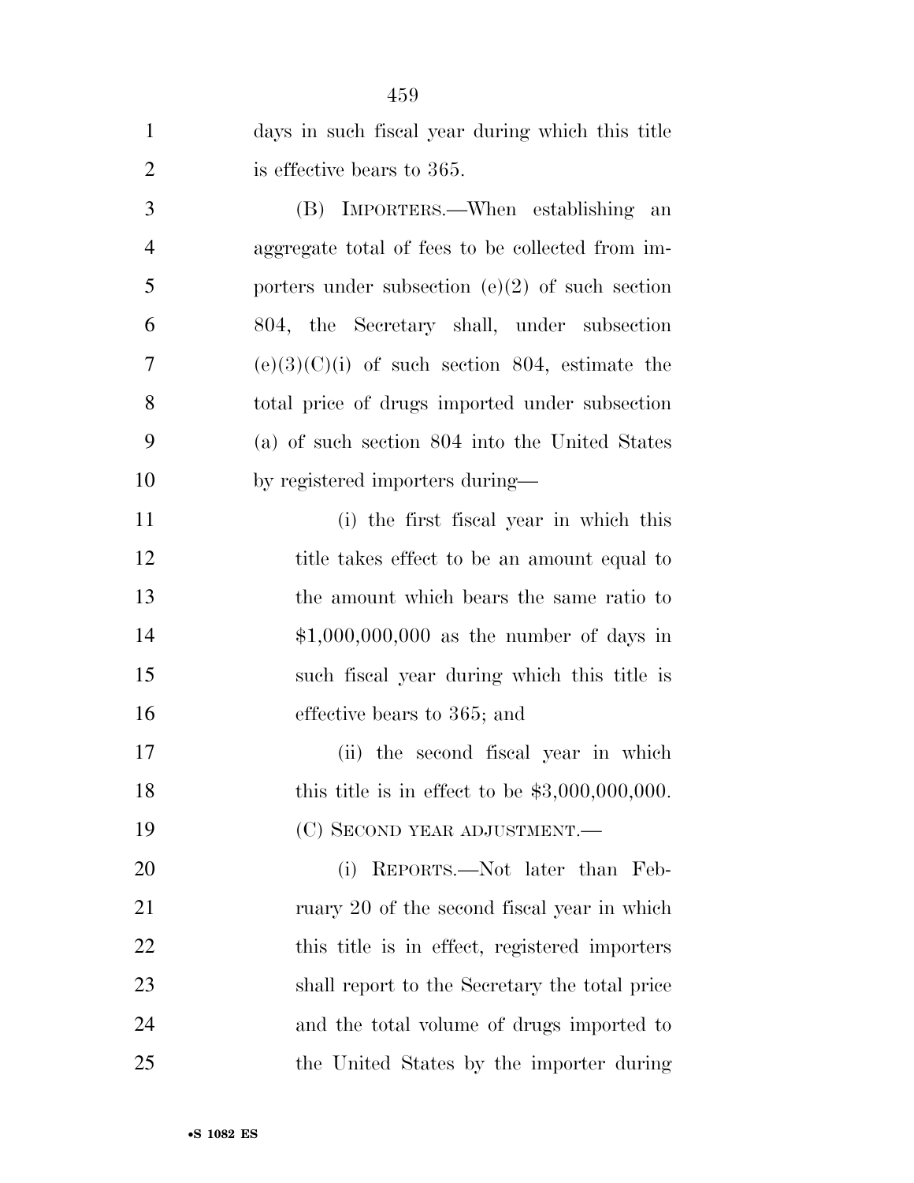days in such fiscal year during which this title is effective bears to 365.

(B) IMPORTERS.—When establishing an aggregate total of fees to be collected from importers under subsection (e)(2) of such section 804, the Secretary shall, under subsection (e)(3)(C)(i) of such section 804, estimate the total price of drugs imported under subsection (a) of such section 804 into the United States by registered importers during—

(i) the first fiscal year in which this title takes effect to be an amount equal to the amount which bears the same ratio to $1,000,000,000 as the number of days in such fiscal year during which this title is effective bears to 365; and

(ii) the second fiscal year in which this title is in effect to be $3,000,000,000.

(C) SECOND YEAR ADJUSTMENT.—

(i) REPORTS.—Not later than February 20 of the second fiscal year in which this title is in effect, registered importers shall report to the Secretary the total price and the total volume of drugs imported to the United States by the importer during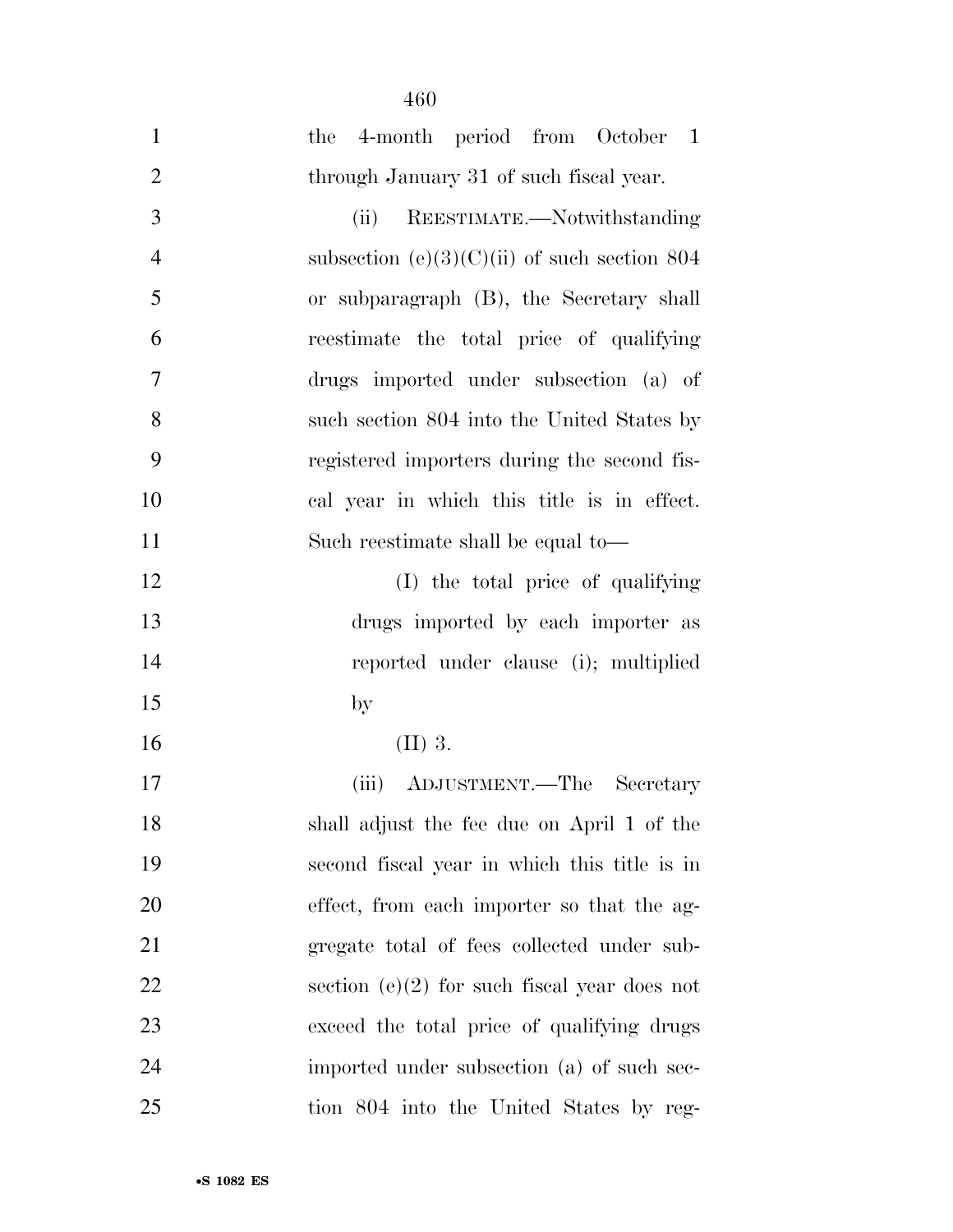the 4-month period from October 1 through January 31 of such fiscal year.

(ii) REESTIMATE.—Notwithstanding subsection (e)(3)(C)(ii) of such section 804 or subparagraph (B), the Secretary shall reestimate the total price of qualifying drugs imported under subsection (a) of such section 804 into the United States by registered importers during the second fiscal year in which this title is in effect. Such reestimate shall be equal to—

(I) the total price of qualifying drugs imported by each importer as reported under clause (i); multiplied by

(II) 3.

(iii) ADJUSTMENT.—The Secretary shall adjust the fee due on April 1 of the second fiscal year in which this title is in effect, from each importer so that the aggregate total of fees collected under subsection (e)(2) for such fiscal year does not exceed the total price of qualifying drugs imported under subsection (a) of such section 804 into the United States by reg-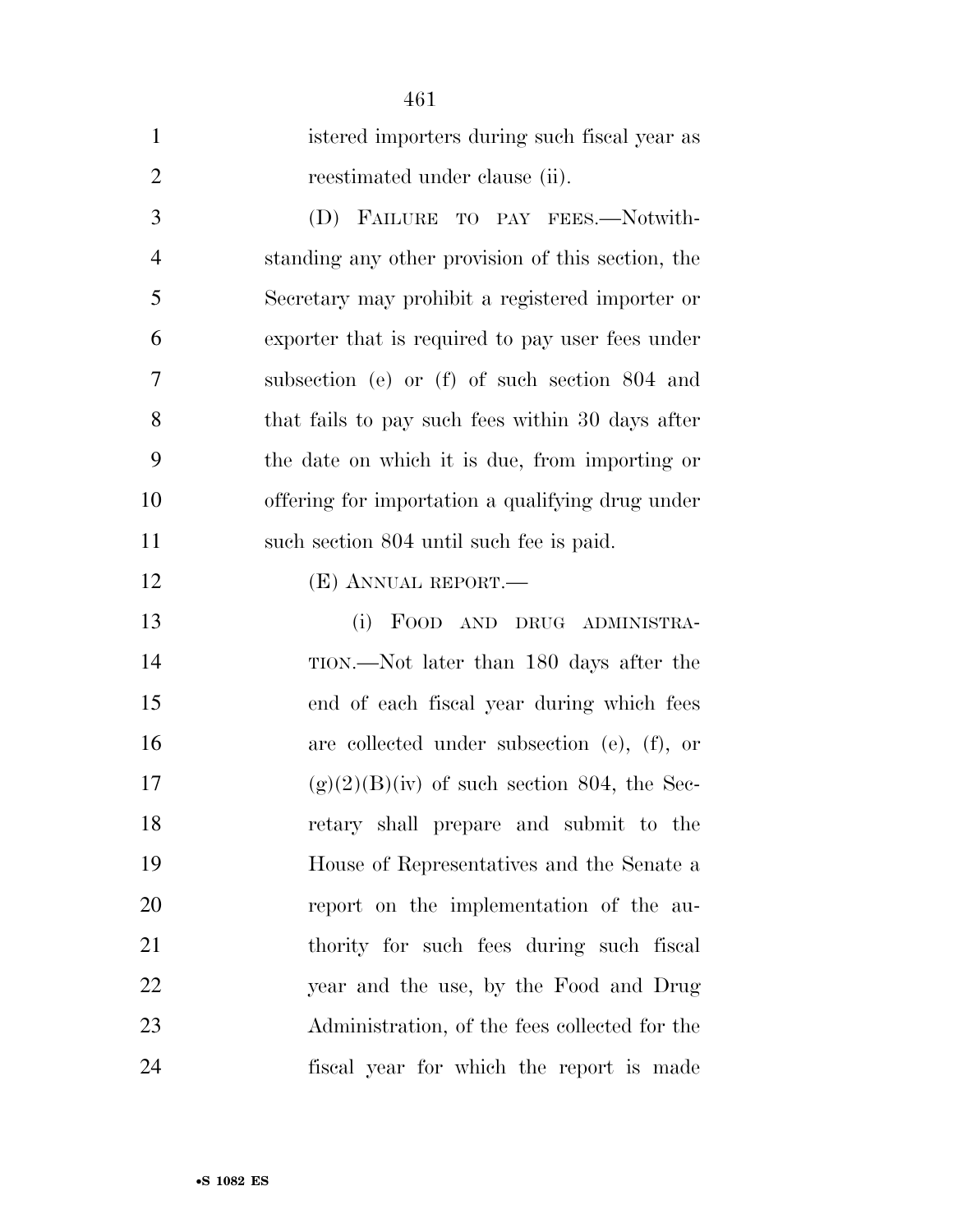istered importers during such fiscal year as reestimated under clause (ii).

(D) FAILURE TO PAY FEES.—Notwithstanding any other provision of this section, the Secretary may prohibit a registered importer or exporter that is required to pay user fees under subsection (e) or (f) of such section 804 and that fails to pay such fees within 30 days after the date on which it is due, from importing or offering for importation a qualifying drug under such section 804 until such fee is paid.

(E) ANNUAL REPORT.—

(i) FOOD AND DRUG ADMINISTRATION.—Not later than 180 days after the end of each fiscal year during which fees are collected under subsection (e), (f), or (g)(2)(B)(iv) of such section 804, the Secretary shall prepare and submit to the House of Representatives and the Senate a report on the implementation of the authority for such fees during such fiscal year and the use, by the Food and Drug Administration, of the fees collected for the fiscal year for which the report is made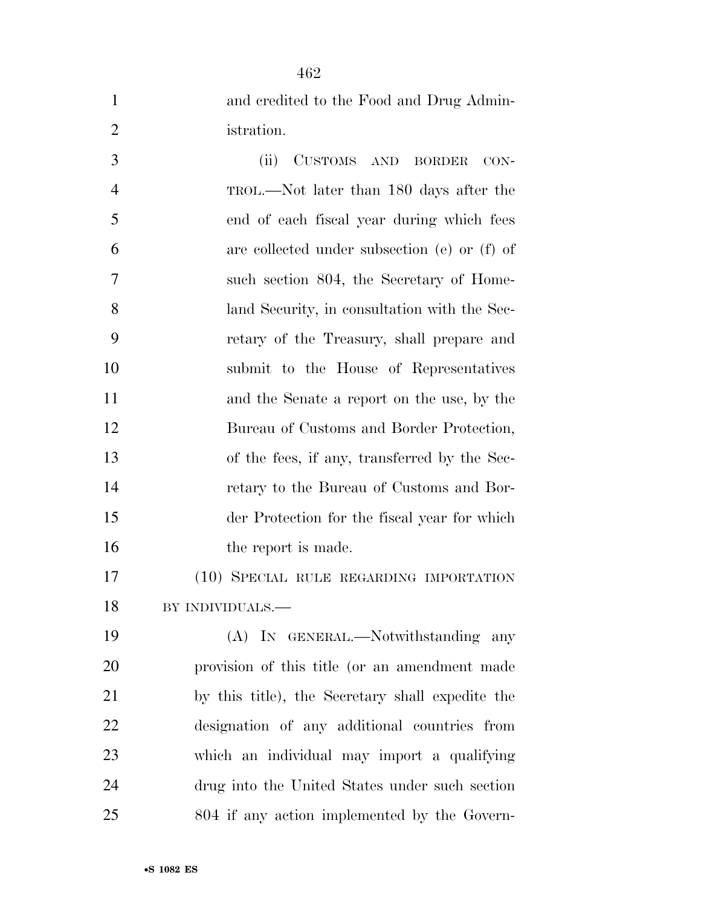and credited to the Food and Drug Administration.

(ii) CUSTOMS AND BORDER CONTROL.—Not later than 180 days after the end of each fiscal year during which fees are collected under subsection (e) or (f) of such section 804, the Secretary of Homeland Security, in consultation with the Secretary of the Treasury, shall prepare and submit to the House of Representatives and the Senate a report on the use, by the Bureau of Customs and Border Protection, of the fees, if any, transferred by the Secretary to the Bureau of Customs and Border Protection for the fiscal year for which the report is made.

(10) SPECIAL RULE REGARDING IMPORTATION BY INDIVIDUALS.—

(A) IN GENERAL.—Notwithstanding any provision of this title (or an amendment made by this title), the Secretary shall expedite the designation of any additional countries from which an individual may import a qualifying drug into the United States under such section 804 if any action implemented by the Govern-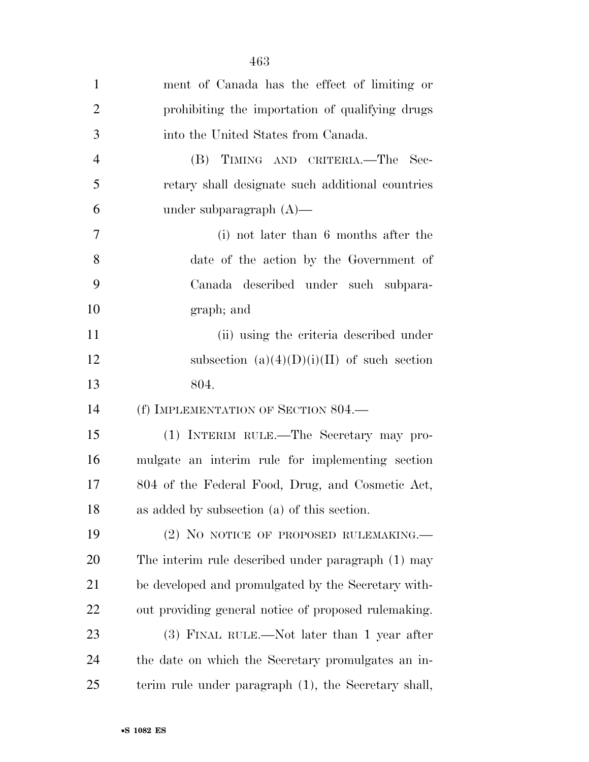ment of Canada has the effect of limiting or prohibiting the importation of qualifying drugs into the United States from Canada.

(B) TIMING AND CRITERIA.—The Secretary shall designate such additional countries under subparagraph (A)—

(i) not later than 6 months after the date of the action by the Government of Canada described under such subparagraph; and

(ii) using the criteria described under subsection (a)(4)(D)(i)(II) of such section 804.

(f) IMPLEMENTATION OF SECTION 804.—

(1) INTERIM RULE.—The Secretary may promulgate an interim rule for implementing section 804 of the Federal Food, Drug, and Cosmetic Act, as added by subsection (a) of this section.

(2) NO NOTICE OF PROPOSED RULEMAKING.—The interim rule described under paragraph (1) may be developed and promulgated by the Secretary without providing general notice of proposed rulemaking.

(3) FINAL RULE.—Not later than 1 year after the date on which the Secretary promulgates an interim rule under paragraph (1), the Secretary shall,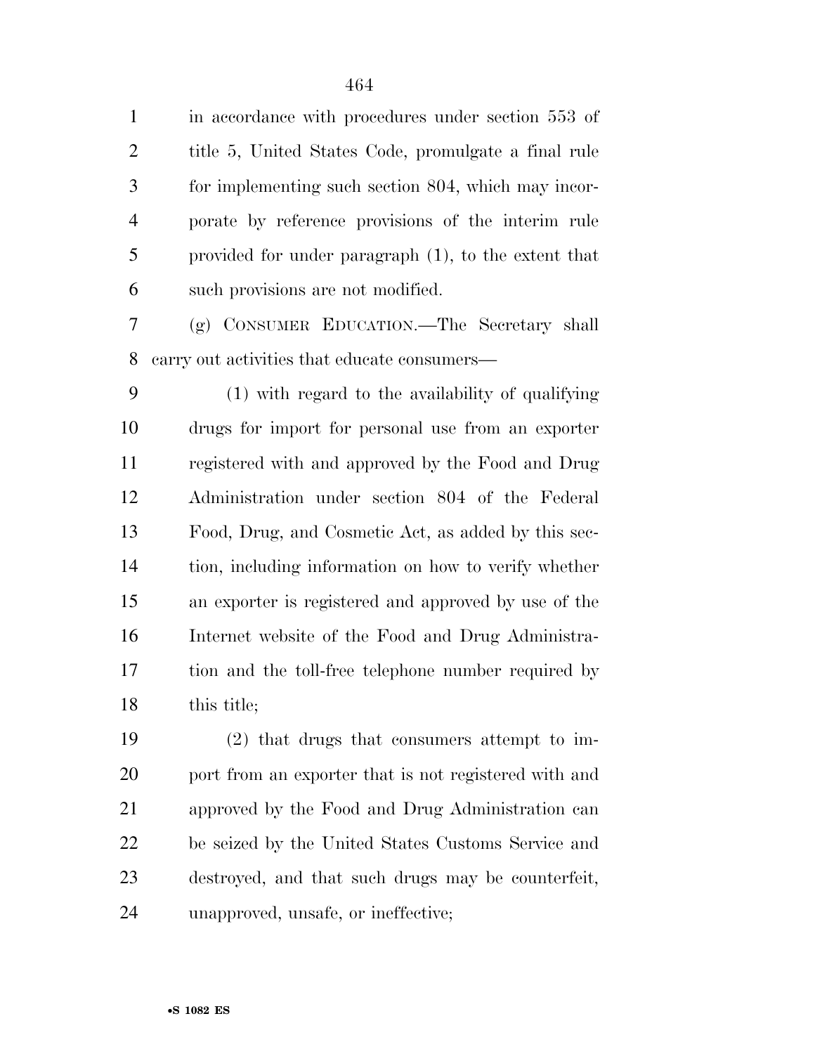in accordance with procedures under section 553 of title 5, United States Code, promulgate a final rule for implementing such section 804, which may incorporate by reference provisions of the interim rule provided for under paragraph (1), to the extent that such provisions are not modified.

(g) CONSUMER EDUCATION.—The Secretary shall carry out activities that educate consumers—

(1) with regard to the availability of qualifying drugs for import for personal use from an exporter registered with and approved by the Food and Drug Administration under section 804 of the Federal Food, Drug, and Cosmetic Act, as added by this section, including information on how to verify whether an exporter is registered and approved by use of the Internet website of the Food and Drug Administration and the toll-free telephone number required by this title;

(2) that drugs that consumers attempt to import from an exporter that is not registered with and approved by the Food and Drug Administration can be seized by the United States Customs Service and destroyed, and that such drugs may be counterfeit, unapproved, unsafe, or ineffective;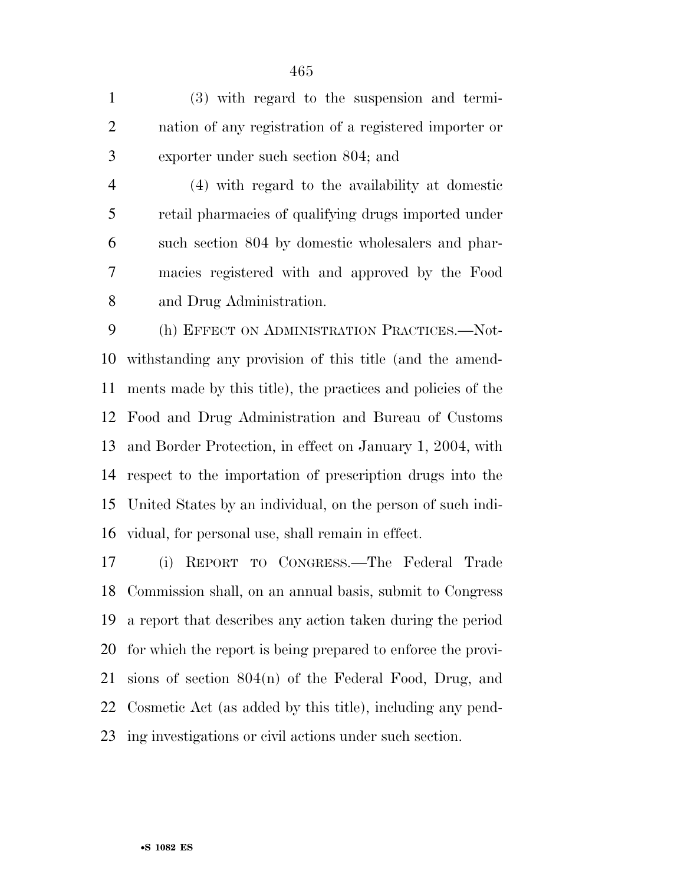(3) with regard to the suspension and termination of any registration of a registered importer or exporter under such section 804; and

(4) with regard to the availability at domestic retail pharmacies of qualifying drugs imported under such section 804 by domestic wholesalers and pharmacies registered with and approved by the Food and Drug Administration.

(h) EFFECT ON ADMINISTRATION PRACTICES.—Notwithstanding any provision of this title (and the amendments made by this title), the practices and policies of the Food and Drug Administration and Bureau of Customs and Border Protection, in effect on January 1, 2004, with respect to the importation of prescription drugs into the United States by an individual, on the person of such individual, for personal use, shall remain in effect.

(i) REPORT TO CONGRESS.—The Federal Trade Commission shall, on an annual basis, submit to Congress a report that describes any action taken during the period for which the report is being prepared to enforce the provisions of section 804(n) of the Federal Food, Drug, and Cosmetic Act (as added by this title), including any pending investigations or civil actions under such section.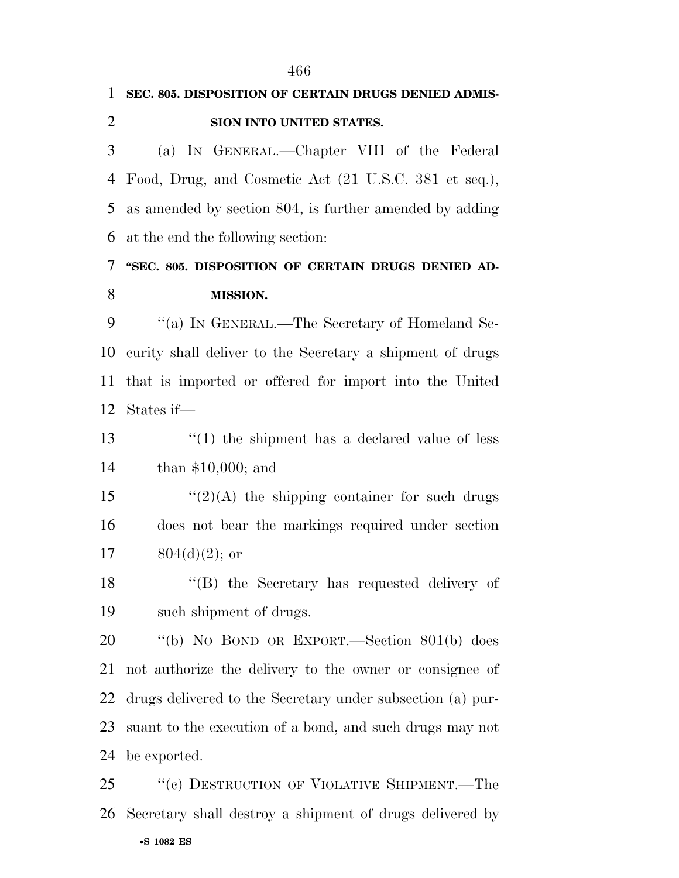**SEC. 805. DISPOSITION OF CERTAIN DRUGS DENIED ADMISSION INTO UNITED STATES.**

(a) IN GENERAL.—Chapter VIII of the Federal Food, Drug, and Cosmetic Act (21 U.S.C. 381 et seq.), as amended by section 804, is further amended by adding at the end the following section:

**"SEC. 805. DISPOSITION OF CERTAIN DRUGS DENIED ADMISSION.**

"(a) IN GENERAL.—The Secretary of Homeland Security shall deliver to the Secretary a shipment of drugs that is imported or offered for import into the United States if—

"(1) the shipment has a declared value of less than $10,000; and

"(2)(A) the shipping container for such drugs does not bear the markings required under section 804(d)(2); or

"(B) the Secretary has requested delivery of such shipment of drugs.

"(b) NO BOND OR EXPORT.—Section 801(b) does not authorize the delivery to the owner or consignee of drugs delivered to the Secretary under subsection (a) pursuant to the execution of a bond, and such drugs may not be exported.

"(c) DESTRUCTION OF VIOLATIVE SHIPMENT.—The Secretary shall destroy a shipment of drugs delivered by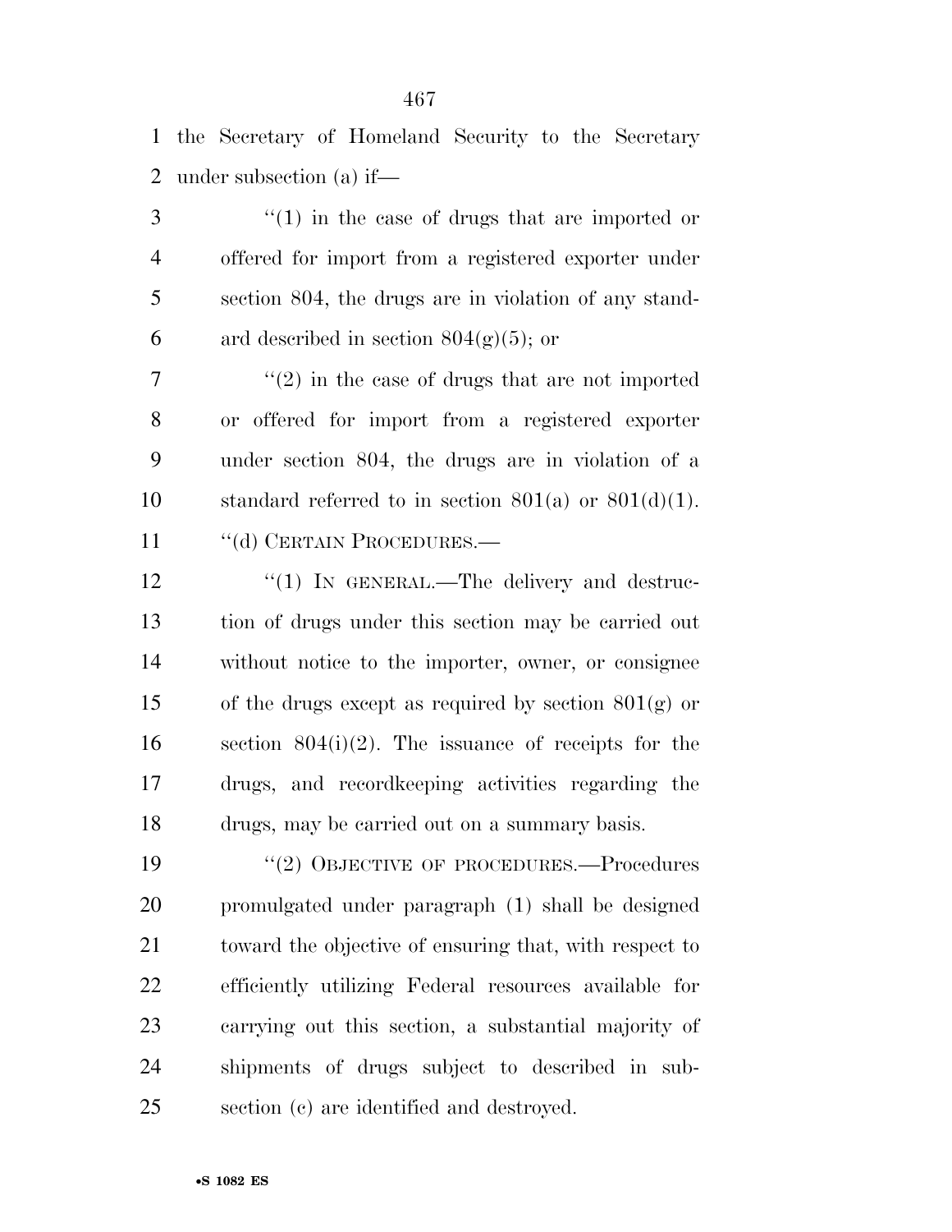the Secretary of Homeland Security to the Secretary under subsection (a) if—

"(1) in the case of drugs that are imported or offered for import from a registered exporter under section 804, the drugs are in violation of any standard described in section 804(g)(5); or

"(2) in the case of drugs that are not imported or offered for import from a registered exporter under section 804, the drugs are in violation of a standard referred to in section 801(a) or 801(d)(1).

"(d) CERTAIN PROCEDURES.—

"(1) IN GENERAL.—The delivery and destruction of drugs under this section may be carried out without notice to the importer, owner, or consignee of the drugs except as required by section 801(g) or section 804(i)(2). The issuance of receipts for the drugs, and recordkeeping activities regarding the drugs, may be carried out on a summary basis.

"(2) OBJECTIVE OF PROCEDURES.—Procedures promulgated under paragraph (1) shall be designed toward the objective of ensuring that, with respect to efficiently utilizing Federal resources available for carrying out this section, a substantial majority of shipments of drugs subject to described in subsection (c) are identified and destroyed.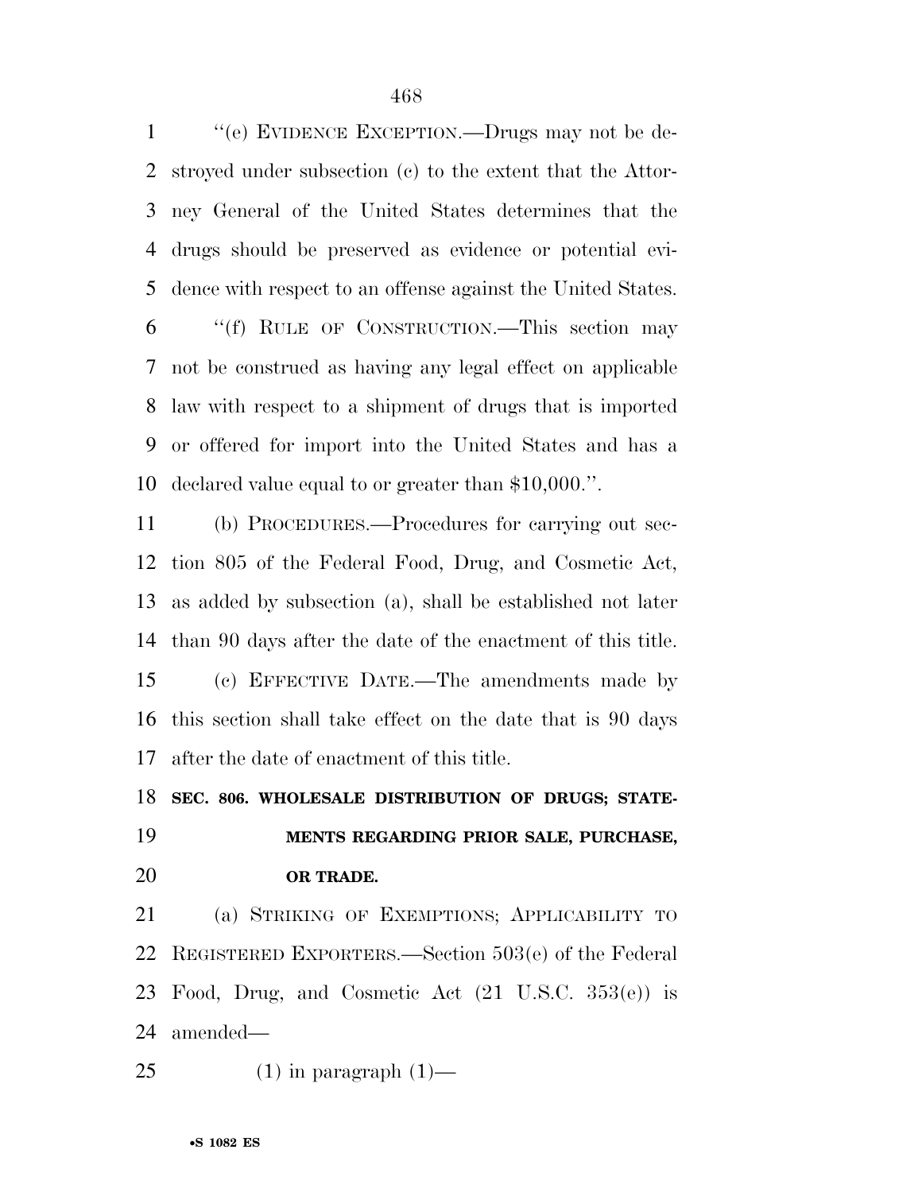"(e) EVIDENCE EXCEPTION.—Drugs may not be destroyed under subsection (c) to the extent that the Attorney General of the United States determines that the drugs should be preserved as evidence or potential evidence with respect to an offense against the United States.

"(f) RULE OF CONSTRUCTION.—This section may not be construed as having any legal effect on applicable law with respect to a shipment of drugs that is imported or offered for import into the United States and has a declared value equal to or greater than $10,000.".

(b) PROCEDURES.—Procedures for carrying out section 805 of the Federal Food, Drug, and Cosmetic Act, as added by subsection (a), shall be established not later than 90 days after the date of the enactment of this title.

(c) EFFECTIVE DATE.—The amendments made by this section shall take effect on the date that is 90 days after the date of enactment of this title.

**SEC. 806. WHOLESALE DISTRIBUTION OF DRUGS; STATEMENTS REGARDING PRIOR SALE, PURCHASE, OR TRADE.**

(a) STRIKING OF EXEMPTIONS; APPLICABILITY TO REGISTERED EXPORTERS.—Section 503(e) of the Federal Food, Drug, and Cosmetic Act (21 U.S.C. 353(e)) is amended—

(1) in paragraph (1)—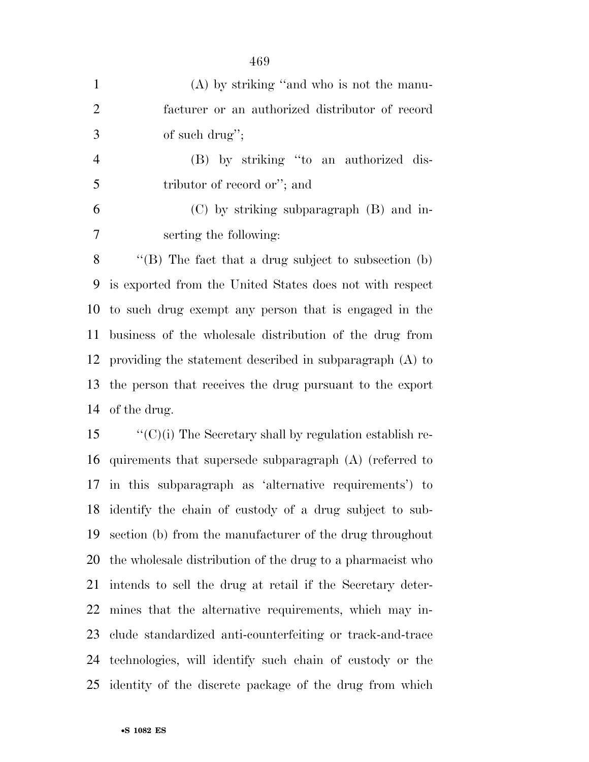(A) by striking ''and who is not the manufacturer or an authorized distributor of record of such drug'';

(B) by striking ''to an authorized distributor of record or''; and

(C) by striking subparagraph (B) and inserting the following:

''(B) The fact that a drug subject to subsection (b) is exported from the United States does not with respect to such drug exempt any person that is engaged in the business of the wholesale distribution of the drug from providing the statement described in subparagraph (A) to the person that receives the drug pursuant to the export of the drug.

''(C)(i) The Secretary shall by regulation establish requirements that supersede subparagraph (A) (referred to in this subparagraph as 'alternative requirements') to identify the chain of custody of a drug subject to subsection (b) from the manufacturer of the drug throughout the wholesale distribution of the drug to a pharmacist who intends to sell the drug at retail if the Secretary determines that the alternative requirements, which may include standardized anti-counterfeiting or track-and-trace technologies, will identify such chain of custody or the identity of the discrete package of the drug from which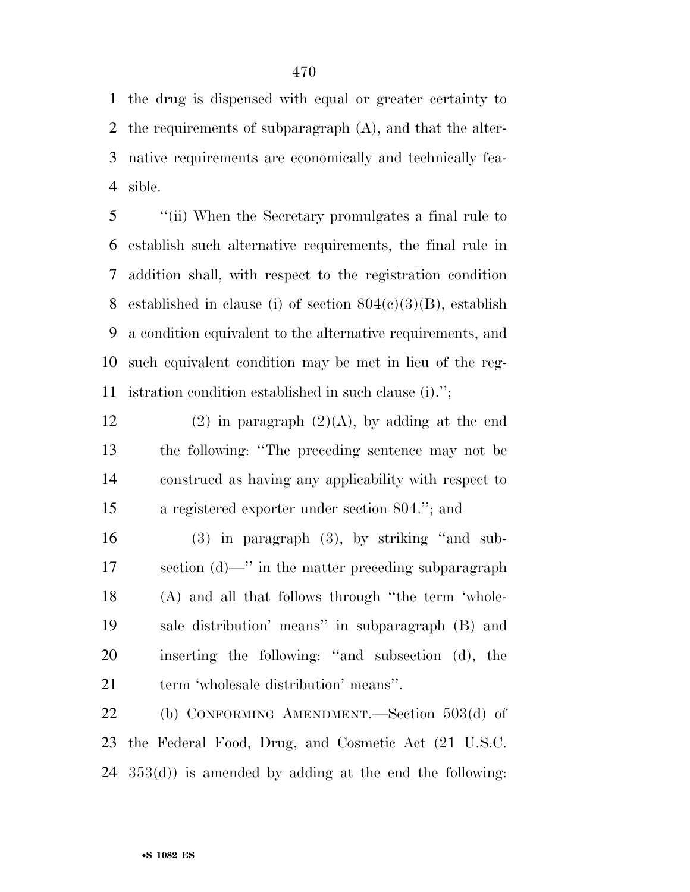the drug is dispensed with equal or greater certainty to the requirements of subparagraph (A), and that the alternative requirements are economically and technically feasible.

''(ii) When the Secretary promulgates a final rule to establish such alternative requirements, the final rule in addition shall, with respect to the registration condition established in clause (i) of section 804(c)(3)(B), establish a condition equivalent to the alternative requirements, and such equivalent condition may be met in lieu of the registration condition established in such clause (i).'';

(2) in paragraph (2)(A), by adding at the end the following: ''The preceding sentence may not be construed as having any applicability with respect to a registered exporter under section 804.''; and

(3) in paragraph (3), by striking ''and subsection (d)—'' in the matter preceding subparagraph (A) and all that follows through ''the term 'wholesale distribution' means'' in subparagraph (B) and inserting the following: ''and subsection (d), the term 'wholesale distribution' means''.

(b) CONFORMING AMENDMENT.—Section 503(d) of the Federal Food, Drug, and Cosmetic Act (21 U.S.C. 353(d)) is amended by adding at the end the following: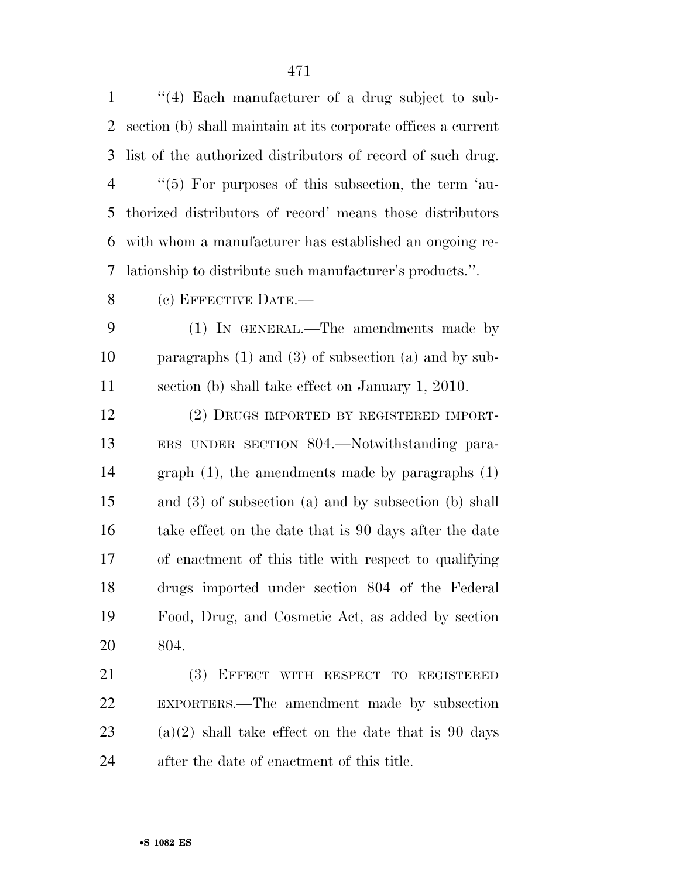"(4) Each manufacturer of a drug subject to subsection (b) shall maintain at its corporate offices a current list of the authorized distributors of record of such drug.

"(5) For purposes of this subsection, the term 'authorized distributors of record' means those distributors with whom a manufacturer has established an ongoing relationship to distribute such manufacturer's products.".

(c) EFFECTIVE DATE.—

(1) IN GENERAL.—The amendments made by paragraphs (1) and (3) of subsection (a) and by subsection (b) shall take effect on January 1, 2010.

(2) DRUGS IMPORTED BY REGISTERED IMPORTERS UNDER SECTION 804.—Notwithstanding paragraph (1), the amendments made by paragraphs (1) and (3) of subsection (a) and by subsection (b) shall take effect on the date that is 90 days after the date of enactment of this title with respect to qualifying drugs imported under section 804 of the Federal Food, Drug, and Cosmetic Act, as added by section 804.

(3) EFFECT WITH RESPECT TO REGISTERED EXPORTERS.—The amendment made by subsection (a)(2) shall take effect on the date that is 90 days after the date of enactment of this title.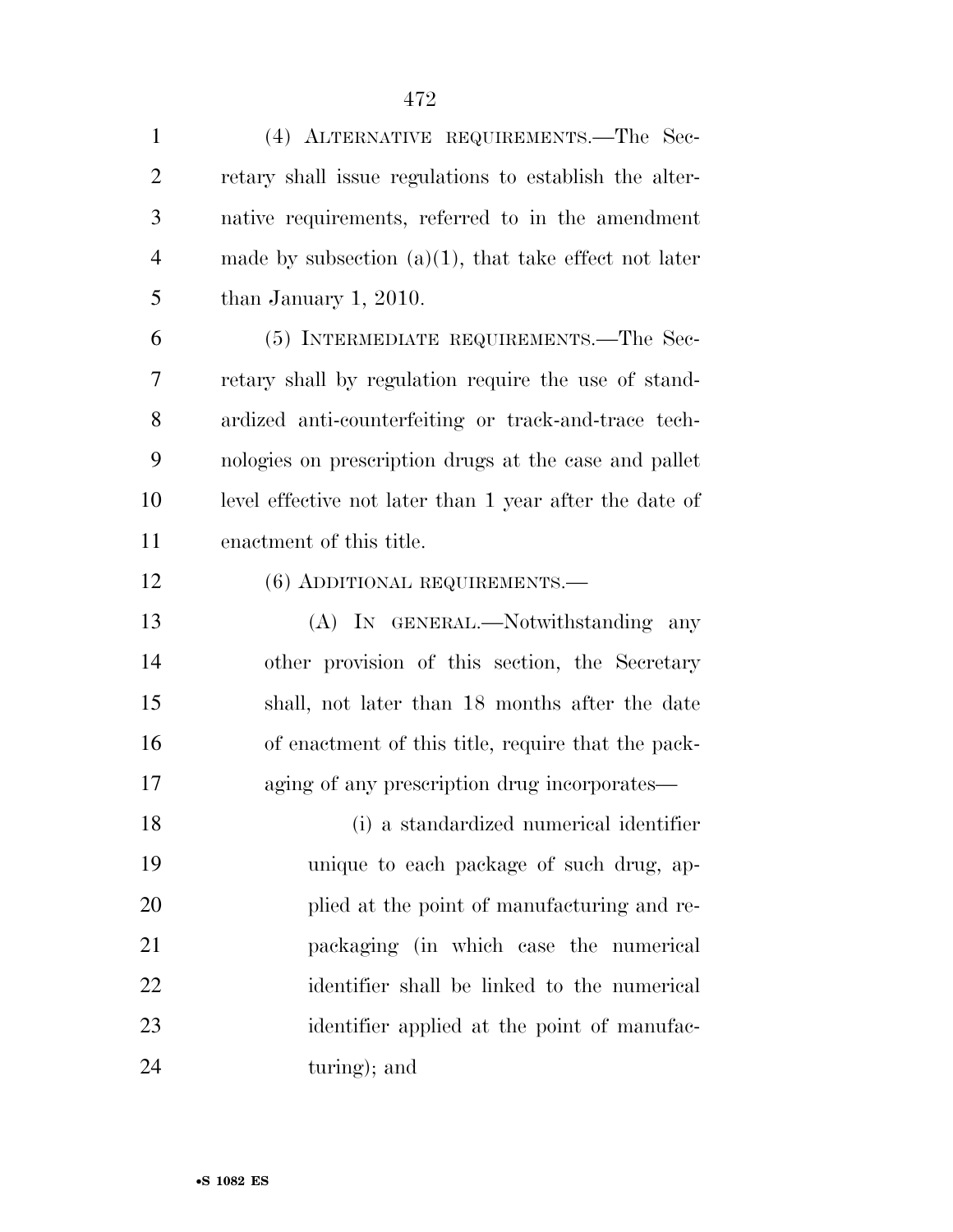(4) ALTERNATIVE REQUIREMENTS.—The Secretary shall issue regulations to establish the alternative requirements, referred to in the amendment made by subsection (a)(1), that take effect not later than January 1, 2010.

(5) INTERMEDIATE REQUIREMENTS.—The Secretary shall by regulation require the use of standardized anti-counterfeiting or track-and-trace technologies on prescription drugs at the case and pallet level effective not later than 1 year after the date of enactment of this title.

(6) ADDITIONAL REQUIREMENTS.—

(A) IN GENERAL.—Notwithstanding any other provision of this section, the Secretary shall, not later than 18 months after the date of enactment of this title, require that the packaging of any prescription drug incorporates—

(i) a standardized numerical identifier unique to each package of such drug, applied at the point of manufacturing and repackaging (in which case the numerical identifier shall be linked to the numerical identifier applied at the point of manufacturing); and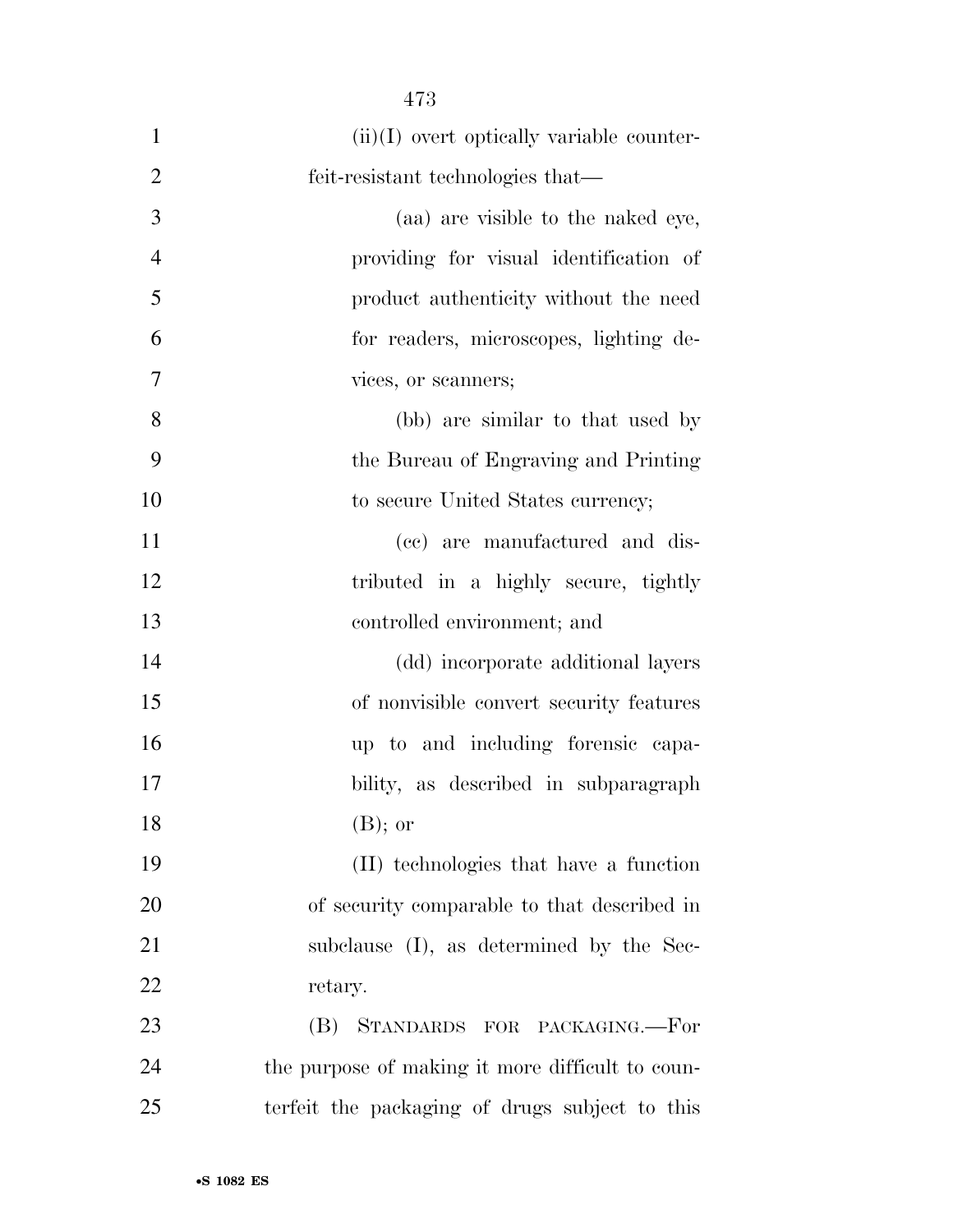(ii)(I) overt optically variable counterfeit-resistant technologies that—

(aa) are visible to the naked eye, providing for visual identification of product authenticity without the need for readers, microscopes, lighting devices, or scanners;

(bb) are similar to that used by the Bureau of Engraving and Printing to secure United States currency;

(cc) are manufactured and distributed in a highly secure, tightly controlled environment; and

(dd) incorporate additional layers of nonvisible convert security features up to and including forensic capability, as described in subparagraph (B); or

(II) technologies that have a function of security comparable to that described in subclause (I), as determined by the Secretary.

(B) STANDARDS FOR PACKAGING.—For the purpose of making it more difficult to counterfeit the packaging of drugs subject to this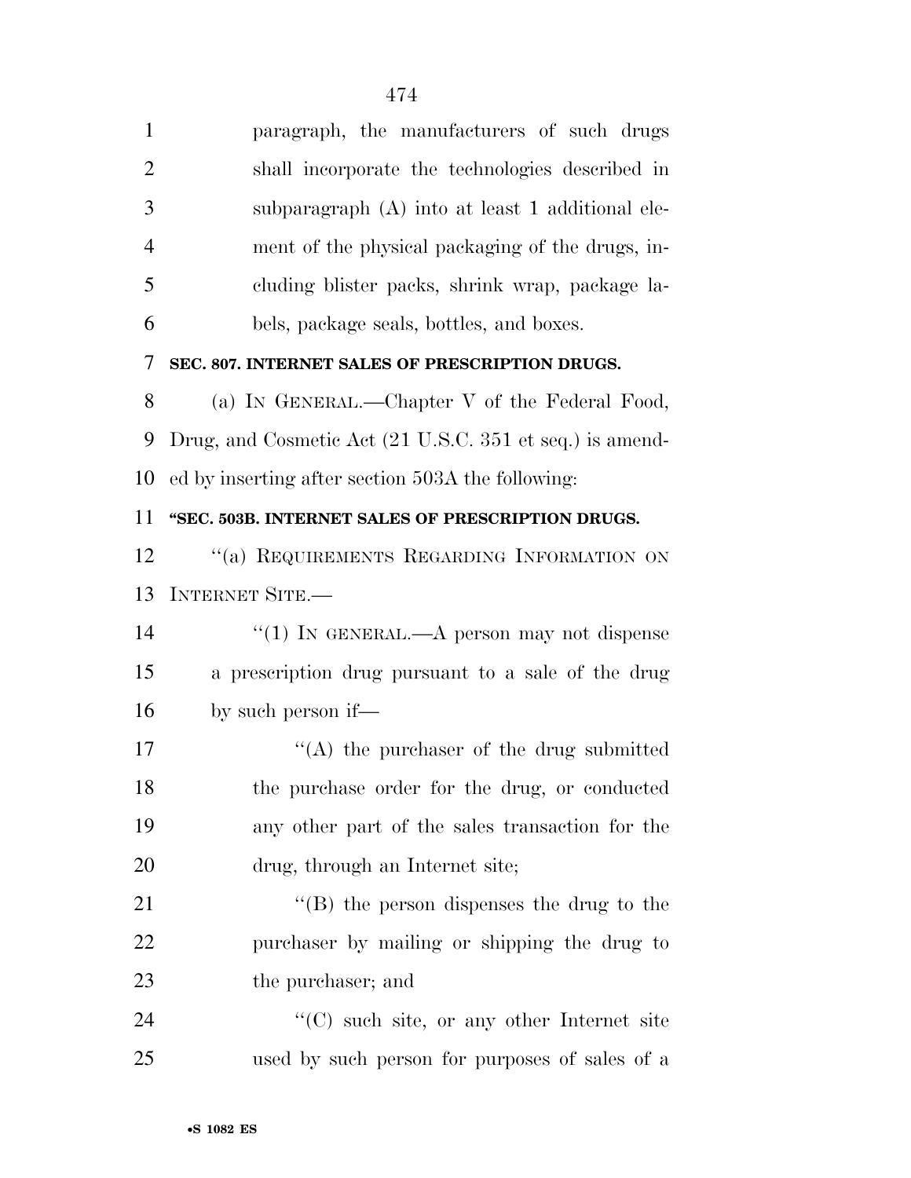paragraph, the manufacturers of such drugs shall incorporate the technologies described in subparagraph (A) into at least 1 additional element of the physical packaging of the drugs, including blister packs, shrink wrap, package labels, package seals, bottles, and boxes.

**SEC. 807. INTERNET SALES OF PRESCRIPTION DRUGS.**

(a) IN GENERAL.—Chapter V of the Federal Food, Drug, and Cosmetic Act (21 U.S.C. 351 et seq.) is amended by inserting after section 503A the following:

**"SEC. 503B. INTERNET SALES OF PRESCRIPTION DRUGS.**

"(a) REQUIREMENTS REGARDING INFORMATION ON INTERNET SITE.—

"(1) IN GENERAL.—A person may not dispense a prescription drug pursuant to a sale of the drug by such person if—

"(A) the purchaser of the drug submitted the purchase order for the drug, or conducted any other part of the sales transaction for the drug, through an Internet site;

"(B) the person dispenses the drug to the purchaser by mailing or shipping the drug to the purchaser; and

"(C) such site, or any other Internet site used by such person for purposes of sales of a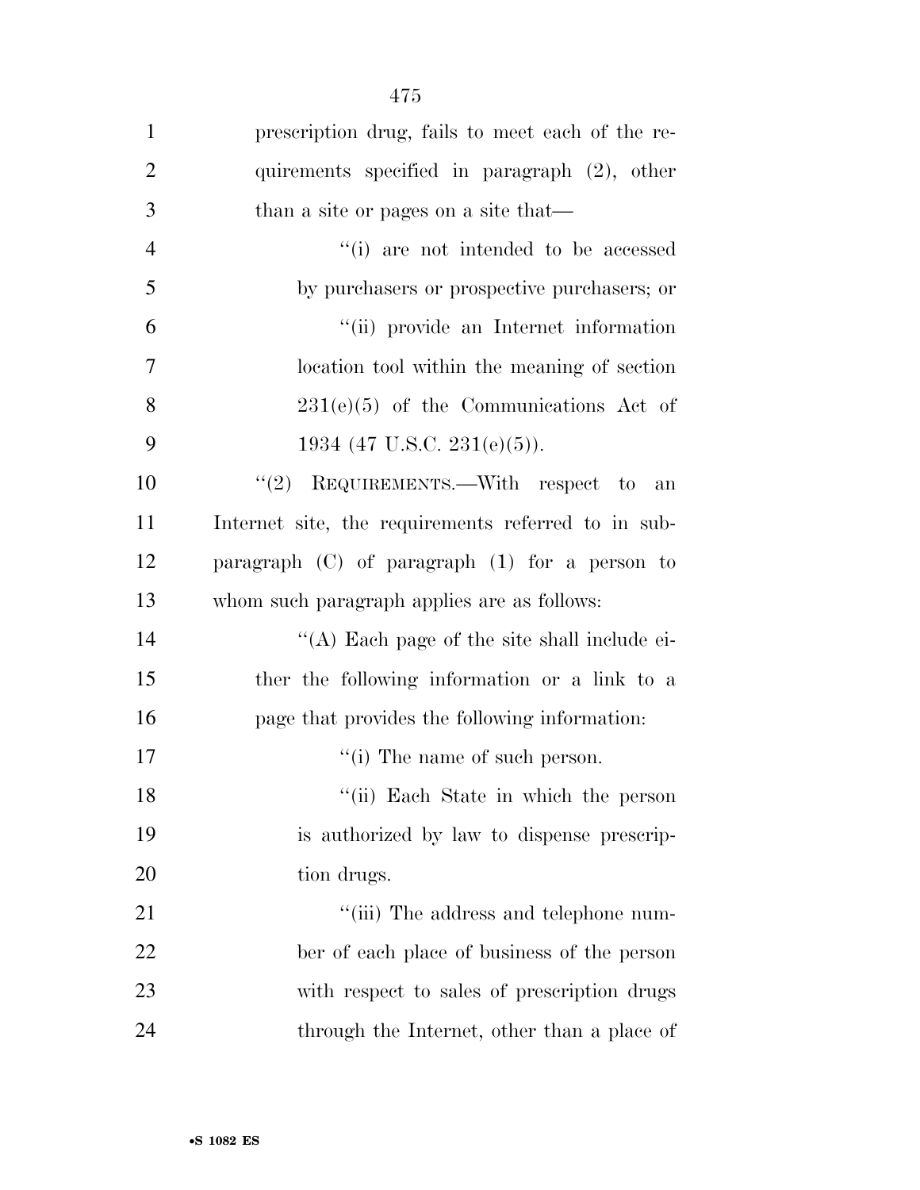prescription drug, fails to meet each of the requirements specified in paragraph (2), other than a site or pages on a site that—

''(i) are not intended to be accessed by purchasers or prospective purchasers; or

''(ii) provide an Internet information location tool within the meaning of section 231(e)(5) of the Communications Act of 1934 (47 U.S.C. 231(e)(5)).

''(2) REQUIREMENTS.—With respect to an Internet site, the requirements referred to in subparagraph (C) of paragraph (1) for a person to whom such paragraph applies are as follows:

''(A) Each page of the site shall include either the following information or a link to a page that provides the following information:

''(i) The name of such person.

''(ii) Each State in which the person is authorized by law to dispense prescription drugs.

''(iii) The address and telephone number of each place of business of the person with respect to sales of prescription drugs through the Internet, other than a place of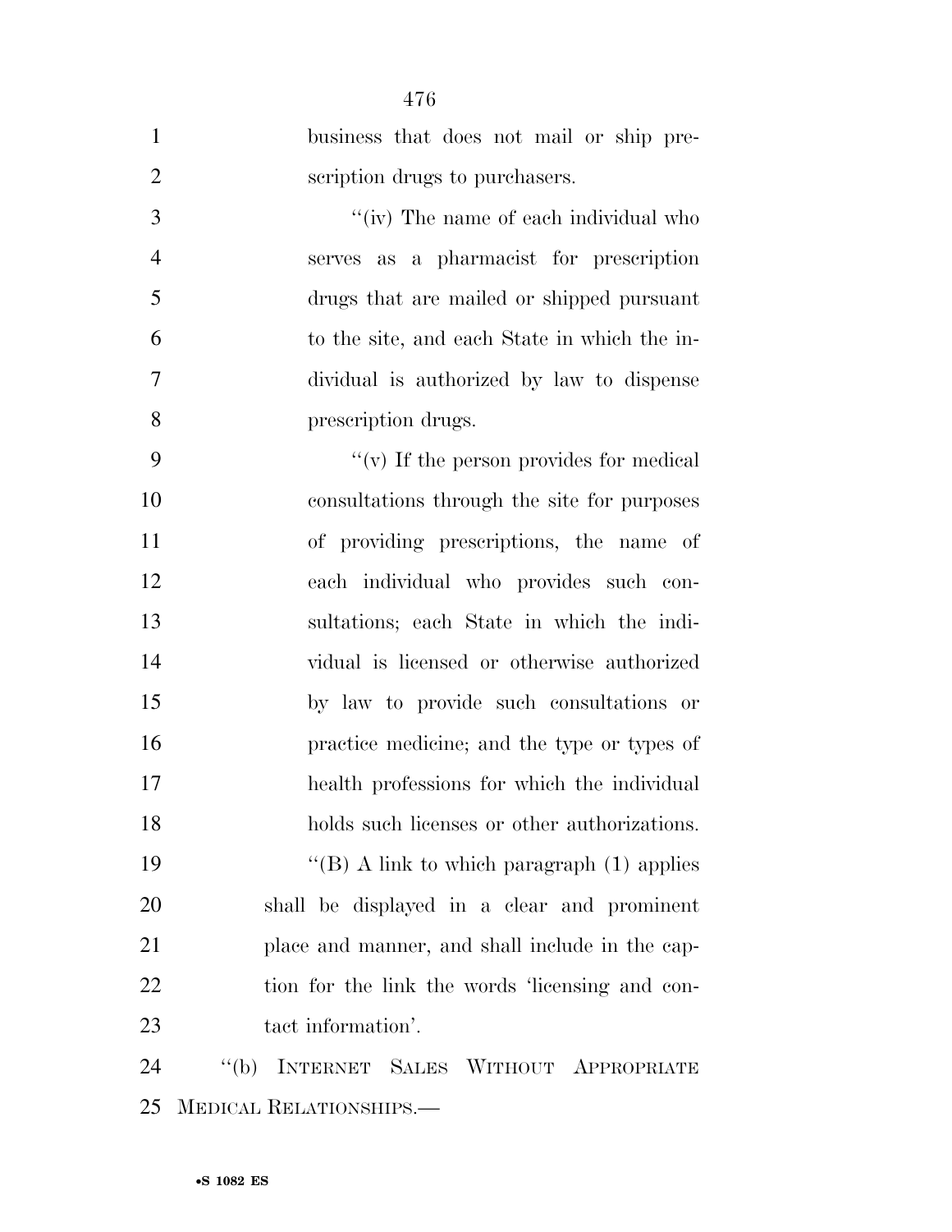business that does not mail or ship prescription drugs to purchasers.

''(iv) The name of each individual who serves as a pharmacist for prescription drugs that are mailed or shipped pursuant to the site, and each State in which the individual is authorized by law to dispense prescription drugs.

''(v) If the person provides for medical consultations through the site for purposes of providing prescriptions, the name of each individual who provides such consultations; each State in which the individual is licensed or otherwise authorized by law to provide such consultations or practice medicine; and the type or types of health professions for which the individual holds such licenses or other authorizations.

''(B) A link to which paragraph (1) applies shall be displayed in a clear and prominent place and manner, and shall include in the caption for the link the words 'licensing and contact information'.

''(b) INTERNET SALES WITHOUT APPROPRIATE MEDICAL RELATIONSHIPS.—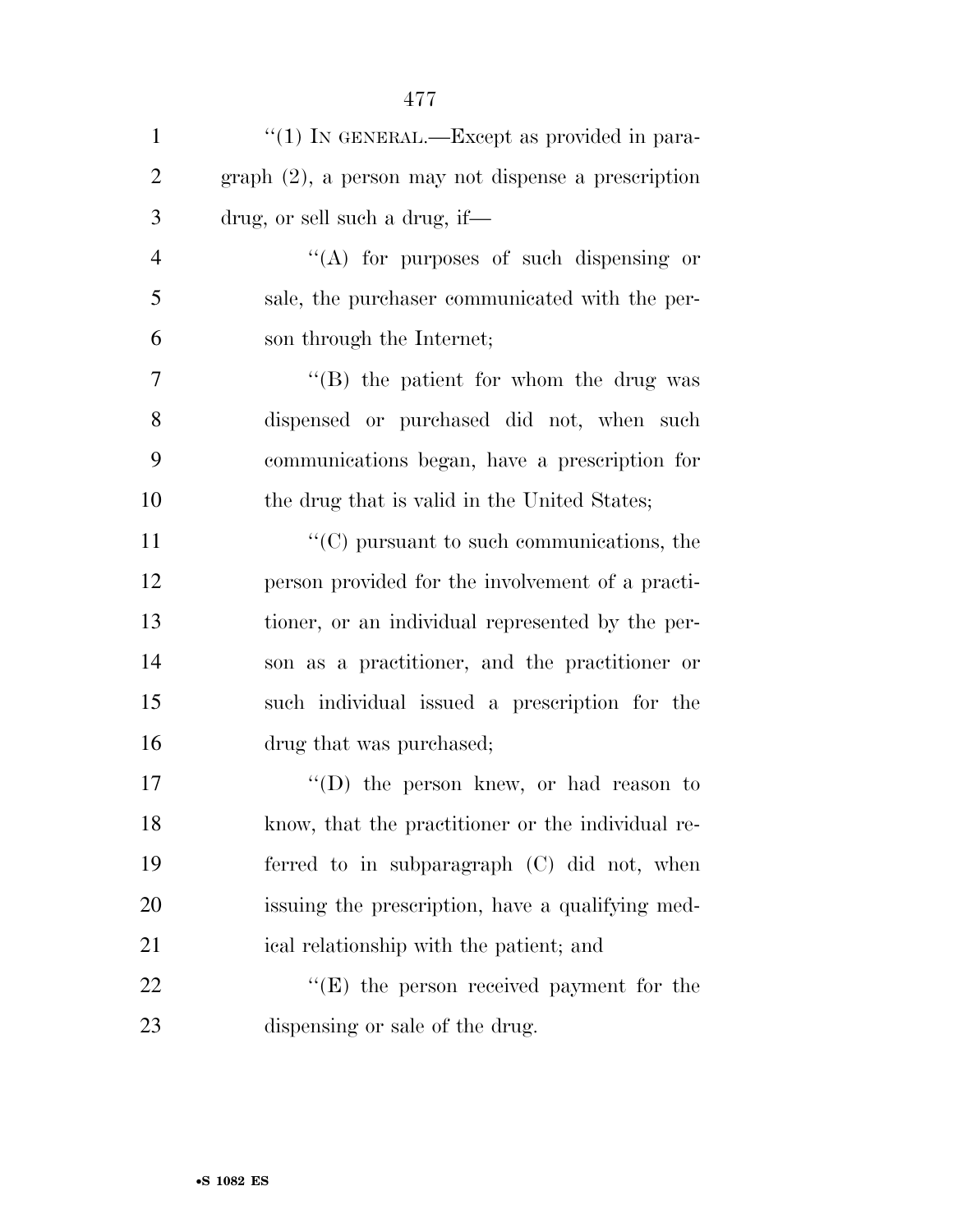''(1) IN GENERAL.—Except as provided in paragraph (2), a person may not dispense a prescription drug, or sell such a drug, if—

''(A) for purposes of such dispensing or sale, the purchaser communicated with the person through the Internet;

''(B) the patient for whom the drug was dispensed or purchased did not, when such communications began, have a prescription for the drug that is valid in the United States;

''(C) pursuant to such communications, the person provided for the involvement of a practitioner, or an individual represented by the person as a practitioner, and the practitioner or such individual issued a prescription for the drug that was purchased;

''(D) the person knew, or had reason to know, that the practitioner or the individual referred to in subparagraph (C) did not, when issuing the prescription, have a qualifying medical relationship with the patient; and

''(E) the person received payment for the dispensing or sale of the drug.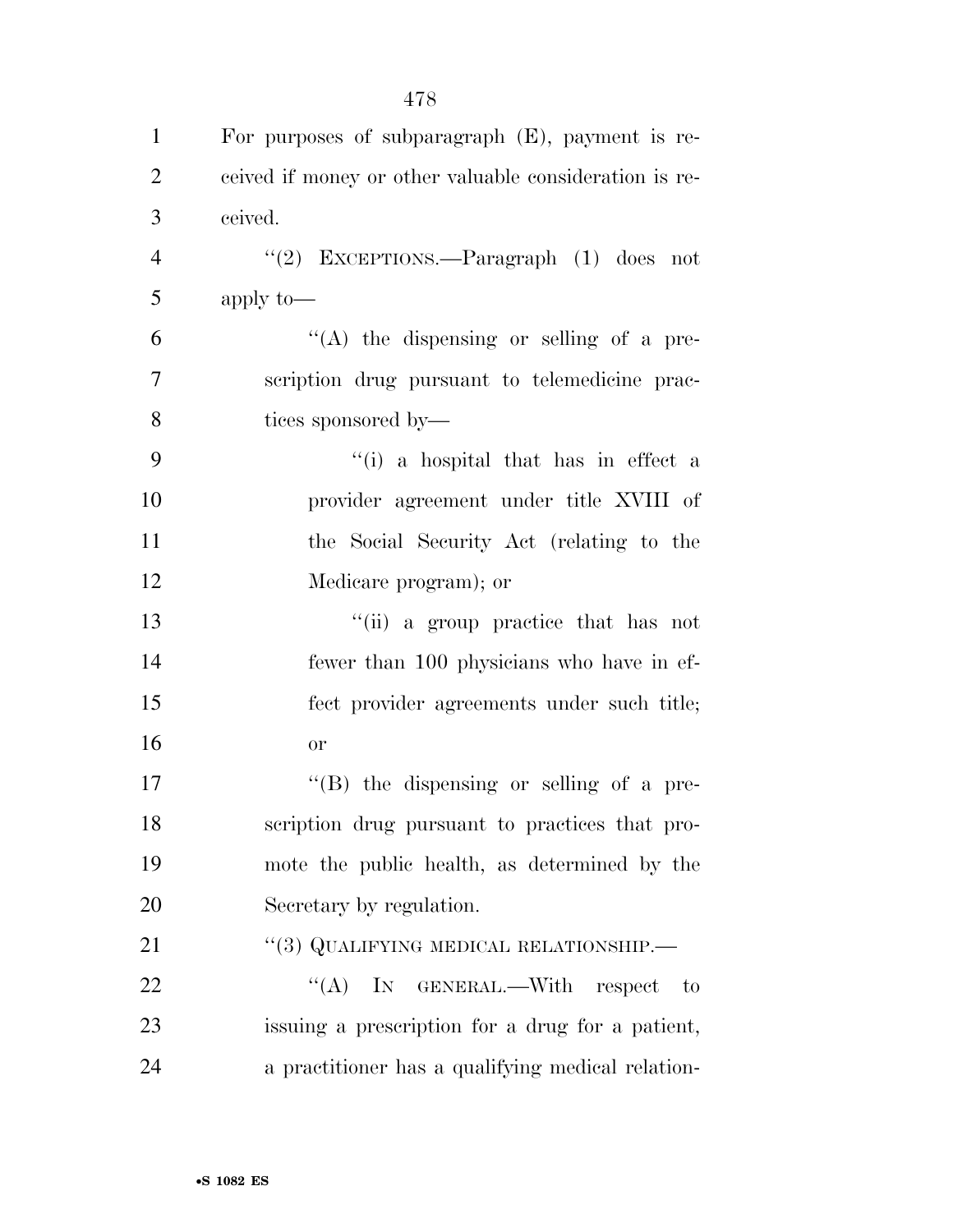For purposes of subparagraph (E), payment is received if money or other valuable consideration is received.

''(2) EXCEPTIONS.—Paragraph (1) does not apply to—

''(A) the dispensing or selling of a prescription drug pursuant to telemedicine practices sponsored by—

''(i) a hospital that has in effect a provider agreement under title XVIII of the Social Security Act (relating to the Medicare program); or

''(ii) a group practice that has not fewer than 100 physicians who have in effect provider agreements under such title; or

''(B) the dispensing or selling of a prescription drug pursuant to practices that promote the public health, as determined by the Secretary by regulation.

''(3) QUALIFYING MEDICAL RELATIONSHIP.—

''(A) IN GENERAL.—With respect to issuing a prescription for a drug for a patient, a practitioner has a qualifying medical relation-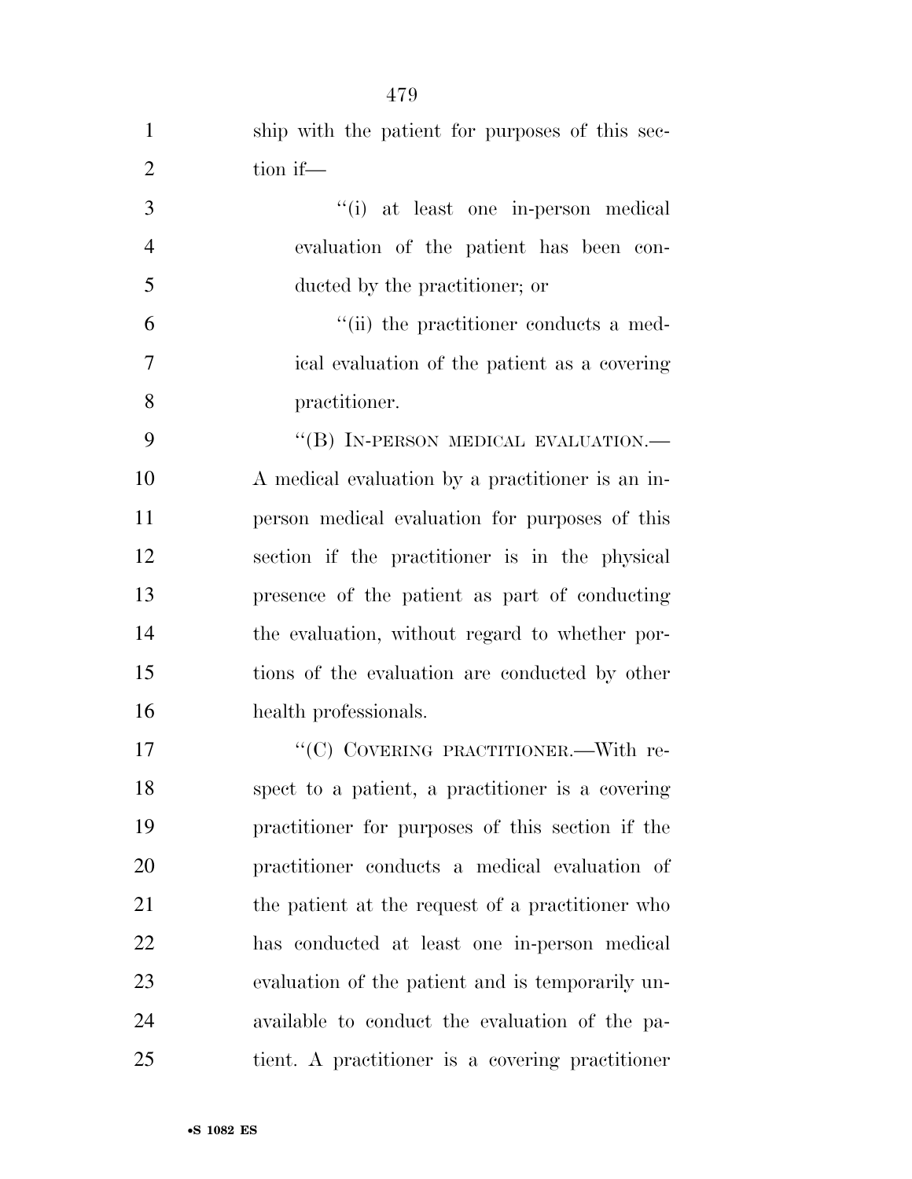ship with the patient for purposes of this section if—

"(i) at least one in-person medical evaluation of the patient has been conducted by the practitioner; or

"(ii) the practitioner conducts a medical evaluation of the patient as a covering practitioner.

"(B) IN-PERSON MEDICAL EVALUATION.—A medical evaluation by a practitioner is an in-person medical evaluation for purposes of this section if the practitioner is in the physical presence of the patient as part of conducting the evaluation, without regard to whether portions of the evaluation are conducted by other health professionals.

"(C) COVERING PRACTITIONER.—With respect to a patient, a practitioner is a covering practitioner for purposes of this section if the practitioner conducts a medical evaluation of the patient at the request of a practitioner who has conducted at least one in-person medical evaluation of the patient and is temporarily unavailable to conduct the evaluation of the patient. A practitioner is a covering practitioner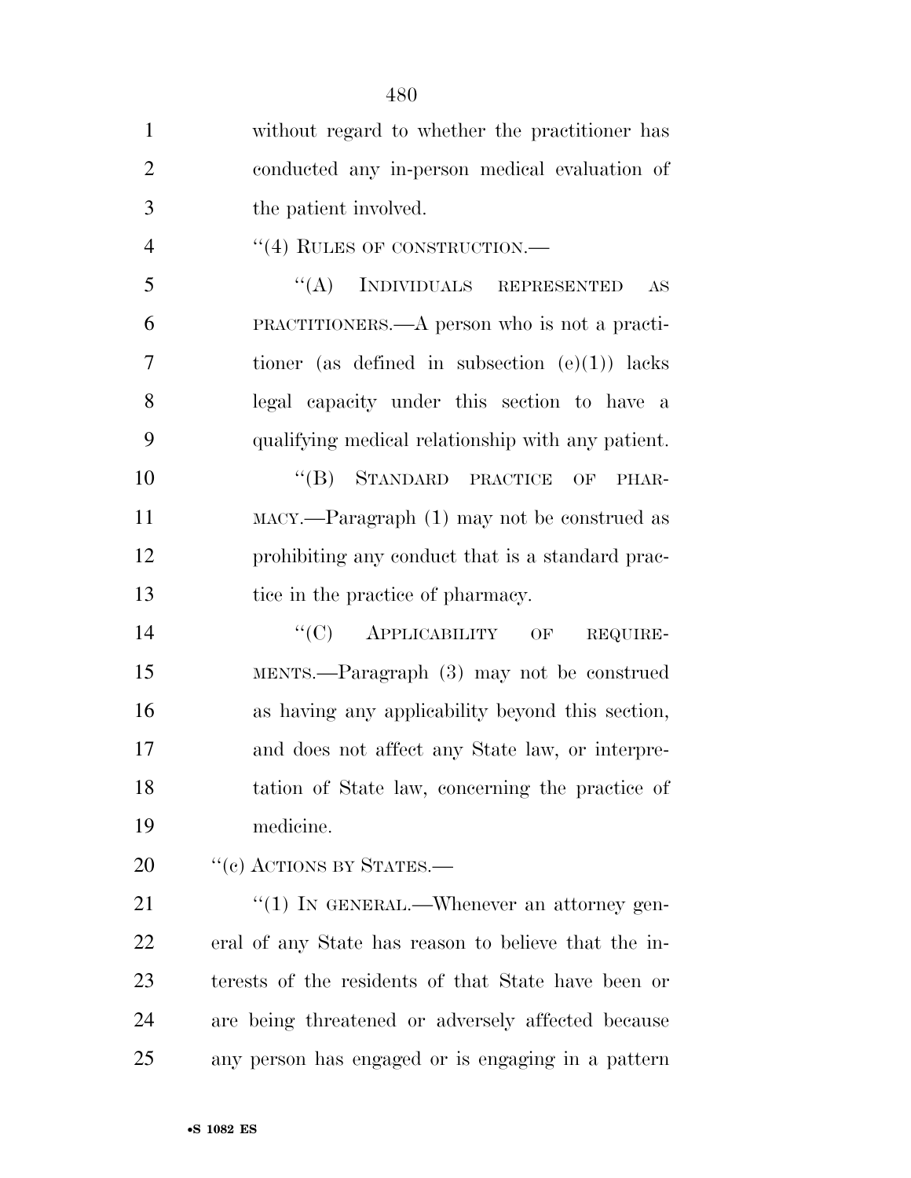without regard to whether the practitioner has conducted any in-person medical evaluation of the patient involved.

''(4) RULES OF CONSTRUCTION.—

''(A) INDIVIDUALS REPRESENTED AS PRACTITIONERS.—A person who is not a practitioner (as defined in subsection (e)(1)) lacks legal capacity under this section to have a qualifying medical relationship with any patient.

''(B) STANDARD PRACTICE OF PHARMACY.—Paragraph (1) may not be construed as prohibiting any conduct that is a standard practice in the practice of pharmacy.

''(C) APPLICABILITY OF REQUIREMENTS.—Paragraph (3) may not be construed as having any applicability beyond this section, and does not affect any State law, or interpretation of State law, concerning the practice of medicine.

''(c) ACTIONS BY STATES.—

''(1) IN GENERAL.—Whenever an attorney general of any State has reason to believe that the interests of the residents of that State have been or are being threatened or adversely affected because any person has engaged or is engaging in a pattern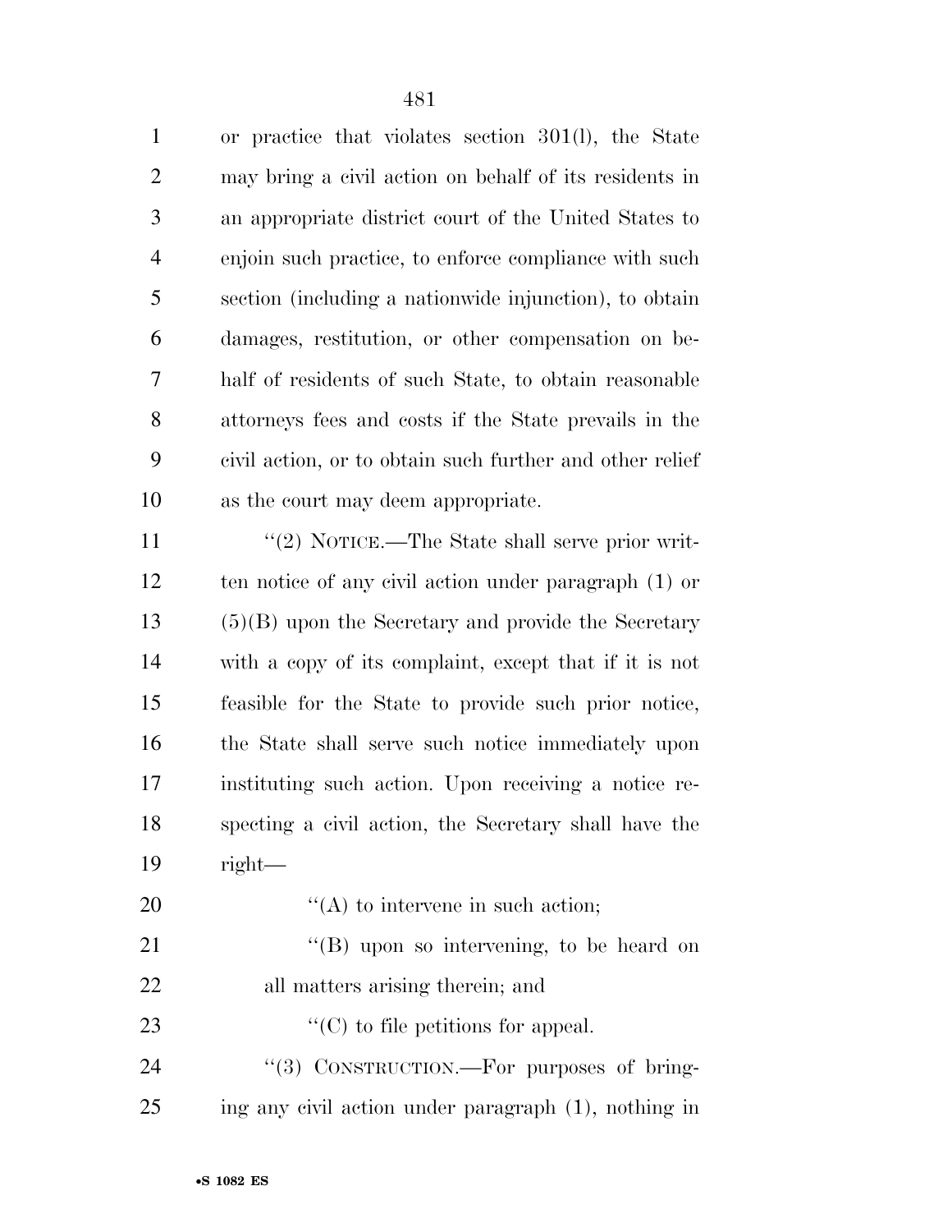or practice that violates section 301(l), the State may bring a civil action on behalf of its residents in an appropriate district court of the United States to enjoin such practice, to enforce compliance with such section (including a nationwide injunction), to obtain damages, restitution, or other compensation on behalf of residents of such State, to obtain reasonable attorneys fees and costs if the State prevails in the civil action, or to obtain such further and other relief as the court may deem appropriate.

''(2) NOTICE.—The State shall serve prior written notice of any civil action under paragraph (1) or (5)(B) upon the Secretary and provide the Secretary with a copy of its complaint, except that if it is not feasible for the State to provide such prior notice, the State shall serve such notice immediately upon instituting such action. Upon receiving a notice respecting a civil action, the Secretary shall have the right—

''(A) to intervene in such action;

''(B) upon so intervening, to be heard on all matters arising therein; and

''(C) to file petitions for appeal.

''(3) CONSTRUCTION.—For purposes of bringing any civil action under paragraph (1), nothing in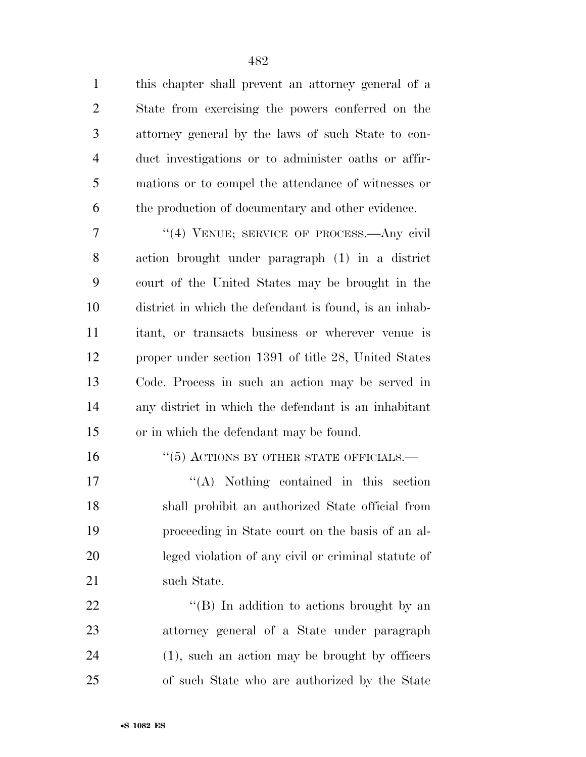this chapter shall prevent an attorney general of a State from exercising the powers conferred on the attorney general by the laws of such State to conduct investigations or to administer oaths or affirmations or to compel the attendance of witnesses or the production of documentary and other evidence.

''(4) VENUE; SERVICE OF PROCESS.—Any civil action brought under paragraph (1) in a district court of the United States may be brought in the district in which the defendant is found, is an inhabitant, or transacts business or wherever venue is proper under section 1391 of title 28, United States Code. Process in such an action may be served in any district in which the defendant is an inhabitant or in which the defendant may be found.

''(5) ACTIONS BY OTHER STATE OFFICIALS.—

''(A) Nothing contained in this section shall prohibit an authorized State official from proceeding in State court on the basis of an alleged violation of any civil or criminal statute of such State.

''(B) In addition to actions brought by an attorney general of a State under paragraph (1), such an action may be brought by officers of such State who are authorized by the State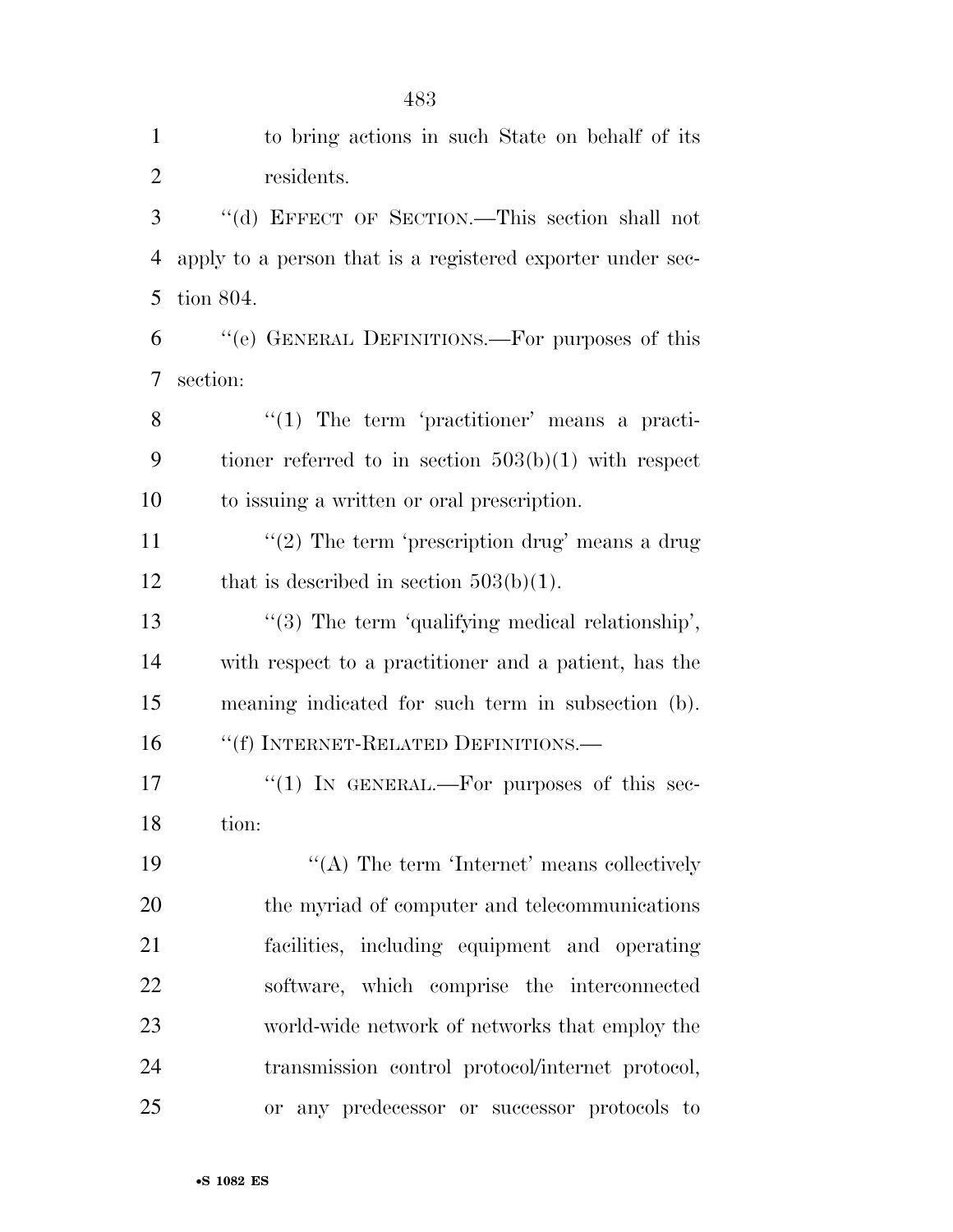to bring actions in such State on behalf of its residents.

"(d) EFFECT OF SECTION.—This section shall not apply to a person that is a registered exporter under section 804.

"(e) GENERAL DEFINITIONS.—For purposes of this section:

"(1) The term 'practitioner' means a practitioner referred to in section 503(b)(1) with respect to issuing a written or oral prescription.

"(2) The term 'prescription drug' means a drug that is described in section 503(b)(1).

"(3) The term 'qualifying medical relationship', with respect to a practitioner and a patient, has the meaning indicated for such term in subsection (b).

"(f) INTERNET-RELATED DEFINITIONS.—

"(1) IN GENERAL.—For purposes of this section:

"(A) The term 'Internet' means collectively the myriad of computer and telecommunications facilities, including equipment and operating software, which comprise the interconnected world-wide network of networks that employ the transmission control protocol/internet protocol, or any predecessor or successor protocols to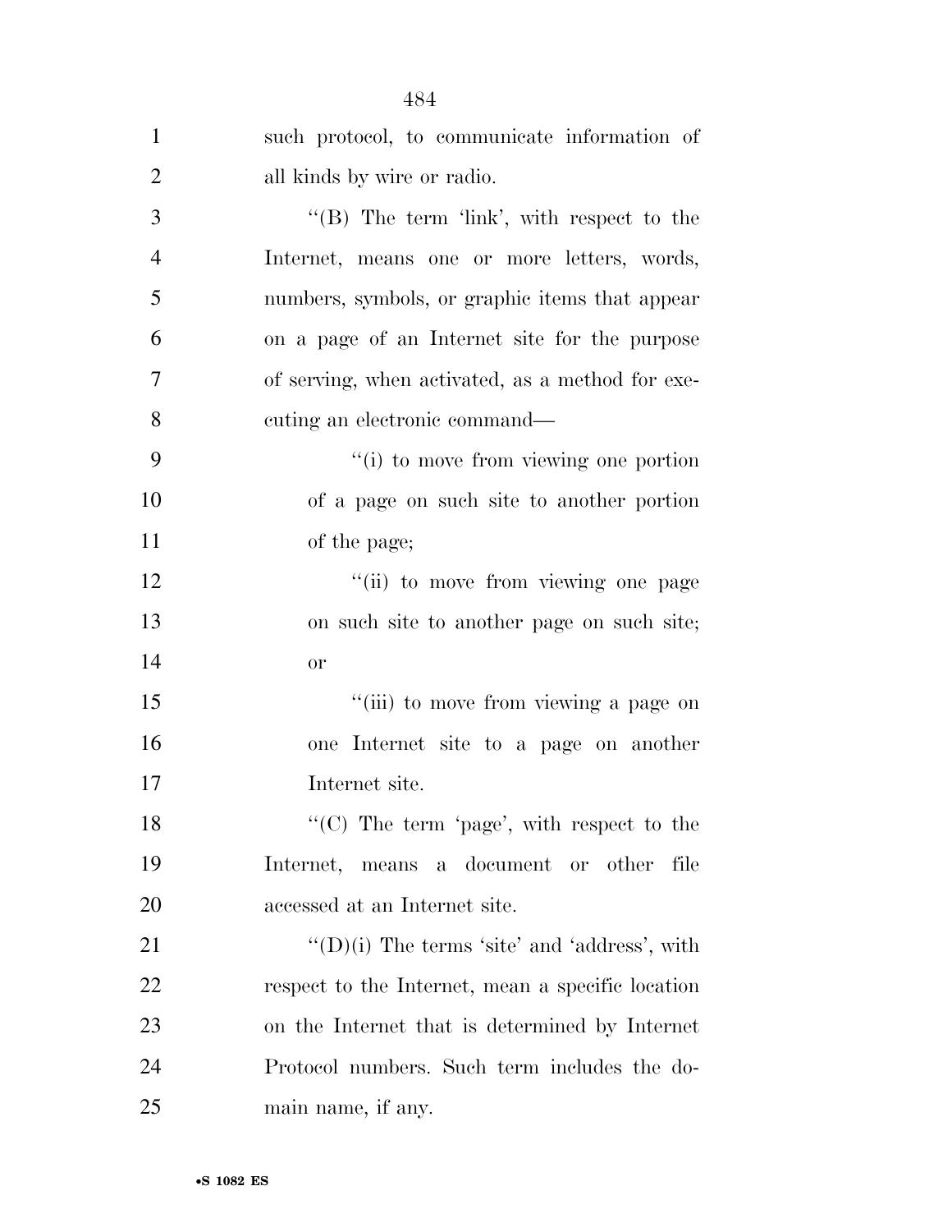such protocol, to communicate information of all kinds by wire or radio.

''(B) The term 'link', with respect to the Internet, means one or more letters, words, numbers, symbols, or graphic items that appear on a page of an Internet site for the purpose of serving, when activated, as a method for executing an electronic command—

''(i) to move from viewing one portion of a page on such site to another portion of the page;

''(ii) to move from viewing one page on such site to another page on such site; or

''(iii) to move from viewing a page on one Internet site to a page on another Internet site.

''(C) The term 'page', with respect to the Internet, means a document or other file accessed at an Internet site.

''(D)(i) The terms 'site' and 'address', with respect to the Internet, mean a specific location on the Internet that is determined by Internet Protocol numbers. Such term includes the domain name, if any.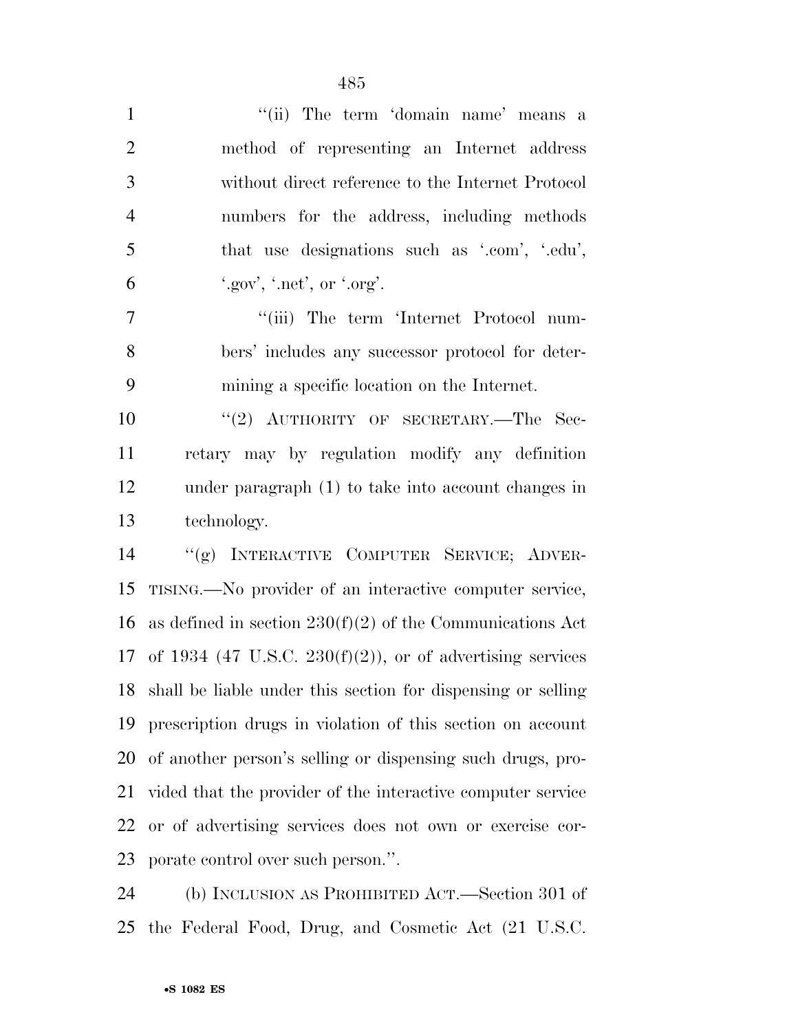"(ii) The term 'domain name' means a method of representing an Internet address without direct reference to the Internet Protocol numbers for the address, including methods that use designations such as '.com', '.edu', '.gov', '.net', or '.org'.

"(iii) The term 'Internet Protocol numbers' includes any successor protocol for determining a specific location on the Internet.

"(2) AUTHORITY OF SECRETARY.—The Secretary may by regulation modify any definition under paragraph (1) to take into account changes in technology.

"(g) INTERACTIVE COMPUTER SERVICE; ADVERTISING.—No provider of an interactive computer service, as defined in section 230(f)(2) of the Communications Act of 1934 (47 U.S.C. 230(f)(2)), or of advertising services shall be liable under this section for dispensing or selling prescription drugs in violation of this section on account of another person's selling or dispensing such drugs, provided that the provider of the interactive computer service or of advertising services does not own or exercise corporate control over such person.".

(b) INCLUSION AS PROHIBITED ACT.—Section 301 of the Federal Food, Drug, and Cosmetic Act (21 U.S.C.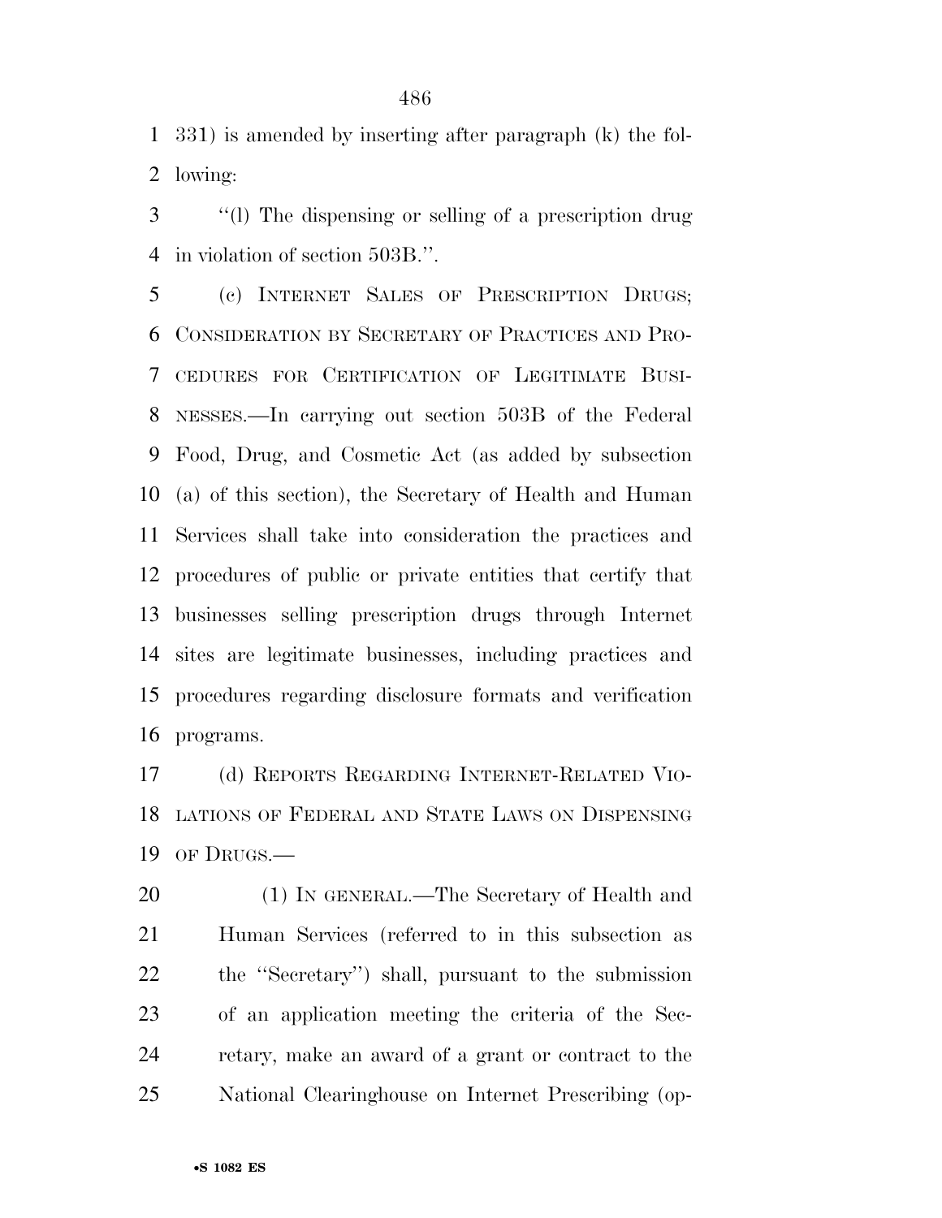331) is amended by inserting after paragraph (k) the following:

''(l) The dispensing or selling of a prescription drug in violation of section 503B.''.

(c) INTERNET SALES OF PRESCRIPTION DRUGS; CONSIDERATION BY SECRETARY OF PRACTICES AND PROCEDURES FOR CERTIFICATION OF LEGITIMATE BUSINESSES.—In carrying out section 503B of the Federal Food, Drug, and Cosmetic Act (as added by subsection (a) of this section), the Secretary of Health and Human Services shall take into consideration the practices and procedures of public or private entities that certify that businesses selling prescription drugs through Internet sites are legitimate businesses, including practices and procedures regarding disclosure formats and verification programs.

(d) REPORTS REGARDING INTERNET-RELATED VIOLATIONS OF FEDERAL AND STATE LAWS ON DISPENSING OF DRUGS.—

(1) IN GENERAL.—The Secretary of Health and Human Services (referred to in this subsection as the ''Secretary'') shall, pursuant to the submission of an application meeting the criteria of the Secretary, make an award of a grant or contract to the National Clearinghouse on Internet Prescribing (op-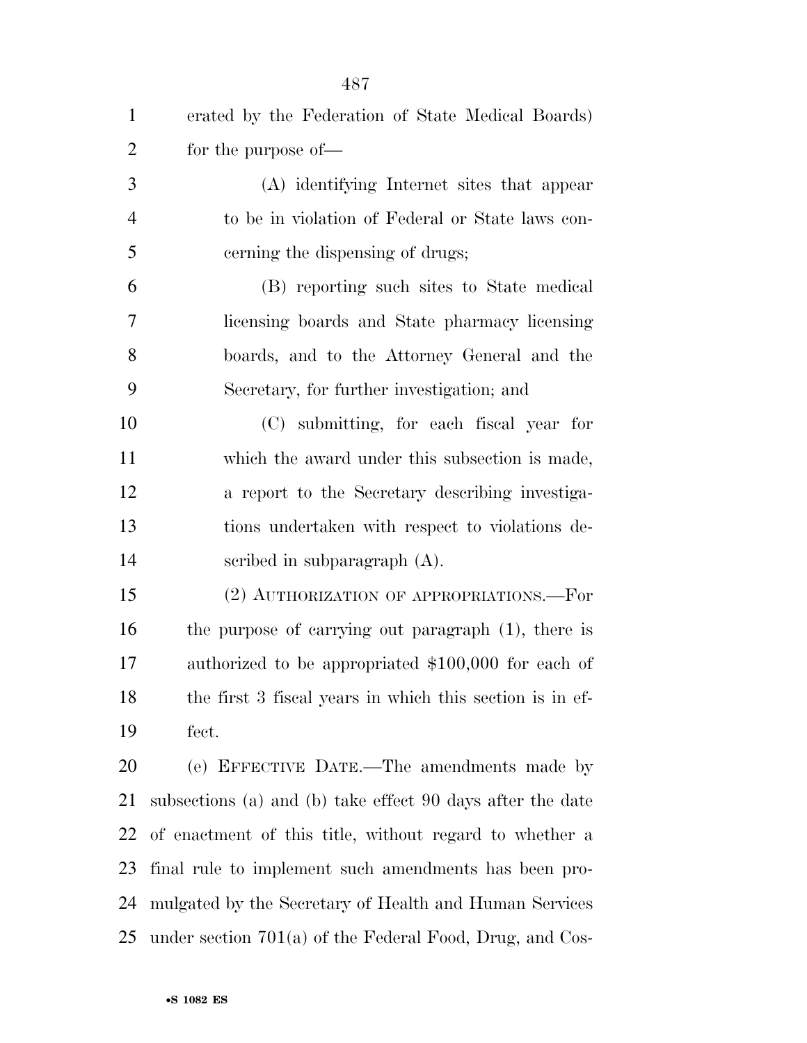erated by the Federation of State Medical Boards) for the purpose of—

(A) identifying Internet sites that appear to be in violation of Federal or State laws concerning the dispensing of drugs;

(B) reporting such sites to State medical licensing boards and State pharmacy licensing boards, and to the Attorney General and the Secretary, for further investigation; and

(C) submitting, for each fiscal year for which the award under this subsection is made, a report to the Secretary describing investigations undertaken with respect to violations described in subparagraph (A).

(2) AUTHORIZATION OF APPROPRIATIONS.—For the purpose of carrying out paragraph (1), there is authorized to be appropriated $100,000 for each of the first 3 fiscal years in which this section is in effect.

(e) EFFECTIVE DATE.—The amendments made by subsections (a) and (b) take effect 90 days after the date of enactment of this title, without regard to whether a final rule to implement such amendments has been promulgated by the Secretary of Health and Human Services under section 701(a) of the Federal Food, Drug, and Cos-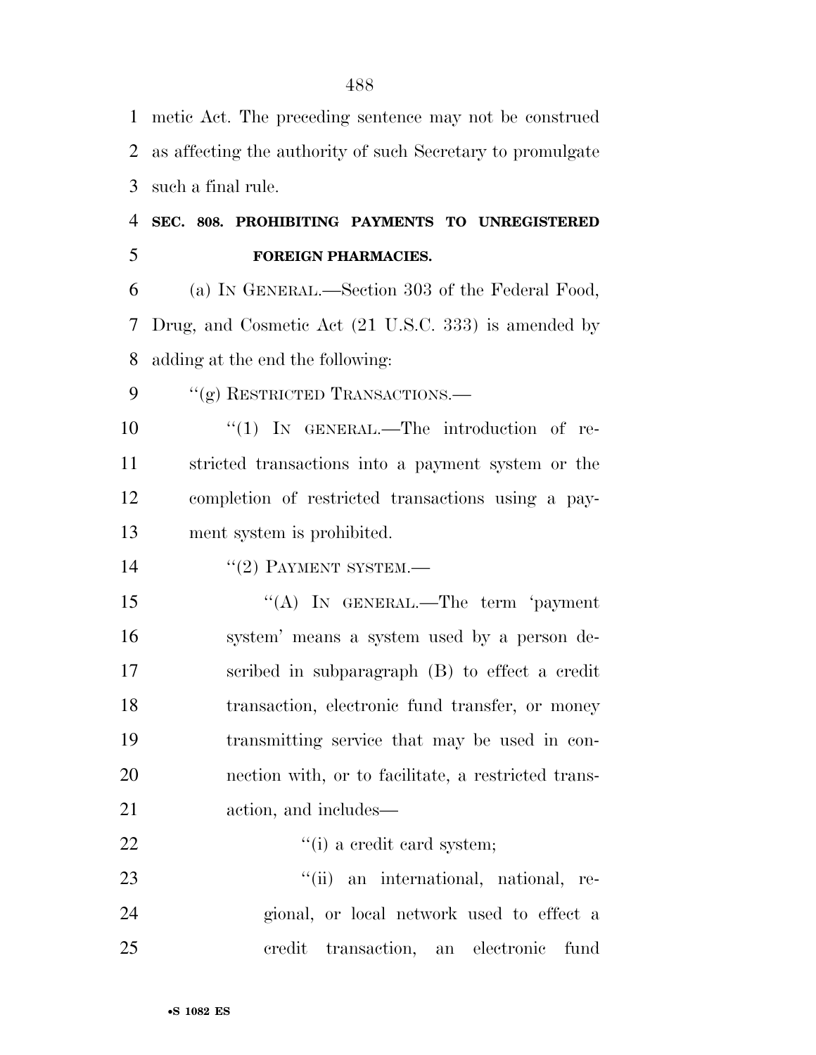metic Act. The preceding sentence may not be construed as affecting the authority of such Secretary to promulgate such a final rule.

**SEC. 808. PROHIBITING PAYMENTS TO UNREGISTERED FOREIGN PHARMACIES.**

(a) IN GENERAL.—Section 303 of the Federal Food, Drug, and Cosmetic Act (21 U.S.C. 333) is amended by adding at the end the following:

"(g) RESTRICTED TRANSACTIONS.—

"(1) IN GENERAL.—The introduction of restricted transactions into a payment system or the completion of restricted transactions using a payment system is prohibited.

"(2) PAYMENT SYSTEM.—

"(A) IN GENERAL.—The term 'payment system' means a system used by a person described in subparagraph (B) to effect a credit transaction, electronic fund transfer, or money transmitting service that may be used in connection with, or to facilitate, a restricted transaction, and includes—

"(i) a credit card system;

"(ii) an international, national, regional, or local network used to effect a credit transaction, an electronic fund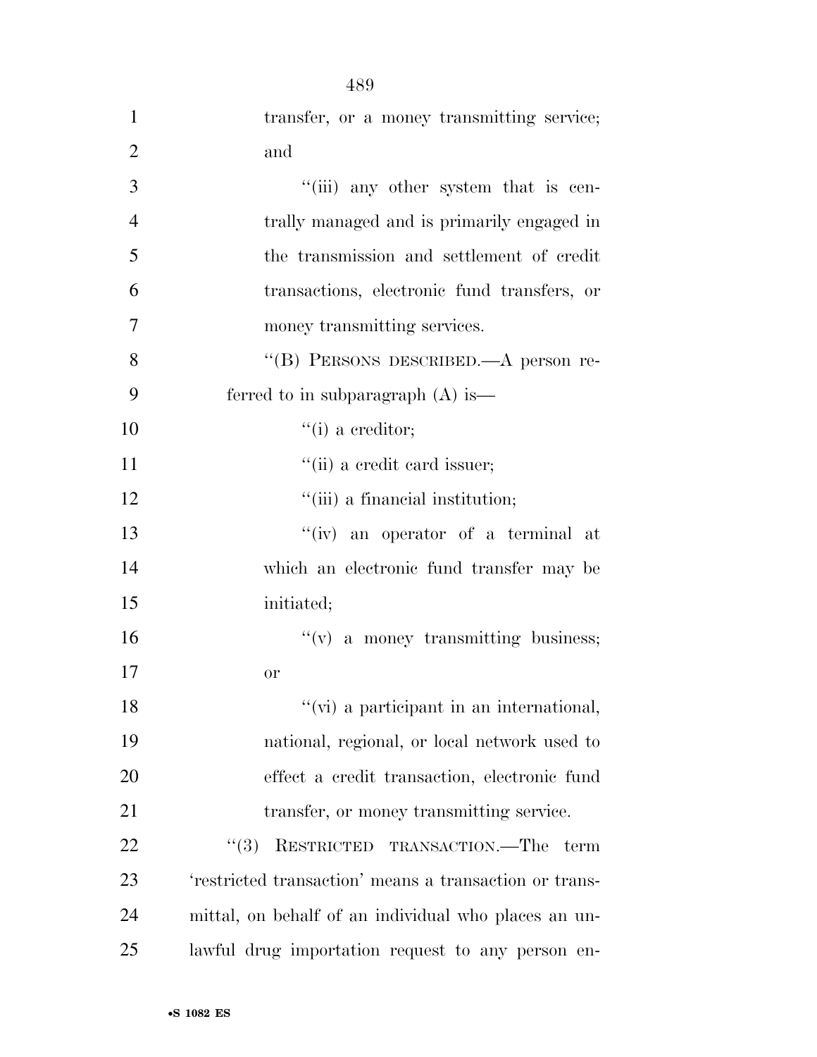transfer, or a money transmitting service; and

"(iii) any other system that is centrally managed and is primarily engaged in the transmission and settlement of credit transactions, electronic fund transfers, or money transmitting services.

"(B) PERSONS DESCRIBED.—A person referred to in subparagraph (A) is—

"(i) a creditor;

"(ii) a credit card issuer;

"(iii) a financial institution;

"(iv) an operator of a terminal at which an electronic fund transfer may be initiated;

"(v) a money transmitting business; or

"(vi) a participant in an international, national, regional, or local network used to effect a credit transaction, electronic fund transfer, or money transmitting service.

"(3) RESTRICTED TRANSACTION.—The term 'restricted transaction' means a transaction or transmittal, on behalf of an individual who places an unlawful drug importation request to any person en-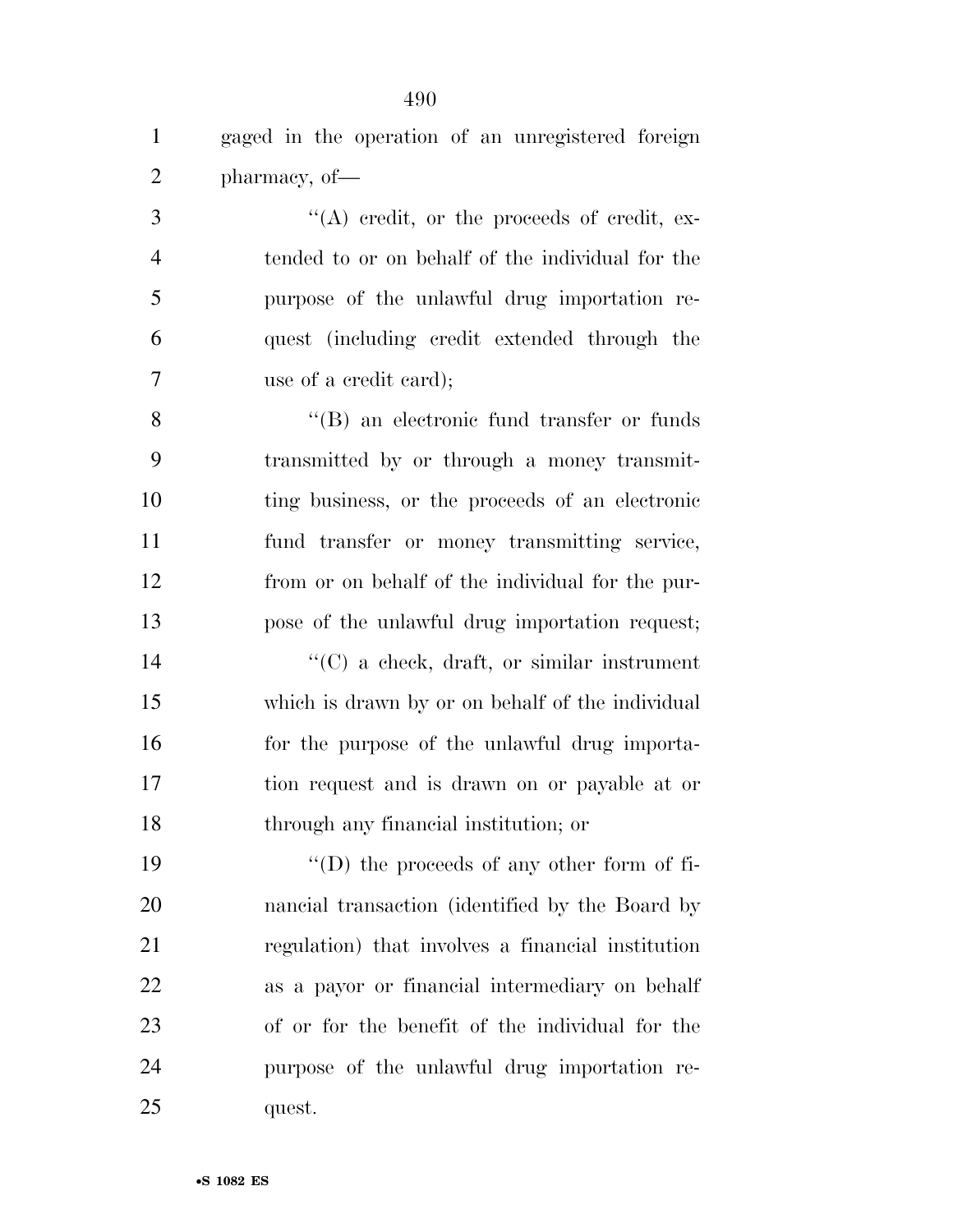gaged in the operation of an unregistered foreign pharmacy, of—

''(A) credit, or the proceeds of credit, extended to or on behalf of the individual for the purpose of the unlawful drug importation request (including credit extended through the use of a credit card);

''(B) an electronic fund transfer or funds transmitted by or through a money transmitting business, or the proceeds of an electronic fund transfer or money transmitting service, from or on behalf of the individual for the purpose of the unlawful drug importation request;

''(C) a check, draft, or similar instrument which is drawn by or on behalf of the individual for the purpose of the unlawful drug importation request and is drawn on or payable at or through any financial institution; or

''(D) the proceeds of any other form of financial transaction (identified by the Board by regulation) that involves a financial institution as a payor or financial intermediary on behalf of or for the benefit of the individual for the purpose of the unlawful drug importation request.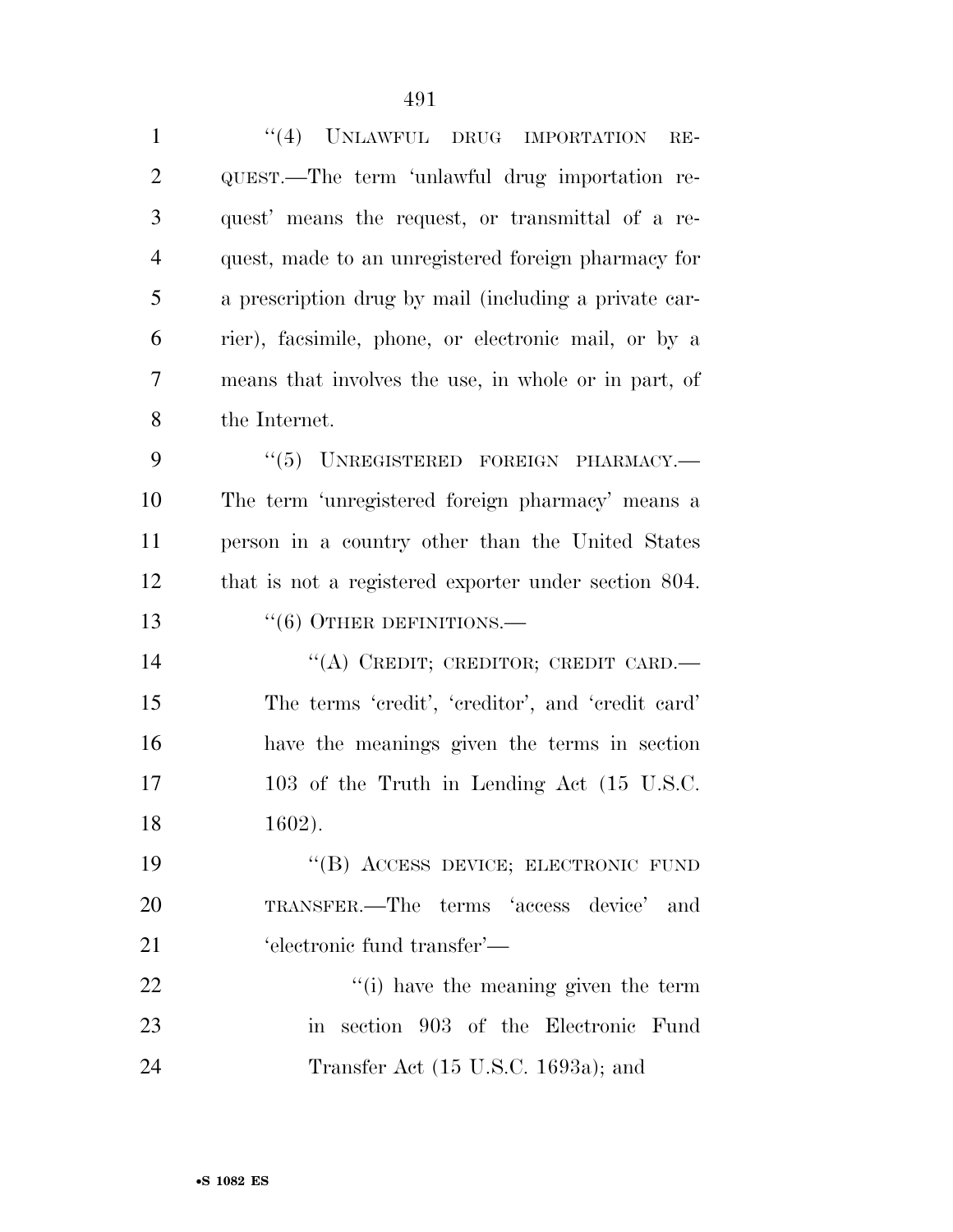"(4) UNLAWFUL DRUG IMPORTATION REQUEST.—The term 'unlawful drug importation request' means the request, or transmittal of a request, made to an unregistered foreign pharmacy for a prescription drug by mail (including a private carrier), facsimile, phone, or electronic mail, or by a means that involves the use, in whole or in part, of the Internet.

"(5) UNREGISTERED FOREIGN PHARMACY.—The term 'unregistered foreign pharmacy' means a person in a country other than the United States that is not a registered exporter under section 804.

"(6) OTHER DEFINITIONS.—

"(A) CREDIT; CREDITOR; CREDIT CARD.—The terms 'credit', 'creditor', and 'credit card' have the meanings given the terms in section 103 of the Truth in Lending Act (15 U.S.C. 1602).

"(B) ACCESS DEVICE; ELECTRONIC FUND TRANSFER.—The terms 'access device' and 'electronic fund transfer'—

"(i) have the meaning given the term in section 903 of the Electronic Fund Transfer Act (15 U.S.C. 1693a); and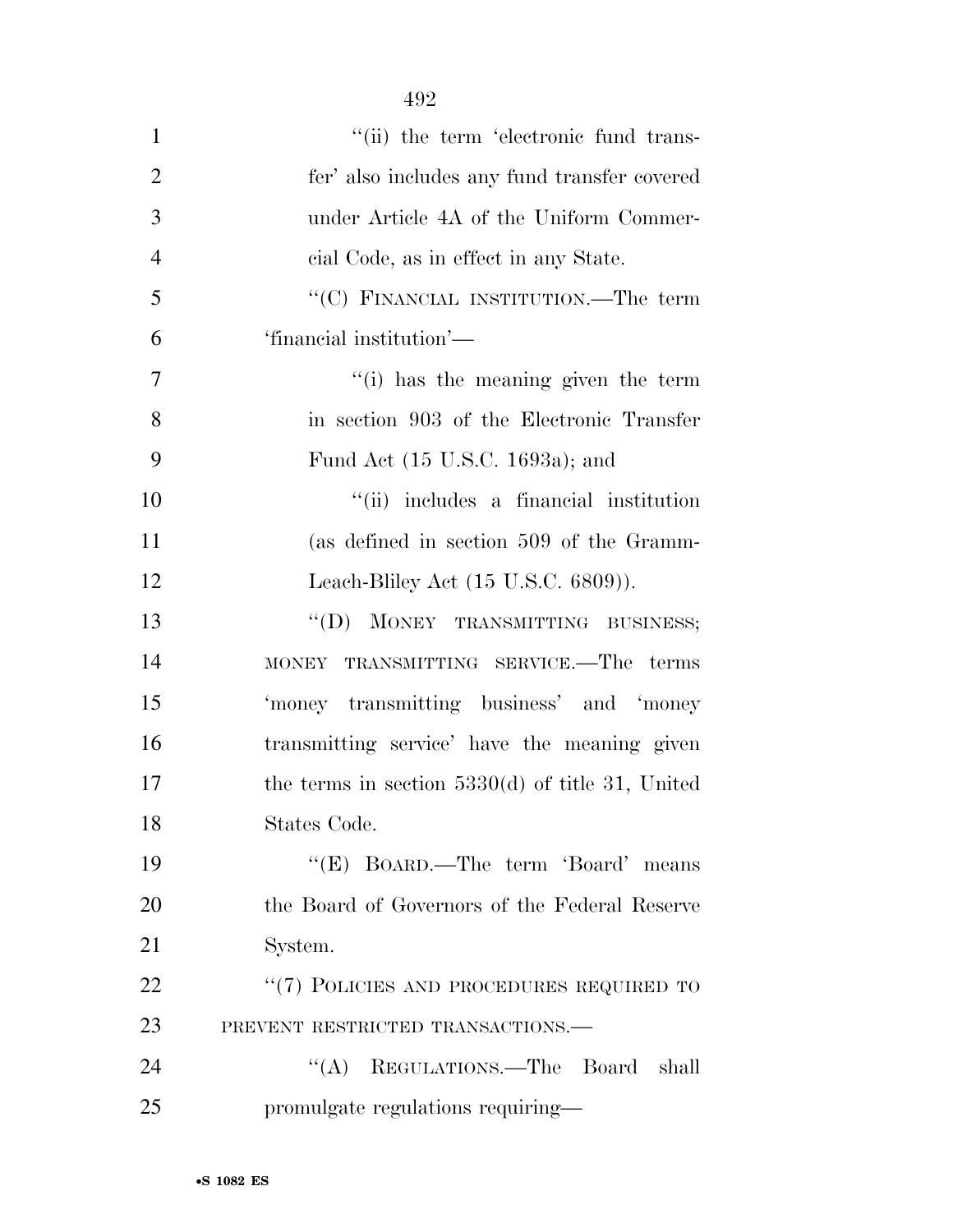"(ii) the term 'electronic fund transfer' also includes any fund transfer covered under Article 4A of the Uniform Commercial Code, as in effect in any State.

"(C) FINANCIAL INSTITUTION.—The term 'financial institution'—

"(i) has the meaning given the term in section 903 of the Electronic Transfer Fund Act (15 U.S.C. 1693a); and

"(ii) includes a financial institution (as defined in section 509 of the Gramm-Leach-Bliley Act (15 U.S.C. 6809)).

"(D) MONEY TRANSMITTING BUSINESS; MONEY TRANSMITTING SERVICE.—The terms 'money transmitting business' and 'money transmitting service' have the meaning given the terms in section 5330(d) of title 31, United States Code.

"(E) BOARD.—The term 'Board' means the Board of Governors of the Federal Reserve System.

"(7) POLICIES AND PROCEDURES REQUIRED TO PREVENT RESTRICTED TRANSACTIONS.—

"(A) REGULATIONS.—The Board shall promulgate regulations requiring—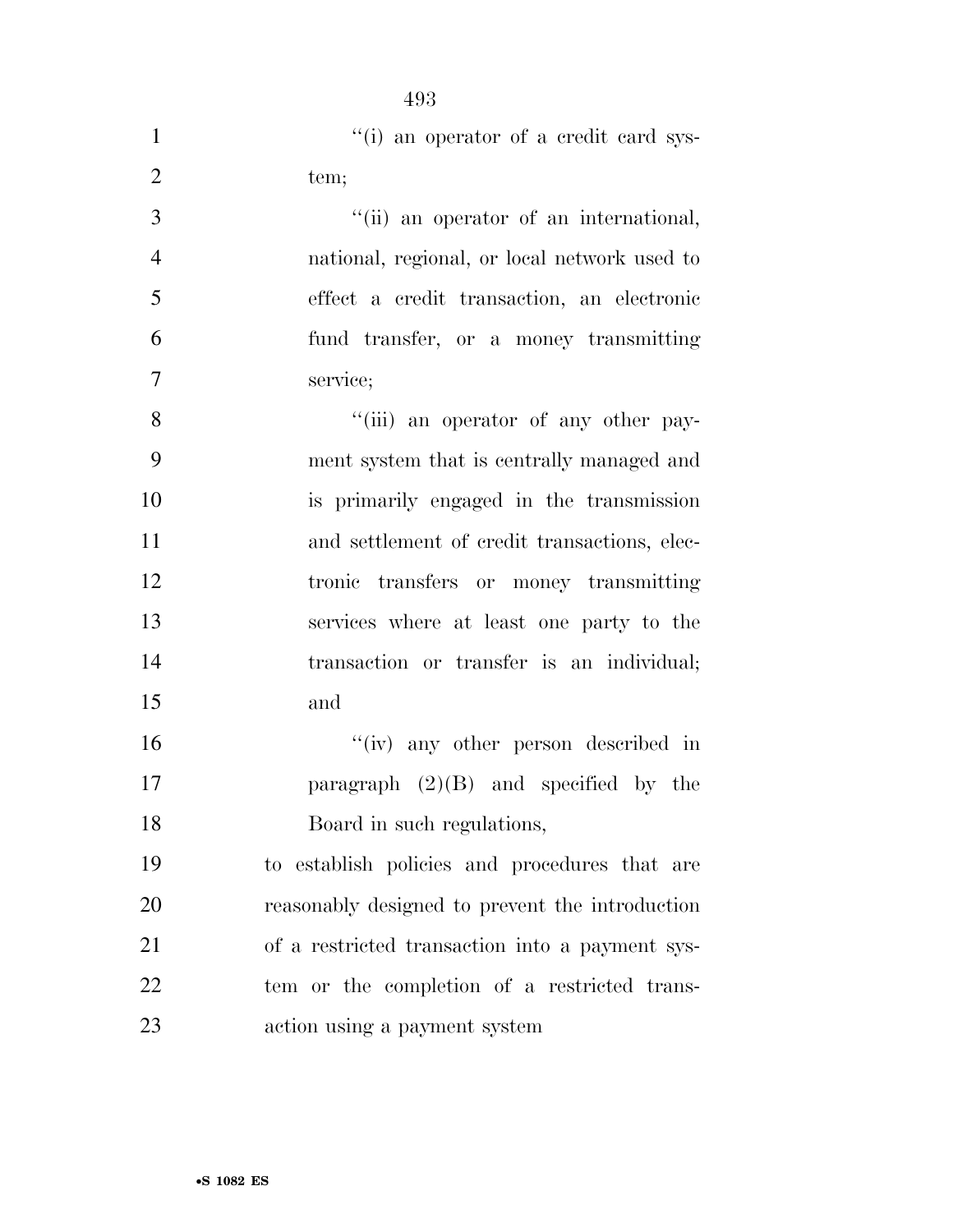''(i) an operator of a credit card system;

''(ii) an operator of an international, national, regional, or local network used to effect a credit transaction, an electronic fund transfer, or a money transmitting service;

''(iii) an operator of any other payment system that is centrally managed and is primarily engaged in the transmission and settlement of credit transactions, electronic transfers or money transmitting services where at least one party to the transaction or transfer is an individual; and

''(iv) any other person described in paragraph (2)(B) and specified by the Board in such regulations,

to establish policies and procedures that are reasonably designed to prevent the introduction of a restricted transaction into a payment system or the completion of a restricted transaction using a payment system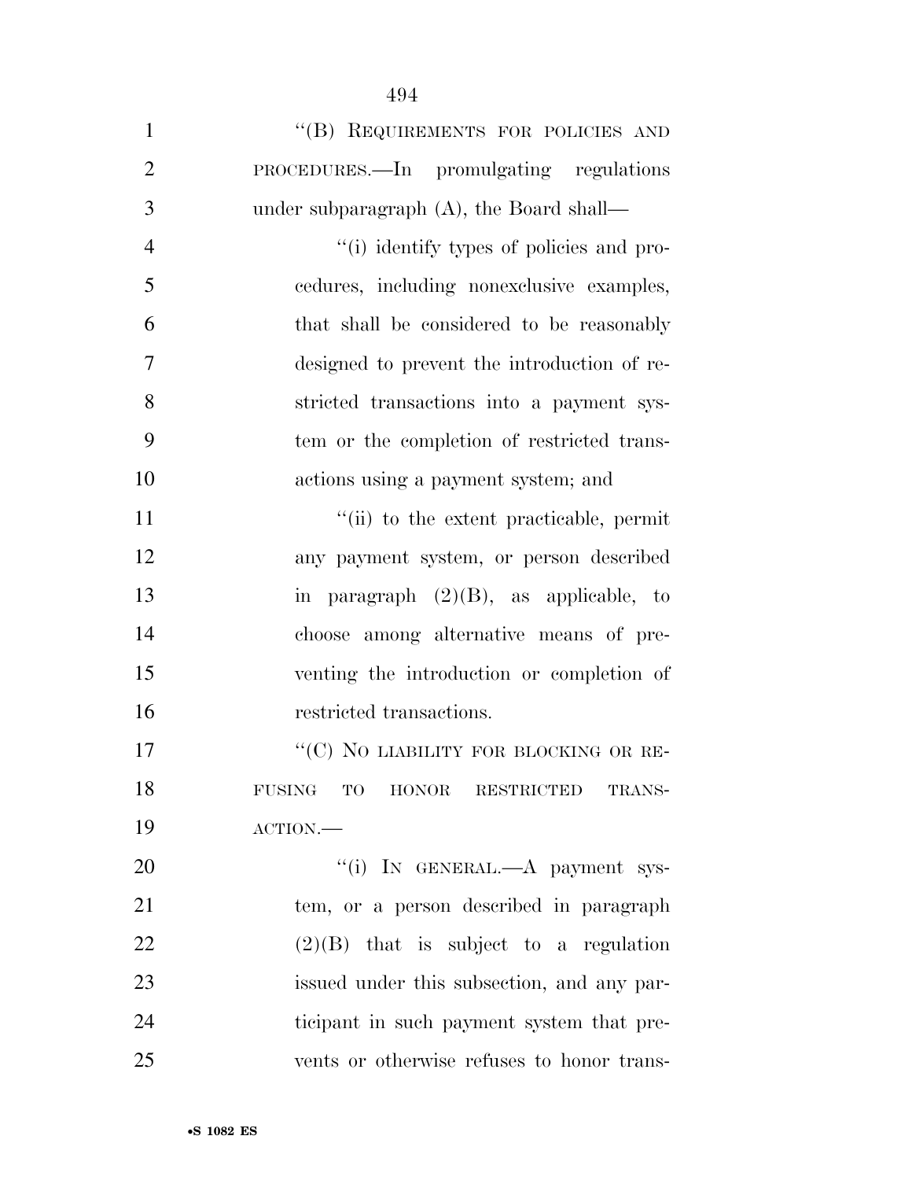"(B) REQUIREMENTS FOR POLICIES AND PROCEDURES.—In promulgating regulations under subparagraph (A), the Board shall—

"(i) identify types of policies and procedures, including nonexclusive examples, that shall be considered to be reasonably designed to prevent the introduction of restricted transactions into a payment system or the completion of restricted transactions using a payment system; and

"(ii) to the extent practicable, permit any payment system, or person described in paragraph (2)(B), as applicable, to choose among alternative means of preventing the introduction or completion of restricted transactions.

"(C) NO LIABILITY FOR BLOCKING OR REFUSING TO HONOR RESTRICTED TRANSACTION.—

"(i) IN GENERAL.—A payment system, or a person described in paragraph (2)(B) that is subject to a regulation issued under this subsection, and any participant in such payment system that prevents or otherwise refuses to honor trans-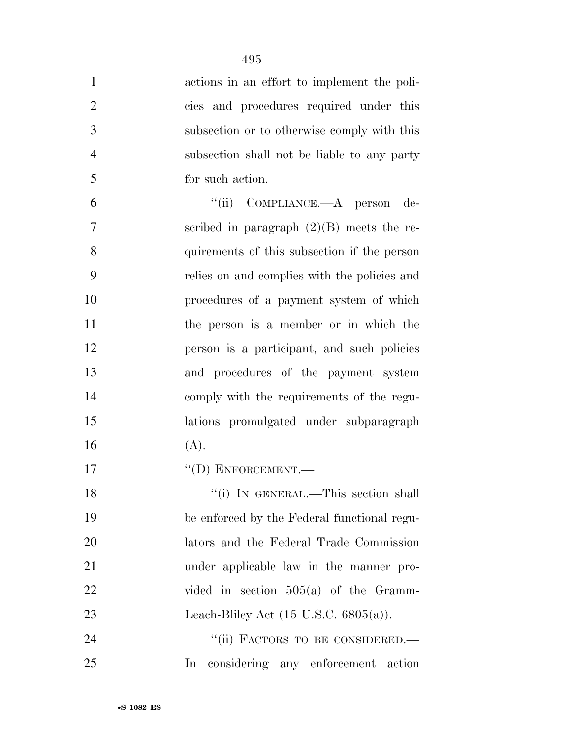actions in an effort to implement the policies and procedures required under this subsection or to otherwise comply with this subsection shall not be liable to any party for such action.

"(ii) COMPLIANCE.—A person described in paragraph (2)(B) meets the requirements of this subsection if the person relies on and complies with the policies and procedures of a payment system of which the person is a member or in which the person is a participant, and such policies and procedures of the payment system comply with the requirements of the regulations promulgated under subparagraph (A).

"(D) ENFORCEMENT.—

"(i) IN GENERAL.—This section shall be enforced by the Federal functional regulators and the Federal Trade Commission under applicable law in the manner provided in section 505(a) of the Gramm-Leach-Bliley Act (15 U.S.C. 6805(a)).

"(ii) FACTORS TO BE CONSIDERED.—In considering any enforcement action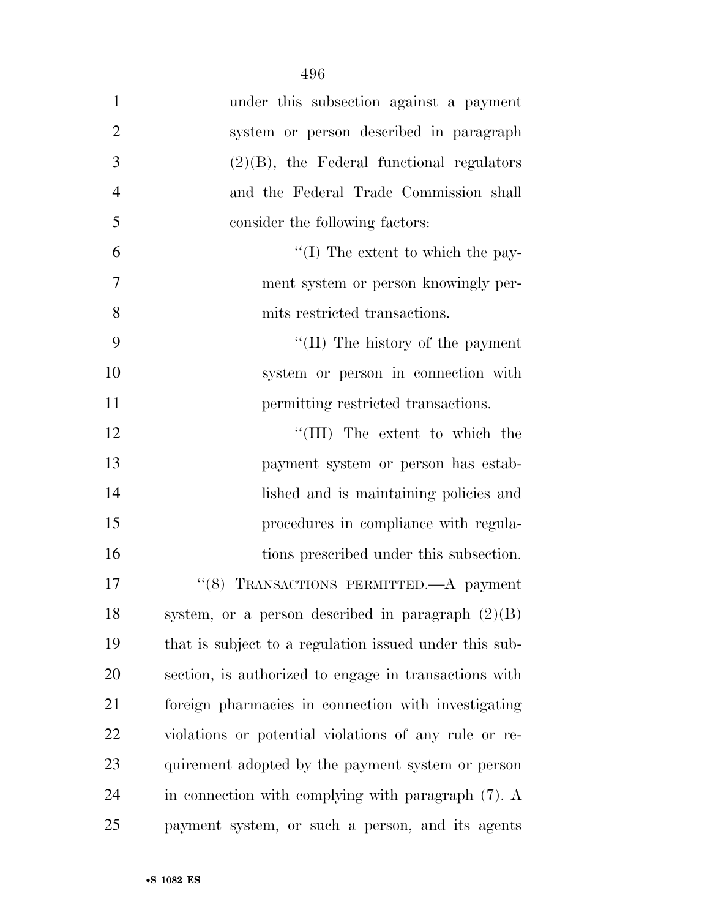under this subsection against a payment system or person described in paragraph (2)(B), the Federal functional regulators and the Federal Trade Commission shall consider the following factors:

''(I) The extent to which the payment system or person knowingly permits restricted transactions.

''(II) The history of the payment system or person in connection with permitting restricted transactions.

''(III) The extent to which the payment system or person has established and is maintaining policies and procedures in compliance with regulations prescribed under this subsection.

''(8) TRANSACTIONS PERMITTED.—A payment system, or a person described in paragraph (2)(B) that is subject to a regulation issued under this subsection, is authorized to engage in transactions with foreign pharmacies in connection with investigating violations or potential violations of any rule or requirement adopted by the payment system or person in connection with complying with paragraph (7). A payment system, or such a person, and its agents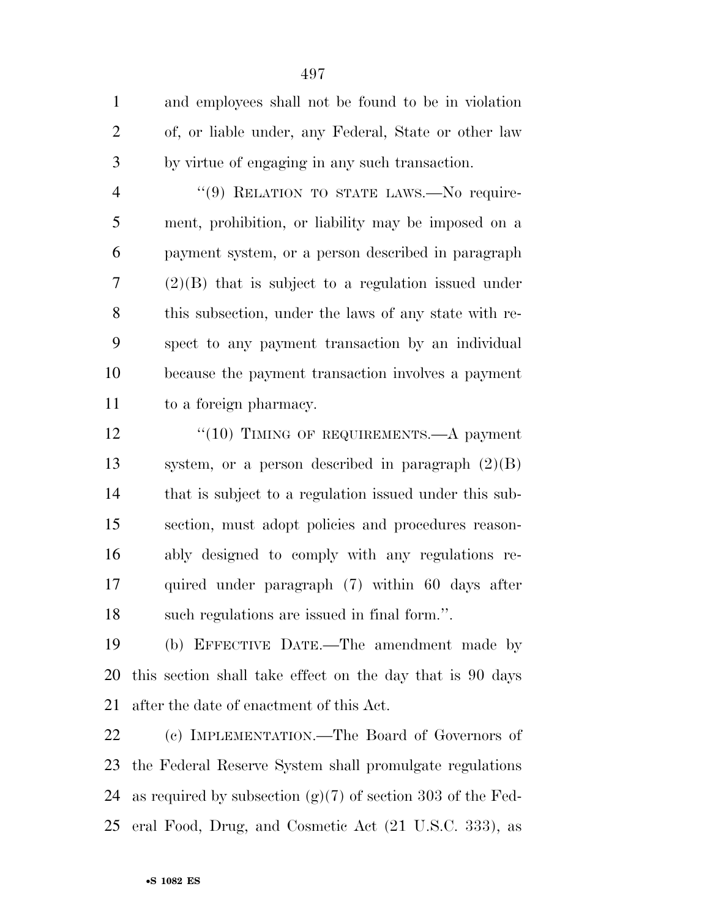and employees shall not be found to be in violation of, or liable under, any Federal, State or other law by virtue of engaging in any such transaction.

''(9) RELATION TO STATE LAWS.—No requirement, prohibition, or liability may be imposed on a payment system, or a person described in paragraph (2)(B) that is subject to a regulation issued under this subsection, under the laws of any state with respect to any payment transaction by an individual because the payment transaction involves a payment to a foreign pharmacy.

''(10) TIMING OF REQUIREMENTS.—A payment system, or a person described in paragraph (2)(B) that is subject to a regulation issued under this subsection, must adopt policies and procedures reasonably designed to comply with any regulations required under paragraph (7) within 60 days after such regulations are issued in final form.''.

(b) EFFECTIVE DATE.—The amendment made by this section shall take effect on the day that is 90 days after the date of enactment of this Act.

(c) IMPLEMENTATION.—The Board of Governors of the Federal Reserve System shall promulgate regulations as required by subsection (g)(7) of section 303 of the Federal Food, Drug, and Cosmetic Act (21 U.S.C. 333), as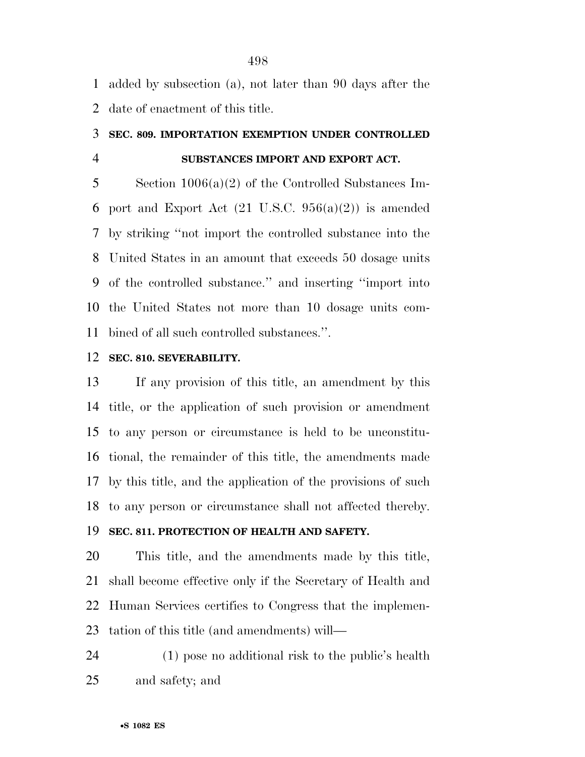added by subsection (a), not later than 90 days after the date of enactment of this title.

### SEC. 809. IMPORTATION EXEMPTION UNDER CONTROLLED SUBSTANCES IMPORT AND EXPORT ACT.

Section 1006(a)(2) of the Controlled Substances Import and Export Act (21 U.S.C. 956(a)(2)) is amended by striking "not import the controlled substance into the United States in an amount that exceeds 50 dosage units of the controlled substance." and inserting "import into the United States not more than 10 dosage units combined of all such controlled substances.".

### SEC. 810. SEVERABILITY.

If any provision of this title, an amendment by this title, or the application of such provision or amendment to any person or circumstance is held to be unconstitutional, the remainder of this title, the amendments made by this title, and the application of the provisions of such to any person or circumstance shall not affected thereby.

### SEC. 811. PROTECTION OF HEALTH AND SAFETY.

This title, and the amendments made by this title, shall become effective only if the Secretary of Health and Human Services certifies to Congress that the implementation of this title (and amendments) will—

(1) pose no additional risk to the public's health and safety; and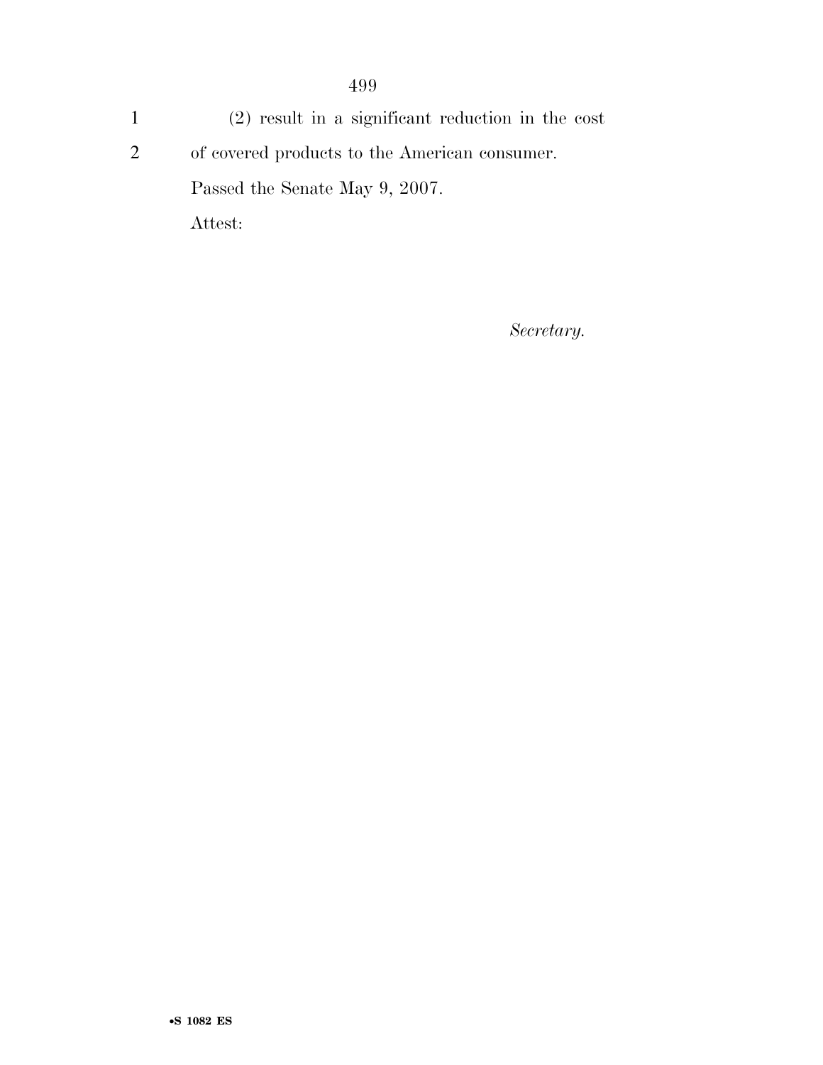(2) result in a significant reduction in the cost of covered products to the American consumer.

Passed the Senate May 9, 2007.

Attest:

*Secretary.*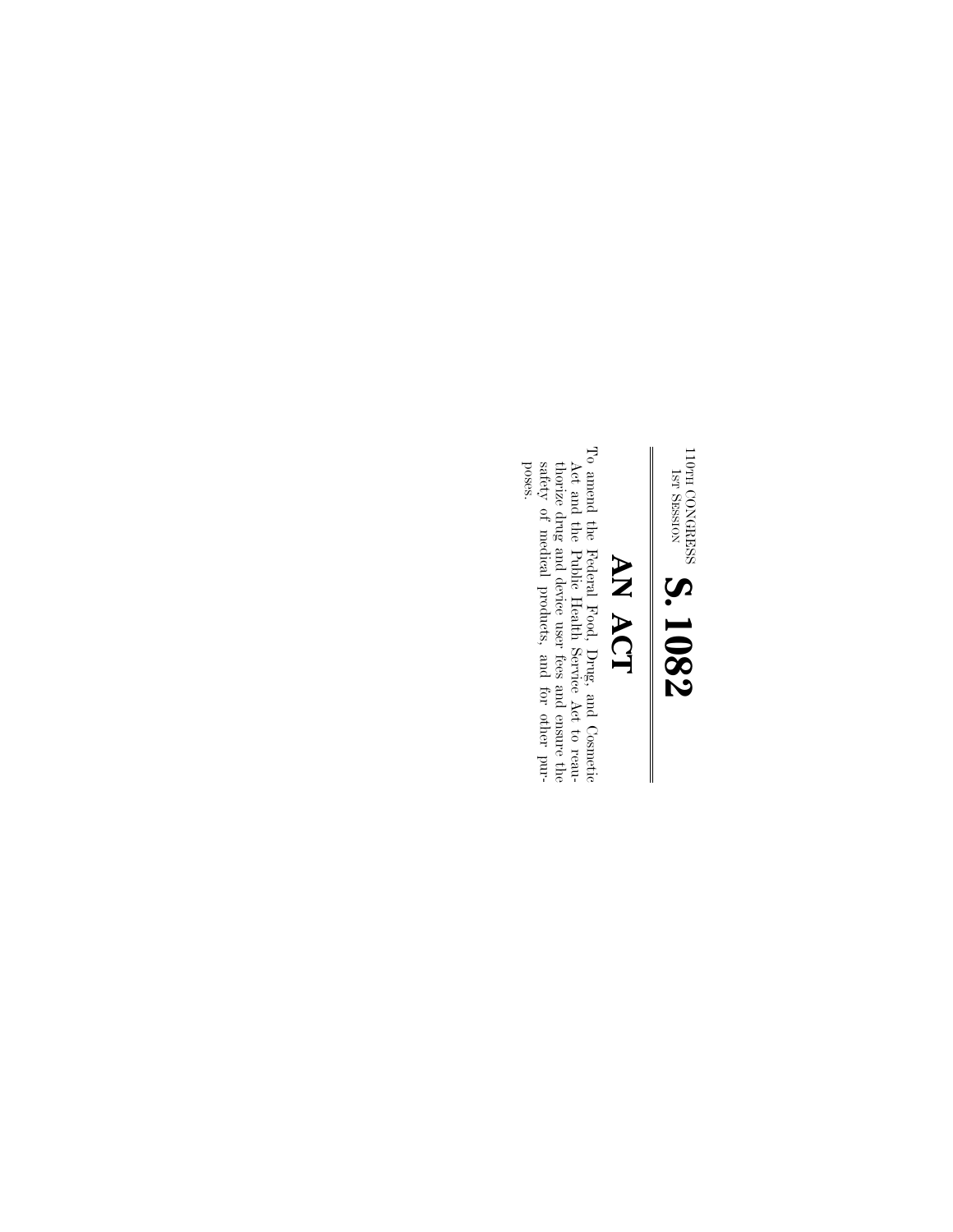110TH CONGRESS
1ST SESSION

# S. 1082

---

# AN ACT

To amend the Federal Food, Drug, and Cosmetic Act and the Public Health Service Act to reauthorize drug and device user fees and ensure the safety of medical products, and for other purposes.